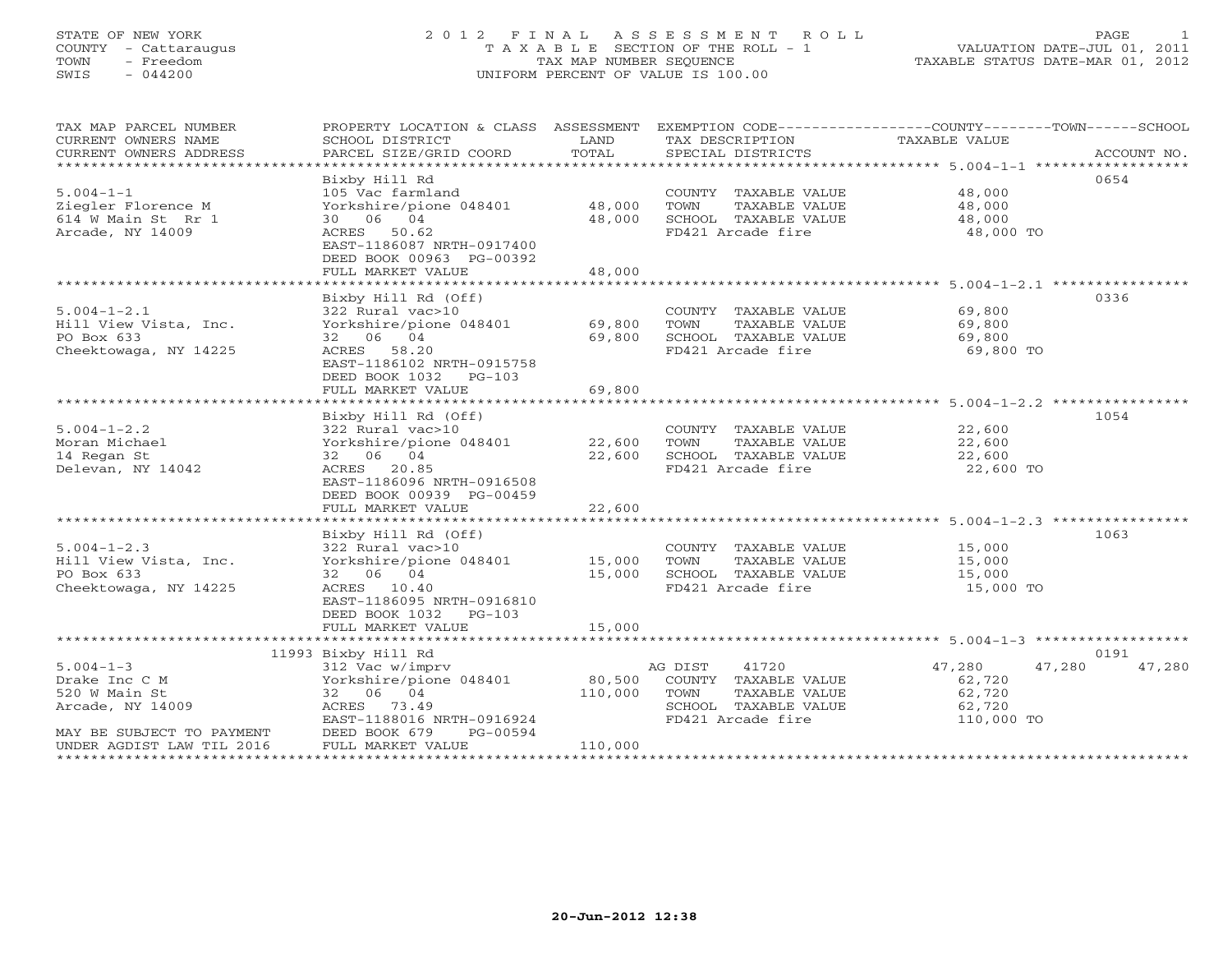STATE OF NEW YORK
COUNTY - Cattaraugus
TOWN - Freedom
SWIS - 044200

# 2012 FINAL ASSESSMENT ROLL

TAXABLE SECTION OF THE ROLL - 1
TAX MAP NUMBER SEQUENCE
UNIFORM PERCENT OF VALUE IS 100.00

VALUATION DATE-JUL 01, 2011
TAXABLE STATUS DATE-MAR 01, 2012

| TAX MAP PARCEL NUMBER / CURRENT OWNERS NAME / CURRENT OWNERS ADDRESS | PROPERTY LOCATION & CLASS / SCHOOL DISTRICT / PARCEL SIZE/GRID COORD | ASSESSMENT LAND | TOTAL | EXEMPTION CODE / TAX DESCRIPTION / SPECIAL DISTRICTS | COUNTY TAXABLE VALUE | TOWN | SCHOOL | ACCOUNT NO. |
|---|---|---|---|---|---|---|---|---|
| **5.004-1-1** | Bixby Hill Rd | | | | | | | 0654 |
| 5.004-1-1 | 105 Vac farmland | | | COUNTY TAXABLE VALUE | 48,000 | | | |
| Ziegler Florence M | Yorkshire/pione 048401 | 48,000 | | TOWN TAXABLE VALUE | 48,000 | | | |
| 614 W Main St Rr 1 | 30 06 04 | | 48,000 | SCHOOL TAXABLE VALUE | 48,000 | | | |
| Arcade, NY 14009 | ACRES 50.62 | | | FD421 Arcade fire | 48,000 TO | | | |
| | EAST-1186087 NRTH-0917400 | | | | | | | |
| | DEED BOOK 00963 PG-00392 | | | | | | | |
| | FULL MARKET VALUE | | 48,000 | | | | | |
| **5.004-1-2.1** | Bixby Hill Rd (Off) | | | | | | | 0336 |
| 5.004-1-2.1 | 322 Rural vac>10 | | | COUNTY TAXABLE VALUE | 69,800 | | | |
| Hill View Vista, Inc. | Yorkshire/pione 048401 | 69,800 | | TOWN TAXABLE VALUE | 69,800 | | | |
| PO Box 633 | 32 06 04 | | 69,800 | SCHOOL TAXABLE VALUE | 69,800 | | | |
| Cheektowaga, NY 14225 | ACRES 58.20 | | | FD421 Arcade fire | 69,800 TO | | | |
| | EAST-1186102 NRTH-0915758 | | | | | | | |
| | DEED BOOK 1032 PG-103 | | | | | | | |
| | FULL MARKET VALUE | | 69,800 | | | | | |
| **5.004-1-2.2** | Bixby Hill Rd (Off) | | | | | | | 1054 |
| 5.004-1-2.2 | 322 Rural vac>10 | | | COUNTY TAXABLE VALUE | 22,600 | | | |
| Moran Michael | Yorkshire/pione 048401 | 22,600 | | TOWN TAXABLE VALUE | 22,600 | | | |
| 14 Regan St | 32 06 04 | | 22,600 | SCHOOL TAXABLE VALUE | 22,600 | | | |
| Delevan, NY 14042 | ACRES 20.85 | | | FD421 Arcade fire | 22,600 TO | | | |
| | EAST-1186096 NRTH-0916508 | | | | | | | |
| | DEED BOOK 00939 PG-00459 | | | | | | | |
| | FULL MARKET VALUE | | 22,600 | | | | | |
| **5.004-1-2.3** | Bixby Hill Rd (Off) | | | | | | | 1063 |
| 5.004-1-2.3 | 322 Rural vac>10 | | | COUNTY TAXABLE VALUE | 15,000 | | | |
| Hill View Vista, Inc. | Yorkshire/pione 048401 | 15,000 | | TOWN TAXABLE VALUE | 15,000 | | | |
| PO Box 633 | 32 06 04 | | 15,000 | SCHOOL TAXABLE VALUE | 15,000 | | | |
| Cheektowaga, NY 14225 | ACRES 10.40 | | | FD421 Arcade fire | 15,000 TO | | | |
| | EAST-1186095 NRTH-0916810 | | | | | | | |
| | DEED BOOK 1032 PG-103 | | | | | | | |
| | FULL MARKET VALUE | | 15,000 | | | | | |
| **5.004-1-3** | 11993 Bixby Hill Rd | | | | | | | 0191 |
| 5.004-1-3 | 312 Vac w/imprv | | | AG DIST 41720 | 47,280 | 47,280 | 47,280 | |
| Drake Inc C M | Yorkshire/pione 048401 | 80,500 | | COUNTY TAXABLE VALUE | 62,720 | | | |
| 520 W Main St | 32 06 04 | | 110,000 | TOWN TAXABLE VALUE | 62,720 | | | |
| Arcade, NY 14009 | ACRES 73.49 | | | SCHOOL TAXABLE VALUE | 62,720 | | | |
| | EAST-1188016 NRTH-0916924 | | | FD421 Arcade fire | 110,000 TO | | | |
| MAY BE SUBJECT TO PAYMENT | DEED BOOK 679 PG-00594 | | | | | | | |
| UNDER AGDIST LAW TIL 2016 | FULL MARKET VALUE | | 110,000 | | | | | |

20-Jun-2012 12:38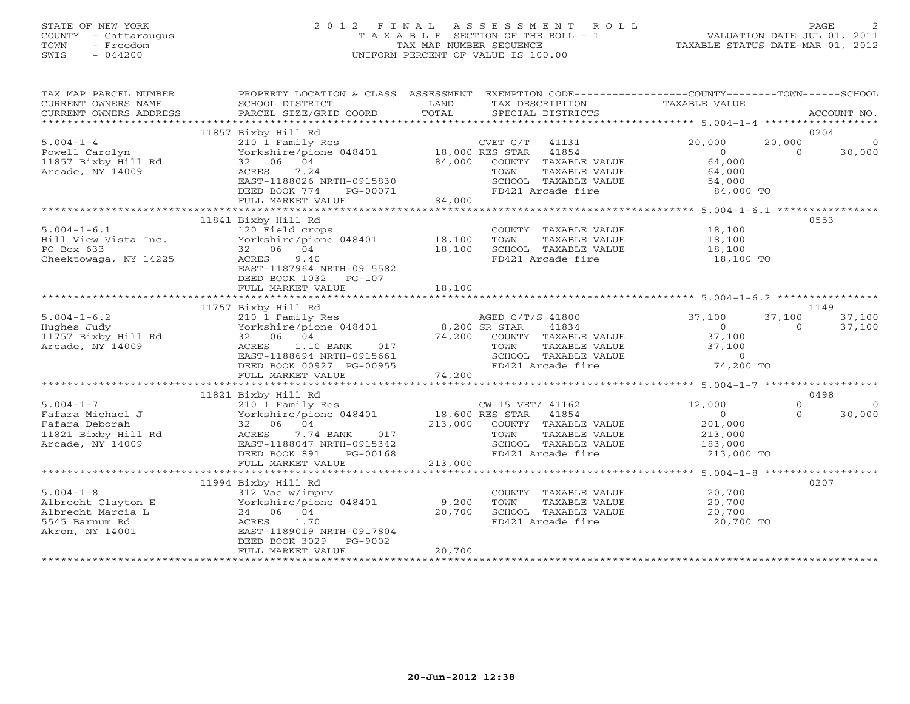STATE OF NEW YORK
COUNTY - Cattaraugus
TOWN - Freedom
SWIS - 044200

# 2012 FINAL ASSESSMENT ROLL
TAXABLE SECTION OF THE ROLL - 1
TAX MAP NUMBER SEQUENCE
UNIFORM PERCENT OF VALUE IS 100.00

VALUATION DATE-JUL 01, 2011
TAXABLE STATUS DATE-MAR 01, 2012

| TAX MAP PARCEL NUMBER / CURRENT OWNERS NAME / CURRENT OWNERS ADDRESS | PROPERTY LOCATION & CLASS / SCHOOL DISTRICT / PARCEL SIZE/GRID COORD | ASSESSMENT LAND | TOTAL | EXEMPTION CODE / TAX DESCRIPTION / SPECIAL DISTRICTS | COUNTY TAXABLE VALUE | TOWN | SCHOOL | ACCOUNT NO. |
|---|---|---|---|---|---|---|---|---|
| | 11857 Bixby Hill Rd | | | | | | | 0204 |
| 5.004-1-4 | 210 1 Family Res | | | CVET C/T 41131 | 20,000 | 20,000 | 0 | |
| Powell Carolyn | Yorkshire/pione 048401 | 18,000 | | RES STAR 41854 | 0 | 0 | 30,000 | |
| 11857 Bixby Hill Rd | 32 06 04 | | 84,000 | COUNTY TAXABLE VALUE | 64,000 | | | |
| Arcade, NY 14009 | ACRES 7.24 | | | TOWN TAXABLE VALUE | 64,000 | | | |
| | EAST-1188026 NRTH-0915830 | | | SCHOOL TAXABLE VALUE | 54,000 | | | |
| | DEED BOOK 774 PG-00071 | | | FD421 Arcade fire | 84,000 TO | | | |
| | FULL MARKET VALUE | | 84,000 | | | | | |
| | 11841 Bixby Hill Rd | | | | | | | 0553 |
| 5.004-1-6.1 | 120 Field crops | | | COUNTY TAXABLE VALUE | 18,100 | | | |
| Hill View Vista Inc. | Yorkshire/pione 048401 | 18,100 | | TOWN TAXABLE VALUE | 18,100 | | | |
| PO Box 633 | 32 06 04 | | 18,100 | SCHOOL TAXABLE VALUE | 18,100 | | | |
| Cheektowaga, NY 14225 | ACRES 9.40 | | | FD421 Arcade fire | 18,100 TO | | | |
| | EAST-1187964 NRTH-0915582 | | | | | | | |
| | DEED BOOK 1032 PG-107 | | | | | | | |
| | FULL MARKET VALUE | | 18,100 | | | | | |
| | 11757 Bixby Hill Rd | | | | | | | 1149 |
| 5.004-1-6.2 | 210 1 Family Res | | | AGED C/T/S 41800 | 37,100 | 37,100 | 37,100 | |
| Hughes Judy | Yorkshire/pione 048401 | 8,200 | | SR STAR 41834 | 0 | 0 | 37,100 | |
| 11757 Bixby Hill Rd | 32 06 04 | | 74,200 | COUNTY TAXABLE VALUE | 37,100 | | | |
| Arcade, NY 14009 | ACRES 1.10 BANK 017 | | | TOWN TAXABLE VALUE | 37,100 | | | |
| | EAST-1188694 NRTH-0915661 | | | SCHOOL TAXABLE VALUE | 0 | | | |
| | DEED BOOK 00927 PG-00955 | | | FD421 Arcade fire | 74,200 TO | | | |
| | FULL MARKET VALUE | | 74,200 | | | | | |
| | 11821 Bixby Hill Rd | | | | | | | 0498 |
| 5.004-1-7 | 210 1 Family Res | | | CW_15_VET/ 41162 | 12,000 | 0 | 0 | |
| Fafara Michael J | Yorkshire/pione 048401 | 18,600 | | RES STAR 41854 | 0 | 0 | 30,000 | |
| Fafara Deborah | 32 06 04 | | 213,000 | COUNTY TAXABLE VALUE | 201,000 | | | |
| 11821 Bixby Hill Rd | ACRES 7.74 BANK 017 | | | TOWN TAXABLE VALUE | 213,000 | | | |
| Arcade, NY 14009 | EAST-1188047 NRTH-0915342 | | | SCHOOL TAXABLE VALUE | 183,000 | | | |
| | DEED BOOK 891 PG-00168 | | | FD421 Arcade fire | 213,000 TO | | | |
| | FULL MARKET VALUE | | 213,000 | | | | | |
| | 11994 Bixby Hill Rd | | | | | | | 0207 |
| 5.004-1-8 | 312 Vac w/imprv | | | COUNTY TAXABLE VALUE | 20,700 | | | |
| Albrecht Clayton E | Yorkshire/pione 048401 | 9,200 | | TOWN TAXABLE VALUE | 20,700 | | | |
| Albrecht Marcia L | 24 06 04 | | 20,700 | SCHOOL TAXABLE VALUE | 20,700 | | | |
| 5545 Barnum Rd | ACRES 1.70 | | | FD421 Arcade fire | 20,700 TO | | | |
| Akron, NY 14001 | EAST-1189019 NRTH-0917804 | | | | | | | |
| | DEED BOOK 3029 PG-9002 | | | | | | | |
| | FULL MARKET VALUE | | 20,700 | | | | | |

20-Jun-2012 12:38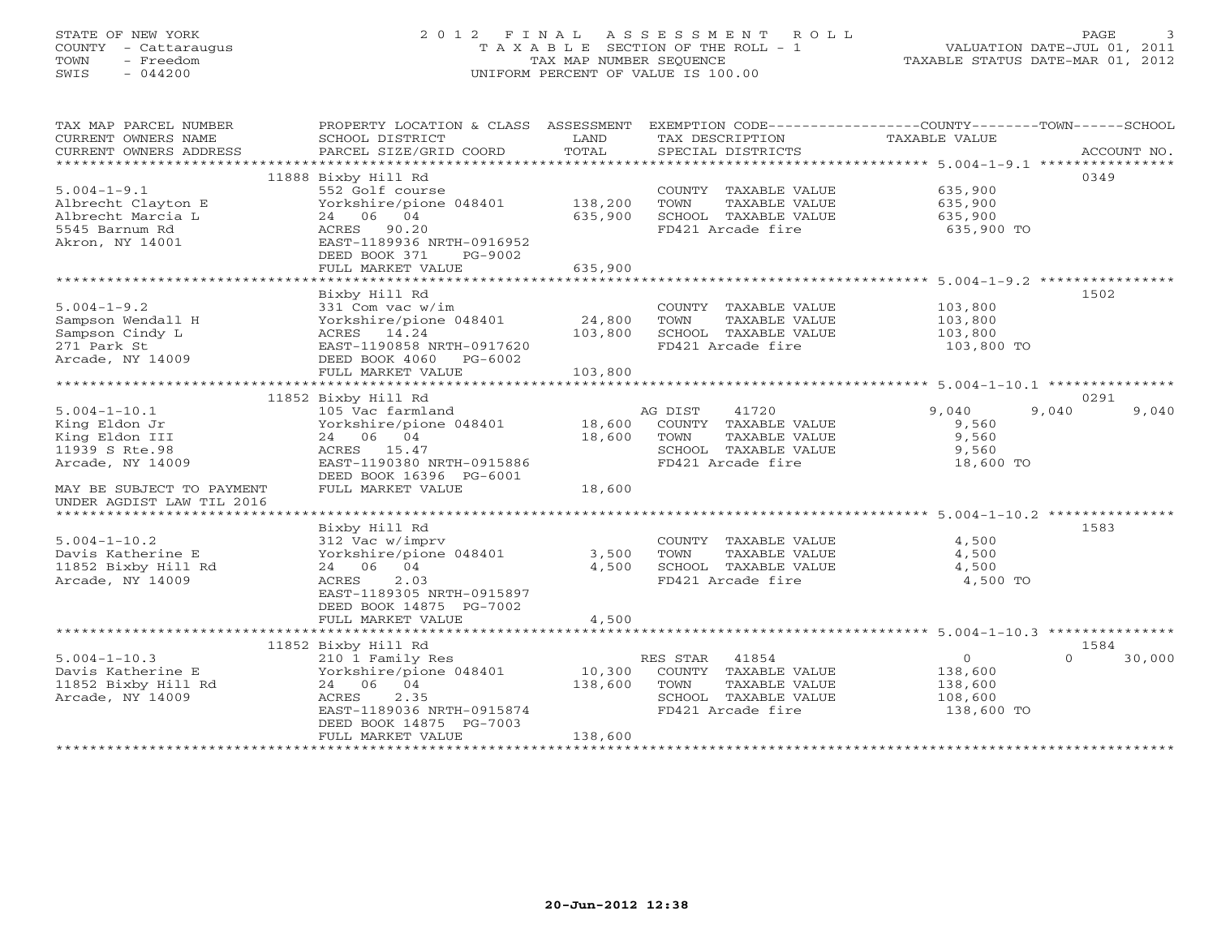STATE OF NEW YORK
COUNTY - Cattaraugus
TOWN - Freedom
SWIS - 044200

2012 FINAL ASSESSMENT ROLL
TAXABLE SECTION OF THE ROLL - 1
TAX MAP NUMBER SEQUENCE
UNIFORM PERCENT OF VALUE IS 100.00

VALUATION DATE-JUL 01, 2011
TAXABLE STATUS DATE-MAR 01, 2012

| TAX MAP PARCEL NUMBER / CURRENT OWNERS NAME / CURRENT OWNERS ADDRESS | PROPERTY LOCATION & CLASS / SCHOOL DISTRICT / PARCEL SIZE/GRID COORD | ASSESSMENT LAND | TOTAL | EXEMPTION CODE / TAX DESCRIPTION / SPECIAL DISTRICTS | COUNTY TAXABLE VALUE | TOWN | SCHOOL | ACCOUNT NO. |
|---|---|---|---|---|---|---|---|---|
| **5.004-1-9.1** | 11888 Bixby Hill Rd | | | | | | | 0349 |
| 5.004-1-9.1 | 552 Golf course | | | COUNTY TAXABLE VALUE | 635,900 | | | |
| Albrecht Clayton E | Yorkshire/pione 048401 | 138,200 | | TOWN TAXABLE VALUE | 635,900 | | | |
| Albrecht Marcia L | 24 06 04 | | 635,900 | SCHOOL TAXABLE VALUE | 635,900 | | | |
| 5545 Barnum Rd | ACRES 90.20 | | | FD421 Arcade fire | 635,900 TO | | | |
| Akron, NY 14001 | EAST-1189936 NRTH-0916952 | | | | | | | |
| | DEED BOOK 371 PG-9002 | | | | | | | |
| | FULL MARKET VALUE | | 635,900 | | | | | |
| **5.004-1-9.2** | Bixby Hill Rd | | | | | | | 1502 |
| 5.004-1-9.2 | 331 Com vac w/im | | | COUNTY TAXABLE VALUE | 103,800 | | | |
| Sampson Wendall H | Yorkshire/pione 048401 | 24,800 | | TOWN TAXABLE VALUE | 103,800 | | | |
| Sampson Cindy L | ACRES 14.24 | | 103,800 | SCHOOL TAXABLE VALUE | 103,800 | | | |
| 271 Park St | EAST-1190858 NRTH-0917620 | | | FD421 Arcade fire | 103,800 TO | | | |
| Arcade, NY 14009 | DEED BOOK 4060 PG-6002 | | | | | | | |
| | FULL MARKET VALUE | | 103,800 | | | | | |
| **5.004-1-10.1** | 11852 Bixby Hill Rd | | | | | | | 0291 |
| 5.004-1-10.1 | 105 Vac farmland | | | AG DIST 41720 | 9,040 | 9,040 | 9,040 | |
| King Eldon Jr | Yorkshire/pione 048401 | 18,600 | | COUNTY TAXABLE VALUE | 9,560 | | | |
| King Eldon III | 24 06 04 | | 18,600 | TOWN TAXABLE VALUE | 9,560 | | | |
| 11939 S Rte.98 | ACRES 15.47 | | | SCHOOL TAXABLE VALUE | 9,560 | | | |
| Arcade, NY 14009 | EAST-1190380 NRTH-0915886 | | | FD421 Arcade fire | 18,600 TO | | | |
| | DEED BOOK 16396 PG-6001 | | | | | | | |
| MAY BE SUBJECT TO PAYMENT | FULL MARKET VALUE | | 18,600 | | | | | |
| UNDER AGDIST LAW TIL 2016 | | | | | | | | |
| **5.004-1-10.2** | Bixby Hill Rd | | | | | | | 1583 |
| 5.004-1-10.2 | 312 Vac w/imprv | | | COUNTY TAXABLE VALUE | 4,500 | | | |
| Davis Katherine E | Yorkshire/pione 048401 | 3,500 | | TOWN TAXABLE VALUE | 4,500 | | | |
| 11852 Bixby Hill Rd | 24 06 04 | | 4,500 | SCHOOL TAXABLE VALUE | 4,500 | | | |
| Arcade, NY 14009 | ACRES 2.03 | | | FD421 Arcade fire | 4,500 TO | | | |
| | EAST-1189305 NRTH-0915897 | | | | | | | |
| | DEED BOOK 14875 PG-7002 | | | | | | | |
| | FULL MARKET VALUE | | 4,500 | | | | | |
| **5.004-1-10.3** | 11852 Bixby Hill Rd | | | | | | | 1584 |
| 5.004-1-10.3 | 210 1 Family Res | | | RES STAR 41854 | 0 | | 0 | 30,000 |
| Davis Katherine E | Yorkshire/pione 048401 | 10,300 | | COUNTY TAXABLE VALUE | 138,600 | | | |
| 11852 Bixby Hill Rd | 24 06 04 | | 138,600 | TOWN TAXABLE VALUE | 138,600 | | | |
| Arcade, NY 14009 | ACRES 2.35 | | | SCHOOL TAXABLE VALUE | 108,600 | | | |
| | EAST-1189036 NRTH-0915874 | | | FD421 Arcade fire | 138,600 TO | | | |
| | DEED BOOK 14875 PG-7003 | | | | | | | |
| | FULL MARKET VALUE | | 138,600 | | | | | |

20-Jun-2012 12:38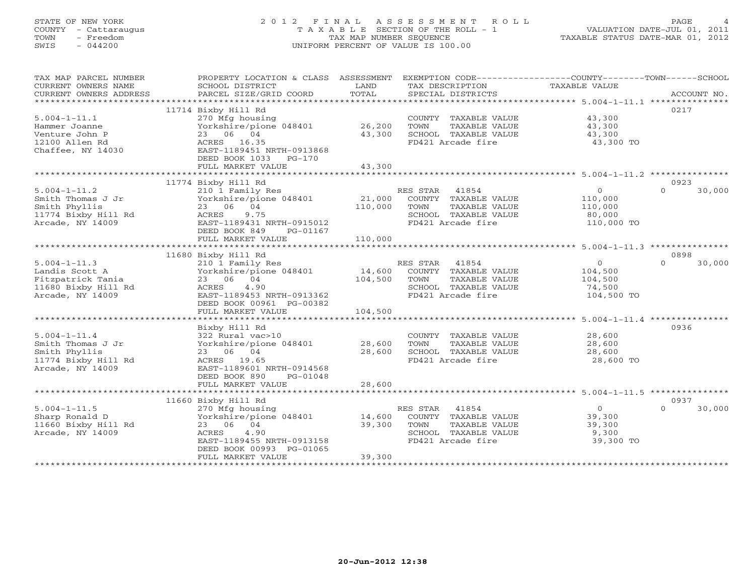STATE OF NEW YORK
COUNTY - Cattaraugus
TOWN - Freedom
SWIS - 044200

2012 FINAL ASSESSMENT ROLL
TAXABLE SECTION OF THE ROLL - 1
TAX MAP NUMBER SEQUENCE
UNIFORM PERCENT OF VALUE IS 100.00

VALUATION DATE-JUL 01, 2011
TAXABLE STATUS DATE-MAR 01, 2012

| TAX MAP PARCEL NUMBER / CURRENT OWNERS NAME / CURRENT OWNERS ADDRESS | PROPERTY LOCATION & CLASS / SCHOOL DISTRICT / PARCEL SIZE/GRID COORD | ASSESSMENT LAND / TOTAL | EXEMPTION CODE / TAX DESCRIPTION / SPECIAL DISTRICTS | COUNTY / TOWN / SCHOOL TAXABLE VALUE | ACCOUNT NO. |
|---|---|---|---|---|---|
| 5.004-1-11.1 | 11714 Bixby Hill Rd | | | | 0217 |
| Hammer Joanne | 270 Mfg housing | | COUNTY TAXABLE VALUE | 43,300 | |
| Venture John P | Yorkshire/pione 048401 | 26,200 | TOWN TAXABLE VALUE | 43,300 | |
| 12100 Allen Rd | 23 06 04 | 43,300 | SCHOOL TAXABLE VALUE | 43,300 | |
| Chaffee, NY 14030 | ACRES 16.35 | | FD421 Arcade fire | 43,300 TO | |
| | EAST-1189451 NRTH-0913868 | | | | |
| | DEED BOOK 1033 PG-170 | | | | |
| | FULL MARKET VALUE | 43,300 | | | |
| 5.004-1-11.2 | 11774 Bixby Hill Rd | | | | 0923 |
| Smith Thomas J Jr | 210 1 Family Res | | RES STAR 41854 | 0 / 0 / 30,000 | |
| Smith Phyllis | Yorkshire/pione 048401 | 21,000 | COUNTY TAXABLE VALUE | 110,000 | |
| 11774 Bixby Hill Rd | 23 06 04 | 110,000 | TOWN TAXABLE VALUE | 110,000 | |
| Arcade, NY 14009 | ACRES 9.75 | | SCHOOL TAXABLE VALUE | 80,000 | |
| | EAST-1189431 NRTH-0915012 | | FD421 Arcade fire | 110,000 TO | |
| | DEED BOOK 849 PG-01167 | | | | |
| | FULL MARKET VALUE | 110,000 | | | |
| 5.004-1-11.3 | 11680 Bixby Hill Rd | | | | 0898 |
| Landis Scott A | 210 1 Family Res | | RES STAR 41854 | 0 / 0 / 30,000 | |
| Fitzpatrick Tania | Yorkshire/pione 048401 | 14,600 | COUNTY TAXABLE VALUE | 104,500 | |
| 11680 Bixby Hill Rd | 23 06 04 | 104,500 | TOWN TAXABLE VALUE | 104,500 | |
| Arcade, NY 14009 | ACRES 4.90 | | SCHOOL TAXABLE VALUE | 74,500 | |
| | EAST-1189453 NRTH-0913362 | | FD421 Arcade fire | 104,500 TO | |
| | DEED BOOK 00961 PG-00382 | | | | |
| | FULL MARKET VALUE | 104,500 | | | |
| 5.004-1-11.4 | Bixby Hill Rd | | | | 0936 |
| Smith Thomas J Jr | 322 Rural vac>10 | | COUNTY TAXABLE VALUE | 28,600 | |
| Smith Phyllis | Yorkshire/pione 048401 | 28,600 | TOWN TAXABLE VALUE | 28,600 | |
| 11774 Bixby Hill Rd | 23 06 04 | 28,600 | SCHOOL TAXABLE VALUE | 28,600 | |
| Arcade, NY 14009 | ACRES 19.65 | | FD421 Arcade fire | 28,600 TO | |
| | EAST-1189601 NRTH-0914568 | | | | |
| | DEED BOOK 890 PG-01048 | | | | |
| | FULL MARKET VALUE | 28,600 | | | |
| 5.004-1-11.5 | 11660 Bixby Hill Rd | | | | 0937 |
| Sharp Ronald D | 270 Mfg housing | | RES STAR 41854 | 0 / 0 / 30,000 | |
| 11660 Bixby Hill Rd | Yorkshire/pione 048401 | 14,600 | COUNTY TAXABLE VALUE | 39,300 | |
| Arcade, NY 14009 | 23 06 04 | 39,300 | TOWN TAXABLE VALUE | 39,300 | |
| | ACRES 4.90 | | SCHOOL TAXABLE VALUE | 9,300 | |
| | EAST-1189455 NRTH-0913158 | | FD421 Arcade fire | 39,300 TO | |
| | DEED BOOK 00993 PG-01065 | | | | |
| | FULL MARKET VALUE | 39,300 | | | |

20-Jun-2012 12:38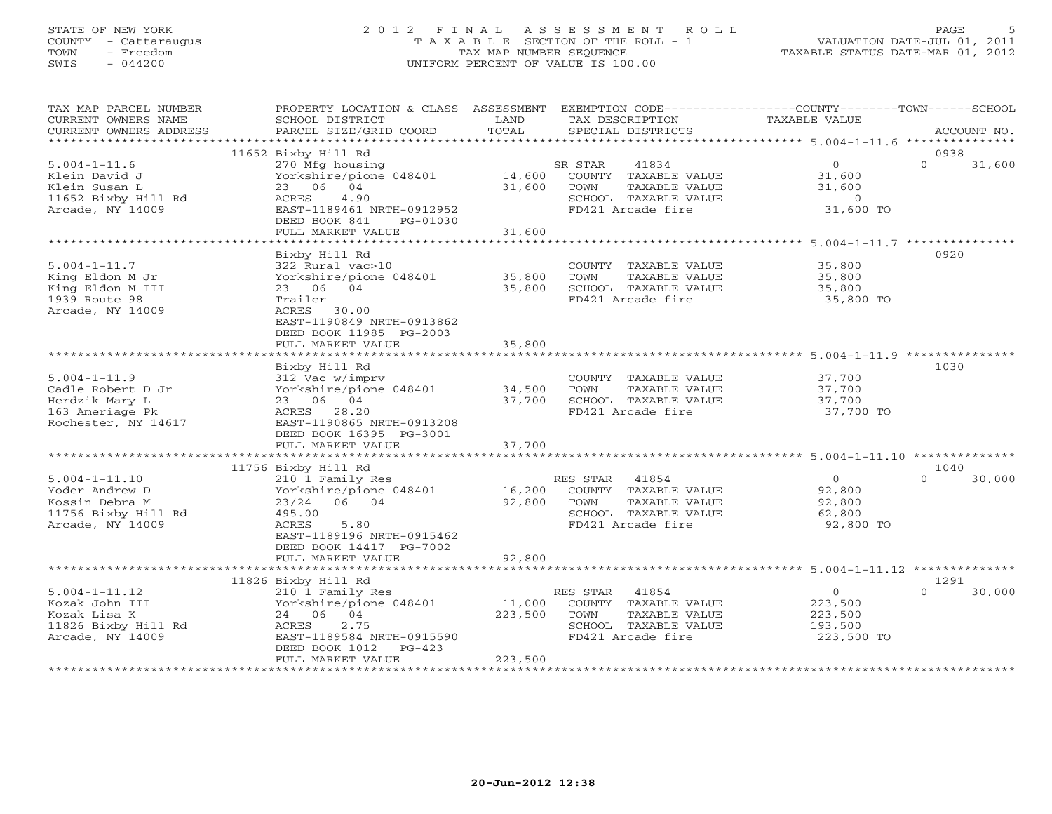STATE OF NEW YORK
COUNTY - Cattaraugus
TOWN - Freedom
SWIS - 044200

# 2012 FINAL ASSESSMENT ROLL

TAXABLE SECTION OF THE ROLL - 1
TAX MAP NUMBER SEQUENCE
UNIFORM PERCENT OF VALUE IS 100.00

VALUATION DATE-JUL 01, 2011
TAXABLE STATUS DATE-MAR 01, 2012

| TAX MAP PARCEL NUMBER / CURRENT OWNERS NAME / CURRENT OWNERS ADDRESS | PROPERTY LOCATION & CLASS / SCHOOL DISTRICT / PARCEL SIZE/GRID COORD | ASSESSMENT LAND | TOTAL | EXEMPTION CODE / TAX DESCRIPTION / SPECIAL DISTRICTS | COUNTY / TOWN TAXABLE VALUE | SCHOOL | ACCOUNT NO. |
|---|---|---|---|---|---|---|---|
| | 11652 Bixby Hill Rd | | | | | | 0938 |
| 5.004-1-11.6 | 270 Mfg housing | | | SR STAR 41834 | 0 | 31,600 | |
| Klein David J | Yorkshire/pione 048401 | 14,600 | | COUNTY TAXABLE VALUE | 31,600 | | |
| Klein Susan L | 23 06 04 | | 31,600 | TOWN TAXABLE VALUE | 31,600 | | |
| 11652 Bixby Hill Rd | ACRES 4.90 | | | SCHOOL TAXABLE VALUE | 0 | | |
| Arcade, NY 14009 | EAST-1189461 NRTH-0912952 | | | FD421 Arcade fire | 31,600 TO | | |
| | DEED BOOK 841 PG-01030 | | | | | | |
| | FULL MARKET VALUE | | 31,600 | | | | |
| | Bixby Hill Rd | | | | | | 0920 |
| 5.004-1-11.7 | 322 Rural vac>10 | | | COUNTY TAXABLE VALUE | 35,800 | | |
| King Eldon M Jr | Yorkshire/pione 048401 | 35,800 | | TOWN TAXABLE VALUE | 35,800 | | |
| King Eldon M III | 23 06 04 | | 35,800 | SCHOOL TAXABLE VALUE | 35,800 | | |
| 1939 Route 98 | Trailer | | | FD421 Arcade fire | 35,800 TO | | |
| Arcade, NY 14009 | ACRES 30.00 | | | | | | |
| | EAST-1190849 NRTH-0913862 | | | | | | |
| | DEED BOOK 11985 PG-2003 | | | | | | |
| | FULL MARKET VALUE | | 35,800 | | | | |
| | Bixby Hill Rd | | | | | | 1030 |
| 5.004-1-11.9 | 312 Vac w/imprv | | | COUNTY TAXABLE VALUE | 37,700 | | |
| Cadle Robert D Jr | Yorkshire/pione 048401 | 34,500 | | TOWN TAXABLE VALUE | 37,700 | | |
| Herdzik Mary L | 23 06 04 | | 37,700 | SCHOOL TAXABLE VALUE | 37,700 | | |
| 163 Ameriage Pk | ACRES 28.20 | | | FD421 Arcade fire | 37,700 TO | | |
| Rochester, NY 14617 | EAST-1190865 NRTH-0913208 | | | | | | |
| | DEED BOOK 16395 PG-3001 | | | | | | |
| | FULL MARKET VALUE | | 37,700 | | | | |
| | 11756 Bixby Hill Rd | | | | | | 1040 |
| 5.004-1-11.10 | 210 1 Family Res | | | RES STAR 41854 | 0 | 30,000 | |
| Yoder Andrew D | Yorkshire/pione 048401 | 16,200 | | COUNTY TAXABLE VALUE | 92,800 | | |
| Kossin Debra M | 23/24 06 04 | | 92,800 | TOWN TAXABLE VALUE | 92,800 | | |
| 11756 Bixby Hill Rd | 495.00 | | | SCHOOL TAXABLE VALUE | 62,800 | | |
| Arcade, NY 14009 | ACRES 5.80 | | | FD421 Arcade fire | 92,800 TO | | |
| | EAST-1189196 NRTH-0915462 | | | | | | |
| | DEED BOOK 14417 PG-7002 | | | | | | |
| | FULL MARKET VALUE | | 92,800 | | | | |
| | 11826 Bixby Hill Rd | | | | | | 1291 |
| 5.004-1-11.12 | 210 1 Family Res | | | RES STAR 41854 | 0 | 30,000 | |
| Kozak John III | Yorkshire/pione 048401 | 11,000 | | COUNTY TAXABLE VALUE | 223,500 | | |
| Kozak Lisa K | 24 06 04 | | 223,500 | TOWN TAXABLE VALUE | 223,500 | | |
| 11826 Bixby Hill Rd | ACRES 2.75 | | | SCHOOL TAXABLE VALUE | 193,500 | | |
| Arcade, NY 14009 | EAST-1189584 NRTH-0915590 | | | FD421 Arcade fire | 223,500 TO | | |
| | DEED BOOK 1012 PG-423 | | | | | | |
| | FULL MARKET VALUE | | 223,500 | | | | |

20-Jun-2012 12:38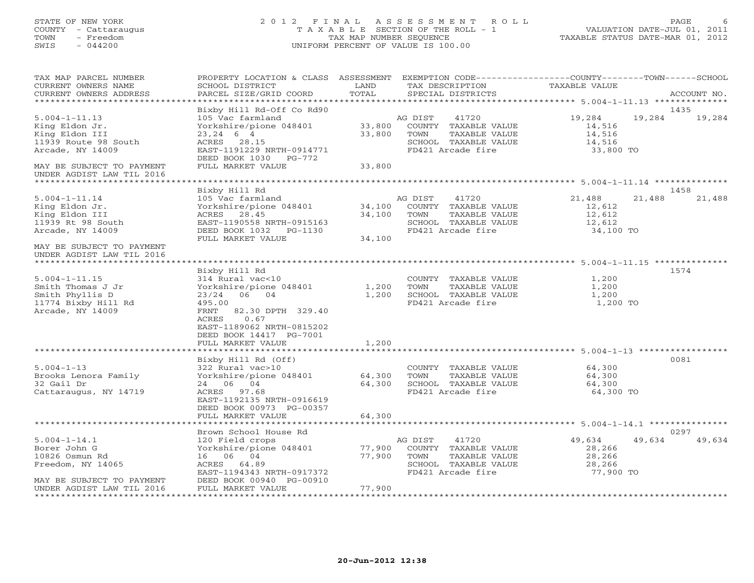STATE OF NEW YORK
COUNTY - Cattaraugus
TOWN - Freedom
SWIS - 044200

# 2012 FINAL ASSESSMENT ROLL

TAXABLE SECTION OF THE ROLL - 1
TAX MAP NUMBER SEQUENCE
UNIFORM PERCENT OF VALUE IS 100.00

VALUATION DATE-JUL 01, 2011
TAXABLE STATUS DATE-MAR 01, 2012

| TAX MAP PARCEL NUMBER / CURRENT OWNERS NAME / CURRENT OWNERS ADDRESS | PROPERTY LOCATION & CLASS / SCHOOL DISTRICT / PARCEL SIZE/GRID COORD | ASSESSMENT LAND | TOTAL | EXEMPTION CODE / TAX DESCRIPTION / SPECIAL DISTRICTS | COUNTY TAXABLE VALUE | TOWN | SCHOOL / ACCOUNT NO. |
|---|---|---|---|---|---|---|---|
| 5.004-1-11.13 | Bixby Hill Rd-Off Co Rd90 | | | | | | 1435 |
| King Eldon Jr. | 105 Vac farmland | | | AG DIST 41720 | 19,284 | 19,284 | 19,284 |
| King Eldon III | Yorkshire/pione 048401 | 33,800 | | COUNTY TAXABLE VALUE | 14,516 | | |
| 11939 Route 98 South | 23,24 6 4 | | 33,800 | TOWN TAXABLE VALUE | 14,516 | | |
| Arcade, NY 14009 | ACRES 28.15 | | | SCHOOL TAXABLE VALUE | 14,516 | | |
| | EAST-1191229 NRTH-0914771 | | | FD421 Arcade fire | 33,800 TO | | |
| | DEED BOOK 1030 PG-772 | | | | | | |
| MAY BE SUBJECT TO PAYMENT UNDER AGDIST LAW TIL 2016 | FULL MARKET VALUE | | 33,800 | | | | |
| 5.004-1-11.14 | Bixby Hill Rd | | | | | | 1458 |
| King Eldon Jr. | 105 Vac farmland | | | AG DIST 41720 | 21,488 | 21,488 | 21,488 |
| King Eldon III | Yorkshire/pione 048401 | 34,100 | | COUNTY TAXABLE VALUE | 12,612 | | |
| 11939 Rt 98 South | ACRES 28.45 | | 34,100 | TOWN TAXABLE VALUE | 12,612 | | |
| Arcade, NY 14009 | EAST-1190558 NRTH-0915163 | | | SCHOOL TAXABLE VALUE | 12,612 | | |
| | DEED BOOK 1032 PG-1130 | | | FD421 Arcade fire | 34,100 TO | | |
| MAY BE SUBJECT TO PAYMENT UNDER AGDIST LAW TIL 2016 | FULL MARKET VALUE | | 34,100 | | | | |
| 5.004-1-11.15 | Bixby Hill Rd | | | | | | 1574 |
| Smith Thomas J Jr | 314 Rural vac<10 | | | COUNTY TAXABLE VALUE | 1,200 | | |
| Smith Phyllis D | Yorkshire/pione 048401 | 1,200 | | TOWN TAXABLE VALUE | 1,200 | | |
| 11774 Bixby Hill Rd | 23/24 06 04 | | 1,200 | SCHOOL TAXABLE VALUE | 1,200 | | |
| Arcade, NY 14009 | 495.00 | | | FD421 Arcade fire | 1,200 TO | | |
| | FRNT 82.30 DPTH 329.40 | | | | | | |
| | ACRES 0.67 | | | | | | |
| | EAST-1189062 NRTH-0815202 | | | | | | |
| | DEED BOOK 14417 PG-7001 | | | | | | |
| | FULL MARKET VALUE | | 1,200 | | | | |
| 5.004-1-13 | Bixby Hill Rd (Off) | | | | | | 0081 |
| Brooks Lenora Family | 322 Rural vac>10 | | | COUNTY TAXABLE VALUE | 64,300 | | |
| 32 Gail Dr | Yorkshire/pione 048401 | 64,300 | | TOWN TAXABLE VALUE | 64,300 | | |
| Cattaraugus, NY 14719 | 24 06 04 | | 64,300 | SCHOOL TAXABLE VALUE | 64,300 | | |
| | ACRES 97.68 | | | FD421 Arcade fire | 64,300 TO | | |
| | EAST-1192135 NRTH-0916619 | | | | | | |
| | DEED BOOK 00973 PG-00357 | | | | | | |
| | FULL MARKET VALUE | | 64,300 | | | | |
| 5.004-1-14.1 | Brown School House Rd | | | | | | 0297 |
| Borer John G | 120 Field crops | | | AG DIST 41720 | 49,634 | 49,634 | 49,634 |
| 10826 Osmun Rd | Yorkshire/pione 048401 | 77,900 | | COUNTY TAXABLE VALUE | 28,266 | | |
| Freedom, NY 14065 | 16 06 04 | | 77,900 | TOWN TAXABLE VALUE | 28,266 | | |
| | ACRES 64.89 | | | SCHOOL TAXABLE VALUE | 28,266 | | |
| | EAST-1194343 NRTH-0917372 | | | FD421 Arcade fire | 77,900 TO | | |
| MAY BE SUBJECT TO PAYMENT | DEED BOOK 00940 PG-00910 | | | | | | |
| UNDER AGDIST LAW TIL 2016 | FULL MARKET VALUE | | 77,900 | | | | |

20-Jun-2012 12:38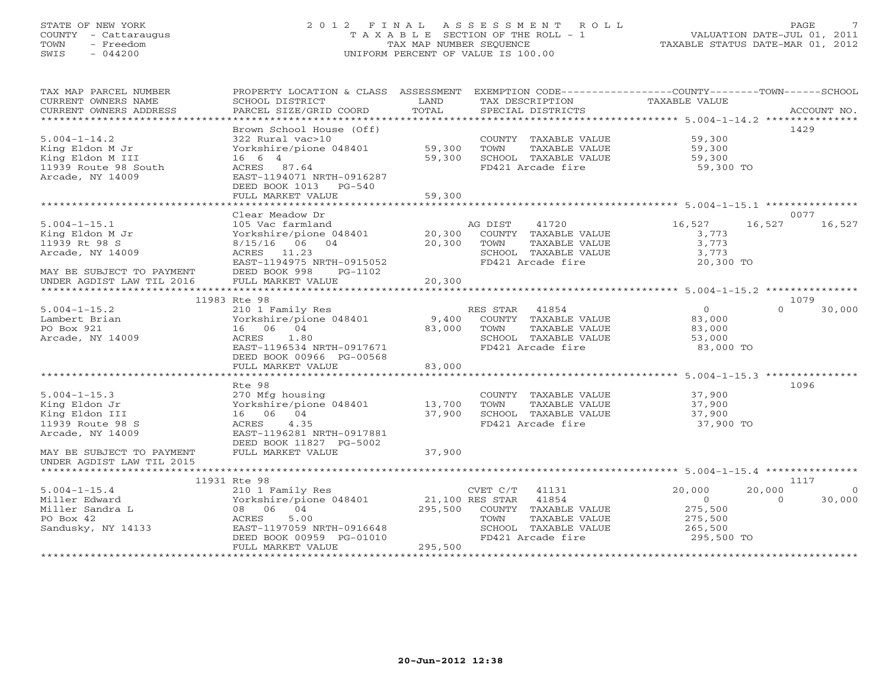STATE OF NEW YORK
COUNTY - Cattaraugus
TOWN - Freedom
SWIS - 044200

2012 FINAL ASSESSMENT ROLL
TAXABLE SECTION OF THE ROLL - 1
TAX MAP NUMBER SEQUENCE
UNIFORM PERCENT OF VALUE IS 100.00

VALUATION DATE-JUL 01, 2011
TAXABLE STATUS DATE-MAR 01, 2012

| TAX MAP PARCEL NUMBER / CURRENT OWNERS NAME / CURRENT OWNERS ADDRESS | PROPERTY LOCATION & CLASS / SCHOOL DISTRICT / PARCEL SIZE/GRID COORD | ASSESSMENT LAND | TOTAL | EXEMPTION CODE / TAX DESCRIPTION / SPECIAL DISTRICTS | COUNTY TAXABLE VALUE | TOWN | SCHOOL | ACCOUNT NO. |
|---|---|---|---|---|---|---|---|---|
| **5.004-1-14.2** | Brown School House (Off) | | | | | | | 1429 |
| 5.004-1-14.2 | 322 Rural vac>10 | | | COUNTY TAXABLE VALUE | 59,300 | | | |
| King Eldon M Jr | Yorkshire/pione 048401 | 59,300 | | TOWN TAXABLE VALUE | 59,300 | | | |
| King Eldon M III | 16 6 4 | | 59,300 | SCHOOL TAXABLE VALUE | 59,300 | | | |
| 11939 Route 98 South | ACRES 87.64 | | | FD421 Arcade fire | 59,300 TO | | | |
| Arcade, NY 14009 | EAST-1194071 NRTH-0916287 | | | | | | | |
| | DEED BOOK 1013 PG-540 | | | | | | | |
| | FULL MARKET VALUE | | 59,300 | | | | | |
| **5.004-1-15.1** | Clear Meadow Dr | | | | | | | 0077 |
| 5.004-1-15.1 | 105 Vac farmland | | | AG DIST 41720 | 16,527 | 16,527 | 16,527 | |
| King Eldon M Jr | Yorkshire/pione 048401 | 20,300 | | COUNTY TAXABLE VALUE | 3,773 | | | |
| 11939 Rt 98 S | 8/15/16 06 04 | | 20,300 | TOWN TAXABLE VALUE | 3,773 | | | |
| Arcade, NY 14009 | ACRES 11.23 | | | SCHOOL TAXABLE VALUE | 3,773 | | | |
| | EAST-1194975 NRTH-0915052 | | | FD421 Arcade fire | 20,300 TO | | | |
| MAY BE SUBJECT TO PAYMENT | DEED BOOK 998 PG-1102 | | | | | | | |
| UNDER AGDIST LAW TIL 2016 | FULL MARKET VALUE | | 20,300 | | | | | |
| **5.004-1-15.2** | 11983 Rte 98 | | | | | | | 1079 |
| 5.004-1-15.2 | 210 1 Family Res | | | RES STAR 41854 | 0 | 0 | 30,000 | |
| Lambert Brian | Yorkshire/pione 048401 | 9,400 | | COUNTY TAXABLE VALUE | 83,000 | | | |
| PO Box 921 | 16 06 04 | | 83,000 | TOWN TAXABLE VALUE | 83,000 | | | |
| Arcade, NY 14009 | ACRES 1.80 | | | SCHOOL TAXABLE VALUE | 53,000 | | | |
| | EAST-1196534 NRTH-0917671 | | | FD421 Arcade fire | 83,000 TO | | | |
| | DEED BOOK 00966 PG-00568 | | | | | | | |
| | FULL MARKET VALUE | | 83,000 | | | | | |
| **5.004-1-15.3** | Rte 98 | | | | | | | 1096 |
| 5.004-1-15.3 | 270 Mfg housing | | | COUNTY TAXABLE VALUE | 37,900 | | | |
| King Eldon Jr | Yorkshire/pione 048401 | 13,700 | | TOWN TAXABLE VALUE | 37,900 | | | |
| King Eldon III | 16 06 04 | | 37,900 | SCHOOL TAXABLE VALUE | 37,900 | | | |
| 11939 Route 98 S | ACRES 4.35 | | | FD421 Arcade fire | 37,900 TO | | | |
| Arcade, NY 14009 | EAST-1196281 NRTH-0917881 | | | | | | | |
| | DEED BOOK 11827 PG-5002 | | | | | | | |
| MAY BE SUBJECT TO PAYMENT | FULL MARKET VALUE | | 37,900 | | | | | |
| UNDER AGDIST LAW TIL 2015 | | | | | | | | |
| **5.004-1-15.4** | 11931 Rte 98 | | | | | | | 1117 |
| 5.004-1-15.4 | 210 1 Family Res | | | CVET C/T 41131 | 20,000 | 20,000 | 0 | |
| Miller Edward | Yorkshire/pione 048401 | 21,100 | | RES STAR 41854 | 0 | 0 | 30,000 | |
| Miller Sandra L | 08 06 04 | | 295,500 | COUNTY TAXABLE VALUE | 275,500 | | | |
| PO Box 42 | ACRES 5.00 | | | TOWN TAXABLE VALUE | 275,500 | | | |
| Sandusky, NY 14133 | EAST-1197059 NRTH-0916648 | | | SCHOOL TAXABLE VALUE | 265,500 | | | |
| | DEED BOOK 00959 PG-01010 | | | FD421 Arcade fire | 295,500 TO | | | |
| | FULL MARKET VALUE | | 295,500 | | | | | |

20-Jun-2012 12:38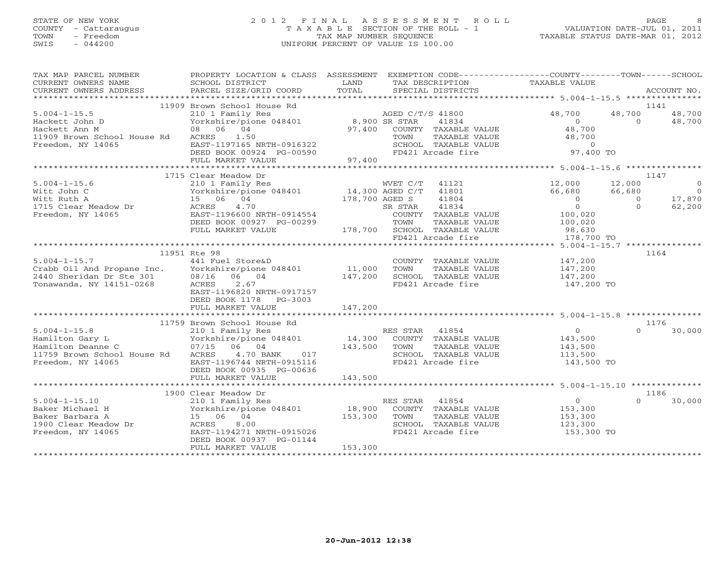STATE OF NEW YORK
COUNTY - Cattaraugus
TOWN - Freedom
SWIS - 044200

2012 FINAL ASSESSMENT ROLL
TAXABLE SECTION OF THE ROLL - 1
TAX MAP NUMBER SEQUENCE
UNIFORM PERCENT OF VALUE IS 100.00

VALUATION DATE-JUL 01, 2011
TAXABLE STATUS DATE-MAR 01, 2012

| TAX MAP PARCEL NUMBER / CURRENT OWNERS NAME / CURRENT OWNERS ADDRESS | PROPERTY LOCATION & CLASS / SCHOOL DISTRICT / PARCEL SIZE/GRID COORD | ASSESSMENT LAND / TOTAL | EXEMPTION CODE / TAX DESCRIPTION / SPECIAL DISTRICTS | COUNTY TAXABLE VALUE | TOWN | SCHOOL / ACCOUNT NO. |
|---|---|---|---|---|---|---|
| | 11909 Brown School House Rd | | | | | 1141 |
| 5.004-1-15.5 | 210 1 Family Res | | AGED C/T/S 41800 | 48,700 | 48,700 | 48,700 |
| Hackett John D | Yorkshire/pione 048401 | 8,900 | SR STAR 41834 | 0 | 0 | 48,700 |
| Hackett Ann M | 08 06 04 | 97,400 | COUNTY TAXABLE VALUE | 48,700 | | |
| 11909 Brown School House Rd | ACRES 1.50 | | TOWN TAXABLE VALUE | 48,700 | | |
| Freedom, NY 14065 | EAST-1197165 NRTH-0916322 | | SCHOOL TAXABLE VALUE | 0 | | |
| | DEED BOOK 00924 PG-00590 | | FD421 Arcade fire | 97,400 TO | | |
| | FULL MARKET VALUE | 97,400 | | | | |
| | 1715 Clear Meadow Dr | | | | | 1147 |
| 5.004-1-15.6 | 210 1 Family Res | | WVET C/T 41121 | 12,000 | 12,000 | 0 |
| Witt John C | Yorkshire/pione 048401 | 14,300 | AGED C/T 41801 | 66,680 | 66,680 | 0 |
| Witt Ruth A | 15 06 04 | 178,700 | AGED S 41804 | 0 | 0 | 17,870 |
| 1715 Clear Meadow Dr | ACRES 4.70 | | SR STAR 41834 | 0 | 0 | 62,200 |
| Freedom, NY 14065 | EAST-1196600 NRTH-0914554 | | COUNTY TAXABLE VALUE | 100,020 | | |
| | DEED BOOK 00927 PG-00299 | | TOWN TAXABLE VALUE | 100,020 | | |
| | FULL MARKET VALUE | 178,700 | SCHOOL TAXABLE VALUE | 98,630 | | |
| | | | FD421 Arcade fire | 178,700 TO | | |
| | 11951 Rte 98 | | | | | 1164 |
| 5.004-1-15.7 | 441 Fuel Store&D | | COUNTY TAXABLE VALUE | 147,200 | | |
| Crabb Oil And Propane Inc. | Yorkshire/pione 048401 | 11,000 | TOWN TAXABLE VALUE | 147,200 | | |
| 2440 Sheridan Dr Ste 301 | 08/16 06 04 | 147,200 | SCHOOL TAXABLE VALUE | 147,200 | | |
| Tonawanda, NY 14151-0268 | ACRES 2.67 | | FD421 Arcade fire | 147,200 TO | | |
| | EAST-1196820 NRTH-0917157 | | | | | |
| | DEED BOOK 1178 PG-3003 | | | | | |
| | FULL MARKET VALUE | 147,200 | | | | |
| | 11759 Brown School House Rd | | | | | 1176 |
| 5.004-1-15.8 | 210 1 Family Res | | RES STAR 41854 | 0 | 0 | 30,000 |
| Hamilton Gary L | Yorkshire/pione 048401 | 14,300 | COUNTY TAXABLE VALUE | 143,500 | | |
| Hamilton Deanne C | 07/15 06 04 | 143,500 | TOWN TAXABLE VALUE | 143,500 | | |
| 11759 Brown School House Rd | ACRES 4.70 BANK 017 | | SCHOOL TAXABLE VALUE | 113,500 | | |
| Freedom, NY 14065 | EAST-1196744 NRTH-0915116 | | FD421 Arcade fire | 143,500 TO | | |
| | DEED BOOK 00935 PG-00636 | | | | | |
| | FULL MARKET VALUE | 143,500 | | | | |
| | 1900 Clear Meadow Dr | | | | | 1186 |
| 5.004-1-15.10 | 210 1 Family Res | | RES STAR 41854 | 0 | 0 | 30,000 |
| Baker Michael H | Yorkshire/pione 048401 | 18,900 | COUNTY TAXABLE VALUE | 153,300 | | |
| Baker Barbara A | 15 06 04 | 153,300 | TOWN TAXABLE VALUE | 153,300 | | |
| 1900 Clear Meadow Dr | ACRES 8.00 | | SCHOOL TAXABLE VALUE | 123,300 | | |
| Freedom, NY 14065 | EAST-1194271 NRTH-0915026 | | FD421 Arcade fire | 153,300 TO | | |
| | DEED BOOK 00937 PG-01144 | | | | | |
| | FULL MARKET VALUE | 153,300 | | | | |

20-Jun-2012 12:38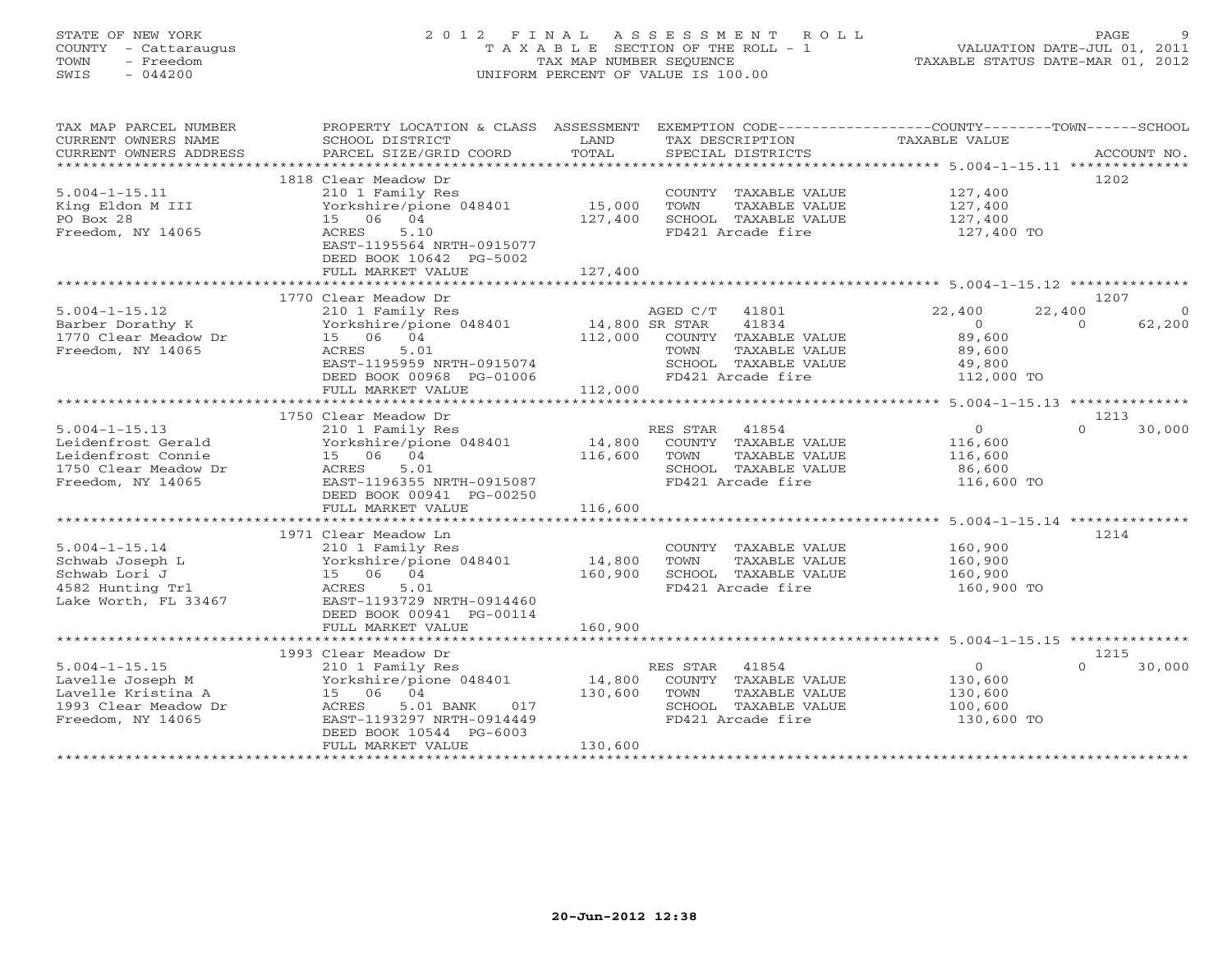STATE OF NEW YORK
COUNTY - Cattaraugus
TOWN - Freedom
SWIS - 044200

2012 FINAL ASSESSMENT ROLL
TAXABLE SECTION OF THE ROLL - 1
TAX MAP NUMBER SEQUENCE
UNIFORM PERCENT OF VALUE IS 100.00

VALUATION DATE-JUL 01, 2011
TAXABLE STATUS DATE-MAR 01, 2012

| TAX MAP PARCEL NUMBER / CURRENT OWNERS NAME / CURRENT OWNERS ADDRESS | PROPERTY LOCATION & CLASS / SCHOOL DISTRICT / PARCEL SIZE/GRID COORD | ASSESSMENT LAND / TOTAL | EXEMPTION CODE / TAX DESCRIPTION / SPECIAL DISTRICTS | COUNTY | TOWN | SCHOOL | ACCOUNT NO. |
|---|---|---|---|---|---|---|---|
| | 1818 Clear Meadow Dr | | | | | | 1202 |
| 5.004-1-15.11 | 210 1 Family Res | | COUNTY TAXABLE VALUE | 127,400 | | | |
| King Eldon M III | Yorkshire/pione 048401 | 15,000 | TOWN TAXABLE VALUE | 127,400 | | | |
| PO Box 28 | 15 06 04 | 127,400 | SCHOOL TAXABLE VALUE | 127,400 | | | |
| Freedom, NY 14065 | ACRES 5.10 | | FD421 Arcade fire | 127,400 TO | | | |
| | EAST-1195564 NRTH-0915077 | | | | | | |
| | DEED BOOK 10642 PG-5002 | | | | | | |
| | FULL MARKET VALUE | 127,400 | | | | | |
| | 1770 Clear Meadow Dr | | | | | | 1207 |
| 5.004-1-15.12 | 210 1 Family Res | | AGED C/T 41801 | 22,400 | 22,400 | 0 | |
| Barber Dorathy K | Yorkshire/pione 048401 | 14,800 | SR STAR 41834 | 0 | 0 | 62,200 | |
| 1770 Clear Meadow Dr | 15 06 04 | 112,000 | COUNTY TAXABLE VALUE | 89,600 | | | |
| Freedom, NY 14065 | ACRES 5.01 | | TOWN TAXABLE VALUE | 89,600 | | | |
| | EAST-1195959 NRTH-0915074 | | SCHOOL TAXABLE VALUE | 49,800 | | | |
| | DEED BOOK 00968 PG-01006 | | FD421 Arcade fire | 112,000 TO | | | |
| | FULL MARKET VALUE | 112,000 | | | | | |
| | 1750 Clear Meadow Dr | | | | | | 1213 |
| 5.004-1-15.13 | 210 1 Family Res | | RES STAR 41854 | 0 | 0 | 30,000 | |
| Leidenfrost Gerald | Yorkshire/pione 048401 | 14,800 | COUNTY TAXABLE VALUE | 116,600 | | | |
| Leidenfrost Connie | 15 06 04 | 116,600 | TOWN TAXABLE VALUE | 116,600 | | | |
| 1750 Clear Meadow Dr | ACRES 5.01 | | SCHOOL TAXABLE VALUE | 86,600 | | | |
| Freedom, NY 14065 | EAST-1196355 NRTH-0915087 | | FD421 Arcade fire | 116,600 TO | | | |
| | DEED BOOK 00941 PG-00250 | | | | | | |
| | FULL MARKET VALUE | 116,600 | | | | | |
| | 1971 Clear Meadow Ln | | | | | | 1214 |
| 5.004-1-15.14 | 210 1 Family Res | | COUNTY TAXABLE VALUE | 160,900 | | | |
| Schwab Joseph L | Yorkshire/pione 048401 | 14,800 | TOWN TAXABLE VALUE | 160,900 | | | |
| Schwab Lori J | 15 06 04 | 160,900 | SCHOOL TAXABLE VALUE | 160,900 | | | |
| 4582 Hunting Trl | ACRES 5.01 | | FD421 Arcade fire | 160,900 TO | | | |
| Lake Worth, FL 33467 | EAST-1193729 NRTH-0914460 | | | | | | |
| | DEED BOOK 00941 PG-00114 | | | | | | |
| | FULL MARKET VALUE | 160,900 | | | | | |
| | 1993 Clear Meadow Dr | | | | | | 1215 |
| 5.004-1-15.15 | 210 1 Family Res | | RES STAR 41854 | 0 | 0 | 30,000 | |
| Lavelle Joseph M | Yorkshire/pione 048401 | 14,800 | COUNTY TAXABLE VALUE | 130,600 | | | |
| Lavelle Kristina A | 15 06 04 | 130,600 | TOWN TAXABLE VALUE | 130,600 | | | |
| 1993 Clear Meadow Dr | ACRES 5.01 BANK 017 | | SCHOOL TAXABLE VALUE | 100,600 | | | |
| Freedom, NY 14065 | EAST-1193297 NRTH-0914449 | | FD421 Arcade fire | 130,600 TO | | | |
| | DEED BOOK 10544 PG-6003 | | | | | | |
| | FULL MARKET VALUE | 130,600 | | | | | |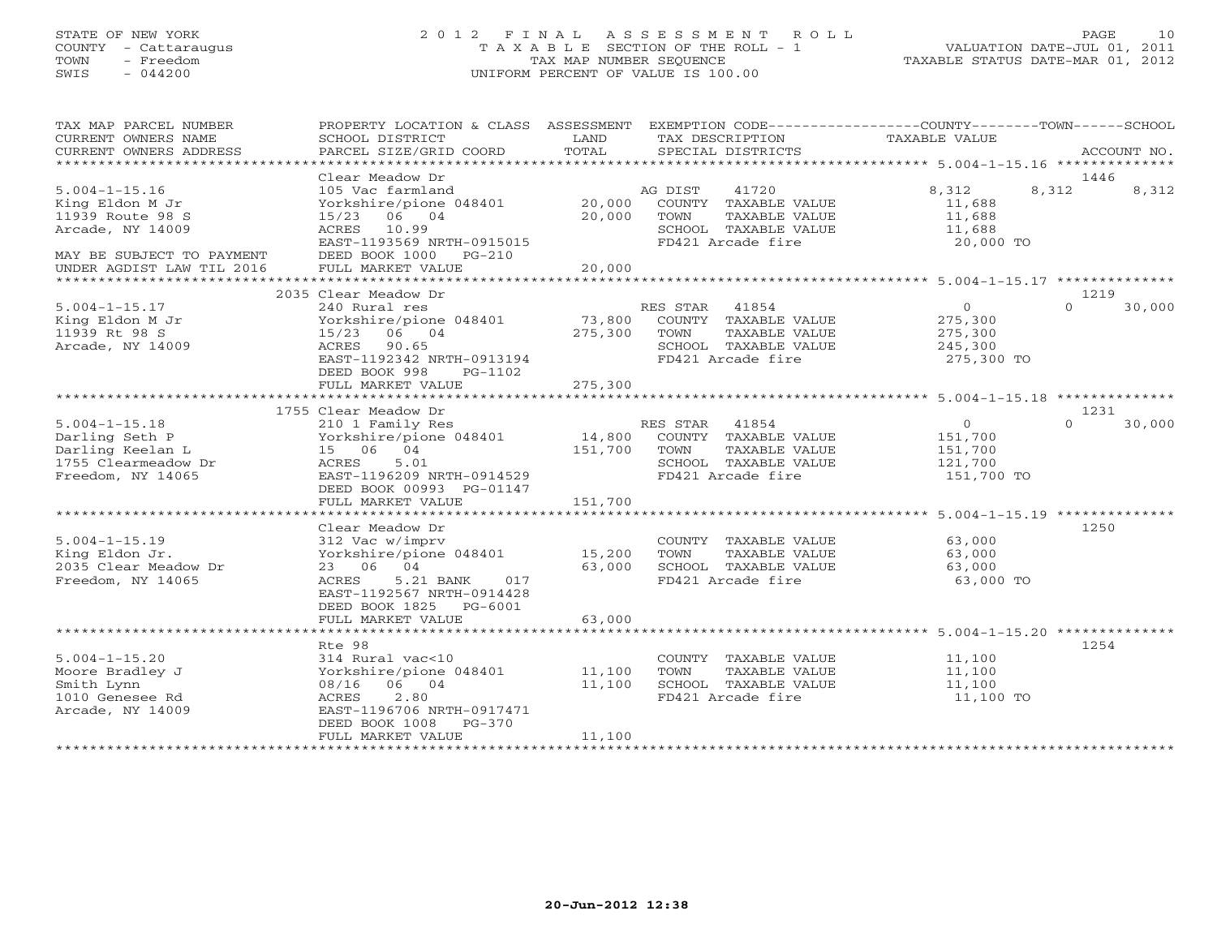STATE OF NEW YORK
COUNTY - Cattaraugus
TOWN - Freedom
SWIS - 044200

# 2012 FINAL ASSESSMENT ROLL
TAXABLE SECTION OF THE ROLL - 1
TAX MAP NUMBER SEQUENCE
UNIFORM PERCENT OF VALUE IS 100.00

VALUATION DATE-JUL 01, 2011
TAXABLE STATUS DATE-MAR 01, 2012

| TAX MAP PARCEL NUMBER / CURRENT OWNERS NAME / CURRENT OWNERS ADDRESS | PROPERTY LOCATION & CLASS / SCHOOL DISTRICT / PARCEL SIZE/GRID COORD | LAND | ASSESSMENT TOTAL | EXEMPTION CODE / TAX DESCRIPTION / SPECIAL DISTRICTS | COUNTY TAXABLE VALUE | TOWN | SCHOOL | ACCOUNT NO. |
|---|---|---|---|---|---|---|---|---|
| 5.004-1-15.16 | Clear Meadow Dr | | | | | | | 1446 |
| King Eldon M Jr | 105 Vac farmland | | | AG DIST 41720 | 8,312 | 8,312 | 8,312 | |
| 11939 Route 98 S | Yorkshire/pione 048401 | 20,000 | | COUNTY TAXABLE VALUE | 11,688 | | | |
| Arcade, NY 14009 | 15/23 06 04 | | 20,000 | TOWN TAXABLE VALUE | 11,688 | | | |
| | ACRES 10.99 | | | SCHOOL TAXABLE VALUE | 11,688 | | | |
| MAY BE SUBJECT TO PAYMENT | EAST-1193569 NRTH-0915015 | | | FD421 Arcade fire | 20,000 TO | | | |
| UNDER AGDIST LAW TIL 2016 | DEED BOOK 1000 PG-210 | | | | | | | |
| | FULL MARKET VALUE | | 20,000 | | | | | |
| 5.004-1-15.17 | 2035 Clear Meadow Dr | | | | | | | 1219 |
| King Eldon M Jr | 240 Rural res | | | RES STAR 41854 | 0 | 0 | 30,000 | |
| 11939 Rt 98 S | Yorkshire/pione 048401 | 73,800 | | COUNTY TAXABLE VALUE | 275,300 | | | |
| Arcade, NY 14009 | 15/23 06 04 | | 275,300 | TOWN TAXABLE VALUE | 275,300 | | | |
| | ACRES 90.65 | | | SCHOOL TAXABLE VALUE | 245,300 | | | |
| | EAST-1192342 NRTH-0913194 | | | FD421 Arcade fire | 275,300 TO | | | |
| | DEED BOOK 998 PG-1102 | | | | | | | |
| | FULL MARKET VALUE | | 275,300 | | | | | |
| 5.004-1-15.18 | 1755 Clear Meadow Dr | | | | | | | 1231 |
| Darling Seth P | 210 1 Family Res | | | RES STAR 41854 | 0 | 0 | 30,000 | |
| Darling Keelan L | Yorkshire/pione 048401 | 14,800 | | COUNTY TAXABLE VALUE | 151,700 | | | |
| 1755 Clearmeadow Dr | 15 06 04 | | 151,700 | TOWN TAXABLE VALUE | 151,700 | | | |
| Freedom, NY 14065 | ACRES 5.01 | | | SCHOOL TAXABLE VALUE | 121,700 | | | |
| | EAST-1196209 NRTH-0914529 | | | FD421 Arcade fire | 151,700 TO | | | |
| | DEED BOOK 00993 PG-01147 | | | | | | | |
| | FULL MARKET VALUE | | 151,700 | | | | | |
| 5.004-1-15.19 | Clear Meadow Dr | | | | | | | 1250 |
| King Eldon Jr. | 312 Vac w/imprv | | | COUNTY TAXABLE VALUE | 63,000 | | | |
| 2035 Clear Meadow Dr | Yorkshire/pione 048401 | 15,200 | | TOWN TAXABLE VALUE | 63,000 | | | |
| Freedom, NY 14065 | 23 06 04 | | 63,000 | SCHOOL TAXABLE VALUE | 63,000 | | | |
| | ACRES 5.21 BANK 017 | | | FD421 Arcade fire | 63,000 TO | | | |
| | EAST-1192567 NRTH-0914428 | | | | | | | |
| | DEED BOOK 1825 PG-6001 | | | | | | | |
| | FULL MARKET VALUE | | 63,000 | | | | | |
| 5.004-1-15.20 | Rte 98 | | | | | | | 1254 |
| Moore Bradley J | 314 Rural vac<10 | | | COUNTY TAXABLE VALUE | 11,100 | | | |
| Smith Lynn | Yorkshire/pione 048401 | 11,100 | | TOWN TAXABLE VALUE | 11,100 | | | |
| 1010 Genesee Rd | 08/16 06 04 | | 11,100 | SCHOOL TAXABLE VALUE | 11,100 | | | |
| Arcade, NY 14009 | ACRES 2.80 | | | FD421 Arcade fire | 11,100 TO | | | |
| | EAST-1196706 NRTH-0917471 | | | | | | | |
| | DEED BOOK 1008 PG-370 | | | | | | | |
| | FULL MARKET VALUE | | 11,100 | | | | | |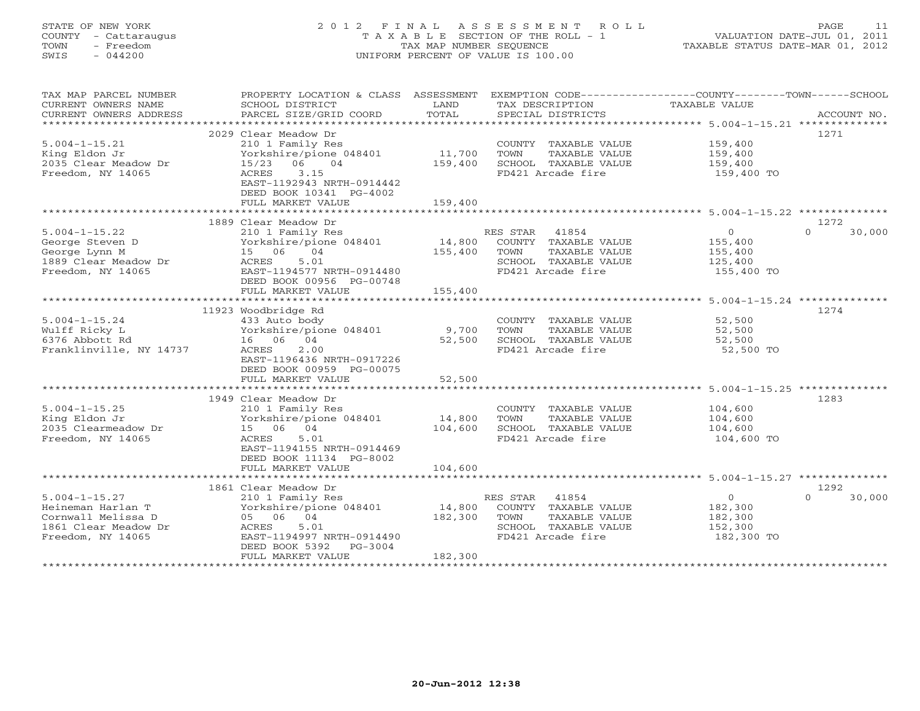STATE OF NEW YORK
COUNTY - Cattaraugus
TOWN - Freedom
SWIS - 044200

# 2012 FINAL ASSESSMENT ROLL

TAXABLE SECTION OF THE ROLL - 1
TAX MAP NUMBER SEQUENCE
UNIFORM PERCENT OF VALUE IS 100.00

VALUATION DATE-JUL 01, 2011
TAXABLE STATUS DATE-MAR 01, 2012

| TAX MAP PARCEL NUMBER / CURRENT OWNERS NAME / CURRENT OWNERS ADDRESS | PROPERTY LOCATION & CLASS / SCHOOL DISTRICT / PARCEL SIZE/GRID COORD | ASSESSMENT LAND | TOTAL | EXEMPTION CODE / TAX DESCRIPTION / SPECIAL DISTRICTS | COUNTY TAXABLE VALUE | TOWN | SCHOOL | ACCOUNT NO. |
|---|---|---|---|---|---|---|---|---|
| 5.004-1-15.21 | 2029 Clear Meadow Dr | | | | | | | 1271 |
| 5.004-1-15.21 | 210 1 Family Res | | | COUNTY TAXABLE VALUE | 159,400 | | | |
| King Eldon Jr | Yorkshire/pione 048401 | 11,700 | | TOWN TAXABLE VALUE | 159,400 | | | |
| 2035 Clear Meadow Dr | 15/23 06 04 | | 159,400 | SCHOOL TAXABLE VALUE | 159,400 | | | |
| Freedom, NY 14065 | ACRES 3.15 | | | FD421 Arcade fire | 159,400 TO | | | |
| | EAST-1192943 NRTH-0914442 | | | | | | | |
| | DEED BOOK 10341 PG-4002 | | | | | | | |
| | FULL MARKET VALUE | | 159,400 | | | | | |
| 5.004-1-15.22 | 1889 Clear Meadow Dr | | | | | | | 1272 |
| 5.004-1-15.22 | 210 1 Family Res | | | RES STAR 41854 | 0 | | 0 | 30,000 |
| George Steven D | Yorkshire/pione 048401 | 14,800 | | COUNTY TAXABLE VALUE | 155,400 | | | |
| George Lynn M | 15 06 04 | | 155,400 | TOWN TAXABLE VALUE | 155,400 | | | |
| 1889 Clear Meadow Dr | ACRES 5.01 | | | SCHOOL TAXABLE VALUE | 125,400 | | | |
| Freedom, NY 14065 | EAST-1194577 NRTH-0914480 | | | FD421 Arcade fire | 155,400 TO | | | |
| | DEED BOOK 00956 PG-00748 | | | | | | | |
| | FULL MARKET VALUE | | 155,400 | | | | | |
| 5.004-1-15.24 | 11923 Woodbridge Rd | | | | | | | 1274 |
| 5.004-1-15.24 | 433 Auto body | | | COUNTY TAXABLE VALUE | 52,500 | | | |
| Wulff Ricky L | Yorkshire/pione 048401 | 9,700 | | TOWN TAXABLE VALUE | 52,500 | | | |
| 6376 Abbott Rd | 16 06 04 | | 52,500 | SCHOOL TAXABLE VALUE | 52,500 | | | |
| Franklinville, NY 14737 | ACRES 2.00 | | | FD421 Arcade fire | 52,500 TO | | | |
| | EAST-1196436 NRTH-0917226 | | | | | | | |
| | DEED BOOK 00959 PG-00075 | | | | | | | |
| | FULL MARKET VALUE | | 52,500 | | | | | |
| 5.004-1-15.25 | 1949 Clear Meadow Dr | | | | | | | 1283 |
| 5.004-1-15.25 | 210 1 Family Res | | | COUNTY TAXABLE VALUE | 104,600 | | | |
| King Eldon Jr | Yorkshire/pione 048401 | 14,800 | | TOWN TAXABLE VALUE | 104,600 | | | |
| 2035 Clearmeadow Dr | 15 06 04 | | 104,600 | SCHOOL TAXABLE VALUE | 104,600 | | | |
| Freedom, NY 14065 | ACRES 5.01 | | | FD421 Arcade fire | 104,600 TO | | | |
| | EAST-1194155 NRTH-0914469 | | | | | | | |
| | DEED BOOK 11134 PG-8002 | | | | | | | |
| | FULL MARKET VALUE | | 104,600 | | | | | |
| 5.004-1-15.27 | 1861 Clear Meadow Dr | | | | | | | 1292 |
| 5.004-1-15.27 | 210 1 Family Res | | | RES STAR 41854 | 0 | | 0 | 30,000 |
| Heineman Harlan T | Yorkshire/pione 048401 | 14,800 | | COUNTY TAXABLE VALUE | 182,300 | | | |
| Cornwall Melissa D | 05 06 04 | | 182,300 | TOWN TAXABLE VALUE | 182,300 | | | |
| 1861 Clear Meadow Dr | ACRES 5.01 | | | SCHOOL TAXABLE VALUE | 152,300 | | | |
| Freedom, NY 14065 | EAST-1194997 NRTH-0914490 | | | FD421 Arcade fire | 182,300 TO | | | |
| | DEED BOOK 5392 PG-3004 | | | | | | | |
| | FULL MARKET VALUE | | 182,300 | | | | | |

20-Jun-2012 12:38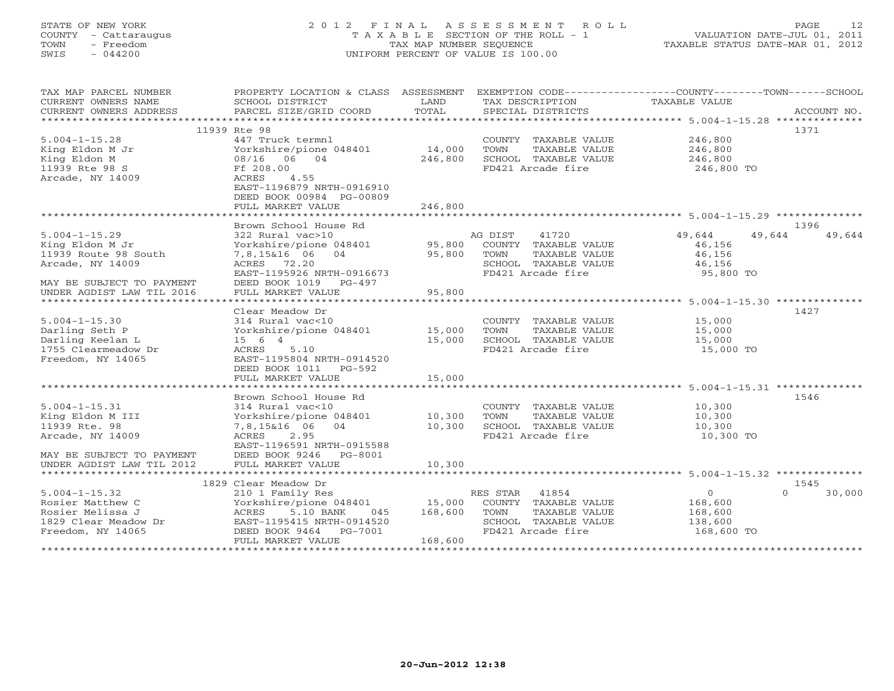STATE OF NEW YORK
COUNTY - Cattaraugus
TOWN - Freedom
SWIS - 044200

# 2012 FINAL ASSESSMENT ROLL

TAXABLE SECTION OF THE ROLL - 1
TAX MAP NUMBER SEQUENCE
UNIFORM PERCENT OF VALUE IS 100.00

VALUATION DATE-JUL 01, 2011
TAXABLE STATUS DATE-MAR 01, 2012

| TAX MAP PARCEL NUMBER / CURRENT OWNERS NAME / CURRENT OWNERS ADDRESS | PROPERTY LOCATION & CLASS / SCHOOL DISTRICT / PARCEL SIZE/GRID COORD | ASSESSMENT LAND / TOTAL | EXEMPTION CODE / TAX DESCRIPTION / SPECIAL DISTRICTS | COUNTY | TOWN | SCHOOL | ACCOUNT NO. |
|---|---|---|---|---|---|---|---|
| **5.004-1-15.28** | 11939 Rte 98 | | | | | | 1371 |
| | 447 Truck termnl | | COUNTY TAXABLE VALUE | 246,800 | | | |
| King Eldon M Jr | Yorkshire/pione 048401 | 14,000 | TOWN TAXABLE VALUE | | 246,800 | | |
| King Eldon M | 08/16 06 04 | 246,800 | SCHOOL TAXABLE VALUE | | | 246,800 | |
| 11939 Rte 98 S | Ff 208.00 | | FD421 Arcade fire | 246,800 TO | | | |
| Arcade, NY 14009 | ACRES 4.55 | | | | | | |
| | EAST-1196879 NRTH-0916910 | | | | | | |
| | DEED BOOK 00984 PG-00809 | | | | | | |
| | FULL MARKET VALUE | 246,800 | | | | | |
| **5.004-1-15.29** | Brown School House Rd | | | | | | 1396 |
| | 322 Rural vac>10 | | AG DIST 41720 | 49,644 | 49,644 | 49,644 | |
| King Eldon M Jr | Yorkshire/pione 048401 | 95,800 | COUNTY TAXABLE VALUE | 46,156 | | | |
| 11939 Route 98 South | 7,8,15&16 06 04 | 95,800 | TOWN TAXABLE VALUE | | 46,156 | | |
| Arcade, NY 14009 | ACRES 72.20 | | SCHOOL TAXABLE VALUE | | | 46,156 | |
| | EAST-1195926 NRTH-0916673 | | FD421 Arcade fire | 95,800 TO | | | |
| MAY BE SUBJECT TO PAYMENT | DEED BOOK 1019 PG-497 | | | | | | |
| UNDER AGDIST LAW TIL 2016 | FULL MARKET VALUE | 95,800 | | | | | |
| **5.004-1-15.30** | Clear Meadow Dr | | | | | | 1427 |
| | 314 Rural vac<10 | | COUNTY TAXABLE VALUE | 15,000 | | | |
| Darling Seth P | Yorkshire/pione 048401 | 15,000 | TOWN TAXABLE VALUE | | 15,000 | | |
| Darling Keelan L | 15 6 4 | 15,000 | SCHOOL TAXABLE VALUE | | | 15,000 | |
| 1755 Clearmeadow Dr | ACRES 5.10 | | FD421 Arcade fire | 15,000 TO | | | |
| Freedom, NY 14065 | EAST-1195804 NRTH-0914520 | | | | | | |
| | DEED BOOK 1011 PG-592 | | | | | | |
| | FULL MARKET VALUE | 15,000 | | | | | |
| **5.004-1-15.31** | Brown School House Rd | | | | | | 1546 |
| | 314 Rural vac<10 | | COUNTY TAXABLE VALUE | 10,300 | | | |
| King Eldon M III | Yorkshire/pione 048401 | 10,300 | TOWN TAXABLE VALUE | | 10,300 | | |
| 11939 Rte. 98 | 7,8,15&16 06 04 | 10,300 | SCHOOL TAXABLE VALUE | | | 10,300 | |
| Arcade, NY 14009 | ACRES 2.95 | | FD421 Arcade fire | 10,300 TO | | | |
| | EAST-1196591 NRTH-0915588 | | | | | | |
| MAY BE SUBJECT TO PAYMENT | DEED BOOK 9246 PG-8001 | | | | | | |
| UNDER AGDIST LAW TIL 2012 | FULL MARKET VALUE | 10,300 | | | | | |
| **5.004-1-15.32** | 1829 Clear Meadow Dr | | | | | | 1545 |
| | 210 1 Family Res | | RES STAR 41854 | 0 | 0 | 30,000 | |
| Rosier Matthew C | Yorkshire/pione 048401 | 15,000 | COUNTY TAXABLE VALUE | 168,600 | | | |
| Rosier Melissa J | ACRES 5.10 BANK 045 | 168,600 | TOWN TAXABLE VALUE | | 168,600 | | |
| 1829 Clear Meadow Dr | EAST-1195415 NRTH-0914520 | | SCHOOL TAXABLE VALUE | | | 138,600 | |
| Freedom, NY 14065 | DEED BOOK 9464 PG-7001 | | FD421 Arcade fire | 168,600 TO | | | |
| | FULL MARKET VALUE | 168,600 | | | | | |

20-Jun-2012 12:38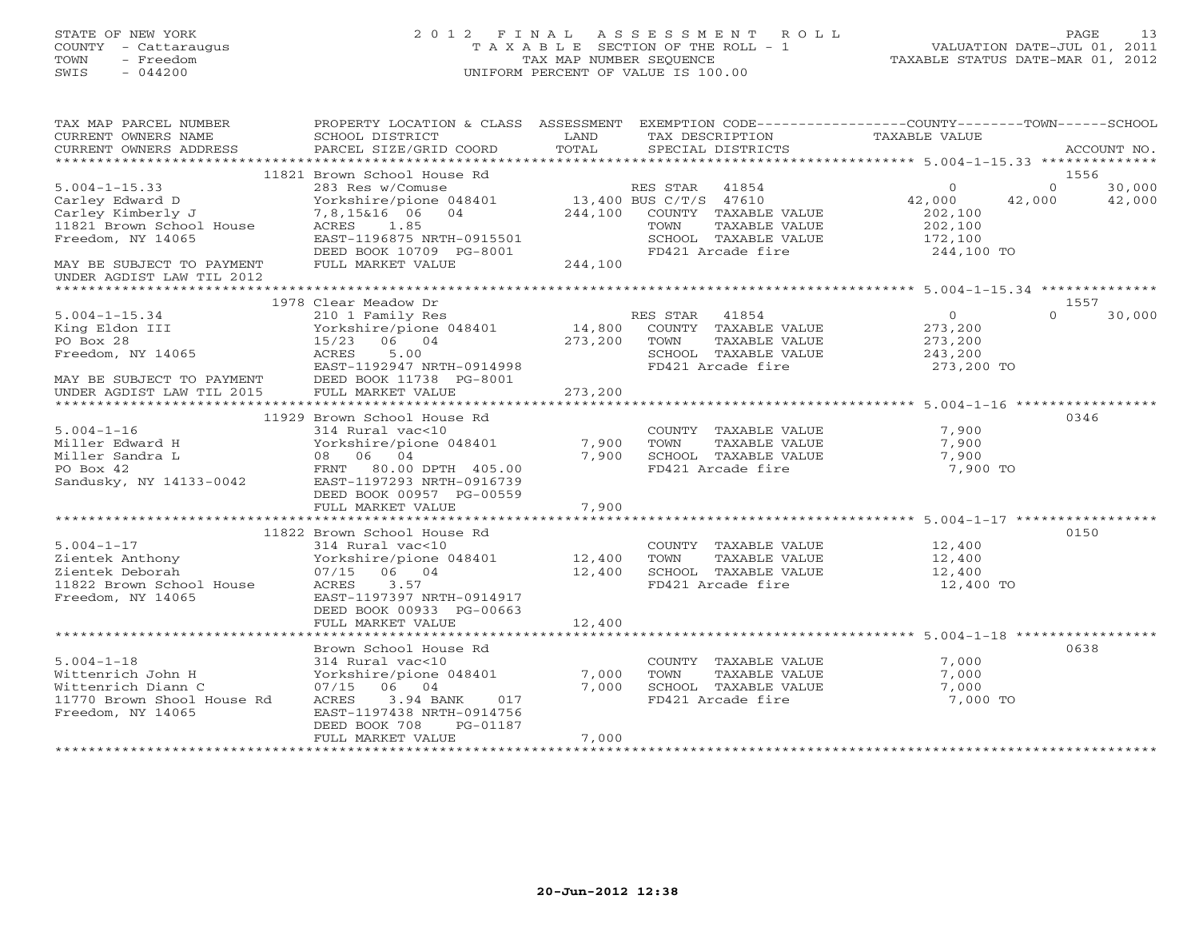STATE OF NEW YORK
COUNTY - Cattaraugus
TOWN - Freedom
SWIS - 044200

2012 FINAL ASSESSMENT ROLL
TAXABLE SECTION OF THE ROLL - 1
TAX MAP NUMBER SEQUENCE
UNIFORM PERCENT OF VALUE IS 100.00

VALUATION DATE-JUL 01, 2011
TAXABLE STATUS DATE-MAR 01, 2012

| TAX MAP PARCEL NUMBER / CURRENT OWNERS NAME / CURRENT OWNERS ADDRESS | PROPERTY LOCATION & CLASS / SCHOOL DISTRICT / PARCEL SIZE/GRID COORD | ASSESSMENT LAND | TOTAL | EXEMPTION CODE / TAX DESCRIPTION / SPECIAL DISTRICTS | COUNTY TAXABLE VALUE | TOWN | SCHOOL | ACCOUNT NO. |
|---|---|---|---|---|---|---|---|---|
| | 11821 Brown School House Rd | | | | | | | 1556 |
| 5.004-1-15.33 | 283 Res w/Comuse | | | RES STAR 41854 | 0 | 0 | 30,000 | |
| Carley Edward D | Yorkshire/pione 048401 | 13,400 | | BUS C/T/S 47610 | 42,000 | 42,000 | 42,000 | |
| Carley Kimberly J | 7,8,15&16 06 04 | | 244,100 | COUNTY TAXABLE VALUE | 202,100 | | | |
| 11821 Brown School House | ACRES 1.85 | | | TOWN TAXABLE VALUE | 202,100 | | | |
| Freedom, NY 14065 | EAST-1196875 NRTH-0915501 | | | SCHOOL TAXABLE VALUE | 172,100 | | | |
| | DEED BOOK 10709 PG-8001 | | | FD421 Arcade fire | 244,100 TO | | | |
| MAY BE SUBJECT TO PAYMENT UNDER AGDIST LAW TIL 2012 | FULL MARKET VALUE | | 244,100 | | | | | |
| | 1978 Clear Meadow Dr | | | | | | | 1557 |
| 5.004-1-15.34 | 210 1 Family Res | | | RES STAR 41854 | 0 | 0 | 30,000 | |
| King Eldon III | Yorkshire/pione 048401 | 14,800 | | COUNTY TAXABLE VALUE | 273,200 | | | |
| PO Box 28 | 15/23 06 04 | | 273,200 | TOWN TAXABLE VALUE | 273,200 | | | |
| Freedom, NY 14065 | ACRES 5.00 | | | SCHOOL TAXABLE VALUE | 243,200 | | | |
| | EAST-1192947 NRTH-0914998 | | | FD421 Arcade fire | 273,200 TO | | | |
| MAY BE SUBJECT TO PAYMENT UNDER AGDIST LAW TIL 2015 | DEED BOOK 11738 PG-8001 / FULL MARKET VALUE | | 273,200 | | | | | |
| | 11929 Brown School House Rd | | | | | | | 0346 |
| 5.004-1-16 | 314 Rural vac<10 | | | COUNTY TAXABLE VALUE | 7,900 | | | |
| Miller Edward H | Yorkshire/pione 048401 | 7,900 | | TOWN TAXABLE VALUE | 7,900 | | | |
| Miller Sandra L | 08 06 04 | | 7,900 | SCHOOL TAXABLE VALUE | 7,900 | | | |
| PO Box 42 | FRNT 80.00 DPTH 405.00 | | | FD421 Arcade fire | 7,900 TO | | | |
| Sandusky, NY 14133-0042 | EAST-1197293 NRTH-0916739 | | | | | | | |
| | DEED BOOK 00957 PG-00559 | | | | | | | |
| | FULL MARKET VALUE | | 7,900 | | | | | |
| | 11822 Brown School House Rd | | | | | | | 0150 |
| 5.004-1-17 | 314 Rural vac<10 | | | COUNTY TAXABLE VALUE | 12,400 | | | |
| Zientek Anthony | Yorkshire/pione 048401 | 12,400 | | TOWN TAXABLE VALUE | 12,400 | | | |
| Zientek Deborah | 07/15 06 04 | | 12,400 | SCHOOL TAXABLE VALUE | 12,400 | | | |
| 11822 Brown School House | ACRES 3.57 | | | FD421 Arcade fire | 12,400 TO | | | |
| Freedom, NY 14065 | EAST-1197397 NRTH-0914917 | | | | | | | |
| | DEED BOOK 00933 PG-00663 | | | | | | | |
| | FULL MARKET VALUE | | 12,400 | | | | | |
| | Brown School House Rd | | | | | | | 0638 |
| 5.004-1-18 | 314 Rural vac<10 | | | COUNTY TAXABLE VALUE | 7,000 | | | |
| Wittenrich John H | Yorkshire/pione 048401 | 7,000 | | TOWN TAXABLE VALUE | 7,000 | | | |
| Wittenrich Diann C | 07/15 06 04 | | 7,000 | SCHOOL TAXABLE VALUE | 7,000 | | | |
| 11770 Brown Shool House Rd | ACRES 3.94 BANK 017 | | | FD421 Arcade fire | 7,000 TO | | | |
| Freedom, NY 14065 | EAST-1197438 NRTH-0914756 | | | | | | | |
| | DEED BOOK 708 PG-01187 | | | | | | | |
| | FULL MARKET VALUE | | 7,000 | | | | | |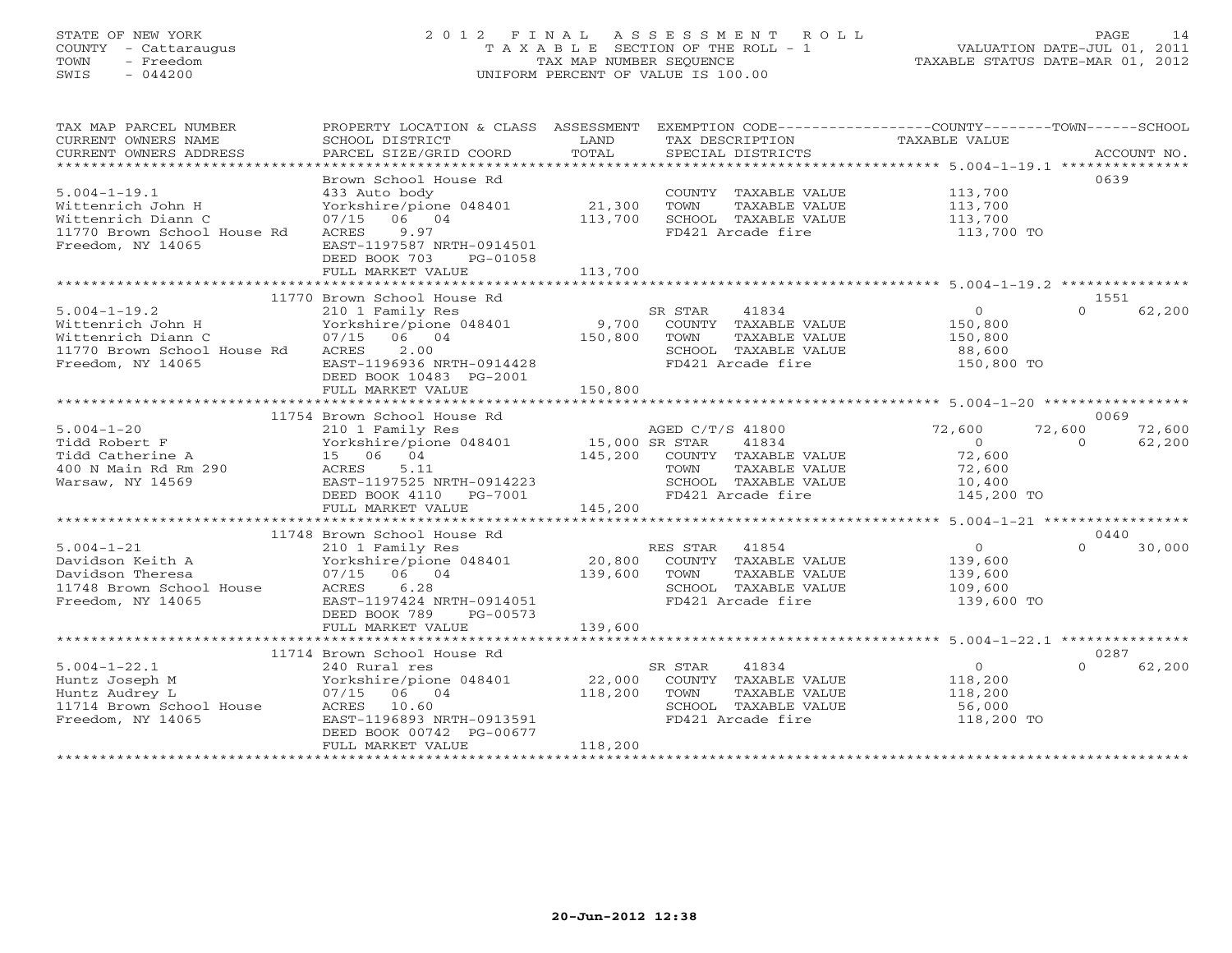STATE OF NEW YORK
COUNTY - Cattaraugus
TOWN - Freedom
SWIS - 044200

# 2012 FINAL ASSESSMENT ROLL
TAXABLE SECTION OF THE ROLL - 1
TAX MAP NUMBER SEQUENCE
UNIFORM PERCENT OF VALUE IS 100.00

VALUATION DATE-JUL 01, 2011
TAXABLE STATUS DATE-MAR 01, 2012

| TAX MAP PARCEL NUMBER / CURRENT OWNERS NAME / CURRENT OWNERS ADDRESS | PROPERTY LOCATION & CLASS / SCHOOL DISTRICT / PARCEL SIZE/GRID COORD | ASSESSMENT LAND / TOTAL | EXEMPTION CODE / TAX DESCRIPTION / SPECIAL DISTRICTS | COUNTY | TOWN | SCHOOL | ACCOUNT NO. |
|---|---|---|---|---|---|---|---|
| **5.004-1-19.1** | Brown School House Rd | | | | | | 0639 |
| 5.004-1-19.1 | 433 Auto body | | COUNTY TAXABLE VALUE | 113,700 | | | |
| Wittenrich John H | Yorkshire/pione 048401 | 21,300 | TOWN TAXABLE VALUE | | 113,700 | | |
| Wittenrich Diann C | 07/15 06 04 | 113,700 | SCHOOL TAXABLE VALUE | | | 113,700 | |
| 11770 Brown School House Rd | ACRES 9.97 | | FD421 Arcade fire | 113,700 TO | | | |
| Freedom, NY 14065 | EAST-1197587 NRTH-0914501 | | | | | | |
| | DEED BOOK 703 PG-01058 | | | | | | |
| | FULL MARKET VALUE | 113,700 | | | | | |
| **5.004-1-19.2** | 11770 Brown School House Rd | | | | | | 1551 |
| 5.004-1-19.2 | 210 1 Family Res | | SR STAR 41834 | 0 | 0 | 62,200 | |
| Wittenrich John H | Yorkshire/pione 048401 | 9,700 | COUNTY TAXABLE VALUE | 150,800 | | | |
| Wittenrich Diann C | 07/15 06 04 | 150,800 | TOWN TAXABLE VALUE | | 150,800 | | |
| 11770 Brown School House Rd | ACRES 2.00 | | SCHOOL TAXABLE VALUE | | | 88,600 | |
| Freedom, NY 14065 | EAST-1196936 NRTH-0914428 | | FD421 Arcade fire | 150,800 TO | | | |
| | DEED BOOK 10483 PG-2001 | | | | | | |
| | FULL MARKET VALUE | 150,800 | | | | | |
| **5.004-1-20** | 11754 Brown School House Rd | | | | | | 0069 |
| 5.004-1-20 | 210 1 Family Res | | AGED C/T/S 41800 | 72,600 | 72,600 | 72,600 | |
| Tidd Robert F | Yorkshire/pione 048401 | 15,000 | SR STAR 41834 | 0 | 0 | 62,200 | |
| Tidd Catherine A | 15 06 04 | 145,200 | COUNTY TAXABLE VALUE | 72,600 | | | |
| 400 N Main Rd Rm 290 | ACRES 5.11 | | TOWN TAXABLE VALUE | | 72,600 | | |
| Warsaw, NY 14569 | EAST-1197525 NRTH-0914223 | | SCHOOL TAXABLE VALUE | | | 10,400 | |
| | DEED BOOK 4110 PG-7001 | | FD421 Arcade fire | 145,200 TO | | | |
| | FULL MARKET VALUE | 145,200 | | | | | |
| **5.004-1-21** | 11748 Brown School House Rd | | | | | | 0440 |
| 5.004-1-21 | 210 1 Family Res | | RES STAR 41854 | 0 | 0 | 30,000 | |
| Davidson Keith A | Yorkshire/pione 048401 | 20,800 | COUNTY TAXABLE VALUE | 139,600 | | | |
| Davidson Theresa | 07/15 06 04 | 139,600 | TOWN TAXABLE VALUE | | 139,600 | | |
| 11748 Brown School House | ACRES 6.28 | | SCHOOL TAXABLE VALUE | | | 109,600 | |
| Freedom, NY 14065 | EAST-1197424 NRTH-0914051 | | FD421 Arcade fire | 139,600 TO | | | |
| | DEED BOOK 789 PG-00573 | | | | | | |
| | FULL MARKET VALUE | 139,600 | | | | | |
| **5.004-1-22.1** | 11714 Brown School House Rd | | | | | | 0287 |
| 5.004-1-22.1 | 240 Rural res | | SR STAR 41834 | 0 | 0 | 62,200 | |
| Huntz Joseph M | Yorkshire/pione 048401 | 22,000 | COUNTY TAXABLE VALUE | 118,200 | | | |
| Huntz Audrey L | 07/15 06 04 | 118,200 | TOWN TAXABLE VALUE | | 118,200 | | |
| 11714 Brown School House | ACRES 10.60 | | SCHOOL TAXABLE VALUE | | | 56,000 | |
| Freedom, NY 14065 | EAST-1196893 NRTH-0913591 | | FD421 Arcade fire | 118,200 TO | | | |
| | DEED BOOK 00742 PG-00677 | | | | | | |
| | FULL MARKET VALUE | 118,200 | | | | | |

20-Jun-2012 12:38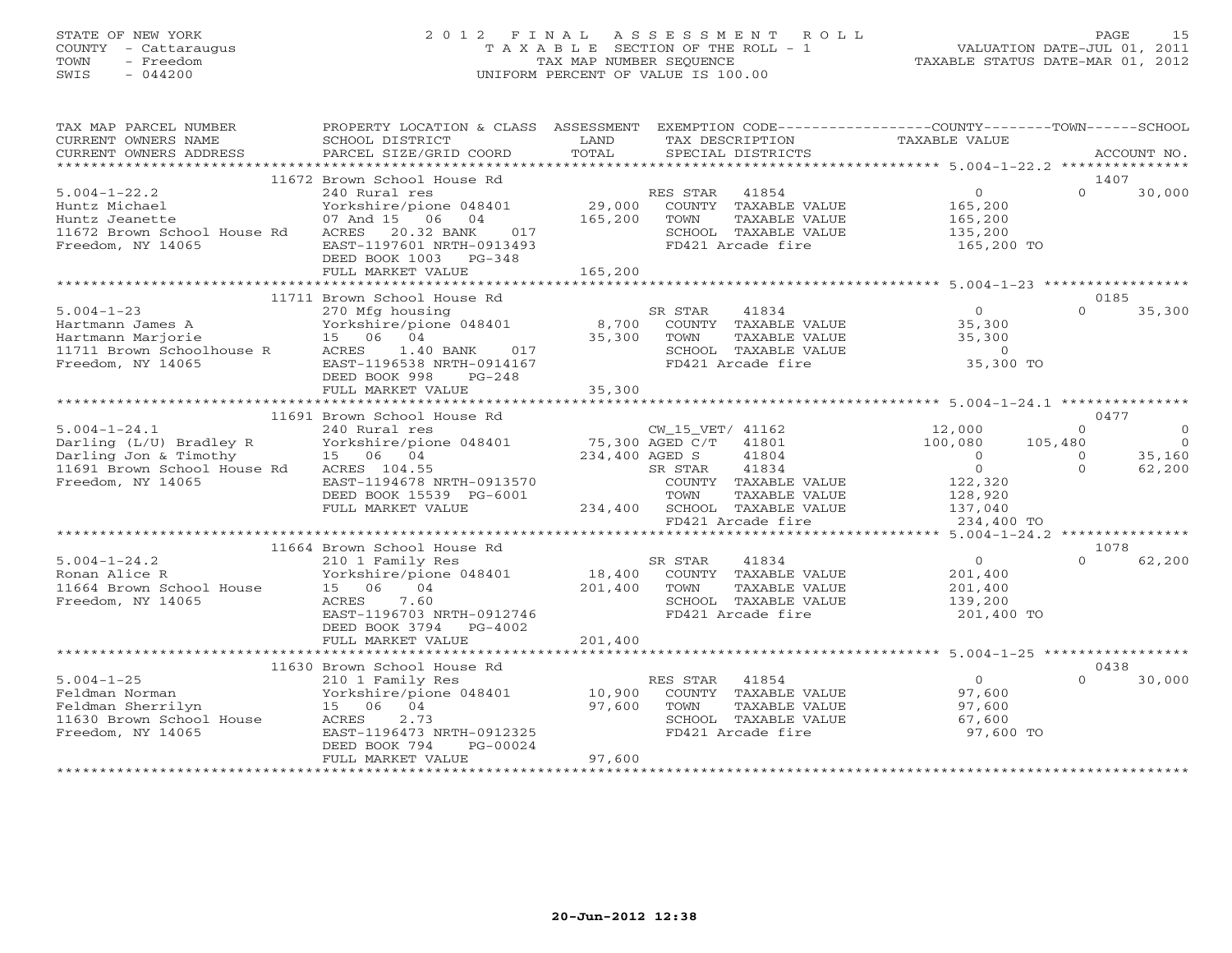STATE OF NEW YORK
COUNTY - Cattaraugus
TOWN - Freedom
SWIS - 044200

# 2012 FINAL ASSESSMENT ROLL
TAXABLE SECTION OF THE ROLL - 1
TAX MAP NUMBER SEQUENCE
UNIFORM PERCENT OF VALUE IS 100.00

VALUATION DATE-JUL 01, 2011
TAXABLE STATUS DATE-MAR 01, 2012

| TAX MAP PARCEL NUMBER / CURRENT OWNERS NAME / CURRENT OWNERS ADDRESS | PROPERTY LOCATION & CLASS / SCHOOL DISTRICT / PARCEL SIZE/GRID COORD | ASSESSMENT LAND / TOTAL | EXEMPTION CODE / TAX DESCRIPTION / SPECIAL DISTRICTS | COUNTY TAXABLE VALUE | TOWN | SCHOOL / ACCOUNT NO. |
|---|---|---|---|---|---|---|
| | 11672 Brown School House Rd | | | | | 1407 |
| 5.004-1-22.2 | 240 Rural res | | RES STAR 41854 | 0 | 0 | 30,000 |
| Huntz Michael | Yorkshire/pione 048401 | 29,000 | COUNTY TAXABLE VALUE | 165,200 | | |
| Huntz Jeanette | 07 And 15 06 04 | 165,200 | TOWN TAXABLE VALUE | 165,200 | | |
| 11672 Brown School House Rd | ACRES 20.32 BANK 017 | | SCHOOL TAXABLE VALUE | 135,200 | | |
| Freedom, NY 14065 | EAST-1197601 NRTH-0913493 | | FD421 Arcade fire | 165,200 TO | | |
| | DEED BOOK 1003 PG-348 | | | | | |
| | FULL MARKET VALUE | 165,200 | | | | |
| | 11711 Brown School House Rd | | | | | 0185 |
| 5.004-1-23 | 270 Mfg housing | | SR STAR 41834 | 0 | 0 | 35,300 |
| Hartmann James A | Yorkshire/pione 048401 | 8,700 | COUNTY TAXABLE VALUE | 35,300 | | |
| Hartmann Marjorie | 15 06 04 | 35,300 | TOWN TAXABLE VALUE | 35,300 | | |
| 11711 Brown Schoolhouse R | ACRES 1.40 BANK 017 | | SCHOOL TAXABLE VALUE | 0 | | |
| Freedom, NY 14065 | EAST-1196538 NRTH-0914167 | | FD421 Arcade fire | 35,300 TO | | |
| | DEED BOOK 998 PG-248 | | | | | |
| | FULL MARKET VALUE | 35,300 | | | | |
| | 11691 Brown School House Rd | | | | | 0477 |
| 5.004-1-24.1 | 240 Rural res | | CW_15_VET/ 41162 | 12,000 | 0 | 0 |
| Darling (L/U) Bradley R | Yorkshire/pione 048401 | 75,300 | AGED C/T 41801 | 100,080 | 105,480 | 0 |
| Darling Jon & Timothy | 15 06 04 | 234,400 | AGED S 41804 | 0 | 0 | 35,160 |
| 11691 Brown School House Rd | ACRES 104.55 | | SR STAR 41834 | 0 | 0 | 62,200 |
| Freedom, NY 14065 | EAST-1194678 NRTH-0913570 | | COUNTY TAXABLE VALUE | 122,320 | | |
| | DEED BOOK 15539 PG-6001 | | TOWN TAXABLE VALUE | 128,920 | | |
| | FULL MARKET VALUE | 234,400 | SCHOOL TAXABLE VALUE | 137,040 | | |
| | | | FD421 Arcade fire | 234,400 TO | | |
| | 11664 Brown School House Rd | | | | | 1078 |
| 5.004-1-24.2 | 210 1 Family Res | | SR STAR 41834 | 0 | 0 | 62,200 |
| Ronan Alice R | Yorkshire/pione 048401 | 18,400 | COUNTY TAXABLE VALUE | 201,400 | | |
| 11664 Brown School House | 15 06 04 | 201,400 | TOWN TAXABLE VALUE | 201,400 | | |
| Freedom, NY 14065 | ACRES 7.60 | | SCHOOL TAXABLE VALUE | 139,200 | | |
| | EAST-1196703 NRTH-0912746 | | FD421 Arcade fire | 201,400 TO | | |
| | DEED BOOK 3794 PG-4002 | | | | | |
| | FULL MARKET VALUE | 201,400 | | | | |
| | 11630 Brown School House Rd | | | | | 0438 |
| 5.004-1-25 | 210 1 Family Res | | RES STAR 41854 | 0 | 0 | 30,000 |
| Feldman Norman | Yorkshire/pione 048401 | 10,900 | COUNTY TAXABLE VALUE | 97,600 | | |
| Feldman Sherrilyn | 15 06 04 | 97,600 | TOWN TAXABLE VALUE | 97,600 | | |
| 11630 Brown School House | ACRES 2.73 | | SCHOOL TAXABLE VALUE | 67,600 | | |
| Freedom, NY 14065 | EAST-1196473 NRTH-0912325 | | FD421 Arcade fire | 97,600 TO | | |
| | DEED BOOK 794 PG-00024 | | | | | |
| | FULL MARKET VALUE | 97,600 | | | | |

20-Jun-2012 12:38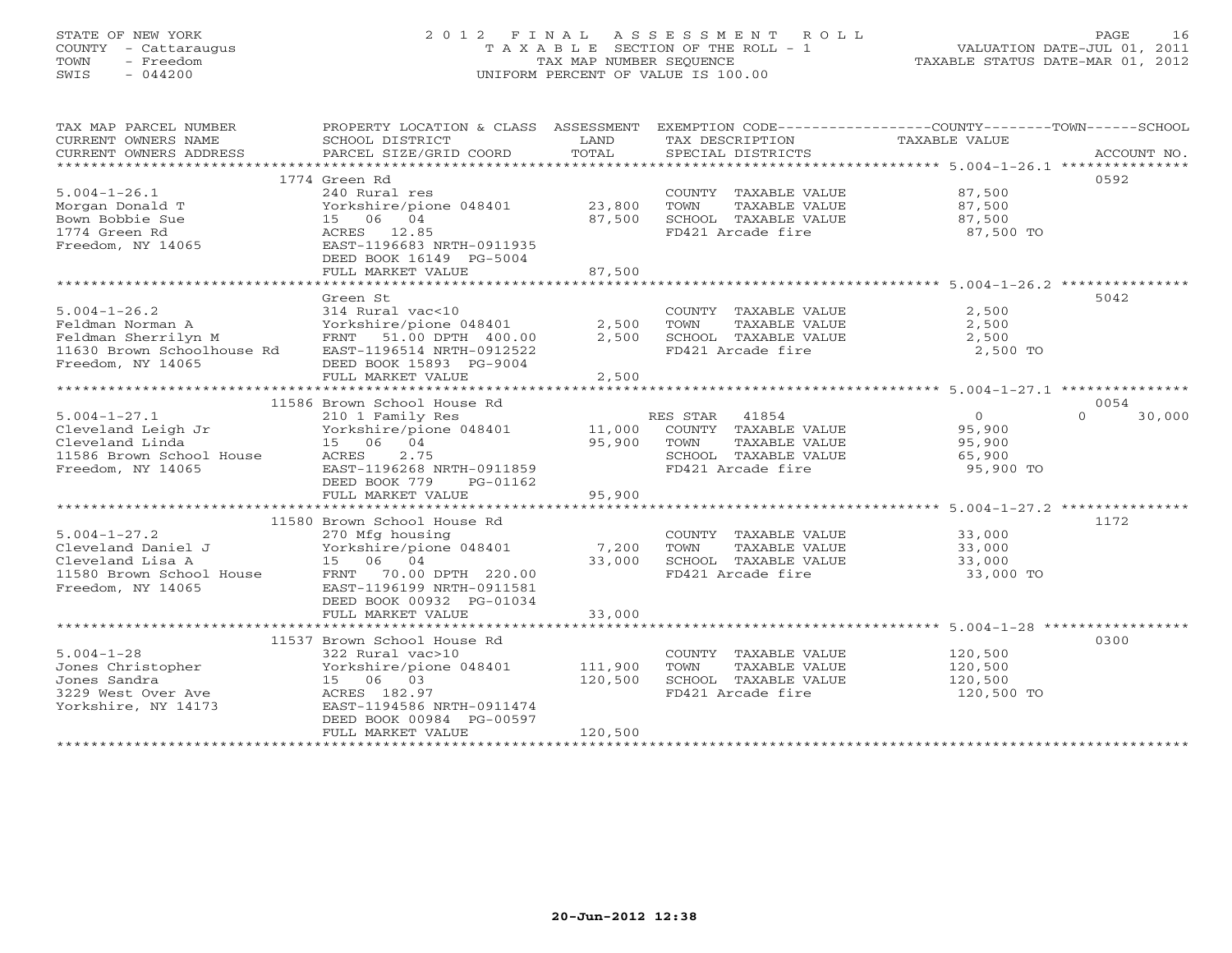STATE OF NEW YORK
COUNTY - Cattaraugus
TOWN - Freedom
SWIS - 044200

# 2012 FINAL ASSESSMENT ROLL

TAXABLE SECTION OF THE ROLL - 1
TAX MAP NUMBER SEQUENCE
UNIFORM PERCENT OF VALUE IS 100.00

VALUATION DATE-JUL 01, 2011
TAXABLE STATUS DATE-MAR 01, 2012

| TAX MAP PARCEL NUMBER / CURRENT OWNERS NAME / CURRENT OWNERS ADDRESS | PROPERTY LOCATION & CLASS / SCHOOL DISTRICT / PARCEL SIZE/GRID COORD | ASSESSMENT LAND | TOTAL | EXEMPTION CODE / TAX DESCRIPTION / SPECIAL DISTRICTS | COUNTY / TOWN TAXABLE VALUE | SCHOOL | ACCOUNT NO. |
|---|---|---|---|---|---|---|---|
| | 1774 Green Rd | | | | | | 0592 |
| 5.004-1-26.1 | 240 Rural res | | | COUNTY TAXABLE VALUE | 87,500 | | |
| Morgan Donald T | Yorkshire/pione 048401 | 23,800 | | TOWN TAXABLE VALUE | 87,500 | | |
| Bown Bobbie Sue | 15 06 04 | | 87,500 | SCHOOL TAXABLE VALUE | 87,500 | | |
| 1774 Green Rd | ACRES 12.85 | | | FD421 Arcade fire | 87,500 TO | | |
| Freedom, NY 14065 | EAST-1196683 NRTH-0911935 | | | | | | |
| | DEED BOOK 16149 PG-5004 | | | | | | |
| | FULL MARKET VALUE | | 87,500 | | | | |
| | Green St | | | | | | 5042 |
| 5.004-1-26.2 | 314 Rural vac<10 | | | COUNTY TAXABLE VALUE | 2,500 | | |
| Feldman Norman A | Yorkshire/pione 048401 | 2,500 | | TOWN TAXABLE VALUE | 2,500 | | |
| Feldman Sherrilyn M | FRNT 51.00 DPTH 400.00 | | 2,500 | SCHOOL TAXABLE VALUE | 2,500 | | |
| 11630 Brown Schoolhouse Rd | EAST-1196514 NRTH-0912522 | | | FD421 Arcade fire | 2,500 TO | | |
| Freedom, NY 14065 | DEED BOOK 15893 PG-9004 | | | | | | |
| | FULL MARKET VALUE | | 2,500 | | | | |
| | 11586 Brown School House Rd | | | | | | 0054 |
| 5.004-1-27.1 | 210 1 Family Res | | | RES STAR 41854 | 0 | 0 | 30,000 |
| Cleveland Leigh Jr | Yorkshire/pione 048401 | 11,000 | | COUNTY TAXABLE VALUE | 95,900 | | |
| Cleveland Linda | 15 06 04 | | 95,900 | TOWN TAXABLE VALUE | 95,900 | | |
| 11586 Brown School House | ACRES 2.75 | | | SCHOOL TAXABLE VALUE | 65,900 | | |
| Freedom, NY 14065 | EAST-1196268 NRTH-0911859 | | | FD421 Arcade fire | 95,900 TO | | |
| | DEED BOOK 779 PG-01162 | | | | | | |
| | FULL MARKET VALUE | | 95,900 | | | | |
| | 11580 Brown School House Rd | | | | | | 1172 |
| 5.004-1-27.2 | 270 Mfg housing | | | COUNTY TAXABLE VALUE | 33,000 | | |
| Cleveland Daniel J | Yorkshire/pione 048401 | 7,200 | | TOWN TAXABLE VALUE | 33,000 | | |
| Cleveland Lisa A | 15 06 04 | | 33,000 | SCHOOL TAXABLE VALUE | 33,000 | | |
| 11580 Brown School House | FRNT 70.00 DPTH 220.00 | | | FD421 Arcade fire | 33,000 TO | | |
| Freedom, NY 14065 | EAST-1196199 NRTH-0911581 | | | | | | |
| | DEED BOOK 00932 PG-01034 | | | | | | |
| | FULL MARKET VALUE | | 33,000 | | | | |
| | 11537 Brown School House Rd | | | | | | 0300 |
| 5.004-1-28 | 322 Rural vac>10 | | | COUNTY TAXABLE VALUE | 120,500 | | |
| Jones Christopher | Yorkshire/pione 048401 | 111,900 | | TOWN TAXABLE VALUE | 120,500 | | |
| Jones Sandra | 15 06 03 | | 120,500 | SCHOOL TAXABLE VALUE | 120,500 | | |
| 3229 West Over Ave | ACRES 182.97 | | | FD421 Arcade fire | 120,500 TO | | |
| Yorkshire, NY 14173 | EAST-1194586 NRTH-0911474 | | | | | | |
| | DEED BOOK 00984 PG-00597 | | | | | | |
| | FULL MARKET VALUE | | 120,500 | | | | |

20-Jun-2012 12:38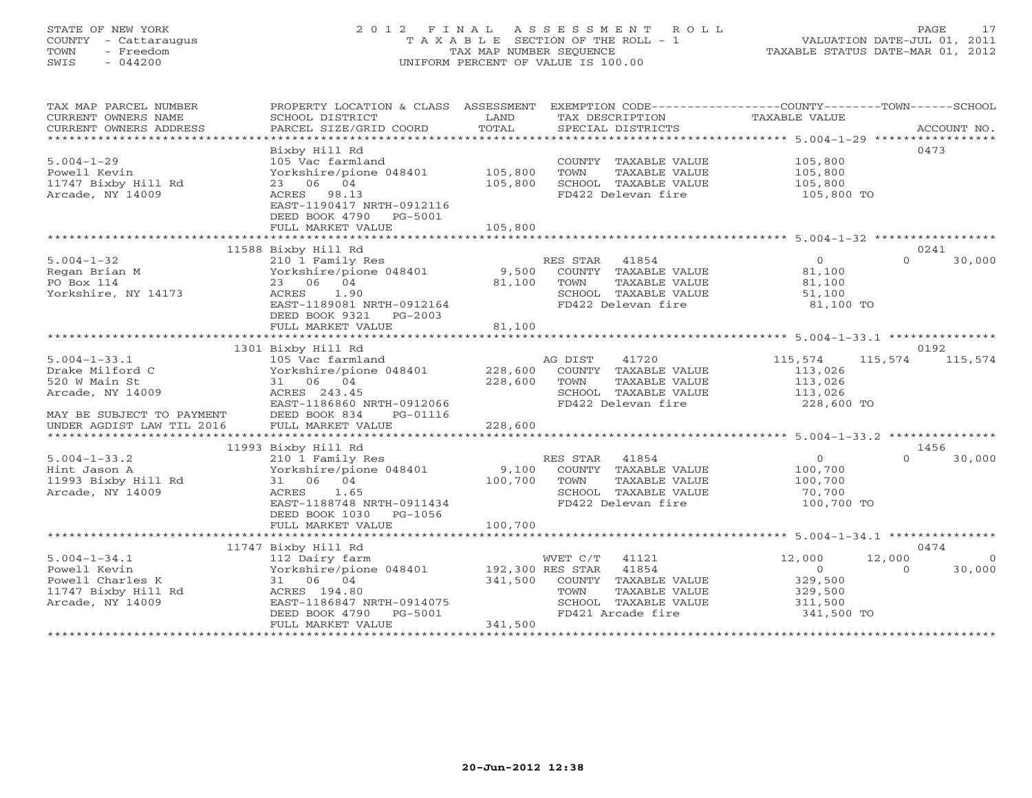STATE OF NEW YORK
COUNTY - Cattaraugus
TOWN - Freedom
SWIS - 044200

# 2012 FINAL ASSESSMENT ROLL

TAXABLE SECTION OF THE ROLL - 1
TAX MAP NUMBER SEQUENCE
UNIFORM PERCENT OF VALUE IS 100.00

VALUATION DATE-JUL 01, 2011
TAXABLE STATUS DATE-MAR 01, 2012

| TAX MAP PARCEL NUMBER / CURRENT OWNERS NAME / CURRENT OWNERS ADDRESS | PROPERTY LOCATION & CLASS / SCHOOL DISTRICT / PARCEL SIZE/GRID COORD | ASSESSMENT LAND / TOTAL | EXEMPTION CODE / TAX DESCRIPTION / SPECIAL DISTRICTS | COUNTY TAXABLE VALUE | TOWN | SCHOOL | ACCOUNT NO. |
|---|---|---|---|---|---|---|---|
| **5.004-1-29** | Bixby Hill Rd | | | | | | 0473 |
| 5.004-1-29 | 105 Vac farmland | | COUNTY TAXABLE VALUE | 105,800 | | | |
| Powell Kevin | Yorkshire/pione 048401 | 105,800 | TOWN TAXABLE VALUE | 105,800 | | | |
| 11747 Bixby Hill Rd | 23 06 04 | 105,800 | SCHOOL TAXABLE VALUE | 105,800 | | | |
| Arcade, NY 14009 | ACRES 98.13 | | FD422 Delevan fire | 105,800 TO | | | |
| | EAST-1190417 NRTH-0912116 | | | | | | |
| | DEED BOOK 4790 PG-5001 | | | | | | |
| | FULL MARKET VALUE | 105,800 | | | | | |
| **5.004-1-32** | 11588 Bixby Hill Rd | | | | | | 0241 |
| 5.004-1-32 | 210 1 Family Res | | RES STAR 41854 | 0 | 0 | 30,000 | |
| Regan Brian M | Yorkshire/pione 048401 | 9,500 | COUNTY TAXABLE VALUE | 81,100 | | | |
| PO Box 114 | 23 06 04 | 81,100 | TOWN TAXABLE VALUE | 81,100 | | | |
| Yorkshire, NY 14173 | ACRES 1.90 | | SCHOOL TAXABLE VALUE | 51,100 | | | |
| | EAST-1189081 NRTH-0912164 | | FD422 Delevan fire | 81,100 TO | | | |
| | DEED BOOK 9321 PG-2003 | | | | | | |
| | FULL MARKET VALUE | 81,100 | | | | | |
| **5.004-1-33.1** | 1301 Bixby Hill Rd | | | | | | 0192 |
| 5.004-1-33.1 | 105 Vac farmland | | AG DIST 41720 | 115,574 | 115,574 | 115,574 | |
| Drake Milford C | Yorkshire/pione 048401 | 228,600 | COUNTY TAXABLE VALUE | 113,026 | | | |
| 520 W Main St | 31 06 04 | 228,600 | TOWN TAXABLE VALUE | 113,026 | | | |
| Arcade, NY 14009 | ACRES 243.45 | | SCHOOL TAXABLE VALUE | 113,026 | | | |
| | EAST-1186860 NRTH-0912066 | | FD422 Delevan fire | 228,600 TO | | | |
| MAY BE SUBJECT TO PAYMENT | DEED BOOK 834 PG-01116 | | | | | | |
| UNDER AGDIST LAW TIL 2016 | FULL MARKET VALUE | 228,600 | | | | | |
| **5.004-1-33.2** | 11993 Bixby Hill Rd | | | | | | 1456 |
| 5.004-1-33.2 | 210 1 Family Res | | RES STAR 41854 | 0 | 0 | 30,000 | |
| Hint Jason A | Yorkshire/pione 048401 | 9,100 | COUNTY TAXABLE VALUE | 100,700 | | | |
| 11993 Bixby Hill Rd | 31 06 04 | 100,700 | TOWN TAXABLE VALUE | 100,700 | | | |
| Arcade, NY 14009 | ACRES 1.65 | | SCHOOL TAXABLE VALUE | 70,700 | | | |
| | EAST-1188748 NRTH-0911434 | | FD422 Delevan fire | 100,700 TO | | | |
| | DEED BOOK 1030 PG-1056 | | | | | | |
| | FULL MARKET VALUE | 100,700 | | | | | |
| **5.004-1-34.1** | 11747 Bixby Hill Rd | | | | | | 0474 |
| 5.004-1-34.1 | 112 Dairy farm | | WVET C/T 41121 | 12,000 | 12,000 | 0 | |
| Powell Kevin | Yorkshire/pione 048401 | 192,300 | RES STAR 41854 | 0 | 0 | 30,000 | |
| Powell Charles K | 31 06 04 | 341,500 | COUNTY TAXABLE VALUE | 329,500 | | | |
| 11747 Bixby Hill Rd | ACRES 194.80 | | TOWN TAXABLE VALUE | 329,500 | | | |
| Arcade, NY 14009 | EAST-1186847 NRTH-0914075 | | SCHOOL TAXABLE VALUE | 311,500 | | | |
| | DEED BOOK 4790 PG-5001 | | FD421 Arcade fire | 341,500 TO | | | |
| | FULL MARKET VALUE | 341,500 | | | | | |

20-Jun-2012 12:38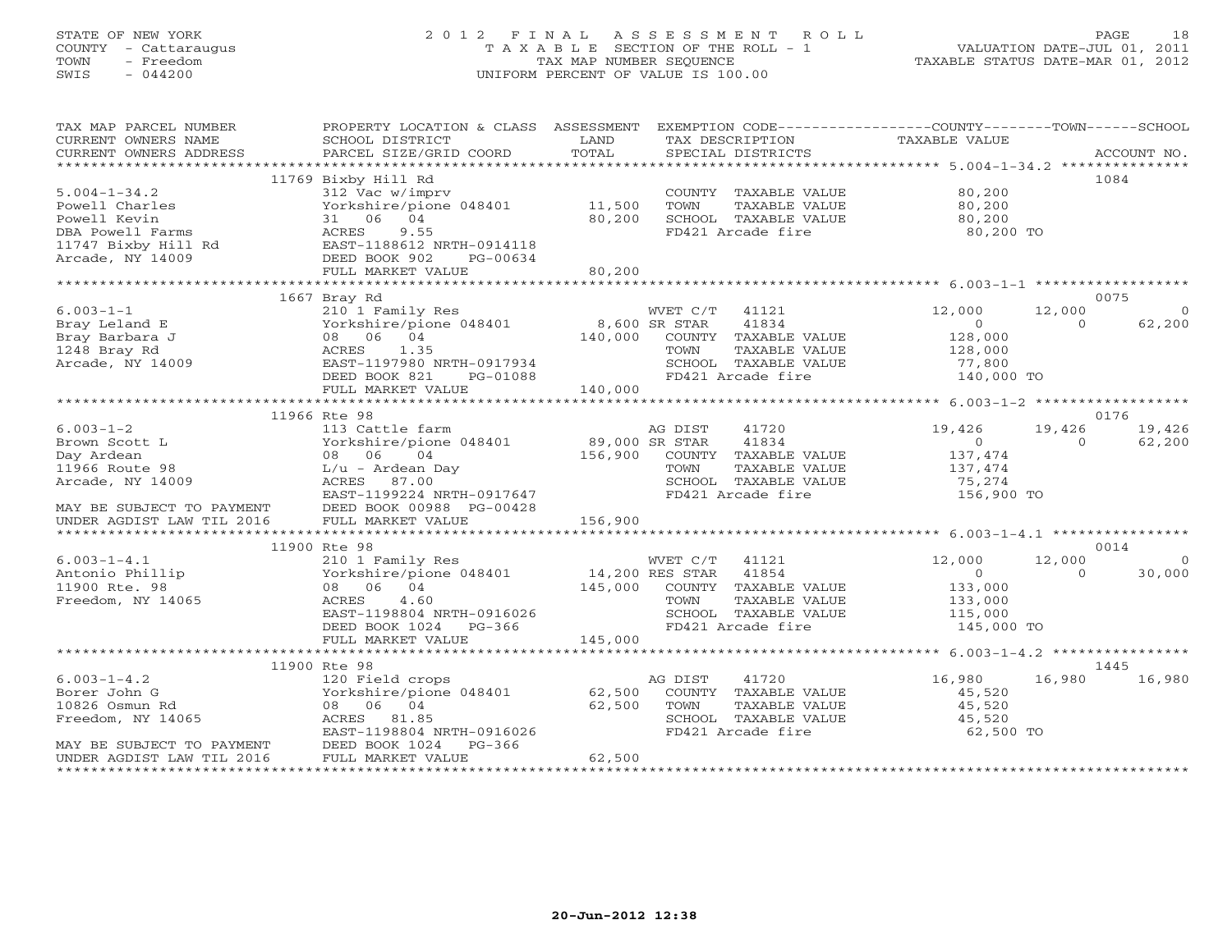STATE OF NEW YORK
COUNTY - Cattaraugus
TOWN - Freedom
SWIS - 044200

# 2012 FINAL ASSESSMENT ROLL
TAXABLE SECTION OF THE ROLL - 1
TAX MAP NUMBER SEQUENCE
UNIFORM PERCENT OF VALUE IS 100.00

VALUATION DATE-JUL 01, 2011
TAXABLE STATUS DATE-MAR 01, 2012

| TAX MAP PARCEL NUMBER / CURRENT OWNERS NAME / CURRENT OWNERS ADDRESS | PROPERTY LOCATION & CLASS / SCHOOL DISTRICT / PARCEL SIZE/GRID COORD | ASSESSMENT LAND / TOTAL | EXEMPTION CODE / TAX DESCRIPTION / SPECIAL DISTRICTS | COUNTY TAXABLE VALUE | TOWN | SCHOOL | ACCOUNT NO. |
|---|---|---|---|---|---|---|---|
| | 11769 Bixby Hill Rd | | | | | | 1084 |
| 5.004-1-34.2 | 312 Vac w/imprv | | COUNTY TAXABLE VALUE | 80,200 | | | |
| Powell Charles | Yorkshire/pione 048401 | 11,500 | TOWN TAXABLE VALUE | 80,200 | | | |
| Powell Kevin | 31 06 04 | 80,200 | SCHOOL TAXABLE VALUE | 80,200 | | | |
| DBA Powell Farms | ACRES 9.55 | | FD421 Arcade fire | 80,200 TO | | | |
| 11747 Bixby Hill Rd | EAST-1188612 NRTH-0914118 | | | | | | |
| Arcade, NY 14009 | DEED BOOK 902 PG-00634 | | | | | | |
| | FULL MARKET VALUE | 80,200 | | | | | |
| | 1667 Bray Rd | | | | | | 0075 |
| 6.003-1-1 | 210 1 Family Res | | WVET C/T 41121 | 12,000 | 12,000 | 0 | |
| Bray Leland E | Yorkshire/pione 048401 | 8,600 | SR STAR 41834 | 0 | 0 | 62,200 | |
| Bray Barbara J | 08 06 04 | 140,000 | COUNTY TAXABLE VALUE | 128,000 | | | |
| 1248 Bray Rd | ACRES 1.35 | | TOWN TAXABLE VALUE | 128,000 | | | |
| Arcade, NY 14009 | EAST-1197980 NRTH-0917934 | | SCHOOL TAXABLE VALUE | 77,800 | | | |
| | DEED BOOK 821 PG-01088 | | FD421 Arcade fire | 140,000 TO | | | |
| | FULL MARKET VALUE | 140,000 | | | | | |
| | 11966 Rte 98 | | | | | | 0176 |
| 6.003-1-2 | 113 Cattle farm | | AG DIST 41720 | 19,426 | 19,426 | 19,426 | |
| Brown Scott L | Yorkshire/pione 048401 | 89,000 | SR STAR 41834 | 0 | 0 | 62,200 | |
| Day Ardean | 08 06 04 | 156,900 | COUNTY TAXABLE VALUE | 137,474 | | | |
| 11966 Route 98 | L/u - Ardean Day | | TOWN TAXABLE VALUE | 137,474 | | | |
| Arcade, NY 14009 | ACRES 87.00 | | SCHOOL TAXABLE VALUE | 75,274 | | | |
| | EAST-1199224 NRTH-0917647 | | FD421 Arcade fire | 156,900 TO | | | |
| MAY BE SUBJECT TO PAYMENT | DEED BOOK 00988 PG-00428 | | | | | | |
| UNDER AGDIST LAW TIL 2016 | FULL MARKET VALUE | 156,900 | | | | | |
| | 11900 Rte 98 | | | | | | 0014 |
| 6.003-1-4.1 | 210 1 Family Res | | WVET C/T 41121 | 12,000 | 12,000 | 0 | |
| Antonio Phillip | Yorkshire/pione 048401 | 14,200 | RES STAR 41854 | 0 | 0 | 30,000 | |
| 11900 Rte. 98 | 08 06 04 | 145,000 | COUNTY TAXABLE VALUE | 133,000 | | | |
| Freedom, NY 14065 | ACRES 4.60 | | TOWN TAXABLE VALUE | 133,000 | | | |
| | EAST-1198804 NRTH-0916026 | | SCHOOL TAXABLE VALUE | 115,000 | | | |
| | DEED BOOK 1024 PG-366 | | FD421 Arcade fire | 145,000 TO | | | |
| | FULL MARKET VALUE | 145,000 | | | | | |
| | 11900 Rte 98 | | | | | | 1445 |
| 6.003-1-4.2 | 120 Field crops | | AG DIST 41720 | 16,980 | 16,980 | 16,980 | |
| Borer John G | Yorkshire/pione 048401 | 62,500 | COUNTY TAXABLE VALUE | 45,520 | | | |
| 10826 Osmun Rd | 08 06 04 | 62,500 | TOWN TAXABLE VALUE | 45,520 | | | |
| Freedom, NY 14065 | ACRES 81.85 | | SCHOOL TAXABLE VALUE | 45,520 | | | |
| | EAST-1198804 NRTH-0916026 | | FD421 Arcade fire | 62,500 TO | | | |
| MAY BE SUBJECT TO PAYMENT | DEED BOOK 1024 PG-366 | | | | | | |
| UNDER AGDIST LAW TIL 2016 | FULL MARKET VALUE | 62,500 | | | | | |

20-Jun-2012 12:38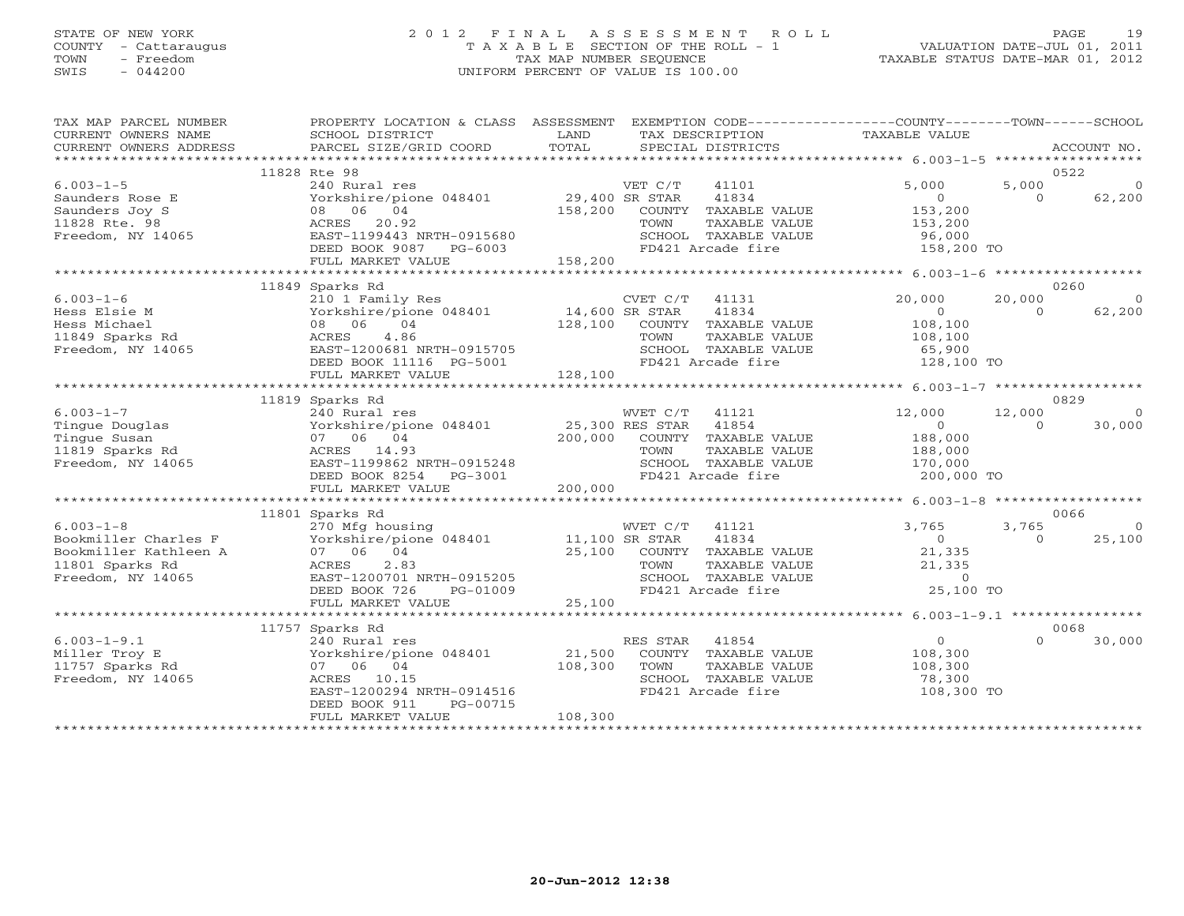STATE OF NEW YORK
COUNTY - Cattaraugus
TOWN - Freedom
SWIS - 044200

2012 FINAL ASSESSMENT ROLL
TAXABLE SECTION OF THE ROLL - 1
TAX MAP NUMBER SEQUENCE
UNIFORM PERCENT OF VALUE IS 100.00

VALUATION DATE-JUL 01, 2011
TAXABLE STATUS DATE-MAR 01, 2012

| TAX MAP PARCEL NUMBER / CURRENT OWNERS NAME / CURRENT OWNERS ADDRESS | PROPERTY LOCATION & CLASS / SCHOOL DISTRICT / PARCEL SIZE/GRID COORD | ASSESSMENT LAND / TOTAL | EXEMPTION CODE / TAX DESCRIPTION / SPECIAL DISTRICTS | COUNTY TAXABLE VALUE | TOWN | SCHOOL | ACCOUNT NO. |
|---|---|---|---|---|---|---|---|
| | 11828 Rte 98 | | | | | | 0522 |
| 6.003-1-5 | 240 Rural res | | VET C/T 41101 | 5,000 | 5,000 | 0 | |
| Saunders Rose E | Yorkshire/pione 048401 | 29,400 | SR STAR 41834 | 0 | 0 | 62,200 | |
| Saunders Joy S | 08 06 04 | 158,200 | COUNTY TAXABLE VALUE | 153,200 | | | |
| 11828 Rte. 98 | ACRES 20.92 | | TOWN TAXABLE VALUE | 153,200 | | | |
| Freedom, NY 14065 | EAST-1199443 NRTH-0915680 | | SCHOOL TAXABLE VALUE | 96,000 | | | |
| | DEED BOOK 9087 PG-6003 | | FD421 Arcade fire | 158,200 TO | | | |
| | FULL MARKET VALUE | 158,200 | | | | | |
| | 11849 Sparks Rd | | | | | | 0260 |
| 6.003-1-6 | 210 1 Family Res | | CVET C/T 41131 | 20,000 | 20,000 | 0 | |
| Hess Elsie M | Yorkshire/pione 048401 | 14,600 | SR STAR 41834 | 0 | 0 | 62,200 | |
| Hess Michael | 08 06 04 | 128,100 | COUNTY TAXABLE VALUE | 108,100 | | | |
| 11849 Sparks Rd | ACRES 4.86 | | TOWN TAXABLE VALUE | 108,100 | | | |
| Freedom, NY 14065 | EAST-1200681 NRTH-0915705 | | SCHOOL TAXABLE VALUE | 65,900 | | | |
| | DEED BOOK 11116 PG-5001 | | FD421 Arcade fire | 128,100 TO | | | |
| | FULL MARKET VALUE | 128,100 | | | | | |
| | 11819 Sparks Rd | | | | | | 0829 |
| 6.003-1-7 | 240 Rural res | | WVET C/T 41121 | 12,000 | 12,000 | 0 | |
| Tingue Douglas | Yorkshire/pione 048401 | 25,300 | RES STAR 41854 | 0 | 0 | 30,000 | |
| Tingue Susan | 07 06 04 | 200,000 | COUNTY TAXABLE VALUE | 188,000 | | | |
| 11819 Sparks Rd | ACRES 14.93 | | TOWN TAXABLE VALUE | 188,000 | | | |
| Freedom, NY 14065 | EAST-1199862 NRTH-0915248 | | SCHOOL TAXABLE VALUE | 170,000 | | | |
| | DEED BOOK 8254 PG-3001 | | FD421 Arcade fire | 200,000 TO | | | |
| | FULL MARKET VALUE | 200,000 | | | | | |
| | 11801 Sparks Rd | | | | | | 0066 |
| 6.003-1-8 | 270 Mfg housing | | WVET C/T 41121 | 3,765 | 3,765 | 0 | |
| Bookmiller Charles F | Yorkshire/pione 048401 | 11,100 | SR STAR 41834 | 0 | 0 | 25,100 | |
| Bookmiller Kathleen A | 07 06 04 | 25,100 | COUNTY TAXABLE VALUE | 21,335 | | | |
| 11801 Sparks Rd | ACRES 2.83 | | TOWN TAXABLE VALUE | 21,335 | | | |
| Freedom, NY 14065 | EAST-1200701 NRTH-0915205 | | SCHOOL TAXABLE VALUE | 0 | | | |
| | DEED BOOK 726 PG-01009 | | FD421 Arcade fire | 25,100 TO | | | |
| | FULL MARKET VALUE | 25,100 | | | | | |
| | 11757 Sparks Rd | | | | | | 0068 |
| 6.003-1-9.1 | 240 Rural res | | RES STAR 41854 | 0 | 0 | 30,000 | |
| Miller Troy E | Yorkshire/pione 048401 | 21,500 | COUNTY TAXABLE VALUE | 108,300 | | | |
| 11757 Sparks Rd | 07 06 04 | 108,300 | TOWN TAXABLE VALUE | 108,300 | | | |
| Freedom, NY 14065 | ACRES 10.15 | | SCHOOL TAXABLE VALUE | 78,300 | | | |
| | EAST-1200294 NRTH-0914516 | | FD421 Arcade fire | 108,300 TO | | | |
| | DEED BOOK 911 PG-00715 | | | | | | |
| | FULL MARKET VALUE | 108,300 | | | | | |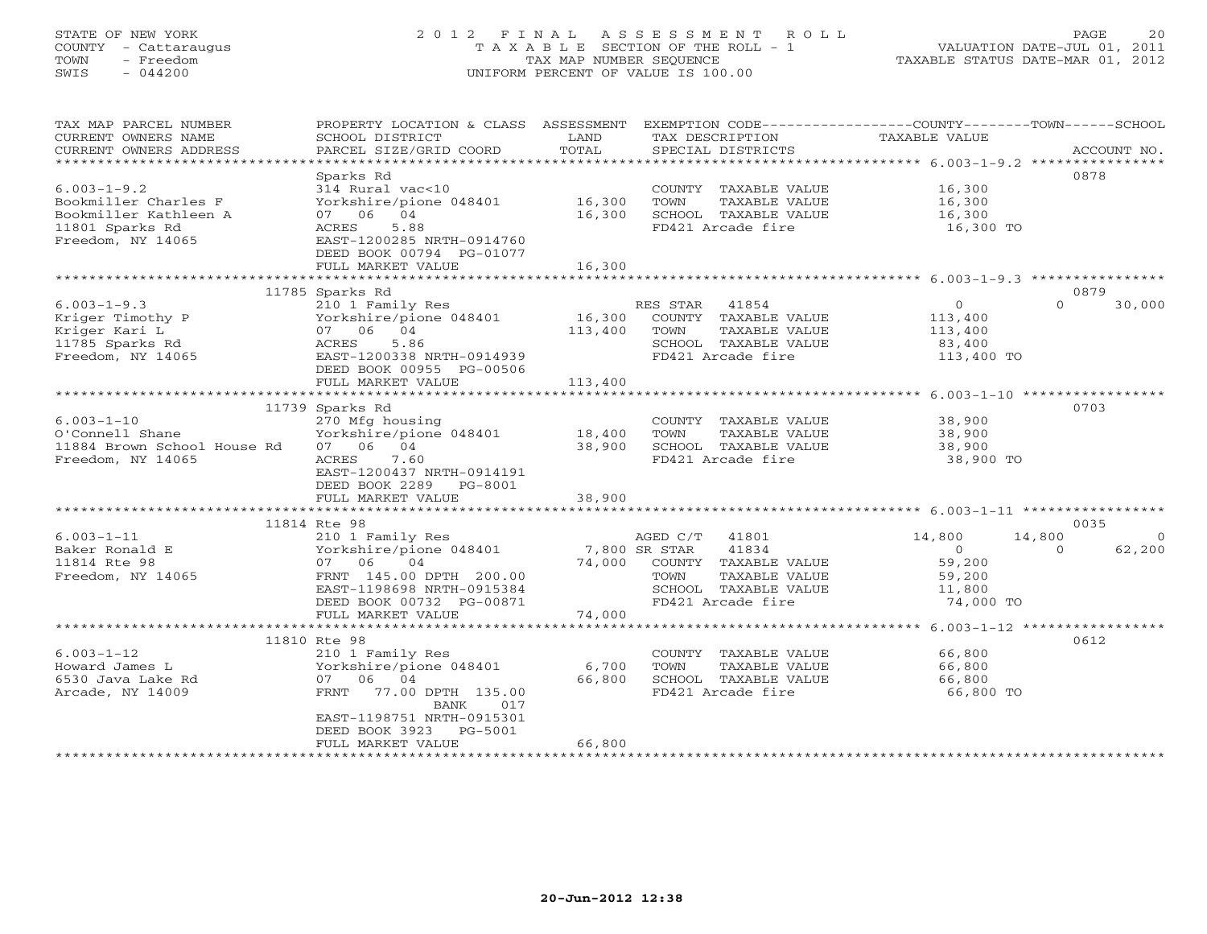STATE OF NEW YORK
COUNTY - Cattaraugus
TOWN - Freedom
SWIS - 044200

# 2012 FINAL ASSESSMENT ROLL
TAXABLE SECTION OF THE ROLL - 1
TAX MAP NUMBER SEQUENCE
UNIFORM PERCENT OF VALUE IS 100.00

VALUATION DATE-JUL 01, 2011
TAXABLE STATUS DATE-MAR 01, 2012

| TAX MAP PARCEL NUMBER / CURRENT OWNERS NAME / CURRENT OWNERS ADDRESS | PROPERTY LOCATION & CLASS / SCHOOL DISTRICT / PARCEL SIZE/GRID COORD | ASSESSMENT LAND / TOTAL | EXEMPTION CODE / TAX DESCRIPTION / SPECIAL DISTRICTS | COUNTY | TOWN | SCHOOL / ACCOUNT NO. |
|---|---|---|---|---|---|---|
| **6.003-1-9.2** | Sparks Rd | | | | | 0878 |
| Bookmiller Charles F | 314 Rural vac<10 | | COUNTY TAXABLE VALUE | 16,300 | | |
| Bookmiller Kathleen A | Yorkshire/pione 048401 | 16,300 | TOWN TAXABLE VALUE | | 16,300 | |
| 11801 Sparks Rd | 07 06 04 | 16,300 | SCHOOL TAXABLE VALUE | | | 16,300 |
| Freedom, NY 14065 | ACRES 5.88 | | FD421 Arcade fire | 16,300 TO | | |
| | EAST-1200285 NRTH-0914760 | | | | | |
| | DEED BOOK 00794 PG-01077 | | | | | |
| | FULL MARKET VALUE | 16,300 | | | | |
| **6.003-1-9.3** | 11785 Sparks Rd | | | | | 0879 |
| Kriger Timothy P | 210 1 Family Res | | RES STAR 41854 | 0 | 0 | 30,000 |
| Kriger Kari L | Yorkshire/pione 048401 | 16,300 | COUNTY TAXABLE VALUE | 113,400 | | |
| 11785 Sparks Rd | 07 06 04 | 113,400 | TOWN TAXABLE VALUE | | 113,400 | |
| Freedom, NY 14065 | ACRES 5.86 | | SCHOOL TAXABLE VALUE | | | 83,400 |
| | EAST-1200338 NRTH-0914939 | | FD421 Arcade fire | 113,400 TO | | |
| | DEED BOOK 00955 PG-00506 | | | | | |
| | FULL MARKET VALUE | 113,400 | | | | |
| **6.003-1-10** | 11739 Sparks Rd | | | | | 0703 |
| O'Connell Shane | 270 Mfg housing | | COUNTY TAXABLE VALUE | 38,900 | | |
| 11884 Brown School House Rd | Yorkshire/pione 048401 | 18,400 | TOWN TAXABLE VALUE | | 38,900 | |
| Freedom, NY 14065 | 07 06 04 | 38,900 | SCHOOL TAXABLE VALUE | | | 38,900 |
| | ACRES 7.60 | | FD421 Arcade fire | 38,900 TO | | |
| | EAST-1200437 NRTH-0914191 | | | | | |
| | DEED BOOK 2289 PG-8001 | | | | | |
| | FULL MARKET VALUE | 38,900 | | | | |
| **6.003-1-11** | 11814 Rte 98 | | | | | 0035 |
| Baker Ronald E | 210 1 Family Res | | AGED C/T 41801 | 14,800 | 14,800 | 0 |
| 11814 Rte 98 | Yorkshire/pione 048401 | 7,800 | SR STAR 41834 | 0 | 0 | 62,200 |
| Freedom, NY 14065 | 07 06 04 | 74,000 | COUNTY TAXABLE VALUE | 59,200 | | |
| | FRNT 145.00 DPTH 200.00 | | TOWN TAXABLE VALUE | | 59,200 | |
| | EAST-1198698 NRTH-0915384 | | SCHOOL TAXABLE VALUE | | | 11,800 |
| | DEED BOOK 00732 PG-00871 | | FD421 Arcade fire | 74,000 TO | | |
| | FULL MARKET VALUE | 74,000 | | | | |
| **6.003-1-12** | 11810 Rte 98 | | | | | 0612 |
| Howard James L | 210 1 Family Res | | COUNTY TAXABLE VALUE | 66,800 | | |
| 6530 Java Lake Rd | Yorkshire/pione 048401 | 6,700 | TOWN TAXABLE VALUE | | 66,800 | |
| Arcade, NY 14009 | 07 06 04 | 66,800 | SCHOOL TAXABLE VALUE | | | 66,800 |
| | FRNT 77.00 DPTH 135.00 | | FD421 Arcade fire | 66,800 TO | | |
| | BANK 017 | | | | | |
| | EAST-1198751 NRTH-0915301 | | | | | |
| | DEED BOOK 3923 PG-5001 | | | | | |
| | FULL MARKET VALUE | 66,800 | | | | |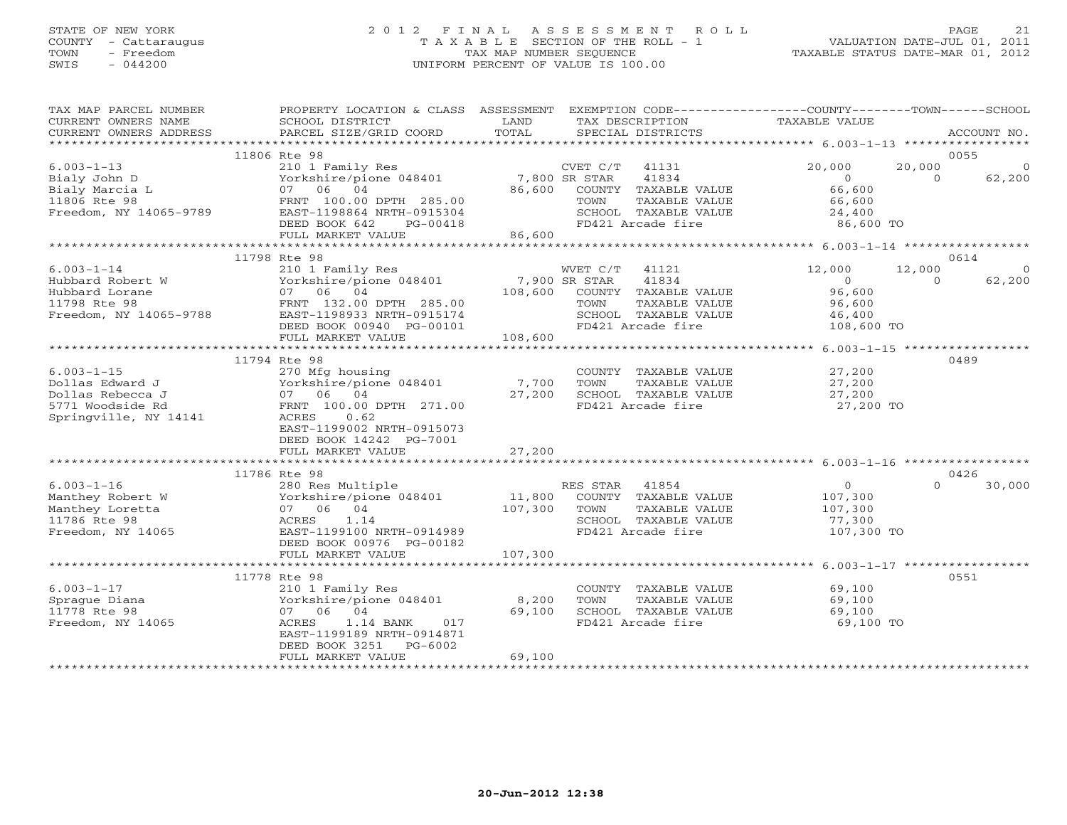STATE OF NEW YORK
COUNTY - Cattaraugus
TOWN - Freedom
SWIS - 044200

# 2012 FINAL ASSESSMENT ROLL

TAXABLE SECTION OF THE ROLL - 1
TAX MAP NUMBER SEQUENCE
UNIFORM PERCENT OF VALUE IS 100.00

VALUATION DATE-JUL 01, 2011
TAXABLE STATUS DATE-MAR 01, 2012

| TAX MAP PARCEL NUMBER / CURRENT OWNERS NAME / CURRENT OWNERS ADDRESS | PROPERTY LOCATION & CLASS / SCHOOL DISTRICT / PARCEL SIZE/GRID COORD | ASSESSMENT LAND / TOTAL | EXEMPTION CODE / TAX DESCRIPTION / SPECIAL DISTRICTS | COUNTY TAXABLE VALUE | TOWN | SCHOOL | ACCOUNT NO. |
|---|---|---|---|---|---|---|---|
| 11806 Rte 98 | | | | | | | 0055 |
| 6.003-1-13 | 210 1 Family Res | | CVET C/T 41131 | 20,000 | 20,000 | 0 | |
| Bialy John D | Yorkshire/pione 048401 | 7,800 | SR STAR 41834 | 0 | 0 | 62,200 | |
| Bialy Marcia L | 07 06 04 | 86,600 | COUNTY TAXABLE VALUE | 66,600 | | | |
| 11806 Rte 98 | FRNT 100.00 DPTH 285.00 | | TOWN TAXABLE VALUE | 66,600 | | | |
| Freedom, NY 14065-9789 | EAST-1198864 NRTH-0915304 | | SCHOOL TAXABLE VALUE | 24,400 | | | |
| | DEED BOOK 642 PG-00418 | | FD421 Arcade fire | 86,600 TO | | | |
| | FULL MARKET VALUE | 86,600 | | | | | |
| 11798 Rte 98 | | | | | | | 0614 |
| 6.003-1-14 | 210 1 Family Res | | WVET C/T 41121 | 12,000 | 12,000 | 0 | |
| Hubbard Robert W | Yorkshire/pione 048401 | 7,900 | SR STAR 41834 | 0 | 0 | 62,200 | |
| Hubbard Lorane | 07 06 04 | 108,600 | COUNTY TAXABLE VALUE | 96,600 | | | |
| 11798 Rte 98 | FRNT 132.00 DPTH 285.00 | | TOWN TAXABLE VALUE | 96,600 | | | |
| Freedom, NY 14065-9788 | EAST-1198933 NRTH-0915174 | | SCHOOL TAXABLE VALUE | 46,400 | | | |
| | DEED BOOK 00940 PG-00101 | | FD421 Arcade fire | 108,600 TO | | | |
| | FULL MARKET VALUE | 108,600 | | | | | |
| 11794 Rte 98 | | | | | | | 0489 |
| 6.003-1-15 | 270 Mfg housing | | COUNTY TAXABLE VALUE | 27,200 | | | |
| Dollas Edward J | Yorkshire/pione 048401 | 7,700 | TOWN TAXABLE VALUE | 27,200 | | | |
| Dollas Rebecca J | 07 06 04 | 27,200 | SCHOOL TAXABLE VALUE | 27,200 | | | |
| 5771 Woodside Rd | FRNT 100.00 DPTH 271.00 | | FD421 Arcade fire | 27,200 TO | | | |
| Springville, NY 14141 | ACRES 0.62 | | | | | | |
| | EAST-1199002 NRTH-0915073 | | | | | | |
| | DEED BOOK 14242 PG-7001 | | | | | | |
| | FULL MARKET VALUE | 27,200 | | | | | |
| 11786 Rte 98 | | | | | | | 0426 |
| 6.003-1-16 | 280 Res Multiple | | RES STAR 41854 | 0 | 0 | 30,000 | |
| Manthey Robert W | Yorkshire/pione 048401 | 11,800 | COUNTY TAXABLE VALUE | 107,300 | | | |
| Manthey Loretta | 07 06 04 | 107,300 | TOWN TAXABLE VALUE | 107,300 | | | |
| 11786 Rte 98 | ACRES 1.14 | | SCHOOL TAXABLE VALUE | 77,300 | | | |
| Freedom, NY 14065 | EAST-1199100 NRTH-0914989 | | FD421 Arcade fire | 107,300 TO | | | |
| | DEED BOOK 00976 PG-00182 | | | | | | |
| | FULL MARKET VALUE | 107,300 | | | | | |
| 11778 Rte 98 | | | | | | | 0551 |
| 6.003-1-17 | 210 1 Family Res | | COUNTY TAXABLE VALUE | 69,100 | | | |
| Sprague Diana | Yorkshire/pione 048401 | 8,200 | TOWN TAXABLE VALUE | 69,100 | | | |
| 11778 Rte 98 | 07 06 04 | 69,100 | SCHOOL TAXABLE VALUE | 69,100 | | | |
| Freedom, NY 14065 | ACRES 1.14 BANK 017 | | FD421 Arcade fire | 69,100 TO | | | |
| | EAST-1199189 NRTH-0914871 | | | | | | |
| | DEED BOOK 3251 PG-6002 | | | | | | |
| | FULL MARKET VALUE | 69,100 | | | | | |

20-Jun-2012 12:38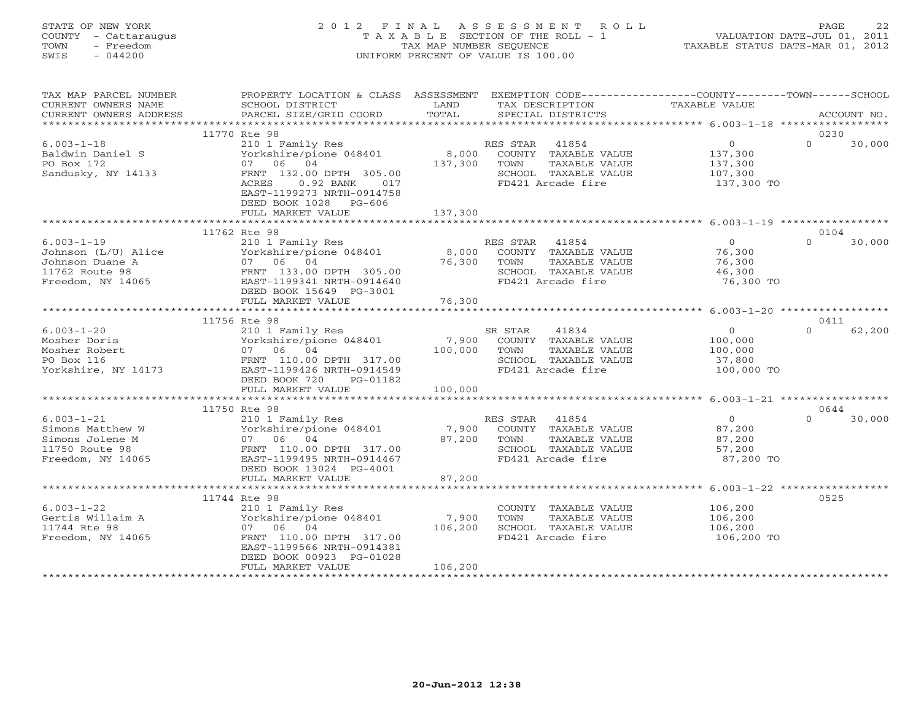STATE OF NEW YORK
COUNTY - Cattaraugus
TOWN - Freedom
SWIS - 044200

# 2012 FINAL ASSESSMENT ROLL
TAXABLE SECTION OF THE ROLL - 1
TAX MAP NUMBER SEQUENCE
UNIFORM PERCENT OF VALUE IS 100.00

VALUATION DATE-JUL 01, 2011
TAXABLE STATUS DATE-MAR 01, 2012

| TAX MAP PARCEL NUMBER / CURRENT OWNERS NAME / CURRENT OWNERS ADDRESS | PROPERTY LOCATION & CLASS / SCHOOL DISTRICT / PARCEL SIZE/GRID COORD | ASSESSMENT LAND | TOTAL | EXEMPTION CODE / TAX DESCRIPTION / SPECIAL DISTRICTS | COUNTY TAXABLE VALUE | TOWN | SCHOOL | ACCOUNT NO. |
|---|---|---|---|---|---|---|---|---|
| 6.003-1-18 | 11770 Rte 98 | | | | | | | 0230 |
| Baldwin Daniel S | 210 1 Family Res | | | RES STAR 41854 | 0 | 0 | 30,000 | |
| PO Box 172 | Yorkshire/pione 048401 | 8,000 | | COUNTY TAXABLE VALUE | 137,300 | | | |
| Sandusky, NY 14133 | 07 06 04 | | 137,300 | TOWN TAXABLE VALUE | 137,300 | | | |
| | FRNT 132.00 DPTH 305.00 | | | SCHOOL TAXABLE VALUE | 107,300 | | | |
| | ACRES 0.92 BANK 017 | | | FD421 Arcade fire | 137,300 TO | | | |
| | EAST-1199273 NRTH-0914758 | | | | | | | |
| | DEED BOOK 1028 PG-606 | | | | | | | |
| | FULL MARKET VALUE | | 137,300 | | | | | |
| 6.003-1-19 | 11762 Rte 98 | | | | | | | 0104 |
| Johnson (L/U) Alice | 210 1 Family Res | | | RES STAR 41854 | 0 | 0 | 30,000 | |
| Johnson Duane A | Yorkshire/pione 048401 | 8,000 | | COUNTY TAXABLE VALUE | 76,300 | | | |
| 11762 Route 98 | 07 06 04 | | 76,300 | TOWN TAXABLE VALUE | 76,300 | | | |
| Freedom, NY 14065 | FRNT 133.00 DPTH 305.00 | | | SCHOOL TAXABLE VALUE | 46,300 | | | |
| | EAST-1199341 NRTH-0914640 | | | FD421 Arcade fire | 76,300 TO | | | |
| | DEED BOOK 15649 PG-3001 | | | | | | | |
| | FULL MARKET VALUE | | 76,300 | | | | | |
| 6.003-1-20 | 11756 Rte 98 | | | | | | | 0411 |
| Mosher Doris | 210 1 Family Res | | | SR STAR 41834 | 0 | 0 | 62,200 | |
| Mosher Robert | Yorkshire/pione 048401 | 7,900 | | COUNTY TAXABLE VALUE | 100,000 | | | |
| PO Box 116 | 07 06 04 | | 100,000 | TOWN TAXABLE VALUE | 100,000 | | | |
| Yorkshire, NY 14173 | FRNT 110.00 DPTH 317.00 | | | SCHOOL TAXABLE VALUE | 37,800 | | | |
| | EAST-1199426 NRTH-0914549 | | | FD421 Arcade fire | 100,000 TO | | | |
| | DEED BOOK 720 PG-01182 | | | | | | | |
| | FULL MARKET VALUE | | 100,000 | | | | | |
| 6.003-1-21 | 11750 Rte 98 | | | | | | | 0644 |
| Simons Matthew W | 210 1 Family Res | | | RES STAR 41854 | 0 | 0 | 30,000 | |
| Simons Jolene M | Yorkshire/pione 048401 | 7,900 | | COUNTY TAXABLE VALUE | 87,200 | | | |
| 11750 Route 98 | 07 06 04 | | 87,200 | TOWN TAXABLE VALUE | 87,200 | | | |
| Freedom, NY 14065 | FRNT 110.00 DPTH 317.00 | | | SCHOOL TAXABLE VALUE | 57,200 | | | |
| | EAST-1199495 NRTH-0914467 | | | FD421 Arcade fire | 87,200 TO | | | |
| | DEED BOOK 13024 PG-4001 | | | | | | | |
| | FULL MARKET VALUE | | 87,200 | | | | | |
| 6.003-1-22 | 11744 Rte 98 | | | | | | | 0525 |
| Gertis Willaim A | 210 1 Family Res | | | COUNTY TAXABLE VALUE | 106,200 | | | |
| 11744 Rte 98 | Yorkshire/pione 048401 | 7,900 | | TOWN TAXABLE VALUE | 106,200 | | | |
| Freedom, NY 14065 | 07 06 04 | | 106,200 | SCHOOL TAXABLE VALUE | 106,200 | | | |
| | FRNT 110.00 DPTH 317.00 | | | FD421 Arcade fire | 106,200 TO | | | |
| | EAST-1199566 NRTH-0914381 | | | | | | | |
| | DEED BOOK 00923 PG-01028 | | | | | | | |
| | FULL MARKET VALUE | | 106,200 | | | | | |

20-Jun-2012 12:38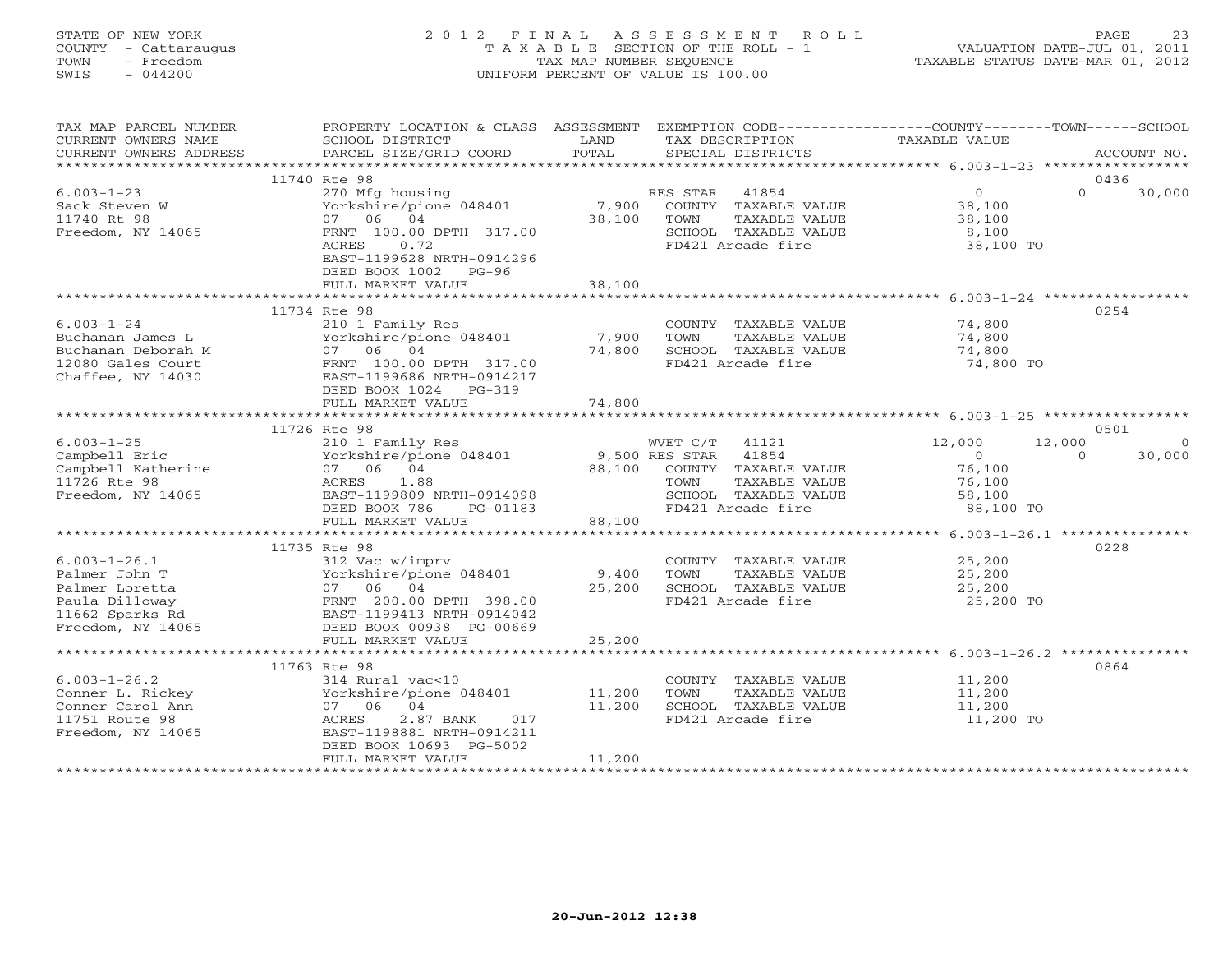STATE OF NEW YORK
COUNTY - Cattaraugus
TOWN - Freedom
SWIS - 044200

# 2012 FINAL ASSESSMENT ROLL

TAXABLE SECTION OF THE ROLL - 1
TAX MAP NUMBER SEQUENCE
UNIFORM PERCENT OF VALUE IS 100.00

VALUATION DATE-JUL 01, 2011
TAXABLE STATUS DATE-MAR 01, 2012

| TAX MAP PARCEL NUMBER / CURRENT OWNERS NAME / CURRENT OWNERS ADDRESS | PROPERTY LOCATION & CLASS / SCHOOL DISTRICT / PARCEL SIZE/GRID COORD | ASSESSMENT LAND | TOTAL | EXEMPTION CODE / TAX DESCRIPTION / SPECIAL DISTRICTS | COUNTY TAXABLE VALUE | TOWN | SCHOOL | ACCOUNT NO. |
|---|---|---|---|---|---|---|---|---|
| | 11740 Rte 98 | | | | | | | 0436 |
| 6.003-1-23 | 270 Mfg housing | | | RES STAR 41854 | 0 | 0 | 30,000 | |
| Sack Steven W | Yorkshire/pione 048401 | 7,900 | | COUNTY TAXABLE VALUE | 38,100 | | | |
| 11740 Rt 98 | 07 06 04 | | 38,100 | TOWN TAXABLE VALUE | 38,100 | | | |
| Freedom, NY 14065 | FRNT 100.00 DPTH 317.00 | | | SCHOOL TAXABLE VALUE | 8,100 | | | |
| | ACRES 0.72 | | | FD421 Arcade fire | 38,100 TO | | | |
| | EAST-1199628 NRTH-0914296 | | | | | | | |
| | DEED BOOK 1002 PG-96 | | | | | | | |
| | FULL MARKET VALUE | | 38,100 | | | | | |
| | 11734 Rte 98 | | | | | | | 0254 |
| 6.003-1-24 | 210 1 Family Res | | | COUNTY TAXABLE VALUE | 74,800 | | | |
| Buchanan James L | Yorkshire/pione 048401 | 7,900 | | TOWN TAXABLE VALUE | 74,800 | | | |
| Buchanan Deborah M | 07 06 04 | | 74,800 | SCHOOL TAXABLE VALUE | 74,800 | | | |
| 12080 Gales Court | FRNT 100.00 DPTH 317.00 | | | FD421 Arcade fire | 74,800 TO | | | |
| Chaffee, NY 14030 | EAST-1199686 NRTH-0914217 | | | | | | | |
| | DEED BOOK 1024 PG-319 | | | | | | | |
| | FULL MARKET VALUE | | 74,800 | | | | | |
| | 11726 Rte 98 | | | | | | | 0501 |
| 6.003-1-25 | 210 1 Family Res | | | WVET C/T 41121 | 12,000 | 12,000 | 0 | |
| Campbell Eric | Yorkshire/pione 048401 | 9,500 | | RES STAR 41854 | 0 | 0 | 30,000 | |
| Campbell Katherine | 07 06 04 | | 88,100 | COUNTY TAXABLE VALUE | 76,100 | | | |
| 11726 Rte 98 | ACRES 1.88 | | | TOWN TAXABLE VALUE | 76,100 | | | |
| Freedom, NY 14065 | EAST-1199809 NRTH-0914098 | | | SCHOOL TAXABLE VALUE | 58,100 | | | |
| | DEED BOOK 786 PG-01183 | | | FD421 Arcade fire | 88,100 TO | | | |
| | FULL MARKET VALUE | | 88,100 | | | | | |
| | 11735 Rte 98 | | | | | | | 0228 |
| 6.003-1-26.1 | 312 Vac w/imprv | | | COUNTY TAXABLE VALUE | 25,200 | | | |
| Palmer John T | Yorkshire/pione 048401 | 9,400 | | TOWN TAXABLE VALUE | 25,200 | | | |
| Palmer Loretta | 07 06 04 | | 25,200 | SCHOOL TAXABLE VALUE | 25,200 | | | |
| Paula Dilloway | FRNT 200.00 DPTH 398.00 | | | FD421 Arcade fire | 25,200 TO | | | |
| 11662 Sparks Rd | EAST-1199413 NRTH-0914042 | | | | | | | |
| Freedom, NY 14065 | DEED BOOK 00938 PG-00669 | | | | | | | |
| | FULL MARKET VALUE | | 25,200 | | | | | |
| | 11763 Rte 98 | | | | | | | 0864 |
| 6.003-1-26.2 | 314 Rural vac<10 | | | COUNTY TAXABLE VALUE | 11,200 | | | |
| Conner L. Rickey | Yorkshire/pione 048401 | 11,200 | | TOWN TAXABLE VALUE | 11,200 | | | |
| Conner Carol Ann | 07 06 04 | | 11,200 | SCHOOL TAXABLE VALUE | 11,200 | | | |
| 11751 Route 98 | ACRES 2.87 BANK 017 | | | FD421 Arcade fire | 11,200 TO | | | |
| Freedom, NY 14065 | EAST-1198881 NRTH-0914211 | | | | | | | |
| | DEED BOOK 10693 PG-5002 | | | | | | | |
| | FULL MARKET VALUE | | 11,200 | | | | | |

20-Jun-2012 12:38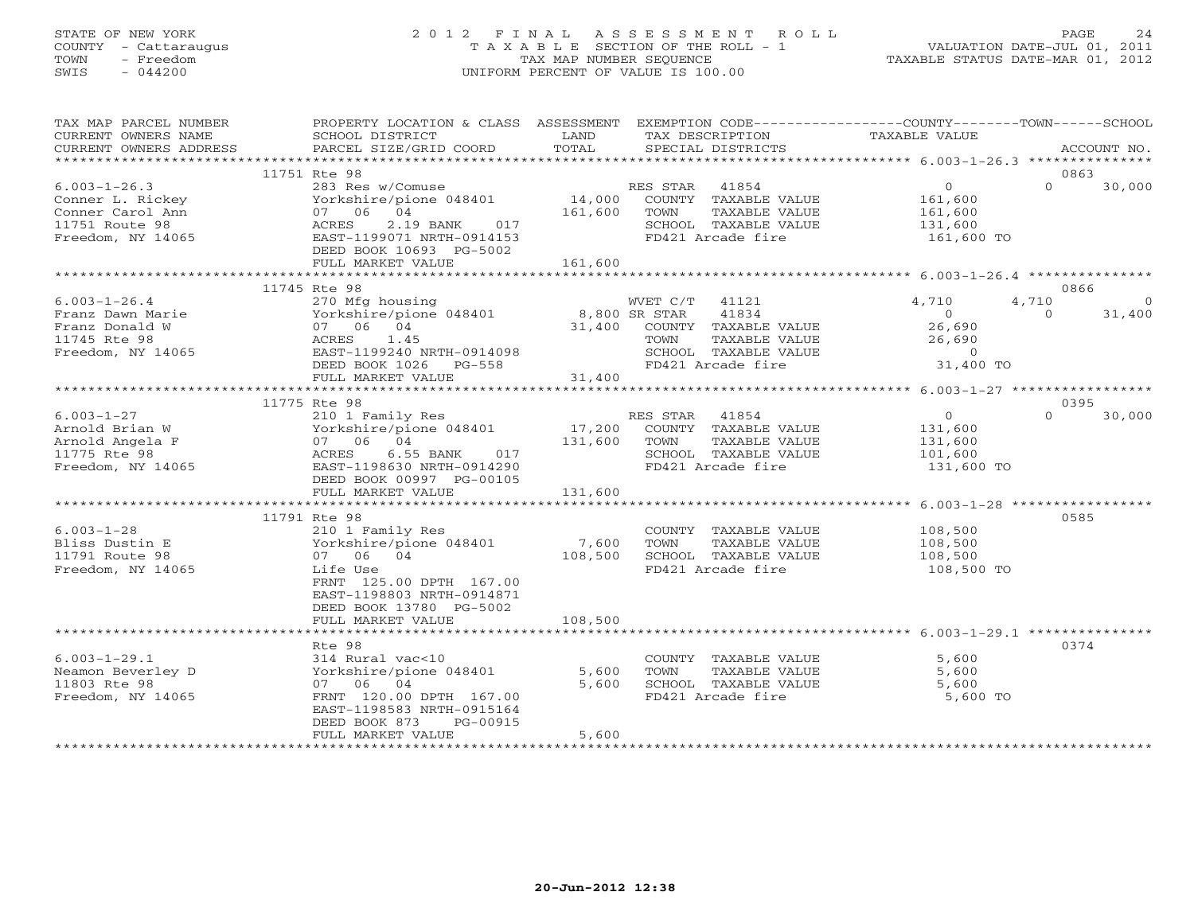STATE OF NEW YORK — 2012 FINAL ASSESSMENT ROLL
COUNTY - Cattaraugus — TAXABLE SECTION OF THE ROLL - 1 — VALUATION DATE-JUL 01, 2011
TOWN - Freedom — TAX MAP NUMBER SEQUENCE — TAXABLE STATUS DATE-MAR 01, 2012
SWIS - 044200 — UNIFORM PERCENT OF VALUE IS 100.00

| TAX MAP PARCEL NUMBER / CURRENT OWNERS NAME / CURRENT OWNERS ADDRESS | PROPERTY LOCATION & CLASS / SCHOOL DISTRICT / PARCEL SIZE/GRID COORD | ASSESSMENT LAND / TOTAL | EXEMPTION CODE / TAX DESCRIPTION / SPECIAL DISTRICTS | COUNTY TAXABLE VALUE | TOWN | SCHOOL / ACCOUNT NO. |
|---|---|---|---|---|---|---|
| 6.003-1-26.3 | 11751 Rte 98 | | | | | 0863 |
| | 283 Res w/Comuse | | RES STAR 41854 | 0 | 0 | 30,000 |
| Conner L. Rickey | Yorkshire/pione 048401 | 14,000 | COUNTY TAXABLE VALUE | 161,600 | | |
| Conner Carol Ann | 07 06 04 | 161,600 | TOWN TAXABLE VALUE | 161,600 | | |
| 11751 Route 98 | ACRES 2.19 BANK 017 | | SCHOOL TAXABLE VALUE | 131,600 | | |
| Freedom, NY 14065 | EAST-1199071 NRTH-0914153 | | FD421 Arcade fire | 161,600 TO | | |
| | DEED BOOK 10693 PG-5002 | | | | | |
| | FULL MARKET VALUE | 161,600 | | | | |
| 6.003-1-26.4 | 11745 Rte 98 | | | | | 0866 |
| | 270 Mfg housing | | WVET C/T 41121 | 4,710 | 4,710 | 0 |
| Franz Dawn Marie | Yorkshire/pione 048401 | 8,800 | SR STAR 41834 | 0 | 0 | 31,400 |
| Franz Donald W | 07 06 04 | 31,400 | COUNTY TAXABLE VALUE | 26,690 | | |
| 11745 Rte 98 | ACRES 1.45 | | TOWN TAXABLE VALUE | 26,690 | | |
| Freedom, NY 14065 | EAST-1199240 NRTH-0914098 | | SCHOOL TAXABLE VALUE | 0 | | |
| | DEED BOOK 1026 PG-558 | | FD421 Arcade fire | 31,400 TO | | |
| | FULL MARKET VALUE | 31,400 | | | | |
| 6.003-1-27 | 11775 Rte 98 | | | | | 0395 |
| | 210 1 Family Res | | RES STAR 41854 | 0 | 0 | 30,000 |
| Arnold Brian W | Yorkshire/pione 048401 | 17,200 | COUNTY TAXABLE VALUE | 131,600 | | |
| Arnold Angela F | 07 06 04 | 131,600 | TOWN TAXABLE VALUE | 131,600 | | |
| 11775 Rte 98 | ACRES 6.55 BANK 017 | | SCHOOL TAXABLE VALUE | 101,600 | | |
| Freedom, NY 14065 | EAST-1198630 NRTH-0914290 | | FD421 Arcade fire | 131,600 TO | | |
| | DEED BOOK 00997 PG-00105 | | | | | |
| | FULL MARKET VALUE | 131,600 | | | | |
| 6.003-1-28 | 11791 Rte 98 | | | | | 0585 |
| | 210 1 Family Res | | COUNTY TAXABLE VALUE | 108,500 | | |
| Bliss Dustin E | Yorkshire/pione 048401 | 7,600 | TOWN TAXABLE VALUE | 108,500 | | |
| 11791 Route 98 | 07 06 04 | 108,500 | SCHOOL TAXABLE VALUE | 108,500 | | |
| Freedom, NY 14065 | Life Use | | FD421 Arcade fire | 108,500 TO | | |
| | FRNT 125.00 DPTH 167.00 | | | | | |
| | EAST-1198803 NRTH-0914871 | | | | | |
| | DEED BOOK 13780 PG-5002 | | | | | |
| | FULL MARKET VALUE | 108,500 | | | | |
| 6.003-1-29.1 | Rte 98 | | | | | 0374 |
| | 314 Rural vac<10 | | COUNTY TAXABLE VALUE | 5,600 | | |
| Neamon Beverley D | Yorkshire/pione 048401 | 5,600 | TOWN TAXABLE VALUE | 5,600 | | |
| 11803 Rte 98 | 07 06 04 | 5,600 | SCHOOL TAXABLE VALUE | 5,600 | | |
| Freedom, NY 14065 | FRNT 120.00 DPTH 167.00 | | FD421 Arcade fire | 5,600 TO | | |
| | EAST-1198583 NRTH-0915164 | | | | | |
| | DEED BOOK 873 PG-00915 | | | | | |
| | FULL MARKET VALUE | 5,600 | | | | |

20-Jun-2012 12:38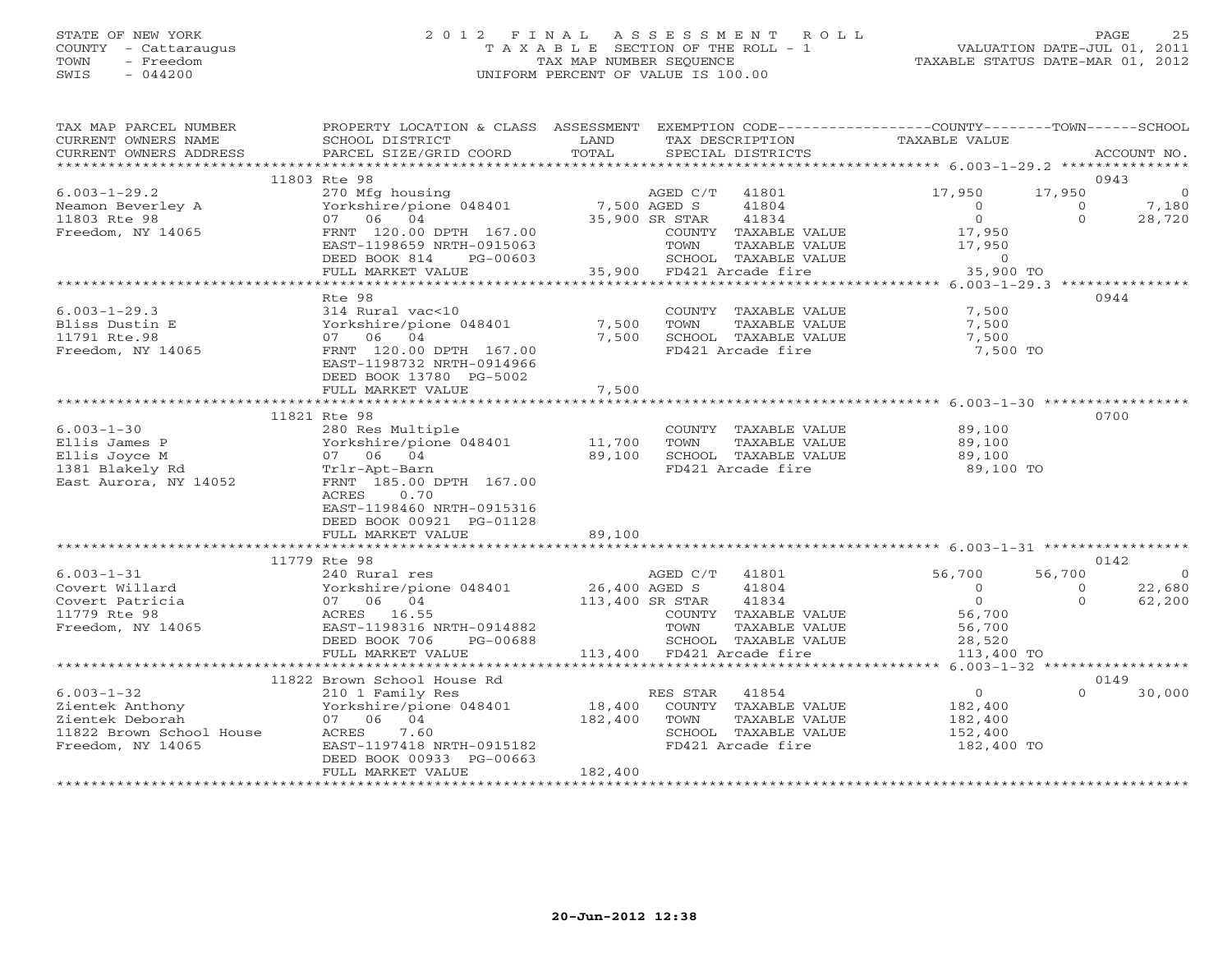STATE OF NEW YORK
COUNTY - Cattaraugus
TOWN - Freedom
SWIS - 044200

2012 FINAL ASSESSMENT ROLL
TAXABLE SECTION OF THE ROLL - 1
TAX MAP NUMBER SEQUENCE
UNIFORM PERCENT OF VALUE IS 100.00

VALUATION DATE-JUL 01, 2011
TAXABLE STATUS DATE-MAR 01, 2012

| TAX MAP PARCEL NUMBER / CURRENT OWNERS NAME / CURRENT OWNERS ADDRESS | PROPERTY LOCATION & CLASS / SCHOOL DISTRICT / PARCEL SIZE/GRID COORD | ASSESSMENT LAND / TOTAL | EXEMPTION CODE / TAX DESCRIPTION / SPECIAL DISTRICTS | COUNTY TAXABLE VALUE | TOWN | SCHOOL | ACCOUNT NO. |
|---|---|---|---|---|---|---|---|
| **6.003-1-29.2** | 11803 Rte 98 | | | | | | 0943 |
| | 270 Mfg housing | | AGED C/T 41801 | 17,950 | 17,950 | 0 | |
| Neamon Beverley A | Yorkshire/pione 048401 | 7,500 | AGED S 41804 | 0 | 0 | 7,180 | |
| 11803 Rte 98 | 07 06 04 | 35,900 | SR STAR 41834 | 0 | 0 | 28,720 | |
| Freedom, NY 14065 | FRNT 120.00 DPTH 167.00 | | COUNTY TAXABLE VALUE | 17,950 | | | |
| | EAST-1198659 NRTH-0915063 | | TOWN TAXABLE VALUE | 17,950 | | | |
| | DEED BOOK 814 PG-00603 | | SCHOOL TAXABLE VALUE | 0 | | | |
| | FULL MARKET VALUE | 35,900 | FD421 Arcade fire | 35,900 TO | | | |
| **6.003-1-29.3** | Rte 98 | | | | | | 0944 |
| | 314 Rural vac<10 | | COUNTY TAXABLE VALUE | 7,500 | | | |
| Bliss Dustin E | Yorkshire/pione 048401 | 7,500 | TOWN TAXABLE VALUE | 7,500 | | | |
| 11791 Rte.98 | 07 06 04 | 7,500 | SCHOOL TAXABLE VALUE | 7,500 | | | |
| Freedom, NY 14065 | FRNT 120.00 DPTH 167.00 | | FD421 Arcade fire | 7,500 TO | | | |
| | EAST-1198732 NRTH-0914966 | | | | | | |
| | DEED BOOK 13780 PG-5002 | | | | | | |
| | FULL MARKET VALUE | 7,500 | | | | | |
| **6.003-1-30** | 11821 Rte 98 | | | | | | 0700 |
| | 280 Res Multiple | | COUNTY TAXABLE VALUE | 89,100 | | | |
| Ellis James P | Yorkshire/pione 048401 | 11,700 | TOWN TAXABLE VALUE | 89,100 | | | |
| Ellis Joyce M | 07 06 04 | 89,100 | SCHOOL TAXABLE VALUE | 89,100 | | | |
| 1381 Blakely Rd | Trlr-Apt-Barn | | FD421 Arcade fire | 89,100 TO | | | |
| East Aurora, NY 14052 | FRNT 185.00 DPTH 167.00 | | | | | | |
| | ACRES 0.70 | | | | | | |
| | EAST-1198460 NRTH-0915316 | | | | | | |
| | DEED BOOK 00921 PG-01128 | | | | | | |
| | FULL MARKET VALUE | 89,100 | | | | | |
| **6.003-1-31** | 11779 Rte 98 | | | | | | 0142 |
| | 240 Rural res | | AGED C/T 41801 | 56,700 | 56,700 | 0 | |
| Covert Willard | Yorkshire/pione 048401 | 26,400 | AGED S 41804 | 0 | 0 | 22,680 | |
| Covert Patricia | 07 06 04 | 113,400 | SR STAR 41834 | 0 | 0 | 62,200 | |
| 11779 Rte 98 | ACRES 16.55 | | COUNTY TAXABLE VALUE | 56,700 | | | |
| Freedom, NY 14065 | EAST-1198316 NRTH-0914882 | | TOWN TAXABLE VALUE | 56,700 | | | |
| | DEED BOOK 706 PG-00688 | | SCHOOL TAXABLE VALUE | 28,520 | | | |
| | FULL MARKET VALUE | 113,400 | FD421 Arcade fire | 113,400 TO | | | |
| **6.003-1-32** | 11822 Brown School House Rd | | | | | | 0149 |
| | 210 1 Family Res | | RES STAR 41854 | 0 | 0 | 30,000 | |
| Zientek Anthony | Yorkshire/pione 048401 | 18,400 | COUNTY TAXABLE VALUE | 182,400 | | | |
| Zientek Deborah | 07 06 04 | 182,400 | TOWN TAXABLE VALUE | 182,400 | | | |
| 11822 Brown School House | ACRES 7.60 | | SCHOOL TAXABLE VALUE | 152,400 | | | |
| Freedom, NY 14065 | EAST-1197418 NRTH-0915182 | | FD421 Arcade fire | 182,400 TO | | | |
| | DEED BOOK 00933 PG-00663 | | | | | | |
| | FULL MARKET VALUE | 182,400 | | | | | |

20-Jun-2012 12:38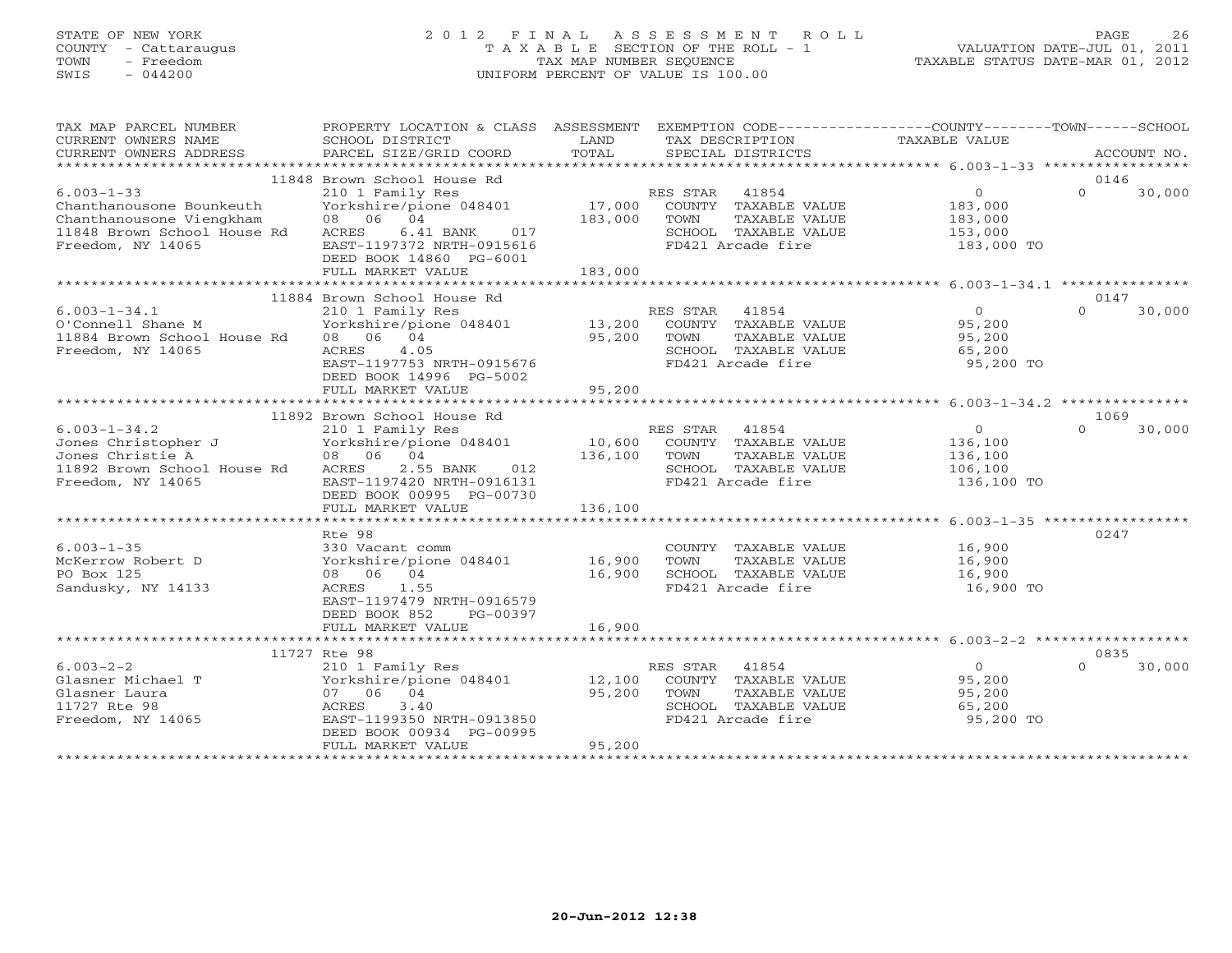STATE OF NEW YORK
COUNTY - Cattaraugus
TOWN - Freedom
SWIS - 044200

# 2012 FINAL ASSESSMENT ROLL

TAXABLE SECTION OF THE ROLL - 1
TAX MAP NUMBER SEQUENCE
UNIFORM PERCENT OF VALUE IS 100.00

VALUATION DATE-JUL 01, 2011
TAXABLE STATUS DATE-MAR 01, 2012

| TAX MAP PARCEL NUMBER / CURRENT OWNERS NAME / CURRENT OWNERS ADDRESS | PROPERTY LOCATION & CLASS / SCHOOL DISTRICT / PARCEL SIZE/GRID COORD | ASSESSMENT LAND / TOTAL | EXEMPTION CODE / TAX DESCRIPTION / SPECIAL DISTRICTS | COUNTY / TOWN / SCHOOL TAXABLE VALUE | ACCOUNT NO. |
|---|---|---|---|---|---|
| **6.003-1-33** | 11848 Brown School House Rd | | | | 0146 |
| Chanthanousone Bounkeuth | 210 1 Family Res | | RES STAR 41854 | 0 | 0 30,000 |
| Chanthanousone Viengkham | Yorkshire/pione 048401 | 17,000 | COUNTY TAXABLE VALUE | 183,000 | |
| 11848 Brown School House Rd | 08 06 04 | 183,000 | TOWN TAXABLE VALUE | 183,000 | |
| Freedom, NY 14065 | ACRES 6.41 BANK 017 | | SCHOOL TAXABLE VALUE | 153,000 | |
| | EAST-1197372 NRTH-0915616 | | FD421 Arcade fire | 183,000 TO | |
| | DEED BOOK 14860 PG-6001 | | | | |
| | FULL MARKET VALUE | 183,000 | | | |
| **6.003-1-34.1** | 11884 Brown School House Rd | | | | 0147 |
| O'Connell Shane M | 210 1 Family Res | | RES STAR 41854 | 0 | 0 30,000 |
| 11884 Brown School House Rd | Yorkshire/pione 048401 | 13,200 | COUNTY TAXABLE VALUE | 95,200 | |
| Freedom, NY 14065 | 08 06 04 | 95,200 | TOWN TAXABLE VALUE | 95,200 | |
| | ACRES 4.05 | | SCHOOL TAXABLE VALUE | 65,200 | |
| | EAST-1197753 NRTH-0915676 | | FD421 Arcade fire | 95,200 TO | |
| | DEED BOOK 14996 PG-5002 | | | | |
| | FULL MARKET VALUE | 95,200 | | | |
| **6.003-1-34.2** | 11892 Brown School House Rd | | | | 1069 |
| Jones Christopher J | 210 1 Family Res | | RES STAR 41854 | 0 | 0 30,000 |
| Jones Christie A | Yorkshire/pione 048401 | 10,600 | COUNTY TAXABLE VALUE | 136,100 | |
| 11892 Brown School House Rd | 08 06 04 | 136,100 | TOWN TAXABLE VALUE | 136,100 | |
| Freedom, NY 14065 | ACRES 2.55 BANK 012 | | SCHOOL TAXABLE VALUE | 106,100 | |
| | EAST-1197420 NRTH-0916131 | | FD421 Arcade fire | 136,100 TO | |
| | DEED BOOK 00995 PG-00730 | | | | |
| | FULL MARKET VALUE | 136,100 | | | |
| **6.003-1-35** | Rte 98 | | | | 0247 |
| McKerrow Robert D | 330 Vacant comm | | COUNTY TAXABLE VALUE | 16,900 | |
| PO Box 125 | Yorkshire/pione 048401 | 16,900 | TOWN TAXABLE VALUE | 16,900 | |
| Sandusky, NY 14133 | 08 06 04 | 16,900 | SCHOOL TAXABLE VALUE | 16,900 | |
| | ACRES 1.55 | | FD421 Arcade fire | 16,900 TO | |
| | EAST-1197479 NRTH-0916579 | | | | |
| | DEED BOOK 852 PG-00397 | | | | |
| | FULL MARKET VALUE | 16,900 | | | |
| **6.003-2-2** | 11727 Rte 98 | | | | 0835 |
| Glasner Michael T | 210 1 Family Res | | RES STAR 41854 | 0 | 0 30,000 |
| Glasner Laura | Yorkshire/pione 048401 | 12,100 | COUNTY TAXABLE VALUE | 95,200 | |
| 11727 Rte 98 | 07 06 04 | 95,200 | TOWN TAXABLE VALUE | 95,200 | |
| Freedom, NY 14065 | ACRES 3.40 | | SCHOOL TAXABLE VALUE | 65,200 | |
| | EAST-1199350 NRTH-0913850 | | FD421 Arcade fire | 95,200 TO | |
| | DEED BOOK 00934 PG-00995 | | | | |
| | FULL MARKET VALUE | 95,200 | | | |

20-Jun-2012 12:38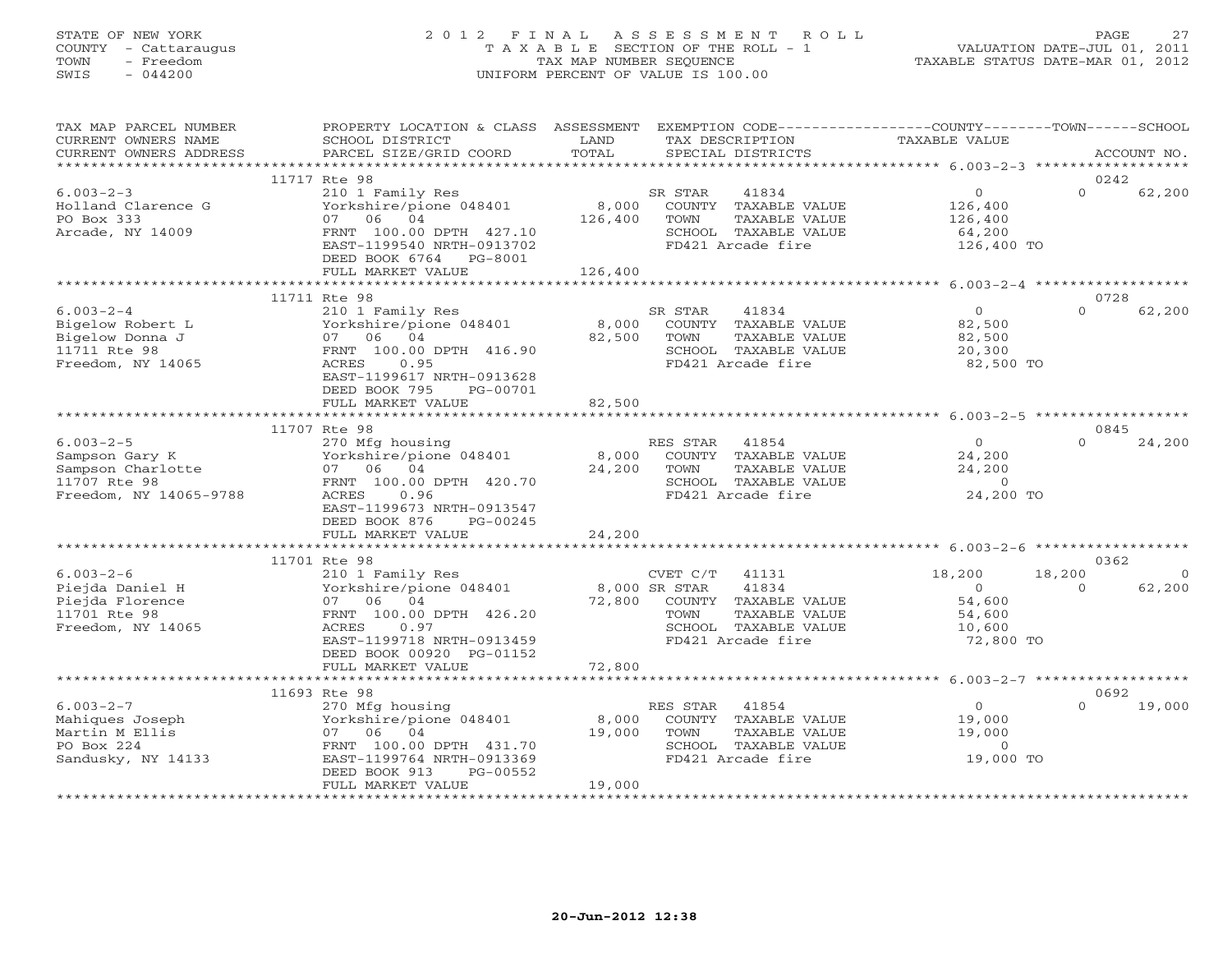STATE OF NEW YORK
COUNTY - Cattaraugus
TOWN - Freedom
SWIS - 044200

# 2012 FINAL ASSESSMENT ROLL

TAXABLE SECTION OF THE ROLL - 1
TAX MAP NUMBER SEQUENCE
UNIFORM PERCENT OF VALUE IS 100.00

VALUATION DATE-JUL 01, 2011
TAXABLE STATUS DATE-MAR 01, 2012

| TAX MAP PARCEL NUMBER / CURRENT OWNERS NAME / CURRENT OWNERS ADDRESS | PROPERTY LOCATION & CLASS / SCHOOL DISTRICT / PARCEL SIZE/GRID COORD | ASSESSMENT LAND / TOTAL | EXEMPTION CODE / TAX DESCRIPTION / SPECIAL DISTRICTS | COUNTY TAXABLE VALUE | TOWN | SCHOOL | ACCOUNT NO. |
|---|---|---|---|---|---|---|---|
| **6.003-2-3** | 11717 Rte 98 | | | | | | 0242 |
| Holland Clarence G | 210 1 Family Res | | SR STAR 41834 | 0 | 0 | 62,200 | |
| PO Box 333 | Yorkshire/pione 048401 | 8,000 | COUNTY TAXABLE VALUE | 126,400 | | | |
| Arcade, NY 14009 | 07 06 04 | 126,400 | TOWN TAXABLE VALUE | 126,400 | | | |
| | FRNT 100.00 DPTH 427.10 | | SCHOOL TAXABLE VALUE | 64,200 | | | |
| | EAST-1199540 NRTH-0913702 | | FD421 Arcade fire | 126,400 TO | | | |
| | DEED BOOK 6764 PG-8001 | | | | | | |
| | FULL MARKET VALUE | 126,400 | | | | | |
| **6.003-2-4** | 11711 Rte 98 | | | | | | 0728 |
| Bigelow Robert L | 210 1 Family Res | | SR STAR 41834 | 0 | 0 | 62,200 | |
| Bigelow Donna J | Yorkshire/pione 048401 | 8,000 | COUNTY TAXABLE VALUE | 82,500 | | | |
| 11711 Rte 98 | 07 06 04 | 82,500 | TOWN TAXABLE VALUE | 82,500 | | | |
| Freedom, NY 14065 | FRNT 100.00 DPTH 416.90 | | SCHOOL TAXABLE VALUE | 20,300 | | | |
| | ACRES 0.95 | | FD421 Arcade fire | 82,500 TO | | | |
| | EAST-1199617 NRTH-0913628 | | | | | | |
| | DEED BOOK 795 PG-00701 | | | | | | |
| | FULL MARKET VALUE | 82,500 | | | | | |
| **6.003-2-5** | 11707 Rte 98 | | | | | | 0845 |
| Sampson Gary K | 270 Mfg housing | | RES STAR 41854 | 0 | 0 | 24,200 | |
| Sampson Charlotte | Yorkshire/pione 048401 | 8,000 | COUNTY TAXABLE VALUE | 24,200 | | | |
| 11707 Rte 98 | 07 06 04 | 24,200 | TOWN TAXABLE VALUE | 24,200 | | | |
| Freedom, NY 14065-9788 | FRNT 100.00 DPTH 420.70 | | SCHOOL TAXABLE VALUE | 0 | | | |
| | ACRES 0.96 | | FD421 Arcade fire | 24,200 TO | | | |
| | EAST-1199673 NRTH-0913547 | | | | | | |
| | DEED BOOK 876 PG-00245 | | | | | | |
| | FULL MARKET VALUE | 24,200 | | | | | |
| **6.003-2-6** | 11701 Rte 98 | | | | | | 0362 |
| Piejda Daniel H | 210 1 Family Res | | CVET C/T 41131 | 18,200 | 18,200 | 0 | |
| Piejda Florence | Yorkshire/pione 048401 | 8,000 | SR STAR 41834 | 0 | 0 | 62,200 | |
| 11701 Rte 98 | 07 06 04 | 72,800 | COUNTY TAXABLE VALUE | 54,600 | | | |
| Freedom, NY 14065 | FRNT 100.00 DPTH 426.20 | | TOWN TAXABLE VALUE | 54,600 | | | |
| | ACRES 0.97 | | SCHOOL TAXABLE VALUE | 10,600 | | | |
| | EAST-1199718 NRTH-0913459 | | FD421 Arcade fire | 72,800 TO | | | |
| | DEED BOOK 00920 PG-01152 | | | | | | |
| | FULL MARKET VALUE | 72,800 | | | | | |
| **6.003-2-7** | 11693 Rte 98 | | | | | | 0692 |
| Mahiques Joseph | 270 Mfg housing | | RES STAR 41854 | 0 | 0 | 19,000 | |
| Martin M Ellis | Yorkshire/pione 048401 | 8,000 | COUNTY TAXABLE VALUE | 19,000 | | | |
| PO Box 224 | 07 06 04 | 19,000 | TOWN TAXABLE VALUE | 19,000 | | | |
| Sandusky, NY 14133 | FRNT 100.00 DPTH 431.70 | | SCHOOL TAXABLE VALUE | 0 | | | |
| | EAST-1199764 NRTH-0913369 | | FD421 Arcade fire | 19,000 TO | | | |
| | DEED BOOK 913 PG-00552 | | | | | | |
| | FULL MARKET VALUE | 19,000 | | | | | |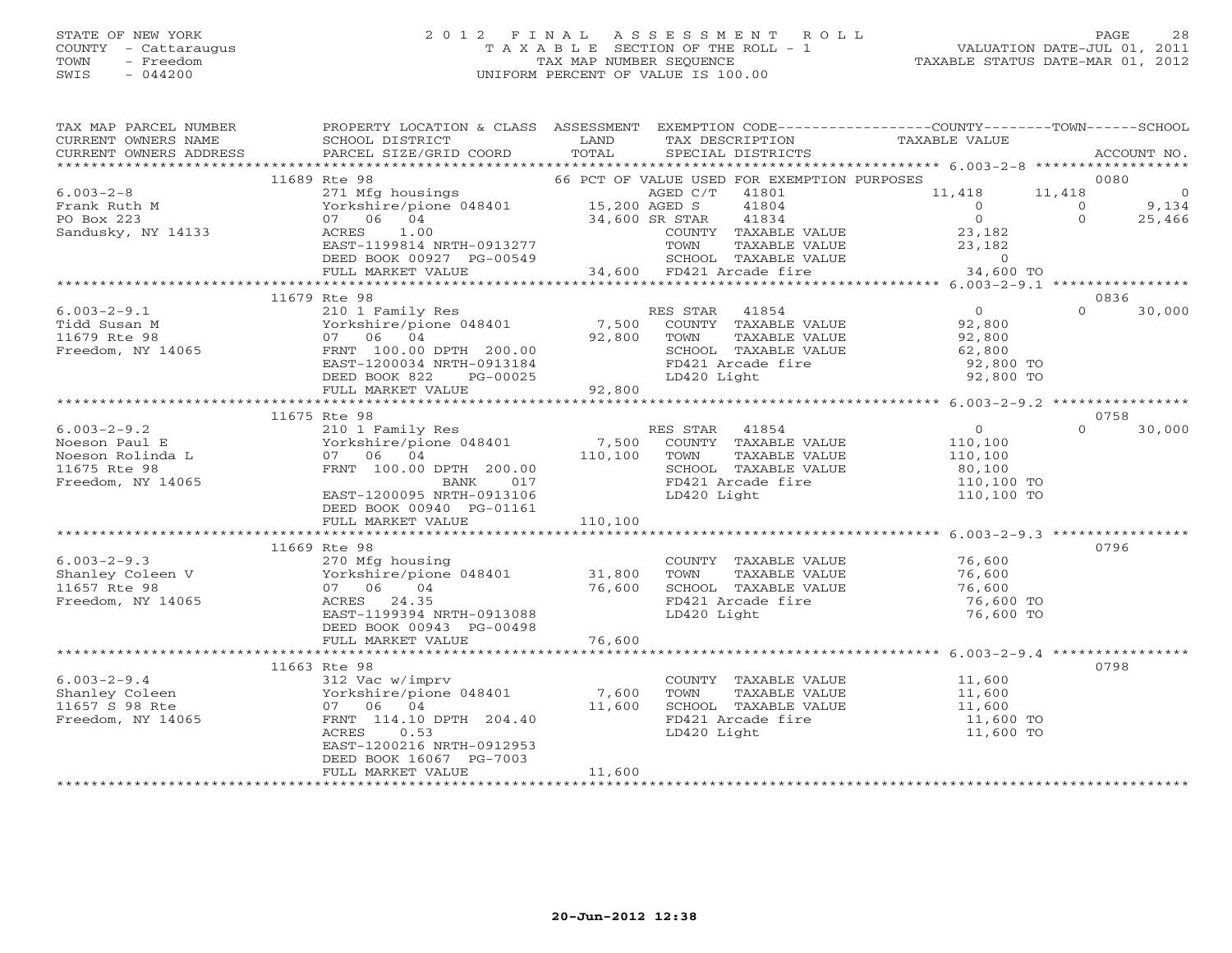STATE OF NEW YORK
COUNTY - Cattaraugus
TOWN - Freedom
SWIS - 044200

# 2012 FINAL ASSESSMENT ROLL
TAXABLE SECTION OF THE ROLL - 1
TAX MAP NUMBER SEQUENCE
UNIFORM PERCENT OF VALUE IS 100.00

VALUATION DATE-JUL 01, 2011
TAXABLE STATUS DATE-MAR 01, 2012

| TAX MAP PARCEL NUMBER / CURRENT OWNERS NAME / CURRENT OWNERS ADDRESS | PROPERTY LOCATION & CLASS / SCHOOL DISTRICT / PARCEL SIZE/GRID COORD | ASSESSMENT LAND / TOTAL | EXEMPTION CODE / TAX DESCRIPTION / SPECIAL DISTRICTS | COUNTY TAXABLE VALUE | TOWN | SCHOOL | ACCOUNT NO. |
|---|---|---|---|---|---|---|---|
| | 11689 Rte 98 | | 66 PCT OF VALUE USED FOR EXEMPTION PURPOSES | | | | 0080 |
| 6.003-2-8 | 271 Mfg housings | | AGED C/T 41801 | 11,418 | 11,418 | 0 | |
| Frank Ruth M | Yorkshire/pione 048401 | 15,200 | AGED S 41804 | 0 | 0 | 9,134 | |
| PO Box 223 | 07 06 04 | 34,600 | SR STAR 41834 | 0 | 0 | 25,466 | |
| Sandusky, NY 14133 | ACRES 1.00 | | COUNTY TAXABLE VALUE | 23,182 | | | |
| | EAST-1199814 NRTH-0913277 | | TOWN TAXABLE VALUE | 23,182 | | | |
| | DEED BOOK 00927 PG-00549 | | SCHOOL TAXABLE VALUE | 0 | | | |
| | FULL MARKET VALUE | 34,600 | FD421 Arcade fire | 34,600 TO | | | |
| | 11679 Rte 98 | | | | | | 0836 |
| 6.003-2-9.1 | 210 1 Family Res | | RES STAR 41854 | 0 | 0 | 30,000 | |
| Tidd Susan M | Yorkshire/pione 048401 | 7,500 | COUNTY TAXABLE VALUE | 92,800 | | | |
| 11679 Rte 98 | 07 06 04 | 92,800 | TOWN TAXABLE VALUE | 92,800 | | | |
| Freedom, NY 14065 | FRNT 100.00 DPTH 200.00 | | SCHOOL TAXABLE VALUE | 62,800 | | | |
| | EAST-1200034 NRTH-0913184 | | FD421 Arcade fire | 92,800 TO | | | |
| | DEED BOOK 822 PG-00025 | | LD420 Light | 92,800 TO | | | |
| | FULL MARKET VALUE | 92,800 | | | | | |
| | 11675 Rte 98 | | | | | | 0758 |
| 6.003-2-9.2 | 210 1 Family Res | | RES STAR 41854 | 0 | 0 | 30,000 | |
| Noeson Paul E | Yorkshire/pione 048401 | 7,500 | COUNTY TAXABLE VALUE | 110,100 | | | |
| Noeson Rolinda L | 07 06 04 | 110,100 | TOWN TAXABLE VALUE | 110,100 | | | |
| 11675 Rte 98 | FRNT 100.00 DPTH 200.00 | | SCHOOL TAXABLE VALUE | 80,100 | | | |
| Freedom, NY 14065 | BANK 017 | | FD421 Arcade fire | 110,100 TO | | | |
| | EAST-1200095 NRTH-0913106 | | LD420 Light | 110,100 TO | | | |
| | DEED BOOK 00940 PG-01161 | | | | | | |
| | FULL MARKET VALUE | 110,100 | | | | | |
| | 11669 Rte 98 | | | | | | 0796 |
| 6.003-2-9.3 | 270 Mfg housing | | COUNTY TAXABLE VALUE | 76,600 | | | |
| Shanley Coleen V | Yorkshire/pione 048401 | 31,800 | TOWN TAXABLE VALUE | 76,600 | | | |
| 11657 Rte 98 | 07 06 04 | 76,600 | SCHOOL TAXABLE VALUE | 76,600 | | | |
| Freedom, NY 14065 | ACRES 24.35 | | FD421 Arcade fire | 76,600 TO | | | |
| | EAST-1199394 NRTH-0913088 | | LD420 Light | 76,600 TO | | | |
| | DEED BOOK 00943 PG-00498 | | | | | | |
| | FULL MARKET VALUE | 76,600 | | | | | |
| | 11663 Rte 98 | | | | | | 0798 |
| 6.003-2-9.4 | 312 Vac w/imprv | | COUNTY TAXABLE VALUE | 11,600 | | | |
| Shanley Coleen | Yorkshire/pione 048401 | 7,600 | TOWN TAXABLE VALUE | 11,600 | | | |
| 11657 S 98 Rte | 07 06 04 | 11,600 | SCHOOL TAXABLE VALUE | 11,600 | | | |
| Freedom, NY 14065 | FRNT 114.10 DPTH 204.40 | | FD421 Arcade fire | 11,600 TO | | | |
| | ACRES 0.53 | | LD420 Light | 11,600 TO | | | |
| | EAST-1200216 NRTH-0912953 | | | | | | |
| | DEED BOOK 16067 PG-7003 | | | | | | |
| | FULL MARKET VALUE | 11,600 | | | | | |

20-Jun-2012 12:38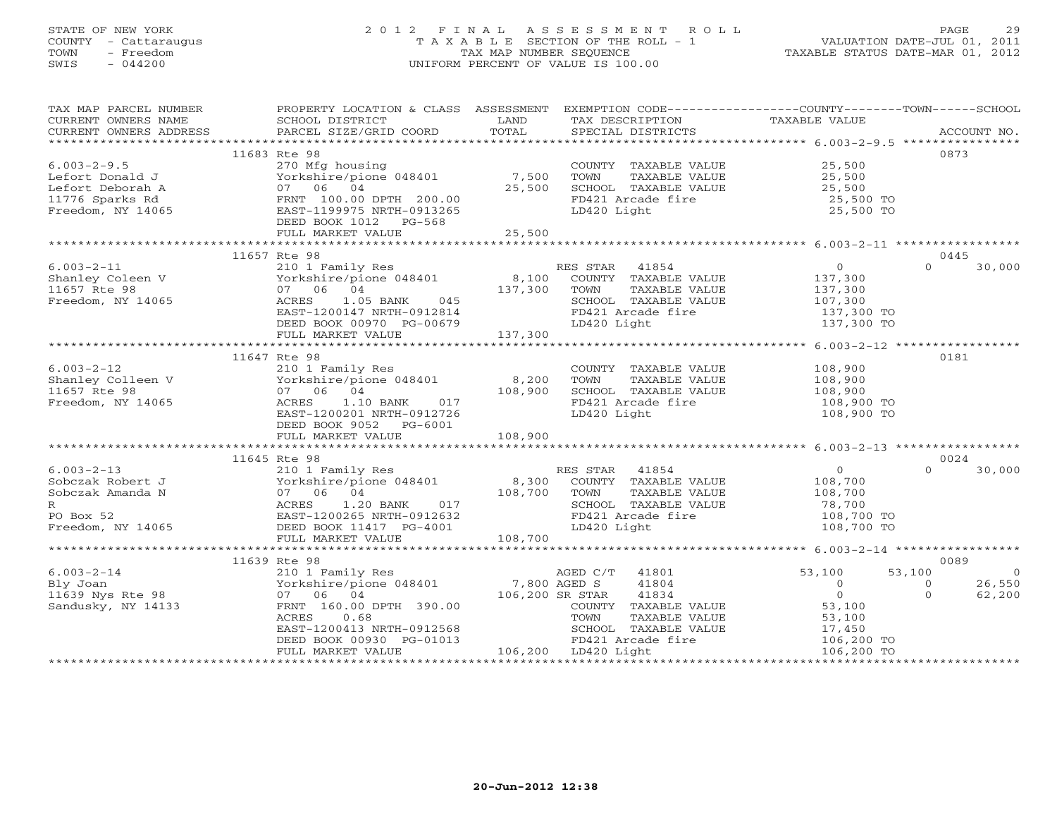STATE OF NEW YORK
COUNTY - Cattaraugus
TOWN - Freedom
SWIS - 044200

# 2012 FINAL ASSESSMENT ROLL
TAXABLE SECTION OF THE ROLL - 1
TAX MAP NUMBER SEQUENCE
UNIFORM PERCENT OF VALUE IS 100.00

VALUATION DATE-JUL 01, 2011
TAXABLE STATUS DATE-MAR 01, 2012

| TAX MAP PARCEL NUMBER / CURRENT OWNERS NAME / CURRENT OWNERS ADDRESS | PROPERTY LOCATION & CLASS / SCHOOL DISTRICT / PARCEL SIZE/GRID COORD | ASSESSMENT LAND | TOTAL | EXEMPTION CODE / TAX DESCRIPTION / SPECIAL DISTRICTS | COUNTY TAXABLE VALUE | TOWN | SCHOOL / ACCOUNT NO. |
|---|---|---|---|---|---|---|---|
| | 11683 Rte 98 | | | | | | 0873 |
| 6.003-2-9.5 | 270 Mfg housing | | | COUNTY TAXABLE VALUE | 25,500 | | |
| Lefort Donald J | Yorkshire/pione 048401 | 7,500 | | TOWN TAXABLE VALUE | 25,500 | | |
| Lefort Deborah A | 07 06 04 | | 25,500 | SCHOOL TAXABLE VALUE | 25,500 | | |
| 11776 Sparks Rd | FRNT 100.00 DPTH 200.00 | | | FD421 Arcade fire | 25,500 TO | | |
| Freedom, NY 14065 | EAST-1199975 NRTH-0913265 | | | LD420 Light | 25,500 TO | | |
| | DEED BOOK 1012 PG-568 | | | | | | |
| | FULL MARKET VALUE | | 25,500 | | | | |
| | 11657 Rte 98 | | | | | | 0445 |
| 6.003-2-11 | 210 1 Family Res | | | RES STAR 41854 | 0 | 0 | 30,000 |
| Shanley Coleen V | Yorkshire/pione 048401 | 8,100 | | COUNTY TAXABLE VALUE | 137,300 | | |
| 11657 Rte 98 | 07 06 04 | | 137,300 | TOWN TAXABLE VALUE | 137,300 | | |
| Freedom, NY 14065 | ACRES 1.05 BANK 045 | | | SCHOOL TAXABLE VALUE | 107,300 | | |
| | EAST-1200147 NRTH-0912814 | | | FD421 Arcade fire | 137,300 TO | | |
| | DEED BOOK 00970 PG-00679 | | | LD420 Light | 137,300 TO | | |
| | FULL MARKET VALUE | | 137,300 | | | | |
| | 11647 Rte 98 | | | | | | 0181 |
| 6.003-2-12 | 210 1 Family Res | | | COUNTY TAXABLE VALUE | 108,900 | | |
| Shanley Colleen V | Yorkshire/pione 048401 | 8,200 | | TOWN TAXABLE VALUE | 108,900 | | |
| 11657 Rte 98 | 07 06 04 | | 108,900 | SCHOOL TAXABLE VALUE | 108,900 | | |
| Freedom, NY 14065 | ACRES 1.10 BANK 017 | | | FD421 Arcade fire | 108,900 TO | | |
| | EAST-1200201 NRTH-0912726 | | | LD420 Light | 108,900 TO | | |
| | DEED BOOK 9052 PG-6001 | | | | | | |
| | FULL MARKET VALUE | | 108,900 | | | | |
| | 11645 Rte 98 | | | | | | 0024 |
| 6.003-2-13 | 210 1 Family Res | | | RES STAR 41854 | 0 | 0 | 30,000 |
| Sobczak Robert J | Yorkshire/pione 048401 | 8,300 | | COUNTY TAXABLE VALUE | 108,700 | | |
| Sobczak Amanda N | 07 06 04 | | 108,700 | TOWN TAXABLE VALUE | 108,700 | | |
| R | ACRES 1.20 BANK 017 | | | SCHOOL TAXABLE VALUE | 78,700 | | |
| PO Box 52 | EAST-1200265 NRTH-0912632 | | | FD421 Arcade fire | 108,700 TO | | |
| Freedom, NY 14065 | DEED BOOK 11417 PG-4001 | | | LD420 Light | 108,700 TO | | |
| | FULL MARKET VALUE | | 108,700 | | | | |
| | 11639 Rte 98 | | | | | | 0089 |
| 6.003-2-14 | 210 1 Family Res | | | AGED C/T 41801 | 53,100 | 53,100 | 0 |
| Bly Joan | Yorkshire/pione 048401 | 7,800 | | AGED S 41804 | 0 | 0 | 26,550 |
| 11639 Nys Rte 98 | 07 06 04 | | 106,200 | SR STAR 41834 | 0 | 0 | 62,200 |
| Sandusky, NY 14133 | FRNT 160.00 DPTH 390.00 | | | COUNTY TAXABLE VALUE | 53,100 | | |
| | ACRES 0.68 | | | TOWN TAXABLE VALUE | 53,100 | | |
| | EAST-1200413 NRTH-0912568 | | | SCHOOL TAXABLE VALUE | 17,450 | | |
| | DEED BOOK 00930 PG-01013 | | | FD421 Arcade fire | 106,200 TO | | |
| | FULL MARKET VALUE | | 106,200 | LD420 Light | 106,200 TO | | |

20-Jun-2012 12:38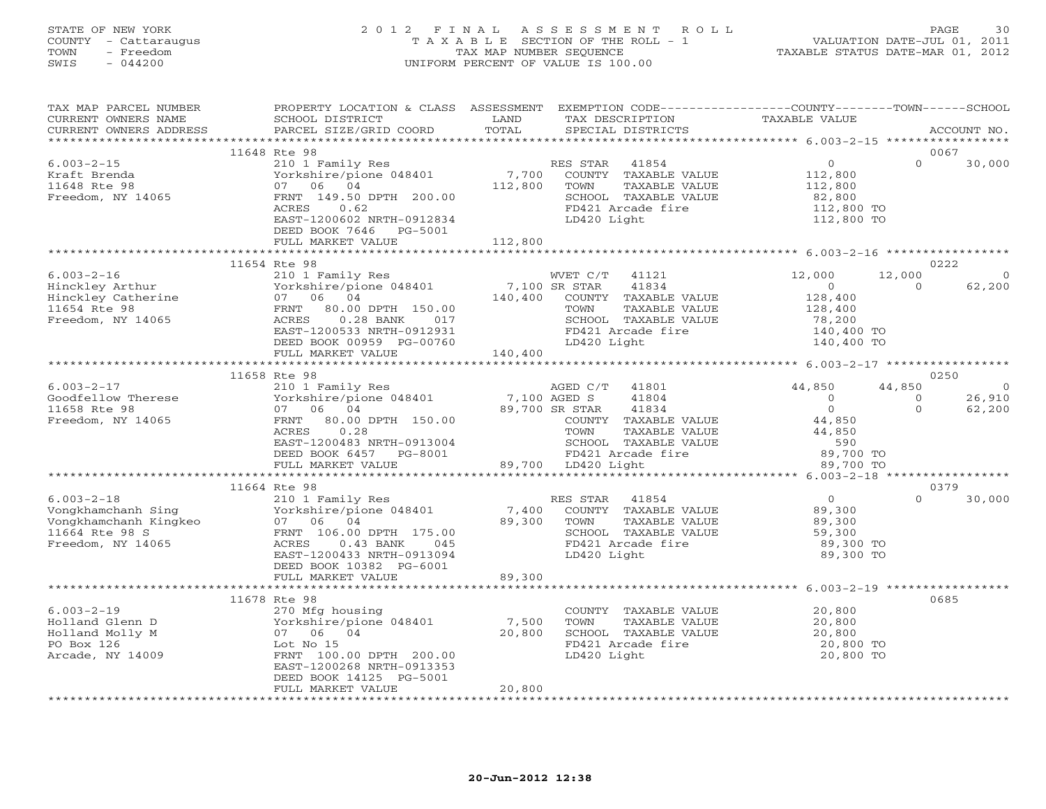STATE OF NEW YORK
COUNTY - Cattaraugus
TOWN - Freedom
SWIS - 044200

# 2012 FINAL ASSESSMENT ROLL

TAXABLE SECTION OF THE ROLL - 1
TAX MAP NUMBER SEQUENCE
UNIFORM PERCENT OF VALUE IS 100.00

VALUATION DATE-JUL 01, 2011
TAXABLE STATUS DATE-MAR 01, 2012

```
TAX MAP PARCEL NUMBER     PROPERTY LOCATION & CLASS  ASSESSMENT  EXEMPTION CODE------------------COUNTY--------TOWN------SCHOOL
CURRENT OWNERS NAME       SCHOOL DISTRICT               LAND      TAX DESCRIPTION             TAXABLE VALUE
CURRENT OWNERS ADDRESS    PARCEL SIZE/GRID COORD       TOTAL      SPECIAL DISTRICTS                                  ACCOUNT NO.
******************************************************************************************************* 6.003-2-15 *****************
                    11648 Rte 98                                                                                    0067
6.003-2-15                210 1 Family Res                   RES STAR   41854                 0            0      30,000
Kraft Brenda              Yorkshire/pione 048401     7,700    COUNTY  TAXABLE VALUE         112,800
11648 Rte 98              07  06  04               112,800    TOWN    TAXABLE VALUE         112,800
Freedom, NY 14065         FRNT 149.50 DPTH 200.00             SCHOOL  TAXABLE VALUE          82,800
                          ACRES    0.62                       FD421 Arcade fire             112,800 TO
                          EAST-1200602 NRTH-0912834           LD420 Light                   112,800 TO
                          DEED BOOK 7646   PG-5001
                          FULL MARKET VALUE        112,800
******************************************************************************************************* 6.003-2-16 *****************
                    11654 Rte 98                                                                                    0222
6.003-2-16                210 1 Family Res                   WVET C/T   41121            12,000       12,000           0
Hinckley Arthur           Yorkshire/pione 048401     7,100 SR STAR      41834                 0            0      62,200
Hinckley Catherine        07  06  04               140,400    COUNTY  TAXABLE VALUE         128,400
11654 Rte 98              FRNT  80.00 DPTH 150.00             TOWN    TAXABLE VALUE         128,400
Freedom, NY 14065         ACRES    0.28 BANK     017          SCHOOL  TAXABLE VALUE          78,200
                          EAST-1200533 NRTH-0912931           FD421 Arcade fire             140,400 TO
                          DEED BOOK 00959 PG-00760            LD420 Light                   140,400 TO
                          FULL MARKET VALUE        140,400
******************************************************************************************************* 6.003-2-17 *****************
                    11658 Rte 98                                                                                    0250
6.003-2-17                210 1 Family Res                   AGED C/T   41801            44,850       44,850           0
Goodfellow Therese        Yorkshire/pione 048401     7,100 AGED S       41804                 0            0      26,910
11658 Rte 98              07  06  04                89,700 SR STAR      41834                 0            0      62,200
Freedom, NY 14065         FRNT  80.00 DPTH 150.00             COUNTY  TAXABLE VALUE          44,850
                          ACRES    0.28                       TOWN    TAXABLE VALUE          44,850
                          EAST-1200483 NRTH-0913004           SCHOOL  TAXABLE VALUE             590
                          DEED BOOK 6457   PG-8001            FD421 Arcade fire              89,700 TO
                          FULL MARKET VALUE         89,700    LD420 Light                    89,700 TO
******************************************************************************************************* 6.003-2-18 *****************
                    11664 Rte 98                                                                                    0379
6.003-2-18                210 1 Family Res                   RES STAR   41854                 0            0      30,000
Vongkhamchanh Sing        Yorkshire/pione 048401     7,400    COUNTY  TAXABLE VALUE          89,300
Vongkhamchanh Kingkeo     07  06  04                89,300    TOWN    TAXABLE VALUE          89,300
11664 Rte 98 S            FRNT 106.00 DPTH 175.00             SCHOOL  TAXABLE VALUE          59,300
Freedom, NY 14065         ACRES    0.43 BANK     045          FD421 Arcade fire              89,300 TO
                          EAST-1200433 NRTH-0913094           LD420 Light                    89,300 TO
                          DEED BOOK 10382 PG-6001
                          FULL MARKET VALUE         89,300
******************************************************************************************************* 6.003-2-19 *****************
                    11678 Rte 98                                                                                    0685
6.003-2-19                270 Mfg housing                    COUNTY  TAXABLE VALUE          20,800
Holland Glenn D           Yorkshire/pione 048401     7,500    TOWN    TAXABLE VALUE          20,800
Holland Molly M           07  06  04                20,800    SCHOOL  TAXABLE VALUE          20,800
PO Box 126                Lot No 15                           FD421 Arcade fire              20,800 TO
Arcade, NY 14009          FRNT 100.00 DPTH 200.00             LD420 Light                    20,800 TO
                          EAST-1200268 NRTH-0913353
                          DEED BOOK 14125 PG-5001
                          FULL MARKET VALUE         20,800
************************************************************************************************************************************
```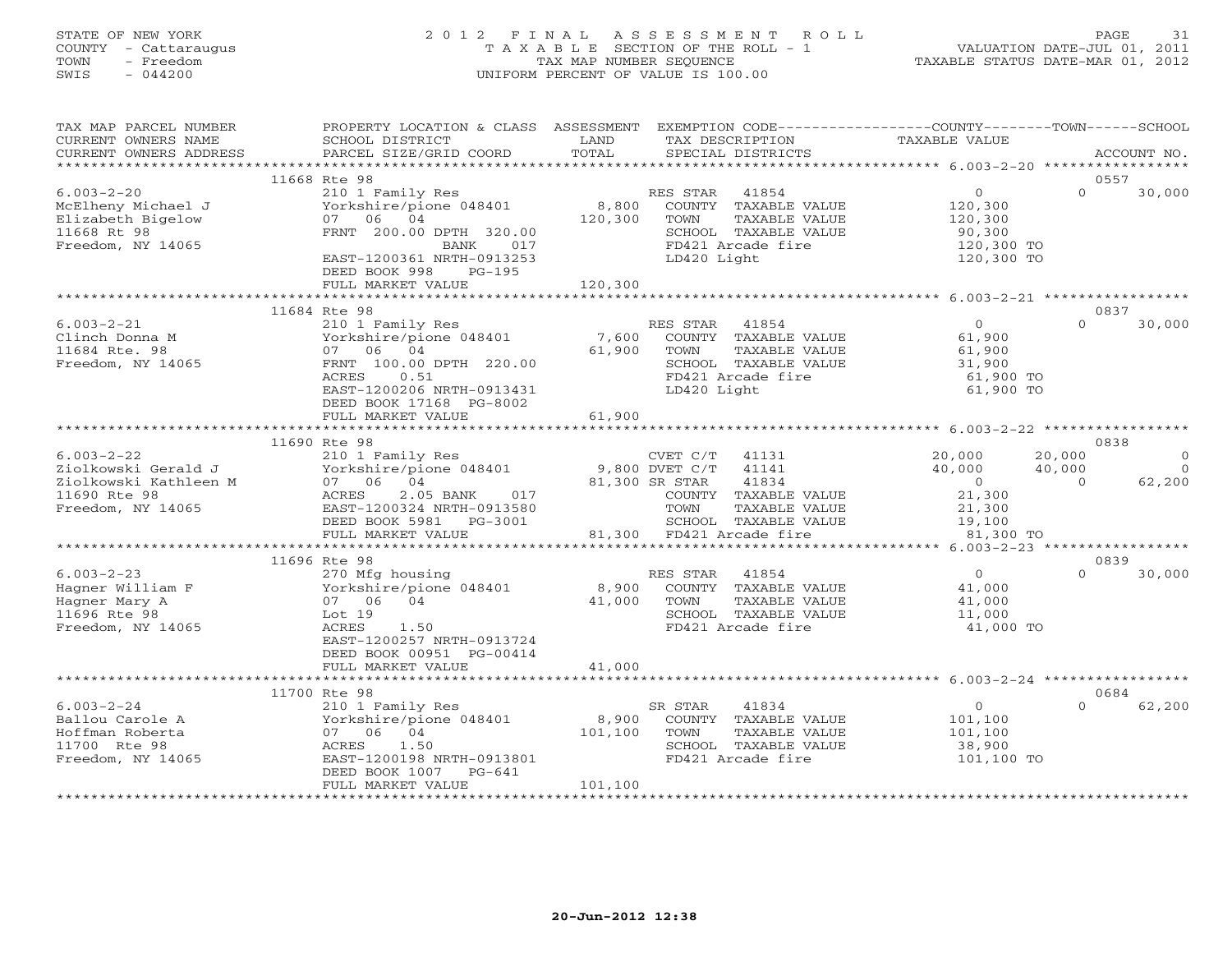STATE OF NEW YORK
COUNTY - Cattaraugus
TOWN - Freedom
SWIS - 044200

2012 FINAL ASSESSMENT ROLL
TAXABLE SECTION OF THE ROLL - 1
TAX MAP NUMBER SEQUENCE
UNIFORM PERCENT OF VALUE IS 100.00

VALUATION DATE-JUL 01, 2011
TAXABLE STATUS DATE-MAR 01, 2012

| TAX MAP PARCEL NUMBER / CURRENT OWNERS NAME / CURRENT OWNERS ADDRESS | PROPERTY LOCATION & CLASS / SCHOOL DISTRICT / PARCEL SIZE/GRID COORD | ASSESSMENT LAND / TOTAL | EXEMPTION CODE / TAX DESCRIPTION / SPECIAL DISTRICTS | COUNTY | TOWN | SCHOOL / ACCOUNT NO. |
|---|---|---|---|---|---|---|
| | 11668 Rte 98 | | | | | 0557 |
| 6.003-2-20 | 210 1 Family Res | | RES STAR 41854 | 0 | 0 | 30,000 |
| McElheny Michael J | Yorkshire/pione 048401 | 8,800 | COUNTY TAXABLE VALUE | 120,300 | | |
| Elizabeth Bigelow | 07 06 04 | 120,300 | TOWN TAXABLE VALUE | | 120,300 | |
| 11668 Rt 98 | FRNT 200.00 DPTH 320.00 | | SCHOOL TAXABLE VALUE | | | 90,300 |
| Freedom, NY 14065 | BANK 017 | | FD421 Arcade fire | 120,300 TO | | |
| | EAST-1200361 NRTH-0913253 | | LD420 Light | 120,300 TO | | |
| | DEED BOOK 998 PG-195 | | | | | |
| | FULL MARKET VALUE | 120,300 | | | | |
| | 11684 Rte 98 | | | | | 0837 |
| 6.003-2-21 | 210 1 Family Res | | RES STAR 41854 | 0 | 0 | 30,000 |
| Clinch Donna M | Yorkshire/pione 048401 | 7,600 | COUNTY TAXABLE VALUE | 61,900 | | |
| 11684 Rte. 98 | 07 06 04 | 61,900 | TOWN TAXABLE VALUE | | 61,900 | |
| Freedom, NY 14065 | FRNT 100.00 DPTH 220.00 | | SCHOOL TAXABLE VALUE | | | 31,900 |
| | ACRES 0.51 | | FD421 Arcade fire | 61,900 TO | | |
| | EAST-1200206 NRTH-0913431 | | LD420 Light | 61,900 TO | | |
| | DEED BOOK 17168 PG-8002 | | | | | |
| | FULL MARKET VALUE | 61,900 | | | | |
| | 11690 Rte 98 | | | | | 0838 |
| 6.003-2-22 | 210 1 Family Res | | CVET C/T 41131 | 20,000 | 20,000 | 0 |
| Ziolkowski Gerald J | Yorkshire/pione 048401 | 9,800 | DVET C/T 41141 | 40,000 | 40,000 | 0 |
| Ziolkowski Kathleen M | 07 06 04 | 81,300 | SR STAR 41834 | 0 | 0 | 62,200 |
| 11690 Rte 98 | ACRES 2.05 BANK 017 | | COUNTY TAXABLE VALUE | 21,300 | | |
| Freedom, NY 14065 | EAST-1200324 NRTH-0913580 | | TOWN TAXABLE VALUE | | 21,300 | |
| | DEED BOOK 5981 PG-3001 | | SCHOOL TAXABLE VALUE | | | 19,100 |
| | FULL MARKET VALUE | 81,300 | FD421 Arcade fire | 81,300 TO | | |
| | 11696 Rte 98 | | | | | 0839 |
| 6.003-2-23 | 270 Mfg housing | | RES STAR 41854 | 0 | 0 | 30,000 |
| Hagner William F | Yorkshire/pione 048401 | 8,900 | COUNTY TAXABLE VALUE | 41,000 | | |
| Hagner Mary A | 07 06 04 | 41,000 | TOWN TAXABLE VALUE | | 41,000 | |
| 11696 Rte 98 | Lot 19 | | SCHOOL TAXABLE VALUE | | | 11,000 |
| Freedom, NY 14065 | ACRES 1.50 | | FD421 Arcade fire | 41,000 TO | | |
| | EAST-1200257 NRTH-0913724 | | | | | |
| | DEED BOOK 00951 PG-00414 | | | | | |
| | FULL MARKET VALUE | 41,000 | | | | |
| | 11700 Rte 98 | | | | | 0684 |
| 6.003-2-24 | 210 1 Family Res | | SR STAR 41834 | 0 | 0 | 62,200 |
| Ballou Carole A | Yorkshire/pione 048401 | 8,900 | COUNTY TAXABLE VALUE | 101,100 | | |
| Hoffman Roberta | 07 06 04 | 101,100 | TOWN TAXABLE VALUE | | 101,100 | |
| 11700 Rte 98 | ACRES 1.50 | | SCHOOL TAXABLE VALUE | | | 38,900 |
| Freedom, NY 14065 | EAST-1200198 NRTH-0913801 | | FD421 Arcade fire | 101,100 TO | | |
| | DEED BOOK 1007 PG-641 | | | | | |
| | FULL MARKET VALUE | 101,100 | | | | |

20-Jun-2012 12:38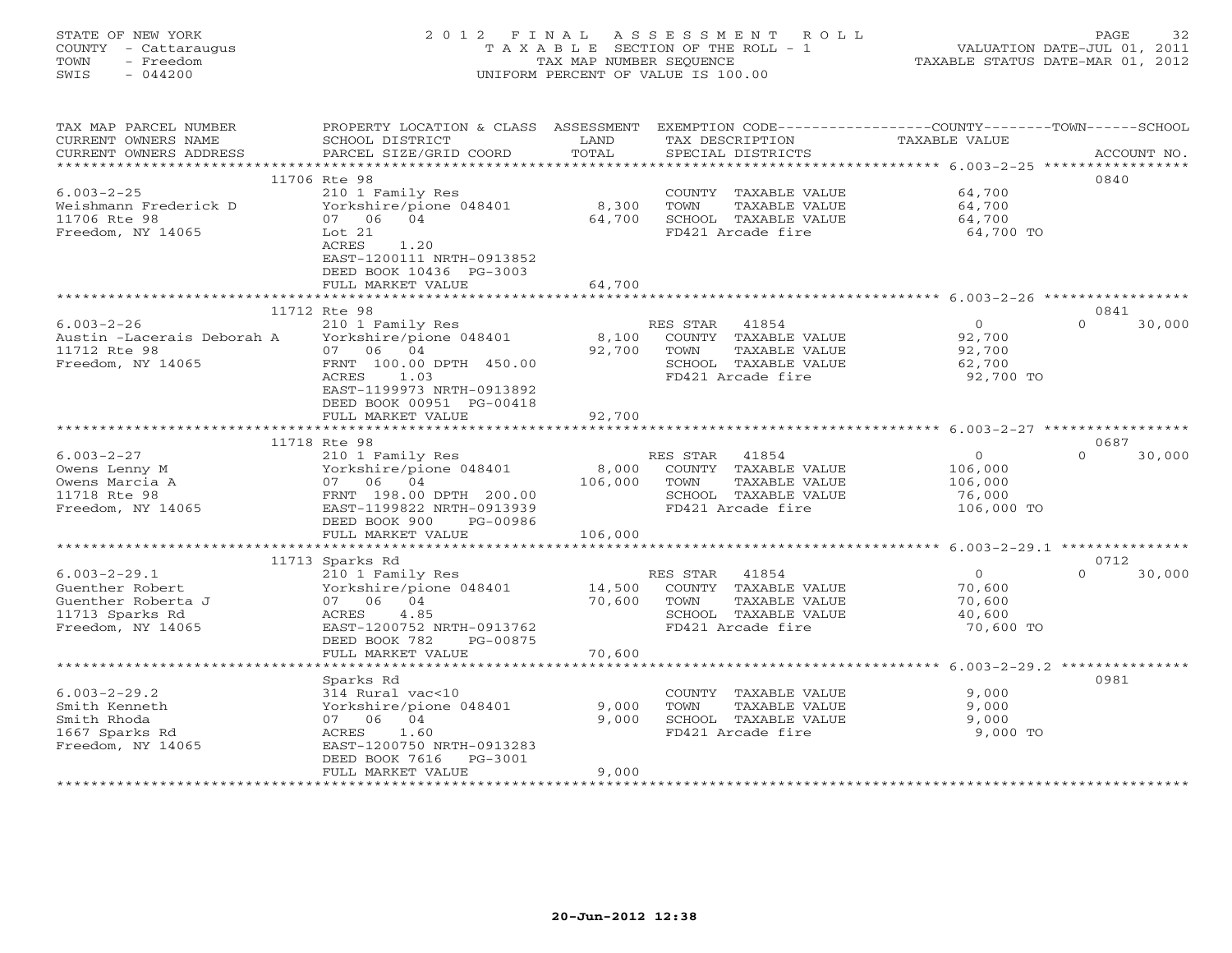STATE OF NEW YORK
COUNTY - Cattaraugus
TOWN - Freedom
SWIS - 044200

2 0 1 2 F I N A L A S S E S S M E N T R O L L
T A X A B L E SECTION OF THE ROLL - 1
TAX MAP NUMBER SEQUENCE
UNIFORM PERCENT OF VALUE IS 100.00

VALUATION DATE-JUL 01, 2011
TAXABLE STATUS DATE-MAR 01, 2012

| TAX MAP PARCEL NUMBER / CURRENT OWNERS NAME / CURRENT OWNERS ADDRESS | PROPERTY LOCATION & CLASS / SCHOOL DISTRICT / PARCEL SIZE/GRID COORD | ASSESSMENT LAND / TOTAL | EXEMPTION CODE / TAX DESCRIPTION / SPECIAL DISTRICTS | COUNTY / TOWN / SCHOOL TAXABLE VALUE | ACCOUNT NO. |
|---|---|---|---|---|---|
| 11706 Rte 98 | | | | | 0840 |
| 6.003-2-25 | 210 1 Family Res | | COUNTY TAXABLE VALUE | 64,700 | |
| Weishmann Frederick D | Yorkshire/pione 048401 | 8,300 | TOWN TAXABLE VALUE | 64,700 | |
| 11706 Rte 98 | 07 06 04 | 64,700 | SCHOOL TAXABLE VALUE | 64,700 | |
| Freedom, NY 14065 | Lot 21 | | FD421 Arcade fire | 64,700 TO | |
| | ACRES 1.20 | | | | |
| | EAST-1200111 NRTH-0913852 | | | | |
| | DEED BOOK 10436 PG-3003 | | | | |
| | FULL MARKET VALUE | 64,700 | | | |
| 11712 Rte 98 | | | | | 0841 |
| 6.003-2-26 | 210 1 Family Res | | RES STAR 41854 | 0 | 0 30,000 |
| Austin -Lacerais Deborah A | Yorkshire/pione 048401 | 8,100 | COUNTY TAXABLE VALUE | 92,700 | |
| 11712 Rte 98 | 07 06 04 | 92,700 | TOWN TAXABLE VALUE | 92,700 | |
| Freedom, NY 14065 | FRNT 100.00 DPTH 450.00 | | SCHOOL TAXABLE VALUE | 62,700 | |
| | ACRES 1.03 | | FD421 Arcade fire | 92,700 TO | |
| | EAST-1199973 NRTH-0913892 | | | | |
| | DEED BOOK 00951 PG-00418 | | | | |
| | FULL MARKET VALUE | 92,700 | | | |
| 11718 Rte 98 | | | | | 0687 |
| 6.003-2-27 | 210 1 Family Res | | RES STAR 41854 | 0 | 0 30,000 |
| Owens Lenny M | Yorkshire/pione 048401 | 8,000 | COUNTY TAXABLE VALUE | 106,000 | |
| Owens Marcia A | 07 06 04 | 106,000 | TOWN TAXABLE VALUE | 106,000 | |
| 11718 Rte 98 | FRNT 198.00 DPTH 200.00 | | SCHOOL TAXABLE VALUE | 76,000 | |
| Freedom, NY 14065 | EAST-1199822 NRTH-0913939 | | FD421 Arcade fire | 106,000 TO | |
| | DEED BOOK 900 PG-00986 | | | | |
| | FULL MARKET VALUE | 106,000 | | | |
| 11713 Sparks Rd | | | | | 0712 |
| 6.003-2-29.1 | 210 1 Family Res | | RES STAR 41854 | 0 | 0 30,000 |
| Guenther Robert | Yorkshire/pione 048401 | 14,500 | COUNTY TAXABLE VALUE | 70,600 | |
| Guenther Roberta J | 07 06 04 | 70,600 | TOWN TAXABLE VALUE | 70,600 | |
| 11713 Sparks Rd | ACRES 4.85 | | SCHOOL TAXABLE VALUE | 40,600 | |
| Freedom, NY 14065 | EAST-1200752 NRTH-0913762 | | FD421 Arcade fire | 70,600 TO | |
| | DEED BOOK 782 PG-00875 | | | | |
| | FULL MARKET VALUE | 70,600 | | | |
| Sparks Rd | | | | | 0981 |
| 6.003-2-29.2 | 314 Rural vac<10 | | COUNTY TAXABLE VALUE | 9,000 | |
| Smith Kenneth | Yorkshire/pione 048401 | 9,000 | TOWN TAXABLE VALUE | 9,000 | |
| Smith Rhoda | 07 06 04 | 9,000 | SCHOOL TAXABLE VALUE | 9,000 | |
| 1667 Sparks Rd | ACRES 1.60 | | FD421 Arcade fire | 9,000 TO | |
| Freedom, NY 14065 | EAST-1200750 NRTH-0913283 | | | | |
| | DEED BOOK 7616 PG-3001 | | | | |
| | FULL MARKET VALUE | 9,000 | | | |

20-Jun-2012 12:38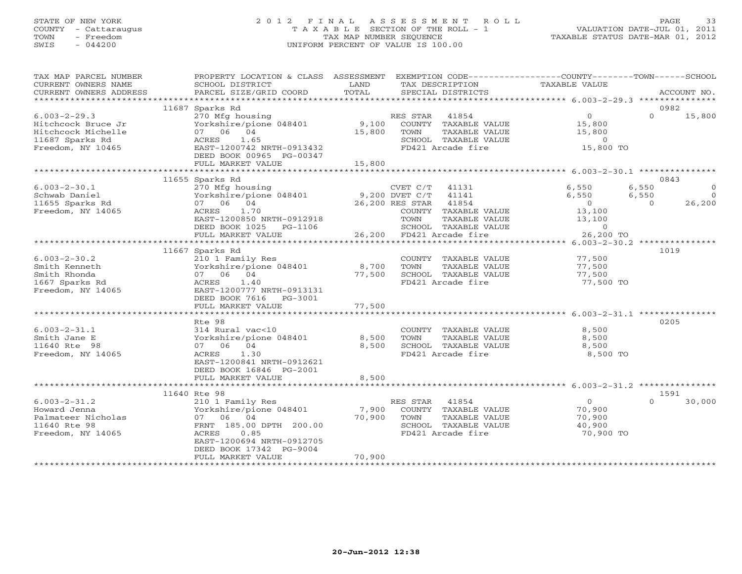STATE OF NEW YORK
COUNTY - Cattaraugus
TOWN - Freedom
SWIS - 044200

# 2012 FINAL ASSESSMENT ROLL

TAXABLE SECTION OF THE ROLL - 1
TAX MAP NUMBER SEQUENCE
UNIFORM PERCENT OF VALUE IS 100.00

VALUATION DATE-JUL 01, 2011
TAXABLE STATUS DATE-MAR 01, 2012

| TAX MAP PARCEL NUMBER / CURRENT OWNERS NAME / CURRENT OWNERS ADDRESS | PROPERTY LOCATION & CLASS / SCHOOL DISTRICT / PARCEL SIZE/GRID COORD | ASSESSMENT LAND / TOTAL | EXEMPTION CODE / TAX DESCRIPTION / SPECIAL DISTRICTS | COUNTY TAXABLE VALUE | TOWN | SCHOOL / ACCOUNT NO. |
|---|---|---|---|---|---|---|
| 6.003-2-29.3 | 11687 Sparks Rd | | | | | 0982 |
| 6.003-2-29.3 | 270 Mfg housing | | RES STAR 41854 | 0 | 0 | 15,800 |
| Hitchcock Bruce Jr | Yorkshire/pione 048401 | 9,100 | COUNTY TAXABLE VALUE | 15,800 | | |
| Hitchcock Michelle | 07 06 04 | 15,800 | TOWN TAXABLE VALUE | 15,800 | | |
| 11687 Sparks Rd | ACRES 1.65 | | SCHOOL TAXABLE VALUE | 0 | | |
| Freedom, NY 10465 | EAST-1200742 NRTH-0913432 | | FD421 Arcade fire | 15,800 TO | | |
| | DEED BOOK 00965 PG-00347 | | | | | |
| | FULL MARKET VALUE | 15,800 | | | | |
| 6.003-2-30.1 | 11655 Sparks Rd | | | | | 0843 |
| 6.003-2-30.1 | 270 Mfg housing | | CVET C/T 41131 | 6,550 | 6,550 | 0 |
| Schwab Daniel | Yorkshire/pione 048401 | 9,200 | DVET C/T 41141 | 6,550 | 6,550 | 0 |
| 11655 Sparks Rd | 07 06 04 | 26,200 | RES STAR 41854 | 0 | 0 | 26,200 |
| Freedom, NY 14065 | ACRES 1.70 | | COUNTY TAXABLE VALUE | 13,100 | | |
| | EAST-1200850 NRTH-0912918 | | TOWN TAXABLE VALUE | 13,100 | | |
| | DEED BOOK 1025 PG-1106 | | SCHOOL TAXABLE VALUE | 0 | | |
| | FULL MARKET VALUE | 26,200 | FD421 Arcade fire | 26,200 TO | | |
| 6.003-2-30.2 | 11667 Sparks Rd | | | | | 1019 |
| 6.003-2-30.2 | 210 1 Family Res | | COUNTY TAXABLE VALUE | 77,500 | | |
| Smith Kenneth | Yorkshire/pione 048401 | 8,700 | TOWN TAXABLE VALUE | 77,500 | | |
| Smith Rhonda | 07 06 04 | 77,500 | SCHOOL TAXABLE VALUE | 77,500 | | |
| 1667 Sparks Rd | ACRES 1.40 | | FD421 Arcade fire | 77,500 TO | | |
| Freedom, NY 14065 | EAST-1200777 NRTH-0913131 | | | | | |
| | DEED BOOK 7616 PG-3001 | | | | | |
| | FULL MARKET VALUE | 77,500 | | | | |
| 6.003-2-31.1 | Rte 98 | | | | | 0205 |
| 6.003-2-31.1 | 314 Rural vac<10 | | COUNTY TAXABLE VALUE | 8,500 | | |
| Smith Jane E | Yorkshire/pione 048401 | 8,500 | TOWN TAXABLE VALUE | 8,500 | | |
| 11640 Rte 98 | 07 06 04 | 8,500 | SCHOOL TAXABLE VALUE | 8,500 | | |
| Freedom, NY 14065 | ACRES 1.30 | | FD421 Arcade fire | 8,500 TO | | |
| | EAST-1200841 NRTH-0912621 | | | | | |
| | DEED BOOK 16846 PG-2001 | | | | | |
| | FULL MARKET VALUE | 8,500 | | | | |
| 6.003-2-31.2 | 11640 Rte 98 | | | | | 1591 |
| 6.003-2-31.2 | 210 1 Family Res | | RES STAR 41854 | 0 | 0 | 30,000 |
| Howard Jenna | Yorkshire/pione 048401 | 7,900 | COUNTY TAXABLE VALUE | 70,900 | | |
| Palmateer Nicholas | 07 06 04 | 70,900 | TOWN TAXABLE VALUE | 70,900 | | |
| 11640 Rte 98 | FRNT 185.00 DPTH 200.00 | | SCHOOL TAXABLE VALUE | 40,900 | | |
| Freedom, NY 14065 | ACRES 0.85 | | FD421 Arcade fire | 70,900 TO | | |
| | EAST-1200694 NRTH-0912705 | | | | | |
| | DEED BOOK 17342 PG-9004 | | | | | |
| | FULL MARKET VALUE | 70,900 | | | | |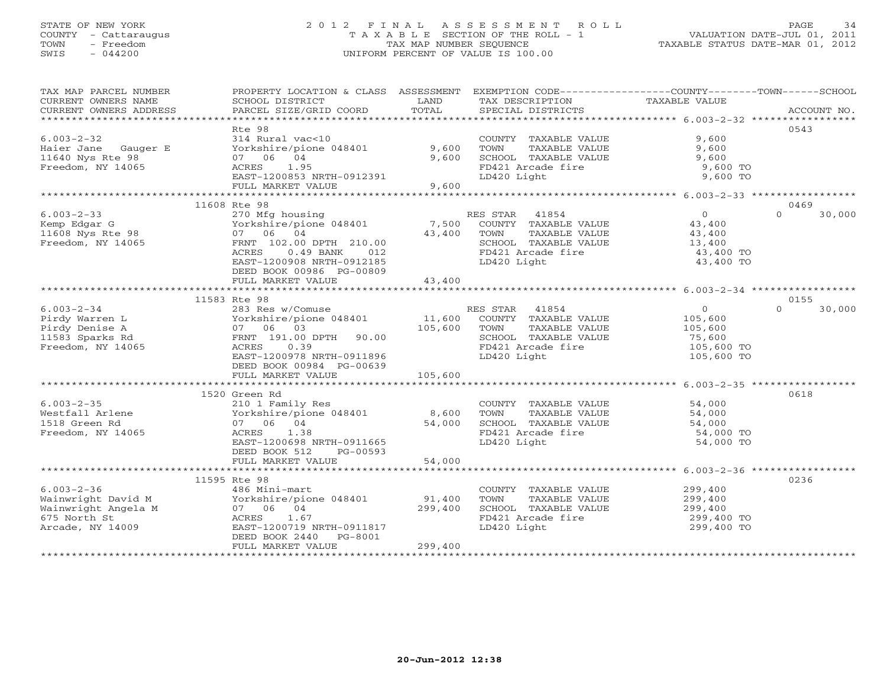STATE OF NEW YORK
COUNTY - Cattaraugus
TOWN - Freedom
SWIS - 044200

# 2012 FINAL ASSESSMENT ROLL

TAXABLE SECTION OF THE ROLL - 1
TAX MAP NUMBER SEQUENCE
UNIFORM PERCENT OF VALUE IS 100.00

VALUATION DATE-JUL 01, 2011
TAXABLE STATUS DATE-MAR 01, 2012

| TAX MAP PARCEL NUMBER / CURRENT OWNERS NAME / CURRENT OWNERS ADDRESS | PROPERTY LOCATION & CLASS / SCHOOL DISTRICT / PARCEL SIZE/GRID COORD | ASSESSMENT LAND / TOTAL | EXEMPTION CODE / TAX DESCRIPTION / SPECIAL DISTRICTS | COUNTY / TOWN TAXABLE VALUE | SCHOOL | ACCOUNT NO. |
|---|---|---|---|---|---|---|
| 6.003-2-32 | Rte 98 | | | | | 0543 |
| 6.003-2-32 | 314 Rural vac<10 | | COUNTY TAXABLE VALUE | 9,600 | | |
| Haier Jane Gauger E | Yorkshire/pione 048401 | 9,600 | TOWN TAXABLE VALUE | 9,600 | | |
| 11640 Nys Rte 98 | 07 06 04 | 9,600 | SCHOOL TAXABLE VALUE | 9,600 | | |
| Freedom, NY 14065 | ACRES 1.95 | | FD421 Arcade fire | 9,600 TO | | |
| | EAST-1200853 NRTH-0912391 | | LD420 Light | 9,600 TO | | |
| | FULL MARKET VALUE | 9,600 | | | | |
| 6.003-2-33 | 11608 Rte 98 | | | | | 0469 |
| 6.003-2-33 | 270 Mfg housing | | RES STAR 41854 | 0 | 0 | 30,000 |
| Kemp Edgar G | Yorkshire/pione 048401 | 7,500 | COUNTY TAXABLE VALUE | 43,400 | | |
| 11608 Nys Rte 98 | 07 06 04 | 43,400 | TOWN TAXABLE VALUE | 43,400 | | |
| Freedom, NY 14065 | FRNT 102.00 DPTH 210.00 | | SCHOOL TAXABLE VALUE | 13,400 | | |
| | ACRES 0.49 BANK 012 | | FD421 Arcade fire | 43,400 TO | | |
| | EAST-1200908 NRTH-0912185 | | LD420 Light | 43,400 TO | | |
| | DEED BOOK 00986 PG-00809 | | | | | |
| | FULL MARKET VALUE | 43,400 | | | | |
| 6.003-2-34 | 11583 Rte 98 | | | | | 0155 |
| 6.003-2-34 | 283 Res w/Comuse | | RES STAR 41854 | 0 | 0 | 30,000 |
| Pirdy Warren L | Yorkshire/pione 048401 | 11,600 | COUNTY TAXABLE VALUE | 105,600 | | |
| Pirdy Denise A | 07 06 03 | 105,600 | TOWN TAXABLE VALUE | 105,600 | | |
| 11583 Sparks Rd | FRNT 191.00 DPTH 90.00 | | SCHOOL TAXABLE VALUE | 75,600 | | |
| Freedom, NY 14065 | ACRES 0.39 | | FD421 Arcade fire | 105,600 TO | | |
| | EAST-1200978 NRTH-0911896 | | LD420 Light | 105,600 TO | | |
| | DEED BOOK 00984 PG-00639 | | | | | |
| | FULL MARKET VALUE | 105,600 | | | | |
| 6.003-2-35 | 1520 Green Rd | | | | | 0618 |
| 6.003-2-35 | 210 1 Family Res | | COUNTY TAXABLE VALUE | 54,000 | | |
| Westfall Arlene | Yorkshire/pione 048401 | 8,600 | TOWN TAXABLE VALUE | 54,000 | | |
| 1518 Green Rd | 07 06 04 | 54,000 | SCHOOL TAXABLE VALUE | 54,000 | | |
| Freedom, NY 14065 | ACRES 1.38 | | FD421 Arcade fire | 54,000 TO | | |
| | EAST-1200698 NRTH-0911665 | | LD420 Light | 54,000 TO | | |
| | DEED BOOK 512 PG-00593 | | | | | |
| | FULL MARKET VALUE | 54,000 | | | | |
| 6.003-2-36 | 11595 Rte 98 | | | | | 0236 |
| 6.003-2-36 | 486 Mini-mart | | COUNTY TAXABLE VALUE | 299,400 | | |
| Wainwright David M | Yorkshire/pione 048401 | 91,400 | TOWN TAXABLE VALUE | 299,400 | | |
| Wainwright Angela M | 07 06 04 | 299,400 | SCHOOL TAXABLE VALUE | 299,400 | | |
| 675 North St | ACRES 1.67 | | FD421 Arcade fire | 299,400 TO | | |
| Arcade, NY 14009 | EAST-1200719 NRTH-0911817 | | LD420 Light | 299,400 TO | | |
| | DEED BOOK 2440 PG-8001 | | | | | |
| | FULL MARKET VALUE | 299,400 | | | | |

20-Jun-2012 12:38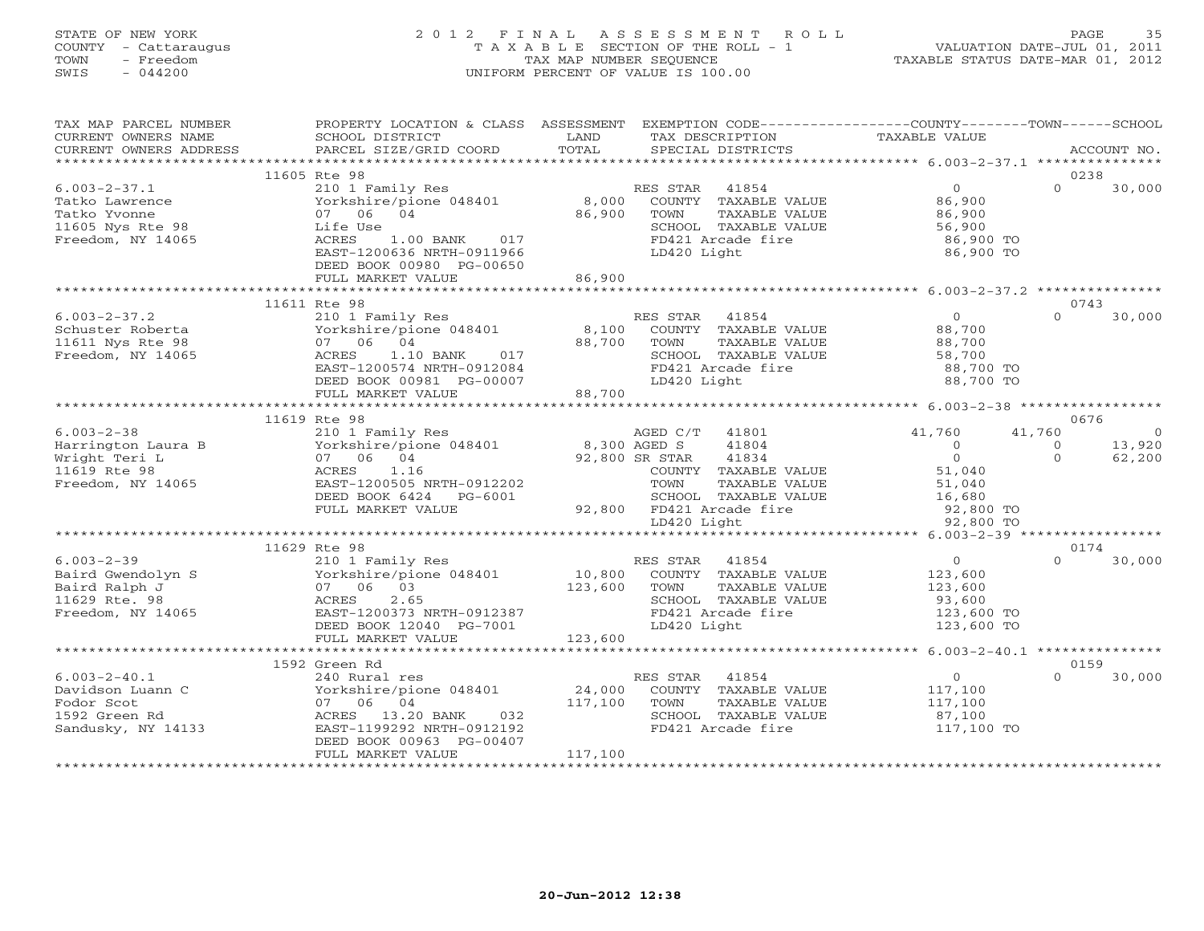STATE OF NEW YORK
COUNTY - Cattaraugus
TOWN - Freedom
SWIS - 044200

2 0 1 2 F I N A L A S S E S S M E N T R O L L
T A X A B L E SECTION OF THE ROLL - 1
TAX MAP NUMBER SEQUENCE
UNIFORM PERCENT OF VALUE IS 100.00

VALUATION DATE-JUL 01, 2011
TAXABLE STATUS DATE-MAR 01, 2012

| TAX MAP PARCEL NUMBER / CURRENT OWNERS NAME / CURRENT OWNERS ADDRESS | PROPERTY LOCATION & CLASS / SCHOOL DISTRICT / PARCEL SIZE/GRID COORD | ASSESSMENT LAND / TOTAL | EXEMPTION CODE / TAX DESCRIPTION / SPECIAL DISTRICTS | COUNTY TAXABLE VALUE | TOWN | SCHOOL | ACCOUNT NO. |
|---|---|---|---|---|---|---|---|
| **6.003-2-37.1** | 11605 Rte 98 | | | | | | 0238 |
| Tatko Lawrence | 210 1 Family Res | | RES STAR 41854 | 0 | 0 | 30,000 | |
| Tatko Yvonne | Yorkshire/pione 048401 | 8,000 | COUNTY TAXABLE VALUE | 86,900 | | | |
| 11605 Nys Rte 98 | 07 06 04 | 86,900 | TOWN TAXABLE VALUE | 86,900 | | | |
| Freedom, NY 14065 | Life Use | | SCHOOL TAXABLE VALUE | 56,900 | | | |
| | ACRES 1.00 BANK 017 | | FD421 Arcade fire | 86,900 TO | | | |
| | EAST-1200636 NRTH-0911966 | | LD420 Light | 86,900 TO | | | |
| | DEED BOOK 00980 PG-00650 | | | | | | |
| | FULL MARKET VALUE | 86,900 | | | | | |
| **6.003-2-37.2** | 11611 Rte 98 | | | | | | 0743 |
| Schuster Roberta | 210 1 Family Res | | RES STAR 41854 | 0 | 0 | 30,000 | |
| 11611 Nys Rte 98 | Yorkshire/pione 048401 | 8,100 | COUNTY TAXABLE VALUE | 88,700 | | | |
| Freedom, NY 14065 | 07 06 04 | 88,700 | TOWN TAXABLE VALUE | 88,700 | | | |
| | ACRES 1.10 BANK 017 | | SCHOOL TAXABLE VALUE | 58,700 | | | |
| | EAST-1200574 NRTH-0912084 | | FD421 Arcade fire | 88,700 TO | | | |
| | DEED BOOK 00981 PG-00007 | | LD420 Light | 88,700 TO | | | |
| | FULL MARKET VALUE | 88,700 | | | | | |
| **6.003-2-38** | 11619 Rte 98 | | | | | | 0676 |
| Harrington Laura B | 210 1 Family Res | | AGED C/T 41801 | 41,760 | 41,760 | 0 | |
| Wright Teri L | Yorkshire/pione 048401 | 8,300 | AGED S 41804 | 0 | 0 | 13,920 | |
| 11619 Rte 98 | 07 06 04 | 92,800 | SR STAR 41834 | 0 | 0 | 62,200 | |
| Freedom, NY 14065 | ACRES 1.16 | | COUNTY TAXABLE VALUE | 51,040 | | | |
| | EAST-1200505 NRTH-0912202 | | TOWN TAXABLE VALUE | 51,040 | | | |
| | DEED BOOK 6424 PG-6001 | | SCHOOL TAXABLE VALUE | 16,680 | | | |
| | FULL MARKET VALUE | 92,800 | FD421 Arcade fire | 92,800 TO | | | |
| | | | LD420 Light | 92,800 TO | | | |
| **6.003-2-39** | 11629 Rte 98 | | | | | | 0174 |
| Baird Gwendolyn S | 210 1 Family Res | | RES STAR 41854 | 0 | 0 | 30,000 | |
| Baird Ralph J | Yorkshire/pione 048401 | 10,800 | COUNTY TAXABLE VALUE | 123,600 | | | |
| 11629 Rte. 98 | 07 06 03 | 123,600 | TOWN TAXABLE VALUE | 123,600 | | | |
| Freedom, NY 14065 | ACRES 2.65 | | SCHOOL TAXABLE VALUE | 93,600 | | | |
| | EAST-1200373 NRTH-0912387 | | FD421 Arcade fire | 123,600 TO | | | |
| | DEED BOOK 12040 PG-7001 | | LD420 Light | 123,600 TO | | | |
| | FULL MARKET VALUE | 123,600 | | | | | |
| **6.003-2-40.1** | 1592 Green Rd | | | | | | 0159 |
| Davidson Luann C | 240 Rural res | | RES STAR 41854 | 0 | 0 | 30,000 | |
| Fodor Scot | Yorkshire/pione 048401 | 24,000 | COUNTY TAXABLE VALUE | 117,100 | | | |
| 1592 Green Rd | 07 06 04 | 117,100 | TOWN TAXABLE VALUE | 117,100 | | | |
| Sandusky, NY 14133 | ACRES 13.20 BANK 032 | | SCHOOL TAXABLE VALUE | 87,100 | | | |
| | EAST-1199292 NRTH-0912192 | | FD421 Arcade fire | 117,100 TO | | | |
| | DEED BOOK 00963 PG-00407 | | | | | | |
| | FULL MARKET VALUE | 117,100 | | | | | |

20-Jun-2012 12:38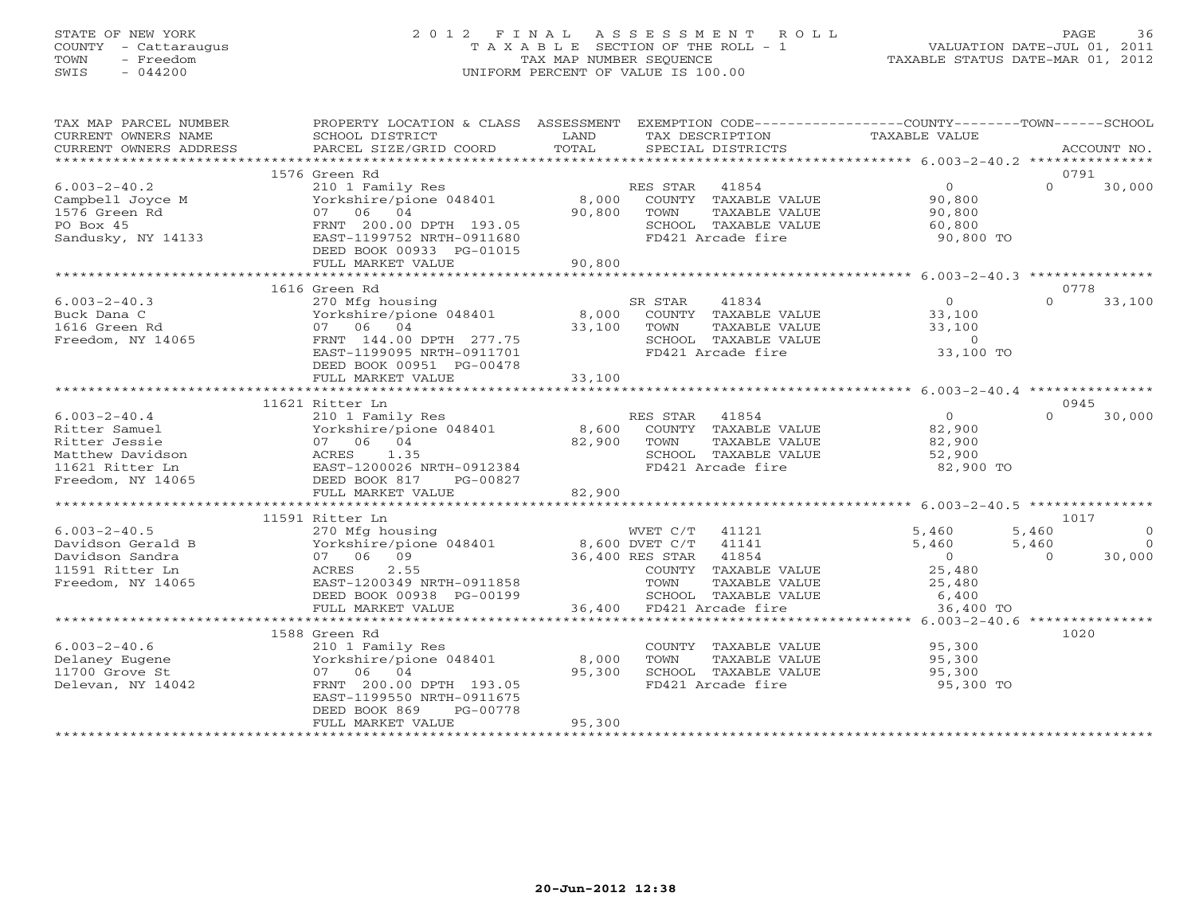STATE OF NEW YORK
COUNTY - Cattaraugus
TOWN - Freedom
SWIS - 044200

# 2012 FINAL ASSESSMENT ROLL
TAXABLE SECTION OF THE ROLL - 1
TAX MAP NUMBER SEQUENCE
UNIFORM PERCENT OF VALUE IS 100.00

VALUATION DATE-JUL 01, 2011
TAXABLE STATUS DATE-MAR 01, 2012

| TAX MAP PARCEL NUMBER / CURRENT OWNERS NAME / CURRENT OWNERS ADDRESS | PROPERTY LOCATION & CLASS / SCHOOL DISTRICT / PARCEL SIZE/GRID COORD | ASSESSMENT LAND | TOTAL | EXEMPTION CODE / TAX DESCRIPTION / SPECIAL DISTRICTS | COUNTY TAXABLE VALUE | TOWN | SCHOOL | ACCOUNT NO. |
|---|---|---|---|---|---|---|---|---|
| | 1576 Green Rd | | | | | | | 0791 |
| 6.003-2-40.2 | 210 1 Family Res | | | RES STAR 41854 | 0 | 0 | 30,000 | |
| Campbell Joyce M | Yorkshire/pione 048401 | 8,000 | | COUNTY TAXABLE VALUE | 90,800 | | | |
| 1576 Green Rd | 07 06 04 | | 90,800 | TOWN TAXABLE VALUE | 90,800 | | | |
| PO Box 45 | FRNT 200.00 DPTH 193.05 | | | SCHOOL TAXABLE VALUE | 60,800 | | | |
| Sandusky, NY 14133 | EAST-1199752 NRTH-0911680 | | | FD421 Arcade fire | 90,800 TO | | | |
| | DEED BOOK 00933 PG-01015 | | | | | | | |
| | FULL MARKET VALUE | | 90,800 | | | | | |
| | 1616 Green Rd | | | | | | | 0778 |
| 6.003-2-40.3 | 270 Mfg housing | | | SR STAR 41834 | 0 | 0 | 33,100 | |
| Buck Dana C | Yorkshire/pione 048401 | 8,000 | | COUNTY TAXABLE VALUE | 33,100 | | | |
| 1616 Green Rd | 07 06 04 | | 33,100 | TOWN TAXABLE VALUE | 33,100 | | | |
| Freedom, NY 14065 | FRNT 144.00 DPTH 277.75 | | | SCHOOL TAXABLE VALUE | 0 | | | |
| | EAST-1199095 NRTH-0911701 | | | FD421 Arcade fire | 33,100 TO | | | |
| | DEED BOOK 00951 PG-00478 | | | | | | | |
| | FULL MARKET VALUE | | 33,100 | | | | | |
| | 11621 Ritter Ln | | | | | | | 0945 |
| 6.003-2-40.4 | 210 1 Family Res | | | RES STAR 41854 | 0 | 0 | 30,000 | |
| Ritter Samuel | Yorkshire/pione 048401 | 8,600 | | COUNTY TAXABLE VALUE | 82,900 | | | |
| Ritter Jessie | 07 06 04 | | 82,900 | TOWN TAXABLE VALUE | 82,900 | | | |
| Matthew Davidson | ACRES 1.35 | | | SCHOOL TAXABLE VALUE | 52,900 | | | |
| 11621 Ritter Ln | EAST-1200026 NRTH-0912384 | | | FD421 Arcade fire | 82,900 TO | | | |
| Freedom, NY 14065 | DEED BOOK 817 PG-00827 | | | | | | | |
| | FULL MARKET VALUE | | 82,900 | | | | | |
| | 11591 Ritter Ln | | | | | | | 1017 |
| 6.003-2-40.5 | 270 Mfg housing | | | WVET C/T 41121 | 5,460 | 5,460 | 0 | |
| Davidson Gerald B | Yorkshire/pione 048401 | 8,600 | | DVET C/T 41141 | 5,460 | 5,460 | 0 | |
| Davidson Sandra | 07 06 09 | | 36,400 | RES STAR 41854 | 0 | 0 | 30,000 | |
| 11591 Ritter Ln | ACRES 2.55 | | | COUNTY TAXABLE VALUE | 25,480 | | | |
| Freedom, NY 14065 | EAST-1200349 NRTH-0911858 | | | TOWN TAXABLE VALUE | 25,480 | | | |
| | DEED BOOK 00938 PG-00199 | | | SCHOOL TAXABLE VALUE | 6,400 | | | |
| | FULL MARKET VALUE | | 36,400 | FD421 Arcade fire | 36,400 TO | | | |
| | 1588 Green Rd | | | | | | | 1020 |
| 6.003-2-40.6 | 210 1 Family Res | | | COUNTY TAXABLE VALUE | 95,300 | | | |
| Delaney Eugene | Yorkshire/pione 048401 | 8,000 | | TOWN TAXABLE VALUE | 95,300 | | | |
| 11700 Grove St | 07 06 04 | | 95,300 | SCHOOL TAXABLE VALUE | 95,300 | | | |
| Delevan, NY 14042 | FRNT 200.00 DPTH 193.05 | | | FD421 Arcade fire | 95,300 TO | | | |
| | EAST-1199550 NRTH-0911675 | | | | | | | |
| | DEED BOOK 869 PG-00778 | | | | | | | |
| | FULL MARKET VALUE | | 95,300 | | | | | |

20-Jun-2012 12:38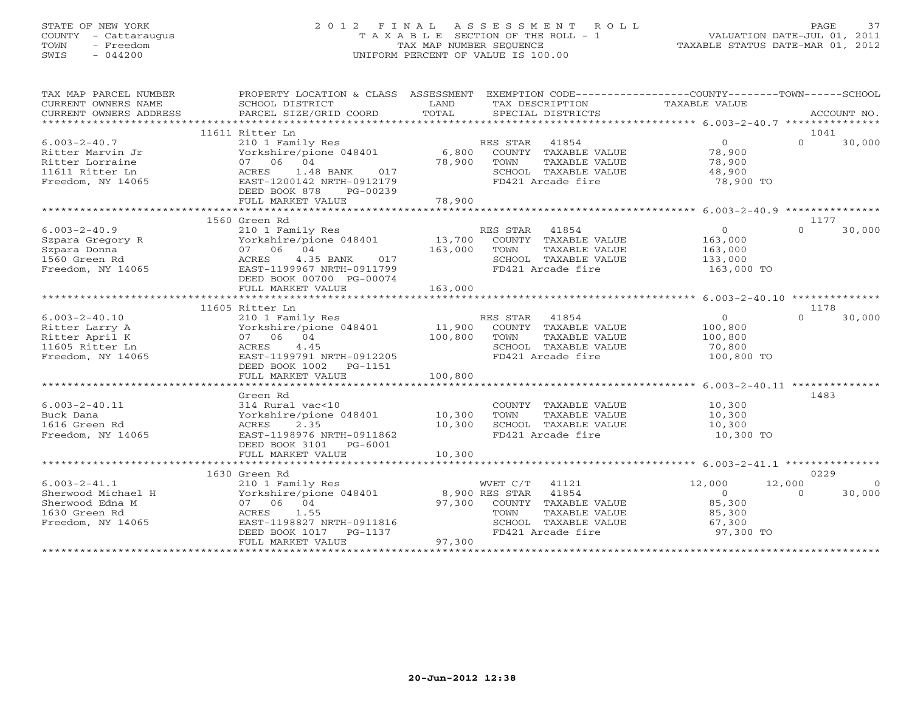STATE OF NEW YORK
COUNTY - Cattaraugus
TOWN - Freedom
SWIS - 044200

2012 FINAL ASSESSMENT ROLL
TAXABLE SECTION OF THE ROLL - 1
TAX MAP NUMBER SEQUENCE
UNIFORM PERCENT OF VALUE IS 100.00

VALUATION DATE-JUL 01, 2011
TAXABLE STATUS DATE-MAR 01, 2012

| TAX MAP PARCEL NUMBER / CURRENT OWNERS NAME / CURRENT OWNERS ADDRESS | PROPERTY LOCATION & CLASS / SCHOOL DISTRICT / PARCEL SIZE/GRID COORD | ASSESSMENT LAND / TOTAL | EXEMPTION CODE / TAX DESCRIPTION / SPECIAL DISTRICTS | COUNTY TAXABLE VALUE | TOWN | SCHOOL / ACCOUNT NO. |
|---|---|---|---|---|---|---|
| 6.003-2-40.7 | 11611 Ritter Ln | | | | | 1041 |
| 6.003-2-40.7 | 210 1 Family Res | | RES STAR 41854 | 0 | 0 | 30,000 |
| Ritter Marvin Jr | Yorkshire/pione 048401 | 6,800 | COUNTY TAXABLE VALUE | 78,900 | | |
| Ritter Lorraine | 07 06 04 | 78,900 | TOWN TAXABLE VALUE | 78,900 | | |
| 11611 Ritter Ln | ACRES 1.48 BANK 017 | | SCHOOL TAXABLE VALUE | 48,900 | | |
| Freedom, NY 14065 | EAST-1200142 NRTH-0912179 | | FD421 Arcade fire | 78,900 TO | | |
| | DEED BOOK 878 PG-00239 | | | | | |
| | FULL MARKET VALUE | 78,900 | | | | |
| 6.003-2-40.9 | 1560 Green Rd | | | | | 1177 |
| 6.003-2-40.9 | 210 1 Family Res | | RES STAR 41854 | 0 | 0 | 30,000 |
| Szpara Gregory R | Yorkshire/pione 048401 | 13,700 | COUNTY TAXABLE VALUE | 163,000 | | |
| Szpara Donna | 07 06 04 | 163,000 | TOWN TAXABLE VALUE | 163,000 | | |
| 1560 Green Rd | ACRES 4.35 BANK 017 | | SCHOOL TAXABLE VALUE | 133,000 | | |
| Freedom, NY 14065 | EAST-1199967 NRTH-0911799 | | FD421 Arcade fire | 163,000 TO | | |
| | DEED BOOK 00700 PG-00074 | | | | | |
| | FULL MARKET VALUE | 163,000 | | | | |
| 6.003-2-40.10 | 11605 Ritter Ln | | | | | 1178 |
| 6.003-2-40.10 | 210 1 Family Res | | RES STAR 41854 | 0 | 0 | 30,000 |
| Ritter Larry A | Yorkshire/pione 048401 | 11,900 | COUNTY TAXABLE VALUE | 100,800 | | |
| Ritter April K | 07 06 04 | 100,800 | TOWN TAXABLE VALUE | 100,800 | | |
| 11605 Ritter Ln | ACRES 4.45 | | SCHOOL TAXABLE VALUE | 70,800 | | |
| Freedom, NY 14065 | EAST-1199791 NRTH-0912205 | | FD421 Arcade fire | 100,800 TO | | |
| | DEED BOOK 1002 PG-1151 | | | | | |
| | FULL MARKET VALUE | 100,800 | | | | |
| 6.003-2-40.11 | Green Rd | | | | | 1483 |
| 6.003-2-40.11 | 314 Rural vac<10 | | COUNTY TAXABLE VALUE | 10,300 | | |
| Buck Dana | Yorkshire/pione 048401 | 10,300 | TOWN TAXABLE VALUE | 10,300 | | |
| 1616 Green Rd | ACRES 2.35 | 10,300 | SCHOOL TAXABLE VALUE | 10,300 | | |
| Freedom, NY 14065 | EAST-1198976 NRTH-0911862 | | FD421 Arcade fire | 10,300 TO | | |
| | DEED BOOK 3101 PG-6001 | | | | | |
| | FULL MARKET VALUE | 10,300 | | | | |
| 6.003-2-41.1 | 1630 Green Rd | | | | | 0229 |
| 6.003-2-41.1 | 210 1 Family Res | | WVET C/T 41121 | 12,000 | 12,000 | 0 |
| Sherwood Michael H | Yorkshire/pione 048401 | 8,900 | RES STAR 41854 | 0 | 0 | 30,000 |
| Sherwood Edna M | 07 06 04 | 97,300 | COUNTY TAXABLE VALUE | 85,300 | | |
| 1630 Green Rd | ACRES 1.55 | | TOWN TAXABLE VALUE | 85,300 | | |
| Freedom, NY 14065 | EAST-1198827 NRTH-0911816 | | SCHOOL TAXABLE VALUE | 67,300 | | |
| | DEED BOOK 1017 PG-1137 | | FD421 Arcade fire | 97,300 TO | | |
| | FULL MARKET VALUE | 97,300 | | | | |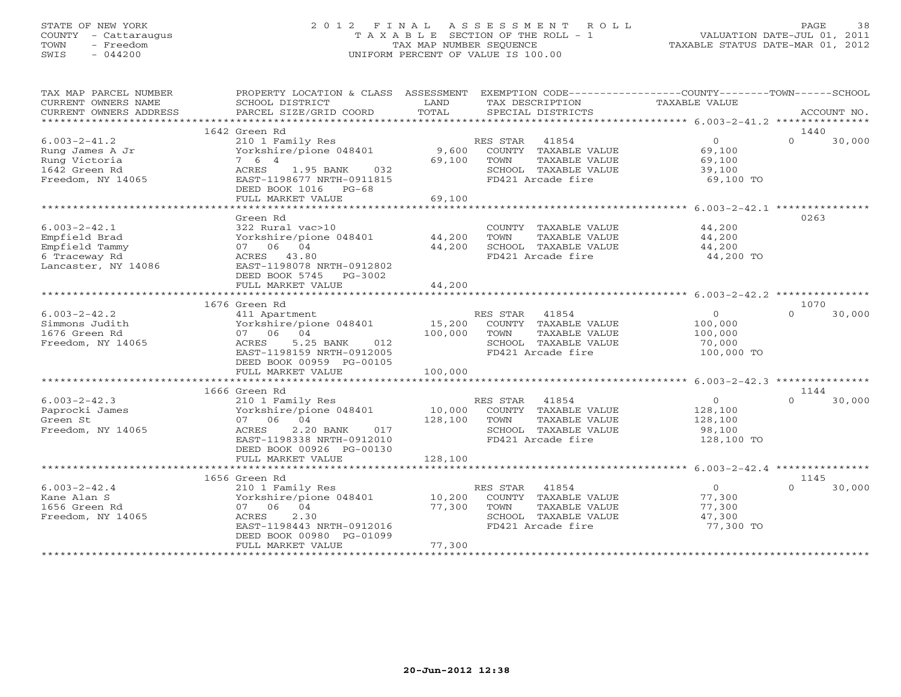STATE OF NEW YORK — COUNTY - Cattaraugus — TOWN - Freedom — SWIS - 044200

# 2012 FINAL ASSESSMENT ROLL

TAXABLE SECTION OF THE ROLL - 1
TAX MAP NUMBER SEQUENCE
UNIFORM PERCENT OF VALUE IS 100.00

VALUATION DATE-JUL 01, 2011
TAXABLE STATUS DATE-MAR 01, 2012

| TAX MAP PARCEL NUMBER / CURRENT OWNERS NAME / CURRENT OWNERS ADDRESS | PROPERTY LOCATION & CLASS / SCHOOL DISTRICT / PARCEL SIZE/GRID COORD | ASSESSMENT LAND | TOTAL | EXEMPTION CODE / TAX DESCRIPTION / SPECIAL DISTRICTS | COUNTY TAXABLE VALUE | TOWN | SCHOOL | ACCOUNT NO. |
|---|---|---|---|---|---|---|---|---|
| 6.003-2-41.2 | 1642 Green Rd | | | | | | | 1440 |
| | 210 1 Family Res | | | RES STAR 41854 | 0 | 0 | 30,000 | |
| Rung James A Jr | Yorkshire/pione 048401 | 9,600 | | COUNTY TAXABLE VALUE | 69,100 | | | |
| Rung Victoria | 7 6 4 | | 69,100 | TOWN TAXABLE VALUE | 69,100 | | | |
| 1642 Green Rd | ACRES 1.95 BANK 032 | | | SCHOOL TAXABLE VALUE | 39,100 | | | |
| Freedom, NY 14065 | EAST-1198677 NRTH-0911815 | | | FD421 Arcade fire | 69,100 TO | | | |
| | DEED BOOK 1016 PG-68 | | | | | | | |
| | FULL MARKET VALUE | | 69,100 | | | | | |
| 6.003-2-42.1 | Green Rd | | | | | | | 0263 |
| | 322 Rural vac>10 | | | COUNTY TAXABLE VALUE | 44,200 | | | |
| Empfield Brad | Yorkshire/pione 048401 | 44,200 | | TOWN TAXABLE VALUE | 44,200 | | | |
| Empfield Tammy | 07 06 04 | | 44,200 | SCHOOL TAXABLE VALUE | 44,200 | | | |
| 6 Traceway Rd | ACRES 43.80 | | | FD421 Arcade fire | 44,200 TO | | | |
| Lancaster, NY 14086 | EAST-1198078 NRTH-0912802 | | | | | | | |
| | DEED BOOK 5745 PG-3002 | | | | | | | |
| | FULL MARKET VALUE | | 44,200 | | | | | |
| 6.003-2-42.2 | 1676 Green Rd | | | | | | | 1070 |
| | 411 Apartment | | | RES STAR 41854 | 0 | 0 | 30,000 | |
| Simmons Judith | Yorkshire/pione 048401 | 15,200 | | COUNTY TAXABLE VALUE | 100,000 | | | |
| 1676 Green Rd | 07 06 04 | | 100,000 | TOWN TAXABLE VALUE | 100,000 | | | |
| Freedom, NY 14065 | ACRES 5.25 BANK 012 | | | SCHOOL TAXABLE VALUE | 70,000 | | | |
| | EAST-1198159 NRTH-0912005 | | | FD421 Arcade fire | 100,000 TO | | | |
| | DEED BOOK 00959 PG-00105 | | | | | | | |
| | FULL MARKET VALUE | | 100,000 | | | | | |
| 6.003-2-42.3 | 1666 Green Rd | | | | | | | 1144 |
| | 210 1 Family Res | | | RES STAR 41854 | 0 | 0 | 30,000 | |
| Paprocki James | Yorkshire/pione 048401 | 10,000 | | COUNTY TAXABLE VALUE | 128,100 | | | |
| Green St | 07 06 04 | | 128,100 | TOWN TAXABLE VALUE | 128,100 | | | |
| Freedom, NY 14065 | ACRES 2.20 BANK 017 | | | SCHOOL TAXABLE VALUE | 98,100 | | | |
| | EAST-1198338 NRTH-0912010 | | | FD421 Arcade fire | 128,100 TO | | | |
| | DEED BOOK 00926 PG-00130 | | | | | | | |
| | FULL MARKET VALUE | | 128,100 | | | | | |
| 6.003-2-42.4 | 1656 Green Rd | | | | | | | 1145 |
| | 210 1 Family Res | | | RES STAR 41854 | 0 | 0 | 30,000 | |
| Kane Alan S | Yorkshire/pione 048401 | 10,200 | | COUNTY TAXABLE VALUE | 77,300 | | | |
| 1656 Green Rd | 07 06 04 | | 77,300 | TOWN TAXABLE VALUE | 77,300 | | | |
| Freedom, NY 14065 | ACRES 2.30 | | | SCHOOL TAXABLE VALUE | 47,300 | | | |
| | EAST-1198443 NRTH-0912016 | | | FD421 Arcade fire | 77,300 TO | | | |
| | DEED BOOK 00980 PG-01099 | | | | | | | |
| | FULL MARKET VALUE | | 77,300 | | | | | |

20-Jun-2012 12:38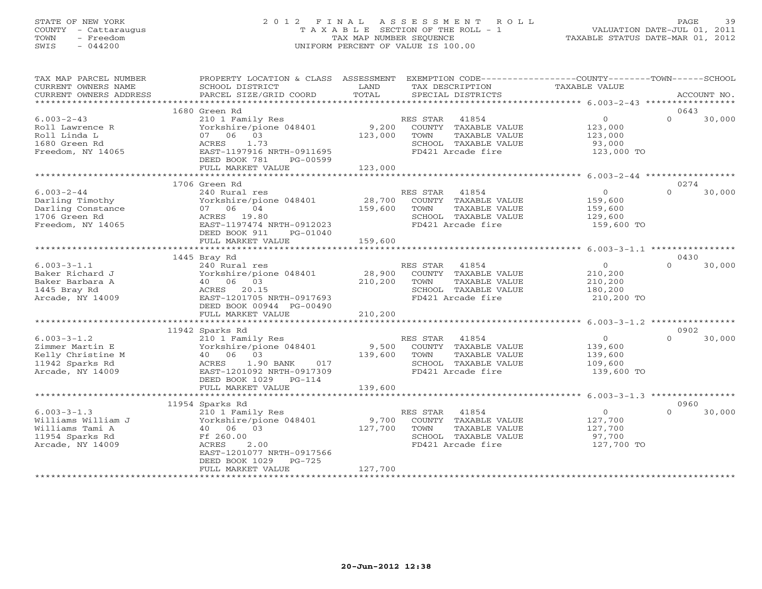STATE OF NEW YORK
COUNTY - Cattaraugus
TOWN - Freedom
SWIS - 044200

# 2012 FINAL ASSESSMENT ROLL

TAXABLE SECTION OF THE ROLL - 1
TAX MAP NUMBER SEQUENCE
UNIFORM PERCENT OF VALUE IS 100.00

VALUATION DATE-JUL 01, 2011
TAXABLE STATUS DATE-MAR 01, 2012

| TAX MAP PARCEL NUMBER / CURRENT OWNERS NAME / CURRENT OWNERS ADDRESS | PROPERTY LOCATION & CLASS / SCHOOL DISTRICT / PARCEL SIZE/GRID COORD | ASSESSMENT LAND / TOTAL | EXEMPTION CODE / TAX DESCRIPTION / SPECIAL DISTRICTS | COUNTY / TOWN TAXABLE VALUE | SCHOOL / ACCOUNT NO. |
|---|---|---|---|---|---|
| | 1680 Green Rd | | | | 0643 |
| 6.003-2-43 | 210 1 Family Res | | RES STAR 41854 | 0 | 0 30,000 |
| Roll Lawrence R | Yorkshire/pione 048401 | 9,200 | COUNTY TAXABLE VALUE | 123,000 | |
| Roll Linda L | 07 06 03 | 123,000 | TOWN TAXABLE VALUE | 123,000 | |
| 1680 Green Rd | ACRES 1.73 | | SCHOOL TAXABLE VALUE | 93,000 | |
| Freedom, NY 14065 | EAST-1197916 NRTH-0911695 | | FD421 Arcade fire | 123,000 TO | |
| | DEED BOOK 781 PG-00599 | | | | |
| | FULL MARKET VALUE | 123,000 | | | |
| | 1706 Green Rd | | | | 0274 |
| 6.003-2-44 | 240 Rural res | | RES STAR 41854 | 0 | 0 30,000 |
| Darling Timothy | Yorkshire/pione 048401 | 28,700 | COUNTY TAXABLE VALUE | 159,600 | |
| Darling Constance | 07 06 04 | 159,600 | TOWN TAXABLE VALUE | 159,600 | |
| 1706 Green Rd | ACRES 19.80 | | SCHOOL TAXABLE VALUE | 129,600 | |
| Freedom, NY 14065 | EAST-1197474 NRTH-0912023 | | FD421 Arcade fire | 159,600 TO | |
| | DEED BOOK 911 PG-01040 | | | | |
| | FULL MARKET VALUE | 159,600 | | | |
| | 1445 Bray Rd | | | | 0430 |
| 6.003-3-1.1 | 240 Rural res | | RES STAR 41854 | 0 | 0 30,000 |
| Baker Richard J | Yorkshire/pione 048401 | 28,900 | COUNTY TAXABLE VALUE | 210,200 | |
| Baker Barbara A | 40 06 03 | 210,200 | TOWN TAXABLE VALUE | 210,200 | |
| 1445 Bray Rd | ACRES 20.15 | | SCHOOL TAXABLE VALUE | 180,200 | |
| Arcade, NY 14009 | EAST-1201705 NRTH-0917693 | | FD421 Arcade fire | 210,200 TO | |
| | DEED BOOK 00944 PG-00490 | | | | |
| | FULL MARKET VALUE | 210,200 | | | |
| | 11942 Sparks Rd | | | | 0902 |
| 6.003-3-1.2 | 210 1 Family Res | | RES STAR 41854 | 0 | 0 30,000 |
| Zimmer Martin E | Yorkshire/pione 048401 | 9,500 | COUNTY TAXABLE VALUE | 139,600 | |
| Kelly Christine M | 40 06 03 | 139,600 | TOWN TAXABLE VALUE | 139,600 | |
| 11942 Sparks Rd | ACRES 1.90 BANK 017 | | SCHOOL TAXABLE VALUE | 109,600 | |
| Arcade, NY 14009 | EAST-1201092 NRTH-0917309 | | FD421 Arcade fire | 139,600 TO | |
| | DEED BOOK 1029 PG-114 | | | | |
| | FULL MARKET VALUE | 139,600 | | | |
| | 11954 Sparks Rd | | | | 0960 |
| 6.003-3-1.3 | 210 1 Family Res | | RES STAR 41854 | 0 | 0 30,000 |
| Williams William J | Yorkshire/pione 048401 | 9,700 | COUNTY TAXABLE VALUE | 127,700 | |
| Williams Tami A | 40 06 03 | 127,700 | TOWN TAXABLE VALUE | 127,700 | |
| 11954 Sparks Rd | Ff 260.00 | | SCHOOL TAXABLE VALUE | 97,700 | |
| Arcade, NY 14009 | ACRES 2.00 | | FD421 Arcade fire | 127,700 TO | |
| | EAST-1201077 NRTH-0917566 | | | | |
| | DEED BOOK 1029 PG-725 | | | | |
| | FULL MARKET VALUE | 127,700 | | | |

20-Jun-2012 12:38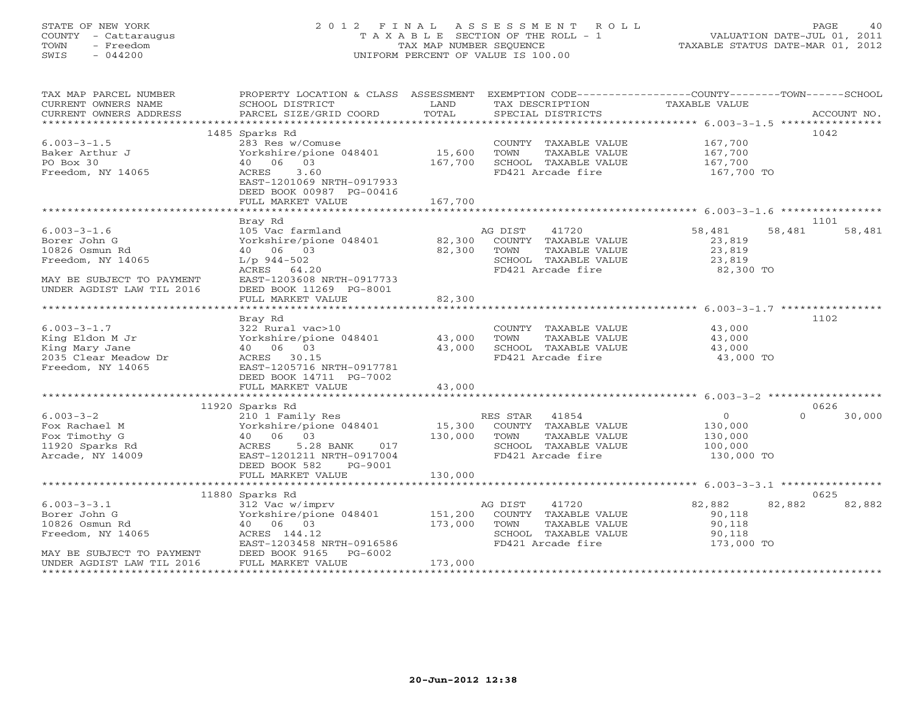STATE OF NEW YORK
COUNTY - Cattaraugus
TOWN - Freedom
SWIS - 044200

2012 FINAL ASSESSMENT ROLL
TAXABLE SECTION OF THE ROLL - 1
TAX MAP NUMBER SEQUENCE
UNIFORM PERCENT OF VALUE IS 100.00

VALUATION DATE-JUL 01, 2011
TAXABLE STATUS DATE-MAR 01, 2012

| TAX MAP PARCEL NUMBER / CURRENT OWNERS NAME / CURRENT OWNERS ADDRESS | PROPERTY LOCATION & CLASS / SCHOOL DISTRICT / PARCEL SIZE/GRID COORD | ASSESSMENT LAND / TOTAL | EXEMPTION CODE / TAX DESCRIPTION / SPECIAL DISTRICTS | COUNTY | TOWN | SCHOOL / ACCOUNT NO. |
|---|---|---|---|---|---|---|
| **6.003-3-1.5** | 1485 Sparks Rd | | | | | 1042 |
| Baker Arthur J | 283 Res w/Comuse | | COUNTY TAXABLE VALUE | 167,700 | | |
| PO Box 30 | Yorkshire/pione 048401 | 15,600 | TOWN TAXABLE VALUE | | 167,700 | |
| Freedom, NY 14065 | 40 06 03 | 167,700 | SCHOOL TAXABLE VALUE | | | 167,700 |
| | ACRES 3.60 | | FD421 Arcade fire | 167,700 TO | | |
| | EAST-1201069 NRTH-0917933 | | | | | |
| | DEED BOOK 00987 PG-00416 | | | | | |
| | FULL MARKET VALUE | 167,700 | | | | |
| **6.003-3-1.6** | Bray Rd | | | | | 1101 |
| Borer John G | 105 Vac farmland | | AG DIST 41720 | 58,481 | 58,481 | 58,481 |
| 10826 Osmun Rd | Yorkshire/pione 048401 | 82,300 | COUNTY TAXABLE VALUE | 23,819 | | |
| Freedom, NY 14065 | 40 06 03 | 82,300 | TOWN TAXABLE VALUE | | 23,819 | |
| | L/p 944-502 | | SCHOOL TAXABLE VALUE | | | 23,819 |
| | ACRES 64.20 | | FD421 Arcade fire | 82,300 TO | | |
| MAY BE SUBJECT TO PAYMENT | EAST-1203608 NRTH-0917733 | | | | | |
| UNDER AGDIST LAW TIL 2016 | DEED BOOK 11269 PG-8001 | | | | | |
| | FULL MARKET VALUE | 82,300 | | | | |
| **6.003-3-1.7** | Bray Rd | | | | | 1102 |
| King Eldon M Jr | 322 Rural vac>10 | | COUNTY TAXABLE VALUE | 43,000 | | |
| King Mary Jane | Yorkshire/pione 048401 | 43,000 | TOWN TAXABLE VALUE | | 43,000 | |
| 2035 Clear Meadow Dr | 40 06 03 | 43,000 | SCHOOL TAXABLE VALUE | | | 43,000 |
| Freedom, NY 14065 | ACRES 30.15 | | FD421 Arcade fire | 43,000 TO | | |
| | EAST-1205716 NRTH-0917781 | | | | | |
| | DEED BOOK 14711 PG-7002 | | | | | |
| | FULL MARKET VALUE | 43,000 | | | | |
| **6.003-3-2** | 11920 Sparks Rd | | | | | 0626 |
| Fox Rachael M | 210 1 Family Res | | RES STAR 41854 | 0 | 0 | 30,000 |
| Fox Timothy G | Yorkshire/pione 048401 | 15,300 | COUNTY TAXABLE VALUE | 130,000 | | |
| 11920 Sparks Rd | 40 06 03 | 130,000 | TOWN TAXABLE VALUE | | 130,000 | |
| Arcade, NY 14009 | ACRES 5.28 BANK 017 | | SCHOOL TAXABLE VALUE | | | 100,000 |
| | EAST-1201211 NRTH-0917004 | | FD421 Arcade fire | 130,000 TO | | |
| | DEED BOOK 582 PG-9001 | | | | | |
| | FULL MARKET VALUE | 130,000 | | | | |
| **6.003-3-3.1** | 11880 Sparks Rd | | | | | 0625 |
| Borer John G | 312 Vac w/imprv | | AG DIST 41720 | 82,882 | 82,882 | 82,882 |
| 10826 Osmun Rd | Yorkshire/pione 048401 | 151,200 | COUNTY TAXABLE VALUE | 90,118 | | |
| Freedom, NY 14065 | 40 06 03 | 173,000 | TOWN TAXABLE VALUE | | 90,118 | |
| | ACRES 144.12 | | SCHOOL TAXABLE VALUE | | | 90,118 |
| | EAST-1203458 NRTH-0916586 | | FD421 Arcade fire | 173,000 TO | | |
| MAY BE SUBJECT TO PAYMENT | DEED BOOK 9165 PG-6002 | | | | | |
| UNDER AGDIST LAW TIL 2016 | FULL MARKET VALUE | 173,000 | | | | |

20-Jun-2012 12:38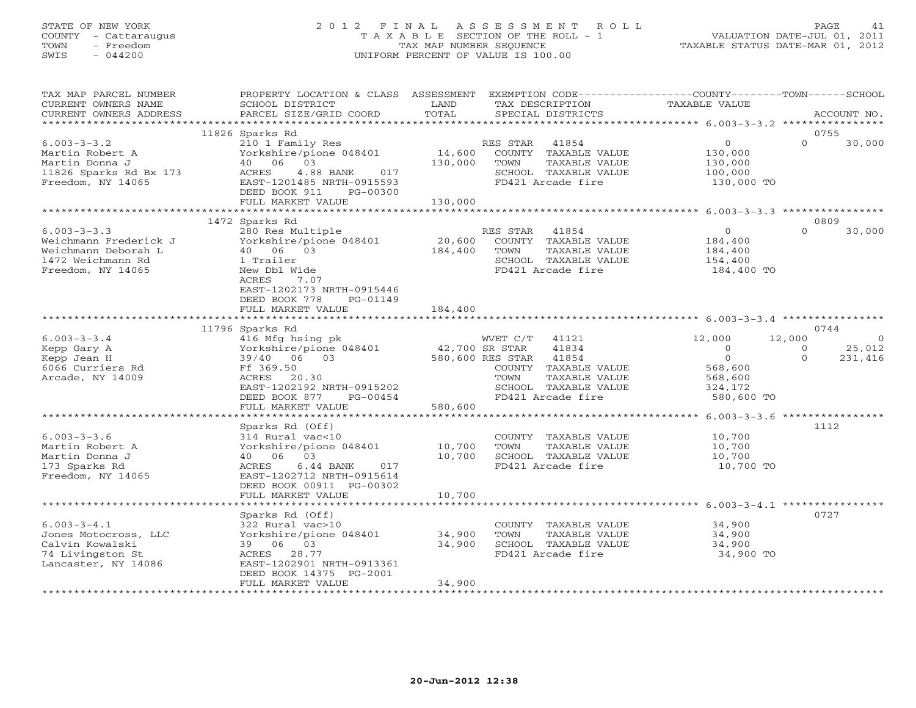STATE OF NEW YORK
COUNTY - Cattaraugus
TOWN - Freedom
SWIS - 044200

2012 FINAL ASSESSMENT ROLL
TAXABLE SECTION OF THE ROLL - 1
TAX MAP NUMBER SEQUENCE
UNIFORM PERCENT OF VALUE IS 100.00

VALUATION DATE-JUL 01, 2011
TAXABLE STATUS DATE-MAR 01, 2012

| TAX MAP PARCEL NUMBER / CURRENT OWNERS NAME / CURRENT OWNERS ADDRESS | PROPERTY LOCATION & CLASS / SCHOOL DISTRICT / PARCEL SIZE/GRID COORD | ASSESSMENT LAND / TOTAL | EXEMPTION CODE / TAX DESCRIPTION / SPECIAL DISTRICTS | COUNTY TAXABLE VALUE | TOWN | SCHOOL / ACCOUNT NO. |
|---|---|---|---|---|---|---|
| **6.003-3-3.2** | 11826 Sparks Rd | | | | | 0755 |
| 6.003-3-3.2 | 210 1 Family Res | | RES STAR 41854 | 0 | 0 | 30,000 |
| Martin Robert A | Yorkshire/pione 048401 | 14,600 | COUNTY TAXABLE VALUE | 130,000 | | |
| Martin Donna J | 40 06 03 | 130,000 | TOWN TAXABLE VALUE | 130,000 | | |
| 11826 Sparks Rd Bx 173 | ACRES 4.88 BANK 017 | | SCHOOL TAXABLE VALUE | 100,000 | | |
| Freedom, NY 14065 | EAST-1201485 NRTH-0915593 | | FD421 Arcade fire | 130,000 TO | | |
| | DEED BOOK 911 PG-00300 | | | | | |
| | FULL MARKET VALUE | 130,000 | | | | |
| **6.003-3-3.3** | 1472 Sparks Rd | | | | | 0809 |
| 6.003-3-3.3 | 280 Res Multiple | | RES STAR 41854 | 0 | 0 | 30,000 |
| Weichmann Frederick J | Yorkshire/pione 048401 | 20,600 | COUNTY TAXABLE VALUE | 184,400 | | |
| Weichmann Deborah L | 40 06 03 | 184,400 | TOWN TAXABLE VALUE | 184,400 | | |
| 1472 Weichmann Rd | 1 Trailer | | SCHOOL TAXABLE VALUE | 154,400 | | |
| Freedom, NY 14065 | New Dbl Wide | | FD421 Arcade fire | 184,400 TO | | |
| | ACRES 7.07 | | | | | |
| | EAST-1202173 NRTH-0915446 | | | | | |
| | DEED BOOK 778 PG-01149 | | | | | |
| | FULL MARKET VALUE | 184,400 | | | | |
| **6.003-3-3.4** | 11796 Sparks Rd | | | | | 0744 |
| 6.003-3-3.4 | 416 Mfg hsing pk | | WVET C/T 41121 | 12,000 | 12,000 | 0 |
| Kepp Gary A | Yorkshire/pione 048401 | 42,700 | SR STAR 41834 | 0 | 0 | 25,012 |
| Kepp Jean H | 39/40 06 03 | 580,600 | RES STAR 41854 | 0 | 0 | 231,416 |
| 6066 Curriers Rd | Ff 369.50 | | COUNTY TAXABLE VALUE | 568,600 | | |
| Arcade, NY 14009 | ACRES 20.30 | | TOWN TAXABLE VALUE | 568,600 | | |
| | EAST-1202192 NRTH-0915202 | | SCHOOL TAXABLE VALUE | 324,172 | | |
| | DEED BOOK 877 PG-00454 | | FD421 Arcade fire | 580,600 TO | | |
| | FULL MARKET VALUE | 580,600 | | | | |
| **6.003-3-3.6** | Sparks Rd (Off) | | | | | 1112 |
| 6.003-3-3.6 | 314 Rural vac<10 | | COUNTY TAXABLE VALUE | 10,700 | | |
| Martin Robert A | Yorkshire/pione 048401 | 10,700 | TOWN TAXABLE VALUE | 10,700 | | |
| Martin Donna J | 40 06 03 | 10,700 | SCHOOL TAXABLE VALUE | 10,700 | | |
| 173 Sparks Rd | ACRES 6.44 BANK 017 | | FD421 Arcade fire | 10,700 TO | | |
| Freedom, NY 14065 | EAST-1202712 NRTH-0915614 | | | | | |
| | DEED BOOK 00911 PG-00302 | | | | | |
| | FULL MARKET VALUE | 10,700 | | | | |
| **6.003-3-4.1** | Sparks Rd (Off) | | | | | 0727 |
| 6.003-3-4.1 | 322 Rural vac>10 | | COUNTY TAXABLE VALUE | 34,900 | | |
| Jones Motocross, LLC | Yorkshire/pione 048401 | 34,900 | TOWN TAXABLE VALUE | 34,900 | | |
| Calvin Kowalski | 39 06 03 | 34,900 | SCHOOL TAXABLE VALUE | 34,900 | | |
| 74 Livingston St | ACRES 28.77 | | FD421 Arcade fire | 34,900 TO | | |
| Lancaster, NY 14086 | EAST-1202901 NRTH-0913361 | | | | | |
| | DEED BOOK 14375 PG-2001 | | | | | |
| | FULL MARKET VALUE | 34,900 | | | | |

20-Jun-2012 12:38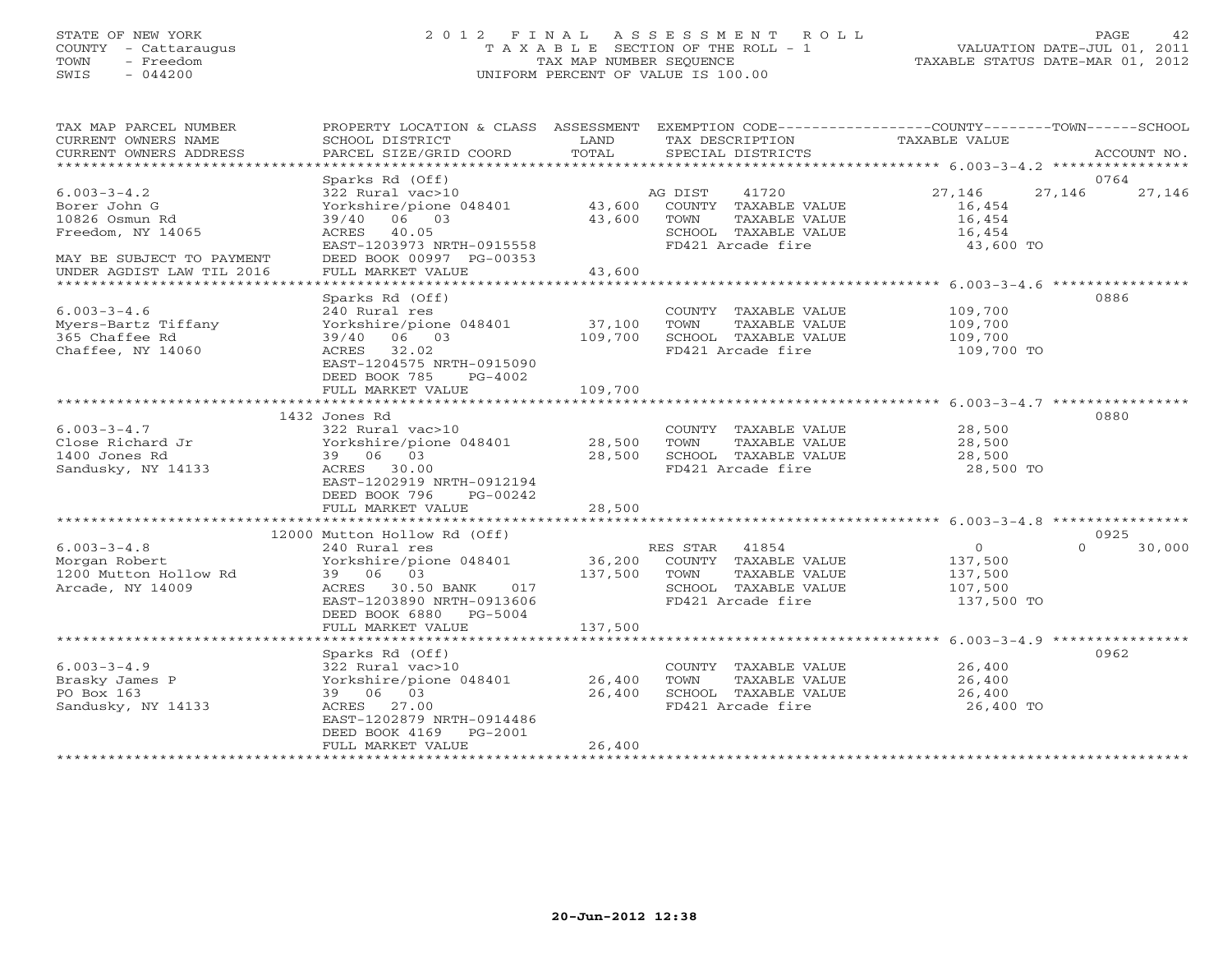STATE OF NEW YORK
COUNTY - Cattaraugus
TOWN - Freedom
SWIS - 044200

2012 FINAL ASSESSMENT ROLL
TAXABLE SECTION OF THE ROLL - 1
TAX MAP NUMBER SEQUENCE
UNIFORM PERCENT OF VALUE IS 100.00

VALUATION DATE-JUL 01, 2011
TAXABLE STATUS DATE-MAR 01, 2012

| TAX MAP PARCEL NUMBER / CURRENT OWNERS NAME / CURRENT OWNERS ADDRESS | PROPERTY LOCATION & CLASS / SCHOOL DISTRICT / PARCEL SIZE/GRID COORD | ASSESSMENT LAND / TOTAL | EXEMPTION CODE / TAX DESCRIPTION / SPECIAL DISTRICTS | COUNTY TAXABLE VALUE | TOWN | SCHOOL | ACCOUNT NO. |
|---|---|---|---|---|---|---|---|
| **6.003-3-4.2** | Sparks Rd (Off) | | | | | | 0764 |
| | 322 Rural vac>10 | | AG DIST 41720 | 27,146 | 27,146 | 27,146 | |
| Borer John G | Yorkshire/pione 048401 | 43,600 | COUNTY TAXABLE VALUE | 16,454 | | | |
| 10826 Osmun Rd | 39/40 06 03 | 43,600 | TOWN TAXABLE VALUE | 16,454 | | | |
| Freedom, NY 14065 | ACRES 40.05 | | SCHOOL TAXABLE VALUE | 16,454 | | | |
| | EAST-1203973 NRTH-0915558 | | FD421 Arcade fire | 43,600 TO | | | |
| MAY BE SUBJECT TO PAYMENT | DEED BOOK 00997 PG-00353 | | | | | | |
| UNDER AGDIST LAW TIL 2016 | FULL MARKET VALUE | 43,600 | | | | | |
| **6.003-3-4.6** | Sparks Rd (Off) | | | | | | 0886 |
| | 240 Rural res | | COUNTY TAXABLE VALUE | 109,700 | | | |
| Myers-Bartz Tiffany | Yorkshire/pione 048401 | 37,100 | TOWN TAXABLE VALUE | 109,700 | | | |
| 365 Chaffee Rd | 39/40 06 03 | 109,700 | SCHOOL TAXABLE VALUE | 109,700 | | | |
| Chaffee, NY 14060 | ACRES 32.02 | | FD421 Arcade fire | 109,700 TO | | | |
| | EAST-1204575 NRTH-0915090 | | | | | | |
| | DEED BOOK 785 PG-4002 | | | | | | |
| | FULL MARKET VALUE | 109,700 | | | | | |
| **6.003-3-4.7** | 1432 Jones Rd | | | | | | 0880 |
| | 322 Rural vac>10 | | COUNTY TAXABLE VALUE | 28,500 | | | |
| Close Richard Jr | Yorkshire/pione 048401 | 28,500 | TOWN TAXABLE VALUE | 28,500 | | | |
| 1400 Jones Rd | 39 06 03 | 28,500 | SCHOOL TAXABLE VALUE | 28,500 | | | |
| Sandusky, NY 14133 | ACRES 30.00 | | FD421 Arcade fire | 28,500 TO | | | |
| | EAST-1202919 NRTH-0912194 | | | | | | |
| | DEED BOOK 796 PG-00242 | | | | | | |
| | FULL MARKET VALUE | 28,500 | | | | | |
| **6.003-3-4.8** | 12000 Mutton Hollow Rd (Off) | | | | | | 0925 |
| | 240 Rural res | | RES STAR 41854 | 0 | 0 | 30,000 | |
| Morgan Robert | Yorkshire/pione 048401 | 36,200 | COUNTY TAXABLE VALUE | 137,500 | | | |
| 1200 Mutton Hollow Rd | 39 06 03 | 137,500 | TOWN TAXABLE VALUE | 137,500 | | | |
| Arcade, NY 14009 | ACRES 30.50 BANK 017 | | SCHOOL TAXABLE VALUE | 107,500 | | | |
| | EAST-1203890 NRTH-0913606 | | FD421 Arcade fire | 137,500 TO | | | |
| | DEED BOOK 6880 PG-5004 | | | | | | |
| | FULL MARKET VALUE | 137,500 | | | | | |
| **6.003-3-4.9** | Sparks Rd (Off) | | | | | | 0962 |
| | 322 Rural vac>10 | | COUNTY TAXABLE VALUE | 26,400 | | | |
| Brasky James P | Yorkshire/pione 048401 | 26,400 | TOWN TAXABLE VALUE | 26,400 | | | |
| PO Box 163 | 39 06 03 | 26,400 | SCHOOL TAXABLE VALUE | 26,400 | | | |
| Sandusky, NY 14133 | ACRES 27.00 | | FD421 Arcade fire | 26,400 TO | | | |
| | EAST-1202879 NRTH-0914486 | | | | | | |
| | DEED BOOK 4169 PG-2001 | | | | | | |
| | FULL MARKET VALUE | 26,400 | | | | | |

20-Jun-2012 12:38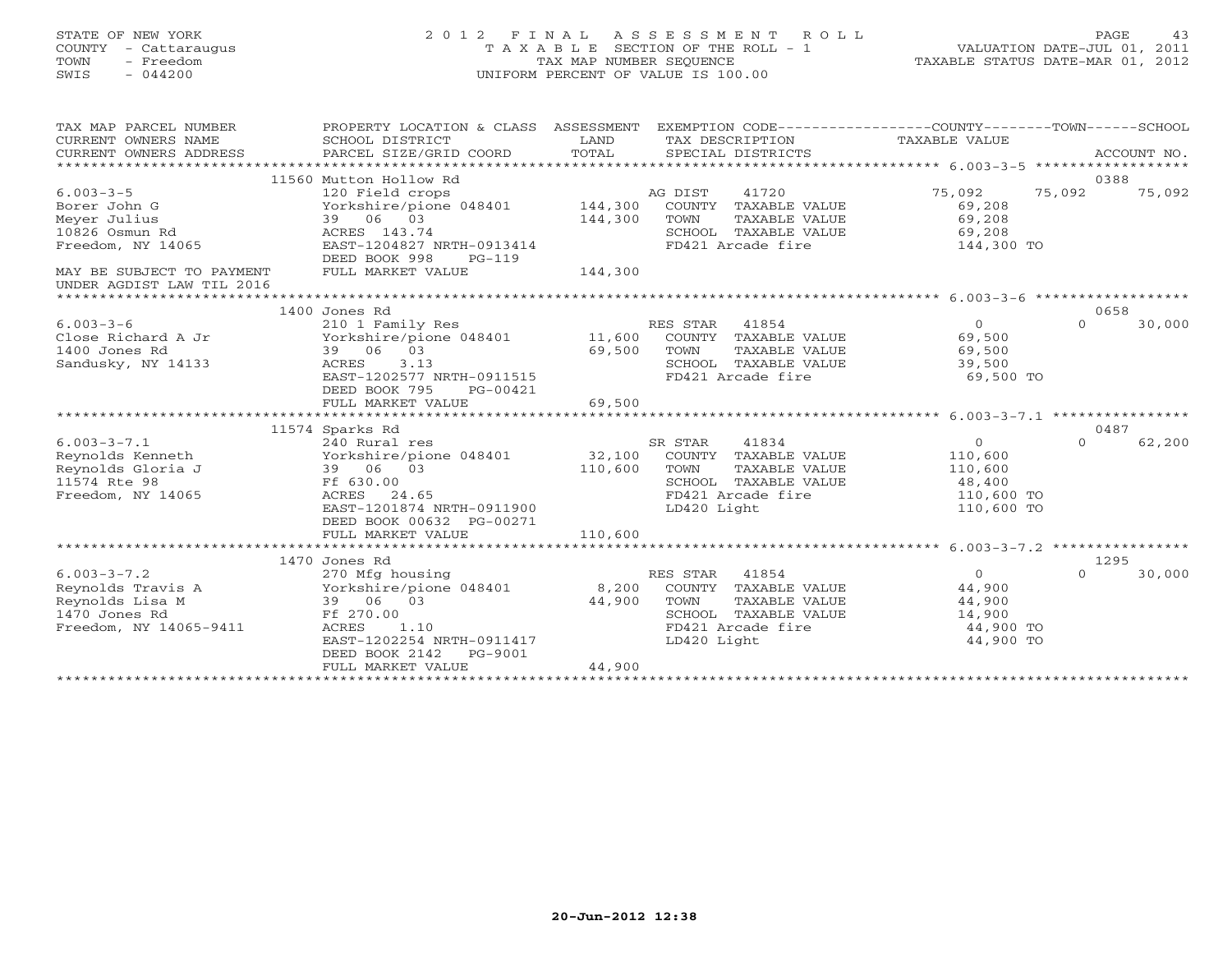STATE OF NEW YORK
COUNTY - Cattaraugus
TOWN - Freedom
SWIS - 044200

# 2012 FINAL ASSESSMENT ROLL

TAXABLE SECTION OF THE ROLL - 1
TAX MAP NUMBER SEQUENCE
UNIFORM PERCENT OF VALUE IS 100.00

VALUATION DATE-JUL 01, 2011
TAXABLE STATUS DATE-MAR 01, 2012

| TAX MAP PARCEL NUMBER / CURRENT OWNERS NAME / CURRENT OWNERS ADDRESS | PROPERTY LOCATION & CLASS / SCHOOL DISTRICT / PARCEL SIZE/GRID COORD | ASSESSMENT LAND / TOTAL | EXEMPTION CODE / TAX DESCRIPTION / SPECIAL DISTRICTS | COUNTY TAXABLE VALUE | TOWN | SCHOOL | ACCOUNT NO. |
|---|---|---|---|---|---|---|---|
| **6.003-3-5** | 11560 Mutton Hollow Rd | | | | | | 0388 |
| 6.003-3-5 | 120 Field crops | | AG DIST 41720 | 75,092 | 75,092 | 75,092 | |
| Borer John G | Yorkshire/pione 048401 | 144,300 | COUNTY TAXABLE VALUE | 69,208 | | | |
| Meyer Julius | 39 06 03 | 144,300 | TOWN TAXABLE VALUE | 69,208 | | | |
| 10826 Osmun Rd | ACRES 143.74 | | SCHOOL TAXABLE VALUE | 69,208 | | | |
| Freedom, NY 14065 | EAST-1204827 NRTH-0913414 | | FD421 Arcade fire | 144,300 TO | | | |
| | DEED BOOK 998 PG-119 | | | | | | |
| MAY BE SUBJECT TO PAYMENT | FULL MARKET VALUE | 144,300 | | | | | |
| UNDER AGDIST LAW TIL 2016 | | | | | | | |
| **6.003-3-6** | 1400 Jones Rd | | | | | | 0658 |
| 6.003-3-6 | 210 1 Family Res | | RES STAR 41854 | 0 | 0 | 30,000 | |
| Close Richard A Jr | Yorkshire/pione 048401 | 11,600 | COUNTY TAXABLE VALUE | 69,500 | | | |
| 1400 Jones Rd | 39 06 03 | 69,500 | TOWN TAXABLE VALUE | 69,500 | | | |
| Sandusky, NY 14133 | ACRES 3.13 | | SCHOOL TAXABLE VALUE | 39,500 | | | |
| | EAST-1202577 NRTH-0911515 | | FD421 Arcade fire | 69,500 TO | | | |
| | DEED BOOK 795 PG-00421 | | | | | | |
| | FULL MARKET VALUE | 69,500 | | | | | |
| **6.003-3-7.1** | 11574 Sparks Rd | | | | | | 0487 |
| 6.003-3-7.1 | 240 Rural res | | SR STAR 41834 | 0 | 0 | 62,200 | |
| Reynolds Kenneth | Yorkshire/pione 048401 | 32,100 | COUNTY TAXABLE VALUE | 110,600 | | | |
| Reynolds Gloria J | 39 06 03 | 110,600 | TOWN TAXABLE VALUE | 110,600 | | | |
| 11574 Rte 98 | Ff 630.00 | | SCHOOL TAXABLE VALUE | 48,400 | | | |
| Freedom, NY 14065 | ACRES 24.65 | | FD421 Arcade fire | 110,600 TO | | | |
| | EAST-1201874 NRTH-0911900 | | LD420 Light | 110,600 TO | | | |
| | DEED BOOK 00632 PG-00271 | | | | | | |
| | FULL MARKET VALUE | 110,600 | | | | | |
| **6.003-3-7.2** | 1470 Jones Rd | | | | | | 1295 |
| 6.003-3-7.2 | 270 Mfg housing | | RES STAR 41854 | 0 | 0 | 30,000 | |
| Reynolds Travis A | Yorkshire/pione 048401 | 8,200 | COUNTY TAXABLE VALUE | 44,900 | | | |
| Reynolds Lisa M | 39 06 03 | 44,900 | TOWN TAXABLE VALUE | 44,900 | | | |
| 1470 Jones Rd | Ff 270.00 | | SCHOOL TAXABLE VALUE | 14,900 | | | |
| Freedom, NY 14065-9411 | ACRES 1.10 | | FD421 Arcade fire | 44,900 TO | | | |
| | EAST-1202254 NRTH-0911417 | | LD420 Light | 44,900 TO | | | |
| | DEED BOOK 2142 PG-9001 | | | | | | |
| | FULL MARKET VALUE | 44,900 | | | | | |

20-Jun-2012 12:38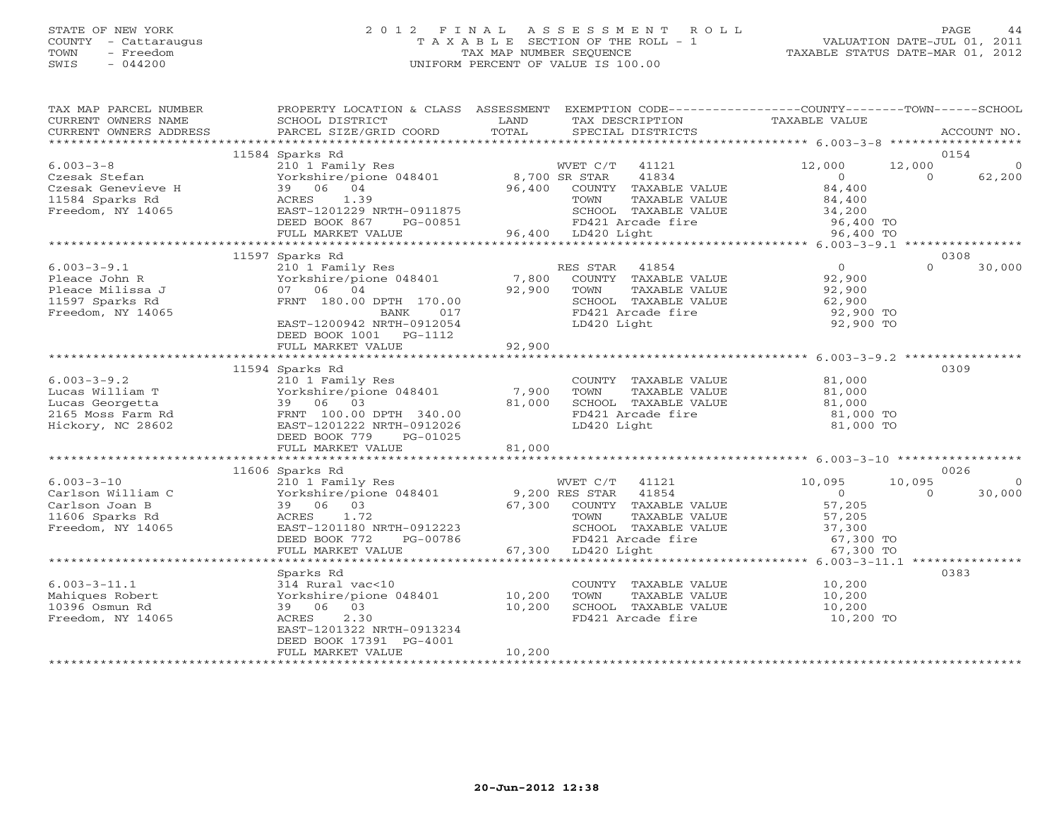STATE OF NEW YORK
COUNTY - Cattaraugus
TOWN - Freedom
SWIS - 044200

2012 FINAL ASSESSMENT ROLL
TAXABLE SECTION OF THE ROLL - 1
TAX MAP NUMBER SEQUENCE
UNIFORM PERCENT OF VALUE IS 100.00

VALUATION DATE-JUL 01, 2011
TAXABLE STATUS DATE-MAR 01, 2012

| TAX MAP PARCEL NUMBER / CURRENT OWNERS NAME / CURRENT OWNERS ADDRESS | PROPERTY LOCATION & CLASS / SCHOOL DISTRICT / PARCEL SIZE/GRID COORD | ASSESSMENT LAND | TOTAL | EXEMPTION CODE / TAX DESCRIPTION / SPECIAL DISTRICTS | COUNTY TAXABLE VALUE | TOWN | SCHOOL | ACCOUNT NO. |
|---|---|---|---|---|---|---|---|---|
| **6.003-3-8** | 11584 Sparks Rd | | | | | | | 0154 |
| Czesak Stefan | 210 1 Family Res | | | WVET C/T 41121 | 12,000 | 12,000 | 0 | |
| Czesak Genevieve H | Yorkshire/pione 048401 | 8,700 | | SR STAR 41834 | 0 | 0 | 62,200 | |
| 11584 Sparks Rd | 39 06 04 | | 96,400 | COUNTY TAXABLE VALUE | 84,400 | | | |
| Freedom, NY 14065 | ACRES 1.39 | | | TOWN TAXABLE VALUE | 84,400 | | | |
| | EAST-1201229 NRTH-0911875 | | | SCHOOL TAXABLE VALUE | 34,200 | | | |
| | DEED BOOK 867 PG-00851 | | | FD421 Arcade fire | 96,400 TO | | | |
| | FULL MARKET VALUE | | 96,400 | LD420 Light | 96,400 TO | | | |
| **6.003-3-9.1** | 11597 Sparks Rd | | | | | | | 0308 |
| Pleace John R | 210 1 Family Res | | | RES STAR 41854 | 0 | 0 | 30,000 | |
| Pleace Milissa J | Yorkshire/pione 048401 | 7,800 | | COUNTY TAXABLE VALUE | 92,900 | | | |
| 11597 Sparks Rd | 07 06 04 | | 92,900 | TOWN TAXABLE VALUE | 92,900 | | | |
| Freedom, NY 14065 | FRNT 180.00 DPTH 170.00 | | | SCHOOL TAXABLE VALUE | 62,900 | | | |
| | BANK 017 | | | FD421 Arcade fire | 92,900 TO | | | |
| | EAST-1200942 NRTH-0912054 | | | LD420 Light | 92,900 TO | | | |
| | DEED BOOK 1001 PG-1112 | | | | | | | |
| | FULL MARKET VALUE | | 92,900 | | | | | |
| **6.003-3-9.2** | 11594 Sparks Rd | | | | | | | 0309 |
| Lucas William T | 210 1 Family Res | | | COUNTY TAXABLE VALUE | 81,000 | | | |
| Lucas Georgetta | Yorkshire/pione 048401 | 7,900 | | TOWN TAXABLE VALUE | 81,000 | | | |
| 2165 Moss Farm Rd | 39 06 03 | | 81,000 | SCHOOL TAXABLE VALUE | 81,000 | | | |
| Hickory, NC 28602 | FRNT 100.00 DPTH 340.00 | | | FD421 Arcade fire | 81,000 TO | | | |
| | EAST-1201222 NRTH-0912026 | | | LD420 Light | 81,000 TO | | | |
| | DEED BOOK 779 PG-01025 | | | | | | | |
| | FULL MARKET VALUE | | 81,000 | | | | | |
| **6.003-3-10** | 11606 Sparks Rd | | | | | | | 0026 |
| Carlson William C | 210 1 Family Res | | | WVET C/T 41121 | 10,095 | 10,095 | 0 | |
| Carlson Joan B | Yorkshire/pione 048401 | 9,200 | | RES STAR 41854 | 0 | 0 | 30,000 | |
| 11606 Sparks Rd | 39 06 03 | | 67,300 | COUNTY TAXABLE VALUE | 57,205 | | | |
| Freedom, NY 14065 | ACRES 1.72 | | | TOWN TAXABLE VALUE | 57,205 | | | |
| | EAST-1201180 NRTH-0912223 | | | SCHOOL TAXABLE VALUE | 37,300 | | | |
| | DEED BOOK 772 PG-00786 | | | FD421 Arcade fire | 67,300 TO | | | |
| | FULL MARKET VALUE | | 67,300 | LD420 Light | 67,300 TO | | | |
| **6.003-3-11.1** | Sparks Rd | | | | | | | 0383 |
| Mahiques Robert | 314 Rural vac<10 | | | COUNTY TAXABLE VALUE | 10,200 | | | |
| 10396 Osmun Rd | Yorkshire/pione 048401 | 10,200 | | TOWN TAXABLE VALUE | 10,200 | | | |
| Freedom, NY 14065 | 39 06 03 | | 10,200 | SCHOOL TAXABLE VALUE | 10,200 | | | |
| | ACRES 2.30 | | | FD421 Arcade fire | 10,200 TO | | | |
| | EAST-1201322 NRTH-0913234 | | | | | | | |
| | DEED BOOK 17391 PG-4001 | | | | | | | |
| | FULL MARKET VALUE | | 10,200 | | | | | |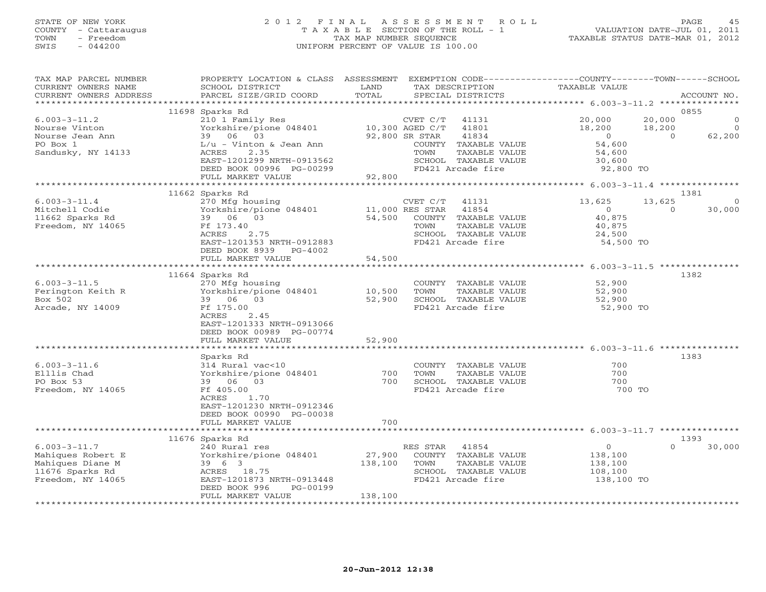STATE OF NEW YORK
COUNTY - Cattaraugus
TOWN - Freedom
SWIS - 044200

2012 FINAL ASSESSMENT ROLL
TAXABLE SECTION OF THE ROLL - 1
TAX MAP NUMBER SEQUENCE
UNIFORM PERCENT OF VALUE IS 100.00

VALUATION DATE-JUL 01, 2011
TAXABLE STATUS DATE-MAR 01, 2012

| TAX MAP PARCEL NUMBER / CURRENT OWNERS NAME / CURRENT OWNERS ADDRESS | PROPERTY LOCATION & CLASS / SCHOOL DISTRICT / PARCEL SIZE/GRID COORD | ASSESSMENT LAND / TOTAL | EXEMPTION CODE / TAX DESCRIPTION / SPECIAL DISTRICTS | COUNTY TAXABLE VALUE | TOWN | SCHOOL | ACCOUNT NO. |
|---|---|---|---|---|---|---|---|
| 6.003-3-11.2 | 11698 Sparks Rd | | | | | | 0855 |
| | 210 1 Family Res | | CVET C/T 41131 | 20,000 | 20,000 | 0 | |
| Nourse Vinton | Yorkshire/pione 048401 | 10,300 | AGED C/T 41801 | 18,200 | 18,200 | 0 | |
| Nourse Jean Ann | 39 06 03 | 92,800 | SR STAR 41834 | 0 | 0 | 62,200 | |
| PO Box 1 | L/u - Vinton & Jean Ann | | COUNTY TAXABLE VALUE | 54,600 | | | |
| Sandusky, NY 14133 | ACRES 2.35 | | TOWN TAXABLE VALUE | 54,600 | | | |
| | EAST-1201299 NRTH-0913562 | | SCHOOL TAXABLE VALUE | 30,600 | | | |
| | DEED BOOK 00996 PG-00299 | | FD421 Arcade fire | 92,800 TO | | | |
| | FULL MARKET VALUE | 92,800 | | | | | |
| 6.003-3-11.4 | 11662 Sparks Rd | | | | | | 1381 |
| | 270 Mfg housing | | CVET C/T 41131 | 13,625 | 13,625 | 0 | |
| Mitchell Codie | Yorkshire/pione 048401 | 11,000 | RES STAR 41854 | 0 | 0 | 30,000 | |
| 11662 Sparks Rd | 39 06 03 | 54,500 | COUNTY TAXABLE VALUE | 40,875 | | | |
| Freedom, NY 14065 | Ff 173.40 | | TOWN TAXABLE VALUE | 40,875 | | | |
| | ACRES 2.75 | | SCHOOL TAXABLE VALUE | 24,500 | | | |
| | EAST-1201353 NRTH-0912883 | | FD421 Arcade fire | 54,500 TO | | | |
| | DEED BOOK 8939 PG-4002 | | | | | | |
| | FULL MARKET VALUE | 54,500 | | | | | |
| 6.003-3-11.5 | 11664 Sparks Rd | | | | | | 1382 |
| | 270 Mfg housing | | COUNTY TAXABLE VALUE | 52,900 | | | |
| Ferington Keith R | Yorkshire/pione 048401 | 10,500 | TOWN TAXABLE VALUE | 52,900 | | | |
| Box 502 | 39 06 03 | 52,900 | SCHOOL TAXABLE VALUE | 52,900 | | | |
| Arcade, NY 14009 | Ff 175.00 | | FD421 Arcade fire | 52,900 TO | | | |
| | ACRES 2.45 | | | | | | |
| | EAST-1201333 NRTH-0913066 | | | | | | |
| | DEED BOOK 00989 PG-00774 | | | | | | |
| | FULL MARKET VALUE | 52,900 | | | | | |
| 6.003-3-11.6 | Sparks Rd | | | | | | 1383 |
| | 314 Rural vac<10 | | COUNTY TAXABLE VALUE | 700 | | | |
| Elllis Chad | Yorkshire/pione 048401 | 700 | TOWN TAXABLE VALUE | 700 | | | |
| PO Box 53 | 39 06 03 | 700 | SCHOOL TAXABLE VALUE | 700 | | | |
| Freedom, NY 14065 | Ff 405.00 | | FD421 Arcade fire | 700 TO | | | |
| | ACRES 1.70 | | | | | | |
| | EAST-1201230 NRTH-0912346 | | | | | | |
| | DEED BOOK 00990 PG-00038 | | | | | | |
| | FULL MARKET VALUE | 700 | | | | | |
| 6.003-3-11.7 | 11676 Sparks Rd | | | | | | 1393 |
| | 240 Rural res | | RES STAR 41854 | 0 | | 0 | 30,000 |
| Mahiques Robert E | Yorkshire/pione 048401 | 27,900 | COUNTY TAXABLE VALUE | 138,100 | | | |
| Mahiques Diane M | 39 6 3 | 138,100 | TOWN TAXABLE VALUE | 138,100 | | | |
| 11676 Sparks Rd | ACRES 18.75 | | SCHOOL TAXABLE VALUE | 108,100 | | | |
| Freedom, NY 14065 | EAST-1201873 NRTH-0913448 | | FD421 Arcade fire | 138,100 TO | | | |
| | DEED BOOK 996 PG-00199 | | | | | | |
| | FULL MARKET VALUE | 138,100 | | | | | |

20-Jun-2012 12:38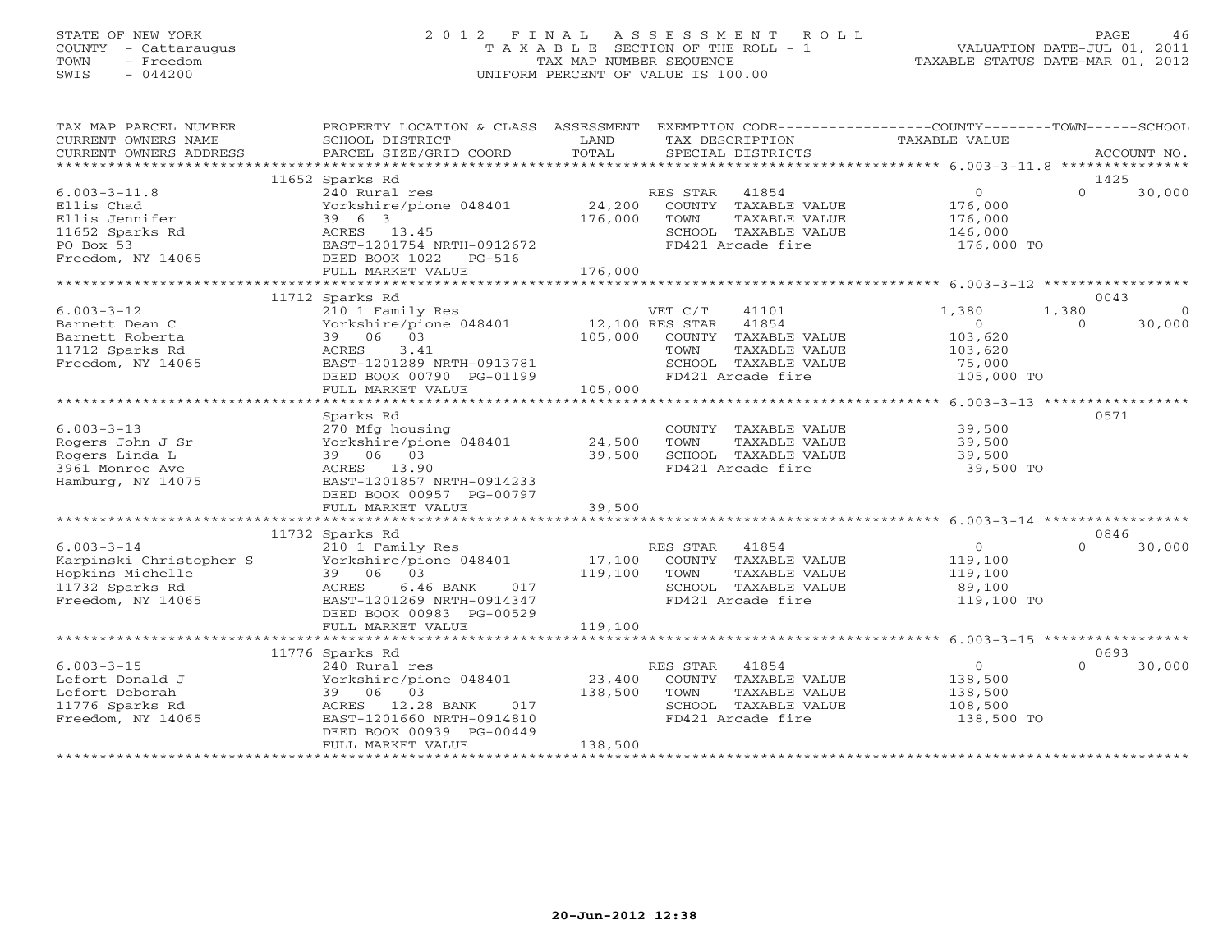STATE OF NEW YORK
COUNTY - Cattaraugus
TOWN - Freedom
SWIS - 044200

2 0 1 2 F I N A L A S S E S S M E N T R O L L
T A X A B L E SECTION OF THE ROLL - 1
TAX MAP NUMBER SEQUENCE
UNIFORM PERCENT OF VALUE IS 100.00

VALUATION DATE-JUL 01, 2011
TAXABLE STATUS DATE-MAR 01, 2012

| TAX MAP PARCEL NUMBER / CURRENT OWNERS NAME / CURRENT OWNERS ADDRESS | PROPERTY LOCATION & CLASS / SCHOOL DISTRICT / PARCEL SIZE/GRID COORD | ASSESSMENT LAND / TOTAL | EXEMPTION CODE / TAX DESCRIPTION / SPECIAL DISTRICTS | COUNTY TAXABLE VALUE | TOWN | SCHOOL | ACCOUNT NO. |
|---|---|---|---|---|---|---|---|
| **6.003-3-11.8** | 11652 Sparks Rd | | | | | | 1425 |
| 6.003-3-11.8 | 240 Rural res | | RES STAR 41854 | 0 | 0 | 30,000 | |
| Ellis Chad | Yorkshire/pione 048401 | 24,200 | COUNTY TAXABLE VALUE | 176,000 | | | |
| Ellis Jennifer | 39 6 3 | 176,000 | TOWN TAXABLE VALUE | 176,000 | | | |
| 11652 Sparks Rd | ACRES 13.45 | | SCHOOL TAXABLE VALUE | 146,000 | | | |
| PO Box 53 | EAST-1201754 NRTH-0912672 | | FD421 Arcade fire | 176,000 TO | | | |
| Freedom, NY 14065 | DEED BOOK 1022 PG-516 | | | | | | |
| | FULL MARKET VALUE | 176,000 | | | | | |
| **6.003-3-12** | 11712 Sparks Rd | | | | | | 0043 |
| 6.003-3-12 | 210 1 Family Res | | VET C/T 41101 | 1,380 | 1,380 | 0 | |
| Barnett Dean C | Yorkshire/pione 048401 | 12,100 | RES STAR 41854 | 0 | 0 | 30,000 | |
| Barnett Roberta | 39 06 03 | 105,000 | COUNTY TAXABLE VALUE | 103,620 | | | |
| 11712 Sparks Rd | ACRES 3.41 | | TOWN TAXABLE VALUE | 103,620 | | | |
| Freedom, NY 14065 | EAST-1201289 NRTH-0913781 | | SCHOOL TAXABLE VALUE | 75,000 | | | |
| | DEED BOOK 00790 PG-01199 | | FD421 Arcade fire | 105,000 TO | | | |
| | FULL MARKET VALUE | 105,000 | | | | | |
| **6.003-3-13** | Sparks Rd | | | | | | 0571 |
| 6.003-3-13 | 270 Mfg housing | | COUNTY TAXABLE VALUE | 39,500 | | | |
| Rogers John J Sr | Yorkshire/pione 048401 | 24,500 | TOWN TAXABLE VALUE | 39,500 | | | |
| Rogers Linda L | 39 06 03 | 39,500 | SCHOOL TAXABLE VALUE | 39,500 | | | |
| 3961 Monroe Ave | ACRES 13.90 | | FD421 Arcade fire | 39,500 TO | | | |
| Hamburg, NY 14075 | EAST-1201857 NRTH-0914233 | | | | | | |
| | DEED BOOK 00957 PG-00797 | | | | | | |
| | FULL MARKET VALUE | 39,500 | | | | | |
| **6.003-3-14** | 11732 Sparks Rd | | | | | | 0846 |
| 6.003-3-14 | 210 1 Family Res | | RES STAR 41854 | 0 | 0 | 30,000 | |
| Karpinski Christopher S | Yorkshire/pione 048401 | 17,100 | COUNTY TAXABLE VALUE | 119,100 | | | |
| Hopkins Michelle | 39 06 03 | 119,100 | TOWN TAXABLE VALUE | 119,100 | | | |
| 11732 Sparks Rd | ACRES 6.46 BANK 017 | | SCHOOL TAXABLE VALUE | 89,100 | | | |
| Freedom, NY 14065 | EAST-1201269 NRTH-0914347 | | FD421 Arcade fire | 119,100 TO | | | |
| | DEED BOOK 00983 PG-00529 | | | | | | |
| | FULL MARKET VALUE | 119,100 | | | | | |
| **6.003-3-15** | 11776 Sparks Rd | | | | | | 0693 |
| 6.003-3-15 | 240 Rural res | | RES STAR 41854 | 0 | 0 | 30,000 | |
| Lefort Donald J | Yorkshire/pione 048401 | 23,400 | COUNTY TAXABLE VALUE | 138,500 | | | |
| Lefort Deborah | 39 06 03 | 138,500 | TOWN TAXABLE VALUE | 138,500 | | | |
| 11776 Sparks Rd | ACRES 12.28 BANK 017 | | SCHOOL TAXABLE VALUE | 108,500 | | | |
| Freedom, NY 14065 | EAST-1201660 NRTH-0914810 | | FD421 Arcade fire | 138,500 TO | | | |
| | DEED BOOK 00939 PG-00449 | | | | | | |
| | FULL MARKET VALUE | 138,500 | | | | | |

20-Jun-2012 12:38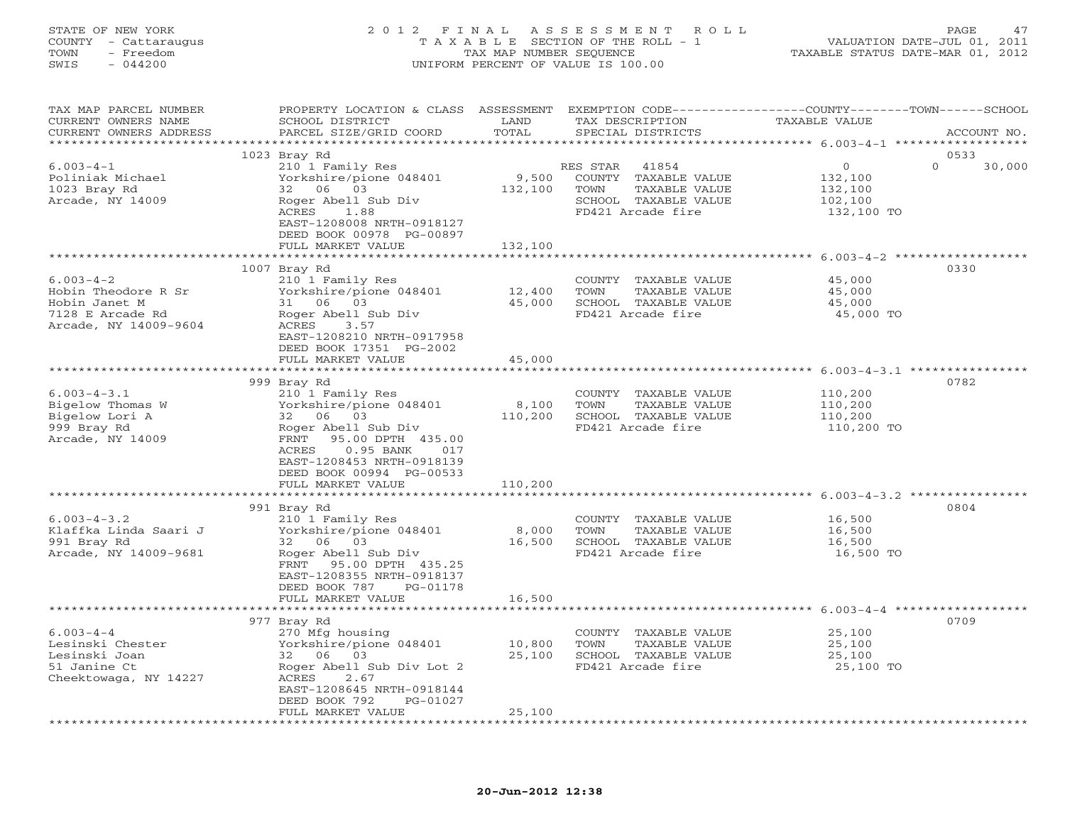STATE OF NEW YORK
COUNTY - Cattaraugus
TOWN - Freedom
SWIS - 044200

2012 FINAL ASSESSMENT ROLL
TAXABLE SECTION OF THE ROLL - 1
TAX MAP NUMBER SEQUENCE
UNIFORM PERCENT OF VALUE IS 100.00

VALUATION DATE-JUL 01, 2011
TAXABLE STATUS DATE-MAR 01, 2012

| TAX MAP PARCEL NUMBER / CURRENT OWNERS NAME / CURRENT OWNERS ADDRESS | PROPERTY LOCATION & CLASS / SCHOOL DISTRICT / PARCEL SIZE/GRID COORD | ASSESSMENT LAND / TOTAL | EXEMPTION CODE / TAX DESCRIPTION / SPECIAL DISTRICTS | COUNTY / TOWN TAXABLE VALUE | SCHOOL / ACCOUNT NO. |
|---|---|---|---|---|---|
| | 1023 Bray Rd | | | | 0533 |
| 6.003-4-1 | 210 1 Family Res | | RES STAR 41854 | 0 | 0 30,000 |
| Poliniak Michael | Yorkshire/pione 048401 | 9,500 | COUNTY TAXABLE VALUE | 132,100 | |
| 1023 Bray Rd | 32 06 03 | 132,100 | TOWN TAXABLE VALUE | 132,100 | |
| Arcade, NY 14009 | Roger Abell Sub Div | | SCHOOL TAXABLE VALUE | 102,100 | |
| | ACRES 1.88 | | FD421 Arcade fire | 132,100 TO | |
| | EAST-1208008 NRTH-0918127 | | | | |
| | DEED BOOK 00978 PG-00897 | | | | |
| | FULL MARKET VALUE | 132,100 | | | |
| | 1007 Bray Rd | | | | 0330 |
| 6.003-4-2 | 210 1 Family Res | | COUNTY TAXABLE VALUE | 45,000 | |
| Hobin Theodore R Sr | Yorkshire/pione 048401 | 12,400 | TOWN TAXABLE VALUE | 45,000 | |
| Hobin Janet M | 31 06 03 | 45,000 | SCHOOL TAXABLE VALUE | 45,000 | |
| 7128 E Arcade Rd | Roger Abell Sub Div | | FD421 Arcade fire | 45,000 TO | |
| Arcade, NY 14009-9604 | ACRES 3.57 | | | | |
| | EAST-1208210 NRTH-0917958 | | | | |
| | DEED BOOK 17351 PG-2002 | | | | |
| | FULL MARKET VALUE | 45,000 | | | |
| | 999 Bray Rd | | | | 0782 |
| 6.003-4-3.1 | 210 1 Family Res | | COUNTY TAXABLE VALUE | 110,200 | |
| Bigelow Thomas W | Yorkshire/pione 048401 | 8,100 | TOWN TAXABLE VALUE | 110,200 | |
| Bigelow Lori A | 32 06 03 | 110,200 | SCHOOL TAXABLE VALUE | 110,200 | |
| 999 Bray Rd | Roger Abell Sub Div | | FD421 Arcade fire | 110,200 TO | |
| Arcade, NY 14009 | FRNT 95.00 DPTH 435.00 | | | | |
| | ACRES 0.95 BANK 017 | | | | |
| | EAST-1208453 NRTH-0918139 | | | | |
| | DEED BOOK 00994 PG-00533 | | | | |
| | FULL MARKET VALUE | 110,200 | | | |
| | 991 Bray Rd | | | | 0804 |
| 6.003-4-3.2 | 210 1 Family Res | | COUNTY TAXABLE VALUE | 16,500 | |
| Klaffka Linda Saari J | Yorkshire/pione 048401 | 8,000 | TOWN TAXABLE VALUE | 16,500 | |
| 991 Bray Rd | 32 06 03 | 16,500 | SCHOOL TAXABLE VALUE | 16,500 | |
| Arcade, NY 14009-9681 | Roger Abell Sub Div | | FD421 Arcade fire | 16,500 TO | |
| | FRNT 95.00 DPTH 435.25 | | | | |
| | EAST-1208355 NRTH-0918137 | | | | |
| | DEED BOOK 787 PG-01178 | | | | |
| | FULL MARKET VALUE | 16,500 | | | |
| | 977 Bray Rd | | | | 0709 |
| 6.003-4-4 | 270 Mfg housing | | COUNTY TAXABLE VALUE | 25,100 | |
| Lesinski Chester | Yorkshire/pione 048401 | 10,800 | TOWN TAXABLE VALUE | 25,100 | |
| Lesinski Joan | 32 06 03 | 25,100 | SCHOOL TAXABLE VALUE | 25,100 | |
| 51 Janine Ct | Roger Abell Sub Div Lot 2 | | FD421 Arcade fire | 25,100 TO | |
| Cheektowaga, NY 14227 | ACRES 2.67 | | | | |
| | EAST-1208645 NRTH-0918144 | | | | |
| | DEED BOOK 792 PG-01027 | | | | |
| | FULL MARKET VALUE | 25,100 | | | |

20-Jun-2012 12:38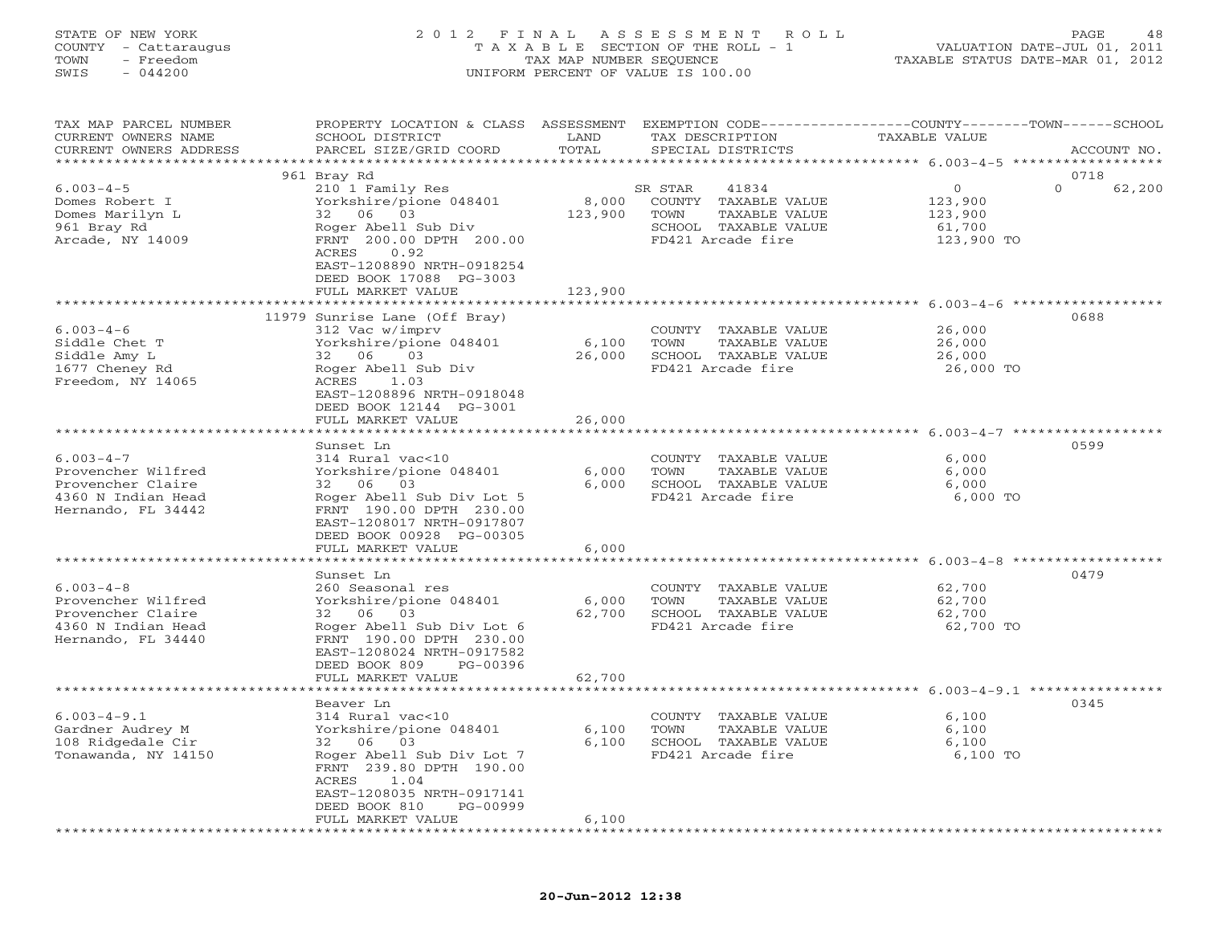STATE OF NEW YORK
COUNTY - Cattaraugus
TOWN - Freedom
SWIS - 044200

2012 FINAL ASSESSMENT ROLL
TAXABLE SECTION OF THE ROLL - 1
TAX MAP NUMBER SEQUENCE
UNIFORM PERCENT OF VALUE IS 100.00

VALUATION DATE-JUL 01, 2011
TAXABLE STATUS DATE-MAR 01, 2012

| TAX MAP PARCEL NUMBER / CURRENT OWNERS NAME / CURRENT OWNERS ADDRESS | PROPERTY LOCATION & CLASS / SCHOOL DISTRICT / PARCEL SIZE/GRID COORD | ASSESSMENT LAND | TOTAL | EXEMPTION CODE / TAX DESCRIPTION / SPECIAL DISTRICTS | COUNTY TAXABLE VALUE | TOWN | SCHOOL | ACCOUNT NO. |
|---|---|---|---|---|---|---|---|---|
| 6.003-4-5 | 961 Bray Rd | | | | | | | 0718 |
| | 210 1 Family Res | | | SR STAR 41834 | 0 | | 0 | 62,200 |
| Domes Robert I | Yorkshire/pione 048401 | 8,000 | | COUNTY TAXABLE VALUE | 123,900 | | | |
| Domes Marilyn L | 32 06 03 | | 123,900 | TOWN TAXABLE VALUE | 123,900 | | | |
| 961 Bray Rd | Roger Abell Sub Div | | | SCHOOL TAXABLE VALUE | 61,700 | | | |
| Arcade, NY 14009 | FRNT 200.00 DPTH 200.00 | | | FD421 Arcade fire | 123,900 TO | | | |
| | ACRES 0.92 | | | | | | | |
| | EAST-1208890 NRTH-0918254 | | | | | | | |
| | DEED BOOK 17088 PG-3003 | | | | | | | |
| | FULL MARKET VALUE | | 123,900 | | | | | |
| 6.003-4-6 | 11979 Sunrise Lane (Off Bray) | | | | | | | 0688 |
| | 312 Vac w/imprv | | | COUNTY TAXABLE VALUE | 26,000 | | | |
| Siddle Chet T | Yorkshire/pione 048401 | 6,100 | | TOWN TAXABLE VALUE | 26,000 | | | |
| Siddle Amy L | 32 06 03 | | 26,000 | SCHOOL TAXABLE VALUE | 26,000 | | | |
| 1677 Cheney Rd | Roger Abell Sub Div | | | FD421 Arcade fire | 26,000 TO | | | |
| Freedom, NY 14065 | ACRES 1.03 | | | | | | | |
| | EAST-1208896 NRTH-0918048 | | | | | | | |
| | DEED BOOK 12144 PG-3001 | | | | | | | |
| | FULL MARKET VALUE | | 26,000 | | | | | |
| 6.003-4-7 | Sunset Ln | | | | | | | 0599 |
| | 314 Rural vac<10 | | | COUNTY TAXABLE VALUE | 6,000 | | | |
| Provencher Wilfred | Yorkshire/pione 048401 | 6,000 | | TOWN TAXABLE VALUE | 6,000 | | | |
| Provencher Claire | 32 06 03 | | 6,000 | SCHOOL TAXABLE VALUE | 6,000 | | | |
| 4360 N Indian Head | Roger Abell Sub Div Lot 5 | | | FD421 Arcade fire | 6,000 TO | | | |
| Hernando, FL 34442 | FRNT 190.00 DPTH 230.00 | | | | | | | |
| | EAST-1208017 NRTH-0917807 | | | | | | | |
| | DEED BOOK 00928 PG-00305 | | | | | | | |
| | FULL MARKET VALUE | | 6,000 | | | | | |
| 6.003-4-8 | Sunset Ln | | | | | | | 0479 |
| | 260 Seasonal res | | | COUNTY TAXABLE VALUE | 62,700 | | | |
| Provencher Wilfred | Yorkshire/pione 048401 | 6,000 | | TOWN TAXABLE VALUE | 62,700 | | | |
| Provencher Claire | 32 06 03 | | 62,700 | SCHOOL TAXABLE VALUE | 62,700 | | | |
| 4360 N Indian Head | Roger Abell Sub Div Lot 6 | | | FD421 Arcade fire | 62,700 TO | | | |
| Hernando, FL 34440 | FRNT 190.00 DPTH 230.00 | | | | | | | |
| | EAST-1208024 NRTH-0917582 | | | | | | | |
| | DEED BOOK 809 PG-00396 | | | | | | | |
| | FULL MARKET VALUE | | 62,700 | | | | | |
| 6.003-4-9.1 | Beaver Ln | | | | | | | 0345 |
| | 314 Rural vac<10 | | | COUNTY TAXABLE VALUE | 6,100 | | | |
| Gardner Audrey M | Yorkshire/pione 048401 | 6,100 | | TOWN TAXABLE VALUE | 6,100 | | | |
| 108 Ridgedale Cir | 32 06 03 | | 6,100 | SCHOOL TAXABLE VALUE | 6,100 | | | |
| Tonawanda, NY 14150 | Roger Abell Sub Div Lot 7 | | | FD421 Arcade fire | 6,100 TO | | | |
| | FRNT 239.80 DPTH 190.00 | | | | | | | |
| | ACRES 1.04 | | | | | | | |
| | EAST-1208035 NRTH-0917141 | | | | | | | |
| | DEED BOOK 810 PG-00999 | | | | | | | |
| | FULL MARKET VALUE | | 6,100 | | | | | |

20-Jun-2012 12:38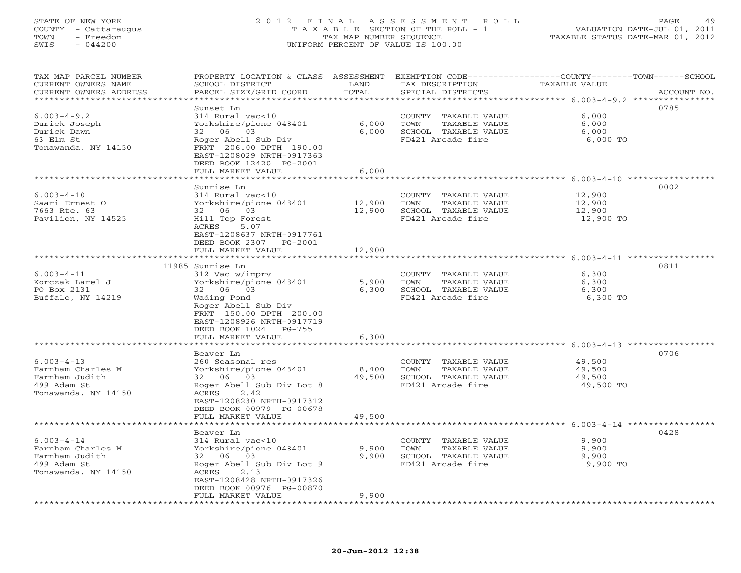STATE OF NEW YORK
COUNTY - Cattaraugus
TOWN - Freedom
SWIS - 044200

# 2012 FINAL ASSESSMENT ROLL

TAXABLE SECTION OF THE ROLL - 1
TAX MAP NUMBER SEQUENCE
UNIFORM PERCENT OF VALUE IS 100.00

VALUATION DATE-JUL 01, 2011
TAXABLE STATUS DATE-MAR 01, 2012

| TAX MAP PARCEL NUMBER / CURRENT OWNERS NAME / CURRENT OWNERS ADDRESS | PROPERTY LOCATION & CLASS / SCHOOL DISTRICT / PARCEL SIZE/GRID COORD | ASSESSMENT LAND | TOTAL | EXEMPTION CODE / TAX DESCRIPTION / SPECIAL DISTRICTS | TAXABLE VALUE (COUNTY--TOWN--SCHOOL) | ACCOUNT NO. |
|---|---|---|---|---|---|---|
| **6.003-4-9.2** | Sunset Ln | | | | | 0785 |
| 6.003-4-9.2 | 314 Rural vac<10 | | | COUNTY TAXABLE VALUE | 6,000 | |
| Durick Joseph | Yorkshire/pione 048401 | 6,000 | | TOWN TAXABLE VALUE | 6,000 | |
| Durick Dawn | 32 06 03 | | 6,000 | SCHOOL TAXABLE VALUE | 6,000 | |
| 63 Elm St | Roger Abell Sub Div | | | FD421 Arcade fire | 6,000 TO | |
| Tonawanda, NY 14150 | FRNT 206.00 DPTH 190.00 | | | | | |
| | EAST-1208029 NRTH-0917363 | | | | | |
| | DEED BOOK 12420 PG-2001 | | | | | |
| | FULL MARKET VALUE | | 6,000 | | | |
| **6.003-4-10** | Sunrise Ln | | | | | 0002 |
| 6.003-4-10 | 314 Rural vac<10 | | | COUNTY TAXABLE VALUE | 12,900 | |
| Saari Ernest O | Yorkshire/pione 048401 | 12,900 | | TOWN TAXABLE VALUE | 12,900 | |
| 7663 Rte. 63 | 32 06 03 | | 12,900 | SCHOOL TAXABLE VALUE | 12,900 | |
| Pavilion, NY 14525 | Hill Top Forest | | | FD421 Arcade fire | 12,900 TO | |
| | ACRES 5.07 | | | | | |
| | EAST-1208637 NRTH-0917761 | | | | | |
| | DEED BOOK 2307 PG-2001 | | | | | |
| | FULL MARKET VALUE | | 12,900 | | | |
| **6.003-4-11** | 11985 Sunrise Ln | | | | | 0811 |
| 6.003-4-11 | 312 Vac w/imprv | | | COUNTY TAXABLE VALUE | 6,300 | |
| Korczak Larel J | Yorkshire/pione 048401 | 5,900 | | TOWN TAXABLE VALUE | 6,300 | |
| PO Box 2131 | 32 06 03 | | 6,300 | SCHOOL TAXABLE VALUE | 6,300 | |
| Buffalo, NY 14219 | Wading Pond | | | FD421 Arcade fire | 6,300 TO | |
| | Roger Abell Sub Div | | | | | |
| | FRNT 150.00 DPTH 200.00 | | | | | |
| | EAST-1208926 NRTH-0917719 | | | | | |
| | DEED BOOK 1024 PG-755 | | | | | |
| | FULL MARKET VALUE | | 6,300 | | | |
| **6.003-4-13** | Beaver Ln | | | | | 0706 |
| 6.003-4-13 | 260 Seasonal res | | | COUNTY TAXABLE VALUE | 49,500 | |
| Farnham Charles M | Yorkshire/pione 048401 | 8,400 | | TOWN TAXABLE VALUE | 49,500 | |
| Farnham Judith | 32 06 03 | | 49,500 | SCHOOL TAXABLE VALUE | 49,500 | |
| 499 Adam St | Roger Abell Sub Div Lot 8 | | | FD421 Arcade fire | 49,500 TO | |
| Tonawanda, NY 14150 | ACRES 2.42 | | | | | |
| | EAST-1208230 NRTH-0917312 | | | | | |
| | DEED BOOK 00979 PG-00678 | | | | | |
| | FULL MARKET VALUE | | 49,500 | | | |
| **6.003-4-14** | Beaver Ln | | | | | 0428 |
| 6.003-4-14 | 314 Rural vac<10 | | | COUNTY TAXABLE VALUE | 9,900 | |
| Farnham Charles M | Yorkshire/pione 048401 | 9,900 | | TOWN TAXABLE VALUE | 9,900 | |
| Farnham Judith | 32 06 03 | | 9,900 | SCHOOL TAXABLE VALUE | 9,900 | |
| 499 Adam St | Roger Abell Sub Div Lot 9 | | | FD421 Arcade fire | 9,900 TO | |
| Tonawanda, NY 14150 | ACRES 2.13 | | | | | |
| | EAST-1208428 NRTH-0917326 | | | | | |
| | DEED BOOK 00976 PG-00870 | | | | | |
| | FULL MARKET VALUE | | 9,900 | | | |

20-Jun-2012 12:38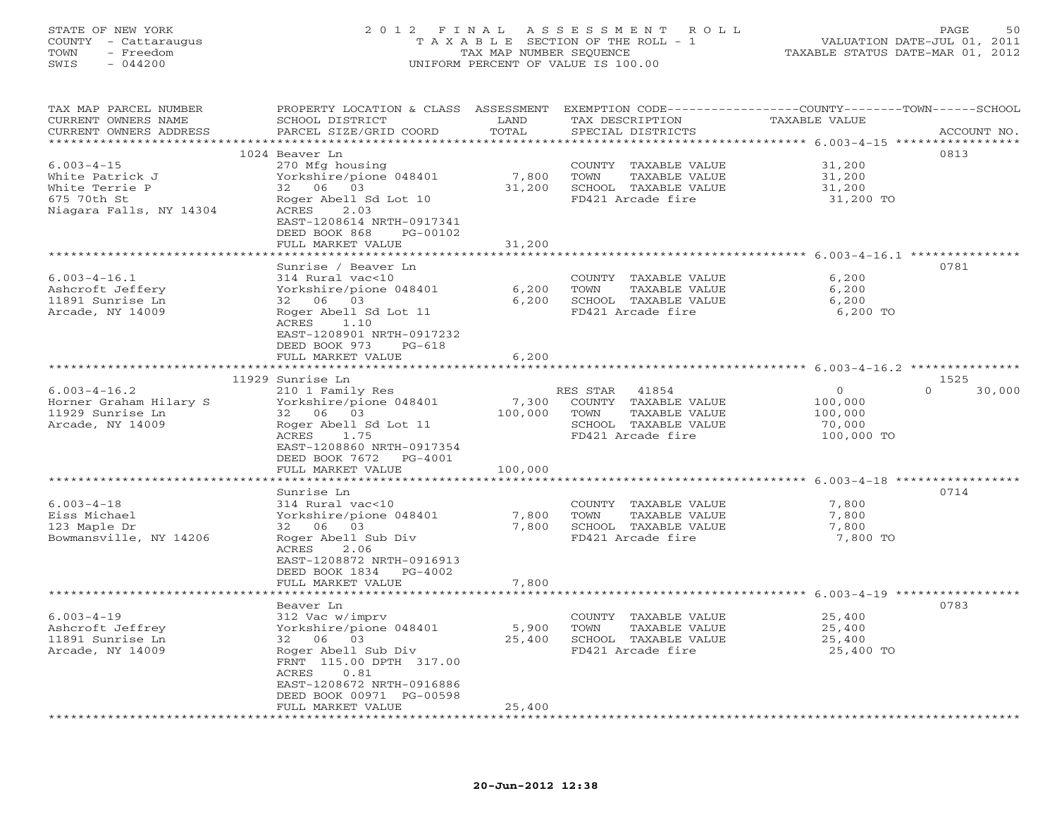STATE OF NEW YORK
COUNTY - Cattaraugus
TOWN - Freedom
SWIS - 044200

# 2012 FINAL ASSESSMENT ROLL

TAXABLE SECTION OF THE ROLL - 1
TAX MAP NUMBER SEQUENCE
UNIFORM PERCENT OF VALUE IS 100.00

VALUATION DATE-JUL 01, 2011
TAXABLE STATUS DATE-MAR 01, 2012

| TAX MAP PARCEL NUMBER / CURRENT OWNERS NAME / CURRENT OWNERS ADDRESS | PROPERTY LOCATION & CLASS / SCHOOL DISTRICT / PARCEL SIZE/GRID COORD | ASSESSMENT LAND | TOTAL | EXEMPTION CODE / TAX DESCRIPTION / SPECIAL DISTRICTS | COUNTY / TOWN TAXABLE VALUE | SCHOOL | ACCOUNT NO. |
|---|---|---|---|---|---|---|---|
| 6.003-4-15 | 1024 Beaver Ln | | | | | | 0813 |
| | 270 Mfg housing | | | COUNTY TAXABLE VALUE | 31,200 | | |
| White Patrick J | Yorkshire/pione 048401 | 7,800 | | TOWN TAXABLE VALUE | 31,200 | | |
| White Terrie P | 32 06 03 | | 31,200 | SCHOOL TAXABLE VALUE | 31,200 | | |
| 675 70th St | Roger Abell Sd Lot 10 | | | FD421 Arcade fire | 31,200 TO | | |
| Niagara Falls, NY 14304 | ACRES 2.03 | | | | | | |
| | EAST-1208614 NRTH-0917341 | | | | | | |
| | DEED BOOK 868 PG-00102 | | | | | | |
| | FULL MARKET VALUE | | 31,200 | | | | |
| 6.003-4-16.1 | Sunrise / Beaver Ln | | | | | | 0781 |
| | 314 Rural vac<10 | | | COUNTY TAXABLE VALUE | 6,200 | | |
| Ashcroft Jeffery | Yorkshire/pione 048401 | 6,200 | | TOWN TAXABLE VALUE | 6,200 | | |
| 11891 Sunrise Ln | 32 06 03 | | 6,200 | SCHOOL TAXABLE VALUE | 6,200 | | |
| Arcade, NY 14009 | Roger Abell Sd Lot 11 | | | FD421 Arcade fire | 6,200 TO | | |
| | ACRES 1.10 | | | | | | |
| | EAST-1208901 NRTH-0917232 | | | | | | |
| | DEED BOOK 973 PG-618 | | | | | | |
| | FULL MARKET VALUE | | 6,200 | | | | |
| 6.003-4-16.2 | 11929 Sunrise Ln | | | | | | 1525 |
| | 210 1 Family Res | | | RES STAR 41854 | 0 | 0 | 30,000 |
| Horner Graham Hilary S | Yorkshire/pione 048401 | 7,300 | | COUNTY TAXABLE VALUE | 100,000 | | |
| 11929 Sunrise Ln | 32 06 03 | | 100,000 | TOWN TAXABLE VALUE | 100,000 | | |
| Arcade, NY 14009 | Roger Abell Sd Lot 11 | | | SCHOOL TAXABLE VALUE | 70,000 | | |
| | ACRES 1.75 | | | FD421 Arcade fire | 100,000 TO | | |
| | EAST-1208860 NRTH-0917354 | | | | | | |
| | DEED BOOK 7672 PG-4001 | | | | | | |
| | FULL MARKET VALUE | | 100,000 | | | | |
| 6.003-4-18 | Sunrise Ln | | | | | | 0714 |
| | 314 Rural vac<10 | | | COUNTY TAXABLE VALUE | 7,800 | | |
| Eiss Michael | Yorkshire/pione 048401 | 7,800 | | TOWN TAXABLE VALUE | 7,800 | | |
| 123 Maple Dr | 32 06 03 | | 7,800 | SCHOOL TAXABLE VALUE | 7,800 | | |
| Bowmansville, NY 14206 | Roger Abell Sub Div | | | FD421 Arcade fire | 7,800 TO | | |
| | ACRES 2.06 | | | | | | |
| | EAST-1208872 NRTH-0916913 | | | | | | |
| | DEED BOOK 1834 PG-4002 | | | | | | |
| | FULL MARKET VALUE | | 7,800 | | | | |
| 6.003-4-19 | Beaver Ln | | | | | | 0783 |
| | 312 Vac w/imprv | | | COUNTY TAXABLE VALUE | 25,400 | | |
| Ashcroft Jeffrey | Yorkshire/pione 048401 | 5,900 | | TOWN TAXABLE VALUE | 25,400 | | |
| 11891 Sunrise Ln | 32 06 03 | | 25,400 | SCHOOL TAXABLE VALUE | 25,400 | | |
| Arcade, NY 14009 | Roger Abell Sub Div | | | FD421 Arcade fire | 25,400 TO | | |
| | FRNT 115.00 DPTH 317.00 | | | | | | |
| | ACRES 0.81 | | | | | | |
| | EAST-1208672 NRTH-0916886 | | | | | | |
| | DEED BOOK 00971 PG-00598 | | | | | | |
| | FULL MARKET VALUE | | 25,400 | | | | |

20-Jun-2012 12:38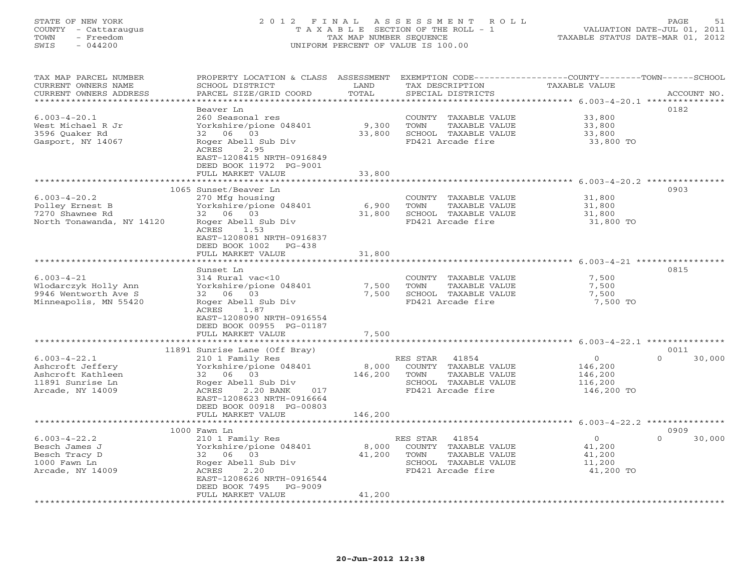STATE OF NEW YORK
COUNTY - Cattaraugus
TOWN - Freedom
SWIS - 044200

2012 FINAL ASSESSMENT ROLL
TAXABLE SECTION OF THE ROLL - 1
TAX MAP NUMBER SEQUENCE
UNIFORM PERCENT OF VALUE IS 100.00

VALUATION DATE-JUL 01, 2011
TAXABLE STATUS DATE-MAR 01, 2012

| TAX MAP PARCEL NUMBER / CURRENT OWNERS NAME / CURRENT OWNERS ADDRESS | PROPERTY LOCATION & CLASS / SCHOOL DISTRICT / PARCEL SIZE/GRID COORD | ASSESSMENT LAND | TOTAL | EXEMPTION CODE / TAX DESCRIPTION / SPECIAL DISTRICTS | COUNTY TAXABLE VALUE | TOWN | SCHOOL | ACCOUNT NO. |
|---|---|---|---|---|---|---|---|---|
| 6.003-4-20.1 | Beaver Ln | | | | | | | 0182 |
| 6.003-4-20.1 | 260 Seasonal res | | | COUNTY TAXABLE VALUE | 33,800 | | | |
| West Michael R Jr | Yorkshire/pione 048401 | 9,300 | | TOWN TAXABLE VALUE | 33,800 | | | |
| 3596 Quaker Rd | 32 06 03 | | 33,800 | SCHOOL TAXABLE VALUE | 33,800 | | | |
| Gasport, NY 14067 | Roger Abell Sub Div | | | FD421 Arcade fire | 33,800 TO | | | |
| | ACRES 2.95 | | | | | | | |
| | EAST-1208415 NRTH-0916849 | | | | | | | |
| | DEED BOOK 11972 PG-9001 | | | | | | | |
| | FULL MARKET VALUE | | 33,800 | | | | | |
| 6.003-4-20.2 | 1065 Sunset/Beaver Ln | | | | | | | 0903 |
| 6.003-4-20.2 | 270 Mfg housing | | | COUNTY TAXABLE VALUE | 31,800 | | | |
| Polley Ernest B | Yorkshire/pione 048401 | 6,900 | | TOWN TAXABLE VALUE | 31,800 | | | |
| 7270 Shawnee Rd | 32 06 03 | | 31,800 | SCHOOL TAXABLE VALUE | 31,800 | | | |
| North Tonawanda, NY 14120 | Roger Abell Sub Div | | | FD421 Arcade fire | 31,800 TO | | | |
| | ACRES 1.53 | | | | | | | |
| | EAST-1208081 NRTH-0916837 | | | | | | | |
| | DEED BOOK 1002 PG-438 | | | | | | | |
| | FULL MARKET VALUE | | 31,800 | | | | | |
| 6.003-4-21 | Sunset Ln | | | | | | | 0815 |
| 6.003-4-21 | 314 Rural vac<10 | | | COUNTY TAXABLE VALUE | 7,500 | | | |
| Wlodarczyk Holly Ann | Yorkshire/pione 048401 | 7,500 | | TOWN TAXABLE VALUE | 7,500 | | | |
| 9946 Wentworth Ave S | 32 06 03 | | 7,500 | SCHOOL TAXABLE VALUE | 7,500 | | | |
| Minneapolis, MN 55420 | Roger Abell Sub Div | | | FD421 Arcade fire | 7,500 TO | | | |
| | ACRES 1.87 | | | | | | | |
| | EAST-1208090 NRTH-0916554 | | | | | | | |
| | DEED BOOK 00955 PG-01187 | | | | | | | |
| | FULL MARKET VALUE | | 7,500 | | | | | |
| 6.003-4-22.1 | 11891 Sunrise Lane (Off Bray) | | | | | | | 0011 |
| 6.003-4-22.1 | 210 1 Family Res | | | RES STAR 41854 | 0 | | 0 | 30,000 |
| Ashcroft Jeffery | Yorkshire/pione 048401 | 8,000 | | COUNTY TAXABLE VALUE | 146,200 | | | |
| Ashcroft Kathleen | 32 06 03 | | 146,200 | TOWN TAXABLE VALUE | 146,200 | | | |
| 11891 Sunrise Ln | Roger Abell Sub Div | | | SCHOOL TAXABLE VALUE | 116,200 | | | |
| Arcade, NY 14009 | ACRES 2.20 BANK 017 | | | FD421 Arcade fire | 146,200 TO | | | |
| | EAST-1208623 NRTH-0916664 | | | | | | | |
| | DEED BOOK 00918 PG-00803 | | | | | | | |
| | FULL MARKET VALUE | | 146,200 | | | | | |
| 6.003-4-22.2 | 1000 Fawn Ln | | | | | | | 0909 |
| 6.003-4-22.2 | 210 1 Family Res | | | RES STAR 41854 | 0 | | 0 | 30,000 |
| Besch James J | Yorkshire/pione 048401 | 8,000 | | COUNTY TAXABLE VALUE | 41,200 | | | |
| Besch Tracy D | 32 06 03 | | 41,200 | TOWN TAXABLE VALUE | 41,200 | | | |
| 1000 Fawn Ln | Roger Abell Sub Div | | | SCHOOL TAXABLE VALUE | 11,200 | | | |
| Arcade, NY 14009 | ACRES 2.20 | | | FD421 Arcade fire | 41,200 TO | | | |
| | EAST-1208626 NRTH-0916544 | | | | | | | |
| | DEED BOOK 7495 PG-9009 | | | | | | | |
| | FULL MARKET VALUE | | 41,200 | | | | | |

20-Jun-2012 12:38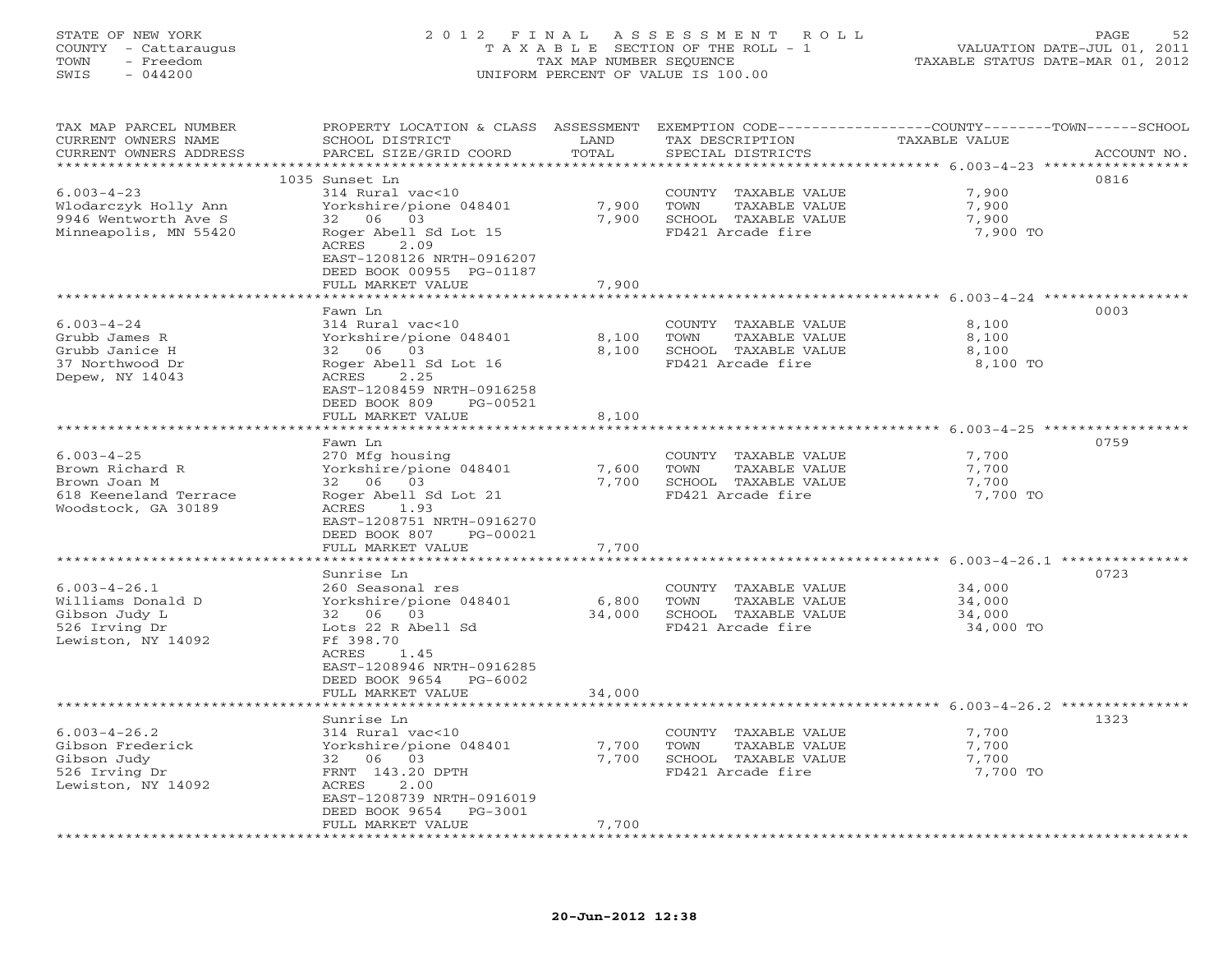STATE OF NEW YORK
COUNTY - Cattaraugus
TOWN - Freedom
SWIS - 044200

2012 FINAL ASSESSMENT ROLL
TAXABLE SECTION OF THE ROLL - 1
TAX MAP NUMBER SEQUENCE
UNIFORM PERCENT OF VALUE IS 100.00

VALUATION DATE-JUL 01, 2011
TAXABLE STATUS DATE-MAR 01, 2012

| TAX MAP PARCEL NUMBER / CURRENT OWNERS NAME / CURRENT OWNERS ADDRESS | PROPERTY LOCATION & CLASS / SCHOOL DISTRICT / PARCEL SIZE/GRID COORD | LAND | ASSESSMENT TOTAL | EXEMPTION CODE / TAX DESCRIPTION / SPECIAL DISTRICTS | TAXABLE VALUE (COUNTY / TOWN / SCHOOL) | ACCOUNT NO. |
|---|---|---|---|---|---|---|
| 6.003-4-23 | 1035 Sunset Ln | | | | | 0816 |
| 6.003-4-23 | 314 Rural vac<10 | | | COUNTY TAXABLE VALUE | 7,900 | |
| Wlodarczyk Holly Ann | Yorkshire/pione 048401 | 7,900 | | TOWN TAXABLE VALUE | 7,900 | |
| 9946 Wentworth Ave S | 32 06 03 | | 7,900 | SCHOOL TAXABLE VALUE | 7,900 | |
| Minneapolis, MN 55420 | Roger Abell Sd Lot 15 | | | FD421 Arcade fire | 7,900 TO | |
| | ACRES 2.09 | | | | | |
| | EAST-1208126 NRTH-0916207 | | | | | |
| | DEED BOOK 00955 PG-01187 | | | | | |
| | FULL MARKET VALUE | | 7,900 | | | |
| 6.003-4-24 | Fawn Ln | | | | | 0003 |
| 6.003-4-24 | 314 Rural vac<10 | | | COUNTY TAXABLE VALUE | 8,100 | |
| Grubb James R | Yorkshire/pione 048401 | 8,100 | | TOWN TAXABLE VALUE | 8,100 | |
| Grubb Janice H | 32 06 03 | | 8,100 | SCHOOL TAXABLE VALUE | 8,100 | |
| 37 Northwood Dr | Roger Abell Sd Lot 16 | | | FD421 Arcade fire | 8,100 TO | |
| Depew, NY 14043 | ACRES 2.25 | | | | | |
| | EAST-1208459 NRTH-0916258 | | | | | |
| | DEED BOOK 809 PG-00521 | | | | | |
| | FULL MARKET VALUE | | 8,100 | | | |
| 6.003-4-25 | Fawn Ln | | | | | 0759 |
| 6.003-4-25 | 270 Mfg housing | | | COUNTY TAXABLE VALUE | 7,700 | |
| Brown Richard R | Yorkshire/pione 048401 | 7,600 | | TOWN TAXABLE VALUE | 7,700 | |
| Brown Joan M | 32 06 03 | | 7,700 | SCHOOL TAXABLE VALUE | 7,700 | |
| 618 Keeneland Terrace | Roger Abell Sd Lot 21 | | | FD421 Arcade fire | 7,700 TO | |
| Woodstock, GA 30189 | ACRES 1.93 | | | | | |
| | EAST-1208751 NRTH-0916270 | | | | | |
| | DEED BOOK 807 PG-00021 | | | | | |
| | FULL MARKET VALUE | | 7,700 | | | |
| 6.003-4-26.1 | Sunrise Ln | | | | | 0723 |
| 6.003-4-26.1 | 260 Seasonal res | | | COUNTY TAXABLE VALUE | 34,000 | |
| Williams Donald D | Yorkshire/pione 048401 | 6,800 | | TOWN TAXABLE VALUE | 34,000 | |
| Gibson Judy L | 32 06 03 | | 34,000 | SCHOOL TAXABLE VALUE | 34,000 | |
| 526 Irving Dr | Lots 22 R Abell Sd | | | FD421 Arcade fire | 34,000 TO | |
| Lewiston, NY 14092 | Ff 398.70 | | | | | |
| | ACRES 1.45 | | | | | |
| | EAST-1208946 NRTH-0916285 | | | | | |
| | DEED BOOK 9654 PG-6002 | | | | | |
| | FULL MARKET VALUE | | 34,000 | | | |
| 6.003-4-26.2 | Sunrise Ln | | | | | 1323 |
| 6.003-4-26.2 | 314 Rural vac<10 | | | COUNTY TAXABLE VALUE | 7,700 | |
| Gibson Frederick | Yorkshire/pione 048401 | 7,700 | | TOWN TAXABLE VALUE | 7,700 | |
| Gibson Judy | 32 06 03 | | 7,700 | SCHOOL TAXABLE VALUE | 7,700 | |
| 526 Irving Dr | FRNT 143.20 DPTH | | | FD421 Arcade fire | 7,700 TO | |
| Lewiston, NY 14092 | ACRES 2.00 | | | | | |
| | EAST-1208739 NRTH-0916019 | | | | | |
| | DEED BOOK 9654 PG-3001 | | | | | |
| | FULL MARKET VALUE | | 7,700 | | | |

20-Jun-2012 12:38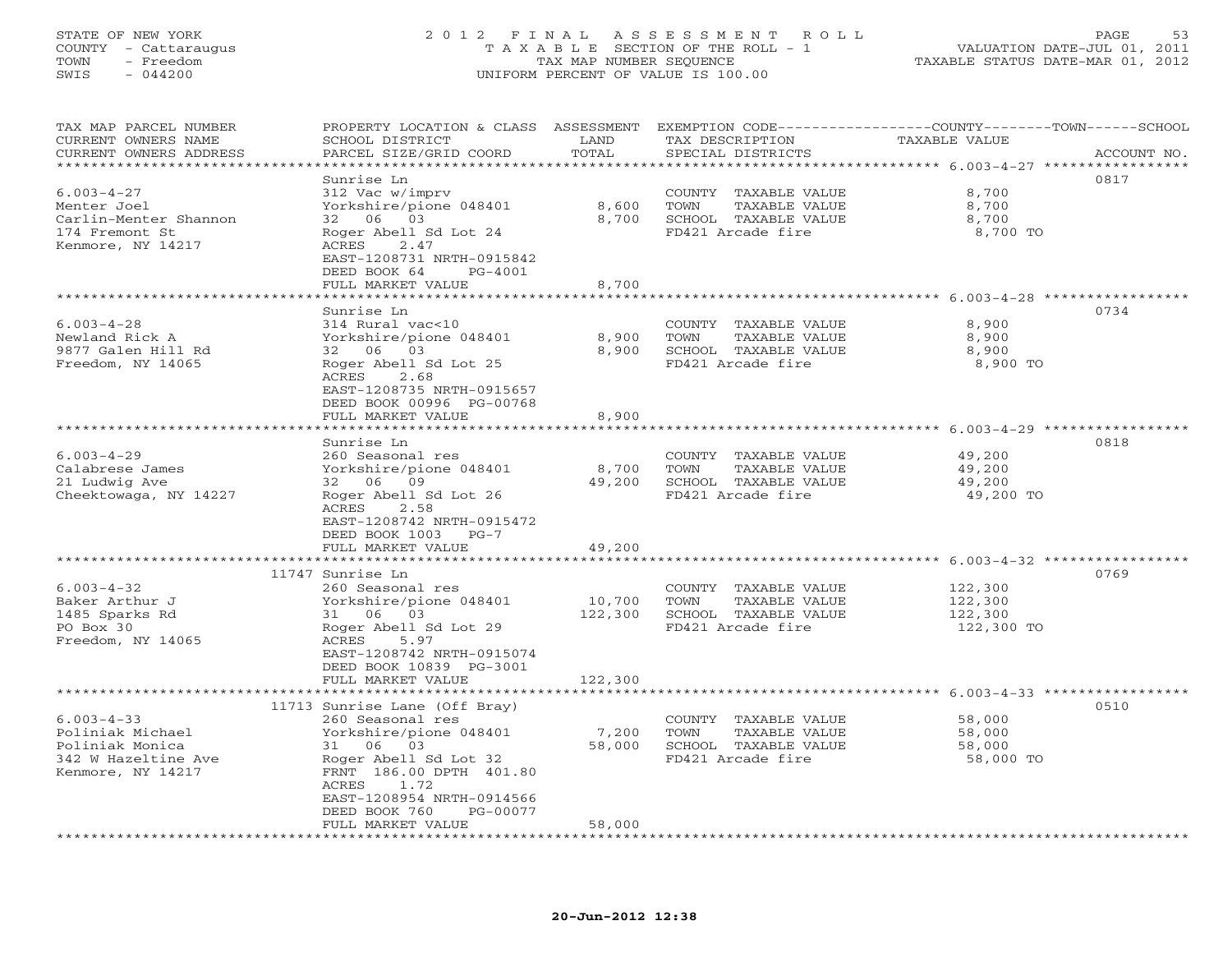STATE OF NEW YORK
COUNTY - Cattaraugus
TOWN - Freedom
SWIS - 044200

2012 FINAL ASSESSMENT ROLL
TAXABLE SECTION OF THE ROLL - 1
TAX MAP NUMBER SEQUENCE
UNIFORM PERCENT OF VALUE IS 100.00

VALUATION DATE-JUL 01, 2011
TAXABLE STATUS DATE-MAR 01, 2012

| TAX MAP PARCEL NUMBER / CURRENT OWNERS NAME / CURRENT OWNERS ADDRESS | PROPERTY LOCATION & CLASS / SCHOOL DISTRICT / PARCEL SIZE/GRID COORD | ASSESSMENT LAND | ASSESSMENT TOTAL | EXEMPTION CODE / TAX DESCRIPTION / SPECIAL DISTRICTS | TAXABLE VALUE (COUNTY / TOWN / SCHOOL) | ACCOUNT NO. |
|---|---|---|---|---|---|---|
| 6.003-4-27 | Sunrise Ln | | | | | 0817 |
| | 312 Vac w/imprv | | | COUNTY TAXABLE VALUE | 8,700 | |
| Menter Joel | Yorkshire/pione 048401 | 8,600 | | TOWN TAXABLE VALUE | 8,700 | |
| Carlin-Menter Shannon | 32 06 03 | | 8,700 | SCHOOL TAXABLE VALUE | 8,700 | |
| 174 Fremont St | Roger Abell Sd Lot 24 | | | FD421 Arcade fire | 8,700 TO | |
| Kenmore, NY 14217 | ACRES 2.47 | | | | | |
| | EAST-1208731 NRTH-0915842 | | | | | |
| | DEED BOOK 64 PG-4001 | | | | | |
| | FULL MARKET VALUE | | 8,700 | | | |
| 6.003-4-28 | Sunrise Ln | | | | | 0734 |
| | 314 Rural vac<10 | | | COUNTY TAXABLE VALUE | 8,900 | |
| Newland Rick A | Yorkshire/pione 048401 | 8,900 | | TOWN TAXABLE VALUE | 8,900 | |
| 9877 Galen Hill Rd | 32 06 03 | | 8,900 | SCHOOL TAXABLE VALUE | 8,900 | |
| Freedom, NY 14065 | Roger Abell Sd Lot 25 | | | FD421 Arcade fire | 8,900 TO | |
| | ACRES 2.68 | | | | | |
| | EAST-1208735 NRTH-0915657 | | | | | |
| | DEED BOOK 00996 PG-00768 | | | | | |
| | FULL MARKET VALUE | | 8,900 | | | |
| 6.003-4-29 | Sunrise Ln | | | | | 0818 |
| | 260 Seasonal res | | | COUNTY TAXABLE VALUE | 49,200 | |
| Calabrese James | Yorkshire/pione 048401 | 8,700 | | TOWN TAXABLE VALUE | 49,200 | |
| 21 Ludwig Ave | 32 06 09 | | 49,200 | SCHOOL TAXABLE VALUE | 49,200 | |
| Cheektowaga, NY 14227 | Roger Abell Sd Lot 26 | | | FD421 Arcade fire | 49,200 TO | |
| | ACRES 2.58 | | | | | |
| | EAST-1208742 NRTH-0915472 | | | | | |
| | DEED BOOK 1003 PG-7 | | | | | |
| | FULL MARKET VALUE | | 49,200 | | | |
| 6.003-4-32 | 11747 Sunrise Ln | | | | | 0769 |
| | 260 Seasonal res | | | COUNTY TAXABLE VALUE | 122,300 | |
| Baker Arthur J | Yorkshire/pione 048401 | 10,700 | | TOWN TAXABLE VALUE | 122,300 | |
| 1485 Sparks Rd | 31 06 03 | | 122,300 | SCHOOL TAXABLE VALUE | 122,300 | |
| PO Box 30 | Roger Abell Sd Lot 29 | | | FD421 Arcade fire | 122,300 TO | |
| Freedom, NY 14065 | ACRES 5.97 | | | | | |
| | EAST-1208742 NRTH-0915074 | | | | | |
| | DEED BOOK 10839 PG-3001 | | | | | |
| | FULL MARKET VALUE | | 122,300 | | | |
| 6.003-4-33 | 11713 Sunrise Lane (Off Bray) | | | | | 0510 |
| | 260 Seasonal res | | | COUNTY TAXABLE VALUE | 58,000 | |
| Poliniak Michael | Yorkshire/pione 048401 | 7,200 | | TOWN TAXABLE VALUE | 58,000 | |
| Poliniak Monica | 31 06 03 | | 58,000 | SCHOOL TAXABLE VALUE | 58,000 | |
| 342 W Hazeltine Ave | Roger Abell Sd Lot 32 | | | FD421 Arcade fire | 58,000 TO | |
| Kenmore, NY 14217 | FRNT 186.00 DPTH 401.80 | | | | | |
| | ACRES 1.72 | | | | | |
| | EAST-1208954 NRTH-0914566 | | | | | |
| | DEED BOOK 760 PG-00077 | | | | | |
| | FULL MARKET VALUE | | 58,000 | | | |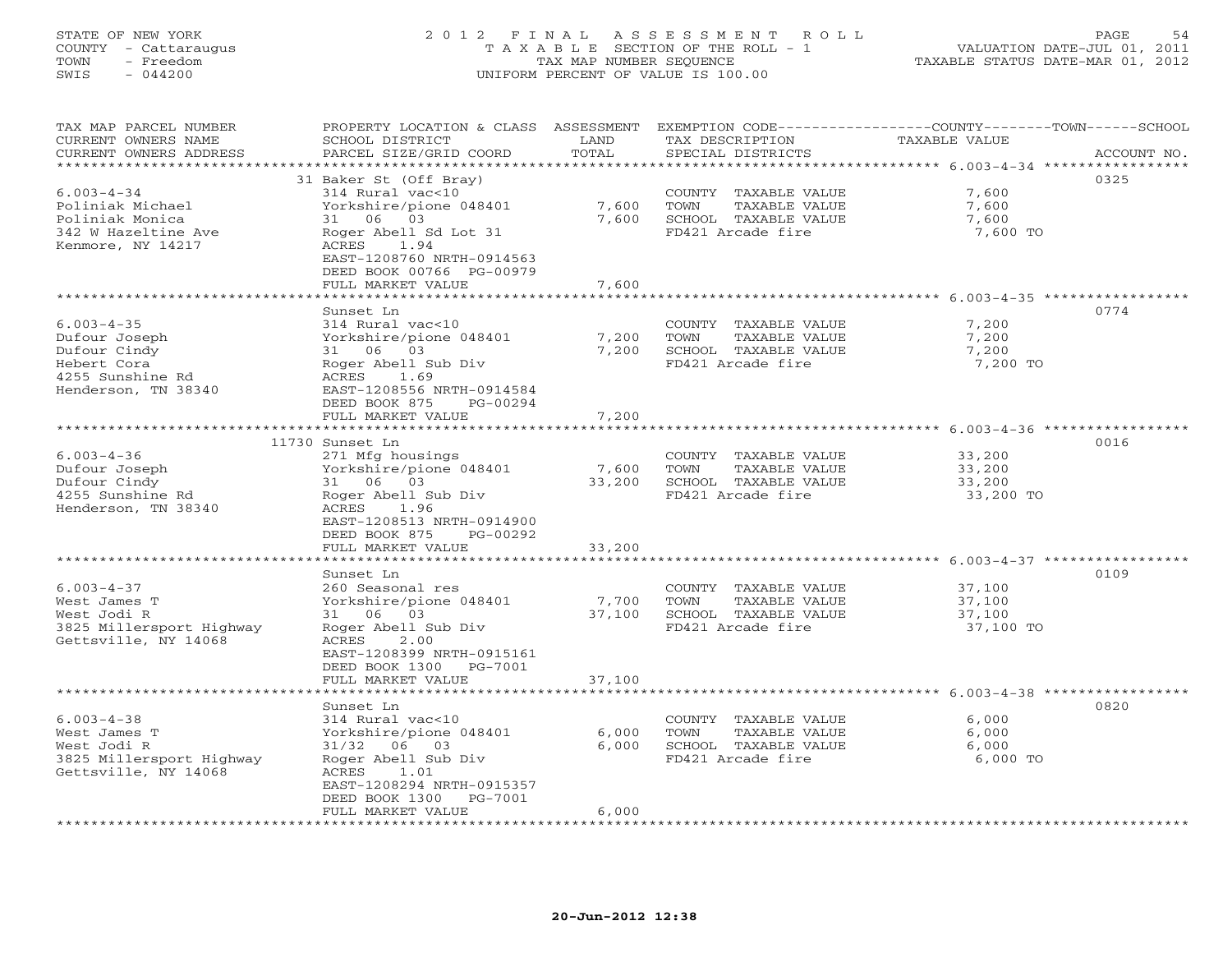STATE OF NEW YORK
COUNTY - Cattaraugus
TOWN - Freedom
SWIS - 044200

2012 FINAL ASSESSMENT ROLL
TAXABLE SECTION OF THE ROLL - 1
TAX MAP NUMBER SEQUENCE
UNIFORM PERCENT OF VALUE IS 100.00

VALUATION DATE-JUL 01, 2011
TAXABLE STATUS DATE-MAR 01, 2012

| TAX MAP PARCEL NUMBER / CURRENT OWNERS NAME / CURRENT OWNERS ADDRESS | PROPERTY LOCATION & CLASS / SCHOOL DISTRICT / PARCEL SIZE/GRID COORD | ASSESSMENT LAND | TOTAL | EXEMPTION CODE / TAX DESCRIPTION / SPECIAL DISTRICTS | TAXABLE VALUE | ACCOUNT NO. |
|---|---|---|---|---|---|---|
| 6.003-4-34 | 31 Baker St (Off Bray) | | | | | 0325 |
| Poliniak Michael | 314 Rural vac<10 | | | COUNTY TAXABLE VALUE | 7,600 | |
| Poliniak Monica | Yorkshire/pione 048401 | 7,600 | | TOWN TAXABLE VALUE | 7,600 | |
| 342 W Hazeltine Ave | 31 06 03 | | 7,600 | SCHOOL TAXABLE VALUE | 7,600 | |
| Kenmore, NY 14217 | Roger Abell Sd Lot 31 | | | FD421 Arcade fire | 7,600 TO | |
| | ACRES 1.94 | | | | | |
| | EAST-1208760 NRTH-0914563 | | | | | |
| | DEED BOOK 00766 PG-00979 | | | | | |
| | FULL MARKET VALUE | | 7,600 | | | |
| 6.003-4-35 | Sunset Ln | | | | | 0774 |
| Dufour Joseph | 314 Rural vac<10 | | | COUNTY TAXABLE VALUE | 7,200 | |
| Dufour Cindy | Yorkshire/pione 048401 | 7,200 | | TOWN TAXABLE VALUE | 7,200 | |
| Hebert Cora | 31 06 03 | | 7,200 | SCHOOL TAXABLE VALUE | 7,200 | |
| 4255 Sunshine Rd | Roger Abell Sub Div | | | FD421 Arcade fire | 7,200 TO | |
| Henderson, TN 38340 | ACRES 1.69 | | | | | |
| | EAST-1208556 NRTH-0914584 | | | | | |
| | DEED BOOK 875 PG-00294 | | | | | |
| | FULL MARKET VALUE | | 7,200 | | | |
| 6.003-4-36 | 11730 Sunset Ln | | | | | 0016 |
| Dufour Joseph | 271 Mfg housings | | | COUNTY TAXABLE VALUE | 33,200 | |
| Dufour Cindy | Yorkshire/pione 048401 | 7,600 | | TOWN TAXABLE VALUE | 33,200 | |
| 4255 Sunshine Rd | 31 06 03 | | 33,200 | SCHOOL TAXABLE VALUE | 33,200 | |
| Henderson, TN 38340 | Roger Abell Sub Div | | | FD421 Arcade fire | 33,200 TO | |
| | ACRES 1.96 | | | | | |
| | EAST-1208513 NRTH-0914900 | | | | | |
| | DEED BOOK 875 PG-00292 | | | | | |
| | FULL MARKET VALUE | | 33,200 | | | |
| 6.003-4-37 | Sunset Ln | | | | | 0109 |
| West James T | 260 Seasonal res | | | COUNTY TAXABLE VALUE | 37,100 | |
| West Jodi R | Yorkshire/pione 048401 | 7,700 | | TOWN TAXABLE VALUE | 37,100 | |
| 3825 Millersport Highway | 31 06 03 | | 37,100 | SCHOOL TAXABLE VALUE | 37,100 | |
| Gettsville, NY 14068 | Roger Abell Sub Div | | | FD421 Arcade fire | 37,100 TO | |
| | ACRES 2.00 | | | | | |
| | EAST-1208399 NRTH-0915161 | | | | | |
| | DEED BOOK 1300 PG-7001 | | | | | |
| | FULL MARKET VALUE | | 37,100 | | | |
| 6.003-4-38 | Sunset Ln | | | | | 0820 |
| West James T | 314 Rural vac<10 | | | COUNTY TAXABLE VALUE | 6,000 | |
| West Jodi R | Yorkshire/pione 048401 | 6,000 | | TOWN TAXABLE VALUE | 6,000 | |
| 3825 Millersport Highway | 31/32 06 03 | | 6,000 | SCHOOL TAXABLE VALUE | 6,000 | |
| Gettsville, NY 14068 | Roger Abell Sub Div | | | FD421 Arcade fire | 6,000 TO | |
| | ACRES 1.01 | | | | | |
| | EAST-1208294 NRTH-0915357 | | | | | |
| | DEED BOOK 1300 PG-7001 | | | | | |
| | FULL MARKET VALUE | | 6,000 | | | |

20-Jun-2012 12:38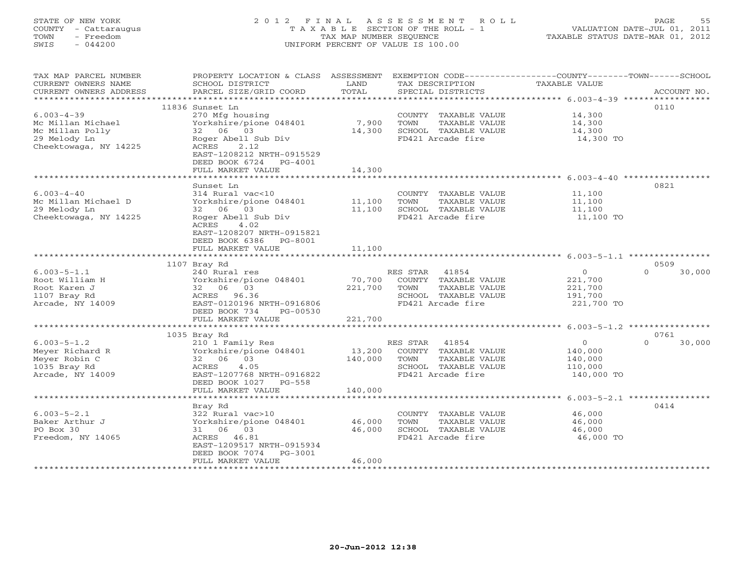STATE OF NEW YORK
COUNTY - Cattaraugus
TOWN - Freedom
SWIS - 044200

2012 FINAL ASSESSMENT ROLL
TAXABLE SECTION OF THE ROLL - 1
TAX MAP NUMBER SEQUENCE
UNIFORM PERCENT OF VALUE IS 100.00

VALUATION DATE-JUL 01, 2011
TAXABLE STATUS DATE-MAR 01, 2012

| TAX MAP PARCEL NUMBER / CURRENT OWNERS NAME / CURRENT OWNERS ADDRESS | PROPERTY LOCATION & CLASS / SCHOOL DISTRICT / PARCEL SIZE/GRID COORD | ASSESSMENT LAND / TOTAL | EXEMPTION CODE / TAX DESCRIPTION / SPECIAL DISTRICTS | COUNTY / TOWN / SCHOOL TAXABLE VALUE | ACCOUNT NO. |
|---|---|---|---|---|---|
| **6.003-4-39** | 11836 Sunset Ln | | | | 0110 |
| 6.003-4-39 | 270 Mfg housing | | COUNTY TAXABLE VALUE | 14,300 | |
| Mc Millan Michael | Yorkshire/pione 048401 | 7,900 | TOWN TAXABLE VALUE | 14,300 | |
| Mc Millan Polly | 32 06 03 | 14,300 | SCHOOL TAXABLE VALUE | 14,300 | |
| 29 Melody Ln | Roger Abell Sub Div | | FD421 Arcade fire | 14,300 TO | |
| Cheektowaga, NY 14225 | ACRES 2.12 | | | | |
| | EAST-1208212 NRTH-0915529 | | | | |
| | DEED BOOK 6724 PG-4001 | | | | |
| | FULL MARKET VALUE | 14,300 | | | |
| **6.003-4-40** | Sunset Ln | | | | 0821 |
| 6.003-4-40 | 314 Rural vac<10 | | COUNTY TAXABLE VALUE | 11,100 | |
| Mc Millan Michael D | Yorkshire/pione 048401 | 11,100 | TOWN TAXABLE VALUE | 11,100 | |
| 29 Melody Ln | 32 06 03 | 11,100 | SCHOOL TAXABLE VALUE | 11,100 | |
| Cheektowaga, NY 14225 | Roger Abell Sub Div | | FD421 Arcade fire | 11,100 TO | |
| | ACRES 4.02 | | | | |
| | EAST-1208207 NRTH-0915821 | | | | |
| | DEED BOOK 6386 PG-8001 | | | | |
| | FULL MARKET VALUE | 11,100 | | | |
| **6.003-5-1.1** | 1107 Bray Rd | | | | 0509 |
| 6.003-5-1.1 | 240 Rural res | | RES STAR 41854 | 0 / 0 / 30,000 | |
| Root William H | Yorkshire/pione 048401 | 70,700 | COUNTY TAXABLE VALUE | 221,700 | |
| Root Karen J | 32 06 03 | 221,700 | TOWN TAXABLE VALUE | 221,700 | |
| 1107 Bray Rd | ACRES 96.36 | | SCHOOL TAXABLE VALUE | 191,700 | |
| Arcade, NY 14009 | EAST-0120196 NRTH-0916806 | | FD421 Arcade fire | 221,700 TO | |
| | DEED BOOK 734 PG-00530 | | | | |
| | FULL MARKET VALUE | 221,700 | | | |
| **6.003-5-1.2** | 1035 Bray Rd | | | | 0761 |
| 6.003-5-1.2 | 210 1 Family Res | | RES STAR 41854 | 0 / 0 / 30,000 | |
| Meyer Richard R | Yorkshire/pione 048401 | 13,200 | COUNTY TAXABLE VALUE | 140,000 | |
| Meyer Robin C | 32 06 03 | 140,000 | TOWN TAXABLE VALUE | 140,000 | |
| 1035 Bray Rd | ACRES 4.05 | | SCHOOL TAXABLE VALUE | 110,000 | |
| Arcade, NY 14009 | EAST-1207768 NRTH-0916822 | | FD421 Arcade fire | 140,000 TO | |
| | DEED BOOK 1027 PG-558 | | | | |
| | FULL MARKET VALUE | 140,000 | | | |
| **6.003-5-2.1** | Bray Rd | | | | 0414 |
| 6.003-5-2.1 | 322 Rural vac>10 | | COUNTY TAXABLE VALUE | 46,000 | |
| Baker Arthur J | Yorkshire/pione 048401 | 46,000 | TOWN TAXABLE VALUE | 46,000 | |
| PO Box 30 | 31 06 03 | 46,000 | SCHOOL TAXABLE VALUE | 46,000 | |
| Freedom, NY 14065 | ACRES 46.81 | | FD421 Arcade fire | 46,000 TO | |
| | EAST-1209517 NRTH-0915934 | | | | |
| | DEED BOOK 7074 PG-3001 | | | | |
| | FULL MARKET VALUE | 46,000 | | | |

20-Jun-2012 12:38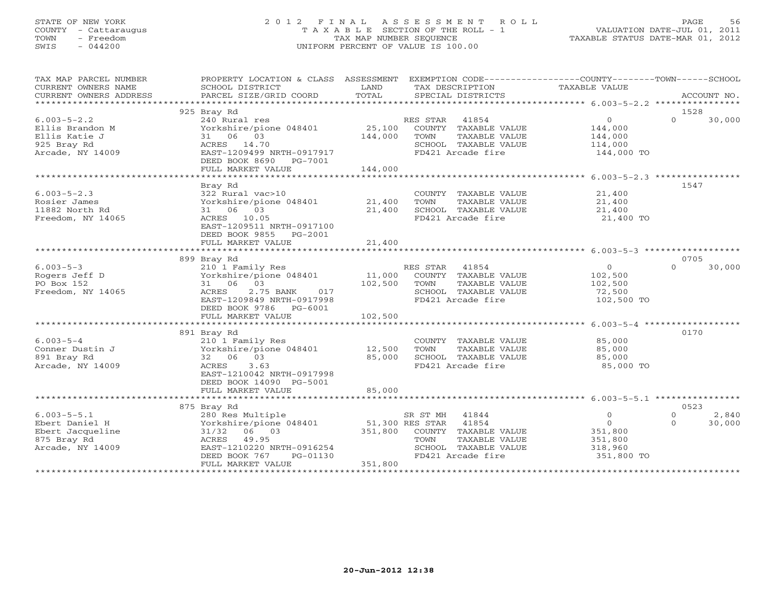STATE OF NEW YORK
COUNTY - Cattaraugus
TOWN - Freedom
SWIS - 044200

# 2012 FINAL ASSESSMENT ROLL
TAXABLE SECTION OF THE ROLL - 1
TAX MAP NUMBER SEQUENCE
UNIFORM PERCENT OF VALUE IS 100.00

VALUATION DATE-JUL 01, 2011
TAXABLE STATUS DATE-MAR 01, 2012

| TAX MAP PARCEL NUMBER / CURRENT OWNERS NAME / CURRENT OWNERS ADDRESS | PROPERTY LOCATION & CLASS / SCHOOL DISTRICT / PARCEL SIZE/GRID COORD | ASSESSMENT LAND | TOTAL | EXEMPTION CODE / TAX DESCRIPTION / SPECIAL DISTRICTS | COUNTY TAXABLE VALUE | TOWN | SCHOOL / ACCOUNT NO. |
|---|---|---|---|---|---|---|---|
| | 925 Bray Rd | | | | | | 1528 |
| 6.003-5-2.2 | 240 Rural res | | | RES STAR 41854 | 0 | 0 | 30,000 |
| Ellis Brandon M | Yorkshire/pione 048401 | 25,100 | | COUNTY TAXABLE VALUE | 144,000 | | |
| Ellis Katie J | 31 06 03 | | 144,000 | TOWN TAXABLE VALUE | 144,000 | | |
| 925 Bray Rd | ACRES 14.70 | | | SCHOOL TAXABLE VALUE | 114,000 | | |
| Arcade, NY 14009 | EAST-1209499 NRTH-0917917 | | | FD421 Arcade fire | 144,000 TO | | |
| | DEED BOOK 8690 PG-7001 | | | | | | |
| | FULL MARKET VALUE | | 144,000 | | | | |
| | Bray Rd | | | | | | 1547 |
| 6.003-5-2.3 | 322 Rural vac>10 | | | COUNTY TAXABLE VALUE | 21,400 | | |
| Rosier James | Yorkshire/pione 048401 | 21,400 | | TOWN TAXABLE VALUE | 21,400 | | |
| 11882 North Rd | 31 06 03 | | 21,400 | SCHOOL TAXABLE VALUE | 21,400 | | |
| Freedom, NY 14065 | ACRES 10.05 | | | FD421 Arcade fire | 21,400 TO | | |
| | EAST-1209511 NRTH-0917100 | | | | | | |
| | DEED BOOK 9855 PG-2001 | | | | | | |
| | FULL MARKET VALUE | | 21,400 | | | | |
| | 899 Bray Rd | | | | | | 0705 |
| 6.003-5-3 | 210 1 Family Res | | | RES STAR 41854 | 0 | 0 | 30,000 |
| Rogers Jeff D | Yorkshire/pione 048401 | 11,000 | | COUNTY TAXABLE VALUE | 102,500 | | |
| PO Box 152 | 31 06 03 | | 102,500 | TOWN TAXABLE VALUE | 102,500 | | |
| Freedom, NY 14065 | ACRES 2.75 BANK 017 | | | SCHOOL TAXABLE VALUE | 72,500 | | |
| | EAST-1209849 NRTH-0917998 | | | FD421 Arcade fire | 102,500 TO | | |
| | DEED BOOK 9786 PG-6001 | | | | | | |
| | FULL MARKET VALUE | | 102,500 | | | | |
| | 891 Bray Rd | | | | | | 0170 |
| 6.003-5-4 | 210 1 Family Res | | | COUNTY TAXABLE VALUE | 85,000 | | |
| Conner Dustin J | Yorkshire/pione 048401 | 12,500 | | TOWN TAXABLE VALUE | 85,000 | | |
| 891 Bray Rd | 32 06 03 | | 85,000 | SCHOOL TAXABLE VALUE | 85,000 | | |
| Arcade, NY 14009 | ACRES 3.63 | | | FD421 Arcade fire | 85,000 TO | | |
| | EAST-1210042 NRTH-0917998 | | | | | | |
| | DEED BOOK 14090 PG-5001 | | | | | | |
| | FULL MARKET VALUE | | 85,000 | | | | |
| | 875 Bray Rd | | | | | | 0523 |
| 6.003-5-5.1 | 280 Res Multiple | | | SR ST MH 41844 | 0 | 0 | 2,840 |
| Ebert Daniel H | Yorkshire/pione 048401 | 51,300 | | RES STAR 41854 | 0 | 0 | 30,000 |
| Ebert Jacqueline | 31/32 06 03 | | 351,800 | COUNTY TAXABLE VALUE | 351,800 | | |
| 875 Bray Rd | ACRES 49.95 | | | TOWN TAXABLE VALUE | 351,800 | | |
| Arcade, NY 14009 | EAST-1210220 NRTH-0916254 | | | SCHOOL TAXABLE VALUE | 318,960 | | |
| | DEED BOOK 767 PG-01130 | | | FD421 Arcade fire | 351,800 TO | | |
| | FULL MARKET VALUE | | 351,800 | | | | |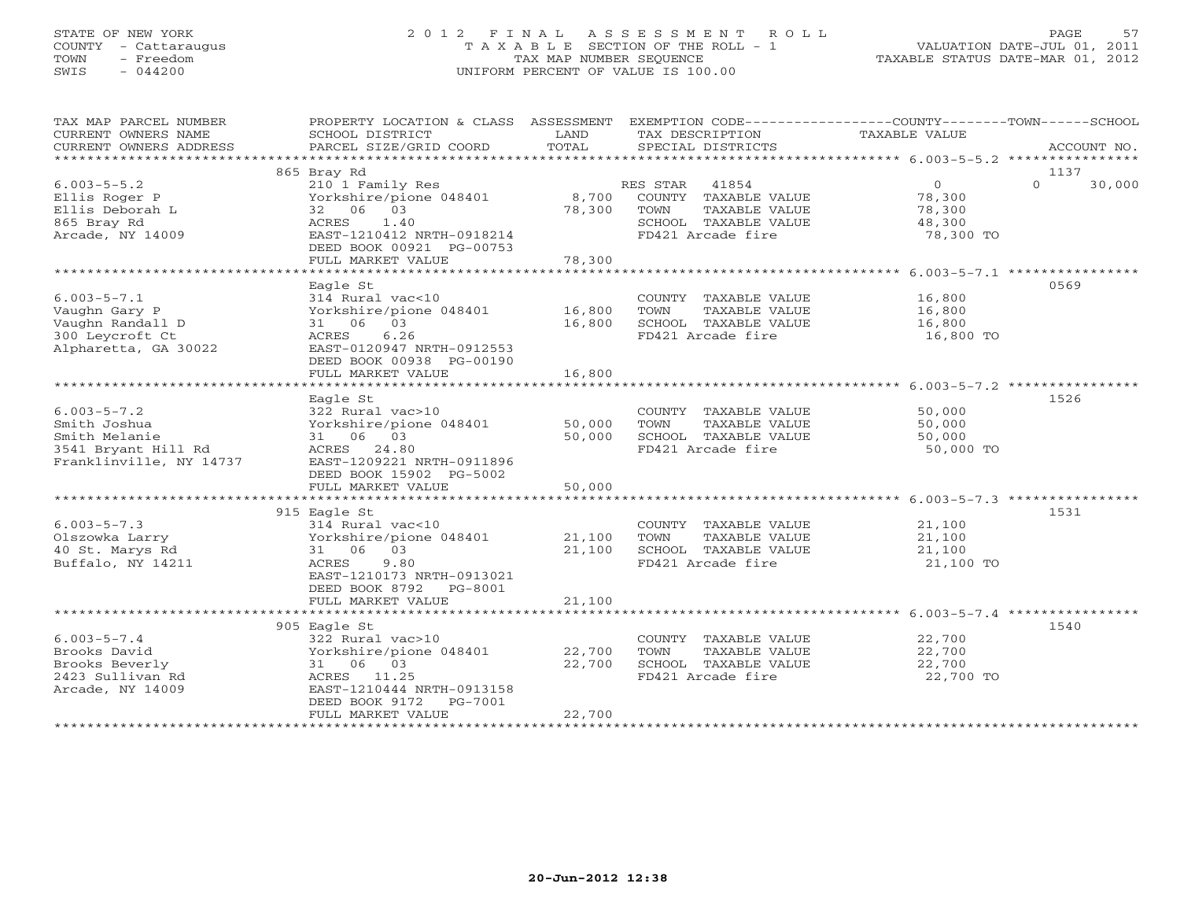STATE OF NEW YORK
COUNTY - Cattaraugus
TOWN - Freedom
SWIS - 044200

2012 FINAL ASSESSMENT ROLL
TAXABLE SECTION OF THE ROLL - 1
TAX MAP NUMBER SEQUENCE
UNIFORM PERCENT OF VALUE IS 100.00

VALUATION DATE-JUL 01, 2011
TAXABLE STATUS DATE-MAR 01, 2012

| TAX MAP PARCEL NUMBER / CURRENT OWNERS NAME / CURRENT OWNERS ADDRESS | PROPERTY LOCATION & CLASS / SCHOOL DISTRICT / PARCEL SIZE/GRID COORD | ASSESSMENT LAND / TOTAL | EXEMPTION CODE / TAX DESCRIPTION / SPECIAL DISTRICTS | COUNTY / TOWN / SCHOOL TAXABLE VALUE | ACCOUNT NO. |
|---|---|---|---|---|---|
| 6.003-5-5.2 | 865 Bray Rd | | | | 1137 |
| 6.003-5-5.2 | 210 1 Family Res | | RES STAR 41854 | 0 / 0 / 30,000 | |
| Ellis Roger P | Yorkshire/pione 048401 | 8,700 | COUNTY TAXABLE VALUE | 78,300 | |
| Ellis Deborah L | 32 06 03 | 78,300 | TOWN TAXABLE VALUE | 78,300 | |
| 865 Bray Rd | ACRES 1.40 | | SCHOOL TAXABLE VALUE | 48,300 | |
| Arcade, NY 14009 | EAST-1210412 NRTH-0918214 | | FD421 Arcade fire | 78,300 TO | |
| | DEED BOOK 00921 PG-00753 | | | | |
| | FULL MARKET VALUE | 78,300 | | | |
| 6.003-5-7.1 | Eagle St | | | | 0569 |
| 6.003-5-7.1 | 314 Rural vac<10 | | COUNTY TAXABLE VALUE | 16,800 | |
| Vaughn Gary P | Yorkshire/pione 048401 | 16,800 | TOWN TAXABLE VALUE | 16,800 | |
| Vaughn Randall D | 31 06 03 | 16,800 | SCHOOL TAXABLE VALUE | 16,800 | |
| 300 Leycroft Ct | ACRES 6.26 | | FD421 Arcade fire | 16,800 TO | |
| Alpharetta, GA 30022 | EAST-0120947 NRTH-0912553 | | | | |
| | DEED BOOK 00938 PG-00190 | | | | |
| | FULL MARKET VALUE | 16,800 | | | |
| 6.003-5-7.2 | Eagle St | | | | 1526 |
| 6.003-5-7.2 | 322 Rural vac>10 | | COUNTY TAXABLE VALUE | 50,000 | |
| Smith Joshua | Yorkshire/pione 048401 | 50,000 | TOWN TAXABLE VALUE | 50,000 | |
| Smith Melanie | 31 06 03 | 50,000 | SCHOOL TAXABLE VALUE | 50,000 | |
| 3541 Bryant Hill Rd | ACRES 24.80 | | FD421 Arcade fire | 50,000 TO | |
| Franklinville, NY 14737 | EAST-1209221 NRTH-0911896 | | | | |
| | DEED BOOK 15902 PG-5002 | | | | |
| | FULL MARKET VALUE | 50,000 | | | |
| 6.003-5-7.3 | 915 Eagle St | | | | 1531 |
| 6.003-5-7.3 | 314 Rural vac<10 | | COUNTY TAXABLE VALUE | 21,100 | |
| Olszowka Larry | Yorkshire/pione 048401 | 21,100 | TOWN TAXABLE VALUE | 21,100 | |
| 40 St. Marys Rd | 31 06 03 | 21,100 | SCHOOL TAXABLE VALUE | 21,100 | |
| Buffalo, NY 14211 | ACRES 9.80 | | FD421 Arcade fire | 21,100 TO | |
| | EAST-1210173 NRTH-0913021 | | | | |
| | DEED BOOK 8792 PG-8001 | | | | |
| | FULL MARKET VALUE | 21,100 | | | |
| 6.003-5-7.4 | 905 Eagle St | | | | 1540 |
| 6.003-5-7.4 | 322 Rural vac>10 | | COUNTY TAXABLE VALUE | 22,700 | |
| Brooks David | Yorkshire/pione 048401 | 22,700 | TOWN TAXABLE VALUE | 22,700 | |
| Brooks Beverly | 31 06 03 | 22,700 | SCHOOL TAXABLE VALUE | 22,700 | |
| 2423 Sullivan Rd | ACRES 11.25 | | FD421 Arcade fire | 22,700 TO | |
| Arcade, NY 14009 | EAST-1210444 NRTH-0913158 | | | | |
| | DEED BOOK 9172 PG-7001 | | | | |
| | FULL MARKET VALUE | 22,700 | | | |

20-Jun-2012 12:38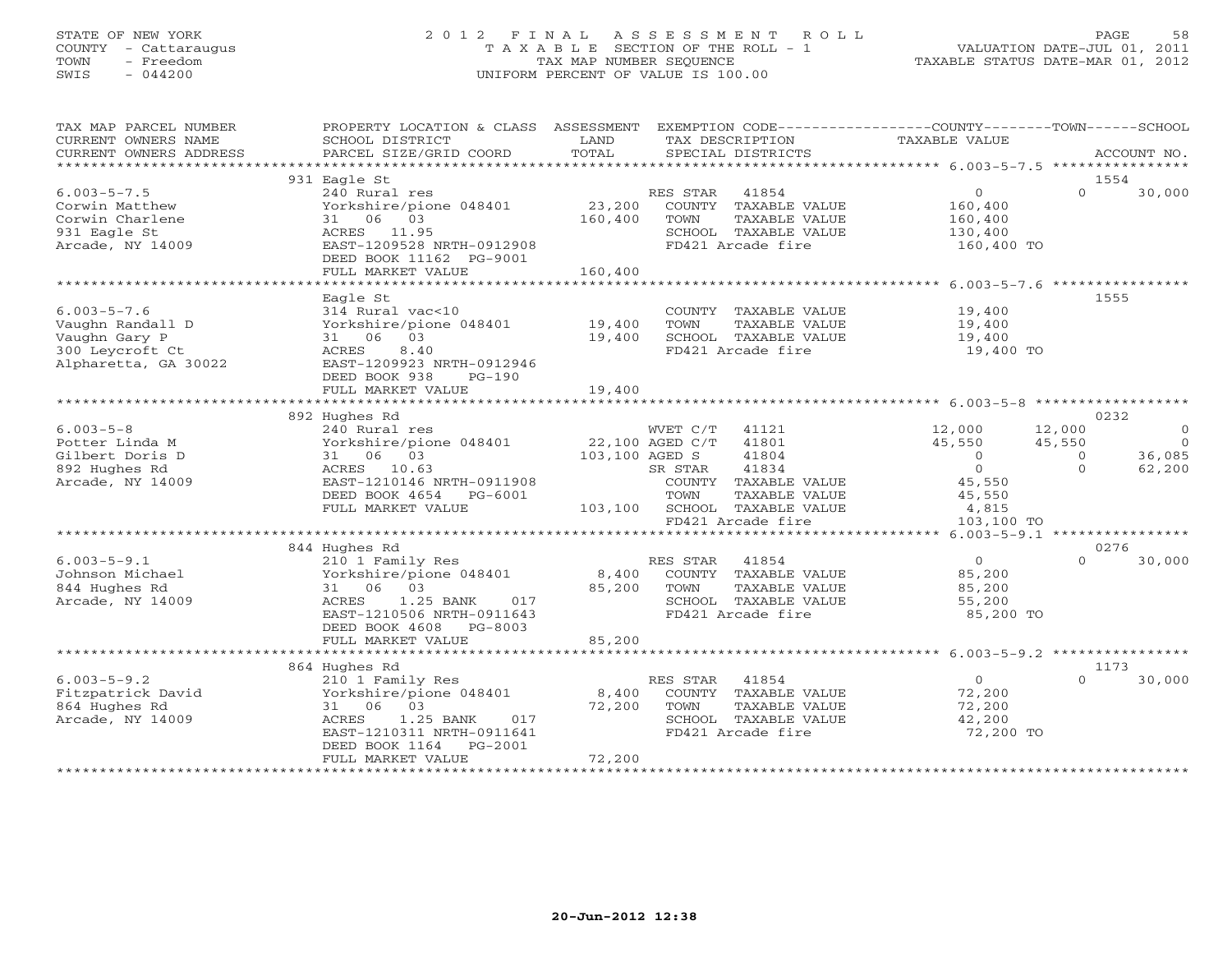STATE OF NEW YORK
COUNTY - Cattaraugus
TOWN - Freedom
SWIS - 044200

# 2012 FINAL ASSESSMENT ROLL

TAXABLE SECTION OF THE ROLL - 1
TAX MAP NUMBER SEQUENCE
UNIFORM PERCENT OF VALUE IS 100.00

VALUATION DATE-JUL 01, 2011
TAXABLE STATUS DATE-MAR 01, 2012

| TAX MAP PARCEL NUMBER / CURRENT OWNERS NAME / CURRENT OWNERS ADDRESS | PROPERTY LOCATION & CLASS / SCHOOL DISTRICT / PARCEL SIZE/GRID COORD | ASSESSMENT LAND | TOTAL | EXEMPTION CODE / TAX DESCRIPTION / SPECIAL DISTRICTS | COUNTY TAXABLE VALUE | TOWN | SCHOOL | ACCOUNT NO. |
|---|---|---|---|---|---|---|---|---|
| 6.003-5-7.5 | 931 Eagle St | | | | | | | 1554 |
| | 240 Rural res | | | RES STAR 41854 | 0 | 0 | 30,000 | |
| Corwin Matthew | Yorkshire/pione 048401 | 23,200 | | COUNTY TAXABLE VALUE | 160,400 | | | |
| Corwin Charlene | 31 06 03 | | 160,400 | TOWN TAXABLE VALUE | 160,400 | | | |
| 931 Eagle St | ACRES 11.95 | | | SCHOOL TAXABLE VALUE | 130,400 | | | |
| Arcade, NY 14009 | EAST-1209528 NRTH-0912908 | | | FD421 Arcade fire | 160,400 TO | | | |
| | DEED BOOK 11162 PG-9001 | | | | | | | |
| | FULL MARKET VALUE | | 160,400 | | | | | |
| 6.003-5-7.6 | Eagle St | | | | | | | 1555 |
| | 314 Rural vac<10 | | | COUNTY TAXABLE VALUE | 19,400 | | | |
| Vaughn Randall D | Yorkshire/pione 048401 | 19,400 | | TOWN TAXABLE VALUE | 19,400 | | | |
| Vaughn Gary P | 31 06 03 | | 19,400 | SCHOOL TAXABLE VALUE | 19,400 | | | |
| 300 Leycroft Ct | ACRES 8.40 | | | FD421 Arcade fire | 19,400 TO | | | |
| Alpharetta, GA 30022 | EAST-1209923 NRTH-0912946 | | | | | | | |
| | DEED BOOK 938 PG-190 | | | | | | | |
| | FULL MARKET VALUE | | 19,400 | | | | | |
| 6.003-5-8 | 892 Hughes Rd | | | | | | | 0232 |
| | 240 Rural res | | | WVET C/T 41121 | 12,000 | 12,000 | 0 | |
| Potter Linda M | Yorkshire/pione 048401 | 22,100 | | AGED C/T 41801 | 45,550 | 45,550 | 0 | |
| Gilbert Doris D | 31 06 03 | | 103,100 | AGED S 41804 | 0 | 0 | 36,085 | |
| 892 Hughes Rd | ACRES 10.63 | | | SR STAR 41834 | 0 | 0 | 62,200 | |
| Arcade, NY 14009 | EAST-1210146 NRTH-0911908 | | | COUNTY TAXABLE VALUE | 45,550 | | | |
| | DEED BOOK 4654 PG-6001 | | | TOWN TAXABLE VALUE | 45,550 | | | |
| | FULL MARKET VALUE | | 103,100 | SCHOOL TAXABLE VALUE | 4,815 | | | |
| | | | | FD421 Arcade fire | 103,100 TO | | | |
| 6.003-5-9.1 | 844 Hughes Rd | | | | | | | 0276 |
| | 210 1 Family Res | | | RES STAR 41854 | 0 | 0 | 30,000 | |
| Johnson Michael | Yorkshire/pione 048401 | 8,400 | | COUNTY TAXABLE VALUE | 85,200 | | | |
| 844 Hughes Rd | 31 06 03 | | 85,200 | TOWN TAXABLE VALUE | 85,200 | | | |
| Arcade, NY 14009 | ACRES 1.25 BANK 017 | | | SCHOOL TAXABLE VALUE | 55,200 | | | |
| | EAST-1210506 NRTH-0911643 | | | FD421 Arcade fire | 85,200 TO | | | |
| | DEED BOOK 4608 PG-8003 | | | | | | | |
| | FULL MARKET VALUE | | 85,200 | | | | | |
| 6.003-5-9.2 | 864 Hughes Rd | | | | | | | 1173 |
| | 210 1 Family Res | | | RES STAR 41854 | 0 | 0 | 30,000 | |
| Fitzpatrick David | Yorkshire/pione 048401 | 8,400 | | COUNTY TAXABLE VALUE | 72,200 | | | |
| 864 Hughes Rd | 31 06 03 | | 72,200 | TOWN TAXABLE VALUE | 72,200 | | | |
| Arcade, NY 14009 | ACRES 1.25 BANK 017 | | | SCHOOL TAXABLE VALUE | 42,200 | | | |
| | EAST-1210311 NRTH-0911641 | | | FD421 Arcade fire | 72,200 TO | | | |
| | DEED BOOK 1164 PG-2001 | | | | | | | |
| | FULL MARKET VALUE | | 72,200 | | | | | |

20-Jun-2012 12:38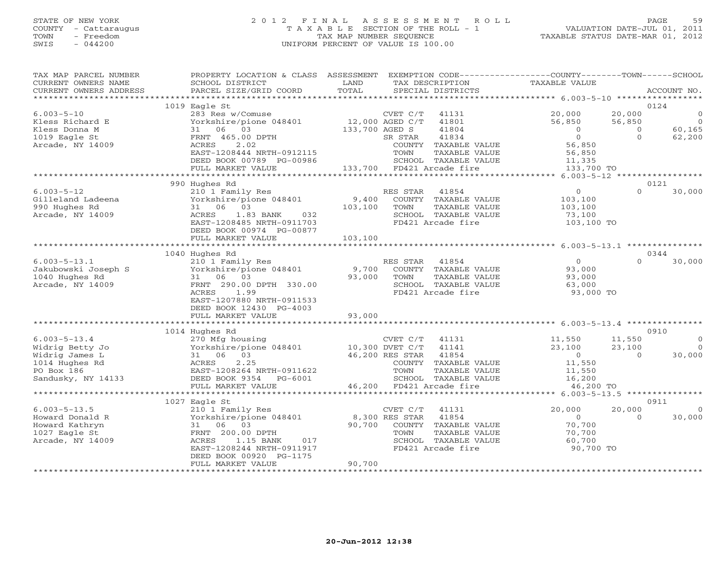STATE OF NEW YORK
COUNTY - Cattaraugus
TOWN - Freedom
SWIS - 044200

# 2012 FINAL ASSESSMENT ROLL
TAXABLE SECTION OF THE ROLL - 1
TAX MAP NUMBER SEQUENCE
UNIFORM PERCENT OF VALUE IS 100.00

VALUATION DATE-JUL 01, 2011
TAXABLE STATUS DATE-MAR 01, 2012

| TAX MAP PARCEL NUMBER / CURRENT OWNERS NAME / CURRENT OWNERS ADDRESS | PROPERTY LOCATION & CLASS / SCHOOL DISTRICT / PARCEL SIZE/GRID COORD | ASSESSMENT LAND / TOTAL | EXEMPTION CODE / TAX DESCRIPTION / SPECIAL DISTRICTS | COUNTY TAXABLE VALUE | TOWN | SCHOOL | ACCOUNT NO. |
|---|---|---|---|---|---|---|---|
| | 1019 Eagle St | | | | | | 0124 |
| 6.003-5-10 | 283 Res w/Comuse | | CVET C/T 41131 | 20,000 | 20,000 | 0 | |
| Kless Richard E | Yorkshire/pione 048401 | 12,000 | AGED C/T 41801 | 56,850 | 56,850 | 0 | |
| Kless Donna M | 31 06 03 | 133,700 | AGED S 41804 | 0 | 0 | 60,165 | |
| 1019 Eagle St | FRNT 465.00 DPTH | | SR STAR 41834 | 0 | 0 | 62,200 | |
| Arcade, NY 14009 | ACRES 2.02 | | COUNTY TAXABLE VALUE | 56,850 | | | |
| | EAST-1208444 NRTH-0912115 | | TOWN TAXABLE VALUE | 56,850 | | | |
| | DEED BOOK 00789 PG-00986 | | SCHOOL TAXABLE VALUE | 11,335 | | | |
| | FULL MARKET VALUE | 133,700 | FD421 Arcade fire | 133,700 TO | | | |
| | 990 Hughes Rd | | | | | | 0121 |
| 6.003-5-12 | 210 1 Family Res | | RES STAR 41854 | 0 | 0 | 30,000 | |
| Gilleland Ladeena | Yorkshire/pione 048401 | 9,400 | COUNTY TAXABLE VALUE | 103,100 | | | |
| 990 Hughes Rd | 31 06 03 | 103,100 | TOWN TAXABLE VALUE | 103,100 | | | |
| Arcade, NY 14009 | ACRES 1.83 BANK 032 | | SCHOOL TAXABLE VALUE | 73,100 | | | |
| | EAST-1208485 NRTH-0911703 | | FD421 Arcade fire | 103,100 TO | | | |
| | DEED BOOK 00974 PG-00877 | | | | | | |
| | FULL MARKET VALUE | 103,100 | | | | | |
| | 1040 Hughes Rd | | | | | | 0344 |
| 6.003-5-13.1 | 210 1 Family Res | | RES STAR 41854 | 0 | 0 | 30,000 | |
| Jakubowski Joseph S | Yorkshire/pione 048401 | 9,700 | COUNTY TAXABLE VALUE | 93,000 | | | |
| 1040 Hughes Rd | 31 06 03 | 93,000 | TOWN TAXABLE VALUE | 93,000 | | | |
| Arcade, NY 14009 | FRNT 290.00 DPTH 330.00 | | SCHOOL TAXABLE VALUE | 63,000 | | | |
| | ACRES 1.99 | | FD421 Arcade fire | 93,000 TO | | | |
| | EAST-1207880 NRTH-0911533 | | | | | | |
| | DEED BOOK 12430 PG-4003 | | | | | | |
| | FULL MARKET VALUE | 93,000 | | | | | |
| | 1014 Hughes Rd | | | | | | 0910 |
| 6.003-5-13.4 | 270 Mfg housing | | CVET C/T 41131 | 11,550 | 11,550 | 0 | |
| Widrig Betty Jo | Yorkshire/pione 048401 | 10,300 | DVET C/T 41141 | 23,100 | 23,100 | 0 | |
| Widrig James L | 31 06 03 | 46,200 | RES STAR 41854 | 0 | 0 | 30,000 | |
| 1014 Hughes Rd | ACRES 2.25 | | COUNTY TAXABLE VALUE | 11,550 | | | |
| PO Box 186 | EAST-1208264 NRTH-0911622 | | TOWN TAXABLE VALUE | 11,550 | | | |
| Sandusky, NY 14133 | DEED BOOK 9354 PG-6001 | | SCHOOL TAXABLE VALUE | 16,200 | | | |
| | FULL MARKET VALUE | 46,200 | FD421 Arcade fire | 46,200 TO | | | |
| | 1027 Eagle St | | | | | | 0911 |
| 6.003-5-13.5 | 210 1 Family Res | | CVET C/T 41131 | 20,000 | 20,000 | 0 | |
| Howard Donald R | Yorkshire/pione 048401 | 8,300 | RES STAR 41854 | 0 | 0 | 30,000 | |
| Howard Kathryn | 31 06 03 | 90,700 | COUNTY TAXABLE VALUE | 70,700 | | | |
| 1027 Eagle St | FRNT 200.00 DPTH | | TOWN TAXABLE VALUE | 70,700 | | | |
| Arcade, NY 14009 | ACRES 1.15 BANK 017 | | SCHOOL TAXABLE VALUE | 60,700 | | | |
| | EAST-1208244 NRTH-0911917 | | FD421 Arcade fire | 90,700 TO | | | |
| | DEED BOOK 00920 PG-1175 | | | | | | |
| | FULL MARKET VALUE | 90,700 | | | | | |

20-Jun-2012 12:38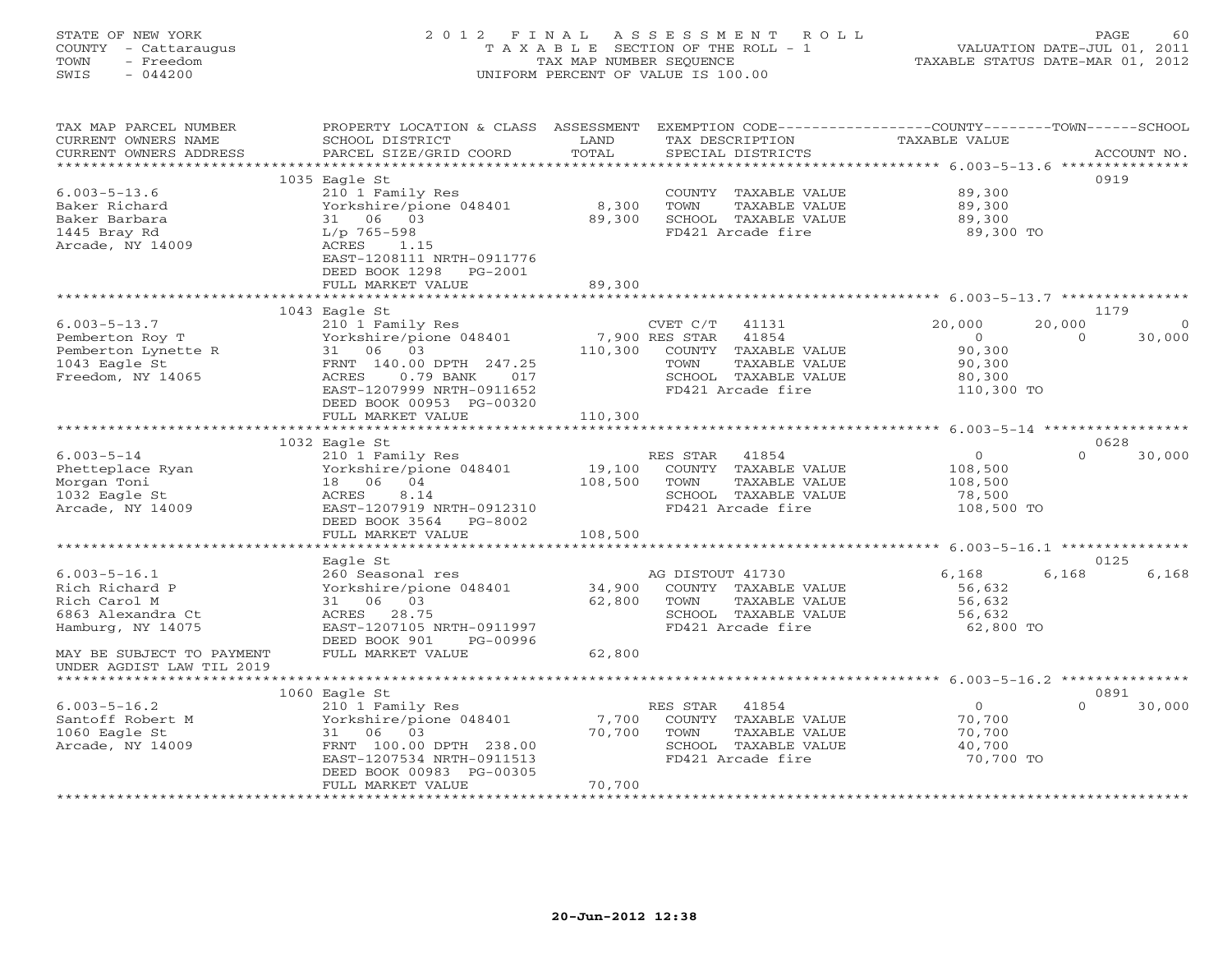STATE OF NEW YORK
COUNTY - Cattaraugus
TOWN - Freedom
SWIS - 044200

# 2012 FINAL ASSESSMENT ROLL
TAXABLE SECTION OF THE ROLL - 1
TAX MAP NUMBER SEQUENCE
UNIFORM PERCENT OF VALUE IS 100.00

VALUATION DATE-JUL 01, 2011
TAXABLE STATUS DATE-MAR 01, 2012

| TAX MAP PARCEL NUMBER / CURRENT OWNERS NAME / CURRENT OWNERS ADDRESS | PROPERTY LOCATION & CLASS / SCHOOL DISTRICT / PARCEL SIZE/GRID COORD | ASSESSMENT LAND / TOTAL | EXEMPTION CODE / TAX DESCRIPTION / SPECIAL DISTRICTS | COUNTY | TOWN | SCHOOL | ACCOUNT NO. |
|---|---|---|---|---|---|---|---|
| | 1035 Eagle St | | | | | | 0919 |
| 6.003-5-13.6 | 210 1 Family Res | | COUNTY TAXABLE VALUE | 89,300 | | | |
| Baker Richard | Yorkshire/pione 048401 | 8,300 | TOWN TAXABLE VALUE | 89,300 | | | |
| Baker Barbara | 31 06 03 | 89,300 | SCHOOL TAXABLE VALUE | 89,300 | | | |
| 1445 Bray Rd | L/p 765-598 | | FD421 Arcade fire | 89,300 TO | | | |
| Arcade, NY 14009 | ACRES 1.15 | | | | | | |
| | EAST-1208111 NRTH-0911776 | | | | | | |
| | DEED BOOK 1298 PG-2001 | | | | | | |
| | FULL MARKET VALUE | 89,300 | | | | | |
| | 1043 Eagle St | | | | | | 1179 |
| 6.003-5-13.7 | 210 1 Family Res | | CVET C/T 41131 | 20,000 | 20,000 | 0 | |
| Pemberton Roy T | Yorkshire/pione 048401 | 7,900 | RES STAR 41854 | 0 | 0 | 30,000 | |
| Pemberton Lynette R | 31 06 03 | 110,300 | COUNTY TAXABLE VALUE | 90,300 | | | |
| 1043 Eagle St | FRNT 140.00 DPTH 247.25 | | TOWN TAXABLE VALUE | 90,300 | | | |
| Freedom, NY 14065 | ACRES 0.79 BANK 017 | | SCHOOL TAXABLE VALUE | 80,300 | | | |
| | EAST-1207999 NRTH-0911652 | | FD421 Arcade fire | 110,300 TO | | | |
| | DEED BOOK 00953 PG-00320 | | | | | | |
| | FULL MARKET VALUE | 110,300 | | | | | |
| | 1032 Eagle St | | | | | | 0628 |
| 6.003-5-14 | 210 1 Family Res | | RES STAR 41854 | 0 | 0 | 30,000 | |
| Phetteplace Ryan | Yorkshire/pione 048401 | 19,100 | COUNTY TAXABLE VALUE | 108,500 | | | |
| Morgan Toni | 18 06 04 | 108,500 | TOWN TAXABLE VALUE | 108,500 | | | |
| 1032 Eagle St | ACRES 8.14 | | SCHOOL TAXABLE VALUE | 78,500 | | | |
| Arcade, NY 14009 | EAST-1207919 NRTH-0912310 | | FD421 Arcade fire | 108,500 TO | | | |
| | DEED BOOK 3564 PG-8002 | | | | | | |
| | FULL MARKET VALUE | 108,500 | | | | | |
| | Eagle St | | | | | | 0125 |
| 6.003-5-16.1 | 260 Seasonal res | | AG DISTOUT 41730 | 6,168 | 6,168 | 6,168 | |
| Rich Richard P | Yorkshire/pione 048401 | 34,900 | COUNTY TAXABLE VALUE | 56,632 | | | |
| Rich Carol M | 31 06 03 | 62,800 | TOWN TAXABLE VALUE | 56,632 | | | |
| 6863 Alexandra Ct | ACRES 28.75 | | SCHOOL TAXABLE VALUE | 56,632 | | | |
| Hamburg, NY 14075 | EAST-1207105 NRTH-0911997 | | FD421 Arcade fire | 62,800 TO | | | |
| | DEED BOOK 901 PG-00996 | | | | | | |
| MAY BE SUBJECT TO PAYMENT UNDER AGDIST LAW TIL 2019 | FULL MARKET VALUE | 62,800 | | | | | |
| | 1060 Eagle St | | | | | | 0891 |
| 6.003-5-16.2 | 210 1 Family Res | | RES STAR 41854 | 0 | 0 | 30,000 | |
| Santoff Robert M | Yorkshire/pione 048401 | 7,700 | COUNTY TAXABLE VALUE | 70,700 | | | |
| 1060 Eagle St | 31 06 03 | 70,700 | TOWN TAXABLE VALUE | 70,700 | | | |
| Arcade, NY 14009 | FRNT 100.00 DPTH 238.00 | | SCHOOL TAXABLE VALUE | 40,700 | | | |
| | EAST-1207534 NRTH-0911513 | | FD421 Arcade fire | 70,700 TO | | | |
| | DEED BOOK 00983 PG-00305 | | | | | | |
| | FULL MARKET VALUE | 70,700 | | | | | |

20-Jun-2012 12:38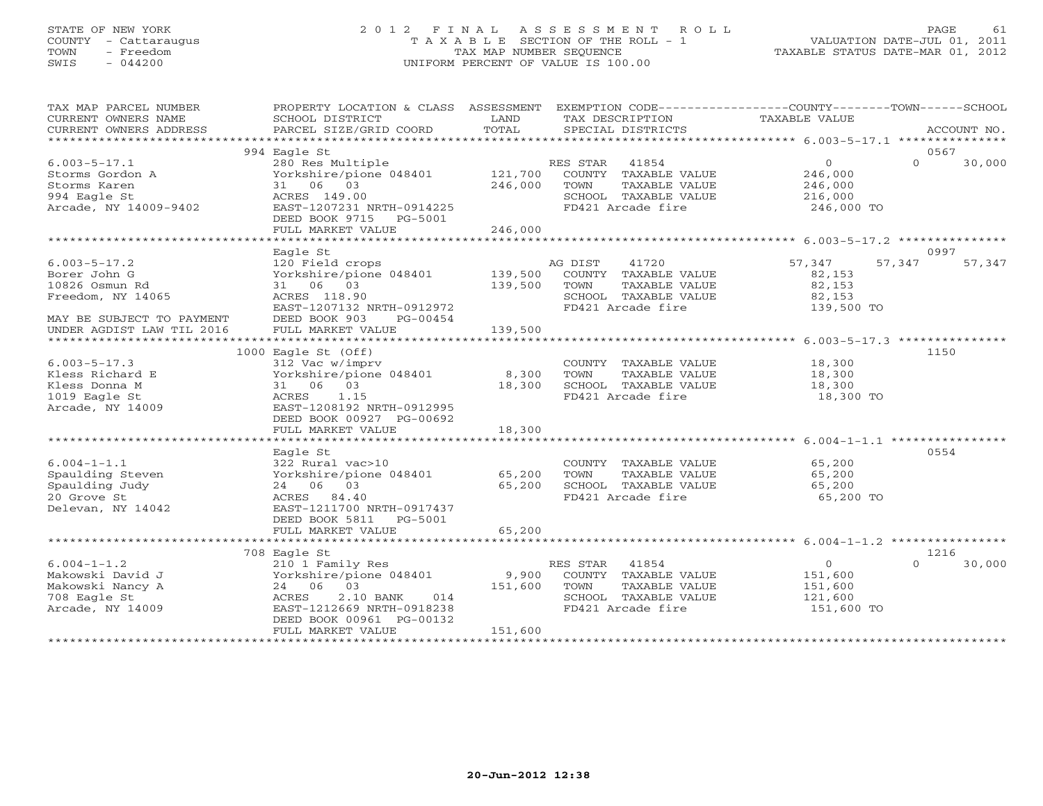STATE OF NEW YORK
COUNTY - Cattaraugus
TOWN - Freedom
SWIS - 044200

# 2012 FINAL ASSESSMENT ROLL

TAXABLE SECTION OF THE ROLL - 1
TAX MAP NUMBER SEQUENCE
UNIFORM PERCENT OF VALUE IS 100.00

VALUATION DATE-JUL 01, 2011
TAXABLE STATUS DATE-MAR 01, 2012

| TAX MAP PARCEL NUMBER / CURRENT OWNERS NAME / CURRENT OWNERS ADDRESS | PROPERTY LOCATION & CLASS / SCHOOL DISTRICT / PARCEL SIZE/GRID COORD | ASSESSMENT LAND / TOTAL | EXEMPTION CODE / TAX DESCRIPTION / SPECIAL DISTRICTS | COUNTY TAXABLE VALUE | TOWN | SCHOOL | ACCOUNT NO. |
|---|---|---|---|---|---|---|---|
| 6.003-5-17.1 | 994 Eagle St | | | | | | 0567 |
| Storms Gordon A | 280 Res Multiple | | RES STAR 41854 | 0 | 0 | 30,000 | |
| Storms Karen | Yorkshire/pione 048401 | 121,700 | COUNTY TAXABLE VALUE | 246,000 | | | |
| 994 Eagle St | 31 06 03 | 246,000 | TOWN TAXABLE VALUE | 246,000 | | | |
| Arcade, NY 14009-9402 | ACRES 149.00 | | SCHOOL TAXABLE VALUE | 216,000 | | | |
| | EAST-1207231 NRTH-0914225 | | FD421 Arcade fire | 246,000 TO | | | |
| | DEED BOOK 9715 PG-5001 | | | | | | |
| | FULL MARKET VALUE | 246,000 | | | | | |
| 6.003-5-17.2 | Eagle St | | | | | | 0997 |
| Borer John G | 120 Field crops | | AG DIST 41720 | 57,347 | 57,347 | 57,347 | |
| 10826 Osmun Rd | Yorkshire/pione 048401 | 139,500 | COUNTY TAXABLE VALUE | 82,153 | | | |
| Freedom, NY 14065 | 31 06 03 | 139,500 | TOWN TAXABLE VALUE | 82,153 | | | |
| | ACRES 118.90 | | SCHOOL TAXABLE VALUE | 82,153 | | | |
| | EAST-1207132 NRTH-0912972 | | FD421 Arcade fire | 139,500 TO | | | |
| MAY BE SUBJECT TO PAYMENT | DEED BOOK 903 PG-00454 | | | | | | |
| UNDER AGDIST LAW TIL 2016 | FULL MARKET VALUE | 139,500 | | | | | |
| 6.003-5-17.3 | 1000 Eagle St (Off) | | | | | | 1150 |
| Kless Richard E | 312 Vac w/imprv | | COUNTY TAXABLE VALUE | 18,300 | | | |
| Kless Donna M | Yorkshire/pione 048401 | 8,300 | TOWN TAXABLE VALUE | 18,300 | | | |
| 1019 Eagle St | 31 06 03 | 18,300 | SCHOOL TAXABLE VALUE | 18,300 | | | |
| Arcade, NY 14009 | ACRES 1.15 | | FD421 Arcade fire | 18,300 TO | | | |
| | EAST-1208192 NRTH-0912995 | | | | | | |
| | DEED BOOK 00927 PG-00692 | | | | | | |
| | FULL MARKET VALUE | 18,300 | | | | | |
| 6.004-1-1.1 | Eagle St | | | | | | 0554 |
| Spaulding Steven | 322 Rural vac>10 | | COUNTY TAXABLE VALUE | 65,200 | | | |
| Spaulding Judy | Yorkshire/pione 048401 | 65,200 | TOWN TAXABLE VALUE | 65,200 | | | |
| 20 Grove St | 24 06 03 | 65,200 | SCHOOL TAXABLE VALUE | 65,200 | | | |
| Delevan, NY 14042 | ACRES 84.40 | | FD421 Arcade fire | 65,200 TO | | | |
| | EAST-1211700 NRTH-0917437 | | | | | | |
| | DEED BOOK 5811 PG-5001 | | | | | | |
| | FULL MARKET VALUE | 65,200 | | | | | |
| 6.004-1-1.2 | 708 Eagle St | | | | | | 1216 |
| Makowski David J | 210 1 Family Res | | RES STAR 41854 | 0 | 0 | 30,000 | |
| Makowski Nancy A | Yorkshire/pione 048401 | 9,900 | COUNTY TAXABLE VALUE | 151,600 | | | |
| 708 Eagle St | 24 06 03 | 151,600 | TOWN TAXABLE VALUE | 151,600 | | | |
| Arcade, NY 14009 | ACRES 2.10 BANK 014 | | SCHOOL TAXABLE VALUE | 121,600 | | | |
| | EAST-1212669 NRTH-0918238 | | FD421 Arcade fire | 151,600 TO | | | |
| | DEED BOOK 00961 PG-00132 | | | | | | |
| | FULL MARKET VALUE | 151,600 | | | | | |

20-Jun-2012 12:38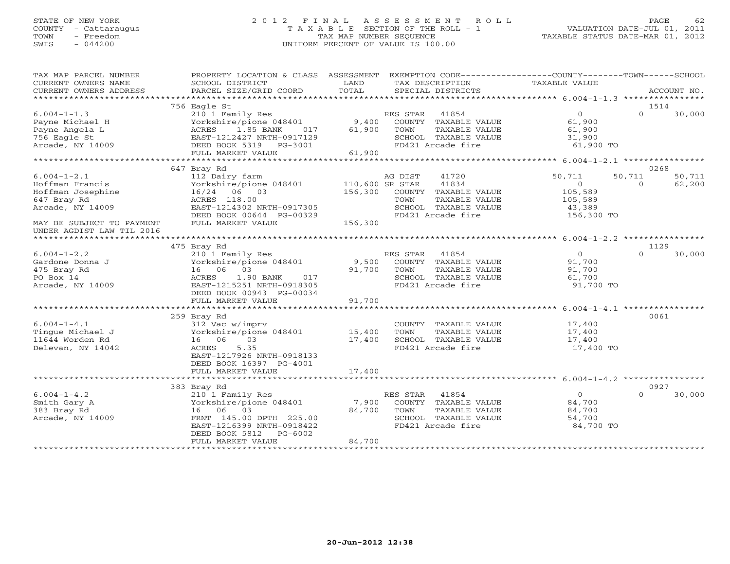STATE OF NEW YORK
COUNTY - Cattaraugus
TOWN - Freedom
SWIS - 044200

# 2012 FINAL ASSESSMENT ROLL

TAXABLE SECTION OF THE ROLL - 1
TAX MAP NUMBER SEQUENCE
UNIFORM PERCENT OF VALUE IS 100.00

VALUATION DATE-JUL 01, 2011
TAXABLE STATUS DATE-MAR 01, 2012

| TAX MAP PARCEL NUMBER / CURRENT OWNERS NAME / CURRENT OWNERS ADDRESS | PROPERTY LOCATION & CLASS / SCHOOL DISTRICT / PARCEL SIZE/GRID COORD | ASSESSMENT LAND / TOTAL | EXEMPTION CODE / TAX DESCRIPTION / SPECIAL DISTRICTS | COUNTY TAXABLE VALUE | TOWN | SCHOOL | ACCOUNT NO. |
|---|---|---|---|---|---|---|---|
| 6.004-1-1.3 | 756 Eagle St | | | | | | 1514 |
| Payne Michael H | 210 1 Family Res | | RES STAR 41854 | 0 | 0 | 30,000 | |
| Payne Angela L | Yorkshire/pione 048401 | 9,400 | COUNTY TAXABLE VALUE | 61,900 | | | |
| 756 Eagle St | ACRES 1.85 BANK 017 | 61,900 | TOWN TAXABLE VALUE | 61,900 | | | |
| Arcade, NY 14009 | EAST-1212427 NRTH-0917129 | | SCHOOL TAXABLE VALUE | 31,900 | | | |
| | DEED BOOK 5319 PG-3001 | | FD421 Arcade fire | 61,900 TO | | | |
| | FULL MARKET VALUE | 61,900 | | | | | |
| 6.004-1-2.1 | 647 Bray Rd | | | | | | 0268 |
| Hoffman Francis | 112 Dairy farm | | AG DIST 41720 | 50,711 | 50,711 | 50,711 | |
| Hoffman Josephine | Yorkshire/pione 048401 | 110,600 | SR STAR 41834 | 0 | 0 | 62,200 | |
| 647 Bray Rd | 16/24 06 03 | 156,300 | COUNTY TAXABLE VALUE | 105,589 | | | |
| Arcade, NY 14009 | ACRES 118.00 | | TOWN TAXABLE VALUE | 105,589 | | | |
| | EAST-1214302 NRTH-0917305 | | SCHOOL TAXABLE VALUE | 43,389 | | | |
| | DEED BOOK 00644 PG-00329 | | FD421 Arcade fire | 156,300 TO | | | |
| MAY BE SUBJECT TO PAYMENT UNDER AGDIST LAW TIL 2016 | FULL MARKET VALUE | 156,300 | | | | | |
| 6.004-1-2.2 | 475 Bray Rd | | | | | | 1129 |
| Gardone Donna J | 210 1 Family Res | | RES STAR 41854 | 0 | 0 | 30,000 | |
| 475 Bray Rd | Yorkshire/pione 048401 | 9,500 | COUNTY TAXABLE VALUE | 91,700 | | | |
| PO Box 14 | 16 06 03 | 91,700 | TOWN TAXABLE VALUE | 91,700 | | | |
| Arcade, NY 14009 | ACRES 1.90 BANK 017 | | SCHOOL TAXABLE VALUE | 61,700 | | | |
| | EAST-1215251 NRTH-0918305 | | FD421 Arcade fire | 91,700 TO | | | |
| | DEED BOOK 00943 PG-00034 | | | | | | |
| | FULL MARKET VALUE | 91,700 | | | | | |
| 6.004-1-4.1 | 259 Bray Rd | | | | | | 0061 |
| Tingue Michael J | 312 Vac w/imprv | | COUNTY TAXABLE VALUE | 17,400 | | | |
| 11644 Worden Rd | Yorkshire/pione 048401 | 15,400 | TOWN TAXABLE VALUE | 17,400 | | | |
| Delevan, NY 14042 | 16 06 03 | 17,400 | SCHOOL TAXABLE VALUE | 17,400 | | | |
| | ACRES 5.35 | | FD421 Arcade fire | 17,400 TO | | | |
| | EAST-1217926 NRTH-0918133 | | | | | | |
| | DEED BOOK 16397 PG-4001 | | | | | | |
| | FULL MARKET VALUE | 17,400 | | | | | |
| 6.004-1-4.2 | 383 Bray Rd | | | | | | 0927 |
| Smith Gary A | 210 1 Family Res | | RES STAR 41854 | 0 | 0 | 30,000 | |
| 383 Bray Rd | Yorkshire/pione 048401 | 7,900 | COUNTY TAXABLE VALUE | 84,700 | | | |
| Arcade, NY 14009 | 16 06 03 | 84,700 | TOWN TAXABLE VALUE | 84,700 | | | |
| | FRNT 145.00 DPTH 225.00 | | SCHOOL TAXABLE VALUE | 54,700 | | | |
| | EAST-1216399 NRTH-0918422 | | FD421 Arcade fire | 84,700 TO | | | |
| | DEED BOOK 5812 PG-6002 | | | | | | |
| | FULL MARKET VALUE | 84,700 | | | | | |

20-Jun-2012 12:38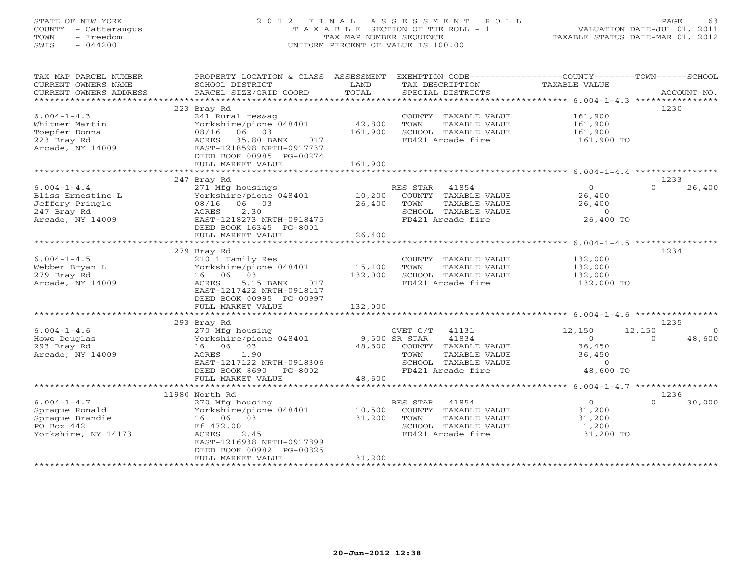STATE OF NEW YORK
COUNTY - Cattaraugus
TOWN - Freedom
SWIS - 044200

2012 FINAL ASSESSMENT ROLL
TAXABLE SECTION OF THE ROLL - 1
TAX MAP NUMBER SEQUENCE
UNIFORM PERCENT OF VALUE IS 100.00

VALUATION DATE-JUL 01, 2011
TAXABLE STATUS DATE-MAR 01, 2012

| TAX MAP PARCEL NUMBER / CURRENT OWNERS NAME / CURRENT OWNERS ADDRESS | PROPERTY LOCATION & CLASS / SCHOOL DISTRICT / PARCEL SIZE/GRID COORD | ASSESSMENT LAND / TOTAL | EXEMPTION CODE / TAX DESCRIPTION / SPECIAL DISTRICTS | COUNTY | TOWN | SCHOOL | ACCOUNT NO. |
|---|---|---|---|---|---|---|---|
| **6.004-1-4.3** | 223 Bray Rd | | | | | | 1230 |
| Whitmer Martin | 241 Rural res&ag | | COUNTY TAXABLE VALUE | 161,900 | | | |
| Toepfer Donna | Yorkshire/pione 048401 | 42,800 | TOWN TAXABLE VALUE | | 161,900 | | |
| 223 Bray Rd | 08/16 06 03 | 161,900 | SCHOOL TAXABLE VALUE | | | 161,900 | |
| Arcade, NY 14009 | ACRES 35.80 BANK 017 | | FD421 Arcade fire | 161,900 TO | | | |
| | EAST-1218598 NRTH-0917737 | | | | | | |
| | DEED BOOK 00985 PG-00274 | | | | | | |
| | FULL MARKET VALUE | 161,900 | | | | | |
| **6.004-1-4.4** | 247 Bray Rd | | | | | | 1233 |
| Bliss Ernestine L | 271 Mfg housings | | RES STAR 41854 | 0 | 0 | 26,400 | |
| Jeffery Pringle | Yorkshire/pione 048401 | 10,200 | COUNTY TAXABLE VALUE | 26,400 | | | |
| 247 Bray Rd | 08/16 06 03 | 26,400 | TOWN TAXABLE VALUE | | 26,400 | | |
| Arcade, NY 14009 | ACRES 2.30 | | SCHOOL TAXABLE VALUE | | | 0 | |
| | EAST-1218273 NRTH-0918475 | | FD421 Arcade fire | 26,400 TO | | | |
| | DEED BOOK 16345 PG-8001 | | | | | | |
| | FULL MARKET VALUE | 26,400 | | | | | |
| **6.004-1-4.5** | 279 Bray Rd | | | | | | 1234 |
| Webber Bryan L | 210 1 Family Res | | COUNTY TAXABLE VALUE | 132,000 | | | |
| 279 Bray Rd | Yorkshire/pione 048401 | 15,100 | TOWN TAXABLE VALUE | | 132,000 | | |
| Arcade, NY 14009 | 16 06 03 | 132,000 | SCHOOL TAXABLE VALUE | | | 132,000 | |
| | ACRES 5.15 BANK 017 | | FD421 Arcade fire | 132,000 TO | | | |
| | EAST-1217422 NRTH-0918117 | | | | | | |
| | DEED BOOK 00995 PG-00997 | | | | | | |
| | FULL MARKET VALUE | 132,000 | | | | | |
| **6.004-1-4.6** | 293 Bray Rd | | | | | | 1235 |
| Howe Douglas | 270 Mfg housing | | CVET C/T 41131 | 12,150 | 12,150 | 0 | |
| 293 Bray Rd | Yorkshire/pione 048401 | 9,500 | SR STAR 41834 | 0 | 0 | 48,600 | |
| Arcade, NY 14009 | 16 06 03 | 48,600 | COUNTY TAXABLE VALUE | 36,450 | | | |
| | ACRES 1.90 | | TOWN TAXABLE VALUE | | 36,450 | | |
| | EAST-1217122 NRTH-0918306 | | SCHOOL TAXABLE VALUE | | | 0 | |
| | DEED BOOK 8690 PG-8002 | | FD421 Arcade fire | 48,600 TO | | | |
| | FULL MARKET VALUE | 48,600 | | | | | |
| **6.004-1-4.7** | 11980 North Rd | | | | | | 1236 |
| Sprague Ronald | 270 Mfg housing | | RES STAR 41854 | 0 | 0 | 30,000 | |
| Sprague Brandie | Yorkshire/pione 048401 | 10,500 | COUNTY TAXABLE VALUE | 31,200 | | | |
| PO Box 442 | 16 06 03 | 31,200 | TOWN TAXABLE VALUE | | 31,200 | | |
| Yorkshire, NY 14173 | Ff 472.00 | | SCHOOL TAXABLE VALUE | | | 1,200 | |
| | ACRES 2.45 | | FD421 Arcade fire | 31,200 TO | | | |
| | EAST-1216938 NRTH-0917899 | | | | | | |
| | DEED BOOK 00982 PG-00825 | | | | | | |
| | FULL MARKET VALUE | 31,200 | | | | | |

20-Jun-2012 12:38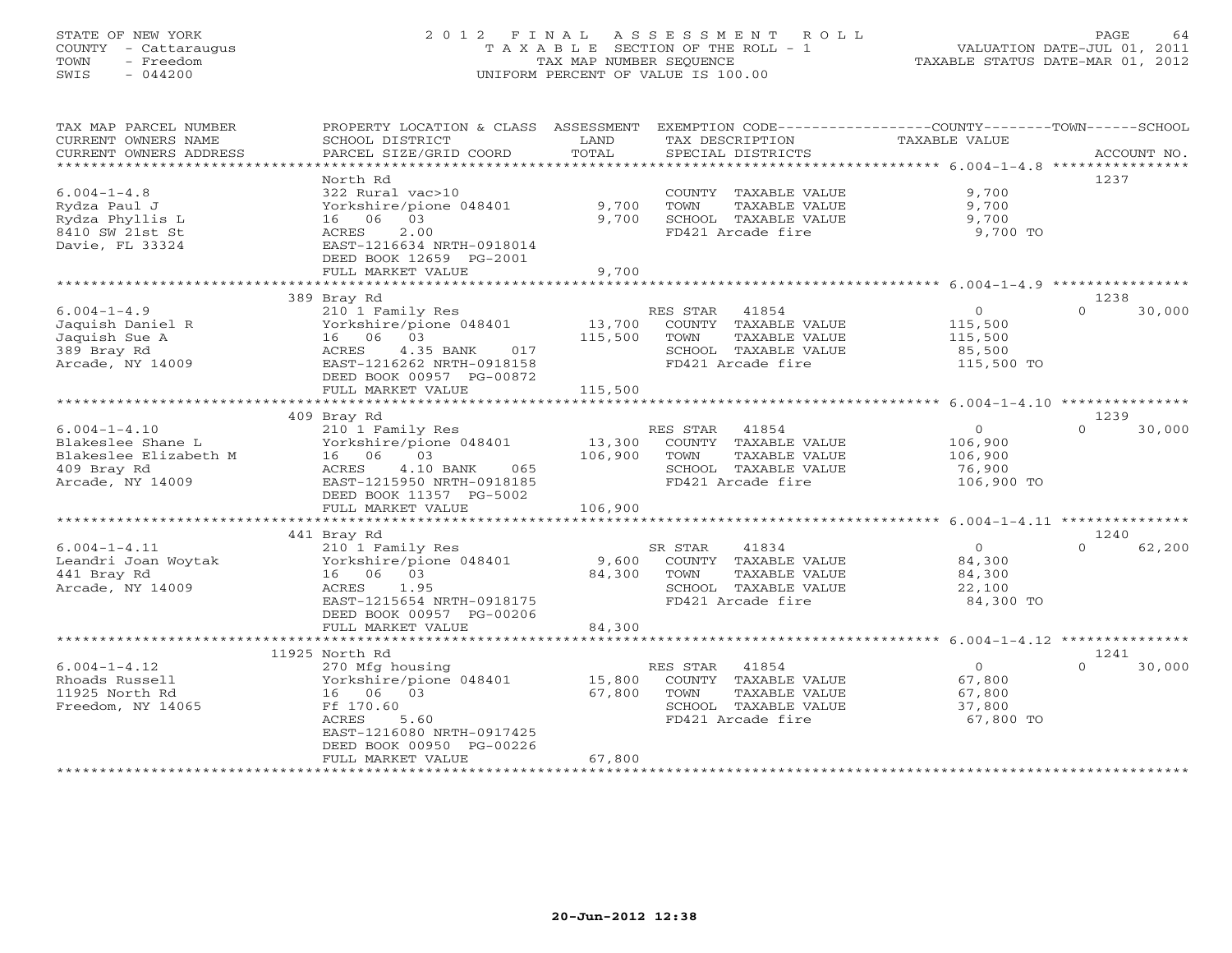STATE OF NEW YORK
COUNTY - Cattaraugus
TOWN - Freedom
SWIS - 044200

2012 FINAL ASSESSMENT ROLL
TAXABLE SECTION OF THE ROLL - 1
TAX MAP NUMBER SEQUENCE
UNIFORM PERCENT OF VALUE IS 100.00

VALUATION DATE-JUL 01, 2011
TAXABLE STATUS DATE-MAR 01, 2012

| TAX MAP PARCEL NUMBER / CURRENT OWNERS NAME / CURRENT OWNERS ADDRESS | PROPERTY LOCATION & CLASS / SCHOOL DISTRICT / PARCEL SIZE/GRID COORD | ASSESSMENT LAND / TOTAL | EXEMPTION CODE / TAX DESCRIPTION / SPECIAL DISTRICTS | COUNTY / TOWN / SCHOOL TAXABLE VALUE | ACCOUNT NO. |
|---|---|---|---|---|---|
| **6.004-1-4.8** | North Rd | | | | 1237 |
| 6.004-1-4.8 | 322 Rural vac>10 | | COUNTY TAXABLE VALUE | 9,700 | |
| Rydza Paul J | Yorkshire/pione 048401 | 9,700 | TOWN TAXABLE VALUE | 9,700 | |
| Rydza Phyllis L | 16 06 03 | 9,700 | SCHOOL TAXABLE VALUE | 9,700 | |
| 8410 SW 21st St | ACRES 2.00 | | FD421 Arcade fire | 9,700 TO | |
| Davie, FL 33324 | EAST-1216634 NRTH-0918014 | | | | |
| | DEED BOOK 12659 PG-2001 | | | | |
| | FULL MARKET VALUE | 9,700 | | | |
| **6.004-1-4.9** | 389 Bray Rd | | | | 1238 |
| 6.004-1-4.9 | 210 1 Family Res | | RES STAR 41854 | 0 / 0 / 30,000 | |
| Jaquish Daniel R | Yorkshire/pione 048401 | 13,700 | COUNTY TAXABLE VALUE | 115,500 | |
| Jaquish Sue A | 16 06 03 | 115,500 | TOWN TAXABLE VALUE | 115,500 | |
| 389 Bray Rd | ACRES 4.35 BANK 017 | | SCHOOL TAXABLE VALUE | 85,500 | |
| Arcade, NY 14009 | EAST-1216262 NRTH-0918158 | | FD421 Arcade fire | 115,500 TO | |
| | DEED BOOK 00957 PG-00872 | | | | |
| | FULL MARKET VALUE | 115,500 | | | |
| **6.004-1-4.10** | 409 Bray Rd | | | | 1239 |
| 6.004-1-4.10 | 210 1 Family Res | | RES STAR 41854 | 0 / 0 / 30,000 | |
| Blakeslee Shane L | Yorkshire/pione 048401 | 13,300 | COUNTY TAXABLE VALUE | 106,900 | |
| Blakeslee Elizabeth M | 16 06 03 | 106,900 | TOWN TAXABLE VALUE | 106,900 | |
| 409 Bray Rd | ACRES 4.10 BANK 065 | | SCHOOL TAXABLE VALUE | 76,900 | |
| Arcade, NY 14009 | EAST-1215950 NRTH-0918185 | | FD421 Arcade fire | 106,900 TO | |
| | DEED BOOK 11357 PG-5002 | | | | |
| | FULL MARKET VALUE | 106,900 | | | |
| **6.004-1-4.11** | 441 Bray Rd | | | | 1240 |
| 6.004-1-4.11 | 210 1 Family Res | | SR STAR 41834 | 0 / 0 / 62,200 | |
| Leandri Joan Woytak | Yorkshire/pione 048401 | 9,600 | COUNTY TAXABLE VALUE | 84,300 | |
| 441 Bray Rd | 16 06 03 | 84,300 | TOWN TAXABLE VALUE | 84,300 | |
| Arcade, NY 14009 | ACRES 1.95 | | SCHOOL TAXABLE VALUE | 22,100 | |
| | EAST-1215654 NRTH-0918175 | | FD421 Arcade fire | 84,300 TO | |
| | DEED BOOK 00957 PG-00206 | | | | |
| | FULL MARKET VALUE | 84,300 | | | |
| **6.004-1-4.12** | 11925 North Rd | | | | 1241 |
| 6.004-1-4.12 | 270 Mfg housing | | RES STAR 41854 | 0 / 0 / 30,000 | |
| Rhoads Russell | Yorkshire/pione 048401 | 15,800 | COUNTY TAXABLE VALUE | 67,800 | |
| 11925 North Rd | 16 06 03 | 67,800 | TOWN TAXABLE VALUE | 67,800 | |
| Freedom, NY 14065 | Ff 170.60 | | SCHOOL TAXABLE VALUE | 37,800 | |
| | ACRES 5.60 | | FD421 Arcade fire | 67,800 TO | |
| | EAST-1216080 NRTH-0917425 | | | | |
| | DEED BOOK 00950 PG-00226 | | | | |
| | FULL MARKET VALUE | 67,800 | | | |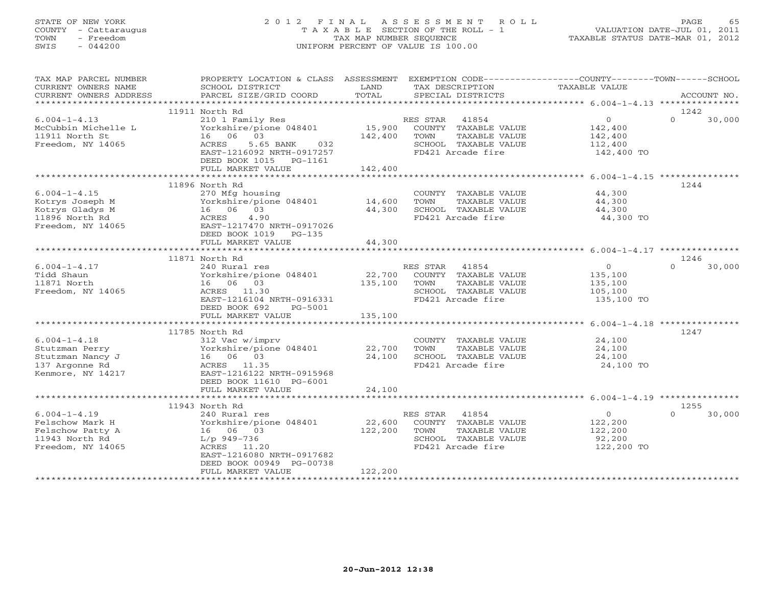STATE OF NEW YORK
COUNTY - Cattaraugus
TOWN - Freedom
SWIS - 044200

2012 FINAL ASSESSMENT ROLL
TAXABLE SECTION OF THE ROLL - 1
TAX MAP NUMBER SEQUENCE
UNIFORM PERCENT OF VALUE IS 100.00

VALUATION DATE-JUL 01, 2011
TAXABLE STATUS DATE-MAR 01, 2012

| TAX MAP PARCEL NUMBER / CURRENT OWNERS NAME / CURRENT OWNERS ADDRESS | PROPERTY LOCATION & CLASS / SCHOOL DISTRICT / PARCEL SIZE/GRID COORD | ASSESSMENT LAND / TOTAL | EXEMPTION CODE / TAX DESCRIPTION / SPECIAL DISTRICTS | COUNTY TAXABLE VALUE | TOWN | SCHOOL / ACCOUNT NO. |
|---|---|---|---|---|---|---|
| | 11911 North Rd | | | | | 1242 |
| 6.004-1-4.13 | 210 1 Family Res | | RES STAR 41854 | 0 | 0 | 30,000 |
| McCubbin Michelle L | Yorkshire/pione 048401 | 15,900 | COUNTY TAXABLE VALUE | 142,400 | | |
| 11911 North St | 16 06 03 | 142,400 | TOWN TAXABLE VALUE | 142,400 | | |
| Freedom, NY 14065 | ACRES 5.65 BANK 032 | | SCHOOL TAXABLE VALUE | 112,400 | | |
| | EAST-1216092 NRTH-0917257 | | FD421 Arcade fire | 142,400 TO | | |
| | DEED BOOK 1015 PG-1161 | | | | | |
| | FULL MARKET VALUE | 142,400 | | | | |
| | 11896 North Rd | | | | | 1244 |
| 6.004-1-4.15 | 270 Mfg housing | | COUNTY TAXABLE VALUE | 44,300 | | |
| Kotrys Joseph M | Yorkshire/pione 048401 | 14,600 | TOWN TAXABLE VALUE | 44,300 | | |
| Kotrys Gladys M | 16 06 03 | 44,300 | SCHOOL TAXABLE VALUE | 44,300 | | |
| 11896 North Rd | ACRES 4.90 | | FD421 Arcade fire | 44,300 TO | | |
| Freedom, NY 14065 | EAST-1217470 NRTH-0917026 | | | | | |
| | DEED BOOK 1019 PG-135 | | | | | |
| | FULL MARKET VALUE | 44,300 | | | | |
| | 11871 North Rd | | | | | 1246 |
| 6.004-1-4.17 | 240 Rural res | | RES STAR 41854 | 0 | 0 | 30,000 |
| Tidd Shaun | Yorkshire/pione 048401 | 22,700 | COUNTY TAXABLE VALUE | 135,100 | | |
| 11871 North | 16 06 03 | 135,100 | TOWN TAXABLE VALUE | 135,100 | | |
| Freedom, NY 14065 | ACRES 11.30 | | SCHOOL TAXABLE VALUE | 105,100 | | |
| | EAST-1216104 NRTH-0916331 | | FD421 Arcade fire | 135,100 TO | | |
| | DEED BOOK 692 PG-5001 | | | | | |
| | FULL MARKET VALUE | 135,100 | | | | |
| | 11785 North Rd | | | | | 1247 |
| 6.004-1-4.18 | 312 Vac w/imprv | | COUNTY TAXABLE VALUE | 24,100 | | |
| Stutzman Perry | Yorkshire/pione 048401 | 22,700 | TOWN TAXABLE VALUE | 24,100 | | |
| Stutzman Nancy J | 16 06 03 | 24,100 | SCHOOL TAXABLE VALUE | 24,100 | | |
| 137 Argonne Rd | ACRES 11.35 | | FD421 Arcade fire | 24,100 TO | | |
| Kenmore, NY 14217 | EAST-1216122 NRTH-0915968 | | | | | |
| | DEED BOOK 11610 PG-6001 | | | | | |
| | FULL MARKET VALUE | 24,100 | | | | |
| | 11943 North Rd | | | | | 1255 |
| 6.004-1-4.19 | 240 Rural res | | RES STAR 41854 | 0 | 0 | 30,000 |
| Felschow Mark H | Yorkshire/pione 048401 | 22,600 | COUNTY TAXABLE VALUE | 122,200 | | |
| Felschow Patty A | 16 06 03 | 122,200 | TOWN TAXABLE VALUE | 122,200 | | |
| 11943 North Rd | L/p 949-736 | | SCHOOL TAXABLE VALUE | 92,200 | | |
| Freedom, NY 14065 | ACRES 11.20 | | FD421 Arcade fire | 122,200 TO | | |
| | EAST-1216080 NRTH-0917682 | | | | | |
| | DEED BOOK 00949 PG-00738 | | | | | |
| | FULL MARKET VALUE | 122,200 | | | | |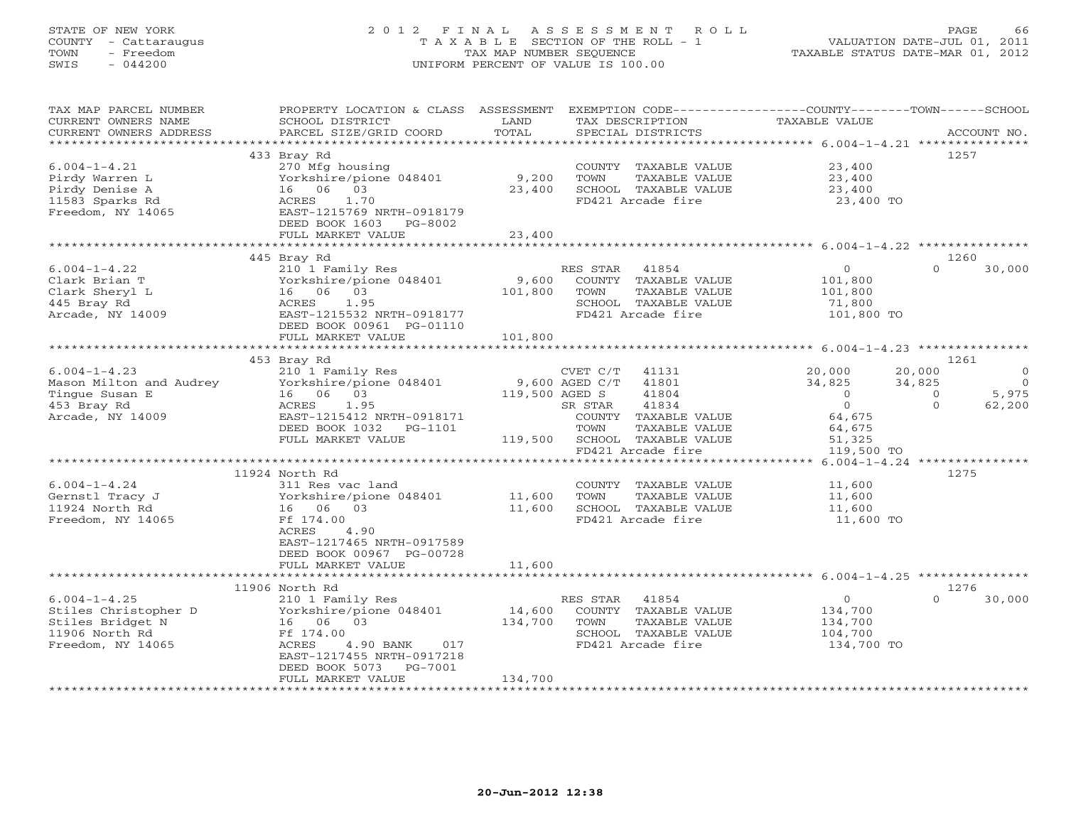STATE OF NEW YORK
COUNTY - Cattaraugus
TOWN - Freedom
SWIS - 044200

2012 FINAL ASSESSMENT ROLL
TAXABLE SECTION OF THE ROLL - 1
TAX MAP NUMBER SEQUENCE
UNIFORM PERCENT OF VALUE IS 100.00

VALUATION DATE-JUL 01, 2011
TAXABLE STATUS DATE-MAR 01, 2012

| TAX MAP PARCEL NUMBER / CURRENT OWNERS NAME / CURRENT OWNERS ADDRESS | PROPERTY LOCATION & CLASS / SCHOOL DISTRICT / PARCEL SIZE/GRID COORD | ASSESSMENT LAND / TOTAL | EXEMPTION CODE / TAX DESCRIPTION / SPECIAL DISTRICTS | COUNTY TAXABLE VALUE | TOWN | SCHOOL | ACCOUNT NO. |
|---|---|---|---|---|---|---|---|
| | 433 Bray Rd | | | | | | 1257 |
| 6.004-1-4.21 | 270 Mfg housing | | COUNTY TAXABLE VALUE | 23,400 | | | |
| Pirdy Warren L | Yorkshire/pione 048401 | 9,200 | TOWN TAXABLE VALUE | 23,400 | | | |
| Pirdy Denise A | 16 06 03 | 23,400 | SCHOOL TAXABLE VALUE | 23,400 | | | |
| 11583 Sparks Rd | ACRES 1.70 | | FD421 Arcade fire | 23,400 TO | | | |
| Freedom, NY 14065 | EAST-1215769 NRTH-0918179 | | | | | | |
| | DEED BOOK 1603 PG-8002 | | | | | | |
| | FULL MARKET VALUE | 23,400 | | | | | |
| | 445 Bray Rd | | | | | | 1260 |
| 6.004-1-4.22 | 210 1 Family Res | | RES STAR 41854 | 0 | 0 | 30,000 | |
| Clark Brian T | Yorkshire/pione 048401 | 9,600 | COUNTY TAXABLE VALUE | 101,800 | | | |
| Clark Sheryl L | 16 06 03 | 101,800 | TOWN TAXABLE VALUE | 101,800 | | | |
| 445 Bray Rd | ACRES 1.95 | | SCHOOL TAXABLE VALUE | 71,800 | | | |
| Arcade, NY 14009 | EAST-1215532 NRTH-0918177 | | FD421 Arcade fire | 101,800 TO | | | |
| | DEED BOOK 00961 PG-01110 | | | | | | |
| | FULL MARKET VALUE | 101,800 | | | | | |
| | 453 Bray Rd | | | | | | 1261 |
| 6.004-1-4.23 | 210 1 Family Res | | CVET C/T 41131 | 20,000 | 20,000 | 0 | |
| Mason Milton and Audrey | Yorkshire/pione 048401 | 9,600 | AGED C/T 41801 | 34,825 | 34,825 | 0 | |
| Tingue Susan E | 16 06 03 | 119,500 | AGED S 41804 | 0 | 0 | 5,975 | |
| 453 Bray Rd | ACRES 1.95 | | SR STAR 41834 | 0 | 0 | 62,200 | |
| Arcade, NY 14009 | EAST-1215412 NRTH-0918171 | | COUNTY TAXABLE VALUE | 64,675 | | | |
| | DEED BOOK 1032 PG-1101 | | TOWN TAXABLE VALUE | 64,675 | | | |
| | FULL MARKET VALUE | 119,500 | SCHOOL TAXABLE VALUE | 51,325 | | | |
| | | | FD421 Arcade fire | 119,500 TO | | | |
| | 11924 North Rd | | | | | | 1275 |
| 6.004-1-4.24 | 311 Res vac land | | COUNTY TAXABLE VALUE | 11,600 | | | |
| Gernstl Tracy J | Yorkshire/pione 048401 | 11,600 | TOWN TAXABLE VALUE | 11,600 | | | |
| 11924 North Rd | 16 06 03 | 11,600 | SCHOOL TAXABLE VALUE | 11,600 | | | |
| Freedom, NY 14065 | Ff 174.00 | | FD421 Arcade fire | 11,600 TO | | | |
| | ACRES 4.90 | | | | | | |
| | EAST-1217465 NRTH-0917589 | | | | | | |
| | DEED BOOK 00967 PG-00728 | | | | | | |
| | FULL MARKET VALUE | 11,600 | | | | | |
| | 11906 North Rd | | | | | | 1276 |
| 6.004-1-4.25 | 210 1 Family Res | | RES STAR 41854 | 0 | 0 | 30,000 | |
| Stiles Christopher D | Yorkshire/pione 048401 | 14,600 | COUNTY TAXABLE VALUE | 134,700 | | | |
| Stiles Bridget N | 16 06 03 | 134,700 | TOWN TAXABLE VALUE | 134,700 | | | |
| 11906 North Rd | Ff 174.00 | | SCHOOL TAXABLE VALUE | 104,700 | | | |
| Freedom, NY 14065 | ACRES 4.90 BANK 017 | | FD421 Arcade fire | 134,700 TO | | | |
| | EAST-1217455 NRTH-0917218 | | | | | | |
| | DEED BOOK 5073 PG-7001 | | | | | | |
| | FULL MARKET VALUE | 134,700 | | | | | |

20-Jun-2012 12:38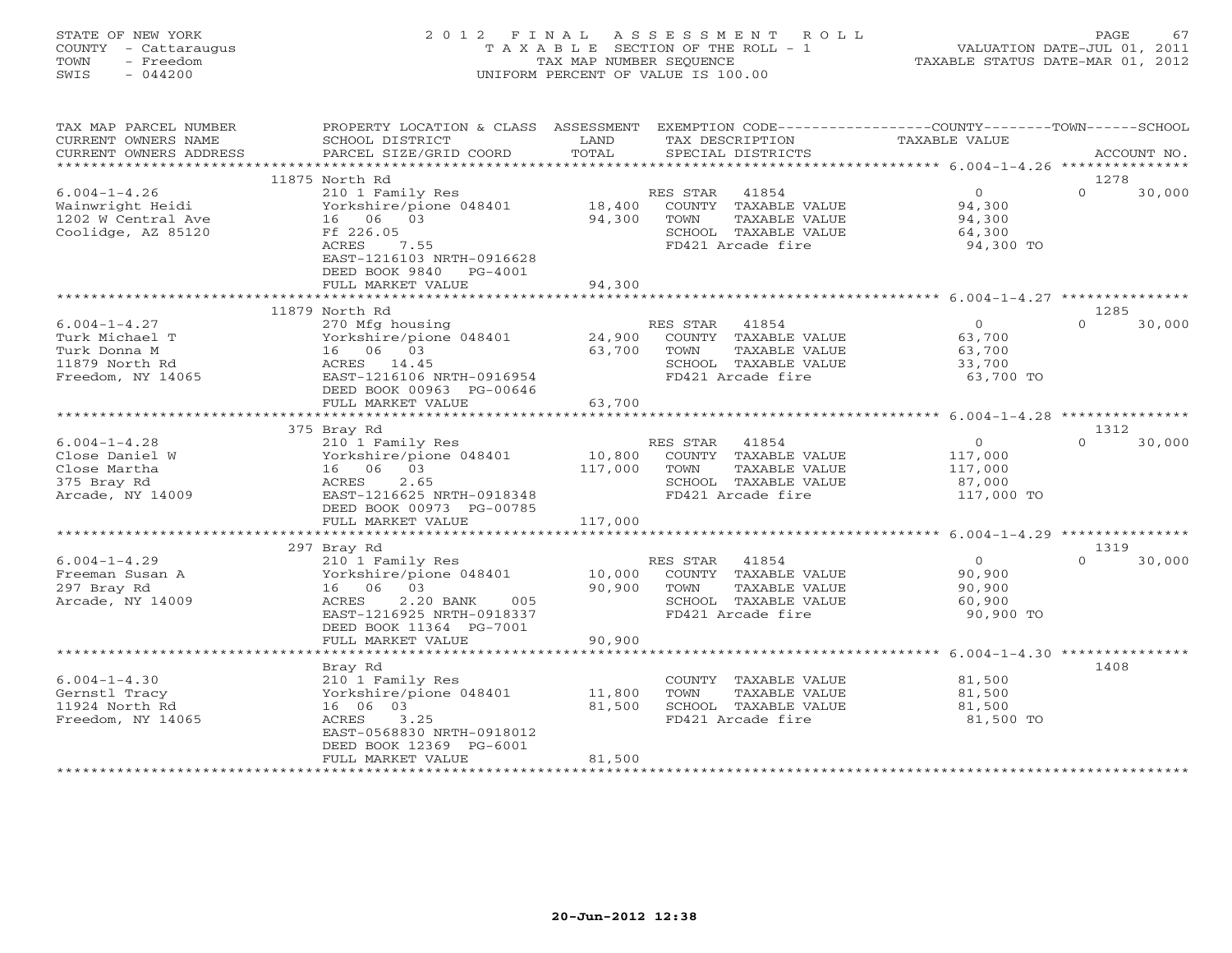STATE OF NEW YORK
COUNTY - Cattaraugus
TOWN - Freedom
SWIS - 044200

# 2012 FINAL ASSESSMENT ROLL

TAXABLE SECTION OF THE ROLL - 1
TAX MAP NUMBER SEQUENCE
UNIFORM PERCENT OF VALUE IS 100.00

VALUATION DATE-JUL 01, 2011
TAXABLE STATUS DATE-MAR 01, 2012

| TAX MAP PARCEL NUMBER / CURRENT OWNERS NAME / CURRENT OWNERS ADDRESS | PROPERTY LOCATION & CLASS / SCHOOL DISTRICT / PARCEL SIZE/GRID COORD | ASSESSMENT LAND / TOTAL | EXEMPTION CODE / TAX DESCRIPTION / SPECIAL DISTRICTS | COUNTY TAXABLE VALUE | TOWN | SCHOOL / ACCOUNT NO. |
|---|---|---|---|---|---|---|
| **6.004-1-4.26** | 11875 North Rd | | | | | 1278 |
| Wainwright Heidi | 210 1 Family Res | | RES STAR 41854 | 0 | 0 | 30,000 |
| 1202 W Central Ave | Yorkshire/pione 048401 | 18,400 | COUNTY TAXABLE VALUE | 94,300 | | |
| Coolidge, AZ 85120 | 16 06 03 | 94,300 | TOWN TAXABLE VALUE | 94,300 | | |
| | Ff 226.05 | | SCHOOL TAXABLE VALUE | 64,300 | | |
| | ACRES 7.55 | | FD421 Arcade fire | 94,300 TO | | |
| | EAST-1216103 NRTH-0916628 | | | | | |
| | DEED BOOK 9840 PG-4001 | | | | | |
| | FULL MARKET VALUE | 94,300 | | | | |
| **6.004-1-4.27** | 11879 North Rd | | | | | 1285 |
| Turk Michael T | 270 Mfg housing | | RES STAR 41854 | 0 | 0 | 30,000 |
| Turk Donna M | Yorkshire/pione 048401 | 24,900 | COUNTY TAXABLE VALUE | 63,700 | | |
| 11879 North Rd | 16 06 03 | 63,700 | TOWN TAXABLE VALUE | 63,700 | | |
| Freedom, NY 14065 | ACRES 14.45 | | SCHOOL TAXABLE VALUE | 33,700 | | |
| | EAST-1216106 NRTH-0916954 | | FD421 Arcade fire | 63,700 TO | | |
| | DEED BOOK 00963 PG-00646 | | | | | |
| | FULL MARKET VALUE | 63,700 | | | | |
| **6.004-1-4.28** | 375 Bray Rd | | | | | 1312 |
| Close Daniel W | 210 1 Family Res | | RES STAR 41854 | 0 | 0 | 30,000 |
| Close Martha | Yorkshire/pione 048401 | 10,800 | COUNTY TAXABLE VALUE | 117,000 | | |
| 375 Bray Rd | 16 06 03 | 117,000 | TOWN TAXABLE VALUE | 117,000 | | |
| Arcade, NY 14009 | ACRES 2.65 | | SCHOOL TAXABLE VALUE | 87,000 | | |
| | EAST-1216625 NRTH-0918348 | | FD421 Arcade fire | 117,000 TO | | |
| | DEED BOOK 00973 PG-00785 | | | | | |
| | FULL MARKET VALUE | 117,000 | | | | |
| **6.004-1-4.29** | 297 Bray Rd | | | | | 1319 |
| Freeman Susan A | 210 1 Family Res | | RES STAR 41854 | 0 | 0 | 30,000 |
| 297 Bray Rd | Yorkshire/pione 048401 | 10,000 | COUNTY TAXABLE VALUE | 90,900 | | |
| Arcade, NY 14009 | 16 06 03 | 90,900 | TOWN TAXABLE VALUE | 90,900 | | |
| | ACRES 2.20 BANK 005 | | SCHOOL TAXABLE VALUE | 60,900 | | |
| | EAST-1216925 NRTH-0918337 | | FD421 Arcade fire | 90,900 TO | | |
| | DEED BOOK 11364 PG-7001 | | | | | |
| | FULL MARKET VALUE | 90,900 | | | | |
| **6.004-1-4.30** | Bray Rd | | | | | 1408 |
| Gernstl Tracy | 210 1 Family Res | | COUNTY TAXABLE VALUE | 81,500 | | |
| 11924 North Rd | Yorkshire/pione 048401 | 11,800 | TOWN TAXABLE VALUE | 81,500 | | |
| Freedom, NY 14065 | 16 06 03 | 81,500 | SCHOOL TAXABLE VALUE | 81,500 | | |
| | ACRES 3.25 | | FD421 Arcade fire | 81,500 TO | | |
| | EAST-0568830 NRTH-0918012 | | | | | |
| | DEED BOOK 12369 PG-6001 | | | | | |
| | FULL MARKET VALUE | 81,500 | | | | |

20-Jun-2012 12:38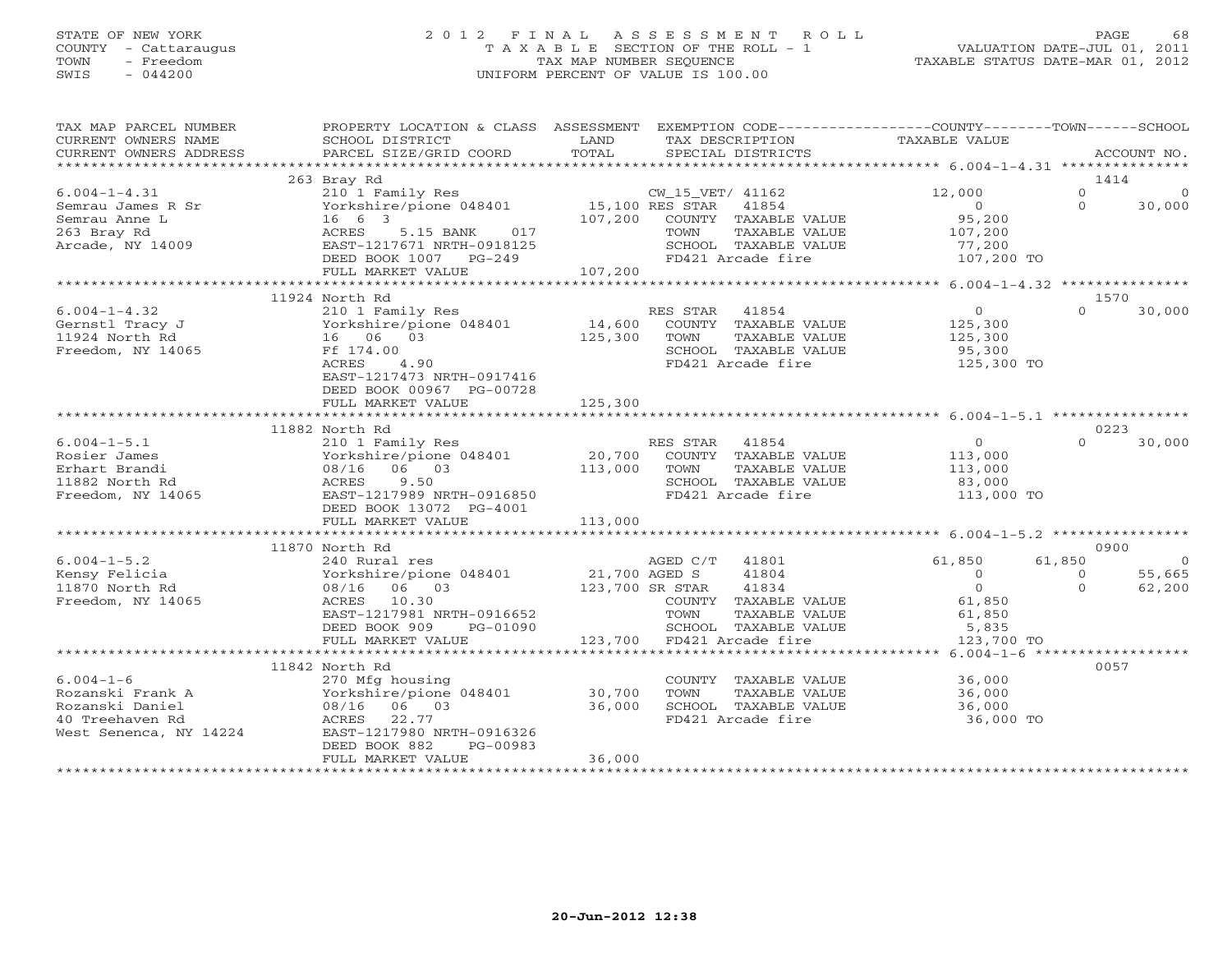STATE OF NEW YORK
COUNTY - Cattaraugus
TOWN - Freedom
SWIS - 044200

# 2012 FINAL ASSESSMENT ROLL
TAXABLE SECTION OF THE ROLL - 1
TAX MAP NUMBER SEQUENCE
UNIFORM PERCENT OF VALUE IS 100.00

VALUATION DATE-JUL 01, 2011
TAXABLE STATUS DATE-MAR 01, 2012

| TAX MAP PARCEL NUMBER / CURRENT OWNERS NAME / CURRENT OWNERS ADDRESS | PROPERTY LOCATION & CLASS / SCHOOL DISTRICT / PARCEL SIZE/GRID COORD | ASSESSMENT LAND | TOTAL | EXEMPTION CODE / TAX DESCRIPTION / SPECIAL DISTRICTS | COUNTY TAXABLE VALUE | TOWN | SCHOOL | ACCOUNT NO. |
|---|---|---|---|---|---|---|---|---|
| | 263 Bray Rd | | | | | | | 1414 |
| 6.004-1-4.31 | 210 1 Family Res | | | CW_15_VET/ 41162 | 12,000 | 0 | 0 | |
| Semrau James R Sr | Yorkshire/pione 048401 | 15,100 | | RES STAR 41854 | 0 | 0 | 30,000 | |
| Semrau Anne L | 16 6 3 | | 107,200 | COUNTY TAXABLE VALUE | 95,200 | | | |
| 263 Bray Rd | ACRES 5.15 BANK 017 | | | TOWN TAXABLE VALUE | 107,200 | | | |
| Arcade, NY 14009 | EAST-1217671 NRTH-0918125 | | | SCHOOL TAXABLE VALUE | 77,200 | | | |
| | DEED BOOK 1007 PG-249 | | | FD421 Arcade fire | 107,200 TO | | | |
| | FULL MARKET VALUE | | 107,200 | | | | | |
| | 11924 North Rd | | | | | | | 1570 |
| 6.004-1-4.32 | 210 1 Family Res | | | RES STAR 41854 | 0 | 0 | 30,000 | |
| Gernstl Tracy J | Yorkshire/pione 048401 | 14,600 | | COUNTY TAXABLE VALUE | 125,300 | | | |
| 11924 North Rd | 16 06 03 | | 125,300 | TOWN TAXABLE VALUE | 125,300 | | | |
| Freedom, NY 14065 | Ff 174.00 | | | SCHOOL TAXABLE VALUE | 95,300 | | | |
| | ACRES 4.90 | | | FD421 Arcade fire | 125,300 TO | | | |
| | EAST-1217473 NRTH-0917416 | | | | | | | |
| | DEED BOOK 00967 PG-00728 | | | | | | | |
| | FULL MARKET VALUE | | 125,300 | | | | | |
| | 11882 North Rd | | | | | | | 0223 |
| 6.004-1-5.1 | 210 1 Family Res | | | RES STAR 41854 | 0 | 0 | 30,000 | |
| Rosier James | Yorkshire/pione 048401 | 20,700 | | COUNTY TAXABLE VALUE | 113,000 | | | |
| Erhart Brandi | 08/16 06 03 | | 113,000 | TOWN TAXABLE VALUE | 113,000 | | | |
| 11882 North Rd | ACRES 9.50 | | | SCHOOL TAXABLE VALUE | 83,000 | | | |
| Freedom, NY 14065 | EAST-1217989 NRTH-0916850 | | | FD421 Arcade fire | 113,000 TO | | | |
| | DEED BOOK 13072 PG-4001 | | | | | | | |
| | FULL MARKET VALUE | | 113,000 | | | | | |
| | 11870 North Rd | | | | | | | 0900 |
| 6.004-1-5.2 | 240 Rural res | | | AGED C/T 41801 | 61,850 | 61,850 | 0 | |
| Kensy Felicia | Yorkshire/pione 048401 | 21,700 | | AGED S 41804 | 0 | 0 | 55,665 | |
| 11870 North Rd | 08/16 06 03 | | 123,700 | SR STAR 41834 | 0 | 0 | 62,200 | |
| Freedom, NY 14065 | ACRES 10.30 | | | COUNTY TAXABLE VALUE | 61,850 | | | |
| | EAST-1217981 NRTH-0916652 | | | TOWN TAXABLE VALUE | 61,850 | | | |
| | DEED BOOK 909 PG-01090 | | | SCHOOL TAXABLE VALUE | 5,835 | | | |
| | FULL MARKET VALUE | | 123,700 | FD421 Arcade fire | 123,700 TO | | | |
| | 11842 North Rd | | | | | | | 0057 |
| 6.004-1-6 | 270 Mfg housing | | | COUNTY TAXABLE VALUE | 36,000 | | | |
| Rozanski Frank A | Yorkshire/pione 048401 | 30,700 | | TOWN TAXABLE VALUE | 36,000 | | | |
| Rozanski Daniel | 08/16 06 03 | | 36,000 | SCHOOL TAXABLE VALUE | 36,000 | | | |
| 40 Treehaven Rd | ACRES 22.77 | | | FD421 Arcade fire | 36,000 TO | | | |
| West Senenca, NY 14224 | EAST-1217980 NRTH-0916326 | | | | | | | |
| | DEED BOOK 882 PG-00983 | | | | | | | |
| | FULL MARKET VALUE | | 36,000 | | | | | |

20-Jun-2012 12:38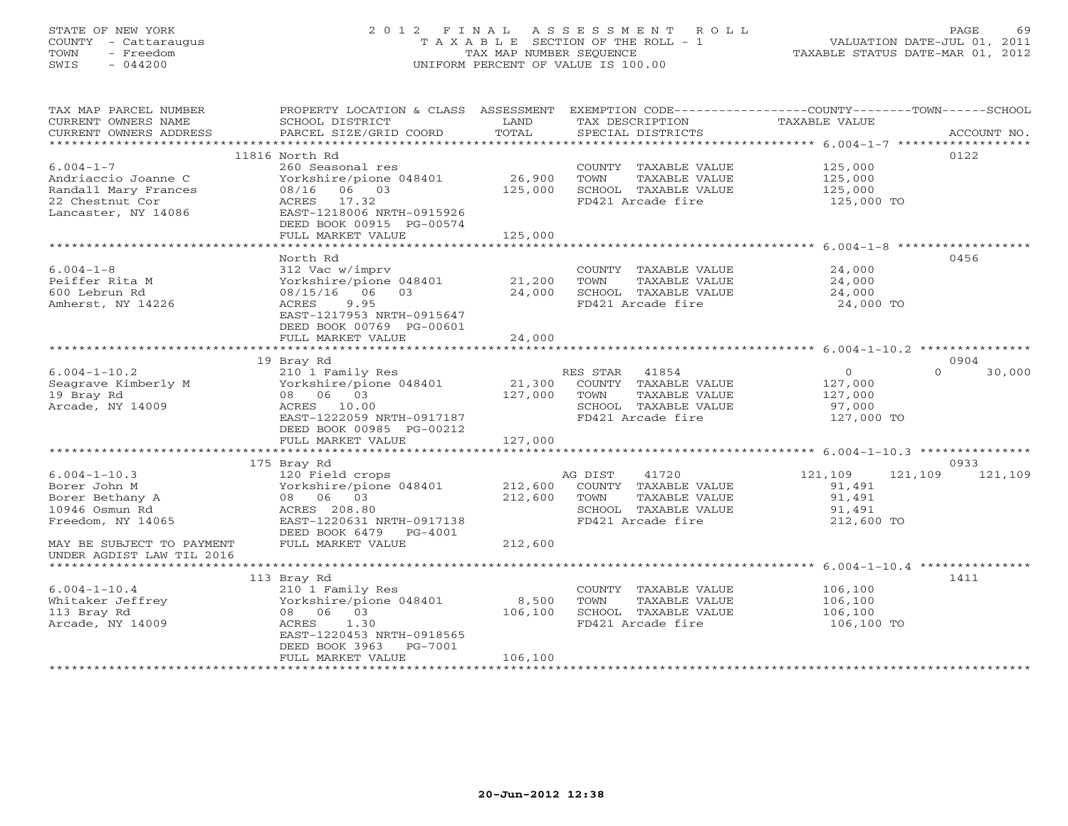STATE OF NEW YORK
COUNTY - Cattaraugus
TOWN - Freedom
SWIS - 044200

# 2012 FINAL ASSESSMENT ROLL

TAXABLE SECTION OF THE ROLL - 1
TAX MAP NUMBER SEQUENCE
UNIFORM PERCENT OF VALUE IS 100.00

VALUATION DATE-JUL 01, 2011
TAXABLE STATUS DATE-MAR 01, 2012

| TAX MAP PARCEL NUMBER / CURRENT OWNERS NAME / CURRENT OWNERS ADDRESS | PROPERTY LOCATION & CLASS / SCHOOL DISTRICT / PARCEL SIZE/GRID COORD | ASSESSMENT LAND / TOTAL | EXEMPTION CODE / TAX DESCRIPTION / SPECIAL DISTRICTS | COUNTY / TAXABLE VALUE | TOWN | SCHOOL | ACCOUNT NO. |
|---|---|---|---|---|---|---|---|
| **6.004-1-7** | 11816 North Rd | | | | | | 0122 |
| 6.004-1-7 | 260 Seasonal res | | COUNTY TAXABLE VALUE | 125,000 | | | |
| Andriaccio Joanne C | Yorkshire/pione 048401 | 26,900 | TOWN TAXABLE VALUE | 125,000 | | | |
| Randall Mary Frances | 08/16 06 03 | 125,000 | SCHOOL TAXABLE VALUE | 125,000 | | | |
| 22 Chestnut Cor | ACRES 17.32 | | FD421 Arcade fire | 125,000 TO | | | |
| Lancaster, NY 14086 | EAST-1218006 NRTH-0915926 | | | | | | |
| | DEED BOOK 00915 PG-00574 | | | | | | |
| | FULL MARKET VALUE | 125,000 | | | | | |
| **6.004-1-8** | North Rd | | | | | | 0456 |
| 6.004-1-8 | 312 Vac w/imprv | | COUNTY TAXABLE VALUE | 24,000 | | | |
| Peiffer Rita M | Yorkshire/pione 048401 | 21,200 | TOWN TAXABLE VALUE | 24,000 | | | |
| 600 Lebrun Rd | 08/15/16 06 03 | 24,000 | SCHOOL TAXABLE VALUE | 24,000 | | | |
| Amherst, NY 14226 | ACRES 9.95 | | FD421 Arcade fire | 24,000 TO | | | |
| | EAST-1217953 NRTH-0915647 | | | | | | |
| | DEED BOOK 00769 PG-00601 | | | | | | |
| | FULL MARKET VALUE | 24,000 | | | | | |
| **6.004-1-10.2** | 19 Bray Rd | | | | | | 0904 |
| 6.004-1-10.2 | 210 1 Family Res | | RES STAR 41854 | 0 | 0 | 30,000 | |
| Seagrave Kimberly M | Yorkshire/pione 048401 | 21,300 | COUNTY TAXABLE VALUE | 127,000 | | | |
| 19 Bray Rd | 08 06 03 | 127,000 | TOWN TAXABLE VALUE | 127,000 | | | |
| Arcade, NY 14009 | ACRES 10.00 | | SCHOOL TAXABLE VALUE | 97,000 | | | |
| | EAST-1222059 NRTH-0917187 | | FD421 Arcade fire | 127,000 TO | | | |
| | DEED BOOK 00985 PG-00212 | | | | | | |
| | FULL MARKET VALUE | 127,000 | | | | | |
| **6.004-1-10.3** | 175 Bray Rd | | | | | | 0933 |
| 6.004-1-10.3 | 120 Field crops | | AG DIST 41720 | 121,109 | 121,109 | 121,109 | |
| Borer John M | Yorkshire/pione 048401 | 212,600 | COUNTY TAXABLE VALUE | 91,491 | | | |
| Borer Bethany A | 08 06 03 | 212,600 | TOWN TAXABLE VALUE | 91,491 | | | |
| 10946 Osmun Rd | ACRES 208.80 | | SCHOOL TAXABLE VALUE | 91,491 | | | |
| Freedom, NY 14065 | EAST-1220631 NRTH-0917138 | | FD421 Arcade fire | 212,600 TO | | | |
| | DEED BOOK 6479 PG-4001 | | | | | | |
| MAY BE SUBJECT TO PAYMENT | FULL MARKET VALUE | 212,600 | | | | | |
| UNDER AGDIST LAW TIL 2016 | | | | | | | |
| **6.004-1-10.4** | 113 Bray Rd | | | | | | 1411 |
| 6.004-1-10.4 | 210 1 Family Res | | COUNTY TAXABLE VALUE | 106,100 | | | |
| Whitaker Jeffrey | Yorkshire/pione 048401 | 8,500 | TOWN TAXABLE VALUE | 106,100 | | | |
| 113 Bray Rd | 08 06 03 | 106,100 | SCHOOL TAXABLE VALUE | 106,100 | | | |
| Arcade, NY 14009 | ACRES 1.30 | | FD421 Arcade fire | 106,100 TO | | | |
| | EAST-1220453 NRTH-0918565 | | | | | | |
| | DEED BOOK 3963 PG-7001 | | | | | | |
| | FULL MARKET VALUE | 106,100 | | | | | |

20-Jun-2012 12:38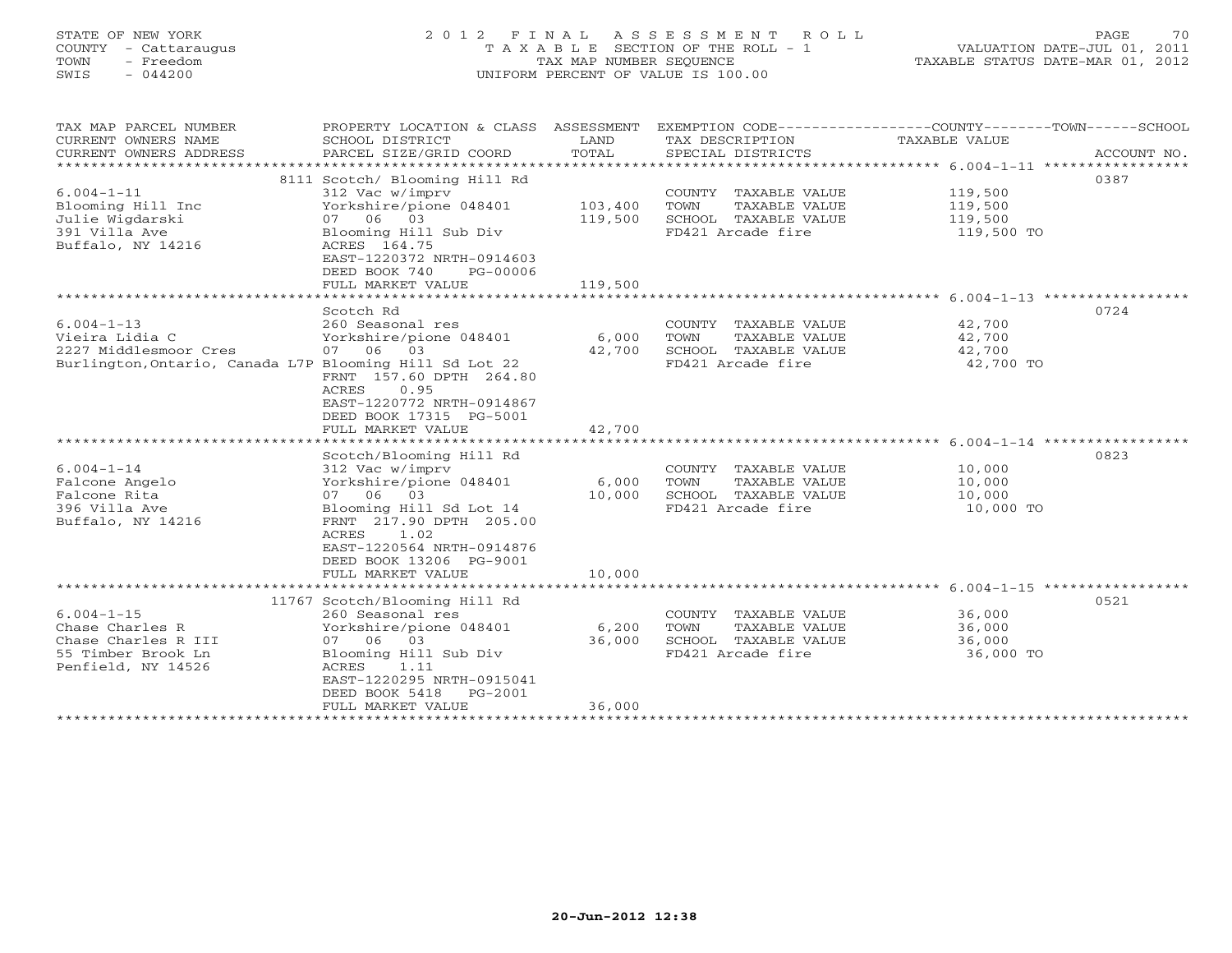STATE OF NEW YORK
COUNTY - Cattaraugus
TOWN - Freedom
SWIS - 044200

# 2012 FINAL ASSESSMENT ROLL

TAXABLE SECTION OF THE ROLL - 1
TAX MAP NUMBER SEQUENCE
UNIFORM PERCENT OF VALUE IS 100.00

VALUATION DATE-JUL 01, 2011
TAXABLE STATUS DATE-MAR 01, 2012

| TAX MAP PARCEL NUMBER / CURRENT OWNERS NAME / CURRENT OWNERS ADDRESS | PROPERTY LOCATION & CLASS / SCHOOL DISTRICT / PARCEL SIZE/GRID COORD | ASSESSMENT LAND / TOTAL | EXEMPTION CODE / TAX DESCRIPTION / SPECIAL DISTRICTS | TAXABLE VALUE (COUNTY / TOWN / SCHOOL) | ACCOUNT NO. |
|---|---|---|---|---|---|
| **6.004-1-11** | 8111 Scotch/ Blooming Hill Rd | | | | 0387 |
| Blooming Hill Inc | 312 Vac w/imprv | | COUNTY TAXABLE VALUE | 119,500 | |
| Julie Wigdarski | Yorkshire/pione 048401 | 103,400 | TOWN TAXABLE VALUE | 119,500 | |
| 391 Villa Ave | 07 06 03 | 119,500 | SCHOOL TAXABLE VALUE | 119,500 | |
| Buffalo, NY 14216 | Blooming Hill Sub Div | | FD421 Arcade fire | 119,500 TO | |
| | ACRES 164.75 | | | | |
| | EAST-1220372 NRTH-0914603 | | | | |
| | DEED BOOK 740 PG-00006 | | | | |
| | FULL MARKET VALUE | 119,500 | | | |
| **6.004-1-13** | Scotch Rd | | | | 0724 |
| Vieira Lidia C | 260 Seasonal res | | COUNTY TAXABLE VALUE | 42,700 | |
| 2227 Middlesmoor Cres | Yorkshire/pione 048401 | 6,000 | TOWN TAXABLE VALUE | 42,700 | |
| Burlington,Ontario, Canada L7P | 07 06 03 | 42,700 | SCHOOL TAXABLE VALUE | 42,700 | |
| | Blooming Hill Sd Lot 22 | | FD421 Arcade fire | 42,700 TO | |
| | FRNT 157.60 DPTH 264.80 | | | | |
| | ACRES 0.95 | | | | |
| | EAST-1220772 NRTH-0914867 | | | | |
| | DEED BOOK 17315 PG-5001 | | | | |
| | FULL MARKET VALUE | 42,700 | | | |
| **6.004-1-14** | Scotch/Blooming Hill Rd | | | | 0823 |
| Falcone Angelo | 312 Vac w/imprv | | COUNTY TAXABLE VALUE | 10,000 | |
| Falcone Rita | Yorkshire/pione 048401 | 6,000 | TOWN TAXABLE VALUE | 10,000 | |
| 396 Villa Ave | 07 06 03 | 10,000 | SCHOOL TAXABLE VALUE | 10,000 | |
| Buffalo, NY 14216 | Blooming Hill Sd Lot 14 | | FD421 Arcade fire | 10,000 TO | |
| | FRNT 217.90 DPTH 205.00 | | | | |
| | ACRES 1.02 | | | | |
| | EAST-1220564 NRTH-0914876 | | | | |
| | DEED BOOK 13206 PG-9001 | | | | |
| | FULL MARKET VALUE | 10,000 | | | |
| **6.004-1-15** | 11767 Scotch/Blooming Hill Rd | | | | 0521 |
| Chase Charles R | 260 Seasonal res | | COUNTY TAXABLE VALUE | 36,000 | |
| Chase Charles R III | Yorkshire/pione 048401 | 6,200 | TOWN TAXABLE VALUE | 36,000 | |
| 55 Timber Brook Ln | 07 06 03 | 36,000 | SCHOOL TAXABLE VALUE | 36,000 | |
| Penfield, NY 14526 | Blooming Hill Sub Div | | FD421 Arcade fire | 36,000 TO | |
| | ACRES 1.11 | | | | |
| | EAST-1220295 NRTH-0915041 | | | | |
| | DEED BOOK 5418 PG-2001 | | | | |
| | FULL MARKET VALUE | 36,000 | | | |

20-Jun-2012 12:38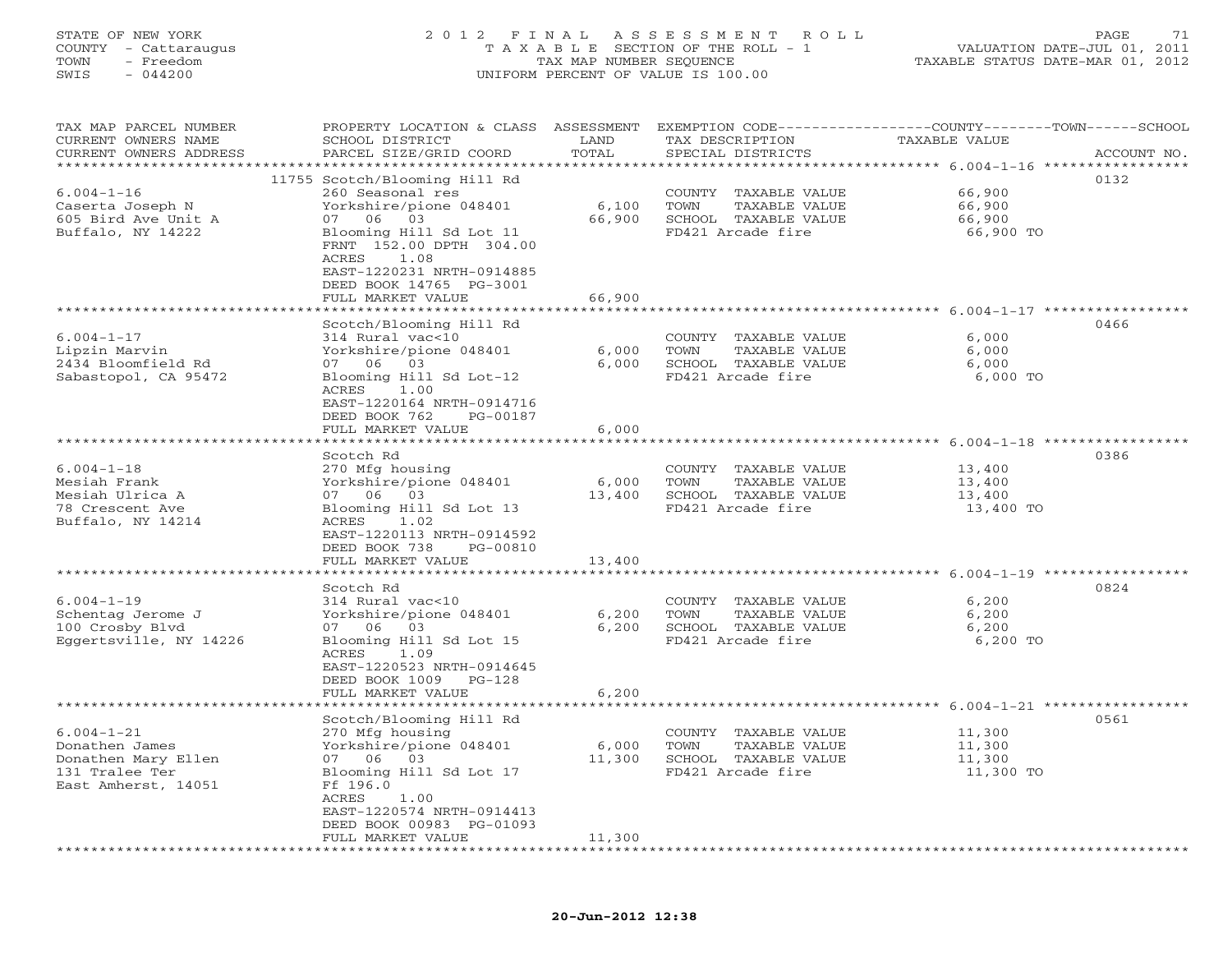STATE OF NEW YORK
COUNTY - Cattaraugus
TOWN - Freedom
SWIS - 044200

# 2012 FINAL ASSESSMENT ROLL
TAXABLE SECTION OF THE ROLL - 1
TAX MAP NUMBER SEQUENCE
UNIFORM PERCENT OF VALUE IS 100.00

VALUATION DATE-JUL 01, 2011
TAXABLE STATUS DATE-MAR 01, 2012

| TAX MAP PARCEL NUMBER / CURRENT OWNERS NAME / CURRENT OWNERS ADDRESS | PROPERTY LOCATION & CLASS / SCHOOL DISTRICT / PARCEL SIZE/GRID COORD | ASSESSMENT LAND / TOTAL | EXEMPTION CODE / TAX DESCRIPTION / SPECIAL DISTRICTS | TAXABLE VALUE (COUNTY / TOWN / SCHOOL) | ACCOUNT NO. |
|---|---|---|---|---|---|
| 6.004-1-16 | 11755 Scotch/Blooming Hill Rd | | | | 0132 |
| Caserta Joseph N | 260 Seasonal res | | COUNTY TAXABLE VALUE | 66,900 | |
| 605 Bird Ave Unit A | Yorkshire/pione 048401 | 6,100 | TOWN TAXABLE VALUE | 66,900 | |
| Buffalo, NY 14222 | 07 06 03 | 66,900 | SCHOOL TAXABLE VALUE | 66,900 | |
| | Blooming Hill Sd Lot 11 | | FD421 Arcade fire | 66,900 TO | |
| | FRNT 152.00 DPTH 304.00 | | | | |
| | ACRES 1.08 | | | | |
| | EAST-1220231 NRTH-0914885 | | | | |
| | DEED BOOK 14765 PG-3001 | | | | |
| | FULL MARKET VALUE | 66,900 | | | |
| 6.004-1-17 | Scotch/Blooming Hill Rd | | | | 0466 |
| Lipzin Marvin | 314 Rural vac<10 | | COUNTY TAXABLE VALUE | 6,000 | |
| 2434 Bloomfield Rd | Yorkshire/pione 048401 | 6,000 | TOWN TAXABLE VALUE | 6,000 | |
| Sabastopol, CA 95472 | 07 06 03 | 6,000 | SCHOOL TAXABLE VALUE | 6,000 | |
| | Blooming Hill Sd Lot-12 | | FD421 Arcade fire | 6,000 TO | |
| | ACRES 1.00 | | | | |
| | EAST-1220164 NRTH-0914716 | | | | |
| | DEED BOOK 762 PG-00187 | | | | |
| | FULL MARKET VALUE | 6,000 | | | |
| 6.004-1-18 | Scotch Rd | | | | 0386 |
| Mesiah Frank | 270 Mfg housing | | COUNTY TAXABLE VALUE | 13,400 | |
| Mesiah Ulrica A | Yorkshire/pione 048401 | 6,000 | TOWN TAXABLE VALUE | 13,400 | |
| 78 Crescent Ave | 07 06 03 | 13,400 | SCHOOL TAXABLE VALUE | 13,400 | |
| Buffalo, NY 14214 | Blooming Hill Sd Lot 13 | | FD421 Arcade fire | 13,400 TO | |
| | ACRES 1.02 | | | | |
| | EAST-1220113 NRTH-0914592 | | | | |
| | DEED BOOK 738 PG-00810 | | | | |
| | FULL MARKET VALUE | 13,400 | | | |
| 6.004-1-19 | Scotch Rd | | | | 0824 |
| Schentag Jerome J | 314 Rural vac<10 | | COUNTY TAXABLE VALUE | 6,200 | |
| 100 Crosby Blvd | Yorkshire/pione 048401 | 6,200 | TOWN TAXABLE VALUE | 6,200 | |
| Eggertsville, NY 14226 | 07 06 03 | 6,200 | SCHOOL TAXABLE VALUE | 6,200 | |
| | Blooming Hill Sd Lot 15 | | FD421 Arcade fire | 6,200 TO | |
| | ACRES 1.09 | | | | |
| | EAST-1220523 NRTH-0914645 | | | | |
| | DEED BOOK 1009 PG-128 | | | | |
| | FULL MARKET VALUE | 6,200 | | | |
| 6.004-1-21 | Scotch/Blooming Hill Rd | | | | 0561 |
| Donathen James | 270 Mfg housing | | COUNTY TAXABLE VALUE | 11,300 | |
| Donathen Mary Ellen | Yorkshire/pione 048401 | 6,000 | TOWN TAXABLE VALUE | 11,300 | |
| 131 Tralee Ter | 07 06 03 | 11,300 | SCHOOL TAXABLE VALUE | 11,300 | |
| East Amherst, 14051 | Blooming Hill Sd Lot 17 | | FD421 Arcade fire | 11,300 TO | |
| | Ff 196.0 | | | | |
| | ACRES 1.00 | | | | |
| | EAST-1220574 NRTH-0914413 | | | | |
| | DEED BOOK 00983 PG-01093 | | | | |
| | FULL MARKET VALUE | 11,300 | | | |

20-Jun-2012 12:38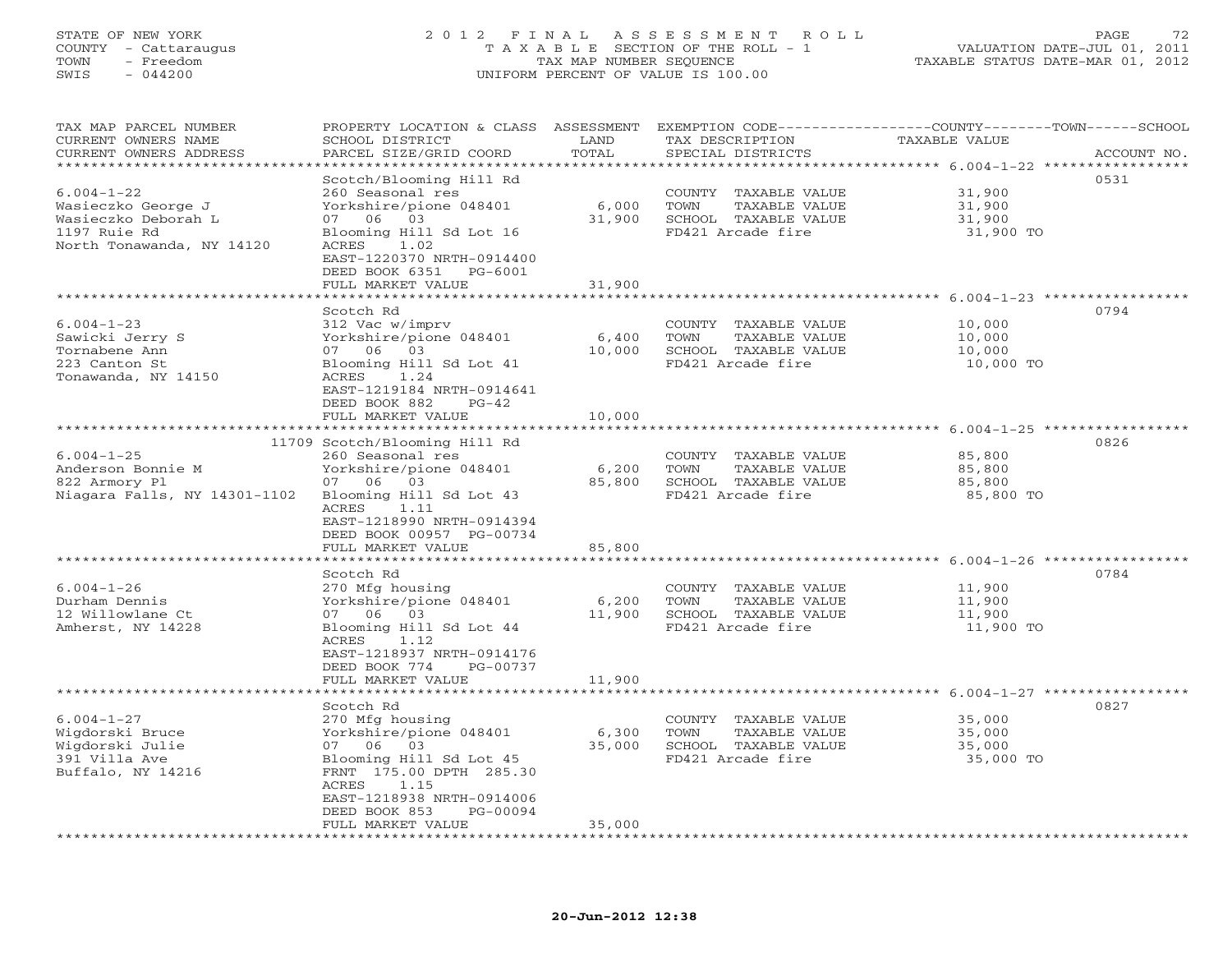STATE OF NEW YORK
COUNTY - Cattaraugus
TOWN - Freedom
SWIS - 044200

2 0 1 2 F I N A L A S S E S S M E N T R O L L
T A X A B L E SECTION OF THE ROLL - 1
TAX MAP NUMBER SEQUENCE
UNIFORM PERCENT OF VALUE IS 100.00

VALUATION DATE-JUL 01, 2011
TAXABLE STATUS DATE-MAR 01, 2012

| TAX MAP PARCEL NUMBER / CURRENT OWNERS NAME / CURRENT OWNERS ADDRESS | PROPERTY LOCATION & CLASS / SCHOOL DISTRICT / PARCEL SIZE/GRID COORD | ASSESSMENT LAND / TOTAL | EXEMPTION CODE / TAX DESCRIPTION / SPECIAL DISTRICTS | TAXABLE VALUE (COUNTY/TOWN/SCHOOL) | ACCOUNT NO. |
|---|---|---|---|---|---|
| 6.004-1-22 | Scotch/Blooming Hill Rd | | | | 0531 |
| Wasieczko George J | 260 Seasonal res | | COUNTY TAXABLE VALUE | 31,900 | |
| Wasieczko Deborah L | Yorkshire/pione 048401 | 6,000 | TOWN TAXABLE VALUE | 31,900 | |
| 1197 Ruie Rd | 07 06 03 | 31,900 | SCHOOL TAXABLE VALUE | 31,900 | |
| North Tonawanda, NY 14120 | Blooming Hill Sd Lot 16 | | FD421 Arcade fire | 31,900 TO | |
| | ACRES 1.02 | | | | |
| | EAST-1220370 NRTH-0914400 | | | | |
| | DEED BOOK 6351 PG-6001 | | | | |
| | FULL MARKET VALUE | 31,900 | | | |
| 6.004-1-23 | Scotch Rd | | | | 0794 |
| Sawicki Jerry S | 312 Vac w/imprv | | COUNTY TAXABLE VALUE | 10,000 | |
| Tornabene Ann | Yorkshire/pione 048401 | 6,400 | TOWN TAXABLE VALUE | 10,000 | |
| 223 Canton St | 07 06 03 | 10,000 | SCHOOL TAXABLE VALUE | 10,000 | |
| Tonawanda, NY 14150 | Blooming Hill Sd Lot 41 | | FD421 Arcade fire | 10,000 TO | |
| | ACRES 1.24 | | | | |
| | EAST-1219184 NRTH-0914641 | | | | |
| | DEED BOOK 882 PG-42 | | | | |
| | FULL MARKET VALUE | 10,000 | | | |
| 6.004-1-25 | 11709 Scotch/Blooming Hill Rd | | | | 0826 |
| Anderson Bonnie M | 260 Seasonal res | | COUNTY TAXABLE VALUE | 85,800 | |
| 822 Armory Pl | Yorkshire/pione 048401 | 6,200 | TOWN TAXABLE VALUE | 85,800 | |
| Niagara Falls, NY 14301-1102 | 07 06 03 | 85,800 | SCHOOL TAXABLE VALUE | 85,800 | |
| | Blooming Hill Sd Lot 43 | | FD421 Arcade fire | 85,800 TO | |
| | ACRES 1.11 | | | | |
| | EAST-1218990 NRTH-0914394 | | | | |
| | DEED BOOK 00957 PG-00734 | | | | |
| | FULL MARKET VALUE | 85,800 | | | |
| 6.004-1-26 | Scotch Rd | | | | 0784 |
| Durham Dennis | 270 Mfg housing | | COUNTY TAXABLE VALUE | 11,900 | |
| 12 Willowlane Ct | Yorkshire/pione 048401 | 6,200 | TOWN TAXABLE VALUE | 11,900 | |
| Amherst, NY 14228 | 07 06 03 | 11,900 | SCHOOL TAXABLE VALUE | 11,900 | |
| | Blooming Hill Sd Lot 44 | | FD421 Arcade fire | 11,900 TO | |
| | ACRES 1.12 | | | | |
| | EAST-1218937 NRTH-0914176 | | | | |
| | DEED BOOK 774 PG-00737 | | | | |
| | FULL MARKET VALUE | 11,900 | | | |
| 6.004-1-27 | Scotch Rd | | | | 0827 |
| Wigdorski Bruce | 270 Mfg housing | | COUNTY TAXABLE VALUE | 35,000 | |
| Wigdorski Julie | Yorkshire/pione 048401 | 6,300 | TOWN TAXABLE VALUE | 35,000 | |
| 391 Villa Ave | 07 06 03 | 35,000 | SCHOOL TAXABLE VALUE | 35,000 | |
| Buffalo, NY 14216 | Blooming Hill Sd Lot 45 | | FD421 Arcade fire | 35,000 TO | |
| | FRNT 175.00 DPTH 285.30 | | | | |
| | ACRES 1.15 | | | | |
| | EAST-1218938 NRTH-0914006 | | | | |
| | DEED BOOK 853 PG-00094 | | | | |
| | FULL MARKET VALUE | 35,000 | | | |

20-Jun-2012 12:38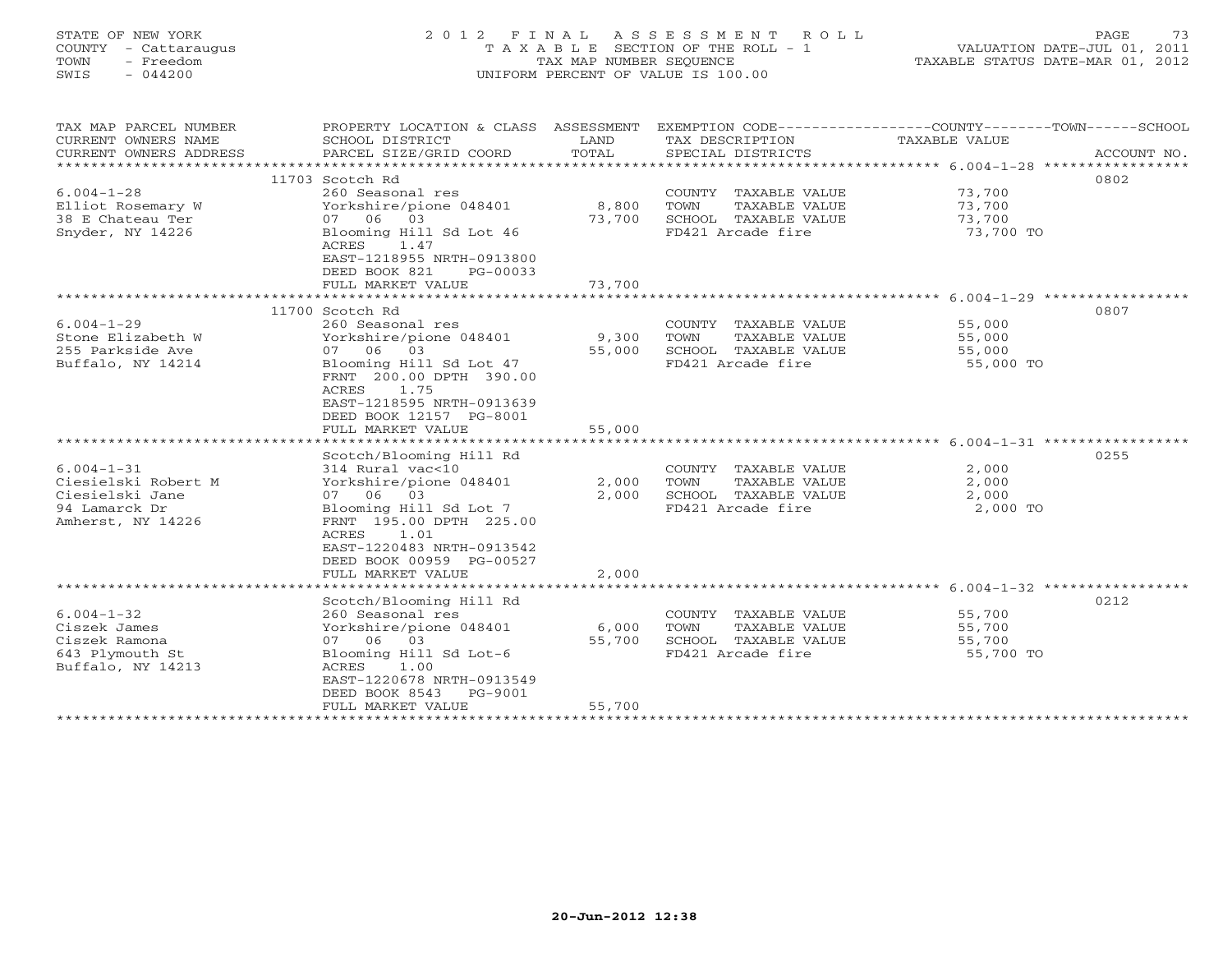STATE OF NEW YORK
COUNTY - Cattaraugus
TOWN - Freedom
SWIS - 044200

# 2012 FINAL ASSESSMENT ROLL

TAXABLE SECTION OF THE ROLL - 1
TAX MAP NUMBER SEQUENCE
UNIFORM PERCENT OF VALUE IS 100.00

VALUATION DATE-JUL 01, 2011
TAXABLE STATUS DATE-MAR 01, 2012

| TAX MAP PARCEL NUMBER / CURRENT OWNERS NAME / CURRENT OWNERS ADDRESS | PROPERTY LOCATION & CLASS / SCHOOL DISTRICT / PARCEL SIZE/GRID COORD | ASSESSMENT LAND | TOTAL | EXEMPTION CODE / TAX DESCRIPTION / SPECIAL DISTRICTS | COUNTY--------TOWN------SCHOOL TAXABLE VALUE | ACCOUNT NO. |
|---|---|---|---|---|---|---|
| **6.004-1-28** | 11703 Scotch Rd | | | | | 0802 |
| 6.004-1-28 | 260 Seasonal res | | | COUNTY TAXABLE VALUE | 73,700 | |
| Elliot Rosemary W | Yorkshire/pione 048401 | 8,800 | | TOWN TAXABLE VALUE | 73,700 | |
| 38 E Chateau Ter | 07 06 03 | | 73,700 | SCHOOL TAXABLE VALUE | 73,700 | |
| Snyder, NY 14226 | Blooming Hill Sd Lot 46 | | | FD421 Arcade fire | 73,700 TO | |
| | ACRES 1.47 | | | | | |
| | EAST-1218955 NRTH-0913800 | | | | | |
| | DEED BOOK 821 PG-00033 | | | | | |
| | FULL MARKET VALUE | | 73,700 | | | |
| **6.004-1-29** | 11700 Scotch Rd | | | | | 0807 |
| 6.004-1-29 | 260 Seasonal res | | | COUNTY TAXABLE VALUE | 55,000 | |
| Stone Elizabeth W | Yorkshire/pione 048401 | 9,300 | | TOWN TAXABLE VALUE | 55,000 | |
| 255 Parkside Ave | 07 06 03 | | 55,000 | SCHOOL TAXABLE VALUE | 55,000 | |
| Buffalo, NY 14214 | Blooming Hill Sd Lot 47 | | | FD421 Arcade fire | 55,000 TO | |
| | FRNT 200.00 DPTH 390.00 | | | | | |
| | ACRES 1.75 | | | | | |
| | EAST-1218595 NRTH-0913639 | | | | | |
| | DEED BOOK 12157 PG-8001 | | | | | |
| | FULL MARKET VALUE | | 55,000 | | | |
| **6.004-1-31** | Scotch/Blooming Hill Rd | | | | | 0255 |
| 6.004-1-31 | 314 Rural vac<10 | | | COUNTY TAXABLE VALUE | 2,000 | |
| Ciesielski Robert M | Yorkshire/pione 048401 | 2,000 | | TOWN TAXABLE VALUE | 2,000 | |
| Ciesielski Jane | 07 06 03 | | 2,000 | SCHOOL TAXABLE VALUE | 2,000 | |
| 94 Lamarck Dr | Blooming Hill Sd Lot 7 | | | FD421 Arcade fire | 2,000 TO | |
| Amherst, NY 14226 | FRNT 195.00 DPTH 225.00 | | | | | |
| | ACRES 1.01 | | | | | |
| | EAST-1220483 NRTH-0913542 | | | | | |
| | DEED BOOK 00959 PG-00527 | | | | | |
| | FULL MARKET VALUE | | 2,000 | | | |
| **6.004-1-32** | Scotch/Blooming Hill Rd | | | | | 0212 |
| 6.004-1-32 | 260 Seasonal res | | | COUNTY TAXABLE VALUE | 55,700 | |
| Ciszek James | Yorkshire/pione 048401 | 6,000 | | TOWN TAXABLE VALUE | 55,700 | |
| Ciszek Ramona | 07 06 03 | | 55,700 | SCHOOL TAXABLE VALUE | 55,700 | |
| 643 Plymouth St | Blooming Hill Sd Lot-6 | | | FD421 Arcade fire | 55,700 TO | |
| Buffalo, NY 14213 | ACRES 1.00 | | | | | |
| | EAST-1220678 NRTH-0913549 | | | | | |
| | DEED BOOK 8543 PG-9001 | | | | | |
| | FULL MARKET VALUE | | 55,700 | | | |

20-Jun-2012 12:38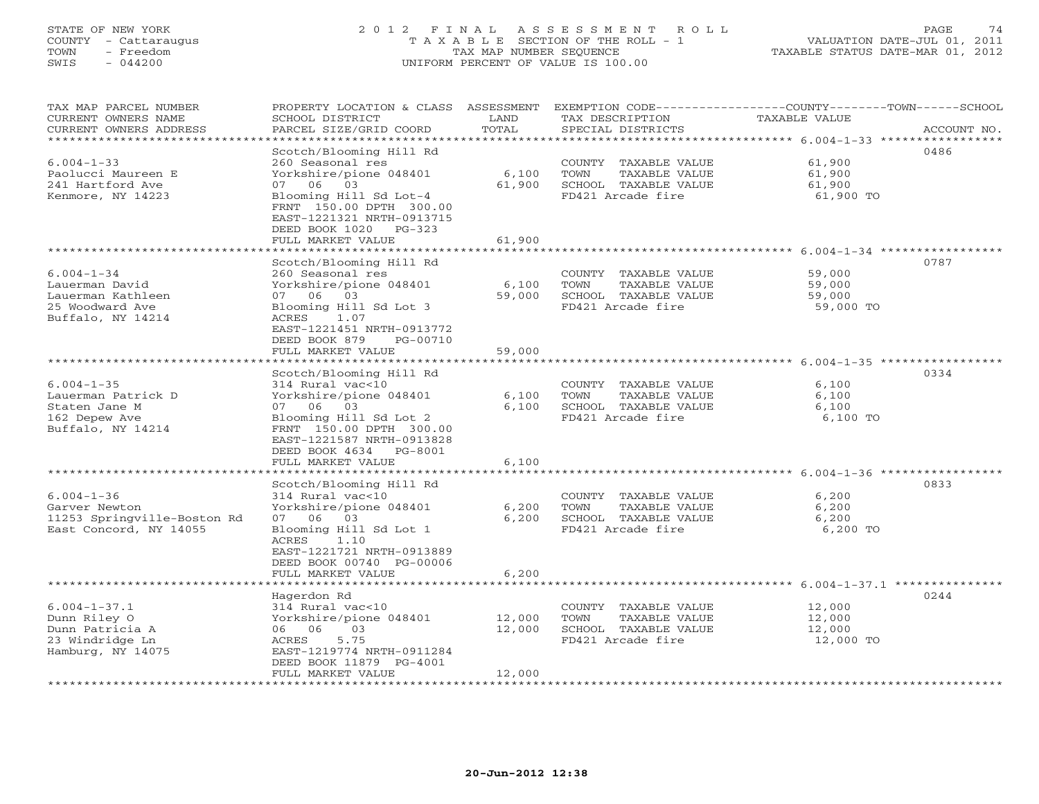STATE OF NEW YORK
COUNTY - Cattaraugus
TOWN - Freedom
SWIS - 044200

# 2012 FINAL ASSESSMENT ROLL

TAXABLE SECTION OF THE ROLL - 1
TAX MAP NUMBER SEQUENCE
UNIFORM PERCENT OF VALUE IS 100.00

VALUATION DATE-JUL 01, 2011
TAXABLE STATUS DATE-MAR 01, 2012

| TAX MAP PARCEL NUMBER / CURRENT OWNERS NAME / CURRENT OWNERS ADDRESS | PROPERTY LOCATION & CLASS / SCHOOL DISTRICT / PARCEL SIZE/GRID COORD | ASSESSMENT LAND | TOTAL | EXEMPTION CODE / TAX DESCRIPTION / SPECIAL DISTRICTS | TAXABLE VALUE (COUNTY/TOWN/SCHOOL) | ACCOUNT NO. |
|---|---|---|---|---|---|---|
| 6.004-1-33 | Scotch/Blooming Hill Rd | | | | | 0486 |
| Paolucci Maureen E | 260 Seasonal res | | | COUNTY TAXABLE VALUE | 61,900 | |
| 241 Hartford Ave | Yorkshire/pione 048401 | 6,100 | | TOWN TAXABLE VALUE | 61,900 | |
| Kenmore, NY 14223 | 07 06 03 | | 61,900 | SCHOOL TAXABLE VALUE | 61,900 | |
| | Blooming Hill Sd Lot-4 | | | FD421 Arcade fire | 61,900 TO | |
| | FRNT 150.00 DPTH 300.00 | | | | | |
| | EAST-1221321 NRTH-0913715 | | | | | |
| | DEED BOOK 1020 PG-323 | | | | | |
| | FULL MARKET VALUE | | 61,900 | | | |
| 6.004-1-34 | Scotch/Blooming Hill Rd | | | | | 0787 |
| Lauerman David | 260 Seasonal res | | | COUNTY TAXABLE VALUE | 59,000 | |
| Lauerman Kathleen | Yorkshire/pione 048401 | 6,100 | | TOWN TAXABLE VALUE | 59,000 | |
| 25 Woodward Ave | 07 06 03 | | 59,000 | SCHOOL TAXABLE VALUE | 59,000 | |
| Buffalo, NY 14214 | Blooming Hill Sd Lot 3 | | | FD421 Arcade fire | 59,000 TO | |
| | ACRES 1.07 | | | | | |
| | EAST-1221451 NRTH-0913772 | | | | | |
| | DEED BOOK 879 PG-00710 | | | | | |
| | FULL MARKET VALUE | | 59,000 | | | |
| 6.004-1-35 | Scotch/Blooming Hill Rd | | | | | 0334 |
| Lauerman Patrick D | 314 Rural vac<10 | | | COUNTY TAXABLE VALUE | 6,100 | |
| Staten Jane M | Yorkshire/pione 048401 | 6,100 | | TOWN TAXABLE VALUE | 6,100 | |
| 162 Depew Ave | 07 06 03 | | 6,100 | SCHOOL TAXABLE VALUE | 6,100 | |
| Buffalo, NY 14214 | Blooming Hill Sd Lot 2 | | | FD421 Arcade fire | 6,100 TO | |
| | FRNT 150.00 DPTH 300.00 | | | | | |
| | EAST-1221587 NRTH-0913828 | | | | | |
| | DEED BOOK 4634 PG-8001 | | | | | |
| | FULL MARKET VALUE | | 6,100 | | | |
| 6.004-1-36 | Scotch/Blooming Hill Rd | | | | | 0833 |
| Garver Newton | 314 Rural vac<10 | | | COUNTY TAXABLE VALUE | 6,200 | |
| 11253 Springville-Boston Rd | Yorkshire/pione 048401 | 6,200 | | TOWN TAXABLE VALUE | 6,200 | |
| East Concord, NY 14055 | 07 06 03 | | 6,200 | SCHOOL TAXABLE VALUE | 6,200 | |
| | Blooming Hill Sd Lot 1 | | | FD421 Arcade fire | 6,200 TO | |
| | ACRES 1.10 | | | | | |
| | EAST-1221721 NRTH-0913889 | | | | | |
| | DEED BOOK 00740 PG-00006 | | | | | |
| | FULL MARKET VALUE | | 6,200 | | | |
| 6.004-1-37.1 | Hagerdon Rd | | | | | 0244 |
| Dunn Riley O | 314 Rural vac<10 | | | COUNTY TAXABLE VALUE | 12,000 | |
| Dunn Patricia A | Yorkshire/pione 048401 | 12,000 | | TOWN TAXABLE VALUE | 12,000 | |
| 23 Windridge Ln | 06 06 03 | | 12,000 | SCHOOL TAXABLE VALUE | 12,000 | |
| Hamburg, NY 14075 | ACRES 5.75 | | | FD421 Arcade fire | 12,000 TO | |
| | EAST-1219774 NRTH-0911284 | | | | | |
| | DEED BOOK 11879 PG-4001 | | | | | |
| | FULL MARKET VALUE | | 12,000 | | | |

20-Jun-2012 12:38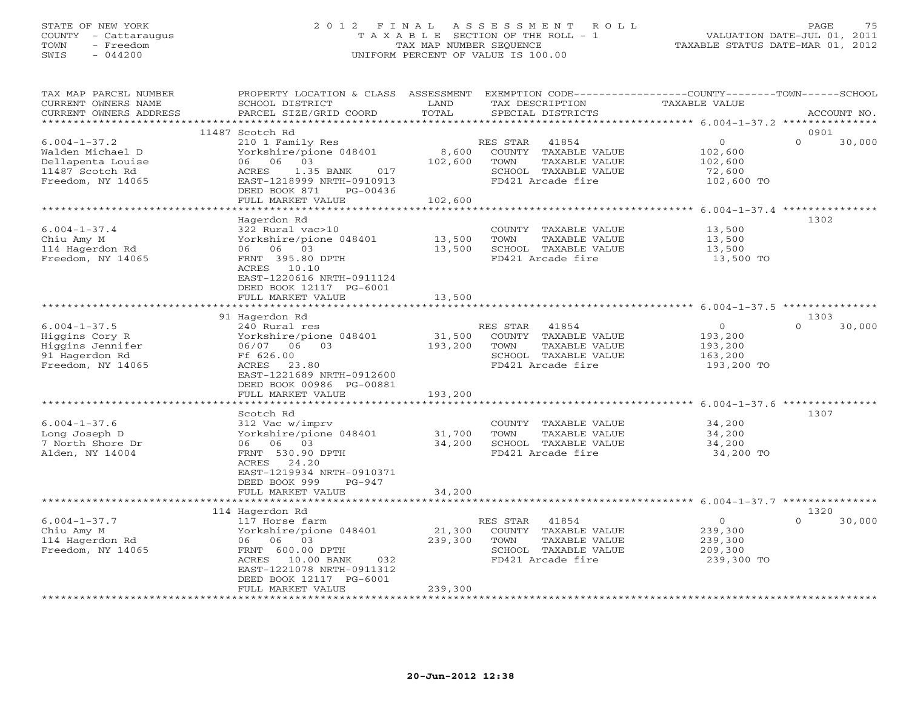STATE OF NEW YORK
COUNTY - Cattaraugus
TOWN - Freedom
SWIS - 044200

# 2012 FINAL ASSESSMENT ROLL

TAXABLE SECTION OF THE ROLL - 1
TAX MAP NUMBER SEQUENCE
UNIFORM PERCENT OF VALUE IS 100.00

VALUATION DATE-JUL 01, 2011
TAXABLE STATUS DATE-MAR 01, 2012

| TAX MAP PARCEL NUMBER / CURRENT OWNERS NAME / CURRENT OWNERS ADDRESS | PROPERTY LOCATION & CLASS / SCHOOL DISTRICT / PARCEL SIZE/GRID COORD | ASSESSMENT LAND / TOTAL | EXEMPTION CODE / TAX DESCRIPTION / SPECIAL DISTRICTS | COUNTY TAXABLE VALUE | TOWN | SCHOOL | ACCOUNT NO. |
|---|---|---|---|---|---|---|---|
| | 11487 Scotch Rd | | | | | | 0901 |
| 6.004-1-37.2 | 210 1 Family Res | | RES STAR 41854 | 0 | | 0 30,000 | |
| Walden Michael D | Yorkshire/pione 048401 | 8,600 | COUNTY TAXABLE VALUE | 102,600 | | | |
| Dellapenta Louise | 06 06 03 | 102,600 | TOWN TAXABLE VALUE | 102,600 | | | |
| 11487 Scotch Rd | ACRES 1.35 BANK 017 | | SCHOOL TAXABLE VALUE | 72,600 | | | |
| Freedom, NY 14065 | EAST-1218999 NRTH-0910913 | | FD421 Arcade fire | 102,600 TO | | | |
| | DEED BOOK 871 PG-00436 | | | | | | |
| | FULL MARKET VALUE | 102,600 | | | | | |
| | Hagerdon Rd | | | | | | 1302 |
| 6.004-1-37.4 | 322 Rural vac>10 | | COUNTY TAXABLE VALUE | 13,500 | | | |
| Chiu Amy M | Yorkshire/pione 048401 | 13,500 | TOWN TAXABLE VALUE | 13,500 | | | |
| 114 Hagerdon Rd | 06 06 03 | 13,500 | SCHOOL TAXABLE VALUE | 13,500 | | | |
| Freedom, NY 14065 | FRNT 395.80 DPTH | | FD421 Arcade fire | 13,500 TO | | | |
| | ACRES 10.10 | | | | | | |
| | EAST-1220616 NRTH-0911124 | | | | | | |
| | DEED BOOK 12117 PG-6001 | | | | | | |
| | FULL MARKET VALUE | 13,500 | | | | | |
| | 91 Hagerdon Rd | | | | | | 1303 |
| 6.004-1-37.5 | 240 Rural res | | RES STAR 41854 | 0 | | 0 30,000 | |
| Higgins Cory R | Yorkshire/pione 048401 | 31,500 | COUNTY TAXABLE VALUE | 193,200 | | | |
| Higgins Jennifer | 06/07 06 03 | 193,200 | TOWN TAXABLE VALUE | 193,200 | | | |
| 91 Hagerdon Rd | Ff 626.00 | | SCHOOL TAXABLE VALUE | 163,200 | | | |
| Freedom, NY 14065 | ACRES 23.80 | | FD421 Arcade fire | 193,200 TO | | | |
| | EAST-1221689 NRTH-0912600 | | | | | | |
| | DEED BOOK 00986 PG-00881 | | | | | | |
| | FULL MARKET VALUE | 193,200 | | | | | |
| | Scotch Rd | | | | | | 1307 |
| 6.004-1-37.6 | 312 Vac w/imprv | | COUNTY TAXABLE VALUE | 34,200 | | | |
| Long Joseph D | Yorkshire/pione 048401 | 31,700 | TOWN TAXABLE VALUE | 34,200 | | | |
| 7 North Shore Dr | 06 06 03 | 34,200 | SCHOOL TAXABLE VALUE | 34,200 | | | |
| Alden, NY 14004 | FRNT 530.90 DPTH | | FD421 Arcade fire | 34,200 TO | | | |
| | ACRES 24.20 | | | | | | |
| | EAST-1219934 NRTH-0910371 | | | | | | |
| | DEED BOOK 999 PG-947 | | | | | | |
| | FULL MARKET VALUE | 34,200 | | | | | |
| | 114 Hagerdon Rd | | | | | | 1320 |
| 6.004-1-37.7 | 117 Horse farm | | RES STAR 41854 | 0 | | 0 30,000 | |
| Chiu Amy M | Yorkshire/pione 048401 | 21,300 | COUNTY TAXABLE VALUE | 239,300 | | | |
| 114 Hagerdon Rd | 06 06 03 | 239,300 | TOWN TAXABLE VALUE | 239,300 | | | |
| Freedom, NY 14065 | FRNT 600.00 DPTH | | SCHOOL TAXABLE VALUE | 209,300 | | | |
| | ACRES 10.00 BANK 032 | | FD421 Arcade fire | 239,300 TO | | | |
| | EAST-1221078 NRTH-0911312 | | | | | | |
| | DEED BOOK 12117 PG-6001 | | | | | | |
| | FULL MARKET VALUE | 239,300 | | | | | |

20-Jun-2012 12:38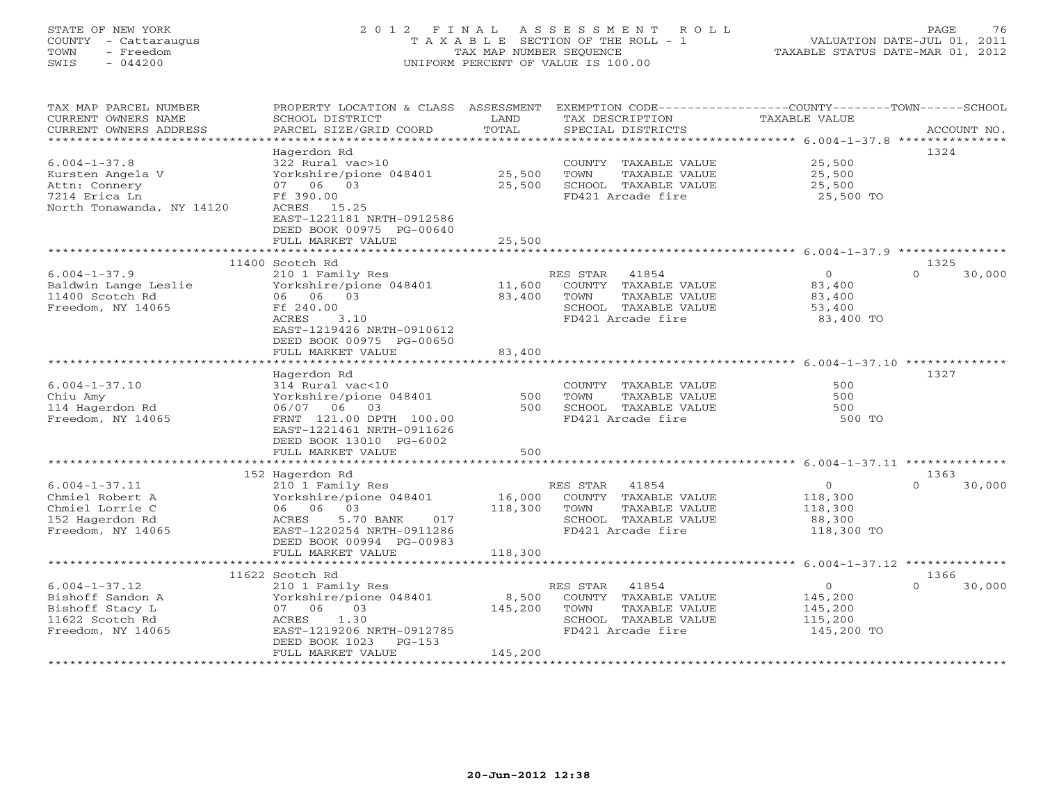STATE OF NEW YORK
COUNTY - Cattaraugus
TOWN - Freedom
SWIS - 044200

2 0 1 2 F I N A L A S S E S S M E N T R O L L
T A X A B L E SECTION OF THE ROLL - 1
TAX MAP NUMBER SEQUENCE
UNIFORM PERCENT OF VALUE IS 100.00

VALUATION DATE-JUL 01, 2011
TAXABLE STATUS DATE-MAR 01, 2012

| TAX MAP PARCEL NUMBER / CURRENT OWNERS NAME / CURRENT OWNERS ADDRESS | PROPERTY LOCATION & CLASS / SCHOOL DISTRICT / PARCEL SIZE/GRID COORD | ASSESSMENT LAND / TOTAL | EXEMPTION CODE / TAX DESCRIPTION / SPECIAL DISTRICTS | COUNTY / TOWN TAXABLE VALUE | SCHOOL | ACCOUNT NO. |
|---|---|---|---|---|---|---|
| 6.004-1-37.8 | Hagerdon Rd | | | | | 1324 |
| 6.004-1-37.8 | 322 Rural vac>10 | | COUNTY TAXABLE VALUE | 25,500 | | |
| Kursten Angela V | Yorkshire/pione 048401 | 25,500 | TOWN TAXABLE VALUE | 25,500 | | |
| Attn: Connery | 07 06 03 | 25,500 | SCHOOL TAXABLE VALUE | 25,500 | | |
| 7214 Erica Ln | Ff 390.00 | | FD421 Arcade fire | 25,500 TO | | |
| North Tonawanda, NY 14120 | ACRES 15.25 | | | | | |
| | EAST-1221181 NRTH-0912586 | | | | | |
| | DEED BOOK 00975 PG-00640 | | | | | |
| | FULL MARKET VALUE | 25,500 | | | | |
| 6.004-1-37.9 | 11400 Scotch Rd | | | | | 1325 |
| 6.004-1-37.9 | 210 1 Family Res | | RES STAR 41854 | 0 | 0 | 30,000 |
| Baldwin Lange Leslie | Yorkshire/pione 048401 | 11,600 | COUNTY TAXABLE VALUE | 83,400 | | |
| 11400 Scotch Rd | 06 06 03 | 83,400 | TOWN TAXABLE VALUE | 83,400 | | |
| Freedom, NY 14065 | Ff 240.00 | | SCHOOL TAXABLE VALUE | 53,400 | | |
| | ACRES 3.10 | | FD421 Arcade fire | 83,400 TO | | |
| | EAST-1219426 NRTH-0910612 | | | | | |
| | DEED BOOK 00975 PG-00650 | | | | | |
| | FULL MARKET VALUE | 83,400 | | | | |
| 6.004-1-37.10 | Hagerdon Rd | | | | | 1327 |
| 6.004-1-37.10 | 314 Rural vac<10 | | COUNTY TAXABLE VALUE | 500 | | |
| Chiu Amy | Yorkshire/pione 048401 | 500 | TOWN TAXABLE VALUE | 500 | | |
| 114 Hagerdon Rd | 06/07 06 03 | 500 | SCHOOL TAXABLE VALUE | 500 | | |
| Freedom, NY 14065 | FRNT 121.00 DPTH 100.00 | | FD421 Arcade fire | 500 TO | | |
| | EAST-1221461 NRTH-0911626 | | | | | |
| | DEED BOOK 13010 PG-6002 | | | | | |
| | FULL MARKET VALUE | 500 | | | | |
| 6.004-1-37.11 | 152 Hagerdon Rd | | | | | 1363 |
| 6.004-1-37.11 | 210 1 Family Res | | RES STAR 41854 | 0 | 0 | 30,000 |
| Chmiel Robert A | Yorkshire/pione 048401 | 16,000 | COUNTY TAXABLE VALUE | 118,300 | | |
| Chmiel Lorrie C | 06 06 03 | 118,300 | TOWN TAXABLE VALUE | 118,300 | | |
| 152 Hagerdon Rd | ACRES 5.70 BANK 017 | | SCHOOL TAXABLE VALUE | 88,300 | | |
| Freedom, NY 14065 | EAST-1220254 NRTH-0911286 | | FD421 Arcade fire | 118,300 TO | | |
| | DEED BOOK 00994 PG-00983 | | | | | |
| | FULL MARKET VALUE | 118,300 | | | | |
| 6.004-1-37.12 | 11622 Scotch Rd | | | | | 1366 |
| 6.004-1-37.12 | 210 1 Family Res | | RES STAR 41854 | 0 | 0 | 30,000 |
| Bishoff Sandon A | Yorkshire/pione 048401 | 8,500 | COUNTY TAXABLE VALUE | 145,200 | | |
| Bishoff Stacy L | 07 06 03 | 145,200 | TOWN TAXABLE VALUE | 145,200 | | |
| 11622 Scotch Rd | ACRES 1.30 | | SCHOOL TAXABLE VALUE | 115,200 | | |
| Freedom, NY 14065 | EAST-1219206 NRTH-0912785 | | FD421 Arcade fire | 145,200 TO | | |
| | DEED BOOK 1023 PG-153 | | | | | |
| | FULL MARKET VALUE | 145,200 | | | | |

20-Jun-2012 12:38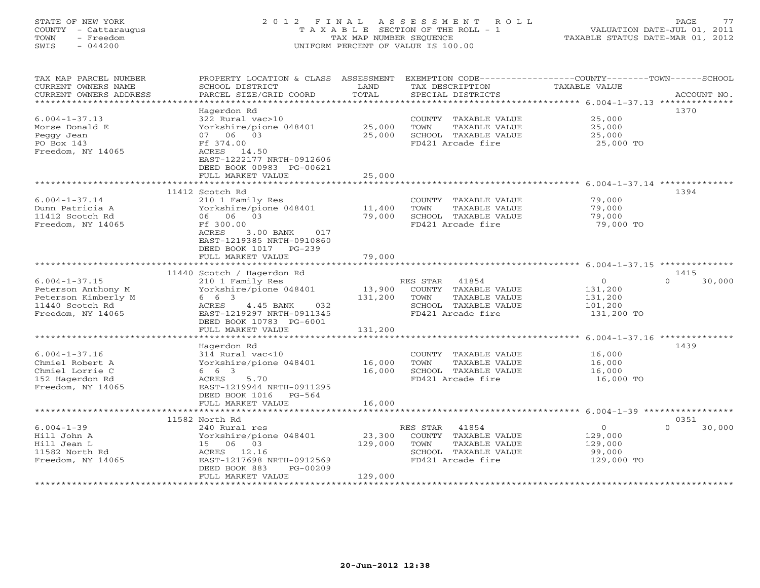STATE OF NEW YORK
COUNTY - Cattaraugus
TOWN - Freedom
SWIS - 044200

2012 FINAL ASSESSMENT ROLL
TAXABLE SECTION OF THE ROLL - 1
TAX MAP NUMBER SEQUENCE
UNIFORM PERCENT OF VALUE IS 100.00

VALUATION DATE-JUL 01, 2011
TAXABLE STATUS DATE-MAR 01, 2012

| TAX MAP PARCEL NUMBER / CURRENT OWNERS NAME / CURRENT OWNERS ADDRESS | PROPERTY LOCATION & CLASS / SCHOOL DISTRICT / PARCEL SIZE/GRID COORD | ASSESSMENT LAND | TOTAL | EXEMPTION CODE / TAX DESCRIPTION / SPECIAL DISTRICTS | COUNTY TAXABLE VALUE | TOWN | SCHOOL | ACCOUNT NO. |
|---|---|---|---|---|---|---|---|---|
| 6.004-1-37.13 | Hagerdon Rd | | | | | | | 1370 |
| Morse Donald E | 322 Rural vac>10 | | | COUNTY TAXABLE VALUE | 25,000 | | | |
| Peggy Jean | Yorkshire/pione 048401 | 25,000 | | TOWN TAXABLE VALUE | 25,000 | | | |
| PO Box 143 | 07 06 03 | | 25,000 | SCHOOL TAXABLE VALUE | 25,000 | | | |
| Freedom, NY 14065 | Ff 374.00 | | | FD421 Arcade fire | 25,000 TO | | | |
| | ACRES 14.50 | | | | | | | |
| | EAST-1222177 NRTH-0912606 | | | | | | | |
| | DEED BOOK 00983 PG-00621 | | | | | | | |
| | FULL MARKET VALUE | | 25,000 | | | | | |
| 6.004-1-37.14 | 11412 Scotch Rd | | | | | | | 1394 |
| Dunn Patricia A | 210 1 Family Res | | | COUNTY TAXABLE VALUE | 79,000 | | | |
| 11412 Scotch Rd | Yorkshire/pione 048401 | 11,400 | | TOWN TAXABLE VALUE | 79,000 | | | |
| Freedom, NY 14065 | 06 06 03 | | 79,000 | SCHOOL TAXABLE VALUE | 79,000 | | | |
| | Ff 300.00 | | | FD421 Arcade fire | 79,000 TO | | | |
| | ACRES 3.00 BANK 017 | | | | | | | |
| | EAST-1219385 NRTH-0910860 | | | | | | | |
| | DEED BOOK 1017 PG-239 | | | | | | | |
| | FULL MARKET VALUE | | 79,000 | | | | | |
| 6.004-1-37.15 | 11440 Scotch / Hagerdon Rd | | | | | | | 1415 |
| Peterson Anthony M | 210 1 Family Res | | | RES STAR 41854 | 0 | 0 | 30,000 | |
| Peterson Kimberly M | Yorkshire/pione 048401 | 13,900 | | COUNTY TAXABLE VALUE | 131,200 | | | |
| 11440 Scotch Rd | 6 6 3 | | 131,200 | TOWN TAXABLE VALUE | 131,200 | | | |
| Freedom, NY 14065 | ACRES 4.45 BANK 032 | | | SCHOOL TAXABLE VALUE | 101,200 | | | |
| | EAST-1219297 NRTH-0911345 | | | FD421 Arcade fire | 131,200 TO | | | |
| | DEED BOOK 10783 PG-6001 | | | | | | | |
| | FULL MARKET VALUE | | 131,200 | | | | | |
| 6.004-1-37.16 | Hagerdon Rd | | | | | | | 1439 |
| Chmiel Robert A | 314 Rural vac<10 | | | COUNTY TAXABLE VALUE | 16,000 | | | |
| Chmiel Lorrie C | Yorkshire/pione 048401 | 16,000 | | TOWN TAXABLE VALUE | 16,000 | | | |
| 152 Hagerdon Rd | 6 6 3 | | 16,000 | SCHOOL TAXABLE VALUE | 16,000 | | | |
| Freedom, NY 14065 | ACRES 5.70 | | | FD421 Arcade fire | 16,000 TO | | | |
| | EAST-1219944 NRTH-0911295 | | | | | | | |
| | DEED BOOK 1016 PG-564 | | | | | | | |
| | FULL MARKET VALUE | | 16,000 | | | | | |
| 6.004-1-39 | 11582 North Rd | | | | | | | 0351 |
| Hill John A | 240 Rural res | | | RES STAR 41854 | 0 | 0 | 30,000 | |
| Hill Jean L | Yorkshire/pione 048401 | 23,300 | | COUNTY TAXABLE VALUE | 129,000 | | | |
| 11582 North Rd | 15 06 03 | | 129,000 | TOWN TAXABLE VALUE | 129,000 | | | |
| Freedom, NY 14065 | ACRES 12.16 | | | SCHOOL TAXABLE VALUE | 99,000 | | | |
| | EAST-1217698 NRTH-0912569 | | | FD421 Arcade fire | 129,000 TO | | | |
| | DEED BOOK 883 PG-00209 | | | | | | | |
| | FULL MARKET VALUE | | 129,000 | | | | | |

20-Jun-2012 12:38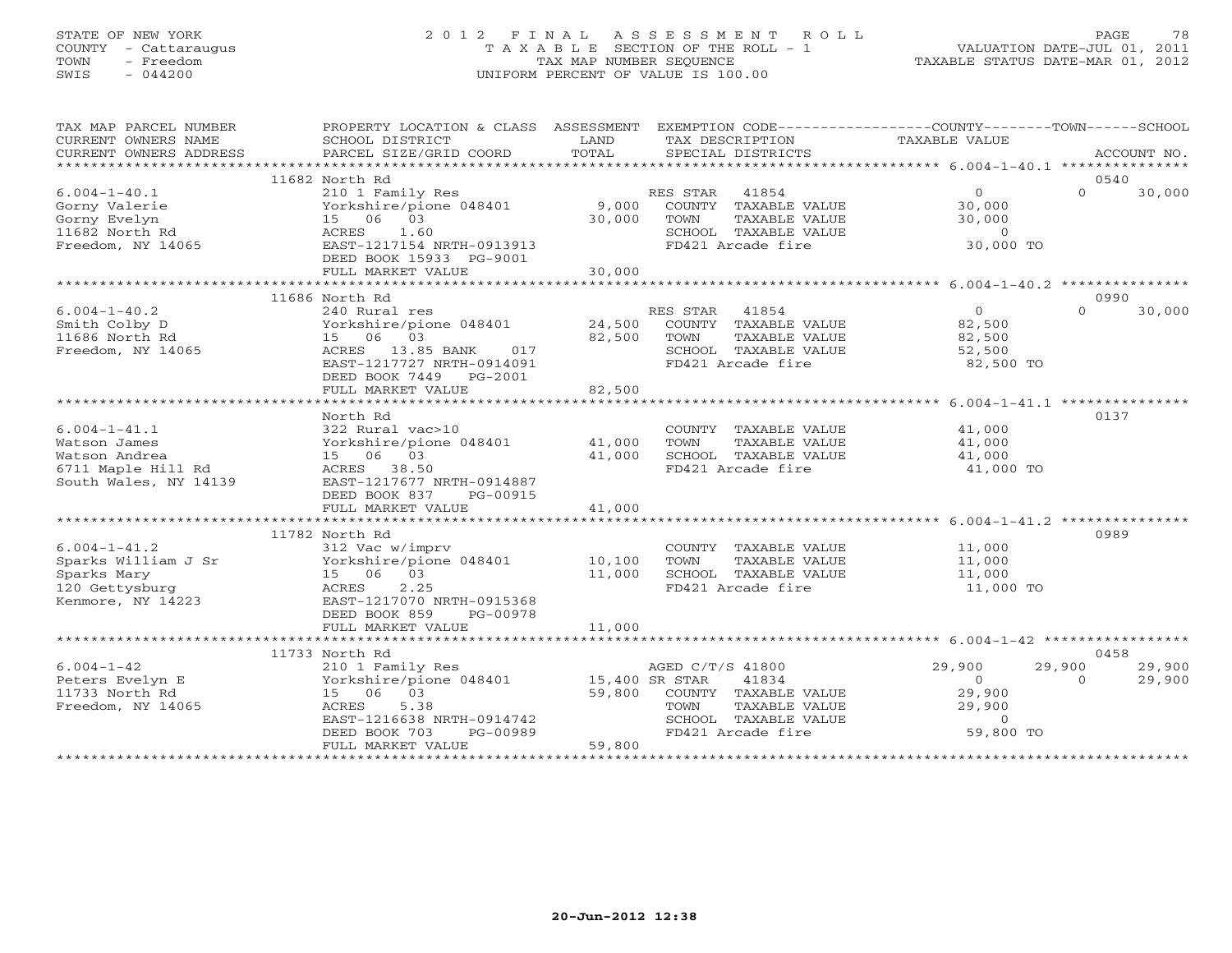STATE OF NEW YORK
COUNTY - Cattaraugus
TOWN - Freedom
SWIS - 044200

# 2012 FINAL ASSESSMENT ROLL

TAXABLE SECTION OF THE ROLL - 1
TAX MAP NUMBER SEQUENCE
UNIFORM PERCENT OF VALUE IS 100.00

VALUATION DATE-JUL 01, 2011
TAXABLE STATUS DATE-MAR 01, 2012

| TAX MAP PARCEL NUMBER / CURRENT OWNERS NAME / CURRENT OWNERS ADDRESS | PROPERTY LOCATION & CLASS / SCHOOL DISTRICT / PARCEL SIZE/GRID COORD | ASSESSMENT LAND / TOTAL | EXEMPTION CODE / TAX DESCRIPTION / SPECIAL DISTRICTS | COUNTY TAXABLE VALUE | TOWN | SCHOOL / ACCOUNT NO. |
|---|---|---|---|---|---|---|
| **6.004-1-40.1** | 11682 North Rd | | | | | 0540 |
| 6.004-1-40.1 | 210 1 Family Res | | RES STAR 41854 | 0 | 0 | 30,000 |
| Gorny Valerie | Yorkshire/pione 048401 | 9,000 | COUNTY TAXABLE VALUE | 30,000 | | |
| Gorny Evelyn | 15 06 03 | 30,000 | TOWN TAXABLE VALUE | 30,000 | | |
| 11682 North Rd | ACRES 1.60 | | SCHOOL TAXABLE VALUE | 0 | | |
| Freedom, NY 14065 | EAST-1217154 NRTH-0913913 | | FD421 Arcade fire | 30,000 TO | | |
| | DEED BOOK 15933 PG-9001 | | | | | |
| | FULL MARKET VALUE | 30,000 | | | | |
| **6.004-1-40.2** | 11686 North Rd | | | | | 0990 |
| 6.004-1-40.2 | 240 Rural res | | RES STAR 41854 | 0 | 0 | 30,000 |
| Smith Colby D | Yorkshire/pione 048401 | 24,500 | COUNTY TAXABLE VALUE | 82,500 | | |
| 11686 North Rd | 15 06 03 | 82,500 | TOWN TAXABLE VALUE | 82,500 | | |
| Freedom, NY 14065 | ACRES 13.85 BANK 017 | | SCHOOL TAXABLE VALUE | 52,500 | | |
| | EAST-1217727 NRTH-0914091 | | FD421 Arcade fire | 82,500 TO | | |
| | DEED BOOK 7449 PG-2001 | | | | | |
| | FULL MARKET VALUE | 82,500 | | | | |
| **6.004-1-41.1** | North Rd | | | | | 0137 |
| 6.004-1-41.1 | 322 Rural vac>10 | | COUNTY TAXABLE VALUE | 41,000 | | |
| Watson James | Yorkshire/pione 048401 | 41,000 | TOWN TAXABLE VALUE | 41,000 | | |
| Watson Andrea | 15 06 03 | 41,000 | SCHOOL TAXABLE VALUE | 41,000 | | |
| 6711 Maple Hill Rd | ACRES 38.50 | | FD421 Arcade fire | 41,000 TO | | |
| South Wales, NY 14139 | EAST-1217677 NRTH-0914887 | | | | | |
| | DEED BOOK 837 PG-00915 | | | | | |
| | FULL MARKET VALUE | 41,000 | | | | |
| **6.004-1-41.2** | 11782 North Rd | | | | | 0989 |
| 6.004-1-41.2 | 312 Vac w/imprv | | COUNTY TAXABLE VALUE | 11,000 | | |
| Sparks William J Sr | Yorkshire/pione 048401 | 10,100 | TOWN TAXABLE VALUE | 11,000 | | |
| Sparks Mary | 15 06 03 | 11,000 | SCHOOL TAXABLE VALUE | 11,000 | | |
| 120 Gettysburg | ACRES 2.25 | | FD421 Arcade fire | 11,000 TO | | |
| Kenmore, NY 14223 | EAST-1217070 NRTH-0915368 | | | | | |
| | DEED BOOK 859 PG-00978 | | | | | |
| | FULL MARKET VALUE | 11,000 | | | | |
| **6.004-1-42** | 11733 North Rd | | | | | 0458 |
| 6.004-1-42 | 210 1 Family Res | | AGED C/T/S 41800 | 29,900 | 29,900 | 29,900 |
| Peters Evelyn E | Yorkshire/pione 048401 | 15,400 | SR STAR 41834 | 0 | 0 | 29,900 |
| 11733 North Rd | 15 06 03 | 59,800 | COUNTY TAXABLE VALUE | 29,900 | | |
| Freedom, NY 14065 | ACRES 5.38 | | TOWN TAXABLE VALUE | 29,900 | | |
| | EAST-1216638 NRTH-0914742 | | SCHOOL TAXABLE VALUE | 0 | | |
| | DEED BOOK 703 PG-00989 | | FD421 Arcade fire | 59,800 TO | | |
| | FULL MARKET VALUE | 59,800 | | | | |

20-Jun-2012 12:38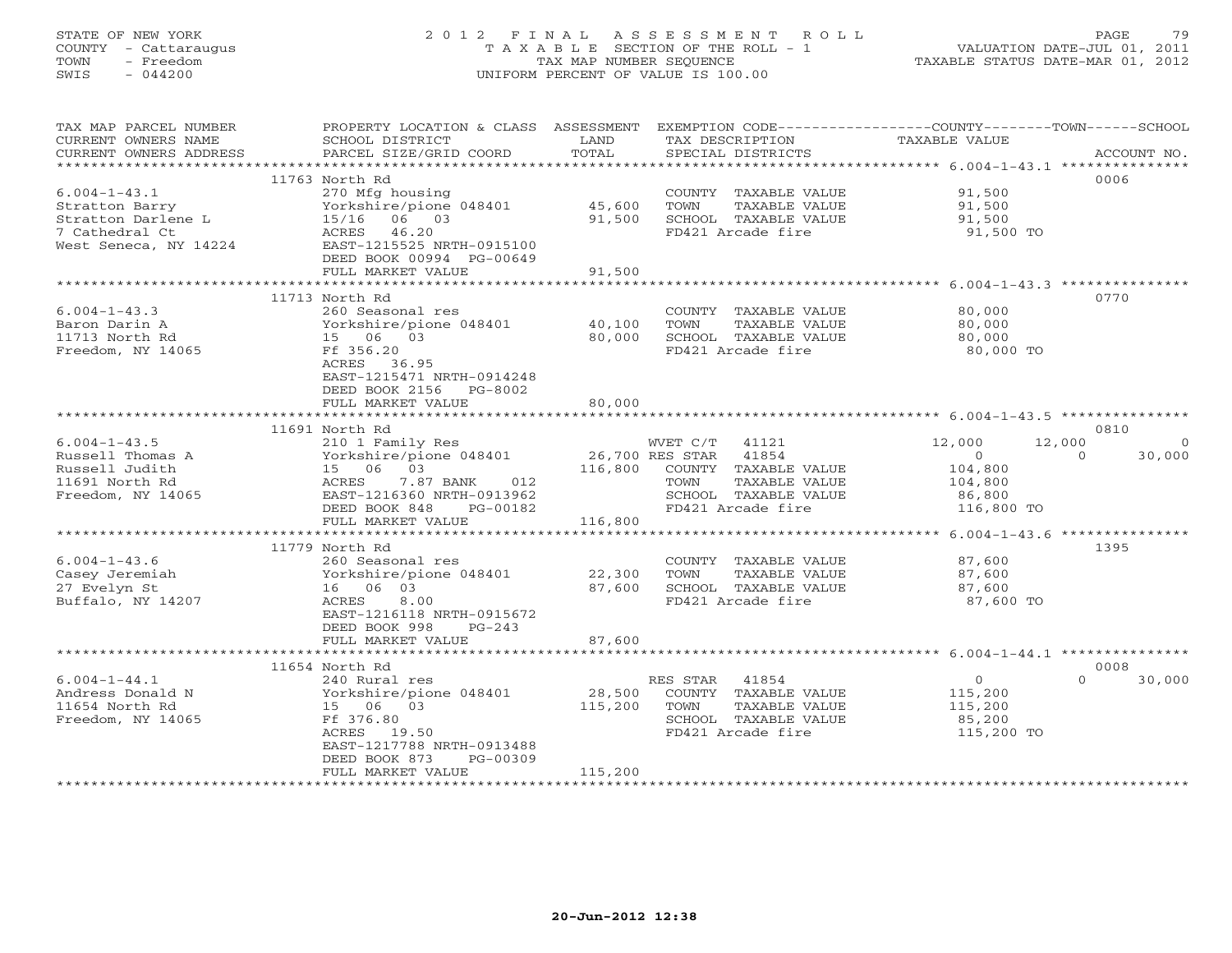STATE OF NEW YORK
COUNTY - Cattaraugus
TOWN - Freedom
SWIS - 044200

2 0 1 2 F I N A L A S S E S S M E N T R O L L
T A X A B L E SECTION OF THE ROLL - 1
TAX MAP NUMBER SEQUENCE
UNIFORM PERCENT OF VALUE IS 100.00

VALUATION DATE-JUL 01, 2011
TAXABLE STATUS DATE-MAR 01, 2012

| TAX MAP PARCEL NUMBER / CURRENT OWNERS NAME / CURRENT OWNERS ADDRESS | PROPERTY LOCATION & CLASS / SCHOOL DISTRICT / PARCEL SIZE/GRID COORD | ASSESSMENT LAND / TOTAL | EXEMPTION CODE / TAX DESCRIPTION / SPECIAL DISTRICTS | COUNTY TAXABLE VALUE | TOWN | SCHOOL | ACCOUNT NO. |
|---|---|---|---|---|---|---|---|
| **6.004-1-43.1** | 11763 North Rd | | | | | | 0006 |
| Stratton Barry | 270 Mfg housing | | COUNTY TAXABLE VALUE | 91,500 | | | |
| Stratton Darlene L | Yorkshire/pione 048401 | 45,600 | TOWN TAXABLE VALUE | 91,500 | | | |
| 7 Cathedral Ct | 15/16 06 03 | 91,500 | SCHOOL TAXABLE VALUE | 91,500 | | | |
| West Seneca, NY 14224 | ACRES 46.20 | | FD421 Arcade fire | 91,500 TO | | | |
| | EAST-1215525 NRTH-0915100 | | | | | | |
| | DEED BOOK 00994 PG-00649 | | | | | | |
| | FULL MARKET VALUE | 91,500 | | | | | |
| **6.004-1-43.3** | 11713 North Rd | | | | | | 0770 |
| Baron Darin A | 260 Seasonal res | | COUNTY TAXABLE VALUE | 80,000 | | | |
| 11713 North Rd | Yorkshire/pione 048401 | 40,100 | TOWN TAXABLE VALUE | 80,000 | | | |
| Freedom, NY 14065 | 15 06 03 | 80,000 | SCHOOL TAXABLE VALUE | 80,000 | | | |
| | Ff 356.20 | | FD421 Arcade fire | 80,000 TO | | | |
| | ACRES 36.95 | | | | | | |
| | EAST-1215471 NRTH-0914248 | | | | | | |
| | DEED BOOK 2156 PG-8002 | | | | | | |
| | FULL MARKET VALUE | 80,000 | | | | | |
| **6.004-1-43.5** | 11691 North Rd | | | | | | 0810 |
| Russell Thomas A | 210 1 Family Res | | WVET C/T 41121 | 12,000 | 12,000 | 0 | |
| Russell Judith | Yorkshire/pione 048401 | 26,700 | RES STAR 41854 | 0 | 0 | 30,000 | |
| 11691 North Rd | 15 06 03 | 116,800 | COUNTY TAXABLE VALUE | 104,800 | | | |
| Freedom, NY 14065 | ACRES 7.87 BANK 012 | | TOWN TAXABLE VALUE | 104,800 | | | |
| | EAST-1216360 NRTH-0913962 | | SCHOOL TAXABLE VALUE | 86,800 | | | |
| | DEED BOOK 848 PG-00182 | | FD421 Arcade fire | 116,800 TO | | | |
| | FULL MARKET VALUE | 116,800 | | | | | |
| **6.004-1-43.6** | 11779 North Rd | | | | | | 1395 |
| Casey Jeremiah | 260 Seasonal res | | COUNTY TAXABLE VALUE | 87,600 | | | |
| 27 Evelyn St | Yorkshire/pione 048401 | 22,300 | TOWN TAXABLE VALUE | 87,600 | | | |
| Buffalo, NY 14207 | 16 06 03 | 87,600 | SCHOOL TAXABLE VALUE | 87,600 | | | |
| | ACRES 8.00 | | FD421 Arcade fire | 87,600 TO | | | |
| | EAST-1216118 NRTH-0915672 | | | | | | |
| | DEED BOOK 998 PG-243 | | | | | | |
| | FULL MARKET VALUE | 87,600 | | | | | |
| **6.004-1-44.1** | 11654 North Rd | | | | | | 0008 |
| Andress Donald N | 240 Rural res | | RES STAR 41854 | 0 | 0 | 30,000 | |
| 11654 North Rd | Yorkshire/pione 048401 | 28,500 | COUNTY TAXABLE VALUE | 115,200 | | | |
| Freedom, NY 14065 | 15 06 03 | 115,200 | TOWN TAXABLE VALUE | 115,200 | | | |
| | Ff 376.80 | | SCHOOL TAXABLE VALUE | 85,200 | | | |
| | ACRES 19.50 | | FD421 Arcade fire | 115,200 TO | | | |
| | EAST-1217788 NRTH-0913488 | | | | | | |
| | DEED BOOK 873 PG-00309 | | | | | | |
| | FULL MARKET VALUE | 115,200 | | | | | |

20-Jun-2012 12:38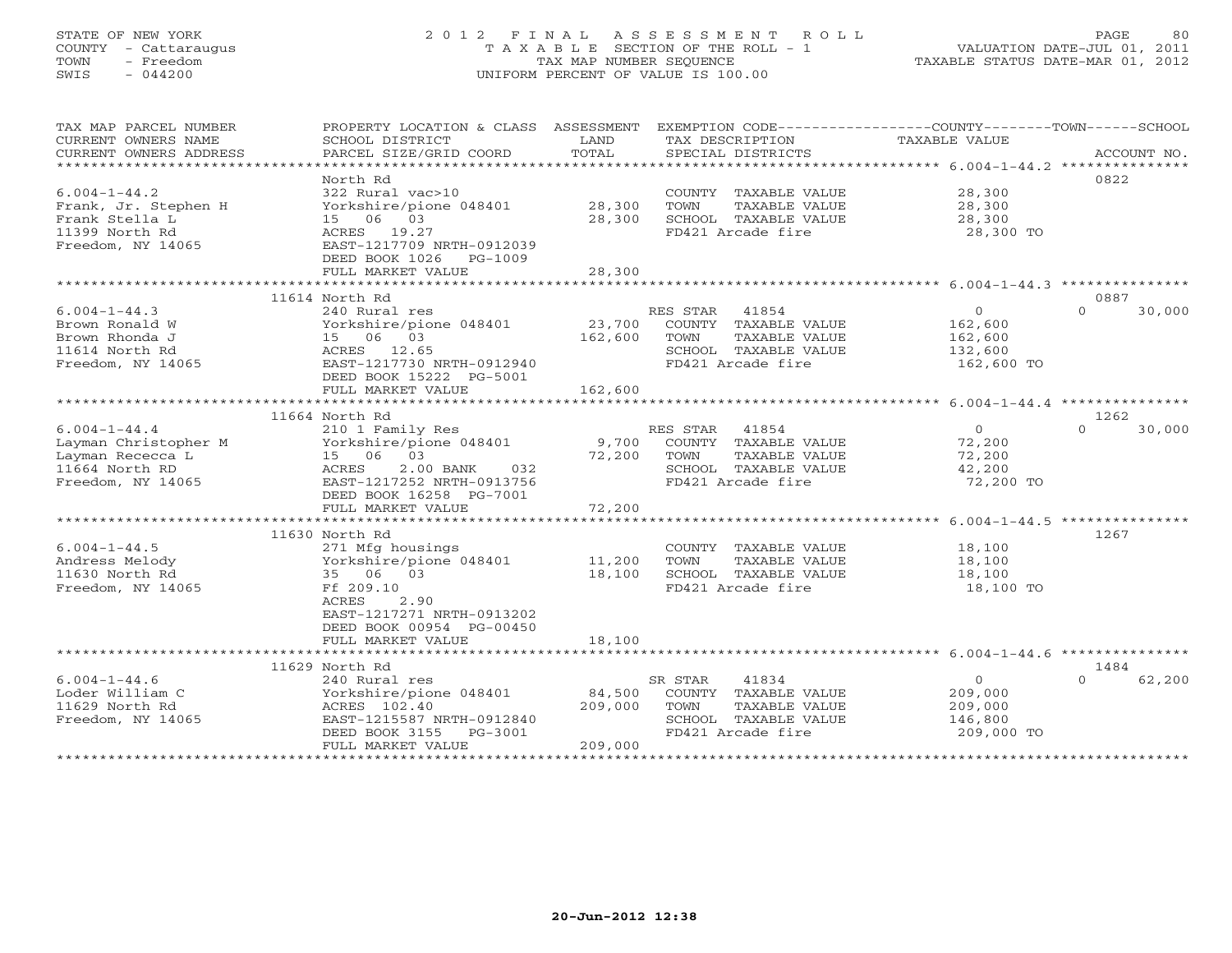STATE OF NEW YORK
COUNTY - Cattaraugus
TOWN - Freedom
SWIS - 044200

2012 FINAL ASSESSMENT ROLL
TAXABLE SECTION OF THE ROLL - 1
TAX MAP NUMBER SEQUENCE
UNIFORM PERCENT OF VALUE IS 100.00

VALUATION DATE-JUL 01, 2011
TAXABLE STATUS DATE-MAR 01, 2012

| TAX MAP PARCEL NUMBER / CURRENT OWNERS NAME / CURRENT OWNERS ADDRESS | PROPERTY LOCATION & CLASS / SCHOOL DISTRICT / PARCEL SIZE/GRID COORD | ASSESSMENT LAND / TOTAL | EXEMPTION CODE / TAX DESCRIPTION / SPECIAL DISTRICTS | COUNTY TAXABLE VALUE | TOWN | SCHOOL / ACCOUNT NO. |
|---|---|---|---|---|---|---|
| **6.004-1-44.2** | North Rd | | | | | 0822 |
| 6.004-1-44.2 | 322 Rural vac>10 | | COUNTY TAXABLE VALUE | 28,300 | | |
| Frank, Jr. Stephen H | Yorkshire/pione 048401 | 28,300 | TOWN TAXABLE VALUE | 28,300 | | |
| Frank Stella L | 15 06 03 | 28,300 | SCHOOL TAXABLE VALUE | 28,300 | | |
| 11399 North Rd | ACRES 19.27 | | FD421 Arcade fire | 28,300 TO | | |
| Freedom, NY 14065 | EAST-1217709 NRTH-0912039 | | | | | |
| | DEED BOOK 1026 PG-1009 | | | | | |
| | FULL MARKET VALUE | 28,300 | | | | |
| **6.004-1-44.3** | 11614 North Rd | | | | | 0887 |
| 6.004-1-44.3 | 240 Rural res | | RES STAR 41854 | 0 | 0 | 30,000 |
| Brown Ronald W | Yorkshire/pione 048401 | 23,700 | COUNTY TAXABLE VALUE | 162,600 | | |
| Brown Rhonda J | 15 06 03 | 162,600 | TOWN TAXABLE VALUE | 162,600 | | |
| 11614 North Rd | ACRES 12.65 | | SCHOOL TAXABLE VALUE | 132,600 | | |
| Freedom, NY 14065 | EAST-1217730 NRTH-0912940 | | FD421 Arcade fire | 162,600 TO | | |
| | DEED BOOK 15222 PG-5001 | | | | | |
| | FULL MARKET VALUE | 162,600 | | | | |
| **6.004-1-44.4** | 11664 North Rd | | | | | 1262 |
| 6.004-1-44.4 | 210 1 Family Res | | RES STAR 41854 | 0 | 0 | 30,000 |
| Layman Christopher M | Yorkshire/pione 048401 | 9,700 | COUNTY TAXABLE VALUE | 72,200 | | |
| Layman Rececca L | 15 06 03 | 72,200 | TOWN TAXABLE VALUE | 72,200 | | |
| 11664 North RD | ACRES 2.00 BANK 032 | | SCHOOL TAXABLE VALUE | 42,200 | | |
| Freedom, NY 14065 | EAST-1217252 NRTH-0913756 | | FD421 Arcade fire | 72,200 TO | | |
| | DEED BOOK 16258 PG-7001 | | | | | |
| | FULL MARKET VALUE | 72,200 | | | | |
| **6.004-1-44.5** | 11630 North Rd | | | | | 1267 |
| 6.004-1-44.5 | 271 Mfg housings | | COUNTY TAXABLE VALUE | 18,100 | | |
| Andress Melody | Yorkshire/pione 048401 | 11,200 | TOWN TAXABLE VALUE | 18,100 | | |
| 11630 North Rd | 35 06 03 | 18,100 | SCHOOL TAXABLE VALUE | 18,100 | | |
| Freedom, NY 14065 | Ff 209.10 | | FD421 Arcade fire | 18,100 TO | | |
| | ACRES 2.90 | | | | | |
| | EAST-1217271 NRTH-0913202 | | | | | |
| | DEED BOOK 00954 PG-00450 | | | | | |
| | FULL MARKET VALUE | 18,100 | | | | |
| **6.004-1-44.6** | 11629 North Rd | | | | | 1484 |
| 6.004-1-44.6 | 240 Rural res | | SR STAR 41834 | 0 | 0 | 62,200 |
| Loder William C | Yorkshire/pione 048401 | 84,500 | COUNTY TAXABLE VALUE | 209,000 | | |
| 11629 North Rd | ACRES 102.40 | 209,000 | TOWN TAXABLE VALUE | 209,000 | | |
| Freedom, NY 14065 | EAST-1215587 NRTH-0912840 | | SCHOOL TAXABLE VALUE | 146,800 | | |
| | DEED BOOK 3155 PG-3001 | | FD421 Arcade fire | 209,000 TO | | |
| | FULL MARKET VALUE | 209,000 | | | | |

20-Jun-2012 12:38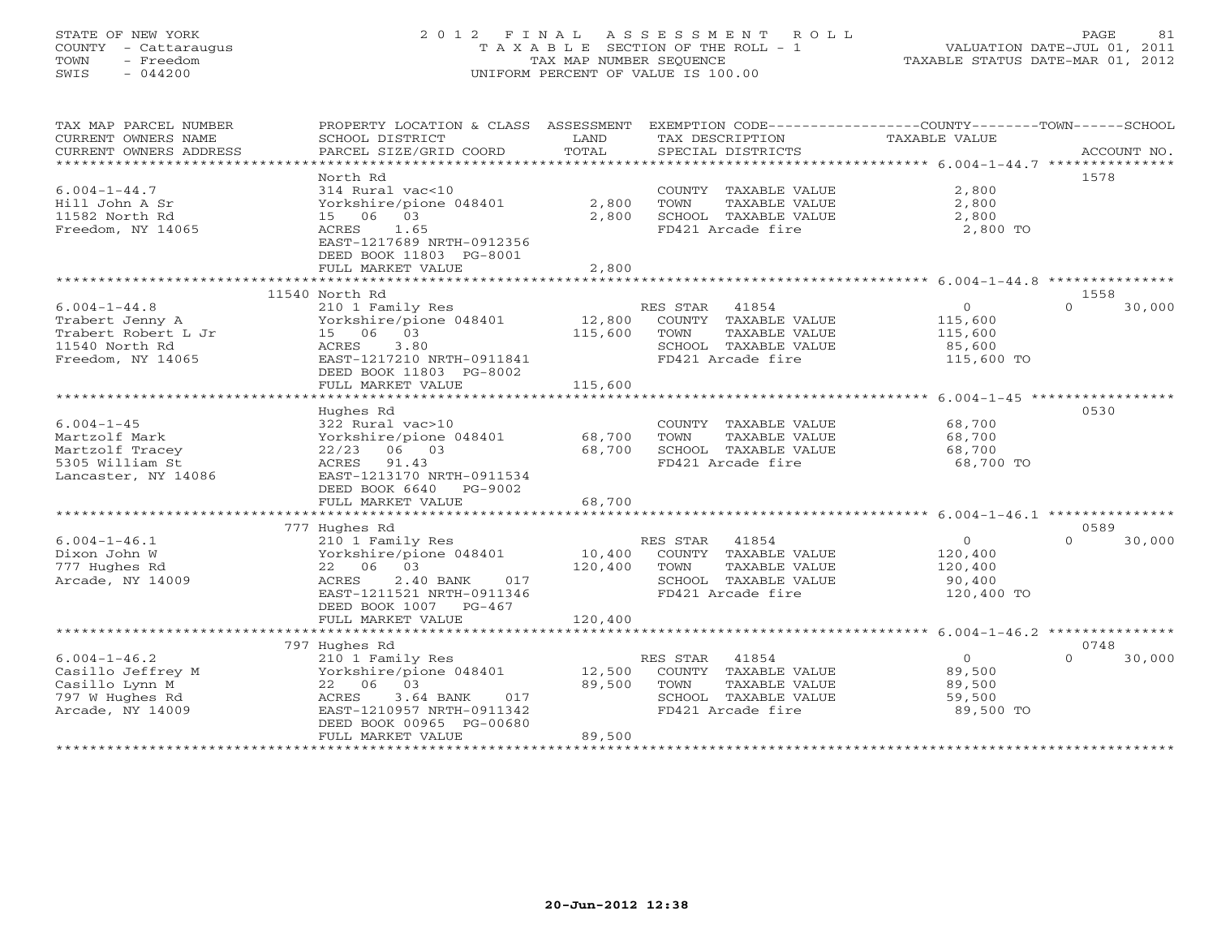STATE OF NEW YORK
COUNTY - Cattaraugus
TOWN - Freedom
SWIS - 044200

# 2012 FINAL ASSESSMENT ROLL
TAXABLE SECTION OF THE ROLL - 1
TAX MAP NUMBER SEQUENCE
UNIFORM PERCENT OF VALUE IS 100.00

VALUATION DATE-JUL 01, 2011
TAXABLE STATUS DATE-MAR 01, 2012

| TAX MAP PARCEL NUMBER / CURRENT OWNERS NAME / CURRENT OWNERS ADDRESS | PROPERTY LOCATION & CLASS / SCHOOL DISTRICT / PARCEL SIZE/GRID COORD | ASSESSMENT LAND / TOTAL | EXEMPTION CODE / TAX DESCRIPTION / SPECIAL DISTRICTS | COUNTY / TOWN / SCHOOL TAXABLE VALUE | ACCOUNT NO. |
|---|---|---|---|---|---|
| **6.004-1-44.7** | North Rd | | | | 1578 |
| 6.004-1-44.7 | 314 Rural vac<10 | | COUNTY TAXABLE VALUE | 2,800 | |
| Hill John A Sr | Yorkshire/pione 048401 | 2,800 | TOWN TAXABLE VALUE | 2,800 | |
| 11582 North Rd | 15 06 03 | 2,800 | SCHOOL TAXABLE VALUE | 2,800 | |
| Freedom, NY 14065 | ACRES 1.65 | | FD421 Arcade fire | 2,800 TO | |
| | EAST-1217689 NRTH-0912356 | | | | |
| | DEED BOOK 11803 PG-8001 | | | | |
| | FULL MARKET VALUE | 2,800 | | | |
| **6.004-1-44.8** | 11540 North Rd | | | | 1558 |
| 6.004-1-44.8 | 210 1 Family Res | | RES STAR 41854 | 0 / 0 / 30,000 | |
| Trabert Jenny A | Yorkshire/pione 048401 | 12,800 | COUNTY TAXABLE VALUE | 115,600 | |
| Trabert Robert L Jr | 15 06 03 | 115,600 | TOWN TAXABLE VALUE | 115,600 | |
| 11540 North Rd | ACRES 3.80 | | SCHOOL TAXABLE VALUE | 85,600 | |
| Freedom, NY 14065 | EAST-1217210 NRTH-0911841 | | FD421 Arcade fire | 115,600 TO | |
| | DEED BOOK 11803 PG-8002 | | | | |
| | FULL MARKET VALUE | 115,600 | | | |
| **6.004-1-45** | Hughes Rd | | | | 0530 |
| 6.004-1-45 | 322 Rural vac>10 | | COUNTY TAXABLE VALUE | 68,700 | |
| Martzolf Mark | Yorkshire/pione 048401 | 68,700 | TOWN TAXABLE VALUE | 68,700 | |
| Martzolf Tracey | 22/23 06 03 | 68,700 | SCHOOL TAXABLE VALUE | 68,700 | |
| 5305 William St | ACRES 91.43 | | FD421 Arcade fire | 68,700 TO | |
| Lancaster, NY 14086 | EAST-1213170 NRTH-0911534 | | | | |
| | DEED BOOK 6640 PG-9002 | | | | |
| | FULL MARKET VALUE | 68,700 | | | |
| **6.004-1-46.1** | 777 Hughes Rd | | | | 0589 |
| 6.004-1-46.1 | 210 1 Family Res | | RES STAR 41854 | 0 / 0 / 30,000 | |
| Dixon John W | Yorkshire/pione 048401 | 10,400 | COUNTY TAXABLE VALUE | 120,400 | |
| 777 Hughes Rd | 22 06 03 | 120,400 | TOWN TAXABLE VALUE | 120,400 | |
| Arcade, NY 14009 | ACRES 2.40 BANK 017 | | SCHOOL TAXABLE VALUE | 90,400 | |
| | EAST-1211521 NRTH-0911346 | | FD421 Arcade fire | 120,400 TO | |
| | DEED BOOK 1007 PG-467 | | | | |
| | FULL MARKET VALUE | 120,400 | | | |
| **6.004-1-46.2** | 797 Hughes Rd | | | | 0748 |
| 6.004-1-46.2 | 210 1 Family Res | | RES STAR 41854 | 0 / 0 / 30,000 | |
| Casillo Jeffrey M | Yorkshire/pione 048401 | 12,500 | COUNTY TAXABLE VALUE | 89,500 | |
| Casillo Lynn M | 22 06 03 | 89,500 | TOWN TAXABLE VALUE | 89,500 | |
| 797 W Hughes Rd | ACRES 3.64 BANK 017 | | SCHOOL TAXABLE VALUE | 59,500 | |
| Arcade, NY 14009 | EAST-1210957 NRTH-0911342 | | FD421 Arcade fire | 89,500 TO | |
| | DEED BOOK 00965 PG-00680 | | | | |
| | FULL MARKET VALUE | 89,500 | | | |

20-Jun-2012 12:38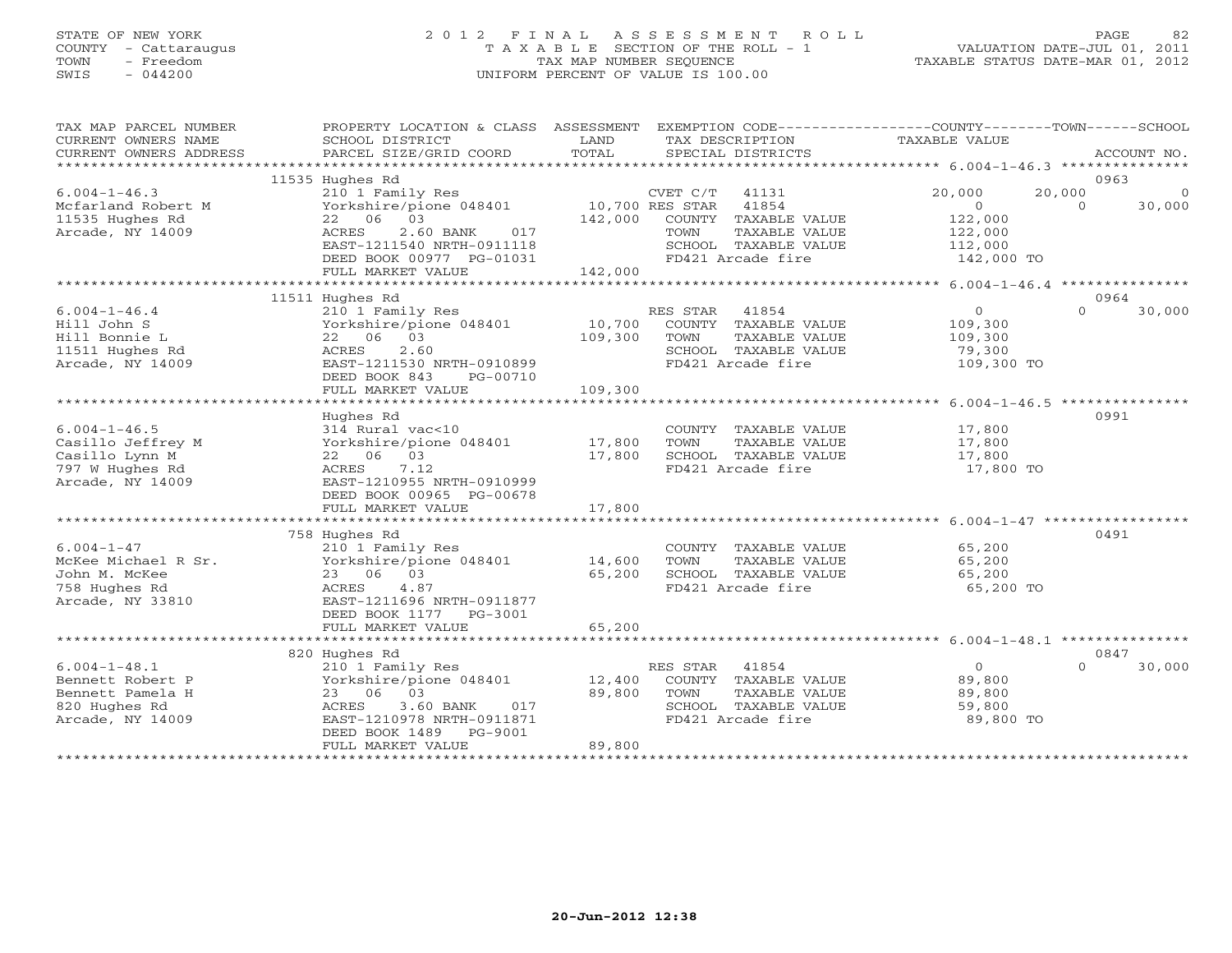STATE OF NEW YORK
COUNTY - Cattaraugus
TOWN - Freedom
SWIS - 044200

# 2012 FINAL ASSESSMENT ROLL
TAXABLE SECTION OF THE ROLL - 1
TAX MAP NUMBER SEQUENCE
UNIFORM PERCENT OF VALUE IS 100.00

VALUATION DATE-JUL 01, 2011
TAXABLE STATUS DATE-MAR 01, 2012

| TAX MAP PARCEL NUMBER / CURRENT OWNERS NAME / CURRENT OWNERS ADDRESS | PROPERTY LOCATION & CLASS / SCHOOL DISTRICT / PARCEL SIZE/GRID COORD | ASSESSMENT LAND / TOTAL | EXEMPTION CODE / TAX DESCRIPTION / SPECIAL DISTRICTS | COUNTY TAXABLE VALUE | TOWN | SCHOOL / ACCOUNT NO. |
|---|---|---|---|---|---|---|
| **6.004-1-46.3** | 11535 Hughes Rd | | | | | 0963 |
| Mcfarland Robert M | 210 1 Family Res | | CVET C/T 41131 | 20,000 | 20,000 | 0 |
| 11535 Hughes Rd | Yorkshire/pione 048401 | 10,700 | RES STAR 41854 | 0 | 0 | 30,000 |
| Arcade, NY 14009 | 22 06 03 | 142,000 | COUNTY TAXABLE VALUE | 122,000 | | |
| | ACRES 2.60 BANK 017 | | TOWN TAXABLE VALUE | 122,000 | | |
| | EAST-1211540 NRTH-0911118 | | SCHOOL TAXABLE VALUE | 112,000 | | |
| | DEED BOOK 00977 PG-01031 | | FD421 Arcade fire | 142,000 TO | | |
| | FULL MARKET VALUE | 142,000 | | | | |
| **6.004-1-46.4** | 11511 Hughes Rd | | | | | 0964 |
| Hill John S | 210 1 Family Res | | RES STAR 41854 | 0 | 0 | 30,000 |
| Hill Bonnie L | Yorkshire/pione 048401 | 10,700 | COUNTY TAXABLE VALUE | 109,300 | | |
| 11511 Hughes Rd | 22 06 03 | 109,300 | TOWN TAXABLE VALUE | 109,300 | | |
| Arcade, NY 14009 | ACRES 2.60 | | SCHOOL TAXABLE VALUE | 79,300 | | |
| | EAST-1211530 NRTH-0910899 | | FD421 Arcade fire | 109,300 TO | | |
| | DEED BOOK 843 PG-00710 | | | | | |
| | FULL MARKET VALUE | 109,300 | | | | |
| **6.004-1-46.5** | Hughes Rd | | | | | 0991 |
| Casillo Jeffrey M | 314 Rural vac<10 | | COUNTY TAXABLE VALUE | 17,800 | | |
| Casillo Lynn M | Yorkshire/pione 048401 | 17,800 | TOWN TAXABLE VALUE | 17,800 | | |
| 797 W Hughes Rd | 22 06 03 | 17,800 | SCHOOL TAXABLE VALUE | 17,800 | | |
| Arcade, NY 14009 | ACRES 7.12 | | FD421 Arcade fire | 17,800 TO | | |
| | EAST-1210955 NRTH-0910999 | | | | | |
| | DEED BOOK 00965 PG-00678 | | | | | |
| | FULL MARKET VALUE | 17,800 | | | | |
| **6.004-1-47** | 758 Hughes Rd | | | | | 0491 |
| McKee Michael R Sr. | 210 1 Family Res | | COUNTY TAXABLE VALUE | 65,200 | | |
| John M. McKee | Yorkshire/pione 048401 | 14,600 | TOWN TAXABLE VALUE | 65,200 | | |
| 758 Hughes Rd | 23 06 03 | 65,200 | SCHOOL TAXABLE VALUE | 65,200 | | |
| Arcade, NY 33810 | ACRES 4.87 | | FD421 Arcade fire | 65,200 TO | | |
| | EAST-1211696 NRTH-0911877 | | | | | |
| | DEED BOOK 1177 PG-3001 | | | | | |
| | FULL MARKET VALUE | 65,200 | | | | |
| **6.004-1-48.1** | 820 Hughes Rd | | | | | 0847 |
| Bennett Robert P | 210 1 Family Res | | RES STAR 41854 | 0 | 0 | 30,000 |
| Bennett Pamela H | Yorkshire/pione 048401 | 12,400 | COUNTY TAXABLE VALUE | 89,800 | | |
| 820 Hughes Rd | 23 06 03 | 89,800 | TOWN TAXABLE VALUE | 89,800 | | |
| Arcade, NY 14009 | ACRES 3.60 BANK 017 | | SCHOOL TAXABLE VALUE | 59,800 | | |
| | EAST-1210978 NRTH-0911871 | | FD421 Arcade fire | 89,800 TO | | |
| | DEED BOOK 1489 PG-9001 | | | | | |
| | FULL MARKET VALUE | 89,800 | | | | |

20-Jun-2012 12:38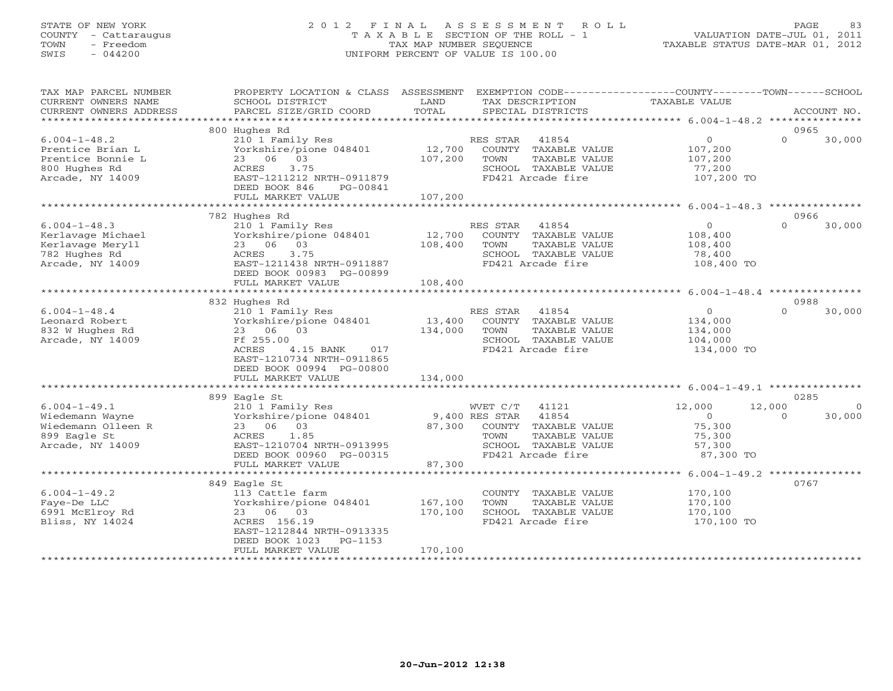STATE OF NEW YORK
COUNTY - Cattaraugus
TOWN - Freedom
SWIS - 044200

2 0 1 2 F I N A L A S S E S S M E N T R O L L
T A X A B L E SECTION OF THE ROLL - 1
TAX MAP NUMBER SEQUENCE
UNIFORM PERCENT OF VALUE IS 100.00

VALUATION DATE-JUL 01, 2011
TAXABLE STATUS DATE-MAR 01, 2012

| TAX MAP PARCEL NUMBER / CURRENT OWNERS NAME / CURRENT OWNERS ADDRESS | PROPERTY LOCATION & CLASS / SCHOOL DISTRICT / PARCEL SIZE/GRID COORD | ASSESSMENT LAND / TOTAL | EXEMPTION CODE / TAX DESCRIPTION / SPECIAL DISTRICTS | COUNTY TAXABLE VALUE | TOWN | SCHOOL / ACCOUNT NO. |
|---|---|---|---|---|---|---|
| | 800 Hughes Rd | | | | | 0965 |
| 6.004-1-48.2 | 210 1 Family Res | | RES STAR 41854 | 0 | 0 | 30,000 |
| Prentice Brian L | Yorkshire/pione 048401 | 12,700 | COUNTY TAXABLE VALUE | 107,200 | | |
| Prentice Bonnie L | 23 06 03 | 107,200 | TOWN TAXABLE VALUE | 107,200 | | |
| 800 Hughes Rd | ACRES 3.75 | | SCHOOL TAXABLE VALUE | 77,200 | | |
| Arcade, NY 14009 | EAST-1211212 NRTH-0911879 | | FD421 Arcade fire | 107,200 TO | | |
| | DEED BOOK 846 PG-00841 | | | | | |
| | FULL MARKET VALUE | 107,200 | | | | |
| | 782 Hughes Rd | | | | | 0966 |
| 6.004-1-48.3 | 210 1 Family Res | | RES STAR 41854 | 0 | 0 | 30,000 |
| Kerlavage Michael | Yorkshire/pione 048401 | 12,700 | COUNTY TAXABLE VALUE | 108,400 | | |
| Kerlavage Meryll | 23 06 03 | 108,400 | TOWN TAXABLE VALUE | 108,400 | | |
| 782 Hughes Rd | ACRES 3.75 | | SCHOOL TAXABLE VALUE | 78,400 | | |
| Arcade, NY 14009 | EAST-1211438 NRTH-0911887 | | FD421 Arcade fire | 108,400 TO | | |
| | DEED BOOK 00983 PG-00899 | | | | | |
| | FULL MARKET VALUE | 108,400 | | | | |
| | 832 Hughes Rd | | | | | 0988 |
| 6.004-1-48.4 | 210 1 Family Res | | RES STAR 41854 | 0 | 0 | 30,000 |
| Leonard Robert | Yorkshire/pione 048401 | 13,400 | COUNTY TAXABLE VALUE | 134,000 | | |
| 832 W Hughes Rd | 23 06 03 | 134,000 | TOWN TAXABLE VALUE | 134,000 | | |
| Arcade, NY 14009 | Ff 255.00 | | SCHOOL TAXABLE VALUE | 104,000 | | |
| | ACRES 4.15 BANK 017 | | FD421 Arcade fire | 134,000 TO | | |
| | EAST-1210734 NRTH-0911865 | | | | | |
| | DEED BOOK 00994 PG-00800 | | | | | |
| | FULL MARKET VALUE | 134,000 | | | | |
| | 899 Eagle St | | | | | 0285 |
| 6.004-1-49.1 | 210 1 Family Res | | WVET C/T 41121 | 12,000 | 12,000 | 0 |
| Wiedemann Wayne | Yorkshire/pione 048401 | 9,400 | RES STAR 41854 | 0 | 0 | 30,000 |
| Wiedemann Olleen R | 23 06 03 | 87,300 | COUNTY TAXABLE VALUE | 75,300 | | |
| 899 Eagle St | ACRES 1.85 | | TOWN TAXABLE VALUE | 75,300 | | |
| Arcade, NY 14009 | EAST-1210704 NRTH-0913995 | | SCHOOL TAXABLE VALUE | 57,300 | | |
| | DEED BOOK 00960 PG-00315 | | FD421 Arcade fire | 87,300 TO | | |
| | FULL MARKET VALUE | 87,300 | | | | |
| | 849 Eagle St | | | | | 0767 |
| 6.004-1-49.2 | 113 Cattle farm | | COUNTY TAXABLE VALUE | 170,100 | | |
| Faye-De LLC | Yorkshire/pione 048401 | 167,100 | TOWN TAXABLE VALUE | 170,100 | | |
| 6991 McElroy Rd | 23 06 03 | 170,100 | SCHOOL TAXABLE VALUE | 170,100 | | |
| Bliss, NY 14024 | ACRES 156.19 | | FD421 Arcade fire | 170,100 TO | | |
| | EAST-1212844 NRTH-0913335 | | | | | |
| | DEED BOOK 1023 PG-1153 | | | | | |
| | FULL MARKET VALUE | 170,100 | | | | |

20-Jun-2012 12:38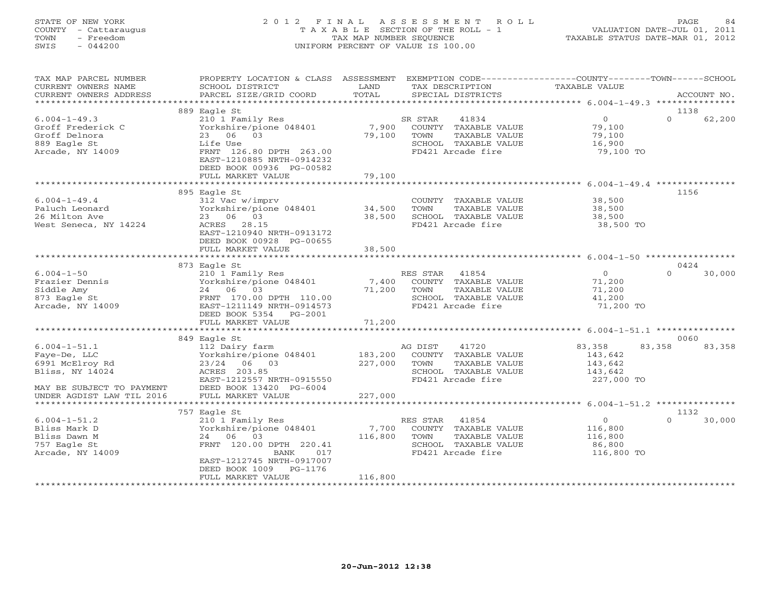STATE OF NEW YORK
COUNTY - Cattaraugus
TOWN - Freedom
SWIS - 044200

2012 FINAL ASSESSMENT ROLL
TAXABLE SECTION OF THE ROLL - 1
TAX MAP NUMBER SEQUENCE
UNIFORM PERCENT OF VALUE IS 100.00

VALUATION DATE-JUL 01, 2011
TAXABLE STATUS DATE-MAR 01, 2012

| TAX MAP PARCEL NUMBER / CURRENT OWNERS NAME / CURRENT OWNERS ADDRESS | PROPERTY LOCATION & CLASS / SCHOOL DISTRICT / PARCEL SIZE/GRID COORD | ASSESSMENT LAND / TOTAL | EXEMPTION CODE / TAX DESCRIPTION / SPECIAL DISTRICTS | COUNTY | TOWN | SCHOOL | ACCOUNT NO. |
|---|---|---|---|---|---|---|---|
| **6.004-1-49.3** | 889 Eagle St | | | | | | 1138 |
| 6.004-1-49.3 | 210 1 Family Res | | SR STAR 41834 | 0 | 0 | 62,200 | |
| Groff Frederick C | Yorkshire/pione 048401 | 7,900 | COUNTY TAXABLE VALUE | 79,100 | | | |
| Groff Delnora | 23 06 03 | 79,100 | TOWN TAXABLE VALUE | | 79,100 | | |
| 889 Eagle St | Life Use | | SCHOOL TAXABLE VALUE | | | 16,900 | |
| Arcade, NY 14009 | FRNT 126.80 DPTH 263.00 | | FD421 Arcade fire | 79,100 TO | | | |
| | EAST-1210885 NRTH-0914232 | | | | | | |
| | DEED BOOK 00936 PG-00582 | | | | | | |
| | FULL MARKET VALUE | 79,100 | | | | | |
| **6.004-1-49.4** | 895 Eagle St | | | | | | 1156 |
| 6.004-1-49.4 | 312 Vac w/imprv | | COUNTY TAXABLE VALUE | 38,500 | | | |
| Paluch Leonard | Yorkshire/pione 048401 | 34,500 | TOWN TAXABLE VALUE | | 38,500 | | |
| 26 Milton Ave | 23 06 03 | 38,500 | SCHOOL TAXABLE VALUE | | | 38,500 | |
| West Seneca, NY 14224 | ACRES 28.15 | | FD421 Arcade fire | 38,500 TO | | | |
| | EAST-1210940 NRTH-0913172 | | | | | | |
| | DEED BOOK 00928 PG-00655 | | | | | | |
| | FULL MARKET VALUE | 38,500 | | | | | |
| **6.004-1-50** | 873 Eagle St | | | | | | 0424 |
| 6.004-1-50 | 210 1 Family Res | | RES STAR 41854 | 0 | 0 | 30,000 | |
| Frazier Dennis | Yorkshire/pione 048401 | 7,400 | COUNTY TAXABLE VALUE | 71,200 | | | |
| Siddle Amy | 24 06 03 | 71,200 | TOWN TAXABLE VALUE | | 71,200 | | |
| 873 Eagle St | FRNT 170.00 DPTH 110.00 | | SCHOOL TAXABLE VALUE | | | 41,200 | |
| Arcade, NY 14009 | EAST-1211149 NRTH-0914573 | | FD421 Arcade fire | 71,200 TO | | | |
| | DEED BOOK 5354 PG-2001 | | | | | | |
| | FULL MARKET VALUE | 71,200 | | | | | |
| **6.004-1-51.1** | 849 Eagle St | | | | | | 0060 |
| 6.004-1-51.1 | 112 Dairy farm | | AG DIST 41720 | 83,358 | 83,358 | 83,358 | |
| Faye-De, LLC | Yorkshire/pione 048401 | 183,200 | COUNTY TAXABLE VALUE | 143,642 | | | |
| 6991 McElroy Rd | 23/24 06 03 | 227,000 | TOWN TAXABLE VALUE | | 143,642 | | |
| Bliss, NY 14024 | ACRES 203.85 | | SCHOOL TAXABLE VALUE | | | 143,642 | |
| | EAST-1212557 NRTH-0915550 | | FD421 Arcade fire | 227,000 TO | | | |
| MAY BE SUBJECT TO PAYMENT | DEED BOOK 13420 PG-6004 | | | | | | |
| UNDER AGDIST LAW TIL 2016 | FULL MARKET VALUE | 227,000 | | | | | |
| **6.004-1-51.2** | 757 Eagle St | | | | | | 1132 |
| 6.004-1-51.2 | 210 1 Family Res | | RES STAR 41854 | 0 | 0 | 30,000 | |
| Bliss Mark D | Yorkshire/pione 048401 | 7,700 | COUNTY TAXABLE VALUE | 116,800 | | | |
| Bliss Dawn M | 24 06 03 | 116,800 | TOWN TAXABLE VALUE | | 116,800 | | |
| 757 Eagle St | FRNT 120.00 DPTH 220.41 | | SCHOOL TAXABLE VALUE | | | 86,800 | |
| Arcade, NY 14009 | BANK 017 | | FD421 Arcade fire | 116,800 TO | | | |
| | EAST-1212745 NRTH-0917007 | | | | | | |
| | DEED BOOK 1009 PG-1176 | | | | | | |
| | FULL MARKET VALUE | 116,800 | | | | | |

20-Jun-2012 12:38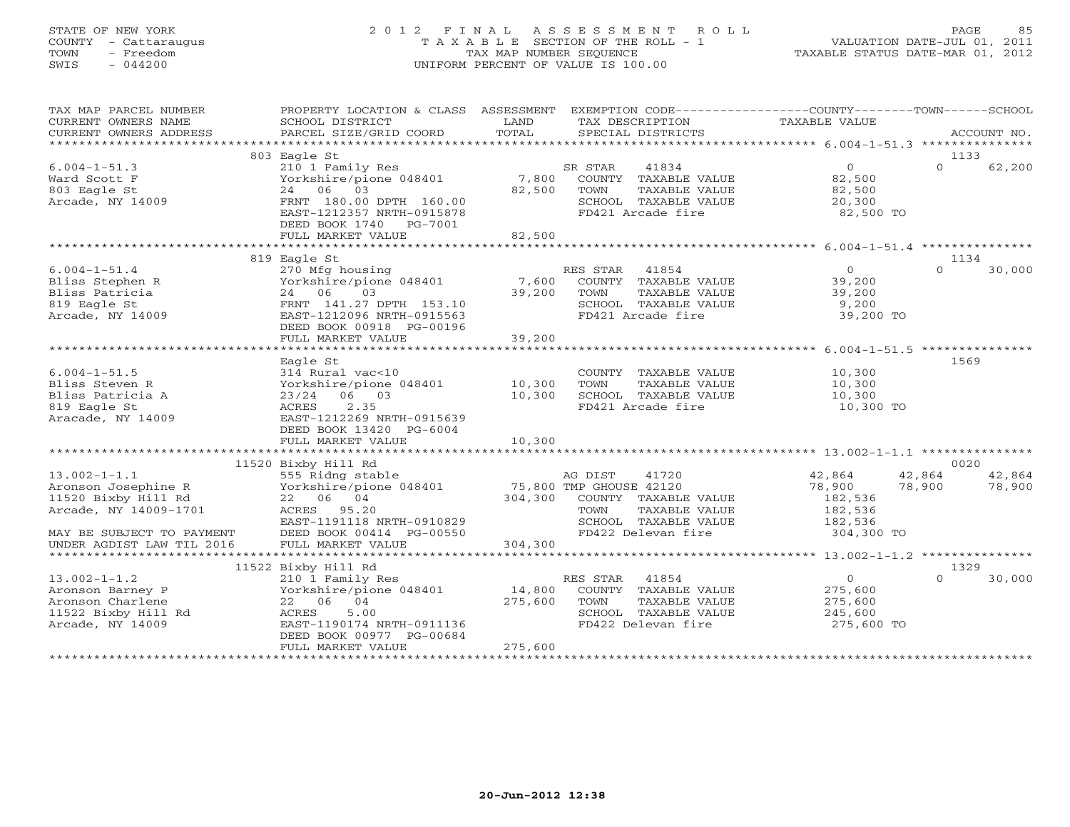STATE OF NEW YORK
COUNTY - Cattaraugus
TOWN - Freedom
SWIS - 044200

# 2012 FINAL ASSESSMENT ROLL
TAXABLE SECTION OF THE ROLL - 1
TAX MAP NUMBER SEQUENCE
UNIFORM PERCENT OF VALUE IS 100.00

VALUATION DATE-JUL 01, 2011
TAXABLE STATUS DATE-MAR 01, 2012

| TAX MAP PARCEL NUMBER / CURRENT OWNERS NAME / CURRENT OWNERS ADDRESS | PROPERTY LOCATION & CLASS / SCHOOL DISTRICT / PARCEL SIZE/GRID COORD | ASSESSMENT LAND / TOTAL | EXEMPTION CODE / TAX DESCRIPTION / SPECIAL DISTRICTS | COUNTY TAXABLE VALUE | TOWN | SCHOOL / ACCOUNT NO. |
|---|---|---|---|---|---|---|
| | 803 Eagle St | | | | | 1133 |
| 6.004-1-51.3 | 210 1 Family Res | | SR STAR 41834 | 0 | 0 | 62,200 |
| Ward Scott F | Yorkshire/pione 048401 | 7,800 | COUNTY TAXABLE VALUE | 82,500 | | |
| 803 Eagle St | 24 06 03 | 82,500 | TOWN TAXABLE VALUE | 82,500 | | |
| Arcade, NY 14009 | FRNT 180.00 DPTH 160.00 | | SCHOOL TAXABLE VALUE | 20,300 | | |
| | EAST-1212357 NRTH-0915878 | | FD421 Arcade fire | 82,500 TO | | |
| | DEED BOOK 1740 PG-7001 | | | | | |
| | FULL MARKET VALUE | 82,500 | | | | |
| | 819 Eagle St | | | | | 1134 |
| 6.004-1-51.4 | 270 Mfg housing | | RES STAR 41854 | 0 | 0 | 30,000 |
| Bliss Stephen R | Yorkshire/pione 048401 | 7,600 | COUNTY TAXABLE VALUE | 39,200 | | |
| Bliss Patricia | 24 06 03 | 39,200 | TOWN TAXABLE VALUE | 39,200 | | |
| 819 Eagle St | FRNT 141.27 DPTH 153.10 | | SCHOOL TAXABLE VALUE | 9,200 | | |
| Arcade, NY 14009 | EAST-1212096 NRTH-0915563 | | FD421 Arcade fire | 39,200 TO | | |
| | DEED BOOK 00918 PG-00196 | | | | | |
| | FULL MARKET VALUE | 39,200 | | | | |
| | Eagle St | | | | | 1569 |
| 6.004-1-51.5 | 314 Rural vac<10 | | COUNTY TAXABLE VALUE | 10,300 | | |
| Bliss Steven R | Yorkshire/pione 048401 | 10,300 | TOWN TAXABLE VALUE | 10,300 | | |
| Bliss Patricia A | 23/24 06 03 | 10,300 | SCHOOL TAXABLE VALUE | 10,300 | | |
| 819 Eagle St | ACRES 2.35 | | FD421 Arcade fire | 10,300 TO | | |
| Aracade, NY 14009 | EAST-1212269 NRTH-0915639 | | | | | |
| | DEED BOOK 13420 PG-6004 | | | | | |
| | FULL MARKET VALUE | 10,300 | | | | |
| | 11520 Bixby Hill Rd | | | | | 0020 |
| 13.002-1-1.1 | 555 Ridng stable | | AG DIST 41720 | 42,864 | 42,864 | 42,864 |
| Aronson Josephine R | Yorkshire/pione 048401 | 75,800 | TMP GHOUSE 42120 | 78,900 | 78,900 | 78,900 |
| 11520 Bixby Hill Rd | 22 06 04 | 304,300 | COUNTY TAXABLE VALUE | 182,536 | | |
| Arcade, NY 14009-1701 | ACRES 95.20 | | TOWN TAXABLE VALUE | 182,536 | | |
| | EAST-1191118 NRTH-0910829 | | SCHOOL TAXABLE VALUE | 182,536 | | |
| MAY BE SUBJECT TO PAYMENT | DEED BOOK 00414 PG-00550 | | FD422 Delevan fire | 304,300 TO | | |
| UNDER AGDIST LAW TIL 2016 | FULL MARKET VALUE | 304,300 | | | | |
| | 11522 Bixby Hill Rd | | | | | 1329 |
| 13.002-1-1.2 | 210 1 Family Res | | RES STAR 41854 | 0 | 0 | 30,000 |
| Aronson Barney P | Yorkshire/pione 048401 | 14,800 | COUNTY TAXABLE VALUE | 275,600 | | |
| Aronson Charlene | 22 06 04 | 275,600 | TOWN TAXABLE VALUE | 275,600 | | |
| 11522 Bixby Hill Rd | ACRES 5.00 | | SCHOOL TAXABLE VALUE | 245,600 | | |
| Arcade, NY 14009 | EAST-1190174 NRTH-0911136 | | FD422 Delevan fire | 275,600 TO | | |
| | DEED BOOK 00977 PG-00684 | | | | | |
| | FULL MARKET VALUE | 275,600 | | | | |

20-Jun-2012 12:38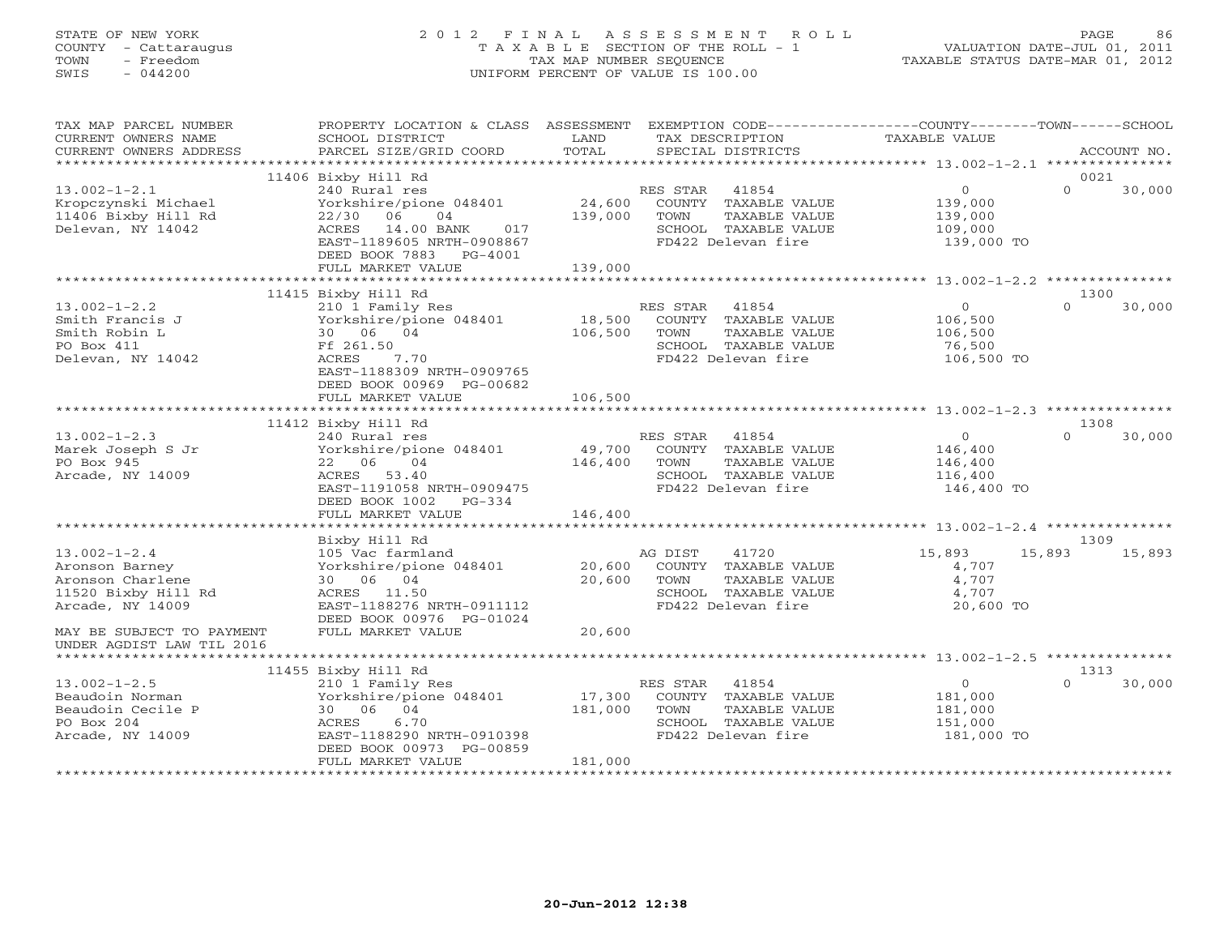STATE OF NEW YORK
COUNTY - Cattaraugus
TOWN - Freedom
SWIS - 044200

2012 FINAL ASSESSMENT ROLL
TAXABLE SECTION OF THE ROLL - 1
TAX MAP NUMBER SEQUENCE
UNIFORM PERCENT OF VALUE IS 100.00

VALUATION DATE-JUL 01, 2011
TAXABLE STATUS DATE-MAR 01, 2012

| TAX MAP PARCEL NUMBER / CURRENT OWNERS NAME / CURRENT OWNERS ADDRESS | PROPERTY LOCATION & CLASS / SCHOOL DISTRICT / PARCEL SIZE/GRID COORD | ASSESSMENT LAND | TOTAL | EXEMPTION CODE / TAX DESCRIPTION / SPECIAL DISTRICTS | COUNTY TAXABLE VALUE | TOWN | SCHOOL / ACCOUNT NO. |
|---|---|---|---|---|---|---|---|
| | 11406 Bixby Hill Rd | | | | | | 0021 |
| 13.002-1-2.1 | 240 Rural res | | | RES STAR 41854 | 0 | 0 | 30,000 |
| Kropczynski Michael | Yorkshire/pione 048401 | 24,600 | | COUNTY TAXABLE VALUE | 139,000 | | |
| 11406 Bixby Hill Rd | 22/30 06 04 | | 139,000 | TOWN TAXABLE VALUE | 139,000 | | |
| Delevan, NY 14042 | ACRES 14.00 BANK 017 | | | SCHOOL TAXABLE VALUE | 109,000 | | |
| | EAST-1189605 NRTH-0908867 | | | FD422 Delevan fire | 139,000 TO | | |
| | DEED BOOK 7883 PG-4001 | | | | | | |
| | FULL MARKET VALUE | | 139,000 | | | | |
| | 11415 Bixby Hill Rd | | | | | | 1300 |
| 13.002-1-2.2 | 210 1 Family Res | | | RES STAR 41854 | 0 | 0 | 30,000 |
| Smith Francis J | Yorkshire/pione 048401 | 18,500 | | COUNTY TAXABLE VALUE | 106,500 | | |
| Smith Robin L | 30 06 04 | | 106,500 | TOWN TAXABLE VALUE | 106,500 | | |
| PO Box 411 | Ff 261.50 | | | SCHOOL TAXABLE VALUE | 76,500 | | |
| Delevan, NY 14042 | ACRES 7.70 | | | FD422 Delevan fire | 106,500 TO | | |
| | EAST-1188309 NRTH-0909765 | | | | | | |
| | DEED BOOK 00969 PG-00682 | | | | | | |
| | FULL MARKET VALUE | | 106,500 | | | | |
| | 11412 Bixby Hill Rd | | | | | | 1308 |
| 13.002-1-2.3 | 240 Rural res | | | RES STAR 41854 | 0 | 0 | 30,000 |
| Marek Joseph S Jr | Yorkshire/pione 048401 | 49,700 | | COUNTY TAXABLE VALUE | 146,400 | | |
| PO Box 945 | 22 06 04 | | 146,400 | TOWN TAXABLE VALUE | 146,400 | | |
| Arcade, NY 14009 | ACRES 53.40 | | | SCHOOL TAXABLE VALUE | 116,400 | | |
| | EAST-1191058 NRTH-0909475 | | | FD422 Delevan fire | 146,400 TO | | |
| | DEED BOOK 1002 PG-334 | | | | | | |
| | FULL MARKET VALUE | | 146,400 | | | | |
| | Bixby Hill Rd | | | | | | 1309 |
| 13.002-1-2.4 | 105 Vac farmland | | | AG DIST 41720 | 15,893 | 15,893 | 15,893 |
| Aronson Barney | Yorkshire/pione 048401 | 20,600 | | COUNTY TAXABLE VALUE | 4,707 | | |
| Aronson Charlene | 30 06 04 | | 20,600 | TOWN TAXABLE VALUE | 4,707 | | |
| 11520 Bixby Hill Rd | ACRES 11.50 | | | SCHOOL TAXABLE VALUE | 4,707 | | |
| Arcade, NY 14009 | EAST-1188276 NRTH-0911112 | | | FD422 Delevan fire | 20,600 TO | | |
| | DEED BOOK 00976 PG-01024 | | | | | | |
| MAY BE SUBJECT TO PAYMENT UNDER AGDIST LAW TIL 2016 | FULL MARKET VALUE | | 20,600 | | | | |
| | 11455 Bixby Hill Rd | | | | | | 1313 |
| 13.002-1-2.5 | 210 1 Family Res | | | RES STAR 41854 | 0 | 0 | 30,000 |
| Beaudoin Norman | Yorkshire/pione 048401 | 17,300 | | COUNTY TAXABLE VALUE | 181,000 | | |
| Beaudoin Cecile P | 30 06 04 | | 181,000 | TOWN TAXABLE VALUE | 181,000 | | |
| PO Box 204 | ACRES 6.70 | | | SCHOOL TAXABLE VALUE | 151,000 | | |
| Arcade, NY 14009 | EAST-1188290 NRTH-0910398 | | | FD422 Delevan fire | 181,000 TO | | |
| | DEED BOOK 00973 PG-00859 | | | | | | |
| | FULL MARKET VALUE | | 181,000 | | | | |

20-Jun-2012 12:38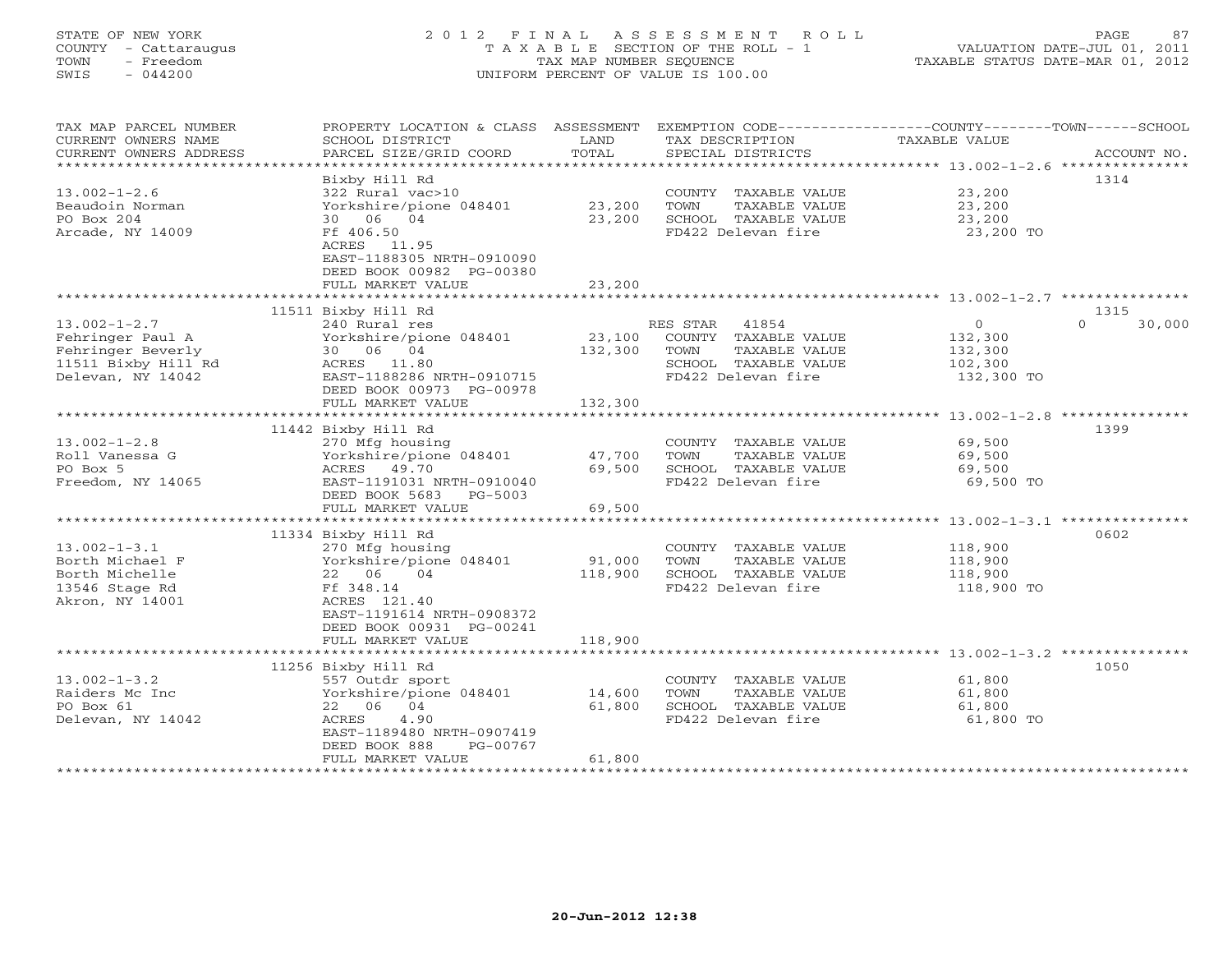STATE OF NEW YORK
COUNTY - Cattaraugus
TOWN - Freedom
SWIS - 044200

2 0 1 2 F I N A L A S S E S S M E N T R O L L
T A X A B L E SECTION OF THE ROLL - 1
TAX MAP NUMBER SEQUENCE
UNIFORM PERCENT OF VALUE IS 100.00

VALUATION DATE-JUL 01, 2011
TAXABLE STATUS DATE-MAR 01, 2012

| TAX MAP PARCEL NUMBER / CURRENT OWNERS NAME / CURRENT OWNERS ADDRESS | PROPERTY LOCATION & CLASS / SCHOOL DISTRICT / PARCEL SIZE/GRID COORD | ASSESSMENT LAND / TOTAL | EXEMPTION CODE / TAX DESCRIPTION / SPECIAL DISTRICTS | COUNTY / TOWN / SCHOOL TAXABLE VALUE | ACCOUNT NO. |
|---|---|---|---|---|---|
| **13.002-1-2.6** | Bixby Hill Rd | | | | 1314 |
| 13.002-1-2.6 | 322 Rural vac>10 | | COUNTY TAXABLE VALUE | 23,200 | |
| Beaudoin Norman | Yorkshire/pione 048401 | 23,200 | TOWN TAXABLE VALUE | 23,200 | |
| PO Box 204 | 30 06 04 | 23,200 | SCHOOL TAXABLE VALUE | 23,200 | |
| Arcade, NY 14009 | Ff 406.50 | | FD422 Delevan fire | 23,200 TO | |
| | ACRES 11.95 | | | | |
| | EAST-1188305 NRTH-0910090 | | | | |
| | DEED BOOK 00982 PG-00380 | | | | |
| | FULL MARKET VALUE | 23,200 | | | |
| **13.002-1-2.7** | 11511 Bixby Hill Rd | | | | 1315 |
| 13.002-1-2.7 | 240 Rural res | | RES STAR 41854 | 0 / 0 / 30,000 | |
| Fehringer Paul A | Yorkshire/pione 048401 | 23,100 | COUNTY TAXABLE VALUE | 132,300 | |
| Fehringer Beverly | 30 06 04 | 132,300 | TOWN TAXABLE VALUE | 132,300 | |
| 11511 Bixby Hill Rd | ACRES 11.80 | | SCHOOL TAXABLE VALUE | 102,300 | |
| Delevan, NY 14042 | EAST-1188286 NRTH-0910715 | | FD422 Delevan fire | 132,300 TO | |
| | DEED BOOK 00973 PG-00978 | | | | |
| | FULL MARKET VALUE | 132,300 | | | |
| **13.002-1-2.8** | 11442 Bixby Hill Rd | | | | 1399 |
| 13.002-1-2.8 | 270 Mfg housing | | COUNTY TAXABLE VALUE | 69,500 | |
| Roll Vanessa G | Yorkshire/pione 048401 | 47,700 | TOWN TAXABLE VALUE | 69,500 | |
| PO Box 5 | ACRES 49.70 | 69,500 | SCHOOL TAXABLE VALUE | 69,500 | |
| Freedom, NY 14065 | EAST-1191031 NRTH-0910040 | | FD422 Delevan fire | 69,500 TO | |
| | DEED BOOK 5683 PG-5003 | | | | |
| | FULL MARKET VALUE | 69,500 | | | |
| **13.002-1-3.1** | 11334 Bixby Hill Rd | | | | 0602 |
| 13.002-1-3.1 | 270 Mfg housing | | COUNTY TAXABLE VALUE | 118,900 | |
| Borth Michael F | Yorkshire/pione 048401 | 91,000 | TOWN TAXABLE VALUE | 118,900 | |
| Borth Michelle | 22 06 04 | 118,900 | SCHOOL TAXABLE VALUE | 118,900 | |
| 13546 Stage Rd | Ff 348.14 | | FD422 Delevan fire | 118,900 TO | |
| Akron, NY 14001 | ACRES 121.40 | | | | |
| | EAST-1191614 NRTH-0908372 | | | | |
| | DEED BOOK 00931 PG-00241 | | | | |
| | FULL MARKET VALUE | 118,900 | | | |
| **13.002-1-3.2** | 11256 Bixby Hill Rd | | | | 1050 |
| 13.002-1-3.2 | 557 Outdr sport | | COUNTY TAXABLE VALUE | 61,800 | |
| Raiders Mc Inc | Yorkshire/pione 048401 | 14,600 | TOWN TAXABLE VALUE | 61,800 | |
| PO Box 61 | 22 06 04 | 61,800 | SCHOOL TAXABLE VALUE | 61,800 | |
| Delevan, NY 14042 | ACRES 4.90 | | FD422 Delevan fire | 61,800 TO | |
| | EAST-1189480 NRTH-0907419 | | | | |
| | DEED BOOK 888 PG-00767 | | | | |
| | FULL MARKET VALUE | 61,800 | | | |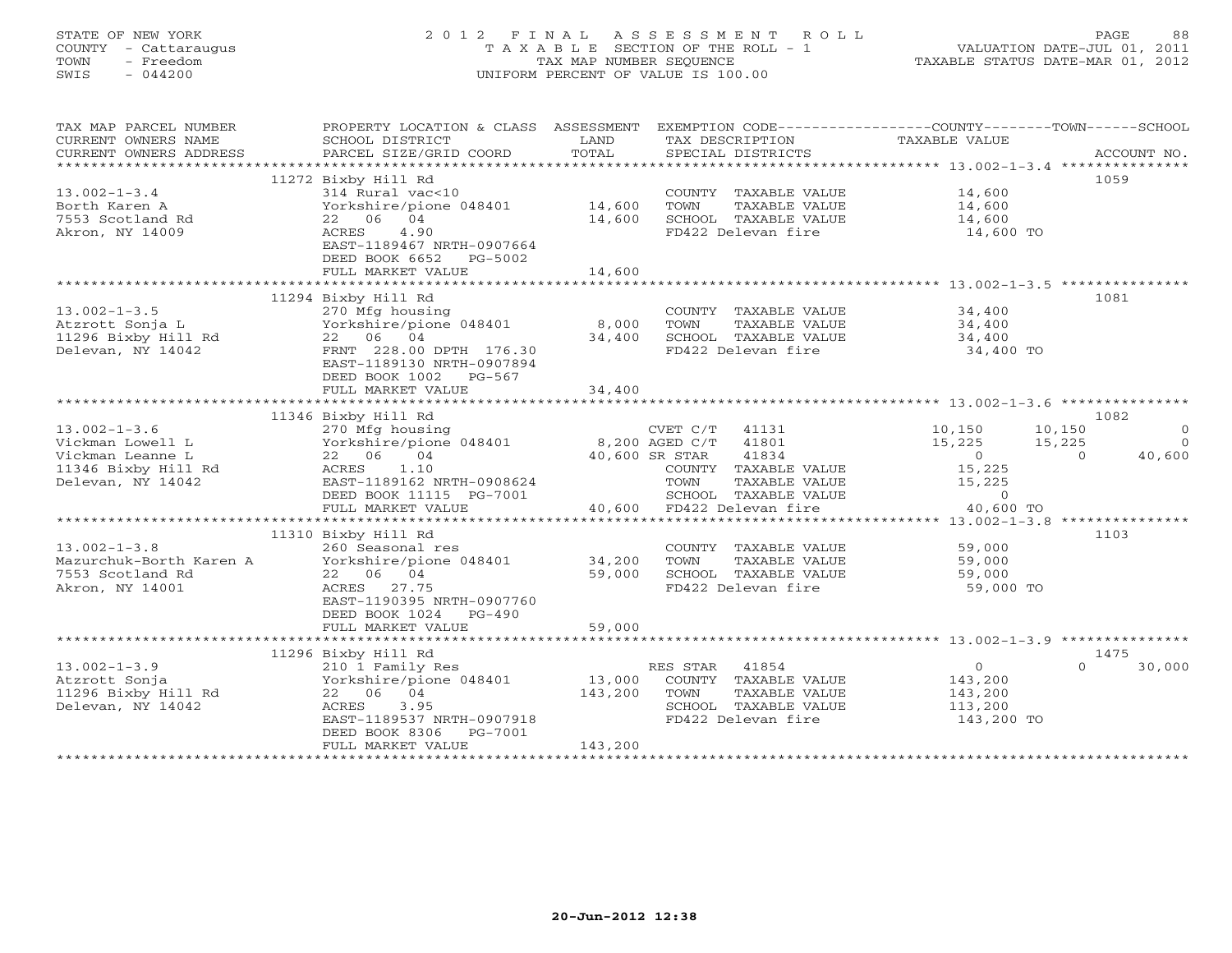STATE OF NEW YORK
COUNTY - Cattaraugus
TOWN - Freedom
SWIS - 044200

# 2012 FINAL ASSESSMENT ROLL
TAXABLE SECTION OF THE ROLL - 1
TAX MAP NUMBER SEQUENCE
UNIFORM PERCENT OF VALUE IS 100.00

VALUATION DATE-JUL 01, 2011
TAXABLE STATUS DATE-MAR 01, 2012

| TAX MAP PARCEL NUMBER / CURRENT OWNERS NAME / CURRENT OWNERS ADDRESS | PROPERTY LOCATION & CLASS / SCHOOL DISTRICT / PARCEL SIZE/GRID COORD | ASSESSMENT LAND | TOTAL | EXEMPTION CODE / TAX DESCRIPTION / SPECIAL DISTRICTS | COUNTY TAXABLE VALUE | TOWN | SCHOOL | ACCOUNT NO. |
|---|---|---|---|---|---|---|---|---|
| | 11272 Bixby Hill Rd | | | | | | | 1059 |
| 13.002-1-3.4 | 314 Rural vac<10 | | | COUNTY TAXABLE VALUE | 14,600 | | | |
| Borth Karen A | Yorkshire/pione 048401 | 14,600 | | TOWN TAXABLE VALUE | 14,600 | | | |
| 7553 Scotland Rd | 22 06 04 | | 14,600 | SCHOOL TAXABLE VALUE | 14,600 | | | |
| Akron, NY 14009 | ACRES 4.90 | | | FD422 Delevan fire | 14,600 TO | | | |
| | EAST-1189467 NRTH-0907664 | | | | | | | |
| | DEED BOOK 6652 PG-5002 | | | | | | | |
| | FULL MARKET VALUE | | 14,600 | | | | | |
| | 11294 Bixby Hill Rd | | | | | | | 1081 |
| 13.002-1-3.5 | 270 Mfg housing | | | COUNTY TAXABLE VALUE | 34,400 | | | |
| Atzrott Sonja L | Yorkshire/pione 048401 | 8,000 | | TOWN TAXABLE VALUE | 34,400 | | | |
| 11296 Bixby Hill Rd | 22 06 04 | | 34,400 | SCHOOL TAXABLE VALUE | 34,400 | | | |
| Delevan, NY 14042 | FRNT 228.00 DPTH 176.30 | | | FD422 Delevan fire | 34,400 TO | | | |
| | EAST-1189130 NRTH-0907894 | | | | | | | |
| | DEED BOOK 1002 PG-567 | | | | | | | |
| | FULL MARKET VALUE | | 34,400 | | | | | |
| | 11346 Bixby Hill Rd | | | | | | | 1082 |
| 13.002-1-3.6 | 270 Mfg housing | | | CVET C/T 41131 | 10,150 | 10,150 | 0 | |
| Vickman Lowell L | Yorkshire/pione 048401 | 8,200 | | AGED C/T 41801 | 15,225 | 15,225 | 0 | |
| Vickman Leanne L | 22 06 04 | | 40,600 | SR STAR 41834 | 0 | 0 | 40,600 | |
| 11346 Bixby Hill Rd | ACRES 1.10 | | | COUNTY TAXABLE VALUE | 15,225 | | | |
| Delevan, NY 14042 | EAST-1189162 NRTH-0908624 | | | TOWN TAXABLE VALUE | 15,225 | | | |
| | DEED BOOK 11115 PG-7001 | | | SCHOOL TAXABLE VALUE | 0 | | | |
| | FULL MARKET VALUE | | 40,600 | FD422 Delevan fire | 40,600 TO | | | |
| | 11310 Bixby Hill Rd | | | | | | | 1103 |
| 13.002-1-3.8 | 260 Seasonal res | | | COUNTY TAXABLE VALUE | 59,000 | | | |
| Mazurchuk-Borth Karen A | Yorkshire/pione 048401 | 34,200 | | TOWN TAXABLE VALUE | 59,000 | | | |
| 7553 Scotland Rd | 22 06 04 | | 59,000 | SCHOOL TAXABLE VALUE | 59,000 | | | |
| Akron, NY 14001 | ACRES 27.75 | | | FD422 Delevan fire | 59,000 TO | | | |
| | EAST-1190395 NRTH-0907760 | | | | | | | |
| | DEED BOOK 1024 PG-490 | | | | | | | |
| | FULL MARKET VALUE | | 59,000 | | | | | |
| | 11296 Bixby Hill Rd | | | | | | | 1475 |
| 13.002-1-3.9 | 210 1 Family Res | | | RES STAR 41854 | 0 | 0 | 30,000 | |
| Atzrott Sonja | Yorkshire/pione 048401 | 13,000 | | COUNTY TAXABLE VALUE | 143,200 | | | |
| 11296 Bixby Hill Rd | 22 06 04 | | 143,200 | TOWN TAXABLE VALUE | 143,200 | | | |
| Delevan, NY 14042 | ACRES 3.95 | | | SCHOOL TAXABLE VALUE | 113,200 | | | |
| | EAST-1189537 NRTH-0907918 | | | FD422 Delevan fire | 143,200 TO | | | |
| | DEED BOOK 8306 PG-7001 | | | | | | | |
| | FULL MARKET VALUE | | 143,200 | | | | | |

20-Jun-2012 12:38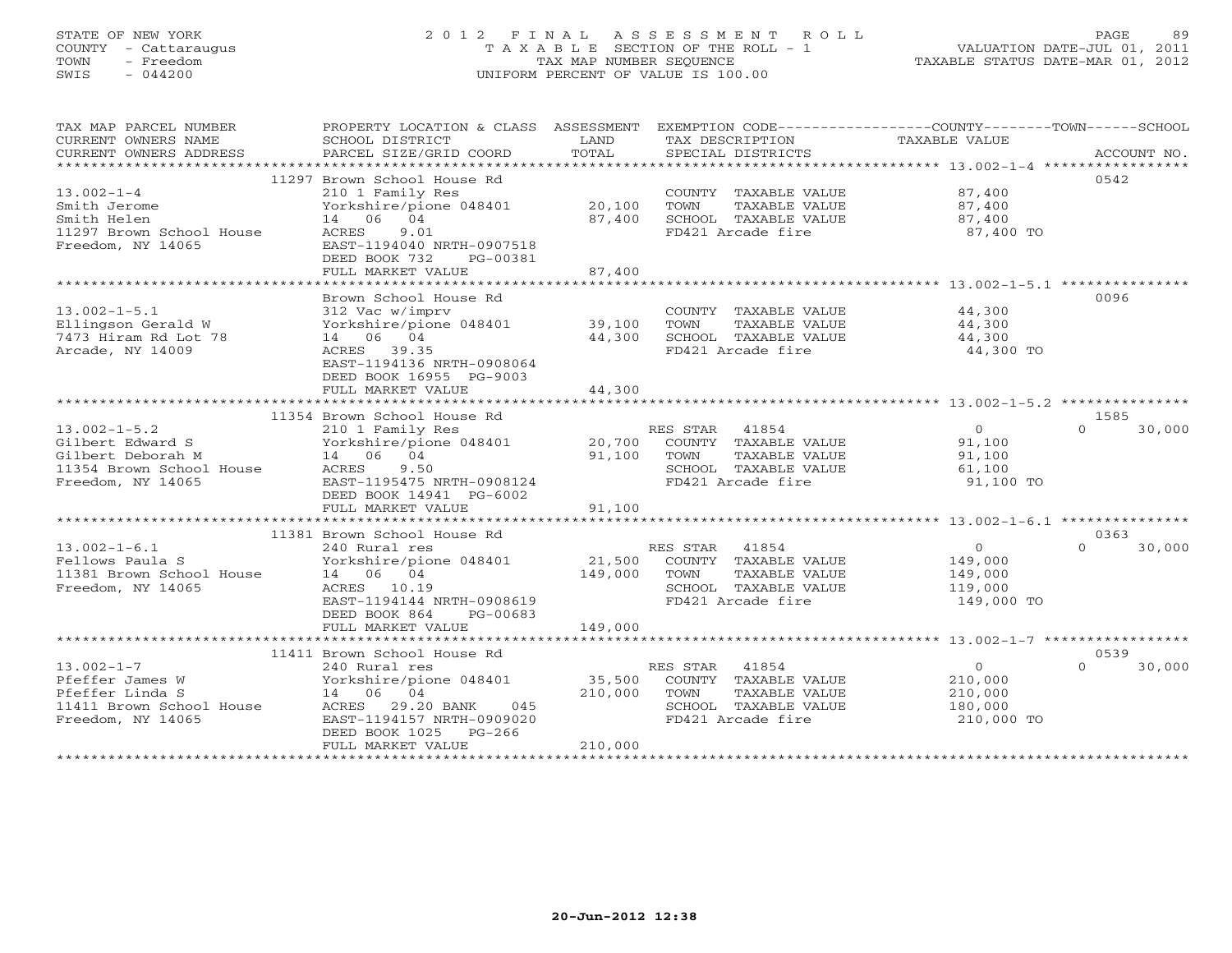STATE OF NEW YORK
COUNTY - Cattaraugus
TOWN - Freedom
SWIS - 044200

2012 FINAL ASSESSMENT ROLL
TAXABLE SECTION OF THE ROLL - 1
TAX MAP NUMBER SEQUENCE
UNIFORM PERCENT OF VALUE IS 100.00

VALUATION DATE-JUL 01, 2011
TAXABLE STATUS DATE-MAR 01, 2012

| TAX MAP PARCEL NUMBER / CURRENT OWNERS NAME / CURRENT OWNERS ADDRESS | PROPERTY LOCATION & CLASS / SCHOOL DISTRICT / PARCEL SIZE/GRID COORD | ASSESSMENT LAND / TOTAL | EXEMPTION CODE / TAX DESCRIPTION / SPECIAL DISTRICTS | COUNTY / TOWN TAXABLE VALUE | SCHOOL | ACCOUNT NO. |
|---|---|---|---|---|---|---|
| **13.002-1-4** | 11297 Brown School House Rd | | | | | 0542 |
| 13.002-1-4 | 210 1 Family Res | | COUNTY TAXABLE VALUE | 87,400 | | |
| Smith Jerome | Yorkshire/pione 048401 | 20,100 | TOWN TAXABLE VALUE | 87,400 | | |
| Smith Helen | 14 06 04 | 87,400 | SCHOOL TAXABLE VALUE | 87,400 | | |
| 11297 Brown School House | ACRES 9.01 | | FD421 Arcade fire | 87,400 TO | | |
| Freedom, NY 14065 | EAST-1194040 NRTH-0907518 | | | | | |
| | DEED BOOK 732 PG-00381 | | | | | |
| | FULL MARKET VALUE | 87,400 | | | | |
| **13.002-1-5.1** | Brown School House Rd | | | | | 0096 |
| 13.002-1-5.1 | 312 Vac w/imprv | | COUNTY TAXABLE VALUE | 44,300 | | |
| Ellingson Gerald W | Yorkshire/pione 048401 | 39,100 | TOWN TAXABLE VALUE | 44,300 | | |
| 7473 Hiram Rd Lot 78 | 14 06 04 | 44,300 | SCHOOL TAXABLE VALUE | 44,300 | | |
| Arcade, NY 14009 | ACRES 39.35 | | FD421 Arcade fire | 44,300 TO | | |
| | EAST-1194136 NRTH-0908064 | | | | | |
| | DEED BOOK 16955 PG-9003 | | | | | |
| | FULL MARKET VALUE | 44,300 | | | | |
| **13.002-1-5.2** | 11354 Brown School House Rd | | | | | 1585 |
| 13.002-1-5.2 | 210 1 Family Res | | RES STAR 41854 | 0 | 0 | 30,000 |
| Gilbert Edward S | Yorkshire/pione 048401 | 20,700 | COUNTY TAXABLE VALUE | 91,100 | | |
| Gilbert Deborah M | 14 06 04 | 91,100 | TOWN TAXABLE VALUE | 91,100 | | |
| 11354 Brown School House | ACRES 9.50 | | SCHOOL TAXABLE VALUE | 61,100 | | |
| Freedom, NY 14065 | EAST-1195475 NRTH-0908124 | | FD421 Arcade fire | 91,100 TO | | |
| | DEED BOOK 14941 PG-6002 | | | | | |
| | FULL MARKET VALUE | 91,100 | | | | |
| **13.002-1-6.1** | 11381 Brown School House Rd | | | | | 0363 |
| 13.002-1-6.1 | 240 Rural res | | RES STAR 41854 | 0 | 0 | 30,000 |
| Fellows Paula S | Yorkshire/pione 048401 | 21,500 | COUNTY TAXABLE VALUE | 149,000 | | |
| 11381 Brown School House | 14 06 04 | 149,000 | TOWN TAXABLE VALUE | 149,000 | | |
| Freedom, NY 14065 | ACRES 10.19 | | SCHOOL TAXABLE VALUE | 119,000 | | |
| | EAST-1194144 NRTH-0908619 | | FD421 Arcade fire | 149,000 TO | | |
| | DEED BOOK 864 PG-00683 | | | | | |
| | FULL MARKET VALUE | 149,000 | | | | |
| **13.002-1-7** | 11411 Brown School House Rd | | | | | 0539 |
| 13.002-1-7 | 240 Rural res | | RES STAR 41854 | 0 | 0 | 30,000 |
| Pfeffer James W | Yorkshire/pione 048401 | 35,500 | COUNTY TAXABLE VALUE | 210,000 | | |
| Pfeffer Linda S | 14 06 04 | 210,000 | TOWN TAXABLE VALUE | 210,000 | | |
| 11411 Brown School House | ACRES 29.20 BANK 045 | | SCHOOL TAXABLE VALUE | 180,000 | | |
| Freedom, NY 14065 | EAST-1194157 NRTH-0909020 | | FD421 Arcade fire | 210,000 TO | | |
| | DEED BOOK 1025 PG-266 | | | | | |
| | FULL MARKET VALUE | 210,000 | | | | |

20-Jun-2012 12:38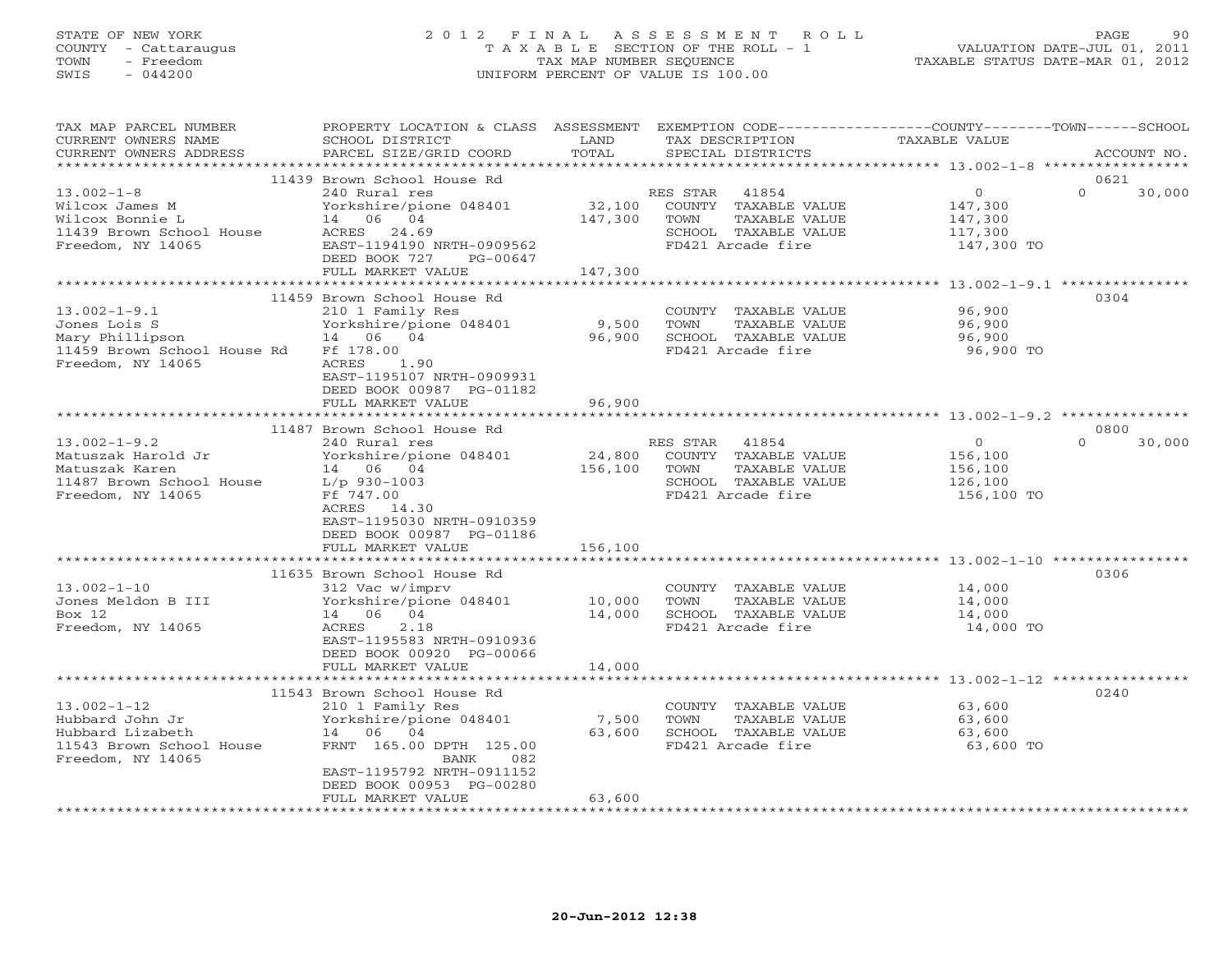STATE OF NEW YORK
COUNTY - Cattaraugus
TOWN - Freedom
SWIS - 044200

2012 FINAL ASSESSMENT ROLL
TAXABLE SECTION OF THE ROLL - 1
TAX MAP NUMBER SEQUENCE
UNIFORM PERCENT OF VALUE IS 100.00

VALUATION DATE-JUL 01, 2011
TAXABLE STATUS DATE-MAR 01, 2012

| TAX MAP PARCEL NUMBER / CURRENT OWNERS NAME / CURRENT OWNERS ADDRESS | PROPERTY LOCATION & CLASS / SCHOOL DISTRICT / PARCEL SIZE/GRID COORD | ASSESSMENT LAND / TOTAL | EXEMPTION CODE / TAX DESCRIPTION / SPECIAL DISTRICTS | COUNTY TAXABLE VALUE | TOWN | SCHOOL / ACCOUNT NO. |
|---|---|---|---|---|---|---|
| | 11439 Brown School House Rd | | | | | 0621 |
| 13.002-1-8 | 240 Rural res | | RES STAR 41854 | 0 | 0 | 30,000 |
| Wilcox James M | Yorkshire/pione 048401 | 32,100 | COUNTY TAXABLE VALUE | 147,300 | | |
| Wilcox Bonnie L | 14 06 04 | 147,300 | TOWN TAXABLE VALUE | 147,300 | | |
| 11439 Brown School House | ACRES 24.69 | | SCHOOL TAXABLE VALUE | 117,300 | | |
| Freedom, NY 14065 | EAST-1194190 NRTH-0909562 | | FD421 Arcade fire | 147,300 TO | | |
| | DEED BOOK 727 PG-00647 | | | | | |
| | FULL MARKET VALUE | 147,300 | | | | |
| | 11459 Brown School House Rd | | | | | 0304 |
| 13.002-1-9.1 | 210 1 Family Res | | COUNTY TAXABLE VALUE | 96,900 | | |
| Jones Lois S | Yorkshire/pione 048401 | 9,500 | TOWN TAXABLE VALUE | 96,900 | | |
| Mary Phillipson | 14 06 04 | 96,900 | SCHOOL TAXABLE VALUE | 96,900 | | |
| 11459 Brown School House Rd | Ff 178.00 | | FD421 Arcade fire | 96,900 TO | | |
| Freedom, NY 14065 | ACRES 1.90 | | | | | |
| | EAST-1195107 NRTH-0909931 | | | | | |
| | DEED BOOK 00987 PG-01182 | | | | | |
| | FULL MARKET VALUE | 96,900 | | | | |
| | 11487 Brown School House Rd | | | | | 0800 |
| 13.002-1-9.2 | 240 Rural res | | RES STAR 41854 | 0 | 0 | 30,000 |
| Matuszak Harold Jr | Yorkshire/pione 048401 | 24,800 | COUNTY TAXABLE VALUE | 156,100 | | |
| Matuszak Karen | 14 06 04 | 156,100 | TOWN TAXABLE VALUE | 156,100 | | |
| 11487 Brown School House | L/p 930-1003 | | SCHOOL TAXABLE VALUE | 126,100 | | |
| Freedom, NY 14065 | Ff 747.00 | | FD421 Arcade fire | 156,100 TO | | |
| | ACRES 14.30 | | | | | |
| | EAST-1195030 NRTH-0910359 | | | | | |
| | DEED BOOK 00987 PG-01186 | | | | | |
| | FULL MARKET VALUE | 156,100 | | | | |
| | 11635 Brown School House Rd | | | | | 0306 |
| 13.002-1-10 | 312 Vac w/imprv | | COUNTY TAXABLE VALUE | 14,000 | | |
| Jones Meldon B III | Yorkshire/pione 048401 | 10,000 | TOWN TAXABLE VALUE | 14,000 | | |
| Box 12 | 14 06 04 | 14,000 | SCHOOL TAXABLE VALUE | 14,000 | | |
| Freedom, NY 14065 | ACRES 2.18 | | FD421 Arcade fire | 14,000 TO | | |
| | EAST-1195583 NRTH-0910936 | | | | | |
| | DEED BOOK 00920 PG-00066 | | | | | |
| | FULL MARKET VALUE | 14,000 | | | | |
| | 11543 Brown School House Rd | | | | | 0240 |
| 13.002-1-12 | 210 1 Family Res | | COUNTY TAXABLE VALUE | 63,600 | | |
| Hubbard John Jr | Yorkshire/pione 048401 | 7,500 | TOWN TAXABLE VALUE | 63,600 | | |
| Hubbard Lizabeth | 14 06 04 | 63,600 | SCHOOL TAXABLE VALUE | 63,600 | | |
| 11543 Brown School House | FRNT 165.00 DPTH 125.00 | | FD421 Arcade fire | 63,600 TO | | |
| Freedom, NY 14065 | BANK 082 | | | | | |
| | EAST-1195792 NRTH-0911152 | | | | | |
| | DEED BOOK 00953 PG-00280 | | | | | |
| | FULL MARKET VALUE | 63,600 | | | | |

20-Jun-2012 12:38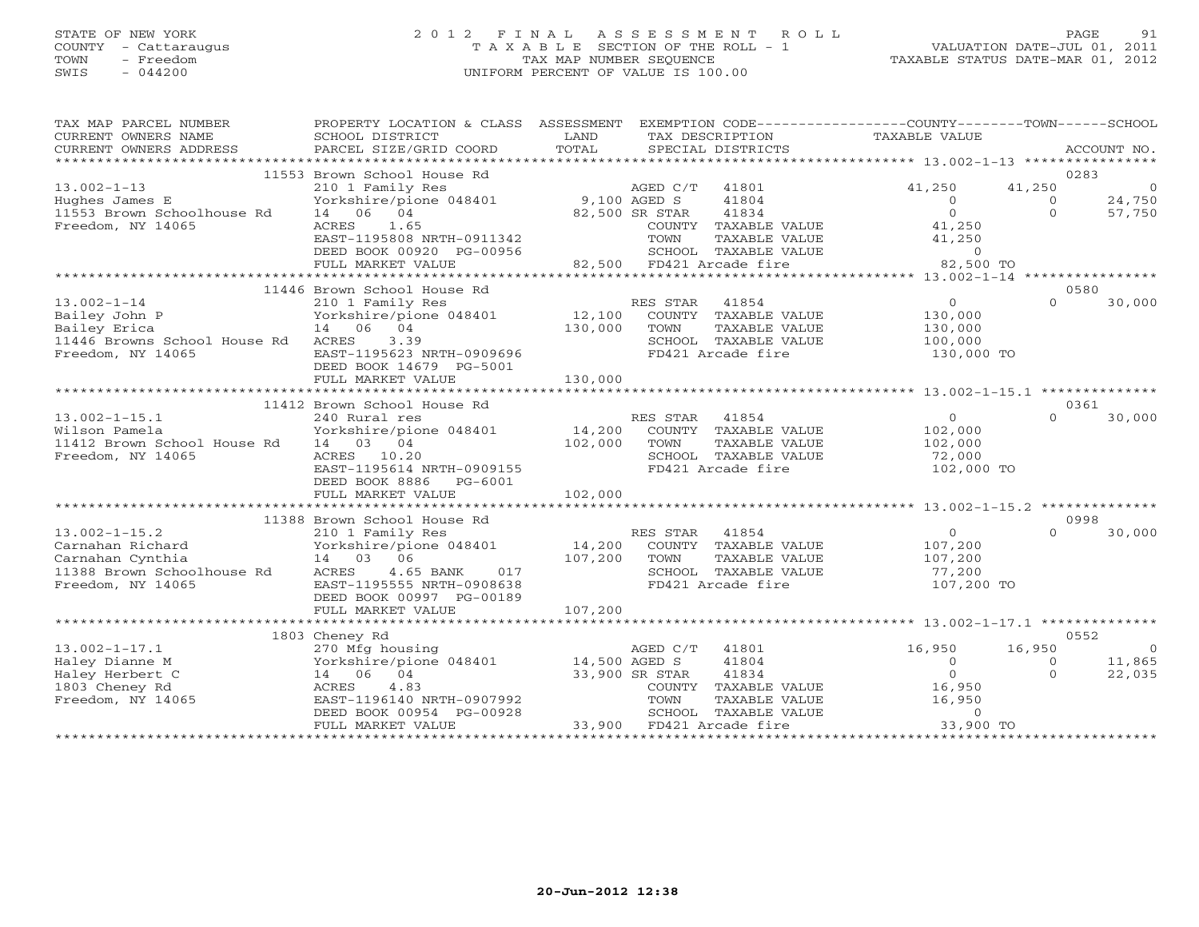STATE OF NEW YORK
COUNTY - Cattaraugus
TOWN - Freedom
SWIS - 044200

2012 FINAL ASSESSMENT ROLL
TAXABLE SECTION OF THE ROLL - 1
TAX MAP NUMBER SEQUENCE
UNIFORM PERCENT OF VALUE IS 100.00

VALUATION DATE-JUL 01, 2011
TAXABLE STATUS DATE-MAR 01, 2012

| TAX MAP PARCEL NUMBER / CURRENT OWNERS NAME / CURRENT OWNERS ADDRESS | PROPERTY LOCATION & CLASS / SCHOOL DISTRICT / PARCEL SIZE/GRID COORD | ASSESSMENT LAND / TOTAL | EXEMPTION CODE / TAX DESCRIPTION / SPECIAL DISTRICTS | COUNTY TAXABLE VALUE | TOWN | SCHOOL / ACCOUNT NO. |
|---|---|---|---|---|---|---|
| | 11553 Brown School House Rd | | | | | 0283 |
| 13.002-1-13 | 210 1 Family Res | | AGED C/T 41801 | 41,250 | 41,250 | 0 |
| Hughes James E | Yorkshire/pione 048401 | 9,100 | AGED S 41804 | 0 | 0 | 24,750 |
| 11553 Brown Schoolhouse Rd | 14 06 04 | 82,500 | SR STAR 41834 | 0 | 0 | 57,750 |
| Freedom, NY 14065 | ACRES 1.65 | | COUNTY TAXABLE VALUE | 41,250 | | |
| | EAST-1195808 NRTH-0911342 | | TOWN TAXABLE VALUE | 41,250 | | |
| | DEED BOOK 00920 PG-00956 | | SCHOOL TAXABLE VALUE | 0 | | |
| | FULL MARKET VALUE | 82,500 | FD421 Arcade fire | 82,500 TO | | |
| | 11446 Brown School House Rd | | | | | 0580 |
| 13.002-1-14 | 210 1 Family Res | | RES STAR 41854 | 0 | 0 | 30,000 |
| Bailey John P | Yorkshire/pione 048401 | 12,100 | COUNTY TAXABLE VALUE | 130,000 | | |
| Bailey Erica | 14 06 04 | 130,000 | TOWN TAXABLE VALUE | 130,000 | | |
| 11446 Browns School House Rd | ACRES 3.39 | | SCHOOL TAXABLE VALUE | 100,000 | | |
| Freedom, NY 14065 | EAST-1195623 NRTH-0909696 | | FD421 Arcade fire | 130,000 TO | | |
| | DEED BOOK 14679 PG-5001 | | | | | |
| | FULL MARKET VALUE | 130,000 | | | | |
| | 11412 Brown School House Rd | | | | | 0361 |
| 13.002-1-15.1 | 240 Rural res | | RES STAR 41854 | 0 | 0 | 30,000 |
| Wilson Pamela | Yorkshire/pione 048401 | 14,200 | COUNTY TAXABLE VALUE | 102,000 | | |
| 11412 Brown School House Rd | 14 03 04 | 102,000 | TOWN TAXABLE VALUE | 102,000 | | |
| Freedom, NY 14065 | ACRES 10.20 | | SCHOOL TAXABLE VALUE | 72,000 | | |
| | EAST-1195614 NRTH-0909155 | | FD421 Arcade fire | 102,000 TO | | |
| | DEED BOOK 8886 PG-6001 | | | | | |
| | FULL MARKET VALUE | 102,000 | | | | |
| | 11388 Brown School House Rd | | | | | 0998 |
| 13.002-1-15.2 | 210 1 Family Res | | RES STAR 41854 | 0 | 0 | 30,000 |
| Carnahan Richard | Yorkshire/pione 048401 | 14,200 | COUNTY TAXABLE VALUE | 107,200 | | |
| Carnahan Cynthia | 14 03 06 | 107,200 | TOWN TAXABLE VALUE | 107,200 | | |
| 11388 Brown Schoolhouse Rd | ACRES 4.65 BANK 017 | | SCHOOL TAXABLE VALUE | 77,200 | | |
| Freedom, NY 14065 | EAST-1195555 NRTH-0908638 | | FD421 Arcade fire | 107,200 TO | | |
| | DEED BOOK 00997 PG-00189 | | | | | |
| | FULL MARKET VALUE | 107,200 | | | | |
| | 1803 Cheney Rd | | | | | 0552 |
| 13.002-1-17.1 | 270 Mfg housing | | AGED C/T 41801 | 16,950 | 16,950 | 0 |
| Haley Dianne M | Yorkshire/pione 048401 | 14,500 | AGED S 41804 | 0 | 0 | 11,865 |
| Haley Herbert C | 14 06 04 | 33,900 | SR STAR 41834 | 0 | 0 | 22,035 |
| 1803 Cheney Rd | ACRES 4.83 | | COUNTY TAXABLE VALUE | 16,950 | | |
| Freedom, NY 14065 | EAST-1196140 NRTH-0907992 | | TOWN TAXABLE VALUE | 16,950 | | |
| | DEED BOOK 00954 PG-00928 | | SCHOOL TAXABLE VALUE | 0 | | |
| | FULL MARKET VALUE | 33,900 | FD421 Arcade fire | 33,900 TO | | |

20-Jun-2012 12:38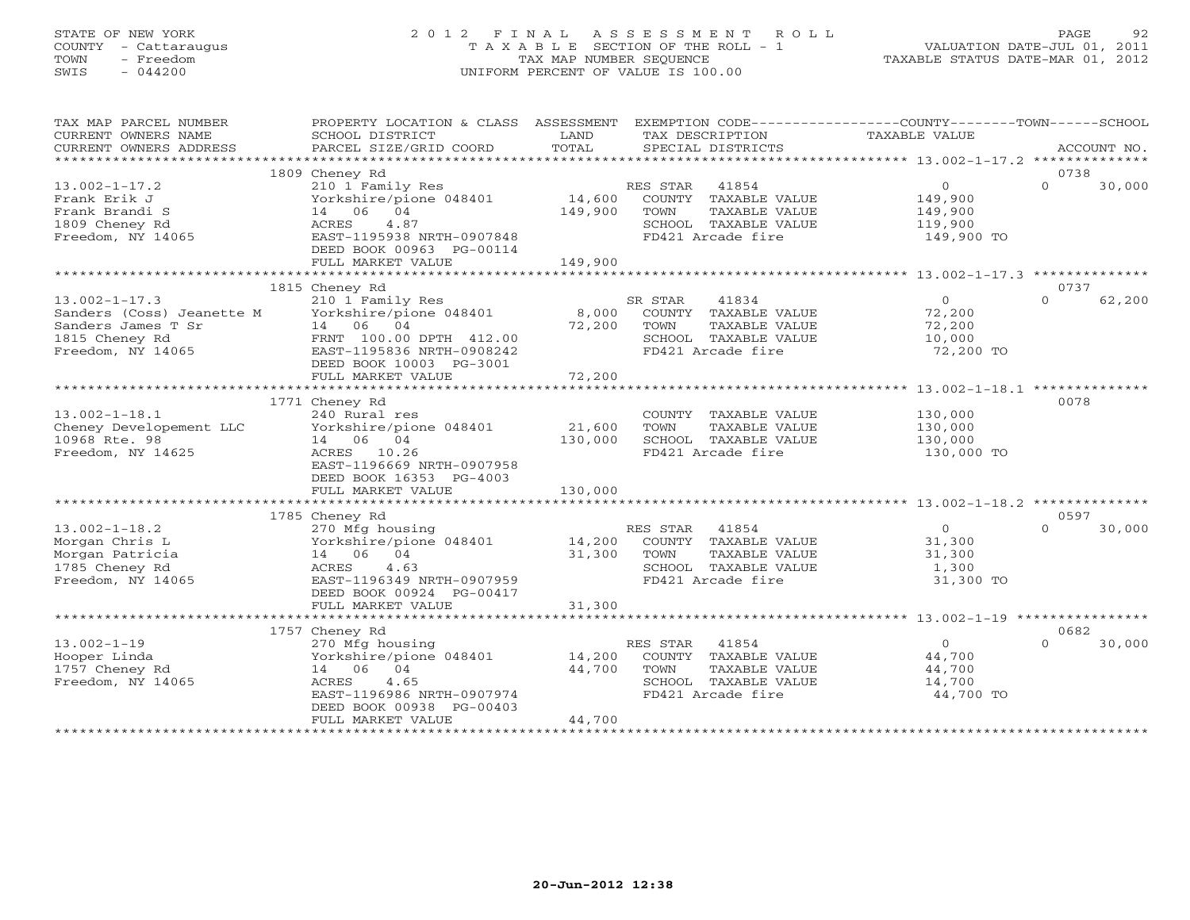STATE OF NEW YORK
COUNTY - Cattaraugus
TOWN - Freedom
SWIS - 044200

# 2012 FINAL ASSESSMENT ROLL

TAXABLE SECTION OF THE ROLL - 1
TAX MAP NUMBER SEQUENCE
UNIFORM PERCENT OF VALUE IS 100.00

VALUATION DATE-JUL 01, 2011
TAXABLE STATUS DATE-MAR 01, 2012

| TAX MAP PARCEL NUMBER / CURRENT OWNERS NAME / CURRENT OWNERS ADDRESS | PROPERTY LOCATION & CLASS / SCHOOL DISTRICT / PARCEL SIZE/GRID COORD | ASSESSMENT LAND | TOTAL | EXEMPTION CODE / TAX DESCRIPTION / SPECIAL DISTRICTS | COUNTY / TOWN TAXABLE VALUE | SCHOOL | ACCOUNT NO. |
|---|---|---|---|---|---|---|---|
| 13.002-1-17.2 | 1809 Cheney Rd | | | | | | 0738 |
| 13.002-1-17.2 | 210 1 Family Res | | | RES STAR 41854 | 0 | 0 | 30,000 |
| Frank Erik J | Yorkshire/pione 048401 | 14,600 | | COUNTY TAXABLE VALUE | 149,900 | | |
| Frank Brandi S | 14 06 04 | | 149,900 | TOWN TAXABLE VALUE | 149,900 | | |
| 1809 Cheney Rd | ACRES 4.87 | | | SCHOOL TAXABLE VALUE | 119,900 | | |
| Freedom, NY 14065 | EAST-1195938 NRTH-0907848 | | | FD421 Arcade fire | 149,900 TO | | |
| | DEED BOOK 00963 PG-00114 | | | | | | |
| | FULL MARKET VALUE | | 149,900 | | | | |
| 13.002-1-17.3 | 1815 Cheney Rd | | | | | | 0737 |
| 13.002-1-17.3 | 210 1 Family Res | | | SR STAR 41834 | 0 | 0 | 62,200 |
| Sanders (Coss) Jeanette M | Yorkshire/pione 048401 | 8,000 | | COUNTY TAXABLE VALUE | 72,200 | | |
| Sanders James T Sr | 14 06 04 | | 72,200 | TOWN TAXABLE VALUE | 72,200 | | |
| 1815 Cheney Rd | FRNT 100.00 DPTH 412.00 | | | SCHOOL TAXABLE VALUE | 10,000 | | |
| Freedom, NY 14065 | EAST-1195836 NRTH-0908242 | | | FD421 Arcade fire | 72,200 TO | | |
| | DEED BOOK 10003 PG-3001 | | | | | | |
| | FULL MARKET VALUE | | 72,200 | | | | |
| 13.002-1-18.1 | 1771 Cheney Rd | | | | | | 0078 |
| 13.002-1-18.1 | 240 Rural res | | | COUNTY TAXABLE VALUE | 130,000 | | |
| Cheney Developement LLC | Yorkshire/pione 048401 | 21,600 | | TOWN TAXABLE VALUE | 130,000 | | |
| 10968 Rte. 98 | 14 06 04 | | 130,000 | SCHOOL TAXABLE VALUE | 130,000 | | |
| Freedom, NY 14625 | ACRES 10.26 | | | FD421 Arcade fire | 130,000 TO | | |
| | EAST-1196669 NRTH-0907958 | | | | | | |
| | DEED BOOK 16353 PG-4003 | | | | | | |
| | FULL MARKET VALUE | | 130,000 | | | | |
| 13.002-1-18.2 | 1785 Cheney Rd | | | | | | 0597 |
| 13.002-1-18.2 | 270 Mfg housing | | | RES STAR 41854 | 0 | 0 | 30,000 |
| Morgan Chris L | Yorkshire/pione 048401 | 14,200 | | COUNTY TAXABLE VALUE | 31,300 | | |
| Morgan Patricia | 14 06 04 | | 31,300 | TOWN TAXABLE VALUE | 31,300 | | |
| 1785 Cheney Rd | ACRES 4.63 | | | SCHOOL TAXABLE VALUE | 1,300 | | |
| Freedom, NY 14065 | EAST-1196349 NRTH-0907959 | | | FD421 Arcade fire | 31,300 TO | | |
| | DEED BOOK 00924 PG-00417 | | | | | | |
| | FULL MARKET VALUE | | 31,300 | | | | |
| 13.002-1-19 | 1757 Cheney Rd | | | | | | 0682 |
| 13.002-1-19 | 270 Mfg housing | | | RES STAR 41854 | 0 | 0 | 30,000 |
| Hooper Linda | Yorkshire/pione 048401 | 14,200 | | COUNTY TAXABLE VALUE | 44,700 | | |
| 1757 Cheney Rd | 14 06 04 | | 44,700 | TOWN TAXABLE VALUE | 44,700 | | |
| Freedom, NY 14065 | ACRES 4.65 | | | SCHOOL TAXABLE VALUE | 14,700 | | |
| | EAST-1196986 NRTH-0907974 | | | FD421 Arcade fire | 44,700 TO | | |
| | DEED BOOK 00938 PG-00403 | | | | | | |
| | FULL MARKET VALUE | | 44,700 | | | | |

20-Jun-2012 12:38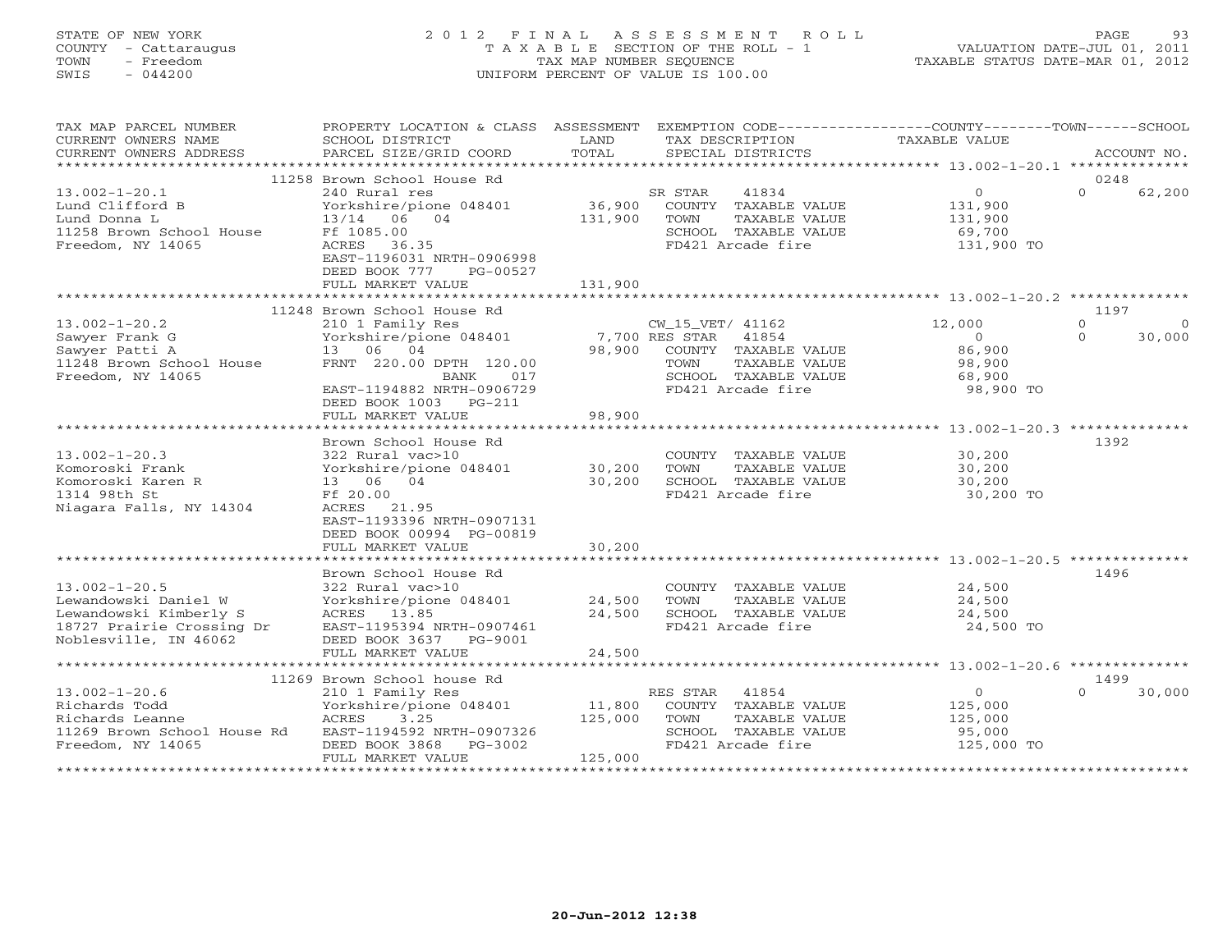STATE OF NEW YORK
COUNTY - Cattaraugus
TOWN - Freedom
SWIS - 044200

# 2012 FINAL ASSESSMENT ROLL
TAXABLE SECTION OF THE ROLL - 1
TAX MAP NUMBER SEQUENCE
UNIFORM PERCENT OF VALUE IS 100.00

VALUATION DATE-JUL 01, 2011
TAXABLE STATUS DATE-MAR 01, 2012

| TAX MAP PARCEL NUMBER / CURRENT OWNERS NAME / CURRENT OWNERS ADDRESS | PROPERTY LOCATION & CLASS / SCHOOL DISTRICT / PARCEL SIZE/GRID COORD | ASSESSMENT LAND | TOTAL | EXEMPTION CODE / TAX DESCRIPTION / SPECIAL DISTRICTS | COUNTY TAXABLE VALUE | TOWN | SCHOOL / ACCOUNT NO. |
|---|---|---|---|---|---|---|---|
| **13.002-1-20.1** | 11258 Brown School House Rd | | | | | | 0248 |
| Lund Clifford B | 240 Rural res | | | SR STAR 41834 | 0 | 0 | 62,200 |
| Lund Donna L | Yorkshire/pione 048401 | 36,900 | | COUNTY TAXABLE VALUE | 131,900 | | |
| 11258 Brown School House | 13/14 06 04 | | 131,900 | TOWN TAXABLE VALUE | 131,900 | | |
| Freedom, NY 14065 | Ff 1085.00 | | | SCHOOL TAXABLE VALUE | 69,700 | | |
| | ACRES 36.35 | | | FD421 Arcade fire | 131,900 TO | | |
| | EAST-1196031 NRTH-0906998 | | | | | | |
| | DEED BOOK 777 PG-00527 | | | | | | |
| | FULL MARKET VALUE | | 131,900 | | | | |
| **13.002-1-20.2** | 11248 Brown School House Rd | | | | | | 1197 |
| Sawyer Frank G | 210 1 Family Res | | | CW_15_VET/ 41162 | 12,000 | 0 | 0 |
| Sawyer Patti A | Yorkshire/pione 048401 | 7,700 | | RES STAR 41854 | 0 | 0 | 30,000 |
| 11248 Brown School House | 13 06 04 | | 98,900 | COUNTY TAXABLE VALUE | 86,900 | | |
| Freedom, NY 14065 | FRNT 220.00 DPTH 120.00 | | | TOWN TAXABLE VALUE | 98,900 | | |
| | BANK 017 | | | SCHOOL TAXABLE VALUE | 68,900 | | |
| | EAST-1194882 NRTH-0906729 | | | FD421 Arcade fire | 98,900 TO | | |
| | DEED BOOK 1003 PG-211 | | | | | | |
| | FULL MARKET VALUE | | 98,900 | | | | |
| **13.002-1-20.3** | Brown School House Rd | | | | | | 1392 |
| Komoroski Frank | 322 Rural vac>10 | | | COUNTY TAXABLE VALUE | 30,200 | | |
| Komoroski Karen R | Yorkshire/pione 048401 | 30,200 | | TOWN TAXABLE VALUE | 30,200 | | |
| 1314 98th St | 13 06 04 | | 30,200 | SCHOOL TAXABLE VALUE | 30,200 | | |
| Niagara Falls, NY 14304 | Ff 20.00 | | | FD421 Arcade fire | 30,200 TO | | |
| | ACRES 21.95 | | | | | | |
| | EAST-1193396 NRTH-0907131 | | | | | | |
| | DEED BOOK 00994 PG-00819 | | | | | | |
| | FULL MARKET VALUE | | 30,200 | | | | |
| **13.002-1-20.5** | Brown School House Rd | | | | | | 1496 |
| Lewandowski Daniel W | 322 Rural vac>10 | | | COUNTY TAXABLE VALUE | 24,500 | | |
| Lewandowski Kimberly S | Yorkshire/pione 048401 | 24,500 | | TOWN TAXABLE VALUE | 24,500 | | |
| 18727 Prairie Crossing Dr | ACRES 13.85 | | 24,500 | SCHOOL TAXABLE VALUE | 24,500 | | |
| Noblesville, IN 46062 | EAST-1195394 NRTH-0907461 | | | FD421 Arcade fire | 24,500 TO | | |
| | DEED BOOK 3637 PG-9001 | | | | | | |
| | FULL MARKET VALUE | | 24,500 | | | | |
| **13.002-1-20.6** | 11269 Brown School house Rd | | | | | | 1499 |
| Richards Todd | 210 1 Family Res | | | RES STAR 41854 | 0 | 0 | 30,000 |
| Richards Leanne | Yorkshire/pione 048401 | 11,800 | | COUNTY TAXABLE VALUE | 125,000 | | |
| 11269 Brown School House Rd | ACRES 3.25 | | 125,000 | TOWN TAXABLE VALUE | 125,000 | | |
| Freedom, NY 14065 | EAST-1194592 NRTH-0907326 | | | SCHOOL TAXABLE VALUE | 95,000 | | |
| | DEED BOOK 3868 PG-3002 | | | FD421 Arcade fire | 125,000 TO | | |
| | FULL MARKET VALUE | | 125,000 | | | | |

20-Jun-2012 12:38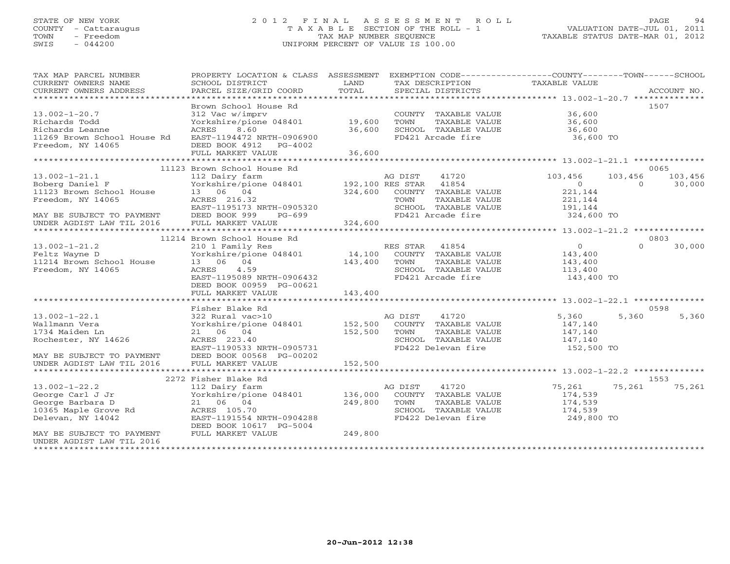STATE OF NEW YORK
COUNTY - Cattaraugus
TOWN - Freedom
SWIS - 044200

2012 FINAL ASSESSMENT ROLL
TAXABLE SECTION OF THE ROLL - 1
TAX MAP NUMBER SEQUENCE
UNIFORM PERCENT OF VALUE IS 100.00

VALUATION DATE-JUL 01, 2011
TAXABLE STATUS DATE-MAR 01, 2012

| TAX MAP PARCEL NUMBER / CURRENT OWNERS NAME / CURRENT OWNERS ADDRESS | PROPERTY LOCATION & CLASS / SCHOOL DISTRICT / PARCEL SIZE/GRID COORD | ASSESSMENT LAND | TOTAL | EXEMPTION CODE / TAX DESCRIPTION / SPECIAL DISTRICTS | COUNTY TAXABLE VALUE | TOWN | SCHOOL | ACCOUNT NO. |
|---|---|---|---|---|---|---|---|---|
| 13.002-1-20.7 | Brown School House Rd | | | | | | | 1507 |
| Richards Todd | 312 Vac w/imprv | | | COUNTY TAXABLE VALUE | 36,600 | | | |
| Richards Leanne | Yorkshire/pione 048401 | 19,600 | | TOWN TAXABLE VALUE | 36,600 | | | |
| 11269 Brown School House Rd | ACRES 8.60 | | 36,600 | SCHOOL TAXABLE VALUE | 36,600 | | | |
| Freedom, NY 14065 | EAST-1194472 NRTH-0906900 | | | FD421 Arcade fire | 36,600 TO | | | |
| | DEED BOOK 4912 PG-4002 | | | | | | | |
| | FULL MARKET VALUE | | 36,600 | | | | | |
| 13.002-1-21.1 | 11123 Brown School House Rd | | | | | | | 0065 |
| Boberg Daniel F | 112 Dairy farm | | | AG DIST 41720 | 103,456 | 103,456 | 103,456 | |
| 11123 Brown School House | Yorkshire/pione 048401 | 192,100 | | RES STAR 41854 | 0 | 0 | 30,000 | |
| Freedom, NY 14065 | 13 06 04 | | 324,600 | COUNTY TAXABLE VALUE | 221,144 | | | |
| | ACRES 216.32 | | | TOWN TAXABLE VALUE | 221,144 | | | |
| | EAST-1195173 NRTH-0905320 | | | SCHOOL TAXABLE VALUE | 191,144 | | | |
| MAY BE SUBJECT TO PAYMENT | DEED BOOK 999 PG-699 | | | FD421 Arcade fire | 324,600 TO | | | |
| UNDER AGDIST LAW TIL 2016 | FULL MARKET VALUE | | 324,600 | | | | | |
| 13.002-1-21.2 | 11214 Brown School House Rd | | | | | | | 0803 |
| Feltz Wayne D | 210 1 Family Res | | | RES STAR 41854 | 0 | 0 | 30,000 | |
| 11214 Brown School House | Yorkshire/pione 048401 | 14,100 | | COUNTY TAXABLE VALUE | 143,400 | | | |
| Freedom, NY 14065 | 13 06 04 | | 143,400 | TOWN TAXABLE VALUE | 143,400 | | | |
| | ACRES 4.59 | | | SCHOOL TAXABLE VALUE | 113,400 | | | |
| | EAST-1195089 NRTH-0906432 | | | FD421 Arcade fire | 143,400 TO | | | |
| | DEED BOOK 00959 PG-00621 | | | | | | | |
| | FULL MARKET VALUE | | 143,400 | | | | | |
| 13.002-1-22.1 | Fisher Blake Rd | | | | | | | 0598 |
| Wallmann Vera | 322 Rural vac>10 | | | AG DIST 41720 | 5,360 | 5,360 | 5,360 | |
| 1734 Maiden Ln | Yorkshire/pione 048401 | 152,500 | | COUNTY TAXABLE VALUE | 147,140 | | | |
| Rochester, NY 14626 | 21 06 04 | | 152,500 | TOWN TAXABLE VALUE | 147,140 | | | |
| | ACRES 223.40 | | | SCHOOL TAXABLE VALUE | 147,140 | | | |
| | EAST-1190533 NRTH-0905731 | | | FD422 Delevan fire | 152,500 TO | | | |
| MAY BE SUBJECT TO PAYMENT | DEED BOOK 00568 PG-00202 | | | | | | | |
| UNDER AGDIST LAW TIL 2016 | FULL MARKET VALUE | | 152,500 | | | | | |
| 13.002-1-22.2 | 2272 Fisher Blake Rd | | | | | | | 1553 |
| George Carl J Jr | 112 Dairy farm | | | AG DIST 41720 | 75,261 | 75,261 | 75,261 | |
| George Barbara D | Yorkshire/pione 048401 | 136,000 | | COUNTY TAXABLE VALUE | 174,539 | | | |
| 10365 Maple Grove Rd | 21 06 04 | | 249,800 | TOWN TAXABLE VALUE | 174,539 | | | |
| Delevan, NY 14042 | ACRES 105.70 | | | SCHOOL TAXABLE VALUE | 174,539 | | | |
| | EAST-1191554 NRTH-0904288 | | | FD422 Delevan fire | 249,800 TO | | | |
| | DEED BOOK 10617 PG-5004 | | | | | | | |
| MAY BE SUBJECT TO PAYMENT | FULL MARKET VALUE | | 249,800 | | | | | |
| UNDER AGDIST LAW TIL 2016 | | | | | | | | |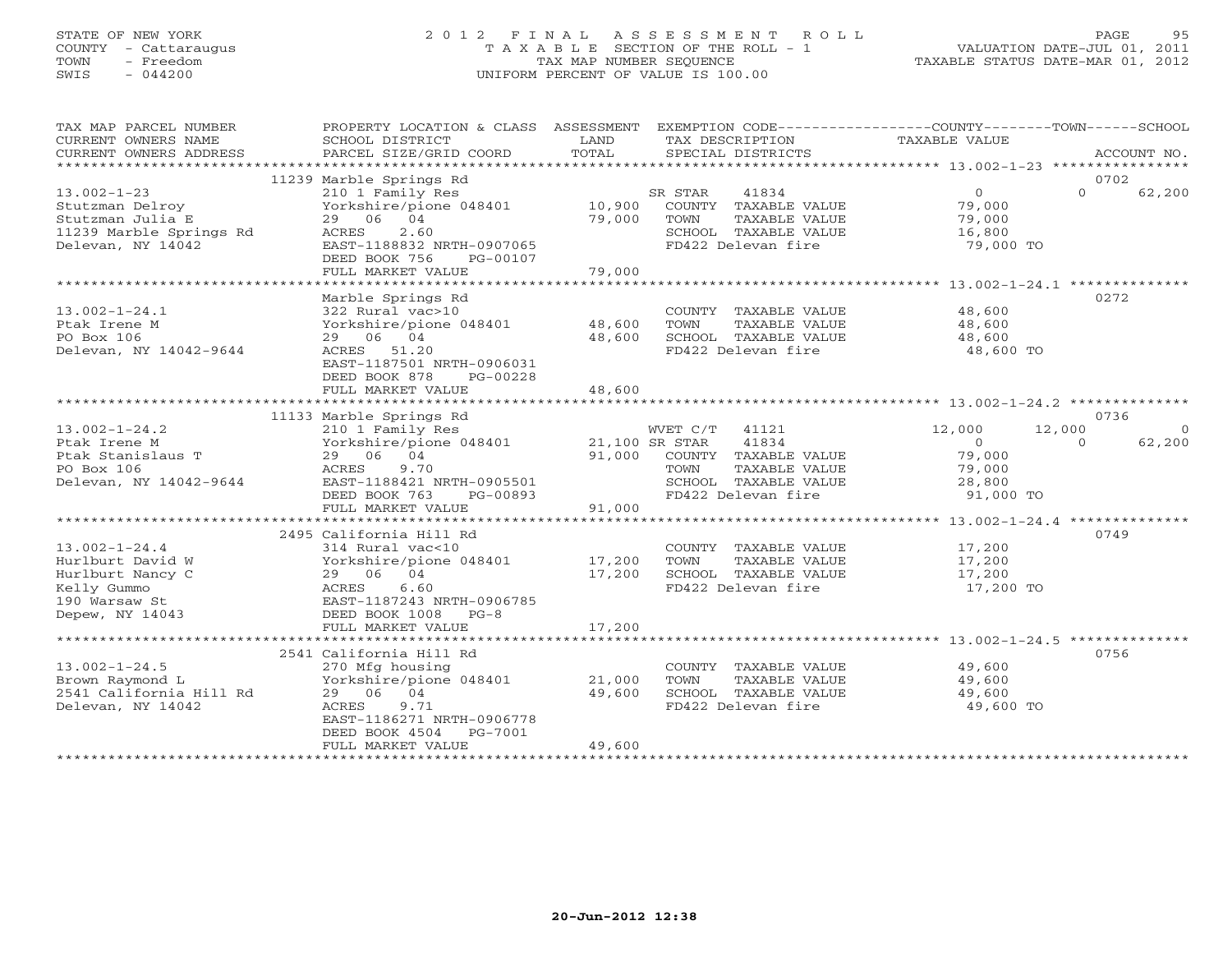STATE OF NEW YORK
COUNTY - Cattaraugus
TOWN - Freedom
SWIS - 044200

2 0 1 2 F I N A L A S S E S S M E N T R O L L
T A X A B L E SECTION OF THE ROLL - 1
TAX MAP NUMBER SEQUENCE
UNIFORM PERCENT OF VALUE IS 100.00

VALUATION DATE-JUL 01, 2011
TAXABLE STATUS DATE-MAR 01, 2012

| TAX MAP PARCEL NUMBER / CURRENT OWNERS NAME / CURRENT OWNERS ADDRESS | PROPERTY LOCATION & CLASS / SCHOOL DISTRICT / PARCEL SIZE/GRID COORD | ASSESSMENT LAND / TOTAL | EXEMPTION CODE / TAX DESCRIPTION / SPECIAL DISTRICTS | COUNTY TAXABLE VALUE | TOWN | SCHOOL / ACCOUNT NO. |
|---|---|---|---|---|---|---|
| | 11239 Marble Springs Rd | | | | | 0702 |
| 13.002-1-23 | 210 1 Family Res | | SR STAR 41834 | 0 | 0 | 62,200 |
| Stutzman Delroy | Yorkshire/pione 048401 | 10,900 | COUNTY TAXABLE VALUE | 79,000 | | |
| Stutzman Julia E | 29 06 04 | 79,000 | TOWN TAXABLE VALUE | 79,000 | | |
| 11239 Marble Springs Rd | ACRES 2.60 | | SCHOOL TAXABLE VALUE | 16,800 | | |
| Delevan, NY 14042 | EAST-1188832 NRTH-0907065 | | FD422 Delevan fire | 79,000 TO | | |
| | DEED BOOK 756 PG-00107 | | | | | |
| | FULL MARKET VALUE | 79,000 | | | | |
| | Marble Springs Rd | | | | | 0272 |
| 13.002-1-24.1 | 322 Rural vac>10 | | COUNTY TAXABLE VALUE | 48,600 | | |
| Ptak Irene M | Yorkshire/pione 048401 | 48,600 | TOWN TAXABLE VALUE | 48,600 | | |
| PO Box 106 | 29 06 04 | 48,600 | SCHOOL TAXABLE VALUE | 48,600 | | |
| Delevan, NY 14042-9644 | ACRES 51.20 | | FD422 Delevan fire | 48,600 TO | | |
| | EAST-1187501 NRTH-0906031 | | | | | |
| | DEED BOOK 878 PG-00228 | | | | | |
| | FULL MARKET VALUE | 48,600 | | | | |
| | 11133 Marble Springs Rd | | | | | 0736 |
| 13.002-1-24.2 | 210 1 Family Res | | WVET C/T 41121 | 12,000 | 12,000 | 0 |
| Ptak Irene M | Yorkshire/pione 048401 | 21,100 | SR STAR 41834 | 0 | 0 | 62,200 |
| Ptak Stanislaus T | 29 06 04 | 91,000 | COUNTY TAXABLE VALUE | 79,000 | | |
| PO Box 106 | ACRES 9.70 | | TOWN TAXABLE VALUE | 79,000 | | |
| Delevan, NY 14042-9644 | EAST-1188421 NRTH-0905501 | | SCHOOL TAXABLE VALUE | 28,800 | | |
| | DEED BOOK 763 PG-00893 | | FD422 Delevan fire | 91,000 TO | | |
| | FULL MARKET VALUE | 91,000 | | | | |
| | 2495 California Hill Rd | | | | | 0749 |
| 13.002-1-24.4 | 314 Rural vac<10 | | COUNTY TAXABLE VALUE | 17,200 | | |
| Hurlburt David W | Yorkshire/pione 048401 | 17,200 | TOWN TAXABLE VALUE | 17,200 | | |
| Hurlburt Nancy C | 29 06 04 | 17,200 | SCHOOL TAXABLE VALUE | 17,200 | | |
| Kelly Gummo | ACRES 6.60 | | FD422 Delevan fire | 17,200 TO | | |
| 190 Warsaw St | EAST-1187243 NRTH-0906785 | | | | | |
| Depew, NY 14043 | DEED BOOK 1008 PG-8 | | | | | |
| | FULL MARKET VALUE | 17,200 | | | | |
| | 2541 California Hill Rd | | | | | 0756 |
| 13.002-1-24.5 | 270 Mfg housing | | COUNTY TAXABLE VALUE | 49,600 | | |
| Brown Raymond L | Yorkshire/pione 048401 | 21,000 | TOWN TAXABLE VALUE | 49,600 | | |
| 2541 California Hill Rd | 29 06 04 | 49,600 | SCHOOL TAXABLE VALUE | 49,600 | | |
| Delevan, NY 14042 | ACRES 9.71 | | FD422 Delevan fire | 49,600 TO | | |
| | EAST-1186271 NRTH-0906778 | | | | | |
| | DEED BOOK 4504 PG-7001 | | | | | |
| | FULL MARKET VALUE | 49,600 | | | | |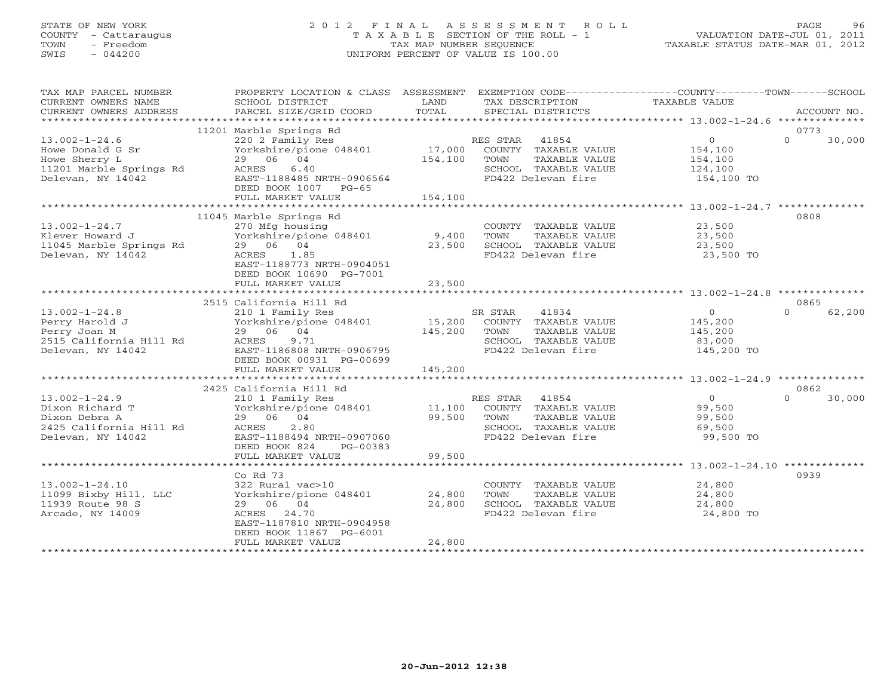STATE OF NEW YORK
COUNTY - Cattaraugus
TOWN - Freedom
SWIS - 044200

# 2012 FINAL ASSESSMENT ROLL

TAXABLE SECTION OF THE ROLL - 1
TAX MAP NUMBER SEQUENCE
UNIFORM PERCENT OF VALUE IS 100.00

VALUATION DATE-JUL 01, 2011
TAXABLE STATUS DATE-MAR 01, 2012

| TAX MAP PARCEL NUMBER / CURRENT OWNERS NAME / CURRENT OWNERS ADDRESS | PROPERTY LOCATION & CLASS / SCHOOL DISTRICT / PARCEL SIZE/GRID COORD | ASSESSMENT LAND | TOTAL | EXEMPTION CODE / TAX DESCRIPTION / SPECIAL DISTRICTS | COUNTY TAXABLE VALUE | TOWN | SCHOOL / ACCOUNT NO. |
|---|---|---|---|---|---|---|---|
| 13.002-1-24.6 | 11201 Marble Springs Rd | | | | | | 0773 |
| Howe Donald G Sr | 220 2 Family Res | | | RES STAR 41854 | 0 | 0 | 30,000 |
| Howe Sherry L | Yorkshire/pione 048401 | 17,000 | | COUNTY TAXABLE VALUE | 154,100 | | |
| 11201 Marble Springs Rd | 29 06 04 | | 154,100 | TOWN TAXABLE VALUE | 154,100 | | |
| Delevan, NY 14042 | ACRES 6.40 | | | SCHOOL TAXABLE VALUE | 124,100 | | |
| | EAST-1188485 NRTH-0906564 | | | FD422 Delevan fire | 154,100 TO | | |
| | DEED BOOK 1007 PG-65 | | | | | | |
| | FULL MARKET VALUE | | 154,100 | | | | |
| 13.002-1-24.7 | 11045 Marble Springs Rd | | | | | | 0808 |
| Klever Howard J | 270 Mfg housing | | | COUNTY TAXABLE VALUE | 23,500 | | |
| 11045 Marble Springs Rd | Yorkshire/pione 048401 | 9,400 | | TOWN TAXABLE VALUE | 23,500 | | |
| Delevan, NY 14042 | 29 06 04 | | 23,500 | SCHOOL TAXABLE VALUE | 23,500 | | |
| | ACRES 1.85 | | | FD422 Delevan fire | 23,500 TO | | |
| | EAST-1188773 NRTH-0904051 | | | | | | |
| | DEED BOOK 10690 PG-7001 | | | | | | |
| | FULL MARKET VALUE | | 23,500 | | | | |
| 13.002-1-24.8 | 2515 California Hill Rd | | | | | | 0865 |
| Perry Harold J | 210 1 Family Res | | | SR STAR 41834 | 0 | 0 | 62,200 |
| Perry Joan M | Yorkshire/pione 048401 | 15,200 | | COUNTY TAXABLE VALUE | 145,200 | | |
| 2515 California Hill Rd | 29 06 04 | | 145,200 | TOWN TAXABLE VALUE | 145,200 | | |
| Delevan, NY 14042 | ACRES 9.71 | | | SCHOOL TAXABLE VALUE | 83,000 | | |
| | EAST-1186808 NRTH-0906795 | | | FD422 Delevan fire | 145,200 TO | | |
| | DEED BOOK 00931 PG-00699 | | | | | | |
| | FULL MARKET VALUE | | 145,200 | | | | |
| 13.002-1-24.9 | 2425 California Hill Rd | | | | | | 0862 |
| Dixon Richard T | 210 1 Family Res | | | RES STAR 41854 | 0 | 0 | 30,000 |
| Dixon Debra A | Yorkshire/pione 048401 | 11,100 | | COUNTY TAXABLE VALUE | 99,500 | | |
| 2425 California Hill Rd | 29 06 04 | | 99,500 | TOWN TAXABLE VALUE | 99,500 | | |
| Delevan, NY 14042 | ACRES 2.80 | | | SCHOOL TAXABLE VALUE | 69,500 | | |
| | EAST-1188494 NRTH-0907060 | | | FD422 Delevan fire | 99,500 TO | | |
| | DEED BOOK 824 PG-00383 | | | | | | |
| | FULL MARKET VALUE | | 99,500 | | | | |
| 13.002-1-24.10 | Co Rd 73 | | | | | | 0939 |
| 11099 Bixby Hill, LLC | 322 Rural vac>10 | | | COUNTY TAXABLE VALUE | 24,800 | | |
| 11939 Route 98 S | Yorkshire/pione 048401 | 24,800 | | TOWN TAXABLE VALUE | 24,800 | | |
| Arcade, NY 14009 | 29 06 04 | | 24,800 | SCHOOL TAXABLE VALUE | 24,800 | | |
| | ACRES 24.70 | | | FD422 Delevan fire | 24,800 TO | | |
| | EAST-1187810 NRTH-0904958 | | | | | | |
| | DEED BOOK 11867 PG-6001 | | | | | | |
| | FULL MARKET VALUE | | 24,800 | | | | |

20-Jun-2012 12:38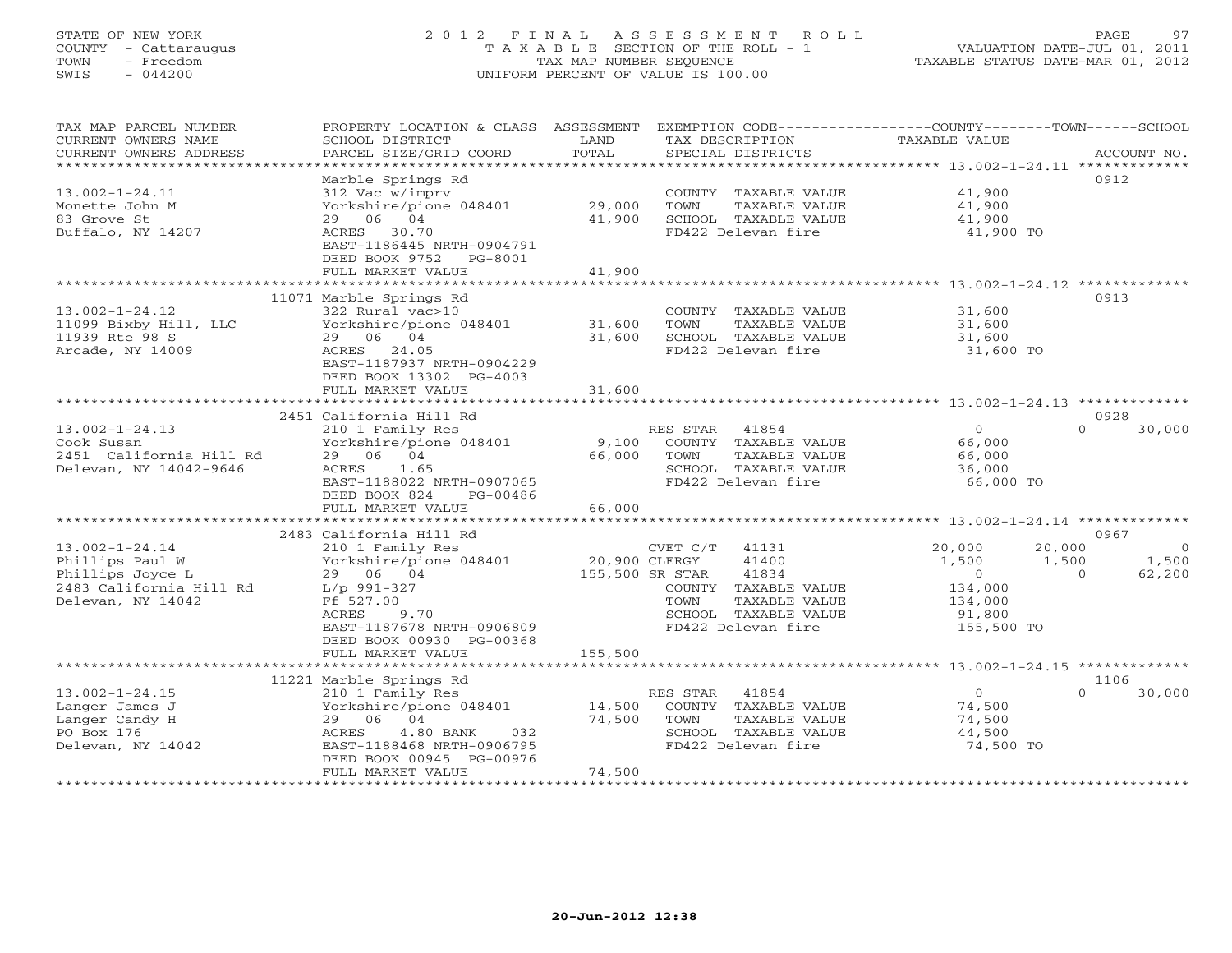STATE OF NEW YORK
COUNTY - Cattaraugus
TOWN - Freedom
SWIS - 044200

# 2012 FINAL ASSESSMENT ROLL

TAXABLE SECTION OF THE ROLL - 1
TAX MAP NUMBER SEQUENCE
UNIFORM PERCENT OF VALUE IS 100.00

VALUATION DATE-JUL 01, 2011
TAXABLE STATUS DATE-MAR 01, 2012

| TAX MAP PARCEL NUMBER / CURRENT OWNERS NAME / CURRENT OWNERS ADDRESS | PROPERTY LOCATION & CLASS / SCHOOL DISTRICT / PARCEL SIZE/GRID COORD | ASSESSMENT LAND / TOTAL | EXEMPTION CODE / TAX DESCRIPTION / SPECIAL DISTRICTS | COUNTY TAXABLE VALUE | TOWN | SCHOOL | ACCOUNT NO. |
|---|---|---|---|---|---|---|---|
| **13.002-1-24.11** | Marble Springs Rd | | | | | | 0912 |
| | 312 Vac w/imprv | | COUNTY TAXABLE VALUE | 41,900 | | | |
| Monette John M | Yorkshire/pione 048401 | 29,000 | TOWN TAXABLE VALUE | 41,900 | | | |
| 83 Grove St | 29 06 04 | 41,900 | SCHOOL TAXABLE VALUE | 41,900 | | | |
| Buffalo, NY 14207 | ACRES 30.70 | | FD422 Delevan fire | 41,900 TO | | | |
| | EAST-1186445 NRTH-0904791 | | | | | | |
| | DEED BOOK 9752 PG-8001 | | | | | | |
| | FULL MARKET VALUE | 41,900 | | | | | |
| **13.002-1-24.12** | 11071 Marble Springs Rd | | | | | | 0913 |
| | 322 Rural vac>10 | | COUNTY TAXABLE VALUE | 31,600 | | | |
| 11099 Bixby Hill, LLC | Yorkshire/pione 048401 | 31,600 | TOWN TAXABLE VALUE | 31,600 | | | |
| 11939 Rte 98 S | 29 06 04 | 31,600 | SCHOOL TAXABLE VALUE | 31,600 | | | |
| Arcade, NY 14009 | ACRES 24.05 | | FD422 Delevan fire | 31,600 TO | | | |
| | EAST-1187937 NRTH-0904229 | | | | | | |
| | DEED BOOK 13302 PG-4003 | | | | | | |
| | FULL MARKET VALUE | 31,600 | | | | | |
| **13.002-1-24.13** | 2451 California Hill Rd | | | | | | 0928 |
| | 210 1 Family Res | | RES STAR 41854 | 0 | 0 | 30,000 | |
| Cook Susan | Yorkshire/pione 048401 | 9,100 | COUNTY TAXABLE VALUE | 66,000 | | | |
| 2451 California Hill Rd | 29 06 04 | 66,000 | TOWN TAXABLE VALUE | 66,000 | | | |
| Delevan, NY 14042-9646 | ACRES 1.65 | | SCHOOL TAXABLE VALUE | 36,000 | | | |
| | EAST-1188022 NRTH-0907065 | | FD422 Delevan fire | 66,000 TO | | | |
| | DEED BOOK 824 PG-00486 | | | | | | |
| | FULL MARKET VALUE | 66,000 | | | | | |
| **13.002-1-24.14** | 2483 California Hill Rd | | | | | | 0967 |
| | 210 1 Family Res | | CVET C/T 41131 | 20,000 | 20,000 | 0 | |
| Phillips Paul W | Yorkshire/pione 048401 | 20,900 | CLERGY 41400 | 1,500 | 1,500 | 1,500 | |
| Phillips Joyce L | 29 06 04 | 155,500 | SR STAR 41834 | 0 | 0 | 62,200 | |
| 2483 California Hill Rd | L/p 991-327 | | COUNTY TAXABLE VALUE | 134,000 | | | |
| Delevan, NY 14042 | Ff 527.00 | | TOWN TAXABLE VALUE | 134,000 | | | |
| | ACRES 9.70 | | SCHOOL TAXABLE VALUE | 91,800 | | | |
| | EAST-1187678 NRTH-0906809 | | FD422 Delevan fire | 155,500 TO | | | |
| | DEED BOOK 00930 PG-00368 | | | | | | |
| | FULL MARKET VALUE | 155,500 | | | | | |
| **13.002-1-24.15** | 11221 Marble Springs Rd | | | | | | 1106 |
| | 210 1 Family Res | | RES STAR 41854 | 0 | 0 | 30,000 | |
| Langer James J | Yorkshire/pione 048401 | 14,500 | COUNTY TAXABLE VALUE | 74,500 | | | |
| Langer Candy H | 29 06 04 | 74,500 | TOWN TAXABLE VALUE | 74,500 | | | |
| PO Box 176 | ACRES 4.80 BANK 032 | | SCHOOL TAXABLE VALUE | 44,500 | | | |
| Delevan, NY 14042 | EAST-1188468 NRTH-0906795 | | FD422 Delevan fire | 74,500 TO | | | |
| | DEED BOOK 00945 PG-00976 | | | | | | |
| | FULL MARKET VALUE | 74,500 | | | | | |

20-Jun-2012 12:38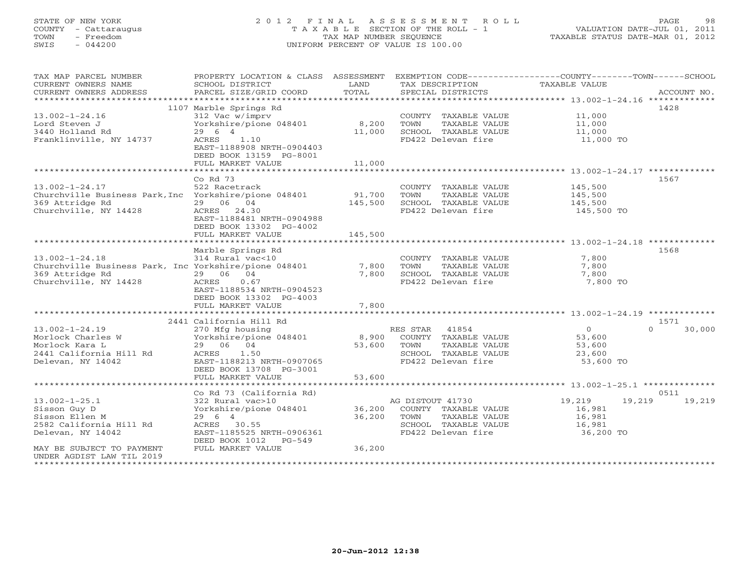STATE OF NEW YORK
COUNTY - Cattaraugus
TOWN - Freedom
SWIS - 044200

2012 FINAL ASSESSMENT ROLL
TAXABLE SECTION OF THE ROLL - 1
TAX MAP NUMBER SEQUENCE
UNIFORM PERCENT OF VALUE IS 100.00

VALUATION DATE-JUL 01, 2011
TAXABLE STATUS DATE-MAR 01, 2012

| TAX MAP PARCEL NUMBER / CURRENT OWNERS NAME / CURRENT OWNERS ADDRESS | PROPERTY LOCATION & CLASS / SCHOOL DISTRICT / PARCEL SIZE/GRID COORD | ASSESSMENT LAND | TOTAL | EXEMPTION CODE / TAX DESCRIPTION / SPECIAL DISTRICTS | COUNTY TAXABLE VALUE | TOWN | SCHOOL | ACCOUNT NO. |
|---|---|---|---|---|---|---|---|---|
| | 1107 Marble Springs Rd | | | | | | | 1428 |
| 13.002-1-24.16 | 312 Vac w/imprv | | | COUNTY TAXABLE VALUE | 11,000 | | | |
| Lord Steven J | Yorkshire/pione 048401 | 8,200 | | TOWN TAXABLE VALUE | 11,000 | | | |
| 3440 Holland Rd | 29 6 4 | | 11,000 | SCHOOL TAXABLE VALUE | 11,000 | | | |
| Franklinville, NY 14737 | ACRES 1.10 | | | FD422 Delevan fire | 11,000 TO | | | |
| | EAST-1188908 NRTH-0904403 | | | | | | | |
| | DEED BOOK 13159 PG-8001 | | | | | | | |
| | FULL MARKET VALUE | | 11,000 | | | | | |
| | Co Rd 73 | | | | | | | 1567 |
| 13.002-1-24.17 | 522 Racetrack | | | COUNTY TAXABLE VALUE | 145,500 | | | |
| Churchville Business Park,Inc | Yorkshire/pione 048401 | 91,700 | | TOWN TAXABLE VALUE | 145,500 | | | |
| 369 Attridge Rd | 29 06 04 | | 145,500 | SCHOOL TAXABLE VALUE | 145,500 | | | |
| Churchville, NY 14428 | ACRES 24.30 | | | FD422 Delevan fire | 145,500 TO | | | |
| | EAST-1188481 NRTH-0904988 | | | | | | | |
| | DEED BOOK 13302 PG-4002 | | | | | | | |
| | FULL MARKET VALUE | | 145,500 | | | | | |
| | Marble Springs Rd | | | | | | | 1568 |
| 13.002-1-24.18 | 314 Rural vac<10 | | | COUNTY TAXABLE VALUE | 7,800 | | | |
| Churchville Business Park, Inc | Yorkshire/pione 048401 | 7,800 | | TOWN TAXABLE VALUE | 7,800 | | | |
| 369 Attridge Rd | 29 06 04 | | 7,800 | SCHOOL TAXABLE VALUE | 7,800 | | | |
| Churchville, NY 14428 | ACRES 0.67 | | | FD422 Delevan fire | 7,800 TO | | | |
| | EAST-1188534 NRTH-0904523 | | | | | | | |
| | DEED BOOK 13302 PG-4003 | | | | | | | |
| | FULL MARKET VALUE | | 7,800 | | | | | |
| | 2441 California Hill Rd | | | | | | | 1571 |
| 13.002-1-24.19 | 270 Mfg housing | | | RES STAR 41854 | 0 | 0 | 30,000 | |
| Morlock Charles W | Yorkshire/pione 048401 | 8,900 | | COUNTY TAXABLE VALUE | 53,600 | | | |
| Morlock Kara L | 29 06 04 | | 53,600 | TOWN TAXABLE VALUE | 53,600 | | | |
| 2441 California Hill Rd | ACRES 1.50 | | | SCHOOL TAXABLE VALUE | 23,600 | | | |
| Delevan, NY 14042 | EAST-1188213 NRTH-0907065 | | | FD422 Delevan fire | 53,600 TO | | | |
| | DEED BOOK 13708 PG-3001 | | | | | | | |
| | FULL MARKET VALUE | | 53,600 | | | | | |
| | Co Rd 73 (California Rd) | | | | | | | 0511 |
| 13.002-1-25.1 | 322 Rural vac>10 | | | AG DISTOUT 41730 | 19,219 | 19,219 | 19,219 | |
| Sisson Guy D | Yorkshire/pione 048401 | 36,200 | | COUNTY TAXABLE VALUE | 16,981 | | | |
| Sisson Ellen M | 29 6 4 | | 36,200 | TOWN TAXABLE VALUE | 16,981 | | | |
| 2582 California Hill Rd | ACRES 30.55 | | | SCHOOL TAXABLE VALUE | 16,981 | | | |
| Delevan, NY 14042 | EAST-1185525 NRTH-0906361 | | | FD422 Delevan fire | 36,200 TO | | | |
| | DEED BOOK 1012 PG-549 | | | | | | | |
| MAY BE SUBJECT TO PAYMENT UNDER AGDIST LAW TIL 2019 | FULL MARKET VALUE | | 36,200 | | | | | |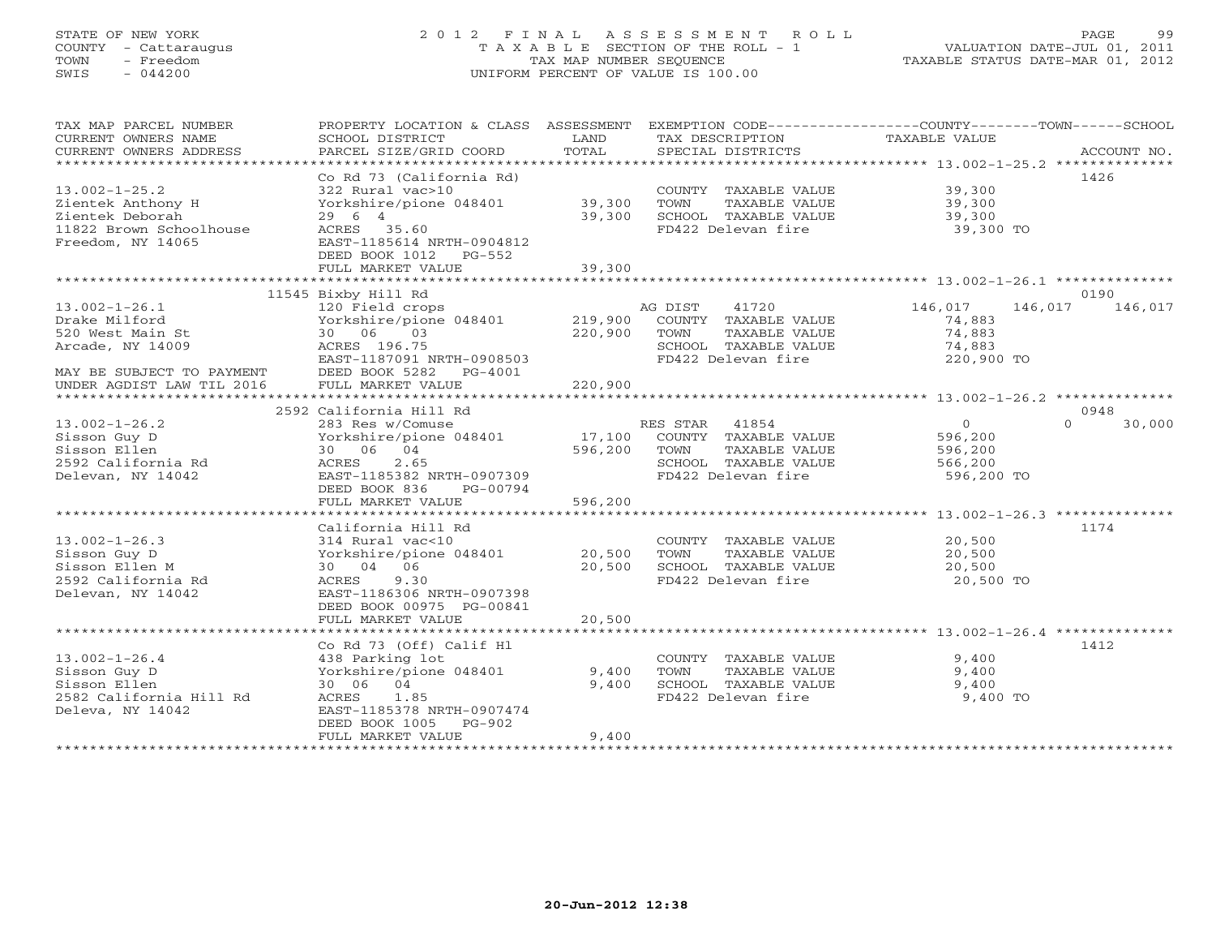STATE OF NEW YORK
COUNTY - Cattaraugus
TOWN - Freedom
SWIS - 044200

# 2012 FINAL ASSESSMENT ROLL

TAXABLE SECTION OF THE ROLL - 1
TAX MAP NUMBER SEQUENCE
UNIFORM PERCENT OF VALUE IS 100.00

VALUATION DATE-JUL 01, 2011
TAXABLE STATUS DATE-MAR 01, 2012

| TAX MAP PARCEL NUMBER / CURRENT OWNERS NAME / CURRENT OWNERS ADDRESS | PROPERTY LOCATION & CLASS / SCHOOL DISTRICT / PARCEL SIZE/GRID COORD | ASSESSMENT LAND / TOTAL | EXEMPTION CODE / TAX DESCRIPTION / SPECIAL DISTRICTS | COUNTY TAXABLE VALUE | TOWN | SCHOOL | ACCOUNT NO. |
|---|---|---|---|---|---|---|---|
| 13.002-1-25.2 | Co Rd 73 (California Rd) | | | | | | 1426 |
| | 322 Rural vac>10 | | COUNTY TAXABLE VALUE | 39,300 | | | |
| Zientek Anthony H | Yorkshire/pione 048401 | 39,300 | TOWN TAXABLE VALUE | 39,300 | | | |
| Zientek Deborah | 29 6 4 | 39,300 | SCHOOL TAXABLE VALUE | 39,300 | | | |
| 11822 Brown Schoolhouse | ACRES 35.60 | | FD422 Delevan fire | 39,300 TO | | | |
| Freedom, NY 14065 | EAST-1185614 NRTH-0904812 | | | | | | |
| | DEED BOOK 1012 PG-552 | | | | | | |
| | FULL MARKET VALUE | 39,300 | | | | | |
| 13.002-1-26.1 | 11545 Bixby Hill Rd | | | | | | 0190 |
| | 120 Field crops | | AG DIST 41720 | 146,017 | 146,017 | 146,017 | |
| Drake Milford | Yorkshire/pione 048401 | 219,900 | COUNTY TAXABLE VALUE | 74,883 | | | |
| 520 West Main St | 30 06 03 | 220,900 | TOWN TAXABLE VALUE | 74,883 | | | |
| Arcade, NY 14009 | ACRES 196.75 | | SCHOOL TAXABLE VALUE | 74,883 | | | |
| | EAST-1187091 NRTH-0908503 | | FD422 Delevan fire | 220,900 TO | | | |
| MAY BE SUBJECT TO PAYMENT | DEED BOOK 5282 PG-4001 | | | | | | |
| UNDER AGDIST LAW TIL 2016 | FULL MARKET VALUE | 220,900 | | | | | |
| 13.002-1-26.2 | 2592 California Hill Rd | | | | | | 0948 |
| | 283 Res w/Comuse | | RES STAR 41854 | 0 | 0 | 30,000 | |
| Sisson Guy D | Yorkshire/pione 048401 | 17,100 | COUNTY TAXABLE VALUE | 596,200 | | | |
| Sisson Ellen | 30 06 04 | 596,200 | TOWN TAXABLE VALUE | 596,200 | | | |
| 2592 California Rd | ACRES 2.65 | | SCHOOL TAXABLE VALUE | 566,200 | | | |
| Delevan, NY 14042 | EAST-1185382 NRTH-0907309 | | FD422 Delevan fire | 596,200 TO | | | |
| | DEED BOOK 836 PG-00794 | | | | | | |
| | FULL MARKET VALUE | 596,200 | | | | | |
| 13.002-1-26.3 | California Hill Rd | | | | | | 1174 |
| | 314 Rural vac<10 | | COUNTY TAXABLE VALUE | 20,500 | | | |
| Sisson Guy D | Yorkshire/pione 048401 | 20,500 | TOWN TAXABLE VALUE | 20,500 | | | |
| Sisson Ellen M | 30 04 06 | 20,500 | SCHOOL TAXABLE VALUE | 20,500 | | | |
| 2592 California Rd | ACRES 9.30 | | FD422 Delevan fire | 20,500 TO | | | |
| Delevan, NY 14042 | EAST-1186306 NRTH-0907398 | | | | | | |
| | DEED BOOK 00975 PG-00841 | | | | | | |
| | FULL MARKET VALUE | 20,500 | | | | | |
| 13.002-1-26.4 | Co Rd 73 (Off) Calif Hl | | | | | | 1412 |
| | 438 Parking lot | | COUNTY TAXABLE VALUE | 9,400 | | | |
| Sisson Guy D | Yorkshire/pione 048401 | 9,400 | TOWN TAXABLE VALUE | 9,400 | | | |
| Sisson Ellen | 30 06 04 | 9,400 | SCHOOL TAXABLE VALUE | 9,400 | | | |
| 2582 California Hill Rd | ACRES 1.85 | | FD422 Delevan fire | 9,400 TO | | | |
| Deleva, NY 14042 | EAST-1185378 NRTH-0907474 | | | | | | |
| | DEED BOOK 1005 PG-902 | | | | | | |
| | FULL MARKET VALUE | 9,400 | | | | | |

20-Jun-2012 12:38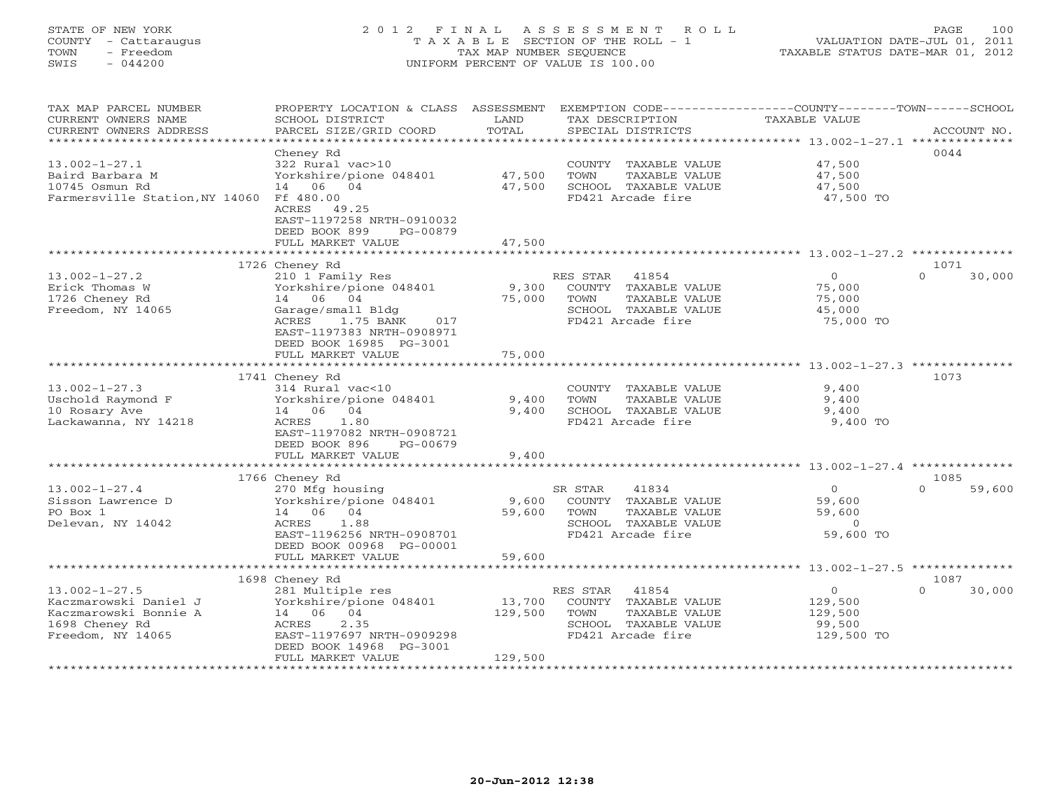STATE OF NEW YORK
COUNTY - Cattaraugus
TOWN - Freedom
SWIS - 044200

2012 FINAL ASSESSMENT ROLL
TAXABLE SECTION OF THE ROLL - 1
TAX MAP NUMBER SEQUENCE
UNIFORM PERCENT OF VALUE IS 100.00

VALUATION DATE-JUL 01, 2011
TAXABLE STATUS DATE-MAR 01, 2012

| TAX MAP PARCEL NUMBER / CURRENT OWNERS NAME / CURRENT OWNERS ADDRESS | PROPERTY LOCATION & CLASS / SCHOOL DISTRICT / PARCEL SIZE/GRID COORD | ASSESSMENT LAND | TOTAL | EXEMPTION CODE / TAX DESCRIPTION / SPECIAL DISTRICTS | COUNTY / TOWN / SCHOOL TAXABLE VALUE | ACCOUNT NO. |
|---|---|---|---|---|---|---|
| 13.002-1-27.1 | Cheney Rd | | | | | 0044 |
| | 322 Rural vac>10 | | | COUNTY TAXABLE VALUE | 47,500 | |
| Baird Barbara M | Yorkshire/pione 048401 | 47,500 | | TOWN TAXABLE VALUE | 47,500 | |
| 10745 Osmun Rd | 14 06 04 | | 47,500 | SCHOOL TAXABLE VALUE | 47,500 | |
| Farmersville Station,NY 14060 | Ff 480.00 | | | FD421 Arcade fire | 47,500 TO | |
| | ACRES 49.25 | | | | | |
| | EAST-1197258 NRTH-0910032 | | | | | |
| | DEED BOOK 899 PG-00879 | | | | | |
| | FULL MARKET VALUE | | 47,500 | | | |
| 13.002-1-27.2 | 1726 Cheney Rd | | | | | 1071 |
| | 210 1 Family Res | | | RES STAR 41854 | 0 / 0 / 30,000 | |
| Erick Thomas W | Yorkshire/pione 048401 | 9,300 | | COUNTY TAXABLE VALUE | 75,000 | |
| 1726 Cheney Rd | 14 06 04 | | 75,000 | TOWN TAXABLE VALUE | 75,000 | |
| Freedom, NY 14065 | Garage/small Bldg | | | SCHOOL TAXABLE VALUE | 45,000 | |
| | ACRES 1.75 BANK 017 | | | FD421 Arcade fire | 75,000 TO | |
| | EAST-1197383 NRTH-0908971 | | | | | |
| | DEED BOOK 16985 PG-3001 | | | | | |
| | FULL MARKET VALUE | | 75,000 | | | |
| 13.002-1-27.3 | 1741 Cheney Rd | | | | | 1073 |
| | 314 Rural vac<10 | | | COUNTY TAXABLE VALUE | 9,400 | |
| Uschold Raymond F | Yorkshire/pione 048401 | 9,400 | | TOWN TAXABLE VALUE | 9,400 | |
| 10 Rosary Ave | 14 06 04 | | 9,400 | SCHOOL TAXABLE VALUE | 9,400 | |
| Lackawanna, NY 14218 | ACRES 1.80 | | | FD421 Arcade fire | 9,400 TO | |
| | EAST-1197082 NRTH-0908721 | | | | | |
| | DEED BOOK 896 PG-00679 | | | | | |
| | FULL MARKET VALUE | | 9,400 | | | |
| 13.002-1-27.4 | 1766 Cheney Rd | | | | | 1085 |
| | 270 Mfg housing | | | SR STAR 41834 | 0 / 0 / 59,600 | |
| Sisson Lawrence D | Yorkshire/pione 048401 | 9,600 | | COUNTY TAXABLE VALUE | 59,600 | |
| PO Box 1 | 14 06 04 | | 59,600 | TOWN TAXABLE VALUE | 59,600 | |
| Delevan, NY 14042 | ACRES 1.88 | | | SCHOOL TAXABLE VALUE | 0 | |
| | EAST-1196256 NRTH-0908701 | | | FD421 Arcade fire | 59,600 TO | |
| | DEED BOOK 00968 PG-00001 | | | | | |
| | FULL MARKET VALUE | | 59,600 | | | |
| 13.002-1-27.5 | 1698 Cheney Rd | | | | | 1087 |
| | 281 Multiple res | | | RES STAR 41854 | 0 / 0 / 30,000 | |
| Kaczmarowski Daniel J | Yorkshire/pione 048401 | 13,700 | | COUNTY TAXABLE VALUE | 129,500 | |
| Kaczmarowski Bonnie A | 14 06 04 | | 129,500 | TOWN TAXABLE VALUE | 129,500 | |
| 1698 Cheney Rd | ACRES 2.35 | | | SCHOOL TAXABLE VALUE | 99,500 | |
| Freedom, NY 14065 | EAST-1197697 NRTH-0909298 | | | FD421 Arcade fire | 129,500 TO | |
| | DEED BOOK 14968 PG-3001 | | | | | |
| | FULL MARKET VALUE | | 129,500 | | | |

20-Jun-2012 12:38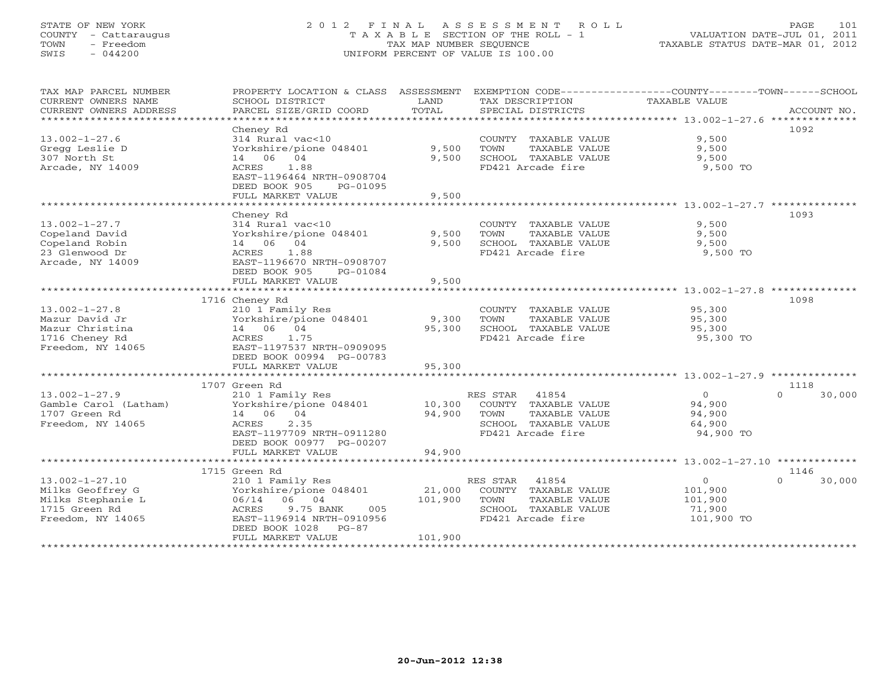STATE OF NEW YORK
COUNTY - Cattaraugus
TOWN - Freedom
SWIS - 044200

2012 FINAL ASSESSMENT ROLL
TAXABLE SECTION OF THE ROLL - 1
TAX MAP NUMBER SEQUENCE
UNIFORM PERCENT OF VALUE IS 100.00

VALUATION DATE-JUL 01, 2011
TAXABLE STATUS DATE-MAR 01, 2012

| TAX MAP PARCEL NUMBER / CURRENT OWNERS NAME / CURRENT OWNERS ADDRESS | PROPERTY LOCATION & CLASS / SCHOOL DISTRICT / PARCEL SIZE/GRID COORD | ASSESSMENT LAND / TOTAL | EXEMPTION CODE / TAX DESCRIPTION / SPECIAL DISTRICTS | COUNTY / TOWN TAXABLE VALUE | SCHOOL / ACCOUNT NO. |
|---|---|---|---|---|---|
| 13.002-1-27.6 | Cheney Rd | | | | 1092 |
| | 314 Rural vac<10 | | COUNTY TAXABLE VALUE | 9,500 | |
| Gregg Leslie D | Yorkshire/pione 048401 | 9,500 | TOWN TAXABLE VALUE | 9,500 | |
| 307 North St | 14 06 04 | 9,500 | SCHOOL TAXABLE VALUE | 9,500 | |
| Arcade, NY 14009 | ACRES 1.88 | | FD421 Arcade fire | 9,500 TO | |
| | EAST-1196464 NRTH-0908704 | | | | |
| | DEED BOOK 905 PG-01095 | | | | |
| | FULL MARKET VALUE | 9,500 | | | |
| 13.002-1-27.7 | Cheney Rd | | | | 1093 |
| | 314 Rural vac<10 | | COUNTY TAXABLE VALUE | 9,500 | |
| Copeland David | Yorkshire/pione 048401 | 9,500 | TOWN TAXABLE VALUE | 9,500 | |
| Copeland Robin | 14 06 04 | 9,500 | SCHOOL TAXABLE VALUE | 9,500 | |
| 23 Glenwood Dr | ACRES 1.88 | | FD421 Arcade fire | 9,500 TO | |
| Arcade, NY 14009 | EAST-1196670 NRTH-0908707 | | | | |
| | DEED BOOK 905 PG-01084 | | | | |
| | FULL MARKET VALUE | 9,500 | | | |
| 13.002-1-27.8 | 1716 Cheney Rd | | | | 1098 |
| | 210 1 Family Res | | COUNTY TAXABLE VALUE | 95,300 | |
| Mazur David Jr | Yorkshire/pione 048401 | 9,300 | TOWN TAXABLE VALUE | 95,300 | |
| Mazur Christina | 14 06 04 | 95,300 | SCHOOL TAXABLE VALUE | 95,300 | |
| 1716 Cheney Rd | ACRES 1.75 | | FD421 Arcade fire | 95,300 TO | |
| Freedom, NY 14065 | EAST-1197537 NRTH-0909095 | | | | |
| | DEED BOOK 00994 PG-00783 | | | | |
| | FULL MARKET VALUE | 95,300 | | | |
| 13.002-1-27.9 | 1707 Green Rd | | | | 1118 |
| | 210 1 Family Res | | RES STAR 41854 | 0 | 0 30,000 |
| Gamble Carol (Latham) | Yorkshire/pione 048401 | 10,300 | COUNTY TAXABLE VALUE | 94,900 | |
| 1707 Green Rd | 14 06 04 | 94,900 | TOWN TAXABLE VALUE | 94,900 | |
| Freedom, NY 14065 | ACRES 2.35 | | SCHOOL TAXABLE VALUE | 64,900 | |
| | EAST-1197709 NRTH-0911280 | | FD421 Arcade fire | 94,900 TO | |
| | DEED BOOK 00977 PG-00207 | | | | |
| | FULL MARKET VALUE | 94,900 | | | |
| 13.002-1-27.10 | 1715 Green Rd | | | | 1146 |
| | 210 1 Family Res | | RES STAR 41854 | 0 | 0 30,000 |
| Milks Geoffrey G | Yorkshire/pione 048401 | 21,000 | COUNTY TAXABLE VALUE | 101,900 | |
| Milks Stephanie L | 06/14 06 04 | 101,900 | TOWN TAXABLE VALUE | 101,900 | |
| 1715 Green Rd | ACRES 9.75 BANK 005 | | SCHOOL TAXABLE VALUE | 71,900 | |
| Freedom, NY 14065 | EAST-1196914 NRTH-0910956 | | FD421 Arcade fire | 101,900 TO | |
| | DEED BOOK 1028 PG-87 | | | | |
| | FULL MARKET VALUE | 101,900 | | | |

20-Jun-2012 12:38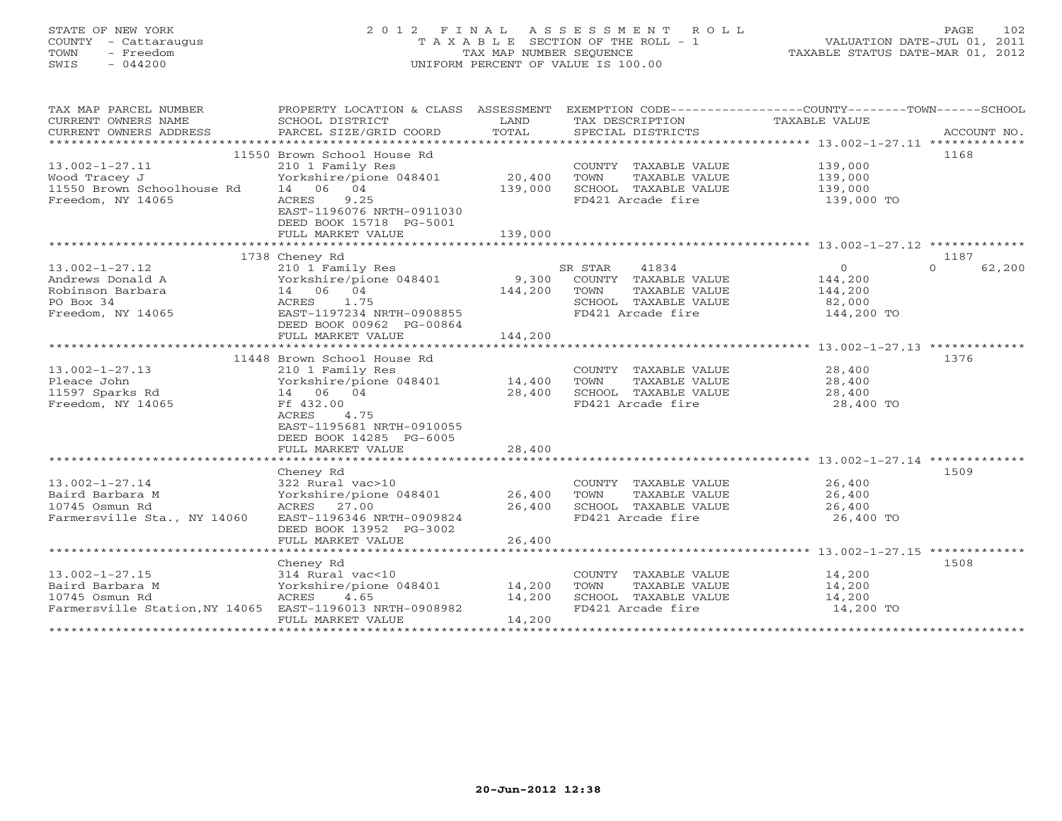STATE OF NEW YORK
COUNTY - Cattaraugus
TOWN - Freedom
SWIS - 044200

# 2012 FINAL ASSESSMENT ROLL

TAXABLE SECTION OF THE ROLL - 1
TAX MAP NUMBER SEQUENCE
UNIFORM PERCENT OF VALUE IS 100.00

VALUATION DATE-JUL 01, 2011
TAXABLE STATUS DATE-MAR 01, 2012

| TAX MAP PARCEL NUMBER / CURRENT OWNERS NAME / CURRENT OWNERS ADDRESS | PROPERTY LOCATION & CLASS / SCHOOL DISTRICT / PARCEL SIZE/GRID COORD | ASSESSMENT LAND | TOTAL | EXEMPTION CODE / TAX DESCRIPTION / SPECIAL DISTRICTS | COUNTY | TOWN | SCHOOL | TAXABLE VALUE | ACCOUNT NO. |
|---|---|---|---|---|---|---|---|---|---|
| 13.002-1-27.11 | 11550 Brown School House Rd | | | | | | | | 1168 |
| Wood Tracey J | 210 1 Family Res | | | COUNTY TAXABLE VALUE | | | | 139,000 | |
| 11550 Brown Schoolhouse Rd | Yorkshire/pione 048401 | 20,400 | | TOWN TAXABLE VALUE | | | | 139,000 | |
| Freedom, NY 14065 | 14 06 04 | | 139,000 | SCHOOL TAXABLE VALUE | | | | 139,000 | |
| | ACRES 9.25 | | | FD421 Arcade fire | | | | 139,000 TO | |
| | EAST-1196076 NRTH-0911030 | | | | | | | | |
| | DEED BOOK 15718 PG-5001 | | | | | | | | |
| | FULL MARKET VALUE | | 139,000 | | | | | | |
| 13.002-1-27.12 | 1738 Cheney Rd | | | | | | | | 1187 |
| Andrews Donald A | 210 1 Family Res | | | SR STAR 41834 | 0 | | 0 | 62,200 | |
| Robinson Barbara | Yorkshire/pione 048401 | 9,300 | | COUNTY TAXABLE VALUE | | | | 144,200 | |
| PO Box 34 | 14 06 04 | | 144,200 | TOWN TAXABLE VALUE | | | | 144,200 | |
| Freedom, NY 14065 | ACRES 1.75 | | | SCHOOL TAXABLE VALUE | | | | 82,000 | |
| | EAST-1197234 NRTH-0908855 | | | FD421 Arcade fire | | | | 144,200 TO | |
| | DEED BOOK 00962 PG-00864 | | | | | | | | |
| | FULL MARKET VALUE | | 144,200 | | | | | | |
| 13.002-1-27.13 | 11448 Brown School House Rd | | | | | | | | 1376 |
| Pleace John | 210 1 Family Res | | | COUNTY TAXABLE VALUE | | | | 28,400 | |
| 11597 Sparks Rd | Yorkshire/pione 048401 | 14,400 | | TOWN TAXABLE VALUE | | | | 28,400 | |
| Freedom, NY 14065 | 14 06 04 | | 28,400 | SCHOOL TAXABLE VALUE | | | | 28,400 | |
| | Ff 432.00 | | | FD421 Arcade fire | | | | 28,400 TO | |
| | ACRES 4.75 | | | | | | | | |
| | EAST-1195681 NRTH-0910055 | | | | | | | | |
| | DEED BOOK 14285 PG-6005 | | | | | | | | |
| | FULL MARKET VALUE | | 28,400 | | | | | | |
| 13.002-1-27.14 | Cheney Rd | | | | | | | | 1509 |
| Baird Barbara M | 322 Rural vac>10 | | | COUNTY TAXABLE VALUE | | | | 26,400 | |
| 10745 Osmun Rd | Yorkshire/pione 048401 | 26,400 | | TOWN TAXABLE VALUE | | | | 26,400 | |
| Farmersville Sta., NY 14060 | ACRES 27.00 | | 26,400 | SCHOOL TAXABLE VALUE | | | | 26,400 | |
| | EAST-1196346 NRTH-0909824 | | | FD421 Arcade fire | | | | 26,400 TO | |
| | DEED BOOK 13952 PG-3002 | | | | | | | | |
| | FULL MARKET VALUE | | 26,400 | | | | | | |
| 13.002-1-27.15 | Cheney Rd | | | | | | | | 1508 |
| Baird Barbara M | 314 Rural vac<10 | | | COUNTY TAXABLE VALUE | | | | 14,200 | |
| 10745 Osmun Rd | Yorkshire/pione 048401 | 14,200 | | TOWN TAXABLE VALUE | | | | 14,200 | |
| Farmersville Station,NY 14065 | ACRES 4.65 | | 14,200 | SCHOOL TAXABLE VALUE | | | | 14,200 | |
| | EAST-1196013 NRTH-0908982 | | | FD421 Arcade fire | | | | 14,200 TO | |
| | FULL MARKET VALUE | | 14,200 | | | | | | |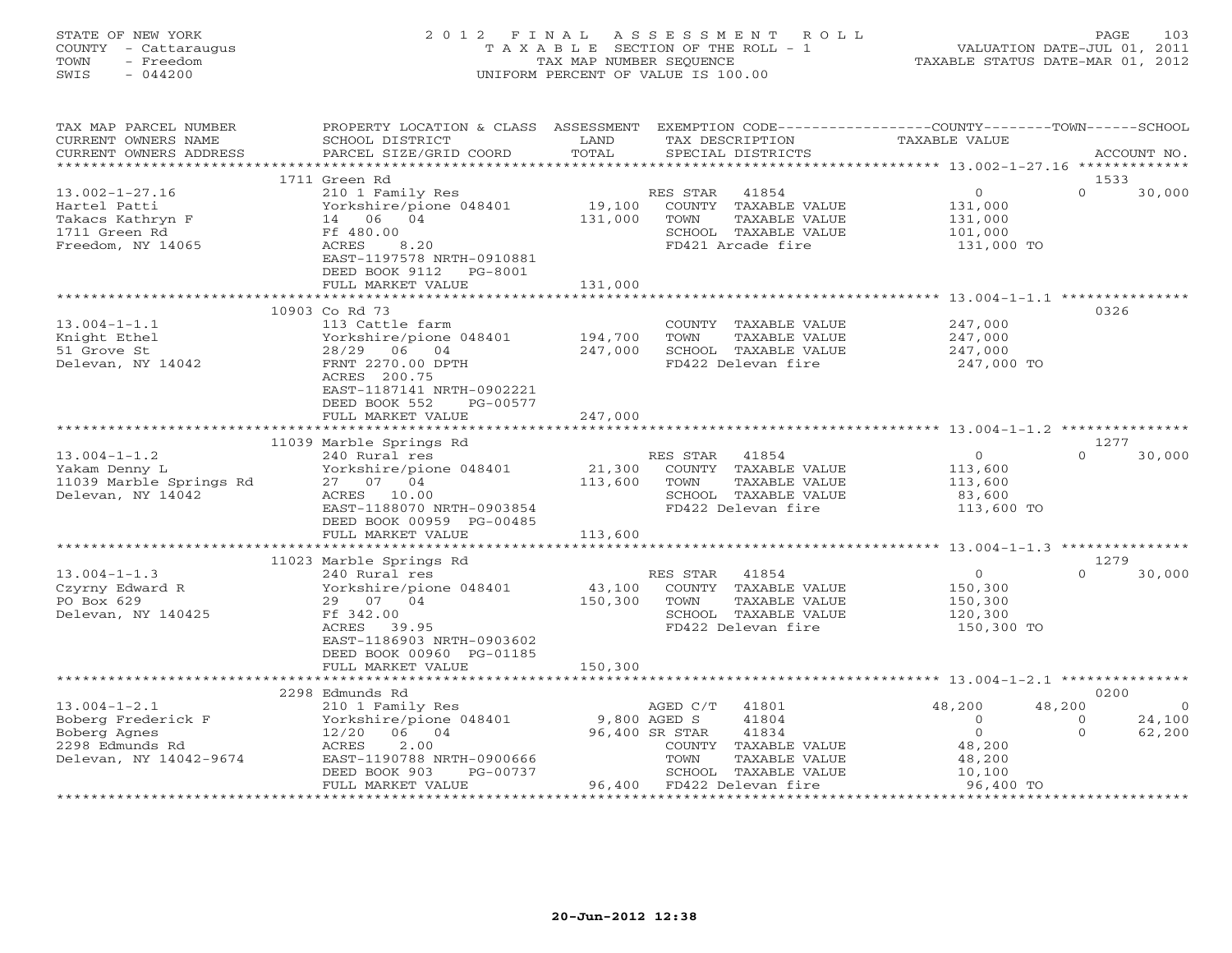STATE OF NEW YORK
COUNTY - Cattaraugus
TOWN - Freedom
SWIS - 044200

2012 FINAL ASSESSMENT ROLL
TAXABLE SECTION OF THE ROLL - 1
TAX MAP NUMBER SEQUENCE
UNIFORM PERCENT OF VALUE IS 100.00

VALUATION DATE-JUL 01, 2011
TAXABLE STATUS DATE-MAR 01, 2012

| TAX MAP PARCEL NUMBER / CURRENT OWNERS NAME / CURRENT OWNERS ADDRESS | PROPERTY LOCATION & CLASS / SCHOOL DISTRICT / PARCEL SIZE/GRID COORD | ASSESSMENT LAND | TOTAL | EXEMPTION CODE / TAX DESCRIPTION / SPECIAL DISTRICTS | COUNTY TAXABLE VALUE | TOWN | SCHOOL | ACCOUNT NO. |
|---|---|---|---|---|---|---|---|---|
| 13.002-1-27.16 | 1711 Green Rd | | | | | | | 1533 |
| 13.002-1-27.16 | 210 1 Family Res | | | RES STAR 41854 | 0 | 0 | 30,000 | |
| Hartel Patti | Yorkshire/pione 048401 | 19,100 | | COUNTY TAXABLE VALUE | 131,000 | | | |
| Takacs Kathryn F | 14 06 04 | | 131,000 | TOWN TAXABLE VALUE | 131,000 | | | |
| 1711 Green Rd | Ff 480.00 | | | SCHOOL TAXABLE VALUE | 101,000 | | | |
| Freedom, NY 14065 | ACRES 8.20 | | | FD421 Arcade fire | 131,000 TO | | | |
| | EAST-1197578 NRTH-0910881 | | | | | | | |
| | DEED BOOK 9112 PG-8001 | | | | | | | |
| | FULL MARKET VALUE | | 131,000 | | | | | |
| 13.004-1-1.1 | 10903 Co Rd 73 | | | | | | | 0326 |
| 13.004-1-1.1 | 113 Cattle farm | | | COUNTY TAXABLE VALUE | 247,000 | | | |
| Knight Ethel | Yorkshire/pione 048401 | 194,700 | | TOWN TAXABLE VALUE | 247,000 | | | |
| 51 Grove St | 28/29 06 04 | | 247,000 | SCHOOL TAXABLE VALUE | 247,000 | | | |
| Delevan, NY 14042 | FRNT 2270.00 DPTH | | | FD422 Delevan fire | 247,000 TO | | | |
| | ACRES 200.75 | | | | | | | |
| | EAST-1187141 NRTH-0902221 | | | | | | | |
| | DEED BOOK 552 PG-00577 | | | | | | | |
| | FULL MARKET VALUE | | 247,000 | | | | | |
| 13.004-1-1.2 | 11039 Marble Springs Rd | | | | | | | 1277 |
| 13.004-1-1.2 | 240 Rural res | | | RES STAR 41854 | 0 | 0 | 30,000 | |
| Yakam Denny L | Yorkshire/pione 048401 | 21,300 | | COUNTY TAXABLE VALUE | 113,600 | | | |
| 11039 Marble Springs Rd | 27 07 04 | | 113,600 | TOWN TAXABLE VALUE | 113,600 | | | |
| Delevan, NY 14042 | ACRES 10.00 | | | SCHOOL TAXABLE VALUE | 83,600 | | | |
| | EAST-1188070 NRTH-0903854 | | | FD422 Delevan fire | 113,600 TO | | | |
| | DEED BOOK 00959 PG-00485 | | | | | | | |
| | FULL MARKET VALUE | | 113,600 | | | | | |
| 13.004-1-1.3 | 11023 Marble Springs Rd | | | | | | | 1279 |
| 13.004-1-1.3 | 240 Rural res | | | RES STAR 41854 | 0 | 0 | 30,000 | |
| Czyrny Edward R | Yorkshire/pione 048401 | 43,100 | | COUNTY TAXABLE VALUE | 150,300 | | | |
| PO Box 629 | 29 07 04 | | 150,300 | TOWN TAXABLE VALUE | 150,300 | | | |
| Delevan, NY 140425 | Ff 342.00 | | | SCHOOL TAXABLE VALUE | 120,300 | | | |
| | ACRES 39.95 | | | FD422 Delevan fire | 150,300 TO | | | |
| | EAST-1186903 NRTH-0903602 | | | | | | | |
| | DEED BOOK 00960 PG-01185 | | | | | | | |
| | FULL MARKET VALUE | | 150,300 | | | | | |
| 13.004-1-2.1 | 2298 Edmunds Rd | | | | | | | 0200 |
| 13.004-1-2.1 | 210 1 Family Res | | | AGED C/T 41801 | 48,200 | 48,200 | 0 | |
| Boberg Frederick F | Yorkshire/pione 048401 | 9,800 | | AGED S 41804 | 0 | 0 | 24,100 | |
| Boberg Agnes | 12/20 06 04 | | 96,400 | SR STAR 41834 | 0 | 0 | 62,200 | |
| 2298 Edmunds Rd | ACRES 2.00 | | | COUNTY TAXABLE VALUE | 48,200 | | | |
| Delevan, NY 14042-9674 | EAST-1190788 NRTH-0900666 | | | TOWN TAXABLE VALUE | 48,200 | | | |
| | DEED BOOK 903 PG-00737 | | | SCHOOL TAXABLE VALUE | 10,100 | | | |
| | FULL MARKET VALUE | | 96,400 | FD422 Delevan fire | 96,400 TO | | | |

20-Jun-2012 12:38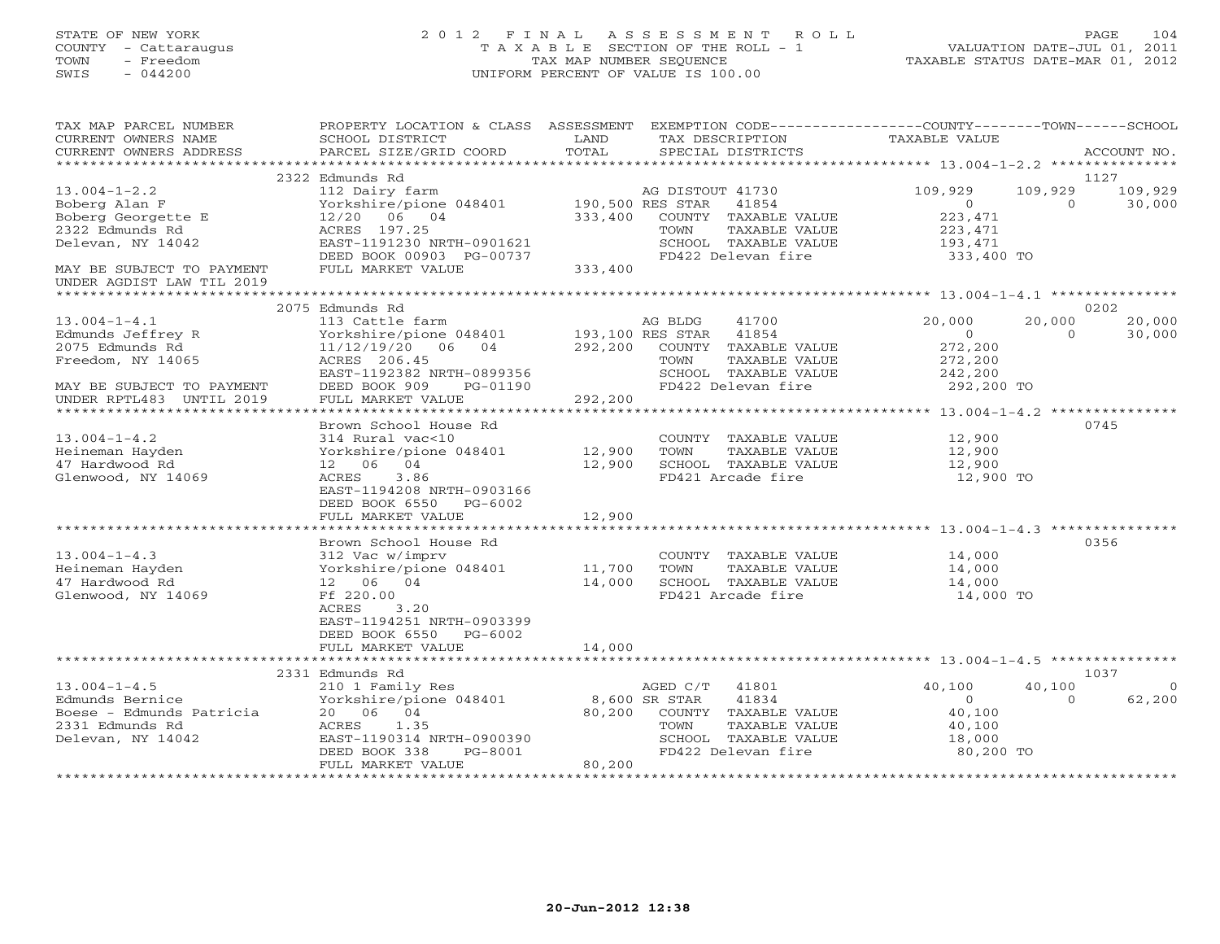STATE OF NEW YORK
COUNTY - Cattaraugus
TOWN - Freedom
SWIS - 044200

2 0 1 2 F I N A L A S S E S S M E N T R O L L
T A X A B L E SECTION OF THE ROLL - 1
TAX MAP NUMBER SEQUENCE
UNIFORM PERCENT OF VALUE IS 100.00

VALUATION DATE-JUL 01, 2011
TAXABLE STATUS DATE-MAR 01, 2012

| TAX MAP PARCEL NUMBER / CURRENT OWNERS NAME / CURRENT OWNERS ADDRESS | PROPERTY LOCATION & CLASS / SCHOOL DISTRICT / PARCEL SIZE/GRID COORD | ASSESSMENT LAND / TOTAL | EXEMPTION CODE / TAX DESCRIPTION / SPECIAL DISTRICTS | COUNTY TAXABLE VALUE | TOWN | SCHOOL | ACCOUNT NO. |
|---|---|---|---|---|---|---|---|
| 13.004-1-2.2 | 2322 Edmunds Rd | | | | | | 1127 |
| | 112 Dairy farm | | AG DISTOUT 41730 | 109,929 | 109,929 | 109,929 | |
| Boberg Alan F | Yorkshire/pione 048401 | 190,500 | RES STAR 41854 | 0 | 0 | 30,000 | |
| Boberg Georgette E | 12/20 06 04 | 333,400 | COUNTY TAXABLE VALUE | 223,471 | | | |
| 2322 Edmunds Rd | ACRES 197.25 | | TOWN TAXABLE VALUE | 223,471 | | | |
| Delevan, NY 14042 | EAST-1191230 NRTH-0901621 | | SCHOOL TAXABLE VALUE | 193,471 | | | |
| | DEED BOOK 00903 PG-00737 | | FD422 Delevan fire | 333,400 TO | | | |
| MAY BE SUBJECT TO PAYMENT UNDER AGDIST LAW TIL 2019 | FULL MARKET VALUE | 333,400 | | | | | |
| 13.004-1-4.1 | 2075 Edmunds Rd | | | | | | 0202 |
| | 113 Cattle farm | | AG BLDG 41700 | 20,000 | 20,000 | 20,000 | |
| Edmunds Jeffrey R | Yorkshire/pione 048401 | 193,100 | RES STAR 41854 | 0 | 0 | 30,000 | |
| 2075 Edmunds Rd | 11/12/19/20 06 04 | 292,200 | COUNTY TAXABLE VALUE | 272,200 | | | |
| Freedom, NY 14065 | ACRES 206.45 | | TOWN TAXABLE VALUE | 272,200 | | | |
| | EAST-1192382 NRTH-0899356 | | SCHOOL TAXABLE VALUE | 242,200 | | | |
| MAY BE SUBJECT TO PAYMENT | DEED BOOK 909 PG-01190 | | FD422 Delevan fire | 292,200 TO | | | |
| UNDER RPTL483 UNTIL 2019 | FULL MARKET VALUE | 292,200 | | | | | |
| 13.004-1-4.2 | Brown School House Rd | | | | | | 0745 |
| | 314 Rural vac<10 | | COUNTY TAXABLE VALUE | 12,900 | | | |
| Heineman Hayden | Yorkshire/pione 048401 | 12,900 | TOWN TAXABLE VALUE | 12,900 | | | |
| 47 Hardwood Rd | 12 06 04 | 12,900 | SCHOOL TAXABLE VALUE | 12,900 | | | |
| Glenwood, NY 14069 | ACRES 3.86 | | FD421 Arcade fire | 12,900 TO | | | |
| | EAST-1194208 NRTH-0903166 | | | | | | |
| | DEED BOOK 6550 PG-6002 | | | | | | |
| | FULL MARKET VALUE | 12,900 | | | | | |
| 13.004-1-4.3 | Brown School House Rd | | | | | | 0356 |
| | 312 Vac w/imprv | | COUNTY TAXABLE VALUE | 14,000 | | | |
| Heineman Hayden | Yorkshire/pione 048401 | 11,700 | TOWN TAXABLE VALUE | 14,000 | | | |
| 47 Hardwood Rd | 12 06 04 | 14,000 | SCHOOL TAXABLE VALUE | 14,000 | | | |
| Glenwood, NY 14069 | Ff 220.00 | | FD421 Arcade fire | 14,000 TO | | | |
| | ACRES 3.20 | | | | | | |
| | EAST-1194251 NRTH-0903399 | | | | | | |
| | DEED BOOK 6550 PG-6002 | | | | | | |
| | FULL MARKET VALUE | 14,000 | | | | | |
| 13.004-1-4.5 | 2331 Edmunds Rd | | | | | | 1037 |
| | 210 1 Family Res | | AGED C/T 41801 | 40,100 | 40,100 | 0 | |
| Edmunds Bernice | Yorkshire/pione 048401 | 8,600 | SR STAR 41834 | 0 | 0 | 62,200 | |
| Boese - Edmunds Patricia | 20 06 04 | 80,200 | COUNTY TAXABLE VALUE | 40,100 | | | |
| 2331 Edmunds Rd | ACRES 1.35 | | TOWN TAXABLE VALUE | 40,100 | | | |
| Delevan, NY 14042 | EAST-1190314 NRTH-0900390 | | SCHOOL TAXABLE VALUE | 18,000 | | | |
| | DEED BOOK 338 PG-8001 | | FD422 Delevan fire | 80,200 TO | | | |
| | FULL MARKET VALUE | 80,200 | | | | | |

20-Jun-2012 12:38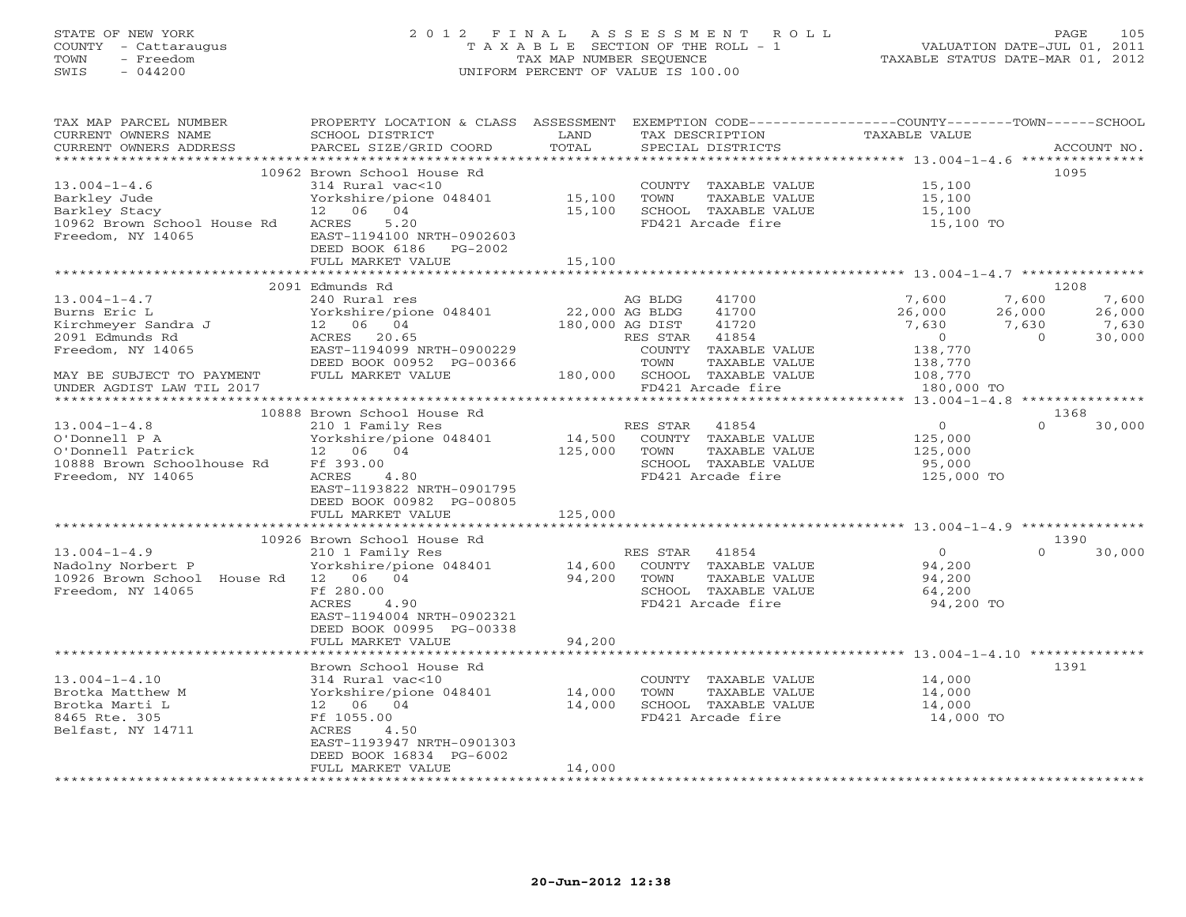STATE OF NEW YORK
COUNTY - Cattaraugus
TOWN - Freedom
SWIS - 044200

2 0 1 2 F I N A L A S S E S S M E N T R O L L
T A X A B L E SECTION OF THE ROLL - 1
TAX MAP NUMBER SEQUENCE
UNIFORM PERCENT OF VALUE IS 100.00

VALUATION DATE-JUL 01, 2011
TAXABLE STATUS DATE-MAR 01, 2012

| TAX MAP PARCEL NUMBER / CURRENT OWNERS NAME / CURRENT OWNERS ADDRESS | PROPERTY LOCATION & CLASS / SCHOOL DISTRICT / PARCEL SIZE/GRID COORD | ASSESSMENT LAND / TOTAL | EXEMPTION CODE / TAX DESCRIPTION / SPECIAL DISTRICTS | COUNTY TAXABLE VALUE | TOWN | SCHOOL | ACCOUNT NO. |
|---|---|---|---|---|---|---|---|
| 13.004-1-4.6 | 10962 Brown School House Rd | | | | | | 1095 |
| | 314 Rural vac<10 | | COUNTY TAXABLE VALUE | 15,100 | | | |
| Barkley Jude | Yorkshire/pione 048401 | 15,100 | TOWN TAXABLE VALUE | 15,100 | | | |
| Barkley Stacy | 12 06 04 | 15,100 | SCHOOL TAXABLE VALUE | 15,100 | | | |
| 10962 Brown School House Rd | ACRES 5.20 | | FD421 Arcade fire | 15,100 TO | | | |
| Freedom, NY 14065 | EAST-1194100 NRTH-0902603 | | | | | | |
| | DEED BOOK 6186 PG-2002 | | | | | | |
| | FULL MARKET VALUE | 15,100 | | | | | |
| 13.004-1-4.7 | 2091 Edmunds Rd | | | | | | 1208 |
| | 240 Rural res | | AG BLDG 41700 | 7,600 | 7,600 | 7,600 | |
| Burns Eric L | Yorkshire/pione 048401 | 22,000 | AG BLDG 41700 | 26,000 | 26,000 | 26,000 | |
| Kirchmeyer Sandra J | 12 06 04 | 180,000 | AG DIST 41720 | 7,630 | 7,630 | 7,630 | |
| 2091 Edmunds Rd | ACRES 20.65 | | RES STAR 41854 | 0 | 0 | 30,000 | |
| Freedom, NY 14065 | EAST-1194099 NRTH-0900229 | | COUNTY TAXABLE VALUE | 138,770 | | | |
| | DEED BOOK 00952 PG-00366 | | TOWN TAXABLE VALUE | 138,770 | | | |
| MAY BE SUBJECT TO PAYMENT | FULL MARKET VALUE | 180,000 | SCHOOL TAXABLE VALUE | 108,770 | | | |
| UNDER AGDIST LAW TIL 2017 | | | FD421 Arcade fire | 180,000 TO | | | |
| 13.004-1-4.8 | 10888 Brown School House Rd | | | | | | 1368 |
| | 210 1 Family Res | | RES STAR 41854 | 0 | 0 | 30,000 | |
| O'Donnell P A | Yorkshire/pione 048401 | 14,500 | COUNTY TAXABLE VALUE | 125,000 | | | |
| O'Donnell Patrick | 12 06 04 | 125,000 | TOWN TAXABLE VALUE | 125,000 | | | |
| 10888 Brown Schoolhouse Rd | Ff 393.00 | | SCHOOL TAXABLE VALUE | 95,000 | | | |
| Freedom, NY 14065 | ACRES 4.80 | | FD421 Arcade fire | 125,000 TO | | | |
| | EAST-1193822 NRTH-0901795 | | | | | | |
| | DEED BOOK 00982 PG-00805 | | | | | | |
| | FULL MARKET VALUE | 125,000 | | | | | |
| 13.004-1-4.9 | 10926 Brown School House Rd | | | | | | 1390 |
| | 210 1 Family Res | | RES STAR 41854 | 0 | 0 | 30,000 | |
| Nadolny Norbert P | Yorkshire/pione 048401 | 14,600 | COUNTY TAXABLE VALUE | 94,200 | | | |
| 10926 Brown School House Rd | 12 06 04 | 94,200 | TOWN TAXABLE VALUE | 94,200 | | | |
| Freedom, NY 14065 | Ff 280.00 | | SCHOOL TAXABLE VALUE | 64,200 | | | |
| | ACRES 4.90 | | FD421 Arcade fire | 94,200 TO | | | |
| | EAST-1194004 NRTH-0902321 | | | | | | |
| | DEED BOOK 00995 PG-00338 | | | | | | |
| | FULL MARKET VALUE | 94,200 | | | | | |
| 13.004-1-4.10 | Brown School House Rd | | | | | | 1391 |
| | 314 Rural vac<10 | | COUNTY TAXABLE VALUE | 14,000 | | | |
| Brotka Matthew M | Yorkshire/pione 048401 | 14,000 | TOWN TAXABLE VALUE | 14,000 | | | |
| Brotka Marti L | 12 06 04 | 14,000 | SCHOOL TAXABLE VALUE | 14,000 | | | |
| 8465 Rte. 305 | Ff 1055.00 | | FD421 Arcade fire | 14,000 TO | | | |
| Belfast, NY 14711 | ACRES 4.50 | | | | | | |
| | EAST-1193947 NRTH-0901303 | | | | | | |
| | DEED BOOK 16834 PG-6002 | | | | | | |
| | FULL MARKET VALUE | 14,000 | | | | | |

20-Jun-2012 12:38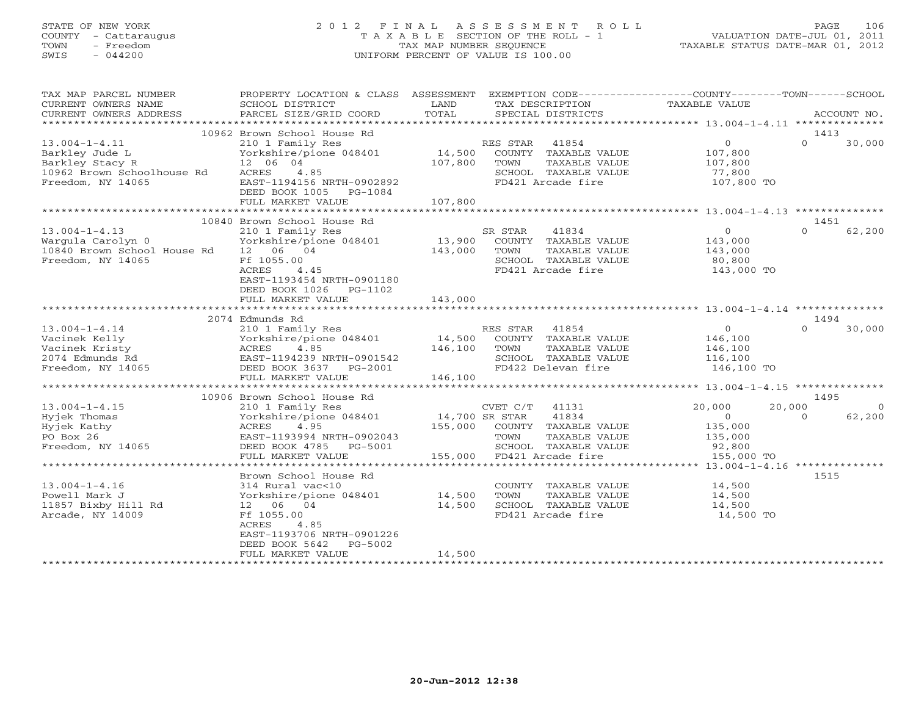STATE OF NEW YORK
COUNTY - Cattaraugus
TOWN - Freedom
SWIS - 044200

# 2012 FINAL ASSESSMENT ROLL

TAXABLE SECTION OF THE ROLL - 1
TAX MAP NUMBER SEQUENCE
UNIFORM PERCENT OF VALUE IS 100.00

VALUATION DATE-JUL 01, 2011
TAXABLE STATUS DATE-MAR 01, 2012

| TAX MAP PARCEL NUMBER / CURRENT OWNERS NAME / CURRENT OWNERS ADDRESS | PROPERTY LOCATION & CLASS / SCHOOL DISTRICT / PARCEL SIZE/GRID COORD | ASSESSMENT LAND / TOTAL | EXEMPTION CODE / TAX DESCRIPTION / SPECIAL DISTRICTS | COUNTY TAXABLE VALUE | TOWN | SCHOOL / ACCOUNT NO. |
|---|---|---|---|---|---|---|
| **13.004-1-4.11** | 10962 Brown School House Rd | | | | | 1413 |
| Barkley Jude L | 210 1 Family Res | | RES STAR 41854 | 0 | 0 | 30,000 |
| Barkley Stacy R | Yorkshire/pione 048401 | 14,500 | COUNTY TAXABLE VALUE | 107,800 | | |
| 10962 Brown Schoolhouse Rd | 12 06 04 | 107,800 | TOWN TAXABLE VALUE | 107,800 | | |
| Freedom, NY 14065 | ACRES 4.85 | | SCHOOL TAXABLE VALUE | 77,800 | | |
| | EAST-1194156 NRTH-0902892 | | FD421 Arcade fire | 107,800 TO | | |
| | DEED BOOK 1005 PG-1084 | | | | | |
| | FULL MARKET VALUE | 107,800 | | | | |
| **13.004-1-4.13** | 10840 Brown School House Rd | | | | | 1451 |
| Wargula Carolyn O | 210 1 Family Res | | SR STAR 41834 | 0 | 0 | 62,200 |
| 10840 Brown School House Rd | Yorkshire/pione 048401 | 13,900 | COUNTY TAXABLE VALUE | 143,000 | | |
| Freedom, NY 14065 | 12 06 04 | 143,000 | TOWN TAXABLE VALUE | 143,000 | | |
| | Ff 1055.00 | | SCHOOL TAXABLE VALUE | 80,800 | | |
| | ACRES 4.45 | | FD421 Arcade fire | 143,000 TO | | |
| | EAST-1193454 NRTH-0901180 | | | | | |
| | DEED BOOK 1026 PG-1102 | | | | | |
| | FULL MARKET VALUE | 143,000 | | | | |
| **13.004-1-4.14** | 2074 Edmunds Rd | | | | | 1494 |
| Vacinek Kelly | 210 1 Family Res | | RES STAR 41854 | 0 | 0 | 30,000 |
| Vacinek Kristy | Yorkshire/pione 048401 | 14,500 | COUNTY TAXABLE VALUE | 146,100 | | |
| 2074 Edmunds Rd | ACRES 4.85 | 146,100 | TOWN TAXABLE VALUE | 146,100 | | |
| Freedom, NY 14065 | EAST-1194239 NRTH-0901542 | | SCHOOL TAXABLE VALUE | 116,100 | | |
| | DEED BOOK 3637 PG-2001 | | FD422 Delevan fire | 146,100 TO | | |
| | FULL MARKET VALUE | 146,100 | | | | |
| **13.004-1-4.15** | 10906 Brown School House Rd | | | | | 1495 |
| Hyjek Thomas | 210 1 Family Res | | CVET C/T 41131 | 20,000 | 20,000 | 0 |
| Hyjek Kathy | Yorkshire/pione 048401 | 14,700 | SR STAR 41834 | 0 | 0 | 62,200 |
| PO Box 26 | ACRES 4.95 | 155,000 | COUNTY TAXABLE VALUE | 135,000 | | |
| Freedom, NY 14065 | EAST-1193994 NRTH-0902043 | | TOWN TAXABLE VALUE | 135,000 | | |
| | DEED BOOK 4785 PG-5001 | | SCHOOL TAXABLE VALUE | 92,800 | | |
| | FULL MARKET VALUE | 155,000 | FD421 Arcade fire | 155,000 TO | | |
| **13.004-1-4.16** | Brown School House Rd | | | | | 1515 |
| Powell Mark J | 314 Rural vac<10 | | COUNTY TAXABLE VALUE | 14,500 | | |
| 11857 Bixby Hill Rd | Yorkshire/pione 048401 | 14,500 | TOWN TAXABLE VALUE | 14,500 | | |
| Arcade, NY 14009 | 12 06 04 | 14,500 | SCHOOL TAXABLE VALUE | 14,500 | | |
| | Ff 1055.00 | | FD421 Arcade fire | 14,500 TO | | |
| | ACRES 4.85 | | | | | |
| | EAST-1193706 NRTH-0901226 | | | | | |
| | DEED BOOK 5642 PG-5002 | | | | | |
| | FULL MARKET VALUE | 14,500 | | | | |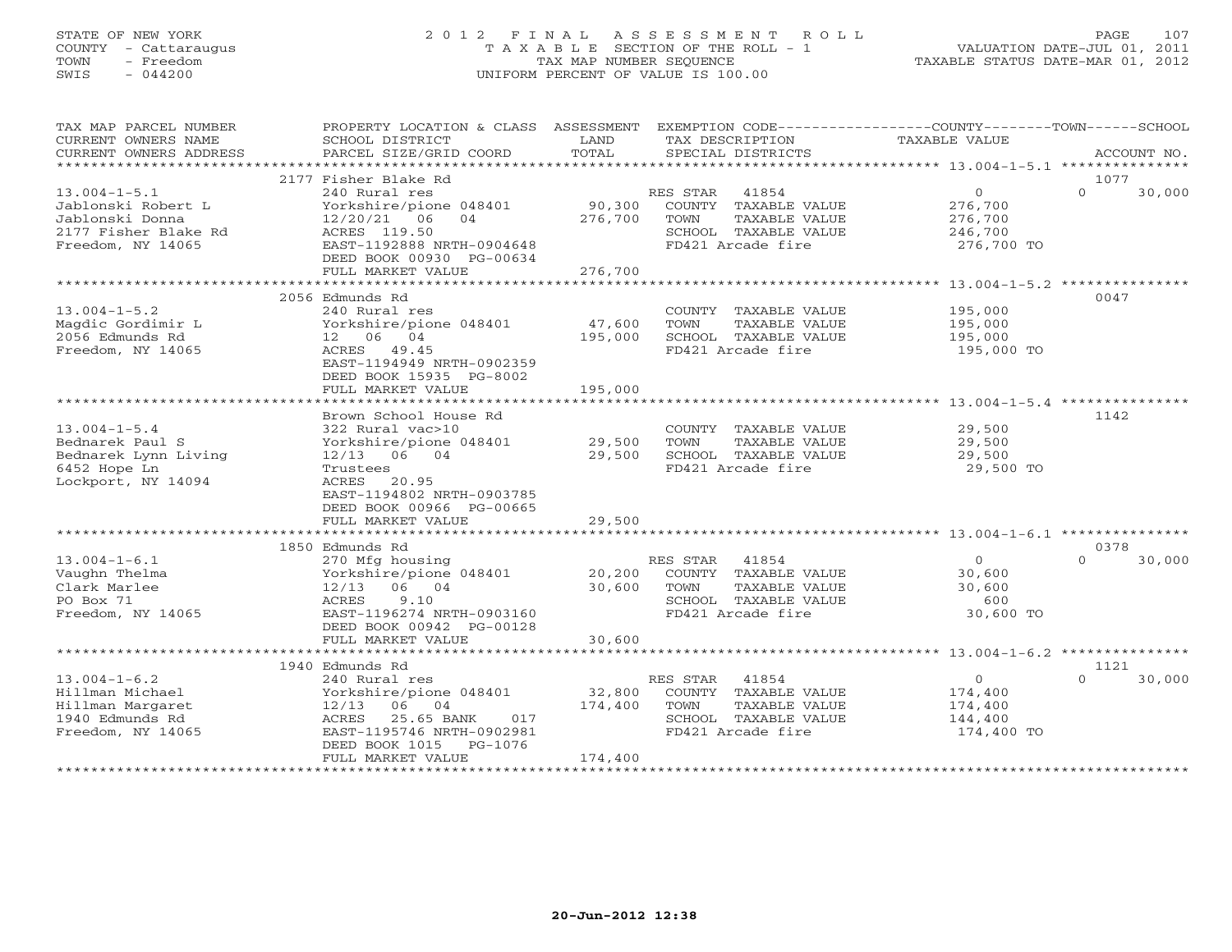STATE OF NEW YORK
COUNTY - Cattaraugus
TOWN - Freedom
SWIS - 044200

2012 FINAL ASSESSMENT ROLL
TAXABLE SECTION OF THE ROLL - 1
TAX MAP NUMBER SEQUENCE
UNIFORM PERCENT OF VALUE IS 100.00

VALUATION DATE-JUL 01, 2011
TAXABLE STATUS DATE-MAR 01, 2012

| TAX MAP PARCEL NUMBER / CURRENT OWNERS NAME / CURRENT OWNERS ADDRESS | PROPERTY LOCATION & CLASS / SCHOOL DISTRICT / PARCEL SIZE/GRID COORD | ASSESSMENT LAND | TOTAL | EXEMPTION CODE / TAX DESCRIPTION / SPECIAL DISTRICTS | COUNTY TAXABLE VALUE | TOWN | SCHOOL / ACCOUNT NO. |
|---|---|---|---|---|---|---|---|
| | 2177 Fisher Blake Rd | | | | | | 1077 |
| 13.004-1-5.1 | 240 Rural res | | | RES STAR 41854 | 0 | 0 | 30,000 |
| Jablonski Robert L | Yorkshire/pione 048401 | 90,300 | | COUNTY TAXABLE VALUE | 276,700 | | |
| Jablonski Donna | 12/20/21 06 04 | | 276,700 | TOWN TAXABLE VALUE | 276,700 | | |
| 2177 Fisher Blake Rd | ACRES 119.50 | | | SCHOOL TAXABLE VALUE | 246,700 | | |
| Freedom, NY 14065 | EAST-1192888 NRTH-0904648 | | | FD421 Arcade fire | 276,700 TO | | |
| | DEED BOOK 00930 PG-00634 | | | | | | |
| | FULL MARKET VALUE | | 276,700 | | | | |
| | 2056 Edmunds Rd | | | | | | 0047 |
| 13.004-1-5.2 | 240 Rural res | | | COUNTY TAXABLE VALUE | 195,000 | | |
| Magdic Gordimir L | Yorkshire/pione 048401 | 47,600 | | TOWN TAXABLE VALUE | 195,000 | | |
| 2056 Edmunds Rd | 12 06 04 | | 195,000 | SCHOOL TAXABLE VALUE | 195,000 | | |
| Freedom, NY 14065 | ACRES 49.45 | | | FD421 Arcade fire | 195,000 TO | | |
| | EAST-1194949 NRTH-0902359 | | | | | | |
| | DEED BOOK 15935 PG-8002 | | | | | | |
| | FULL MARKET VALUE | | 195,000 | | | | |
| | Brown School House Rd | | | | | | 1142 |
| 13.004-1-5.4 | 322 Rural vac>10 | | | COUNTY TAXABLE VALUE | 29,500 | | |
| Bednarek Paul S | Yorkshire/pione 048401 | 29,500 | | TOWN TAXABLE VALUE | 29,500 | | |
| Bednarek Lynn Living | 12/13 06 04 | | 29,500 | SCHOOL TAXABLE VALUE | 29,500 | | |
| 6452 Hope Ln | Trustees | | | FD421 Arcade fire | 29,500 TO | | |
| Lockport, NY 14094 | ACRES 20.95 | | | | | | |
| | EAST-1194802 NRTH-0903785 | | | | | | |
| | DEED BOOK 00966 PG-00665 | | | | | | |
| | FULL MARKET VALUE | | 29,500 | | | | |
| | 1850 Edmunds Rd | | | | | | 0378 |
| 13.004-1-6.1 | 270 Mfg housing | | | RES STAR 41854 | 0 | 0 | 30,000 |
| Vaughn Thelma | Yorkshire/pione 048401 | 20,200 | | COUNTY TAXABLE VALUE | 30,600 | | |
| Clark Marlee | 12/13 06 04 | | 30,600 | TOWN TAXABLE VALUE | 30,600 | | |
| PO Box 71 | ACRES 9.10 | | | SCHOOL TAXABLE VALUE | 600 | | |
| Freedom, NY 14065 | EAST-1196274 NRTH-0903160 | | | FD421 Arcade fire | 30,600 TO | | |
| | DEED BOOK 00942 PG-00128 | | | | | | |
| | FULL MARKET VALUE | | 30,600 | | | | |
| | 1940 Edmunds Rd | | | | | | 1121 |
| 13.004-1-6.2 | 240 Rural res | | | RES STAR 41854 | 0 | 0 | 30,000 |
| Hillman Michael | Yorkshire/pione 048401 | 32,800 | | COUNTY TAXABLE VALUE | 174,400 | | |
| Hillman Margaret | 12/13 06 04 | | 174,400 | TOWN TAXABLE VALUE | 174,400 | | |
| 1940 Edmunds Rd | ACRES 25.65 BANK 017 | | | SCHOOL TAXABLE VALUE | 144,400 | | |
| Freedom, NY 14065 | EAST-1195746 NRTH-0902981 | | | FD421 Arcade fire | 174,400 TO | | |
| | DEED BOOK 1015 PG-1076 | | | | | | |
| | FULL MARKET VALUE | | 174,400 | | | | |

20-Jun-2012 12:38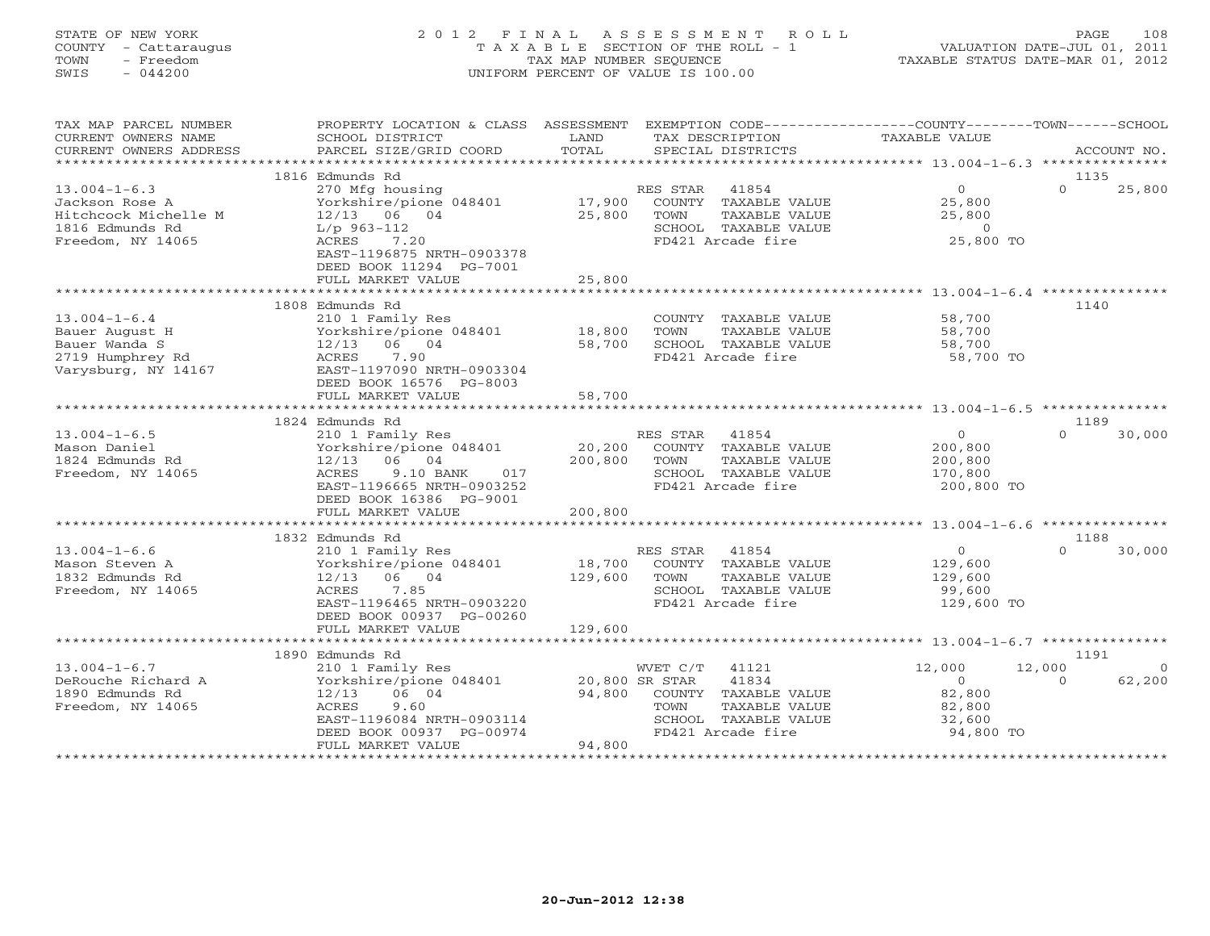STATE OF NEW YORK
COUNTY - Cattaraugus
TOWN - Freedom
SWIS - 044200

2012 FINAL ASSESSMENT ROLL
TAXABLE SECTION OF THE ROLL - 1
TAX MAP NUMBER SEQUENCE
UNIFORM PERCENT OF VALUE IS 100.00

VALUATION DATE-JUL 01, 2011
TAXABLE STATUS DATE-MAR 01, 2012

| TAX MAP PARCEL NUMBER / CURRENT OWNERS NAME / CURRENT OWNERS ADDRESS | PROPERTY LOCATION & CLASS / SCHOOL DISTRICT / PARCEL SIZE/GRID COORD | ASSESSMENT LAND / TOTAL | EXEMPTION CODE / TAX DESCRIPTION / SPECIAL DISTRICTS | COUNTY TAXABLE VALUE | TOWN | SCHOOL | ACCOUNT NO. |
|---|---|---|---|---|---|---|---|
| 13.004-1-6.3 | 1816 Edmunds Rd | | | | | | 1135 |
| | 270 Mfg housing | | RES STAR 41854 | 0 | 0 | 25,800 | |
| Jackson Rose A | Yorkshire/pione 048401 | 17,900 | COUNTY TAXABLE VALUE | 25,800 | | | |
| Hitchcock Michelle M | 12/13 06 04 | 25,800 | TOWN TAXABLE VALUE | 25,800 | | | |
| 1816 Edmunds Rd | L/p 963-112 | | SCHOOL TAXABLE VALUE | 0 | | | |
| Freedom, NY 14065 | ACRES 7.20 | | FD421 Arcade fire | 25,800 TO | | | |
| | EAST-1196875 NRTH-0903378 | | | | | | |
| | DEED BOOK 11294 PG-7001 | | | | | | |
| | FULL MARKET VALUE | 25,800 | | | | | |
| 13.004-1-6.4 | 1808 Edmunds Rd | | | | | | 1140 |
| | 210 1 Family Res | | COUNTY TAXABLE VALUE | 58,700 | | | |
| Bauer August H | Yorkshire/pione 048401 | 18,800 | TOWN TAXABLE VALUE | 58,700 | | | |
| Bauer Wanda S | 12/13 06 04 | 58,700 | SCHOOL TAXABLE VALUE | 58,700 | | | |
| 2719 Humphrey Rd | ACRES 7.90 | | FD421 Arcade fire | 58,700 TO | | | |
| Varysburg, NY 14167 | EAST-1197090 NRTH-0903304 | | | | | | |
| | DEED BOOK 16576 PG-8003 | | | | | | |
| | FULL MARKET VALUE | 58,700 | | | | | |
| 13.004-1-6.5 | 1824 Edmunds Rd | | | | | | 1189 |
| | 210 1 Family Res | | RES STAR 41854 | 0 | 0 | 30,000 | |
| Mason Daniel | Yorkshire/pione 048401 | 20,200 | COUNTY TAXABLE VALUE | 200,800 | | | |
| 1824 Edmunds Rd | 12/13 06 04 | 200,800 | TOWN TAXABLE VALUE | 200,800 | | | |
| Freedom, NY 14065 | ACRES 9.10 BANK 017 | | SCHOOL TAXABLE VALUE | 170,800 | | | |
| | EAST-1196665 NRTH-0903252 | | FD421 Arcade fire | 200,800 TO | | | |
| | DEED BOOK 16386 PG-9001 | | | | | | |
| | FULL MARKET VALUE | 200,800 | | | | | |
| 13.004-1-6.6 | 1832 Edmunds Rd | | | | | | 1188 |
| | 210 1 Family Res | | RES STAR 41854 | 0 | 0 | 30,000 | |
| Mason Steven A | Yorkshire/pione 048401 | 18,700 | COUNTY TAXABLE VALUE | 129,600 | | | |
| 1832 Edmunds Rd | 12/13 06 04 | 129,600 | TOWN TAXABLE VALUE | 129,600 | | | |
| Freedom, NY 14065 | ACRES 7.85 | | SCHOOL TAXABLE VALUE | 99,600 | | | |
| | EAST-1196465 NRTH-0903220 | | FD421 Arcade fire | 129,600 TO | | | |
| | DEED BOOK 00937 PG-00260 | | | | | | |
| | FULL MARKET VALUE | 129,600 | | | | | |
| 13.004-1-6.7 | 1890 Edmunds Rd | | | | | | 1191 |
| | 210 1 Family Res | | WVET C/T 41121 | 12,000 | 12,000 | 0 | |
| DeRouche Richard A | Yorkshire/pione 048401 | 20,800 | SR STAR 41834 | 0 | 0 | 62,200 | |
| 1890 Edmunds Rd | 12/13 06 04 | 94,800 | COUNTY TAXABLE VALUE | 82,800 | | | |
| Freedom, NY 14065 | ACRES 9.60 | | TOWN TAXABLE VALUE | 82,800 | | | |
| | EAST-1196084 NRTH-0903114 | | SCHOOL TAXABLE VALUE | 32,600 | | | |
| | DEED BOOK 00937 PG-00974 | | FD421 Arcade fire | 94,800 TO | | | |
| | FULL MARKET VALUE | 94,800 | | | | | |

20-Jun-2012 12:38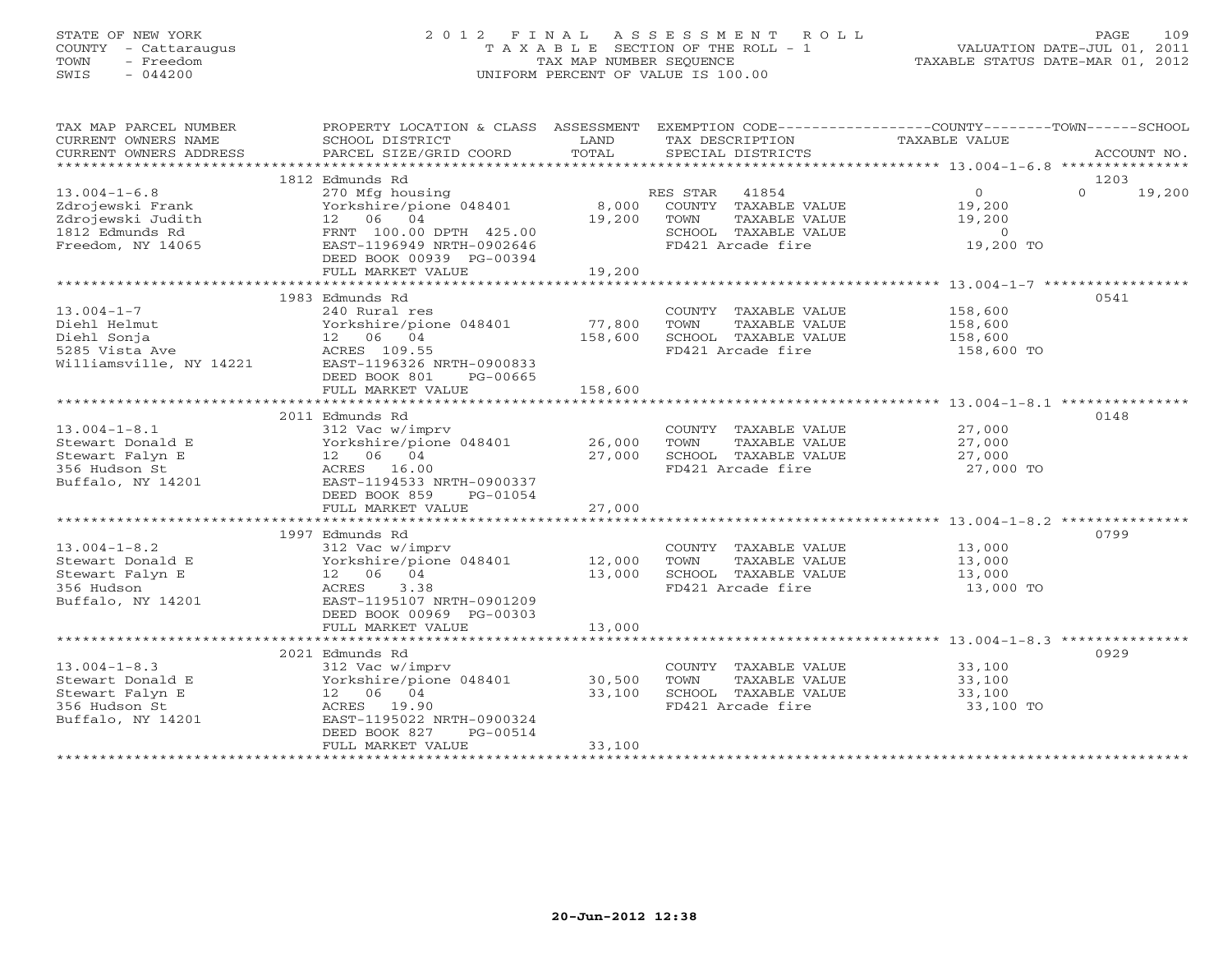STATE OF NEW YORK
COUNTY - Cattaraugus
TOWN - Freedom
SWIS - 044200

# 2012 FINAL ASSESSMENT ROLL

TAXABLE SECTION OF THE ROLL - 1
TAX MAP NUMBER SEQUENCE
UNIFORM PERCENT OF VALUE IS 100.00

VALUATION DATE-JUL 01, 2011
TAXABLE STATUS DATE-MAR 01, 2012

| TAX MAP PARCEL NUMBER / CURRENT OWNERS NAME / CURRENT OWNERS ADDRESS | PROPERTY LOCATION & CLASS / SCHOOL DISTRICT / PARCEL SIZE/GRID COORD | ASSESSMENT LAND / TOTAL | EXEMPTION CODE / TAX DESCRIPTION / SPECIAL DISTRICTS | COUNTY / TOWN / SCHOOL TAXABLE VALUE | ACCOUNT NO. |
|---|---|---|---|---|---|
| **13.004-1-6.8** | 1812 Edmunds Rd | | | | 1203 |
| 13.004-1-6.8 | 270 Mfg housing | | RES STAR 41854 | 0 / 0 / 19,200 | |
| Zdrojewski Frank | Yorkshire/pione 048401 | 8,000 | COUNTY TAXABLE VALUE | 19,200 | |
| Zdrojewski Judith | 12 06 04 | 19,200 | TOWN TAXABLE VALUE | 19,200 | |
| 1812 Edmunds Rd | FRNT 100.00 DPTH 425.00 | | SCHOOL TAXABLE VALUE | 0 | |
| Freedom, NY 14065 | EAST-1196949 NRTH-0902646 | | FD421 Arcade fire | 19,200 TO | |
| | DEED BOOK 00939 PG-00394 | | | | |
| | FULL MARKET VALUE | 19,200 | | | |
| **13.004-1-7** | 1983 Edmunds Rd | | | | 0541 |
| 13.004-1-7 | 240 Rural res | | COUNTY TAXABLE VALUE | 158,600 | |
| Diehl Helmut | Yorkshire/pione 048401 | 77,800 | TOWN TAXABLE VALUE | 158,600 | |
| Diehl Sonja | 12 06 04 | 158,600 | SCHOOL TAXABLE VALUE | 158,600 | |
| 5285 Vista Ave | ACRES 109.55 | | FD421 Arcade fire | 158,600 TO | |
| Williamsville, NY 14221 | EAST-1196326 NRTH-0900833 | | | | |
| | DEED BOOK 801 PG-00665 | | | | |
| | FULL MARKET VALUE | 158,600 | | | |
| **13.004-1-8.1** | 2011 Edmunds Rd | | | | 0148 |
| 13.004-1-8.1 | 312 Vac w/imprv | | COUNTY TAXABLE VALUE | 27,000 | |
| Stewart Donald E | Yorkshire/pione 048401 | 26,000 | TOWN TAXABLE VALUE | 27,000 | |
| Stewart Falyn E | 12 06 04 | 27,000 | SCHOOL TAXABLE VALUE | 27,000 | |
| 356 Hudson St | ACRES 16.00 | | FD421 Arcade fire | 27,000 TO | |
| Buffalo, NY 14201 | EAST-1194533 NRTH-0900337 | | | | |
| | DEED BOOK 859 PG-01054 | | | | |
| | FULL MARKET VALUE | 27,000 | | | |
| **13.004-1-8.2** | 1997 Edmunds Rd | | | | 0799 |
| 13.004-1-8.2 | 312 Vac w/imprv | | COUNTY TAXABLE VALUE | 13,000 | |
| Stewart Donald E | Yorkshire/pione 048401 | 12,000 | TOWN TAXABLE VALUE | 13,000 | |
| Stewart Falyn E | 12 06 04 | 13,000 | SCHOOL TAXABLE VALUE | 13,000 | |
| 356 Hudson | ACRES 3.38 | | FD421 Arcade fire | 13,000 TO | |
| Buffalo, NY 14201 | EAST-1195107 NRTH-0901209 | | | | |
| | DEED BOOK 00969 PG-00303 | | | | |
| | FULL MARKET VALUE | 13,000 | | | |
| **13.004-1-8.3** | 2021 Edmunds Rd | | | | 0929 |
| 13.004-1-8.3 | 312 Vac w/imprv | | COUNTY TAXABLE VALUE | 33,100 | |
| Stewart Donald E | Yorkshire/pione 048401 | 30,500 | TOWN TAXABLE VALUE | 33,100 | |
| Stewart Falyn E | 12 06 04 | 33,100 | SCHOOL TAXABLE VALUE | 33,100 | |
| 356 Hudson St | ACRES 19.90 | | FD421 Arcade fire | 33,100 TO | |
| Buffalo, NY 14201 | EAST-1195022 NRTH-0900324 | | | | |
| | DEED BOOK 827 PG-00514 | | | | |
| | FULL MARKET VALUE | 33,100 | | | |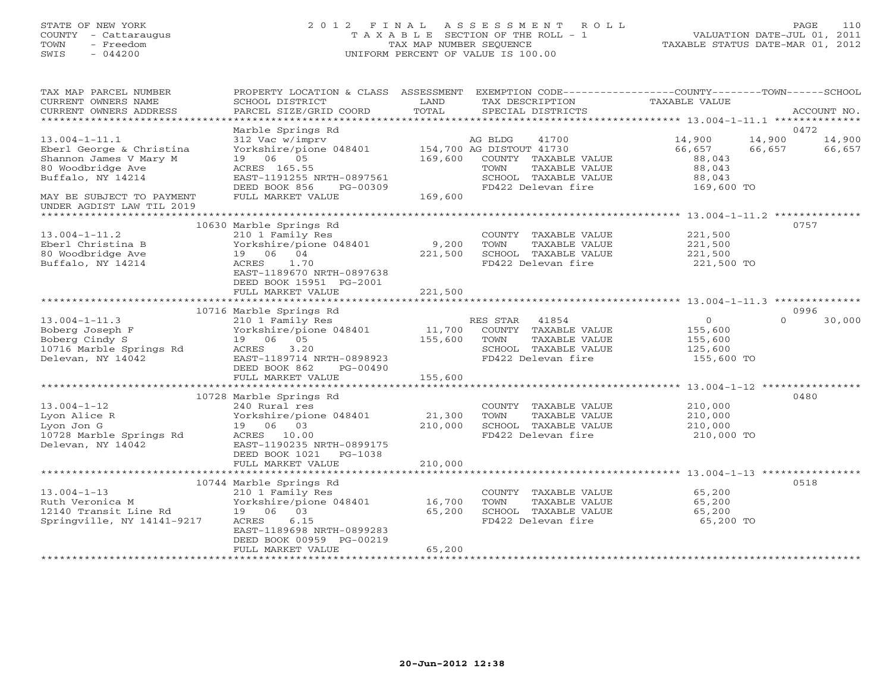STATE OF NEW YORK
COUNTY - Cattaraugus
TOWN - Freedom
SWIS - 044200

# 2012 FINAL ASSESSMENT ROLL
TAXABLE SECTION OF THE ROLL - 1
TAX MAP NUMBER SEQUENCE
UNIFORM PERCENT OF VALUE IS 100.00

VALUATION DATE-JUL 01, 2011
TAXABLE STATUS DATE-MAR 01, 2012

| TAX MAP PARCEL NUMBER / CURRENT OWNERS NAME / CURRENT OWNERS ADDRESS | PROPERTY LOCATION & CLASS / SCHOOL DISTRICT / PARCEL SIZE/GRID COORD | ASSESSMENT LAND | TOTAL | EXEMPTION CODE / TAX DESCRIPTION / SPECIAL DISTRICTS | COUNTY TAXABLE VALUE | TOWN | SCHOOL | ACCOUNT NO. |
|---|---|---|---|---|---|---|---|---|
| | Marble Springs Rd | | | | | | | 0472 |
| 13.004-1-11.1 | 312 Vac w/imprv | | | AG BLDG 41700 | 14,900 | 14,900 | 14,900 | |
| Eberl George & Christina | Yorkshire/pione 048401 | 154,700 | | AG DISTOUT 41730 | 66,657 | 66,657 | 66,657 | |
| Shannon James V Mary M | 19 06 05 | | 169,600 | COUNTY TAXABLE VALUE | 88,043 | | | |
| 80 Woodbridge Ave | ACRES 165.55 | | | TOWN TAXABLE VALUE | 88,043 | | | |
| Buffalo, NY 14214 | EAST-1191255 NRTH-0897561 | | | SCHOOL TAXABLE VALUE | 88,043 | | | |
| | DEED BOOK 856 PG-00309 | | | FD422 Delevan fire | 169,600 TO | | | |
| MAY BE SUBJECT TO PAYMENT | FULL MARKET VALUE | | 169,600 | | | | | |
| UNDER AGDIST LAW TIL 2019 | | | | | | | | |
| | 10630 Marble Springs Rd | | | | | | | 0757 |
| 13.004-1-11.2 | 210 1 Family Res | | | COUNTY TAXABLE VALUE | 221,500 | | | |
| Eberl Christina B | Yorkshire/pione 048401 | 9,200 | | TOWN TAXABLE VALUE | 221,500 | | | |
| 80 Woodbridge Ave | 19 06 04 | | 221,500 | SCHOOL TAXABLE VALUE | 221,500 | | | |
| Buffalo, NY 14214 | ACRES 1.70 | | | FD422 Delevan fire | 221,500 TO | | | |
| | EAST-1189670 NRTH-0897638 | | | | | | | |
| | DEED BOOK 15951 PG-2001 | | | | | | | |
| | FULL MARKET VALUE | | 221,500 | | | | | |
| | 10716 Marble Springs Rd | | | | | | | 0996 |
| 13.004-1-11.3 | 210 1 Family Res | | | RES STAR 41854 | 0 | 0 | 30,000 | |
| Boberg Joseph F | Yorkshire/pione 048401 | 11,700 | | COUNTY TAXABLE VALUE | 155,600 | | | |
| Boberg Cindy S | 19 06 05 | | 155,600 | TOWN TAXABLE VALUE | 155,600 | | | |
| 10716 Marble Springs Rd | ACRES 3.20 | | | SCHOOL TAXABLE VALUE | 125,600 | | | |
| Delevan, NY 14042 | EAST-1189714 NRTH-0898923 | | | FD422 Delevan fire | 155,600 TO | | | |
| | DEED BOOK 862 PG-00490 | | | | | | | |
| | FULL MARKET VALUE | | 155,600 | | | | | |
| | 10728 Marble Springs Rd | | | | | | | 0480 |
| 13.004-1-12 | 240 Rural res | | | COUNTY TAXABLE VALUE | 210,000 | | | |
| Lyon Alice R | Yorkshire/pione 048401 | 21,300 | | TOWN TAXABLE VALUE | 210,000 | | | |
| Lyon Jon G | 19 06 03 | | 210,000 | SCHOOL TAXABLE VALUE | 210,000 | | | |
| 10728 Marble Springs Rd | ACRES 10.00 | | | FD422 Delevan fire | 210,000 TO | | | |
| Delevan, NY 14042 | EAST-1190235 NRTH-0899175 | | | | | | | |
| | DEED BOOK 1021 PG-1038 | | | | | | | |
| | FULL MARKET VALUE | | 210,000 | | | | | |
| | 10744 Marble Springs Rd | | | | | | | 0518 |
| 13.004-1-13 | 210 1 Family Res | | | COUNTY TAXABLE VALUE | 65,200 | | | |
| Ruth Veronica M | Yorkshire/pione 048401 | 16,700 | | TOWN TAXABLE VALUE | 65,200 | | | |
| 12140 Transit Line Rd | 19 06 03 | | 65,200 | SCHOOL TAXABLE VALUE | 65,200 | | | |
| Springville, NY 14141-9217 | ACRES 6.15 | | | FD422 Delevan fire | 65,200 TO | | | |
| | EAST-1189698 NRTH-0899283 | | | | | | | |
| | DEED BOOK 00959 PG-00219 | | | | | | | |
| | FULL MARKET VALUE | | 65,200 | | | | | |

20-Jun-2012 12:38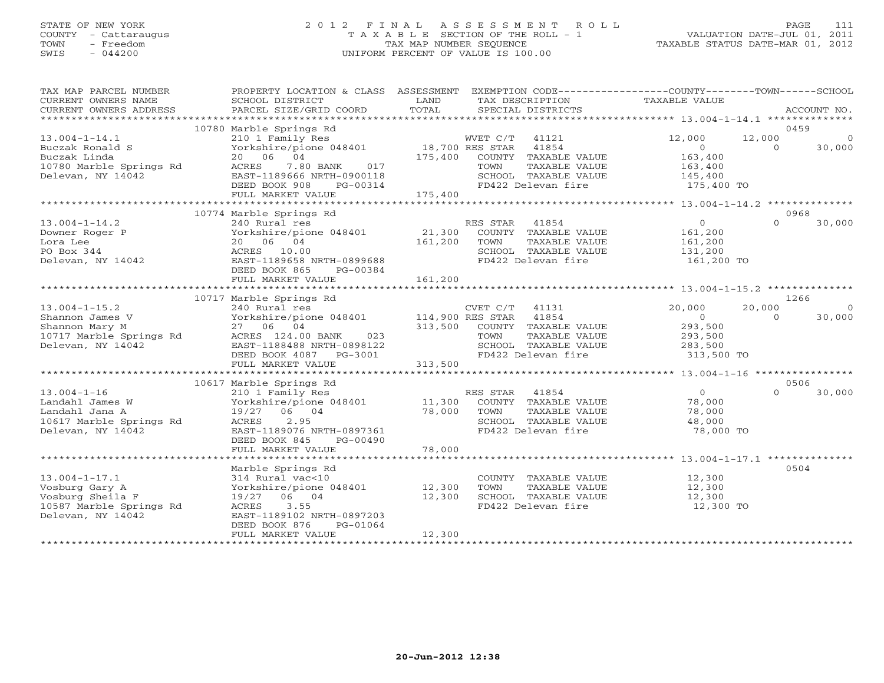STATE OF NEW YORK
COUNTY - Cattaraugus
TOWN - Freedom
SWIS - 044200

# 2012 FINAL ASSESSMENT ROLL
TAXABLE SECTION OF THE ROLL - 1
TAX MAP NUMBER SEQUENCE
UNIFORM PERCENT OF VALUE IS 100.00

VALUATION DATE-JUL 01, 2011
TAXABLE STATUS DATE-MAR 01, 2012

| TAX MAP PARCEL NUMBER / CURRENT OWNERS NAME / CURRENT OWNERS ADDRESS | PROPERTY LOCATION & CLASS / SCHOOL DISTRICT / PARCEL SIZE/GRID COORD | ASSESSMENT LAND | TOTAL | EXEMPTION CODE / TAX DESCRIPTION / SPECIAL DISTRICTS | COUNTY TAXABLE VALUE | TOWN | SCHOOL | ACCOUNT NO. |
|---|---|---|---|---|---|---|---|---|
| 13.004-1-14.1 | 10780 Marble Springs Rd | | | | | | | 0459 |
| 13.004-1-14.1 | 210 1 Family Res | | | WVET C/T 41121 | 12,000 | 12,000 | 0 | |
| Buczak Ronald S | Yorkshire/pione 048401 | 18,700 | | RES STAR 41854 | 0 | 0 | 30,000 | |
| Buczak Linda | 20 06 04 | | 175,400 | COUNTY TAXABLE VALUE | 163,400 | | | |
| 10780 Marble Springs Rd | ACRES 7.80 BANK 017 | | | TOWN TAXABLE VALUE | 163,400 | | | |
| Delevan, NY 14042 | EAST-1189666 NRTH-0900118 | | | SCHOOL TAXABLE VALUE | 145,400 | | | |
| | DEED BOOK 908 PG-00314 | | | FD422 Delevan fire | 175,400 TO | | | |
| | FULL MARKET VALUE | | 175,400 | | | | | |
| 13.004-1-14.2 | 10774 Marble Springs Rd | | | | | | | 0968 |
| 13.004-1-14.2 | 240 Rural res | | | RES STAR 41854 | 0 | 0 | 30,000 | |
| Downer Roger P | Yorkshire/pione 048401 | 21,300 | | COUNTY TAXABLE VALUE | 161,200 | | | |
| Lora Lee | 20 06 04 | | 161,200 | TOWN TAXABLE VALUE | 161,200 | | | |
| PO Box 344 | ACRES 10.00 | | | SCHOOL TAXABLE VALUE | 131,200 | | | |
| Delevan, NY 14042 | EAST-1189658 NRTH-0899688 | | | FD422 Delevan fire | 161,200 TO | | | |
| | DEED BOOK 865 PG-00384 | | | | | | | |
| | FULL MARKET VALUE | | 161,200 | | | | | |
| 13.004-1-15.2 | 10717 Marble Springs Rd | | | | | | | 1266 |
| 13.004-1-15.2 | 240 Rural res | | | CVET C/T 41131 | 20,000 | 20,000 | 0 | |
| Shannon James V | Yorkshire/pione 048401 | 114,900 | | RES STAR 41854 | 0 | 0 | 30,000 | |
| Shannon Mary M | 27 06 04 | | 313,500 | COUNTY TAXABLE VALUE | 293,500 | | | |
| 10717 Marble Springs Rd | ACRES 124.00 BANK 023 | | | TOWN TAXABLE VALUE | 293,500 | | | |
| Delevan, NY 14042 | EAST-1188488 NRTH-0898122 | | | SCHOOL TAXABLE VALUE | 283,500 | | | |
| | DEED BOOK 4087 PG-3001 | | | FD422 Delevan fire | 313,500 TO | | | |
| | FULL MARKET VALUE | | 313,500 | | | | | |
| 13.004-1-16 | 10617 Marble Springs Rd | | | | | | | 0506 |
| 13.004-1-16 | 210 1 Family Res | | | RES STAR 41854 | 0 | 0 | 30,000 | |
| Landahl James W | Yorkshire/pione 048401 | 11,300 | | COUNTY TAXABLE VALUE | 78,000 | | | |
| Landahl Jana A | 19/27 06 04 | | 78,000 | TOWN TAXABLE VALUE | 78,000 | | | |
| 10617 Marble Springs Rd | ACRES 2.95 | | | SCHOOL TAXABLE VALUE | 48,000 | | | |
| Delevan, NY 14042 | EAST-1189076 NRTH-0897361 | | | FD422 Delevan fire | 78,000 TO | | | |
| | DEED BOOK 845 PG-00490 | | | | | | | |
| | FULL MARKET VALUE | | 78,000 | | | | | |
| 13.004-1-17.1 | Marble Springs Rd | | | | | | | 0504 |
| 13.004-1-17.1 | 314 Rural vac<10 | | | COUNTY TAXABLE VALUE | 12,300 | | | |
| Vosburg Gary A | Yorkshire/pione 048401 | 12,300 | | TOWN TAXABLE VALUE | 12,300 | | | |
| Vosburg Sheila F | 19/27 06 04 | | 12,300 | SCHOOL TAXABLE VALUE | 12,300 | | | |
| 10587 Marble Springs Rd | ACRES 3.55 | | | FD422 Delevan fire | 12,300 TO | | | |
| Delevan, NY 14042 | EAST-1189102 NRTH-0897203 | | | | | | | |
| | DEED BOOK 876 PG-01064 | | | | | | | |
| | FULL MARKET VALUE | | 12,300 | | | | | |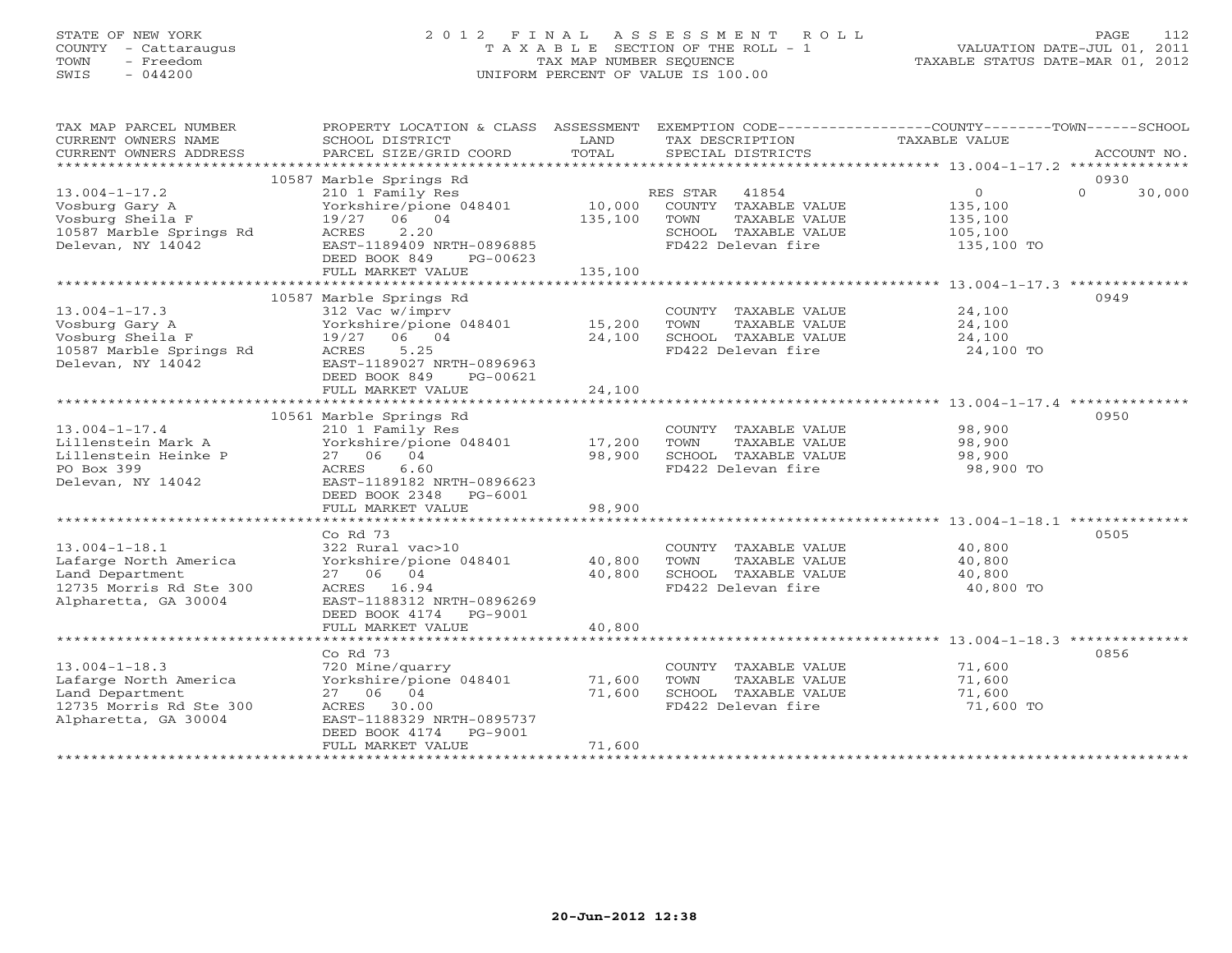STATE OF NEW YORK
COUNTY - Cattaraugus
TOWN - Freedom
SWIS - 044200

# 2012 FINAL ASSESSMENT ROLL

TAXABLE SECTION OF THE ROLL - 1
TAX MAP NUMBER SEQUENCE
UNIFORM PERCENT OF VALUE IS 100.00

VALUATION DATE-JUL 01, 2011
TAXABLE STATUS DATE-MAR 01, 2012

| TAX MAP PARCEL NUMBER / CURRENT OWNERS NAME / CURRENT OWNERS ADDRESS | PROPERTY LOCATION & CLASS / SCHOOL DISTRICT / PARCEL SIZE/GRID COORD | ASSESSMENT LAND / TOTAL | EXEMPTION CODE / TAX DESCRIPTION / SPECIAL DISTRICTS | COUNTY / TOWN TAXABLE VALUE | SCHOOL / ACCOUNT NO. |
|---|---|---|---|---|---|
| 13.004-1-17.2 | 10587 Marble Springs Rd | | | | 0930 |
| Vosburg Gary A | 210 1 Family Res | | RES STAR 41854 | 0 | 0 30,000 |
| Vosburg Sheila F | Yorkshire/pione 048401 | 10,000 | COUNTY TAXABLE VALUE | 135,100 | |
| 10587 Marble Springs Rd | 19/27 06 04 | 135,100 | TOWN TAXABLE VALUE | 135,100 | |
| Delevan, NY 14042 | ACRES 2.20 | | SCHOOL TAXABLE VALUE | 105,100 | |
| | EAST-1189409 NRTH-0896885 | | FD422 Delevan fire | 135,100 TO | |
| | DEED BOOK 849 PG-00623 | | | | |
| | FULL MARKET VALUE | 135,100 | | | |
| 13.004-1-17.3 | 10587 Marble Springs Rd | | | | 0949 |
| Vosburg Gary A | 312 Vac w/imprv | | COUNTY TAXABLE VALUE | 24,100 | |
| Vosburg Sheila F | Yorkshire/pione 048401 | 15,200 | TOWN TAXABLE VALUE | 24,100 | |
| 10587 Marble Springs Rd | 19/27 06 04 | 24,100 | SCHOOL TAXABLE VALUE | 24,100 | |
| Delevan, NY 14042 | ACRES 5.25 | | FD422 Delevan fire | 24,100 TO | |
| | EAST-1189027 NRTH-0896963 | | | | |
| | DEED BOOK 849 PG-00621 | | | | |
| | FULL MARKET VALUE | 24,100 | | | |
| 13.004-1-17.4 | 10561 Marble Springs Rd | | | | 0950 |
| Lillenstein Mark A | 210 1 Family Res | | COUNTY TAXABLE VALUE | 98,900 | |
| Lillenstein Heinke P | Yorkshire/pione 048401 | 17,200 | TOWN TAXABLE VALUE | 98,900 | |
| PO Box 399 | 27 06 04 | 98,900 | SCHOOL TAXABLE VALUE | 98,900 | |
| Delevan, NY 14042 | ACRES 6.60 | | FD422 Delevan fire | 98,900 TO | |
| | EAST-1189182 NRTH-0896623 | | | | |
| | DEED BOOK 2348 PG-6001 | | | | |
| | FULL MARKET VALUE | 98,900 | | | |
| 13.004-1-18.1 | Co Rd 73 | | | | 0505 |
| Lafarge North America | 322 Rural vac>10 | | COUNTY TAXABLE VALUE | 40,800 | |
| Land Department | Yorkshire/pione 048401 | 40,800 | TOWN TAXABLE VALUE | 40,800 | |
| 12735 Morris Rd Ste 300 | 27 06 04 | 40,800 | SCHOOL TAXABLE VALUE | 40,800 | |
| Alpharetta, GA 30004 | ACRES 16.94 | | FD422 Delevan fire | 40,800 TO | |
| | EAST-1188312 NRTH-0896269 | | | | |
| | DEED BOOK 4174 PG-9001 | | | | |
| | FULL MARKET VALUE | 40,800 | | | |
| 13.004-1-18.3 | Co Rd 73 | | | | 0856 |
| Lafarge North America | 720 Mine/quarry | | COUNTY TAXABLE VALUE | 71,600 | |
| Land Department | Yorkshire/pione 048401 | 71,600 | TOWN TAXABLE VALUE | 71,600 | |
| 12735 Morris Rd Ste 300 | 27 06 04 | 71,600 | SCHOOL TAXABLE VALUE | 71,600 | |
| Alpharetta, GA 30004 | ACRES 30.00 | | FD422 Delevan fire | 71,600 TO | |
| | EAST-1188329 NRTH-0895737 | | | | |
| | DEED BOOK 4174 PG-9001 | | | | |
| | FULL MARKET VALUE | 71,600 | | | |

20-Jun-2012 12:38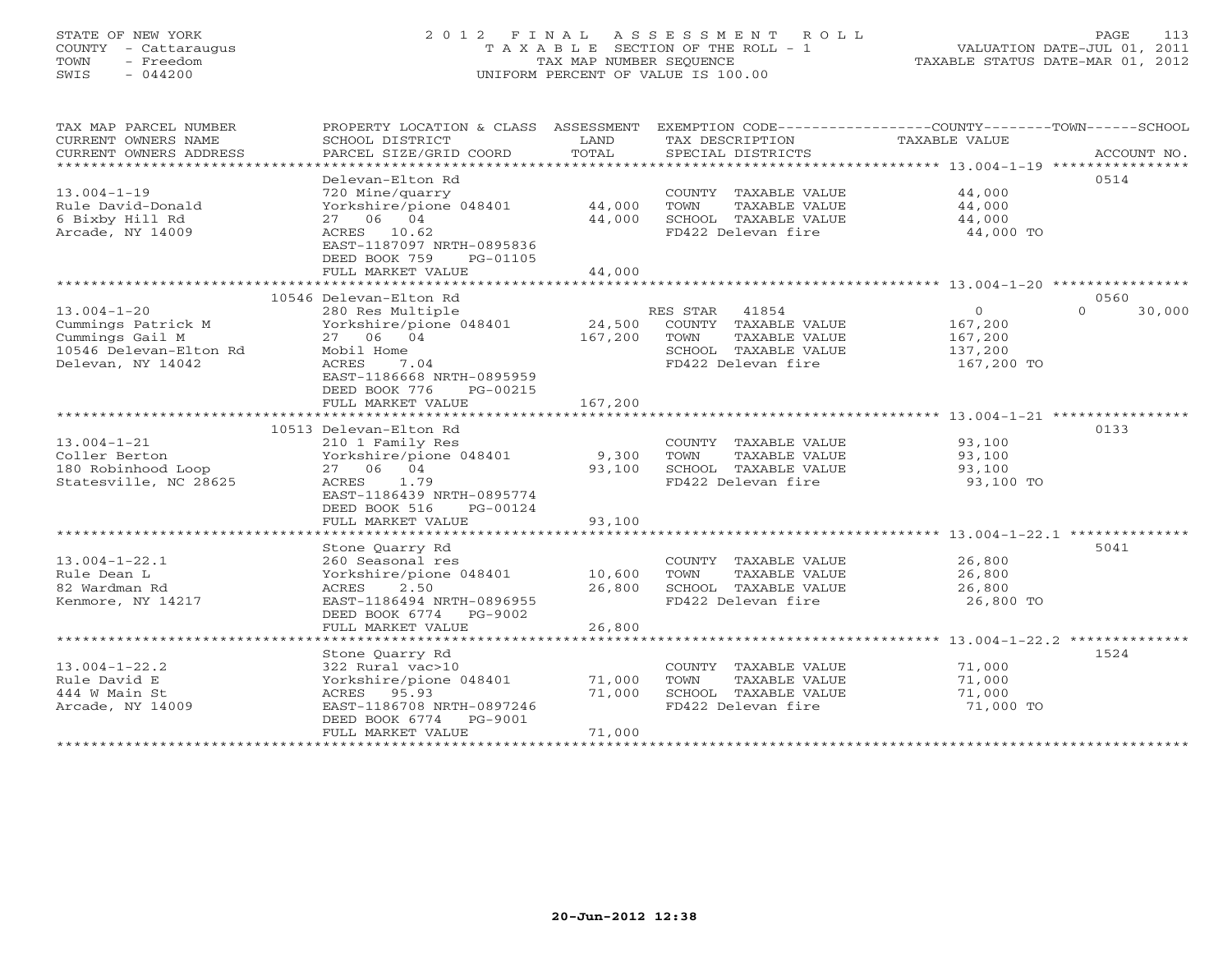STATE OF NEW YORK
COUNTY - Cattaraugus
TOWN - Freedom
SWIS - 044200

# 2012 FINAL ASSESSMENT ROLL

TAXABLE SECTION OF THE ROLL - 1
TAX MAP NUMBER SEQUENCE
UNIFORM PERCENT OF VALUE IS 100.00

VALUATION DATE-JUL 01, 2011
TAXABLE STATUS DATE-MAR 01, 2012

| TAX MAP PARCEL NUMBER / CURRENT OWNERS NAME / CURRENT OWNERS ADDRESS | PROPERTY LOCATION & CLASS / SCHOOL DISTRICT / PARCEL SIZE/GRID COORD | ASSESSMENT LAND | TOTAL | EXEMPTION CODE / TAX DESCRIPTION / SPECIAL DISTRICTS | COUNTY / TOWN / SCHOOL TAXABLE VALUE | ACCOUNT NO. |
|---|---|---|---|---|---|---|
| **13.004-1-19** | Delevan-Elton Rd | | | | | 0514 |
| Rule David-Donald | 720 Mine/quarry | | | COUNTY TAXABLE VALUE | 44,000 | |
| 6 Bixby Hill Rd | Yorkshire/pione 048401 | 44,000 | | TOWN TAXABLE VALUE | 44,000 | |
| Arcade, NY 14009 | 27 06 04 | | 44,000 | SCHOOL TAXABLE VALUE | 44,000 | |
| | ACRES 10.62 | | | FD422 Delevan fire | 44,000 TO | |
| | EAST-1187097 NRTH-0895836 | | | | | |
| | DEED BOOK 759 PG-01105 | | | | | |
| | FULL MARKET VALUE | | 44,000 | | | |
| **13.004-1-20** | 10546 Delevan-Elton Rd | | | | | 0560 |
| Cummings Patrick M | 280 Res Multiple | | | RES STAR 41854 | 0 / 0 / 30,000 | |
| Cummings Gail M | Yorkshire/pione 048401 | 24,500 | | COUNTY TAXABLE VALUE | 167,200 | |
| 10546 Delevan-Elton Rd | 27 06 04 | | 167,200 | TOWN TAXABLE VALUE | 167,200 | |
| Delevan, NY 14042 | Mobil Home | | | SCHOOL TAXABLE VALUE | 137,200 | |
| | ACRES 7.04 | | | FD422 Delevan fire | 167,200 TO | |
| | EAST-1186668 NRTH-0895959 | | | | | |
| | DEED BOOK 776 PG-00215 | | | | | |
| | FULL MARKET VALUE | | 167,200 | | | |
| **13.004-1-21** | 10513 Delevan-Elton Rd | | | | | 0133 |
| Coller Berton | 210 1 Family Res | | | COUNTY TAXABLE VALUE | 93,100 | |
| 180 Robinhood Loop | Yorkshire/pione 048401 | 9,300 | | TOWN TAXABLE VALUE | 93,100 | |
| Statesville, NC 28625 | 27 06 04 | | 93,100 | SCHOOL TAXABLE VALUE | 93,100 | |
| | ACRES 1.79 | | | FD422 Delevan fire | 93,100 TO | |
| | EAST-1186439 NRTH-0895774 | | | | | |
| | DEED BOOK 516 PG-00124 | | | | | |
| | FULL MARKET VALUE | | 93,100 | | | |
| **13.004-1-22.1** | Stone Quarry Rd | | | | | 5041 |
| Rule Dean L | 260 Seasonal res | | | COUNTY TAXABLE VALUE | 26,800 | |
| 82 Wardman Rd | Yorkshire/pione 048401 | 10,600 | | TOWN TAXABLE VALUE | 26,800 | |
| Kenmore, NY 14217 | ACRES 2.50 | | 26,800 | SCHOOL TAXABLE VALUE | 26,800 | |
| | EAST-1186494 NRTH-0896955 | | | FD422 Delevan fire | 26,800 TO | |
| | DEED BOOK 6774 PG-9002 | | | | | |
| | FULL MARKET VALUE | | 26,800 | | | |
| **13.004-1-22.2** | Stone Quarry Rd | | | | | 1524 |
| Rule David E | 322 Rural vac>10 | | | COUNTY TAXABLE VALUE | 71,000 | |
| 444 W Main St | Yorkshire/pione 048401 | 71,000 | | TOWN TAXABLE VALUE | 71,000 | |
| Arcade, NY 14009 | ACRES 95.93 | | 71,000 | SCHOOL TAXABLE VALUE | 71,000 | |
| | EAST-1186708 NRTH-0897246 | | | FD422 Delevan fire | 71,000 TO | |
| | DEED BOOK 6774 PG-9001 | | | | | |
| | FULL MARKET VALUE | | 71,000 | | | |

20-Jun-2012 12:38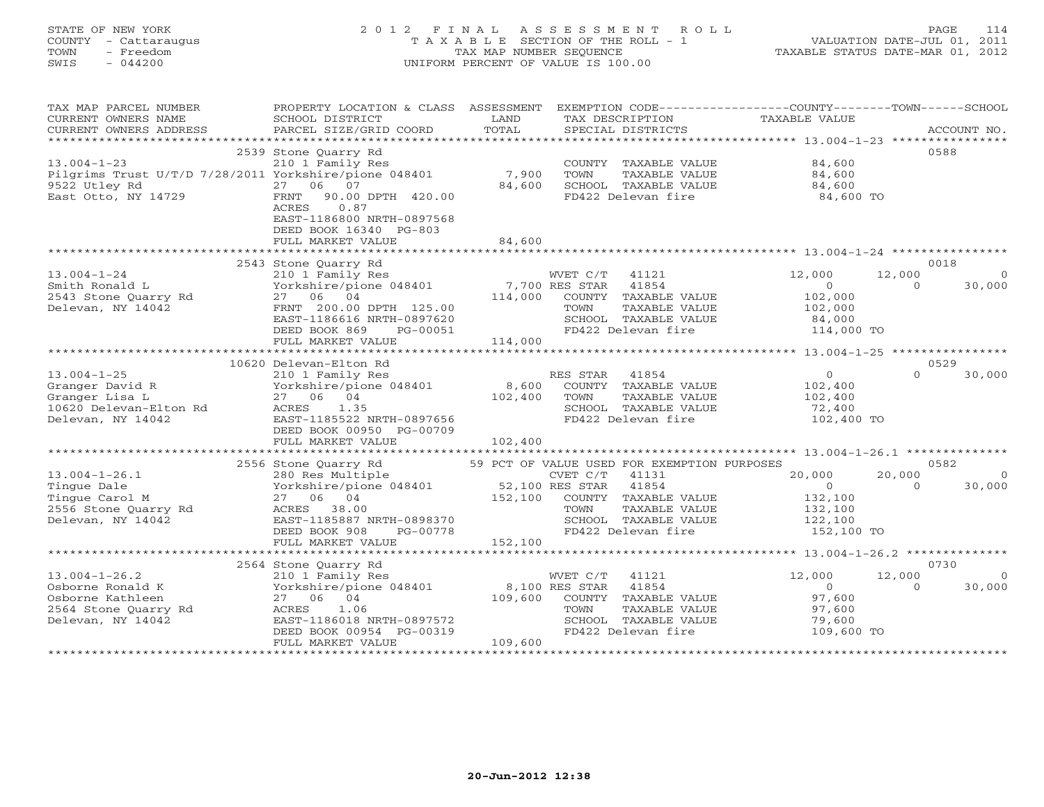STATE OF NEW YORK
COUNTY - Cattaraugus
TOWN - Freedom
SWIS - 044200

2012 FINAL ASSESSMENT ROLL
TAXABLE SECTION OF THE ROLL - 1
TAX MAP NUMBER SEQUENCE
UNIFORM PERCENT OF VALUE IS 100.00

VALUATION DATE-JUL 01, 2011
TAXABLE STATUS DATE-MAR 01, 2012

| TAX MAP PARCEL NUMBER / CURRENT OWNERS NAME / CURRENT OWNERS ADDRESS | PROPERTY LOCATION & CLASS / SCHOOL DISTRICT / PARCEL SIZE/GRID COORD | ASSESSMENT LAND / TOTAL | EXEMPTION CODE / TAX DESCRIPTION / SPECIAL DISTRICTS | COUNTY TAXABLE VALUE | TOWN | SCHOOL | ACCOUNT NO. |
|---|---|---|---|---|---|---|---|
| | 2539 Stone Quarry Rd | | | | | | 0588 |
| 13.004-1-23 | 210 1 Family Res | | COUNTY TAXABLE VALUE | 84,600 | | | |
| Pilgrims Trust U/T/D 7/28/2011 | Yorkshire/pione 048401 | 7,900 | TOWN TAXABLE VALUE | 84,600 | | | |
| 9522 Utley Rd | 27 06 07 | 84,600 | SCHOOL TAXABLE VALUE | 84,600 | | | |
| East Otto, NY 14729 | FRNT 90.00 DPTH 420.00 | | FD422 Delevan fire | 84,600 TO | | | |
| | ACRES 0.87 | | | | | | |
| | EAST-1186800 NRTH-0897568 | | | | | | |
| | DEED BOOK 16340 PG-803 | | | | | | |
| | FULL MARKET VALUE | 84,600 | | | | | |
| | 2543 Stone Quarry Rd | | | | | | 0018 |
| 13.004-1-24 | 210 1 Family Res | | WVET C/T 41121 | 12,000 | 12,000 | 0 | |
| Smith Ronald L | Yorkshire/pione 048401 | 7,700 | RES STAR 41854 | 0 | 0 | 30,000 | |
| 2543 Stone Quarry Rd | 27 06 04 | 114,000 | COUNTY TAXABLE VALUE | 102,000 | | | |
| Delevan, NY 14042 | FRNT 200.00 DPTH 125.00 | | TOWN TAXABLE VALUE | 102,000 | | | |
| | EAST-1186616 NRTH-0897620 | | SCHOOL TAXABLE VALUE | 84,000 | | | |
| | DEED BOOK 869 PG-00051 | | FD422 Delevan fire | 114,000 TO | | | |
| | FULL MARKET VALUE | 114,000 | | | | | |
| | 10620 Delevan-Elton Rd | | | | | | 0529 |
| 13.004-1-25 | 210 1 Family Res | | RES STAR 41854 | 0 | 0 | 30,000 | |
| Granger David R | Yorkshire/pione 048401 | 8,600 | COUNTY TAXABLE VALUE | 102,400 | | | |
| Granger Lisa L | 27 06 04 | 102,400 | TOWN TAXABLE VALUE | 102,400 | | | |
| 10620 Delevan-Elton Rd | ACRES 1.35 | | SCHOOL TAXABLE VALUE | 72,400 | | | |
| Delevan, NY 14042 | EAST-1185522 NRTH-0897656 | | FD422 Delevan fire | 102,400 TO | | | |
| | DEED BOOK 00950 PG-00709 | | | | | | |
| | FULL MARKET VALUE | 102,400 | | | | | |
| | 2556 Stone Quarry Rd | | 59 PCT OF VALUE USED FOR EXEMPTION PURPOSES | | | | 0582 |
| 13.004-1-26.1 | 280 Res Multiple | | CVET C/T 41131 | 20,000 | 20,000 | 0 | |
| Tingue Dale | Yorkshire/pione 048401 | 52,100 | RES STAR 41854 | 0 | 0 | 30,000 | |
| Tingue Carol M | 27 06 04 | 152,100 | COUNTY TAXABLE VALUE | 132,100 | | | |
| 2556 Stone Quarry Rd | ACRES 38.00 | | TOWN TAXABLE VALUE | 132,100 | | | |
| Delevan, NY 14042 | EAST-1185887 NRTH-0898370 | | SCHOOL TAXABLE VALUE | 122,100 | | | |
| | DEED BOOK 908 PG-00778 | | FD422 Delevan fire | 152,100 TO | | | |
| | FULL MARKET VALUE | 152,100 | | | | | |
| | 2564 Stone Quarry Rd | | | | | | 0730 |
| 13.004-1-26.2 | 210 1 Family Res | | WVET C/T 41121 | 12,000 | 12,000 | 0 | |
| Osborne Ronald K | Yorkshire/pione 048401 | 8,100 | RES STAR 41854 | 0 | 0 | 30,000 | |
| Osborne Kathleen | 27 06 04 | 109,600 | COUNTY TAXABLE VALUE | 97,600 | | | |
| 2564 Stone Quarry Rd | ACRES 1.06 | | TOWN TAXABLE VALUE | 97,600 | | | |
| Delevan, NY 14042 | EAST-1186018 NRTH-0897572 | | SCHOOL TAXABLE VALUE | 79,600 | | | |
| | DEED BOOK 00954 PG-00319 | | FD422 Delevan fire | 109,600 TO | | | |
| | FULL MARKET VALUE | 109,600 | | | | | |

20-Jun-2012 12:38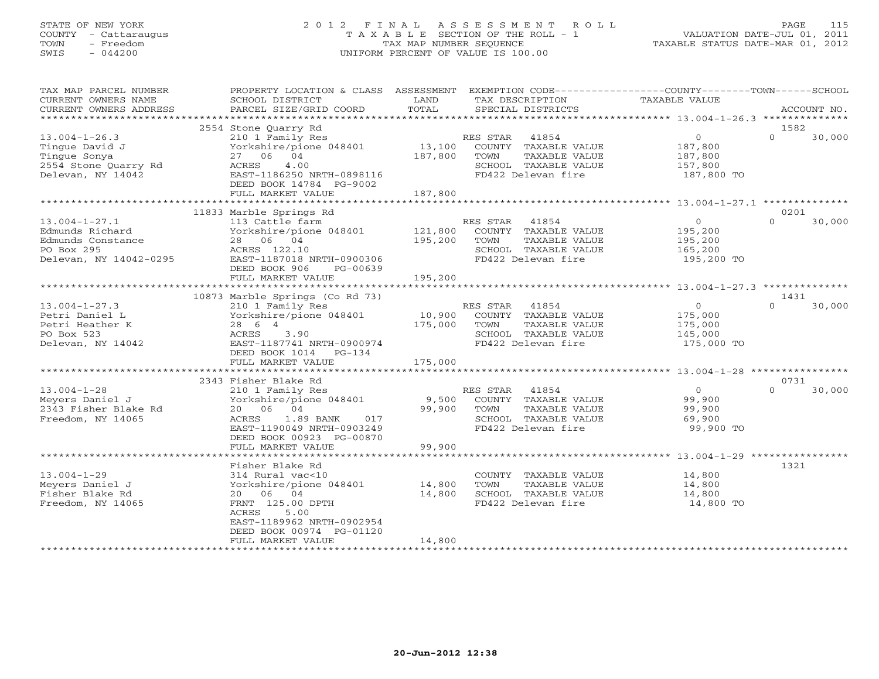STATE OF NEW YORK
COUNTY - Cattaraugus
TOWN - Freedom
SWIS - 044200

2012 FINAL ASSESSMENT ROLL
TAXABLE SECTION OF THE ROLL - 1
TAX MAP NUMBER SEQUENCE
UNIFORM PERCENT OF VALUE IS 100.00

VALUATION DATE-JUL 01, 2011
TAXABLE STATUS DATE-MAR 01, 2012

| TAX MAP PARCEL NUMBER / CURRENT OWNERS NAME / CURRENT OWNERS ADDRESS | PROPERTY LOCATION & CLASS / SCHOOL DISTRICT / PARCEL SIZE/GRID COORD | ASSESSMENT LAND / TOTAL | EXEMPTION CODE / TAX DESCRIPTION / SPECIAL DISTRICTS | COUNTY TAXABLE VALUE | TOWN | SCHOOL / ACCOUNT NO. |
|---|---|---|---|---|---|---|
| | 2554 Stone Quarry Rd | | | | | 1582 |
| 13.004-1-26.3 | 210 1 Family Res | | RES STAR 41854 | 0 | 0 | 30,000 |
| Tingue David J | Yorkshire/pione 048401 | 13,100 | COUNTY TAXABLE VALUE | 187,800 | | |
| Tingue Sonya | 27 06 04 | 187,800 | TOWN TAXABLE VALUE | 187,800 | | |
| 2554 Stone Quarry Rd | ACRES 4.00 | | SCHOOL TAXABLE VALUE | 157,800 | | |
| Delevan, NY 14042 | EAST-1186250 NRTH-0898116 | | FD422 Delevan fire | 187,800 TO | | |
| | DEED BOOK 14784 PG-9002 | | | | | |
| | FULL MARKET VALUE | 187,800 | | | | |
| | 11833 Marble Springs Rd | | | | | 0201 |
| 13.004-1-27.1 | 113 Cattle farm | | RES STAR 41854 | 0 | 0 | 30,000 |
| Edmunds Richard | Yorkshire/pione 048401 | 121,800 | COUNTY TAXABLE VALUE | 195,200 | | |
| Edmunds Constance | 28 06 04 | 195,200 | TOWN TAXABLE VALUE | 195,200 | | |
| PO Box 295 | ACRES 122.10 | | SCHOOL TAXABLE VALUE | 165,200 | | |
| Delevan, NY 14042-0295 | EAST-1187018 NRTH-0900306 | | FD422 Delevan fire | 195,200 TO | | |
| | DEED BOOK 906 PG-00639 | | | | | |
| | FULL MARKET VALUE | 195,200 | | | | |
| | 10873 Marble Springs (Co Rd 73) | | | | | 1431 |
| 13.004-1-27.3 | 210 1 Family Res | | RES STAR 41854 | 0 | 0 | 30,000 |
| Petri Daniel L | Yorkshire/pione 048401 | 10,900 | COUNTY TAXABLE VALUE | 175,000 | | |
| Petri Heather K | 28 6 4 | 175,000 | TOWN TAXABLE VALUE | 175,000 | | |
| PO Box 523 | ACRES 3.90 | | SCHOOL TAXABLE VALUE | 145,000 | | |
| Delevan, NY 14042 | EAST-1187741 NRTH-0900974 | | FD422 Delevan fire | 175,000 TO | | |
| | DEED BOOK 1014 PG-134 | | | | | |
| | FULL MARKET VALUE | 175,000 | | | | |
| | 2343 Fisher Blake Rd | | | | | 0731 |
| 13.004-1-28 | 210 1 Family Res | | RES STAR 41854 | 0 | 0 | 30,000 |
| Meyers Daniel J | Yorkshire/pione 048401 | 9,500 | COUNTY TAXABLE VALUE | 99,900 | | |
| 2343 Fisher Blake Rd | 20 06 04 | 99,900 | TOWN TAXABLE VALUE | 99,900 | | |
| Freedom, NY 14065 | ACRES 1.89 BANK 017 | | SCHOOL TAXABLE VALUE | 69,900 | | |
| | EAST-1190049 NRTH-0903249 | | FD422 Delevan fire | 99,900 TO | | |
| | DEED BOOK 00923 PG-00870 | | | | | |
| | FULL MARKET VALUE | 99,900 | | | | |
| | Fisher Blake Rd | | | | | 1321 |
| 13.004-1-29 | 314 Rural vac<10 | | COUNTY TAXABLE VALUE | 14,800 | | |
| Meyers Daniel J | Yorkshire/pione 048401 | 14,800 | TOWN TAXABLE VALUE | 14,800 | | |
| Fisher Blake Rd | 20 06 04 | 14,800 | SCHOOL TAXABLE VALUE | 14,800 | | |
| Freedom, NY 14065 | FRNT 125.00 DPTH | | FD422 Delevan fire | 14,800 TO | | |
| | ACRES 5.00 | | | | | |
| | EAST-1189962 NRTH-0902954 | | | | | |
| | DEED BOOK 00974 PG-01120 | | | | | |
| | FULL MARKET VALUE | 14,800 | | | | |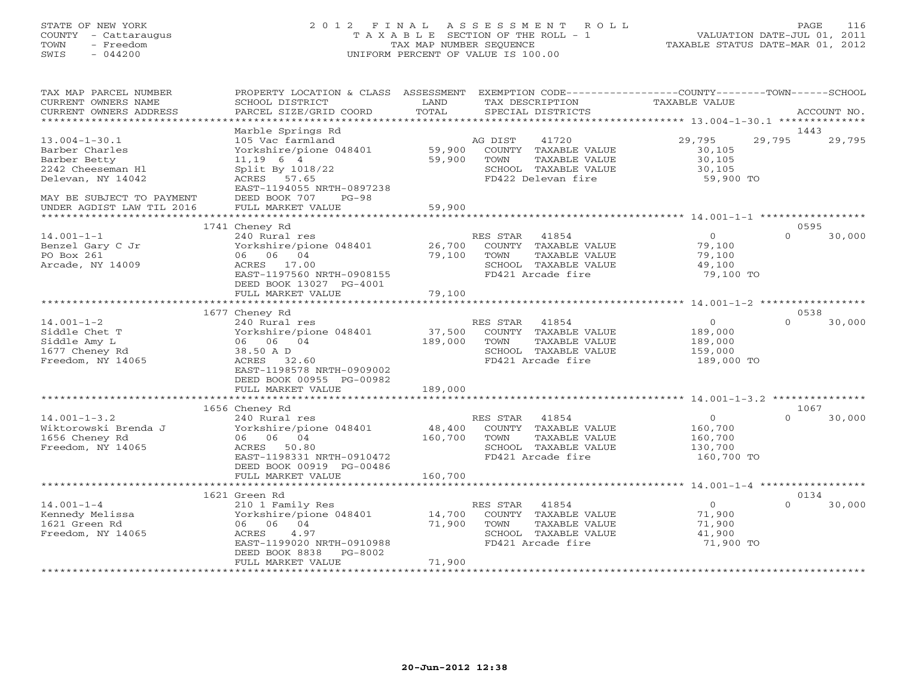STATE OF NEW YORK
COUNTY - Cattaraugus
TOWN - Freedom
SWIS - 044200

# 2012 FINAL ASSESSMENT ROLL

TAXABLE SECTION OF THE ROLL - 1
TAX MAP NUMBER SEQUENCE
UNIFORM PERCENT OF VALUE IS 100.00

VALUATION DATE-JUL 01, 2011
TAXABLE STATUS DATE-MAR 01, 2012

| TAX MAP PARCEL NUMBER / CURRENT OWNERS NAME / CURRENT OWNERS ADDRESS | PROPERTY LOCATION & CLASS / SCHOOL DISTRICT / PARCEL SIZE/GRID COORD | ASSESSMENT LAND / TOTAL | EXEMPTION CODE / TAX DESCRIPTION / SPECIAL DISTRICTS | COUNTY TAXABLE VALUE | TOWN | SCHOOL | ACCOUNT NO. |
|---|---|---|---|---|---|---|---|
| 13.004-1-30.1 | Marble Springs Rd | | | | | | 1443 |
| Barber Charles | 105 Vac farmland | | AG DIST 41720 | 29,795 | 29,795 | 29,795 | |
| Barber Betty | Yorkshire/pione 048401 | 59,900 | COUNTY TAXABLE VALUE | 30,105 | | | |
| 2242 Cheeseman Hl | 11,19 6 4 | 59,900 | TOWN TAXABLE VALUE | 30,105 | | | |
| Delevan, NY 14042 | Split By 1018/22 | | SCHOOL TAXABLE VALUE | 30,105 | | | |
| | ACRES 57.65 | | FD422 Delevan fire | 59,900 TO | | | |
| | EAST-1194055 NRTH-0897238 | | | | | | |
| MAY BE SUBJECT TO PAYMENT | DEED BOOK 707 PG-98 | | | | | | |
| UNDER AGDIST LAW TIL 2016 | FULL MARKET VALUE | 59,900 | | | | | |
| 14.001-1-1 | 1741 Cheney Rd | | | | | | 0595 |
| Benzel Gary C Jr | 240 Rural res | | RES STAR 41854 | 0 | 0 | 30,000 | |
| PO Box 261 | Yorkshire/pione 048401 | 26,700 | COUNTY TAXABLE VALUE | 79,100 | | | |
| Arcade, NY 14009 | 06 06 04 | 79,100 | TOWN TAXABLE VALUE | 79,100 | | | |
| | ACRES 17.00 | | SCHOOL TAXABLE VALUE | 49,100 | | | |
| | EAST-1197560 NRTH-0908155 | | FD421 Arcade fire | 79,100 TO | | | |
| | DEED BOOK 13027 PG-4001 | | | | | | |
| | FULL MARKET VALUE | 79,100 | | | | | |
| 14.001-1-2 | 1677 Cheney Rd | | | | | | 0538 |
| Siddle Chet T | 240 Rural res | | RES STAR 41854 | 0 | 0 | 30,000 | |
| Siddle Amy L | Yorkshire/pione 048401 | 37,500 | COUNTY TAXABLE VALUE | 189,000 | | | |
| 1677 Cheney Rd | 06 06 04 | 189,000 | TOWN TAXABLE VALUE | 189,000 | | | |
| Freedom, NY 14065 | 38.50 A D | | SCHOOL TAXABLE VALUE | 159,000 | | | |
| | ACRES 32.60 | | FD421 Arcade fire | 189,000 TO | | | |
| | EAST-1198578 NRTH-0909002 | | | | | | |
| | DEED BOOK 00955 PG-00982 | | | | | | |
| | FULL MARKET VALUE | 189,000 | | | | | |
| 14.001-1-3.2 | 1656 Cheney Rd | | | | | | 1067 |
| Wiktorowski Brenda J | 240 Rural res | | RES STAR 41854 | 0 | 0 | 30,000 | |
| 1656 Cheney Rd | Yorkshire/pione 048401 | 48,400 | COUNTY TAXABLE VALUE | 160,700 | | | |
| Freedom, NY 14065 | 06 06 04 | 160,700 | TOWN TAXABLE VALUE | 160,700 | | | |
| | ACRES 50.80 | | SCHOOL TAXABLE VALUE | 130,700 | | | |
| | EAST-1198331 NRTH-0910472 | | FD421 Arcade fire | 160,700 TO | | | |
| | DEED BOOK 00919 PG-00486 | | | | | | |
| | FULL MARKET VALUE | 160,700 | | | | | |
| 14.001-1-4 | 1621 Green Rd | | | | | | 0134 |
| Kennedy Melissa | 210 1 Family Res | | RES STAR 41854 | 0 | 0 | 30,000 | |
| 1621 Green Rd | Yorkshire/pione 048401 | 14,700 | COUNTY TAXABLE VALUE | 71,900 | | | |
| Freedom, NY 14065 | 06 06 04 | 71,900 | TOWN TAXABLE VALUE | 71,900 | | | |
| | ACRES 4.97 | | SCHOOL TAXABLE VALUE | 41,900 | | | |
| | EAST-1199020 NRTH-0910988 | | FD421 Arcade fire | 71,900 TO | | | |
| | DEED BOOK 8838 PG-8002 | | | | | | |
| | FULL MARKET VALUE | 71,900 | | | | | |

20-Jun-2012 12:38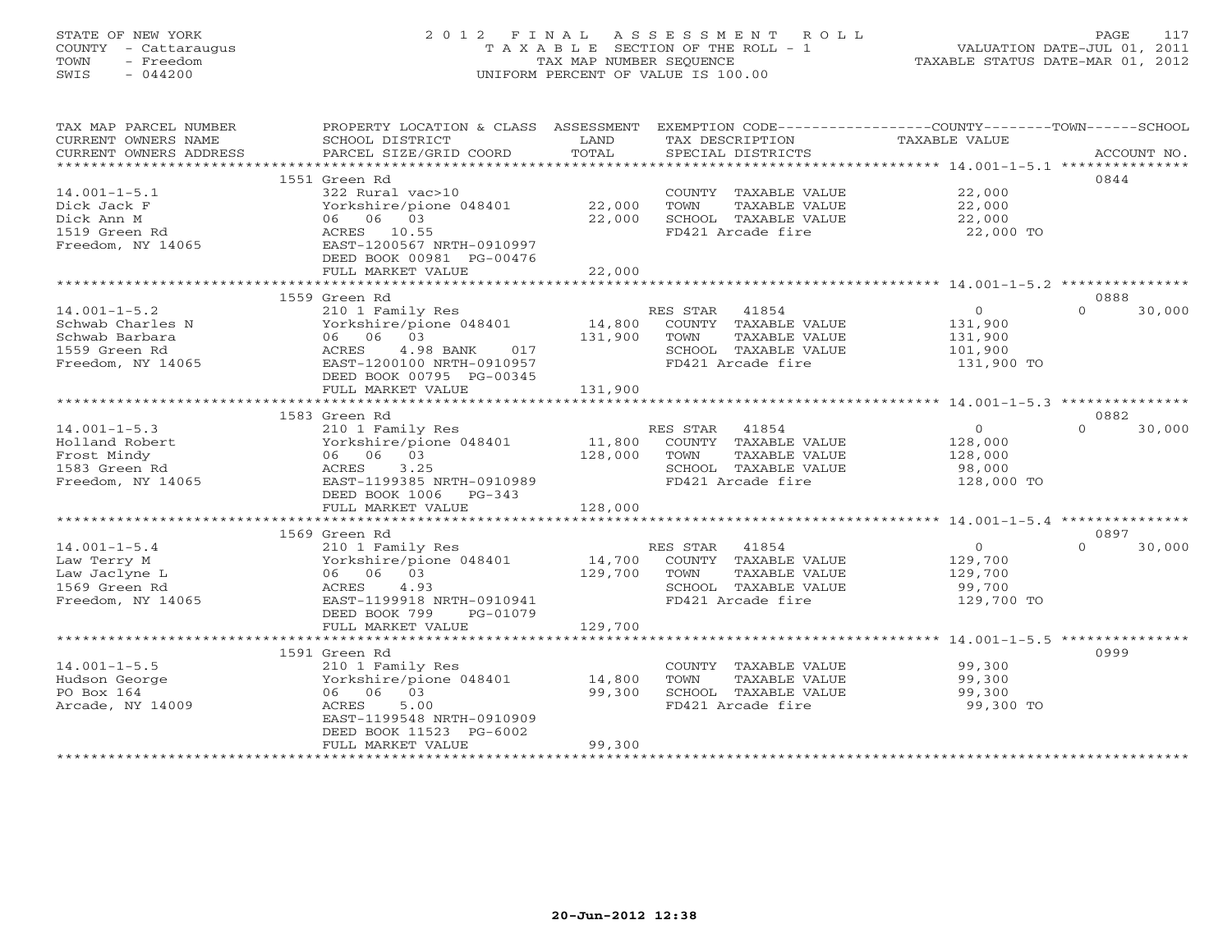STATE OF NEW YORK
COUNTY - Cattaraugus
TOWN - Freedom
SWIS - 044200

# 2012 FINAL ASSESSMENT ROLL

TAXABLE SECTION OF THE ROLL - 1
TAX MAP NUMBER SEQUENCE
UNIFORM PERCENT OF VALUE IS 100.00

VALUATION DATE-JUL 01, 2011
TAXABLE STATUS DATE-MAR 01, 2012

| TAX MAP PARCEL NUMBER / CURRENT OWNERS NAME / CURRENT OWNERS ADDRESS | PROPERTY LOCATION & CLASS / SCHOOL DISTRICT / PARCEL SIZE/GRID COORD | ASSESSMENT LAND / TOTAL | EXEMPTION CODE / TAX DESCRIPTION / SPECIAL DISTRICTS | COUNTY / TOWN TAXABLE VALUE | SCHOOL / ACCOUNT NO. |
|---|---|---|---|---|---|
| **14.001-1-5.1** | 1551 Green Rd | | | | 0844 |
| Dick Jack F | 322 Rural vac>10 | | COUNTY TAXABLE VALUE | 22,000 | |
| Dick Ann M | Yorkshire/pione 048401 | 22,000 | TOWN TAXABLE VALUE | 22,000 | |
| 1519 Green Rd | 06 06 03 | 22,000 | SCHOOL TAXABLE VALUE | 22,000 | |
| Freedom, NY 14065 | ACRES 10.55 | | FD421 Arcade fire | 22,000 TO | |
| | EAST-1200567 NRTH-0910997 | | | | |
| | DEED BOOK 00981 PG-00476 | | | | |
| | FULL MARKET VALUE | 22,000 | | | |
| **14.001-1-5.2** | 1559 Green Rd | | | | 0888 |
| Schwab Charles N | 210 1 Family Res | | RES STAR 41854 | 0 | 0 30,000 |
| Schwab Barbara | Yorkshire/pione 048401 | 14,800 | COUNTY TAXABLE VALUE | 131,900 | |
| 1559 Green Rd | 06 06 03 | 131,900 | TOWN TAXABLE VALUE | 131,900 | |
| Freedom, NY 14065 | ACRES 4.98 BANK 017 | | SCHOOL TAXABLE VALUE | 101,900 | |
| | EAST-1200100 NRTH-0910957 | | FD421 Arcade fire | 131,900 TO | |
| | DEED BOOK 00795 PG-00345 | | | | |
| | FULL MARKET VALUE | 131,900 | | | |
| **14.001-1-5.3** | 1583 Green Rd | | | | 0882 |
| Holland Robert | 210 1 Family Res | | RES STAR 41854 | 0 | 0 30,000 |
| Frost Mindy | Yorkshire/pione 048401 | 11,800 | COUNTY TAXABLE VALUE | 128,000 | |
| 1583 Green Rd | 06 06 03 | 128,000 | TOWN TAXABLE VALUE | 128,000 | |
| Freedom, NY 14065 | ACRES 3.25 | | SCHOOL TAXABLE VALUE | 98,000 | |
| | EAST-1199385 NRTH-0910989 | | FD421 Arcade fire | 128,000 TO | |
| | DEED BOOK 1006 PG-343 | | | | |
| | FULL MARKET VALUE | 128,000 | | | |
| **14.001-1-5.4** | 1569 Green Rd | | | | 0897 |
| Law Terry M | 210 1 Family Res | | RES STAR 41854 | 0 | 0 30,000 |
| Law Jaclyne L | Yorkshire/pione 048401 | 14,700 | COUNTY TAXABLE VALUE | 129,700 | |
| 1569 Green Rd | 06 06 03 | 129,700 | TOWN TAXABLE VALUE | 129,700 | |
| Freedom, NY 14065 | ACRES 4.93 | | SCHOOL TAXABLE VALUE | 99,700 | |
| | EAST-1199918 NRTH-0910941 | | FD421 Arcade fire | 129,700 TO | |
| | DEED BOOK 799 PG-01079 | | | | |
| | FULL MARKET VALUE | 129,700 | | | |
| **14.001-1-5.5** | 1591 Green Rd | | | | 0999 |
| Hudson George | 210 1 Family Res | | COUNTY TAXABLE VALUE | 99,300 | |
| PO Box 164 | Yorkshire/pione 048401 | 14,800 | TOWN TAXABLE VALUE | 99,300 | |
| Arcade, NY 14009 | 06 06 03 | 99,300 | SCHOOL TAXABLE VALUE | 99,300 | |
| | ACRES 5.00 | | FD421 Arcade fire | 99,300 TO | |
| | EAST-1199548 NRTH-0910909 | | | | |
| | DEED BOOK 11523 PG-6002 | | | | |
| | FULL MARKET VALUE | 99,300 | | | |

20-Jun-2012 12:38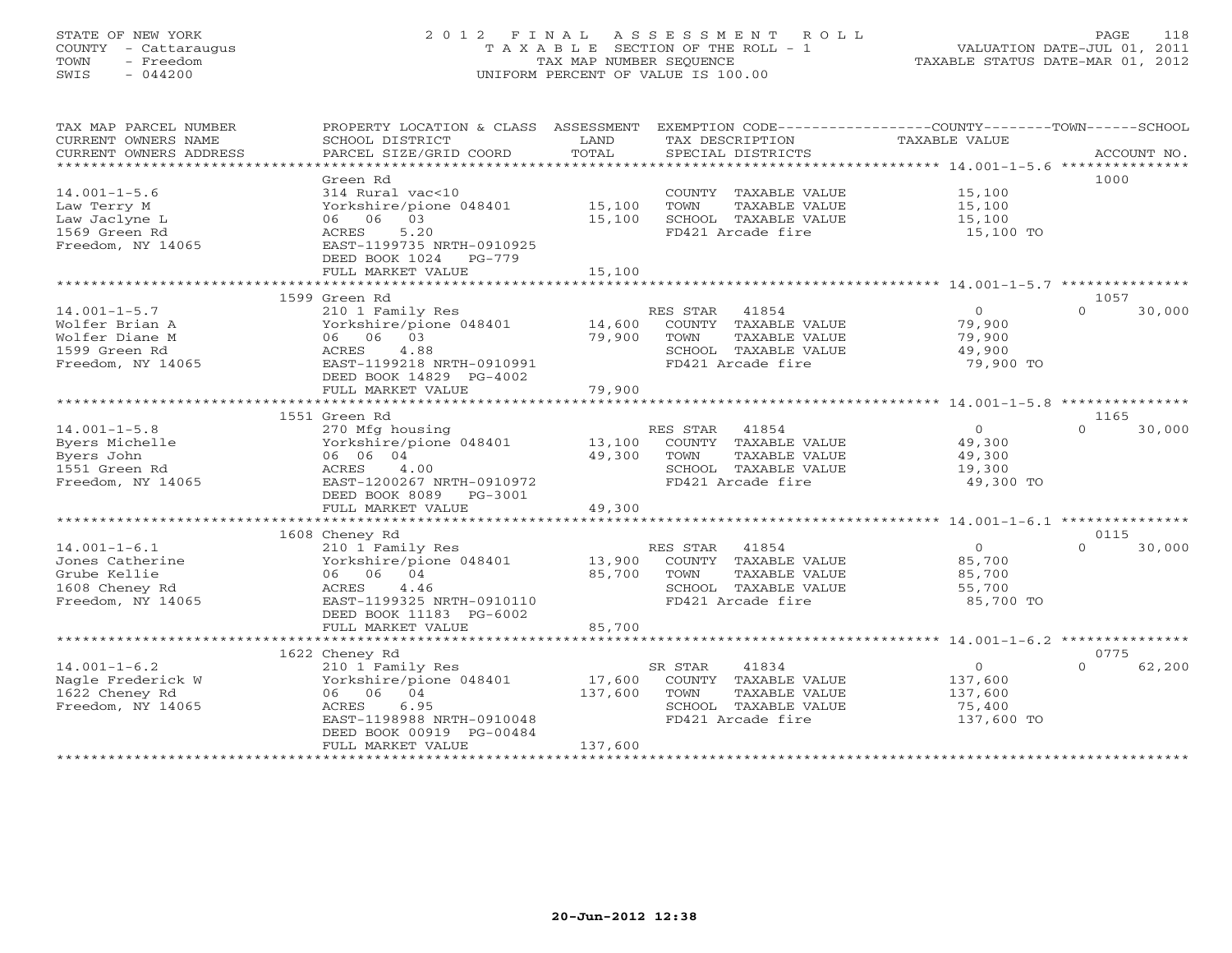STATE OF NEW YORK
COUNTY - Cattaraugus
TOWN - Freedom
SWIS - 044200

# 2012 FINAL ASSESSMENT ROLL

TAXABLE SECTION OF THE ROLL - 1
TAX MAP NUMBER SEQUENCE
UNIFORM PERCENT OF VALUE IS 100.00

VALUATION DATE-JUL 01, 2011
TAXABLE STATUS DATE-MAR 01, 2012

| TAX MAP PARCEL NUMBER / CURRENT OWNERS NAME / CURRENT OWNERS ADDRESS | PROPERTY LOCATION & CLASS / SCHOOL DISTRICT / PARCEL SIZE/GRID COORD | ASSESSMENT LAND | TOTAL | EXEMPTION CODE / TAX DESCRIPTION / SPECIAL DISTRICTS | COUNTY TAXABLE VALUE | TOWN | SCHOOL | ACCOUNT NO. |
|---|---|---|---|---|---|---|---|---|
| 14.001-1-5.6 | Green Rd | | | | | | | 1000 |
| Law Terry M | 314 Rural vac<10 | | | COUNTY TAXABLE VALUE | 15,100 | | | |
| Law Jaclyne L | Yorkshire/pione 048401 | 15,100 | | TOWN TAXABLE VALUE | 15,100 | | | |
| 1569 Green Rd | 06 06 03 | | 15,100 | SCHOOL TAXABLE VALUE | 15,100 | | | |
| Freedom, NY 14065 | ACRES 5.20 | | | FD421 Arcade fire | 15,100 TO | | | |
| | EAST-1199735 NRTH-0910925 | | | | | | | |
| | DEED BOOK 1024 PG-779 | | | | | | | |
| | FULL MARKET VALUE | | 15,100 | | | | | |
| 14.001-1-5.7 | 1599 Green Rd | | | | | | | 1057 |
| Wolfer Brian A | 210 1 Family Res | | | RES STAR 41854 | 0 | 0 | 30,000 | |
| Wolfer Diane M | Yorkshire/pione 048401 | 14,600 | | COUNTY TAXABLE VALUE | 79,900 | | | |
| 1599 Green Rd | 06 06 03 | | 79,900 | TOWN TAXABLE VALUE | 79,900 | | | |
| Freedom, NY 14065 | ACRES 4.88 | | | SCHOOL TAXABLE VALUE | 49,900 | | | |
| | EAST-1199218 NRTH-0910991 | | | FD421 Arcade fire | 79,900 TO | | | |
| | DEED BOOK 14829 PG-4002 | | | | | | | |
| | FULL MARKET VALUE | | 79,900 | | | | | |
| 14.001-1-5.8 | 1551 Green Rd | | | | | | | 1165 |
| Byers Michelle | 270 Mfg housing | | | RES STAR 41854 | 0 | 0 | 30,000 | |
| Byers John | Yorkshire/pione 048401 | 13,100 | | COUNTY TAXABLE VALUE | 49,300 | | | |
| 1551 Green Rd | 06 06 04 | | 49,300 | TOWN TAXABLE VALUE | 49,300 | | | |
| Freedom, NY 14065 | ACRES 4.00 | | | SCHOOL TAXABLE VALUE | 19,300 | | | |
| | EAST-1200267 NRTH-0910972 | | | FD421 Arcade fire | 49,300 TO | | | |
| | DEED BOOK 8089 PG-3001 | | | | | | | |
| | FULL MARKET VALUE | | 49,300 | | | | | |
| 14.001-1-6.1 | 1608 Cheney Rd | | | | | | | 0115 |
| Jones Catherine | 210 1 Family Res | | | RES STAR 41854 | 0 | 0 | 30,000 | |
| Grube Kellie | Yorkshire/pione 048401 | 13,900 | | COUNTY TAXABLE VALUE | 85,700 | | | |
| 1608 Cheney Rd | 06 06 04 | | 85,700 | TOWN TAXABLE VALUE | 85,700 | | | |
| Freedom, NY 14065 | ACRES 4.46 | | | SCHOOL TAXABLE VALUE | 55,700 | | | |
| | EAST-1199325 NRTH-0910110 | | | FD421 Arcade fire | 85,700 TO | | | |
| | DEED BOOK 11183 PG-6002 | | | | | | | |
| | FULL MARKET VALUE | | 85,700 | | | | | |
| 14.001-1-6.2 | 1622 Cheney Rd | | | | | | | 0775 |
| Nagle Frederick W | 210 1 Family Res | | | SR STAR 41834 | 0 | 0 | 62,200 | |
| 1622 Cheney Rd | Yorkshire/pione 048401 | 17,600 | | COUNTY TAXABLE VALUE | 137,600 | | | |
| Freedom, NY 14065 | 06 06 04 | | 137,600 | TOWN TAXABLE VALUE | 137,600 | | | |
| | ACRES 6.95 | | | SCHOOL TAXABLE VALUE | 75,400 | | | |
| | EAST-1198988 NRTH-0910048 | | | FD421 Arcade fire | 137,600 TO | | | |
| | DEED BOOK 00919 PG-00484 | | | | | | | |
| | FULL MARKET VALUE | | 137,600 | | | | | |

20-Jun-2012 12:38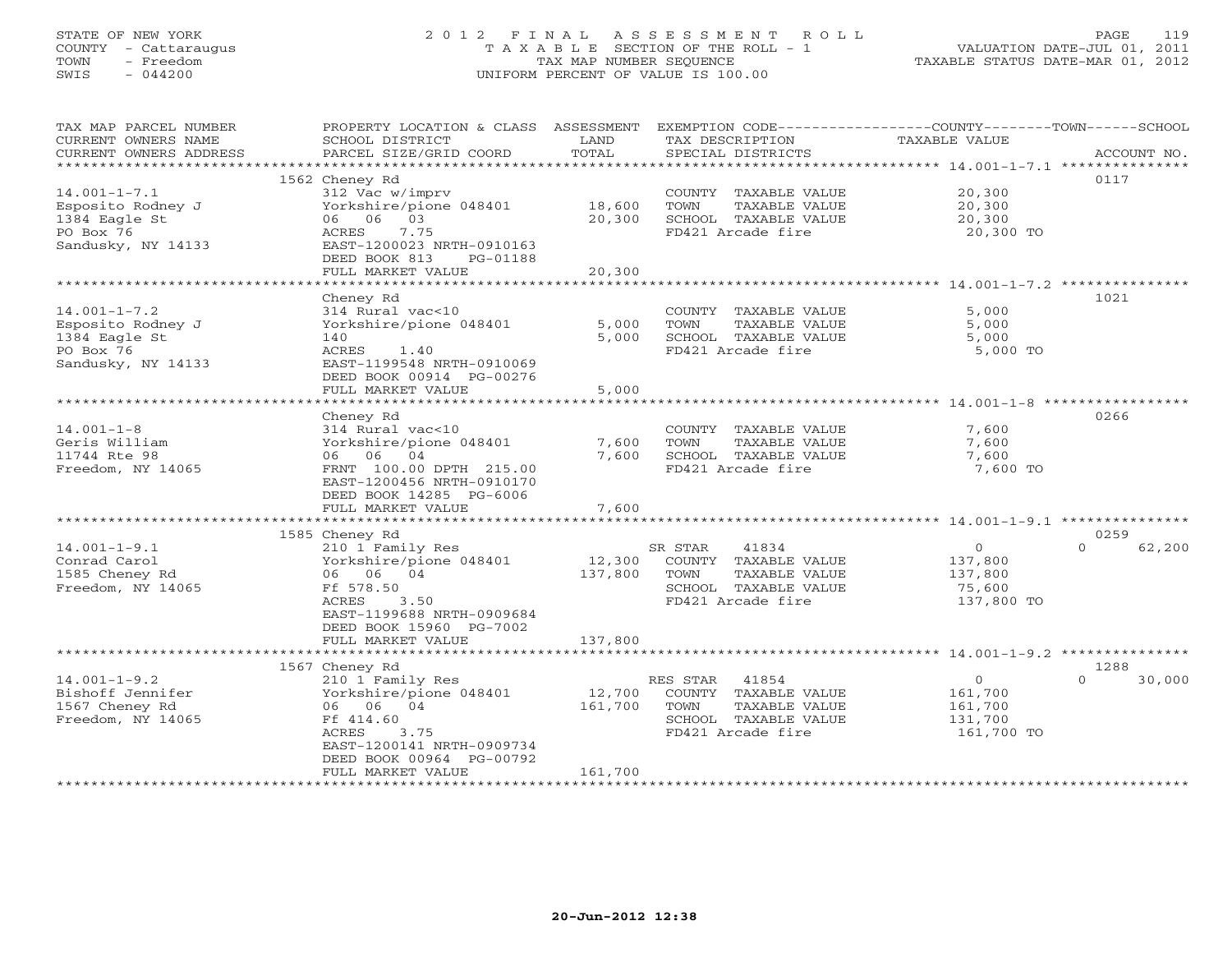STATE OF NEW YORK
COUNTY - Cattaraugus
TOWN - Freedom
SWIS - 044200

# 2012 FINAL ASSESSMENT ROLL
TAXABLE SECTION OF THE ROLL - 1
TAX MAP NUMBER SEQUENCE
UNIFORM PERCENT OF VALUE IS 100.00

VALUATION DATE-JUL 01, 2011
TAXABLE STATUS DATE-MAR 01, 2012

| TAX MAP PARCEL NUMBER / CURRENT OWNERS NAME / CURRENT OWNERS ADDRESS | PROPERTY LOCATION & CLASS / SCHOOL DISTRICT / PARCEL SIZE/GRID COORD | ASSESSMENT LAND | TOTAL | EXEMPTION CODE / TAX DESCRIPTION / SPECIAL DISTRICTS | COUNTY TAXABLE VALUE | TOWN | SCHOOL | ACCOUNT NO. |
|---|---|---|---|---|---|---|---|---|
| 14.001-1-7.1 | 1562 Cheney Rd | | | | | | | 0117 |
| | 312 Vac w/imprv | | | COUNTY TAXABLE VALUE | 20,300 | | | |
| Esposito Rodney J | Yorkshire/pione 048401 | 18,600 | | TOWN TAXABLE VALUE | 20,300 | | | |
| 1384 Eagle St | 06 06 03 | | 20,300 | SCHOOL TAXABLE VALUE | 20,300 | | | |
| PO Box 76 | ACRES 7.75 | | | FD421 Arcade fire | 20,300 TO | | | |
| Sandusky, NY 14133 | EAST-1200023 NRTH-0910163 | | | | | | | |
| | DEED BOOK 813 PG-01188 | | | | | | | |
| | FULL MARKET VALUE | | 20,300 | | | | | |
| 14.001-1-7.2 | Cheney Rd | | | | | | | 1021 |
| | 314 Rural vac<10 | | | COUNTY TAXABLE VALUE | 5,000 | | | |
| Esposito Rodney J | Yorkshire/pione 048401 | 5,000 | | TOWN TAXABLE VALUE | 5,000 | | | |
| 1384 Eagle St | 140 | | 5,000 | SCHOOL TAXABLE VALUE | 5,000 | | | |
| PO Box 76 | ACRES 1.40 | | | FD421 Arcade fire | 5,000 TO | | | |
| Sandusky, NY 14133 | EAST-1199548 NRTH-0910069 | | | | | | | |
| | DEED BOOK 00914 PG-00276 | | | | | | | |
| | FULL MARKET VALUE | | 5,000 | | | | | |
| 14.001-1-8 | Cheney Rd | | | | | | | 0266 |
| | 314 Rural vac<10 | | | COUNTY TAXABLE VALUE | 7,600 | | | |
| Geris William | Yorkshire/pione 048401 | 7,600 | | TOWN TAXABLE VALUE | 7,600 | | | |
| 11744 Rte 98 | 06 06 04 | | 7,600 | SCHOOL TAXABLE VALUE | 7,600 | | | |
| Freedom, NY 14065 | FRNT 100.00 DPTH 215.00 | | | FD421 Arcade fire | 7,600 TO | | | |
| | EAST-1200456 NRTH-0910170 | | | | | | | |
| | DEED BOOK 14285 PG-6006 | | | | | | | |
| | FULL MARKET VALUE | | 7,600 | | | | | |
| 14.001-1-9.1 | 1585 Cheney Rd | | | | | | | 0259 |
| | 210 1 Family Res | | | SR STAR 41834 | 0 | | 0 | 62,200 |
| Conrad Carol | Yorkshire/pione 048401 | 12,300 | | COUNTY TAXABLE VALUE | 137,800 | | | |
| 1585 Cheney Rd | 06 06 04 | | 137,800 | TOWN TAXABLE VALUE | 137,800 | | | |
| Freedom, NY 14065 | Ff 578.50 | | | SCHOOL TAXABLE VALUE | 75,600 | | | |
| | ACRES 3.50 | | | FD421 Arcade fire | 137,800 TO | | | |
| | EAST-1199688 NRTH-0909684 | | | | | | | |
| | DEED BOOK 15960 PG-7002 | | | | | | | |
| | FULL MARKET VALUE | | 137,800 | | | | | |
| 14.001-1-9.2 | 1567 Cheney Rd | | | | | | | 1288 |
| | 210 1 Family Res | | | RES STAR 41854 | 0 | | 0 | 30,000 |
| Bishoff Jennifer | Yorkshire/pione 048401 | 12,700 | | COUNTY TAXABLE VALUE | 161,700 | | | |
| 1567 Cheney Rd | 06 06 04 | | 161,700 | TOWN TAXABLE VALUE | 161,700 | | | |
| Freedom, NY 14065 | Ff 414.60 | | | SCHOOL TAXABLE VALUE | 131,700 | | | |
| | ACRES 3.75 | | | FD421 Arcade fire | 161,700 TO | | | |
| | EAST-1200141 NRTH-0909734 | | | | | | | |
| | DEED BOOK 00964 PG-00792 | | | | | | | |
| | FULL MARKET VALUE | | 161,700 | | | | | |

20-Jun-2012 12:38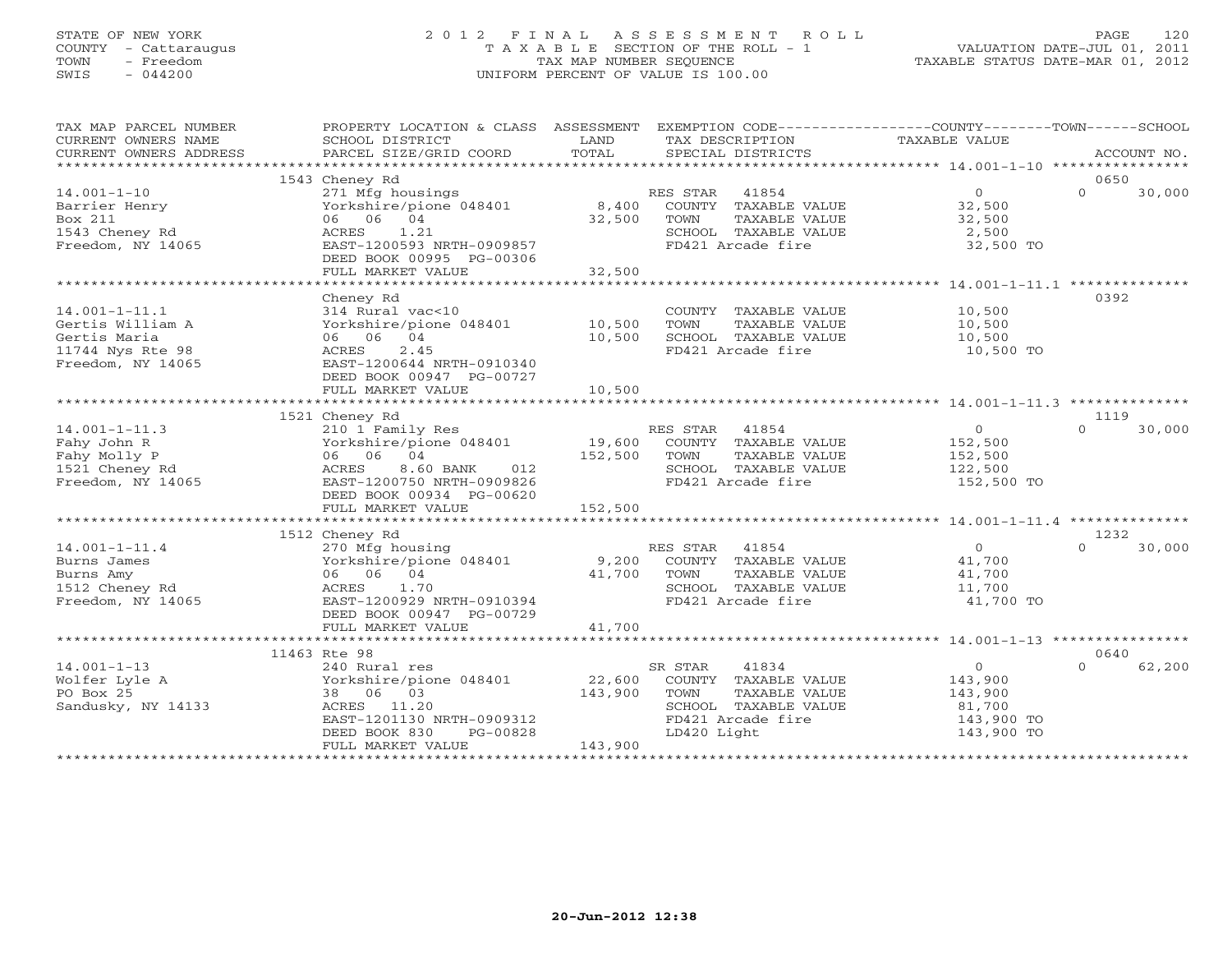STATE OF NEW YORK
COUNTY - Cattaraugus
TOWN - Freedom
SWIS - 044200

# 2012 FINAL ASSESSMENT ROLL

TAXABLE SECTION OF THE ROLL - 1
TAX MAP NUMBER SEQUENCE
UNIFORM PERCENT OF VALUE IS 100.00

VALUATION DATE-JUL 01, 2011
TAXABLE STATUS DATE-MAR 01, 2012

| TAX MAP PARCEL NUMBER / CURRENT OWNERS NAME / CURRENT OWNERS ADDRESS | PROPERTY LOCATION & CLASS / SCHOOL DISTRICT / PARCEL SIZE/GRID COORD | ASSESSMENT LAND / TOTAL | EXEMPTION CODE / TAX DESCRIPTION / SPECIAL DISTRICTS | COUNTY TAXABLE VALUE | TOWN | SCHOOL / ACCOUNT NO. |
|---|---|---|---|---|---|---|
| **14.001-1-10** | 1543 Cheney Rd | | | | | 0650 |
| 14.001-1-10 | 271 Mfg housings | | RES STAR 41854 | 0 | 0 | 30,000 |
| Barrier Henry | Yorkshire/pione 048401 | 8,400 | COUNTY TAXABLE VALUE | 32,500 | | |
| Box 211 | 06 06 04 | 32,500 | TOWN TAXABLE VALUE | 32,500 | | |
| 1543 Cheney Rd | ACRES 1.21 | | SCHOOL TAXABLE VALUE | 2,500 | | |
| Freedom, NY 14065 | EAST-1200593 NRTH-0909857 | | FD421 Arcade fire | 32,500 TO | | |
| | DEED BOOK 00995 PG-00306 | | | | | |
| | FULL MARKET VALUE | 32,500 | | | | |
| **14.001-1-11.1** | Cheney Rd | | | | | 0392 |
| 14.001-1-11.1 | 314 Rural vac<10 | | COUNTY TAXABLE VALUE | 10,500 | | |
| Gertis William A | Yorkshire/pione 048401 | 10,500 | TOWN TAXABLE VALUE | 10,500 | | |
| Gertis Maria | 06 06 04 | 10,500 | SCHOOL TAXABLE VALUE | 10,500 | | |
| 11744 Nys Rte 98 | ACRES 2.45 | | FD421 Arcade fire | 10,500 TO | | |
| Freedom, NY 14065 | EAST-1200644 NRTH-0910340 | | | | | |
| | DEED BOOK 00947 PG-00727 | | | | | |
| | FULL MARKET VALUE | 10,500 | | | | |
| **14.001-1-11.3** | 1521 Cheney Rd | | | | | 1119 |
| 14.001-1-11.3 | 210 1 Family Res | | RES STAR 41854 | 0 | 0 | 30,000 |
| Fahy John R | Yorkshire/pione 048401 | 19,600 | COUNTY TAXABLE VALUE | 152,500 | | |
| Fahy Molly P | 06 06 04 | 152,500 | TOWN TAXABLE VALUE | 152,500 | | |
| 1521 Cheney Rd | ACRES 8.60 BANK 012 | | SCHOOL TAXABLE VALUE | 122,500 | | |
| Freedom, NY 14065 | EAST-1200750 NRTH-0909826 | | FD421 Arcade fire | 152,500 TO | | |
| | DEED BOOK 00934 PG-00620 | | | | | |
| | FULL MARKET VALUE | 152,500 | | | | |
| **14.001-1-11.4** | 1512 Cheney Rd | | | | | 1232 |
| 14.001-1-11.4 | 270 Mfg housing | | RES STAR 41854 | 0 | 0 | 30,000 |
| Burns James | Yorkshire/pione 048401 | 9,200 | COUNTY TAXABLE VALUE | 41,700 | | |
| Burns Amy | 06 06 04 | 41,700 | TOWN TAXABLE VALUE | 41,700 | | |
| 1512 Cheney Rd | ACRES 1.70 | | SCHOOL TAXABLE VALUE | 11,700 | | |
| Freedom, NY 14065 | EAST-1200929 NRTH-0910394 | | FD421 Arcade fire | 41,700 TO | | |
| | DEED BOOK 00947 PG-00729 | | | | | |
| | FULL MARKET VALUE | 41,700 | | | | |
| **14.001-1-13** | 11463 Rte 98 | | | | | 0640 |
| 14.001-1-13 | 240 Rural res | | SR STAR 41834 | 0 | 0 | 62,200 |
| Wolfer Lyle A | Yorkshire/pione 048401 | 22,600 | COUNTY TAXABLE VALUE | 143,900 | | |
| PO Box 25 | 38 06 03 | 143,900 | TOWN TAXABLE VALUE | 143,900 | | |
| Sandusky, NY 14133 | ACRES 11.20 | | SCHOOL TAXABLE VALUE | 81,700 | | |
| | EAST-1201130 NRTH-0909312 | | FD421 Arcade fire | 143,900 TO | | |
| | DEED BOOK 830 PG-00828 | | LD420 Light | 143,900 TO | | |
| | FULL MARKET VALUE | 143,900 | | | | |

20-Jun-2012 12:38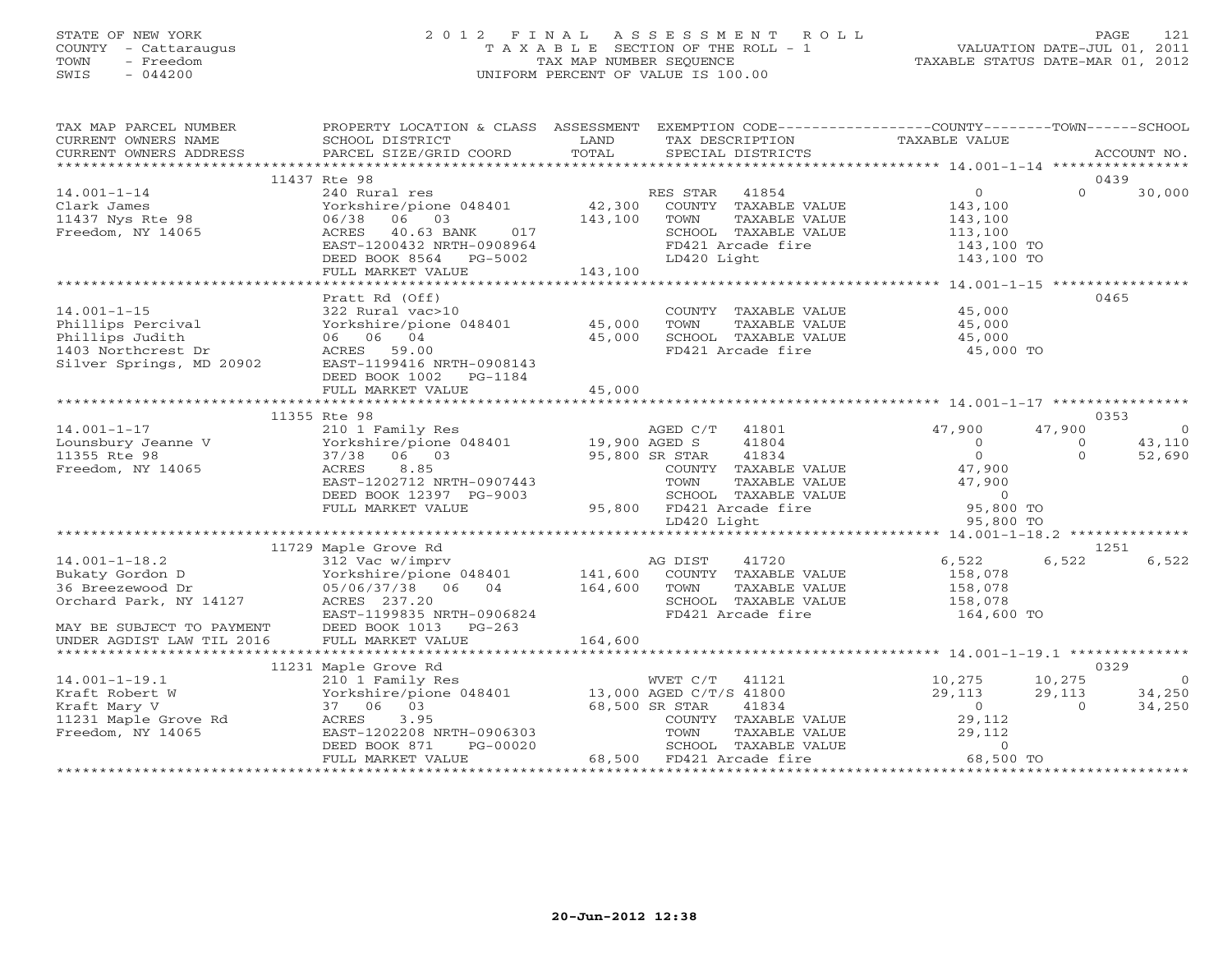STATE OF NEW YORK
COUNTY - Cattaraugus
TOWN - Freedom
SWIS - 044200

# 2012 FINAL ASSESSMENT ROLL
TAXABLE SECTION OF THE ROLL - 1
TAX MAP NUMBER SEQUENCE
UNIFORM PERCENT OF VALUE IS 100.00

VALUATION DATE-JUL 01, 2011
TAXABLE STATUS DATE-MAR 01, 2012

```
TAX MAP PARCEL NUMBER       PROPERTY LOCATION & CLASS  ASSESSMENT  EXEMPTION CODE------------------COUNTY--------TOWN------SCHOOL
CURRENT OWNERS NAME         SCHOOL DISTRICT               LAND      TAX DESCRIPTION            TAXABLE VALUE
CURRENT OWNERS ADDRESS      PARCEL SIZE/GRID COORD        TOTAL     SPECIAL DISTRICTS                                     ACCOUNT NO.
*********************************************************************************************** 14.001-1-14 *****************
                     11437 Rte 98                                                                                0439
14.001-1-14                 240 Rural res                         RES STAR   41854            0              0       30,000
Clark James                 Yorkshire/pione 048401     42,300     COUNTY  TAXABLE VALUE      143,100
11437 Nys Rte 98            06/38   06   03           143,100     TOWN    TAXABLE VALUE      143,100
Freedom, NY 14065           ACRES   40.63 BANK    017             SCHOOL  TAXABLE VALUE      113,100
                            EAST-1200432 NRTH-0908964             FD421 Arcade fire          143,100 TO
                            DEED BOOK 8564   PG-5002              LD420 Light                143,100 TO
                            FULL MARKET VALUE         143,100
*********************************************************************************************** 14.001-1-15 *****************
                            Pratt Rd (Off)                                                                       0465
14.001-1-15                 322 Rural vac>10                      COUNTY  TAXABLE VALUE       45,000
Phillips Percival           Yorkshire/pione 048401     45,000     TOWN    TAXABLE VALUE       45,000
Phillips Judith             06   06   04               45,000     SCHOOL  TAXABLE VALUE       45,000
1403 Northcrest Dr          ACRES   59.00                         FD421 Arcade fire           45,000 TO
Silver Springs, MD 20902    EAST-1199416 NRTH-0908143
                            DEED BOOK 1002   PG-1184
                            FULL MARKET VALUE          45,000
*********************************************************************************************** 14.001-1-17 *****************
                     11355 Rte 98                                                                                0353
14.001-1-17                 210 1 Family Res                      AGED C/T   41801        47,900         47,900          0
Lounsbury Jeanne V          Yorkshire/pione 048401     19,900 AGED S     41804                 0              0     43,110
11355 Rte 98                37/38   06   03            95,800 SR STAR    41834                 0              0     52,690
Freedom, NY 14065           ACRES    8.85                         COUNTY  TAXABLE VALUE       47,900
                            EAST-1202712 NRTH-0907443             TOWN    TAXABLE VALUE       47,900
                            DEED BOOK 12397 PG-9003               SCHOOL  TAXABLE VALUE            0
                            FULL MARKET VALUE          95,800     FD421 Arcade fire           95,800 TO
                                                                  LD420 Light                 95,800 TO
*********************************************************************************************** 14.001-1-18.2 ***************
                     11729 Maple Grove Rd                                                                        1251
14.001-1-18.2               312 Vac w/imprv                       AG DIST    41720         6,522          6,522      6,522
Bukaty Gordon D             Yorkshire/pione 048401    141,600     COUNTY  TAXABLE VALUE      158,078
36 Breezewood Dr            05/06/37/38   06   04     164,600     TOWN    TAXABLE VALUE      158,078
Orchard Park, NY 14127      ACRES  237.20                         SCHOOL  TAXABLE VALUE      158,078
                            EAST-1199835 NRTH-0906824             FD421 Arcade fire          164,600 TO
MAY BE SUBJECT TO PAYMENT   DEED BOOK 1013   PG-263
UNDER AGDIST LAW TIL 2016   FULL MARKET VALUE         164,600
*********************************************************************************************** 14.001-1-19.1 ***************
                     11231 Maple Grove Rd                                                                        0329
14.001-1-19.1               210 1 Family Res                      WVET C/T   41121        10,275         10,275          0
Kraft Robert W              Yorkshire/pione 048401     13,000 AGED C/T/S 41800        29,113         29,113     34,250
Kraft Mary V                37   06   03               68,500 SR STAR    41834                 0              0     34,250
11231 Maple Grove Rd        ACRES    3.95                         COUNTY  TAXABLE VALUE       29,112
Freedom, NY 14065           EAST-1202208 NRTH-0906303             TOWN    TAXABLE VALUE       29,112
                            DEED BOOK 871    PG-00020             SCHOOL  TAXABLE VALUE            0
                            FULL MARKET VALUE          68,500     FD421 Arcade fire           68,500 TO
******************************************************************************************************************************
```

20-Jun-2012 12:38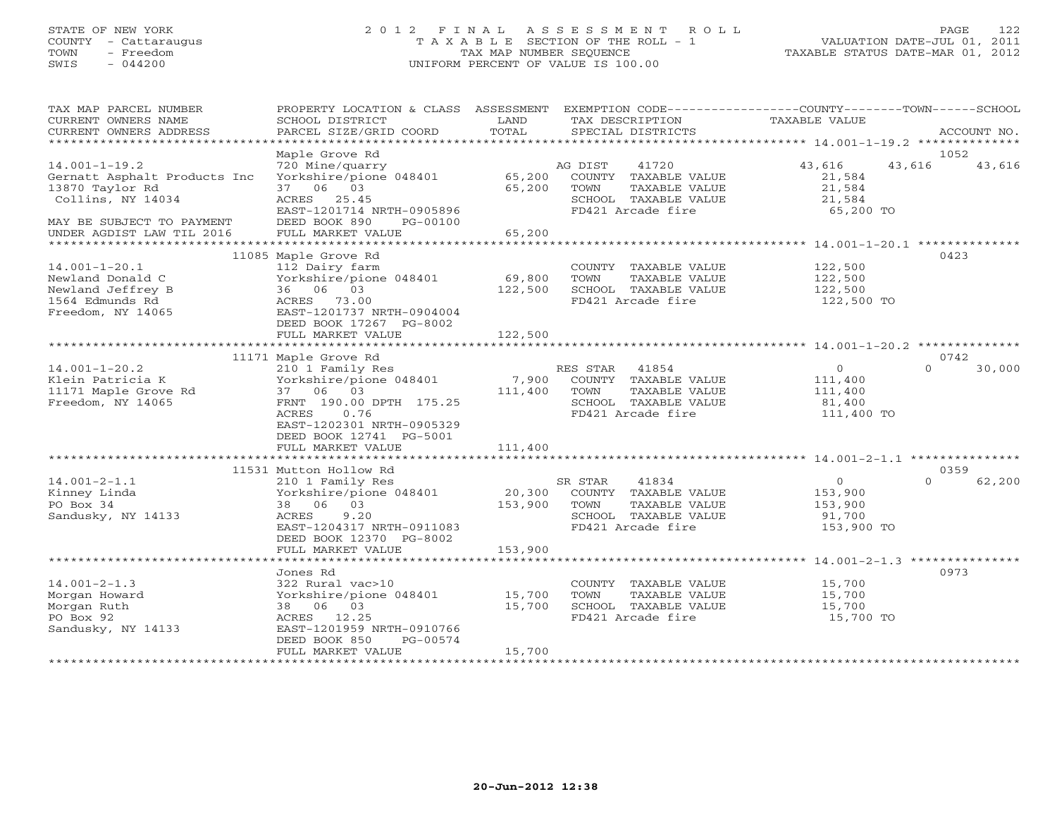STATE OF NEW YORK
COUNTY - Cattaraugus
TOWN - Freedom
SWIS - 044200

2 0 1 2 F I N A L A S S E S S M E N T R O L L
T A X A B L E SECTION OF THE ROLL - 1
TAX MAP NUMBER SEQUENCE
UNIFORM PERCENT OF VALUE IS 100.00

VALUATION DATE-JUL 01, 2011
TAXABLE STATUS DATE-MAR 01, 2012

| TAX MAP PARCEL NUMBER / CURRENT OWNERS NAME / CURRENT OWNERS ADDRESS | PROPERTY LOCATION & CLASS / SCHOOL DISTRICT / PARCEL SIZE/GRID COORD | ASSESSMENT LAND / TOTAL | EXEMPTION CODE / TAX DESCRIPTION / SPECIAL DISTRICTS | COUNTY TAXABLE VALUE | TOWN | SCHOOL | ACCOUNT NO. |
|---|---|---|---|---|---|---|---|
| **14.001-1-19.2** | Maple Grove Rd | | | | | | 1052 |
| 14.001-1-19.2 | 720 Mine/quarry | | AG DIST 41720 | 43,616 | 43,616 | 43,616 | |
| Gernatt Asphalt Products Inc | Yorkshire/pione 048401 | 65,200 | COUNTY TAXABLE VALUE | 21,584 | | | |
| 13870 Taylor Rd | 37 06 03 | 65,200 | TOWN TAXABLE VALUE | 21,584 | | | |
| Collins, NY 14034 | ACRES 25.45 | | SCHOOL TAXABLE VALUE | 21,584 | | | |
| | EAST-1201714 NRTH-0905896 | | FD421 Arcade fire | 65,200 TO | | | |
| MAY BE SUBJECT TO PAYMENT | DEED BOOK 890 PG-00100 | | | | | | |
| UNDER AGDIST LAW TIL 2016 | FULL MARKET VALUE | 65,200 | | | | | |
| **14.001-1-20.1** | 11085 Maple Grove Rd | | | | | | 0423 |
| 14.001-1-20.1 | 112 Dairy farm | | COUNTY TAXABLE VALUE | 122,500 | | | |
| Newland Donald C | Yorkshire/pione 048401 | 69,800 | TOWN TAXABLE VALUE | 122,500 | | | |
| Newland Jeffrey B | 36 06 03 | 122,500 | SCHOOL TAXABLE VALUE | 122,500 | | | |
| 1564 Edmunds Rd | ACRES 73.00 | | FD421 Arcade fire | 122,500 TO | | | |
| Freedom, NY 14065 | EAST-1201737 NRTH-0904004 | | | | | | |
| | DEED BOOK 17267 PG-8002 | | | | | | |
| | FULL MARKET VALUE | 122,500 | | | | | |
| **14.001-1-20.2** | 11171 Maple Grove Rd | | | | | | 0742 |
| 14.001-1-20.2 | 210 1 Family Res | | RES STAR 41854 | 0 | 0 | 30,000 | |
| Klein Patricia K | Yorkshire/pione 048401 | 7,900 | COUNTY TAXABLE VALUE | 111,400 | | | |
| 11171 Maple Grove Rd | 37 06 03 | 111,400 | TOWN TAXABLE VALUE | 111,400 | | | |
| Freedom, NY 14065 | FRNT 190.00 DPTH 175.25 | | SCHOOL TAXABLE VALUE | 81,400 | | | |
| | ACRES 0.76 | | FD421 Arcade fire | 111,400 TO | | | |
| | EAST-1202301 NRTH-0905329 | | | | | | |
| | DEED BOOK 12741 PG-5001 | | | | | | |
| | FULL MARKET VALUE | 111,400 | | | | | |
| **14.001-2-1.1** | 11531 Mutton Hollow Rd | | | | | | 0359 |
| 14.001-2-1.1 | 210 1 Family Res | | SR STAR 41834 | 0 | 0 | 62,200 | |
| Kinney Linda | Yorkshire/pione 048401 | 20,300 | COUNTY TAXABLE VALUE | 153,900 | | | |
| PO Box 34 | 38 06 03 | 153,900 | TOWN TAXABLE VALUE | 153,900 | | | |
| Sandusky, NY 14133 | ACRES 9.20 | | SCHOOL TAXABLE VALUE | 91,700 | | | |
| | EAST-1204317 NRTH-0911083 | | FD421 Arcade fire | 153,900 TO | | | |
| | DEED BOOK 12370 PG-8002 | | | | | | |
| | FULL MARKET VALUE | 153,900 | | | | | |
| **14.001-2-1.3** | Jones Rd | | | | | | 0973 |
| 14.001-2-1.3 | 322 Rural vac>10 | | COUNTY TAXABLE VALUE | 15,700 | | | |
| Morgan Howard | Yorkshire/pione 048401 | 15,700 | TOWN TAXABLE VALUE | 15,700 | | | |
| Morgan Ruth | 38 06 03 | 15,700 | SCHOOL TAXABLE VALUE | 15,700 | | | |
| PO Box 92 | ACRES 12.25 | | FD421 Arcade fire | 15,700 TO | | | |
| Sandusky, NY 14133 | EAST-1201959 NRTH-0910766 | | | | | | |
| | DEED BOOK 850 PG-00574 | | | | | | |
| | FULL MARKET VALUE | 15,700 | | | | | |

20-Jun-2012 12:38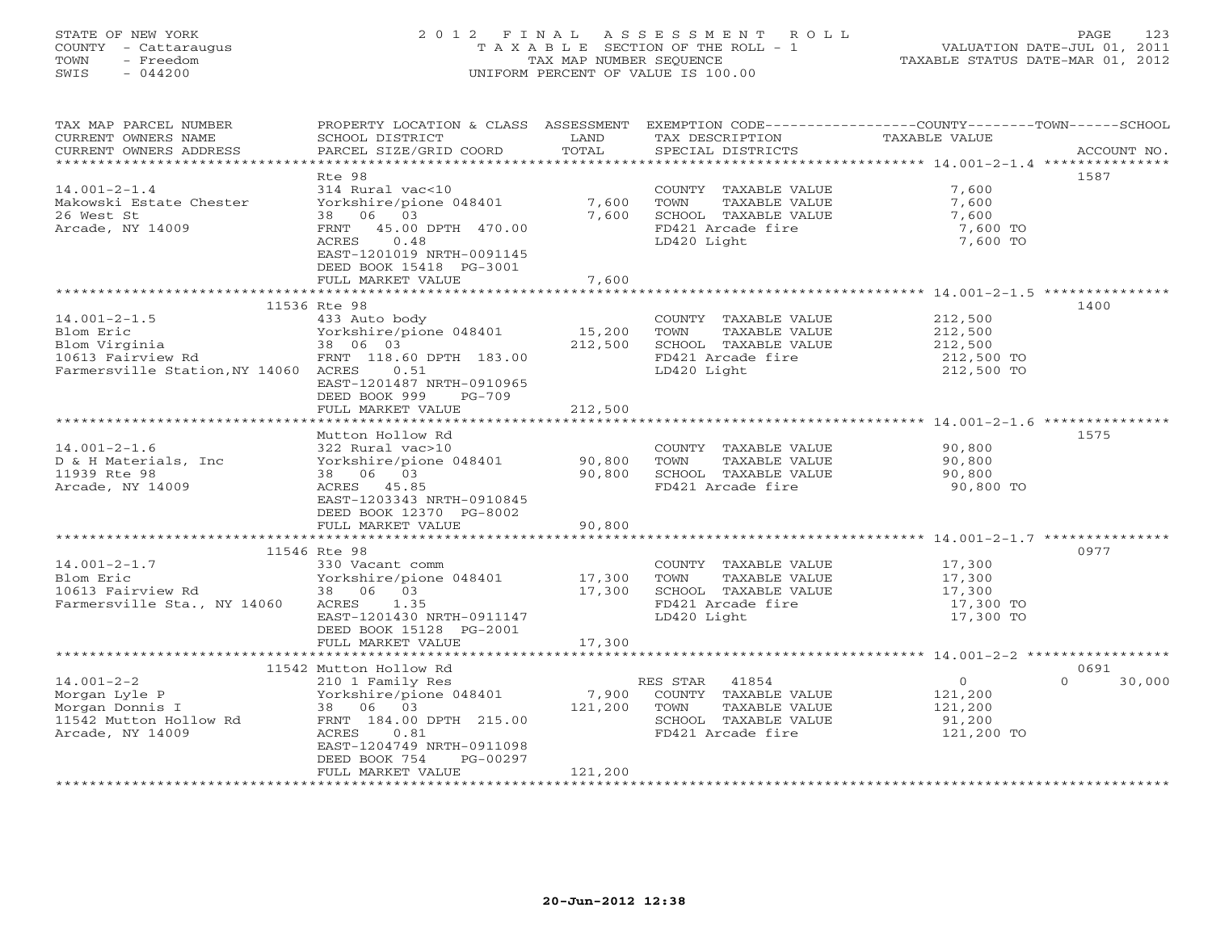STATE OF NEW YORK
COUNTY - Cattaraugus
TOWN - Freedom
SWIS - 044200

# 2012 FINAL ASSESSMENT ROLL
TAXABLE SECTION OF THE ROLL - 1
TAX MAP NUMBER SEQUENCE
UNIFORM PERCENT OF VALUE IS 100.00

VALUATION DATE-JUL 01, 2011
TAXABLE STATUS DATE-MAR 01, 2012

| TAX MAP PARCEL NUMBER / CURRENT OWNERS NAME / CURRENT OWNERS ADDRESS | PROPERTY LOCATION & CLASS / SCHOOL DISTRICT / PARCEL SIZE/GRID COORD | ASSESSMENT LAND | TOTAL | EXEMPTION CODE / TAX DESCRIPTION / SPECIAL DISTRICTS | COUNTY / TOWN / SCHOOL TAXABLE VALUE | ACCOUNT NO. |
|---|---|---|---|---|---|---|
| **14.001-2-1.4** | Rte 98 | | | | | 1587 |
| 14.001-2-1.4 | 314 Rural vac<10 | | | COUNTY TAXABLE VALUE | 7,600 | |
| Makowski Estate Chester | Yorkshire/pione 048401 | 7,600 | | TOWN TAXABLE VALUE | 7,600 | |
| 26 West St | 38 06 03 | | 7,600 | SCHOOL TAXABLE VALUE | 7,600 | |
| Arcade, NY 14009 | FRNT 45.00 DPTH 470.00 | | | FD421 Arcade fire | 7,600 TO | |
| | ACRES 0.48 | | | LD420 Light | 7,600 TO | |
| | EAST-1201019 NRTH-0091145 | | | | | |
| | DEED BOOK 15418 PG-3001 | | | | | |
| | FULL MARKET VALUE | | 7,600 | | | |
| **14.001-2-1.5** | 11536 Rte 98 | | | | | 1400 |
| 14.001-2-1.5 | 433 Auto body | | | COUNTY TAXABLE VALUE | 212,500 | |
| Blom Eric | Yorkshire/pione 048401 | 15,200 | | TOWN TAXABLE VALUE | 212,500 | |
| Blom Virginia | 38 06 03 | | 212,500 | SCHOOL TAXABLE VALUE | 212,500 | |
| 10613 Fairview Rd | FRNT 118.60 DPTH 183.00 | | | FD421 Arcade fire | 212,500 TO | |
| Farmersville Station,NY 14060 | ACRES 0.51 | | | LD420 Light | 212,500 TO | |
| | EAST-1201487 NRTH-0910965 | | | | | |
| | DEED BOOK 999 PG-709 | | | | | |
| | FULL MARKET VALUE | | 212,500 | | | |
| **14.001-2-1.6** | Mutton Hollow Rd | | | | | 1575 |
| 14.001-2-1.6 | 322 Rural vac>10 | | | COUNTY TAXABLE VALUE | 90,800 | |
| D & H Materials, Inc | Yorkshire/pione 048401 | 90,800 | | TOWN TAXABLE VALUE | 90,800 | |
| 11939 Rte 98 | 38 06 03 | | 90,800 | SCHOOL TAXABLE VALUE | 90,800 | |
| Arcade, NY 14009 | ACRES 45.85 | | | FD421 Arcade fire | 90,800 TO | |
| | EAST-1203343 NRTH-0910845 | | | | | |
| | DEED BOOK 12370 PG-8002 | | | | | |
| | FULL MARKET VALUE | | 90,800 | | | |
| **14.001-2-1.7** | 11546 Rte 98 | | | | | 0977 |
| 14.001-2-1.7 | 330 Vacant comm | | | COUNTY TAXABLE VALUE | 17,300 | |
| Blom Eric | Yorkshire/pione 048401 | 17,300 | | TOWN TAXABLE VALUE | 17,300 | |
| 10613 Fairview Rd | 38 06 03 | | 17,300 | SCHOOL TAXABLE VALUE | 17,300 | |
| Farmersville Sta., NY 14060 | ACRES 1.35 | | | FD421 Arcade fire | 17,300 TO | |
| | EAST-1201430 NRTH-0911147 | | | LD420 Light | 17,300 TO | |
| | DEED BOOK 15128 PG-2001 | | | | | |
| | FULL MARKET VALUE | | 17,300 | | | |
| **14.001-2-2** | 11542 Mutton Hollow Rd | | | | | 0691 |
| 14.001-2-2 | 210 1 Family Res | | | RES STAR 41854 | 0 / 0 / 30,000 | |
| Morgan Lyle P | Yorkshire/pione 048401 | 7,900 | | COUNTY TAXABLE VALUE | 121,200 | |
| Morgan Donnis I | 38 06 03 | | 121,200 | TOWN TAXABLE VALUE | 121,200 | |
| 11542 Mutton Hollow Rd | FRNT 184.00 DPTH 215.00 | | | SCHOOL TAXABLE VALUE | 91,200 | |
| Arcade, NY 14009 | ACRES 0.81 | | | FD421 Arcade fire | 121,200 TO | |
| | EAST-1204749 NRTH-0911098 | | | | | |
| | DEED BOOK 754 PG-00297 | | | | | |
| | FULL MARKET VALUE | | 121,200 | | | |

20-Jun-2012 12:38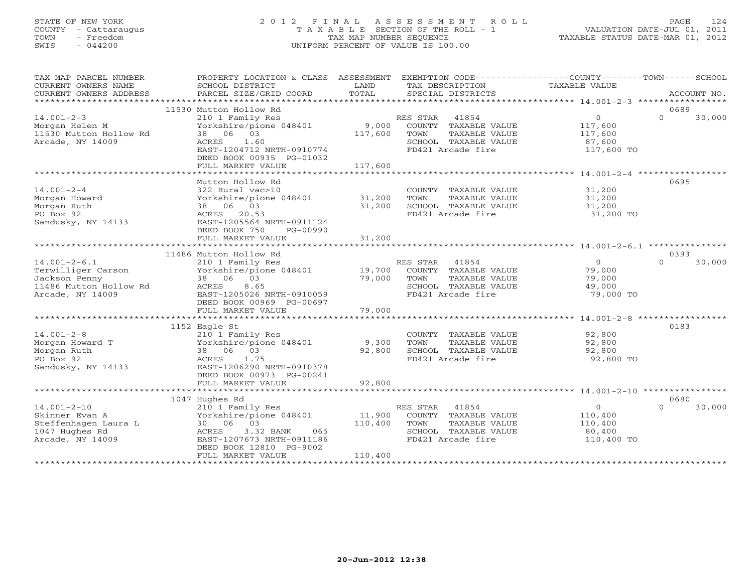STATE OF NEW YORK
COUNTY - Cattaraugus
TOWN - Freedom
SWIS - 044200

2 0 1 2 F I N A L A S S E S S M E N T R O L L
T A X A B L E SECTION OF THE ROLL - 1
TAX MAP NUMBER SEQUENCE
UNIFORM PERCENT OF VALUE IS 100.00

VALUATION DATE-JUL 01, 2011
TAXABLE STATUS DATE-MAR 01, 2012

| TAX MAP PARCEL NUMBER / CURRENT OWNERS NAME / CURRENT OWNERS ADDRESS | PROPERTY LOCATION & CLASS / SCHOOL DISTRICT / PARCEL SIZE/GRID COORD | ASSESSMENT LAND / TOTAL | EXEMPTION CODE / TAX DESCRIPTION / SPECIAL DISTRICTS | COUNTY TAXABLE VALUE | TOWN | SCHOOL | ACCOUNT NO. |
|---|---|---|---|---|---|---|---|
| 14.001-2-3 | 11530 Mutton Hollow Rd | | | | | | 0689 |
| Morgan Helen M | 210 1 Family Res | | RES STAR 41854 | 0 | 0 | 30,000 | |
| 11530 Mutton Hollow Rd | Yorkshire/pione 048401 | 9,000 | COUNTY TAXABLE VALUE | 117,600 | | | |
| Arcade, NY 14009 | 38 06 03 | 117,600 | TOWN TAXABLE VALUE | 117,600 | | | |
| | ACRES 1.60 | | SCHOOL TAXABLE VALUE | 87,600 | | | |
| | EAST-1204712 NRTH-0910774 | | FD421 Arcade fire | 117,600 TO | | | |
| | DEED BOOK 00935 PG-01032 | | | | | | |
| | FULL MARKET VALUE | 117,600 | | | | | |
| 14.001-2-4 | Mutton Hollow Rd | | | | | | 0695 |
| Morgan Howard | 322 Rural vac>10 | | COUNTY TAXABLE VALUE | 31,200 | | | |
| Morgan Ruth | Yorkshire/pione 048401 | 31,200 | TOWN TAXABLE VALUE | 31,200 | | | |
| PO Box 92 | 38 06 03 | 31,200 | SCHOOL TAXABLE VALUE | 31,200 | | | |
| Sandusky, NY 14133 | ACRES 20.53 | | FD421 Arcade fire | 31,200 TO | | | |
| | EAST-1205564 NRTH-0911124 | | | | | | |
| | DEED BOOK 750 PG-00990 | | | | | | |
| | FULL MARKET VALUE | 31,200 | | | | | |
| 14.001-2-6.1 | 11486 Mutton Hollow Rd | | | | | | 0393 |
| Terwilliger Carson | 210 1 Family Res | | RES STAR 41854 | 0 | 0 | 30,000 | |
| Jackson Penny | Yorkshire/pione 048401 | 19,700 | COUNTY TAXABLE VALUE | 79,000 | | | |
| 11486 Mutton Hollow Rd | 38 06 03 | 79,000 | TOWN TAXABLE VALUE | 79,000 | | | |
| Arcade, NY 14009 | ACRES 8.65 | | SCHOOL TAXABLE VALUE | 49,000 | | | |
| | EAST-1205026 NRTH-0910059 | | FD421 Arcade fire | 79,000 TO | | | |
| | DEED BOOK 00969 PG-00697 | | | | | | |
| | FULL MARKET VALUE | 79,000 | | | | | |
| 14.001-2-8 | 1152 Eagle St | | | | | | 0183 |
| Morgan Howard T | 210 1 Family Res | | COUNTY TAXABLE VALUE | 92,800 | | | |
| Morgan Ruth | Yorkshire/pione 048401 | 9,300 | TOWN TAXABLE VALUE | 92,800 | | | |
| PO Box 92 | 38 06 03 | 92,800 | SCHOOL TAXABLE VALUE | 92,800 | | | |
| Sandusky, NY 14133 | ACRES 1.75 | | FD421 Arcade fire | 92,800 TO | | | |
| | EAST-1206290 NRTH-0910378 | | | | | | |
| | DEED BOOK 00973 PG-00241 | | | | | | |
| | FULL MARKET VALUE | 92,800 | | | | | |
| 14.001-2-10 | 1047 Hughes Rd | | | | | | 0680 |
| Skinner Evan A | 210 1 Family Res | | RES STAR 41854 | 0 | 0 | 30,000 | |
| Steffenhagen Laura L | Yorkshire/pione 048401 | 11,900 | COUNTY TAXABLE VALUE | 110,400 | | | |
| 1047 Hughes Rd | 30 06 03 | 110,400 | TOWN TAXABLE VALUE | 110,400 | | | |
| Arcade, NY 14009 | ACRES 3.32 BANK 065 | | SCHOOL TAXABLE VALUE | 80,400 | | | |
| | EAST-1207673 NRTH-0911186 | | FD421 Arcade fire | 110,400 TO | | | |
| | DEED BOOK 12810 PG-9002 | | | | | | |
| | FULL MARKET VALUE | 110,400 | | | | | |

20-Jun-2012 12:38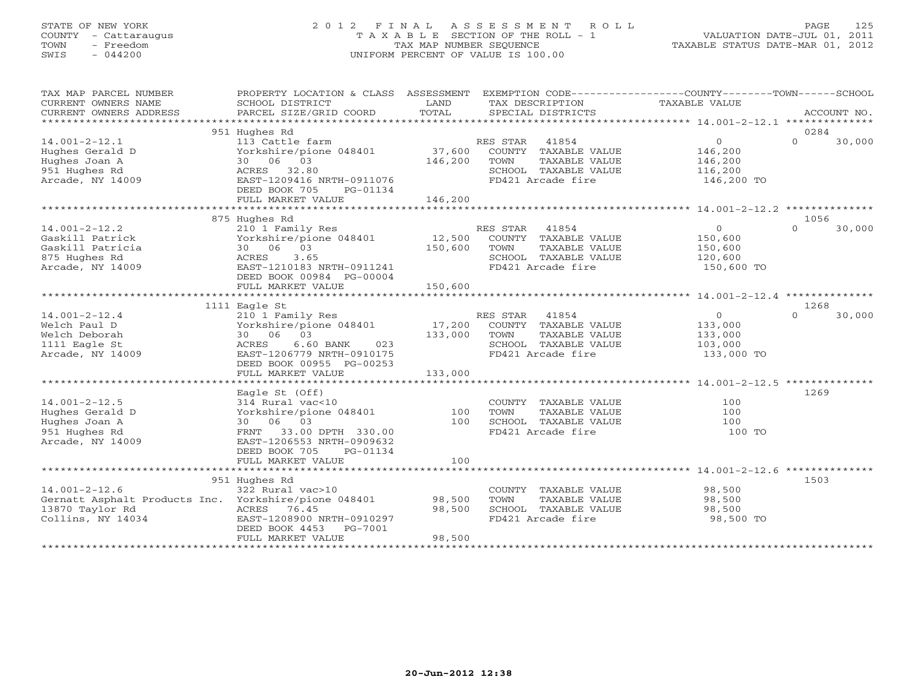STATE OF NEW YORK
COUNTY - Cattaraugus
TOWN - Freedom
SWIS - 044200

# 2012 FINAL ASSESSMENT ROLL
TAXABLE SECTION OF THE ROLL - 1
TAX MAP NUMBER SEQUENCE
UNIFORM PERCENT OF VALUE IS 100.00

VALUATION DATE-JUL 01, 2011
TAXABLE STATUS DATE-MAR 01, 2012

| TAX MAP PARCEL NUMBER / CURRENT OWNERS NAME / CURRENT OWNERS ADDRESS | PROPERTY LOCATION & CLASS / SCHOOL DISTRICT / PARCEL SIZE/GRID COORD | ASSESSMENT LAND / TOTAL | EXEMPTION CODE / TAX DESCRIPTION / SPECIAL DISTRICTS | COUNTY TAXABLE VALUE | TOWN | SCHOOL / ACCOUNT NO. |
|---|---|---|---|---|---|---|
| | 951 Hughes Rd | | | | | 0284 |
| 14.001-2-12.1 | 113 Cattle farm | | RES STAR 41854 | 0 | 0 | 30,000 |
| Hughes Gerald D | Yorkshire/pione 048401 | 37,600 | COUNTY TAXABLE VALUE | 146,200 | | |
| Hughes Joan A | 30 06 03 | 146,200 | TOWN TAXABLE VALUE | 146,200 | | |
| 951 Hughes Rd | ACRES 32.80 | | SCHOOL TAXABLE VALUE | 116,200 | | |
| Arcade, NY 14009 | EAST-1209416 NRTH-0911076 | | FD421 Arcade fire | 146,200 TO | | |
| | DEED BOOK 705 PG-01134 | | | | | |
| | FULL MARKET VALUE | 146,200 | | | | |
| | 875 Hughes Rd | | | | | 1056 |
| 14.001-2-12.2 | 210 1 Family Res | | RES STAR 41854 | 0 | 0 | 30,000 |
| Gaskill Patrick | Yorkshire/pione 048401 | 12,500 | COUNTY TAXABLE VALUE | 150,600 | | |
| Gaskill Patricia | 30 06 03 | 150,600 | TOWN TAXABLE VALUE | 150,600 | | |
| 875 Hughes Rd | ACRES 3.65 | | SCHOOL TAXABLE VALUE | 120,600 | | |
| Arcade, NY 14009 | EAST-1210183 NRTH-0911241 | | FD421 Arcade fire | 150,600 TO | | |
| | DEED BOOK 00984 PG-00004 | | | | | |
| | FULL MARKET VALUE | 150,600 | | | | |
| | 1111 Eagle St | | | | | 1268 |
| 14.001-2-12.4 | 210 1 Family Res | | RES STAR 41854 | 0 | 0 | 30,000 |
| Welch Paul D | Yorkshire/pione 048401 | 17,200 | COUNTY TAXABLE VALUE | 133,000 | | |
| Welch Deborah | 30 06 03 | 133,000 | TOWN TAXABLE VALUE | 133,000 | | |
| 1111 Eagle St | ACRES 6.60 BANK 023 | | SCHOOL TAXABLE VALUE | 103,000 | | |
| Arcade, NY 14009 | EAST-1206779 NRTH-0910175 | | FD421 Arcade fire | 133,000 TO | | |
| | DEED BOOK 00955 PG-00253 | | | | | |
| | FULL MARKET VALUE | 133,000 | | | | |
| | Eagle St (Off) | | | | | 1269 |
| 14.001-2-12.5 | 314 Rural vac<10 | | COUNTY TAXABLE VALUE | 100 | | |
| Hughes Gerald D | Yorkshire/pione 048401 | 100 | TOWN TAXABLE VALUE | 100 | | |
| Hughes Joan A | 30 06 03 | 100 | SCHOOL TAXABLE VALUE | 100 | | |
| 951 Hughes Rd | FRNT 33.00 DPTH 330.00 | | FD421 Arcade fire | 100 TO | | |
| Arcade, NY 14009 | EAST-1206553 NRTH-0909632 | | | | | |
| | DEED BOOK 705 PG-01134 | | | | | |
| | FULL MARKET VALUE | 100 | | | | |
| | 951 Hughes Rd | | | | | 1503 |
| 14.001-2-12.6 | 322 Rural vac>10 | | COUNTY TAXABLE VALUE | 98,500 | | |
| Gernatt Asphalt Products Inc. | Yorkshire/pione 048401 | 98,500 | TOWN TAXABLE VALUE | 98,500 | | |
| 13870 Taylor Rd | ACRES 76.45 | 98,500 | SCHOOL TAXABLE VALUE | 98,500 | | |
| Collins, NY 14034 | EAST-1208900 NRTH-0910297 | | FD421 Arcade fire | 98,500 TO | | |
| | DEED BOOK 4453 PG-7001 | | | | | |
| | FULL MARKET VALUE | 98,500 | | | | |

20-Jun-2012 12:38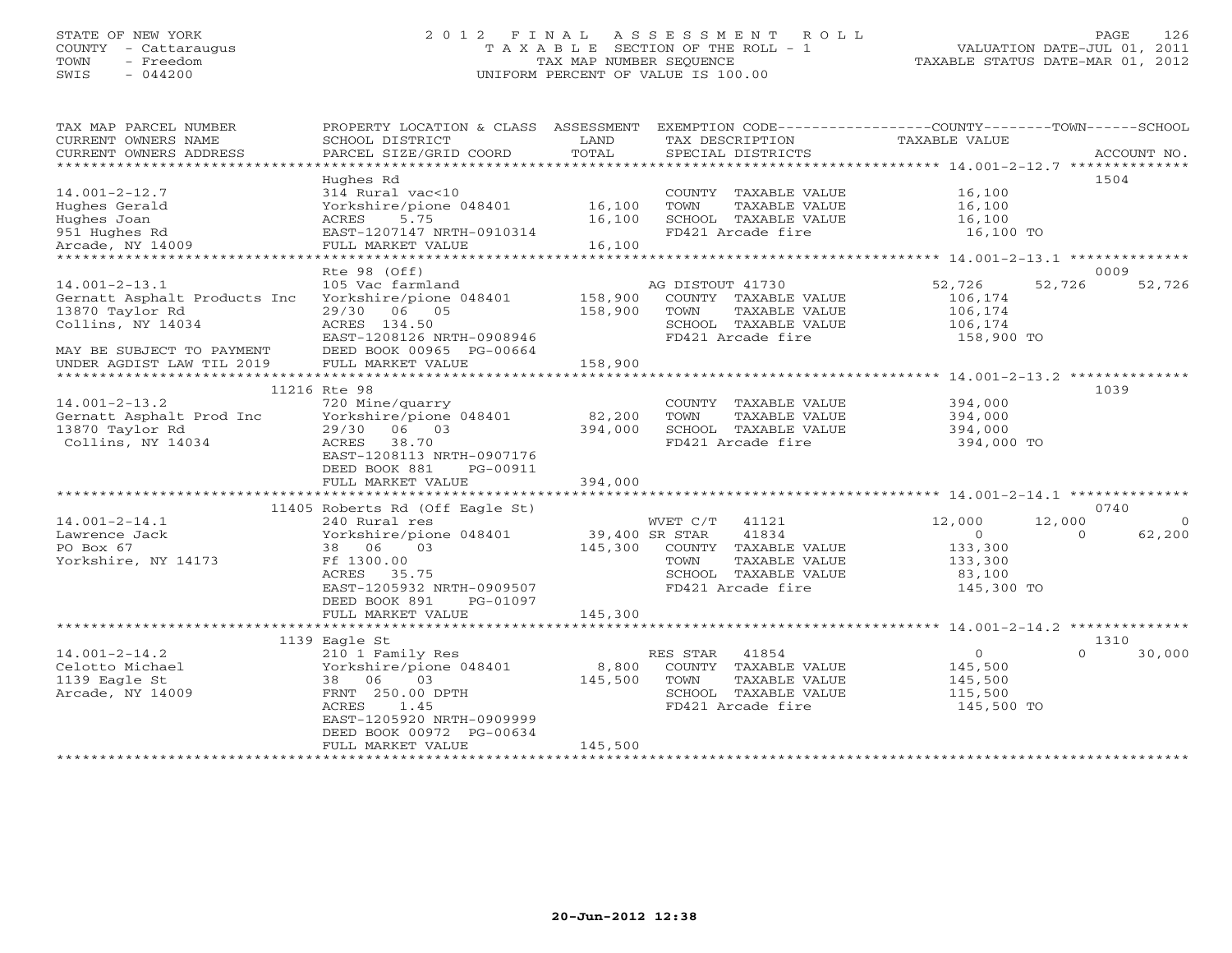STATE OF NEW YORK
COUNTY - Cattaraugus
TOWN - Freedom
SWIS - 044200

2012 FINAL ASSESSMENT ROLL
TAXABLE SECTION OF THE ROLL - 1
TAX MAP NUMBER SEQUENCE
UNIFORM PERCENT OF VALUE IS 100.00

VALUATION DATE-JUL 01, 2011
TAXABLE STATUS DATE-MAR 01, 2012

| TAX MAP PARCEL NUMBER / CURRENT OWNERS NAME / CURRENT OWNERS ADDRESS | PROPERTY LOCATION & CLASS / SCHOOL DISTRICT / PARCEL SIZE/GRID COORD | ASSESSMENT LAND / TOTAL | EXEMPTION CODE / TAX DESCRIPTION / SPECIAL DISTRICTS | COUNTY TAXABLE VALUE | TOWN | SCHOOL | ACCOUNT NO. |
|---|---|---|---|---|---|---|---|
| **14.001-2-12.7** | Hughes Rd | | | | | | 1504 |
| Hughes Gerald | 314 Rural vac<10 | | COUNTY TAXABLE VALUE | 16,100 | | | |
| Hughes Joan | Yorkshire/pione 048401 | 16,100 | TOWN TAXABLE VALUE | 16,100 | | | |
| 951 Hughes Rd | ACRES 5.75 | 16,100 | SCHOOL TAXABLE VALUE | 16,100 | | | |
| Arcade, NY 14009 | EAST-1207147 NRTH-0910314 | | FD421 Arcade fire | 16,100 TO | | | |
| | FULL MARKET VALUE | 16,100 | | | | | |
| **14.001-2-13.1** | Rte 98 (Off) | | | | | | 0009 |
| Gernatt Asphalt Products Inc | 105 Vac farmland | | AG DISTOUT 41730 | 52,726 | 52,726 | 52,726 | |
| 13870 Taylor Rd | Yorkshire/pione 048401 | 158,900 | COUNTY TAXABLE VALUE | 106,174 | | | |
| Collins, NY 14034 | 29/30 06 05 | 158,900 | TOWN TAXABLE VALUE | 106,174 | | | |
| | ACRES 134.50 | | SCHOOL TAXABLE VALUE | 106,174 | | | |
| MAY BE SUBJECT TO PAYMENT | EAST-1208126 NRTH-0908946 | | FD421 Arcade fire | 158,900 TO | | | |
| UNDER AGDIST LAW TIL 2019 | DEED BOOK 00965 PG-00664 | | | | | | |
| | FULL MARKET VALUE | 158,900 | | | | | |
| **14.001-2-13.2** | 11216 Rte 98 | | | | | | 1039 |
| Gernatt Asphalt Prod Inc | 720 Mine/quarry | | COUNTY TAXABLE VALUE | 394,000 | | | |
| 13870 Taylor Rd | Yorkshire/pione 048401 | 82,200 | TOWN TAXABLE VALUE | 394,000 | | | |
| Collins, NY 14034 | 29/30 06 03 | 394,000 | SCHOOL TAXABLE VALUE | 394,000 | | | |
| | ACRES 38.70 | | FD421 Arcade fire | 394,000 TO | | | |
| | EAST-1208113 NRTH-0907176 | | | | | | |
| | DEED BOOK 881 PG-00911 | | | | | | |
| | FULL MARKET VALUE | 394,000 | | | | | |
| **14.001-2-14.1** | 11405 Roberts Rd (Off Eagle St) | | | | | | 0740 |
| Lawrence Jack | 240 Rural res | | WVET C/T 41121 | 12,000 | 12,000 | 0 | |
| PO Box 67 | Yorkshire/pione 048401 | 39,400 | SR STAR 41834 | 0 | 0 | 62,200 | |
| Yorkshire, NY 14173 | 38 06 03 | 145,300 | COUNTY TAXABLE VALUE | 133,300 | | | |
| | Ff 1300.00 | | TOWN TAXABLE VALUE | 133,300 | | | |
| | ACRES 35.75 | | SCHOOL TAXABLE VALUE | 83,100 | | | |
| | EAST-1205932 NRTH-0909507 | | FD421 Arcade fire | 145,300 TO | | | |
| | DEED BOOK 891 PG-01097 | | | | | | |
| | FULL MARKET VALUE | 145,300 | | | | | |
| **14.001-2-14.2** | 1139 Eagle St | | | | | | 1310 |
| Celotto Michael | 210 1 Family Res | | RES STAR 41854 | 0 | 0 | 30,000 | |
| 1139 Eagle St | Yorkshire/pione 048401 | 8,800 | COUNTY TAXABLE VALUE | 145,500 | | | |
| Arcade, NY 14009 | 38 06 03 | 145,500 | TOWN TAXABLE VALUE | 145,500 | | | |
| | FRNT 250.00 DPTH | | SCHOOL TAXABLE VALUE | 115,500 | | | |
| | ACRES 1.45 | | FD421 Arcade fire | 145,500 TO | | | |
| | EAST-1205920 NRTH-0909999 | | | | | | |
| | DEED BOOK 00972 PG-00634 | | | | | | |
| | FULL MARKET VALUE | 145,500 | | | | | |

20-Jun-2012 12:38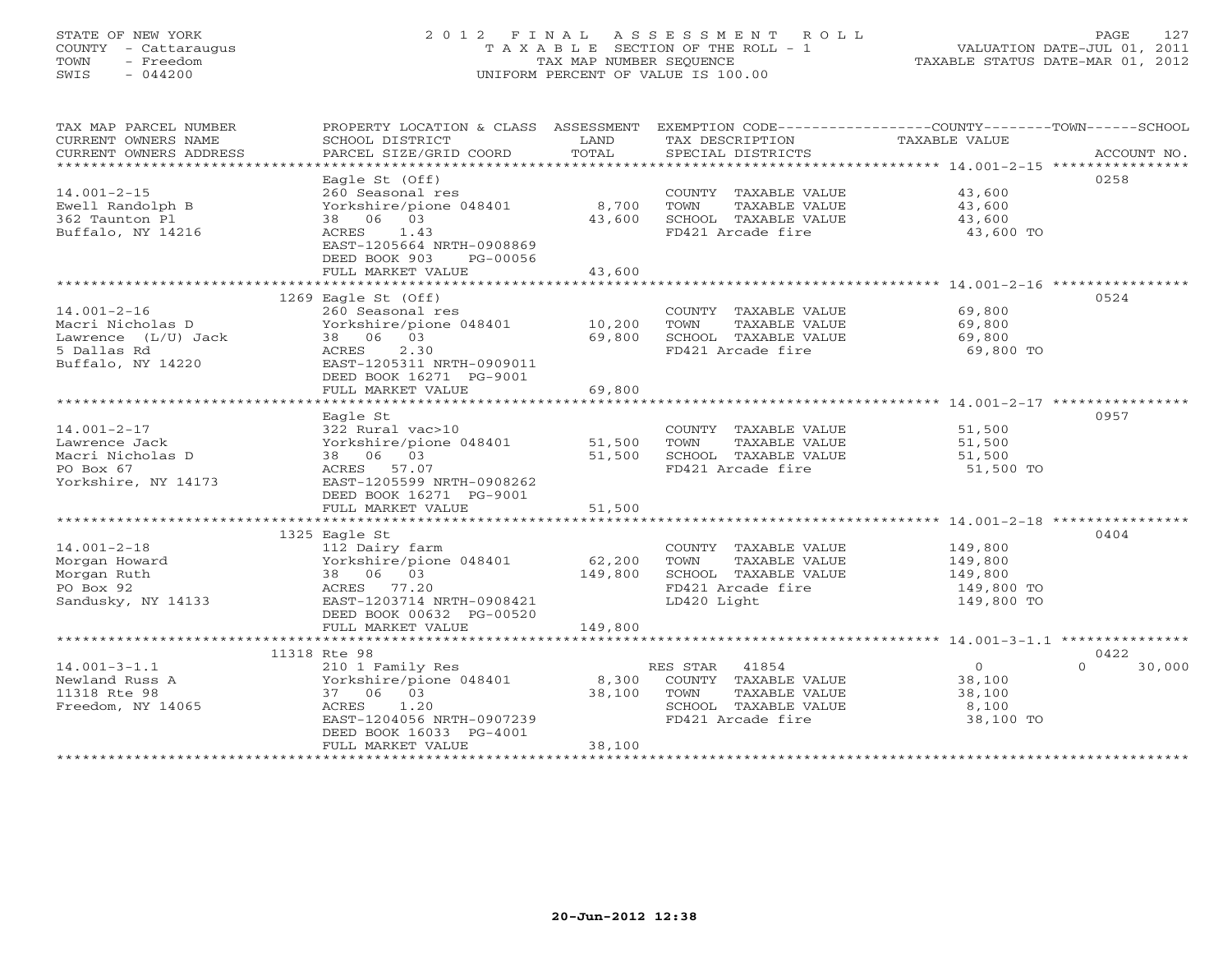STATE OF NEW YORK
COUNTY - Cattaraugus
TOWN - Freedom
SWIS - 044200

2012 FINAL ASSESSMENT ROLL
TAXABLE SECTION OF THE ROLL - 1
TAX MAP NUMBER SEQUENCE
UNIFORM PERCENT OF VALUE IS 100.00

VALUATION DATE-JUL 01, 2011
TAXABLE STATUS DATE-MAR 01, 2012

| TAX MAP PARCEL NUMBER / CURRENT OWNERS NAME / CURRENT OWNERS ADDRESS | PROPERTY LOCATION & CLASS / SCHOOL DISTRICT / PARCEL SIZE/GRID COORD | ASSESSMENT LAND / TOTAL | EXEMPTION CODE / TAX DESCRIPTION / SPECIAL DISTRICTS | COUNTY / TOWN / SCHOOL TAXABLE VALUE | ACCOUNT NO. |
|---|---|---|---|---|---|
| 14.001-2-15 | Eagle St (Off) | | | | 0258 |
| 14.001-2-15 | 260 Seasonal res | | COUNTY TAXABLE VALUE | 43,600 | |
| Ewell Randolph B | Yorkshire/pione 048401 | 8,700 | TOWN TAXABLE VALUE | 43,600 | |
| 362 Taunton Pl | 38 06 03 | 43,600 | SCHOOL TAXABLE VALUE | 43,600 | |
| Buffalo, NY 14216 | ACRES 1.43 | | FD421 Arcade fire | 43,600 TO | |
| | EAST-1205664 NRTH-0908869 | | | | |
| | DEED BOOK 903 PG-00056 | | | | |
| | FULL MARKET VALUE | 43,600 | | | |
| 14.001-2-16 | 1269 Eagle St (Off) | | | | 0524 |
| 14.001-2-16 | 260 Seasonal res | | COUNTY TAXABLE VALUE | 69,800 | |
| Macri Nicholas D | Yorkshire/pione 048401 | 10,200 | TOWN TAXABLE VALUE | 69,800 | |
| Lawrence (L/U) Jack | 38 06 03 | 69,800 | SCHOOL TAXABLE VALUE | 69,800 | |
| 5 Dallas Rd | ACRES 2.30 | | FD421 Arcade fire | 69,800 TO | |
| Buffalo, NY 14220 | EAST-1205311 NRTH-0909011 | | | | |
| | DEED BOOK 16271 PG-9001 | | | | |
| | FULL MARKET VALUE | 69,800 | | | |
| 14.001-2-17 | Eagle St | | | | 0957 |
| 14.001-2-17 | 322 Rural vac>10 | | COUNTY TAXABLE VALUE | 51,500 | |
| Lawrence Jack | Yorkshire/pione 048401 | 51,500 | TOWN TAXABLE VALUE | 51,500 | |
| Macri Nicholas D | 38 06 03 | 51,500 | SCHOOL TAXABLE VALUE | 51,500 | |
| PO Box 67 | ACRES 57.07 | | FD421 Arcade fire | 51,500 TO | |
| Yorkshire, NY 14173 | EAST-1205599 NRTH-0908262 | | | | |
| | DEED BOOK 16271 PG-9001 | | | | |
| | FULL MARKET VALUE | 51,500 | | | |
| 14.001-2-18 | 1325 Eagle St | | | | 0404 |
| 14.001-2-18 | 112 Dairy farm | | COUNTY TAXABLE VALUE | 149,800 | |
| Morgan Howard | Yorkshire/pione 048401 | 62,200 | TOWN TAXABLE VALUE | 149,800 | |
| Morgan Ruth | 38 06 03 | 149,800 | SCHOOL TAXABLE VALUE | 149,800 | |
| PO Box 92 | ACRES 77.20 | | FD421 Arcade fire | 149,800 TO | |
| Sandusky, NY 14133 | EAST-1203714 NRTH-0908421 | | LD420 Light | 149,800 TO | |
| | DEED BOOK 00632 PG-00520 | | | | |
| | FULL MARKET VALUE | 149,800 | | | |
| 14.001-3-1.1 | 11318 Rte 98 | | | | 0422 |
| 14.001-3-1.1 | 210 1 Family Res | | RES STAR 41854 | 0 / 0 / 30,000 | |
| Newland Russ A | Yorkshire/pione 048401 | 8,300 | COUNTY TAXABLE VALUE | 38,100 | |
| 11318 Rte 98 | 37 06 03 | 38,100 | TOWN TAXABLE VALUE | 38,100 | |
| Freedom, NY 14065 | ACRES 1.20 | | SCHOOL TAXABLE VALUE | 8,100 | |
| | EAST-1204056 NRTH-0907239 | | FD421 Arcade fire | 38,100 TO | |
| | DEED BOOK 16033 PG-4001 | | | | |
| | FULL MARKET VALUE | 38,100 | | | |

20-Jun-2012 12:38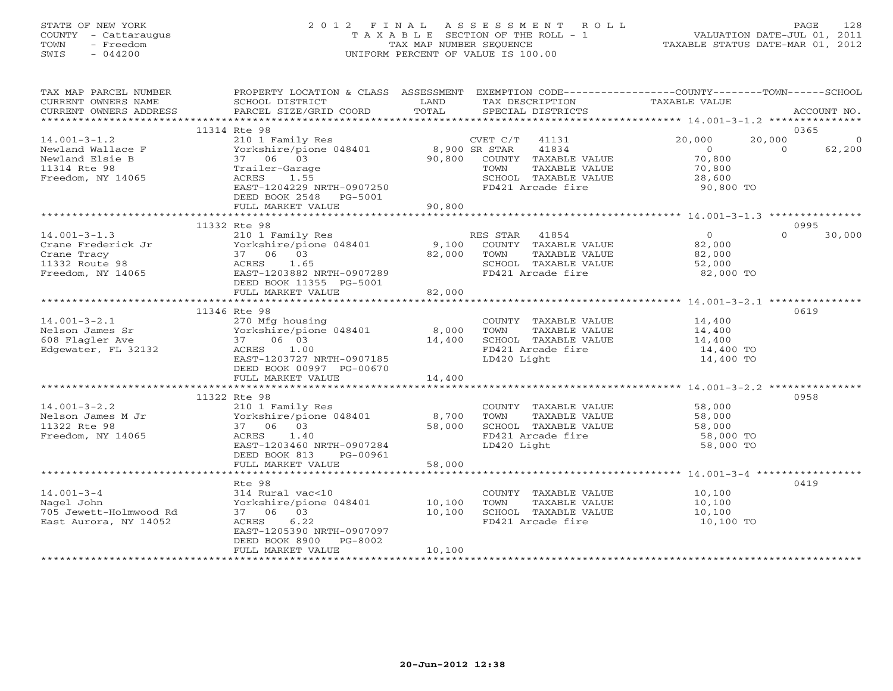STATE OF NEW YORK
COUNTY - Cattaraugus
TOWN - Freedom
SWIS - 044200

2012 FINAL ASSESSMENT ROLL
TAXABLE SECTION OF THE ROLL - 1
TAX MAP NUMBER SEQUENCE
UNIFORM PERCENT OF VALUE IS 100.00

VALUATION DATE-JUL 01, 2011
TAXABLE STATUS DATE-MAR 01, 2012

| TAX MAP PARCEL NUMBER / CURRENT OWNERS NAME / CURRENT OWNERS ADDRESS | PROPERTY LOCATION & CLASS / SCHOOL DISTRICT / PARCEL SIZE/GRID COORD | ASSESSMENT LAND | TOTAL | EXEMPTION CODE / TAX DESCRIPTION / SPECIAL DISTRICTS | COUNTY TAXABLE VALUE | TOWN | SCHOOL | ACCOUNT NO. |
|---|---|---|---|---|---|---|---|---|
| | 11314 Rte 98 | | | | | | | 0365 |
| 14.001-3-1.2 | 210 1 Family Res | | | CVET C/T 41131 | 20,000 | 20,000 | 0 | |
| Newland Wallace F | Yorkshire/pione 048401 | 8,900 | | SR STAR 41834 | 0 | 0 | 62,200 | |
| Newland Elsie B | 37 06 03 | | 90,800 | COUNTY TAXABLE VALUE | 70,800 | | | |
| 11314 Rte 98 | Trailer-Garage | | | TOWN TAXABLE VALUE | 70,800 | | | |
| Freedom, NY 14065 | ACRES 1.55 | | | SCHOOL TAXABLE VALUE | 28,600 | | | |
| | EAST-1204229 NRTH-0907250 | | | FD421 Arcade fire | 90,800 TO | | | |
| | DEED BOOK 2548 PG-5001 | | | | | | | |
| | FULL MARKET VALUE | | 90,800 | | | | | |
| | 11332 Rte 98 | | | | | | | 0995 |
| 14.001-3-1.3 | 210 1 Family Res | | | RES STAR 41854 | 0 | 0 | 30,000 | |
| Crane Frederick Jr | Yorkshire/pione 048401 | 9,100 | | COUNTY TAXABLE VALUE | 82,000 | | | |
| Crane Tracy | 37 06 03 | | 82,000 | TOWN TAXABLE VALUE | 82,000 | | | |
| 11332 Route 98 | ACRES 1.65 | | | SCHOOL TAXABLE VALUE | 52,000 | | | |
| Freedom, NY 14065 | EAST-1203882 NRTH-0907289 | | | FD421 Arcade fire | 82,000 TO | | | |
| | DEED BOOK 11355 PG-5001 | | | | | | | |
| | FULL MARKET VALUE | | 82,000 | | | | | |
| | 11346 Rte 98 | | | | | | | 0619 |
| 14.001-3-2.1 | 270 Mfg housing | | | COUNTY TAXABLE VALUE | 14,400 | | | |
| Nelson James Sr | Yorkshire/pione 048401 | 8,000 | | TOWN TAXABLE VALUE | 14,400 | | | |
| 608 Flagler Ave | 37 06 03 | | 14,400 | SCHOOL TAXABLE VALUE | 14,400 | | | |
| Edgewater, FL 32132 | ACRES 1.00 | | | FD421 Arcade fire | 14,400 TO | | | |
| | EAST-1203727 NRTH-0907185 | | | LD420 Light | 14,400 TO | | | |
| | DEED BOOK 00997 PG-00670 | | | | | | | |
| | FULL MARKET VALUE | | 14,400 | | | | | |
| | 11322 Rte 98 | | | | | | | 0958 |
| 14.001-3-2.2 | 210 1 Family Res | | | COUNTY TAXABLE VALUE | 58,000 | | | |
| Nelson James M Jr | Yorkshire/pione 048401 | 8,700 | | TOWN TAXABLE VALUE | 58,000 | | | |
| 11322 Rte 98 | 37 06 03 | | 58,000 | SCHOOL TAXABLE VALUE | 58,000 | | | |
| Freedom, NY 14065 | ACRES 1.40 | | | FD421 Arcade fire | 58,000 TO | | | |
| | EAST-1203460 NRTH-0907284 | | | LD420 Light | 58,000 TO | | | |
| | DEED BOOK 813 PG-00961 | | | | | | | |
| | FULL MARKET VALUE | | 58,000 | | | | | |
| | Rte 98 | | | | | | | 0419 |
| 14.001-3-4 | 314 Rural vac<10 | | | COUNTY TAXABLE VALUE | 10,100 | | | |
| Nagel John | Yorkshire/pione 048401 | 10,100 | | TOWN TAXABLE VALUE | 10,100 | | | |
| 705 Jewett-Holmwood Rd | 37 06 03 | | 10,100 | SCHOOL TAXABLE VALUE | 10,100 | | | |
| East Aurora, NY 14052 | ACRES 6.22 | | | FD421 Arcade fire | 10,100 TO | | | |
| | EAST-1205390 NRTH-0907097 | | | | | | | |
| | DEED BOOK 8900 PG-8002 | | | | | | | |
| | FULL MARKET VALUE | | 10,100 | | | | | |

20-Jun-2012 12:38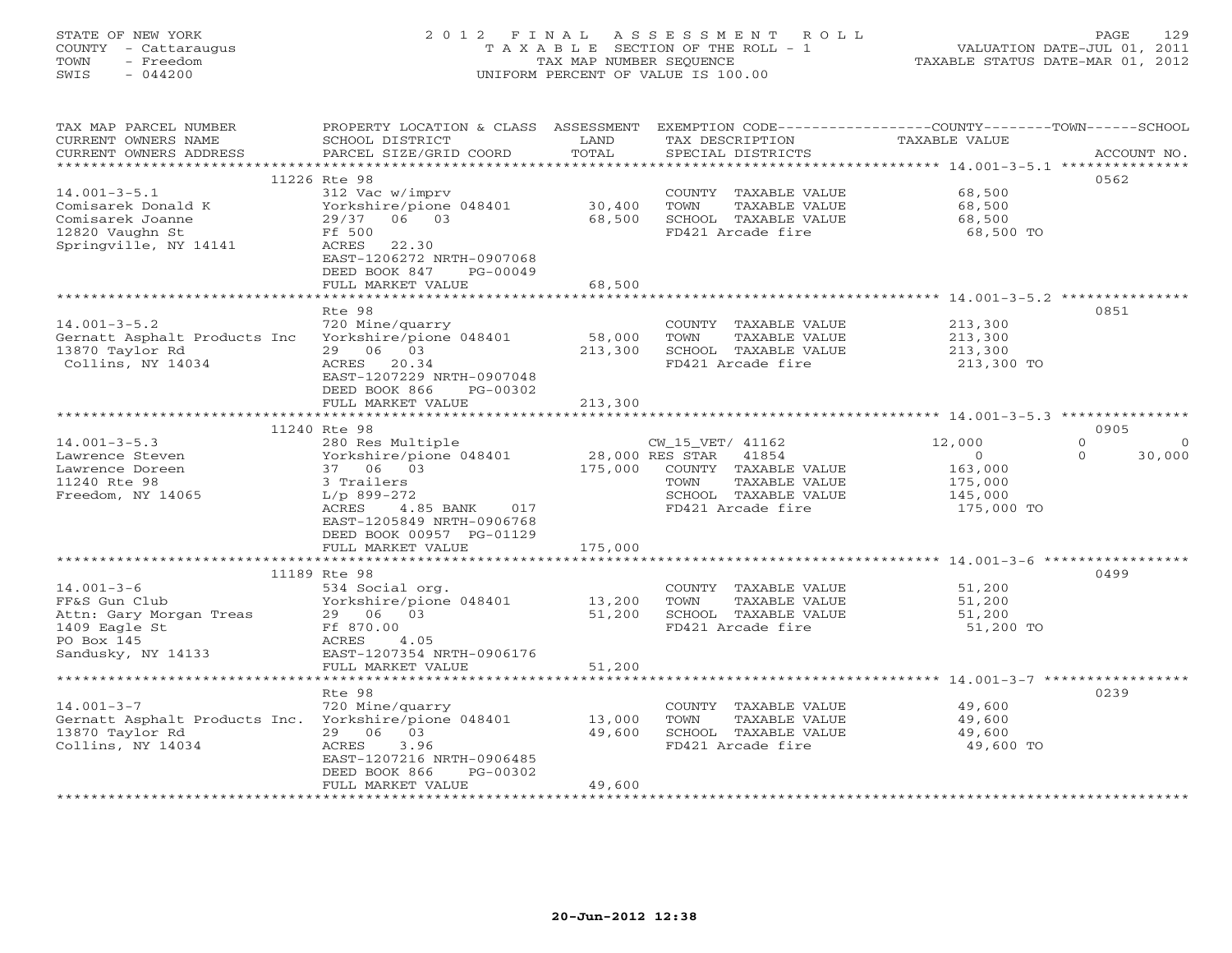STATE OF NEW YORK
COUNTY - Cattaraugus
TOWN - Freedom
SWIS - 044200

2012 FINAL ASSESSMENT ROLL
TAXABLE SECTION OF THE ROLL - 1
TAX MAP NUMBER SEQUENCE
UNIFORM PERCENT OF VALUE IS 100.00

VALUATION DATE-JUL 01, 2011
TAXABLE STATUS DATE-MAR 01, 2012

| TAX MAP PARCEL NUMBER / CURRENT OWNERS NAME / CURRENT OWNERS ADDRESS | PROPERTY LOCATION & CLASS / SCHOOL DISTRICT / PARCEL SIZE/GRID COORD | ASSESSMENT LAND | TOTAL | EXEMPTION CODE / TAX DESCRIPTION / SPECIAL DISTRICTS | COUNTY TAXABLE VALUE | TOWN | SCHOOL | ACCOUNT NO. |
|---|---|---|---|---|---|---|---|---|
| 14.001-3-5.1 | 11226 Rte 98 | | | | | | | 0562 |
| 14.001-3-5.1 | 312 Vac w/imprv | | | COUNTY TAXABLE VALUE | 68,500 | | | |
| Comisarek Donald K | Yorkshire/pione 048401 | 30,400 | | TOWN TAXABLE VALUE | 68,500 | | | |
| Comisarek Joanne | 29/37 06 03 | | 68,500 | SCHOOL TAXABLE VALUE | 68,500 | | | |
| 12820 Vaughn St | Ff 500 | | | FD421 Arcade fire | 68,500 TO | | | |
| Springville, NY 14141 | ACRES 22.30 | | | | | | | |
| | EAST-1206272 NRTH-0907068 | | | | | | | |
| | DEED BOOK 847 PG-00049 | | | | | | | |
| | FULL MARKET VALUE | | 68,500 | | | | | |
| 14.001-3-5.2 | Rte 98 | | | | | | | 0851 |
| 14.001-3-5.2 | 720 Mine/quarry | | | COUNTY TAXABLE VALUE | 213,300 | | | |
| Gernatt Asphalt Products Inc | Yorkshire/pione 048401 | 58,000 | | TOWN TAXABLE VALUE | 213,300 | | | |
| 13870 Taylor Rd | 29 06 03 | | 213,300 | SCHOOL TAXABLE VALUE | 213,300 | | | |
| Collins, NY 14034 | ACRES 20.34 | | | FD421 Arcade fire | 213,300 TO | | | |
| | EAST-1207229 NRTH-0907048 | | | | | | | |
| | DEED BOOK 866 PG-00302 | | | | | | | |
| | FULL MARKET VALUE | | 213,300 | | | | | |
| 14.001-3-5.3 | 11240 Rte 98 | | | | | | | 0905 |
| 14.001-3-5.3 | 280 Res Multiple | | | CW_15_VET/ 41162 | 12,000 | 0 | 0 | |
| Lawrence Steven | Yorkshire/pione 048401 | 28,000 | | RES STAR 41854 | 0 | 0 | 30,000 | |
| Lawrence Doreen | 37 06 03 | | 175,000 | COUNTY TAXABLE VALUE | 163,000 | | | |
| 11240 Rte 98 | 3 Trailers | | | TOWN TAXABLE VALUE | 175,000 | | | |
| Freedom, NY 14065 | L/p 899-272 | | | SCHOOL TAXABLE VALUE | 145,000 | | | |
| | ACRES 4.85 BANK 017 | | | FD421 Arcade fire | 175,000 TO | | | |
| | EAST-1205849 NRTH-0906768 | | | | | | | |
| | DEED BOOK 00957 PG-01129 | | | | | | | |
| | FULL MARKET VALUE | | 175,000 | | | | | |
| 14.001-3-6 | 11189 Rte 98 | | | | | | | 0499 |
| 14.001-3-6 | 534 Social org. | | | COUNTY TAXABLE VALUE | 51,200 | | | |
| FF&S Gun Club | Yorkshire/pione 048401 | 13,200 | | TOWN TAXABLE VALUE | 51,200 | | | |
| Attn: Gary Morgan Treas | 29 06 03 | | 51,200 | SCHOOL TAXABLE VALUE | 51,200 | | | |
| 1409 Eagle St | Ff 870.00 | | | FD421 Arcade fire | 51,200 TO | | | |
| PO Box 145 | ACRES 4.05 | | | | | | | |
| Sandusky, NY 14133 | EAST-1207354 NRTH-0906176 | | | | | | | |
| | FULL MARKET VALUE | | 51,200 | | | | | |
| 14.001-3-7 | Rte 98 | | | | | | | 0239 |
| 14.001-3-7 | 720 Mine/quarry | | | COUNTY TAXABLE VALUE | 49,600 | | | |
| Gernatt Asphalt Products Inc. | Yorkshire/pione 048401 | 13,000 | | TOWN TAXABLE VALUE | 49,600 | | | |
| 13870 Taylor Rd | 29 06 03 | | 49,600 | SCHOOL TAXABLE VALUE | 49,600 | | | |
| Collins, NY 14034 | ACRES 3.96 | | | FD421 Arcade fire | 49,600 TO | | | |
| | EAST-1207216 NRTH-0906485 | | | | | | | |
| | DEED BOOK 866 PG-00302 | | | | | | | |
| | FULL MARKET VALUE | | 49,600 | | | | | |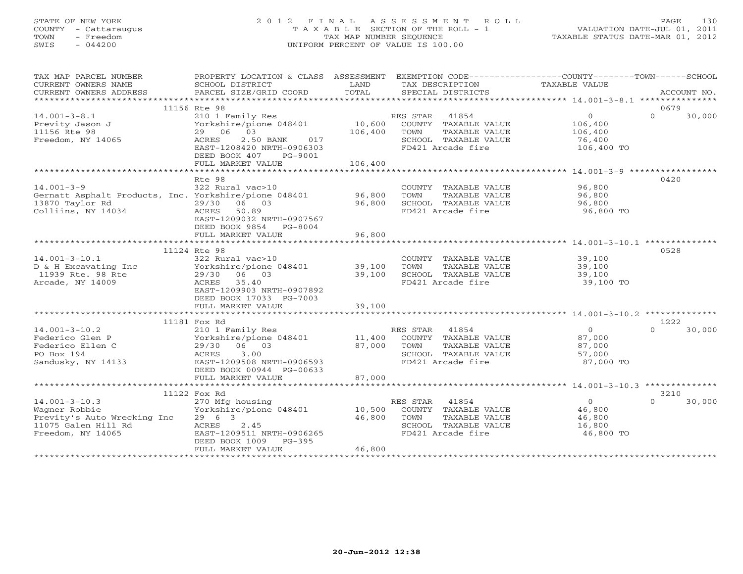STATE OF NEW YORK
COUNTY - Cattaraugus
TOWN - Freedom
SWIS - 044200

# 2012 FINAL ASSESSMENT ROLL
TAXABLE SECTION OF THE ROLL - 1
TAX MAP NUMBER SEQUENCE
UNIFORM PERCENT OF VALUE IS 100.00

VALUATION DATE-JUL 01, 2011
TAXABLE STATUS DATE-MAR 01, 2012

| TAX MAP PARCEL NUMBER / CURRENT OWNERS NAME / CURRENT OWNERS ADDRESS | PROPERTY LOCATION & CLASS / SCHOOL DISTRICT / PARCEL SIZE/GRID COORD | ASSESSMENT LAND | TOTAL | EXEMPTION CODE / TAX DESCRIPTION / SPECIAL DISTRICTS | COUNTY TAXABLE VALUE | TOWN | SCHOOL / ACCOUNT NO. |
|---|---|---|---|---|---|---|---|
| | 11156 Rte 98 | | | | | | 0679 |
| 14.001-3-8.1 | 210 1 Family Res | | | RES STAR 41854 | 0 | 0 | 30,000 |
| Previty Jason J | Yorkshire/pione 048401 | 10,600 | | COUNTY TAXABLE VALUE | 106,400 | | |
| 11156 Rte 98 | 29 06 03 | | 106,400 | TOWN TAXABLE VALUE | 106,400 | | |
| Freedom, NY 14065 | ACRES 2.50 BANK 017 | | | SCHOOL TAXABLE VALUE | 76,400 | | |
| | EAST-1208420 NRTH-0906303 | | | FD421 Arcade fire | 106,400 TO | | |
| | DEED BOOK 407 PG-9001 | | | | | | |
| | FULL MARKET VALUE | | 106,400 | | | | |
| | Rte 98 | | | | | | 0420 |
| 14.001-3-9 | 322 Rural vac>10 | | | COUNTY TAXABLE VALUE | 96,800 | | |
| Gernatt Asphalt Products, Inc. | Yorkshire/pione 048401 | 96,800 | | TOWN TAXABLE VALUE | 96,800 | | |
| 13870 Taylor Rd | 29/30 06 03 | | 96,800 | SCHOOL TAXABLE VALUE | 96,800 | | |
| Colliins, NY 14034 | ACRES 50.89 | | | FD421 Arcade fire | 96,800 TO | | |
| | EAST-1209032 NRTH-0907567 | | | | | | |
| | DEED BOOK 9854 PG-8004 | | | | | | |
| | FULL MARKET VALUE | | 96,800 | | | | |
| | 11124 Rte 98 | | | | | | 0528 |
| 14.001-3-10.1 | 322 Rural vac>10 | | | COUNTY TAXABLE VALUE | 39,100 | | |
| D & H Excavating Inc | Yorkshire/pione 048401 | 39,100 | | TOWN TAXABLE VALUE | 39,100 | | |
| 11939 Rte. 98 Rte | 29/30 06 03 | | 39,100 | SCHOOL TAXABLE VALUE | 39,100 | | |
| Arcade, NY 14009 | ACRES 35.40 | | | FD421 Arcade fire | 39,100 TO | | |
| | EAST-1209903 NRTH-0907892 | | | | | | |
| | DEED BOOK 17033 PG-7003 | | | | | | |
| | FULL MARKET VALUE | | 39,100 | | | | |
| | 11181 Fox Rd | | | | | | 1222 |
| 14.001-3-10.2 | 210 1 Family Res | | | RES STAR 41854 | 0 | 0 | 30,000 |
| Federico Glen P | Yorkshire/pione 048401 | 11,400 | | COUNTY TAXABLE VALUE | 87,000 | | |
| Federico Ellen C | 29/30 06 03 | | 87,000 | TOWN TAXABLE VALUE | 87,000 | | |
| PO Box 194 | ACRES 3.00 | | | SCHOOL TAXABLE VALUE | 57,000 | | |
| Sandusky, NY 14133 | EAST-1209508 NRTH-0906593 | | | FD421 Arcade fire | 87,000 TO | | |
| | DEED BOOK 00944 PG-00633 | | | | | | |
| | FULL MARKET VALUE | | 87,000 | | | | |
| | 11122 Fox Rd | | | | | | 3210 |
| 14.001-3-10.3 | 270 Mfg housing | | | RES STAR 41854 | 0 | 0 | 30,000 |
| Wagner Robbie | Yorkshire/pione 048401 | 10,500 | | COUNTY TAXABLE VALUE | 46,800 | | |
| Previty's Auto Wrecking Inc | 29 6 3 | | 46,800 | TOWN TAXABLE VALUE | 46,800 | | |
| 11075 Galen Hill Rd | ACRES 2.45 | | | SCHOOL TAXABLE VALUE | 16,800 | | |
| Freedom, NY 14065 | EAST-1209511 NRTH-0906265 | | | FD421 Arcade fire | 46,800 TO | | |
| | DEED BOOK 1009 PG-395 | | | | | | |
| | FULL MARKET VALUE | | 46,800 | | | | |

20-Jun-2012 12:38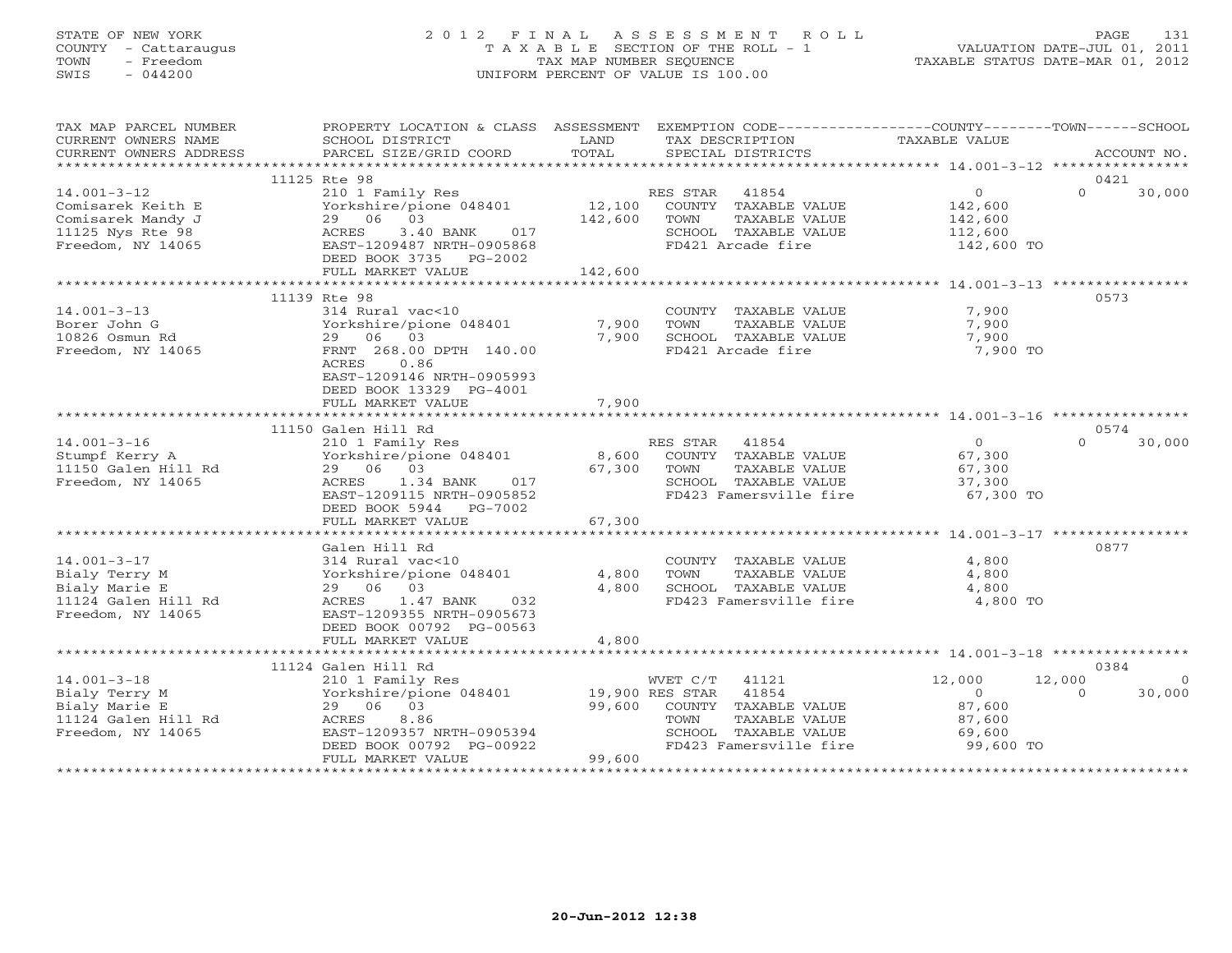STATE OF NEW YORK
COUNTY - Cattaraugus
TOWN - Freedom
SWIS - 044200

2012 FINAL ASSESSMENT ROLL
TAXABLE SECTION OF THE ROLL - 1
TAX MAP NUMBER SEQUENCE
UNIFORM PERCENT OF VALUE IS 100.00

VALUATION DATE-JUL 01, 2011
TAXABLE STATUS DATE-MAR 01, 2012

| TAX MAP PARCEL NUMBER / CURRENT OWNERS NAME / CURRENT OWNERS ADDRESS | PROPERTY LOCATION & CLASS / SCHOOL DISTRICT / PARCEL SIZE/GRID COORD | ASSESSMENT LAND | TOTAL | EXEMPTION CODE / TAX DESCRIPTION / SPECIAL DISTRICTS | COUNTY TAXABLE VALUE | TOWN | SCHOOL | ACCOUNT NO. |
|---|---|---|---|---|---|---|---|---|
| | 11125 Rte 98 | | | | | | | 0421 |
| 14.001-3-12 | 210 1 Family Res | | | RES STAR 41854 | 0 | 0 | 30,000 | |
| Comisarek Keith E | Yorkshire/pione 048401 | 12,100 | | COUNTY TAXABLE VALUE | 142,600 | | | |
| Comisarek Mandy J | 29 06 03 | | 142,600 | TOWN TAXABLE VALUE | 142,600 | | | |
| 11125 Nys Rte 98 | ACRES 3.40 BANK 017 | | | SCHOOL TAXABLE VALUE | 112,600 | | | |
| Freedom, NY 14065 | EAST-1209487 NRTH-0905868 | | | FD421 Arcade fire | 142,600 TO | | | |
| | DEED BOOK 3735 PG-2002 | | | | | | | |
| | FULL MARKET VALUE | | 142,600 | | | | | |
| | 11139 Rte 98 | | | | | | | 0573 |
| 14.001-3-13 | 314 Rural vac<10 | | | COUNTY TAXABLE VALUE | 7,900 | | | |
| Borer John G | Yorkshire/pione 048401 | 7,900 | | TOWN TAXABLE VALUE | 7,900 | | | |
| 10826 Osmun Rd | 29 06 03 | | 7,900 | SCHOOL TAXABLE VALUE | 7,900 | | | |
| Freedom, NY 14065 | FRNT 268.00 DPTH 140.00 | | | FD421 Arcade fire | 7,900 TO | | | |
| | ACRES 0.86 | | | | | | | |
| | EAST-1209146 NRTH-0905993 | | | | | | | |
| | DEED BOOK 13329 PG-4001 | | | | | | | |
| | FULL MARKET VALUE | | 7,900 | | | | | |
| | 11150 Galen Hill Rd | | | | | | | 0574 |
| 14.001-3-16 | 210 1 Family Res | | | RES STAR 41854 | 0 | 0 | 30,000 | |
| Stumpf Kerry A | Yorkshire/pione 048401 | 8,600 | | COUNTY TAXABLE VALUE | 67,300 | | | |
| 11150 Galen Hill Rd | 29 06 03 | | 67,300 | TOWN TAXABLE VALUE | 67,300 | | | |
| Freedom, NY 14065 | ACRES 1.34 BANK 017 | | | SCHOOL TAXABLE VALUE | 37,300 | | | |
| | EAST-1209115 NRTH-0905852 | | | FD423 Famersville fire | 67,300 TO | | | |
| | DEED BOOK 5944 PG-7002 | | | | | | | |
| | FULL MARKET VALUE | | 67,300 | | | | | |
| | Galen Hill Rd | | | | | | | 0877 |
| 14.001-3-17 | 314 Rural vac<10 | | | COUNTY TAXABLE VALUE | 4,800 | | | |
| Bialy Terry M | Yorkshire/pione 048401 | 4,800 | | TOWN TAXABLE VALUE | 4,800 | | | |
| Bialy Marie E | 29 06 03 | | 4,800 | SCHOOL TAXABLE VALUE | 4,800 | | | |
| 11124 Galen Hill Rd | ACRES 1.47 BANK 032 | | | FD423 Famersville fire | 4,800 TO | | | |
| Freedom, NY 14065 | EAST-1209355 NRTH-0905673 | | | | | | | |
| | DEED BOOK 00792 PG-00563 | | | | | | | |
| | FULL MARKET VALUE | | 4,800 | | | | | |
| | 11124 Galen Hill Rd | | | | | | | 0384 |
| 14.001-3-18 | 210 1 Family Res | | | WVET C/T 41121 | 12,000 | 12,000 | 0 | |
| Bialy Terry M | Yorkshire/pione 048401 | 19,900 | | RES STAR 41854 | 0 | 0 | 30,000 | |
| Bialy Marie E | 29 06 03 | | 99,600 | COUNTY TAXABLE VALUE | 87,600 | | | |
| 11124 Galen Hill Rd | ACRES 8.86 | | | TOWN TAXABLE VALUE | 87,600 | | | |
| Freedom, NY 14065 | EAST-1209357 NRTH-0905394 | | | SCHOOL TAXABLE VALUE | 69,600 | | | |
| | DEED BOOK 00792 PG-00922 | | | FD423 Famersville fire | 99,600 TO | | | |
| | FULL MARKET VALUE | | 99,600 | | | | | |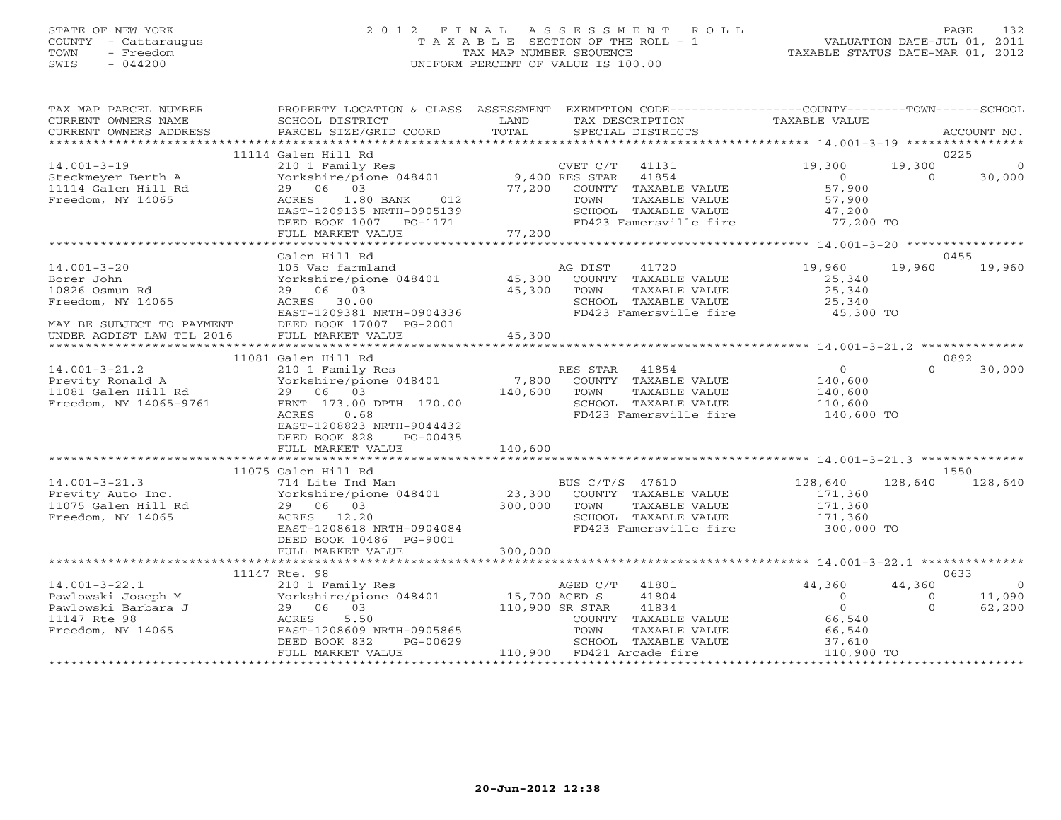STATE OF NEW YORK
COUNTY - Cattaraugus
TOWN - Freedom
SWIS - 044200

# 2012 FINAL ASSESSMENT ROLL

TAXABLE SECTION OF THE ROLL - 1
TAX MAP NUMBER SEQUENCE
UNIFORM PERCENT OF VALUE IS 100.00

VALUATION DATE-JUL 01, 2011
TAXABLE STATUS DATE-MAR 01, 2012

| TAX MAP PARCEL NUMBER / CURRENT OWNERS NAME / CURRENT OWNERS ADDRESS | PROPERTY LOCATION & CLASS / SCHOOL DISTRICT / PARCEL SIZE/GRID COORD | ASSESSMENT LAND / TOTAL | EXEMPTION CODE / TAX DESCRIPTION / SPECIAL DISTRICTS | COUNTY TAXABLE VALUE | TOWN | SCHOOL | ACCOUNT NO. |
|---|---|---|---|---|---|---|---|
| | 11114 Galen Hill Rd | | | | | | 0225 |
| 14.001-3-19 | 210 1 Family Res | | CVET C/T 41131 | 19,300 | 19,300 | 0 | |
| Steckmeyer Berth A | Yorkshire/pione 048401 | 9,400 | RES STAR 41854 | 0 | 0 | 30,000 | |
| 11114 Galen Hill Rd | 29 06 03 | 77,200 | COUNTY TAXABLE VALUE | 57,900 | | | |
| Freedom, NY 14065 | ACRES 1.80 BANK 012 | | TOWN TAXABLE VALUE | 57,900 | | | |
| | EAST-1209135 NRTH-0905139 | | SCHOOL TAXABLE VALUE | 47,200 | | | |
| | DEED BOOK 1007 PG-1171 | | FD423 Famersville fire | 77,200 TO | | | |
| | FULL MARKET VALUE | 77,200 | | | | | |
| | Galen Hill Rd | | | | | | 0455 |
| 14.001-3-20 | 105 Vac farmland | | AG DIST 41720 | 19,960 | 19,960 | 19,960 | |
| Borer John | Yorkshire/pione 048401 | 45,300 | COUNTY TAXABLE VALUE | 25,340 | | | |
| 10826 Osmun Rd | 29 06 03 | 45,300 | TOWN TAXABLE VALUE | 25,340 | | | |
| Freedom, NY 14065 | ACRES 30.00 | | SCHOOL TAXABLE VALUE | 25,340 | | | |
| | EAST-1209381 NRTH-0904336 | | FD423 Famersville fire | 45,300 TO | | | |
| MAY BE SUBJECT TO PAYMENT | DEED BOOK 17007 PG-2001 | | | | | | |
| UNDER AGDIST LAW TIL 2016 | FULL MARKET VALUE | 45,300 | | | | | |
| | 11081 Galen Hill Rd | | | | | | 0892 |
| 14.001-3-21.2 | 210 1 Family Res | | RES STAR 41854 | 0 | 0 | 30,000 | |
| Previty Ronald A | Yorkshire/pione 048401 | 7,800 | COUNTY TAXABLE VALUE | 140,600 | | | |
| 11081 Galen Hill Rd | 29 06 03 | 140,600 | TOWN TAXABLE VALUE | 140,600 | | | |
| Freedom, NY 14065-9761 | FRNT 173.00 DPTH 170.00 | | SCHOOL TAXABLE VALUE | 110,600 | | | |
| | ACRES 0.68 | | FD423 Famersville fire | 140,600 TO | | | |
| | EAST-1208823 NRTH-9044432 | | | | | | |
| | DEED BOOK 828 PG-00435 | | | | | | |
| | FULL MARKET VALUE | 140,600 | | | | | |
| | 11075 Galen Hill Rd | | | | | | 1550 |
| 14.001-3-21.3 | 714 Lite Ind Man | | BUS C/T/S 47610 | 128,640 | 128,640 | 128,640 | |
| Previty Auto Inc. | Yorkshire/pione 048401 | 23,300 | COUNTY TAXABLE VALUE | 171,360 | | | |
| 11075 Galen Hill Rd | 29 06 03 | 300,000 | TOWN TAXABLE VALUE | 171,360 | | | |
| Freedom, NY 14065 | ACRES 12.20 | | SCHOOL TAXABLE VALUE | 171,360 | | | |
| | EAST-1208618 NRTH-0904084 | | FD423 Famersville fire | 300,000 TO | | | |
| | DEED BOOK 10486 PG-9001 | | | | | | |
| | FULL MARKET VALUE | 300,000 | | | | | |
| | 11147 Rte. 98 | | | | | | 0633 |
| 14.001-3-22.1 | 210 1 Family Res | | AGED C/T 41801 | 44,360 | 44,360 | 0 | |
| Pawlowski Joseph M | Yorkshire/pione 048401 | 15,700 | AGED S 41804 | 0 | 0 | 11,090 | |
| Pawlowski Barbara J | 29 06 03 | 110,900 | SR STAR 41834 | 0 | 0 | 62,200 | |
| 11147 Rte 98 | ACRES 5.50 | | COUNTY TAXABLE VALUE | 66,540 | | | |
| Freedom, NY 14065 | EAST-1208609 NRTH-0905865 | | TOWN TAXABLE VALUE | 66,540 | | | |
| | DEED BOOK 832 PG-00629 | | SCHOOL TAXABLE VALUE | 37,610 | | | |
| | FULL MARKET VALUE | 110,900 | FD421 Arcade fire | 110,900 TO | | | |

20-Jun-2012 12:38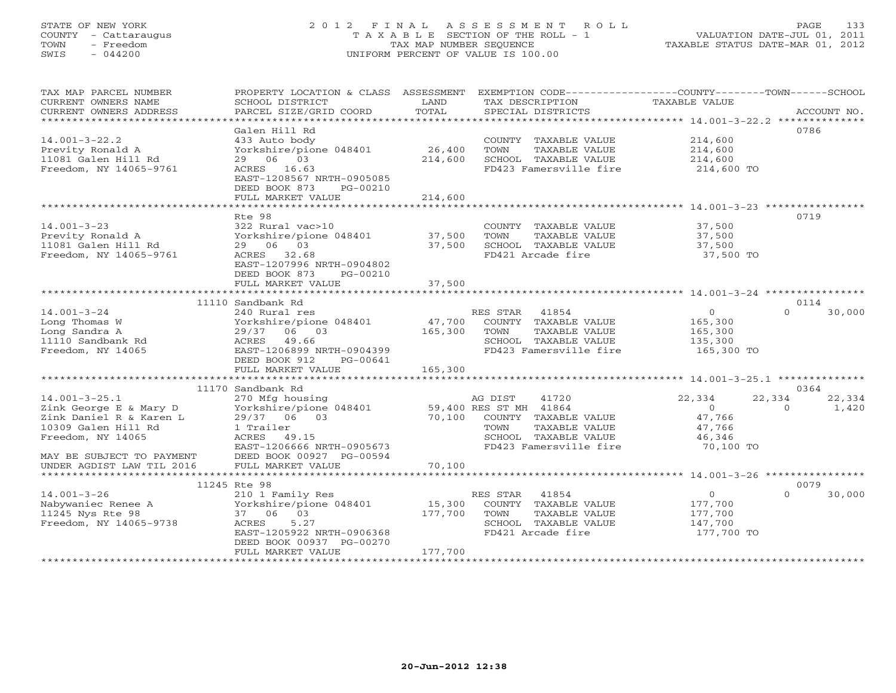STATE OF NEW YORK
COUNTY - Cattaraugus
TOWN - Freedom
SWIS - 044200

2012 FINAL ASSESSMENT ROLL
TAXABLE SECTION OF THE ROLL - 1
TAX MAP NUMBER SEQUENCE
UNIFORM PERCENT OF VALUE IS 100.00

VALUATION DATE-JUL 01, 2011
TAXABLE STATUS DATE-MAR 01, 2012

| TAX MAP PARCEL NUMBER / CURRENT OWNERS NAME / CURRENT OWNERS ADDRESS | PROPERTY LOCATION & CLASS / SCHOOL DISTRICT / PARCEL SIZE/GRID COORD | ASSESSMENT LAND | TOTAL | EXEMPTION CODE / TAX DESCRIPTION / SPECIAL DISTRICTS | COUNTY TAXABLE VALUE | TOWN | SCHOOL | ACCOUNT NO. |
|---|---|---|---|---|---|---|---|---|
| 14.001-3-22.2 | Galen Hill Rd | | | | | | | 0786 |
| 14.001-3-22.2 | 433 Auto body | | | COUNTY TAXABLE VALUE | 214,600 | | | |
| Previty Ronald A | Yorkshire/pione 048401 | 26,400 | | TOWN TAXABLE VALUE | 214,600 | | | |
| 11081 Galen Hill Rd | 29 06 03 | | 214,600 | SCHOOL TAXABLE VALUE | 214,600 | | | |
| Freedom, NY 14065-9761 | ACRES 16.63 | | | FD423 Famersville fire | 214,600 TO | | | |
| | EAST-1208567 NRTH-0905085 | | | | | | | |
| | DEED BOOK 873 PG-00210 | | | | | | | |
| | FULL MARKET VALUE | | 214,600 | | | | | |
| 14.001-3-23 | Rte 98 | | | | | | | 0719 |
| 14.001-3-23 | 322 Rural vac>10 | | | COUNTY TAXABLE VALUE | 37,500 | | | |
| Previty Ronald A | Yorkshire/pione 048401 | 37,500 | | TOWN TAXABLE VALUE | 37,500 | | | |
| 11081 Galen Hill Rd | 29 06 03 | | 37,500 | SCHOOL TAXABLE VALUE | 37,500 | | | |
| Freedom, NY 14065-9761 | ACRES 32.68 | | | FD421 Arcade fire | 37,500 TO | | | |
| | EAST-1207996 NRTH-0904802 | | | | | | | |
| | DEED BOOK 873 PG-00210 | | | | | | | |
| | FULL MARKET VALUE | | 37,500 | | | | | |
| 14.001-3-24 | 11110 Sandbank Rd | | | | | | | 0114 |
| 14.001-3-24 | 240 Rural res | | | RES STAR 41854 | 0 | 0 | 30,000 | |
| Long Thomas W | Yorkshire/pione 048401 | 47,700 | | COUNTY TAXABLE VALUE | 165,300 | | | |
| Long Sandra A | 29/37 06 03 | | 165,300 | TOWN TAXABLE VALUE | 165,300 | | | |
| 11110 Sandbank Rd | ACRES 49.66 | | | SCHOOL TAXABLE VALUE | 135,300 | | | |
| Freedom, NY 14065 | EAST-1206899 NRTH-0904399 | | | FD423 Famersville fire | 165,300 TO | | | |
| | DEED BOOK 912 PG-00641 | | | | | | | |
| | FULL MARKET VALUE | | 165,300 | | | | | |
| 14.001-3-25.1 | 11170 Sandbank Rd | | | | | | | 0364 |
| 14.001-3-25.1 | 270 Mfg housing | | | AG DIST 41720 | 22,334 | 22,334 | 22,334 | |
| Zink George E & Mary D | Yorkshire/pione 048401 | 59,400 | | RES ST MH 41864 | 0 | 0 | 1,420 | |
| Zink Daniel R & Karen L | 29/37 06 03 | | 70,100 | COUNTY TAXABLE VALUE | 47,766 | | | |
| 10309 Galen Hill Rd | 1 Trailer | | | TOWN TAXABLE VALUE | 47,766 | | | |
| Freedom, NY 14065 | ACRES 49.15 | | | SCHOOL TAXABLE VALUE | 46,346 | | | |
| | EAST-1206666 NRTH-0905673 | | | FD423 Famersville fire | 70,100 TO | | | |
| MAY BE SUBJECT TO PAYMENT | DEED BOOK 00927 PG-00594 | | | | | | | |
| UNDER AGDIST LAW TIL 2016 | FULL MARKET VALUE | | 70,100 | | | | | |
| 14.001-3-26 | 11245 Rte 98 | | | | | | | 0079 |
| 14.001-3-26 | 210 1 Family Res | | | RES STAR 41854 | 0 | 0 | 30,000 | |
| Nabywaniec Renee A | Yorkshire/pione 048401 | 15,300 | | COUNTY TAXABLE VALUE | 177,700 | | | |
| 11245 Nys Rte 98 | 37 06 03 | | 177,700 | TOWN TAXABLE VALUE | 177,700 | | | |
| Freedom, NY 14065-9738 | ACRES 5.27 | | | SCHOOL TAXABLE VALUE | 147,700 | | | |
| | EAST-1205922 NRTH-0906368 | | | FD421 Arcade fire | 177,700 TO | | | |
| | DEED BOOK 00937 PG-00270 | | | | | | | |
| | FULL MARKET VALUE | | 177,700 | | | | | |

20-Jun-2012 12:38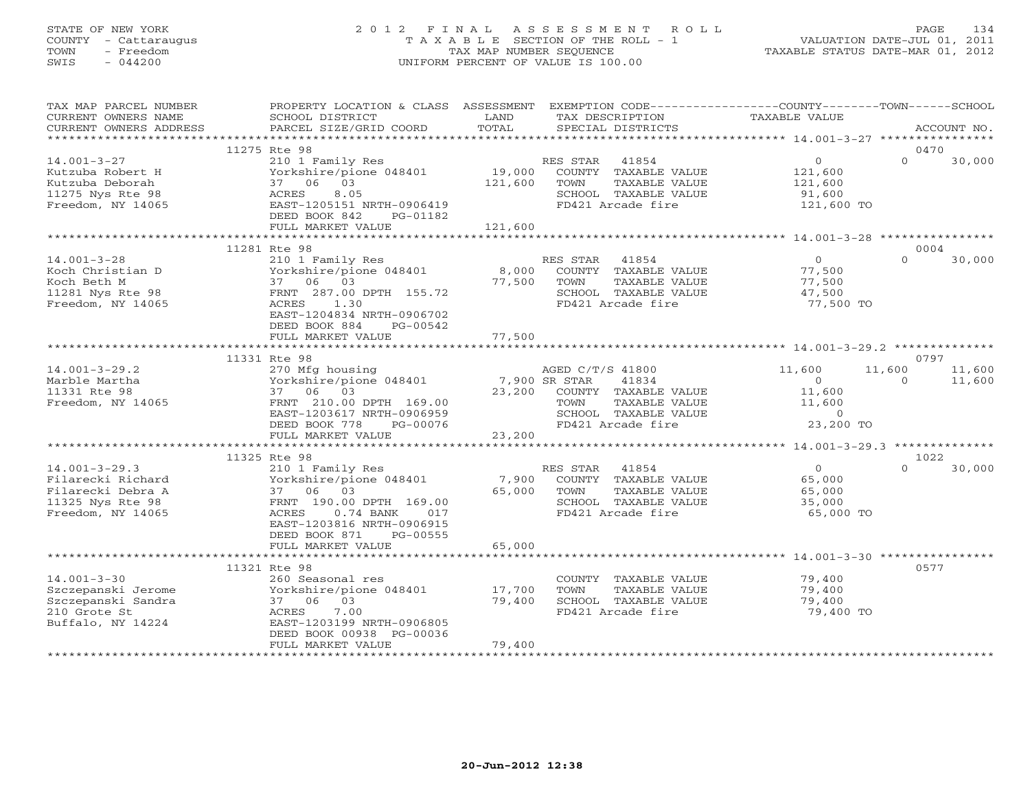STATE OF NEW YORK
COUNTY - Cattaraugus
TOWN - Freedom
SWIS - 044200

2012 FINAL ASSESSMENT ROLL
TAXABLE SECTION OF THE ROLL - 1
TAX MAP NUMBER SEQUENCE
UNIFORM PERCENT OF VALUE IS 100.00

VALUATION DATE-JUL 01, 2011
TAXABLE STATUS DATE-MAR 01, 2012

| TAX MAP PARCEL NUMBER / CURRENT OWNERS NAME / CURRENT OWNERS ADDRESS | PROPERTY LOCATION & CLASS / SCHOOL DISTRICT / PARCEL SIZE/GRID COORD | ASSESSMENT LAND / TOTAL | EXEMPTION CODE / TAX DESCRIPTION / SPECIAL DISTRICTS | COUNTY TAXABLE VALUE | TOWN | SCHOOL / ACCOUNT NO. |
|---|---|---|---|---|---|---|
| **14.001-3-27** | 11275 Rte 98 | | | | | 0470 |
| 14.001-3-27 | 210 1 Family Res | | RES STAR 41854 | 0 | 0 | 30,000 |
| Kutzuba Robert H | Yorkshire/pione 048401 | 19,000 | COUNTY TAXABLE VALUE | 121,600 | | |
| Kutzuba Deborah | 37 06 03 | 121,600 | TOWN TAXABLE VALUE | 121,600 | | |
| 11275 Nys Rte 98 | ACRES 8.05 | | SCHOOL TAXABLE VALUE | 91,600 | | |
| Freedom, NY 14065 | EAST-1205151 NRTH-0906419 | | FD421 Arcade fire | 121,600 TO | | |
| | DEED BOOK 842 PG-01182 | | | | | |
| | FULL MARKET VALUE | 121,600 | | | | |
| **14.001-3-28** | 11281 Rte 98 | | | | | 0004 |
| 14.001-3-28 | 210 1 Family Res | | RES STAR 41854 | 0 | 0 | 30,000 |
| Koch Christian D | Yorkshire/pione 048401 | 8,000 | COUNTY TAXABLE VALUE | 77,500 | | |
| Koch Beth M | 37 06 03 | 77,500 | TOWN TAXABLE VALUE | 77,500 | | |
| 11281 Nys Rte 98 | FRNT 287.00 DPTH 155.72 | | SCHOOL TAXABLE VALUE | 47,500 | | |
| Freedom, NY 14065 | ACRES 1.30 | | FD421 Arcade fire | 77,500 TO | | |
| | EAST-1204834 NRTH-0906702 | | | | | |
| | DEED BOOK 884 PG-00542 | | | | | |
| | FULL MARKET VALUE | 77,500 | | | | |
| **14.001-3-29.2** | 11331 Rte 98 | | | | | 0797 |
| 14.001-3-29.2 | 270 Mfg housing | | AGED C/T/S 41800 | 11,600 | 11,600 | 11,600 |
| Marble Martha | Yorkshire/pione 048401 | 7,900 | SR STAR 41834 | 0 | 0 | 11,600 |
| 11331 Rte 98 | 37 06 03 | 23,200 | COUNTY TAXABLE VALUE | 11,600 | | |
| Freedom, NY 14065 | FRNT 210.00 DPTH 169.00 | | TOWN TAXABLE VALUE | 11,600 | | |
| | EAST-1203617 NRTH-0906959 | | SCHOOL TAXABLE VALUE | 0 | | |
| | DEED BOOK 778 PG-00076 | | FD421 Arcade fire | 23,200 TO | | |
| | FULL MARKET VALUE | 23,200 | | | | |
| **14.001-3-29.3** | 11325 Rte 98 | | | | | 1022 |
| 14.001-3-29.3 | 210 1 Family Res | | RES STAR 41854 | 0 | 0 | 30,000 |
| Filarecki Richard | Yorkshire/pione 048401 | 7,900 | COUNTY TAXABLE VALUE | 65,000 | | |
| Filarecki Debra A | 37 06 03 | 65,000 | TOWN TAXABLE VALUE | 65,000 | | |
| 11325 Nys Rte 98 | FRNT 190.00 DPTH 169.00 | | SCHOOL TAXABLE VALUE | 35,000 | | |
| Freedom, NY 14065 | ACRES 0.74 BANK 017 | | FD421 Arcade fire | 65,000 TO | | |
| | EAST-1203816 NRTH-0906915 | | | | | |
| | DEED BOOK 871 PG-00555 | | | | | |
| | FULL MARKET VALUE | 65,000 | | | | |
| **14.001-3-30** | 11321 Rte 98 | | | | | 0577 |
| 14.001-3-30 | 260 Seasonal res | | COUNTY TAXABLE VALUE | 79,400 | | |
| Szczepanski Jerome | Yorkshire/pione 048401 | 17,700 | TOWN TAXABLE VALUE | 79,400 | | |
| Szczepanski Sandra | 37 06 03 | 79,400 | SCHOOL TAXABLE VALUE | 79,400 | | |
| 210 Grote St | ACRES 7.00 | | FD421 Arcade fire | 79,400 TO | | |
| Buffalo, NY 14224 | EAST-1203199 NRTH-0906805 | | | | | |
| | DEED BOOK 00938 PG-00036 | | | | | |
| | FULL MARKET VALUE | 79,400 | | | | |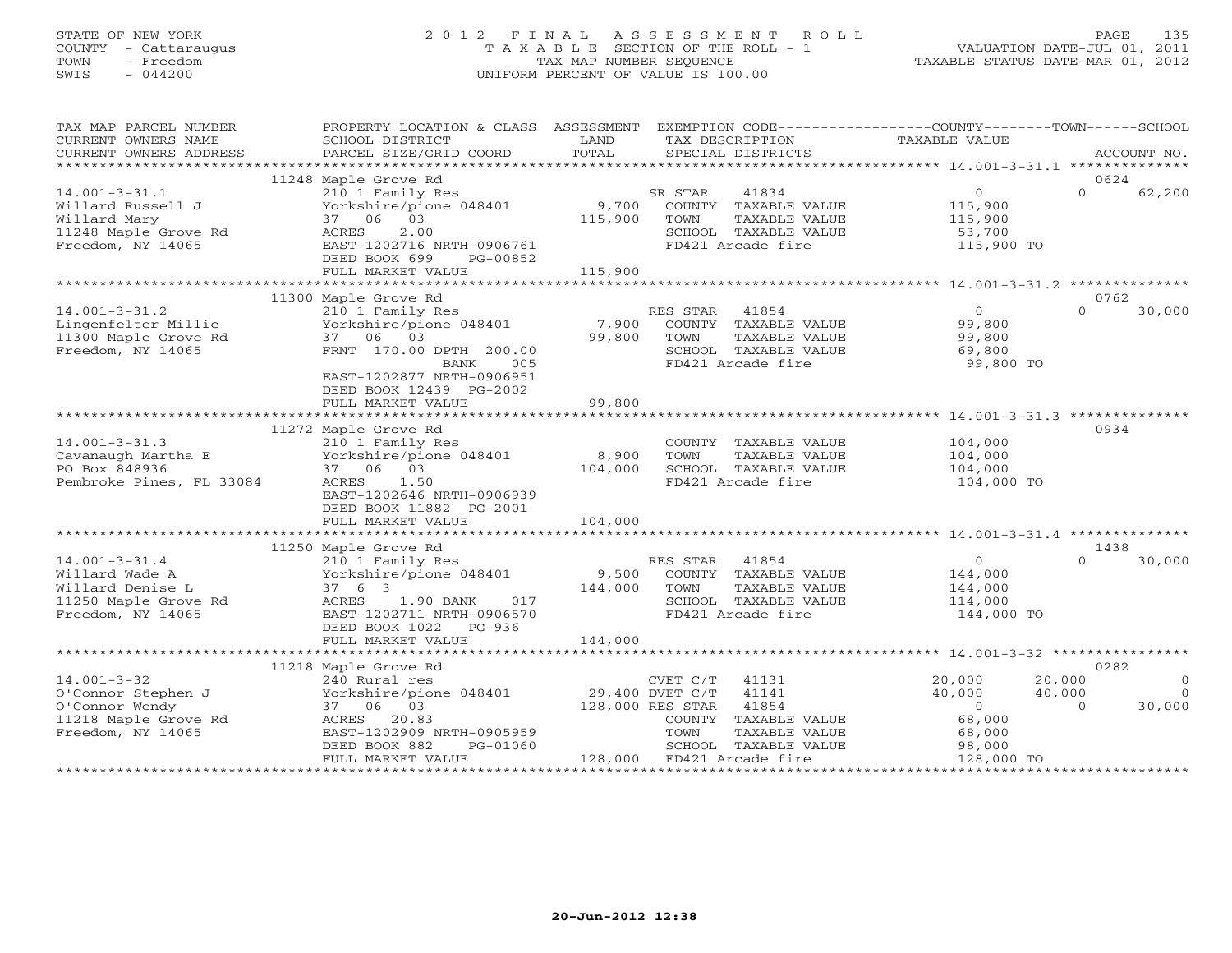STATE OF NEW YORK
COUNTY - Cattaraugus
TOWN - Freedom
SWIS - 044200

# 2012 FINAL ASSESSMENT ROLL
TAXABLE SECTION OF THE ROLL - 1
TAX MAP NUMBER SEQUENCE
UNIFORM PERCENT OF VALUE IS 100.00

VALUATION DATE-JUL 01, 2011
TAXABLE STATUS DATE-MAR 01, 2012

| TAX MAP PARCEL NUMBER / CURRENT OWNERS NAME / CURRENT OWNERS ADDRESS | PROPERTY LOCATION & CLASS / SCHOOL DISTRICT / PARCEL SIZE/GRID COORD | ASSESSMENT LAND / TOTAL | EXEMPTION CODE / TAX DESCRIPTION / SPECIAL DISTRICTS | COUNTY TAXABLE VALUE | TOWN | SCHOOL / ACCOUNT NO. |
|---|---|---|---|---|---|---|
| | 11248 Maple Grove Rd | | | | | 0624 |
| 14.001-3-31.1 | 210 1 Family Res | | SR STAR 41834 | 0 | 0 | 62,200 |
| Willard Russell J | Yorkshire/pione 048401 | 9,700 | COUNTY TAXABLE VALUE | 115,900 | | |
| Willard Mary | 37 06 03 | 115,900 | TOWN TAXABLE VALUE | 115,900 | | |
| 11248 Maple Grove Rd | ACRES 2.00 | | SCHOOL TAXABLE VALUE | 53,700 | | |
| Freedom, NY 14065 | EAST-1202716 NRTH-0906761 | | FD421 Arcade fire | 115,900 TO | | |
| | DEED BOOK 699 PG-00852 | | | | | |
| | FULL MARKET VALUE | 115,900 | | | | |
| | 11300 Maple Grove Rd | | | | | 0762 |
| 14.001-3-31.2 | 210 1 Family Res | | RES STAR 41854 | 0 | 0 | 30,000 |
| Lingenfelter Millie | Yorkshire/pione 048401 | 7,900 | COUNTY TAXABLE VALUE | 99,800 | | |
| 11300 Maple Grove Rd | 37 06 03 | 99,800 | TOWN TAXABLE VALUE | 99,800 | | |
| Freedom, NY 14065 | FRNT 170.00 DPTH 200.00 | | SCHOOL TAXABLE VALUE | 69,800 | | |
| | BANK 005 | | FD421 Arcade fire | 99,800 TO | | |
| | EAST-1202877 NRTH-0906951 | | | | | |
| | DEED BOOK 12439 PG-2002 | | | | | |
| | FULL MARKET VALUE | 99,800 | | | | |
| | 11272 Maple Grove Rd | | | | | 0934 |
| 14.001-3-31.3 | 210 1 Family Res | | COUNTY TAXABLE VALUE | 104,000 | | |
| Cavanaugh Martha E | Yorkshire/pione 048401 | 8,900 | TOWN TAXABLE VALUE | 104,000 | | |
| PO Box 848936 | 37 06 03 | 104,000 | SCHOOL TAXABLE VALUE | 104,000 | | |
| Pembroke Pines, FL 33084 | ACRES 1.50 | | FD421 Arcade fire | 104,000 TO | | |
| | EAST-1202646 NRTH-0906939 | | | | | |
| | DEED BOOK 11882 PG-2001 | | | | | |
| | FULL MARKET VALUE | 104,000 | | | | |
| | 11250 Maple Grove Rd | | | | | 1438 |
| 14.001-3-31.4 | 210 1 Family Res | | RES STAR 41854 | 0 | 0 | 30,000 |
| Willard Wade A | Yorkshire/pione 048401 | 9,500 | COUNTY TAXABLE VALUE | 144,000 | | |
| Willard Denise L | 37 6 3 | 144,000 | TOWN TAXABLE VALUE | 144,000 | | |
| 11250 Maple Grove Rd | ACRES 1.90 BANK 017 | | SCHOOL TAXABLE VALUE | 114,000 | | |
| Freedom, NY 14065 | EAST-1202711 NRTH-0906570 | | FD421 Arcade fire | 144,000 TO | | |
| | DEED BOOK 1022 PG-936 | | | | | |
| | FULL MARKET VALUE | 144,000 | | | | |
| | 11218 Maple Grove Rd | | | | | 0282 |
| 14.001-3-32 | 240 Rural res | | CVET C/T 41131 | 20,000 | 20,000 | 0 |
| O'Connor Stephen J | Yorkshire/pione 048401 | 29,400 | DVET C/T 41141 | 40,000 | 40,000 | 0 |
| O'Connor Wendy | 37 06 03 | 128,000 | RES STAR 41854 | 0 | 0 | 30,000 |
| 11218 Maple Grove Rd | ACRES 20.83 | | COUNTY TAXABLE VALUE | 68,000 | | |
| Freedom, NY 14065 | EAST-1202909 NRTH-0905959 | | TOWN TAXABLE VALUE | 68,000 | | |
| | DEED BOOK 882 PG-01060 | | SCHOOL TAXABLE VALUE | 98,000 | | |
| | FULL MARKET VALUE | 128,000 | FD421 Arcade fire | 128,000 TO | | |

20-Jun-2012 12:38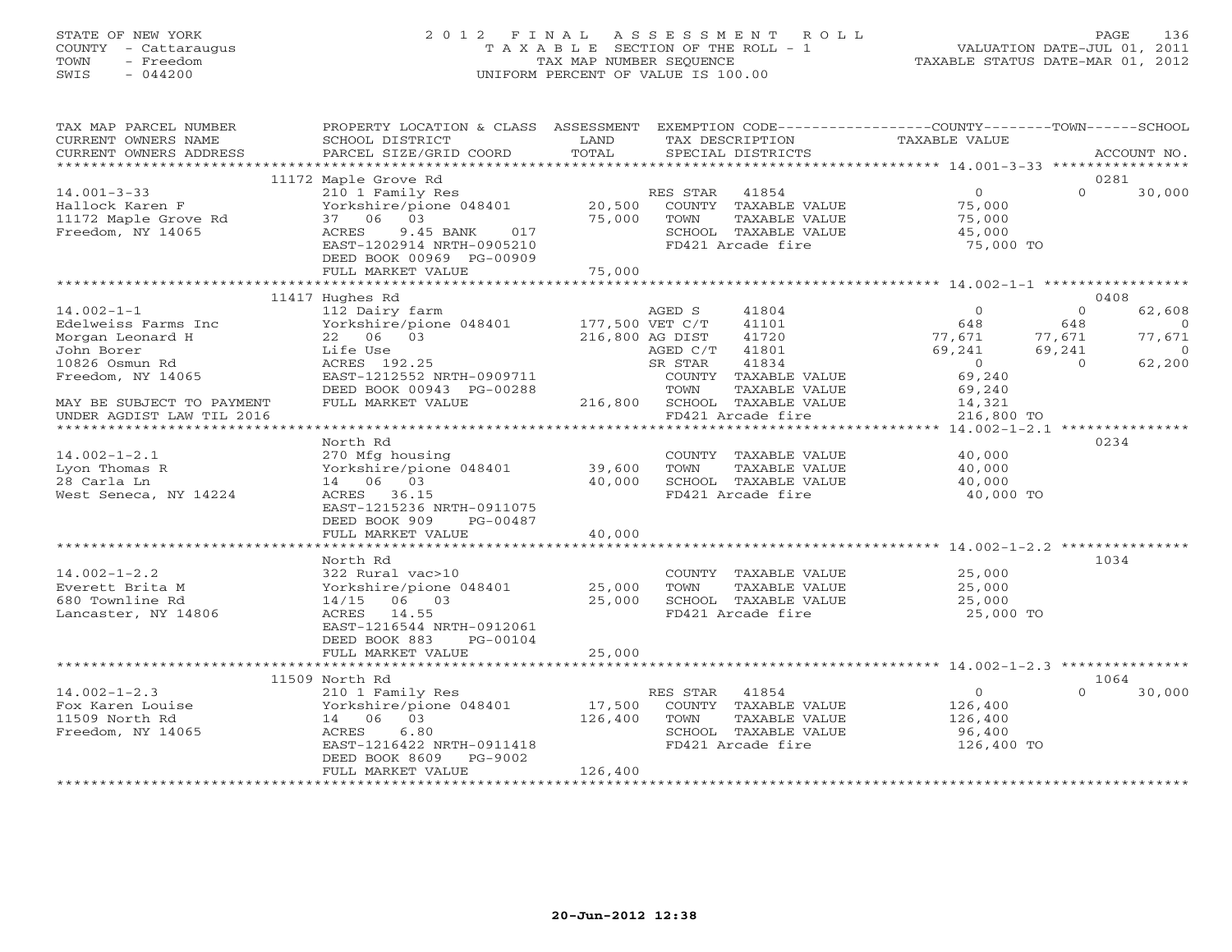STATE OF NEW YORK
COUNTY - Cattaraugus
TOWN - Freedom
SWIS - 044200

2012 FINAL ASSESSMENT ROLL
TAXABLE SECTION OF THE ROLL - 1
TAX MAP NUMBER SEQUENCE
UNIFORM PERCENT OF VALUE IS 100.00

VALUATION DATE-JUL 01, 2011
TAXABLE STATUS DATE-MAR 01, 2012

| TAX MAP PARCEL NUMBER / CURRENT OWNERS NAME / CURRENT OWNERS ADDRESS | PROPERTY LOCATION & CLASS / SCHOOL DISTRICT / PARCEL SIZE/GRID COORD | ASSESSMENT LAND / TOTAL | EXEMPTION CODE / TAX DESCRIPTION / SPECIAL DISTRICTS | COUNTY TAXABLE VALUE | TOWN | SCHOOL / ACCOUNT NO. |
|---|---|---|---|---|---|---|
| | 11172 Maple Grove Rd | | | | | 0281 |
| 14.001-3-33 | 210 1 Family Res | | RES STAR 41854 | 0 | 0 | 30,000 |
| Hallock Karen F | Yorkshire/pione 048401 | 20,500 | COUNTY TAXABLE VALUE | 75,000 | | |
| 11172 Maple Grove Rd | 37 06 03 | 75,000 | TOWN TAXABLE VALUE | 75,000 | | |
| Freedom, NY 14065 | ACRES 9.45 BANK 017 | | SCHOOL TAXABLE VALUE | 45,000 | | |
| | EAST-1202914 NRTH-0905210 | | FD421 Arcade fire | 75,000 TO | | |
| | DEED BOOK 00969 PG-00909 | | | | | |
| | FULL MARKET VALUE | 75,000 | | | | |
| | 11417 Hughes Rd | | | | | 0408 |
| 14.002-1-1 | 112 Dairy farm | | AGED S 41804 | 0 | 0 | 62,608 |
| Edelweiss Farms Inc | Yorkshire/pione 048401 | 177,500 | VET C/T 41101 | 648 | 648 | 0 |
| Morgan Leonard H | 22 06 03 | 216,800 | AG DIST 41720 | 77,671 | 77,671 | 77,671 |
| John Borer | Life Use | | AGED C/T 41801 | 69,241 | 69,241 | 0 |
| 10826 Osmun Rd | ACRES 192.25 | | SR STAR 41834 | 0 | 0 | 62,200 |
| Freedom, NY 14065 | EAST-1212552 NRTH-0909711 | | COUNTY TAXABLE VALUE | 69,240 | | |
| | DEED BOOK 00943 PG-00288 | | TOWN TAXABLE VALUE | 69,240 | | |
| MAY BE SUBJECT TO PAYMENT | FULL MARKET VALUE | 216,800 | SCHOOL TAXABLE VALUE | 14,321 | | |
| UNDER AGDIST LAW TIL 2016 | | | FD421 Arcade fire | 216,800 TO | | |
| | North Rd | | | | | 0234 |
| 14.002-1-2.1 | 270 Mfg housing | | COUNTY TAXABLE VALUE | 40,000 | | |
| Lyon Thomas R | Yorkshire/pione 048401 | 39,600 | TOWN TAXABLE VALUE | 40,000 | | |
| 28 Carla Ln | 14 06 03 | 40,000 | SCHOOL TAXABLE VALUE | 40,000 | | |
| West Seneca, NY 14224 | ACRES 36.15 | | FD421 Arcade fire | 40,000 TO | | |
| | EAST-1215236 NRTH-0911075 | | | | | |
| | DEED BOOK 909 PG-00487 | | | | | |
| | FULL MARKET VALUE | 40,000 | | | | |
| | North Rd | | | | | 1034 |
| 14.002-1-2.2 | 322 Rural vac>10 | | COUNTY TAXABLE VALUE | 25,000 | | |
| Everett Brita M | Yorkshire/pione 048401 | 25,000 | TOWN TAXABLE VALUE | 25,000 | | |
| 680 Townline Rd | 14/15 06 03 | 25,000 | SCHOOL TAXABLE VALUE | 25,000 | | |
| Lancaster, NY 14806 | ACRES 14.55 | | FD421 Arcade fire | 25,000 TO | | |
| | EAST-1216544 NRTH-0912061 | | | | | |
| | DEED BOOK 883 PG-00104 | | | | | |
| | FULL MARKET VALUE | 25,000 | | | | |
| | 11509 North Rd | | | | | 1064 |
| 14.002-1-2.3 | 210 1 Family Res | | RES STAR 41854 | 0 | 0 | 30,000 |
| Fox Karen Louise | Yorkshire/pione 048401 | 17,500 | COUNTY TAXABLE VALUE | 126,400 | | |
| 11509 North Rd | 14 06 03 | 126,400 | TOWN TAXABLE VALUE | 126,400 | | |
| Freedom, NY 14065 | ACRES 6.80 | | SCHOOL TAXABLE VALUE | 96,400 | | |
| | EAST-1216422 NRTH-0911418 | | FD421 Arcade fire | 126,400 TO | | |
| | DEED BOOK 8609 PG-9002 | | | | | |
| | FULL MARKET VALUE | 126,400 | | | | |

20-Jun-2012 12:38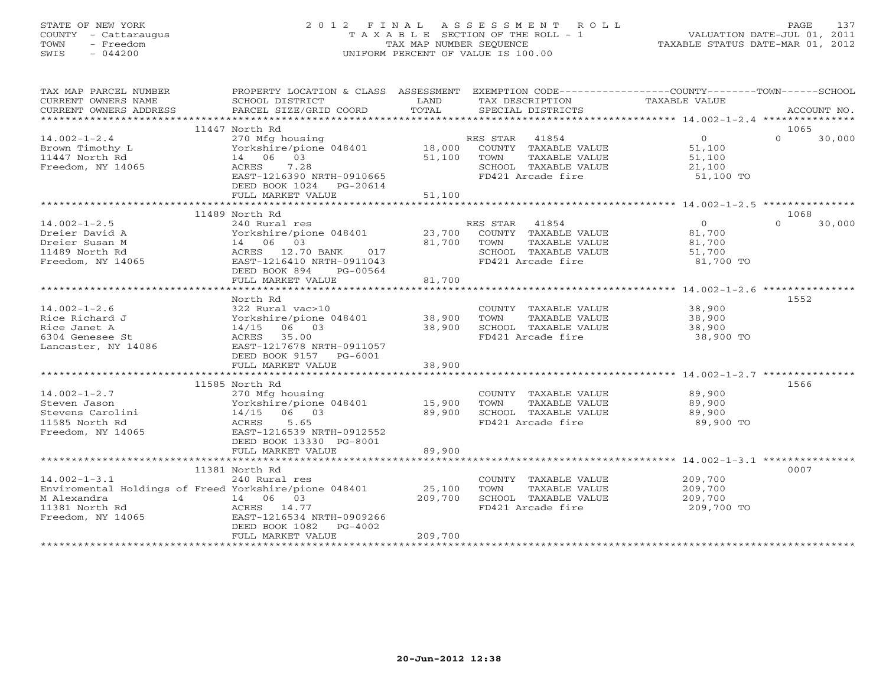STATE OF NEW YORK
COUNTY - Cattaraugus
TOWN - Freedom
SWIS - 044200

# 2012 FINAL ASSESSMENT ROLL
TAXABLE SECTION OF THE ROLL - 1
TAX MAP NUMBER SEQUENCE
UNIFORM PERCENT OF VALUE IS 100.00

VALUATION DATE-JUL 01, 2011
TAXABLE STATUS DATE-MAR 01, 2012

| TAX MAP PARCEL NUMBER / CURRENT OWNERS NAME / CURRENT OWNERS ADDRESS | PROPERTY LOCATION & CLASS / SCHOOL DISTRICT / PARCEL SIZE/GRID COORD | ASSESSMENT LAND | ASSESSMENT TOTAL | EXEMPTION CODE / TAX DESCRIPTION / SPECIAL DISTRICTS | COUNTY TAXABLE VALUE | TOWN | SCHOOL | ACCOUNT NO. |
|---|---|---|---|---|---|---|---|---|
| 11447 North Rd | | | | | | | | 1065 |
| 14.002-1-2.4 | 270 Mfg housing | | | RES STAR 41854 | 0 | 0 | 30,000 | |
| Brown Timothy L | Yorkshire/pione 048401 | 18,000 | | COUNTY TAXABLE VALUE | 51,100 | | | |
| 11447 North Rd | 14 06 03 | | 51,100 | TOWN TAXABLE VALUE | 51,100 | | | |
| Freedom, NY 14065 | ACRES 7.28 | | | SCHOOL TAXABLE VALUE | 21,100 | | | |
| | EAST-1216390 NRTH-0910665 | | | FD421 Arcade fire | 51,100 TO | | | |
| | DEED BOOK 1024 PG-20614 | | | | | | | |
| | FULL MARKET VALUE | | 51,100 | | | | | |
| 11489 North Rd | | | | | | | | 1068 |
| 14.002-1-2.5 | 240 Rural res | | | RES STAR 41854 | 0 | 0 | 30,000 | |
| Dreier David A | Yorkshire/pione 048401 | 23,700 | | COUNTY TAXABLE VALUE | 81,700 | | | |
| Dreier Susan M | 14 06 03 | | 81,700 | TOWN TAXABLE VALUE | 81,700 | | | |
| 11489 North Rd | ACRES 12.70 BANK 017 | | | SCHOOL TAXABLE VALUE | 51,700 | | | |
| Freedom, NY 14065 | EAST-1216410 NRTH-0911043 | | | FD421 Arcade fire | 81,700 TO | | | |
| | DEED BOOK 894 PG-00564 | | | | | | | |
| | FULL MARKET VALUE | | 81,700 | | | | | |
| North Rd | | | | | | | | 1552 |
| 14.002-1-2.6 | 322 Rural vac>10 | | | COUNTY TAXABLE VALUE | 38,900 | | | |
| Rice Richard J | Yorkshire/pione 048401 | 38,900 | | TOWN TAXABLE VALUE | 38,900 | | | |
| Rice Janet A | 14/15 06 03 | | 38,900 | SCHOOL TAXABLE VALUE | 38,900 | | | |
| 6304 Genesee St | ACRES 35.00 | | | FD421 Arcade fire | 38,900 TO | | | |
| Lancaster, NY 14086 | EAST-1217678 NRTH-0911057 | | | | | | | |
| | DEED BOOK 9157 PG-6001 | | | | | | | |
| | FULL MARKET VALUE | | 38,900 | | | | | |
| 11585 North Rd | | | | | | | | 1566 |
| 14.002-1-2.7 | 270 Mfg housing | | | COUNTY TAXABLE VALUE | 89,900 | | | |
| Steven Jason | Yorkshire/pione 048401 | 15,900 | | TOWN TAXABLE VALUE | 89,900 | | | |
| Stevens Carolini | 14/15 06 03 | | 89,900 | SCHOOL TAXABLE VALUE | 89,900 | | | |
| 11585 North Rd | ACRES 5.65 | | | FD421 Arcade fire | 89,900 TO | | | |
| Freedom, NY 14065 | EAST-1216539 NRTH-0912552 | | | | | | | |
| | DEED BOOK 13330 PG-8001 | | | | | | | |
| | FULL MARKET VALUE | | 89,900 | | | | | |
| 11381 North Rd | | | | | | | | 0007 |
| 14.002-1-3.1 | 240 Rural res | | | COUNTY TAXABLE VALUE | 209,700 | | | |
| Enviromental Holdings of Freed | Yorkshire/pione 048401 | 25,100 | | TOWN TAXABLE VALUE | 209,700 | | | |
| M Alexandra | 14 06 03 | | 209,700 | SCHOOL TAXABLE VALUE | 209,700 | | | |
| 11381 North Rd | ACRES 14.77 | | | FD421 Arcade fire | 209,700 TO | | | |
| Freedom, NY 14065 | EAST-1216534 NRTH-0909266 | | | | | | | |
| | DEED BOOK 1082 PG-4002 | | | | | | | |
| | FULL MARKET VALUE | | 209,700 | | | | | |

20-Jun-2012 12:38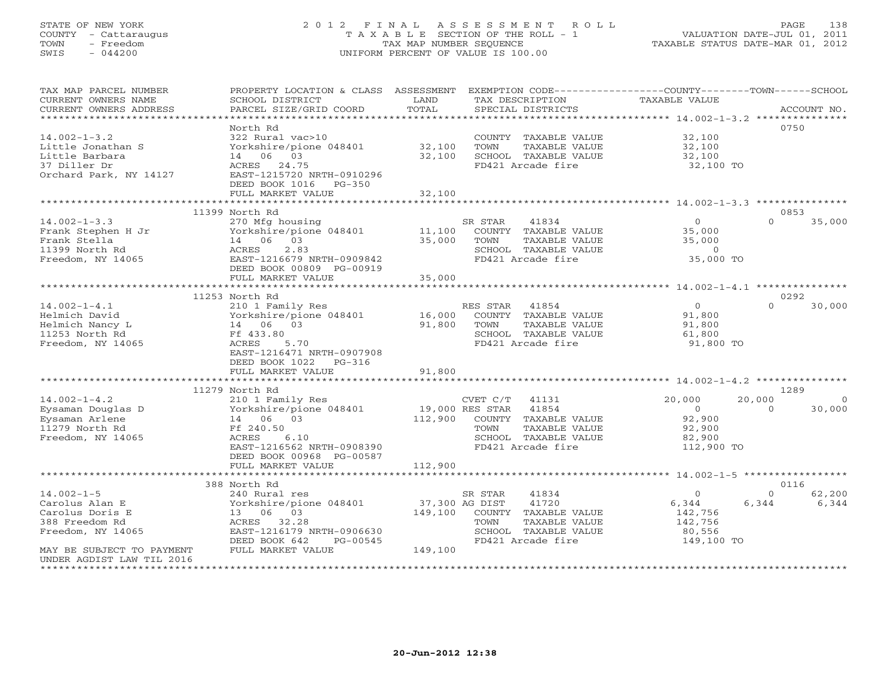STATE OF NEW YORK
COUNTY - Cattaraugus
TOWN - Freedom
SWIS - 044200

# 2012 FINAL ASSESSMENT ROLL
TAXABLE SECTION OF THE ROLL - 1
TAX MAP NUMBER SEQUENCE
UNIFORM PERCENT OF VALUE IS 100.00

VALUATION DATE-JUL 01, 2011
TAXABLE STATUS DATE-MAR 01, 2012

| TAX MAP PARCEL NUMBER / CURRENT OWNERS NAME / CURRENT OWNERS ADDRESS | PROPERTY LOCATION & CLASS / SCHOOL DISTRICT / PARCEL SIZE/GRID COORD | ASSESSMENT LAND | TOTAL | EXEMPTION CODE / TAX DESCRIPTION / SPECIAL DISTRICTS | COUNTY TAXABLE VALUE | TOWN | SCHOOL | ACCOUNT NO. |
|---|---|---|---|---|---|---|---|---|
| **14.002-1-3.2** | North Rd | | | | | | | 0750 |
| 14.002-1-3.2 | 322 Rural vac>10 | | | COUNTY TAXABLE VALUE | 32,100 | | | |
| Little Jonathan S | Yorkshire/pione 048401 | 32,100 | | TOWN TAXABLE VALUE | 32,100 | | | |
| Little Barbara | 14 06 03 | | 32,100 | SCHOOL TAXABLE VALUE | 32,100 | | | |
| 37 Diller Dr | ACRES 24.75 | | | FD421 Arcade fire | 32,100 TO | | | |
| Orchard Park, NY 14127 | EAST-1215720 NRTH-0910296 | | | | | | | |
| | DEED BOOK 1016 PG-350 | | | | | | | |
| | FULL MARKET VALUE | | 32,100 | | | | | |
| **14.002-1-3.3** | 11399 North Rd | | | | | | | 0853 |
| 14.002-1-3.3 | 270 Mfg housing | | | SR STAR 41834 | 0 | 0 | 35,000 | |
| Frank Stephen H Jr | Yorkshire/pione 048401 | 11,100 | | COUNTY TAXABLE VALUE | 35,000 | | | |
| Frank Stella | 14 06 03 | | 35,000 | TOWN TAXABLE VALUE | 35,000 | | | |
| 11399 North Rd | ACRES 2.83 | | | SCHOOL TAXABLE VALUE | 0 | | | |
| Freedom, NY 14065 | EAST-1216679 NRTH-0909842 | | | FD421 Arcade fire | 35,000 TO | | | |
| | DEED BOOK 00809 PG-00919 | | | | | | | |
| | FULL MARKET VALUE | | 35,000 | | | | | |
| **14.002-1-4.1** | 11253 North Rd | | | | | | | 0292 |
| 14.002-1-4.1 | 210 1 Family Res | | | RES STAR 41854 | 0 | 0 | 30,000 | |
| Helmich David | Yorkshire/pione 048401 | 16,000 | | COUNTY TAXABLE VALUE | 91,800 | | | |
| Helmich Nancy L | 14 06 03 | | 91,800 | TOWN TAXABLE VALUE | 91,800 | | | |
| 11253 North Rd | Ff 433.80 | | | SCHOOL TAXABLE VALUE | 61,800 | | | |
| Freedom, NY 14065 | ACRES 5.70 | | | FD421 Arcade fire | 91,800 TO | | | |
| | EAST-1216471 NRTH-0907908 | | | | | | | |
| | DEED BOOK 1022 PG-316 | | | | | | | |
| | FULL MARKET VALUE | | 91,800 | | | | | |
| **14.002-1-4.2** | 11279 North Rd | | | | | | | 1289 |
| 14.002-1-4.2 | 210 1 Family Res | | | CVET C/T 41131 | 20,000 | 20,000 | 0 | |
| Eysaman Douglas D | Yorkshire/pione 048401 | 19,000 | | RES STAR 41854 | 0 | 0 | 30,000 | |
| Eysaman Arlene | 14 06 03 | | 112,900 | COUNTY TAXABLE VALUE | 92,900 | | | |
| 11279 North Rd | Ff 240.50 | | | TOWN TAXABLE VALUE | 92,900 | | | |
| Freedom, NY 14065 | ACRES 6.10 | | | SCHOOL TAXABLE VALUE | 82,900 | | | |
| | EAST-1216562 NRTH-0908390 | | | FD421 Arcade fire | 112,900 TO | | | |
| | DEED BOOK 00968 PG-00587 | | | | | | | |
| | FULL MARKET VALUE | | 112,900 | | | | | |
| **14.002-1-5** | 388 North Rd | | | | | | | 0116 |
| 14.002-1-5 | 240 Rural res | | | SR STAR 41834 | 0 | 0 | 62,200 | |
| Carolus Alan E | Yorkshire/pione 048401 | 37,300 | | AG DIST 41720 | 6,344 | 6,344 | 6,344 | |
| Carolus Doris E | 13 06 03 | | 149,100 | COUNTY TAXABLE VALUE | 142,756 | | | |
| 388 Freedom Rd | ACRES 32.28 | | | TOWN TAXABLE VALUE | 142,756 | | | |
| Freedom, NY 14065 | EAST-1216179 NRTH-0906630 | | | SCHOOL TAXABLE VALUE | 80,556 | | | |
| | DEED BOOK 642 PG-00545 | | | FD421 Arcade fire | 149,100 TO | | | |
| MAY BE SUBJECT TO PAYMENT | FULL MARKET VALUE | | 149,100 | | | | | |
| UNDER AGDIST LAW TIL 2016 | | | | | | | | |

20-Jun-2012 12:38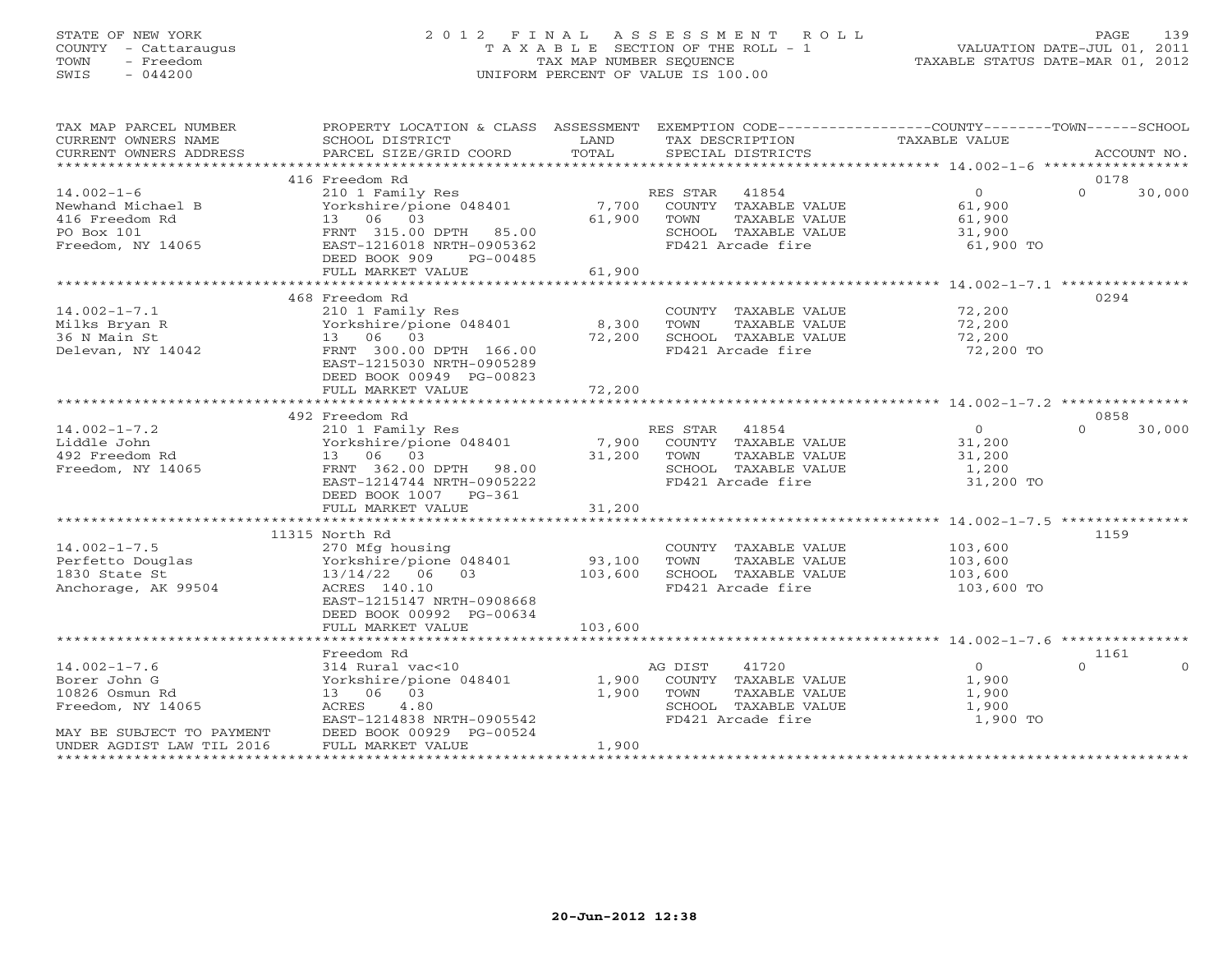STATE OF NEW YORK
COUNTY - Cattaraugus
TOWN - Freedom
SWIS - 044200

# 2012 FINAL ASSESSMENT ROLL

TAXABLE SECTION OF THE ROLL - 1
TAX MAP NUMBER SEQUENCE
UNIFORM PERCENT OF VALUE IS 100.00

VALUATION DATE-JUL 01, 2011
TAXABLE STATUS DATE-MAR 01, 2012

| TAX MAP PARCEL NUMBER / CURRENT OWNERS NAME / CURRENT OWNERS ADDRESS | PROPERTY LOCATION & CLASS / SCHOOL DISTRICT / PARCEL SIZE/GRID COORD | ASSESSMENT LAND | TOTAL | EXEMPTION CODE / TAX DESCRIPTION / SPECIAL DISTRICTS | COUNTY TAXABLE VALUE | TOWN | SCHOOL | ACCOUNT NO. |
|---|---|---|---|---|---|---|---|---|
| 14.002-1-6 | 416 Freedom Rd | | | | | | | 0178 |
| 14.002-1-6 | 210 1 Family Res | | | RES STAR 41854 | 0 | 0 | 30,000 | |
| Newhand Michael B | Yorkshire/pione 048401 | 7,700 | | COUNTY TAXABLE VALUE | 61,900 | | | |
| 416 Freedom Rd | 13 06 03 | | 61,900 | TOWN TAXABLE VALUE | 61,900 | | | |
| PO Box 101 | FRNT 315.00 DPTH 85.00 | | | SCHOOL TAXABLE VALUE | 31,900 | | | |
| Freedom, NY 14065 | EAST-1216018 NRTH-0905362 | | | FD421 Arcade fire | 61,900 TO | | | |
| | DEED BOOK 909 PG-00485 | | | | | | | |
| | FULL MARKET VALUE | | 61,900 | | | | | |
| 14.002-1-7.1 | 468 Freedom Rd | | | | | | | 0294 |
| 14.002-1-7.1 | 210 1 Family Res | | | COUNTY TAXABLE VALUE | 72,200 | | | |
| Milks Bryan R | Yorkshire/pione 048401 | 8,300 | | TOWN TAXABLE VALUE | 72,200 | | | |
| 36 N Main St | 13 06 03 | | 72,200 | SCHOOL TAXABLE VALUE | 72,200 | | | |
| Delevan, NY 14042 | FRNT 300.00 DPTH 166.00 | | | FD421 Arcade fire | 72,200 TO | | | |
| | EAST-1215030 NRTH-0905289 | | | | | | | |
| | DEED BOOK 00949 PG-00823 | | | | | | | |
| | FULL MARKET VALUE | | 72,200 | | | | | |
| 14.002-1-7.2 | 492 Freedom Rd | | | | | | | 0858 |
| 14.002-1-7.2 | 210 1 Family Res | | | RES STAR 41854 | 0 | 0 | 30,000 | |
| Liddle John | Yorkshire/pione 048401 | 7,900 | | COUNTY TAXABLE VALUE | 31,200 | | | |
| 492 Freedom Rd | 13 06 03 | | 31,200 | TOWN TAXABLE VALUE | 31,200 | | | |
| Freedom, NY 14065 | FRNT 362.00 DPTH 98.00 | | | SCHOOL TAXABLE VALUE | 1,200 | | | |
| | EAST-1214744 NRTH-0905222 | | | FD421 Arcade fire | 31,200 TO | | | |
| | DEED BOOK 1007 PG-361 | | | | | | | |
| | FULL MARKET VALUE | | 31,200 | | | | | |
| 14.002-1-7.5 | 11315 North Rd | | | | | | | 1159 |
| 14.002-1-7.5 | 270 Mfg housing | | | COUNTY TAXABLE VALUE | 103,600 | | | |
| Perfetto Douglas | Yorkshire/pione 048401 | 93,100 | | TOWN TAXABLE VALUE | 103,600 | | | |
| 1830 State St | 13/14/22 06 03 | | 103,600 | SCHOOL TAXABLE VALUE | 103,600 | | | |
| Anchorage, AK 99504 | ACRES 140.10 | | | FD421 Arcade fire | 103,600 TO | | | |
| | EAST-1215147 NRTH-0908668 | | | | | | | |
| | DEED BOOK 00992 PG-00634 | | | | | | | |
| | FULL MARKET VALUE | | 103,600 | | | | | |
| 14.002-1-7.6 | Freedom Rd | | | | | | | 1161 |
| 14.002-1-7.6 | 314 Rural vac<10 | | | AG DIST 41720 | 0 | 0 | 0 | |
| Borer John G | Yorkshire/pione 048401 | 1,900 | | COUNTY TAXABLE VALUE | 1,900 | | | |
| 10826 Osmun Rd | 13 06 03 | | 1,900 | TOWN TAXABLE VALUE | 1,900 | | | |
| Freedom, NY 14065 | ACRES 4.80 | | | SCHOOL TAXABLE VALUE | 1,900 | | | |
| | EAST-1214838 NRTH-0905542 | | | FD421 Arcade fire | 1,900 TO | | | |
| MAY BE SUBJECT TO PAYMENT | DEED BOOK 00929 PG-00524 | | | | | | | |
| UNDER AGDIST LAW TIL 2016 | FULL MARKET VALUE | | 1,900 | | | | | |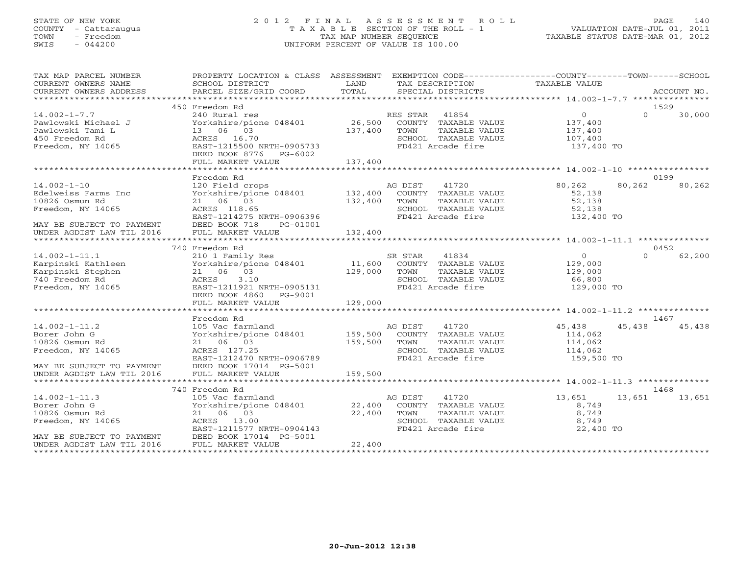STATE OF NEW YORK
COUNTY - Cattaraugus
TOWN - Freedom
SWIS - 044200

# 2012 FINAL ASSESSMENT ROLL
TAXABLE SECTION OF THE ROLL - 1
TAX MAP NUMBER SEQUENCE
UNIFORM PERCENT OF VALUE IS 100.00

VALUATION DATE-JUL 01, 2011
TAXABLE STATUS DATE-MAR 01, 2012

| TAX MAP PARCEL NUMBER / CURRENT OWNERS NAME / CURRENT OWNERS ADDRESS | PROPERTY LOCATION & CLASS / SCHOOL DISTRICT / PARCEL SIZE/GRID COORD | ASSESSMENT LAND / TOTAL | EXEMPTION CODE / TAX DESCRIPTION / SPECIAL DISTRICTS | COUNTY TAXABLE VALUE | TOWN | SCHOOL / ACCOUNT NO. |
|---|---|---|---|---|---|---|
| 14.002-1-7.7 | 450 Freedom Rd | | | | | 1529 |
| Pawlowski Michael J | 240 Rural res | | RES STAR 41854 | 0 | 0 | 30,000 |
| Pawlowski Tami L | Yorkshire/pione 048401 | 26,500 | COUNTY TAXABLE VALUE | 137,400 | | |
| 450 Freedom Rd | 13 06 03 | 137,400 | TOWN TAXABLE VALUE | 137,400 | | |
| Freedom, NY 14065 | ACRES 16.70 | | SCHOOL TAXABLE VALUE | 107,400 | | |
| | EAST-1215500 NRTH-0905733 | | FD421 Arcade fire | 137,400 TO | | |
| | DEED BOOK 8776 PG-6002 | | | | | |
| | FULL MARKET VALUE | 137,400 | | | | |
| 14.002-1-10 | Freedom Rd | | | | | 0199 |
| Edelweiss Farms Inc | 120 Field crops | | AG DIST 41720 | 80,262 | 80,262 | 80,262 |
| 10826 Osmun Rd | Yorkshire/pione 048401 | 132,400 | COUNTY TAXABLE VALUE | 52,138 | | |
| Freedom, NY 14065 | 21 06 03 | 132,400 | TOWN TAXABLE VALUE | 52,138 | | |
| | ACRES 118.65 | | SCHOOL TAXABLE VALUE | 52,138 | | |
| | EAST-1214275 NRTH-0906396 | | FD421 Arcade fire | 132,400 TO | | |
| MAY BE SUBJECT TO PAYMENT | DEED BOOK 718 PG-01001 | | | | | |
| UNDER AGDIST LAW TIL 2016 | FULL MARKET VALUE | 132,400 | | | | |
| 14.002-1-11.1 | 740 Freedom Rd | | | | | 0452 |
| Karpinski Kathleen | 210 1 Family Res | | SR STAR 41834 | 0 | 0 | 62,200 |
| Karpinski Stephen | Yorkshire/pione 048401 | 11,600 | COUNTY TAXABLE VALUE | 129,000 | | |
| 740 Freedom Rd | 21 06 03 | 129,000 | TOWN TAXABLE VALUE | 129,000 | | |
| Freedom, NY 14065 | ACRES 3.10 | | SCHOOL TAXABLE VALUE | 66,800 | | |
| | EAST-1211921 NRTH-0905131 | | FD421 Arcade fire | 129,000 TO | | |
| | DEED BOOK 4860 PG-9001 | | | | | |
| | FULL MARKET VALUE | 129,000 | | | | |
| 14.002-1-11.2 | Freedom Rd | | | | | 1467 |
| Borer John G | 105 Vac farmland | | AG DIST 41720 | 45,438 | 45,438 | 45,438 |
| 10826 Osmun Rd | Yorkshire/pione 048401 | 159,500 | COUNTY TAXABLE VALUE | 114,062 | | |
| Freedom, NY 14065 | 21 06 03 | 159,500 | TOWN TAXABLE VALUE | 114,062 | | |
| | ACRES 127.25 | | SCHOOL TAXABLE VALUE | 114,062 | | |
| | EAST-1212470 NRTH-0906789 | | FD421 Arcade fire | 159,500 TO | | |
| MAY BE SUBJECT TO PAYMENT | DEED BOOK 17014 PG-5001 | | | | | |
| UNDER AGDIST LAW TIL 2016 | FULL MARKET VALUE | 159,500 | | | | |
| 14.002-1-11.3 | 740 Freedom Rd | | | | | 1468 |
| Borer John G | 105 Vac farmland | | AG DIST 41720 | 13,651 | 13,651 | 13,651 |
| 10826 Osmun Rd | Yorkshire/pione 048401 | 22,400 | COUNTY TAXABLE VALUE | 8,749 | | |
| Freedom, NY 14065 | 21 06 03 | 22,400 | TOWN TAXABLE VALUE | 8,749 | | |
| | ACRES 13.00 | | SCHOOL TAXABLE VALUE | 8,749 | | |
| | EAST-1211577 NRTH-0904143 | | FD421 Arcade fire | 22,400 TO | | |
| MAY BE SUBJECT TO PAYMENT | DEED BOOK 17014 PG-5001 | | | | | |
| UNDER AGDIST LAW TIL 2016 | FULL MARKET VALUE | 22,400 | | | | |

20-Jun-2012 12:38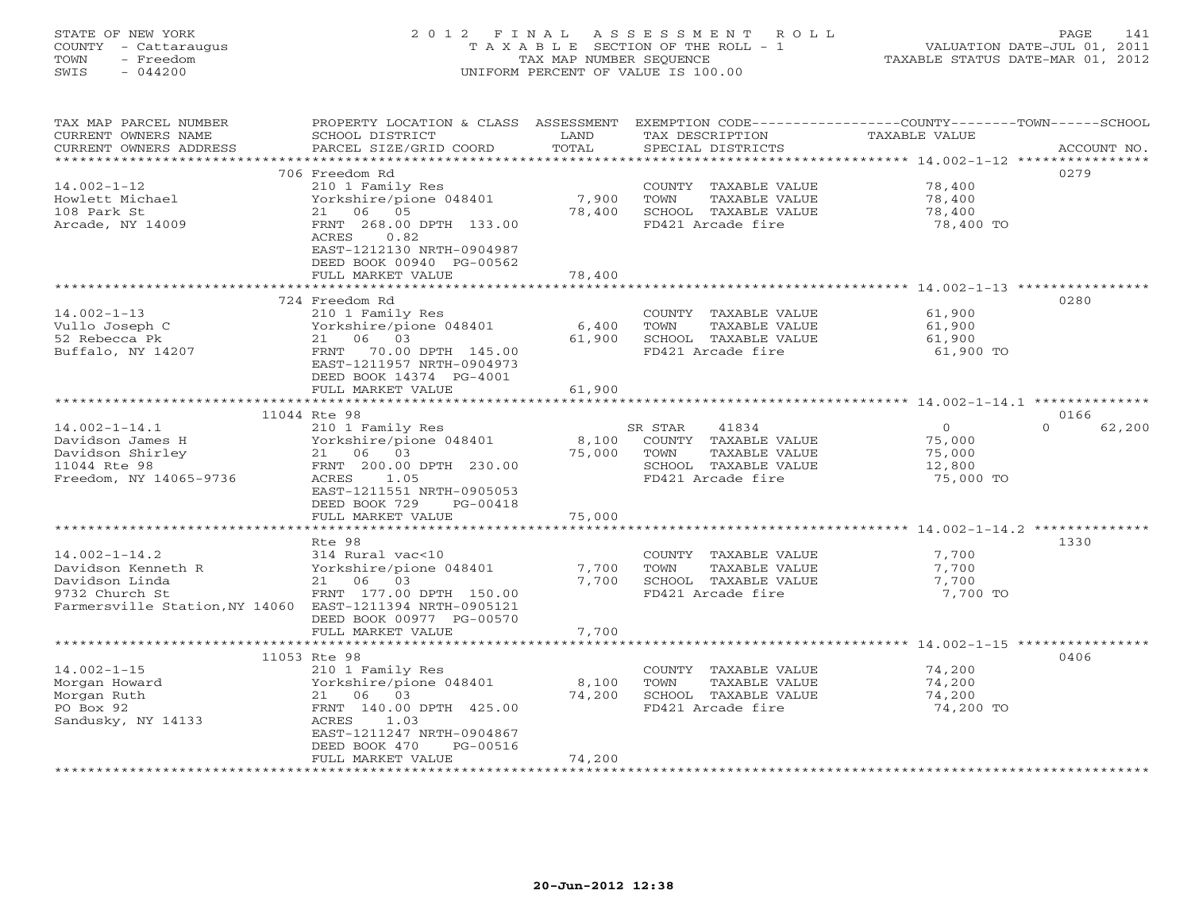STATE OF NEW YORK
COUNTY - Cattaraugus
TOWN - Freedom
SWIS - 044200

# 2012 FINAL ASSESSMENT ROLL

TAXABLE SECTION OF THE ROLL - 1
TAX MAP NUMBER SEQUENCE
UNIFORM PERCENT OF VALUE IS 100.00

VALUATION DATE-JUL 01, 2011
TAXABLE STATUS DATE-MAR 01, 2012

| TAX MAP PARCEL NUMBER / CURRENT OWNERS NAME / CURRENT OWNERS ADDRESS | PROPERTY LOCATION & CLASS / SCHOOL DISTRICT / PARCEL SIZE/GRID COORD | ASSESSMENT LAND | TOTAL | EXEMPTION CODE / TAX DESCRIPTION / SPECIAL DISTRICTS | COUNTY TAXABLE VALUE | TOWN | SCHOOL | ACCOUNT NO. |
|---|---|---|---|---|---|---|---|---|
| 14.002-1-12 | 706 Freedom Rd | | | | | | | 0279 |
| Howlett Michael | 210 1 Family Res | | | COUNTY TAXABLE VALUE | 78,400 | | | |
| 108 Park St | Yorkshire/pione 048401 | 7,900 | | TOWN TAXABLE VALUE | 78,400 | | | |
| Arcade, NY 14009 | 21 06 05 | | 78,400 | SCHOOL TAXABLE VALUE | 78,400 | | | |
| | FRNT 268.00 DPTH 133.00 | | | FD421 Arcade fire | 78,400 TO | | | |
| | ACRES 0.82 | | | | | | | |
| | EAST-1212130 NRTH-0904987 | | | | | | | |
| | DEED BOOK 00940 PG-00562 | | | | | | | |
| | FULL MARKET VALUE | | 78,400 | | | | | |
| 14.002-1-13 | 724 Freedom Rd | | | | | | | 0280 |
| Vullo Joseph C | 210 1 Family Res | | | COUNTY TAXABLE VALUE | 61,900 | | | |
| 52 Rebecca Pk | Yorkshire/pione 048401 | 6,400 | | TOWN TAXABLE VALUE | 61,900 | | | |
| Buffalo, NY 14207 | 21 06 03 | | 61,900 | SCHOOL TAXABLE VALUE | 61,900 | | | |
| | FRNT 70.00 DPTH 145.00 | | | FD421 Arcade fire | 61,900 TO | | | |
| | EAST-1211957 NRTH-0904973 | | | | | | | |
| | DEED BOOK 14374 PG-4001 | | | | | | | |
| | FULL MARKET VALUE | | 61,900 | | | | | |
| 14.002-1-14.1 | 11044 Rte 98 | | | | | | | 0166 |
| Davidson James H | 210 1 Family Res | | | SR STAR 41834 | 0 | | 0 | 62,200 |
| Davidson Shirley | Yorkshire/pione 048401 | 8,100 | | COUNTY TAXABLE VALUE | 75,000 | | | |
| 11044 Rte 98 | 21 06 03 | | 75,000 | TOWN TAXABLE VALUE | 75,000 | | | |
| Freedom, NY 14065-9736 | FRNT 200.00 DPTH 230.00 | | | SCHOOL TAXABLE VALUE | 12,800 | | | |
| | ACRES 1.05 | | | FD421 Arcade fire | 75,000 TO | | | |
| | EAST-1211551 NRTH-0905053 | | | | | | | |
| | DEED BOOK 729 PG-00418 | | | | | | | |
| | FULL MARKET VALUE | | 75,000 | | | | | |
| 14.002-1-14.2 | Rte 98 | | | | | | | 1330 |
| Davidson Kenneth R | 314 Rural vac<10 | | | COUNTY TAXABLE VALUE | 7,700 | | | |
| Davidson Linda | Yorkshire/pione 048401 | 7,700 | | TOWN TAXABLE VALUE | 7,700 | | | |
| 9732 Church St | 21 06 03 | | 7,700 | SCHOOL TAXABLE VALUE | 7,700 | | | |
| Farmersville Station,NY 14060 | FRNT 177.00 DPTH 150.00 | | | FD421 Arcade fire | 7,700 TO | | | |
| | EAST-1211394 NRTH-0905121 | | | | | | | |
| | DEED BOOK 00977 PG-00570 | | | | | | | |
| | FULL MARKET VALUE | | 7,700 | | | | | |
| 14.002-1-15 | 11053 Rte 98 | | | | | | | 0406 |
| Morgan Howard | 210 1 Family Res | | | COUNTY TAXABLE VALUE | 74,200 | | | |
| Morgan Ruth | Yorkshire/pione 048401 | 8,100 | | TOWN TAXABLE VALUE | 74,200 | | | |
| PO Box 92 | 21 06 03 | | 74,200 | SCHOOL TAXABLE VALUE | 74,200 | | | |
| Sandusky, NY 14133 | FRNT 140.00 DPTH 425.00 | | | FD421 Arcade fire | 74,200 TO | | | |
| | ACRES 1.03 | | | | | | | |
| | EAST-1211247 NRTH-0904867 | | | | | | | |
| | DEED BOOK 470 PG-00516 | | | | | | | |
| | FULL MARKET VALUE | | 74,200 | | | | | |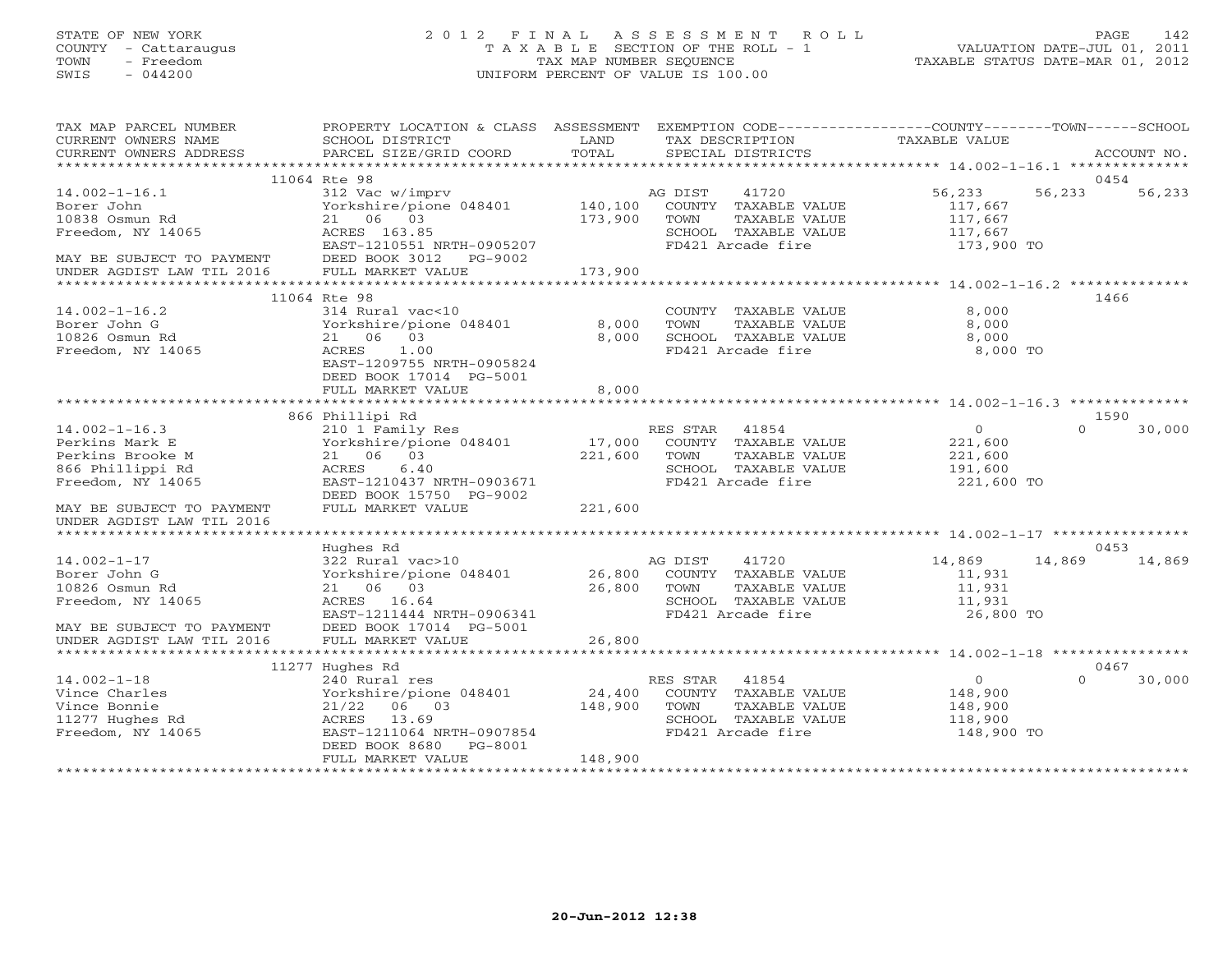STATE OF NEW YORK
COUNTY - Cattaraugus
TOWN - Freedom
SWIS - 044200

# 2012 FINAL ASSESSMENT ROLL

TAXABLE SECTION OF THE ROLL - 1
TAX MAP NUMBER SEQUENCE
UNIFORM PERCENT OF VALUE IS 100.00

VALUATION DATE-JUL 01, 2011
TAXABLE STATUS DATE-MAR 01, 2012

| TAX MAP PARCEL NUMBER / CURRENT OWNERS NAME / CURRENT OWNERS ADDRESS | PROPERTY LOCATION & CLASS / SCHOOL DISTRICT / PARCEL SIZE/GRID COORD | ASSESSMENT LAND | TOTAL | EXEMPTION CODE / TAX DESCRIPTION / SPECIAL DISTRICTS | COUNTY TAXABLE VALUE | TOWN | SCHOOL | ACCOUNT NO. |
|---|---|---|---|---|---|---|---|---|
| **14.002-1-16.1** | 11064 Rte 98 | | | | | | | 0454 |
| 14.002-1-16.1 | 312 Vac w/imprv | | | AG DIST 41720 | 56,233 | 56,233 | 56,233 | |
| Borer John | Yorkshire/pione 048401 | 140,100 | | COUNTY TAXABLE VALUE | 117,667 | | | |
| 10838 Osmun Rd | 21 06 03 | | 173,900 | TOWN TAXABLE VALUE | 117,667 | | | |
| Freedom, NY 14065 | ACRES 163.85 | | | SCHOOL TAXABLE VALUE | 117,667 | | | |
| | EAST-1210551 NRTH-0905207 | | | FD421 Arcade fire | 173,900 TO | | | |
| MAY BE SUBJECT TO PAYMENT | DEED BOOK 3012 PG-9002 | | | | | | | |
| UNDER AGDIST LAW TIL 2016 | FULL MARKET VALUE | | 173,900 | | | | | |
| **14.002-1-16.2** | 11064 Rte 98 | | | | | | | 1466 |
| 14.002-1-16.2 | 314 Rural vac<10 | | | COUNTY TAXABLE VALUE | 8,000 | | | |
| Borer John G | Yorkshire/pione 048401 | 8,000 | | TOWN TAXABLE VALUE | 8,000 | | | |
| 10826 Osmun Rd | 21 06 03 | | 8,000 | SCHOOL TAXABLE VALUE | 8,000 | | | |
| Freedom, NY 14065 | ACRES 1.00 | | | FD421 Arcade fire | 8,000 TO | | | |
| | EAST-1209755 NRTH-0905824 | | | | | | | |
| | DEED BOOK 17014 PG-5001 | | | | | | | |
| | FULL MARKET VALUE | | 8,000 | | | | | |
| **14.002-1-16.3** | 866 Phillipi Rd | | | | | | | 1590 |
| 14.002-1-16.3 | 210 1 Family Res | | | RES STAR 41854 | 0 | 0 | 30,000 | |
| Perkins Mark E | Yorkshire/pione 048401 | 17,000 | | COUNTY TAXABLE VALUE | 221,600 | | | |
| Perkins Brooke M | 21 06 03 | | 221,600 | TOWN TAXABLE VALUE | 221,600 | | | |
| 866 Phillippi Rd | ACRES 6.40 | | | SCHOOL TAXABLE VALUE | 191,600 | | | |
| Freedom, NY 14065 | EAST-1210437 NRTH-0903671 | | | FD421 Arcade fire | 221,600 TO | | | |
| | DEED BOOK 15750 PG-9002 | | | | | | | |
| MAY BE SUBJECT TO PAYMENT | FULL MARKET VALUE | | 221,600 | | | | | |
| UNDER AGDIST LAW TIL 2016 | | | | | | | | |
| **14.002-1-17** | Hughes Rd | | | | | | | 0453 |
| 14.002-1-17 | 322 Rural vac>10 | | | AG DIST 41720 | 14,869 | 14,869 | 14,869 | |
| Borer John G | Yorkshire/pione 048401 | 26,800 | | COUNTY TAXABLE VALUE | 11,931 | | | |
| 10826 Osmun Rd | 21 06 03 | | 26,800 | TOWN TAXABLE VALUE | 11,931 | | | |
| Freedom, NY 14065 | ACRES 16.64 | | | SCHOOL TAXABLE VALUE | 11,931 | | | |
| | EAST-1211444 NRTH-0906341 | | | FD421 Arcade fire | 26,800 TO | | | |
| MAY BE SUBJECT TO PAYMENT | DEED BOOK 17014 PG-5001 | | | | | | | |
| UNDER AGDIST LAW TIL 2016 | FULL MARKET VALUE | | 26,800 | | | | | |
| **14.002-1-18** | 11277 Hughes Rd | | | | | | | 0467 |
| 14.002-1-18 | 240 Rural res | | | RES STAR 41854 | 0 | 0 | 30,000 | |
| Vince Charles | Yorkshire/pione 048401 | 24,400 | | COUNTY TAXABLE VALUE | 148,900 | | | |
| Vince Bonnie | 21/22 06 03 | | 148,900 | TOWN TAXABLE VALUE | 148,900 | | | |
| 11277 Hughes Rd | ACRES 13.69 | | | SCHOOL TAXABLE VALUE | 118,900 | | | |
| Freedom, NY 14065 | EAST-1211064 NRTH-0907854 | | | FD421 Arcade fire | 148,900 TO | | | |
| | DEED BOOK 8680 PG-8001 | | | | | | | |
| | FULL MARKET VALUE | | 148,900 | | | | | |

20-Jun-2012 12:38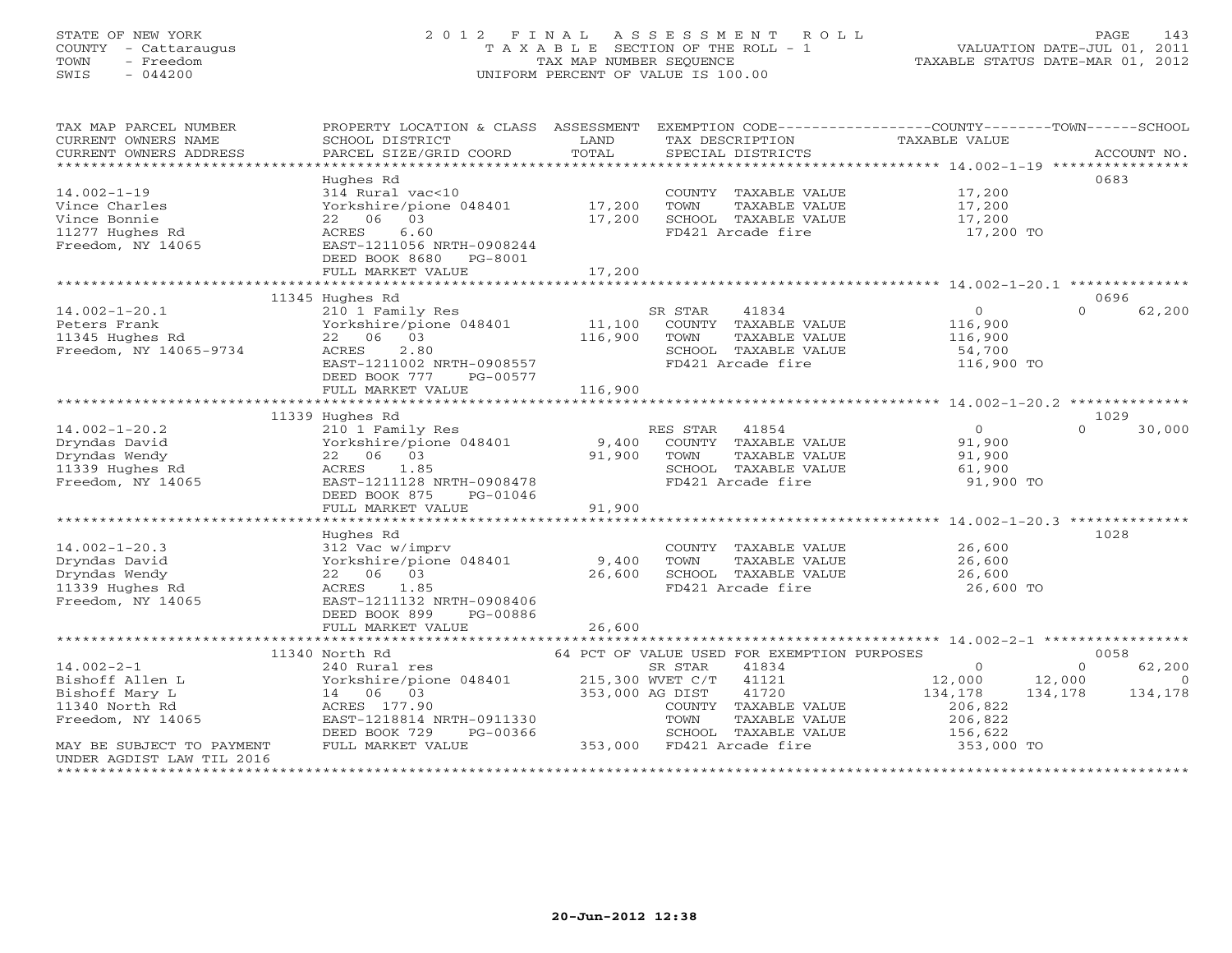STATE OF NEW YORK
COUNTY - Cattaraugus
TOWN - Freedom
SWIS - 044200

# 2012 FINAL ASSESSMENT ROLL

TAXABLE SECTION OF THE ROLL - 1
TAX MAP NUMBER SEQUENCE
UNIFORM PERCENT OF VALUE IS 100.00

VALUATION DATE-JUL 01, 2011
TAXABLE STATUS DATE-MAR 01, 2012

| TAX MAP PARCEL NUMBER / CURRENT OWNERS NAME / CURRENT OWNERS ADDRESS | PROPERTY LOCATION & CLASS / SCHOOL DISTRICT / PARCEL SIZE/GRID COORD | ASSESSMENT LAND | TOTAL | EXEMPTION CODE / TAX DESCRIPTION / SPECIAL DISTRICTS | COUNTY TAXABLE VALUE | TOWN | SCHOOL | ACCOUNT NO. |
|---|---|---|---|---|---|---|---|---|
| **14.002-1-19** | Hughes Rd | | | | | | | 0683 |
| Vince Charles | 314 Rural vac<10 | | | COUNTY TAXABLE VALUE | 17,200 | | | |
| Vince Bonnie | Yorkshire/pione 048401 | 17,200 | | TOWN TAXABLE VALUE | 17,200 | | | |
| 11277 Hughes Rd | 22 06 03 | | 17,200 | SCHOOL TAXABLE VALUE | 17,200 | | | |
| Freedom, NY 14065 | ACRES 6.60 | | | FD421 Arcade fire | 17,200 TO | | | |
| | EAST-1211056 NRTH-0908244 | | | | | | | |
| | DEED BOOK 8680 PG-8001 | | | | | | | |
| | FULL MARKET VALUE | | 17,200 | | | | | |
| **14.002-1-20.1** | 11345 Hughes Rd | | | | | | | 0696 |
| Peters Frank | 210 1 Family Res | | | SR STAR 41834 | 0 | 0 | 62,200 | |
| 11345 Hughes Rd | Yorkshire/pione 048401 | 11,100 | | COUNTY TAXABLE VALUE | 116,900 | | | |
| Freedom, NY 14065-9734 | 22 06 03 | | 116,900 | TOWN TAXABLE VALUE | 116,900 | | | |
| | ACRES 2.80 | | | SCHOOL TAXABLE VALUE | 54,700 | | | |
| | EAST-1211002 NRTH-0908557 | | | FD421 Arcade fire | 116,900 TO | | | |
| | DEED BOOK 777 PG-00577 | | | | | | | |
| | FULL MARKET VALUE | | 116,900 | | | | | |
| **14.002-1-20.2** | 11339 Hughes Rd | | | | | | | 1029 |
| Dryndas David | 210 1 Family Res | | | RES STAR 41854 | 0 | 0 | 30,000 | |
| Dryndas Wendy | Yorkshire/pione 048401 | 9,400 | | COUNTY TAXABLE VALUE | 91,900 | | | |
| 11339 Hughes Rd | 22 06 03 | | 91,900 | TOWN TAXABLE VALUE | 91,900 | | | |
| Freedom, NY 14065 | ACRES 1.85 | | | SCHOOL TAXABLE VALUE | 61,900 | | | |
| | EAST-1211128 NRTH-0908478 | | | FD421 Arcade fire | 91,900 TO | | | |
| | DEED BOOK 875 PG-01046 | | | | | | | |
| | FULL MARKET VALUE | | 91,900 | | | | | |
| **14.002-1-20.3** | Hughes Rd | | | | | | | 1028 |
| Dryndas David | 312 Vac w/imprv | | | COUNTY TAXABLE VALUE | 26,600 | | | |
| Dryndas Wendy | Yorkshire/pione 048401 | 9,400 | | TOWN TAXABLE VALUE | 26,600 | | | |
| 11339 Hughes Rd | 22 06 03 | | 26,600 | SCHOOL TAXABLE VALUE | 26,600 | | | |
| Freedom, NY 14065 | ACRES 1.85 | | | FD421 Arcade fire | 26,600 TO | | | |
| | EAST-1211132 NRTH-0908406 | | | | | | | |
| | DEED BOOK 899 PG-00886 | | | | | | | |
| | FULL MARKET VALUE | | 26,600 | | | | | |
| **14.002-2-1** | 11340 North Rd | | | 64 PCT OF VALUE USED FOR EXEMPTION PURPOSES | | | | 0058 |
| Bishoff Allen L | 240 Rural res | | | SR STAR 41834 | 0 | 0 | 62,200 | |
| Bishoff Mary L | Yorkshire/pione 048401 | 215,300 | | WVET C/T 41121 | 12,000 | 12,000 | 0 | |
| 11340 North Rd | 14 06 03 | | 353,000 | AG DIST 41720 | 134,178 | 134,178 | 134,178 | |
| Freedom, NY 14065 | ACRES 177.90 | | | COUNTY TAXABLE VALUE | 206,822 | | | |
| | EAST-1218814 NRTH-0911330 | | | TOWN TAXABLE VALUE | 206,822 | | | |
| | DEED BOOK 729 PG-00366 | | | SCHOOL TAXABLE VALUE | 156,622 | | | |
| MAY BE SUBJECT TO PAYMENT | FULL MARKET VALUE | | 353,000 | FD421 Arcade fire | 353,000 TO | | | |
| UNDER AGDIST LAW TIL 2016 | | | | | | | | |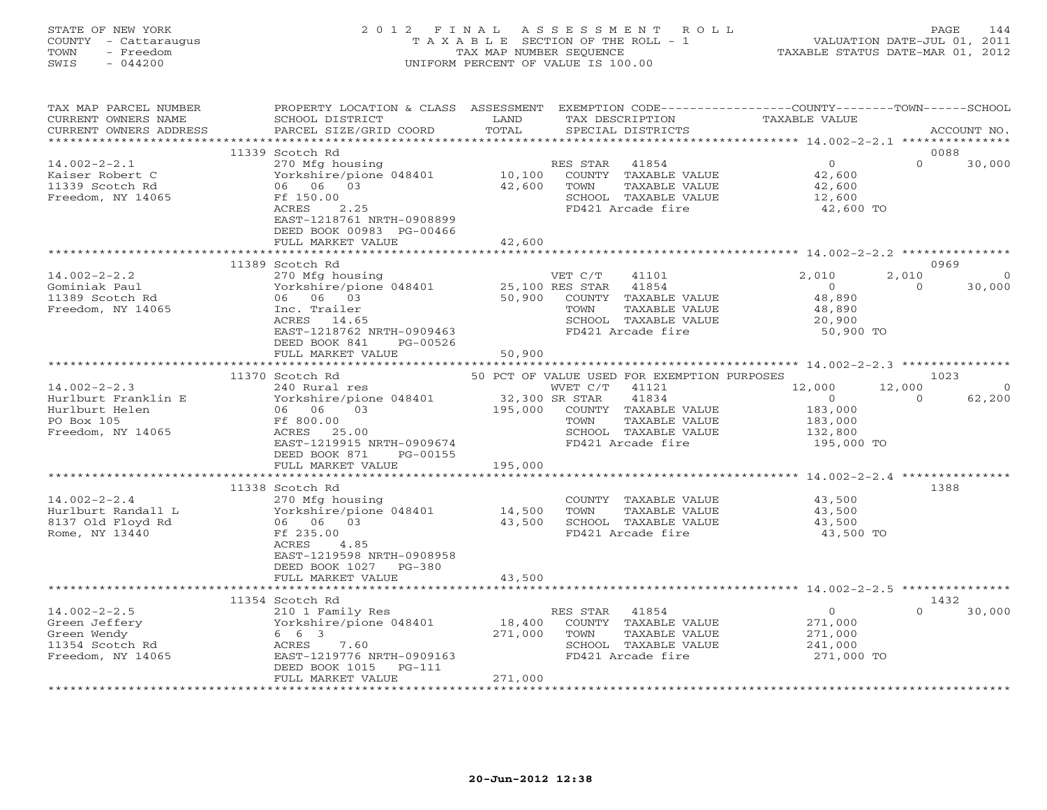STATE OF NEW YORK
COUNTY - Cattaraugus
TOWN - Freedom
SWIS - 044200

# 2012 FINAL ASSESSMENT ROLL
TAXABLE SECTION OF THE ROLL - 1
TAX MAP NUMBER SEQUENCE
UNIFORM PERCENT OF VALUE IS 100.00

VALUATION DATE-JUL 01, 2011
TAXABLE STATUS DATE-MAR 01, 2012

| TAX MAP PARCEL NUMBER / CURRENT OWNERS NAME / CURRENT OWNERS ADDRESS | PROPERTY LOCATION & CLASS / SCHOOL DISTRICT / PARCEL SIZE/GRID COORD | ASSESSMENT LAND / TOTAL | EXEMPTION CODE / TAX DESCRIPTION / SPECIAL DISTRICTS | COUNTY TAXABLE VALUE | TOWN | SCHOOL / ACCOUNT NO. |
|---|---|---|---|---|---|---|
| | 11339 Scotch Rd | | | | | 0088 |
| 14.002-2-2.1 | 270 Mfg housing | | RES STAR 41854 | 0 | 0 | 30,000 |
| Kaiser Robert C | Yorkshire/pione 048401 | 10,100 | COUNTY TAXABLE VALUE | 42,600 | | |
| 11339 Scotch Rd | 06 06 03 | 42,600 | TOWN TAXABLE VALUE | 42,600 | | |
| Freedom, NY 14065 | Ff 150.00 | | SCHOOL TAXABLE VALUE | 12,600 | | |
| | ACRES 2.25 | | FD421 Arcade fire | 42,600 TO | | |
| | EAST-1218761 NRTH-0908899 | | | | | |
| | DEED BOOK 00983 PG-00466 | | | | | |
| | FULL MARKET VALUE | 42,600 | | | | |
| | 11389 Scotch Rd | | | | | 0969 |
| 14.002-2-2.2 | 270 Mfg housing | | VET C/T 41101 | 2,010 | 2,010 | 0 |
| Gominiak Paul | Yorkshire/pione 048401 | 25,100 | RES STAR 41854 | 0 | 0 | 30,000 |
| 11389 Scotch Rd | 06 06 03 | 50,900 | COUNTY TAXABLE VALUE | 48,890 | | |
| Freedom, NY 14065 | Inc. Trailer | | TOWN TAXABLE VALUE | 48,890 | | |
| | ACRES 14.65 | | SCHOOL TAXABLE VALUE | 20,900 | | |
| | EAST-1218762 NRTH-0909463 | | FD421 Arcade fire | 50,900 TO | | |
| | DEED BOOK 841 PG-00526 | | | | | |
| | FULL MARKET VALUE | 50,900 | | | | |
| | 11370 Scotch Rd | | 50 PCT OF VALUE USED FOR EXEMPTION PURPOSES | | | 1023 |
| 14.002-2-2.3 | 240 Rural res | | WVET C/T 41121 | 12,000 | 12,000 | 0 |
| Hurlburt Franklin E | Yorkshire/pione 048401 | 32,300 | SR STAR 41834 | 0 | 0 | 62,200 |
| Hurlburt Helen | 06 06 03 | 195,000 | COUNTY TAXABLE VALUE | 183,000 | | |
| PO Box 105 | Ff 800.00 | | TOWN TAXABLE VALUE | 183,000 | | |
| Freedom, NY 14065 | ACRES 25.00 | | SCHOOL TAXABLE VALUE | 132,800 | | |
| | EAST-1219915 NRTH-0909674 | | FD421 Arcade fire | 195,000 TO | | |
| | DEED BOOK 871 PG-00155 | | | | | |
| | FULL MARKET VALUE | 195,000 | | | | |
| | 11338 Scotch Rd | | | | | 1388 |
| 14.002-2-2.4 | 270 Mfg housing | | COUNTY TAXABLE VALUE | 43,500 | | |
| Hurlburt Randall L | Yorkshire/pione 048401 | 14,500 | TOWN TAXABLE VALUE | 43,500 | | |
| 8137 Old Floyd Rd | 06 06 03 | 43,500 | SCHOOL TAXABLE VALUE | 43,500 | | |
| Rome, NY 13440 | Ff 235.00 | | FD421 Arcade fire | 43,500 TO | | |
| | ACRES 4.85 | | | | | |
| | EAST-1219598 NRTH-0908958 | | | | | |
| | DEED BOOK 1027 PG-380 | | | | | |
| | FULL MARKET VALUE | 43,500 | | | | |
| | 11354 Scotch Rd | | | | | 1432 |
| 14.002-2-2.5 | 210 1 Family Res | | RES STAR 41854 | 0 | 0 | 30,000 |
| Green Jeffery | Yorkshire/pione 048401 | 18,400 | COUNTY TAXABLE VALUE | 271,000 | | |
| Green Wendy | 6 6 3 | 271,000 | TOWN TAXABLE VALUE | 271,000 | | |
| 11354 Scotch Rd | ACRES 7.60 | | SCHOOL TAXABLE VALUE | 241,000 | | |
| Freedom, NY 14065 | EAST-1219776 NRTH-0909163 | | FD421 Arcade fire | 271,000 TO | | |
| | DEED BOOK 1015 PG-111 | | | | | |
| | FULL MARKET VALUE | 271,000 | | | | |

20-Jun-2012 12:38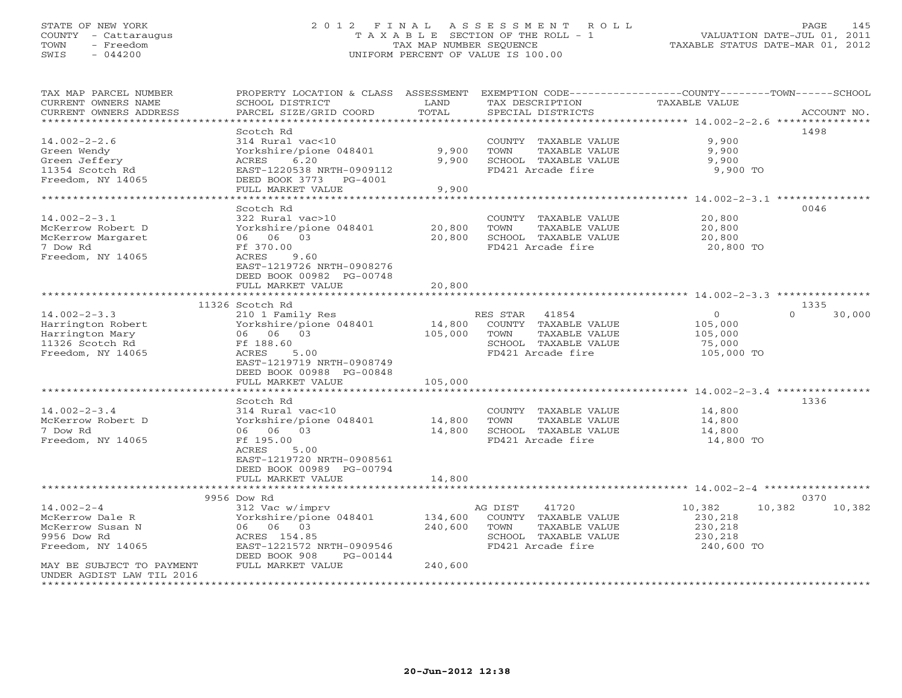STATE OF NEW YORK
COUNTY - Cattaraugus
TOWN - Freedom
SWIS - 044200

# 2012 FINAL ASSESSMENT ROLL

TAXABLE SECTION OF THE ROLL - 1
TAX MAP NUMBER SEQUENCE
UNIFORM PERCENT OF VALUE IS 100.00

VALUATION DATE-JUL 01, 2011
TAXABLE STATUS DATE-MAR 01, 2012

| TAX MAP PARCEL NUMBER / CURRENT OWNERS NAME / CURRENT OWNERS ADDRESS | PROPERTY LOCATION & CLASS / SCHOOL DISTRICT / PARCEL SIZE/GRID COORD | ASSESSMENT LAND | TOTAL | EXEMPTION CODE / TAX DESCRIPTION / SPECIAL DISTRICTS | COUNTY TAXABLE VALUE | TOWN | SCHOOL | ACCOUNT NO. |
|---|---|---|---|---|---|---|---|---|
| **14.002-2-2.6** | Scotch Rd | | | | | | | 1498 |
| 14.002-2-2.6 | 314 Rural vac<10 | | | COUNTY TAXABLE VALUE | 9,900 | | | |
| Green Wendy | Yorkshire/pione 048401 | 9,900 | | TOWN TAXABLE VALUE | 9,900 | | | |
| Green Jeffery | ACRES 6.20 | | 9,900 | SCHOOL TAXABLE VALUE | 9,900 | | | |
| 11354 Scotch Rd | EAST-1220538 NRTH-0909112 | | | FD421 Arcade fire | 9,900 TO | | | |
| Freedom, NY 14065 | DEED BOOK 3773 PG-4001 | | | | | | | |
| | FULL MARKET VALUE | | 9,900 | | | | | |
| **14.002-2-3.1** | Scotch Rd | | | | | | | 0046 |
| 14.002-2-3.1 | 322 Rural vac>10 | | | COUNTY TAXABLE VALUE | 20,800 | | | |
| McKerrow Robert D | Yorkshire/pione 048401 | 20,800 | | TOWN TAXABLE VALUE | 20,800 | | | |
| McKerrow Margaret | 06 06 03 | | 20,800 | SCHOOL TAXABLE VALUE | 20,800 | | | |
| 7 Dow Rd | Ff 370.00 | | | FD421 Arcade fire | 20,800 TO | | | |
| Freedom, NY 14065 | ACRES 9.60 | | | | | | | |
| | EAST-1219726 NRTH-0908276 | | | | | | | |
| | DEED BOOK 00982 PG-00748 | | | | | | | |
| | FULL MARKET VALUE | | 20,800 | | | | | |
| **14.002-2-3.3** | 11326 Scotch Rd | | | | | | | 1335 |
| 14.002-2-3.3 | 210 1 Family Res | | | RES STAR 41854 | 0 | 0 | 30,000 | |
| Harrington Robert | Yorkshire/pione 048401 | 14,800 | | COUNTY TAXABLE VALUE | 105,000 | | | |
| Harrington Mary | 06 06 03 | | 105,000 | TOWN TAXABLE VALUE | 105,000 | | | |
| 11326 Scotch Rd | Ff 188.60 | | | SCHOOL TAXABLE VALUE | 75,000 | | | |
| Freedom, NY 14065 | ACRES 5.00 | | | FD421 Arcade fire | 105,000 TO | | | |
| | EAST-1219719 NRTH-0908749 | | | | | | | |
| | DEED BOOK 00988 PG-00848 | | | | | | | |
| | FULL MARKET VALUE | | 105,000 | | | | | |
| **14.002-2-3.4** | Scotch Rd | | | | | | | 1336 |
| 14.002-2-3.4 | 314 Rural vac<10 | | | COUNTY TAXABLE VALUE | 14,800 | | | |
| McKerrow Robert D | Yorkshire/pione 048401 | 14,800 | | TOWN TAXABLE VALUE | 14,800 | | | |
| 7 Dow Rd | 06 06 03 | | 14,800 | SCHOOL TAXABLE VALUE | 14,800 | | | |
| Freedom, NY 14065 | Ff 195.00 | | | FD421 Arcade fire | 14,800 TO | | | |
| | ACRES 5.00 | | | | | | | |
| | EAST-1219720 NRTH-0908561 | | | | | | | |
| | DEED BOOK 00989 PG-00794 | | | | | | | |
| | FULL MARKET VALUE | | 14,800 | | | | | |
| **14.002-2-4** | 9956 Dow Rd | | | | | | | 0370 |
| 14.002-2-4 | 312 Vac w/imprv | | | AG DIST 41720 | 10,382 | 10,382 | 10,382 | |
| McKerrow Dale R | Yorkshire/pione 048401 | 134,600 | | COUNTY TAXABLE VALUE | 230,218 | | | |
| McKerrow Susan N | 06 06 03 | | 240,600 | TOWN TAXABLE VALUE | 230,218 | | | |
| 9956 Dow Rd | ACRES 154.85 | | | SCHOOL TAXABLE VALUE | 230,218 | | | |
| Freedom, NY 14065 | EAST-1221572 NRTH-0909546 | | | FD421 Arcade fire | 240,600 TO | | | |
| | DEED BOOK 908 PG-00144 | | | | | | | |
| MAY BE SUBJECT TO PAYMENT UNDER AGDIST LAW TIL 2016 | FULL MARKET VALUE | | 240,600 | | | | | |

20-Jun-2012 12:38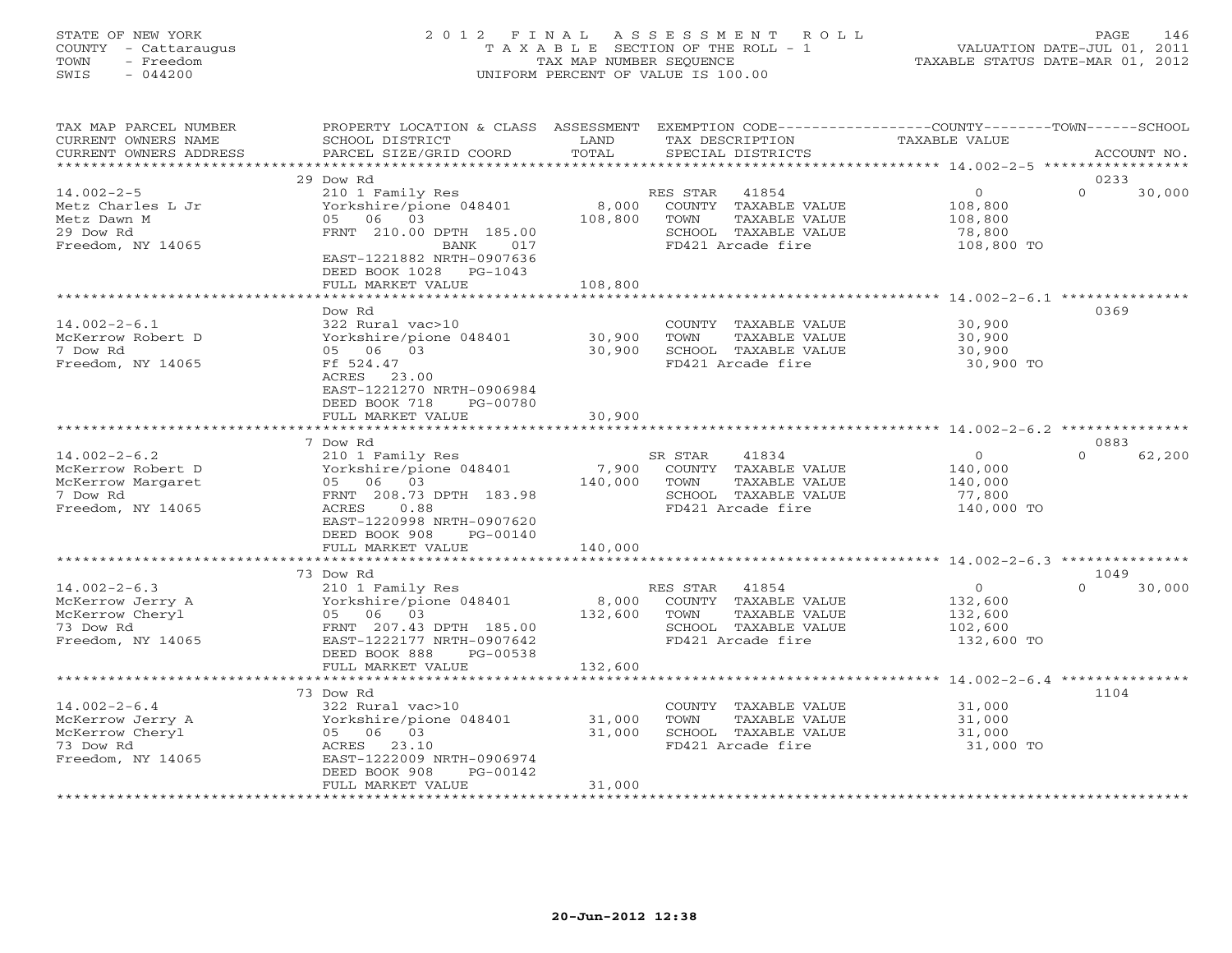STATE OF NEW YORK
COUNTY - Cattaraugus
TOWN - Freedom
SWIS - 044200

# 2012 FINAL ASSESSMENT ROLL

TAXABLE SECTION OF THE ROLL - 1
TAX MAP NUMBER SEQUENCE
UNIFORM PERCENT OF VALUE IS 100.00

VALUATION DATE-JUL 01, 2011
TAXABLE STATUS DATE-MAR 01, 2012

| TAX MAP PARCEL NUMBER / CURRENT OWNERS NAME / CURRENT OWNERS ADDRESS | PROPERTY LOCATION & CLASS / SCHOOL DISTRICT / PARCEL SIZE/GRID COORD | ASSESSMENT LAND / TOTAL | EXEMPTION CODE / TAX DESCRIPTION / SPECIAL DISTRICTS | COUNTY / TOWN / SCHOOL TAXABLE VALUE | ACCOUNT NO. |
|---|---|---|---|---|---|
| **14.002-2-5** | 29 Dow Rd | | | | 0233 |
| | 210 1 Family Res | | RES STAR 41854 | 0 / 0 / 30,000 | |
| Metz Charles L Jr | Yorkshire/pione 048401 | 8,000 | COUNTY TAXABLE VALUE | 108,800 | |
| Metz Dawn M | 05 06 03 | 108,800 | TOWN TAXABLE VALUE | 108,800 | |
| 29 Dow Rd | FRNT 210.00 DPTH 185.00 | | SCHOOL TAXABLE VALUE | 78,800 | |
| Freedom, NY 14065 | BANK 017 | | FD421 Arcade fire | 108,800 TO | |
| | EAST-1221882 NRTH-0907636 | | | | |
| | DEED BOOK 1028 PG-1043 | | | | |
| | FULL MARKET VALUE | 108,800 | | | |
| **14.002-2-6.1** | Dow Rd | | | | 0369 |
| | 322 Rural vac>10 | | COUNTY TAXABLE VALUE | 30,900 | |
| McKerrow Robert D | Yorkshire/pione 048401 | 30,900 | TOWN TAXABLE VALUE | 30,900 | |
| 7 Dow Rd | 05 06 03 | 30,900 | SCHOOL TAXABLE VALUE | 30,900 | |
| Freedom, NY 14065 | Ff 524.47 | | FD421 Arcade fire | 30,900 TO | |
| | ACRES 23.00 | | | | |
| | EAST-1221270 NRTH-0906984 | | | | |
| | DEED BOOK 718 PG-00780 | | | | |
| | FULL MARKET VALUE | 30,900 | | | |
| **14.002-2-6.2** | 7 Dow Rd | | | | 0883 |
| | 210 1 Family Res | | SR STAR 41834 | 0 / 0 / 62,200 | |
| McKerrow Robert D | Yorkshire/pione 048401 | 7,900 | COUNTY TAXABLE VALUE | 140,000 | |
| McKerrow Margaret | 05 06 03 | 140,000 | TOWN TAXABLE VALUE | 140,000 | |
| 7 Dow Rd | FRNT 208.73 DPTH 183.98 | | SCHOOL TAXABLE VALUE | 77,800 | |
| Freedom, NY 14065 | ACRES 0.88 | | FD421 Arcade fire | 140,000 TO | |
| | EAST-1220998 NRTH-0907620 | | | | |
| | DEED BOOK 908 PG-00140 | | | | |
| | FULL MARKET VALUE | 140,000 | | | |
| **14.002-2-6.3** | 73 Dow Rd | | | | 1049 |
| | 210 1 Family Res | | RES STAR 41854 | 0 / 0 / 30,000 | |
| McKerrow Jerry A | Yorkshire/pione 048401 | 8,000 | COUNTY TAXABLE VALUE | 132,600 | |
| McKerrow Cheryl | 05 06 03 | 132,600 | TOWN TAXABLE VALUE | 132,600 | |
| 73 Dow Rd | FRNT 207.43 DPTH 185.00 | | SCHOOL TAXABLE VALUE | 102,600 | |
| Freedom, NY 14065 | EAST-1222177 NRTH-0907642 | | FD421 Arcade fire | 132,600 TO | |
| | DEED BOOK 888 PG-00538 | | | | |
| | FULL MARKET VALUE | 132,600 | | | |
| **14.002-2-6.4** | 73 Dow Rd | | | | 1104 |
| | 322 Rural vac>10 | | COUNTY TAXABLE VALUE | 31,000 | |
| McKerrow Jerry A | Yorkshire/pione 048401 | 31,000 | TOWN TAXABLE VALUE | 31,000 | |
| McKerrow Cheryl | 05 06 03 | 31,000 | SCHOOL TAXABLE VALUE | 31,000 | |
| 73 Dow Rd | ACRES 23.10 | | FD421 Arcade fire | 31,000 TO | |
| Freedom, NY 14065 | EAST-1222009 NRTH-0906974 | | | | |
| | DEED BOOK 908 PG-00142 | | | | |
| | FULL MARKET VALUE | 31,000 | | | |

20-Jun-2012 12:38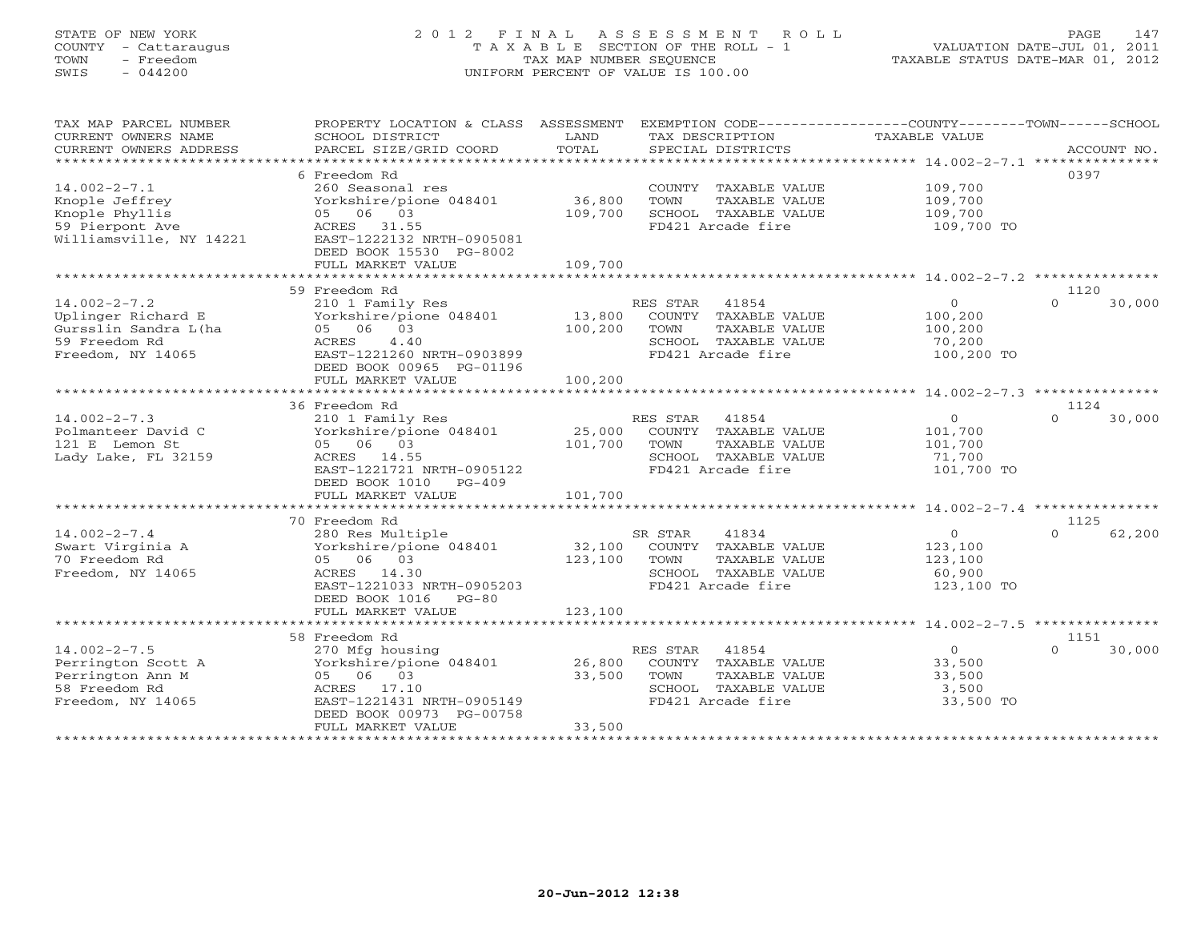STATE OF NEW YORK
COUNTY - Cattaraugus
TOWN - Freedom
SWIS - 044200

# 2012 FINAL ASSESSMENT ROLL

TAXABLE SECTION OF THE ROLL - 1
TAX MAP NUMBER SEQUENCE
UNIFORM PERCENT OF VALUE IS 100.00

VALUATION DATE-JUL 01, 2011
TAXABLE STATUS DATE-MAR 01, 2012

| TAX MAP PARCEL NUMBER / CURRENT OWNERS NAME / CURRENT OWNERS ADDRESS | PROPERTY LOCATION & CLASS / SCHOOL DISTRICT / PARCEL SIZE/GRID COORD | ASSESSMENT LAND / TOTAL | EXEMPTION CODE / TAX DESCRIPTION / SPECIAL DISTRICTS | COUNTY TAXABLE VALUE | TOWN | SCHOOL / ACCOUNT NO. |
|---|---|---|---|---|---|---|
| **14.002-2-7.1** | 6 Freedom Rd | | | | | 0397 |
| 14.002-2-7.1 | 260 Seasonal res | | COUNTY TAXABLE VALUE | 109,700 | | |
| Knople Jeffrey | Yorkshire/pione 048401 | 36,800 | TOWN TAXABLE VALUE | 109,700 | | |
| Knople Phyllis | 05 06 03 | 109,700 | SCHOOL TAXABLE VALUE | 109,700 | | |
| 59 Pierpont Ave | ACRES 31.55 | | FD421 Arcade fire | 109,700 TO | | |
| Williamsville, NY 14221 | EAST-1222132 NRTH-0905081 | | | | | |
| | DEED BOOK 15530 PG-8002 | | | | | |
| | FULL MARKET VALUE | 109,700 | | | | |
| **14.002-2-7.2** | 59 Freedom Rd | | | | | 1120 |
| 14.002-2-7.2 | 210 1 Family Res | | RES STAR 41854 | 0 | 0 | 30,000 |
| Uplinger Richard E | Yorkshire/pione 048401 | 13,800 | COUNTY TAXABLE VALUE | 100,200 | | |
| Gursslin Sandra L(ha | 05 06 03 | 100,200 | TOWN TAXABLE VALUE | 100,200 | | |
| 59 Freedom Rd | ACRES 4.40 | | SCHOOL TAXABLE VALUE | 70,200 | | |
| Freedom, NY 14065 | EAST-1221260 NRTH-0903899 | | FD421 Arcade fire | 100,200 TO | | |
| | DEED BOOK 00965 PG-01196 | | | | | |
| | FULL MARKET VALUE | 100,200 | | | | |
| **14.002-2-7.3** | 36 Freedom Rd | | | | | 1124 |
| 14.002-2-7.3 | 210 1 Family Res | | RES STAR 41854 | 0 | 0 | 30,000 |
| Polmanteer David C | Yorkshire/pione 048401 | 25,000 | COUNTY TAXABLE VALUE | 101,700 | | |
| 121 E Lemon St | 05 06 03 | 101,700 | TOWN TAXABLE VALUE | 101,700 | | |
| Lady Lake, FL 32159 | ACRES 14.55 | | SCHOOL TAXABLE VALUE | 71,700 | | |
| | EAST-1221721 NRTH-0905122 | | FD421 Arcade fire | 101,700 TO | | |
| | DEED BOOK 1010 PG-409 | | | | | |
| | FULL MARKET VALUE | 101,700 | | | | |
| **14.002-2-7.4** | 70 Freedom Rd | | | | | 1125 |
| 14.002-2-7.4 | 280 Res Multiple | | SR STAR 41834 | 0 | 0 | 62,200 |
| Swart Virginia A | Yorkshire/pione 048401 | 32,100 | COUNTY TAXABLE VALUE | 123,100 | | |
| 70 Freedom Rd | 05 06 03 | 123,100 | TOWN TAXABLE VALUE | 123,100 | | |
| Freedom, NY 14065 | ACRES 14.30 | | SCHOOL TAXABLE VALUE | 60,900 | | |
| | EAST-1221033 NRTH-0905203 | | FD421 Arcade fire | 123,100 TO | | |
| | DEED BOOK 1016 PG-80 | | | | | |
| | FULL MARKET VALUE | 123,100 | | | | |
| **14.002-2-7.5** | 58 Freedom Rd | | | | | 1151 |
| 14.002-2-7.5 | 270 Mfg housing | | RES STAR 41854 | 0 | 0 | 30,000 |
| Perrington Scott A | Yorkshire/pione 048401 | 26,800 | COUNTY TAXABLE VALUE | 33,500 | | |
| Perrington Ann M | 05 06 03 | 33,500 | TOWN TAXABLE VALUE | 33,500 | | |
| 58 Freedom Rd | ACRES 17.10 | | SCHOOL TAXABLE VALUE | 3,500 | | |
| Freedom, NY 14065 | EAST-1221431 NRTH-0905149 | | FD421 Arcade fire | 33,500 TO | | |
| | DEED BOOK 00973 PG-00758 | | | | | |
| | FULL MARKET VALUE | 33,500 | | | | |

20-Jun-2012 12:38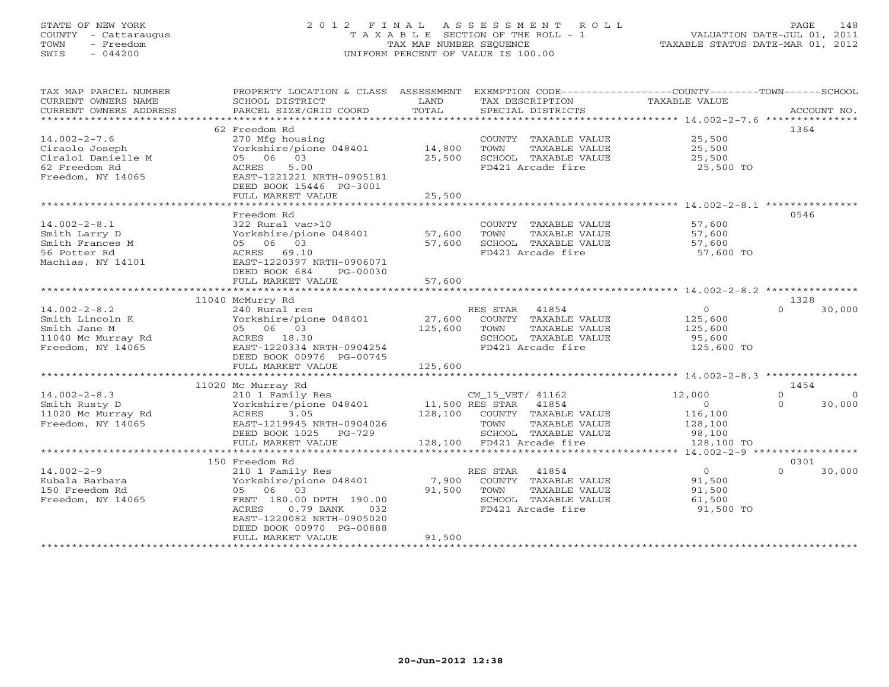STATE OF NEW YORK
COUNTY - Cattaraugus
TOWN - Freedom
SWIS - 044200

# 2012 FINAL ASSESSMENT ROLL
TAXABLE SECTION OF THE ROLL - 1
TAX MAP NUMBER SEQUENCE
UNIFORM PERCENT OF VALUE IS 100.00

VALUATION DATE-JUL 01, 2011
TAXABLE STATUS DATE-MAR 01, 2012

| TAX MAP PARCEL NUMBER / CURRENT OWNERS NAME / CURRENT OWNERS ADDRESS | PROPERTY LOCATION & CLASS / SCHOOL DISTRICT / PARCEL SIZE/GRID COORD | ASSESSMENT LAND / TOTAL | EXEMPTION CODE / TAX DESCRIPTION / SPECIAL DISTRICTS | COUNTY / TAXABLE VALUE | TOWN | SCHOOL | ACCOUNT NO. |
|---|---|---|---|---|---|---|---|
| **14.002-2-7.6** | 62 Freedom Rd | | | | | | 1364 |
| 14.002-2-7.6 | 270 Mfg housing | | COUNTY TAXABLE VALUE | 25,500 | | | |
| Ciraolo Joseph | Yorkshire/pione 048401 | 14,800 | TOWN TAXABLE VALUE | 25,500 | | | |
| Ciralol Danielle M | 05 06 03 | 25,500 | SCHOOL TAXABLE VALUE | 25,500 | | | |
| 62 Freedom Rd | ACRES 5.00 | | FD421 Arcade fire | 25,500 TO | | | |
| Freedom, NY 14065 | EAST-1221221 NRTH-0905181 | | | | | | |
| | DEED BOOK 15446 PG-3001 | | | | | | |
| | FULL MARKET VALUE | 25,500 | | | | | |
| **14.002-2-8.1** | Freedom Rd | | | | | | 0546 |
| 14.002-2-8.1 | 322 Rural vac>10 | | COUNTY TAXABLE VALUE | 57,600 | | | |
| Smith Larry D | Yorkshire/pione 048401 | 57,600 | TOWN TAXABLE VALUE | 57,600 | | | |
| Smith Frances M | 05 06 03 | 57,600 | SCHOOL TAXABLE VALUE | 57,600 | | | |
| 56 Potter Rd | ACRES 69.10 | | FD421 Arcade fire | 57,600 TO | | | |
| Machias, NY 14101 | EAST-1220397 NRTH-0906071 | | | | | | |
| | DEED BOOK 684 PG-00030 | | | | | | |
| | FULL MARKET VALUE | 57,600 | | | | | |
| **14.002-2-8.2** | 11040 McMurry Rd | | | | | | 1328 |
| 14.002-2-8.2 | 240 Rural res | | RES STAR 41854 | 0 | 0 | 30,000 | |
| Smith Lincoln K | Yorkshire/pione 048401 | 27,600 | COUNTY TAXABLE VALUE | 125,600 | | | |
| Smith Jane M | 05 06 03 | 125,600 | TOWN TAXABLE VALUE | 125,600 | | | |
| 11040 Mc Murray Rd | ACRES 18.30 | | SCHOOL TAXABLE VALUE | 95,600 | | | |
| Freedom, NY 14065 | EAST-1220334 NRTH-0904254 | | FD421 Arcade fire | 125,600 TO | | | |
| | DEED BOOK 00976 PG-00745 | | | | | | |
| | FULL MARKET VALUE | 125,600 | | | | | |
| **14.002-2-8.3** | 11020 Mc Murray Rd | | | | | | 1454 |
| 14.002-2-8.3 | 210 1 Family Res | | CW_15_VET/ 41162 | 12,000 | 0 | 0 | |
| Smith Rusty D | Yorkshire/pione 048401 | 11,500 | RES STAR 41854 | 0 | 0 | 30,000 | |
| 11020 Mc Murray Rd | ACRES 3.05 | 128,100 | COUNTY TAXABLE VALUE | 116,100 | | | |
| Freedom, NY 14065 | EAST-1219945 NRTH-0904026 | | TOWN TAXABLE VALUE | 128,100 | | | |
| | DEED BOOK 1025 PG-729 | | SCHOOL TAXABLE VALUE | 98,100 | | | |
| | FULL MARKET VALUE | 128,100 | FD421 Arcade fire | 128,100 TO | | | |
| **14.002-2-9** | 150 Freedom Rd | | | | | | 0301 |
| 14.002-2-9 | 210 1 Family Res | | RES STAR 41854 | 0 | 0 | 30,000 | |
| Kubala Barbara | Yorkshire/pione 048401 | 7,900 | COUNTY TAXABLE VALUE | 91,500 | | | |
| 150 Freedom Rd | 05 06 03 | 91,500 | TOWN TAXABLE VALUE | 91,500 | | | |
| Freedom, NY 14065 | FRNT 180.00 DPTH 190.00 | | SCHOOL TAXABLE VALUE | 61,500 | | | |
| | ACRES 0.79 BANK 032 | | FD421 Arcade fire | 91,500 TO | | | |
| | EAST-1220082 NRTH-0905020 | | | | | | |
| | DEED BOOK 00970 PG-00888 | | | | | | |
| | FULL MARKET VALUE | 91,500 | | | | | |

20-Jun-2012 12:38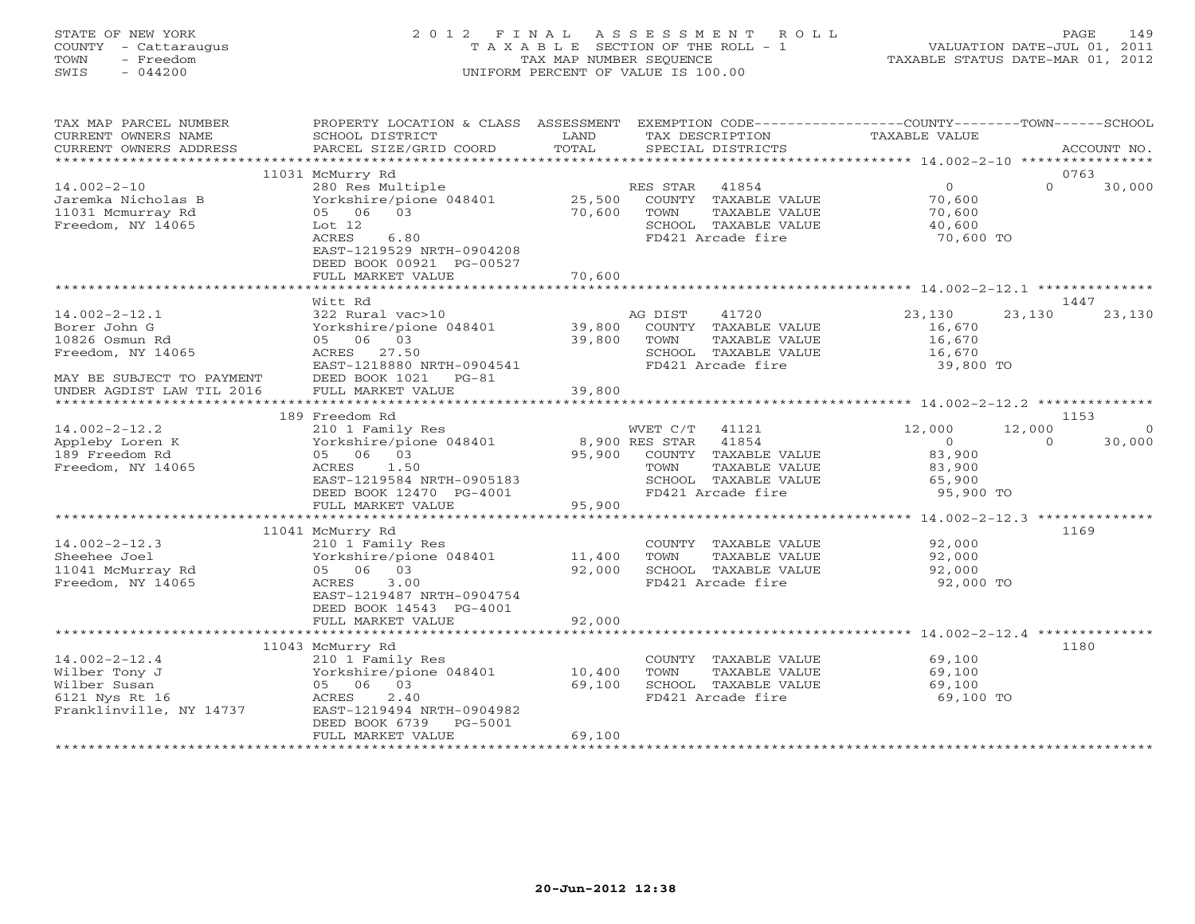STATE OF NEW YORK
COUNTY - Cattaraugus
TOWN - Freedom
SWIS - 044200

# 2012 FINAL ASSESSMENT ROLL

TAXABLE SECTION OF THE ROLL - 1
TAX MAP NUMBER SEQUENCE
UNIFORM PERCENT OF VALUE IS 100.00

VALUATION DATE-JUL 01, 2011
TAXABLE STATUS DATE-MAR 01, 2012

| TAX MAP PARCEL NUMBER / CURRENT OWNERS NAME / CURRENT OWNERS ADDRESS | PROPERTY LOCATION & CLASS / SCHOOL DISTRICT / PARCEL SIZE/GRID COORD | ASSESSMENT LAND | TOTAL | EXEMPTION CODE / TAX DESCRIPTION / SPECIAL DISTRICTS | COUNTY TAXABLE VALUE | TOWN | SCHOOL | ACCOUNT NO. |
|---|---|---|---|---|---|---|---|---|
| | 11031 McMurry Rd | | | | | | | 0763 |
| 14.002-2-10 | 280 Res Multiple | | | RES STAR 41854 | 0 | 0 | 30,000 | |
| Jaremka Nicholas B | Yorkshire/pione 048401 | 25,500 | | COUNTY TAXABLE VALUE | 70,600 | | | |
| 11031 Mcmurray Rd | 05 06 03 | | 70,600 | TOWN TAXABLE VALUE | 70,600 | | | |
| Freedom, NY 14065 | Lot 12 | | | SCHOOL TAXABLE VALUE | 40,600 | | | |
| | ACRES 6.80 | | | FD421 Arcade fire | 70,600 TO | | | |
| | EAST-1219529 NRTH-0904208 | | | | | | | |
| | DEED BOOK 00921 PG-00527 | | | | | | | |
| | FULL MARKET VALUE | | 70,600 | | | | | |
| | Witt Rd | | | | | | | 1447 |
| 14.002-2-12.1 | 322 Rural vac>10 | | | AG DIST 41720 | 23,130 | 23,130 | 23,130 | |
| Borer John G | Yorkshire/pione 048401 | 39,800 | | COUNTY TAXABLE VALUE | 16,670 | | | |
| 10826 Osmun Rd | 05 06 03 | | 39,800 | TOWN TAXABLE VALUE | 16,670 | | | |
| Freedom, NY 14065 | ACRES 27.50 | | | SCHOOL TAXABLE VALUE | 16,670 | | | |
| | EAST-1218880 NRTH-0904541 | | | FD421 Arcade fire | 39,800 TO | | | |
| MAY BE SUBJECT TO PAYMENT | DEED BOOK 1021 PG-81 | | | | | | | |
| UNDER AGDIST LAW TIL 2016 | FULL MARKET VALUE | | 39,800 | | | | | |
| | 189 Freedom Rd | | | | | | | 1153 |
| 14.002-2-12.2 | 210 1 Family Res | | | WVET C/T 41121 | 12,000 | 12,000 | 0 | |
| Appleby Loren K | Yorkshire/pione 048401 | 8,900 | | RES STAR 41854 | 0 | 0 | 30,000 | |
| 189 Freedom Rd | 05 06 03 | | 95,900 | COUNTY TAXABLE VALUE | 83,900 | | | |
| Freedom, NY 14065 | ACRES 1.50 | | | TOWN TAXABLE VALUE | 83,900 | | | |
| | EAST-1219584 NRTH-0905183 | | | SCHOOL TAXABLE VALUE | 65,900 | | | |
| | DEED BOOK 12470 PG-4001 | | | FD421 Arcade fire | 95,900 TO | | | |
| | FULL MARKET VALUE | | 95,900 | | | | | |
| | 11041 McMurry Rd | | | | | | | 1169 |
| 14.002-2-12.3 | 210 1 Family Res | | | COUNTY TAXABLE VALUE | 92,000 | | | |
| Sheehee Joel | Yorkshire/pione 048401 | 11,400 | | TOWN TAXABLE VALUE | 92,000 | | | |
| 11041 McMurray Rd | 05 06 03 | | 92,000 | SCHOOL TAXABLE VALUE | 92,000 | | | |
| Freedom, NY 14065 | ACRES 3.00 | | | FD421 Arcade fire | 92,000 TO | | | |
| | EAST-1219487 NRTH-0904754 | | | | | | | |
| | DEED BOOK 14543 PG-4001 | | | | | | | |
| | FULL MARKET VALUE | | 92,000 | | | | | |
| | 11043 McMurry Rd | | | | | | | 1180 |
| 14.002-2-12.4 | 210 1 Family Res | | | COUNTY TAXABLE VALUE | 69,100 | | | |
| Wilber Tony J | Yorkshire/pione 048401 | 10,400 | | TOWN TAXABLE VALUE | 69,100 | | | |
| Wilber Susan | 05 06 03 | | 69,100 | SCHOOL TAXABLE VALUE | 69,100 | | | |
| 6121 Nys Rt 16 | ACRES 2.40 | | | FD421 Arcade fire | 69,100 TO | | | |
| Franklinville, NY 14737 | EAST-1219494 NRTH-0904982 | | | | | | | |
| | DEED BOOK 6739 PG-5001 | | | | | | | |
| | FULL MARKET VALUE | | 69,100 | | | | | |

20-Jun-2012 12:38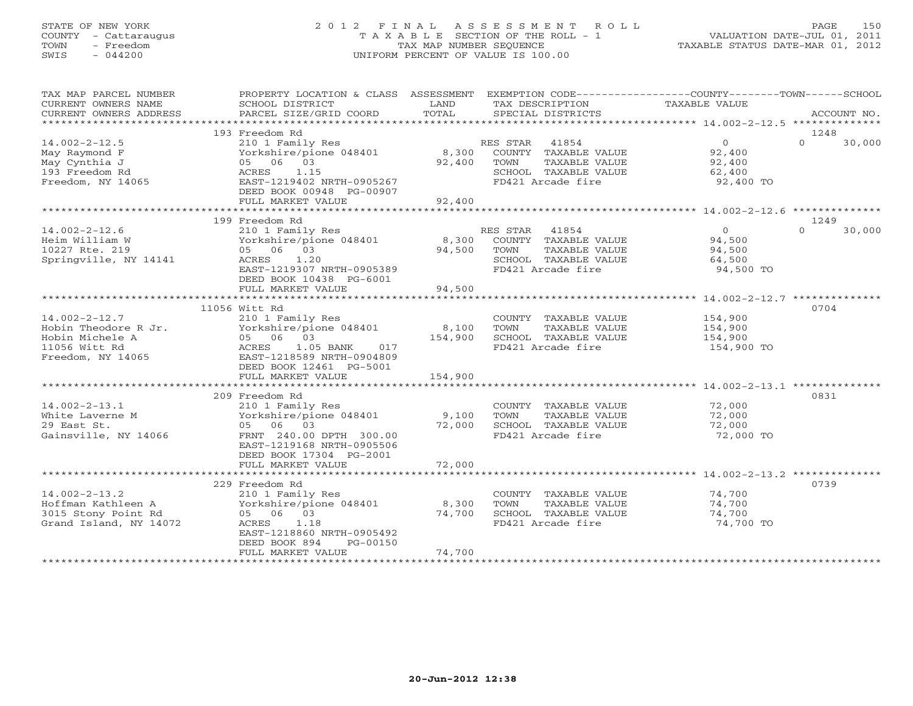STATE OF NEW YORK
COUNTY - Cattaraugus
TOWN - Freedom
SWIS - 044200

# 2012 FINAL ASSESSMENT ROLL
TAXABLE SECTION OF THE ROLL - 1
TAX MAP NUMBER SEQUENCE
UNIFORM PERCENT OF VALUE IS 100.00

VALUATION DATE-JUL 01, 2011
TAXABLE STATUS DATE-MAR 01, 2012

| TAX MAP PARCEL NUMBER / CURRENT OWNERS NAME / CURRENT OWNERS ADDRESS | PROPERTY LOCATION & CLASS / SCHOOL DISTRICT / PARCEL SIZE/GRID COORD | ASSESSMENT LAND | TOTAL | EXEMPTION CODE / TAX DESCRIPTION / SPECIAL DISTRICTS | COUNTY TAXABLE VALUE | TOWN | SCHOOL | ACCOUNT NO. |
|---|---|---|---|---|---|---|---|---|
| 14.002-2-12.5 | 193 Freedom Rd | | | | | | | 1248 |
| May Raymond F | 210 1 Family Res | | | RES STAR 41854 | 0 | 0 | 30,000 | |
| May Cynthia J | Yorkshire/pione 048401 | 8,300 | | COUNTY TAXABLE VALUE | 92,400 | | | |
| 193 Freedom Rd | 05 06 03 | | 92,400 | TOWN TAXABLE VALUE | 92,400 | | | |
| Freedom, NY 14065 | ACRES 1.15 | | | SCHOOL TAXABLE VALUE | 62,400 | | | |
| | EAST-1219402 NRTH-0905267 | | | FD421 Arcade fire | 92,400 TO | | | |
| | DEED BOOK 00948 PG-00907 | | | | | | | |
| | FULL MARKET VALUE | | 92,400 | | | | | |
| 14.002-2-12.6 | 199 Freedom Rd | | | | | | | 1249 |
| Heim William W | 210 1 Family Res | | | RES STAR 41854 | 0 | 0 | 30,000 | |
| 10227 Rte. 219 | Yorkshire/pione 048401 | 8,300 | | COUNTY TAXABLE VALUE | 94,500 | | | |
| Springville, NY 14141 | 05 06 03 | | 94,500 | TOWN TAXABLE VALUE | 94,500 | | | |
| | ACRES 1.20 | | | SCHOOL TAXABLE VALUE | 64,500 | | | |
| | EAST-1219307 NRTH-0905389 | | | FD421 Arcade fire | 94,500 TO | | | |
| | DEED BOOK 10438 PG-6001 | | | | | | | |
| | FULL MARKET VALUE | | 94,500 | | | | | |
| 14.002-2-12.7 | 11056 Witt Rd | | | | | | | 0704 |
| Hobin Theodore R Jr. | 210 1 Family Res | | | COUNTY TAXABLE VALUE | 154,900 | | | |
| Hobin Michele A | Yorkshire/pione 048401 | 8,100 | | TOWN TAXABLE VALUE | 154,900 | | | |
| 11056 Witt Rd | 05 06 03 | | 154,900 | SCHOOL TAXABLE VALUE | 154,900 | | | |
| Freedom, NY 14065 | ACRES 1.05 BANK 017 | | | FD421 Arcade fire | 154,900 TO | | | |
| | EAST-1218589 NRTH-0904809 | | | | | | | |
| | DEED BOOK 12461 PG-5001 | | | | | | | |
| | FULL MARKET VALUE | | 154,900 | | | | | |
| 14.002-2-13.1 | 209 Freedom Rd | | | | | | | 0831 |
| White Laverne M | 210 1 Family Res | | | COUNTY TAXABLE VALUE | 72,000 | | | |
| 29 East St. | Yorkshire/pione 048401 | 9,100 | | TOWN TAXABLE VALUE | 72,000 | | | |
| Gainsville, NY 14066 | 05 06 03 | | 72,000 | SCHOOL TAXABLE VALUE | 72,000 | | | |
| | FRNT 240.00 DPTH 300.00 | | | FD421 Arcade fire | 72,000 TO | | | |
| | EAST-1219168 NRTH-0905506 | | | | | | | |
| | DEED BOOK 17304 PG-2001 | | | | | | | |
| | FULL MARKET VALUE | | 72,000 | | | | | |
| 14.002-2-13.2 | 229 Freedom Rd | | | | | | | 0739 |
| Hoffman Kathleen A | 210 1 Family Res | | | COUNTY TAXABLE VALUE | 74,700 | | | |
| 3015 Stony Point Rd | Yorkshire/pione 048401 | 8,300 | | TOWN TAXABLE VALUE | 74,700 | | | |
| Grand Island, NY 14072 | 05 06 03 | | 74,700 | SCHOOL TAXABLE VALUE | 74,700 | | | |
| | ACRES 1.18 | | | FD421 Arcade fire | 74,700 TO | | | |
| | EAST-1218860 NRTH-0905492 | | | | | | | |
| | DEED BOOK 894 PG-00150 | | | | | | | |
| | FULL MARKET VALUE | | 74,700 | | | | | |

20-Jun-2012 12:38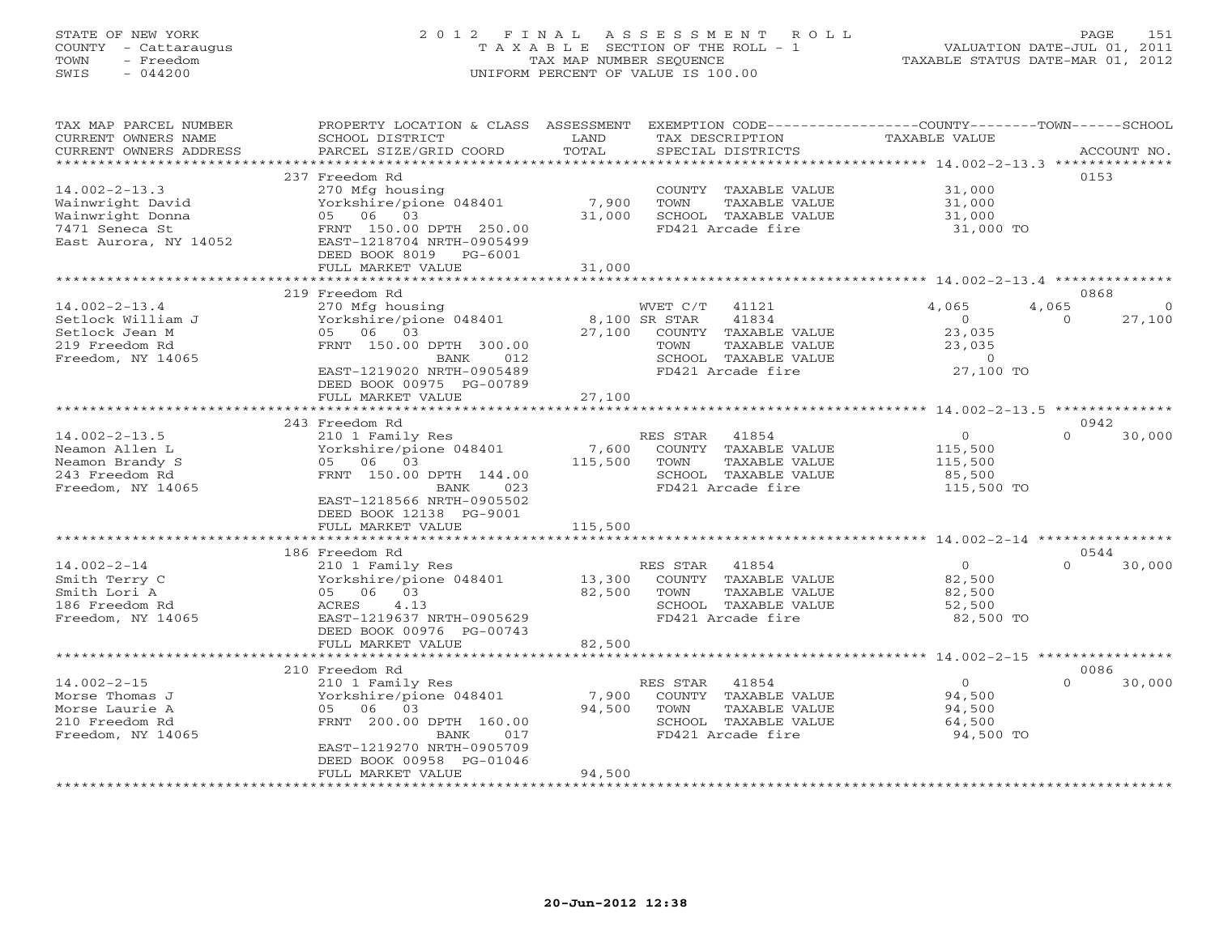STATE OF NEW YORK
COUNTY - Cattaraugus
TOWN - Freedom
SWIS - 044200

# 2012 FINAL ASSESSMENT ROLL
TAXABLE SECTION OF THE ROLL - 1
TAX MAP NUMBER SEQUENCE
UNIFORM PERCENT OF VALUE IS 100.00

VALUATION DATE-JUL 01, 2011
TAXABLE STATUS DATE-MAR 01, 2012

| TAX MAP PARCEL NUMBER / CURRENT OWNERS NAME / CURRENT OWNERS ADDRESS | PROPERTY LOCATION & CLASS / SCHOOL DISTRICT / PARCEL SIZE/GRID COORD | ASSESSMENT LAND | TOTAL | EXEMPTION CODE / TAX DESCRIPTION / SPECIAL DISTRICTS | COUNTY TAXABLE VALUE | TOWN | SCHOOL | ACCOUNT NO. |
|---|---|---|---|---|---|---|---|---|
| | 237 Freedom Rd | | | | | | | 0153 |
| 14.002-2-13.3 | 270 Mfg housing | | | COUNTY TAXABLE VALUE | 31,000 | | | |
| Wainwright David | Yorkshire/pione 048401 | 7,900 | | TOWN TAXABLE VALUE | 31,000 | | | |
| Wainwright Donna | 05 06 03 | | 31,000 | SCHOOL TAXABLE VALUE | 31,000 | | | |
| 7471 Seneca St | FRNT 150.00 DPTH 250.00 | | | FD421 Arcade fire | 31,000 TO | | | |
| East Aurora, NY 14052 | EAST-1218704 NRTH-0905499 | | | | | | | |
| | DEED BOOK 8019 PG-6001 | | | | | | | |
| | FULL MARKET VALUE | | 31,000 | | | | | |
| | 219 Freedom Rd | | | | | | | 0868 |
| 14.002-2-13.4 | 270 Mfg housing | | | WVET C/T 41121 | 4,065 | 4,065 | 0 | |
| Setlock William J | Yorkshire/pione 048401 | 8,100 | | SR STAR 41834 | 0 | 0 | 27,100 | |
| Setlock Jean M | 05 06 03 | | 27,100 | COUNTY TAXABLE VALUE | 23,035 | | | |
| 219 Freedom Rd | FRNT 150.00 DPTH 300.00 | | | TOWN TAXABLE VALUE | 23,035 | | | |
| Freedom, NY 14065 | BANK 012 | | | SCHOOL TAXABLE VALUE | 0 | | | |
| | EAST-1219020 NRTH-0905489 | | | FD421 Arcade fire | 27,100 TO | | | |
| | DEED BOOK 00975 PG-00789 | | | | | | | |
| | FULL MARKET VALUE | | 27,100 | | | | | |
| | 243 Freedom Rd | | | | | | | 0942 |
| 14.002-2-13.5 | 210 1 Family Res | | | RES STAR 41854 | 0 | 0 | 30,000 | |
| Neamon Allen L | Yorkshire/pione 048401 | 7,600 | | COUNTY TAXABLE VALUE | 115,500 | | | |
| Neamon Brandy S | 05 06 03 | | 115,500 | TOWN TAXABLE VALUE | 115,500 | | | |
| 243 Freedom Rd | FRNT 150.00 DPTH 144.00 | | | SCHOOL TAXABLE VALUE | 85,500 | | | |
| Freedom, NY 14065 | BANK 023 | | | FD421 Arcade fire | 115,500 TO | | | |
| | EAST-1218566 NRTH-0905502 | | | | | | | |
| | DEED BOOK 12138 PG-9001 | | | | | | | |
| | FULL MARKET VALUE | | 115,500 | | | | | |
| | 186 Freedom Rd | | | | | | | 0544 |
| 14.002-2-14 | 210 1 Family Res | | | RES STAR 41854 | 0 | 0 | 30,000 | |
| Smith Terry C | Yorkshire/pione 048401 | 13,300 | | COUNTY TAXABLE VALUE | 82,500 | | | |
| Smith Lori A | 05 06 03 | | 82,500 | TOWN TAXABLE VALUE | 82,500 | | | |
| 186 Freedom Rd | ACRES 4.13 | | | SCHOOL TAXABLE VALUE | 52,500 | | | |
| Freedom, NY 14065 | EAST-1219637 NRTH-0905629 | | | FD421 Arcade fire | 82,500 TO | | | |
| | DEED BOOK 00976 PG-00743 | | | | | | | |
| | FULL MARKET VALUE | | 82,500 | | | | | |
| | 210 Freedom Rd | | | | | | | 0086 |
| 14.002-2-15 | 210 1 Family Res | | | RES STAR 41854 | 0 | 0 | 30,000 | |
| Morse Thomas J | Yorkshire/pione 048401 | 7,900 | | COUNTY TAXABLE VALUE | 94,500 | | | |
| Morse Laurie A | 05 06 03 | | 94,500 | TOWN TAXABLE VALUE | 94,500 | | | |
| 210 Freedom Rd | FRNT 200.00 DPTH 160.00 | | | SCHOOL TAXABLE VALUE | 64,500 | | | |
| Freedom, NY 14065 | BANK 017 | | | FD421 Arcade fire | 94,500 TO | | | |
| | EAST-1219270 NRTH-0905709 | | | | | | | |
| | DEED BOOK 00958 PG-01046 | | | | | | | |
| | FULL MARKET VALUE | | 94,500 | | | | | |

20-Jun-2012 12:38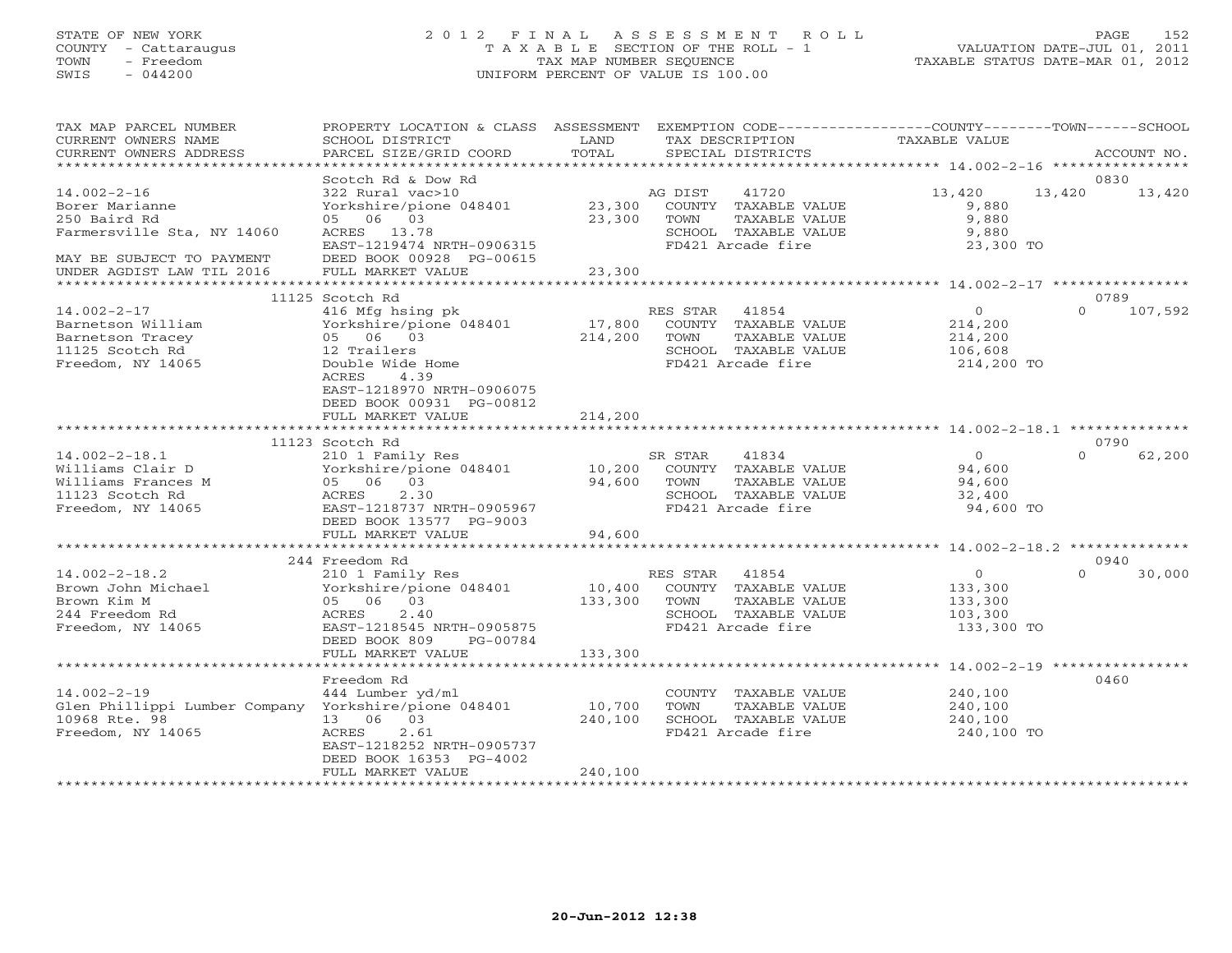STATE OF NEW YORK
COUNTY - Cattaraugus
TOWN - Freedom
SWIS - 044200

# 2012 FINAL ASSESSMENT ROLL

TAXABLE SECTION OF THE ROLL - 1
TAX MAP NUMBER SEQUENCE
UNIFORM PERCENT OF VALUE IS 100.00

VALUATION DATE-JUL 01, 2011
TAXABLE STATUS DATE-MAR 01, 2012

| TAX MAP PARCEL NUMBER / CURRENT OWNERS NAME / CURRENT OWNERS ADDRESS | PROPERTY LOCATION & CLASS / SCHOOL DISTRICT / PARCEL SIZE/GRID COORD | ASSESSMENT LAND / TOTAL | EXEMPTION CODE / TAX DESCRIPTION / SPECIAL DISTRICTS | COUNTY | TOWN | SCHOOL | ACCOUNT NO. |
|---|---|---|---|---|---|---|---|
| **14.002-2-16** | Scotch Rd & Dow Rd | | | | | | 0830 |
| Borer Marianne | 322 Rural vac>10 | | AG DIST 41720 | 13,420 | 13,420 | 13,420 | |
| 250 Baird Rd | Yorkshire/pione 048401 | 23,300 | COUNTY TAXABLE VALUE | 9,880 | | | |
| Farmersville Sta, NY 14060 | 05 06 03 | 23,300 | TOWN TAXABLE VALUE | | 9,880 | | |
| | ACRES 13.78 | | SCHOOL TAXABLE VALUE | | | 9,880 | |
| | EAST-1219474 NRTH-0906315 | | FD421 Arcade fire | 23,300 TO | | | |
| MAY BE SUBJECT TO PAYMENT | DEED BOOK 00928 PG-00615 | | | | | | |
| UNDER AGDIST LAW TIL 2016 | FULL MARKET VALUE | 23,300 | | | | | |
| **14.002-2-17** | 11125 Scotch Rd | | | | | | 0789 |
| Barnetson William | 416 Mfg hsing pk | | RES STAR 41854 | 0 | 0 | 107,592 | |
| Barnetson Tracey | Yorkshire/pione 048401 | 17,800 | COUNTY TAXABLE VALUE | 214,200 | | | |
| 11125 Scotch Rd | 05 06 03 | 214,200 | TOWN TAXABLE VALUE | | 214,200 | | |
| Freedom, NY 14065 | 12 Trailers | | SCHOOL TAXABLE VALUE | | | 106,608 | |
| | Double Wide Home | | FD421 Arcade fire | 214,200 TO | | | |
| | ACRES 4.39 | | | | | | |
| | EAST-1218970 NRTH-0906075 | | | | | | |
| | DEED BOOK 00931 PG-00812 | | | | | | |
| | FULL MARKET VALUE | 214,200 | | | | | |
| **14.002-2-18.1** | 11123 Scotch Rd | | | | | | 0790 |
| Williams Clair D | 210 1 Family Res | | SR STAR 41834 | 0 | 0 | 62,200 | |
| Williams Frances M | Yorkshire/pione 048401 | 10,200 | COUNTY TAXABLE VALUE | 94,600 | | | |
| 11123 Scotch Rd | 05 06 03 | 94,600 | TOWN TAXABLE VALUE | | 94,600 | | |
| Freedom, NY 14065 | ACRES 2.30 | | SCHOOL TAXABLE VALUE | | | 32,400 | |
| | EAST-1218737 NRTH-0905967 | | FD421 Arcade fire | 94,600 TO | | | |
| | DEED BOOK 13577 PG-9003 | | | | | | |
| | FULL MARKET VALUE | 94,600 | | | | | |
| **14.002-2-18.2** | 244 Freedom Rd | | | | | | 0940 |
| Brown John Michael | 210 1 Family Res | | RES STAR 41854 | 0 | 0 | 30,000 | |
| Brown Kim M | Yorkshire/pione 048401 | 10,400 | COUNTY TAXABLE VALUE | 133,300 | | | |
| 244 Freedom Rd | 05 06 03 | 133,300 | TOWN TAXABLE VALUE | | 133,300 | | |
| Freedom, NY 14065 | ACRES 2.40 | | SCHOOL TAXABLE VALUE | | | 103,300 | |
| | EAST-1218545 NRTH-0905875 | | FD421 Arcade fire | 133,300 TO | | | |
| | DEED BOOK 809 PG-00784 | | | | | | |
| | FULL MARKET VALUE | 133,300 | | | | | |
| **14.002-2-19** | Freedom Rd | | | | | | 0460 |
| Glen Phillippi Lumber Company | 444 Lumber yd/ml | | COUNTY TAXABLE VALUE | 240,100 | | | |
| 10968 Rte. 98 | Yorkshire/pione 048401 | 10,700 | TOWN TAXABLE VALUE | | 240,100 | | |
| Freedom, NY 14065 | 13 06 03 | 240,100 | SCHOOL TAXABLE VALUE | | | 240,100 | |
| | ACRES 2.61 | | FD421 Arcade fire | 240,100 TO | | | |
| | EAST-1218252 NRTH-0905737 | | | | | | |
| | DEED BOOK 16353 PG-4002 | | | | | | |
| | FULL MARKET VALUE | 240,100 | | | | | |

20-Jun-2012 12:38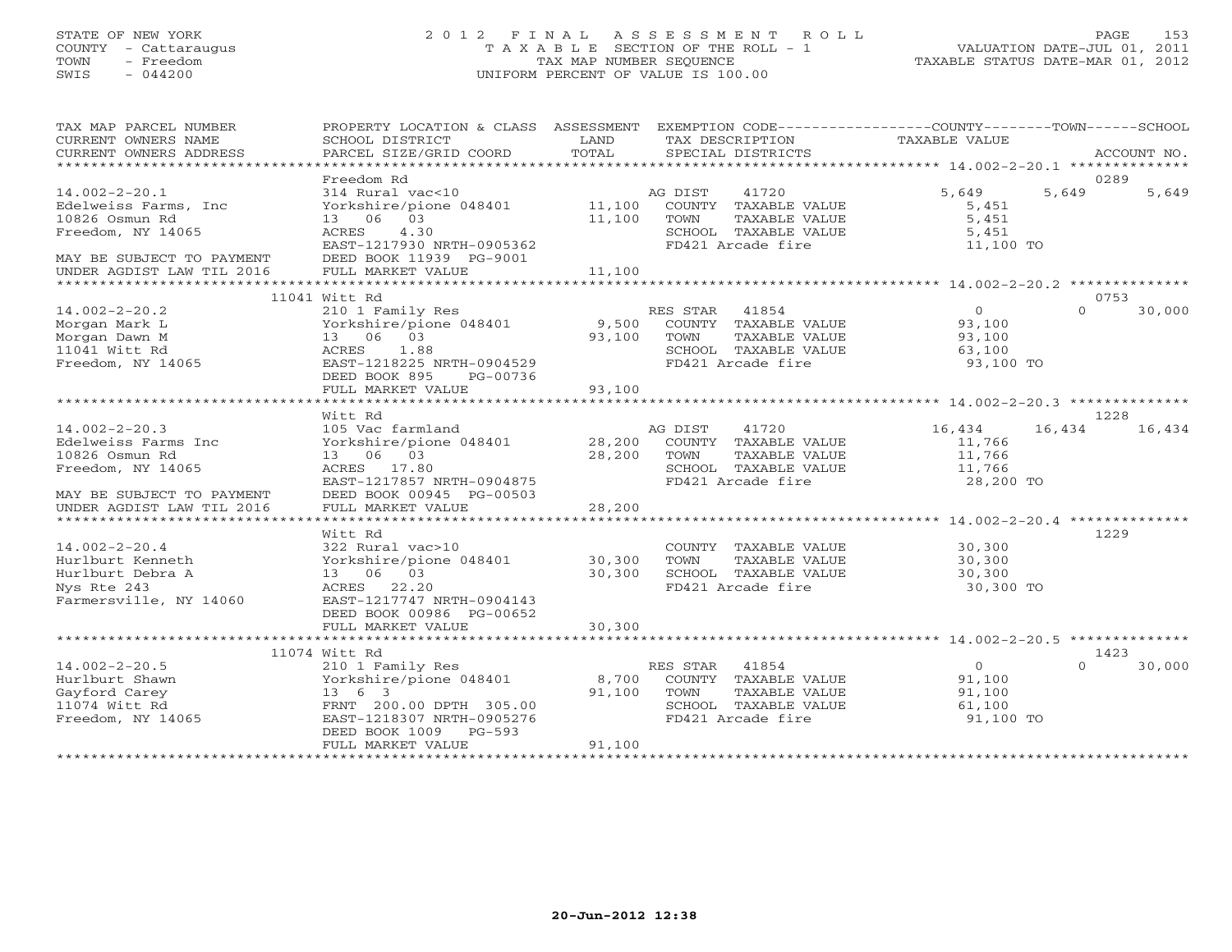STATE OF NEW YORK
COUNTY - Cattaraugus
TOWN - Freedom
SWIS - 044200

# 2012 FINAL ASSESSMENT ROLL
TAXABLE SECTION OF THE ROLL - 1
TAX MAP NUMBER SEQUENCE
UNIFORM PERCENT OF VALUE IS 100.00

VALUATION DATE-JUL 01, 2011
TAXABLE STATUS DATE-MAR 01, 2012

| TAX MAP PARCEL NUMBER / CURRENT OWNERS NAME / CURRENT OWNERS ADDRESS | PROPERTY LOCATION & CLASS / SCHOOL DISTRICT / PARCEL SIZE/GRID COORD | ASSESSMENT LAND / TOTAL | EXEMPTION CODE / TAX DESCRIPTION / SPECIAL DISTRICTS | COUNTY TAXABLE VALUE | TOWN | SCHOOL / ACCOUNT NO. |
|---|---|---|---|---|---|---|
| **14.002-2-20.1** | Freedom Rd | | | | | 0289 |
| 14.002-2-20.1 | 314 Rural vac<10 | | AG DIST 41720 | 5,649 | 5,649 | 5,649 |
| Edelweiss Farms, Inc | Yorkshire/pione 048401 | 11,100 | COUNTY TAXABLE VALUE | 5,451 | | |
| 10826 Osmun Rd | 13 06 03 | 11,100 | TOWN TAXABLE VALUE | 5,451 | | |
| Freedom, NY 14065 | ACRES 4.30 | | SCHOOL TAXABLE VALUE | 5,451 | | |
| | EAST-1217930 NRTH-0905362 | | FD421 Arcade fire | 11,100 TO | | |
| MAY BE SUBJECT TO PAYMENT | DEED BOOK 11939 PG-9001 | | | | | |
| UNDER AGDIST LAW TIL 2016 | FULL MARKET VALUE | 11,100 | | | | |
| **14.002-2-20.2** | 11041 Witt Rd | | | | | 0753 |
| 14.002-2-20.2 | 210 1 Family Res | | RES STAR 41854 | 0 | 0 | 30,000 |
| Morgan Mark L | Yorkshire/pione 048401 | 9,500 | COUNTY TAXABLE VALUE | 93,100 | | |
| Morgan Dawn M | 13 06 03 | 93,100 | TOWN TAXABLE VALUE | 93,100 | | |
| 11041 Witt Rd | ACRES 1.88 | | SCHOOL TAXABLE VALUE | 63,100 | | |
| Freedom, NY 14065 | EAST-1218225 NRTH-0904529 | | FD421 Arcade fire | 93,100 TO | | |
| | DEED BOOK 895 PG-00736 | | | | | |
| | FULL MARKET VALUE | 93,100 | | | | |
| **14.002-2-20.3** | Witt Rd | | | | | 1228 |
| 14.002-2-20.3 | 105 Vac farmland | | AG DIST 41720 | 16,434 | 16,434 | 16,434 |
| Edelweiss Farms Inc | Yorkshire/pione 048401 | 28,200 | COUNTY TAXABLE VALUE | 11,766 | | |
| 10826 Osmun Rd | 13 06 03 | 28,200 | TOWN TAXABLE VALUE | 11,766 | | |
| Freedom, NY 14065 | ACRES 17.80 | | SCHOOL TAXABLE VALUE | 11,766 | | |
| | EAST-1217857 NRTH-0904875 | | FD421 Arcade fire | 28,200 TO | | |
| MAY BE SUBJECT TO PAYMENT | DEED BOOK 00945 PG-00503 | | | | | |
| UNDER AGDIST LAW TIL 2016 | FULL MARKET VALUE | 28,200 | | | | |
| **14.002-2-20.4** | Witt Rd | | | | | 1229 |
| 14.002-2-20.4 | 322 Rural vac>10 | | COUNTY TAXABLE VALUE | 30,300 | | |
| Hurlburt Kenneth | Yorkshire/pione 048401 | 30,300 | TOWN TAXABLE VALUE | 30,300 | | |
| Hurlburt Debra A | 13 06 03 | 30,300 | SCHOOL TAXABLE VALUE | 30,300 | | |
| Nys Rte 243 | ACRES 22.20 | | FD421 Arcade fire | 30,300 TO | | |
| Farmersville, NY 14060 | EAST-1217747 NRTH-0904143 | | | | | |
| | DEED BOOK 00986 PG-00652 | | | | | |
| | FULL MARKET VALUE | 30,300 | | | | |
| **14.002-2-20.5** | 11074 Witt Rd | | | | | 1423 |
| 14.002-2-20.5 | 210 1 Family Res | | RES STAR 41854 | 0 | 0 | 30,000 |
| Hurlburt Shawn | Yorkshire/pione 048401 | 8,700 | COUNTY TAXABLE VALUE | 91,100 | | |
| Gayford Carey | 13 6 3 | 91,100 | TOWN TAXABLE VALUE | 91,100 | | |
| 11074 Witt Rd | FRNT 200.00 DPTH 305.00 | | SCHOOL TAXABLE VALUE | 61,100 | | |
| Freedom, NY 14065 | EAST-1218307 NRTH-0905276 | | FD421 Arcade fire | 91,100 TO | | |
| | DEED BOOK 1009 PG-593 | | | | | |
| | FULL MARKET VALUE | 91,100 | | | | |

20-Jun-2012 12:38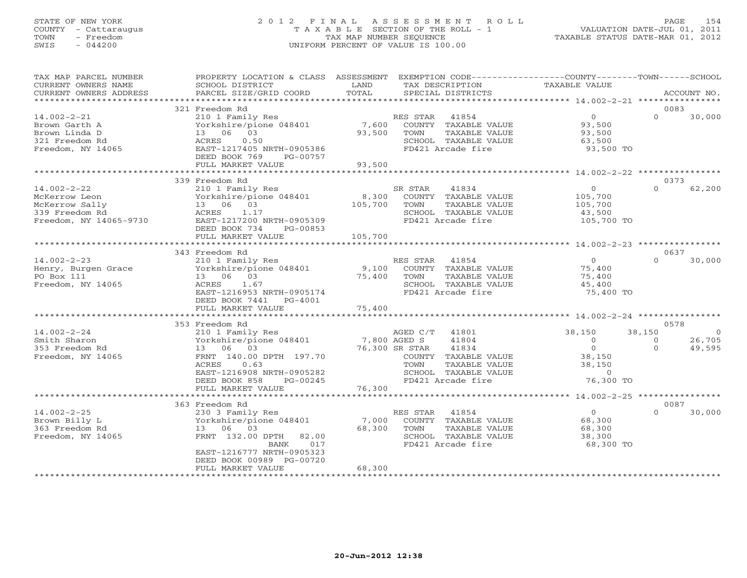STATE OF NEW YORK
COUNTY - Cattaraugus
TOWN - Freedom
SWIS - 044200

# 2012 FINAL ASSESSMENT ROLL
TAXABLE SECTION OF THE ROLL - 1
TAX MAP NUMBER SEQUENCE
UNIFORM PERCENT OF VALUE IS 100.00

VALUATION DATE-JUL 01, 2011
TAXABLE STATUS DATE-MAR 01, 2012

| TAX MAP PARCEL NUMBER / CURRENT OWNERS NAME / CURRENT OWNERS ADDRESS | PROPERTY LOCATION & CLASS / SCHOOL DISTRICT / PARCEL SIZE/GRID COORD | ASSESSMENT LAND / TOTAL | EXEMPTION CODE / TAX DESCRIPTION / SPECIAL DISTRICTS | COUNTY TAXABLE VALUE | TOWN | SCHOOL / ACCOUNT NO. |
|---|---|---|---|---|---|---|
| | 321 Freedom Rd | | | | | 0083 |
| 14.002-2-21 | 210 1 Family Res | | RES STAR 41854 | 0 | 0 | 30,000 |
| Brown Garth A | Yorkshire/pione 048401 | 7,600 | COUNTY TAXABLE VALUE | 93,500 | | |
| Brown Linda D | 13 06 03 | 93,500 | TOWN TAXABLE VALUE | 93,500 | | |
| 321 Freedom Rd | ACRES 0.50 | | SCHOOL TAXABLE VALUE | 63,500 | | |
| Freedom, NY 14065 | EAST-1217405 NRTH-0905386 | | FD421 Arcade fire | 93,500 TO | | |
| | DEED BOOK 769 PG-00757 | | | | | |
| | FULL MARKET VALUE | 93,500 | | | | |
| | 339 Freedom Rd | | | | | 0373 |
| 14.002-2-22 | 210 1 Family Res | | SR STAR 41834 | 0 | 0 | 62,200 |
| McKerrow Leon | Yorkshire/pione 048401 | 8,300 | COUNTY TAXABLE VALUE | 105,700 | | |
| McKerrow Sally | 13 06 03 | 105,700 | TOWN TAXABLE VALUE | 105,700 | | |
| 339 Freedom Rd | ACRES 1.17 | | SCHOOL TAXABLE VALUE | 43,500 | | |
| Freedom, NY 14065-9730 | EAST-1217200 NRTH-0905309 | | FD421 Arcade fire | 105,700 TO | | |
| | DEED BOOK 734 PG-00853 | | | | | |
| | FULL MARKET VALUE | 105,700 | | | | |
| | 343 Freedom Rd | | | | | 0637 |
| 14.002-2-23 | 210 1 Family Res | | RES STAR 41854 | 0 | 0 | 30,000 |
| Henry, Burgen Grace | Yorkshire/pione 048401 | 9,100 | COUNTY TAXABLE VALUE | 75,400 | | |
| PO Box 111 | 13 06 03 | 75,400 | TOWN TAXABLE VALUE | 75,400 | | |
| Freedom, NY 14065 | ACRES 1.67 | | SCHOOL TAXABLE VALUE | 45,400 | | |
| | EAST-1216953 NRTH-0905174 | | FD421 Arcade fire | 75,400 TO | | |
| | DEED BOOK 7441 PG-4001 | | | | | |
| | FULL MARKET VALUE | 75,400 | | | | |
| | 353 Freedom Rd | | | | | 0578 |
| 14.002-2-24 | 210 1 Family Res | | AGED C/T 41801 | 38,150 | 38,150 | 0 |
| Smith Sharon | Yorkshire/pione 048401 | 7,800 | AGED S 41804 | 0 | 0 | 26,705 |
| 353 Freedom Rd | 13 06 03 | 76,300 | SR STAR 41834 | 0 | 0 | 49,595 |
| Freedom, NY 14065 | FRNT 140.00 DPTH 197.70 | | COUNTY TAXABLE VALUE | 38,150 | | |
| | ACRES 0.63 | | TOWN TAXABLE VALUE | 38,150 | | |
| | EAST-1216908 NRTH-0905282 | | SCHOOL TAXABLE VALUE | 0 | | |
| | DEED BOOK 858 PG-00245 | | FD421 Arcade fire | 76,300 TO | | |
| | FULL MARKET VALUE | 76,300 | | | | |
| | 363 Freedom Rd | | | | | 0087 |
| 14.002-2-25 | 230 3 Family Res | | RES STAR 41854 | 0 | 0 | 30,000 |
| Brown Billy L | Yorkshire/pione 048401 | 7,000 | COUNTY TAXABLE VALUE | 68,300 | | |
| 363 Freedom Rd | 13 06 03 | 68,300 | TOWN TAXABLE VALUE | 68,300 | | |
| Freedom, NY 14065 | FRNT 132.00 DPTH 82.00 | | SCHOOL TAXABLE VALUE | 38,300 | | |
| | BANK 017 | | FD421 Arcade fire | 68,300 TO | | |
| | EAST-1216777 NRTH-0905323 | | | | | |
| | DEED BOOK 00989 PG-00720 | | | | | |
| | FULL MARKET VALUE | 68,300 | | | | |

20-Jun-2012 12:38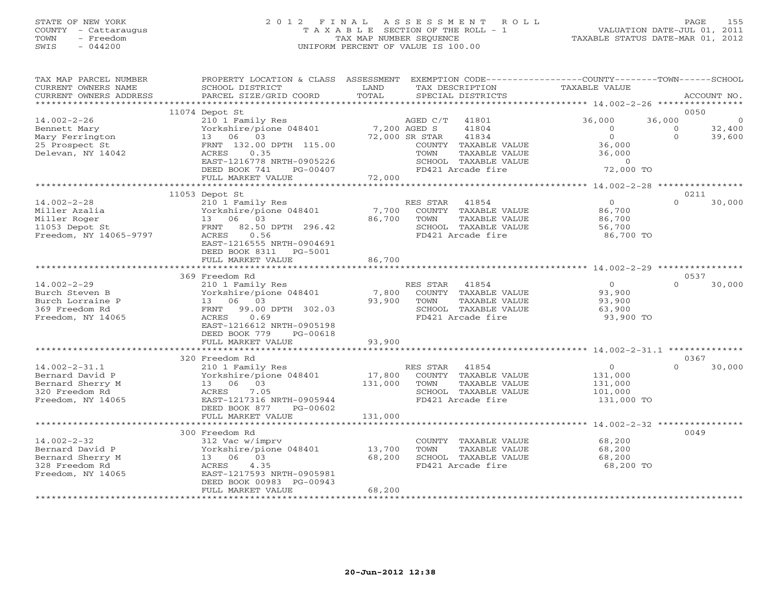STATE OF NEW YORK
COUNTY - Cattaraugus
TOWN - Freedom
SWIS - 044200

2012 FINAL ASSESSMENT ROLL
TAXABLE SECTION OF THE ROLL - 1
TAX MAP NUMBER SEQUENCE
UNIFORM PERCENT OF VALUE IS 100.00

VALUATION DATE-JUL 01, 2011
TAXABLE STATUS DATE-MAR 01, 2012

```
TAX MAP PARCEL NUMBER     PROPERTY LOCATION & CLASS  ASSESSMENT  EXEMPTION CODE------------------COUNTY--------TOWN------SCHOOL
CURRENT OWNERS NAME       SCHOOL DISTRICT               LAND      TAX DESCRIPTION             TAXABLE VALUE
CURRENT OWNERS ADDRESS    PARCEL SIZE/GRID COORD       TOTAL      SPECIAL DISTRICTS                                    ACCOUNT NO.
******************************************************************************************** 14.002-2-26 ****************
                          11074 Depot St                                                                           0050
14.002-2-26               210 1 Family Res                  AGED C/T   41801          36,000       36,000             0
Bennett Mary              Yorkshire/pione 048401     7,200 AGED S     41804               0            0         32,400
Mary Ferrington           13  06  03                72,000 SR STAR    41834               0            0         39,600
25 Prospect St            FRNT 132.00 DPTH 115.00          COUNTY  TAXABLE VALUE       36,000
Delevan, NY 14042         ACRES    0.35                    TOWN    TAXABLE VALUE       36,000
                          EAST-1216778 NRTH-0905226        SCHOOL  TAXABLE VALUE            0
                          DEED BOOK 741    PG-00407        FD421 Arcade fire            72,000 TO
                          FULL MARKET VALUE         72,000
******************************************************************************************** 14.002-2-28 ****************
                          11053 Depot St                                                                           0211
14.002-2-28               210 1 Family Res                  RES STAR   41854               0            0         30,000
Miller Azalia             Yorkshire/pione 048401     7,700  COUNTY  TAXABLE VALUE       86,700
Miller Roger              13  06  03                86,700  TOWN    TAXABLE VALUE       86,700
11053 Depot St            FRNT  82.50 DPTH 296.42          SCHOOL  TAXABLE VALUE       56,700
Freedom, NY 14065-9797    ACRES    0.56                    FD421 Arcade fire            86,700 TO
                          EAST-1216555 NRTH-0904691
                          DEED BOOK 8311   PG-5001
                          FULL MARKET VALUE         86,700
******************************************************************************************** 14.002-2-29 ****************
                          369 Freedom Rd                                                                           0537
14.002-2-29               210 1 Family Res                  RES STAR   41854               0            0         30,000
Burch Steven B            Yorkshire/pione 048401     7,800  COUNTY  TAXABLE VALUE       93,900
Burch Lorraine P          13  06  03                93,900  TOWN    TAXABLE VALUE       93,900
369 Freedom Rd            FRNT  99.00 DPTH 302.03          SCHOOL  TAXABLE VALUE       63,900
Freedom, NY 14065         ACRES    0.69                    FD421 Arcade fire            93,900 TO
                          EAST-1216612 NRTH-0905198
                          DEED BOOK 779    PG-00618
                          FULL MARKET VALUE         93,900
******************************************************************************************** 14.002-2-31.1 **************
                          320 Freedom Rd                                                                           0367
14.002-2-31.1             210 1 Family Res                  RES STAR   41854               0            0         30,000
Bernard David P           Yorkshire/pione 048401    17,800  COUNTY  TAXABLE VALUE      131,000
Bernard Sherry M          13  06  03               131,000  TOWN    TAXABLE VALUE      131,000
320 Freedom Rd            ACRES    7.05                    SCHOOL  TAXABLE VALUE      101,000
Freedom, NY 14065         EAST-1217316 NRTH-0905944        FD421 Arcade fire           131,000 TO
                          DEED BOOK 877    PG-00602
                          FULL MARKET VALUE        131,000
******************************************************************************************** 14.002-2-32 ****************
                          300 Freedom Rd                                                                           0049
14.002-2-32               312 Vac w/imprv                   COUNTY  TAXABLE VALUE       68,200
Bernard David P           Yorkshire/pione 048401    13,700  TOWN    TAXABLE VALUE       68,200
Bernard Sherry M          13  06  03                68,200  SCHOOL  TAXABLE VALUE       68,200
328 Freedom Rd            ACRES    4.35                    FD421 Arcade fire            68,200 TO
Freedom, NY 14065         EAST-1217593 NRTH-0905981
                          DEED BOOK 00983 PG-00943
                          FULL MARKET VALUE         68,200
*****************************************************************************************************************************
```

20-Jun-2012 12:38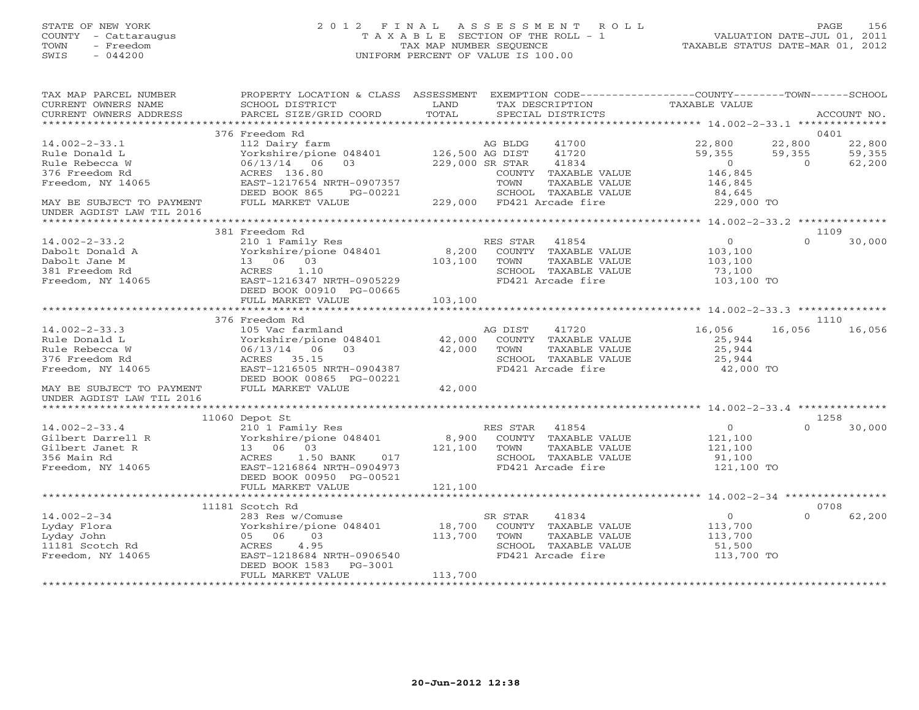STATE OF NEW YORK
COUNTY - Cattaraugus
TOWN - Freedom
SWIS - 044200

# 2012 FINAL ASSESSMENT ROLL
TAXABLE SECTION OF THE ROLL - 1
TAX MAP NUMBER SEQUENCE
UNIFORM PERCENT OF VALUE IS 100.00

VALUATION DATE-JUL 01, 2011
TAXABLE STATUS DATE-MAR 01, 2012

| TAX MAP PARCEL NUMBER / CURRENT OWNERS NAME / CURRENT OWNERS ADDRESS | PROPERTY LOCATION & CLASS / SCHOOL DISTRICT / PARCEL SIZE/GRID COORD | ASSESSMENT LAND / TOTAL | EXEMPTION CODE / TAX DESCRIPTION / SPECIAL DISTRICTS | COUNTY TAXABLE VALUE | TOWN | SCHOOL / ACCOUNT NO. |
|---|---|---|---|---|---|---|
| **14.002-2-33.1** | 376 Freedom Rd | | | | | 0401 |
| 14.002-2-33.1 | 112 Dairy farm | | AG BLDG 41700 | 22,800 | 22,800 | 22,800 |
| Rule Donald L | Yorkshire/pione 048401 | 126,500 | AG DIST 41720 | 59,355 | 59,355 | 59,355 |
| Rule Rebecca W | 06/13/14 06 03 | 229,000 | SR STAR 41834 | 0 | 0 | 62,200 |
| 376 Freedom Rd | ACRES 136.80 | | COUNTY TAXABLE VALUE | 146,845 | | |
| Freedom, NY 14065 | EAST-1217654 NRTH-0907357 | | TOWN TAXABLE VALUE | 146,845 | | |
| | DEED BOOK 865 PG-00221 | | SCHOOL TAXABLE VALUE | 84,645 | | |
| MAY BE SUBJECT TO PAYMENT UNDER AGDIST LAW TIL 2016 | FULL MARKET VALUE | 229,000 | FD421 Arcade fire | 229,000 TO | | |
| **14.002-2-33.2** | 381 Freedom Rd | | | | | 1109 |
| 14.002-2-33.2 | 210 1 Family Res | | RES STAR 41854 | 0 | 0 | 30,000 |
| Dabolt Donald A | Yorkshire/pione 048401 | 8,200 | COUNTY TAXABLE VALUE | 103,100 | | |
| Dabolt Jane M | 13 06 03 | 103,100 | TOWN TAXABLE VALUE | 103,100 | | |
| 381 Freedom Rd | ACRES 1.10 | | SCHOOL TAXABLE VALUE | 73,100 | | |
| Freedom, NY 14065 | EAST-1216347 NRTH-0905229 | | FD421 Arcade fire | 103,100 TO | | |
| | DEED BOOK 00910 PG-00665 | | | | | |
| | FULL MARKET VALUE | 103,100 | | | | |
| **14.002-2-33.3** | 376 Freedom Rd | | | | | 1110 |
| 14.002-2-33.3 | 105 Vac farmland | | AG DIST 41720 | 16,056 | 16,056 | 16,056 |
| Rule Donald L | Yorkshire/pione 048401 | 42,000 | COUNTY TAXABLE VALUE | 25,944 | | |
| Rule Rebecca W | 06/13/14 06 03 | 42,000 | TOWN TAXABLE VALUE | 25,944 | | |
| 376 Freedom Rd | ACRES 35.15 | | SCHOOL TAXABLE VALUE | 25,944 | | |
| Freedom, NY 14065 | EAST-1216505 NRTH-0904387 | | FD421 Arcade fire | 42,000 TO | | |
| | DEED BOOK 00865 PG-00221 | | | | | |
| MAY BE SUBJECT TO PAYMENT UNDER AGDIST LAW TIL 2016 | FULL MARKET VALUE | 42,000 | | | | |
| **14.002-2-33.4** | 11060 Depot St | | | | | 1258 |
| 14.002-2-33.4 | 210 1 Family Res | | RES STAR 41854 | 0 | 0 | 30,000 |
| Gilbert Darrell R | Yorkshire/pione 048401 | 8,900 | COUNTY TAXABLE VALUE | 121,100 | | |
| Gilbert Janet R | 13 06 03 | 121,100 | TOWN TAXABLE VALUE | 121,100 | | |
| 356 Main Rd | ACRES 1.50 BANK 017 | | SCHOOL TAXABLE VALUE | 91,100 | | |
| Freedom, NY 14065 | EAST-1216864 NRTH-0904973 | | FD421 Arcade fire | 121,100 TO | | |
| | DEED BOOK 00950 PG-00521 | | | | | |
| | FULL MARKET VALUE | 121,100 | | | | |
| **14.002-2-34** | 11181 Scotch Rd | | | | | 0708 |
| 14.002-2-34 | 283 Res w/Comuse | | SR STAR 41834 | 0 | 0 | 62,200 |
| Lyday Flora | Yorkshire/pione 048401 | 18,700 | COUNTY TAXABLE VALUE | 113,700 | | |
| Lyday John | 05 06 03 | 113,700 | TOWN TAXABLE VALUE | 113,700 | | |
| 11181 Scotch Rd | ACRES 4.95 | | SCHOOL TAXABLE VALUE | 51,500 | | |
| Freedom, NY 14065 | EAST-1218684 NRTH-0906540 | | FD421 Arcade fire | 113,700 TO | | |
| | DEED BOOK 1583 PG-3001 | | | | | |
| | FULL MARKET VALUE | 113,700 | | | | |

20-Jun-2012 12:38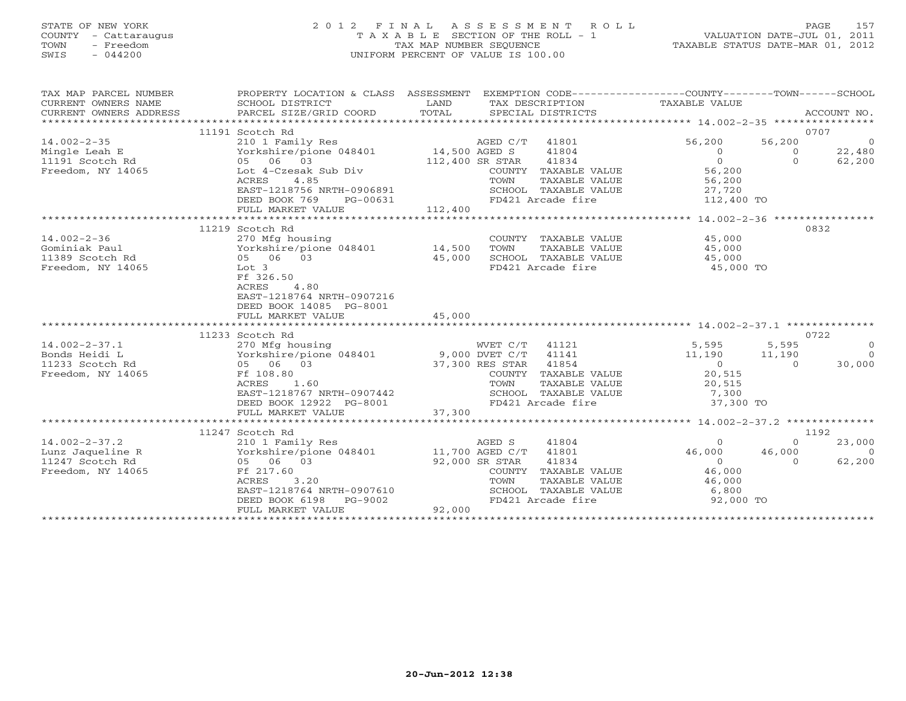STATE OF NEW YORK
COUNTY - Cattaraugus
TOWN - Freedom
SWIS - 044200

2012 FINAL ASSESSMENT ROLL
TAXABLE SECTION OF THE ROLL - 1
TAX MAP NUMBER SEQUENCE
UNIFORM PERCENT OF VALUE IS 100.00

VALUATION DATE-JUL 01, 2011
TAXABLE STATUS DATE-MAR 01, 2012

| TAX MAP PARCEL NUMBER / CURRENT OWNERS NAME / CURRENT OWNERS ADDRESS | PROPERTY LOCATION & CLASS / SCHOOL DISTRICT / PARCEL SIZE/GRID COORD | ASSESSMENT LAND / TOTAL | EXEMPTION CODE / TAX DESCRIPTION / SPECIAL DISTRICTS | COUNTY | TOWN | SCHOOL | ACCOUNT NO. |
|---|---|---|---|---|---|---|---|
| | 11191 Scotch Rd | | | | | | 0707 |
| 14.002-2-35 | 210 1 Family Res | | AGED C/T 41801 | 56,200 | 56,200 | 0 | |
| Mingle Leah E | Yorkshire/pione 048401 | 14,500 | AGED S 41804 | 0 | 0 | 22,480 | |
| 11191 Scotch Rd | 05 06 03 | 112,400 | SR STAR 41834 | 0 | 0 | 62,200 | |
| Freedom, NY 14065 | Lot 4-Czesak Sub Div | | COUNTY TAXABLE VALUE | 56,200 | | | |
| | ACRES 4.85 | | TOWN TAXABLE VALUE | | 56,200 | | |
| | EAST-1218756 NRTH-0906891 | | SCHOOL TAXABLE VALUE | | | 27,720 | |
| | DEED BOOK 769 PG-00631 | | FD421 Arcade fire | 112,400 TO | | | |
| | FULL MARKET VALUE | 112,400 | | | | | |
| | 11219 Scotch Rd | | | | | | 0832 |
| 14.002-2-36 | 270 Mfg housing | | COUNTY TAXABLE VALUE | 45,000 | | | |
| Gominiak Paul | Yorkshire/pione 048401 | 14,500 | TOWN TAXABLE VALUE | | 45,000 | | |
| 11389 Scotch Rd | 05 06 03 | 45,000 | SCHOOL TAXABLE VALUE | | | 45,000 | |
| Freedom, NY 14065 | Lot 3 | | FD421 Arcade fire | 45,000 TO | | | |
| | Ff 326.50 | | | | | | |
| | ACRES 4.80 | | | | | | |
| | EAST-1218764 NRTH-0907216 | | | | | | |
| | DEED BOOK 14085 PG-8001 | | | | | | |
| | FULL MARKET VALUE | 45,000 | | | | | |
| | 11233 Scotch Rd | | | | | | 0722 |
| 14.002-2-37.1 | 270 Mfg housing | | WVET C/T 41121 | 5,595 | 5,595 | 0 | |
| Bonds Heidi L | Yorkshire/pione 048401 | 9,000 | DVET C/T 41141 | 11,190 | 11,190 | 0 | |
| 11233 Scotch Rd | 05 06 03 | 37,300 | RES STAR 41854 | 0 | 0 | 30,000 | |
| Freedom, NY 14065 | Ff 108.80 | | COUNTY TAXABLE VALUE | 20,515 | | | |
| | ACRES 1.60 | | TOWN TAXABLE VALUE | | 20,515 | | |
| | EAST-1218767 NRTH-0907442 | | SCHOOL TAXABLE VALUE | | | 7,300 | |
| | DEED BOOK 12922 PG-8001 | | FD421 Arcade fire | 37,300 TO | | | |
| | FULL MARKET VALUE | 37,300 | | | | | |
| | 11247 Scotch Rd | | | | | | 1192 |
| 14.002-2-37.2 | 210 1 Family Res | | AGED S 41804 | 0 | 0 | 23,000 | |
| Lunz Jaqueline R | Yorkshire/pione 048401 | 11,700 | AGED C/T 41801 | 46,000 | 46,000 | 0 | |
| 11247 Scotch Rd | 05 06 03 | 92,000 | SR STAR 41834 | 0 | 0 | 62,200 | |
| Freedom, NY 14065 | Ff 217.60 | | COUNTY TAXABLE VALUE | 46,000 | | | |
| | ACRES 3.20 | | TOWN TAXABLE VALUE | | 46,000 | | |
| | EAST-1218764 NRTH-0907610 | | SCHOOL TAXABLE VALUE | | | 6,800 | |
| | DEED BOOK 6198 PG-9002 | | FD421 Arcade fire | 92,000 TO | | | |
| | FULL MARKET VALUE | 92,000 | | | | | |

20-Jun-2012 12:38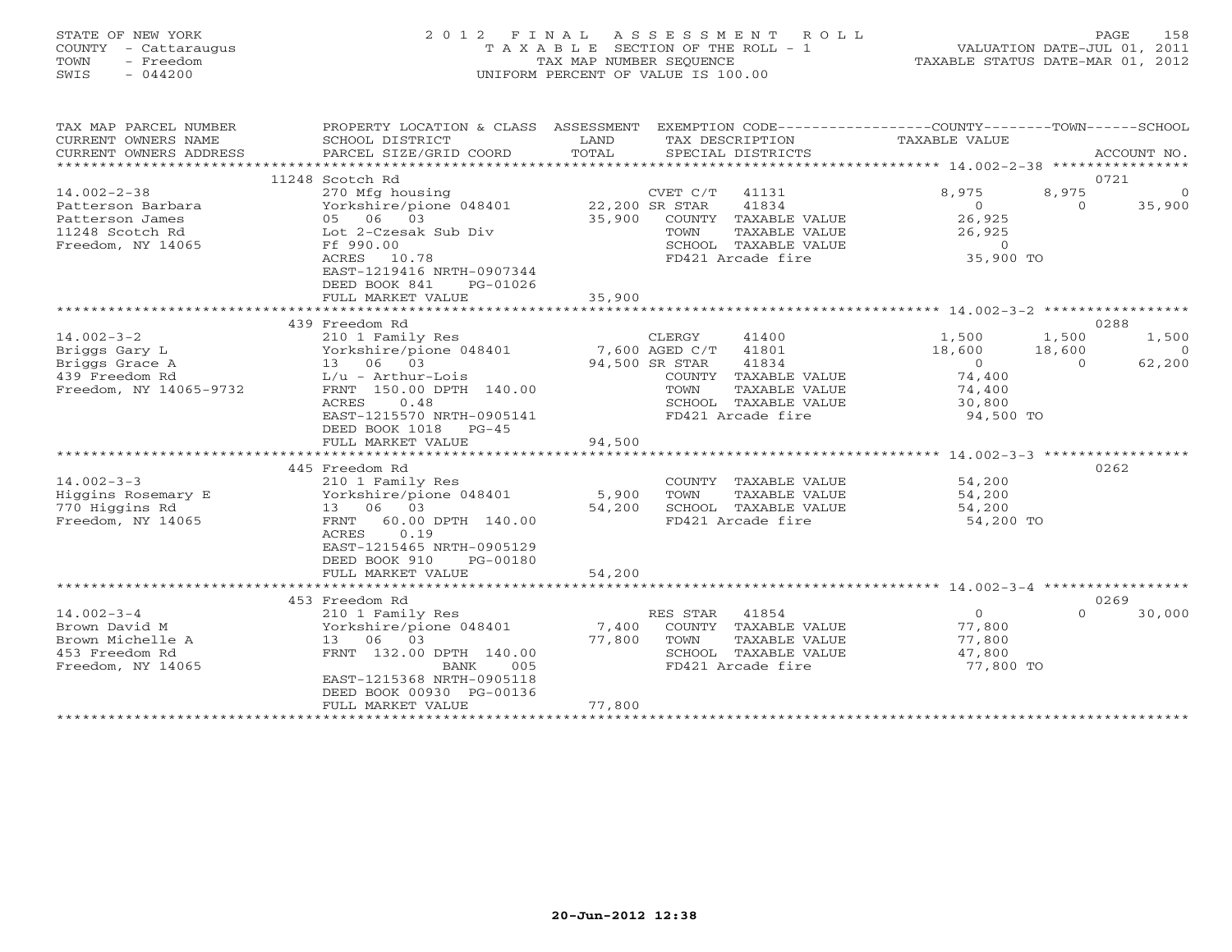STATE OF NEW YORK
COUNTY - Cattaraugus
TOWN - Freedom
SWIS - 044200

2012 FINAL ASSESSMENT ROLL
TAXABLE SECTION OF THE ROLL - 1
TAX MAP NUMBER SEQUENCE
UNIFORM PERCENT OF VALUE IS 100.00

VALUATION DATE-JUL 01, 2011
TAXABLE STATUS DATE-MAR 01, 2012

| TAX MAP PARCEL NUMBER / CURRENT OWNERS NAME / CURRENT OWNERS ADDRESS | PROPERTY LOCATION & CLASS / SCHOOL DISTRICT / PARCEL SIZE/GRID COORD | ASSESSMENT LAND / TOTAL | EXEMPTION CODE / TAX DESCRIPTION / SPECIAL DISTRICTS | COUNTY TAXABLE VALUE | TOWN | SCHOOL / ACCOUNT NO. |
|---|---|---|---|---|---|---|
| | 11248 Scotch Rd | | | | | 0721 |
| 14.002-2-38 | 270 Mfg housing | | CVET C/T 41131 | 8,975 | 8,975 | 0 |
| Patterson Barbara | Yorkshire/pione 048401 | 22,200 | SR STAR 41834 | 0 | 0 | 35,900 |
| Patterson James | 05 06 03 | 35,900 | COUNTY TAXABLE VALUE | 26,925 | | |
| 11248 Scotch Rd | Lot 2-Czesak Sub Div | | TOWN TAXABLE VALUE | 26,925 | | |
| Freedom, NY 14065 | Ff 990.00 | | SCHOOL TAXABLE VALUE | 0 | | |
| | ACRES 10.78 | | FD421 Arcade fire | 35,900 TO | | |
| | EAST-1219416 NRTH-0907344 | | | | | |
| | DEED BOOK 841 PG-01026 | | | | | |
| | FULL MARKET VALUE | 35,900 | | | | |
| | 439 Freedom Rd | | | | | 0288 |
| 14.002-3-2 | 210 1 Family Res | | CLERGY 41400 | 1,500 | 1,500 | 1,500 |
| Briggs Gary L | Yorkshire/pione 048401 | 7,600 | AGED C/T 41801 | 18,600 | 18,600 | 0 |
| Briggs Grace A | 13 06 03 | 94,500 | SR STAR 41834 | 0 | 0 | 62,200 |
| 439 Freedom Rd | L/u - Arthur-Lois | | COUNTY TAXABLE VALUE | 74,400 | | |
| Freedom, NY 14065-9732 | FRNT 150.00 DPTH 140.00 | | TOWN TAXABLE VALUE | 74,400 | | |
| | ACRES 0.48 | | SCHOOL TAXABLE VALUE | 30,800 | | |
| | EAST-1215570 NRTH-0905141 | | FD421 Arcade fire | 94,500 TO | | |
| | DEED BOOK 1018 PG-45 | | | | | |
| | FULL MARKET VALUE | 94,500 | | | | |
| | 445 Freedom Rd | | | | | 0262 |
| 14.002-3-3 | 210 1 Family Res | | COUNTY TAXABLE VALUE | 54,200 | | |
| Higgins Rosemary E | Yorkshire/pione 048401 | 5,900 | TOWN TAXABLE VALUE | 54,200 | | |
| 770 Higgins Rd | 13 06 03 | 54,200 | SCHOOL TAXABLE VALUE | 54,200 | | |
| Freedom, NY 14065 | FRNT 60.00 DPTH 140.00 | | FD421 Arcade fire | 54,200 TO | | |
| | ACRES 0.19 | | | | | |
| | EAST-1215465 NRTH-0905129 | | | | | |
| | DEED BOOK 910 PG-00180 | | | | | |
| | FULL MARKET VALUE | 54,200 | | | | |
| | 453 Freedom Rd | | | | | 0269 |
| 14.002-3-4 | 210 1 Family Res | | RES STAR 41854 | 0 | 0 | 30,000 |
| Brown David M | Yorkshire/pione 048401 | 7,400 | COUNTY TAXABLE VALUE | 77,800 | | |
| Brown Michelle A | 13 06 03 | 77,800 | TOWN TAXABLE VALUE | 77,800 | | |
| 453 Freedom Rd | FRNT 132.00 DPTH 140.00 | | SCHOOL TAXABLE VALUE | 47,800 | | |
| Freedom, NY 14065 | BANK 005 | | FD421 Arcade fire | 77,800 TO | | |
| | EAST-1215368 NRTH-0905118 | | | | | |
| | DEED BOOK 00930 PG-00136 | | | | | |
| | FULL MARKET VALUE | 77,800 | | | | |

20-Jun-2012 12:38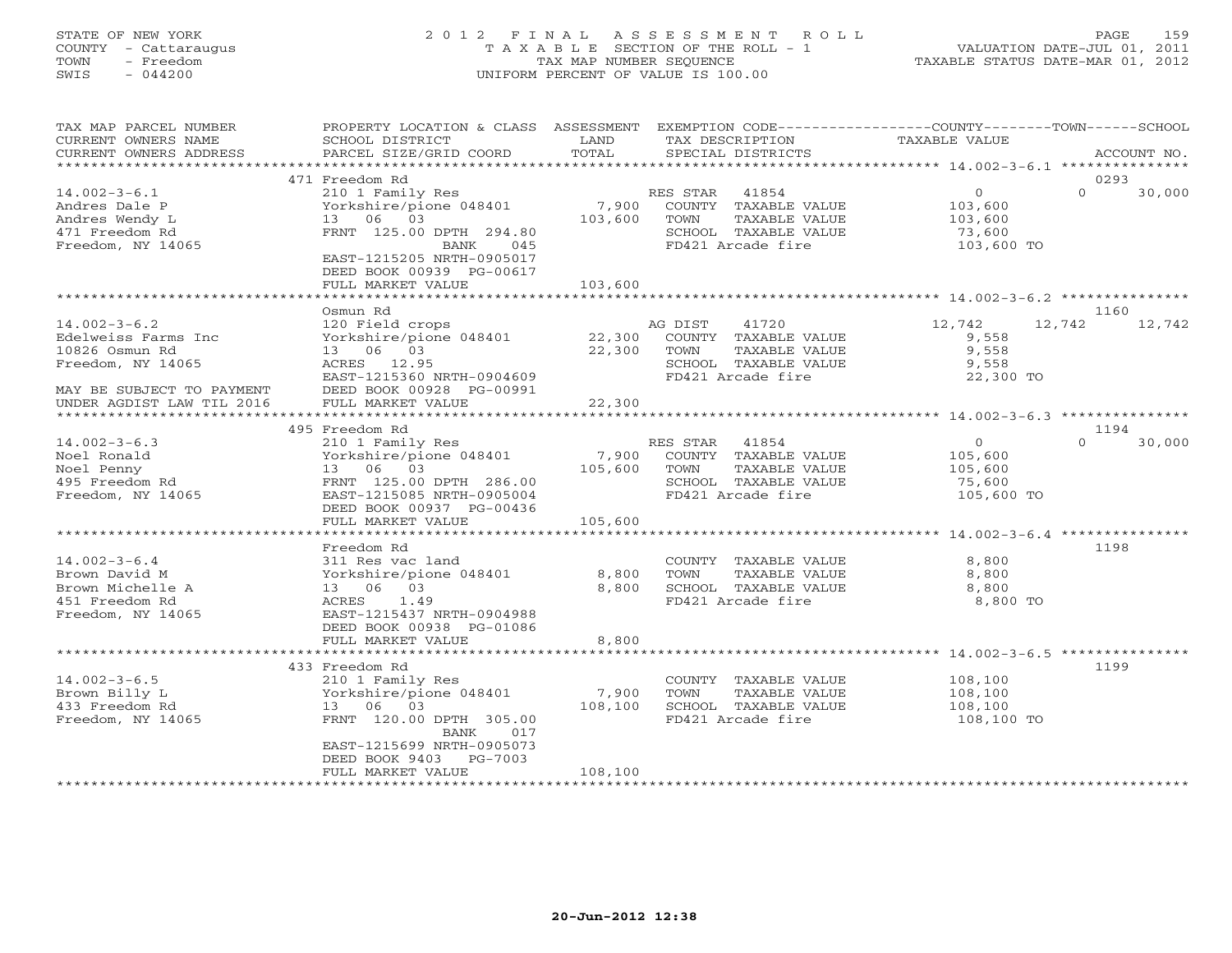STATE OF NEW YORK
COUNTY - Cattaraugus
TOWN - Freedom
SWIS - 044200

# 2012 FINAL ASSESSMENT ROLL

TAXABLE SECTION OF THE ROLL - 1
TAX MAP NUMBER SEQUENCE
UNIFORM PERCENT OF VALUE IS 100.00

VALUATION DATE-JUL 01, 2011
TAXABLE STATUS DATE-MAR 01, 2012

| TAX MAP PARCEL NUMBER / CURRENT OWNERS NAME / CURRENT OWNERS ADDRESS | PROPERTY LOCATION & CLASS / SCHOOL DISTRICT / PARCEL SIZE/GRID COORD | ASSESSMENT LAND / TOTAL | EXEMPTION CODE / TAX DESCRIPTION / SPECIAL DISTRICTS | COUNTY TAXABLE VALUE | TOWN | SCHOOL / ACCOUNT NO. |
|---|---|---|---|---|---|---|
| **14.002-3-6.1** | 471 Freedom Rd | | | | | 0293 |
| 14.002-3-6.1 | 210 1 Family Res | | RES STAR 41854 | 0 | 0 | 30,000 |
| Andres Dale P | Yorkshire/pione 048401 | 7,900 | COUNTY TAXABLE VALUE | 103,600 | | |
| Andres Wendy L | 13 06 03 | 103,600 | TOWN TAXABLE VALUE | 103,600 | | |
| 471 Freedom Rd | FRNT 125.00 DPTH 294.80 | | SCHOOL TAXABLE VALUE | 73,600 | | |
| Freedom, NY 14065 | BANK 045 | | FD421 Arcade fire | 103,600 TO | | |
| | EAST-1215205 NRTH-0905017 | | | | | |
| | DEED BOOK 00939 PG-00617 | | | | | |
| | FULL MARKET VALUE | 103,600 | | | | |
| **14.002-3-6.2** | Osmun Rd | | | | | 1160 |
| 14.002-3-6.2 | 120 Field crops | | AG DIST 41720 | 12,742 | 12,742 | 12,742 |
| Edelweiss Farms Inc | Yorkshire/pione 048401 | 22,300 | COUNTY TAXABLE VALUE | 9,558 | | |
| 10826 Osmun Rd | 13 06 03 | 22,300 | TOWN TAXABLE VALUE | 9,558 | | |
| Freedom, NY 14065 | ACRES 12.95 | | SCHOOL TAXABLE VALUE | 9,558 | | |
| | EAST-1215360 NRTH-0904609 | | FD421 Arcade fire | 22,300 TO | | |
| MAY BE SUBJECT TO PAYMENT | DEED BOOK 00928 PG-00991 | | | | | |
| UNDER AGDIST LAW TIL 2016 | FULL MARKET VALUE | 22,300 | | | | |
| **14.002-3-6.3** | 495 Freedom Rd | | | | | 1194 |
| 14.002-3-6.3 | 210 1 Family Res | | RES STAR 41854 | 0 | 0 | 30,000 |
| Noel Ronald | Yorkshire/pione 048401 | 7,900 | COUNTY TAXABLE VALUE | 105,600 | | |
| Noel Penny | 13 06 03 | 105,600 | TOWN TAXABLE VALUE | 105,600 | | |
| 495 Freedom Rd | FRNT 125.00 DPTH 286.00 | | SCHOOL TAXABLE VALUE | 75,600 | | |
| Freedom, NY 14065 | EAST-1215085 NRTH-0905004 | | FD421 Arcade fire | 105,600 TO | | |
| | DEED BOOK 00937 PG-00436 | | | | | |
| | FULL MARKET VALUE | 105,600 | | | | |
| **14.002-3-6.4** | Freedom Rd | | | | | 1198 |
| 14.002-3-6.4 | 311 Res vac land | | COUNTY TAXABLE VALUE | 8,800 | | |
| Brown David M | Yorkshire/pione 048401 | 8,800 | TOWN TAXABLE VALUE | 8,800 | | |
| Brown Michelle A | 13 06 03 | 8,800 | SCHOOL TAXABLE VALUE | 8,800 | | |
| 451 Freedom Rd | ACRES 1.49 | | FD421 Arcade fire | 8,800 TO | | |
| Freedom, NY 14065 | EAST-1215437 NRTH-0904988 | | | | | |
| | DEED BOOK 00938 PG-01086 | | | | | |
| | FULL MARKET VALUE | 8,800 | | | | |
| **14.002-3-6.5** | 433 Freedom Rd | | | | | 1199 |
| 14.002-3-6.5 | 210 1 Family Res | | COUNTY TAXABLE VALUE | 108,100 | | |
| Brown Billy L | Yorkshire/pione 048401 | 7,900 | TOWN TAXABLE VALUE | 108,100 | | |
| 433 Freedom Rd | 13 06 03 | 108,100 | SCHOOL TAXABLE VALUE | 108,100 | | |
| Freedom, NY 14065 | FRNT 120.00 DPTH 305.00 | | FD421 Arcade fire | 108,100 TO | | |
| | BANK 017 | | | | | |
| | EAST-1215699 NRTH-0905073 | | | | | |
| | DEED BOOK 9403 PG-7003 | | | | | |
| | FULL MARKET VALUE | 108,100 | | | | |

20-Jun-2012 12:38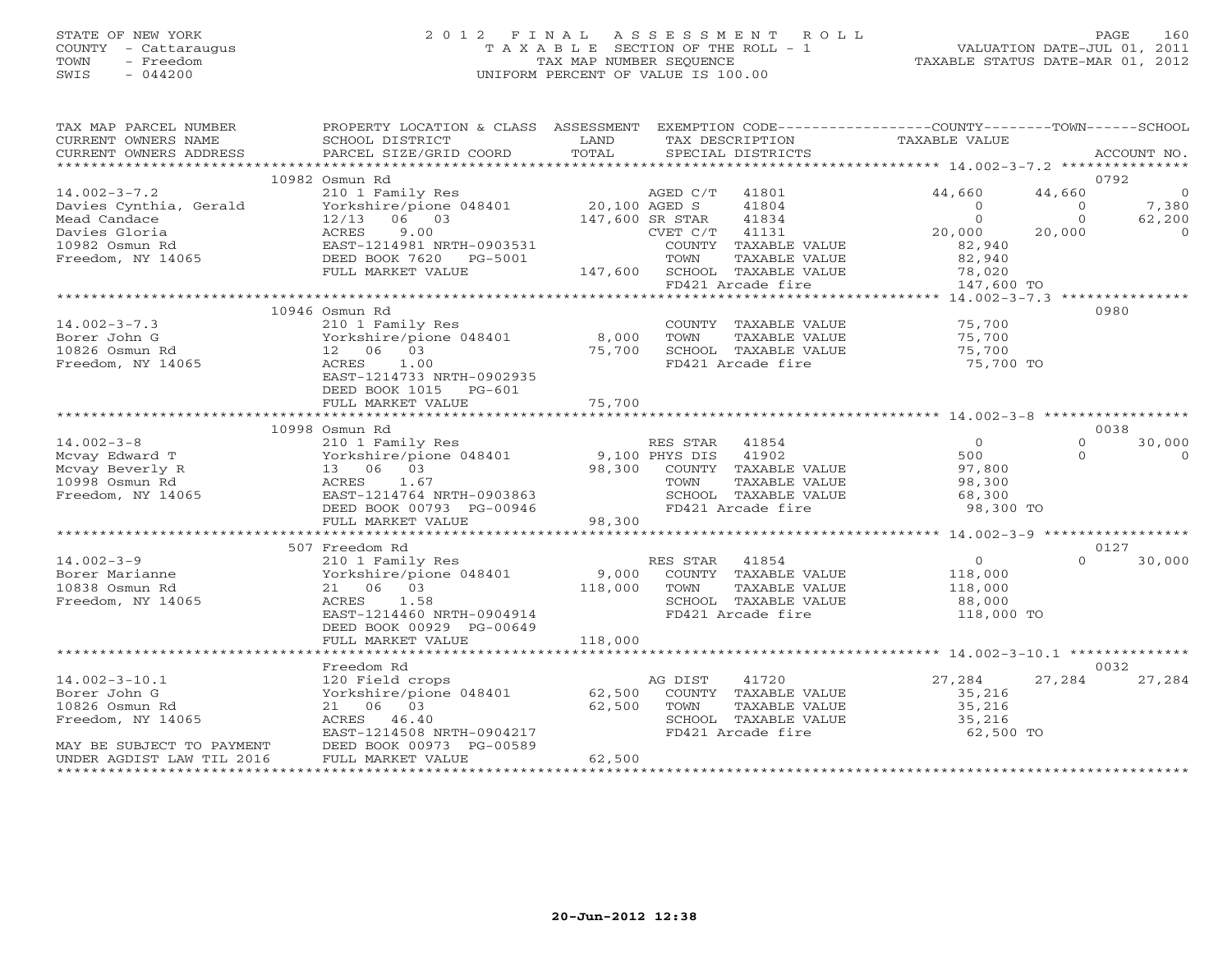STATE OF NEW YORK
COUNTY - Cattaraugus
TOWN - Freedom
SWIS - 044200

# 2012 FINAL ASSESSMENT ROLL

TAXABLE SECTION OF THE ROLL - 1
TAX MAP NUMBER SEQUENCE
UNIFORM PERCENT OF VALUE IS 100.00

VALUATION DATE-JUL 01, 2011
TAXABLE STATUS DATE-MAR 01, 2012

| TAX MAP PARCEL NUMBER / CURRENT OWNERS NAME / CURRENT OWNERS ADDRESS | PROPERTY LOCATION & CLASS / SCHOOL DISTRICT / PARCEL SIZE/GRID COORD | ASSESSMENT LAND / TOTAL | EXEMPTION CODE / TAX DESCRIPTION / SPECIAL DISTRICTS | COUNTY TAXABLE VALUE | TOWN | SCHOOL / ACCOUNT NO. |
|---|---|---|---|---|---|---|
| **14.002-3-7.2** | 10982 Osmun Rd | | | | | 0792 |
| Davies Cynthia, Gerald | 210 1 Family Res | | AGED C/T 41801 | 44,660 | 44,660 | 0 |
| Mead Candace | Yorkshire/pione 048401 | 20,100 | AGED S 41804 | 0 | 0 | 7,380 |
| Davies Gloria | 12/13 06 03 | 147,600 | SR STAR 41834 | 0 | 0 | 62,200 |
| 10982 Osmun Rd | ACRES 9.00 | | CVET C/T 41131 | 20,000 | 20,000 | 0 |
| Freedom, NY 14065 | EAST-1214981 NRTH-0903531 | | COUNTY TAXABLE VALUE | 82,940 | | |
| | DEED BOOK 7620 PG-5001 | | TOWN TAXABLE VALUE | 82,940 | | |
| | FULL MARKET VALUE | 147,600 | SCHOOL TAXABLE VALUE | 78,020 | | |
| | | | FD421 Arcade fire | 147,600 TO | | |
| **14.002-3-7.3** | 10946 Osmun Rd | | | | | 0980 |
| Borer John G | 210 1 Family Res | | COUNTY TAXABLE VALUE | 75,700 | | |
| 10826 Osmun Rd | Yorkshire/pione 048401 | 8,000 | TOWN TAXABLE VALUE | 75,700 | | |
| Freedom, NY 14065 | 12 06 03 | 75,700 | SCHOOL TAXABLE VALUE | 75,700 | | |
| | ACRES 1.00 | | FD421 Arcade fire | 75,700 TO | | |
| | EAST-1214733 NRTH-0902935 | | | | | |
| | DEED BOOK 1015 PG-601 | | | | | |
| | FULL MARKET VALUE | 75,700 | | | | |
| **14.002-3-8** | 10998 Osmun Rd | | | | | 0038 |
| Mcvay Edward T | 210 1 Family Res | | RES STAR 41854 | 0 | 0 | 30,000 |
| Mcvay Beverly R | Yorkshire/pione 048401 | 9,100 | PHYS DIS 41902 | 500 | 0 | 0 |
| 10998 Osmun Rd | 13 06 03 | 98,300 | COUNTY TAXABLE VALUE | 97,800 | | |
| Freedom, NY 14065 | ACRES 1.67 | | TOWN TAXABLE VALUE | 98,300 | | |
| | EAST-1214764 NRTH-0903863 | | SCHOOL TAXABLE VALUE | 68,300 | | |
| | DEED BOOK 00793 PG-00946 | | FD421 Arcade fire | 98,300 TO | | |
| | FULL MARKET VALUE | 98,300 | | | | |
| **14.002-3-9** | 507 Freedom Rd | | | | | 0127 |
| Borer Marianne | 210 1 Family Res | | RES STAR 41854 | 0 | 0 | 30,000 |
| 10838 Osmun Rd | Yorkshire/pione 048401 | 9,000 | COUNTY TAXABLE VALUE | 118,000 | | |
| Freedom, NY 14065 | 21 06 03 | 118,000 | TOWN TAXABLE VALUE | 118,000 | | |
| | ACRES 1.58 | | SCHOOL TAXABLE VALUE | 88,000 | | |
| | EAST-1214460 NRTH-0904914 | | FD421 Arcade fire | 118,000 TO | | |
| | DEED BOOK 00929 PG-00649 | | | | | |
| | FULL MARKET VALUE | 118,000 | | | | |
| **14.002-3-10.1** | Freedom Rd | | | | | 0032 |
| Borer John G | 120 Field crops | | AG DIST 41720 | 27,284 | 27,284 | 27,284 |
| 10826 Osmun Rd | Yorkshire/pione 048401 | 62,500 | COUNTY TAXABLE VALUE | 35,216 | | |
| Freedom, NY 14065 | 21 06 03 | 62,500 | TOWN TAXABLE VALUE | 35,216 | | |
| | ACRES 46.40 | | SCHOOL TAXABLE VALUE | 35,216 | | |
| | EAST-1214508 NRTH-0904217 | | FD421 Arcade fire | 62,500 TO | | |
| MAY BE SUBJECT TO PAYMENT | DEED BOOK 00973 PG-00589 | | | | | |
| UNDER AGDIST LAW TIL 2016 | FULL MARKET VALUE | 62,500 | | | | |

20-Jun-2012 12:38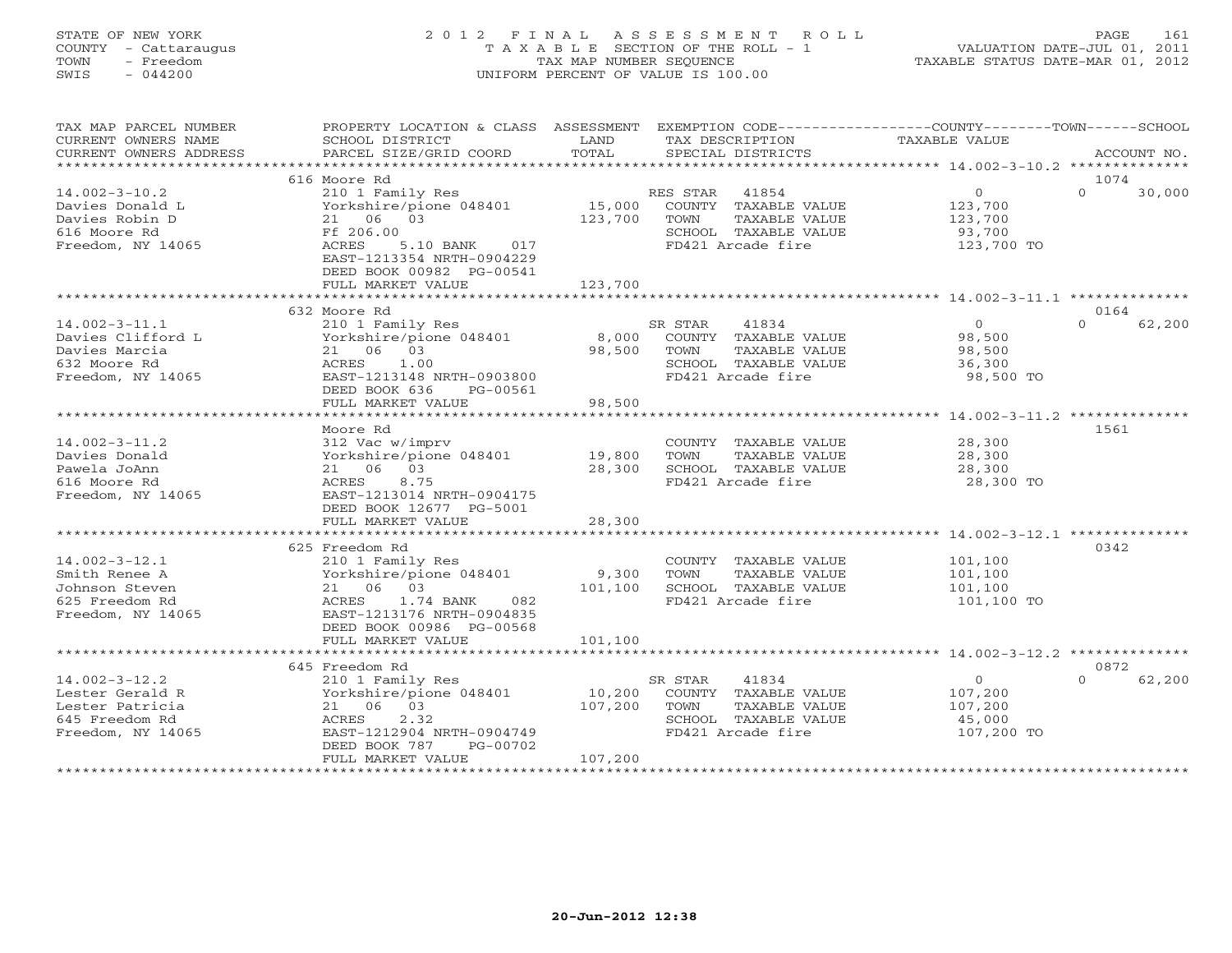STATE OF NEW YORK
COUNTY - Cattaraugus
TOWN - Freedom
SWIS - 044200

2012 FINAL ASSESSMENT ROLL
TAXABLE SECTION OF THE ROLL - 1
TAX MAP NUMBER SEQUENCE
UNIFORM PERCENT OF VALUE IS 100.00

VALUATION DATE-JUL 01, 2011
TAXABLE STATUS DATE-MAR 01, 2012

| TAX MAP PARCEL NUMBER / CURRENT OWNERS NAME / CURRENT OWNERS ADDRESS | PROPERTY LOCATION & CLASS / SCHOOL DISTRICT / PARCEL SIZE/GRID COORD | ASSESSMENT LAND | TOTAL | EXEMPTION CODE / TAX DESCRIPTION / SPECIAL DISTRICTS | COUNTY TAXABLE VALUE | TOWN | SCHOOL / ACCOUNT NO. |
|---|---|---|---|---|---|---|---|
| | 616 Moore Rd | | | | | | 1074 |
| 14.002-3-10.2 | 210 1 Family Res | | | RES STAR 41854 | 0 | 0 | 30,000 |
| Davies Donald L | Yorkshire/pione 048401 | 15,000 | | COUNTY TAXABLE VALUE | 123,700 | | |
| Davies Robin D | 21 06 03 | | 123,700 | TOWN TAXABLE VALUE | 123,700 | | |
| 616 Moore Rd | Ff 206.00 | | | SCHOOL TAXABLE VALUE | 93,700 | | |
| Freedom, NY 14065 | ACRES 5.10 BANK 017 | | | FD421 Arcade fire | 123,700 TO | | |
| | EAST-1213354 NRTH-0904229 | | | | | | |
| | DEED BOOK 00982 PG-00541 | | | | | | |
| | FULL MARKET VALUE | | 123,700 | | | | |
| | 632 Moore Rd | | | | | | 0164 |
| 14.002-3-11.1 | 210 1 Family Res | | | SR STAR 41834 | 0 | 0 | 62,200 |
| Davies Clifford L | Yorkshire/pione 048401 | 8,000 | | COUNTY TAXABLE VALUE | 98,500 | | |
| Davies Marcia | 21 06 03 | | 98,500 | TOWN TAXABLE VALUE | 98,500 | | |
| 632 Moore Rd | ACRES 1.00 | | | SCHOOL TAXABLE VALUE | 36,300 | | |
| Freedom, NY 14065 | EAST-1213148 NRTH-0903800 | | | FD421 Arcade fire | 98,500 TO | | |
| | DEED BOOK 636 PG-00561 | | | | | | |
| | FULL MARKET VALUE | | 98,500 | | | | |
| | Moore Rd | | | | | | 1561 |
| 14.002-3-11.2 | 312 Vac w/imprv | | | COUNTY TAXABLE VALUE | 28,300 | | |
| Davies Donald | Yorkshire/pione 048401 | 19,800 | | TOWN TAXABLE VALUE | 28,300 | | |
| Pawela JoAnn | 21 06 03 | | 28,300 | SCHOOL TAXABLE VALUE | 28,300 | | |
| 616 Moore Rd | ACRES 8.75 | | | FD421 Arcade fire | 28,300 TO | | |
| Freedom, NY 14065 | EAST-1213014 NRTH-0904175 | | | | | | |
| | DEED BOOK 12677 PG-5001 | | | | | | |
| | FULL MARKET VALUE | | 28,300 | | | | |
| | 625 Freedom Rd | | | | | | 0342 |
| 14.002-3-12.1 | 210 1 Family Res | | | COUNTY TAXABLE VALUE | 101,100 | | |
| Smith Renee A | Yorkshire/pione 048401 | 9,300 | | TOWN TAXABLE VALUE | 101,100 | | |
| Johnson Steven | 21 06 03 | | 101,100 | SCHOOL TAXABLE VALUE | 101,100 | | |
| 625 Freedom Rd | ACRES 1.74 BANK 082 | | | FD421 Arcade fire | 101,100 TO | | |
| Freedom, NY 14065 | EAST-1213176 NRTH-0904835 | | | | | | |
| | DEED BOOK 00986 PG-00568 | | | | | | |
| | FULL MARKET VALUE | | 101,100 | | | | |
| | 645 Freedom Rd | | | | | | 0872 |
| 14.002-3-12.2 | 210 1 Family Res | | | SR STAR 41834 | 0 | 0 | 62,200 |
| Lester Gerald R | Yorkshire/pione 048401 | 10,200 | | COUNTY TAXABLE VALUE | 107,200 | | |
| Lester Patricia | 21 06 03 | | 107,200 | TOWN TAXABLE VALUE | 107,200 | | |
| 645 Freedom Rd | ACRES 2.32 | | | SCHOOL TAXABLE VALUE | 45,000 | | |
| Freedom, NY 14065 | EAST-1212904 NRTH-0904749 | | | FD421 Arcade fire | 107,200 TO | | |
| | DEED BOOK 787 PG-00702 | | | | | | |
| | FULL MARKET VALUE | | 107,200 | | | | |

20-Jun-2012 12:38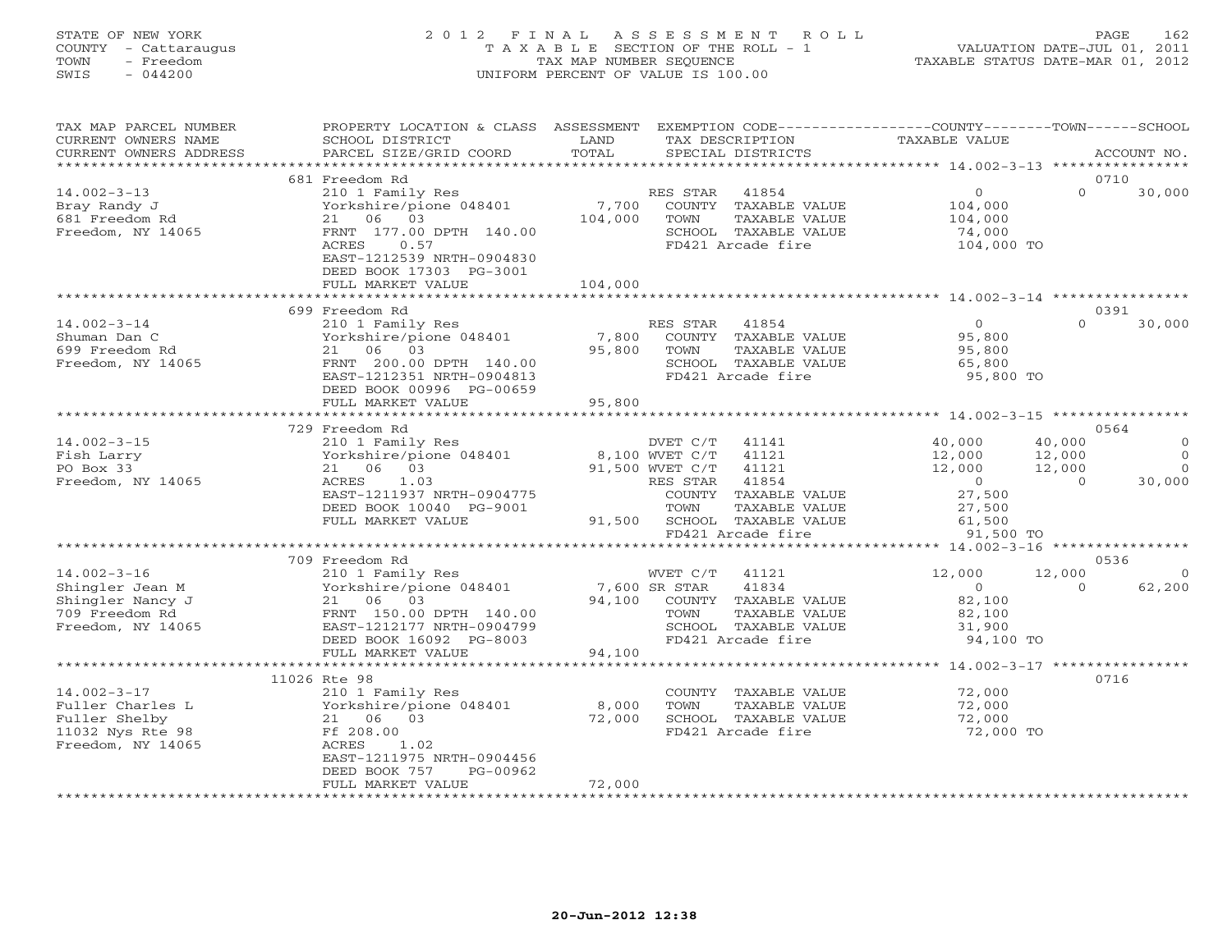STATE OF NEW YORK
COUNTY - Cattaraugus
TOWN - Freedom
SWIS - 044200

2012 FINAL ASSESSMENT ROLL
TAXABLE SECTION OF THE ROLL - 1
TAX MAP NUMBER SEQUENCE
UNIFORM PERCENT OF VALUE IS 100.00

VALUATION DATE-JUL 01, 2011
TAXABLE STATUS DATE-MAR 01, 2012

| TAX MAP PARCEL NUMBER / CURRENT OWNERS NAME / CURRENT OWNERS ADDRESS | PROPERTY LOCATION & CLASS / SCHOOL DISTRICT / PARCEL SIZE/GRID COORD | ASSESSMENT LAND / TOTAL | EXEMPTION CODE / TAX DESCRIPTION / SPECIAL DISTRICTS | COUNTY TAXABLE VALUE | TOWN | SCHOOL | ACCOUNT NO. |
|---|---|---|---|---|---|---|---|
| | 681 Freedom Rd | | | | | | 0710 |
| 14.002-3-13 | 210 1 Family Res | | RES STAR 41854 | 0 | 0 | 30,000 | |
| Bray Randy J | Yorkshire/pione 048401 | 7,700 | COUNTY TAXABLE VALUE | 104,000 | | | |
| 681 Freedom Rd | 21 06 03 | 104,000 | TOWN TAXABLE VALUE | 104,000 | | | |
| Freedom, NY 14065 | FRNT 177.00 DPTH 140.00 | | SCHOOL TAXABLE VALUE | 74,000 | | | |
| | ACRES 0.57 | | FD421 Arcade fire | 104,000 TO | | | |
| | EAST-1212539 NRTH-0904830 | | | | | | |
| | DEED BOOK 17303 PG-3001 | | | | | | |
| | FULL MARKET VALUE | 104,000 | | | | | |
| | 699 Freedom Rd | | | | | | 0391 |
| 14.002-3-14 | 210 1 Family Res | | RES STAR 41854 | 0 | 0 | 30,000 | |
| Shuman Dan C | Yorkshire/pione 048401 | 7,800 | COUNTY TAXABLE VALUE | 95,800 | | | |
| 699 Freedom Rd | 21 06 03 | 95,800 | TOWN TAXABLE VALUE | 95,800 | | | |
| Freedom, NY 14065 | FRNT 200.00 DPTH 140.00 | | SCHOOL TAXABLE VALUE | 65,800 | | | |
| | EAST-1212351 NRTH-0904813 | | FD421 Arcade fire | 95,800 TO | | | |
| | DEED BOOK 00996 PG-00659 | | | | | | |
| | FULL MARKET VALUE | 95,800 | | | | | |
| | 729 Freedom Rd | | | | | | 0564 |
| 14.002-3-15 | 210 1 Family Res | | DVET C/T 41141 | 40,000 | 40,000 | 0 | |
| Fish Larry | Yorkshire/pione 048401 | 8,100 | WVET C/T 41121 | 12,000 | 12,000 | 0 | |
| PO Box 33 | 21 06 03 | 91,500 | WVET C/T 41121 | 12,000 | 12,000 | 0 | |
| Freedom, NY 14065 | ACRES 1.03 | | RES STAR 41854 | 0 | 0 | 30,000 | |
| | EAST-1211937 NRTH-0904775 | | COUNTY TAXABLE VALUE | 27,500 | | | |
| | DEED BOOK 10040 PG-9001 | | TOWN TAXABLE VALUE | 27,500 | | | |
| | FULL MARKET VALUE | 91,500 | SCHOOL TAXABLE VALUE | 61,500 | | | |
| | | | FD421 Arcade fire | 91,500 TO | | | |
| | 709 Freedom Rd | | | | | | 0536 |
| 14.002-3-16 | 210 1 Family Res | | WVET C/T 41121 | 12,000 | 12,000 | 0 | |
| Shingler Jean M | Yorkshire/pione 048401 | 7,600 | SR STAR 41834 | 0 | 0 | 62,200 | |
| Shingler Nancy J | 21 06 03 | 94,100 | COUNTY TAXABLE VALUE | 82,100 | | | |
| 709 Freedom Rd | FRNT 150.00 DPTH 140.00 | | TOWN TAXABLE VALUE | 82,100 | | | |
| Freedom, NY 14065 | EAST-1212177 NRTH-0904799 | | SCHOOL TAXABLE VALUE | 31,900 | | | |
| | DEED BOOK 16092 PG-8003 | | FD421 Arcade fire | 94,100 TO | | | |
| | FULL MARKET VALUE | 94,100 | | | | | |
| | 11026 Rte 98 | | | | | | 0716 |
| 14.002-3-17 | 210 1 Family Res | | COUNTY TAXABLE VALUE | 72,000 | | | |
| Fuller Charles L | Yorkshire/pione 048401 | 8,000 | TOWN TAXABLE VALUE | 72,000 | | | |
| Fuller Shelby | 21 06 03 | 72,000 | SCHOOL TAXABLE VALUE | 72,000 | | | |
| 11032 Nys Rte 98 | Ff 208.00 | | FD421 Arcade fire | 72,000 TO | | | |
| Freedom, NY 14065 | ACRES 1.02 | | | | | | |
| | EAST-1211975 NRTH-0904456 | | | | | | |
| | DEED BOOK 757 PG-00962 | | | | | | |
| | FULL MARKET VALUE | 72,000 | | | | | |

20-Jun-2012 12:38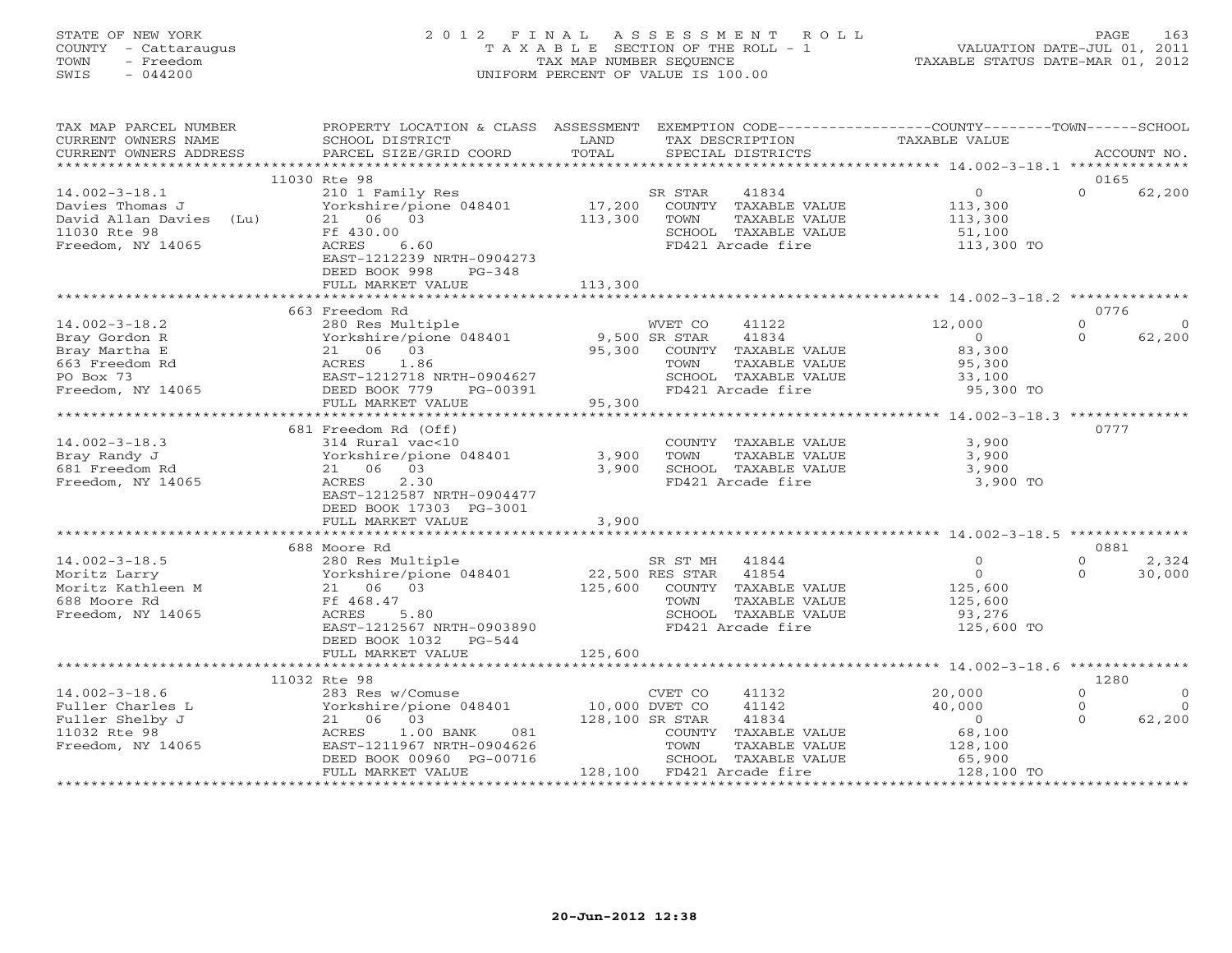STATE OF NEW YORK
COUNTY - Cattaraugus
TOWN - Freedom
SWIS - 044200

2012 FINAL ASSESSMENT ROLL
TAXABLE SECTION OF THE ROLL - 1
TAX MAP NUMBER SEQUENCE
UNIFORM PERCENT OF VALUE IS 100.00

VALUATION DATE-JUL 01, 2011
TAXABLE STATUS DATE-MAR 01, 2012

| TAX MAP PARCEL NUMBER / CURRENT OWNERS NAME / CURRENT OWNERS ADDRESS | PROPERTY LOCATION & CLASS / SCHOOL DISTRICT / PARCEL SIZE/GRID COORD | ASSESSMENT LAND | TOTAL | EXEMPTION CODE / TAX DESCRIPTION / SPECIAL DISTRICTS | COUNTY TAXABLE VALUE | TOWN | SCHOOL / ACCOUNT NO. |
|---|---|---|---|---|---|---|---|
| **14.002-3-18.1** | 11030 Rte 98 | | | | | | 0165 |
| 14.002-3-18.1 | 210 1 Family Res | | | SR STAR 41834 | 0 | 0 | 62,200 |
| Davies Thomas J | Yorkshire/pione 048401 | 17,200 | | COUNTY TAXABLE VALUE | 113,300 | | |
| David Allan Davies (Lu) | 21 06 03 | | 113,300 | TOWN TAXABLE VALUE | 113,300 | | |
| 11030 Rte 98 | Ff 430.00 | | | SCHOOL TAXABLE VALUE | 51,100 | | |
| Freedom, NY 14065 | ACRES 6.60 | | | FD421 Arcade fire | 113,300 TO | | |
| | EAST-1212239 NRTH-0904273 | | | | | | |
| | DEED BOOK 998 PG-348 | | | | | | |
| | FULL MARKET VALUE | | 113,300 | | | | |
| **14.002-3-18.2** | 663 Freedom Rd | | | | | | 0776 |
| 14.002-3-18.2 | 280 Res Multiple | | | WVET CO 41122 | 12,000 | 0 | 0 |
| Bray Gordon R | Yorkshire/pione 048401 | 9,500 | | SR STAR 41834 | 0 | 0 | 62,200 |
| Bray Martha E | 21 06 03 | | 95,300 | COUNTY TAXABLE VALUE | 83,300 | | |
| 663 Freedom Rd | ACRES 1.86 | | | TOWN TAXABLE VALUE | 95,300 | | |
| PO Box 73 | EAST-1212718 NRTH-0904627 | | | SCHOOL TAXABLE VALUE | 33,100 | | |
| Freedom, NY 14065 | DEED BOOK 779 PG-00391 | | | FD421 Arcade fire | 95,300 TO | | |
| | FULL MARKET VALUE | | 95,300 | | | | |
| **14.002-3-18.3** | 681 Freedom Rd (Off) | | | | | | 0777 |
| 14.002-3-18.3 | 314 Rural vac<10 | | | COUNTY TAXABLE VALUE | 3,900 | | |
| Bray Randy J | Yorkshire/pione 048401 | 3,900 | | TOWN TAXABLE VALUE | 3,900 | | |
| 681 Freedom Rd | 21 06 03 | | 3,900 | SCHOOL TAXABLE VALUE | 3,900 | | |
| Freedom, NY 14065 | ACRES 2.30 | | | FD421 Arcade fire | 3,900 TO | | |
| | EAST-1212587 NRTH-0904477 | | | | | | |
| | DEED BOOK 17303 PG-3001 | | | | | | |
| | FULL MARKET VALUE | | 3,900 | | | | |
| **14.002-3-18.5** | 688 Moore Rd | | | | | | 0881 |
| 14.002-3-18.5 | 280 Res Multiple | | | SR ST MH 41844 | 0 | 0 | 2,324 |
| Moritz Larry | Yorkshire/pione 048401 | 22,500 | | RES STAR 41854 | 0 | 0 | 30,000 |
| Moritz Kathleen M | 21 06 03 | | 125,600 | COUNTY TAXABLE VALUE | 125,600 | | |
| 688 Moore Rd | Ff 468.47 | | | TOWN TAXABLE VALUE | 125,600 | | |
| Freedom, NY 14065 | ACRES 5.80 | | | SCHOOL TAXABLE VALUE | 93,276 | | |
| | EAST-1212567 NRTH-0903890 | | | FD421 Arcade fire | 125,600 TO | | |
| | DEED BOOK 1032 PG-544 | | | | | | |
| | FULL MARKET VALUE | | 125,600 | | | | |
| **14.002-3-18.6** | 11032 Rte 98 | | | | | | 1280 |
| 14.002-3-18.6 | 283 Res w/Comuse | | | CVET CO 41132 | 20,000 | 0 | 0 |
| Fuller Charles L | Yorkshire/pione 048401 | 10,000 | | DVET CO 41142 | 40,000 | 0 | 0 |
| Fuller Shelby J | 21 06 03 | | 128,100 | SR STAR 41834 | 0 | 0 | 62,200 |
| 11032 Rte 98 | ACRES 1.00 BANK 081 | | | COUNTY TAXABLE VALUE | 68,100 | | |
| Freedom, NY 14065 | EAST-1211967 NRTH-0904626 | | | TOWN TAXABLE VALUE | 128,100 | | |
| | DEED BOOK 00960 PG-00716 | | | SCHOOL TAXABLE VALUE | 65,900 | | |
| | FULL MARKET VALUE | | 128,100 | FD421 Arcade fire | 128,100 TO | | |

20-Jun-2012 12:38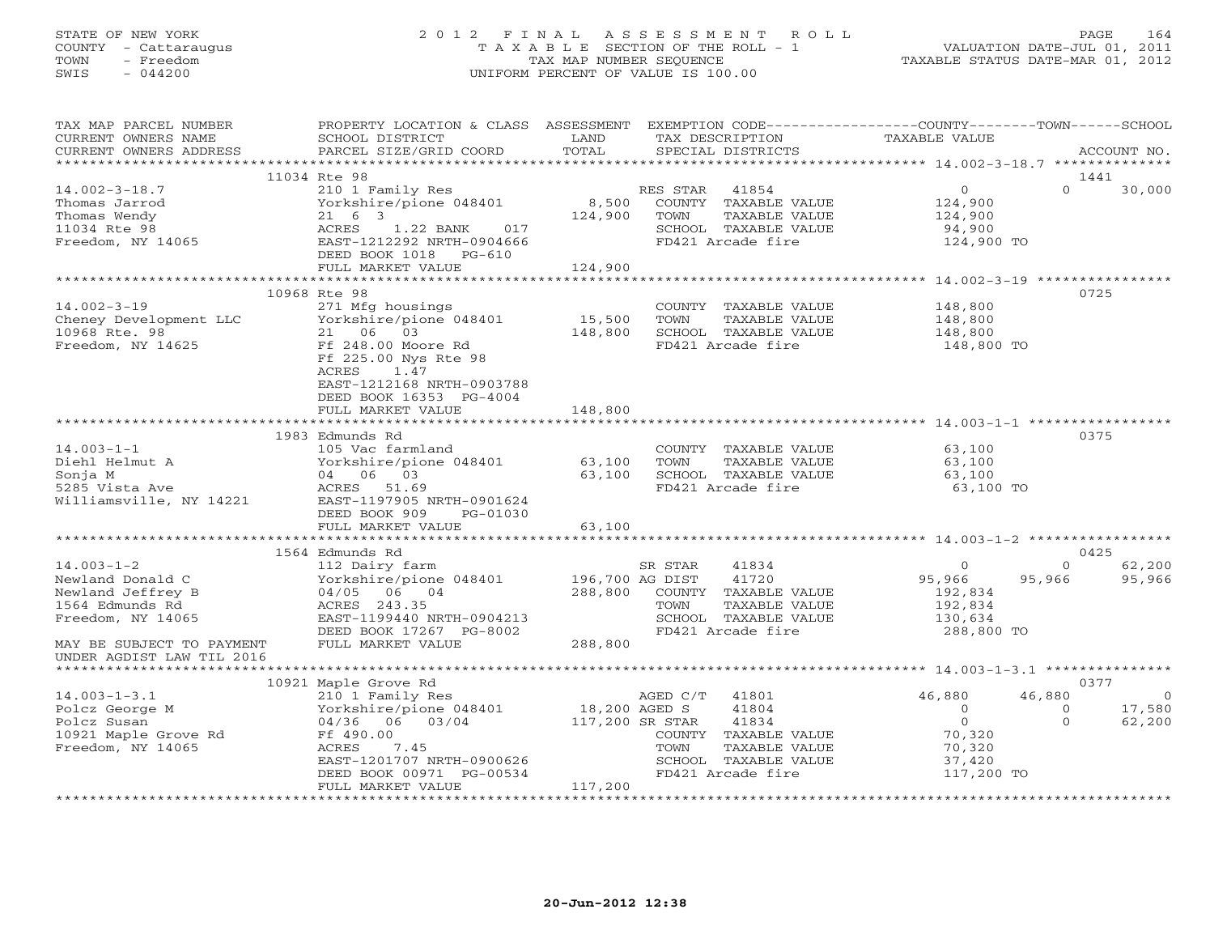STATE OF NEW YORK
COUNTY - Cattaraugus
TOWN - Freedom
SWIS - 044200

# 2012 FINAL ASSESSMENT ROLL
TAXABLE SECTION OF THE ROLL - 1
TAX MAP NUMBER SEQUENCE
UNIFORM PERCENT OF VALUE IS 100.00

VALUATION DATE-JUL 01, 2011
TAXABLE STATUS DATE-MAR 01, 2012

| TAX MAP PARCEL NUMBER / CURRENT OWNERS NAME / CURRENT OWNERS ADDRESS | PROPERTY LOCATION & CLASS / SCHOOL DISTRICT / PARCEL SIZE/GRID COORD | ASSESSMENT LAND / TOTAL | EXEMPTION CODE / TAX DESCRIPTION / SPECIAL DISTRICTS | COUNTY TAXABLE VALUE | TOWN | SCHOOL | ACCOUNT NO. |
|---|---|---|---|---|---|---|---|
| **14.002-3-18.7** | 11034 Rte 98 | | | | | | 1441 |
| | 210 1 Family Res | | RES STAR 41854 | 0 | 0 | 30,000 | |
| Thomas Jarrod | Yorkshire/pione 048401 | 8,500 | COUNTY TAXABLE VALUE | 124,900 | | | |
| Thomas Wendy | 21 6 3 | 124,900 | TOWN TAXABLE VALUE | 124,900 | | | |
| 11034 Rte 98 | ACRES 1.22 BANK 017 | | SCHOOL TAXABLE VALUE | 94,900 | | | |
| Freedom, NY 14065 | EAST-1212292 NRTH-0904666 | | FD421 Arcade fire | 124,900 TO | | | |
| | DEED BOOK 1018 PG-610 | | | | | | |
| | FULL MARKET VALUE | 124,900 | | | | | |
| **14.002-3-19** | 10968 Rte 98 | | | | | | 0725 |
| | 271 Mfg housings | | COUNTY TAXABLE VALUE | 148,800 | | | |
| Cheney Development LLC | Yorkshire/pione 048401 | 15,500 | TOWN TAXABLE VALUE | 148,800 | | | |
| 10968 Rte. 98 | 21 06 03 | 148,800 | SCHOOL TAXABLE VALUE | 148,800 | | | |
| Freedom, NY 14625 | Ff 248.00 Moore Rd | | FD421 Arcade fire | 148,800 TO | | | |
| | Ff 225.00 Nys Rte 98 | | | | | | |
| | ACRES 1.47 | | | | | | |
| | EAST-1212168 NRTH-0903788 | | | | | | |
| | DEED BOOK 16353 PG-4004 | | | | | | |
| | FULL MARKET VALUE | 148,800 | | | | | |
| **14.003-1-1** | 1983 Edmunds Rd | | | | | | 0375 |
| | 105 Vac farmland | | COUNTY TAXABLE VALUE | 63,100 | | | |
| Diehl Helmut A | Yorkshire/pione 048401 | 63,100 | TOWN TAXABLE VALUE | 63,100 | | | |
| Sonja M | 04 06 03 | 63,100 | SCHOOL TAXABLE VALUE | 63,100 | | | |
| 5285 Vista Ave | ACRES 51.69 | | FD421 Arcade fire | 63,100 TO | | | |
| Williamsville, NY 14221 | EAST-1197905 NRTH-0901624 | | | | | | |
| | DEED BOOK 909 PG-01030 | | | | | | |
| | FULL MARKET VALUE | 63,100 | | | | | |
| **14.003-1-2** | 1564 Edmunds Rd | | | | | | 0425 |
| | 112 Dairy farm | | SR STAR 41834 | 0 | 0 | 62,200 | |
| Newland Donald C | Yorkshire/pione 048401 | 196,700 | AG DIST 41720 | 95,966 | 95,966 | 95,966 | |
| Newland Jeffrey B | 04/05 06 04 | 288,800 | COUNTY TAXABLE VALUE | 192,834 | | | |
| 1564 Edmunds Rd | ACRES 243.35 | | TOWN TAXABLE VALUE | 192,834 | | | |
| Freedom, NY 14065 | EAST-1199440 NRTH-0904213 | | SCHOOL TAXABLE VALUE | 130,634 | | | |
| | DEED BOOK 17267 PG-8002 | | FD421 Arcade fire | 288,800 TO | | | |
| MAY BE SUBJECT TO PAYMENT | FULL MARKET VALUE | 288,800 | | | | | |
| UNDER AGDIST LAW TIL 2016 | | | | | | | |
| **14.003-1-3.1** | 10921 Maple Grove Rd | | | | | | 0377 |
| | 210 1 Family Res | | AGED C/T 41801 | 46,880 | 46,880 | 0 | |
| Polcz George M | Yorkshire/pione 048401 | 18,200 | AGED S 41804 | 0 | 0 | 17,580 | |
| Polcz Susan | 04/36 06 03/04 | 117,200 | SR STAR 41834 | 0 | 0 | 62,200 | |
| 10921 Maple Grove Rd | Ff 490.00 | | COUNTY TAXABLE VALUE | 70,320 | | | |
| Freedom, NY 14065 | ACRES 7.45 | | TOWN TAXABLE VALUE | 70,320 | | | |
| | EAST-1201707 NRTH-0900626 | | SCHOOL TAXABLE VALUE | 37,420 | | | |
| | DEED BOOK 00971 PG-00534 | | FD421 Arcade fire | 117,200 TO | | | |
| | FULL MARKET VALUE | 117,200 | | | | | |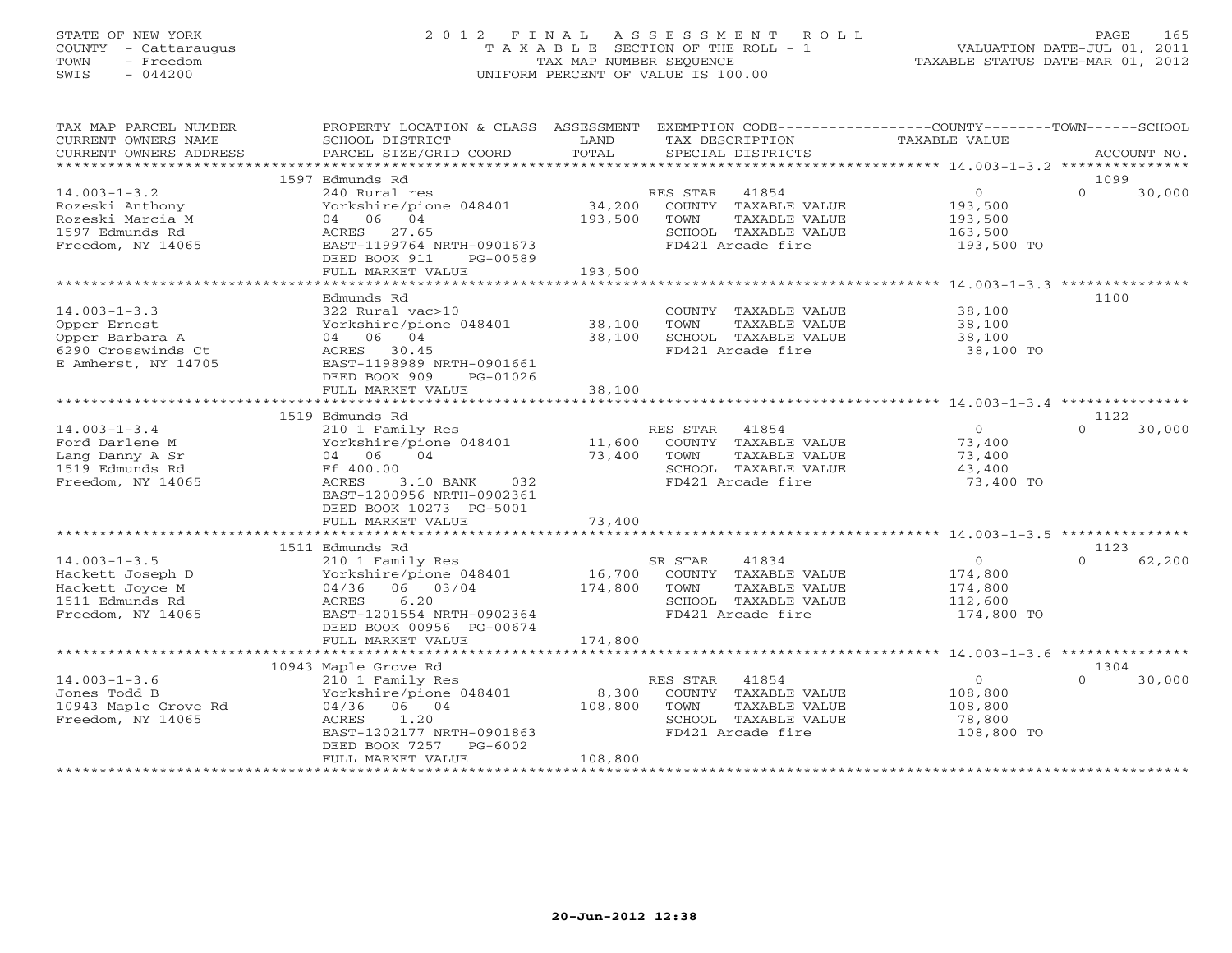STATE OF NEW YORK
COUNTY - Cattaraugus
TOWN - Freedom
SWIS - 044200

2 0 1 2 F I N A L A S S E S S M E N T R O L L
T A X A B L E SECTION OF THE ROLL - 1
TAX MAP NUMBER SEQUENCE
UNIFORM PERCENT OF VALUE IS 100.00

VALUATION DATE-JUL 01, 2011
TAXABLE STATUS DATE-MAR 01, 2012

| TAX MAP PARCEL NUMBER / CURRENT OWNERS NAME / CURRENT OWNERS ADDRESS | PROPERTY LOCATION & CLASS / SCHOOL DISTRICT / PARCEL SIZE/GRID COORD | ASSESSMENT LAND / TOTAL | EXEMPTION CODE / TAX DESCRIPTION / SPECIAL DISTRICTS | COUNTY / TOWN / SCHOOL TAXABLE VALUE | ACCOUNT NO. |
|---|---|---|---|---|---|
| **14.003-1-3.2** | 1597 Edmunds Rd | | | | 1099 |
| 14.003-1-3.2 | 240 Rural res | | RES STAR 41854 | 0 | 0 30,000 |
| Rozeski Anthony | Yorkshire/pione 048401 | 34,200 | COUNTY TAXABLE VALUE | 193,500 | |
| Rozeski Marcia M | 04 06 04 | 193,500 | TOWN TAXABLE VALUE | 193,500 | |
| 1597 Edmunds Rd | ACRES 27.65 | | SCHOOL TAXABLE VALUE | 163,500 | |
| Freedom, NY 14065 | EAST-1199764 NRTH-0901673 | | FD421 Arcade fire | 193,500 TO | |
| | DEED BOOK 911 PG-00589 | | | | |
| | FULL MARKET VALUE | 193,500 | | | |
| **14.003-1-3.3** | Edmunds Rd | | | | 1100 |
| 14.003-1-3.3 | 322 Rural vac>10 | | COUNTY TAXABLE VALUE | 38,100 | |
| Opper Ernest | Yorkshire/pione 048401 | 38,100 | TOWN TAXABLE VALUE | 38,100 | |
| Opper Barbara A | 04 06 04 | 38,100 | SCHOOL TAXABLE VALUE | 38,100 | |
| 6290 Crosswinds Ct | ACRES 30.45 | | FD421 Arcade fire | 38,100 TO | |
| E Amherst, NY 14705 | EAST-1198989 NRTH-0901661 | | | | |
| | DEED BOOK 909 PG-01026 | | | | |
| | FULL MARKET VALUE | 38,100 | | | |
| **14.003-1-3.4** | 1519 Edmunds Rd | | | | 1122 |
| 14.003-1-3.4 | 210 1 Family Res | | RES STAR 41854 | 0 | 0 30,000 |
| Ford Darlene M | Yorkshire/pione 048401 | 11,600 | COUNTY TAXABLE VALUE | 73,400 | |
| Lang Danny A Sr | 04 06 04 | 73,400 | TOWN TAXABLE VALUE | 73,400 | |
| 1519 Edmunds Rd | Ff 400.00 | | SCHOOL TAXABLE VALUE | 43,400 | |
| Freedom, NY 14065 | ACRES 3.10 BANK 032 | | FD421 Arcade fire | 73,400 TO | |
| | EAST-1200956 NRTH-0902361 | | | | |
| | DEED BOOK 10273 PG-5001 | | | | |
| | FULL MARKET VALUE | 73,400 | | | |
| **14.003-1-3.5** | 1511 Edmunds Rd | | | | 1123 |
| 14.003-1-3.5 | 210 1 Family Res | | SR STAR 41834 | 0 | 0 62,200 |
| Hackett Joseph D | Yorkshire/pione 048401 | 16,700 | COUNTY TAXABLE VALUE | 174,800 | |
| Hackett Joyce M | 04/36 06 03/04 | 174,800 | TOWN TAXABLE VALUE | 174,800 | |
| 1511 Edmunds Rd | ACRES 6.20 | | SCHOOL TAXABLE VALUE | 112,600 | |
| Freedom, NY 14065 | EAST-1201554 NRTH-0902364 | | FD421 Arcade fire | 174,800 TO | |
| | DEED BOOK 00956 PG-00674 | | | | |
| | FULL MARKET VALUE | 174,800 | | | |
| **14.003-1-3.6** | 10943 Maple Grove Rd | | | | 1304 |
| 14.003-1-3.6 | 210 1 Family Res | | RES STAR 41854 | 0 | 0 30,000 |
| Jones Todd B | Yorkshire/pione 048401 | 8,300 | COUNTY TAXABLE VALUE | 108,800 | |
| 10943 Maple Grove Rd | 04/36 06 04 | 108,800 | TOWN TAXABLE VALUE | 108,800 | |
| Freedom, NY 14065 | ACRES 1.20 | | SCHOOL TAXABLE VALUE | 78,800 | |
| | EAST-1202177 NRTH-0901863 | | FD421 Arcade fire | 108,800 TO | |
| | DEED BOOK 7257 PG-6002 | | | | |
| | FULL MARKET VALUE | 108,800 | | | |

20-Jun-2012 12:38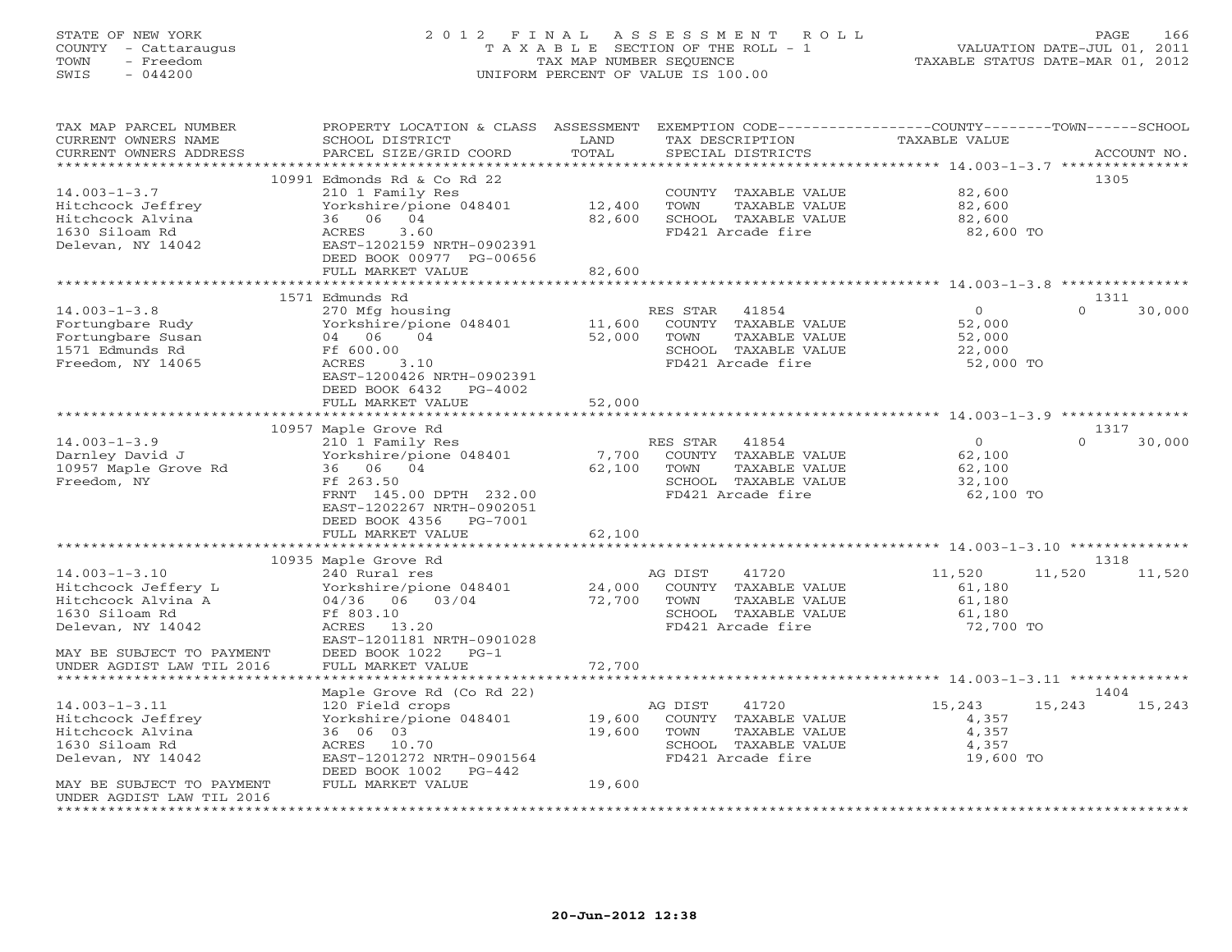STATE OF NEW YORK
COUNTY - Cattaraugus
TOWN - Freedom
SWIS - 044200

2012 FINAL ASSESSMENT ROLL
TAXABLE SECTION OF THE ROLL - 1
TAX MAP NUMBER SEQUENCE
UNIFORM PERCENT OF VALUE IS 100.00

VALUATION DATE-JUL 01, 2011
TAXABLE STATUS DATE-MAR 01, 2012

| TAX MAP PARCEL NUMBER / CURRENT OWNERS NAME / CURRENT OWNERS ADDRESS | PROPERTY LOCATION & CLASS / SCHOOL DISTRICT / PARCEL SIZE/GRID COORD | ASSESSMENT LAND | TOTAL | EXEMPTION CODE / TAX DESCRIPTION / SPECIAL DISTRICTS | COUNTY TAXABLE VALUE | TOWN | SCHOOL | ACCOUNT NO. |
|---|---|---|---|---|---|---|---|---|
| 14.003-1-3.7 | 10991 Edmonds Rd & Co Rd 22 | | | | | | | 1305 |
| | 210 1 Family Res | | | COUNTY TAXABLE VALUE | 82,600 | | | |
| Hitchcock Jeffrey | Yorkshire/pione 048401 | 12,400 | | TOWN TAXABLE VALUE | 82,600 | | | |
| Hitchcock Alvina | 36 06 04 | | 82,600 | SCHOOL TAXABLE VALUE | 82,600 | | | |
| 1630 Siloam Rd | ACRES 3.60 | | | FD421 Arcade fire | 82,600 TO | | | |
| Delevan, NY 14042 | EAST-1202159 NRTH-0902391 | | | | | | | |
| | DEED BOOK 00977 PG-00656 | | | | | | | |
| | FULL MARKET VALUE | | 82,600 | | | | | |
| 14.003-1-3.8 | 1571 Edmunds Rd | | | | | | | 1311 |
| | 270 Mfg housing | | | RES STAR 41854 | 0 | 0 | 30,000 | |
| Fortungbare Rudy | Yorkshire/pione 048401 | 11,600 | | COUNTY TAXABLE VALUE | 52,000 | | | |
| Fortungbare Susan | 04 06 04 | | 52,000 | TOWN TAXABLE VALUE | 52,000 | | | |
| 1571 Edmunds Rd | Ff 600.00 | | | SCHOOL TAXABLE VALUE | 22,000 | | | |
| Freedom, NY 14065 | ACRES 3.10 | | | FD421 Arcade fire | 52,000 TO | | | |
| | EAST-1200426 NRTH-0902391 | | | | | | | |
| | DEED BOOK 6432 PG-4002 | | | | | | | |
| | FULL MARKET VALUE | | 52,000 | | | | | |
| 14.003-1-3.9 | 10957 Maple Grove Rd | | | | | | | 1317 |
| | 210 1 Family Res | | | RES STAR 41854 | 0 | 0 | 30,000 | |
| Darnley David J | Yorkshire/pione 048401 | 7,700 | | COUNTY TAXABLE VALUE | 62,100 | | | |
| 10957 Maple Grove Rd | 36 06 04 | | 62,100 | TOWN TAXABLE VALUE | 62,100 | | | |
| Freedom, NY | Ff 263.50 | | | SCHOOL TAXABLE VALUE | 32,100 | | | |
| | FRNT 145.00 DPTH 232.00 | | | FD421 Arcade fire | 62,100 TO | | | |
| | EAST-1202267 NRTH-0902051 | | | | | | | |
| | DEED BOOK 4356 PG-7001 | | | | | | | |
| | FULL MARKET VALUE | | 62,100 | | | | | |
| 14.003-1-3.10 | 10935 Maple Grove Rd | | | | | | | 1318 |
| | 240 Rural res | | | AG DIST 41720 | 11,520 | 11,520 | 11,520 | |
| Hitchcock Jeffery L | Yorkshire/pione 048401 | 24,000 | | COUNTY TAXABLE VALUE | 61,180 | | | |
| Hitchcock Alvina A | 04/36 06 03/04 | | 72,700 | TOWN TAXABLE VALUE | 61,180 | | | |
| 1630 Siloam Rd | Ff 803.10 | | | SCHOOL TAXABLE VALUE | 61,180 | | | |
| Delevan, NY 14042 | ACRES 13.20 | | | FD421 Arcade fire | 72,700 TO | | | |
| | EAST-1201181 NRTH-0901028 | | | | | | | |
| MAY BE SUBJECT TO PAYMENT | DEED BOOK 1022 PG-1 | | | | | | | |
| UNDER AGDIST LAW TIL 2016 | FULL MARKET VALUE | | 72,700 | | | | | |
| 14.003-1-3.11 | Maple Grove Rd (Co Rd 22) | | | | | | | 1404 |
| | 120 Field crops | | | AG DIST 41720 | 15,243 | 15,243 | 15,243 | |
| Hitchcock Jeffrey | Yorkshire/pione 048401 | 19,600 | | COUNTY TAXABLE VALUE | 4,357 | | | |
| Hitchcock Alvina | 36 06 03 | | 19,600 | TOWN TAXABLE VALUE | 4,357 | | | |
| 1630 Siloam Rd | ACRES 10.70 | | | SCHOOL TAXABLE VALUE | 4,357 | | | |
| Delevan, NY 14042 | EAST-1201272 NRTH-0901564 | | | FD421 Arcade fire | 19,600 TO | | | |
| | DEED BOOK 1002 PG-442 | | | | | | | |
| MAY BE SUBJECT TO PAYMENT | FULL MARKET VALUE | | 19,600 | | | | | |
| UNDER AGDIST LAW TIL 2016 | | | | | | | | |

20-Jun-2012 12:38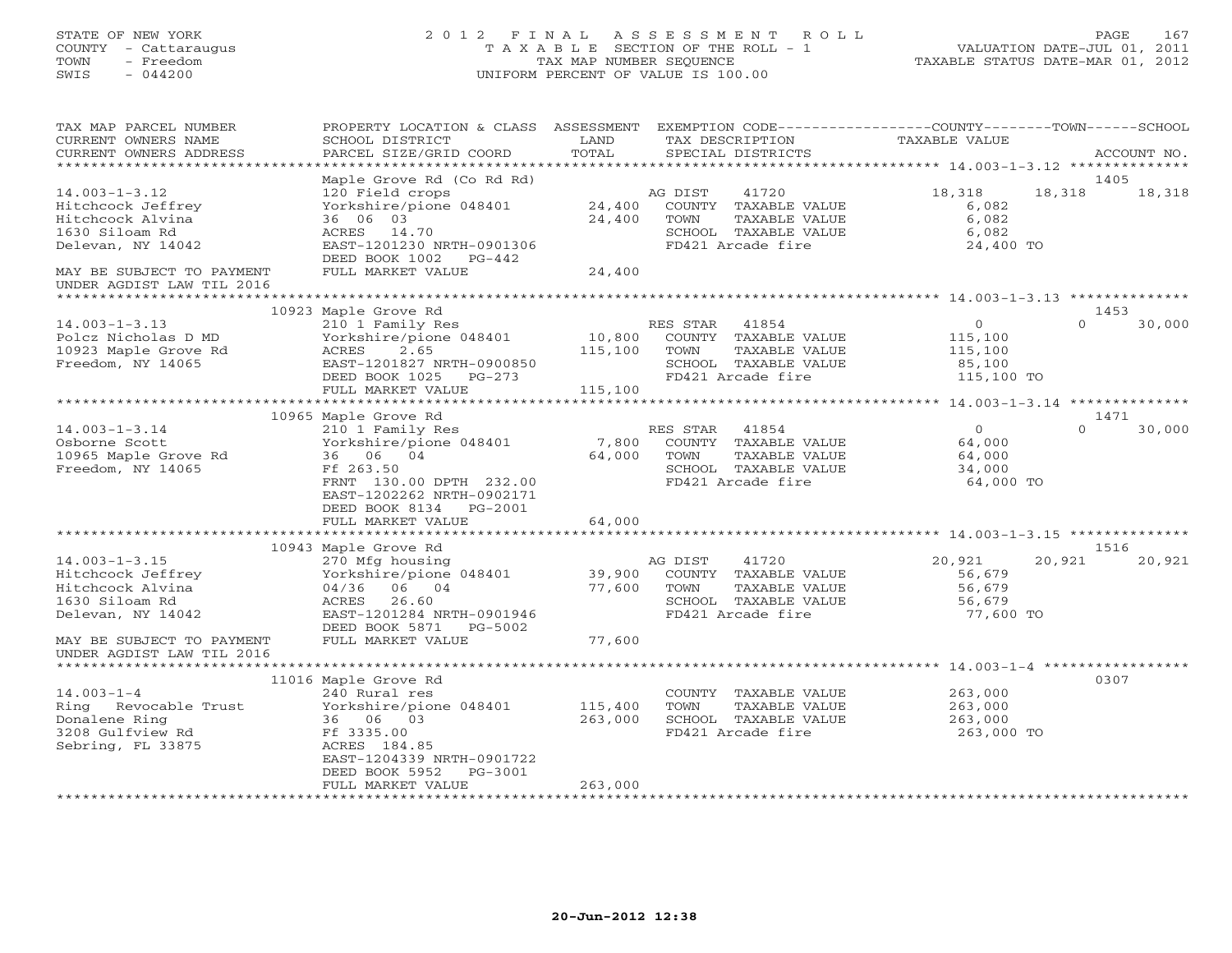STATE OF NEW YORK
COUNTY - Cattaraugus
TOWN - Freedom
SWIS - 044200

2012 FINAL ASSESSMENT ROLL
TAXABLE SECTION OF THE ROLL - 1
TAX MAP NUMBER SEQUENCE
UNIFORM PERCENT OF VALUE IS 100.00

VALUATION DATE-JUL 01, 2011
TAXABLE STATUS DATE-MAR 01, 2012

| TAX MAP PARCEL NUMBER / CURRENT OWNERS NAME / CURRENT OWNERS ADDRESS | PROPERTY LOCATION & CLASS / SCHOOL DISTRICT / PARCEL SIZE/GRID COORD | ASSESSMENT LAND / TOTAL | EXEMPTION CODE / TAX DESCRIPTION / SPECIAL DISTRICTS | COUNTY | TOWN | SCHOOL | ACCOUNT NO. |
|---|---|---|---|---|---|---|---|
| 14.003-1-3.12 | Maple Grove Rd (Co Rd Rd) | | | | | | 1405 |
| Hitchcock Jeffrey | 120 Field crops | | AG DIST 41720 | 18,318 | 18,318 | 18,318 | |
| Hitchcock Alvina | Yorkshire/pione 048401 | 24,400 | COUNTY TAXABLE VALUE | 6,082 | | | |
| 1630 Siloam Rd | 36 06 03 | 24,400 | TOWN TAXABLE VALUE | | 6,082 | | |
| Delevan, NY 14042 | ACRES 14.70 | | SCHOOL TAXABLE VALUE | | | 6,082 | |
| | EAST-1201230 NRTH-0901306 | | FD421 Arcade fire | 24,400 TO | | | |
| | DEED BOOK 1002 PG-442 | | | | | | |
| MAY BE SUBJECT TO PAYMENT UNDER AGDIST LAW TIL 2016 | FULL MARKET VALUE | 24,400 | | | | | |
| 14.003-1-3.13 | 10923 Maple Grove Rd | | | | | | 1453 |
| Polcz Nicholas D MD | 210 1 Family Res | | RES STAR 41854 | 0 | 0 | 30,000 | |
| 10923 Maple Grove Rd | Yorkshire/pione 048401 | 10,800 | COUNTY TAXABLE VALUE | 115,100 | | | |
| Freedom, NY 14065 | ACRES 2.65 | 115,100 | TOWN TAXABLE VALUE | | 115,100 | | |
| | EAST-1201827 NRTH-0900850 | | SCHOOL TAXABLE VALUE | | | 85,100 | |
| | DEED BOOK 1025 PG-273 | | FD421 Arcade fire | 115,100 TO | | | |
| | FULL MARKET VALUE | 115,100 | | | | | |
| 14.003-1-3.14 | 10965 Maple Grove Rd | | | | | | 1471 |
| Osborne Scott | 210 1 Family Res | | RES STAR 41854 | 0 | 0 | 30,000 | |
| 10965 Maple Grove Rd | Yorkshire/pione 048401 | 7,800 | COUNTY TAXABLE VALUE | 64,000 | | | |
| Freedom, NY 14065 | 36 06 04 | 64,000 | TOWN TAXABLE VALUE | | 64,000 | | |
| | Ff 263.50 | | SCHOOL TAXABLE VALUE | | | 34,000 | |
| | FRNT 130.00 DPTH 232.00 | | FD421 Arcade fire | 64,000 TO | | | |
| | EAST-1202262 NRTH-0902171 | | | | | | |
| | DEED BOOK 8134 PG-2001 | | | | | | |
| | FULL MARKET VALUE | 64,000 | | | | | |
| 14.003-1-3.15 | 10943 Maple Grove Rd | | | | | | 1516 |
| Hitchcock Jeffrey | 270 Mfg housing | | AG DIST 41720 | 20,921 | 20,921 | 20,921 | |
| Hitchcock Alvina | Yorkshire/pione 048401 | 39,900 | COUNTY TAXABLE VALUE | 56,679 | | | |
| 1630 Siloam Rd | 04/36 06 04 | 77,600 | TOWN TAXABLE VALUE | | 56,679 | | |
| Delevan, NY 14042 | ACRES 26.60 | | SCHOOL TAXABLE VALUE | | | 56,679 | |
| | EAST-1201284 NRTH-0901946 | | FD421 Arcade fire | 77,600 TO | | | |
| | DEED BOOK 5871 PG-5002 | | | | | | |
| MAY BE SUBJECT TO PAYMENT UNDER AGDIST LAW TIL 2016 | FULL MARKET VALUE | 77,600 | | | | | |
| 14.003-1-4 | 11016 Maple Grove Rd | | | | | | 0307 |
| Ring Revocable Trust | 240 Rural res | | COUNTY TAXABLE VALUE | 263,000 | | | |
| Donalene Ring | Yorkshire/pione 048401 | 115,400 | TOWN TAXABLE VALUE | | 263,000 | | |
| 3208 Gulfview Rd | 36 06 03 | 263,000 | SCHOOL TAXABLE VALUE | | | 263,000 | |
| Sebring, FL 33875 | Ff 3335.00 | | FD421 Arcade fire | 263,000 TO | | | |
| | ACRES 184.85 | | | | | | |
| | EAST-1204339 NRTH-0901722 | | | | | | |
| | DEED BOOK 5952 PG-3001 | | | | | | |
| | FULL MARKET VALUE | 263,000 | | | | | |

20-Jun-2012 12:38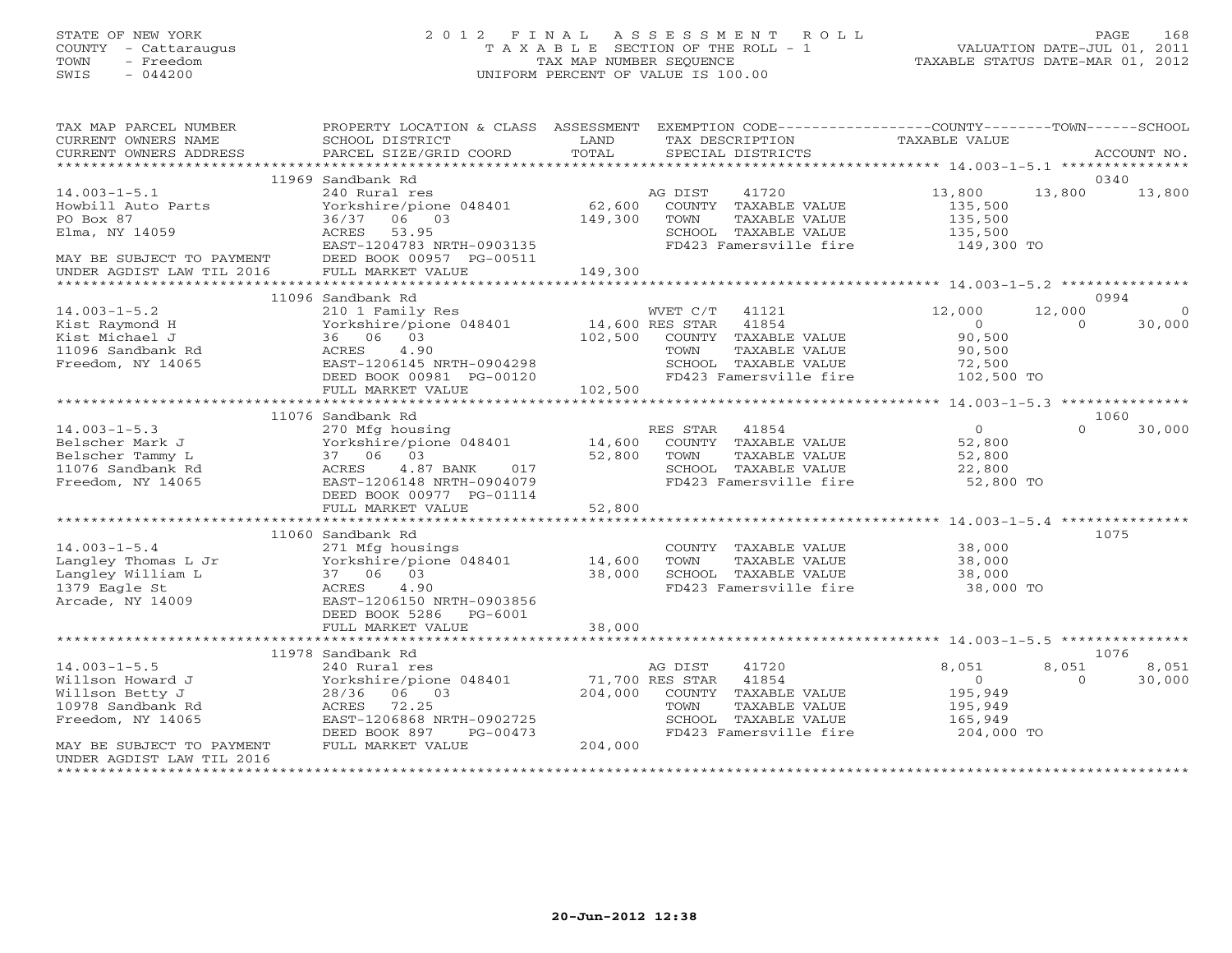STATE OF NEW YORK
COUNTY - Cattaraugus
TOWN - Freedom
SWIS - 044200

# 2012 FINAL ASSESSMENT ROLL
TAXABLE SECTION OF THE ROLL - 1
TAX MAP NUMBER SEQUENCE
UNIFORM PERCENT OF VALUE IS 100.00

VALUATION DATE-JUL 01, 2011
TAXABLE STATUS DATE-MAR 01, 2012

| TAX MAP PARCEL NUMBER / CURRENT OWNERS NAME / CURRENT OWNERS ADDRESS | PROPERTY LOCATION & CLASS / SCHOOL DISTRICT / PARCEL SIZE/GRID COORD | ASSESSMENT LAND / TOTAL | EXEMPTION CODE / TAX DESCRIPTION / SPECIAL DISTRICTS | COUNTY TAXABLE VALUE | TOWN | SCHOOL | ACCOUNT NO. |
|---|---|---|---|---|---|---|---|
| 14.003-1-5.1 | 11969 Sandbank Rd | | | | | | 0340 |
| Howbill Auto Parts | 240 Rural res | | AG DIST 41720 | 13,800 | 13,800 | 13,800 | |
| PO Box 87 | Yorkshire/pione 048401 | 62,600 | COUNTY TAXABLE VALUE | 135,500 | | | |
| Elma, NY 14059 | 36/37 06 03 | 149,300 | TOWN TAXABLE VALUE | 135,500 | | | |
| | ACRES 53.95 | | SCHOOL TAXABLE VALUE | 135,500 | | | |
| | EAST-1204783 NRTH-0903135 | | FD423 Famersville fire | 149,300 TO | | | |
| MAY BE SUBJECT TO PAYMENT | DEED BOOK 00957 PG-00511 | | | | | | |
| UNDER AGDIST LAW TIL 2016 | FULL MARKET VALUE | 149,300 | | | | | |
| 14.003-1-5.2 | 11096 Sandbank Rd | | | | | | 0994 |
| Kist Raymond H | 210 1 Family Res | | WVET C/T 41121 | 12,000 | 12,000 | 0 | |
| Kist Michael J | Yorkshire/pione 048401 | 14,600 | RES STAR 41854 | 0 | 0 | 30,000 | |
| 11096 Sandbank Rd | 36 06 03 | 102,500 | COUNTY TAXABLE VALUE | 90,500 | | | |
| Freedom, NY 14065 | ACRES 4.90 | | TOWN TAXABLE VALUE | 90,500 | | | |
| | EAST-1206145 NRTH-0904298 | | SCHOOL TAXABLE VALUE | 72,500 | | | |
| | DEED BOOK 00981 PG-00120 | | FD423 Famersville fire | 102,500 TO | | | |
| | FULL MARKET VALUE | 102,500 | | | | | |
| 14.003-1-5.3 | 11076 Sandbank Rd | | | | | | 1060 |
| Belscher Mark J | 270 Mfg housing | | RES STAR 41854 | 0 | 0 | 30,000 | |
| Belscher Tammy L | Yorkshire/pione 048401 | 14,600 | COUNTY TAXABLE VALUE | 52,800 | | | |
| 11076 Sandbank Rd | 37 06 03 | 52,800 | TOWN TAXABLE VALUE | 52,800 | | | |
| Freedom, NY 14065 | ACRES 4.87 BANK 017 | | SCHOOL TAXABLE VALUE | 22,800 | | | |
| | EAST-1206148 NRTH-0904079 | | FD423 Famersville fire | 52,800 TO | | | |
| | DEED BOOK 00977 PG-01114 | | | | | | |
| | FULL MARKET VALUE | 52,800 | | | | | |
| 14.003-1-5.4 | 11060 Sandbank Rd | | | | | | 1075 |
| Langley Thomas L Jr | 271 Mfg housings | | COUNTY TAXABLE VALUE | 38,000 | | | |
| Langley William L | Yorkshire/pione 048401 | 14,600 | TOWN TAXABLE VALUE | 38,000 | | | |
| 1379 Eagle St | 37 06 03 | 38,000 | SCHOOL TAXABLE VALUE | 38,000 | | | |
| Arcade, NY 14009 | ACRES 4.90 | | FD423 Famersville fire | 38,000 TO | | | |
| | EAST-1206150 NRTH-0903856 | | | | | | |
| | DEED BOOK 5286 PG-6001 | | | | | | |
| | FULL MARKET VALUE | 38,000 | | | | | |
| 14.003-1-5.5 | 11978 Sandbank Rd | | | | | | 1076 |
| Willson Howard J | 240 Rural res | | AG DIST 41720 | 8,051 | 8,051 | 8,051 | |
| Willson Betty J | Yorkshire/pione 048401 | 71,700 | RES STAR 41854 | 0 | 0 | 30,000 | |
| 10978 Sandbank Rd | 28/36 06 03 | 204,000 | COUNTY TAXABLE VALUE | 195,949 | | | |
| Freedom, NY 14065 | ACRES 72.25 | | TOWN TAXABLE VALUE | 195,949 | | | |
| | EAST-1206868 NRTH-0902725 | | SCHOOL TAXABLE VALUE | 165,949 | | | |
| | DEED BOOK 897 PG-00473 | | FD423 Famersville fire | 204,000 TO | | | |
| MAY BE SUBJECT TO PAYMENT | FULL MARKET VALUE | 204,000 | | | | | |
| UNDER AGDIST LAW TIL 2016 | | | | | | | |

20-Jun-2012 12:38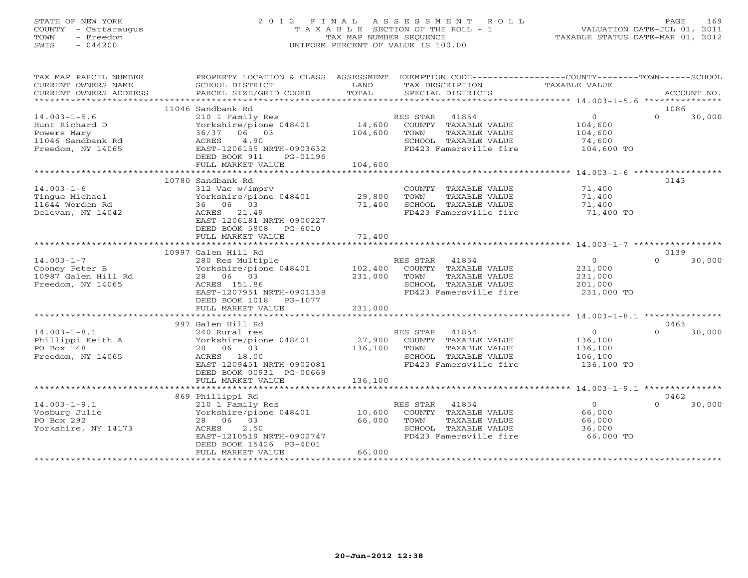STATE OF NEW YORK
COUNTY - Cattaraugus
TOWN - Freedom
SWIS - 044200

# 2012 FINAL ASSESSMENT ROLL

TAXABLE SECTION OF THE ROLL - 1
TAX MAP NUMBER SEQUENCE
UNIFORM PERCENT OF VALUE IS 100.00

VALUATION DATE-JUL 01, 2011
TAXABLE STATUS DATE-MAR 01, 2012

| TAX MAP PARCEL NUMBER / CURRENT OWNERS NAME / CURRENT OWNERS ADDRESS | PROPERTY LOCATION & CLASS / SCHOOL DISTRICT / PARCEL SIZE/GRID COORD | ASSESSMENT LAND / TOTAL | EXEMPTION CODE / TAX DESCRIPTION / SPECIAL DISTRICTS | COUNTY TAXABLE VALUE | TOWN | SCHOOL | ACCOUNT NO. |
|---|---|---|---|---|---|---|---|
| **14.003-1-5.6** | 11046 Sandbank Rd | | | | | | 1086 |
| Hunt Richard D | 210 1 Family Res | | RES STAR 41854 | 0 | | 0 | 30,000 |
| Powers Mary | Yorkshire/pione 048401 | 14,600 | COUNTY TAXABLE VALUE | 104,600 | | | |
| 11046 Sandbank Rd | 36/37 06 03 | 104,600 | TOWN TAXABLE VALUE | 104,600 | | | |
| Freedom, NY 14065 | ACRES 4.90 | | SCHOOL TAXABLE VALUE | 74,600 | | | |
| | EAST-1206155 NRTH-0903632 | | FD423 Famersville fire | 104,600 TO | | | |
| | DEED BOOK 911 PG-01196 | | | | | | |
| | FULL MARKET VALUE | 104,600 | | | | | |
| **14.003-1-6** | 10780 Sandbank Rd | | | | | | 0143 |
| Tingue Michael | 312 Vac w/imprv | | COUNTY TAXABLE VALUE | 71,400 | | | |
| 11644 Worden Rd | Yorkshire/pione 048401 | 29,800 | TOWN TAXABLE VALUE | 71,400 | | | |
| Delevan, NY 14042 | 36 06 03 | 71,400 | SCHOOL TAXABLE VALUE | 71,400 | | | |
| | ACRES 21.49 | | FD423 Famersville fire | 71,400 TO | | | |
| | EAST-1206181 NRTH-0900227 | | | | | | |
| | DEED BOOK 5808 PG-6010 | | | | | | |
| | FULL MARKET VALUE | 71,400 | | | | | |
| **14.003-1-7** | 10997 Galen Hill Rd | | | | | | 0139 |
| Cooney Peter B | 280 Res Multiple | | RES STAR 41854 | 0 | | 0 | 30,000 |
| 10987 Galen Hill Rd | Yorkshire/pione 048401 | 102,400 | COUNTY TAXABLE VALUE | 231,000 | | | |
| Freedom, NY 14065 | 28 06 03 | 231,000 | TOWN TAXABLE VALUE | 231,000 | | | |
| | ACRES 151.86 | | SCHOOL TAXABLE VALUE | 201,000 | | | |
| | EAST-1207951 NRTH-0901338 | | FD423 Famersville fire | 231,000 TO | | | |
| | DEED BOOK 1018 PG-1077 | | | | | | |
| | FULL MARKET VALUE | 231,000 | | | | | |
| **14.003-1-8.1** | 997 Galen Hill Rd | | | | | | 0463 |
| Phillippi Keith A | 240 Rural res | | RES STAR 41854 | 0 | | 0 | 30,000 |
| PO Box 148 | Yorkshire/pione 048401 | 27,900 | COUNTY TAXABLE VALUE | 136,100 | | | |
| Freedom, NY 14065 | 28 06 03 | 136,100 | TOWN TAXABLE VALUE | 136,100 | | | |
| | ACRES 18.00 | | SCHOOL TAXABLE VALUE | 106,100 | | | |
| | EAST-1209451 NRTH-0902081 | | FD423 Famersville fire | 136,100 TO | | | |
| | DEED BOOK 00931 PG-00669 | | | | | | |
| | FULL MARKET VALUE | 136,100 | | | | | |
| **14.003-1-9.1** | 869 Phillippi Rd | | | | | | 0462 |
| Vosburg Julie | 210 1 Family Res | | RES STAR 41854 | 0 | | 0 | 30,000 |
| PO Box 292 | Yorkshire/pione 048401 | 10,600 | COUNTY TAXABLE VALUE | 66,000 | | | |
| Yorkshire, NY 14173 | 28 06 03 | 66,000 | TOWN TAXABLE VALUE | 66,000 | | | |
| | ACRES 2.50 | | SCHOOL TAXABLE VALUE | 36,000 | | | |
| | EAST-1210519 NRTH-0902747 | | FD423 Famersville fire | 66,000 TO | | | |
| | DEED BOOK 15426 PG-4001 | | | | | | |
| | FULL MARKET VALUE | 66,000 | | | | | |

20-Jun-2012 12:38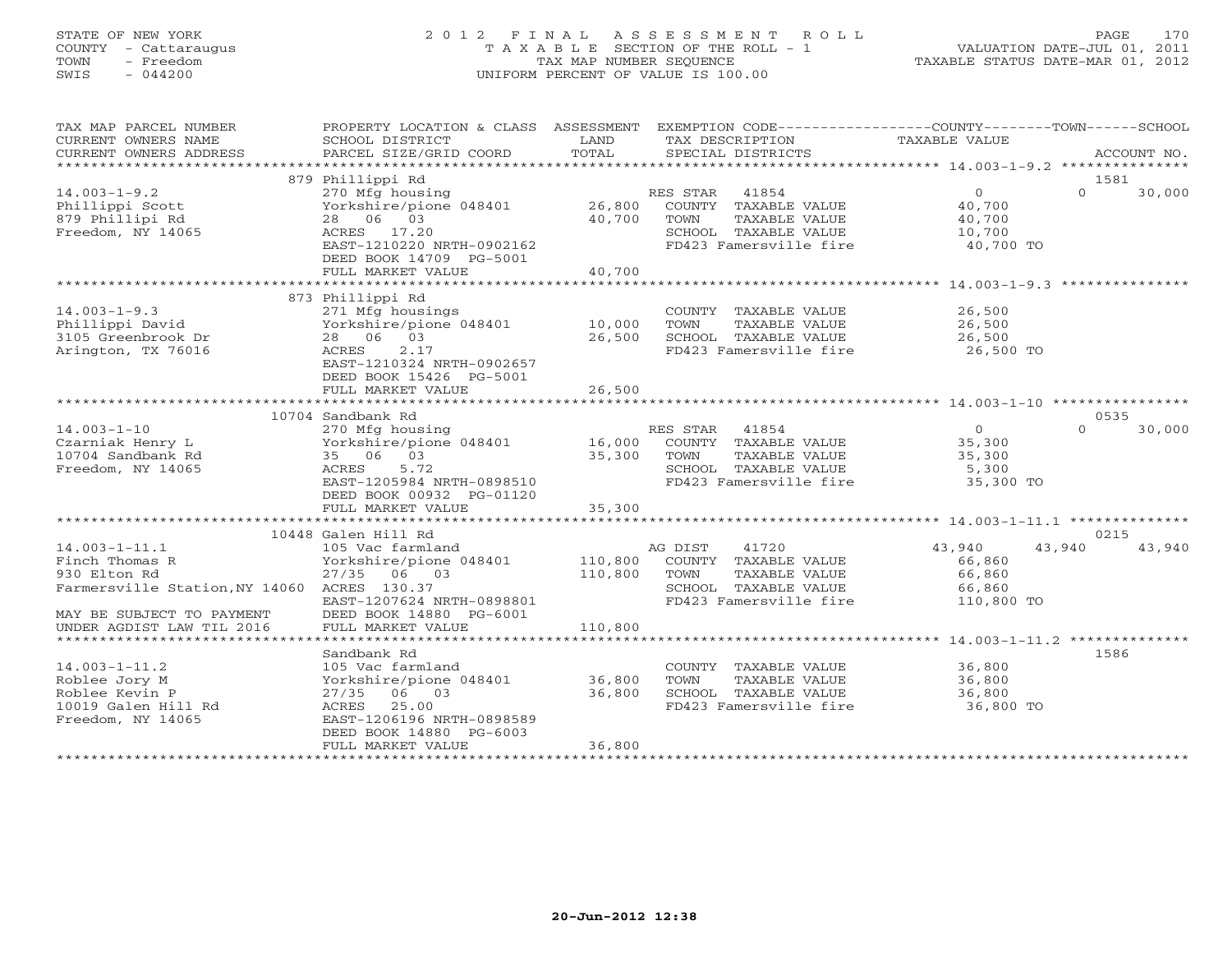STATE OF NEW YORK
COUNTY - Cattaraugus
TOWN - Freedom
SWIS - 044200

# 2012 FINAL ASSESSMENT ROLL
TAXABLE SECTION OF THE ROLL - 1
TAX MAP NUMBER SEQUENCE
UNIFORM PERCENT OF VALUE IS 100.00

VALUATION DATE-JUL 01, 2011
TAXABLE STATUS DATE-MAR 01, 2012

| TAX MAP PARCEL NUMBER / CURRENT OWNERS NAME / CURRENT OWNERS ADDRESS | PROPERTY LOCATION & CLASS / SCHOOL DISTRICT / PARCEL SIZE/GRID COORD | ASSESSMENT LAND / TOTAL | EXEMPTION CODE / TAX DESCRIPTION / SPECIAL DISTRICTS | COUNTY | TOWN | SCHOOL / ACCOUNT NO. |
|---|---|---|---|---|---|---|
| **14.003-1-9.2** | 879 Phillippi Rd | | | | | 1581 |
| 14.003-1-9.2 | 270 Mfg housing | | RES STAR 41854 | 0 | 0 | 30,000 |
| Phillippi Scott | Yorkshire/pione 048401 | 26,800 | COUNTY TAXABLE VALUE | 40,700 | | |
| 879 Phillipi Rd | 28 06 03 | 40,700 | TOWN TAXABLE VALUE | | 40,700 | |
| Freedom, NY 14065 | ACRES 17.20 | | SCHOOL TAXABLE VALUE | | | 10,700 |
| | EAST-1210220 NRTH-0902162 | | FD423 Famersville fire | 40,700 TO | | |
| | DEED BOOK 14709 PG-5001 | | | | | |
| | FULL MARKET VALUE | 40,700 | | | | |
| **14.003-1-9.3** | 873 Phillippi Rd | | | | | |
| 14.003-1-9.3 | 271 Mfg housings | | COUNTY TAXABLE VALUE | 26,500 | | |
| Phillippi David | Yorkshire/pione 048401 | 10,000 | TOWN TAXABLE VALUE | | 26,500 | |
| 3105 Greenbrook Dr | 28 06 03 | 26,500 | SCHOOL TAXABLE VALUE | | | 26,500 |
| Arington, TX 76016 | ACRES 2.17 | | FD423 Famersville fire | 26,500 TO | | |
| | EAST-1210324 NRTH-0902657 | | | | | |
| | DEED BOOK 15426 PG-5001 | | | | | |
| | FULL MARKET VALUE | 26,500 | | | | |
| **14.003-1-10** | 10704 Sandbank Rd | | | | | 0535 |
| 14.003-1-10 | 270 Mfg housing | | RES STAR 41854 | 0 | 0 | 30,000 |
| Czarniak Henry L | Yorkshire/pione 048401 | 16,000 | COUNTY TAXABLE VALUE | 35,300 | | |
| 10704 Sandbank Rd | 35 06 03 | 35,300 | TOWN TAXABLE VALUE | | 35,300 | |
| Freedom, NY 14065 | ACRES 5.72 | | SCHOOL TAXABLE VALUE | | | 5,300 |
| | EAST-1205984 NRTH-0898510 | | FD423 Famersville fire | 35,300 TO | | |
| | DEED BOOK 00932 PG-01120 | | | | | |
| | FULL MARKET VALUE | 35,300 | | | | |
| **14.003-1-11.1** | 10448 Galen Hill Rd | | | | | 0215 |
| 14.003-1-11.1 | 105 Vac farmland | | AG DIST 41720 | 43,940 | 43,940 | 43,940 |
| Finch Thomas R | Yorkshire/pione 048401 | 110,800 | COUNTY TAXABLE VALUE | 66,860 | | |
| 930 Elton Rd | 27/35 06 03 | 110,800 | TOWN TAXABLE VALUE | | 66,860 | |
| Farmersville Station,NY 14060 | ACRES 130.37 | | SCHOOL TAXABLE VALUE | | | 66,860 |
| | EAST-1207624 NRTH-0898801 | | FD423 Famersville fire | 110,800 TO | | |
| MAY BE SUBJECT TO PAYMENT | DEED BOOK 14880 PG-6001 | | | | | |
| UNDER AGDIST LAW TIL 2016 | FULL MARKET VALUE | 110,800 | | | | |
| **14.003-1-11.2** | Sandbank Rd | | | | | 1586 |
| 14.003-1-11.2 | 105 Vac farmland | | COUNTY TAXABLE VALUE | 36,800 | | |
| Roblee Jory M | Yorkshire/pione 048401 | 36,800 | TOWN TAXABLE VALUE | | 36,800 | |
| Roblee Kevin P | 27/35 06 03 | 36,800 | SCHOOL TAXABLE VALUE | | | 36,800 |
| 10019 Galen Hill Rd | ACRES 25.00 | | FD423 Famersville fire | 36,800 TO | | |
| Freedom, NY 14065 | EAST-1206196 NRTH-0898589 | | | | | |
| | DEED BOOK 14880 PG-6003 | | | | | |
| | FULL MARKET VALUE | 36,800 | | | | |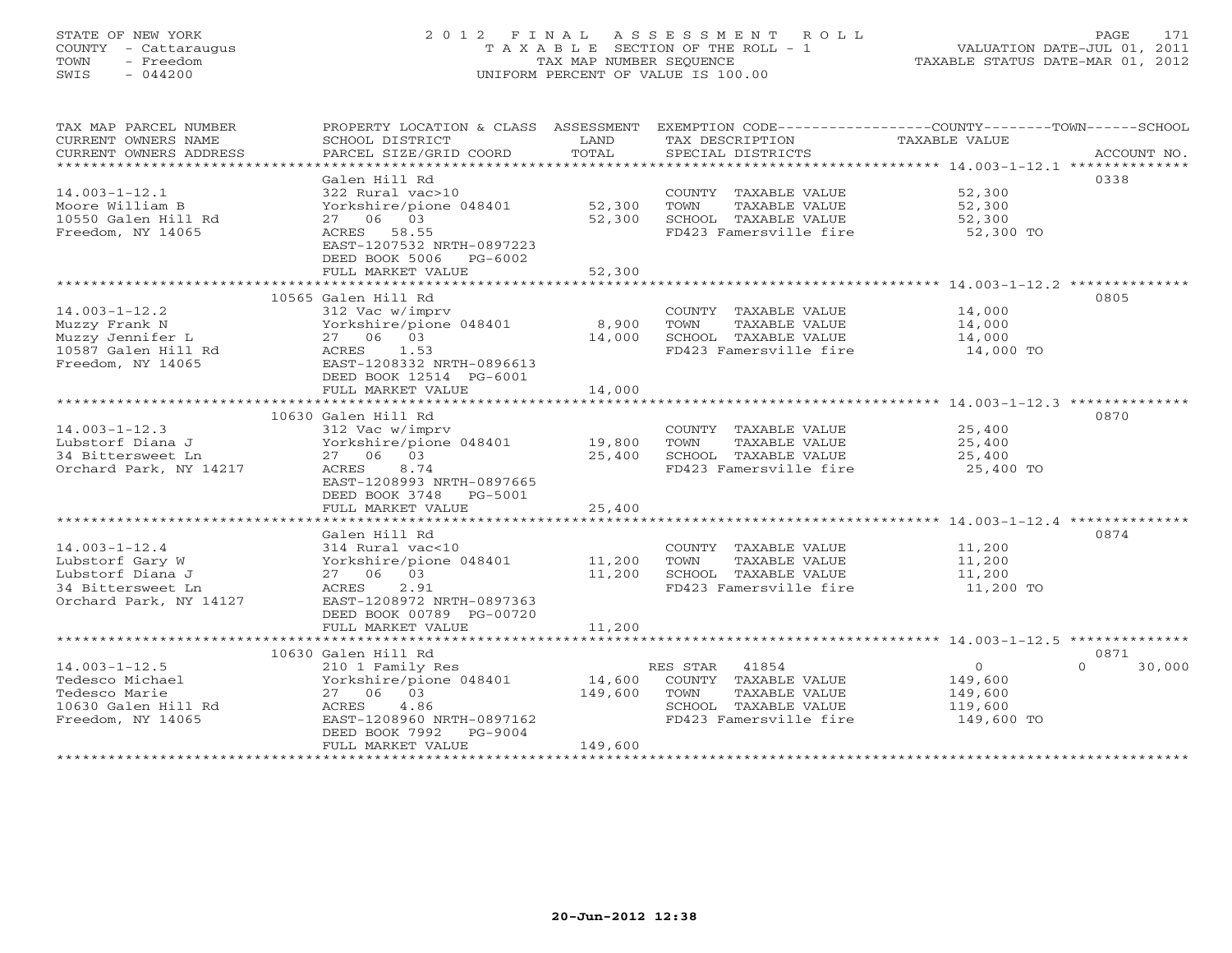STATE OF NEW YORK
COUNTY - Cattaraugus
TOWN - Freedom
SWIS - 044200

# 2012 FINAL ASSESSMENT ROLL

TAXABLE SECTION OF THE ROLL - 1
TAX MAP NUMBER SEQUENCE
UNIFORM PERCENT OF VALUE IS 100.00

VALUATION DATE-JUL 01, 2011
TAXABLE STATUS DATE-MAR 01, 2012

| TAX MAP PARCEL NUMBER / CURRENT OWNERS NAME / CURRENT OWNERS ADDRESS | PROPERTY LOCATION & CLASS / SCHOOL DISTRICT / PARCEL SIZE/GRID COORD | ASSESSMENT LAND | TOTAL | EXEMPTION CODE / TAX DESCRIPTION / SPECIAL DISTRICTS | COUNTY / TOWN / SCHOOL TAXABLE VALUE | ACCOUNT NO. |
|---|---|---|---|---|---|---|
| **14.003-1-12.1** | Galen Hill Rd | | | | | 0338 |
| Moore William B | 322 Rural vac>10 | | | COUNTY TAXABLE VALUE | 52,300 | |
| 10550 Galen Hill Rd | Yorkshire/pione 048401 | 52,300 | | TOWN TAXABLE VALUE | 52,300 | |
| Freedom, NY 14065 | 27 06 03 | | 52,300 | SCHOOL TAXABLE VALUE | 52,300 | |
| | ACRES 58.55 | | | FD423 Famersville fire | 52,300 TO | |
| | EAST-1207532 NRTH-0897223 | | | | | |
| | DEED BOOK 5006 PG-6002 | | | | | |
| | FULL MARKET VALUE | | 52,300 | | | |
| **14.003-1-12.2** | 10565 Galen Hill Rd | | | | | 0805 |
| Muzzy Frank N | 312 Vac w/imprv | | | COUNTY TAXABLE VALUE | 14,000 | |
| Muzzy Jennifer L | Yorkshire/pione 048401 | 8,900 | | TOWN TAXABLE VALUE | 14,000 | |
| 10587 Galen Hill Rd | 27 06 03 | | 14,000 | SCHOOL TAXABLE VALUE | 14,000 | |
| Freedom, NY 14065 | ACRES 1.53 | | | FD423 Famersville fire | 14,000 TO | |
| | EAST-1208332 NRTH-0896613 | | | | | |
| | DEED BOOK 12514 PG-6001 | | | | | |
| | FULL MARKET VALUE | | 14,000 | | | |
| **14.003-1-12.3** | 10630 Galen Hill Rd | | | | | 0870 |
| Lubstorf Diana J | 312 Vac w/imprv | | | COUNTY TAXABLE VALUE | 25,400 | |
| 34 Bittersweet Ln | Yorkshire/pione 048401 | 19,800 | | TOWN TAXABLE VALUE | 25,400 | |
| Orchard Park, NY 14217 | 27 06 03 | | 25,400 | SCHOOL TAXABLE VALUE | 25,400 | |
| | ACRES 8.74 | | | FD423 Famersville fire | 25,400 TO | |
| | EAST-1208993 NRTH-0897665 | | | | | |
| | DEED BOOK 3748 PG-5001 | | | | | |
| | FULL MARKET VALUE | | 25,400 | | | |
| **14.003-1-12.4** | Galen Hill Rd | | | | | 0874 |
| Lubstorf Gary W | 314 Rural vac<10 | | | COUNTY TAXABLE VALUE | 11,200 | |
| Lubstorf Diana J | Yorkshire/pione 048401 | 11,200 | | TOWN TAXABLE VALUE | 11,200 | |
| 34 Bittersweet Ln | 27 06 03 | | 11,200 | SCHOOL TAXABLE VALUE | 11,200 | |
| Orchard Park, NY 14127 | ACRES 2.91 | | | FD423 Famersville fire | 11,200 TO | |
| | EAST-1208972 NRTH-0897363 | | | | | |
| | DEED BOOK 00789 PG-00720 | | | | | |
| | FULL MARKET VALUE | | 11,200 | | | |
| **14.003-1-12.5** | 10630 Galen Hill Rd | | | | | 0871 |
| Tedesco Michael | 210 1 Family Res | | | RES STAR 41854 | 0 / 0 / 30,000 | |
| Tedesco Marie | Yorkshire/pione 048401 | 14,600 | | COUNTY TAXABLE VALUE | 149,600 | |
| 10630 Galen Hill Rd | 27 06 03 | | 149,600 | TOWN TAXABLE VALUE | 149,600 | |
| Freedom, NY 14065 | ACRES 4.86 | | | SCHOOL TAXABLE VALUE | 119,600 | |
| | EAST-1208960 NRTH-0897162 | | | FD423 Famersville fire | 149,600 TO | |
| | DEED BOOK 7992 PG-9004 | | | | | |
| | FULL MARKET VALUE | | 149,600 | | | |

20-Jun-2012 12:38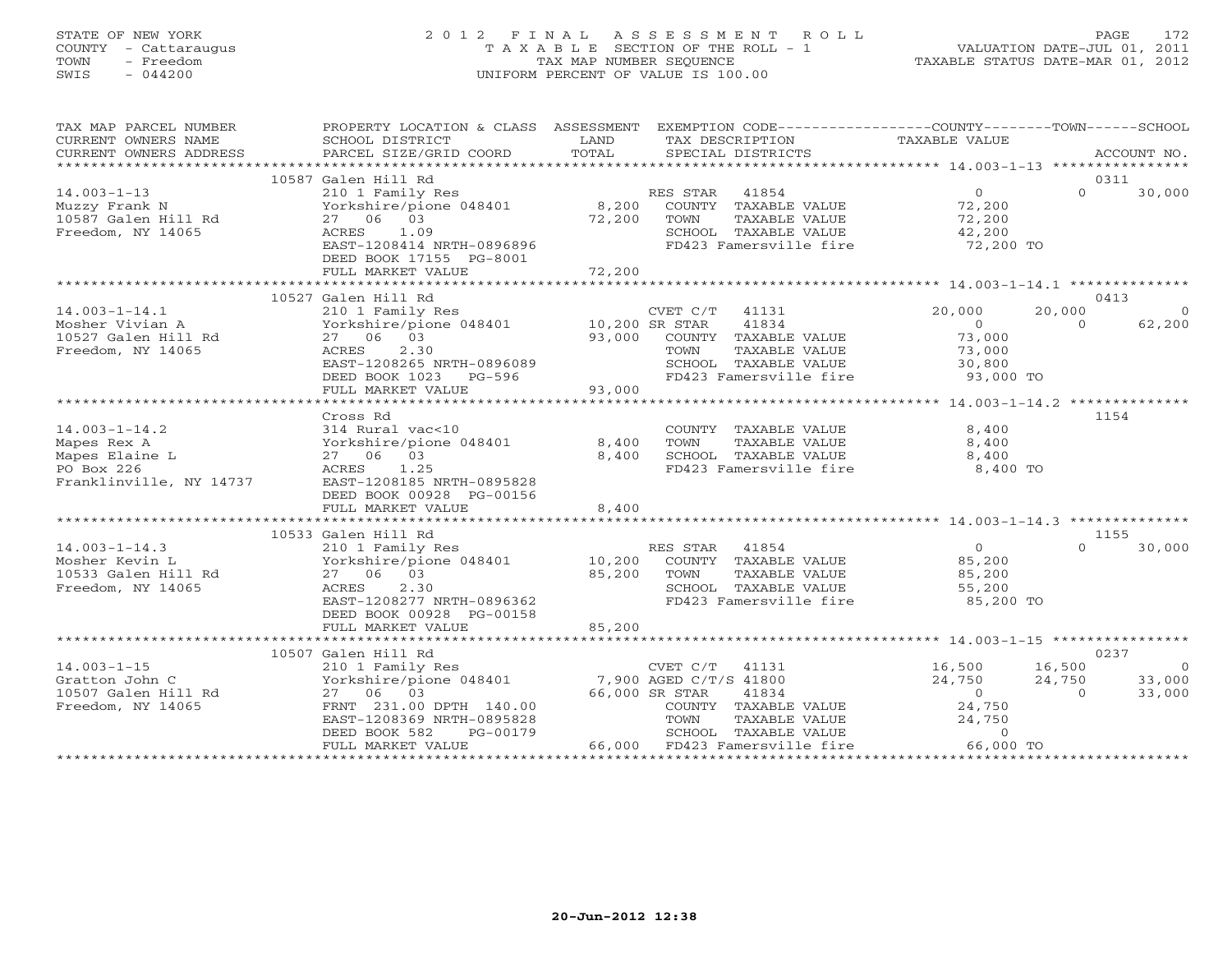STATE OF NEW YORK
COUNTY - Cattaraugus
TOWN - Freedom
SWIS - 044200

# 2012 FINAL ASSESSMENT ROLL

TAXABLE SECTION OF THE ROLL - 1
TAX MAP NUMBER SEQUENCE
UNIFORM PERCENT OF VALUE IS 100.00

VALUATION DATE-JUL 01, 2011
TAXABLE STATUS DATE-MAR 01, 2012

| TAX MAP PARCEL NUMBER / CURRENT OWNERS NAME / CURRENT OWNERS ADDRESS | PROPERTY LOCATION & CLASS / SCHOOL DISTRICT / PARCEL SIZE/GRID COORD | ASSESSMENT LAND / TOTAL | EXEMPTION CODE / TAX DESCRIPTION / SPECIAL DISTRICTS | COUNTY TAXABLE VALUE | TOWN | SCHOOL / ACCOUNT NO. |
|---|---|---|---|---|---|---|
| | 10587 Galen Hill Rd | | | | | 0311 |
| 14.003-1-13 | 210 1 Family Res | | RES STAR 41854 | 0 | 0 | 30,000 |
| Muzzy Frank N | Yorkshire/pione 048401 | 8,200 | COUNTY TAXABLE VALUE | 72,200 | | |
| 10587 Galen Hill Rd | 27 06 03 | 72,200 | TOWN TAXABLE VALUE | 72,200 | | |
| Freedom, NY 14065 | ACRES 1.09 | | SCHOOL TAXABLE VALUE | 42,200 | | |
| | EAST-1208414 NRTH-0896896 | | FD423 Famersville fire | 72,200 TO | | |
| | DEED BOOK 17155 PG-8001 | | | | | |
| | FULL MARKET VALUE | 72,200 | | | | |
| | 10527 Galen Hill Rd | | | | | 0413 |
| 14.003-1-14.1 | 210 1 Family Res | | CVET C/T 41131 | 20,000 | 20,000 | 0 |
| Mosher Vivian A | Yorkshire/pione 048401 | 10,200 | SR STAR 41834 | 0 | 0 | 62,200 |
| 10527 Galen Hill Rd | 27 06 03 | 93,000 | COUNTY TAXABLE VALUE | 73,000 | | |
| Freedom, NY 14065 | ACRES 2.30 | | TOWN TAXABLE VALUE | 73,000 | | |
| | EAST-1208265 NRTH-0896089 | | SCHOOL TAXABLE VALUE | 30,800 | | |
| | DEED BOOK 1023 PG-596 | | FD423 Famersville fire | 93,000 TO | | |
| | FULL MARKET VALUE | 93,000 | | | | |
| | Cross Rd | | | | | 1154 |
| 14.003-1-14.2 | 314 Rural vac<10 | | COUNTY TAXABLE VALUE | 8,400 | | |
| Mapes Rex A | Yorkshire/pione 048401 | 8,400 | TOWN TAXABLE VALUE | 8,400 | | |
| Mapes Elaine L | 27 06 03 | 8,400 | SCHOOL TAXABLE VALUE | 8,400 | | |
| PO Box 226 | ACRES 1.25 | | FD423 Famersville fire | 8,400 TO | | |
| Franklinville, NY 14737 | EAST-1208185 NRTH-0895828 | | | | | |
| | DEED BOOK 00928 PG-00156 | | | | | |
| | FULL MARKET VALUE | 8,400 | | | | |
| | 10533 Galen Hill Rd | | | | | 1155 |
| 14.003-1-14.3 | 210 1 Family Res | | RES STAR 41854 | 0 | 0 | 30,000 |
| Mosher Kevin L | Yorkshire/pione 048401 | 10,200 | COUNTY TAXABLE VALUE | 85,200 | | |
| 10533 Galen Hill Rd | 27 06 03 | 85,200 | TOWN TAXABLE VALUE | 85,200 | | |
| Freedom, NY 14065 | ACRES 2.30 | | SCHOOL TAXABLE VALUE | 55,200 | | |
| | EAST-1208277 NRTH-0896362 | | FD423 Famersville fire | 85,200 TO | | |
| | DEED BOOK 00928 PG-00158 | | | | | |
| | FULL MARKET VALUE | 85,200 | | | | |
| | 10507 Galen Hill Rd | | | | | 0237 |
| 14.003-1-15 | 210 1 Family Res | | CVET C/T 41131 | 16,500 | 16,500 | 0 |
| Gratton John C | Yorkshire/pione 048401 | 7,900 | AGED C/T/S 41800 | 24,750 | 24,750 | 33,000 |
| 10507 Galen Hill Rd | 27 06 03 | 66,000 | SR STAR 41834 | 0 | 0 | 33,000 |
| Freedom, NY 14065 | FRNT 231.00 DPTH 140.00 | | COUNTY TAXABLE VALUE | 24,750 | | |
| | EAST-1208369 NRTH-0895828 | | TOWN TAXABLE VALUE | 24,750 | | |
| | DEED BOOK 582 PG-00179 | | SCHOOL TAXABLE VALUE | 0 | | |
| | FULL MARKET VALUE | 66,000 | FD423 Famersville fire | 66,000 TO | | |

20-Jun-2012 12:38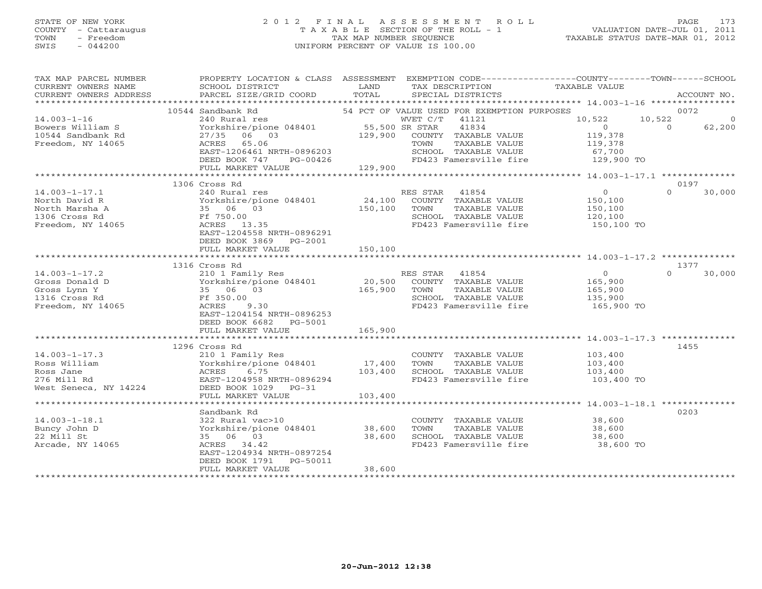STATE OF NEW YORK
COUNTY - Cattaraugus
TOWN - Freedom
SWIS - 044200

2012 FINAL ASSESSMENT ROLL
TAXABLE SECTION OF THE ROLL - 1
TAX MAP NUMBER SEQUENCE
UNIFORM PERCENT OF VALUE IS 100.00

VALUATION DATE-JUL 01, 2011
TAXABLE STATUS DATE-MAR 01, 2012

| TAX MAP PARCEL NUMBER / CURRENT OWNERS NAME / CURRENT OWNERS ADDRESS | PROPERTY LOCATION & CLASS / SCHOOL DISTRICT / PARCEL SIZE/GRID COORD | ASSESSMENT LAND | TOTAL | EXEMPTION CODE / TAX DESCRIPTION / SPECIAL DISTRICTS | COUNTY TAXABLE VALUE | TOWN | SCHOOL | ACCOUNT NO. |
|---|---|---|---|---|---|---|---|---|
| **14.003-1-16** | 10544 Sandbank Rd | | | 54 PCT OF VALUE USED FOR EXEMPTION PURPOSES | | | | 0072 |
| Bowers William S | 240 Rural res | | | WVET C/T 41121 | 10,522 | 10,522 | 0 | |
| 10544 Sandbank Rd | Yorkshire/pione 048401 | 55,500 | | SR STAR 41834 | 0 | 0 | 62,200 | |
| Freedom, NY 14065 | 27/35 06 03 | | 129,900 | COUNTY TAXABLE VALUE | 119,378 | | | |
| | ACRES 65.06 | | | TOWN TAXABLE VALUE | 119,378 | | | |
| | EAST-1206461 NRTH-0896203 | | | SCHOOL TAXABLE VALUE | 67,700 | | | |
| | DEED BOOK 747 PG-00426 | | | FD423 Famersville fire | 129,900 TO | | | |
| | FULL MARKET VALUE | | 129,900 | | | | | |
| **14.003-1-17.1** | 1306 Cross Rd | | | | | | | 0197 |
| North David R | 240 Rural res | | | RES STAR 41854 | 0 | 0 | 30,000 | |
| North Marsha A | Yorkshire/pione 048401 | 24,100 | | COUNTY TAXABLE VALUE | 150,100 | | | |
| 1306 Cross Rd | 35 06 03 | | 150,100 | TOWN TAXABLE VALUE | 150,100 | | | |
| Freedom, NY 14065 | Ff 750.00 | | | SCHOOL TAXABLE VALUE | 120,100 | | | |
| | ACRES 13.35 | | | FD423 Famersville fire | 150,100 TO | | | |
| | EAST-1204558 NRTH-0896291 | | | | | | | |
| | DEED BOOK 3869 PG-2001 | | | | | | | |
| | FULL MARKET VALUE | | 150,100 | | | | | |
| **14.003-1-17.2** | 1316 Cross Rd | | | | | | | 1377 |
| Gross Donald D | 210 1 Family Res | | | RES STAR 41854 | 0 | 0 | 30,000 | |
| Gross Lynn Y | Yorkshire/pione 048401 | 20,500 | | COUNTY TAXABLE VALUE | 165,900 | | | |
| 1316 Cross Rd | 35 06 03 | | 165,900 | TOWN TAXABLE VALUE | 165,900 | | | |
| Freedom, NY 14065 | Ff 350.00 | | | SCHOOL TAXABLE VALUE | 135,900 | | | |
| | ACRES 9.30 | | | FD423 Famersville fire | 165,900 TO | | | |
| | EAST-1204154 NRTH-0896253 | | | | | | | |
| | DEED BOOK 6682 PG-5001 | | | | | | | |
| | FULL MARKET VALUE | | 165,900 | | | | | |
| **14.003-1-17.3** | 1296 Cross Rd | | | | | | | 1455 |
| Ross William | 210 1 Family Res | | | COUNTY TAXABLE VALUE | 103,400 | | | |
| Ross Jane | Yorkshire/pione 048401 | 17,400 | | TOWN TAXABLE VALUE | 103,400 | | | |
| 276 Mill Rd | ACRES 6.75 | | 103,400 | SCHOOL TAXABLE VALUE | 103,400 | | | |
| West Seneca, NY 14224 | EAST-1204958 NRTH-0896294 | | | FD423 Famersville fire | 103,400 TO | | | |
| | DEED BOOK 1029 PG-31 | | | | | | | |
| | FULL MARKET VALUE | | 103,400 | | | | | |
| **14.003-1-18.1** | Sandbank Rd | | | | | | | 0203 |
| Buncy John D | 322 Rural vac>10 | | | COUNTY TAXABLE VALUE | 38,600 | | | |
| 22 Mill St | Yorkshire/pione 048401 | 38,600 | | TOWN TAXABLE VALUE | 38,600 | | | |
| Arcade, NY 14065 | 35 06 03 | | 38,600 | SCHOOL TAXABLE VALUE | 38,600 | | | |
| | ACRES 34.42 | | | FD423 Famersville fire | 38,600 TO | | | |
| | EAST-1204934 NRTH-0897254 | | | | | | | |
| | DEED BOOK 1791 PG-50011 | | | | | | | |
| | FULL MARKET VALUE | | 38,600 | | | | | |

20-Jun-2012 12:38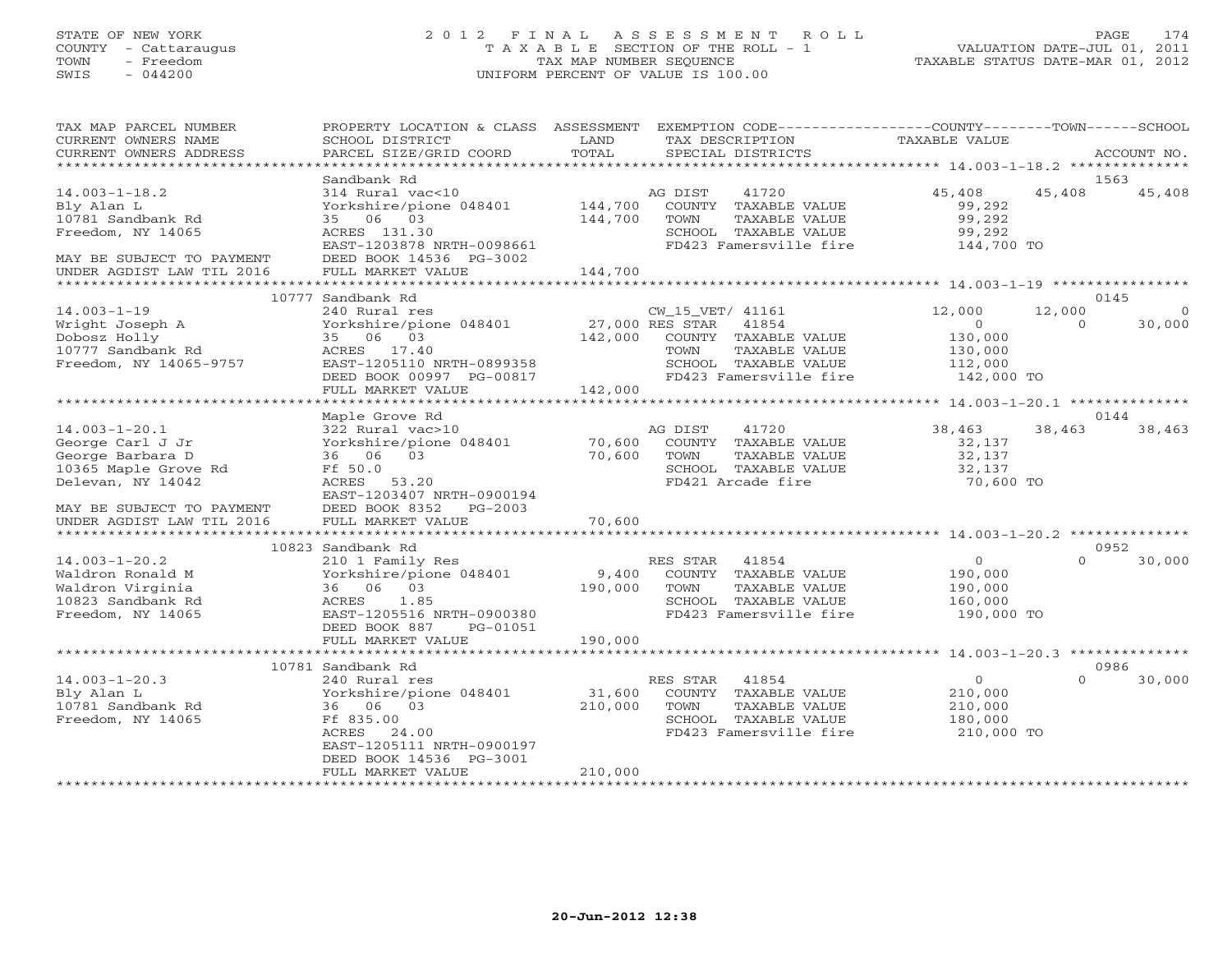STATE OF NEW YORK
COUNTY - Cattaraugus
TOWN - Freedom
SWIS - 044200

2012 FINAL ASSESSMENT ROLL
TAXABLE SECTION OF THE ROLL - 1
TAX MAP NUMBER SEQUENCE
UNIFORM PERCENT OF VALUE IS 100.00

VALUATION DATE-JUL 01, 2011
TAXABLE STATUS DATE-MAR 01, 2012

| TAX MAP PARCEL NUMBER / CURRENT OWNERS NAME / CURRENT OWNERS ADDRESS | PROPERTY LOCATION & CLASS / SCHOOL DISTRICT / PARCEL SIZE/GRID COORD | ASSESSMENT LAND / TOTAL | EXEMPTION CODE / TAX DESCRIPTION / SPECIAL DISTRICTS | COUNTY | TOWN | SCHOOL |
|---|---|---|---|---|---|---|
| **14.003-1-18.2** (1563) | Sandbank Rd | | | | | |
| Bly Alan L | 314 Rural vac<10 | | AG DIST 41720 | 45,408 | 45,408 | 45,408 |
| 10781 Sandbank Rd | Yorkshire/pione 048401 | 144,700 | COUNTY TAXABLE VALUE | 99,292 | | |
| Freedom, NY 14065 | 35 06 03 | 144,700 | TOWN TAXABLE VALUE | | 99,292 | |
| | ACRES 131.30 | | SCHOOL TAXABLE VALUE | | | 99,292 |
| | EAST-1203878 NRTH-0098661 | | FD423 Famersville fire | 144,700 TO | | |
| MAY BE SUBJECT TO PAYMENT | DEED BOOK 14536 PG-3002 | | | | | |
| UNDER AGDIST LAW TIL 2016 | FULL MARKET VALUE | 144,700 | | | | |
| **14.003-1-19** (0145) | 10777 Sandbank Rd | | | | | |
| Wright Joseph A | 240 Rural res | | CW_15_VET/ 41161 | 12,000 | 12,000 | 0 |
| Dobosz Holly | Yorkshire/pione 048401 | 27,000 | RES STAR 41854 | 0 | 0 | 30,000 |
| 10777 Sandbank Rd | 35 06 03 | 142,000 | COUNTY TAXABLE VALUE | 130,000 | | |
| Freedom, NY 14065-9757 | ACRES 17.40 | | TOWN TAXABLE VALUE | | 130,000 | |
| | EAST-1205110 NRTH-0899358 | | SCHOOL TAXABLE VALUE | | | 112,000 |
| | DEED BOOK 00997 PG-00817 | | FD423 Famersville fire | 142,000 TO | | |
| | FULL MARKET VALUE | 142,000 | | | | |
| **14.003-1-20.1** (0144) | Maple Grove Rd | | | | | |
| George Carl J Jr | 322 Rural vac>10 | | AG DIST 41720 | 38,463 | 38,463 | 38,463 |
| George Barbara D | Yorkshire/pione 048401 | 70,600 | COUNTY TAXABLE VALUE | 32,137 | | |
| 10365 Maple Grove Rd | 36 06 03 | 70,600 | TOWN TAXABLE VALUE | | 32,137 | |
| Delevan, NY 14042 | Ff 50.0 | | SCHOOL TAXABLE VALUE | | | 32,137 |
| | ACRES 53.20 | | FD421 Arcade fire | 70,600 TO | | |
| | EAST-1203407 NRTH-0900194 | | | | | |
| MAY BE SUBJECT TO PAYMENT | DEED BOOK 8352 PG-2003 | | | | | |
| UNDER AGDIST LAW TIL 2016 | FULL MARKET VALUE | 70,600 | | | | |
| **14.003-1-20.2** (0952) | 10823 Sandbank Rd | | | | | |
| Waldron Ronald M | 210 1 Family Res | | RES STAR 41854 | 0 | 0 | 30,000 |
| Waldron Virginia | Yorkshire/pione 048401 | 9,400 | COUNTY TAXABLE VALUE | 190,000 | | |
| 10823 Sandbank Rd | 36 06 03 | 190,000 | TOWN TAXABLE VALUE | | 190,000 | |
| Freedom, NY 14065 | ACRES 1.85 | | SCHOOL TAXABLE VALUE | | | 160,000 |
| | EAST-1205516 NRTH-0900380 | | FD423 Famersville fire | 190,000 TO | | |
| | DEED BOOK 887 PG-01051 | | | | | |
| | FULL MARKET VALUE | 190,000 | | | | |
| **14.003-1-20.3** (0986) | 10781 Sandbank Rd | | | | | |
| Bly Alan L | 240 Rural res | | RES STAR 41854 | 0 | 0 | 30,000 |
| 10781 Sandbank Rd | Yorkshire/pione 048401 | 31,600 | COUNTY TAXABLE VALUE | 210,000 | | |
| Freedom, NY 14065 | 36 06 03 | 210,000 | TOWN TAXABLE VALUE | | 210,000 | |
| | Ff 835.00 | | SCHOOL TAXABLE VALUE | | | 180,000 |
| | ACRES 24.00 | | FD423 Famersville fire | 210,000 TO | | |
| | EAST-1205111 NRTH-0900197 | | | | | |
| | DEED BOOK 14536 PG-3001 | | | | | |
| | FULL MARKET VALUE | 210,000 | | | | |

20-Jun-2012 12:38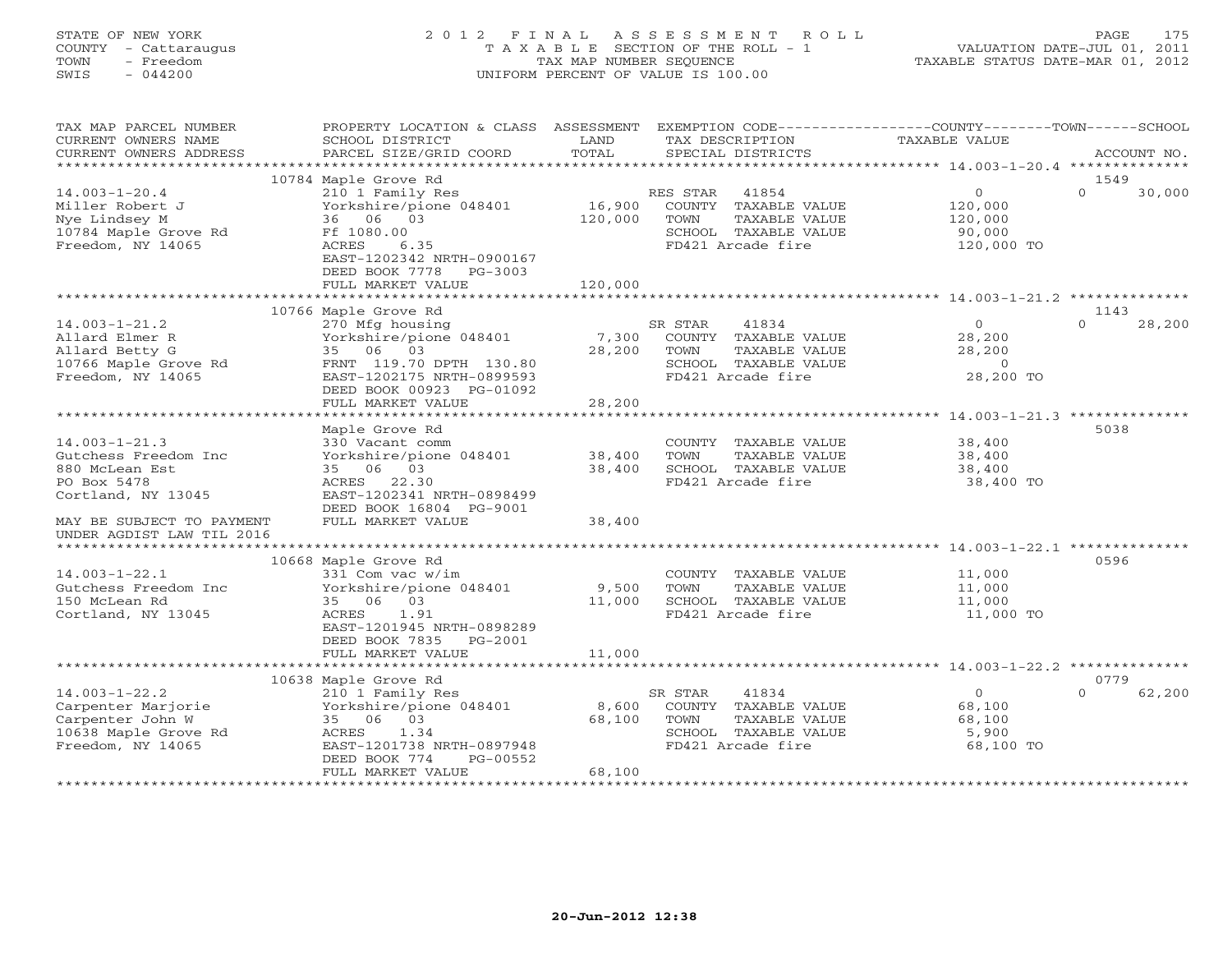STATE OF NEW YORK
COUNTY - Cattaraugus
TOWN - Freedom
SWIS - 044200

# 2012 FINAL ASSESSMENT ROLL

TAXABLE SECTION OF THE ROLL - 1
TAX MAP NUMBER SEQUENCE
UNIFORM PERCENT OF VALUE IS 100.00

VALUATION DATE-JUL 01, 2011
TAXABLE STATUS DATE-MAR 01, 2012

| TAX MAP PARCEL NUMBER / CURRENT OWNERS NAME / CURRENT OWNERS ADDRESS | PROPERTY LOCATION & CLASS / SCHOOL DISTRICT / PARCEL SIZE/GRID COORD | ASSESSMENT LAND | TOTAL | EXEMPTION CODE / TAX DESCRIPTION / SPECIAL DISTRICTS | COUNTY TAXABLE VALUE | TOWN | SCHOOL | ACCOUNT NO. |
|---|---|---|---|---|---|---|---|---|
| 14.003-1-20.4 | 10784 Maple Grove Rd | | | | | | | 1549 |
| 14.003-1-20.4 | 210 1 Family Res | | | RES STAR 41854 | 0 | 0 | 30,000 | |
| Miller Robert J | Yorkshire/pione 048401 | 16,900 | | COUNTY TAXABLE VALUE | 120,000 | | | |
| Nye Lindsey M | 36 06 03 | | 120,000 | TOWN TAXABLE VALUE | | 120,000 | | |
| 10784 Maple Grove Rd | Ff 1080.00 | | | SCHOOL TAXABLE VALUE | | | 90,000 | |
| Freedom, NY 14065 | ACRES 6.35 | | | FD421 Arcade fire | 120,000 TO | | | |
| | EAST-1202342 NRTH-0900167 | | | | | | | |
| | DEED BOOK 7778 PG-3003 | | | | | | | |
| | FULL MARKET VALUE | | 120,000 | | | | | |
| 14.003-1-21.2 | 10766 Maple Grove Rd | | | | | | | 1143 |
| 14.003-1-21.2 | 270 Mfg housing | | | SR STAR 41834 | 0 | 0 | 28,200 | |
| Allard Elmer R | Yorkshire/pione 048401 | 7,300 | | COUNTY TAXABLE VALUE | 28,200 | | | |
| Allard Betty G | 35 06 03 | | 28,200 | TOWN TAXABLE VALUE | | 28,200 | | |
| 10766 Maple Grove Rd | FRNT 119.70 DPTH 130.80 | | | SCHOOL TAXABLE VALUE | | | 0 | |
| Freedom, NY 14065 | EAST-1202175 NRTH-0899593 | | | FD421 Arcade fire | 28,200 TO | | | |
| | DEED BOOK 00923 PG-01092 | | | | | | | |
| | FULL MARKET VALUE | | 28,200 | | | | | |
| 14.003-1-21.3 | Maple Grove Rd | | | | | | | 5038 |
| 14.003-1-21.3 | 330 Vacant comm | | | COUNTY TAXABLE VALUE | 38,400 | | | |
| Gutchess Freedom Inc | Yorkshire/pione 048401 | 38,400 | | TOWN TAXABLE VALUE | | 38,400 | | |
| 880 McLean Est | 35 06 03 | | 38,400 | SCHOOL TAXABLE VALUE | | | 38,400 | |
| PO Box 5478 | ACRES 22.30 | | | FD421 Arcade fire | 38,400 TO | | | |
| Cortland, NY 13045 | EAST-1202341 NRTH-0898499 | | | | | | | |
| | DEED BOOK 16804 PG-9001 | | | | | | | |
| MAY BE SUBJECT TO PAYMENT UNDER AGDIST LAW TIL 2016 | FULL MARKET VALUE | | 38,400 | | | | | |
| 14.003-1-22.1 | 10668 Maple Grove Rd | | | | | | | 0596 |
| 14.003-1-22.1 | 331 Com vac w/im | | | COUNTY TAXABLE VALUE | 11,000 | | | |
| Gutchess Freedom Inc | Yorkshire/pione 048401 | 9,500 | | TOWN TAXABLE VALUE | | 11,000 | | |
| 150 McLean Rd | 35 06 03 | | 11,000 | SCHOOL TAXABLE VALUE | | | 11,000 | |
| Cortland, NY 13045 | ACRES 1.91 | | | FD421 Arcade fire | 11,000 TO | | | |
| | EAST-1201945 NRTH-0898289 | | | | | | | |
| | DEED BOOK 7835 PG-2001 | | | | | | | |
| | FULL MARKET VALUE | | 11,000 | | | | | |
| 14.003-1-22.2 | 10638 Maple Grove Rd | | | | | | | 0779 |
| 14.003-1-22.2 | 210 1 Family Res | | | SR STAR 41834 | 0 | 0 | 62,200 | |
| Carpenter Marjorie | Yorkshire/pione 048401 | 8,600 | | COUNTY TAXABLE VALUE | 68,100 | | | |
| Carpenter John W | 35 06 03 | | 68,100 | TOWN TAXABLE VALUE | | 68,100 | | |
| 10638 Maple Grove Rd | ACRES 1.34 | | | SCHOOL TAXABLE VALUE | | | 5,900 | |
| Freedom, NY 14065 | EAST-1201738 NRTH-0897948 | | | FD421 Arcade fire | 68,100 TO | | | |
| | DEED BOOK 774 PG-00552 | | | | | | | |
| | FULL MARKET VALUE | | 68,100 | | | | | |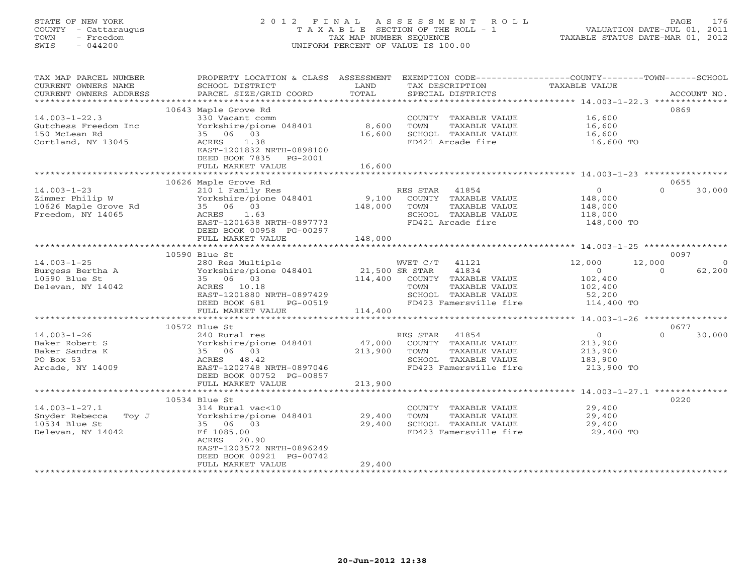STATE OF NEW YORK
COUNTY - Cattaraugus
TOWN - Freedom
SWIS - 044200

2012 FINAL ASSESSMENT ROLL
TAXABLE SECTION OF THE ROLL - 1
TAX MAP NUMBER SEQUENCE
UNIFORM PERCENT OF VALUE IS 100.00

VALUATION DATE-JUL 01, 2011
TAXABLE STATUS DATE-MAR 01, 2012

| TAX MAP PARCEL NUMBER / CURRENT OWNERS NAME / CURRENT OWNERS ADDRESS | PROPERTY LOCATION & CLASS / SCHOOL DISTRICT / PARCEL SIZE/GRID COORD | ASSESSMENT LAND | TOTAL | EXEMPTION CODE / TAX DESCRIPTION / SPECIAL DISTRICTS | COUNTY | TOWN | SCHOOL | ACCOUNT NO. |
|---|---|---|---|---|---|---|---|---|
| **14.003-1-22.3** | 10643 Maple Grove Rd | | | | | | | 0869 |
| 14.003-1-22.3 | 330 Vacant comm | | | COUNTY TAXABLE VALUE | 16,600 | | | |
| Gutchess Freedom Inc | Yorkshire/pione 048401 | 8,600 | | TOWN TAXABLE VALUE | | 16,600 | | |
| 150 McLean Rd | 35 06 03 | | 16,600 | SCHOOL TAXABLE VALUE | | | 16,600 | |
| Cortland, NY 13045 | ACRES 1.38 | | | FD421 Arcade fire | 16,600 TO | | | |
| | EAST-1201832 NRTH-0898100 | | | | | | | |
| | DEED BOOK 7835 PG-2001 | | | | | | | |
| | FULL MARKET VALUE | | 16,600 | | | | | |
| **14.003-1-23** | 10626 Maple Grove Rd | | | | | | | 0655 |
| 14.003-1-23 | 210 1 Family Res | | | RES STAR 41854 | 0 | 0 | 30,000 | |
| Zimmer Philip W | Yorkshire/pione 048401 | 9,100 | | COUNTY TAXABLE VALUE | 148,000 | | | |
| 10626 Maple Grove Rd | 35 06 03 | | 148,000 | TOWN TAXABLE VALUE | | 148,000 | | |
| Freedom, NY 14065 | ACRES 1.63 | | | SCHOOL TAXABLE VALUE | | | 118,000 | |
| | EAST-1201638 NRTH-0897773 | | | FD421 Arcade fire | 148,000 TO | | | |
| | DEED BOOK 00958 PG-00297 | | | | | | | |
| | FULL MARKET VALUE | | 148,000 | | | | | |
| **14.003-1-25** | 10590 Blue St | | | | | | | 0097 |
| 14.003-1-25 | 280 Res Multiple | | | WVET C/T 41121 | 12,000 | 12,000 | 0 | |
| Burgess Bertha A | Yorkshire/pione 048401 | 21,500 | | SR STAR 41834 | 0 | 0 | 62,200 | |
| 10590 Blue St | 35 06 03 | | 114,400 | COUNTY TAXABLE VALUE | 102,400 | | | |
| Delevan, NY 14042 | ACRES 10.18 | | | TOWN TAXABLE VALUE | | 102,400 | | |
| | EAST-1201880 NRTH-0897429 | | | SCHOOL TAXABLE VALUE | | | 52,200 | |
| | DEED BOOK 681 PG-00519 | | | FD423 Famersville fire | 114,400 TO | | | |
| | FULL MARKET VALUE | | 114,400 | | | | | |
| **14.003-1-26** | 10572 Blue St | | | | | | | 0677 |
| 14.003-1-26 | 240 Rural res | | | RES STAR 41854 | 0 | 0 | 30,000 | |
| Baker Robert S | Yorkshire/pione 048401 | 47,000 | | COUNTY TAXABLE VALUE | 213,900 | | | |
| Baker Sandra K | 35 06 03 | | 213,900 | TOWN TAXABLE VALUE | | 213,900 | | |
| PO Box 53 | ACRES 48.42 | | | SCHOOL TAXABLE VALUE | | | 183,900 | |
| Arcade, NY 14009 | EAST-1202748 NRTH-0897046 | | | FD423 Famersville fire | 213,900 TO | | | |
| | DEED BOOK 00752 PG-00857 | | | | | | | |
| | FULL MARKET VALUE | | 213,900 | | | | | |
| **14.003-1-27.1** | 10534 Blue St | | | | | | | 0220 |
| 14.003-1-27.1 | 314 Rural vac<10 | | | COUNTY TAXABLE VALUE | 29,400 | | | |
| Snyder Rebecca Toy J | Yorkshire/pione 048401 | 29,400 | | TOWN TAXABLE VALUE | | 29,400 | | |
| 10534 Blue St | 35 06 03 | | 29,400 | SCHOOL TAXABLE VALUE | | | 29,400 | |
| Delevan, NY 14042 | Ff 1085.00 | | | FD423 Famersville fire | 29,400 TO | | | |
| | ACRES 20.90 | | | | | | | |
| | EAST-1203572 NRTH-0896249 | | | | | | | |
| | DEED BOOK 00921 PG-00742 | | | | | | | |
| | FULL MARKET VALUE | | 29,400 | | | | | |

20-Jun-2012 12:38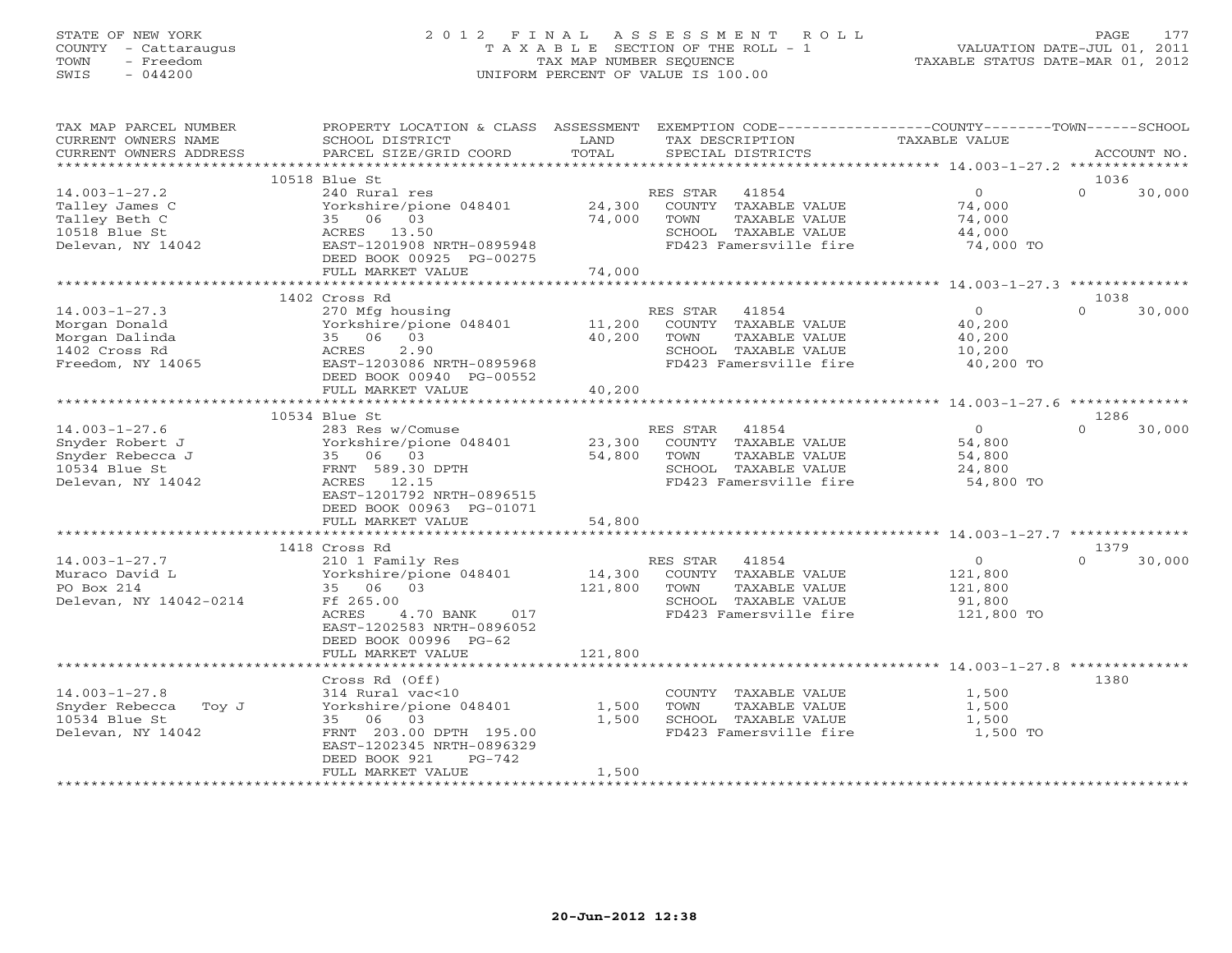STATE OF NEW YORK
COUNTY - Cattaraugus
TOWN - Freedom
SWIS - 044200

# 2012 FINAL ASSESSMENT ROLL

TAXABLE SECTION OF THE ROLL - 1
TAX MAP NUMBER SEQUENCE
UNIFORM PERCENT OF VALUE IS 100.00

VALUATION DATE-JUL 01, 2011
TAXABLE STATUS DATE-MAR 01, 2012

| TAX MAP PARCEL NUMBER / CURRENT OWNERS NAME / CURRENT OWNERS ADDRESS | PROPERTY LOCATION & CLASS / SCHOOL DISTRICT / PARCEL SIZE/GRID COORD | ASSESSMENT LAND / TOTAL | EXEMPTION CODE / TAX DESCRIPTION / SPECIAL DISTRICTS | COUNTY TAXABLE VALUE | TOWN | SCHOOL | ACCOUNT NO. |
|---|---|---|---|---|---|---|---|
| **14.003-1-27.2** | 10518 Blue St | | | | | | 1036 |
| 14.003-1-27.2 | 240 Rural res | | RES STAR 41854 | 0 | 0 | 30,000 | |
| Talley James C | Yorkshire/pione 048401 | 24,300 | COUNTY TAXABLE VALUE | 74,000 | | | |
| Talley Beth C | 35 06 03 | 74,000 | TOWN TAXABLE VALUE | 74,000 | | | |
| 10518 Blue St | ACRES 13.50 | | SCHOOL TAXABLE VALUE | 44,000 | | | |
| Delevan, NY 14042 | EAST-1201908 NRTH-0895948 | | FD423 Famersville fire | 74,000 TO | | | |
| | DEED BOOK 00925 PG-00275 | | | | | | |
| | FULL MARKET VALUE | 74,000 | | | | | |
| **14.003-1-27.3** | 1402 Cross Rd | | | | | | 1038 |
| 14.003-1-27.3 | 270 Mfg housing | | RES STAR 41854 | 0 | 0 | 30,000 | |
| Morgan Donald | Yorkshire/pione 048401 | 11,200 | COUNTY TAXABLE VALUE | 40,200 | | | |
| Morgan Dalinda | 35 06 03 | 40,200 | TOWN TAXABLE VALUE | 40,200 | | | |
| 1402 Cross Rd | ACRES 2.90 | | SCHOOL TAXABLE VALUE | 10,200 | | | |
| Freedom, NY 14065 | EAST-1203086 NRTH-0895968 | | FD423 Famersville fire | 40,200 TO | | | |
| | DEED BOOK 00940 PG-00552 | | | | | | |
| | FULL MARKET VALUE | 40,200 | | | | | |
| **14.003-1-27.6** | 10534 Blue St | | | | | | 1286 |
| 14.003-1-27.6 | 283 Res w/Comuse | | RES STAR 41854 | 0 | 0 | 30,000 | |
| Snyder Robert J | Yorkshire/pione 048401 | 23,300 | COUNTY TAXABLE VALUE | 54,800 | | | |
| Snyder Rebecca J | 35 06 03 | 54,800 | TOWN TAXABLE VALUE | 54,800 | | | |
| 10534 Blue St | FRNT 589.30 DPTH | | SCHOOL TAXABLE VALUE | 24,800 | | | |
| Delevan, NY 14042 | ACRES 12.15 | | FD423 Famersville fire | 54,800 TO | | | |
| | EAST-1201792 NRTH-0896515 | | | | | | |
| | DEED BOOK 00963 PG-01071 | | | | | | |
| | FULL MARKET VALUE | 54,800 | | | | | |
| **14.003-1-27.7** | 1418 Cross Rd | | | | | | 1379 |
| 14.003-1-27.7 | 210 1 Family Res | | RES STAR 41854 | 0 | 0 | 30,000 | |
| Muraco David L | Yorkshire/pione 048401 | 14,300 | COUNTY TAXABLE VALUE | 121,800 | | | |
| PO Box 214 | 35 06 03 | 121,800 | TOWN TAXABLE VALUE | 121,800 | | | |
| Delevan, NY 14042-0214 | Ff 265.00 | | SCHOOL TAXABLE VALUE | 91,800 | | | |
| | ACRES 4.70 BANK 017 | | FD423 Famersville fire | 121,800 TO | | | |
| | EAST-1202583 NRTH-0896052 | | | | | | |
| | DEED BOOK 00996 PG-62 | | | | | | |
| | FULL MARKET VALUE | 121,800 | | | | | |
| **14.003-1-27.8** | Cross Rd (Off) | | | | | | 1380 |
| 14.003-1-27.8 | 314 Rural vac<10 | | COUNTY TAXABLE VALUE | 1,500 | | | |
| Snyder Rebecca Toy J | Yorkshire/pione 048401 | 1,500 | TOWN TAXABLE VALUE | 1,500 | | | |
| 10534 Blue St | 35 06 03 | 1,500 | SCHOOL TAXABLE VALUE | 1,500 | | | |
| Delevan, NY 14042 | FRNT 203.00 DPTH 195.00 | | FD423 Famersville fire | 1,500 TO | | | |
| | EAST-1202345 NRTH-0896329 | | | | | | |
| | DEED BOOK 921 PG-742 | | | | | | |
| | FULL MARKET VALUE | 1,500 | | | | | |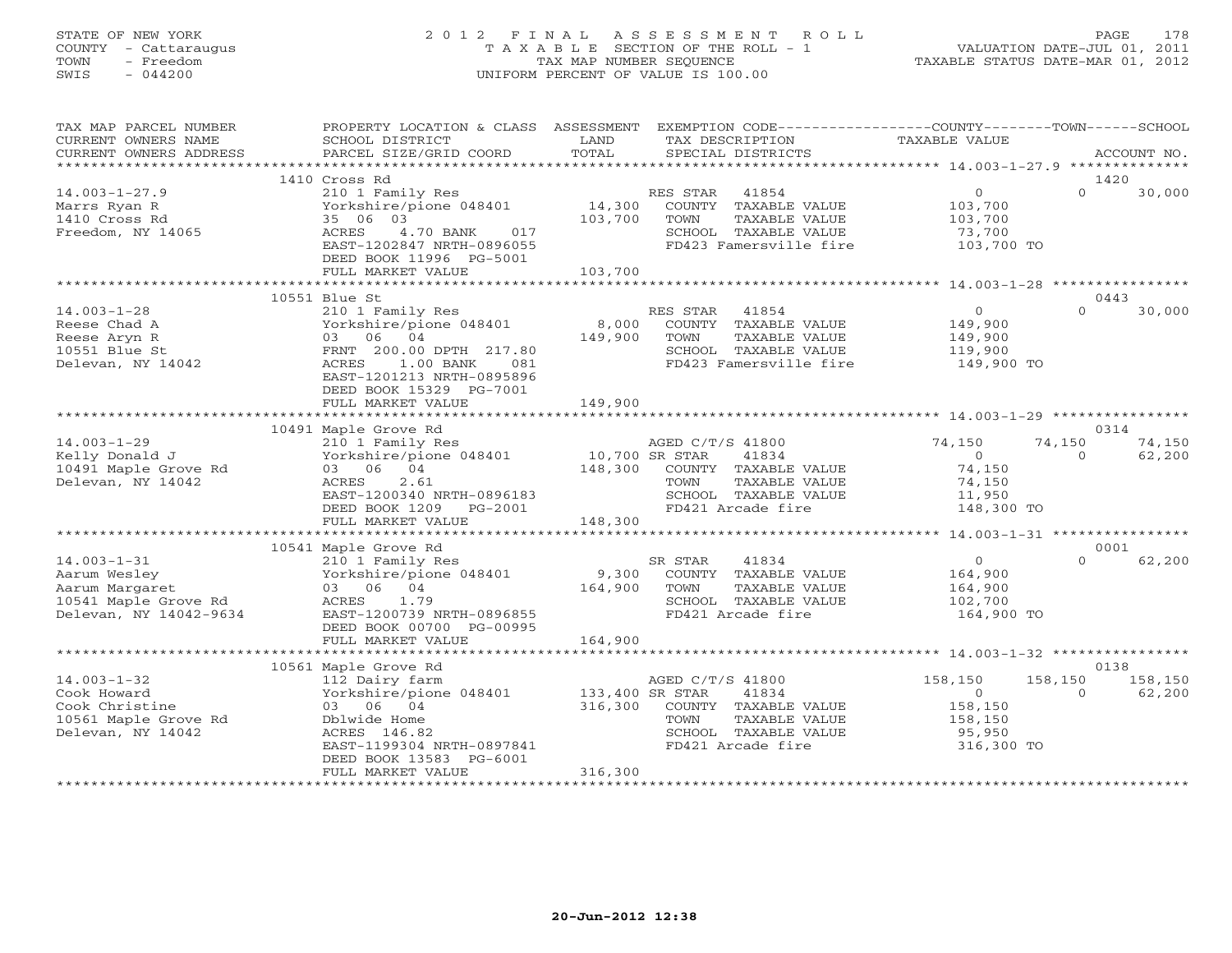STATE OF NEW YORK
COUNTY - Cattaraugus
TOWN - Freedom
SWIS - 044200

2 0 1 2 F I N A L A S S E S S M E N T R O L L
T A X A B L E SECTION OF THE ROLL - 1
TAX MAP NUMBER SEQUENCE
UNIFORM PERCENT OF VALUE IS 100.00

VALUATION DATE-JUL 01, 2011
TAXABLE STATUS DATE-MAR 01, 2012

| TAX MAP PARCEL NUMBER / CURRENT OWNERS NAME / CURRENT OWNERS ADDRESS | PROPERTY LOCATION & CLASS / SCHOOL DISTRICT / PARCEL SIZE/GRID COORD | ASSESSMENT LAND / TOTAL | EXEMPTION CODE / TAX DESCRIPTION / SPECIAL DISTRICTS | COUNTY TAXABLE VALUE | TOWN | SCHOOL / ACCOUNT NO. |
|---|---|---|---|---|---|---|
| | 1410 Cross Rd | | | | | 1420 |
| 14.003-1-27.9 | 210 1 Family Res | | RES STAR 41854 | 0 | 0 | 30,000 |
| Marrs Ryan R | Yorkshire/pione 048401 | 14,300 | COUNTY TAXABLE VALUE | 103,700 | | |
| 1410 Cross Rd | 35 06 03 | 103,700 | TOWN TAXABLE VALUE | 103,700 | | |
| Freedom, NY 14065 | ACRES 4.70 BANK 017 | | SCHOOL TAXABLE VALUE | 73,700 | | |
| | EAST-1202847 NRTH-0896055 | | FD423 Famersville fire | 103,700 TO | | |
| | DEED BOOK 11996 PG-5001 | | | | | |
| | FULL MARKET VALUE | 103,700 | | | | |
| | 10551 Blue St | | | | | 0443 |
| 14.003-1-28 | 210 1 Family Res | | RES STAR 41854 | 0 | 0 | 30,000 |
| Reese Chad A | Yorkshire/pione 048401 | 8,000 | COUNTY TAXABLE VALUE | 149,900 | | |
| Reese Aryn R | 03 06 04 | 149,900 | TOWN TAXABLE VALUE | 149,900 | | |
| 10551 Blue St | FRNT 200.00 DPTH 217.80 | | SCHOOL TAXABLE VALUE | 119,900 | | |
| Delevan, NY 14042 | ACRES 1.00 BANK 081 | | FD423 Famersville fire | 149,900 TO | | |
| | EAST-1201213 NRTH-0895896 | | | | | |
| | DEED BOOK 15329 PG-7001 | | | | | |
| | FULL MARKET VALUE | 149,900 | | | | |
| | 10491 Maple Grove Rd | | | | | 0314 |
| 14.003-1-29 | 210 1 Family Res | | AGED C/T/S 41800 | 74,150 | 74,150 | 74,150 |
| Kelly Donald J | Yorkshire/pione 048401 | 10,700 | SR STAR 41834 | 0 | 0 | 62,200 |
| 10491 Maple Grove Rd | 03 06 04 | 148,300 | COUNTY TAXABLE VALUE | 74,150 | | |
| Delevan, NY 14042 | ACRES 2.61 | | TOWN TAXABLE VALUE | 74,150 | | |
| | EAST-1200340 NRTH-0896183 | | SCHOOL TAXABLE VALUE | 11,950 | | |
| | DEED BOOK 1209 PG-2001 | | FD421 Arcade fire | 148,300 TO | | |
| | FULL MARKET VALUE | 148,300 | | | | |
| | 10541 Maple Grove Rd | | | | | 0001 |
| 14.003-1-31 | 210 1 Family Res | | SR STAR 41834 | 0 | 0 | 62,200 |
| Aarum Wesley | Yorkshire/pione 048401 | 9,300 | COUNTY TAXABLE VALUE | 164,900 | | |
| Aarum Margaret | 03 06 04 | 164,900 | TOWN TAXABLE VALUE | 164,900 | | |
| 10541 Maple Grove Rd | ACRES 1.79 | | SCHOOL TAXABLE VALUE | 102,700 | | |
| Delevan, NY 14042-9634 | EAST-1200739 NRTH-0896855 | | FD421 Arcade fire | 164,900 TO | | |
| | DEED BOOK 00700 PG-00995 | | | | | |
| | FULL MARKET VALUE | 164,900 | | | | |
| | 10561 Maple Grove Rd | | | | | 0138 |
| 14.003-1-32 | 112 Dairy farm | | AGED C/T/S 41800 | 158,150 | 158,150 | 158,150 |
| Cook Howard | Yorkshire/pione 048401 | 133,400 | SR STAR 41834 | 0 | 0 | 62,200 |
| Cook Christine | 03 06 04 | 316,300 | COUNTY TAXABLE VALUE | 158,150 | | |
| 10561 Maple Grove Rd | Dblwide Home | | TOWN TAXABLE VALUE | 158,150 | | |
| Delevan, NY 14042 | ACRES 146.82 | | SCHOOL TAXABLE VALUE | 95,950 | | |
| | EAST-1199304 NRTH-0897841 | | FD421 Arcade fire | 316,300 TO | | |
| | DEED BOOK 13583 PG-6001 | | | | | |
| | FULL MARKET VALUE | 316,300 | | | | |

20-Jun-2012 12:38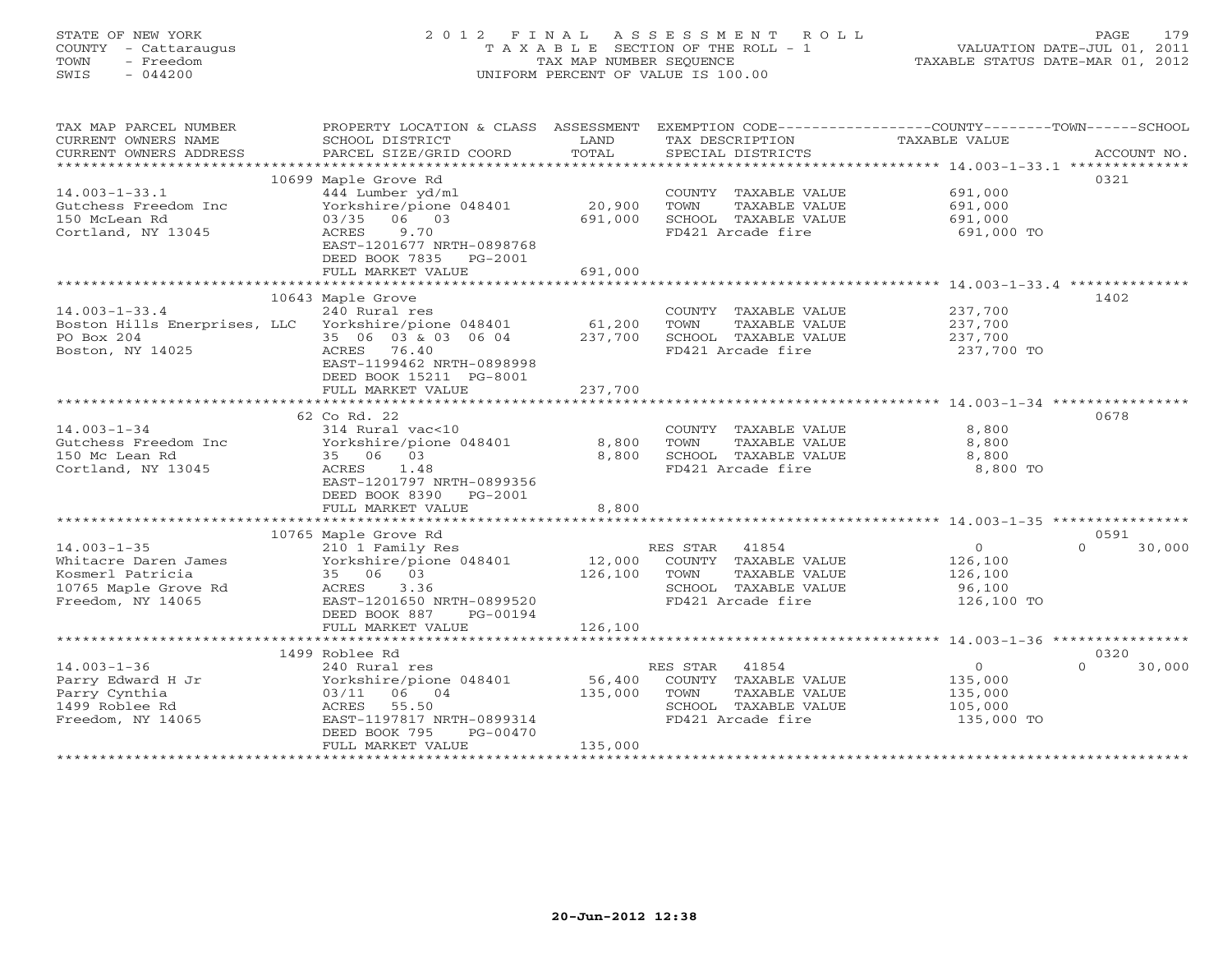STATE OF NEW YORK
COUNTY - Cattaraugus
TOWN - Freedom
SWIS - 044200

# 2012 FINAL ASSESSMENT ROLL

TAXABLE SECTION OF THE ROLL - 1
TAX MAP NUMBER SEQUENCE
UNIFORM PERCENT OF VALUE IS 100.00

VALUATION DATE-JUL 01, 2011
TAXABLE STATUS DATE-MAR 01, 2012

| TAX MAP PARCEL NUMBER / CURRENT OWNERS NAME / CURRENT OWNERS ADDRESS | PROPERTY LOCATION & CLASS / SCHOOL DISTRICT / PARCEL SIZE/GRID COORD | ASSESSMENT LAND | ASSESSMENT TOTAL | EXEMPTION CODE / TAX DESCRIPTION / SPECIAL DISTRICTS | COUNTY TAXABLE VALUE | TOWN | SCHOOL | ACCOUNT NO. |
|---|---|---|---|---|---|---|---|---|
| 14.003-1-33.1 | 10699 Maple Grove Rd | | | | | | | 0321 |
| Gutchess Freedom Inc | 444 Lumber yd/ml | | | COUNTY TAXABLE VALUE | 691,000 | | | |
| 150 McLean Rd | Yorkshire/pione 048401 | 20,900 | | TOWN TAXABLE VALUE | 691,000 | | | |
| Cortland, NY 13045 | 03/35 06 03 | | 691,000 | SCHOOL TAXABLE VALUE | 691,000 | | | |
| | ACRES 9.70 | | | FD421 Arcade fire | 691,000 TO | | | |
| | EAST-1201677 NRTH-0898768 | | | | | | | |
| | DEED BOOK 7835 PG-2001 | | | | | | | |
| | FULL MARKET VALUE | | 691,000 | | | | | |
| 14.003-1-33.4 | 10643 Maple Grove | | | | | | | 1402 |
| Boston Hills Enerprises, LLC | 240 Rural res | | | COUNTY TAXABLE VALUE | 237,700 | | | |
| PO Box 204 | Yorkshire/pione 048401 | 61,200 | | TOWN TAXABLE VALUE | 237,700 | | | |
| Boston, NY 14025 | 35 06 03 & 03 06 04 | | 237,700 | SCHOOL TAXABLE VALUE | 237,700 | | | |
| | ACRES 76.40 | | | FD421 Arcade fire | 237,700 TO | | | |
| | EAST-1199462 NRTH-0898998 | | | | | | | |
| | DEED BOOK 15211 PG-8001 | | | | | | | |
| | FULL MARKET VALUE | | 237,700 | | | | | |
| 14.003-1-34 | 62 Co Rd. 22 | | | | | | | 0678 |
| Gutchess Freedom Inc | 314 Rural vac<10 | | | COUNTY TAXABLE VALUE | 8,800 | | | |
| 150 Mc Lean Rd | Yorkshire/pione 048401 | 8,800 | | TOWN TAXABLE VALUE | 8,800 | | | |
| Cortland, NY 13045 | 35 06 03 | | 8,800 | SCHOOL TAXABLE VALUE | 8,800 | | | |
| | ACRES 1.48 | | | FD421 Arcade fire | 8,800 TO | | | |
| | EAST-1201797 NRTH-0899356 | | | | | | | |
| | DEED BOOK 8390 PG-2001 | | | | | | | |
| | FULL MARKET VALUE | | 8,800 | | | | | |
| 14.003-1-35 | 10765 Maple Grove Rd | | | | | | | 0591 |
| Whitacre Daren James | 210 1 Family Res | | | RES STAR 41854 | 0 | 0 | 30,000 | |
| Kosmerl Patricia | Yorkshire/pione 048401 | 12,000 | | COUNTY TAXABLE VALUE | 126,100 | | | |
| 10765 Maple Grove Rd | 35 06 03 | | 126,100 | TOWN TAXABLE VALUE | 126,100 | | | |
| Freedom, NY 14065 | ACRES 3.36 | | | SCHOOL TAXABLE VALUE | 96,100 | | | |
| | EAST-1201650 NRTH-0899520 | | | FD421 Arcade fire | 126,100 TO | | | |
| | DEED BOOK 887 PG-00194 | | | | | | | |
| | FULL MARKET VALUE | | 126,100 | | | | | |
| 14.003-1-36 | 1499 Roblee Rd | | | | | | | 0320 |
| Parry Edward H Jr | 240 Rural res | | | RES STAR 41854 | 0 | 0 | 30,000 | |
| Parry Cynthia | Yorkshire/pione 048401 | 56,400 | | COUNTY TAXABLE VALUE | 135,000 | | | |
| 1499 Roblee Rd | 03/11 06 04 | | 135,000 | TOWN TAXABLE VALUE | 135,000 | | | |
| Freedom, NY 14065 | ACRES 55.50 | | | SCHOOL TAXABLE VALUE | 105,000 | | | |
| | EAST-1197817 NRTH-0899314 | | | FD421 Arcade fire | 135,000 TO | | | |
| | DEED BOOK 795 PG-00470 | | | | | | | |
| | FULL MARKET VALUE | | 135,000 | | | | | |

20-Jun-2012 12:38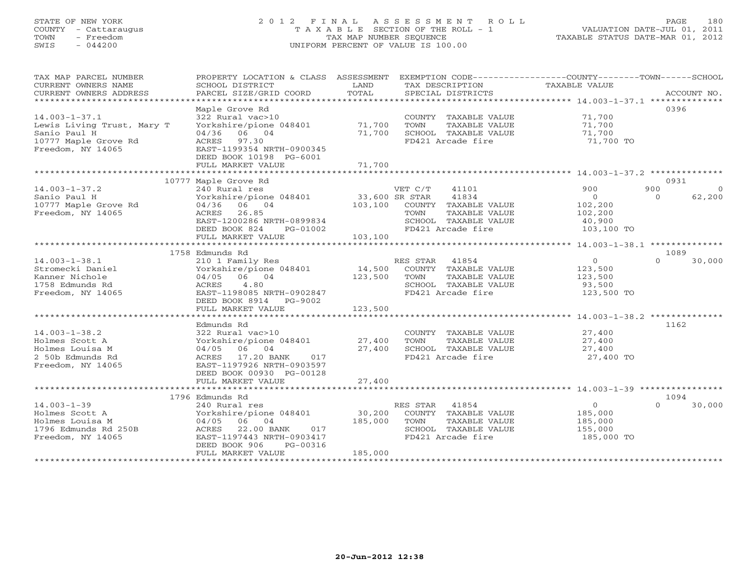STATE OF NEW YORK
COUNTY - Cattaraugus
TOWN - Freedom
SWIS - 044200

2012 FINAL ASSESSMENT ROLL
TAXABLE SECTION OF THE ROLL - 1
TAX MAP NUMBER SEQUENCE
UNIFORM PERCENT OF VALUE IS 100.00

VALUATION DATE-JUL 01, 2011
TAXABLE STATUS DATE-MAR 01, 2012

| TAX MAP PARCEL NUMBER / CURRENT OWNERS NAME / CURRENT OWNERS ADDRESS | PROPERTY LOCATION & CLASS / SCHOOL DISTRICT / PARCEL SIZE/GRID COORD | ASSESSMENT LAND | TOTAL | EXEMPTION CODE / TAX DESCRIPTION / SPECIAL DISTRICTS | COUNTY TAXABLE VALUE | TOWN | SCHOOL | ACCOUNT NO. |
|---|---|---|---|---|---|---|---|---|
| 14.003-1-37.1 | Maple Grove Rd | | | | | | | 0396 |
| Lewis Living Trust, Mary T | 322 Rural vac>10 | | | COUNTY TAXABLE VALUE | 71,700 | | | |
| Sanio Paul H | Yorkshire/pione 048401 | 71,700 | | TOWN TAXABLE VALUE | 71,700 | | | |
| 10777 Maple Grove Rd | 04/36 06 04 | | 71,700 | SCHOOL TAXABLE VALUE | 71,700 | | | |
| Freedom, NY 14065 | ACRES 97.30 | | | FD421 Arcade fire | 71,700 TO | | | |
| | EAST-1199354 NRTH-0900345 | | | | | | | |
| | DEED BOOK 10198 PG-6001 | | | | | | | |
| | FULL MARKET VALUE | | 71,700 | | | | | |
| 14.003-1-37.2 | 10777 Maple Grove Rd | | | | | | | 0931 |
| Sanio Paul H | 240 Rural res | | | VET C/T 41101 | 900 | 900 | 0 | |
| 10777 Maple Grove Rd | Yorkshire/pione 048401 | 33,600 | | SR STAR 41834 | 0 | 0 | 62,200 | |
| Freedom, NY 14065 | 04/36 06 04 | | 103,100 | COUNTY TAXABLE VALUE | 102,200 | | | |
| | ACRES 26.85 | | | TOWN TAXABLE VALUE | 102,200 | | | |
| | EAST-1200286 NRTH-0899834 | | | SCHOOL TAXABLE VALUE | 40,900 | | | |
| | DEED BOOK 824 PG-01002 | | | FD421 Arcade fire | 103,100 TO | | | |
| | FULL MARKET VALUE | | 103,100 | | | | | |
| 14.003-1-38.1 | 1758 Edmunds Rd | | | | | | | 1089 |
| Stromecki Daniel | 210 1 Family Res | | | RES STAR 41854 | 0 | 0 | 30,000 | |
| Kanner Nichole | Yorkshire/pione 048401 | 14,500 | | COUNTY TAXABLE VALUE | 123,500 | | | |
| 1758 Edmunds Rd | 04/05 06 04 | | 123,500 | TOWN TAXABLE VALUE | 123,500 | | | |
| Freedom, NY 14065 | ACRES 4.80 | | | SCHOOL TAXABLE VALUE | 93,500 | | | |
| | EAST-1198085 NRTH-0902847 | | | FD421 Arcade fire | 123,500 TO | | | |
| | DEED BOOK 8914 PG-9002 | | | | | | | |
| | FULL MARKET VALUE | | 123,500 | | | | | |
| 14.003-1-38.2 | Edmunds Rd | | | | | | | 1162 |
| Holmes Scott A | 322 Rural vac>10 | | | COUNTY TAXABLE VALUE | 27,400 | | | |
| Holmes Louisa M | Yorkshire/pione 048401 | 27,400 | | TOWN TAXABLE VALUE | 27,400 | | | |
| 2 50b Edmunds Rd | 04/05 06 04 | | 27,400 | SCHOOL TAXABLE VALUE | 27,400 | | | |
| Freedom, NY 14065 | ACRES 17.20 BANK 017 | | | FD421 Arcade fire | 27,400 TO | | | |
| | EAST-1197926 NRTH-0903597 | | | | | | | |
| | DEED BOOK 00930 PG-00128 | | | | | | | |
| | FULL MARKET VALUE | | 27,400 | | | | | |
| 14.003-1-39 | 1796 Edmunds Rd | | | | | | | 1094 |
| Holmes Scott A | 240 Rural res | | | RES STAR 41854 | 0 | 0 | 30,000 | |
| Holmes Louisa M | Yorkshire/pione 048401 | 30,200 | | COUNTY TAXABLE VALUE | 185,000 | | | |
| 1796 Edmunds Rd 250B | 04/05 06 04 | | 185,000 | TOWN TAXABLE VALUE | 185,000 | | | |
| Freedom, NY 14065 | ACRES 22.00 BANK 017 | | | SCHOOL TAXABLE VALUE | 155,000 | | | |
| | EAST-1197443 NRTH-0903417 | | | FD421 Arcade fire | 185,000 TO | | | |
| | DEED BOOK 906 PG-00316 | | | | | | | |
| | FULL MARKET VALUE | | 185,000 | | | | | |

20-Jun-2012 12:38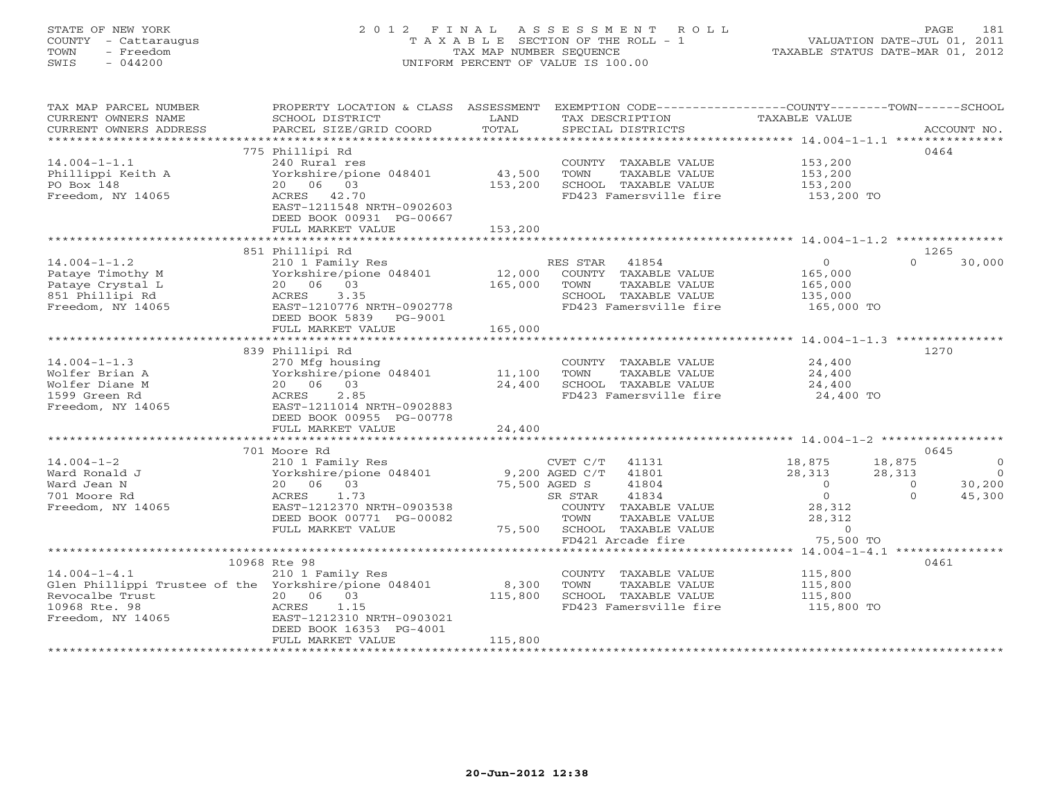STATE OF NEW YORK
COUNTY - Cattaraugus
TOWN - Freedom
SWIS - 044200

# 2012 FINAL ASSESSMENT ROLL
TAXABLE SECTION OF THE ROLL - 1
TAX MAP NUMBER SEQUENCE
UNIFORM PERCENT OF VALUE IS 100.00

VALUATION DATE-JUL 01, 2011
TAXABLE STATUS DATE-MAR 01, 2012

| TAX MAP PARCEL NUMBER / CURRENT OWNERS NAME / CURRENT OWNERS ADDRESS | PROPERTY LOCATION & CLASS / SCHOOL DISTRICT / PARCEL SIZE/GRID COORD | ASSESSMENT LAND / TOTAL | EXEMPTION CODE / TAX DESCRIPTION / SPECIAL DISTRICTS | COUNTY TAXABLE VALUE | TOWN | SCHOOL | ACCOUNT NO. |
|---|---|---|---|---|---|---|---|
| **14.004-1-1.1** | 775 Phillipi Rd | | | | | | 0464 |
| Phillippi Keith A | 240 Rural res | | COUNTY TAXABLE VALUE | 153,200 | | | |
| PO Box 148 | Yorkshire/pione 048401 | 43,500 | TOWN TAXABLE VALUE | 153,200 | | | |
| Freedom, NY 14065 | 20 06 03 | 153,200 | SCHOOL TAXABLE VALUE | 153,200 | | | |
| | ACRES 42.70 | | FD423 Famersville fire | 153,200 TO | | | |
| | EAST-1211548 NRTH-0902603 | | | | | | |
| | DEED BOOK 00931 PG-00667 | | | | | | |
| | FULL MARKET VALUE | 153,200 | | | | | |
| **14.004-1-1.2** | 851 Phillipi Rd | | | | | | 1265 |
| Pataye Timothy M | 210 1 Family Res | | RES STAR 41854 | 0 | 0 | 30,000 | |
| Pataye Crystal L | Yorkshire/pione 048401 | 12,000 | COUNTY TAXABLE VALUE | 165,000 | | | |
| 851 Phillipi Rd | 20 06 03 | 165,000 | TOWN TAXABLE VALUE | 165,000 | | | |
| Freedom, NY 14065 | ACRES 3.35 | | SCHOOL TAXABLE VALUE | 135,000 | | | |
| | EAST-1210776 NRTH-0902778 | | FD423 Famersville fire | 165,000 TO | | | |
| | DEED BOOK 5839 PG-9001 | | | | | | |
| | FULL MARKET VALUE | 165,000 | | | | | |
| **14.004-1-1.3** | 839 Phillipi Rd | | | | | | 1270 |
| Wolfer Brian A | 270 Mfg housing | | COUNTY TAXABLE VALUE | 24,400 | | | |
| Wolfer Diane M | Yorkshire/pione 048401 | 11,100 | TOWN TAXABLE VALUE | 24,400 | | | |
| 1599 Green Rd | 20 06 03 | 24,400 | SCHOOL TAXABLE VALUE | 24,400 | | | |
| Freedom, NY 14065 | ACRES 2.85 | | FD423 Famersville fire | 24,400 TO | | | |
| | EAST-1211014 NRTH-0902883 | | | | | | |
| | DEED BOOK 00955 PG-00778 | | | | | | |
| | FULL MARKET VALUE | 24,400 | | | | | |
| **14.004-1-2** | 701 Moore Rd | | | | | | 0645 |
| Ward Ronald J | 210 1 Family Res | | CVET C/T 41131 | 18,875 | 18,875 | 0 | |
| Ward Jean N | Yorkshire/pione 048401 | 9,200 | AGED C/T 41801 | 28,313 | 28,313 | 0 | |
| 701 Moore Rd | 20 06 03 | 75,500 | AGED S 41804 | 0 | 0 | 30,200 | |
| Freedom, NY 14065 | ACRES 1.73 | | SR STAR 41834 | 0 | 0 | 45,300 | |
| | EAST-1212370 NRTH-0903538 | | COUNTY TAXABLE VALUE | 28,312 | | | |
| | DEED BOOK 00771 PG-00082 | | TOWN TAXABLE VALUE | 28,312 | | | |
| | FULL MARKET VALUE | 75,500 | SCHOOL TAXABLE VALUE | 0 | | | |
| | | | FD421 Arcade fire | 75,500 TO | | | |
| **14.004-1-4.1** | 10968 Rte 98 | | | | | | 0461 |
| Glen Phillippi Trustee of the | 210 1 Family Res | | COUNTY TAXABLE VALUE | 115,800 | | | |
| Revocalbe Trust | Yorkshire/pione 048401 | 8,300 | TOWN TAXABLE VALUE | 115,800 | | | |
| 10968 Rte. 98 | 20 06 03 | 115,800 | SCHOOL TAXABLE VALUE | 115,800 | | | |
| Freedom, NY 14065 | ACRES 1.15 | | FD423 Famersville fire | 115,800 TO | | | |
| | EAST-1212310 NRTH-0903021 | | | | | | |
| | DEED BOOK 16353 PG-4001 | | | | | | |
| | FULL MARKET VALUE | 115,800 | | | | | |

20-Jun-2012 12:38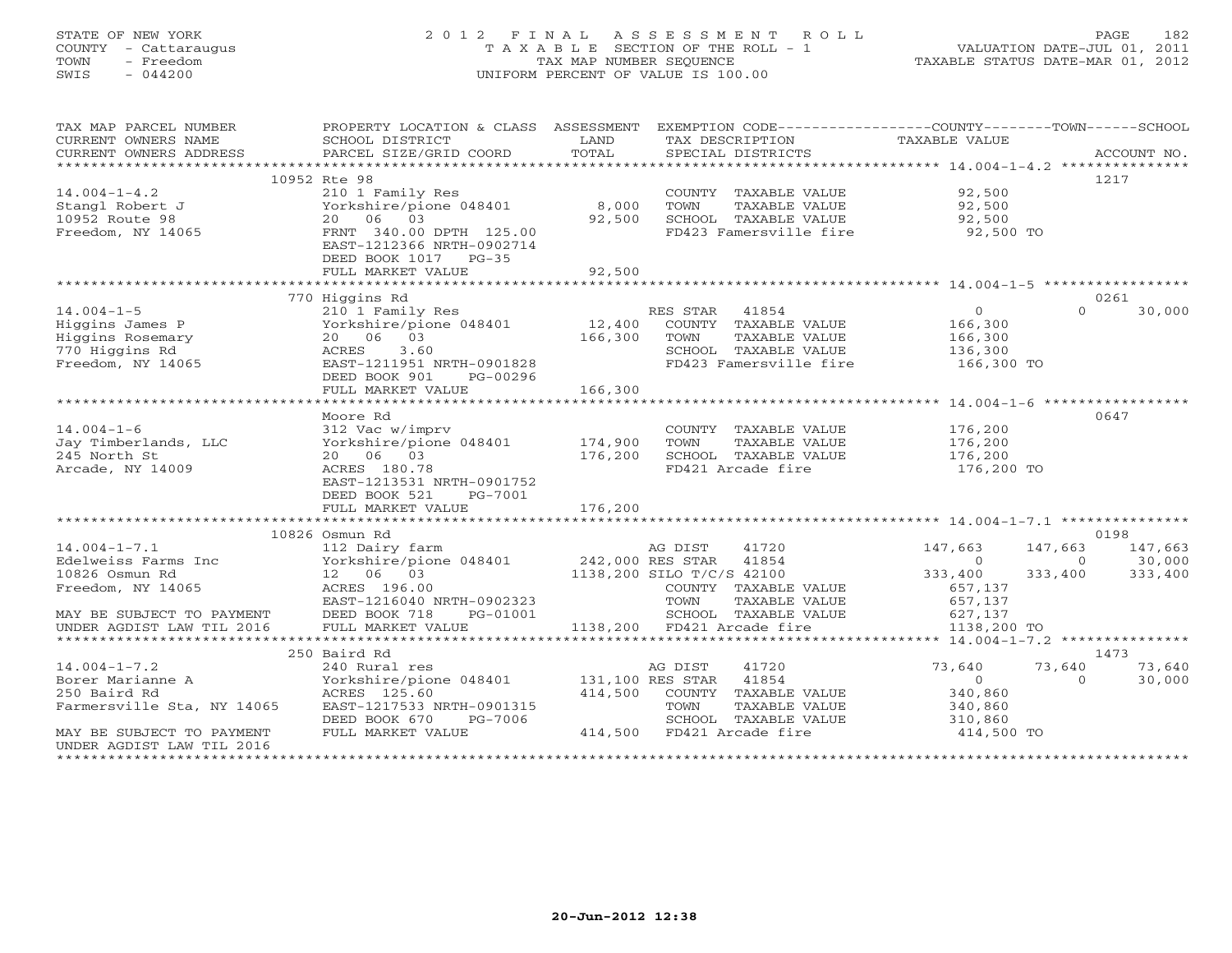STATE OF NEW YORK
COUNTY - Cattaraugus
TOWN - Freedom
SWIS - 044200

2012 FINAL ASSESSMENT ROLL
TAXABLE SECTION OF THE ROLL - 1
TAX MAP NUMBER SEQUENCE
UNIFORM PERCENT OF VALUE IS 100.00

VALUATION DATE-JUL 01, 2011
TAXABLE STATUS DATE-MAR 01, 2012

| TAX MAP PARCEL NUMBER / CURRENT OWNERS NAME / CURRENT OWNERS ADDRESS | PROPERTY LOCATION & CLASS / SCHOOL DISTRICT / PARCEL SIZE/GRID COORD | ASSESSMENT LAND | TOTAL | EXEMPTION CODE / TAX DESCRIPTION / SPECIAL DISTRICTS | COUNTY TAXABLE VALUE | TOWN | SCHOOL / ACCOUNT NO. |
|---|---|---|---|---|---|---|---|
| **14.004-1-4.2** | 10952 Rte 98 | | | | | | 1217 |
| 14.004-1-4.2 | 210 1 Family Res | | | COUNTY TAXABLE VALUE | 92,500 | | |
| Stangl Robert J | Yorkshire/pione 048401 | 8,000 | | TOWN TAXABLE VALUE | 92,500 | | |
| 10952 Route 98 | 20 06 03 | | 92,500 | SCHOOL TAXABLE VALUE | 92,500 | | |
| Freedom, NY 14065 | FRNT 340.00 DPTH 125.00 | | | FD423 Famersville fire | 92,500 TO | | |
| | EAST-1212366 NRTH-0902714 | | | | | | |
| | DEED BOOK 1017 PG-35 | | | | | | |
| | FULL MARKET VALUE | | 92,500 | | | | |
| **14.004-1-5** | 770 Higgins Rd | | | | | | 0261 |
| 14.004-1-5 | 210 1 Family Res | | | RES STAR 41854 | 0 | 0 | 30,000 |
| Higgins James P | Yorkshire/pione 048401 | 12,400 | | COUNTY TAXABLE VALUE | 166,300 | | |
| Higgins Rosemary | 20 06 03 | | 166,300 | TOWN TAXABLE VALUE | 166,300 | | |
| 770 Higgins Rd | ACRES 3.60 | | | SCHOOL TAXABLE VALUE | 136,300 | | |
| Freedom, NY 14065 | EAST-1211951 NRTH-0901828 | | | FD423 Famersville fire | 166,300 TO | | |
| | DEED BOOK 901 PG-00296 | | | | | | |
| | FULL MARKET VALUE | | 166,300 | | | | |
| **14.004-1-6** | Moore Rd | | | | | | 0647 |
| 14.004-1-6 | 312 Vac w/imprv | | | COUNTY TAXABLE VALUE | 176,200 | | |
| Jay Timberlands, LLC | Yorkshire/pione 048401 | 174,900 | | TOWN TAXABLE VALUE | 176,200 | | |
| 245 North St | 20 06 03 | | 176,200 | SCHOOL TAXABLE VALUE | 176,200 | | |
| Arcade, NY 14009 | ACRES 180.78 | | | FD421 Arcade fire | 176,200 TO | | |
| | EAST-1213531 NRTH-0901752 | | | | | | |
| | DEED BOOK 521 PG-7001 | | | | | | |
| | FULL MARKET VALUE | | 176,200 | | | | |
| **14.004-1-7.1** | 10826 Osmun Rd | | | | | | 0198 |
| 14.004-1-7.1 | 112 Dairy farm | | | AG DIST 41720 | 147,663 | 147,663 | 147,663 |
| Edelweiss Farms Inc | Yorkshire/pione 048401 | 242,000 | | RES STAR 41854 | 0 | 0 | 30,000 |
| 10826 Osmun Rd | 12 06 03 | | 1138,200 | SILO T/C/S 42100 | 333,400 | 333,400 | 333,400 |
| Freedom, NY 14065 | ACRES 196.00 | | | COUNTY TAXABLE VALUE | 657,137 | | |
| | EAST-1216040 NRTH-0902323 | | | TOWN TAXABLE VALUE | 657,137 | | |
| MAY BE SUBJECT TO PAYMENT | DEED BOOK 718 PG-01001 | | | SCHOOL TAXABLE VALUE | 627,137 | | |
| UNDER AGDIST LAW TIL 2016 | FULL MARKET VALUE | | 1138,200 | FD421 Arcade fire | 1138,200 TO | | |
| **14.004-1-7.2** | 250 Baird Rd | | | | | | 1473 |
| 14.004-1-7.2 | 240 Rural res | | | AG DIST 41720 | 73,640 | 73,640 | 73,640 |
| Borer Marianne A | Yorkshire/pione 048401 | 131,100 | | RES STAR 41854 | 0 | 0 | 30,000 |
| 250 Baird Rd | ACRES 125.60 | | 414,500 | COUNTY TAXABLE VALUE | 340,860 | | |
| Farmersville Sta, NY 14065 | EAST-1217533 NRTH-0901315 | | | TOWN TAXABLE VALUE | 340,860 | | |
| | DEED BOOK 670 PG-7006 | | | SCHOOL TAXABLE VALUE | 310,860 | | |
| MAY BE SUBJECT TO PAYMENT | FULL MARKET VALUE | | 414,500 | FD421 Arcade fire | 414,500 TO | | |
| UNDER AGDIST LAW TIL 2016 | | | | | | | |

20-Jun-2012 12:38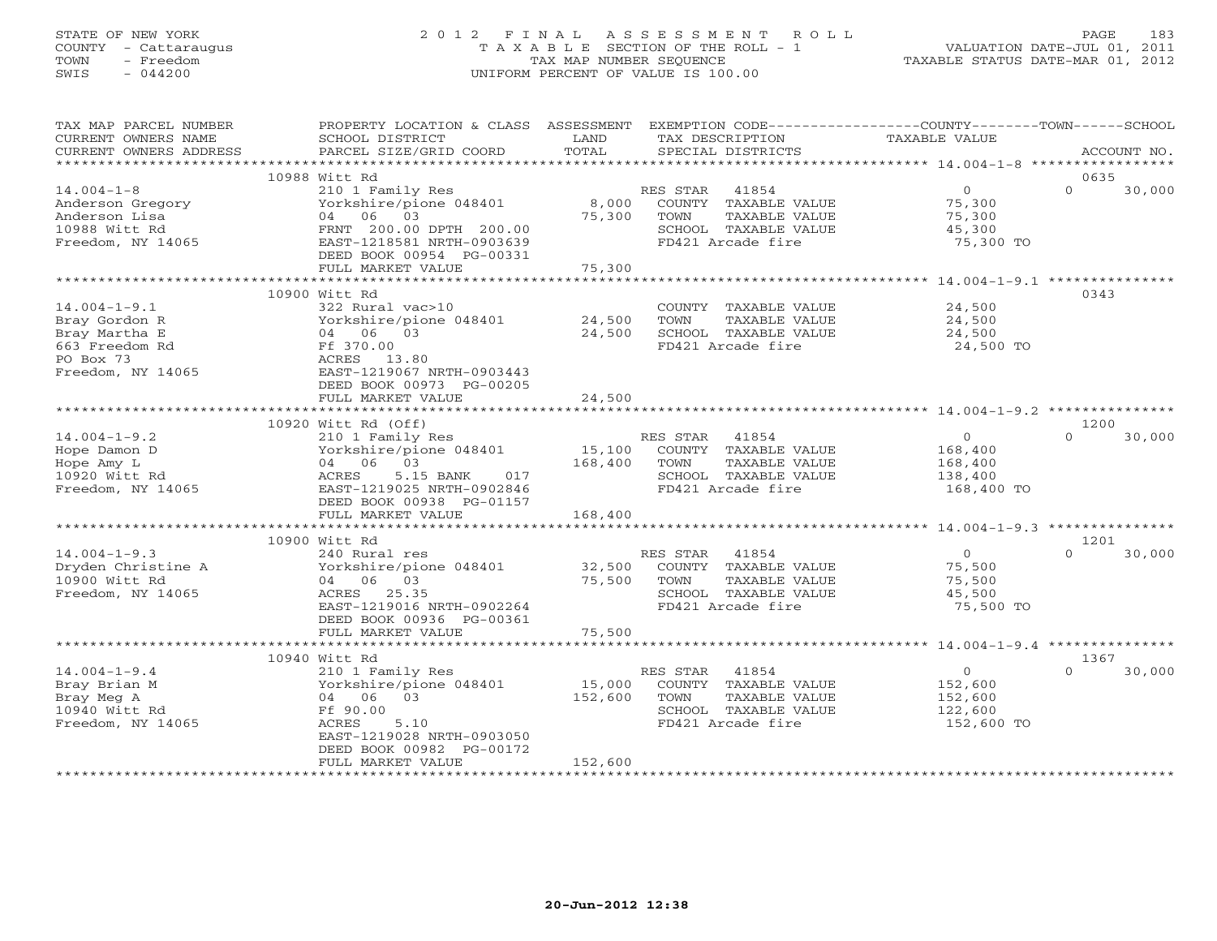STATE OF NEW YORK
COUNTY - Cattaraugus
TOWN - Freedom
SWIS - 044200

2012 FINAL ASSESSMENT ROLL
TAXABLE SECTION OF THE ROLL - 1
TAX MAP NUMBER SEQUENCE
UNIFORM PERCENT OF VALUE IS 100.00

VALUATION DATE-JUL 01, 2011
TAXABLE STATUS DATE-MAR 01, 2012

| TAX MAP PARCEL NUMBER / CURRENT OWNERS NAME / CURRENT OWNERS ADDRESS | PROPERTY LOCATION & CLASS / SCHOOL DISTRICT / PARCEL SIZE/GRID COORD | ASSESSMENT LAND / TOTAL | EXEMPTION CODE / TAX DESCRIPTION / SPECIAL DISTRICTS | COUNTY TAXABLE VALUE | TOWN | SCHOOL / ACCOUNT NO. |
|---|---|---|---|---|---|---|
| **14.004-1-8** | 10988 Witt Rd | | | | | 0635 |
| 14.004-1-8 | 210 1 Family Res | | RES STAR 41854 | 0 | 0 | 30,000 |
| Anderson Gregory | Yorkshire/pione 048401 | 8,000 | COUNTY TAXABLE VALUE | 75,300 | | |
| Anderson Lisa | 04 06 03 | 75,300 | TOWN TAXABLE VALUE | 75,300 | | |
| 10988 Witt Rd | FRNT 200.00 DPTH 200.00 | | SCHOOL TAXABLE VALUE | 45,300 | | |
| Freedom, NY 14065 | EAST-1218581 NRTH-0903639 | | FD421 Arcade fire | 75,300 TO | | |
| | DEED BOOK 00954 PG-00331 | | | | | |
| | FULL MARKET VALUE | 75,300 | | | | |
| **14.004-1-9.1** | 10900 Witt Rd | | | | | 0343 |
| 14.004-1-9.1 | 322 Rural vac>10 | | COUNTY TAXABLE VALUE | 24,500 | | |
| Bray Gordon R | Yorkshire/pione 048401 | 24,500 | TOWN TAXABLE VALUE | 24,500 | | |
| Bray Martha E | 04 06 03 | 24,500 | SCHOOL TAXABLE VALUE | 24,500 | | |
| 663 Freedom Rd | Ff 370.00 | | FD421 Arcade fire | 24,500 TO | | |
| PO Box 73 | ACRES 13.80 | | | | | |
| Freedom, NY 14065 | EAST-1219067 NRTH-0903443 | | | | | |
| | DEED BOOK 00973 PG-00205 | | | | | |
| | FULL MARKET VALUE | 24,500 | | | | |
| **14.004-1-9.2** | 10920 Witt Rd (Off) | | | | | 1200 |
| 14.004-1-9.2 | 210 1 Family Res | | RES STAR 41854 | 0 | 0 | 30,000 |
| Hope Damon D | Yorkshire/pione 048401 | 15,100 | COUNTY TAXABLE VALUE | 168,400 | | |
| Hope Amy L | 04 06 03 | 168,400 | TOWN TAXABLE VALUE | 168,400 | | |
| 10920 Witt Rd | ACRES 5.15 BANK 017 | | SCHOOL TAXABLE VALUE | 138,400 | | |
| Freedom, NY 14065 | EAST-1219025 NRTH-0902846 | | FD421 Arcade fire | 168,400 TO | | |
| | DEED BOOK 00938 PG-01157 | | | | | |
| | FULL MARKET VALUE | 168,400 | | | | |
| **14.004-1-9.3** | 10900 Witt Rd | | | | | 1201 |
| 14.004-1-9.3 | 240 Rural res | | RES STAR 41854 | 0 | 0 | 30,000 |
| Dryden Christine A | Yorkshire/pione 048401 | 32,500 | COUNTY TAXABLE VALUE | 75,500 | | |
| 10900 Witt Rd | 04 06 03 | 75,500 | TOWN TAXABLE VALUE | 75,500 | | |
| Freedom, NY 14065 | ACRES 25.35 | | SCHOOL TAXABLE VALUE | 45,500 | | |
| | EAST-1219016 NRTH-0902264 | | FD421 Arcade fire | 75,500 TO | | |
| | DEED BOOK 00936 PG-00361 | | | | | |
| | FULL MARKET VALUE | 75,500 | | | | |
| **14.004-1-9.4** | 10940 Witt Rd | | | | | 1367 |
| 14.004-1-9.4 | 210 1 Family Res | | RES STAR 41854 | 0 | 0 | 30,000 |
| Bray Brian M | Yorkshire/pione 048401 | 15,000 | COUNTY TAXABLE VALUE | 152,600 | | |
| Bray Meg A | 04 06 03 | 152,600 | TOWN TAXABLE VALUE | 152,600 | | |
| 10940 Witt Rd | Ff 90.00 | | SCHOOL TAXABLE VALUE | 122,600 | | |
| Freedom, NY 14065 | ACRES 5.10 | | FD421 Arcade fire | 152,600 TO | | |
| | EAST-1219028 NRTH-0903050 | | | | | |
| | DEED BOOK 00982 PG-00172 | | | | | |
| | FULL MARKET VALUE | 152,600 | | | | |

20-Jun-2012 12:38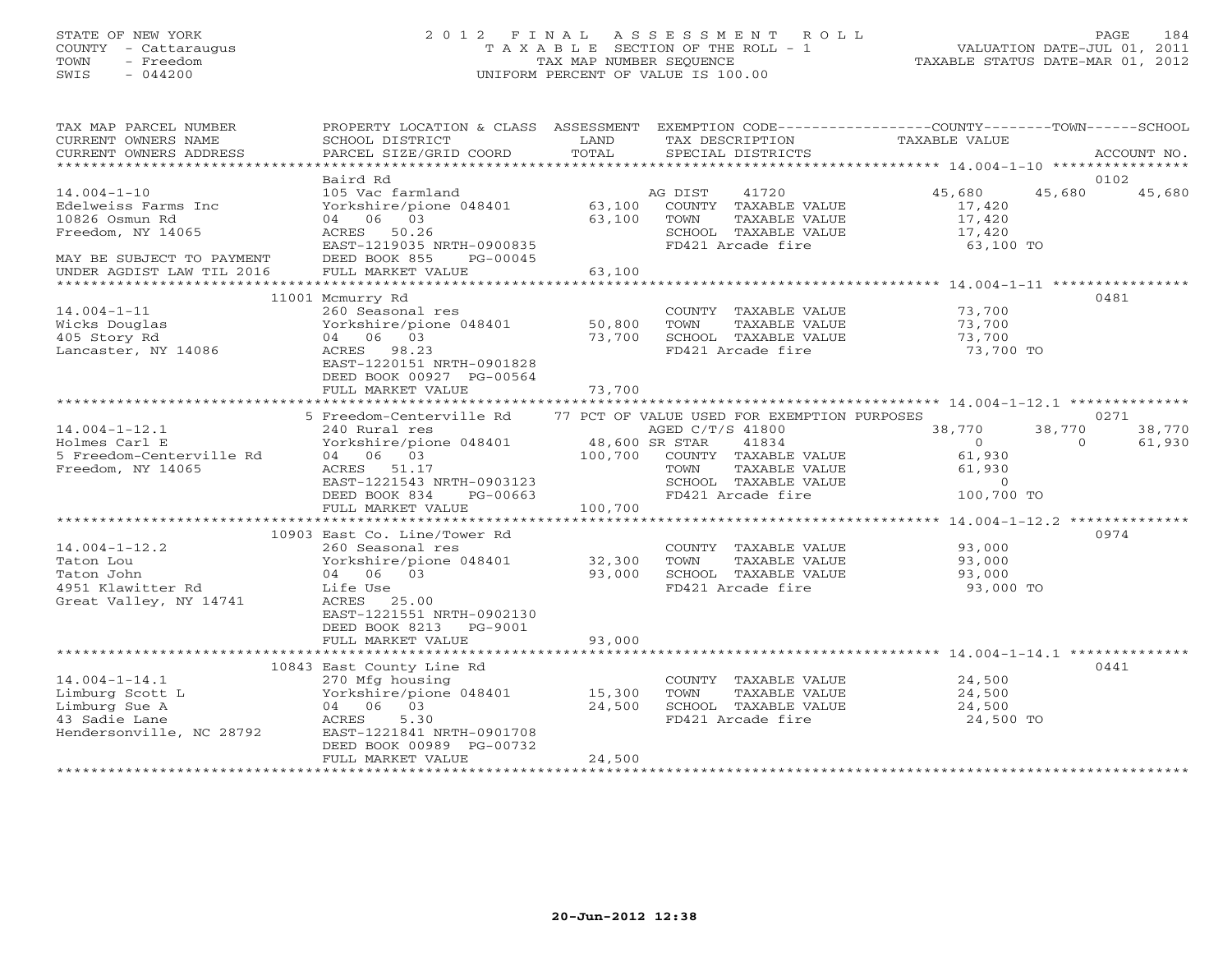STATE OF NEW YORK
COUNTY - Cattaraugus
TOWN - Freedom
SWIS - 044200

# 2012 FINAL ASSESSMENT ROLL
TAXABLE SECTION OF THE ROLL - 1
TAX MAP NUMBER SEQUENCE
UNIFORM PERCENT OF VALUE IS 100.00

VALUATION DATE-JUL 01, 2011
TAXABLE STATUS DATE-MAR 01, 2012

| TAX MAP PARCEL NUMBER / CURRENT OWNERS NAME / CURRENT OWNERS ADDRESS | PROPERTY LOCATION & CLASS / SCHOOL DISTRICT / PARCEL SIZE/GRID COORD | ASSESSMENT LAND / TOTAL | EXEMPTION CODE / TAX DESCRIPTION / SPECIAL DISTRICTS | COUNTY TAXABLE VALUE | TOWN | SCHOOL | ACCOUNT NO. |
|---|---|---|---|---|---|---|---|
| | Baird Rd | | | | | | 0102 |
| 14.004-1-10 | 105 Vac farmland | | AG DIST 41720 | 45,680 | 45,680 | 45,680 | |
| Edelweiss Farms Inc | Yorkshire/pione 048401 | 63,100 | COUNTY TAXABLE VALUE | 17,420 | | | |
| 10826 Osmun Rd | 04 06 03 | 63,100 | TOWN TAXABLE VALUE | 17,420 | | | |
| Freedom, NY 14065 | ACRES 50.26 | | SCHOOL TAXABLE VALUE | 17,420 | | | |
| | EAST-1219035 NRTH-0900835 | | FD421 Arcade fire | 63,100 TO | | | |
| MAY BE SUBJECT TO PAYMENT | DEED BOOK 855 PG-00045 | | | | | | |
| UNDER AGDIST LAW TIL 2016 | FULL MARKET VALUE | 63,100 | | | | | |
| | 11001 Mcmurry Rd | | | | | | 0481 |
| 14.004-1-11 | 260 Seasonal res | | COUNTY TAXABLE VALUE | 73,700 | | | |
| Wicks Douglas | Yorkshire/pione 048401 | 50,800 | TOWN TAXABLE VALUE | 73,700 | | | |
| 405 Story Rd | 04 06 03 | 73,700 | SCHOOL TAXABLE VALUE | 73,700 | | | |
| Lancaster, NY 14086 | ACRES 98.23 | | FD421 Arcade fire | 73,700 TO | | | |
| | EAST-1220151 NRTH-0901828 | | | | | | |
| | DEED BOOK 00927 PG-00564 | | | | | | |
| | FULL MARKET VALUE | 73,700 | | | | | |
| | 5 Freedom-Centerville Rd | | 77 PCT OF VALUE USED FOR EXEMPTION PURPOSES | | | | 0271 |
| 14.004-1-12.1 | 240 Rural res | | AGED C/T/S 41800 | 38,770 | 38,770 | 38,770 | |
| Holmes Carl E | Yorkshire/pione 048401 | 48,600 | SR STAR 41834 | 0 | 0 | 61,930 | |
| 5 Freedom-Centerville Rd | 04 06 03 | 100,700 | COUNTY TAXABLE VALUE | 61,930 | | | |
| Freedom, NY 14065 | ACRES 51.17 | | TOWN TAXABLE VALUE | 61,930 | | | |
| | EAST-1221543 NRTH-0903123 | | SCHOOL TAXABLE VALUE | 0 | | | |
| | DEED BOOK 834 PG-00663 | | FD421 Arcade fire | 100,700 TO | | | |
| | FULL MARKET VALUE | 100,700 | | | | | |
| | 10903 East Co. Line/Tower Rd | | | | | | 0974 |
| 14.004-1-12.2 | 260 Seasonal res | | COUNTY TAXABLE VALUE | 93,000 | | | |
| Taton Lou | Yorkshire/pione 048401 | 32,300 | TOWN TAXABLE VALUE | 93,000 | | | |
| Taton John | 04 06 03 | 93,000 | SCHOOL TAXABLE VALUE | 93,000 | | | |
| 4951 Klawitter Rd | Life Use | | FD421 Arcade fire | 93,000 TO | | | |
| Great Valley, NY 14741 | ACRES 25.00 | | | | | | |
| | EAST-1221551 NRTH-0902130 | | | | | | |
| | DEED BOOK 8213 PG-9001 | | | | | | |
| | FULL MARKET VALUE | 93,000 | | | | | |
| | 10843 East County Line Rd | | | | | | 0441 |
| 14.004-1-14.1 | 270 Mfg housing | | COUNTY TAXABLE VALUE | 24,500 | | | |
| Limburg Scott L | Yorkshire/pione 048401 | 15,300 | TOWN TAXABLE VALUE | 24,500 | | | |
| Limburg Sue A | 04 06 03 | 24,500 | SCHOOL TAXABLE VALUE | 24,500 | | | |
| 43 Sadie Lane | ACRES 5.30 | | FD421 Arcade fire | 24,500 TO | | | |
| Hendersonville, NC 28792 | EAST-1221841 NRTH-0901708 | | | | | | |
| | DEED BOOK 00989 PG-00732 | | | | | | |
| | FULL MARKET VALUE | 24,500 | | | | | |

20-Jun-2012 12:38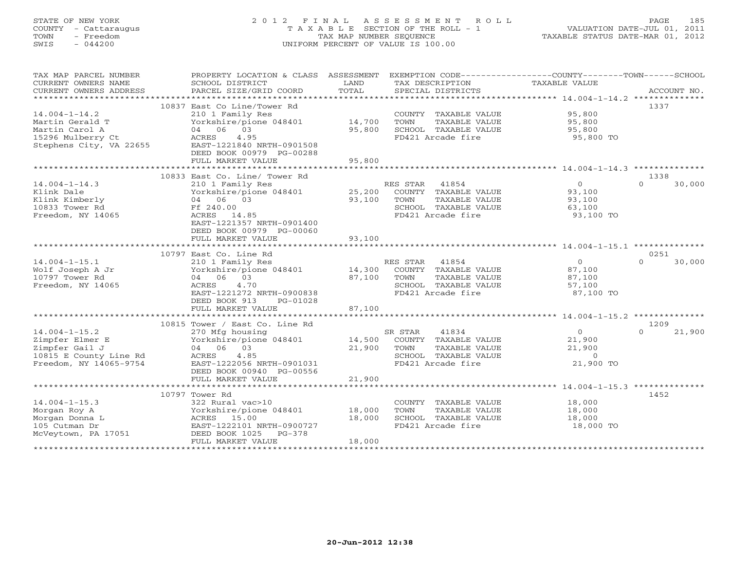STATE OF NEW YORK
COUNTY - Cattaraugus
TOWN - Freedom
SWIS - 044200

# 2012 FINAL ASSESSMENT ROLL
TAXABLE SECTION OF THE ROLL - 1
TAX MAP NUMBER SEQUENCE
UNIFORM PERCENT OF VALUE IS 100.00

VALUATION DATE-JUL 01, 2011
TAXABLE STATUS DATE-MAR 01, 2012

| TAX MAP PARCEL NUMBER / CURRENT OWNERS NAME / CURRENT OWNERS ADDRESS | PROPERTY LOCATION & CLASS / SCHOOL DISTRICT / PARCEL SIZE/GRID COORD | ASSESSMENT LAND / TOTAL | EXEMPTION CODE / TAX DESCRIPTION / SPECIAL DISTRICTS | COUNTY / TOWN / SCHOOL TAXABLE VALUE | ACCOUNT NO. |
|---|---|---|---|---|---|
| **14.004-1-14.2** | 10837 East Co Line/Tower Rd | | | | 1337 |
| 14.004-1-14.2 | 210 1 Family Res | | COUNTY TAXABLE VALUE | 95,800 | |
| Martin Gerald T | Yorkshire/pione 048401 | 14,700 | TOWN TAXABLE VALUE | 95,800 | |
| Martin Carol A | 04 06 03 | 95,800 | SCHOOL TAXABLE VALUE | 95,800 | |
| 15296 Mulberry Ct | ACRES 4.95 | | FD421 Arcade fire | 95,800 TO | |
| Stephens City, VA 22655 | EAST-1221840 NRTH-0901508 | | | | |
| | DEED BOOK 00979 PG-00288 | | | | |
| | FULL MARKET VALUE | 95,800 | | | |
| **14.004-1-14.3** | 10833 East Co. Line/ Tower Rd | | | | 1338 |
| 14.004-1-14.3 | 210 1 Family Res | | RES STAR 41854 | 0 / 0 / 30,000 | |
| Klink Dale | Yorkshire/pione 048401 | 25,200 | COUNTY TAXABLE VALUE | 93,100 | |
| Klink Kimberly | 04 06 03 | 93,100 | TOWN TAXABLE VALUE | 93,100 | |
| 10833 Tower Rd | Ff 240.00 | | SCHOOL TAXABLE VALUE | 63,100 | |
| Freedom, NY 14065 | ACRES 14.85 | | FD421 Arcade fire | 93,100 TO | |
| | EAST-1221357 NRTH-0901400 | | | | |
| | DEED BOOK 00979 PG-00060 | | | | |
| | FULL MARKET VALUE | 93,100 | | | |
| **14.004-1-15.1** | 10797 East Co. Line Rd | | | | 0251 |
| 14.004-1-15.1 | 210 1 Family Res | | RES STAR 41854 | 0 / 0 / 30,000 | |
| Wolf Joseph A Jr | Yorkshire/pione 048401 | 14,300 | COUNTY TAXABLE VALUE | 87,100 | |
| 10797 Tower Rd | 04 06 03 | 87,100 | TOWN TAXABLE VALUE | 87,100 | |
| Freedom, NY 14065 | ACRES 4.70 | | SCHOOL TAXABLE VALUE | 57,100 | |
| | EAST-1221272 NRTH-0900838 | | FD421 Arcade fire | 87,100 TO | |
| | DEED BOOK 913 PG-01028 | | | | |
| | FULL MARKET VALUE | 87,100 | | | |
| **14.004-1-15.2** | 10815 Tower / East Co. Line Rd | | | | 1209 |
| 14.004-1-15.2 | 270 Mfg housing | | SR STAR 41834 | 0 / 0 / 21,900 | |
| Zimpfer Elmer E | Yorkshire/pione 048401 | 14,500 | COUNTY TAXABLE VALUE | 21,900 | |
| Zimpfer Gail J | 04 06 03 | 21,900 | TOWN TAXABLE VALUE | 21,900 | |
| 10815 E County Line Rd | ACRES 4.85 | | SCHOOL TAXABLE VALUE | 0 | |
| Freedom, NY 14065-9754 | EAST-1222056 NRTH-0901031 | | FD421 Arcade fire | 21,900 TO | |
| | DEED BOOK 00940 PG-00556 | | | | |
| | FULL MARKET VALUE | 21,900 | | | |
| **14.004-1-15.3** | 10797 Tower Rd | | | | 1452 |
| 14.004-1-15.3 | 322 Rural vac>10 | | COUNTY TAXABLE VALUE | 18,000 | |
| Morgan Roy A | Yorkshire/pione 048401 | 18,000 | TOWN TAXABLE VALUE | 18,000 | |
| Morgan Donna L | ACRES 15.00 | 18,000 | SCHOOL TAXABLE VALUE | 18,000 | |
| 105 Cutman Dr | EAST-1222101 NRTH-0900727 | | FD421 Arcade fire | 18,000 TO | |
| McVeytown, PA 17051 | DEED BOOK 1025 PG-378 | | | | |
| | FULL MARKET VALUE | 18,000 | | | |

20-Jun-2012 12:38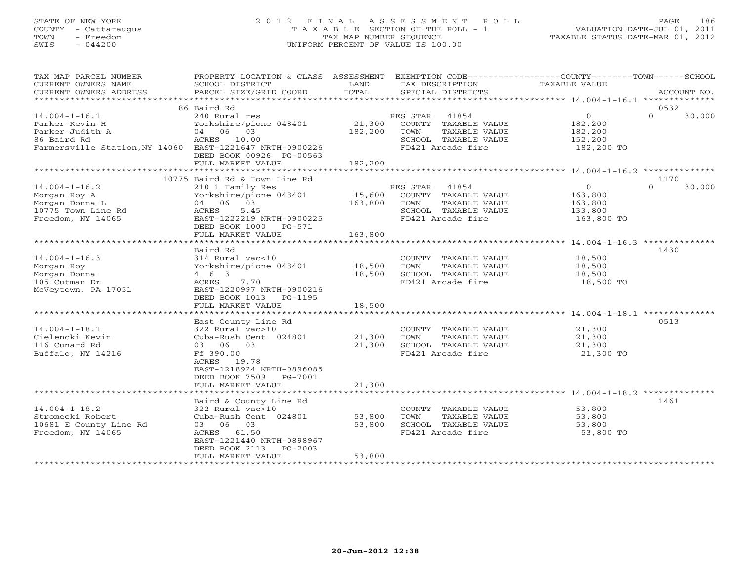STATE OF NEW YORK
COUNTY - Cattaraugus
TOWN - Freedom
SWIS - 044200

2012 FINAL ASSESSMENT ROLL
TAXABLE SECTION OF THE ROLL - 1
TAX MAP NUMBER SEQUENCE
UNIFORM PERCENT OF VALUE IS 100.00

VALUATION DATE-JUL 01, 2011
TAXABLE STATUS DATE-MAR 01, 2012

| TAX MAP PARCEL NUMBER / CURRENT OWNERS NAME / CURRENT OWNERS ADDRESS | PROPERTY LOCATION & CLASS / SCHOOL DISTRICT / PARCEL SIZE/GRID COORD | ASSESSMENT LAND | ASSESSMENT TOTAL | EXEMPTION CODE / TAX DESCRIPTION / SPECIAL DISTRICTS | COUNTY / TOWN TAXABLE VALUE | SCHOOL | ACCOUNT NO. |
|---|---|---|---|---|---|---|---|
| | 86 Baird Rd | | | | | | 0532 |
| 14.004-1-16.1 | 240 Rural res | | | RES STAR 41854 | 0 | 0 30,000 | |
| Parker Kevin H | Yorkshire/pione 048401 | 21,300 | | COUNTY TAXABLE VALUE | 182,200 | | |
| Parker Judith A | 04 06 03 | | 182,200 | TOWN TAXABLE VALUE | 182,200 | | |
| 86 Baird Rd | ACRES 10.00 | | | SCHOOL TAXABLE VALUE | 152,200 | | |
| Farmersville Station,NY 14060 | EAST-1221647 NRTH-0900226 | | | FD421 Arcade fire | 182,200 TO | | |
| | DEED BOOK 00926 PG-00563 | | | | | | |
| | FULL MARKET VALUE | | 182,200 | | | | |
| | 10775 Baird Rd & Town Line Rd | | | | | | 1170 |
| 14.004-1-16.2 | 210 1 Family Res | | | RES STAR 41854 | 0 | 0 30,000 | |
| Morgan Roy A | Yorkshire/pione 048401 | 15,600 | | COUNTY TAXABLE VALUE | 163,800 | | |
| Morgan Donna L | 04 06 03 | | 163,800 | TOWN TAXABLE VALUE | 163,800 | | |
| 10775 Town Line Rd | ACRES 5.45 | | | SCHOOL TAXABLE VALUE | 133,800 | | |
| Freedom, NY 14065 | EAST-1222219 NRTH-0900225 | | | FD421 Arcade fire | 163,800 TO | | |
| | DEED BOOK 1000 PG-571 | | | | | | |
| | FULL MARKET VALUE | | 163,800 | | | | |
| | Baird Rd | | | | | | 1430 |
| 14.004-1-16.3 | 314 Rural vac<10 | | | COUNTY TAXABLE VALUE | 18,500 | | |
| Morgan Roy | Yorkshire/pione 048401 | 18,500 | | TOWN TAXABLE VALUE | 18,500 | | |
| Morgan Donna | 4 6 3 | | 18,500 | SCHOOL TAXABLE VALUE | 18,500 | | |
| 105 Cutman Dr | ACRES 7.70 | | | FD421 Arcade fire | 18,500 TO | | |
| McVeytown, PA 17051 | EAST-1220997 NRTH-0900216 | | | | | | |
| | DEED BOOK 1013 PG-1195 | | | | | | |
| | FULL MARKET VALUE | | 18,500 | | | | |
| | East County Line Rd | | | | | | 0513 |
| 14.004-1-18.1 | 322 Rural vac>10 | | | COUNTY TAXABLE VALUE | 21,300 | | |
| Cielencki Kevin | Cuba-Rush Cent 024801 | 21,300 | | TOWN TAXABLE VALUE | 21,300 | | |
| 116 Cunard Rd | 03 06 03 | | 21,300 | SCHOOL TAXABLE VALUE | 21,300 | | |
| Buffalo, NY 14216 | Ff 390.00 | | | FD421 Arcade fire | 21,300 TO | | |
| | ACRES 19.78 | | | | | | |
| | EAST-1218924 NRTH-0896085 | | | | | | |
| | DEED BOOK 7509 PG-7001 | | | | | | |
| | FULL MARKET VALUE | | 21,300 | | | | |
| | Baird & County Line Rd | | | | | | 1461 |
| 14.004-1-18.2 | 322 Rural vac>10 | | | COUNTY TAXABLE VALUE | 53,800 | | |
| Stromecki Robert | Cuba-Rush Cent 024801 | 53,800 | | TOWN TAXABLE VALUE | 53,800 | | |
| 10681 E County Line Rd | 03 06 03 | | 53,800 | SCHOOL TAXABLE VALUE | 53,800 | | |
| Freedom, NY 14065 | ACRES 61.50 | | | FD421 Arcade fire | 53,800 TO | | |
| | EAST-1221440 NRTH-0898967 | | | | | | |
| | DEED BOOK 2113 PG-2003 | | | | | | |
| | FULL MARKET VALUE | | 53,800 | | | | |

20-Jun-2012 12:38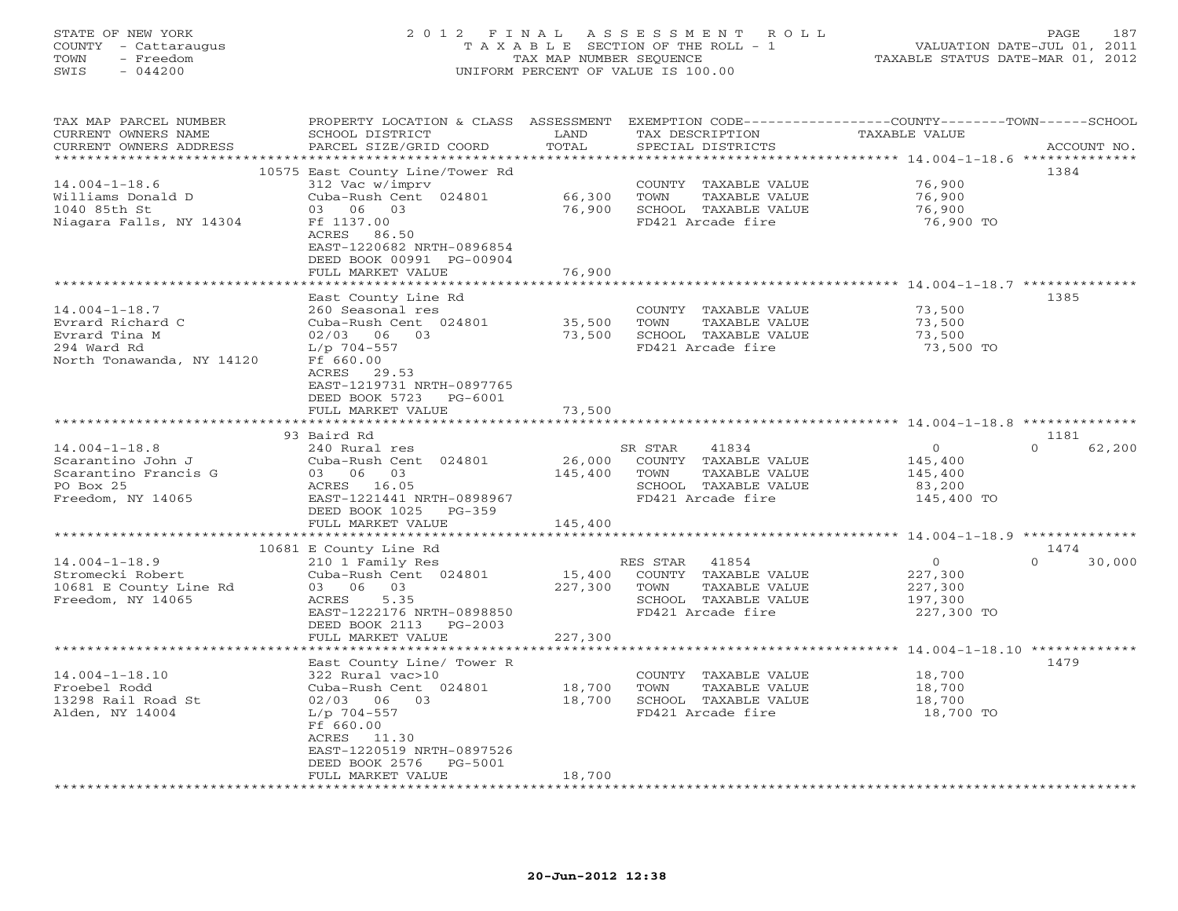STATE OF NEW YORK
COUNTY - Cattaraugus
TOWN - Freedom
SWIS - 044200

2012 FINAL ASSESSMENT ROLL
TAXABLE SECTION OF THE ROLL - 1
TAX MAP NUMBER SEQUENCE
UNIFORM PERCENT OF VALUE IS 100.00

VALUATION DATE-JUL 01, 2011
TAXABLE STATUS DATE-MAR 01, 2012

| TAX MAP PARCEL NUMBER / CURRENT OWNERS NAME / CURRENT OWNERS ADDRESS | PROPERTY LOCATION & CLASS / SCHOOL DISTRICT / PARCEL SIZE/GRID COORD | ASSESSMENT LAND / TOTAL | EXEMPTION CODE / TAX DESCRIPTION / SPECIAL DISTRICTS | COUNTY / TOWN / SCHOOL TAXABLE VALUE | ACCOUNT NO. |
|---|---|---|---|---|---|
| | 10575 East County Line/Tower Rd | | | | 1384 |
| 14.004-1-18.6 | 312 Vac w/imprv | | COUNTY TAXABLE VALUE | 76,900 | |
| Williams Donald D | Cuba-Rush Cent 024801 | 66,300 | TOWN TAXABLE VALUE | 76,900 | |
| 1040 85th St | 03 06 03 | 76,900 | SCHOOL TAXABLE VALUE | 76,900 | |
| Niagara Falls, NY 14304 | Ff 1137.00 | | FD421 Arcade fire | 76,900 TO | |
| | ACRES 86.50 | | | | |
| | EAST-1220682 NRTH-0896854 | | | | |
| | DEED BOOK 00991 PG-00904 | | | | |
| | FULL MARKET VALUE | 76,900 | | | |
| | East County Line Rd | | | | 1385 |
| 14.004-1-18.7 | 260 Seasonal res | | COUNTY TAXABLE VALUE | 73,500 | |
| Evrard Richard C | Cuba-Rush Cent 024801 | 35,500 | TOWN TAXABLE VALUE | 73,500 | |
| Evrard Tina M | 02/03 06 03 | 73,500 | SCHOOL TAXABLE VALUE | 73,500 | |
| 294 Ward Rd | L/p 704-557 | | FD421 Arcade fire | 73,500 TO | |
| North Tonawanda, NY 14120 | Ff 660.00 | | | | |
| | ACRES 29.53 | | | | |
| | EAST-1219731 NRTH-0897765 | | | | |
| | DEED BOOK 5723 PG-6001 | | | | |
| | FULL MARKET VALUE | 73,500 | | | |
| | 93 Baird Rd | | | | 1181 |
| 14.004-1-18.8 | 240 Rural res | | SR STAR 41834 | 0 / 0 / 62,200 | |
| Scarantino John J | Cuba-Rush Cent 024801 | 26,000 | COUNTY TAXABLE VALUE | 145,400 | |
| Scarantino Francis G | 03 06 03 | 145,400 | TOWN TAXABLE VALUE | 145,400 | |
| PO Box 25 | ACRES 16.05 | | SCHOOL TAXABLE VALUE | 83,200 | |
| Freedom, NY 14065 | EAST-1221441 NRTH-0898967 | | FD421 Arcade fire | 145,400 TO | |
| | DEED BOOK 1025 PG-359 | | | | |
| | FULL MARKET VALUE | 145,400 | | | |
| | 10681 E County Line Rd | | | | 1474 |
| 14.004-1-18.9 | 210 1 Family Res | | RES STAR 41854 | 0 / 0 / 30,000 | |
| Stromecki Robert | Cuba-Rush Cent 024801 | 15,400 | COUNTY TAXABLE VALUE | 227,300 | |
| 10681 E County Line Rd | 03 06 03 | 227,300 | TOWN TAXABLE VALUE | 227,300 | |
| Freedom, NY 14065 | ACRES 5.35 | | SCHOOL TAXABLE VALUE | 197,300 | |
| | EAST-1222176 NRTH-0898850 | | FD421 Arcade fire | 227,300 TO | |
| | DEED BOOK 2113 PG-2003 | | | | |
| | FULL MARKET VALUE | 227,300 | | | |
| | East County Line/ Tower R | | | | 1479 |
| 14.004-1-18.10 | 322 Rural vac>10 | | COUNTY TAXABLE VALUE | 18,700 | |
| Froebel Rodd | Cuba-Rush Cent 024801 | 18,700 | TOWN TAXABLE VALUE | 18,700 | |
| 13298 Rail Road St | 02/03 06 03 | 18,700 | SCHOOL TAXABLE VALUE | 18,700 | |
| Alden, NY 14004 | L/p 704-557 | | FD421 Arcade fire | 18,700 TO | |
| | Ff 660.00 | | | | |
| | ACRES 11.30 | | | | |
| | EAST-1220519 NRTH-0897526 | | | | |
| | DEED BOOK 2576 PG-5001 | | | | |
| | FULL MARKET VALUE | 18,700 | | | |

20-Jun-2012 12:38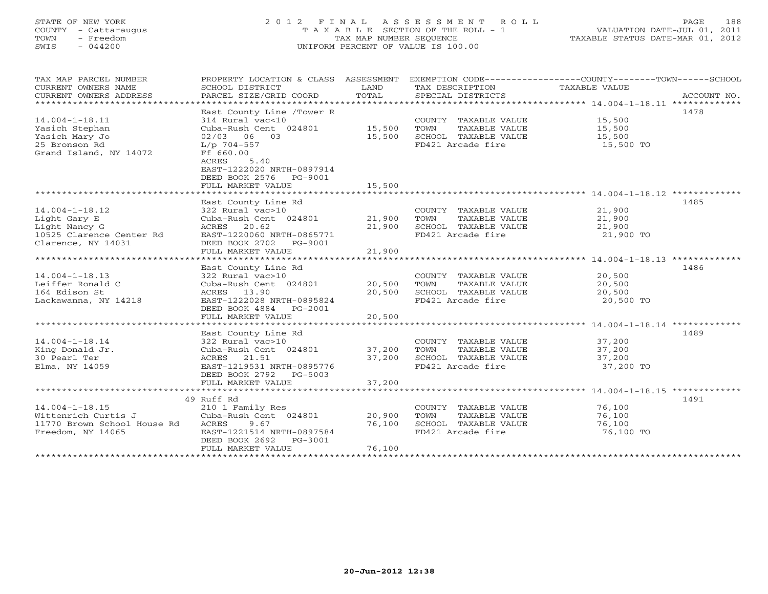STATE OF NEW YORK
COUNTY - Cattaraugus
TOWN - Freedom
SWIS - 044200

# 2012 FINAL ASSESSMENT ROLL
TAXABLE SECTION OF THE ROLL - 1
TAX MAP NUMBER SEQUENCE
UNIFORM PERCENT OF VALUE IS 100.00

VALUATION DATE-JUL 01, 2011
TAXABLE STATUS DATE-MAR 01, 2012

| TAX MAP PARCEL NUMBER / CURRENT OWNERS NAME / CURRENT OWNERS ADDRESS | PROPERTY LOCATION & CLASS / SCHOOL DISTRICT / PARCEL SIZE/GRID COORD | ASSESSMENT LAND | TOTAL | EXEMPTION CODE / TAX DESCRIPTION / SPECIAL DISTRICTS | TAXABLE VALUE (COUNTY / TOWN / SCHOOL) | ACCOUNT NO. |
|---|---|---|---|---|---|---|
| 14.004-1-18.11 | East County Line /Tower R | | | | | 1478 |
| | 314 Rural vac<10 | | | COUNTY TAXABLE VALUE | 15,500 | |
| Yasich Stephan | Cuba-Rush Cent 024801 | 15,500 | | TOWN TAXABLE VALUE | 15,500 | |
| Yasich Mary Jo | 02/03 06 03 | | 15,500 | SCHOOL TAXABLE VALUE | 15,500 | |
| 25 Bronson Rd | L/p 704-557 | | | FD421 Arcade fire | 15,500 TO | |
| Grand Island, NY 14072 | Ff 660.00 | | | | | |
| | ACRES 5.40 | | | | | |
| | EAST-1222020 NRTH-0897914 | | | | | |
| | DEED BOOK 2576 PG-9001 | | | | | |
| | FULL MARKET VALUE | | 15,500 | | | |
| 14.004-1-18.12 | East County Line Rd | | | | | 1485 |
| | 322 Rural vac>10 | | | COUNTY TAXABLE VALUE | 21,900 | |
| Light Gary E | Cuba-Rush Cent 024801 | 21,900 | | TOWN TAXABLE VALUE | 21,900 | |
| Light Nancy G | ACRES 20.62 | | 21,900 | SCHOOL TAXABLE VALUE | 21,900 | |
| 10525 Clarence Center Rd | EAST-1220060 NRTH-0865771 | | | FD421 Arcade fire | 21,900 TO | |
| Clarence, NY 14031 | DEED BOOK 2702 PG-9001 | | | | | |
| | FULL MARKET VALUE | | 21,900 | | | |
| 14.004-1-18.13 | East County Line Rd | | | | | 1486 |
| | 322 Rural vac>10 | | | COUNTY TAXABLE VALUE | 20,500 | |
| Leiffer Ronald C | Cuba-Rush Cent 024801 | 20,500 | | TOWN TAXABLE VALUE | 20,500 | |
| 164 Edison St | ACRES 13.90 | | 20,500 | SCHOOL TAXABLE VALUE | 20,500 | |
| Lackawanna, NY 14218 | EAST-1222028 NRTH-0895824 | | | FD421 Arcade fire | 20,500 TO | |
| | DEED BOOK 4884 PG-2001 | | | | | |
| | FULL MARKET VALUE | | 20,500 | | | |
| 14.004-1-18.14 | East County Line Rd | | | | | 1489 |
| | 322 Rural vac>10 | | | COUNTY TAXABLE VALUE | 37,200 | |
| King Donald Jr. | Cuba-Rush Cent 024801 | 37,200 | | TOWN TAXABLE VALUE | 37,200 | |
| 30 Pearl Ter | ACRES 21.51 | | 37,200 | SCHOOL TAXABLE VALUE | 37,200 | |
| Elma, NY 14059 | EAST-1219531 NRTH-0895776 | | | FD421 Arcade fire | 37,200 TO | |
| | DEED BOOK 2792 PG-5003 | | | | | |
| | FULL MARKET VALUE | | 37,200 | | | |
| 14.004-1-18.15 | 49 Ruff Rd | | | | | 1491 |
| | 210 1 Family Res | | | COUNTY TAXABLE VALUE | 76,100 | |
| Wittenrich Curtis J | Cuba-Rush Cent 024801 | 20,900 | | TOWN TAXABLE VALUE | 76,100 | |
| 11770 Brown School House Rd | ACRES 9.67 | | 76,100 | SCHOOL TAXABLE VALUE | 76,100 | |
| Freedom, NY 14065 | EAST-1221514 NRTH-0897584 | | | FD421 Arcade fire | 76,100 TO | |
| | DEED BOOK 2692 PG-3001 | | | | | |
| | FULL MARKET VALUE | | 76,100 | | | |

20-Jun-2012 12:38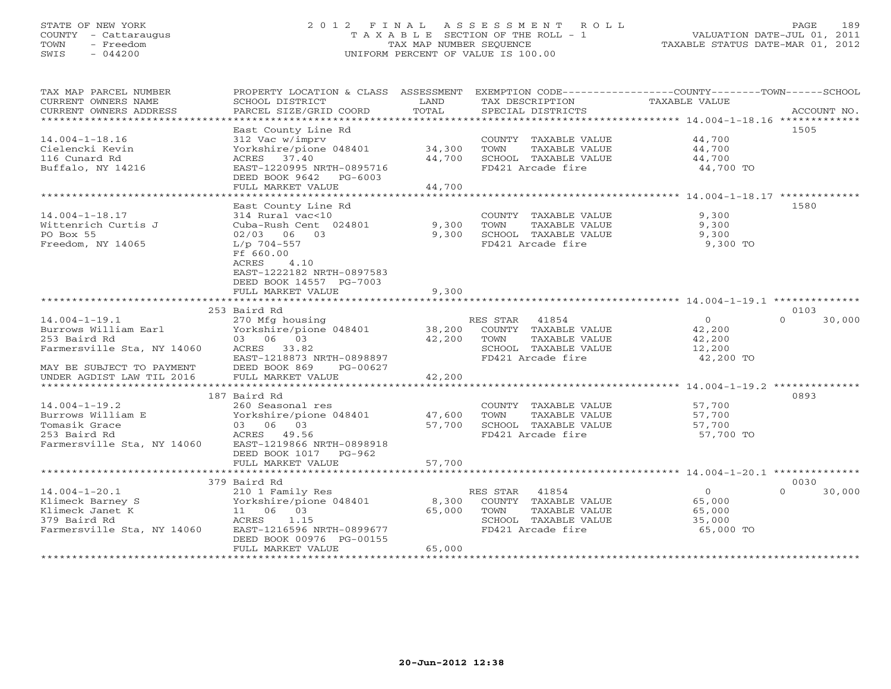STATE OF NEW YORK
COUNTY - Cattaraugus
TOWN - Freedom
SWIS - 044200

2012 FINAL ASSESSMENT ROLL
TAXABLE SECTION OF THE ROLL - 1
TAX MAP NUMBER SEQUENCE
UNIFORM PERCENT OF VALUE IS 100.00

VALUATION DATE-JUL 01, 2011
TAXABLE STATUS DATE-MAR 01, 2012

| TAX MAP PARCEL NUMBER / CURRENT OWNERS NAME / CURRENT OWNERS ADDRESS | PROPERTY LOCATION & CLASS / SCHOOL DISTRICT / PARCEL SIZE/GRID COORD | ASSESSMENT LAND / TOTAL | EXEMPTION CODE / TAX DESCRIPTION / SPECIAL DISTRICTS | COUNTY / TOWN / SCHOOL TAXABLE VALUE | ACCOUNT NO. |
|---|---|---|---|---|---|
| 14.004-1-18.16 | East County Line Rd | | | | 1505 |
| | 312 Vac w/imprv | | COUNTY TAXABLE VALUE | 44,700 | |
| Cielencki Kevin | Yorkshire/pione 048401 | 34,300 | TOWN TAXABLE VALUE | 44,700 | |
| 116 Cunard Rd | ACRES 37.40 | 44,700 | SCHOOL TAXABLE VALUE | 44,700 | |
| Buffalo, NY 14216 | EAST-1220995 NRTH-0895716 | | FD421 Arcade fire | 44,700 TO | |
| | DEED BOOK 9642 PG-6003 | | | | |
| | FULL MARKET VALUE | 44,700 | | | |
| 14.004-1-18.17 | East County Line Rd | | | | 1580 |
| | 314 Rural vac<10 | | COUNTY TAXABLE VALUE | 9,300 | |
| Wittenrich Curtis J | Cuba-Rush Cent 024801 | 9,300 | TOWN TAXABLE VALUE | 9,300 | |
| PO Box 55 | 02/03 06 03 | 9,300 | SCHOOL TAXABLE VALUE | 9,300 | |
| Freedom, NY 14065 | L/p 704-557 | | FD421 Arcade fire | 9,300 TO | |
| | Ff 660.00 | | | | |
| | ACRES 4.10 | | | | |
| | EAST-1222182 NRTH-0897583 | | | | |
| | DEED BOOK 14557 PG-7003 | | | | |
| | FULL MARKET VALUE | 9,300 | | | |
| 14.004-1-19.1 | 253 Baird Rd | | | | 0103 |
| | 270 Mfg housing | | RES STAR 41854 | 0 / 0 / 30,000 | |
| Burrows William Earl | Yorkshire/pione 048401 | 38,200 | COUNTY TAXABLE VALUE | 42,200 | |
| 253 Baird Rd | 03 06 03 | 42,200 | TOWN TAXABLE VALUE | 42,200 | |
| Farmersville Sta, NY 14060 | ACRES 33.82 | | SCHOOL TAXABLE VALUE | 12,200 | |
| | EAST-1218873 NRTH-0898897 | | FD421 Arcade fire | 42,200 TO | |
| MAY BE SUBJECT TO PAYMENT | DEED BOOK 869 PG-00627 | | | | |
| UNDER AGDIST LAW TIL 2016 | FULL MARKET VALUE | 42,200 | | | |
| 14.004-1-19.2 | 187 Baird Rd | | | | 0893 |
| | 260 Seasonal res | | COUNTY TAXABLE VALUE | 57,700 | |
| Burrows William E | Yorkshire/pione 048401 | 47,600 | TOWN TAXABLE VALUE | 57,700 | |
| Tomasik Grace | 03 06 03 | 57,700 | SCHOOL TAXABLE VALUE | 57,700 | |
| 253 Baird Rd | ACRES 49.56 | | FD421 Arcade fire | 57,700 TO | |
| Farmersville Sta, NY 14060 | EAST-1219866 NRTH-0898918 | | | | |
| | DEED BOOK 1017 PG-962 | | | | |
| | FULL MARKET VALUE | 57,700 | | | |
| 14.004-1-20.1 | 379 Baird Rd | | | | 0030 |
| | 210 1 Family Res | | RES STAR 41854 | 0 / 0 / 30,000 | |
| Klimeck Barney S | Yorkshire/pione 048401 | 8,300 | COUNTY TAXABLE VALUE | 65,000 | |
| Klimeck Janet K | 11 06 03 | 65,000 | TOWN TAXABLE VALUE | 65,000 | |
| 379 Baird Rd | ACRES 1.15 | | SCHOOL TAXABLE VALUE | 35,000 | |
| Farmersville Sta, NY 14060 | EAST-1216596 NRTH-0899677 | | FD421 Arcade fire | 65,000 TO | |
| | DEED BOOK 00976 PG-00155 | | | | |
| | FULL MARKET VALUE | 65,000 | | | |

20-Jun-2012 12:38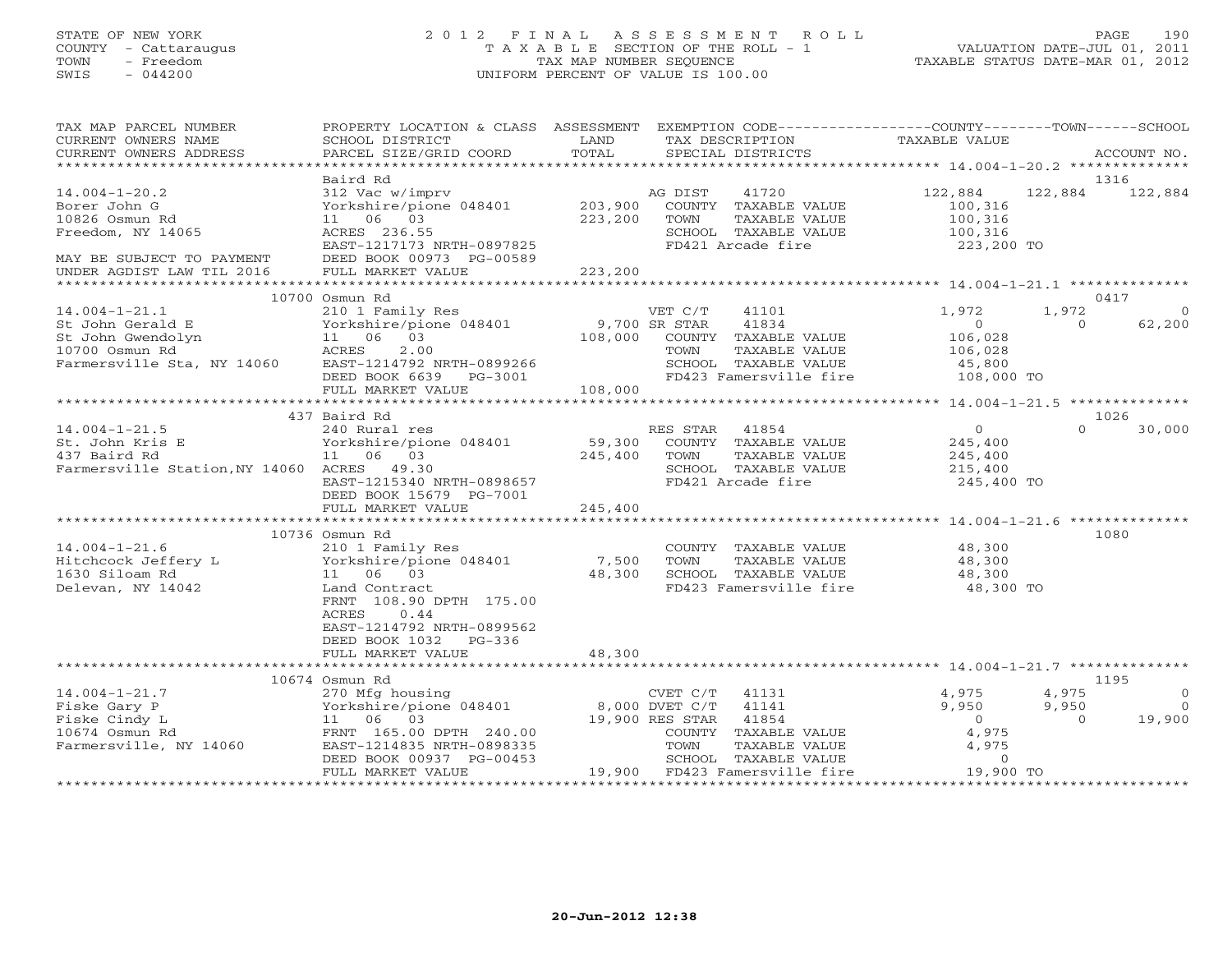STATE OF NEW YORK
COUNTY - Cattaraugus
TOWN - Freedom
SWIS - 044200

2012 FINAL ASSESSMENT ROLL
TAXABLE SECTION OF THE ROLL - 1
TAX MAP NUMBER SEQUENCE
UNIFORM PERCENT OF VALUE IS 100.00

VALUATION DATE-JUL 01, 2011
TAXABLE STATUS DATE-MAR 01, 2012

| TAX MAP PARCEL NUMBER / CURRENT OWNERS NAME / CURRENT OWNERS ADDRESS | PROPERTY LOCATION & CLASS / SCHOOL DISTRICT / PARCEL SIZE/GRID COORD | ASSESSMENT LAND | ASSESSMENT TOTAL | EXEMPTION CODE / TAX DESCRIPTION / SPECIAL DISTRICTS | COUNTY TAXABLE VALUE | TOWN | SCHOOL | ACCOUNT NO. |
|---|---|---|---|---|---|---|---|---|
| **14.004-1-20.2** | Baird Rd | | | | | | | 1316 |
| 14.004-1-20.2 | 312 Vac w/imprv | | | AG DIST 41720 | 122,884 | 122,884 | 122,884 | |
| Borer John G | Yorkshire/pione 048401 | 203,900 | | COUNTY TAXABLE VALUE | 100,316 | | | |
| 10826 Osmun Rd | 11 06 03 | | 223,200 | TOWN TAXABLE VALUE | 100,316 | | | |
| Freedom, NY 14065 | ACRES 236.55 | | | SCHOOL TAXABLE VALUE | 100,316 | | | |
| | EAST-1217173 NRTH-0897825 | | | FD421 Arcade fire | 223,200 TO | | | |
| MAY BE SUBJECT TO PAYMENT | DEED BOOK 00973 PG-00589 | | | | | | | |
| UNDER AGDIST LAW TIL 2016 | FULL MARKET VALUE | | 223,200 | | | | | |
| **14.004-1-21.1** | 10700 Osmun Rd | | | | | | | 0417 |
| 14.004-1-21.1 | 210 1 Family Res | | | VET C/T 41101 | 1,972 | 1,972 | 0 | |
| St John Gerald E | Yorkshire/pione 048401 | 9,700 | | SR STAR 41834 | 0 | 0 | 62,200 | |
| St John Gwendolyn | 11 06 03 | | 108,000 | COUNTY TAXABLE VALUE | 106,028 | | | |
| 10700 Osmun Rd | ACRES 2.00 | | | TOWN TAXABLE VALUE | 106,028 | | | |
| Farmersville Sta, NY 14060 | EAST-1214792 NRTH-0899266 | | | SCHOOL TAXABLE VALUE | 45,800 | | | |
| | DEED BOOK 6639 PG-3001 | | | FD423 Famersville fire | 108,000 TO | | | |
| | FULL MARKET VALUE | | 108,000 | | | | | |
| **14.004-1-21.5** | 437 Baird Rd | | | | | | | 1026 |
| 14.004-1-21.5 | 240 Rural res | | | RES STAR 41854 | 0 | 0 | 30,000 | |
| St. John Kris E | Yorkshire/pione 048401 | 59,300 | | COUNTY TAXABLE VALUE | 245,400 | | | |
| 437 Baird Rd | 11 06 03 | | 245,400 | TOWN TAXABLE VALUE | 245,400 | | | |
| Farmersville Station,NY 14060 | ACRES 49.30 | | | SCHOOL TAXABLE VALUE | 215,400 | | | |
| | EAST-1215340 NRTH-0898657 | | | FD421 Arcade fire | 245,400 TO | | | |
| | DEED BOOK 15679 PG-7001 | | | | | | | |
| | FULL MARKET VALUE | | 245,400 | | | | | |
| **14.004-1-21.6** | 10736 Osmun Rd | | | | | | | 1080 |
| 14.004-1-21.6 | 210 1 Family Res | | | COUNTY TAXABLE VALUE | 48,300 | | | |
| Hitchcock Jeffery L | Yorkshire/pione 048401 | 7,500 | | TOWN TAXABLE VALUE | 48,300 | | | |
| 1630 Siloam Rd | 11 06 03 | | 48,300 | SCHOOL TAXABLE VALUE | 48,300 | | | |
| Delevan, NY 14042 | Land Contract | | | FD423 Famersville fire | 48,300 TO | | | |
| | FRNT 108.90 DPTH 175.00 | | | | | | | |
| | ACRES 0.44 | | | | | | | |
| | EAST-1214792 NRTH-0899562 | | | | | | | |
| | DEED BOOK 1032 PG-336 | | | | | | | |
| | FULL MARKET VALUE | | 48,300 | | | | | |
| **14.004-1-21.7** | 10674 Osmun Rd | | | | | | | 1195 |
| 14.004-1-21.7 | 270 Mfg housing | | | CVET C/T 41131 | 4,975 | 4,975 | 0 | |
| Fiske Gary P | Yorkshire/pione 048401 | 8,000 | | DVET C/T 41141 | 9,950 | 9,950 | 0 | |
| Fiske Cindy L | 11 06 03 | | 19,900 | RES STAR 41854 | 0 | 0 | 19,900 | |
| 10674 Osmun Rd | FRNT 165.00 DPTH 240.00 | | | COUNTY TAXABLE VALUE | 4,975 | | | |
| Farmersville, NY 14060 | EAST-1214835 NRTH-0898335 | | | TOWN TAXABLE VALUE | 4,975 | | | |
| | DEED BOOK 00937 PG-00453 | | | SCHOOL TAXABLE VALUE | 0 | | | |
| | FULL MARKET VALUE | | 19,900 | FD423 Famersville fire | 19,900 TO | | | |

20-Jun-2012 12:38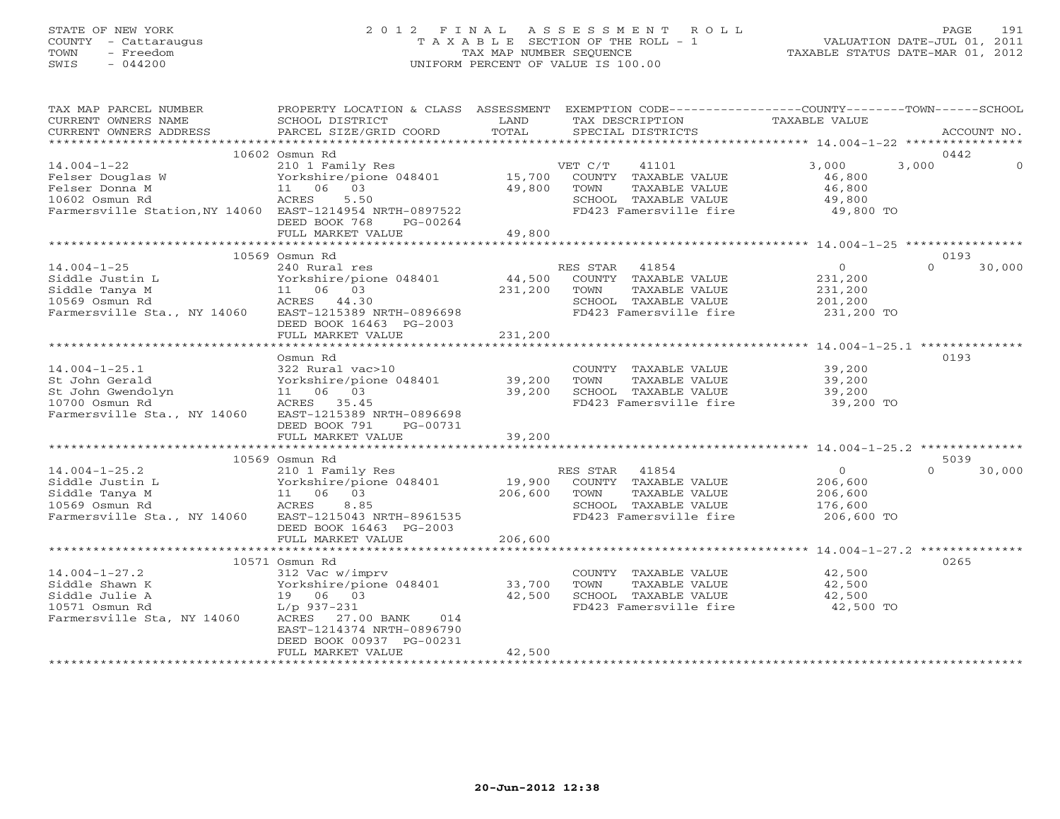STATE OF NEW YORK
COUNTY - Cattaraugus
TOWN - Freedom
SWIS - 044200

# 2012 FINAL ASSESSMENT ROLL
TAXABLE SECTION OF THE ROLL - 1
TAX MAP NUMBER SEQUENCE
UNIFORM PERCENT OF VALUE IS 100.00

VALUATION DATE-JUL 01, 2011
TAXABLE STATUS DATE-MAR 01, 2012

| TAX MAP PARCEL NUMBER / CURRENT OWNERS NAME / CURRENT OWNERS ADDRESS | PROPERTY LOCATION & CLASS / SCHOOL DISTRICT / PARCEL SIZE/GRID COORD | ASSESSMENT LAND / TOTAL | EXEMPTION CODE / TAX DESCRIPTION / SPECIAL DISTRICTS | COUNTY TAXABLE VALUE | TOWN | SCHOOL / ACCOUNT NO. |
|---|---|---|---|---|---|---|
| | 10602 Osmun Rd | | | | | 0442 |
| 14.004-1-22 | 210 1 Family Res | | VET C/T 41101 | 3,000 | 3,000 | 0 |
| Felser Douglas W | Yorkshire/pione 048401 | 15,700 | COUNTY TAXABLE VALUE | 46,800 | | |
| Felser Donna M | 11 06 03 | 49,800 | TOWN TAXABLE VALUE | 46,800 | | |
| 10602 Osmun Rd | ACRES 5.50 | | SCHOOL TAXABLE VALUE | 49,800 | | |
| Farmersville Station,NY 14060 | EAST-1214954 NRTH-0897522 | | FD423 Famersville fire | 49,800 TO | | |
| | DEED BOOK 768 PG-00264 | | | | | |
| | FULL MARKET VALUE | 49,800 | | | | |
| | 10569 Osmun Rd | | | | | 0193 |
| 14.004-1-25 | 240 Rural res | | RES STAR 41854 | 0 | 0 | 30,000 |
| Siddle Justin L | Yorkshire/pione 048401 | 44,500 | COUNTY TAXABLE VALUE | 231,200 | | |
| Siddle Tanya M | 11 06 03 | 231,200 | TOWN TAXABLE VALUE | 231,200 | | |
| 10569 Osmun Rd | ACRES 44.30 | | SCHOOL TAXABLE VALUE | 201,200 | | |
| Farmersville Sta., NY 14060 | EAST-1215389 NRTH-0896698 | | FD423 Famersville fire | 231,200 TO | | |
| | DEED BOOK 16463 PG-2003 | | | | | |
| | FULL MARKET VALUE | 231,200 | | | | |
| | Osmun Rd | | | | | 0193 |
| 14.004-1-25.1 | 322 Rural vac>10 | | COUNTY TAXABLE VALUE | 39,200 | | |
| St John Gerald | Yorkshire/pione 048401 | 39,200 | TOWN TAXABLE VALUE | 39,200 | | |
| St John Gwendolyn | 11 06 03 | 39,200 | SCHOOL TAXABLE VALUE | 39,200 | | |
| 10700 Osmun Rd | ACRES 35.45 | | FD423 Famersville fire | 39,200 TO | | |
| Farmersville Sta., NY 14060 | EAST-1215389 NRTH-0896698 | | | | | |
| | DEED BOOK 791 PG-00731 | | | | | |
| | FULL MARKET VALUE | 39,200 | | | | |
| | 10569 Osmun Rd | | | | | 5039 |
| 14.004-1-25.2 | 210 1 Family Res | | RES STAR 41854 | 0 | 0 | 30,000 |
| Siddle Justin L | Yorkshire/pione 048401 | 19,900 | COUNTY TAXABLE VALUE | 206,600 | | |
| Siddle Tanya M | 11 06 03 | 206,600 | TOWN TAXABLE VALUE | 206,600 | | |
| 10569 Osmun Rd | ACRES 8.85 | | SCHOOL TAXABLE VALUE | 176,600 | | |
| Farmersville Sta., NY 14060 | EAST-1215043 NRTH-8961535 | | FD423 Famersville fire | 206,600 TO | | |
| | DEED BOOK 16463 PG-2003 | | | | | |
| | FULL MARKET VALUE | 206,600 | | | | |
| | 10571 Osmun Rd | | | | | 0265 |
| 14.004-1-27.2 | 312 Vac w/imprv | | COUNTY TAXABLE VALUE | 42,500 | | |
| Siddle Shawn K | Yorkshire/pione 048401 | 33,700 | TOWN TAXABLE VALUE | 42,500 | | |
| Siddle Julie A | 19 06 03 | 42,500 | SCHOOL TAXABLE VALUE | 42,500 | | |
| 10571 Osmun Rd | L/p 937-231 | | FD423 Famersville fire | 42,500 TO | | |
| Farmersville Sta, NY 14060 | ACRES 27.00 BANK 014 | | | | | |
| | EAST-1214374 NRTH-0896790 | | | | | |
| | DEED BOOK 00937 PG-00231 | | | | | |
| | FULL MARKET VALUE | 42,500 | | | | |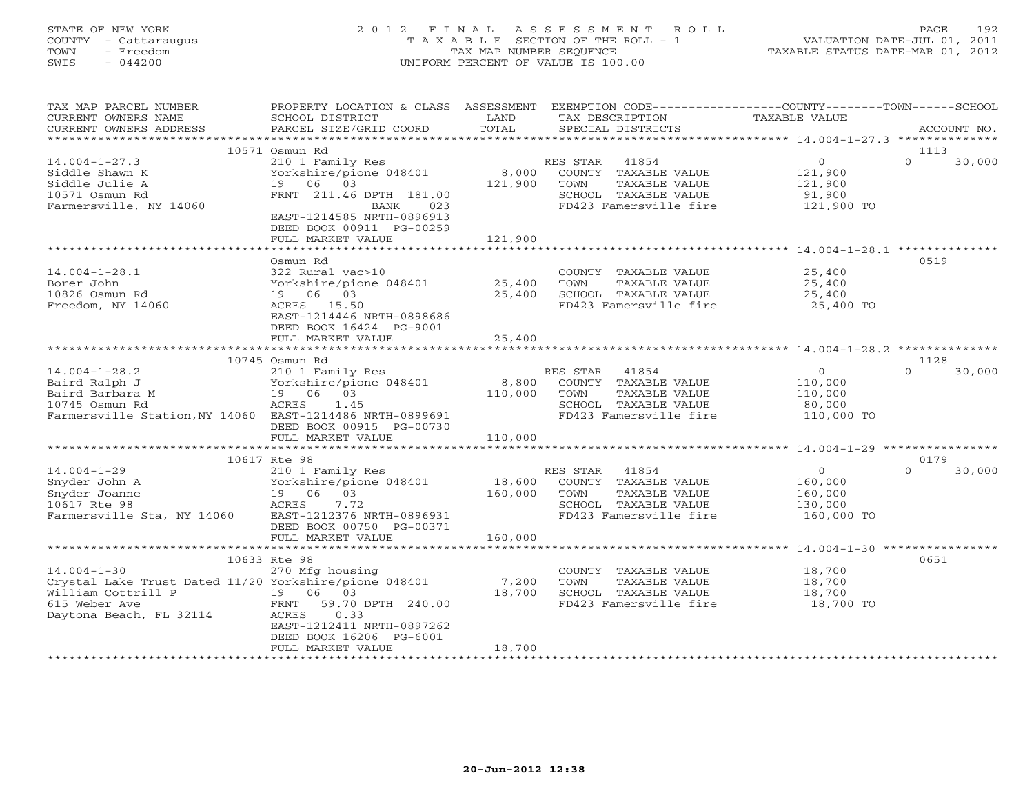STATE OF NEW YORK
COUNTY - Cattaraugus
TOWN - Freedom
SWIS - 044200

# 2012 FINAL ASSESSMENT ROLL

TAXABLE SECTION OF THE ROLL - 1
TAX MAP NUMBER SEQUENCE
UNIFORM PERCENT OF VALUE IS 100.00

VALUATION DATE-JUL 01, 2011
TAXABLE STATUS DATE-MAR 01, 2012

| TAX MAP PARCEL NUMBER / CURRENT OWNERS NAME / CURRENT OWNERS ADDRESS | PROPERTY LOCATION & CLASS / SCHOOL DISTRICT / PARCEL SIZE/GRID COORD | ASSESSMENT LAND / TOTAL | EXEMPTION CODE / TAX DESCRIPTION / SPECIAL DISTRICTS | COUNTY / TAXABLE VALUE | TOWN | SCHOOL / ACCOUNT NO. |
|---|---|---|---|---|---|---|
| | 10571 Osmun Rd | | | | | 1113 |
| 14.004-1-27.3 | 210 1 Family Res | | RES STAR 41854 | 0 | 0 | 30,000 |
| Siddle Shawn K | Yorkshire/pione 048401 | 8,000 | COUNTY TAXABLE VALUE | 121,900 | | |
| Siddle Julie A | 19 06 03 | 121,900 | TOWN TAXABLE VALUE | 121,900 | | |
| 10571 Osmun Rd | FRNT 211.46 DPTH 181.00 | | SCHOOL TAXABLE VALUE | 91,900 | | |
| Farmersville, NY 14060 | BANK 023 | | FD423 Famersville fire | 121,900 TO | | |
| | EAST-1214585 NRTH-0896913 | | | | | |
| | DEED BOOK 00911 PG-00259 | | | | | |
| | FULL MARKET VALUE | 121,900 | | | | |
| | Osmun Rd | | | | | 0519 |
| 14.004-1-28.1 | 322 Rural vac>10 | | COUNTY TAXABLE VALUE | 25,400 | | |
| Borer John | Yorkshire/pione 048401 | 25,400 | TOWN TAXABLE VALUE | 25,400 | | |
| 10826 Osmun Rd | 19 06 03 | 25,400 | SCHOOL TAXABLE VALUE | 25,400 | | |
| Freedom, NY 14060 | ACRES 15.50 | | FD423 Famersville fire | 25,400 TO | | |
| | EAST-1214446 NRTH-0898686 | | | | | |
| | DEED BOOK 16424 PG-9001 | | | | | |
| | FULL MARKET VALUE | 25,400 | | | | |
| | 10745 Osmun Rd | | | | | 1128 |
| 14.004-1-28.2 | 210 1 Family Res | | RES STAR 41854 | 0 | 0 | 30,000 |
| Baird Ralph J | Yorkshire/pione 048401 | 8,800 | COUNTY TAXABLE VALUE | 110,000 | | |
| Baird Barbara M | 19 06 03 | 110,000 | TOWN TAXABLE VALUE | 110,000 | | |
| 10745 Osmun Rd | ACRES 1.45 | | SCHOOL TAXABLE VALUE | 80,000 | | |
| Farmersville Station,NY 14060 | EAST-1214486 NRTH-0899691 | | FD423 Famersville fire | 110,000 TO | | |
| | DEED BOOK 00915 PG-00730 | | | | | |
| | FULL MARKET VALUE | 110,000 | | | | |
| | 10617 Rte 98 | | | | | 0179 |
| 14.004-1-29 | 210 1 Family Res | | RES STAR 41854 | 0 | 0 | 30,000 |
| Snyder John A | Yorkshire/pione 048401 | 18,600 | COUNTY TAXABLE VALUE | 160,000 | | |
| Snyder Joanne | 19 06 03 | 160,000 | TOWN TAXABLE VALUE | 160,000 | | |
| 10617 Rte 98 | ACRES 7.72 | | SCHOOL TAXABLE VALUE | 130,000 | | |
| Farmersville Sta, NY 14060 | EAST-1212376 NRTH-0896931 | | FD423 Famersville fire | 160,000 TO | | |
| | DEED BOOK 00750 PG-00371 | | | | | |
| | FULL MARKET VALUE | 160,000 | | | | |
| | 10633 Rte 98 | | | | | 0651 |
| 14.004-1-30 | 270 Mfg housing | | COUNTY TAXABLE VALUE | 18,700 | | |
| Crystal Lake Trust Dated 11/20 | Yorkshire/pione 048401 | 7,200 | TOWN TAXABLE VALUE | 18,700 | | |
| William Cottrill P | 19 06 03 | 18,700 | SCHOOL TAXABLE VALUE | 18,700 | | |
| 615 Weber Ave | FRNT 59.70 DPTH 240.00 | | FD423 Famersville fire | 18,700 TO | | |
| Daytona Beach, FL 32114 | ACRES 0.33 | | | | | |
| | EAST-1212411 NRTH-0897262 | | | | | |
| | DEED BOOK 16206 PG-6001 | | | | | |
| | FULL MARKET VALUE | 18,700 | | | | |

20-Jun-2012 12:38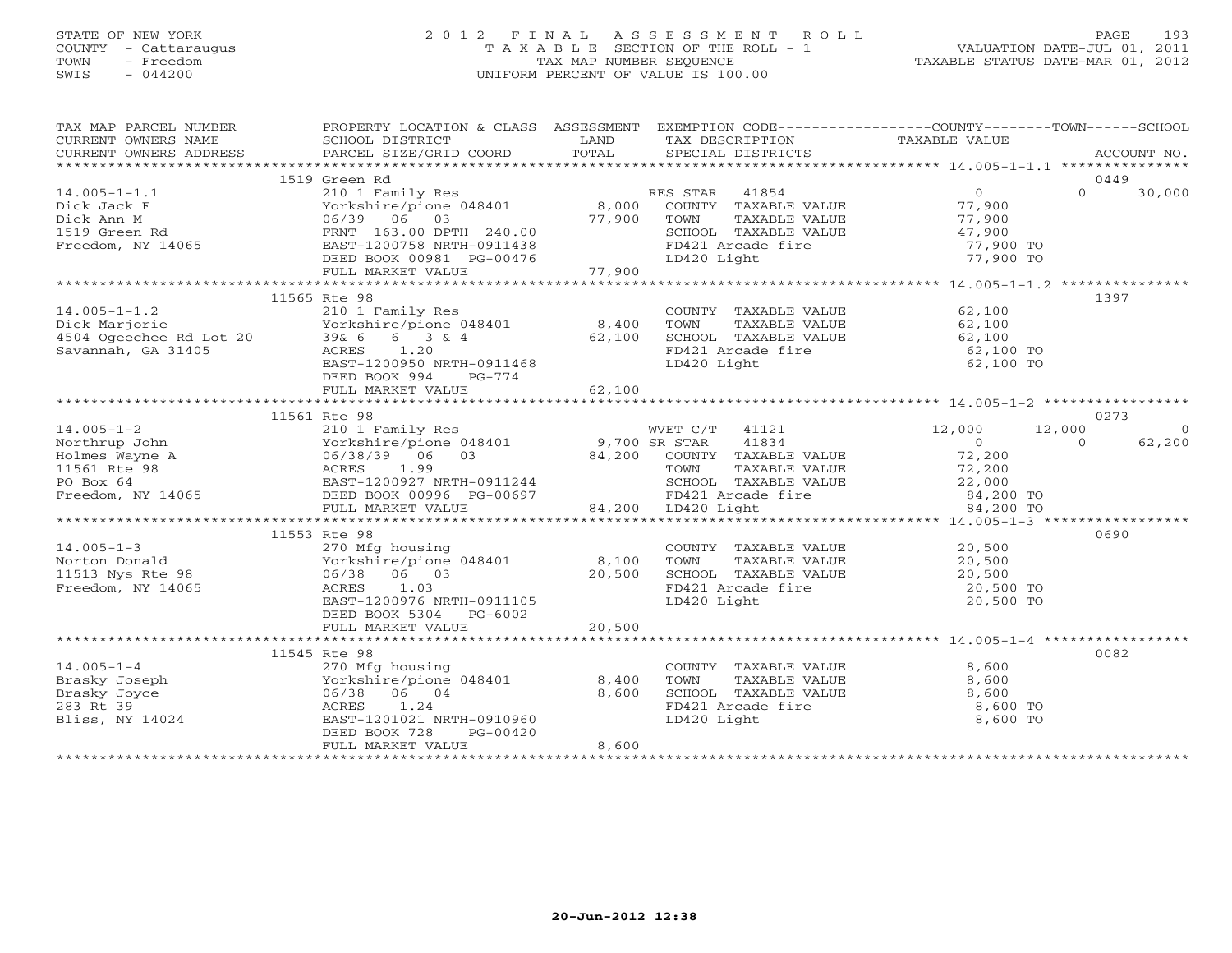STATE OF NEW YORK
COUNTY - Cattaraugus
TOWN - Freedom
SWIS - 044200

# 2012 FINAL ASSESSMENT ROLL
TAXABLE SECTION OF THE ROLL - 1
TAX MAP NUMBER SEQUENCE
UNIFORM PERCENT OF VALUE IS 100.00

VALUATION DATE-JUL 01, 2011
TAXABLE STATUS DATE-MAR 01, 2012

| TAX MAP PARCEL NUMBER / CURRENT OWNERS NAME / CURRENT OWNERS ADDRESS | PROPERTY LOCATION & CLASS / SCHOOL DISTRICT / PARCEL SIZE/GRID COORD | ASSESSMENT LAND / TOTAL | EXEMPTION CODE / TAX DESCRIPTION / SPECIAL DISTRICTS | COUNTY TAXABLE VALUE | TOWN | SCHOOL / ACCOUNT NO. |
|---|---|---|---|---|---|---|
| **14.005-1-1.1** | 1519 Green Rd | | | | | 0449 |
| 14.005-1-1.1 | 210 1 Family Res | | RES STAR 41854 | 0 | 0 | 30,000 |
| Dick Jack F | Yorkshire/pione 048401 | 8,000 | COUNTY TAXABLE VALUE | 77,900 | | |
| Dick Ann M | 06/39 06 03 | 77,900 | TOWN TAXABLE VALUE | 77,900 | | |
| 1519 Green Rd | FRNT 163.00 DPTH 240.00 | | SCHOOL TAXABLE VALUE | 47,900 | | |
| Freedom, NY 14065 | EAST-1200758 NRTH-0911438 | | FD421 Arcade fire | 77,900 TO | | |
| | DEED BOOK 00981 PG-00476 | | LD420 Light | 77,900 TO | | |
| | FULL MARKET VALUE | 77,900 | | | | |
| **14.005-1-1.2** | 11565 Rte 98 | | | | | 1397 |
| 14.005-1-1.2 | 210 1 Family Res | | COUNTY TAXABLE VALUE | 62,100 | | |
| Dick Marjorie | Yorkshire/pione 048401 | 8,400 | TOWN TAXABLE VALUE | 62,100 | | |
| 4504 Ogeechee Rd Lot 20 | 39& 6 6 3 & 4 | 62,100 | SCHOOL TAXABLE VALUE | 62,100 | | |
| Savannah, GA 31405 | ACRES 1.20 | | FD421 Arcade fire | 62,100 TO | | |
| | EAST-1200950 NRTH-0911468 | | LD420 Light | 62,100 TO | | |
| | DEED BOOK 994 PG-774 | | | | | |
| | FULL MARKET VALUE | 62,100 | | | | |
| **14.005-1-2** | 11561 Rte 98 | | | | | 0273 |
| 14.005-1-2 | 210 1 Family Res | | WVET C/T 41121 | 12,000 | 12,000 | 0 |
| Northrup John | Yorkshire/pione 048401 | 9,700 | SR STAR 41834 | 0 | 0 | 62,200 |
| Holmes Wayne A | 06/38/39 06 03 | 84,200 | COUNTY TAXABLE VALUE | 72,200 | | |
| 11561 Rte 98 | ACRES 1.99 | | TOWN TAXABLE VALUE | 72,200 | | |
| PO Box 64 | EAST-1200927 NRTH-0911244 | | SCHOOL TAXABLE VALUE | 22,000 | | |
| Freedom, NY 14065 | DEED BOOK 00996 PG-00697 | | FD421 Arcade fire | 84,200 TO | | |
| | FULL MARKET VALUE | 84,200 | LD420 Light | 84,200 TO | | |
| **14.005-1-3** | 11553 Rte 98 | | | | | 0690 |
| 14.005-1-3 | 270 Mfg housing | | COUNTY TAXABLE VALUE | 20,500 | | |
| Norton Donald | Yorkshire/pione 048401 | 8,100 | TOWN TAXABLE VALUE | 20,500 | | |
| 11513 Nys Rte 98 | 06/38 06 03 | 20,500 | SCHOOL TAXABLE VALUE | 20,500 | | |
| Freedom, NY 14065 | ACRES 1.03 | | FD421 Arcade fire | 20,500 TO | | |
| | EAST-1200976 NRTH-0911105 | | LD420 Light | 20,500 TO | | |
| | DEED BOOK 5304 PG-6002 | | | | | |
| | FULL MARKET VALUE | 20,500 | | | | |
| **14.005-1-4** | 11545 Rte 98 | | | | | 0082 |
| 14.005-1-4 | 270 Mfg housing | | COUNTY TAXABLE VALUE | 8,600 | | |
| Brasky Joseph | Yorkshire/pione 048401 | 8,400 | TOWN TAXABLE VALUE | 8,600 | | |
| Brasky Joyce | 06/38 06 04 | 8,600 | SCHOOL TAXABLE VALUE | 8,600 | | |
| 283 Rt 39 | ACRES 1.24 | | FD421 Arcade fire | 8,600 TO | | |
| Bliss, NY 14024 | EAST-1201021 NRTH-0910960 | | LD420 Light | 8,600 TO | | |
| | DEED BOOK 728 PG-00420 | | | | | |
| | FULL MARKET VALUE | 8,600 | | | | |

20-Jun-2012 12:38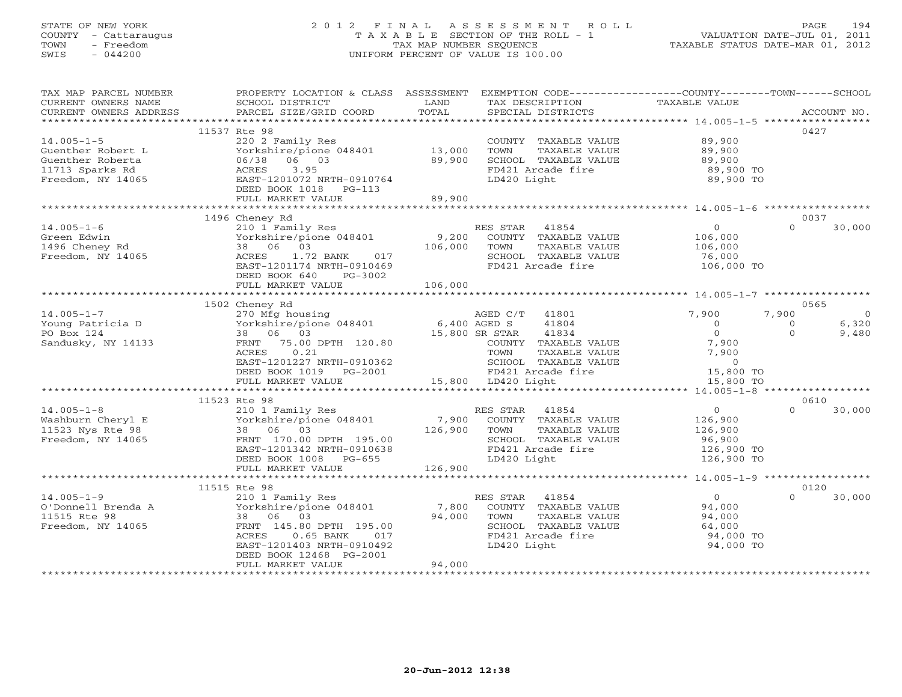STATE OF NEW YORK
COUNTY - Cattaraugus
TOWN - Freedom
SWIS - 044200

# 2012 FINAL ASSESSMENT ROLL

TAXABLE SECTION OF THE ROLL - 1
TAX MAP NUMBER SEQUENCE
UNIFORM PERCENT OF VALUE IS 100.00

VALUATION DATE-JUL 01, 2011
TAXABLE STATUS DATE-MAR 01, 2012

| TAX MAP PARCEL NUMBER / CURRENT OWNERS NAME / CURRENT OWNERS ADDRESS | PROPERTY LOCATION & CLASS / SCHOOL DISTRICT / PARCEL SIZE/GRID COORD | ASSESSMENT LAND / TOTAL | EXEMPTION CODE / TAX DESCRIPTION / SPECIAL DISTRICTS | COUNTY TAXABLE VALUE | TOWN | SCHOOL | ACCOUNT NO. |
|---|---|---|---|---|---|---|---|
| | 11537 Rte 98 | | | | | | 0427 |
| 14.005-1-5 | 220 2 Family Res | | COUNTY TAXABLE VALUE | 89,900 | | | |
| Guenther Robert L | Yorkshire/pione 048401 | 13,000 | TOWN TAXABLE VALUE | 89,900 | | | |
| Guenther Roberta | 06/38 06 03 | 89,900 | SCHOOL TAXABLE VALUE | 89,900 | | | |
| 11713 Sparks Rd | ACRES 3.95 | | FD421 Arcade fire | 89,900 TO | | | |
| Freedom, NY 14065 | EAST-1201072 NRTH-0910764 | | LD420 Light | 89,900 TO | | | |
| | DEED BOOK 1018 PG-113 | | | | | | |
| | FULL MARKET VALUE | 89,900 | | | | | |
| | 1496 Cheney Rd | | | | | | 0037 |
| 14.005-1-6 | 210 1 Family Res | | RES STAR 41854 | 0 | 0 | 30,000 | |
| Green Edwin | Yorkshire/pione 048401 | 9,200 | COUNTY TAXABLE VALUE | 106,000 | | | |
| 1496 Cheney Rd | 38 06 03 | 106,000 | TOWN TAXABLE VALUE | 106,000 | | | |
| Freedom, NY 14065 | ACRES 1.72 BANK 017 | | SCHOOL TAXABLE VALUE | 76,000 | | | |
| | EAST-1201174 NRTH-0910469 | | FD421 Arcade fire | 106,000 TO | | | |
| | DEED BOOK 640 PG-3002 | | | | | | |
| | FULL MARKET VALUE | 106,000 | | | | | |
| | 1502 Cheney Rd | | | | | | 0565 |
| 14.005-1-7 | 270 Mfg housing | | AGED C/T 41801 | 7,900 | 7,900 | 0 | |
| Young Patricia D | Yorkshire/pione 048401 | 6,400 | AGED S 41804 | 0 | 0 | 6,320 | |
| PO Box 124 | 38 06 03 | 15,800 | SR STAR 41834 | 0 | 0 | 9,480 | |
| Sandusky, NY 14133 | FRNT 75.00 DPTH 120.80 | | COUNTY TAXABLE VALUE | 7,900 | | | |
| | ACRES 0.21 | | TOWN TAXABLE VALUE | 7,900 | | | |
| | EAST-1201227 NRTH-0910362 | | SCHOOL TAXABLE VALUE | 0 | | | |
| | DEED BOOK 1019 PG-2001 | | FD421 Arcade fire | 15,800 TO | | | |
| | FULL MARKET VALUE | 15,800 | LD420 Light | 15,800 TO | | | |
| | 11523 Rte 98 | | | | | | 0610 |
| 14.005-1-8 | 210 1 Family Res | | RES STAR 41854 | 0 | 0 | 30,000 | |
| Washburn Cheryl E | Yorkshire/pione 048401 | 7,900 | COUNTY TAXABLE VALUE | 126,900 | | | |
| 11523 Nys Rte 98 | 38 06 03 | 126,900 | TOWN TAXABLE VALUE | 126,900 | | | |
| Freedom, NY 14065 | FRNT 170.00 DPTH 195.00 | | SCHOOL TAXABLE VALUE | 96,900 | | | |
| | EAST-1201342 NRTH-0910638 | | FD421 Arcade fire | 126,900 TO | | | |
| | DEED BOOK 1008 PG-655 | | LD420 Light | 126,900 TO | | | |
| | FULL MARKET VALUE | 126,900 | | | | | |
| | 11515 Rte 98 | | | | | | 0120 |
| 14.005-1-9 | 210 1 Family Res | | RES STAR 41854 | 0 | 0 | 30,000 | |
| O'Donnell Brenda A | Yorkshire/pione 048401 | 7,800 | COUNTY TAXABLE VALUE | 94,000 | | | |
| 11515 Rte 98 | 38 06 03 | 94,000 | TOWN TAXABLE VALUE | 94,000 | | | |
| Freedom, NY 14065 | FRNT 145.80 DPTH 195.00 | | SCHOOL TAXABLE VALUE | 64,000 | | | |
| | ACRES 0.65 BANK 017 | | FD421 Arcade fire | 94,000 TO | | | |
| | EAST-1201403 NRTH-0910492 | | LD420 Light | 94,000 TO | | | |
| | DEED BOOK 12468 PG-2001 | | | | | | |
| | FULL MARKET VALUE | 94,000 | | | | | |

20-Jun-2012 12:38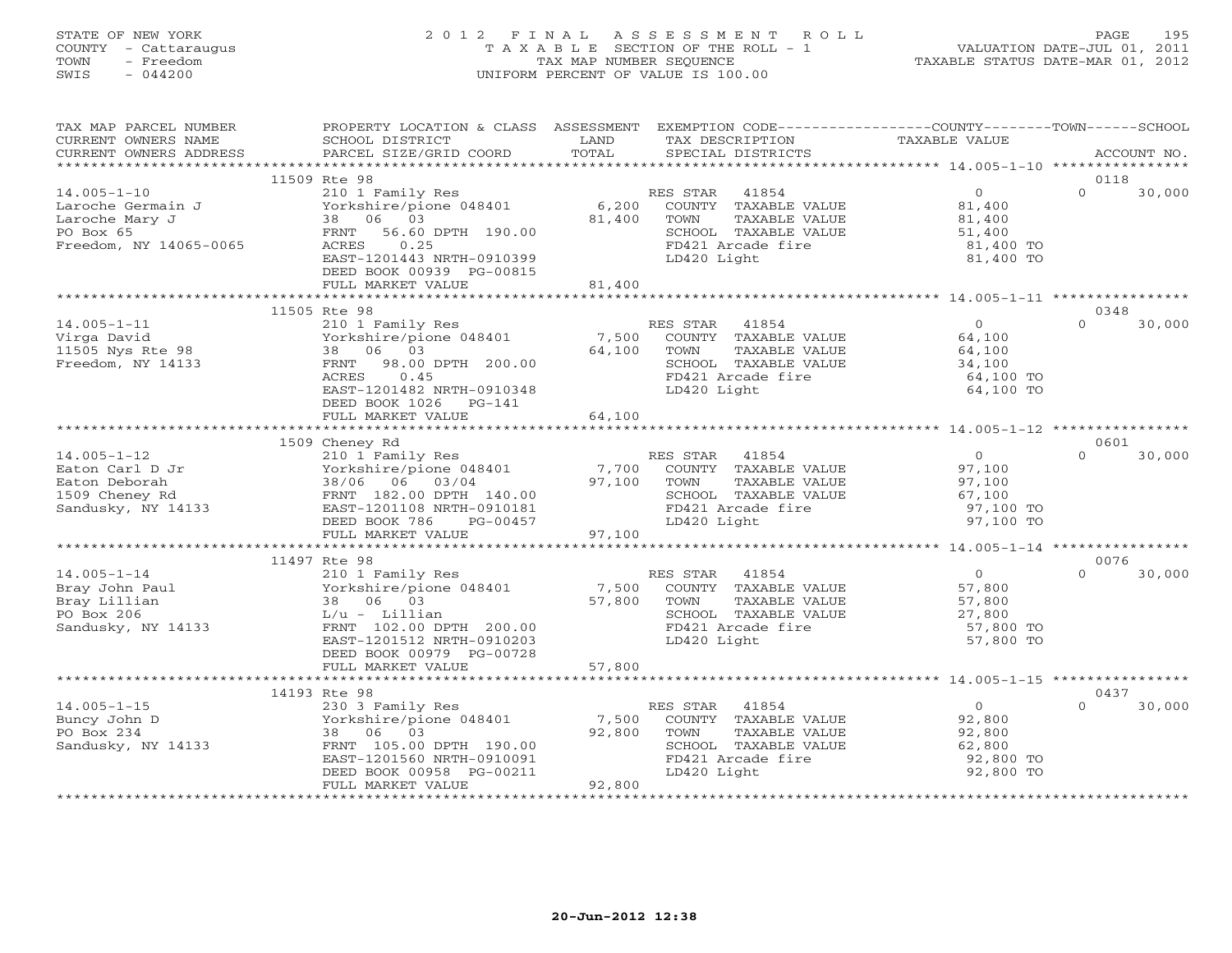STATE OF NEW YORK
COUNTY - Cattaraugus
TOWN - Freedom
SWIS - 044200

# 2012 FINAL ASSESSMENT ROLL
TAXABLE SECTION OF THE ROLL - 1
TAX MAP NUMBER SEQUENCE
UNIFORM PERCENT OF VALUE IS 100.00

VALUATION DATE-JUL 01, 2011
TAXABLE STATUS DATE-MAR 01, 2012

| TAX MAP PARCEL NUMBER / CURRENT OWNERS NAME / CURRENT OWNERS ADDRESS | PROPERTY LOCATION & CLASS / SCHOOL DISTRICT / PARCEL SIZE/GRID COORD | ASSESSMENT LAND / TOTAL | EXEMPTION CODE / TAX DESCRIPTION / SPECIAL DISTRICTS | COUNTY TAXABLE VALUE | TOWN | SCHOOL / ACCOUNT NO. |
|---|---|---|---|---|---|---|
| | 11509 Rte 98 | | | | | 0118 |
| 14.005-1-10 | 210 1 Family Res | | RES STAR 41854 | 0 | 0 | 30,000 |
| Laroche Germain J | Yorkshire/pione 048401 | 6,200 | COUNTY TAXABLE VALUE | 81,400 | | |
| Laroche Mary J | 38 06 03 | 81,400 | TOWN TAXABLE VALUE | 81,400 | | |
| PO Box 65 | FRNT 56.60 DPTH 190.00 | | SCHOOL TAXABLE VALUE | 51,400 | | |
| Freedom, NY 14065-0065 | ACRES 0.25 | | FD421 Arcade fire | 81,400 TO | | |
| | EAST-1201443 NRTH-0910399 | | LD420 Light | 81,400 TO | | |
| | DEED BOOK 00939 PG-00815 | | | | | |
| | FULL MARKET VALUE | 81,400 | | | | |
| | 11505 Rte 98 | | | | | 0348 |
| 14.005-1-11 | 210 1 Family Res | | RES STAR 41854 | 0 | 0 | 30,000 |
| Virga David | Yorkshire/pione 048401 | 7,500 | COUNTY TAXABLE VALUE | 64,100 | | |
| 11505 Nys Rte 98 | 38 06 03 | 64,100 | TOWN TAXABLE VALUE | 64,100 | | |
| Freedom, NY 14133 | FRNT 98.00 DPTH 200.00 | | SCHOOL TAXABLE VALUE | 34,100 | | |
| | ACRES 0.45 | | FD421 Arcade fire | 64,100 TO | | |
| | EAST-1201482 NRTH-0910348 | | LD420 Light | 64,100 TO | | |
| | DEED BOOK 1026 PG-141 | | | | | |
| | FULL MARKET VALUE | 64,100 | | | | |
| | 1509 Cheney Rd | | | | | 0601 |
| 14.005-1-12 | 210 1 Family Res | | RES STAR 41854 | 0 | 0 | 30,000 |
| Eaton Carl D Jr | Yorkshire/pione 048401 | 7,700 | COUNTY TAXABLE VALUE | 97,100 | | |
| Eaton Deborah | 38/06 06 03/04 | 97,100 | TOWN TAXABLE VALUE | 97,100 | | |
| 1509 Cheney Rd | FRNT 182.00 DPTH 140.00 | | SCHOOL TAXABLE VALUE | 67,100 | | |
| Sandusky, NY 14133 | EAST-1201108 NRTH-0910181 | | FD421 Arcade fire | 97,100 TO | | |
| | DEED BOOK 786 PG-00457 | | LD420 Light | 97,100 TO | | |
| | FULL MARKET VALUE | 97,100 | | | | |
| | 11497 Rte 98 | | | | | 0076 |
| 14.005-1-14 | 210 1 Family Res | | RES STAR 41854 | 0 | 0 | 30,000 |
| Bray John Paul | Yorkshire/pione 048401 | 7,500 | COUNTY TAXABLE VALUE | 57,800 | | |
| Bray Lillian | 38 06 03 | 57,800 | TOWN TAXABLE VALUE | 57,800 | | |
| PO Box 206 | L/u - Lillian | | SCHOOL TAXABLE VALUE | 27,800 | | |
| Sandusky, NY 14133 | FRNT 102.00 DPTH 200.00 | | FD421 Arcade fire | 57,800 TO | | |
| | EAST-1201512 NRTH-0910203 | | LD420 Light | 57,800 TO | | |
| | DEED BOOK 00979 PG-00728 | | | | | |
| | FULL MARKET VALUE | 57,800 | | | | |
| | 14193 Rte 98 | | | | | 0437 |
| 14.005-1-15 | 230 3 Family Res | | RES STAR 41854 | 0 | 0 | 30,000 |
| Buncy John D | Yorkshire/pione 048401 | 7,500 | COUNTY TAXABLE VALUE | 92,800 | | |
| PO Box 234 | 38 06 03 | 92,800 | TOWN TAXABLE VALUE | 92,800 | | |
| Sandusky, NY 14133 | FRNT 105.00 DPTH 190.00 | | SCHOOL TAXABLE VALUE | 62,800 | | |
| | EAST-1201560 NRTH-0910091 | | FD421 Arcade fire | 92,800 TO | | |
| | DEED BOOK 00958 PG-00211 | | LD420 Light | 92,800 TO | | |
| | FULL MARKET VALUE | 92,800 | | | | |

20-Jun-2012 12:38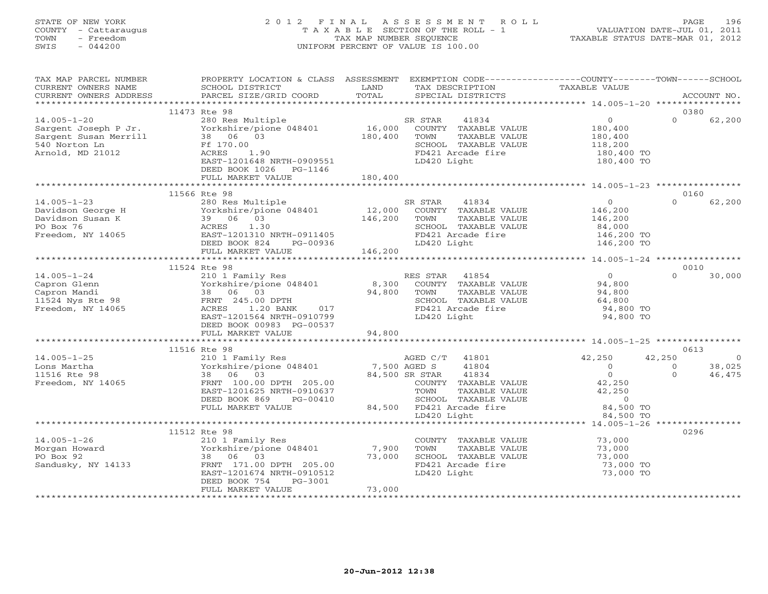STATE OF NEW YORK
COUNTY - Cattaraugus
TOWN - Freedom
SWIS - 044200

2012 FINAL ASSESSMENT ROLL
TAXABLE SECTION OF THE ROLL - 1
TAX MAP NUMBER SEQUENCE
UNIFORM PERCENT OF VALUE IS 100.00

VALUATION DATE-JUL 01, 2011
TAXABLE STATUS DATE-MAR 01, 2012

| TAX MAP PARCEL NUMBER / CURRENT OWNERS NAME / CURRENT OWNERS ADDRESS | PROPERTY LOCATION & CLASS / SCHOOL DISTRICT / PARCEL SIZE/GRID COORD | ASSESSMENT LAND / TOTAL | EXEMPTION CODE / TAX DESCRIPTION / SPECIAL DISTRICTS | COUNTY TAXABLE VALUE | TOWN | SCHOOL / ACCOUNT NO. |
|---|---|---|---|---|---|---|
| | 11473 Rte 98 | | | | | 0380 |
| 14.005-1-20 | 280 Res Multiple | | SR STAR 41834 | 0 | 0 | 62,200 |
| Sargent Joseph P Jr. | Yorkshire/pione 048401 | 16,000 | COUNTY TAXABLE VALUE | 180,400 | | |
| Sargent Susan Merrill | 38 06 03 | 180,400 | TOWN TAXABLE VALUE | 180,400 | | |
| 540 Norton Ln | Ff 170.00 | | SCHOOL TAXABLE VALUE | 118,200 | | |
| Arnold, MD 21012 | ACRES 1.90 | | FD421 Arcade fire | 180,400 TO | | |
| | EAST-1201648 NRTH-0909551 | | LD420 Light | 180,400 TO | | |
| | DEED BOOK 1026 PG-1146 | | | | | |
| | FULL MARKET VALUE | 180,400 | | | | |
| | 11566 Rte 98 | | | | | 0160 |
| 14.005-1-23 | 280 Res Multiple | | SR STAR 41834 | 0 | 0 | 62,200 |
| Davidson George H | Yorkshire/pione 048401 | 12,000 | COUNTY TAXABLE VALUE | 146,200 | | |
| Davidson Susan K | 39 06 03 | 146,200 | TOWN TAXABLE VALUE | 146,200 | | |
| PO Box 76 | ACRES 1.30 | | SCHOOL TAXABLE VALUE | 84,000 | | |
| Freedom, NY 14065 | EAST-1201310 NRTH-0911405 | | FD421 Arcade fire | 146,200 TO | | |
| | DEED BOOK 824 PG-00936 | | LD420 Light | 146,200 TO | | |
| | FULL MARKET VALUE | 146,200 | | | | |
| | 11524 Rte 98 | | | | | 0010 |
| 14.005-1-24 | 210 1 Family Res | | RES STAR 41854 | 0 | 0 | 30,000 |
| Capron Glenn | Yorkshire/pione 048401 | 8,300 | COUNTY TAXABLE VALUE | 94,800 | | |
| Capron Mandi | 38 06 03 | 94,800 | TOWN TAXABLE VALUE | 94,800 | | |
| 11524 Nys Rte 98 | FRNT 245.00 DPTH | | SCHOOL TAXABLE VALUE | 64,800 | | |
| Freedom, NY 14065 | ACRES 1.20 BANK 017 | | FD421 Arcade fire | 94,800 TO | | |
| | EAST-1201564 NRTH-0910799 | | LD420 Light | 94,800 TO | | |
| | DEED BOOK 00983 PG-00537 | | | | | |
| | FULL MARKET VALUE | 94,800 | | | | |
| | 11516 Rte 98 | | | | | 0613 |
| 14.005-1-25 | 210 1 Family Res | | AGED C/T 41801 | 42,250 | 42,250 | 0 |
| Lons Martha | Yorkshire/pione 048401 | 7,500 | AGED S 41804 | 0 | 0 | 38,025 |
| 11516 Rte 98 | 38 06 03 | 84,500 | SR STAR 41834 | 0 | 0 | 46,475 |
| Freedom, NY 14065 | FRNT 100.00 DPTH 205.00 | | COUNTY TAXABLE VALUE | 42,250 | | |
| | EAST-1201625 NRTH-0910637 | | TOWN TAXABLE VALUE | 42,250 | | |
| | DEED BOOK 869 PG-00410 | | SCHOOL TAXABLE VALUE | 0 | | |
| | FULL MARKET VALUE | 84,500 | FD421 Arcade fire | 84,500 TO | | |
| | | | LD420 Light | 84,500 TO | | |
| | 11512 Rte 98 | | | | | 0296 |
| 14.005-1-26 | 210 1 Family Res | | COUNTY TAXABLE VALUE | 73,000 | | |
| Morgan Howard | Yorkshire/pione 048401 | 7,900 | TOWN TAXABLE VALUE | 73,000 | | |
| PO Box 92 | 38 06 03 | 73,000 | SCHOOL TAXABLE VALUE | 73,000 | | |
| Sandusky, NY 14133 | FRNT 171.00 DPTH 205.00 | | FD421 Arcade fire | 73,000 TO | | |
| | EAST-1201674 NRTH-0910512 | | LD420 Light | 73,000 TO | | |
| | DEED BOOK 754 PG-3001 | | | | | |
| | FULL MARKET VALUE | 73,000 | | | | |

20-Jun-2012 12:38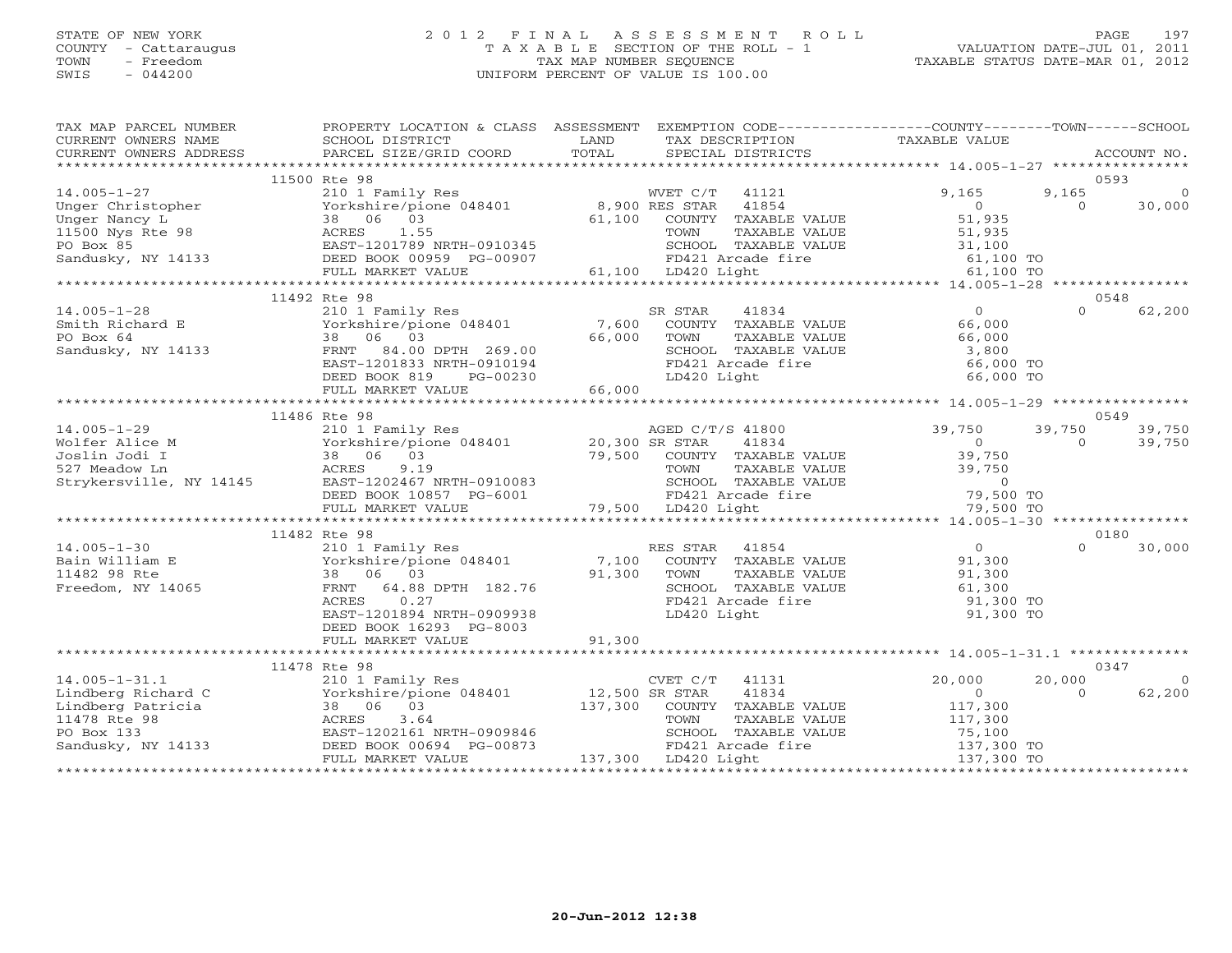STATE OF NEW YORK
COUNTY - Cattaraugus
TOWN - Freedom
SWIS - 044200

2 0 1 2 F I N A L A S S E S S M E N T R O L L
T A X A B L E SECTION OF THE ROLL - 1
TAX MAP NUMBER SEQUENCE
UNIFORM PERCENT OF VALUE IS 100.00

VALUATION DATE-JUL 01, 2011
TAXABLE STATUS DATE-MAR 01, 2012

```
TAX MAP PARCEL NUMBER          PROPERTY LOCATION & CLASS  ASSESSMENT  EXEMPTION CODE------------------COUNTY--------TOWN------SCHOOL
CURRENT OWNERS NAME            SCHOOL DISTRICT               LAND      TAX DESCRIPTION              TAXABLE VALUE
CURRENT OWNERS ADDRESS         PARCEL SIZE/GRID COORD        TOTAL     SPECIAL DISTRICTS                                         ACCOUNT NO.
******************************************************************************************************* 14.005-1-27 *****************
                      11500 Rte 98                                                                                            0593
14.005-1-27                    210 1 Family Res                   WVET C/T   41121          9,165      9,165          0
Unger Christopher              Yorkshire/pione 048401       8,900 RES STAR   41854              0          0     30,000
Unger Nancy L                  38  06  03                  61,100  COUNTY  TAXABLE VALUE       51,935
11500 Nys Rte 98               ACRES    1.55                        TOWN    TAXABLE VALUE       51,935
PO Box 85                      EAST-1201789 NRTH-0910345            SCHOOL  TAXABLE VALUE       31,100
Sandusky, NY 14133             DEED BOOK 00959 PG-00907             FD421 Arcade fire           61,100 TO
                               FULL MARKET VALUE            61,100  LD420 Light                 61,100 TO
******************************************************************************************************* 14.005-1-28 *****************
                      11492 Rte 98                                                                                            0548
14.005-1-28                    210 1 Family Res                   SR STAR    41834              0          0     62,200
Smith Richard E                Yorkshire/pione 048401       7,600  COUNTY  TAXABLE VALUE       66,000
PO Box 64                      38  06  03                  66,000  TOWN    TAXABLE VALUE       66,000
Sandusky, NY 14133             FRNT   84.00 DPTH 269.00             SCHOOL  TAXABLE VALUE        3,800
                               EAST-1201833 NRTH-0910194            FD421 Arcade fire           66,000 TO
                               DEED BOOK 819    PG-00230            LD420 Light                 66,000 TO
                               FULL MARKET VALUE            66,000
******************************************************************************************************* 14.005-1-29 *****************
                      11486 Rte 98                                                                                            0549
14.005-1-29                    210 1 Family Res                   AGED C/T/S 41800         39,750     39,750     39,750
Wolfer Alice M                 Yorkshire/pione 048401      20,300 SR STAR    41834              0          0     39,750
Joslin Jodi I                  38  06  03                  79,500  COUNTY  TAXABLE VALUE       39,750
527 Meadow Ln                  ACRES    9.19                        TOWN    TAXABLE VALUE       39,750
Strykersville, NY 14145        EAST-1202467 NRTH-0910083            SCHOOL  TAXABLE VALUE            0
                               DEED BOOK 10857 PG-6001              FD421 Arcade fire           79,500 TO
                               FULL MARKET VALUE            79,500  LD420 Light                 79,500 TO
******************************************************************************************************* 14.005-1-30 *****************
                      11482 Rte 98                                                                                            0180
14.005-1-30                    210 1 Family Res                   RES STAR   41854              0          0     30,000
Bain William E                 Yorkshire/pione 048401       7,100  COUNTY  TAXABLE VALUE       91,300
11482 98 Rte                   38  06  03                  91,300  TOWN    TAXABLE VALUE       91,300
Freedom, NY 14065              FRNT   64.88 DPTH 182.76             SCHOOL  TAXABLE VALUE       61,300
                               ACRES    0.27                        FD421 Arcade fire           91,300 TO
                               EAST-1201894 NRTH-0909938            LD420 Light                 91,300 TO
                               DEED BOOK 16293 PG-8003
                               FULL MARKET VALUE            91,300
******************************************************************************************************* 14.005-1-31.1 ***************
                      11478 Rte 98                                                                                            0347
14.005-1-31.1                  210 1 Family Res                   CVET C/T   41131         20,000     20,000          0
Lindberg Richard C             Yorkshire/pione 048401      12,500 SR STAR    41834              0          0     62,200
Lindberg Patricia              38  06  03                 137,300  COUNTY  TAXABLE VALUE      117,300
11478 Rte 98                   ACRES    3.64                        TOWN    TAXABLE VALUE      117,300
PO Box 133                     EAST-1202161 NRTH-0909846            SCHOOL  TAXABLE VALUE       75,100
Sandusky, NY 14133             DEED BOOK 00694 PG-00873             FD421 Arcade fire          137,300 TO
                               FULL MARKET VALUE           137,300  LD420 Light                137,300 TO
*************************************************************************************************************************************
```

20-Jun-2012 12:38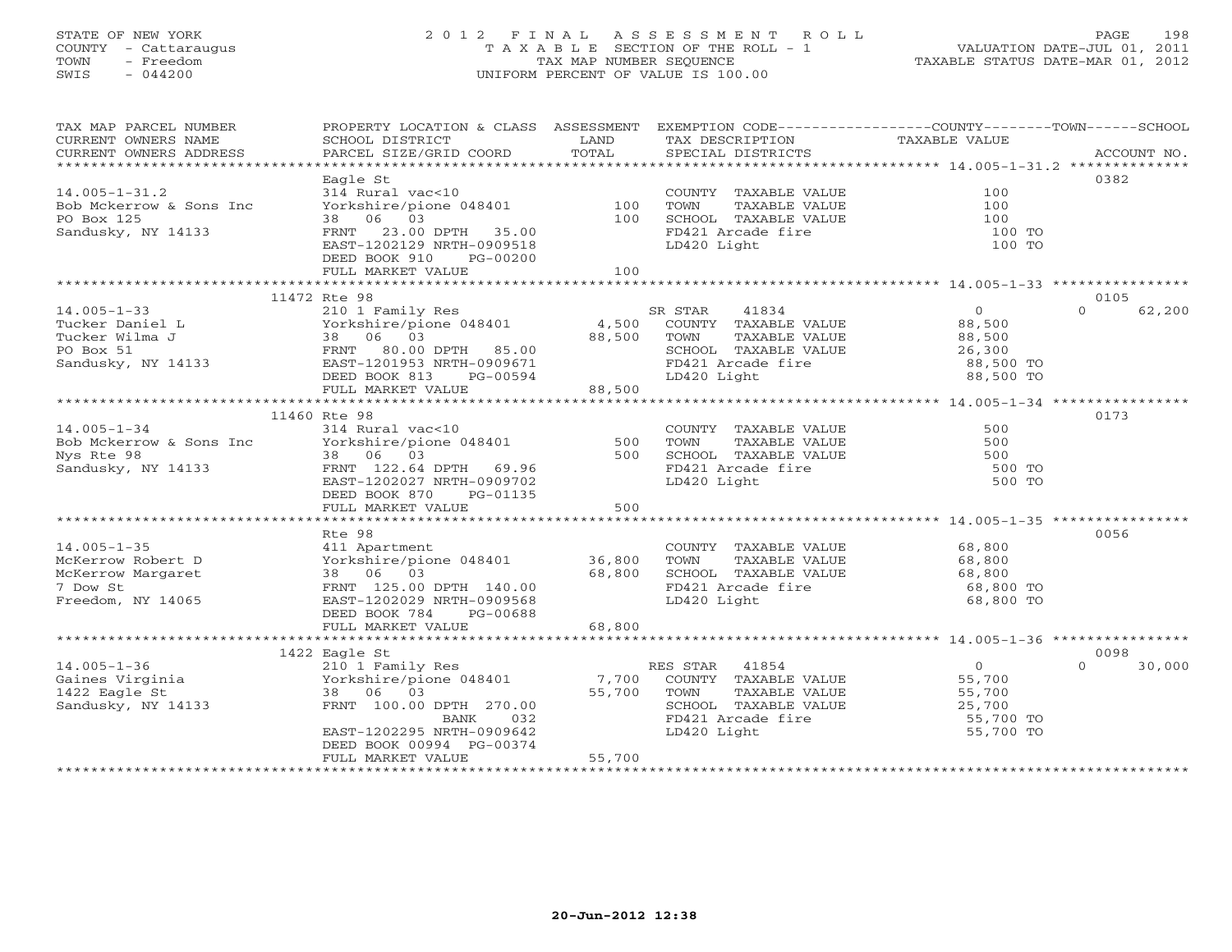STATE OF NEW YORK
COUNTY - Cattaraugus
TOWN - Freedom
SWIS - 044200

# 2012 FINAL ASSESSMENT ROLL
TAXABLE SECTION OF THE ROLL - 1
TAX MAP NUMBER SEQUENCE
UNIFORM PERCENT OF VALUE IS 100.00

VALUATION DATE-JUL 01, 2011
TAXABLE STATUS DATE-MAR 01, 2012

| TAX MAP PARCEL NUMBER / CURRENT OWNERS NAME / CURRENT OWNERS ADDRESS | PROPERTY LOCATION & CLASS / SCHOOL DISTRICT / PARCEL SIZE/GRID COORD | ASSESSMENT LAND | TOTAL | EXEMPTION CODE / TAX DESCRIPTION / SPECIAL DISTRICTS | COUNTY / TOWN TAXABLE VALUE | SCHOOL | ACCOUNT NO. |
|---|---|---|---|---|---|---|---|
| 14.005-1-31.2 | Eagle St | | | | | | 0382 |
| | 314 Rural vac<10 | | | COUNTY TAXABLE VALUE | 100 | | |
| Bob Mckerrow & Sons Inc | Yorkshire/pione 048401 | 100 | | TOWN TAXABLE VALUE | 100 | | |
| PO Box 125 | 38 06 03 | | 100 | SCHOOL TAXABLE VALUE | 100 | | |
| Sandusky, NY 14133 | FRNT 23.00 DPTH 35.00 | | | FD421 Arcade fire | 100 TO | | |
| | EAST-1202129 NRTH-0909518 | | | LD420 Light | 100 TO | | |
| | DEED BOOK 910 PG-00200 | | | | | | |
| | FULL MARKET VALUE | | 100 | | | | |
| 14.005-1-33 | 11472 Rte 98 | | | | | | 0105 |
| | 210 1 Family Res | | | SR STAR 41834 | 0 | 0 | 62,200 |
| Tucker Daniel L | Yorkshire/pione 048401 | 4,500 | | COUNTY TAXABLE VALUE | 88,500 | | |
| Tucker Wilma J | 38 06 03 | | 88,500 | TOWN TAXABLE VALUE | 88,500 | | |
| PO Box 51 | FRNT 80.00 DPTH 85.00 | | | SCHOOL TAXABLE VALUE | 26,300 | | |
| Sandusky, NY 14133 | EAST-1201953 NRTH-0909671 | | | FD421 Arcade fire | 88,500 TO | | |
| | DEED BOOK 813 PG-00594 | | | LD420 Light | 88,500 TO | | |
| | FULL MARKET VALUE | | 88,500 | | | | |
| 14.005-1-34 | 11460 Rte 98 | | | | | | 0173 |
| | 314 Rural vac<10 | | | COUNTY TAXABLE VALUE | 500 | | |
| Bob Mckerrow & Sons Inc | Yorkshire/pione 048401 | 500 | | TOWN TAXABLE VALUE | 500 | | |
| Nys Rte 98 | 38 06 03 | | 500 | SCHOOL TAXABLE VALUE | 500 | | |
| Sandusky, NY 14133 | FRNT 122.64 DPTH 69.96 | | | FD421 Arcade fire | 500 TO | | |
| | EAST-1202027 NRTH-0909702 | | | LD420 Light | 500 TO | | |
| | DEED BOOK 870 PG-01135 | | | | | | |
| | FULL MARKET VALUE | | 500 | | | | |
| 14.005-1-35 | Rte 98 | | | | | | 0056 |
| | 411 Apartment | | | COUNTY TAXABLE VALUE | 68,800 | | |
| McKerrow Robert D | Yorkshire/pione 048401 | 36,800 | | TOWN TAXABLE VALUE | 68,800 | | |
| McKerrow Margaret | 38 06 03 | | 68,800 | SCHOOL TAXABLE VALUE | 68,800 | | |
| 7 Dow St | FRNT 125.00 DPTH 140.00 | | | FD421 Arcade fire | 68,800 TO | | |
| Freedom, NY 14065 | EAST-1202029 NRTH-0909568 | | | LD420 Light | 68,800 TO | | |
| | DEED BOOK 784 PG-00688 | | | | | | |
| | FULL MARKET VALUE | | 68,800 | | | | |
| 14.005-1-36 | 1422 Eagle St | | | | | | 0098 |
| | 210 1 Family Res | | | RES STAR 41854 | 0 | 0 | 30,000 |
| Gaines Virginia | Yorkshire/pione 048401 | 7,700 | | COUNTY TAXABLE VALUE | 55,700 | | |
| 1422 Eagle St | 38 06 03 | | 55,700 | TOWN TAXABLE VALUE | 55,700 | | |
| Sandusky, NY 14133 | FRNT 100.00 DPTH 270.00 | | | SCHOOL TAXABLE VALUE | 25,700 | | |
| | BANK 032 | | | FD421 Arcade fire | 55,700 TO | | |
| | EAST-1202295 NRTH-0909642 | | | LD420 Light | 55,700 TO | | |
| | DEED BOOK 00994 PG-00374 | | | | | | |
| | FULL MARKET VALUE | | 55,700 | | | | |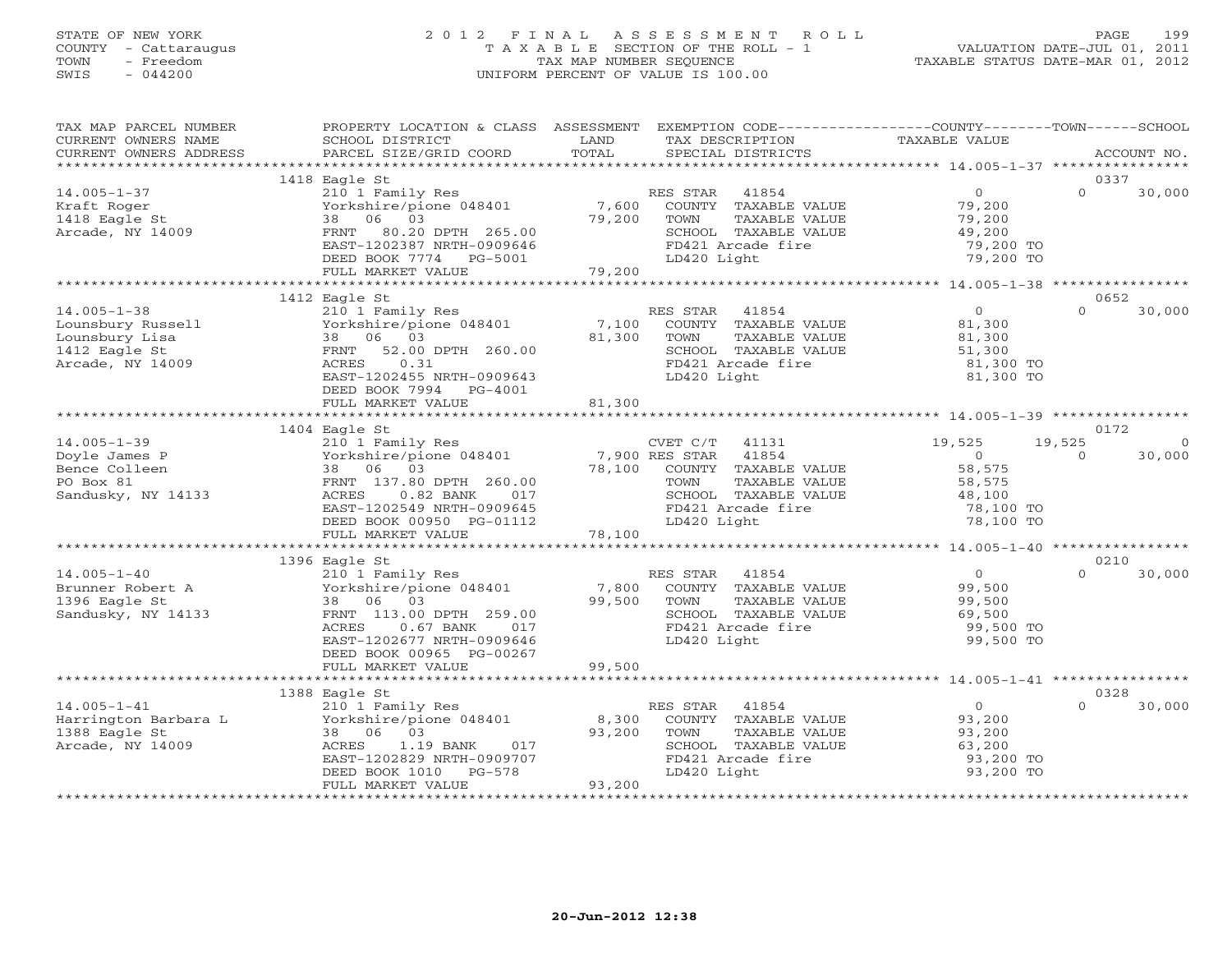STATE OF NEW YORK
COUNTY - Cattaraugus
TOWN - Freedom
SWIS - 044200

# 2012 FINAL ASSESSMENT ROLL
TAXABLE SECTION OF THE ROLL - 1
TAX MAP NUMBER SEQUENCE
UNIFORM PERCENT OF VALUE IS 100.00

VALUATION DATE-JUL 01, 2011
TAXABLE STATUS DATE-MAR 01, 2012

| TAX MAP PARCEL NUMBER / CURRENT OWNERS NAME / CURRENT OWNERS ADDRESS | PROPERTY LOCATION & CLASS / SCHOOL DISTRICT / PARCEL SIZE/GRID COORD | ASSESSMENT LAND | TOTAL | EXEMPTION CODE / TAX DESCRIPTION / SPECIAL DISTRICTS | COUNTY TAXABLE VALUE | TOWN | SCHOOL | ACCOUNT NO. |
|---|---|---|---|---|---|---|---|---|
| | 1418 Eagle St | | | | | | | 0337 |
| 14.005-1-37 | 210 1 Family Res | | | RES STAR 41854 | 0 | 0 | 30,000 | |
| Kraft Roger | Yorkshire/pione 048401 | 7,600 | | COUNTY TAXABLE VALUE | 79,200 | | | |
| 1418 Eagle St | 38 06 03 | | 79,200 | TOWN TAXABLE VALUE | 79,200 | | | |
| Arcade, NY 14009 | FRNT 80.20 DPTH 265.00 | | | SCHOOL TAXABLE VALUE | 49,200 | | | |
| | EAST-1202387 NRTH-0909646 | | | FD421 Arcade fire | 79,200 TO | | | |
| | DEED BOOK 7774 PG-5001 | | | LD420 Light | 79,200 TO | | | |
| | FULL MARKET VALUE | | 79,200 | | | | | |
| | 1412 Eagle St | | | | | | | 0652 |
| 14.005-1-38 | 210 1 Family Res | | | RES STAR 41854 | 0 | 0 | 30,000 | |
| Lounsbury Russell | Yorkshire/pione 048401 | 7,100 | | COUNTY TAXABLE VALUE | 81,300 | | | |
| Lounsbury Lisa | 38 06 03 | | 81,300 | TOWN TAXABLE VALUE | 81,300 | | | |
| 1412 Eagle St | FRNT 52.00 DPTH 260.00 | | | SCHOOL TAXABLE VALUE | 51,300 | | | |
| Arcade, NY 14009 | ACRES 0.31 | | | FD421 Arcade fire | 81,300 TO | | | |
| | EAST-1202455 NRTH-0909643 | | | LD420 Light | 81,300 TO | | | |
| | DEED BOOK 7994 PG-4001 | | | | | | | |
| | FULL MARKET VALUE | | 81,300 | | | | | |
| | 1404 Eagle St | | | | | | | 0172 |
| 14.005-1-39 | 210 1 Family Res | | | CVET C/T 41131 | 19,525 | 19,525 | 0 | |
| Doyle James P | Yorkshire/pione 048401 | 7,900 | | RES STAR 41854 | 0 | 0 | 30,000 | |
| Bence Colleen | 38 06 03 | | 78,100 | COUNTY TAXABLE VALUE | 58,575 | | | |
| PO Box 81 | FRNT 137.80 DPTH 260.00 | | | TOWN TAXABLE VALUE | 58,575 | | | |
| Sandusky, NY 14133 | ACRES 0.82 BANK 017 | | | SCHOOL TAXABLE VALUE | 48,100 | | | |
| | EAST-1202549 NRTH-0909645 | | | FD421 Arcade fire | 78,100 TO | | | |
| | DEED BOOK 00950 PG-01112 | | | LD420 Light | 78,100 TO | | | |
| | FULL MARKET VALUE | | 78,100 | | | | | |
| | 1396 Eagle St | | | | | | | 0210 |
| 14.005-1-40 | 210 1 Family Res | | | RES STAR 41854 | 0 | 0 | 30,000 | |
| Brunner Robert A | Yorkshire/pione 048401 | 7,800 | | COUNTY TAXABLE VALUE | 99,500 | | | |
| 1396 Eagle St | 38 06 03 | | 99,500 | TOWN TAXABLE VALUE | 99,500 | | | |
| Sandusky, NY 14133 | FRNT 113.00 DPTH 259.00 | | | SCHOOL TAXABLE VALUE | 69,500 | | | |
| | ACRES 0.67 BANK 017 | | | FD421 Arcade fire | 99,500 TO | | | |
| | EAST-1202677 NRTH-0909646 | | | LD420 Light | 99,500 TO | | | |
| | DEED BOOK 00965 PG-00267 | | | | | | | |
| | FULL MARKET VALUE | | 99,500 | | | | | |
| | 1388 Eagle St | | | | | | | 0328 |
| 14.005-1-41 | 210 1 Family Res | | | RES STAR 41854 | 0 | 0 | 30,000 | |
| Harrington Barbara L | Yorkshire/pione 048401 | 8,300 | | COUNTY TAXABLE VALUE | 93,200 | | | |
| 1388 Eagle St | 38 06 03 | | 93,200 | TOWN TAXABLE VALUE | 93,200 | | | |
| Arcade, NY 14009 | ACRES 1.19 BANK 017 | | | SCHOOL TAXABLE VALUE | 63,200 | | | |
| | EAST-1202829 NRTH-0909707 | | | FD421 Arcade fire | 93,200 TO | | | |
| | DEED BOOK 1010 PG-578 | | | LD420 Light | 93,200 TO | | | |
| | FULL MARKET VALUE | | 93,200 | | | | | |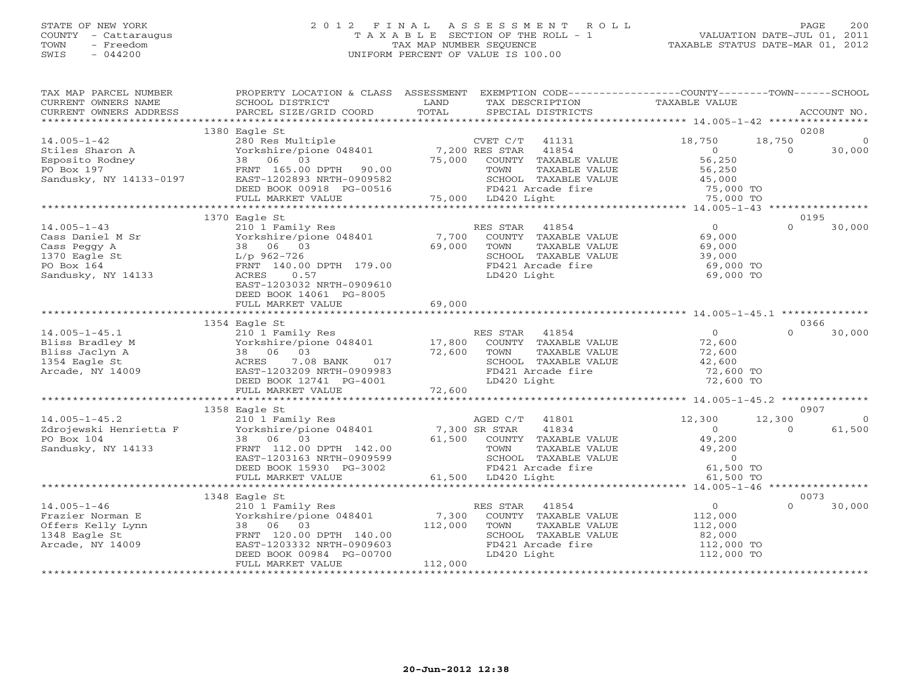STATE OF NEW YORK
COUNTY - Cattaraugus
TOWN - Freedom
SWIS - 044200

# 2012 FINAL ASSESSMENT ROLL

TAXABLE SECTION OF THE ROLL - 1
TAX MAP NUMBER SEQUENCE
UNIFORM PERCENT OF VALUE IS 100.00

VALUATION DATE-JUL 01, 2011
TAXABLE STATUS DATE-MAR 01, 2012

| TAX MAP PARCEL NUMBER / CURRENT OWNERS NAME / CURRENT OWNERS ADDRESS | PROPERTY LOCATION & CLASS / SCHOOL DISTRICT / PARCEL SIZE/GRID COORD | ASSESSMENT LAND | TOTAL | EXEMPTION CODE / TAX DESCRIPTION / SPECIAL DISTRICTS | COUNTY TAXABLE VALUE | TOWN | SCHOOL / ACCOUNT NO. |
|---|---|---|---|---|---|---|---|
| | 1380 Eagle St | | | | | | 0208 |
| 14.005-1-42 | 280 Res Multiple | | | CVET C/T 41131 | 18,750 | 18,750 | 0 |
| Stiles Sharon A | Yorkshire/pione 048401 | 7,200 | | RES STAR 41854 | 0 | 0 | 30,000 |
| Esposito Rodney | 38 06 03 | | 75,000 | COUNTY TAXABLE VALUE | 56,250 | | |
| PO Box 197 | FRNT 165.00 DPTH 90.00 | | | TOWN TAXABLE VALUE | 56,250 | | |
| Sandusky, NY 14133-0197 | EAST-1202893 NRTH-0909582 | | | SCHOOL TAXABLE VALUE | 45,000 | | |
| | DEED BOOK 00918 PG-00516 | | | FD421 Arcade fire | 75,000 TO | | |
| | FULL MARKET VALUE | | 75,000 | LD420 Light | 75,000 TO | | |
| | 1370 Eagle St | | | | | | 0195 |
| 14.005-1-43 | 210 1 Family Res | | | RES STAR 41854 | 0 | 0 | 30,000 |
| Cass Daniel M Sr | Yorkshire/pione 048401 | 7,700 | | COUNTY TAXABLE VALUE | 69,000 | | |
| Cass Peggy A | 38 06 03 | | 69,000 | TOWN TAXABLE VALUE | 69,000 | | |
| 1370 Eagle St | L/p 962-726 | | | SCHOOL TAXABLE VALUE | 39,000 | | |
| PO Box 164 | FRNT 140.00 DPTH 179.00 | | | FD421 Arcade fire | 69,000 TO | | |
| Sandusky, NY 14133 | ACRES 0.57 | | | LD420 Light | 69,000 TO | | |
| | EAST-1203032 NRTH-0909610 | | | | | | |
| | DEED BOOK 14061 PG-8005 | | | | | | |
| | FULL MARKET VALUE | | 69,000 | | | | |
| | 1354 Eagle St | | | | | | 0366 |
| 14.005-1-45.1 | 210 1 Family Res | | | RES STAR 41854 | 0 | 0 | 30,000 |
| Bliss Bradley M | Yorkshire/pione 048401 | 17,800 | | COUNTY TAXABLE VALUE | 72,600 | | |
| Bliss Jaclyn A | 38 06 03 | | 72,600 | TOWN TAXABLE VALUE | 72,600 | | |
| 1354 Eagle St | ACRES 7.08 BANK 017 | | | SCHOOL TAXABLE VALUE | 42,600 | | |
| Arcade, NY 14009 | EAST-1203209 NRTH-0909983 | | | FD421 Arcade fire | 72,600 TO | | |
| | DEED BOOK 12741 PG-4001 | | | LD420 Light | 72,600 TO | | |
| | FULL MARKET VALUE | | 72,600 | | | | |
| | 1358 Eagle St | | | | | | 0907 |
| 14.005-1-45.2 | 210 1 Family Res | | | AGED C/T 41801 | 12,300 | 12,300 | 0 |
| Zdrojewski Henrietta F | Yorkshire/pione 048401 | 7,300 | | SR STAR 41834 | 0 | 0 | 61,500 |
| PO Box 104 | 38 06 03 | | 61,500 | COUNTY TAXABLE VALUE | 49,200 | | |
| Sandusky, NY 14133 | FRNT 112.00 DPTH 142.00 | | | TOWN TAXABLE VALUE | 49,200 | | |
| | EAST-1203163 NRTH-0909599 | | | SCHOOL TAXABLE VALUE | 0 | | |
| | DEED BOOK 15930 PG-3002 | | | FD421 Arcade fire | 61,500 TO | | |
| | FULL MARKET VALUE | | 61,500 | LD420 Light | 61,500 TO | | |
| | 1348 Eagle St | | | | | | 0073 |
| 14.005-1-46 | 210 1 Family Res | | | RES STAR 41854 | 0 | 0 | 30,000 |
| Frazier Norman E | Yorkshire/pione 048401 | 7,300 | | COUNTY TAXABLE VALUE | 112,000 | | |
| Offers Kelly Lynn | 38 06 03 | | 112,000 | TOWN TAXABLE VALUE | 112,000 | | |
| 1348 Eagle St | FRNT 120.00 DPTH 140.00 | | | SCHOOL TAXABLE VALUE | 82,000 | | |
| Arcade, NY 14009 | EAST-1203332 NRTH-0909603 | | | FD421 Arcade fire | 112,000 TO | | |
| | DEED BOOK 00984 PG-00700 | | | LD420 Light | 112,000 TO | | |
| | FULL MARKET VALUE | | 112,000 | | | | |

20-Jun-2012 12:38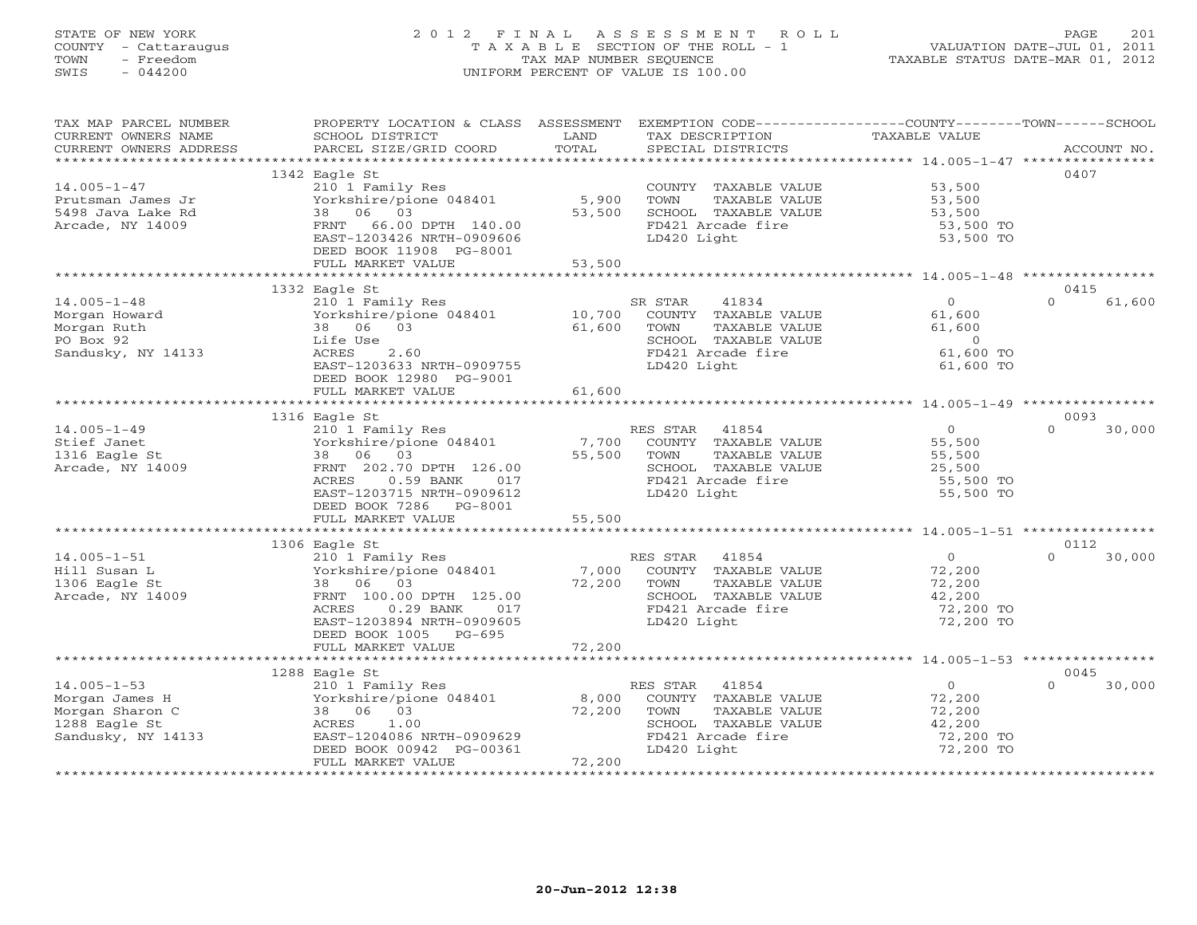STATE OF NEW YORK
COUNTY - Cattaraugus
TOWN - Freedom
SWIS - 044200

# 2012 FINAL ASSESSMENT ROLL

TAXABLE SECTION OF THE ROLL - 1
TAX MAP NUMBER SEQUENCE
UNIFORM PERCENT OF VALUE IS 100.00

VALUATION DATE-JUL 01, 2011
TAXABLE STATUS DATE-MAR 01, 2012

| TAX MAP PARCEL NUMBER / CURRENT OWNERS NAME / CURRENT OWNERS ADDRESS | PROPERTY LOCATION & CLASS / SCHOOL DISTRICT / PARCEL SIZE/GRID COORD | ASSESSMENT LAND / TOTAL | EXEMPTION CODE / TAX DESCRIPTION / SPECIAL DISTRICTS | COUNTY TAXABLE VALUE | TOWN | SCHOOL / ACCOUNT NO. |
|---|---|---|---|---|---|---|
| **14.005-1-47** | 1342 Eagle St | | | | | 0407 |
| Prutsman James Jr | 210 1 Family Res | | COUNTY TAXABLE VALUE | 53,500 | | |
| 5498 Java Lake Rd | Yorkshire/pione 048401 | 5,900 | TOWN TAXABLE VALUE | 53,500 | | |
| Arcade, NY 14009 | 38 06 03 | 53,500 | SCHOOL TAXABLE VALUE | 53,500 | | |
| | FRNT 66.00 DPTH 140.00 | | FD421 Arcade fire | 53,500 TO | | |
| | EAST-1203426 NRTH-0909606 | | LD420 Light | 53,500 TO | | |
| | DEED BOOK 11908 PG-8001 | | | | | |
| | FULL MARKET VALUE | 53,500 | | | | |
| **14.005-1-48** | 1332 Eagle St | | | | | 0415 |
| Morgan Howard | 210 1 Family Res | | SR STAR 41834 | 0 | 0 | 61,600 |
| Morgan Ruth | Yorkshire/pione 048401 | 10,700 | COUNTY TAXABLE VALUE | 61,600 | | |
| PO Box 92 | 38 06 03 | 61,600 | TOWN TAXABLE VALUE | 61,600 | | |
| Sandusky, NY 14133 | Life Use | | SCHOOL TAXABLE VALUE | 0 | | |
| | ACRES 2.60 | | FD421 Arcade fire | 61,600 TO | | |
| | EAST-1203633 NRTH-0909755 | | LD420 Light | 61,600 TO | | |
| | DEED BOOK 12980 PG-9001 | | | | | |
| | FULL MARKET VALUE | 61,600 | | | | |
| **14.005-1-49** | 1316 Eagle St | | | | | 0093 |
| Stief Janet | 210 1 Family Res | | RES STAR 41854 | 0 | 0 | 30,000 |
| 1316 Eagle St | Yorkshire/pione 048401 | 7,700 | COUNTY TAXABLE VALUE | 55,500 | | |
| Arcade, NY 14009 | 38 06 03 | 55,500 | TOWN TAXABLE VALUE | 55,500 | | |
| | FRNT 202.70 DPTH 126.00 | | SCHOOL TAXABLE VALUE | 25,500 | | |
| | ACRES 0.59 BANK 017 | | FD421 Arcade fire | 55,500 TO | | |
| | EAST-1203715 NRTH-0909612 | | LD420 Light | 55,500 TO | | |
| | DEED BOOK 7286 PG-8001 | | | | | |
| | FULL MARKET VALUE | 55,500 | | | | |
| **14.005-1-51** | 1306 Eagle St | | | | | 0112 |
| Hill Susan L | 210 1 Family Res | | RES STAR 41854 | 0 | 0 | 30,000 |
| 1306 Eagle St | Yorkshire/pione 048401 | 7,000 | COUNTY TAXABLE VALUE | 72,200 | | |
| Arcade, NY 14009 | 38 06 03 | 72,200 | TOWN TAXABLE VALUE | 72,200 | | |
| | FRNT 100.00 DPTH 125.00 | | SCHOOL TAXABLE VALUE | 42,200 | | |
| | ACRES 0.29 BANK 017 | | FD421 Arcade fire | 72,200 TO | | |
| | EAST-1203894 NRTH-0909605 | | LD420 Light | 72,200 TO | | |
| | DEED BOOK 1005 PG-695 | | | | | |
| | FULL MARKET VALUE | 72,200 | | | | |
| **14.005-1-53** | 1288 Eagle St | | | | | 0045 |
| Morgan James H | 210 1 Family Res | | RES STAR 41854 | 0 | 0 | 30,000 |
| Morgan Sharon C | Yorkshire/pione 048401 | 8,000 | COUNTY TAXABLE VALUE | 72,200 | | |
| 1288 Eagle St | 38 06 03 | 72,200 | TOWN TAXABLE VALUE | 72,200 | | |
| Sandusky, NY 14133 | ACRES 1.00 | | SCHOOL TAXABLE VALUE | 42,200 | | |
| | EAST-1204086 NRTH-0909629 | | FD421 Arcade fire | 72,200 TO | | |
| | DEED BOOK 00942 PG-00361 | | LD420 Light | 72,200 TO | | |
| | FULL MARKET VALUE | 72,200 | | | | |

20-Jun-2012 12:38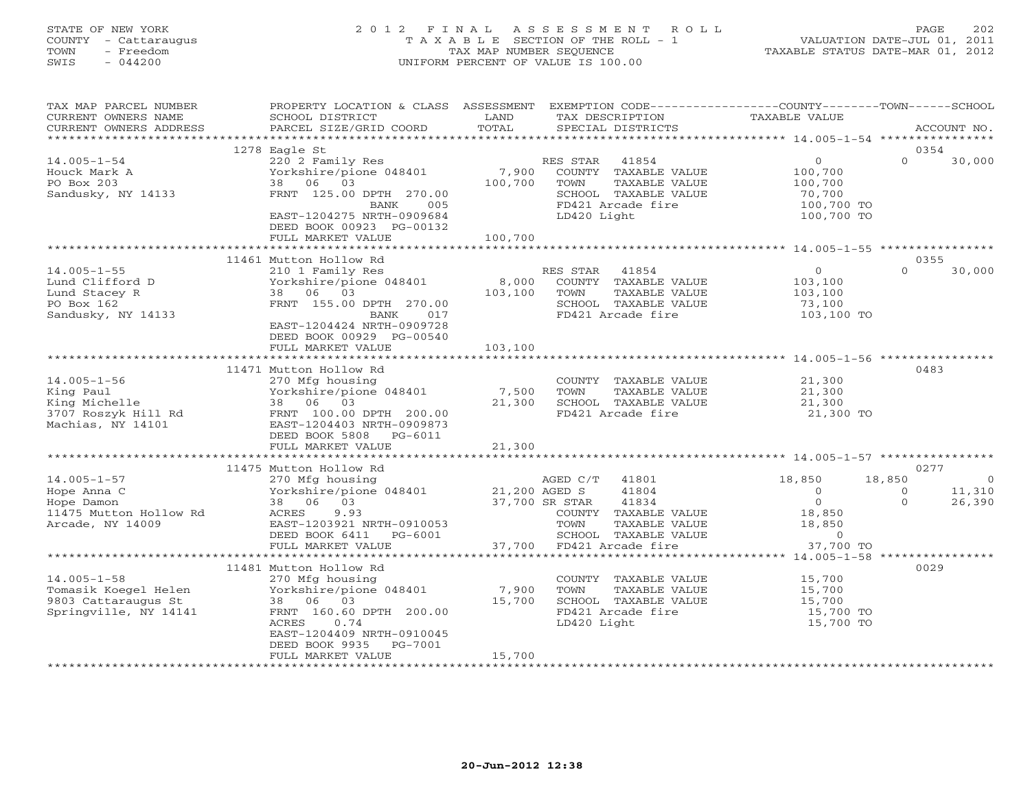STATE OF NEW YORK
COUNTY - Cattaraugus
TOWN - Freedom
SWIS - 044200

# 2012 FINAL ASSESSMENT ROLL
TAXABLE SECTION OF THE ROLL - 1
TAX MAP NUMBER SEQUENCE
UNIFORM PERCENT OF VALUE IS 100.00

VALUATION DATE-JUL 01, 2011
TAXABLE STATUS DATE-MAR 01, 2012

| TAX MAP PARCEL NUMBER / CURRENT OWNERS NAME / CURRENT OWNERS ADDRESS | PROPERTY LOCATION & CLASS / SCHOOL DISTRICT / PARCEL SIZE/GRID COORD | ASSESSMENT LAND | TOTAL | EXEMPTION CODE / TAX DESCRIPTION / SPECIAL DISTRICTS | COUNTY TAXABLE VALUE | TOWN | SCHOOL / ACCOUNT NO. |
|---|---|---|---|---|---|---|---|
| | 1278 Eagle St | | | | | | 0354 |
| 14.005-1-54 | 220 2 Family Res | | | RES STAR 41854 | 0 | 0 | 30,000 |
| Houck Mark A | Yorkshire/pione 048401 | 7,900 | | COUNTY TAXABLE VALUE | 100,700 | | |
| PO Box 203 | 38 06 03 | | 100,700 | TOWN TAXABLE VALUE | 100,700 | | |
| Sandusky, NY 14133 | FRNT 125.00 DPTH 270.00 | | | SCHOOL TAXABLE VALUE | 70,700 | | |
| | BANK 005 | | | FD421 Arcade fire | 100,700 TO | | |
| | EAST-1204275 NRTH-0909684 | | | LD420 Light | 100,700 TO | | |
| | DEED BOOK 00923 PG-00132 | | | | | | |
| | FULL MARKET VALUE | | 100,700 | | | | |
| | 11461 Mutton Hollow Rd | | | | | | 0355 |
| 14.005-1-55 | 210 1 Family Res | | | RES STAR 41854 | 0 | 0 | 30,000 |
| Lund Clifford D | Yorkshire/pione 048401 | 8,000 | | COUNTY TAXABLE VALUE | 103,100 | | |
| Lund Stacey R | 38 06 03 | | 103,100 | TOWN TAXABLE VALUE | 103,100 | | |
| PO Box 162 | FRNT 155.00 DPTH 270.00 | | | SCHOOL TAXABLE VALUE | 73,100 | | |
| Sandusky, NY 14133 | BANK 017 | | | FD421 Arcade fire | 103,100 TO | | |
| | EAST-1204424 NRTH-0909728 | | | | | | |
| | DEED BOOK 00929 PG-00540 | | | | | | |
| | FULL MARKET VALUE | | 103,100 | | | | |
| | 11471 Mutton Hollow Rd | | | | | | 0483 |
| 14.005-1-56 | 270 Mfg housing | | | COUNTY TAXABLE VALUE | 21,300 | | |
| King Paul | Yorkshire/pione 048401 | 7,500 | | TOWN TAXABLE VALUE | 21,300 | | |
| King Michelle | 38 06 03 | | 21,300 | SCHOOL TAXABLE VALUE | 21,300 | | |
| 3707 Roszyk Hill Rd | FRNT 100.00 DPTH 200.00 | | | FD421 Arcade fire | 21,300 TO | | |
| Machias, NY 14101 | EAST-1204403 NRTH-0909873 | | | | | | |
| | DEED BOOK 5808 PG-6011 | | | | | | |
| | FULL MARKET VALUE | | 21,300 | | | | |
| | 11475 Mutton Hollow Rd | | | | | | 0277 |
| 14.005-1-57 | 270 Mfg housing | | | AGED C/T 41801 | 18,850 | 18,850 | 0 |
| Hope Anna C | Yorkshire/pione 048401 | 21,200 | | AGED S 41804 | 0 | 0 | 11,310 |
| Hope Damon | 38 06 03 | | 37,700 | SR STAR 41834 | 0 | 0 | 26,390 |
| 11475 Mutton Hollow Rd | ACRES 9.93 | | | COUNTY TAXABLE VALUE | 18,850 | | |
| Arcade, NY 14009 | EAST-1203921 NRTH-0910053 | | | TOWN TAXABLE VALUE | 18,850 | | |
| | DEED BOOK 6411 PG-6001 | | | SCHOOL TAXABLE VALUE | 0 | | |
| | FULL MARKET VALUE | | 37,700 | FD421 Arcade fire | 37,700 TO | | |
| | 11481 Mutton Hollow Rd | | | | | | 0029 |
| 14.005-1-58 | 270 Mfg housing | | | COUNTY TAXABLE VALUE | 15,700 | | |
| Tomasik Koegel Helen | Yorkshire/pione 048401 | 7,900 | | TOWN TAXABLE VALUE | 15,700 | | |
| 9803 Cattaraugus St | 38 06 03 | | 15,700 | SCHOOL TAXABLE VALUE | 15,700 | | |
| Springville, NY 14141 | FRNT 160.60 DPTH 200.00 | | | FD421 Arcade fire | 15,700 TO | | |
| | ACRES 0.74 | | | LD420 Light | 15,700 TO | | |
| | EAST-1204409 NRTH-0910045 | | | | | | |
| | DEED BOOK 9935 PG-7001 | | | | | | |
| | FULL MARKET VALUE | | 15,700 | | | | |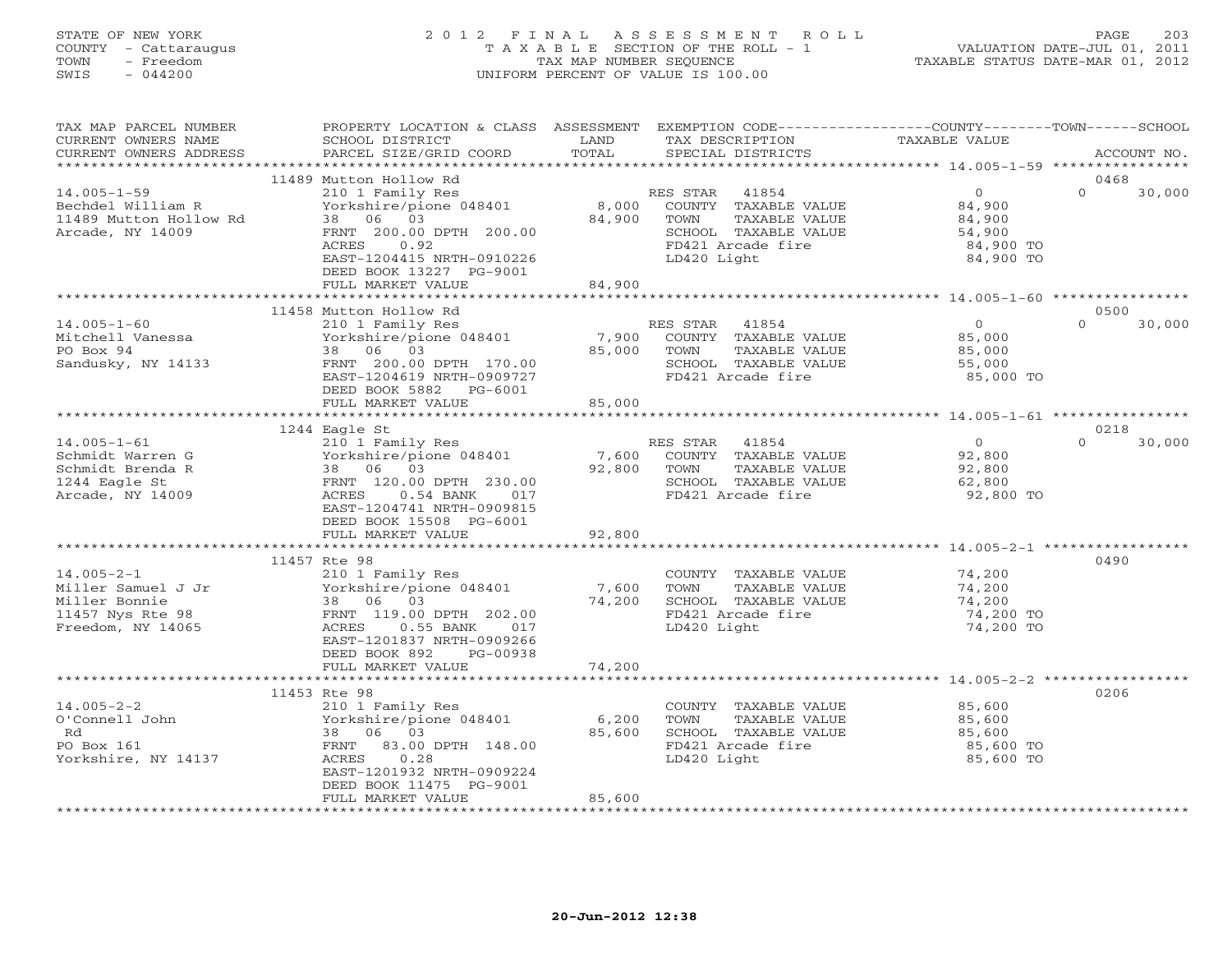STATE OF NEW YORK
COUNTY - Cattaraugus
TOWN - Freedom
SWIS - 044200

# 2012 FINAL ASSESSMENT ROLL

TAXABLE SECTION OF THE ROLL - 1
TAX MAP NUMBER SEQUENCE
UNIFORM PERCENT OF VALUE IS 100.00

VALUATION DATE-JUL 01, 2011
TAXABLE STATUS DATE-MAR 01, 2012

| TAX MAP PARCEL NUMBER / CURRENT OWNERS NAME / CURRENT OWNERS ADDRESS | PROPERTY LOCATION & CLASS / SCHOOL DISTRICT / PARCEL SIZE/GRID COORD | ASSESSMENT LAND | TOTAL | EXEMPTION CODE / TAX DESCRIPTION / SPECIAL DISTRICTS | COUNTY TAXABLE VALUE | TOWN | SCHOOL | ACCOUNT NO. |
|---|---|---|---|---|---|---|---|---|
| | 11489 Mutton Hollow Rd | | | | | | | 0468 |
| 14.005-1-59 | 210 1 Family Res | | | RES STAR 41854 | 0 | 0 | 30,000 | |
| Bechdel William R | Yorkshire/pione 048401 | 8,000 | | COUNTY TAXABLE VALUE | 84,900 | | | |
| 11489 Mutton Hollow Rd | 38 06 03 | | 84,900 | TOWN TAXABLE VALUE | 84,900 | | | |
| Arcade, NY 14009 | FRNT 200.00 DPTH 200.00 | | | SCHOOL TAXABLE VALUE | 54,900 | | | |
| | ACRES 0.92 | | | FD421 Arcade fire | 84,900 TO | | | |
| | EAST-1204415 NRTH-0910226 | | | LD420 Light | 84,900 TO | | | |
| | DEED BOOK 13227 PG-9001 | | | | | | | |
| | FULL MARKET VALUE | | 84,900 | | | | | |
| | 11458 Mutton Hollow Rd | | | | | | | 0500 |
| 14.005-1-60 | 210 1 Family Res | | | RES STAR 41854 | 0 | 0 | 30,000 | |
| Mitchell Vanessa | Yorkshire/pione 048401 | 7,900 | | COUNTY TAXABLE VALUE | 85,000 | | | |
| PO Box 94 | 38 06 03 | | 85,000 | TOWN TAXABLE VALUE | 85,000 | | | |
| Sandusky, NY 14133 | FRNT 200.00 DPTH 170.00 | | | SCHOOL TAXABLE VALUE | 55,000 | | | |
| | EAST-1204619 NRTH-0909727 | | | FD421 Arcade fire | 85,000 TO | | | |
| | DEED BOOK 5882 PG-6001 | | | | | | | |
| | FULL MARKET VALUE | | 85,000 | | | | | |
| | 1244 Eagle St | | | | | | | 0218 |
| 14.005-1-61 | 210 1 Family Res | | | RES STAR 41854 | 0 | 0 | 30,000 | |
| Schmidt Warren G | Yorkshire/pione 048401 | 7,600 | | COUNTY TAXABLE VALUE | 92,800 | | | |
| Schmidt Brenda R | 38 06 03 | | 92,800 | TOWN TAXABLE VALUE | 92,800 | | | |
| 1244 Eagle St | FRNT 120.00 DPTH 230.00 | | | SCHOOL TAXABLE VALUE | 62,800 | | | |
| Arcade, NY 14009 | ACRES 0.54 BANK 017 | | | FD421 Arcade fire | 92,800 TO | | | |
| | EAST-1204741 NRTH-0909815 | | | | | | | |
| | DEED BOOK 15508 PG-6001 | | | | | | | |
| | FULL MARKET VALUE | | 92,800 | | | | | |
| | 11457 Rte 98 | | | | | | | 0490 |
| 14.005-2-1 | 210 1 Family Res | | | COUNTY TAXABLE VALUE | 74,200 | | | |
| Miller Samuel J Jr | Yorkshire/pione 048401 | 7,600 | | TOWN TAXABLE VALUE | 74,200 | | | |
| Miller Bonnie | 38 06 03 | | 74,200 | SCHOOL TAXABLE VALUE | 74,200 | | | |
| 11457 Nys Rte 98 | FRNT 119.00 DPTH 202.00 | | | FD421 Arcade fire | 74,200 TO | | | |
| Freedom, NY 14065 | ACRES 0.55 BANK 017 | | | LD420 Light | 74,200 TO | | | |
| | EAST-1201837 NRTH-0909266 | | | | | | | |
| | DEED BOOK 892 PG-00938 | | | | | | | |
| | FULL MARKET VALUE | | 74,200 | | | | | |
| | 11453 Rte 98 | | | | | | | 0206 |
| 14.005-2-2 | 210 1 Family Res | | | COUNTY TAXABLE VALUE | 85,600 | | | |
| O'Connell John | Yorkshire/pione 048401 | 6,200 | | TOWN TAXABLE VALUE | 85,600 | | | |
| Rd | 38 06 03 | | 85,600 | SCHOOL TAXABLE VALUE | 85,600 | | | |
| PO Box 161 | FRNT 83.00 DPTH 148.00 | | | FD421 Arcade fire | 85,600 TO | | | |
| Yorkshire, NY 14137 | ACRES 0.28 | | | LD420 Light | 85,600 TO | | | |
| | EAST-1201932 NRTH-0909224 | | | | | | | |
| | DEED BOOK 11475 PG-9001 | | | | | | | |
| | FULL MARKET VALUE | | 85,600 | | | | | |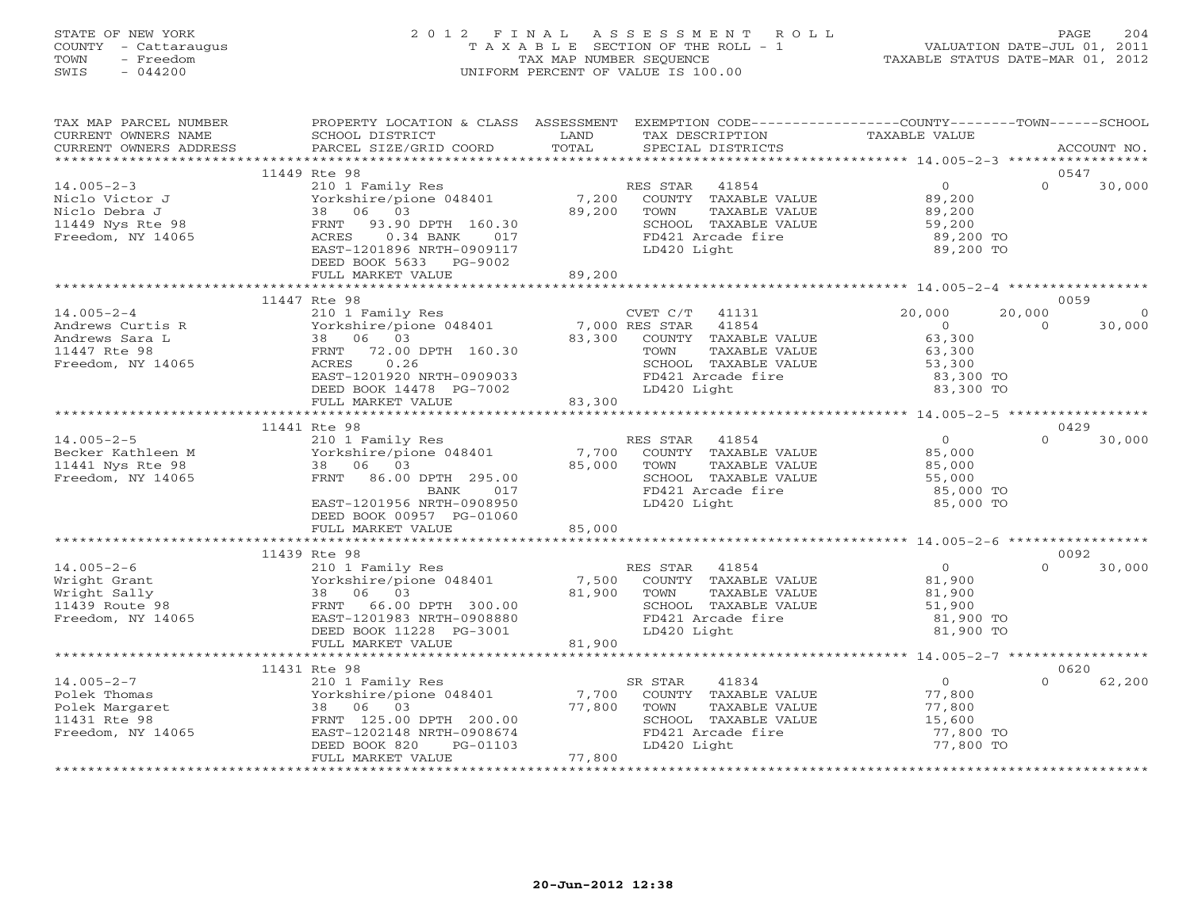STATE OF NEW YORK
COUNTY - Cattaraugus
TOWN - Freedom
SWIS - 044200

# 2012 FINAL ASSESSMENT ROLL
TAXABLE SECTION OF THE ROLL - 1
TAX MAP NUMBER SEQUENCE
UNIFORM PERCENT OF VALUE IS 100.00

VALUATION DATE-JUL 01, 2011
TAXABLE STATUS DATE-MAR 01, 2012

| TAX MAP PARCEL NUMBER / CURRENT OWNERS NAME / CURRENT OWNERS ADDRESS | PROPERTY LOCATION & CLASS / SCHOOL DISTRICT / PARCEL SIZE/GRID COORD | ASSESSMENT LAND / TOTAL | EXEMPTION CODE / TAX DESCRIPTION / SPECIAL DISTRICTS | COUNTY TAXABLE VALUE | TOWN | SCHOOL / ACCOUNT NO. |
|---|---|---|---|---|---|---|
| | 11449 Rte 98 | | | | | 0547 |
| 14.005-2-3 | 210 1 Family Res | | RES STAR 41854 | 0 | 0 | 30,000 |
| Niclo Victor J | Yorkshire/pione 048401 | 7,200 | COUNTY TAXABLE VALUE | 89,200 | | |
| Niclo Debra J | 38 06 03 | 89,200 | TOWN TAXABLE VALUE | 89,200 | | |
| 11449 Nys Rte 98 | FRNT 93.90 DPTH 160.30 | | SCHOOL TAXABLE VALUE | 59,200 | | |
| Freedom, NY 14065 | ACRES 0.34 BANK 017 | | FD421 Arcade fire | 89,200 TO | | |
| | EAST-1201896 NRTH-0909117 | | LD420 Light | 89,200 TO | | |
| | DEED BOOK 5633 PG-9002 | | | | | |
| | FULL MARKET VALUE | 89,200 | | | | |
| | 11447 Rte 98 | | | | | 0059 |
| 14.005-2-4 | 210 1 Family Res | | CVET C/T 41131 | 20,000 | 20,000 | 0 |
| Andrews Curtis R | Yorkshire/pione 048401 | 7,000 | RES STAR 41854 | 0 | 0 | 30,000 |
| Andrews Sara L | 38 06 03 | 83,300 | COUNTY TAXABLE VALUE | 63,300 | | |
| 11447 Rte 98 | FRNT 72.00 DPTH 160.30 | | TOWN TAXABLE VALUE | 63,300 | | |
| Freedom, NY 14065 | ACRES 0.26 | | SCHOOL TAXABLE VALUE | 53,300 | | |
| | EAST-1201920 NRTH-0909033 | | FD421 Arcade fire | 83,300 TO | | |
| | DEED BOOK 14478 PG-7002 | | LD420 Light | 83,300 TO | | |
| | FULL MARKET VALUE | 83,300 | | | | |
| | 11441 Rte 98 | | | | | 0429 |
| 14.005-2-5 | 210 1 Family Res | | RES STAR 41854 | 0 | 0 | 30,000 |
| Becker Kathleen M | Yorkshire/pione 048401 | 7,700 | COUNTY TAXABLE VALUE | 85,000 | | |
| 11441 Nys Rte 98 | 38 06 03 | 85,000 | TOWN TAXABLE VALUE | 85,000 | | |
| Freedom, NY 14065 | FRNT 86.00 DPTH 295.00 | | SCHOOL TAXABLE VALUE | 55,000 | | |
| | BANK 017 | | FD421 Arcade fire | 85,000 TO | | |
| | EAST-1201956 NRTH-0908950 | | LD420 Light | 85,000 TO | | |
| | DEED BOOK 00957 PG-01060 | | | | | |
| | FULL MARKET VALUE | 85,000 | | | | |
| | 11439 Rte 98 | | | | | 0092 |
| 14.005-2-6 | 210 1 Family Res | | RES STAR 41854 | 0 | 0 | 30,000 |
| Wright Grant | Yorkshire/pione 048401 | 7,500 | COUNTY TAXABLE VALUE | 81,900 | | |
| Wright Sally | 38 06 03 | 81,900 | TOWN TAXABLE VALUE | 81,900 | | |
| 11439 Route 98 | FRNT 66.00 DPTH 300.00 | | SCHOOL TAXABLE VALUE | 51,900 | | |
| Freedom, NY 14065 | EAST-1201983 NRTH-0908880 | | FD421 Arcade fire | 81,900 TO | | |
| | DEED BOOK 11228 PG-3001 | | LD420 Light | 81,900 TO | | |
| | FULL MARKET VALUE | 81,900 | | | | |
| | 11431 Rte 98 | | | | | 0620 |
| 14.005-2-7 | 210 1 Family Res | | SR STAR 41834 | 0 | 0 | 62,200 |
| Polek Thomas | Yorkshire/pione 048401 | 7,700 | COUNTY TAXABLE VALUE | 77,800 | | |
| Polek Margaret | 38 06 03 | 77,800 | TOWN TAXABLE VALUE | 77,800 | | |
| 11431 Rte 98 | FRNT 125.00 DPTH 200.00 | | SCHOOL TAXABLE VALUE | 15,600 | | |
| Freedom, NY 14065 | EAST-1202148 NRTH-0908674 | | FD421 Arcade fire | 77,800 TO | | |
| | DEED BOOK 820 PG-01103 | | LD420 Light | 77,800 TO | | |
| | FULL MARKET VALUE | 77,800 | | | | |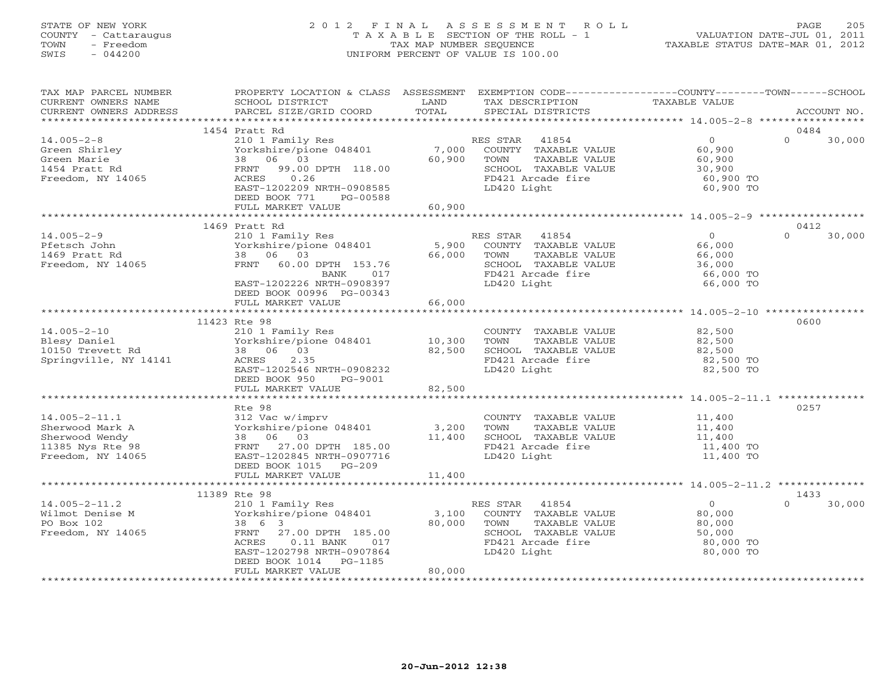STATE OF NEW YORK
COUNTY - Cattaraugus
TOWN - Freedom
SWIS - 044200

# 2012 FINAL ASSESSMENT ROLL
TAXABLE SECTION OF THE ROLL - 1
TAX MAP NUMBER SEQUENCE
UNIFORM PERCENT OF VALUE IS 100.00

VALUATION DATE-JUL 01, 2011
TAXABLE STATUS DATE-MAR 01, 2012

| TAX MAP PARCEL NUMBER / CURRENT OWNERS NAME / CURRENT OWNERS ADDRESS | PROPERTY LOCATION & CLASS / SCHOOL DISTRICT / PARCEL SIZE/GRID COORD | ASSESSMENT LAND / TOTAL | EXEMPTION CODE / TAX DESCRIPTION / SPECIAL DISTRICTS | COUNTY / TAXABLE VALUE | TOWN | SCHOOL / ACCOUNT NO. |
|---|---|---|---|---|---|---|
| **14.005-2-8** | 1454 Pratt Rd | | | | | 0484 |
| 14.005-2-8 | 210 1 Family Res | | RES STAR 41854 | 0 | 0 | 30,000 |
| Green Shirley | Yorkshire/pione 048401 | 7,000 | COUNTY TAXABLE VALUE | 60,900 | | |
| Green Marie | 38 06 03 | 60,900 | TOWN TAXABLE VALUE | 60,900 | | |
| 1454 Pratt Rd | FRNT 99.00 DPTH 118.00 | | SCHOOL TAXABLE VALUE | 30,900 | | |
| Freedom, NY 14065 | ACRES 0.26 | | FD421 Arcade fire | 60,900 TO | | |
| | EAST-1202209 NRTH-0908585 | | LD420 Light | 60,900 TO | | |
| | DEED BOOK 771 PG-00588 | | | | | |
| | FULL MARKET VALUE | 60,900 | | | | |
| **14.005-2-9** | 1469 Pratt Rd | | | | | 0412 |
| 14.005-2-9 | 210 1 Family Res | | RES STAR 41854 | 0 | 0 | 30,000 |
| Pfetsch John | Yorkshire/pione 048401 | 5,900 | COUNTY TAXABLE VALUE | 66,000 | | |
| 1469 Pratt Rd | 38 06 03 | 66,000 | TOWN TAXABLE VALUE | 66,000 | | |
| Freedom, NY 14065 | FRNT 60.00 DPTH 153.76 | | SCHOOL TAXABLE VALUE | 36,000 | | |
| | BANK 017 | | FD421 Arcade fire | 66,000 TO | | |
| | EAST-1202226 NRTH-0908397 | | LD420 Light | 66,000 TO | | |
| | DEED BOOK 00996 PG-00343 | | | | | |
| | FULL MARKET VALUE | 66,000 | | | | |
| **14.005-2-10** | 11423 Rte 98 | | | | | 0600 |
| 14.005-2-10 | 210 1 Family Res | | COUNTY TAXABLE VALUE | 82,500 | | |
| Blesy Daniel | Yorkshire/pione 048401 | 10,300 | TOWN TAXABLE VALUE | 82,500 | | |
| 10150 Trevett Rd | 38 06 03 | 82,500 | SCHOOL TAXABLE VALUE | 82,500 | | |
| Springville, NY 14141 | ACRES 2.35 | | FD421 Arcade fire | 82,500 TO | | |
| | EAST-1202546 NRTH-0908232 | | LD420 Light | 82,500 TO | | |
| | DEED BOOK 950 PG-9001 | | | | | |
| | FULL MARKET VALUE | 82,500 | | | | |
| **14.005-2-11.1** | Rte 98 | | | | | 0257 |
| 14.005-2-11.1 | 312 Vac w/imprv | | COUNTY TAXABLE VALUE | 11,400 | | |
| Sherwood Mark A | Yorkshire/pione 048401 | 3,200 | TOWN TAXABLE VALUE | 11,400 | | |
| Sherwood Wendy | 38 06 03 | 11,400 | SCHOOL TAXABLE VALUE | 11,400 | | |
| 11385 Nys Rte 98 | FRNT 27.00 DPTH 185.00 | | FD421 Arcade fire | 11,400 TO | | |
| Freedom, NY 14065 | EAST-1202845 NRTH-0907716 | | LD420 Light | 11,400 TO | | |
| | DEED BOOK 1015 PG-209 | | | | | |
| | FULL MARKET VALUE | 11,400 | | | | |
| **14.005-2-11.2** | 11389 Rte 98 | | | | | 1433 |
| 14.005-2-11.2 | 210 1 Family Res | | RES STAR 41854 | 0 | 0 | 30,000 |
| Wilmot Denise M | Yorkshire/pione 048401 | 3,100 | COUNTY TAXABLE VALUE | 80,000 | | |
| PO Box 102 | 38 6 3 | 80,000 | TOWN TAXABLE VALUE | 80,000 | | |
| Freedom, NY 14065 | FRNT 27.00 DPTH 185.00 | | SCHOOL TAXABLE VALUE | 50,000 | | |
| | ACRES 0.11 BANK 017 | | FD421 Arcade fire | 80,000 TO | | |
| | EAST-1202798 NRTH-0907864 | | LD420 Light | 80,000 TO | | |
| | DEED BOOK 1014 PG-1185 | | | | | |
| | FULL MARKET VALUE | 80,000 | | | | |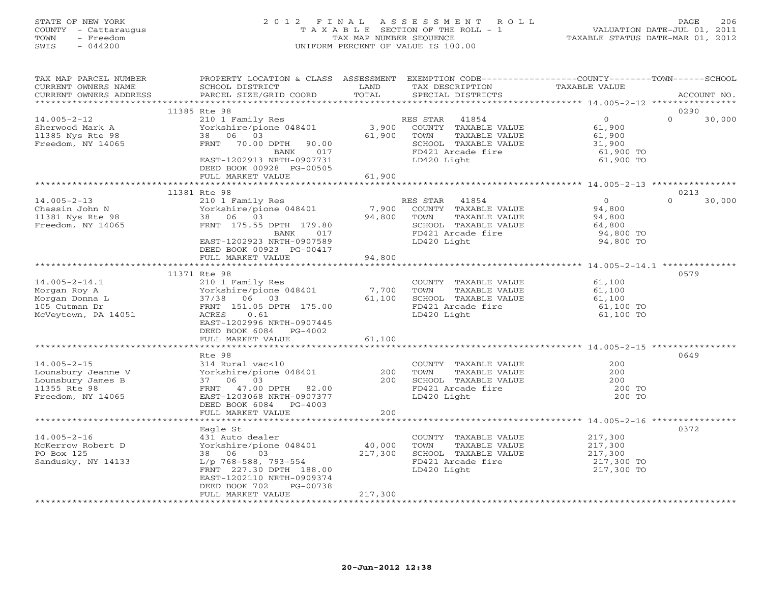STATE OF NEW YORK
COUNTY - Cattaraugus
TOWN - Freedom
SWIS - 044200

# 2012 FINAL ASSESSMENT ROLL
TAXABLE SECTION OF THE ROLL - 1
TAX MAP NUMBER SEQUENCE
UNIFORM PERCENT OF VALUE IS 100.00

VALUATION DATE-JUL 01, 2011
TAXABLE STATUS DATE-MAR 01, 2012

| TAX MAP PARCEL NUMBER / CURRENT OWNERS NAME / CURRENT OWNERS ADDRESS | PROPERTY LOCATION & CLASS / SCHOOL DISTRICT / PARCEL SIZE/GRID COORD | ASSESSMENT LAND | TOTAL | EXEMPTION CODE / TAX DESCRIPTION / SPECIAL DISTRICTS | COUNTY TAXABLE VALUE | TOWN | SCHOOL | ACCOUNT NO. |
|---|---|---|---|---|---|---|---|---|
| 11385 Rte 98 | | | | | | | | 0290 |
| 14.005-2-12 | 210 1 Family Res | | | RES STAR 41854 | 0 | 0 | 30,000 | |
| Sherwood Mark A | Yorkshire/pione 048401 | 3,900 | | COUNTY TAXABLE VALUE | 61,900 | | | |
| 11385 Nys Rte 98 | 38 06 03 | | 61,900 | TOWN TAXABLE VALUE | 61,900 | | | |
| Freedom, NY 14065 | FRNT 70.00 DPTH 90.00 | | | SCHOOL TAXABLE VALUE | 31,900 | | | |
| | BANK 017 | | | FD421 Arcade fire | 61,900 TO | | | |
| | EAST-1202913 NRTH-0907731 | | | LD420 Light | 61,900 TO | | | |
| | DEED BOOK 00928 PG-00505 | | | | | | | |
| | FULL MARKET VALUE | | 61,900 | | | | | |
| 11381 Rte 98 | | | | | | | | 0213 |
| 14.005-2-13 | 210 1 Family Res | | | RES STAR 41854 | 0 | 0 | 30,000 | |
| Chassin John N | Yorkshire/pione 048401 | 7,900 | | COUNTY TAXABLE VALUE | 94,800 | | | |
| 11381 Nys Rte 98 | 38 06 03 | | 94,800 | TOWN TAXABLE VALUE | 94,800 | | | |
| Freedom, NY 14065 | FRNT 175.55 DPTH 179.80 | | | SCHOOL TAXABLE VALUE | 64,800 | | | |
| | BANK 017 | | | FD421 Arcade fire | 94,800 TO | | | |
| | EAST-1202923 NRTH-0907589 | | | LD420 Light | 94,800 TO | | | |
| | DEED BOOK 00923 PG-00417 | | | | | | | |
| | FULL MARKET VALUE | | 94,800 | | | | | |
| 11371 Rte 98 | | | | | | | | 0579 |
| 14.005-2-14.1 | 210 1 Family Res | | | COUNTY TAXABLE VALUE | 61,100 | | | |
| Morgan Roy A | Yorkshire/pione 048401 | 7,700 | | TOWN TAXABLE VALUE | 61,100 | | | |
| Morgan Donna L | 37/38 06 03 | | 61,100 | SCHOOL TAXABLE VALUE | 61,100 | | | |
| 105 Cutman Dr | FRNT 151.05 DPTH 175.00 | | | FD421 Arcade fire | 61,100 TO | | | |
| McVeytown, PA 14051 | ACRES 0.61 | | | LD420 Light | 61,100 TO | | | |
| | EAST-1202996 NRTH-0907445 | | | | | | | |
| | DEED BOOK 6084 PG-4002 | | | | | | | |
| | FULL MARKET VALUE | | 61,100 | | | | | |
| Rte 98 | | | | | | | | 0649 |
| 14.005-2-15 | 314 Rural vac<10 | | | COUNTY TAXABLE VALUE | 200 | | | |
| Lounsbury Jeanne V | Yorkshire/pione 048401 | 200 | | TOWN TAXABLE VALUE | 200 | | | |
| Lounsbury James B | 37 06 03 | | 200 | SCHOOL TAXABLE VALUE | 200 | | | |
| 11355 Rte 98 | FRNT 47.00 DPTH 82.00 | | | FD421 Arcade fire | 200 TO | | | |
| Freedom, NY 14065 | EAST-1203068 NRTH-0907377 | | | LD420 Light | 200 TO | | | |
| | DEED BOOK 6084 PG-4003 | | | | | | | |
| | FULL MARKET VALUE | | 200 | | | | | |
| Eagle St | | | | | | | | 0372 |
| 14.005-2-16 | 431 Auto dealer | | | COUNTY TAXABLE VALUE | 217,300 | | | |
| McKerrow Robert D | Yorkshire/pione 048401 | 40,000 | | TOWN TAXABLE VALUE | 217,300 | | | |
| PO Box 125 | 38 06 03 | | 217,300 | SCHOOL TAXABLE VALUE | 217,300 | | | |
| Sandusky, NY 14133 | L/p 768-588, 793-554 | | | FD421 Arcade fire | 217,300 TO | | | |
| | FRNT 227.30 DPTH 188.00 | | | LD420 Light | 217,300 TO | | | |
| | EAST-1202110 NRTH-0909374 | | | | | | | |
| | DEED BOOK 702 PG-00738 | | | | | | | |
| | FULL MARKET VALUE | | 217,300 | | | | | |

20-Jun-2012 12:38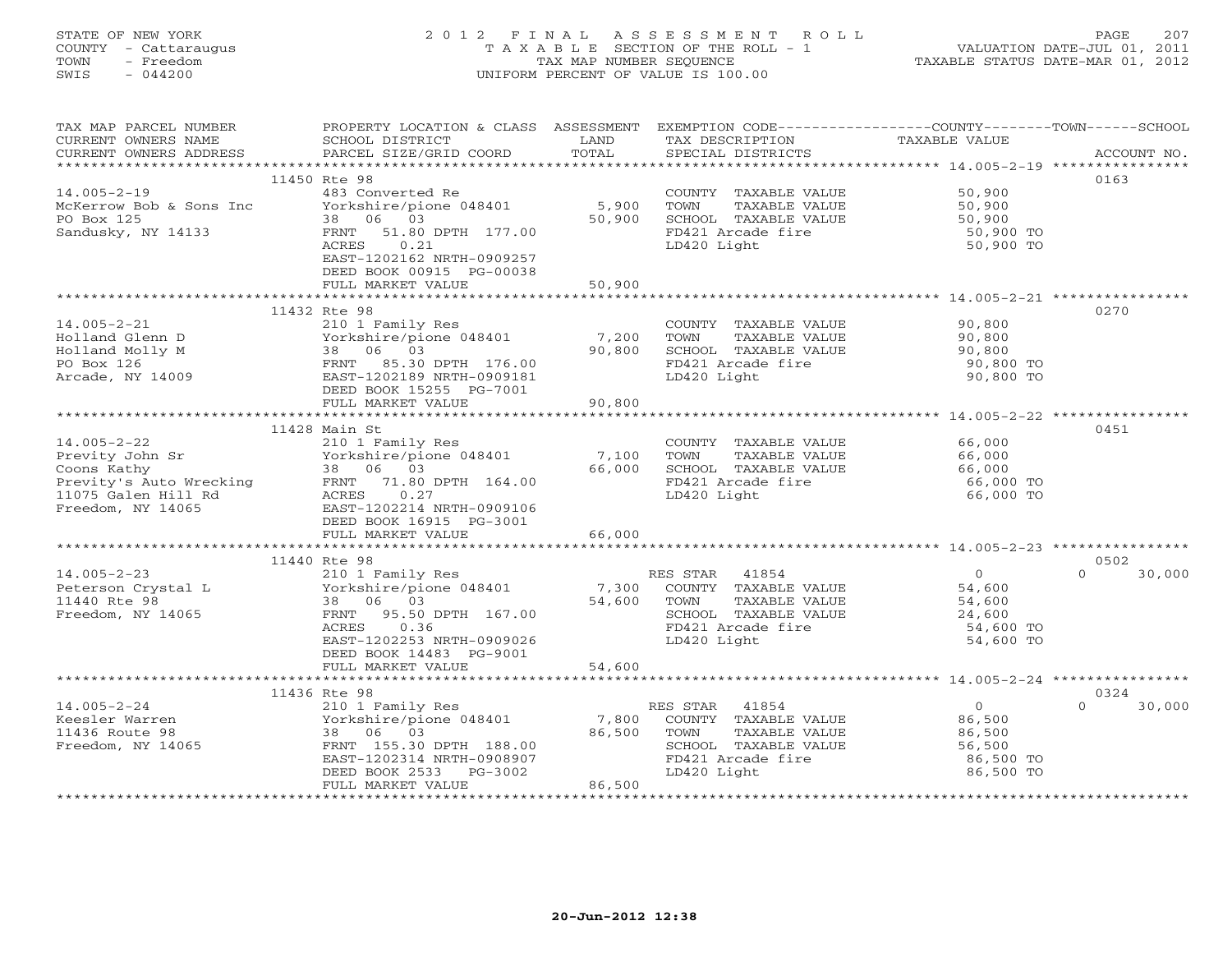STATE OF NEW YORK
COUNTY - Cattaraugus
TOWN - Freedom
SWIS - 044200

2012 FINAL ASSESSMENT ROLL
TAXABLE SECTION OF THE ROLL - 1
TAX MAP NUMBER SEQUENCE
UNIFORM PERCENT OF VALUE IS 100.00

VALUATION DATE-JUL 01, 2011
TAXABLE STATUS DATE-MAR 01, 2012

| TAX MAP PARCEL NUMBER / CURRENT OWNERS NAME / CURRENT OWNERS ADDRESS | PROPERTY LOCATION & CLASS / SCHOOL DISTRICT / PARCEL SIZE/GRID COORD | ASSESSMENT LAND / TOTAL | EXEMPTION CODE / TAX DESCRIPTION / SPECIAL DISTRICTS | COUNTY / TAXABLE VALUE | TOWN | SCHOOL / ACCOUNT NO. |
|---|---|---|---|---|---|---|
| | 11450 Rte 98 | | | | | 0163 |
| 14.005-2-19 | 483 Converted Re | | COUNTY TAXABLE VALUE | 50,900 | | |
| McKerrow Bob & Sons Inc | Yorkshire/pione 048401 | 5,900 | TOWN TAXABLE VALUE | 50,900 | | |
| PO Box 125 | 38 06 03 | 50,900 | SCHOOL TAXABLE VALUE | 50,900 | | |
| Sandusky, NY 14133 | FRNT 51.80 DPTH 177.00 | | FD421 Arcade fire | 50,900 TO | | |
| | ACRES 0.21 | | LD420 Light | 50,900 TO | | |
| | EAST-1202162 NRTH-0909257 | | | | | |
| | DEED BOOK 00915 PG-00038 | | | | | |
| | FULL MARKET VALUE | 50,900 | | | | |
| | 11432 Rte 98 | | | | | 0270 |
| 14.005-2-21 | 210 1 Family Res | | COUNTY TAXABLE VALUE | 90,800 | | |
| Holland Glenn D | Yorkshire/pione 048401 | 7,200 | TOWN TAXABLE VALUE | 90,800 | | |
| Holland Molly M | 38 06 03 | 90,800 | SCHOOL TAXABLE VALUE | 90,800 | | |
| PO Box 126 | FRNT 85.30 DPTH 176.00 | | FD421 Arcade fire | 90,800 TO | | |
| Arcade, NY 14009 | EAST-1202189 NRTH-0909181 | | LD420 Light | 90,800 TO | | |
| | DEED BOOK 15255 PG-7001 | | | | | |
| | FULL MARKET VALUE | 90,800 | | | | |
| | 11428 Main St | | | | | 0451 |
| 14.005-2-22 | 210 1 Family Res | | COUNTY TAXABLE VALUE | 66,000 | | |
| Previty John Sr | Yorkshire/pione 048401 | 7,100 | TOWN TAXABLE VALUE | 66,000 | | |
| Coons Kathy | 38 06 03 | 66,000 | SCHOOL TAXABLE VALUE | 66,000 | | |
| Previty's Auto Wrecking | FRNT 71.80 DPTH 164.00 | | FD421 Arcade fire | 66,000 TO | | |
| 11075 Galen Hill Rd | ACRES 0.27 | | LD420 Light | 66,000 TO | | |
| Freedom, NY 14065 | EAST-1202214 NRTH-0909106 | | | | | |
| | DEED BOOK 16915 PG-3001 | | | | | |
| | FULL MARKET VALUE | 66,000 | | | | |
| | 11440 Rte 98 | | | | | 0502 |
| 14.005-2-23 | 210 1 Family Res | | RES STAR 41854 | 0 | 0 | 30,000 |
| Peterson Crystal L | Yorkshire/pione 048401 | 7,300 | COUNTY TAXABLE VALUE | 54,600 | | |
| 11440 Rte 98 | 38 06 03 | 54,600 | TOWN TAXABLE VALUE | 54,600 | | |
| Freedom, NY 14065 | FRNT 95.50 DPTH 167.00 | | SCHOOL TAXABLE VALUE | 24,600 | | |
| | ACRES 0.36 | | FD421 Arcade fire | 54,600 TO | | |
| | EAST-1202253 NRTH-0909026 | | LD420 Light | 54,600 TO | | |
| | DEED BOOK 14483 PG-9001 | | | | | |
| | FULL MARKET VALUE | 54,600 | | | | |
| | 11436 Rte 98 | | | | | 0324 |
| 14.005-2-24 | 210 1 Family Res | | RES STAR 41854 | 0 | 0 | 30,000 |
| Keesler Warren | Yorkshire/pione 048401 | 7,800 | COUNTY TAXABLE VALUE | 86,500 | | |
| 11436 Route 98 | 38 06 03 | 86,500 | TOWN TAXABLE VALUE | 86,500 | | |
| Freedom, NY 14065 | FRNT 155.30 DPTH 188.00 | | SCHOOL TAXABLE VALUE | 56,500 | | |
| | EAST-1202314 NRTH-0908907 | | FD421 Arcade fire | 86,500 TO | | |
| | DEED BOOK 2533 PG-3002 | | LD420 Light | 86,500 TO | | |
| | FULL MARKET VALUE | 86,500 | | | | |

20-Jun-2012 12:38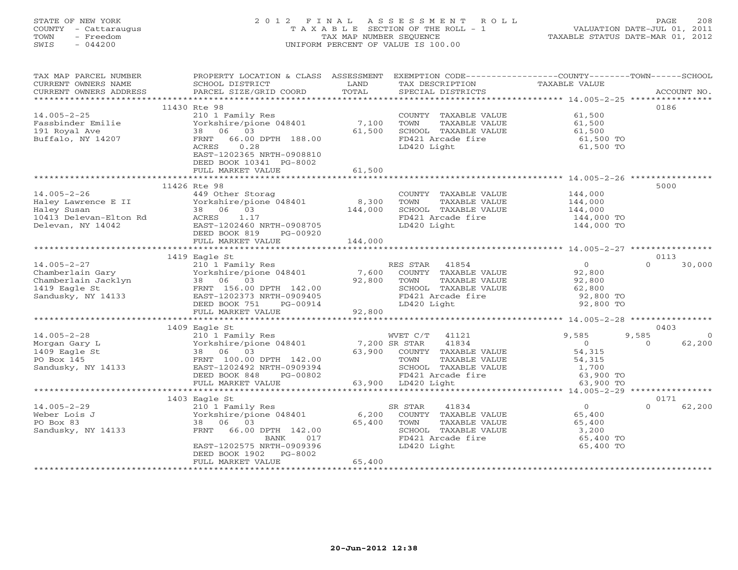STATE OF NEW YORK
COUNTY - Cattaraugus
TOWN - Freedom
SWIS - 044200

# 2012 FINAL ASSESSMENT ROLL
TAXABLE SECTION OF THE ROLL - 1
TAX MAP NUMBER SEQUENCE
UNIFORM PERCENT OF VALUE IS 100.00

VALUATION DATE-JUL 01, 2011
TAXABLE STATUS DATE-MAR 01, 2012

| TAX MAP PARCEL NUMBER / CURRENT OWNERS NAME / CURRENT OWNERS ADDRESS | PROPERTY LOCATION & CLASS / SCHOOL DISTRICT / PARCEL SIZE/GRID COORD | ASSESSMENT LAND | TOTAL | EXEMPTION CODE / TAX DESCRIPTION / SPECIAL DISTRICTS | COUNTY TAXABLE VALUE | TOWN | SCHOOL | ACCOUNT NO. |
|---|---|---|---|---|---|---|---|---|
| | 11430 Rte 98 | | | | | | | 0186 |
| 14.005-2-25 | 210 1 Family Res | | | COUNTY TAXABLE VALUE | 61,500 | | | |
| Fassbinder Emilie | Yorkshire/pione 048401 | 7,100 | | TOWN TAXABLE VALUE | 61,500 | | | |
| 191 Royal Ave | 38 06 03 | | 61,500 | SCHOOL TAXABLE VALUE | 61,500 | | | |
| Buffalo, NY 14207 | FRNT 66.00 DPTH 188.00 | | | FD421 Arcade fire | 61,500 TO | | | |
| | ACRES 0.28 | | | LD420 Light | 61,500 TO | | | |
| | EAST-1202365 NRTH-0908810 | | | | | | | |
| | DEED BOOK 10341 PG-8002 | | | | | | | |
| | FULL MARKET VALUE | | 61,500 | | | | | |
| | 11426 Rte 98 | | | | | | | 5000 |
| 14.005-2-26 | 449 Other Storag | | | COUNTY TAXABLE VALUE | 144,000 | | | |
| Haley Lawrence E II | Yorkshire/pione 048401 | 8,300 | | TOWN TAXABLE VALUE | 144,000 | | | |
| Haley Susan | 38 06 03 | | 144,000 | SCHOOL TAXABLE VALUE | 144,000 | | | |
| 10413 Delevan-Elton Rd | ACRES 1.17 | | | FD421 Arcade fire | 144,000 TO | | | |
| Delevan, NY 14042 | EAST-1202460 NRTH-0908705 | | | LD420 Light | 144,000 TO | | | |
| | DEED BOOK 819 PG-00920 | | | | | | | |
| | FULL MARKET VALUE | | 144,000 | | | | | |
| | 1419 Eagle St | | | | | | | 0113 |
| 14.005-2-27 | 210 1 Family Res | | | RES STAR 41854 | 0 | 0 | 30,000 | |
| Chamberlain Gary | Yorkshire/pione 048401 | 7,600 | | COUNTY TAXABLE VALUE | 92,800 | | | |
| Chamberlain Jacklyn | 38 06 03 | | 92,800 | TOWN TAXABLE VALUE | 92,800 | | | |
| 1419 Eagle St | FRNT 156.00 DPTH 142.00 | | | SCHOOL TAXABLE VALUE | 62,800 | | | |
| Sandusky, NY 14133 | EAST-1202373 NRTH-0909405 | | | FD421 Arcade fire | 92,800 TO | | | |
| | DEED BOOK 751 PG-00914 | | | LD420 Light | 92,800 TO | | | |
| | FULL MARKET VALUE | | 92,800 | | | | | |
| | 1409 Eagle St | | | | | | | 0403 |
| 14.005-2-28 | 210 1 Family Res | | | WVET C/T 41121 | 9,585 | 9,585 | 0 | |
| Morgan Gary L | Yorkshire/pione 048401 | 7,200 | | SR STAR 41834 | 0 | 0 | 62,200 | |
| 1409 Eagle St | 38 06 03 | | 63,900 | COUNTY TAXABLE VALUE | 54,315 | | | |
| PO Box 145 | FRNT 100.00 DPTH 142.00 | | | TOWN TAXABLE VALUE | 54,315 | | | |
| Sandusky, NY 14133 | EAST-1202492 NRTH-0909394 | | | SCHOOL TAXABLE VALUE | 1,700 | | | |
| | DEED BOOK 848 PG-00802 | | | FD421 Arcade fire | 63,900 TO | | | |
| | FULL MARKET VALUE | | 63,900 | LD420 Light | 63,900 TO | | | |
| | 1403 Eagle St | | | | | | | 0171 |
| 14.005-2-29 | 210 1 Family Res | | | SR STAR 41834 | 0 | 0 | 62,200 | |
| Weber Lois J | Yorkshire/pione 048401 | 6,200 | | COUNTY TAXABLE VALUE | 65,400 | | | |
| PO Box 83 | 38 06 03 | | 65,400 | TOWN TAXABLE VALUE | 65,400 | | | |
| Sandusky, NY 14133 | FRNT 66.00 DPTH 142.00 | | | SCHOOL TAXABLE VALUE | 3,200 | | | |
| | BANK 017 | | | FD421 Arcade fire | 65,400 TO | | | |
| | EAST-1202575 NRTH-0909396 | | | LD420 Light | 65,400 TO | | | |
| | DEED BOOK 1902 PG-8002 | | | | | | | |
| | FULL MARKET VALUE | | 65,400 | | | | | |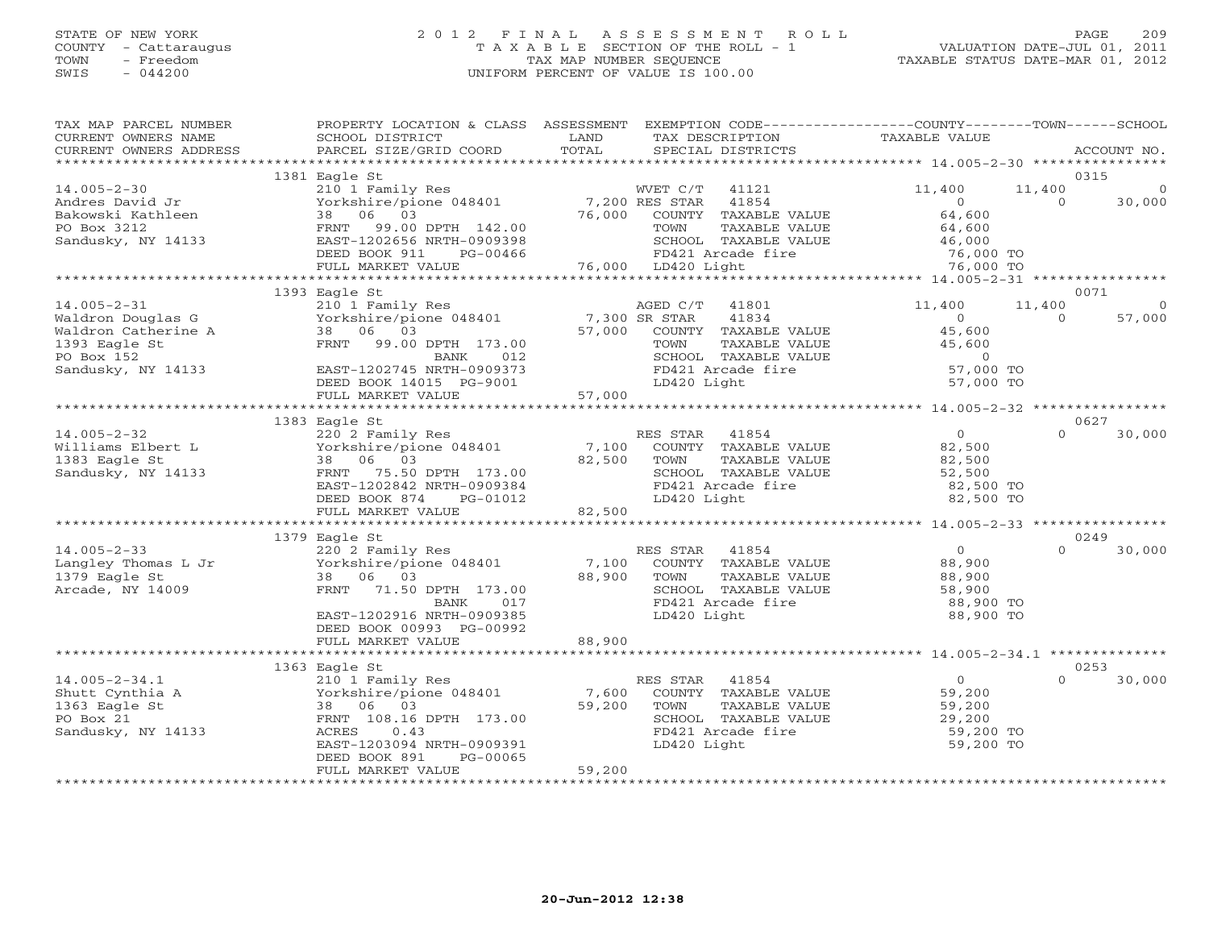STATE OF NEW YORK
COUNTY - Cattaraugus
TOWN - Freedom
SWIS - 044200

# 2012 FINAL ASSESSMENT ROLL
TAXABLE SECTION OF THE ROLL - 1
TAX MAP NUMBER SEQUENCE
UNIFORM PERCENT OF VALUE IS 100.00

VALUATION DATE-JUL 01, 2011
TAXABLE STATUS DATE-MAR 01, 2012

| TAX MAP PARCEL NUMBER / CURRENT OWNERS NAME / CURRENT OWNERS ADDRESS | PROPERTY LOCATION & CLASS / SCHOOL DISTRICT / PARCEL SIZE/GRID COORD | ASSESSMENT LAND | TOTAL | EXEMPTION CODE / TAX DESCRIPTION / SPECIAL DISTRICTS | COUNTY TAXABLE VALUE | TOWN | SCHOOL | ACCOUNT NO. |
|---|---|---|---|---|---|---|---|---|
| | 1381 Eagle St | | | | | | | 0315 |
| 14.005-2-30 | 210 1 Family Res | | | WVET C/T 41121 | 11,400 | 11,400 | 0 | |
| Andres David Jr | Yorkshire/pione 048401 | 7,200 | | RES STAR 41854 | 0 | 0 | 30,000 | |
| Bakowski Kathleen | 38 06 03 | | 76,000 | COUNTY TAXABLE VALUE | 64,600 | | | |
| PO Box 3212 | FRNT 99.00 DPTH 142.00 | | | TOWN TAXABLE VALUE | 64,600 | | | |
| Sandusky, NY 14133 | EAST-1202656 NRTH-0909398 | | | SCHOOL TAXABLE VALUE | 46,000 | | | |
| | DEED BOOK 911 PG-00466 | | | FD421 Arcade fire | 76,000 TO | | | |
| | FULL MARKET VALUE | | 76,000 | LD420 Light | 76,000 TO | | | |
| | 1393 Eagle St | | | | | | | 0071 |
| 14.005-2-31 | 210 1 Family Res | | | AGED C/T 41801 | 11,400 | 11,400 | 0 | |
| Waldron Douglas G | Yorkshire/pione 048401 | 7,300 | | SR STAR 41834 | 0 | 0 | 57,000 | |
| Waldron Catherine A | 38 06 03 | | 57,000 | COUNTY TAXABLE VALUE | 45,600 | | | |
| 1393 Eagle St | FRNT 99.00 DPTH 173.00 | | | TOWN TAXABLE VALUE | 45,600 | | | |
| PO Box 152 | BANK 012 | | | SCHOOL TAXABLE VALUE | 0 | | | |
| Sandusky, NY 14133 | EAST-1202745 NRTH-0909373 | | | FD421 Arcade fire | 57,000 TO | | | |
| | DEED BOOK 14015 PG-9001 | | | LD420 Light | 57,000 TO | | | |
| | FULL MARKET VALUE | | 57,000 | | | | | |
| | 1383 Eagle St | | | | | | | 0627 |
| 14.005-2-32 | 220 2 Family Res | | | RES STAR 41854 | 0 | 0 | 30,000 | |
| Williams Elbert L | Yorkshire/pione 048401 | 7,100 | | COUNTY TAXABLE VALUE | 82,500 | | | |
| 1383 Eagle St | 38 06 03 | | 82,500 | TOWN TAXABLE VALUE | 82,500 | | | |
| Sandusky, NY 14133 | FRNT 75.50 DPTH 173.00 | | | SCHOOL TAXABLE VALUE | 52,500 | | | |
| | EAST-1202842 NRTH-0909384 | | | FD421 Arcade fire | 82,500 TO | | | |
| | DEED BOOK 874 PG-01012 | | | LD420 Light | 82,500 TO | | | |
| | FULL MARKET VALUE | | 82,500 | | | | | |
| | 1379 Eagle St | | | | | | | 0249 |
| 14.005-2-33 | 220 2 Family Res | | | RES STAR 41854 | 0 | 0 | 30,000 | |
| Langley Thomas L Jr | Yorkshire/pione 048401 | 7,100 | | COUNTY TAXABLE VALUE | 88,900 | | | |
| 1379 Eagle St | 38 06 03 | | 88,900 | TOWN TAXABLE VALUE | 88,900 | | | |
| Arcade, NY 14009 | FRNT 71.50 DPTH 173.00 | | | SCHOOL TAXABLE VALUE | 58,900 | | | |
| | BANK 017 | | | FD421 Arcade fire | 88,900 TO | | | |
| | EAST-1202916 NRTH-0909385 | | | LD420 Light | 88,900 TO | | | |
| | DEED BOOK 00993 PG-00992 | | | | | | | |
| | FULL MARKET VALUE | | 88,900 | | | | | |
| | 1363 Eagle St | | | | | | | 0253 |
| 14.005-2-34.1 | 210 1 Family Res | | | RES STAR 41854 | 0 | 0 | 30,000 | |
| Shutt Cynthia A | Yorkshire/pione 048401 | 7,600 | | COUNTY TAXABLE VALUE | 59,200 | | | |
| 1363 Eagle St | 38 06 03 | | 59,200 | TOWN TAXABLE VALUE | 59,200 | | | |
| PO Box 21 | FRNT 108.16 DPTH 173.00 | | | SCHOOL TAXABLE VALUE | 29,200 | | | |
| Sandusky, NY 14133 | ACRES 0.43 | | | FD421 Arcade fire | 59,200 TO | | | |
| | EAST-1203094 NRTH-0909391 | | | LD420 Light | 59,200 TO | | | |
| | DEED BOOK 891 PG-00065 | | | | | | | |
| | FULL MARKET VALUE | | 59,200 | | | | | |

20-Jun-2012 12:38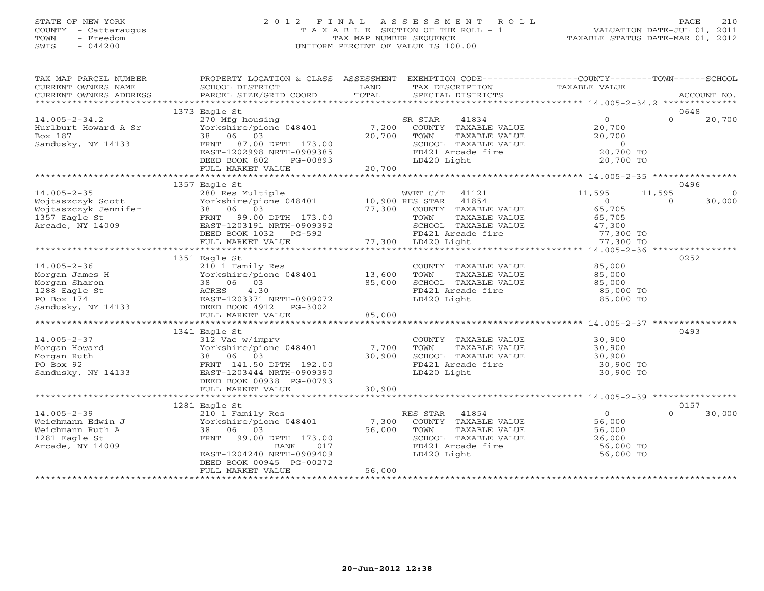STATE OF NEW YORK
COUNTY - Cattaraugus
TOWN - Freedom
SWIS - 044200

# 2012 FINAL ASSESSMENT ROLL

TAXABLE SECTION OF THE ROLL - 1
TAX MAP NUMBER SEQUENCE
UNIFORM PERCENT OF VALUE IS 100.00

VALUATION DATE-JUL 01, 2011
TAXABLE STATUS DATE-MAR 01, 2012

| TAX MAP PARCEL NUMBER / CURRENT OWNERS NAME / CURRENT OWNERS ADDRESS | PROPERTY LOCATION & CLASS / SCHOOL DISTRICT / PARCEL SIZE/GRID COORD | ASSESSMENT LAND / TOTAL | EXEMPTION CODE / TAX DESCRIPTION / SPECIAL DISTRICTS | COUNTY | TOWN | SCHOOL | ACCOUNT NO. |
|---|---|---|---|---|---|---|---|
| | 1373 Eagle St | | | | | | 0648 |
| 14.005-2-34.2 | 270 Mfg housing | | SR STAR 41834 | 0 | 0 | 20,700 | |
| Hurlburt Howard A Sr | Yorkshire/pione 048401 | 7,200 | COUNTY TAXABLE VALUE | 20,700 | | | |
| Box 187 | 38 06 03 | 20,700 | TOWN TAXABLE VALUE | | 20,700 | | |
| Sandusky, NY 14133 | FRNT 87.00 DPTH 173.00 | | SCHOOL TAXABLE VALUE | | | 0 | |
| | EAST-1202998 NRTH-0909385 | | FD421 Arcade fire | 20,700 TO | | | |
| | DEED BOOK 802 PG-00893 | | LD420 Light | 20,700 TO | | | |
| | FULL MARKET VALUE | 20,700 | | | | | |
| | 1357 Eagle St | | | | | | 0496 |
| 14.005-2-35 | 280 Res Multiple | | WVET C/T 41121 | 11,595 | 11,595 | 0 | |
| Wojtaszczyk Scott | Yorkshire/pione 048401 | 10,900 | RES STAR 41854 | 0 | 0 | 30,000 | |
| Wojtaszczyk Jennifer | 38 06 03 | 77,300 | COUNTY TAXABLE VALUE | 65,705 | | | |
| 1357 Eagle St | FRNT 99.00 DPTH 173.00 | | TOWN TAXABLE VALUE | | 65,705 | | |
| Arcade, NY 14009 | EAST-1203191 NRTH-0909392 | | SCHOOL TAXABLE VALUE | | | 47,300 | |
| | DEED BOOK 1032 PG-592 | | FD421 Arcade fire | 77,300 TO | | | |
| | FULL MARKET VALUE | 77,300 | LD420 Light | 77,300 TO | | | |
| | 1351 Eagle St | | | | | | 0252 |
| 14.005-2-36 | 210 1 Family Res | | COUNTY TAXABLE VALUE | 85,000 | | | |
| Morgan James H | Yorkshire/pione 048401 | 13,600 | TOWN TAXABLE VALUE | | 85,000 | | |
| Morgan Sharon | 38 06 03 | 85,000 | SCHOOL TAXABLE VALUE | | | 85,000 | |
| 1288 Eagle St | ACRES 4.30 | | FD421 Arcade fire | 85,000 TO | | | |
| PO Box 174 | EAST-1203371 NRTH-0909072 | | LD420 Light | 85,000 TO | | | |
| Sandusky, NY 14133 | DEED BOOK 4912 PG-3002 | | | | | | |
| | FULL MARKET VALUE | 85,000 | | | | | |
| | 1341 Eagle St | | | | | | 0493 |
| 14.005-2-37 | 312 Vac w/imprv | | COUNTY TAXABLE VALUE | 30,900 | | | |
| Morgan Howard | Yorkshire/pione 048401 | 7,700 | TOWN TAXABLE VALUE | | 30,900 | | |
| Morgan Ruth | 38 06 03 | 30,900 | SCHOOL TAXABLE VALUE | | | 30,900 | |
| PO Box 92 | FRNT 141.50 DPTH 192.00 | | FD421 Arcade fire | 30,900 TO | | | |
| Sandusky, NY 14133 | EAST-1203444 NRTH-0909390 | | LD420 Light | 30,900 TO | | | |
| | DEED BOOK 00938 PG-00793 | | | | | | |
| | FULL MARKET VALUE | 30,900 | | | | | |
| | 1281 Eagle St | | | | | | 0157 |
| 14.005-2-39 | 210 1 Family Res | | RES STAR 41854 | 0 | 0 | 30,000 | |
| Weichmann Edwin J | Yorkshire/pione 048401 | 7,300 | COUNTY TAXABLE VALUE | 56,000 | | | |
| Weichmann Ruth A | 38 06 03 | 56,000 | TOWN TAXABLE VALUE | | 56,000 | | |
| 1281 Eagle St | FRNT 99.00 DPTH 173.00 | | SCHOOL TAXABLE VALUE | | | 26,000 | |
| Arcade, NY 14009 | BANK 017 | | FD421 Arcade fire | 56,000 TO | | | |
| | EAST-1204240 NRTH-0909409 | | LD420 Light | 56,000 TO | | | |
| | DEED BOOK 00945 PG-00272 | | | | | | |
| | FULL MARKET VALUE | 56,000 | | | | | |

20-Jun-2012 12:38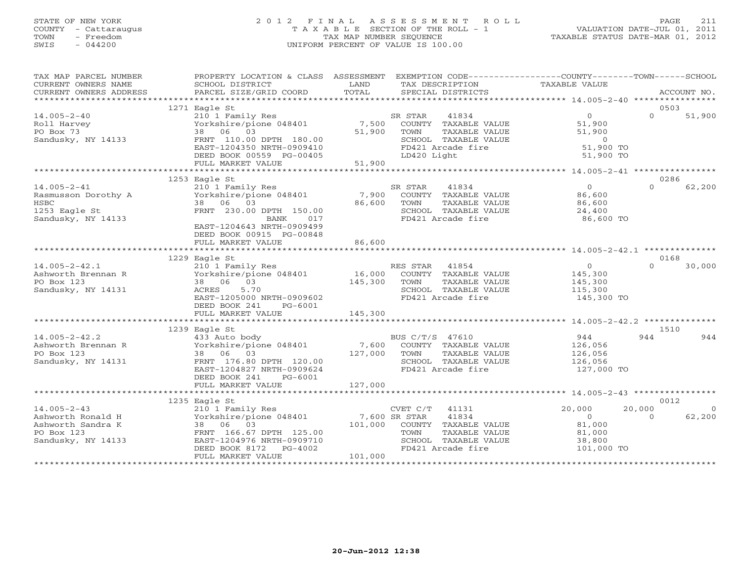STATE OF NEW YORK
COUNTY - Cattaraugus
TOWN - Freedom
SWIS - 044200

2012 FINAL ASSESSMENT ROLL
TAXABLE SECTION OF THE ROLL - 1
TAX MAP NUMBER SEQUENCE
UNIFORM PERCENT OF VALUE IS 100.00

VALUATION DATE-JUL 01, 2011
TAXABLE STATUS DATE-MAR 01, 2012

| TAX MAP PARCEL NUMBER / CURRENT OWNERS NAME / CURRENT OWNERS ADDRESS | PROPERTY LOCATION & CLASS / SCHOOL DISTRICT / PARCEL SIZE/GRID COORD | ASSESSMENT LAND / TOTAL | EXEMPTION CODE / TAX DESCRIPTION / SPECIAL DISTRICTS | COUNTY TAXABLE VALUE | TOWN | SCHOOL | ACCOUNT NO. |
|---|---|---|---|---|---|---|---|
| | 1271 Eagle St | | | | | | 0503 |
| 14.005-2-40 | 210 1 Family Res | | SR STAR 41834 | 0 | 0 | 51,900 | |
| Roll Harvey | Yorkshire/pione 048401 | 7,500 | COUNTY TAXABLE VALUE | 51,900 | | | |
| PO Box 73 | 38 06 03 | 51,900 | TOWN TAXABLE VALUE | 51,900 | | | |
| Sandusky, NY 14133 | FRNT 110.00 DPTH 180.00 | | SCHOOL TAXABLE VALUE | 0 | | | |
| | EAST-1204350 NRTH-0909410 | | FD421 Arcade fire | 51,900 TO | | | |
| | DEED BOOK 00559 PG-00405 | | LD420 Light | 51,900 TO | | | |
| | FULL MARKET VALUE | 51,900 | | | | | |
| | 1253 Eagle St | | | | | | 0286 |
| 14.005-2-41 | 210 1 Family Res | | SR STAR 41834 | 0 | 0 | 62,200 | |
| Rasmusson Dorothy A | Yorkshire/pione 048401 | 7,900 | COUNTY TAXABLE VALUE | 86,600 | | | |
| HSBC | 38 06 03 | 86,600 | TOWN TAXABLE VALUE | 86,600 | | | |
| 1253 Eagle St | FRNT 230.00 DPTH 150.00 | | SCHOOL TAXABLE VALUE | 24,400 | | | |
| Sandusky, NY 14133 | BANK 017 | | FD421 Arcade fire | 86,600 TO | | | |
| | EAST-1204643 NRTH-0909499 | | | | | | |
| | DEED BOOK 00915 PG-00848 | | | | | | |
| | FULL MARKET VALUE | 86,600 | | | | | |
| | 1229 Eagle St | | | | | | 0168 |
| 14.005-2-42.1 | 210 1 Family Res | | RES STAR 41854 | 0 | 0 | 30,000 | |
| Ashworth Brennan R | Yorkshire/pione 048401 | 16,000 | COUNTY TAXABLE VALUE | 145,300 | | | |
| PO Box 123 | 38 06 03 | 145,300 | TOWN TAXABLE VALUE | 145,300 | | | |
| Sandusky, NY 14131 | ACRES 5.70 | | SCHOOL TAXABLE VALUE | 115,300 | | | |
| | EAST-1205000 NRTH-0909602 | | FD421 Arcade fire | 145,300 TO | | | |
| | DEED BOOK 241 PG-6001 | | | | | | |
| | FULL MARKET VALUE | 145,300 | | | | | |
| | 1239 Eagle St | | | | | | 1510 |
| 14.005-2-42.2 | 433 Auto body | | BUS C/T/S 47610 | 944 | 944 | 944 | |
| Ashworth Brennan R | Yorkshire/pione 048401 | 7,600 | COUNTY TAXABLE VALUE | 126,056 | | | |
| PO Box 123 | 38 06 03 | 127,000 | TOWN TAXABLE VALUE | 126,056 | | | |
| Sandusky, NY 14131 | FRNT 176.80 DPTH 120.00 | | SCHOOL TAXABLE VALUE | 126,056 | | | |
| | EAST-1204827 NRTH-0909624 | | FD421 Arcade fire | 127,000 TO | | | |
| | DEED BOOK 241 PG-6001 | | | | | | |
| | FULL MARKET VALUE | 127,000 | | | | | |
| | 1235 Eagle St | | | | | | 0012 |
| 14.005-2-43 | 210 1 Family Res | | CVET C/T 41131 | 20,000 | 20,000 | 0 | |
| Ashworth Ronald H | Yorkshire/pione 048401 | 7,600 | SR STAR 41834 | 0 | 0 | 62,200 | |
| Ashworth Sandra K | 38 06 03 | 101,000 | COUNTY TAXABLE VALUE | 81,000 | | | |
| PO Box 123 | FRNT 166.67 DPTH 125.00 | | TOWN TAXABLE VALUE | 81,000 | | | |
| Sandusky, NY 14133 | EAST-1204976 NRTH-0909710 | | SCHOOL TAXABLE VALUE | 38,800 | | | |
| | DEED BOOK 8172 PG-4002 | | FD421 Arcade fire | 101,000 TO | | | |
| | FULL MARKET VALUE | 101,000 | | | | | |

20-Jun-2012 12:38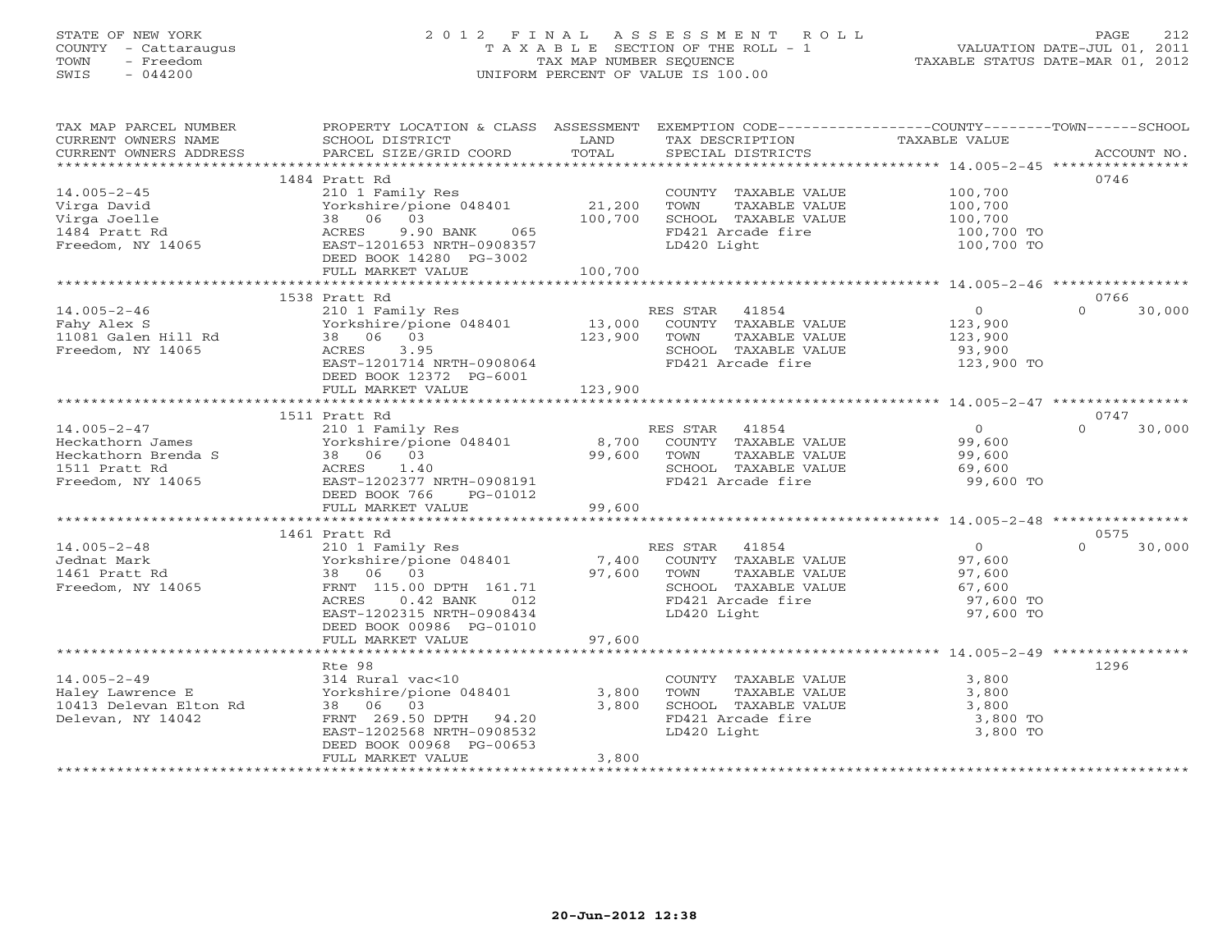STATE OF NEW YORK
COUNTY - Cattaraugus
TOWN - Freedom
SWIS - 044200

# 2012 FINAL ASSESSMENT ROLL
TAXABLE SECTION OF THE ROLL - 1
TAX MAP NUMBER SEQUENCE
UNIFORM PERCENT OF VALUE IS 100.00

VALUATION DATE-JUL 01, 2011
TAXABLE STATUS DATE-MAR 01, 2012

| TAX MAP PARCEL NUMBER / CURRENT OWNERS NAME / CURRENT OWNERS ADDRESS | PROPERTY LOCATION & CLASS / SCHOOL DISTRICT / PARCEL SIZE/GRID COORD | ASSESSMENT LAND / TOTAL | EXEMPTION CODE / TAX DESCRIPTION / SPECIAL DISTRICTS | COUNTY / TOWN / SCHOOL TAXABLE VALUE | ACCOUNT NO. |
|---|---|---|---|---|---|
| | 1484 Pratt Rd | | | | 0746 |
| 14.005-2-45 | 210 1 Family Res | | COUNTY TAXABLE VALUE | 100,700 | |
| Virga David | Yorkshire/pione 048401 | 21,200 | TOWN TAXABLE VALUE | 100,700 | |
| Virga Joelle | 38 06 03 | 100,700 | SCHOOL TAXABLE VALUE | 100,700 | |
| 1484 Pratt Rd | ACRES 9.90 BANK 065 | | FD421 Arcade fire | 100,700 TO | |
| Freedom, NY 14065 | EAST-1201653 NRTH-0908357 | | LD420 Light | 100,700 TO | |
| | DEED BOOK 14280 PG-3002 | | | | |
| | FULL MARKET VALUE | 100,700 | | | |
| | 1538 Pratt Rd | | | | 0766 |
| 14.005-2-46 | 210 1 Family Res | | RES STAR 41854 | 0 | 0 30,000 |
| Fahy Alex S | Yorkshire/pione 048401 | 13,000 | COUNTY TAXABLE VALUE | 123,900 | |
| 11081 Galen Hill Rd | 38 06 03 | 123,900 | TOWN TAXABLE VALUE | 123,900 | |
| Freedom, NY 14065 | ACRES 3.95 | | SCHOOL TAXABLE VALUE | 93,900 | |
| | EAST-1201714 NRTH-0908064 | | FD421 Arcade fire | 123,900 TO | |
| | DEED BOOK 12372 PG-6001 | | | | |
| | FULL MARKET VALUE | 123,900 | | | |
| | 1511 Pratt Rd | | | | 0747 |
| 14.005-2-47 | 210 1 Family Res | | RES STAR 41854 | 0 | 0 30,000 |
| Heckathorn James | Yorkshire/pione 048401 | 8,700 | COUNTY TAXABLE VALUE | 99,600 | |
| Heckathorn Brenda S | 38 06 03 | 99,600 | TOWN TAXABLE VALUE | 99,600 | |
| 1511 Pratt Rd | ACRES 1.40 | | SCHOOL TAXABLE VALUE | 69,600 | |
| Freedom, NY 14065 | EAST-1202377 NRTH-0908191 | | FD421 Arcade fire | 99,600 TO | |
| | DEED BOOK 766 PG-01012 | | | | |
| | FULL MARKET VALUE | 99,600 | | | |
| | 1461 Pratt Rd | | | | 0575 |
| 14.005-2-48 | 210 1 Family Res | | RES STAR 41854 | 0 | 0 30,000 |
| Jednat Mark | Yorkshire/pione 048401 | 7,400 | COUNTY TAXABLE VALUE | 97,600 | |
| 1461 Pratt Rd | 38 06 03 | 97,600 | TOWN TAXABLE VALUE | 97,600 | |
| Freedom, NY 14065 | FRNT 115.00 DPTH 161.71 | | SCHOOL TAXABLE VALUE | 67,600 | |
| | ACRES 0.42 BANK 012 | | FD421 Arcade fire | 97,600 TO | |
| | EAST-1202315 NRTH-0908434 | | LD420 Light | 97,600 TO | |
| | DEED BOOK 00986 PG-01010 | | | | |
| | FULL MARKET VALUE | 97,600 | | | |
| | Rte 98 | | | | 1296 |
| 14.005-2-49 | 314 Rural vac<10 | | COUNTY TAXABLE VALUE | 3,800 | |
| Haley Lawrence E | Yorkshire/pione 048401 | 3,800 | TOWN TAXABLE VALUE | 3,800 | |
| 10413 Delevan Elton Rd | 38 06 03 | 3,800 | SCHOOL TAXABLE VALUE | 3,800 | |
| Delevan, NY 14042 | FRNT 269.50 DPTH 94.20 | | FD421 Arcade fire | 3,800 TO | |
| | EAST-1202568 NRTH-0908532 | | LD420 Light | 3,800 TO | |
| | DEED BOOK 00968 PG-00653 | | | | |
| | FULL MARKET VALUE | 3,800 | | | |

20-Jun-2012 12:38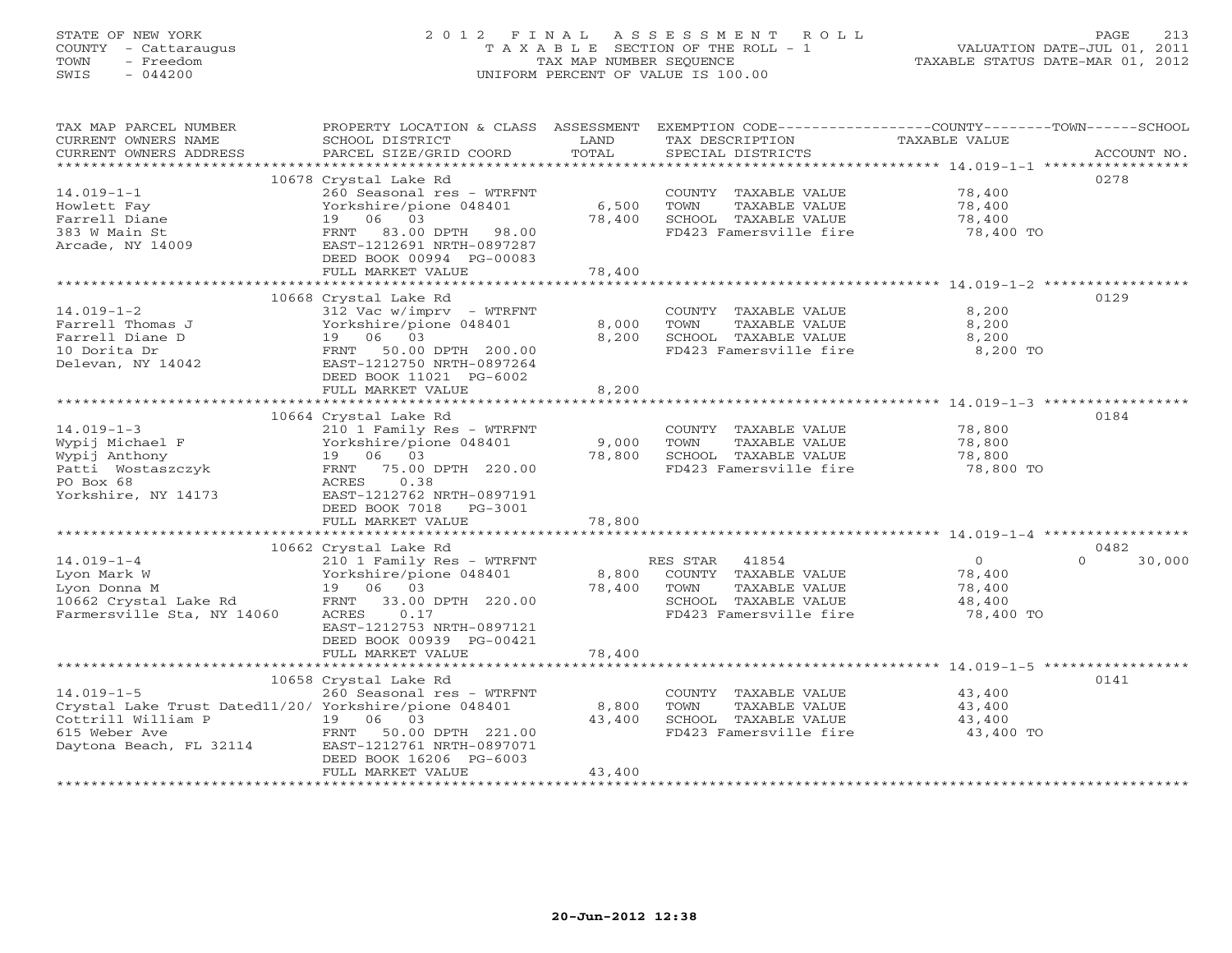STATE OF NEW YORK
COUNTY - Cattaraugus
TOWN - Freedom
SWIS - 044200

# 2012 FINAL ASSESSMENT ROLL
TAXABLE SECTION OF THE ROLL - 1
TAX MAP NUMBER SEQUENCE
UNIFORM PERCENT OF VALUE IS 100.00

VALUATION DATE-JUL 01, 2011
TAXABLE STATUS DATE-MAR 01, 2012

| TAX MAP PARCEL NUMBER / CURRENT OWNERS NAME / CURRENT OWNERS ADDRESS | PROPERTY LOCATION & CLASS / SCHOOL DISTRICT / PARCEL SIZE/GRID COORD | ASSESSMENT LAND / TOTAL | EXEMPTION CODE / TAX DESCRIPTION / SPECIAL DISTRICTS | COUNTY / TOWN / SCHOOL TAXABLE VALUE | ACCOUNT NO. |
|---|---|---|---|---|---|
| **14.019-1-1** | 10678 Crystal Lake Rd | | | | 0278 |
| Howlett Fay | 260 Seasonal res - WTRFNT | | COUNTY TAXABLE VALUE | 78,400 | |
| Farrell Diane | Yorkshire/pione 048401 | 6,500 | TOWN TAXABLE VALUE | 78,400 | |
| 383 W Main St | 19 06 03 | 78,400 | SCHOOL TAXABLE VALUE | 78,400 | |
| Arcade, NY 14009 | FRNT 83.00 DPTH 98.00 | | FD423 Famersville fire | 78,400 TO | |
| | EAST-1212691 NRTH-0897287 | | | | |
| | DEED BOOK 00994 PG-00083 | | | | |
| | FULL MARKET VALUE | 78,400 | | | |
| **14.019-1-2** | 10668 Crystal Lake Rd | | | | 0129 |
| Farrell Thomas J | 312 Vac w/imprv - WTRFNT | | COUNTY TAXABLE VALUE | 8,200 | |
| Farrell Diane D | Yorkshire/pione 048401 | 8,000 | TOWN TAXABLE VALUE | 8,200 | |
| 10 Dorita Dr | 19 06 03 | 8,200 | SCHOOL TAXABLE VALUE | 8,200 | |
| Delevan, NY 14042 | FRNT 50.00 DPTH 200.00 | | FD423 Famersville fire | 8,200 TO | |
| | EAST-1212750 NRTH-0897264 | | | | |
| | DEED BOOK 11021 PG-6002 | | | | |
| | FULL MARKET VALUE | 8,200 | | | |
| **14.019-1-3** | 10664 Crystal Lake Rd | | | | 0184 |
| Wypij Michael F | 210 1 Family Res - WTRFNT | | COUNTY TAXABLE VALUE | 78,800 | |
| Wypij Anthony | Yorkshire/pione 048401 | 9,000 | TOWN TAXABLE VALUE | 78,800 | |
| Patti Wostaszczyk | 19 06 03 | 78,800 | SCHOOL TAXABLE VALUE | 78,800 | |
| PO Box 68 | FRNT 75.00 DPTH 220.00 | | FD423 Famersville fire | 78,800 TO | |
| Yorkshire, NY 14173 | ACRES 0.38 | | | | |
| | EAST-1212762 NRTH-0897191 | | | | |
| | DEED BOOK 7018 PG-3001 | | | | |
| | FULL MARKET VALUE | 78,800 | | | |
| **14.019-1-4** | 10662 Crystal Lake Rd | | | | 0482 |
| Lyon Mark W | 210 1 Family Res - WTRFNT | | RES STAR 41854 | 0 / 0 / 30,000 | |
| Lyon Donna M | Yorkshire/pione 048401 | 8,800 | COUNTY TAXABLE VALUE | 78,400 | |
| 10662 Crystal Lake Rd | 19 06 03 | 78,400 | TOWN TAXABLE VALUE | 78,400 | |
| Farmersville Sta, NY 14060 | FRNT 33.00 DPTH 220.00 | | SCHOOL TAXABLE VALUE | 48,400 | |
| | ACRES 0.17 | | FD423 Famersville fire | 78,400 TO | |
| | EAST-1212753 NRTH-0897121 | | | | |
| | DEED BOOK 00939 PG-00421 | | | | |
| | FULL MARKET VALUE | 78,400 | | | |
| **14.019-1-5** | 10658 Crystal Lake Rd | | | | 0141 |
| Crystal Lake Trust Dated11/20/ | 260 Seasonal res - WTRFNT | | COUNTY TAXABLE VALUE | 43,400 | |
| Cottrill William P | Yorkshire/pione 048401 | 8,800 | TOWN TAXABLE VALUE | 43,400 | |
| 615 Weber Ave | 19 06 03 | 43,400 | SCHOOL TAXABLE VALUE | 43,400 | |
| Daytona Beach, FL 32114 | FRNT 50.00 DPTH 221.00 | | FD423 Famersville fire | 43,400 TO | |
| | EAST-1212761 NRTH-0897071 | | | | |
| | DEED BOOK 16206 PG-6003 | | | | |
| | FULL MARKET VALUE | 43,400 | | | |

20-Jun-2012 12:38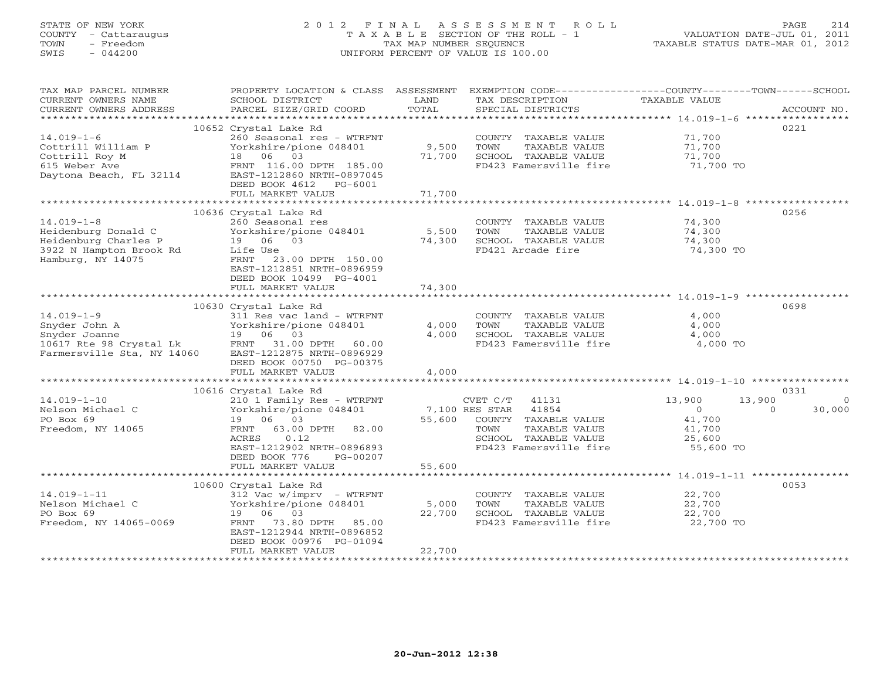STATE OF NEW YORK
COUNTY - Cattaraugus
TOWN - Freedom
SWIS - 044200

# 2012 FINAL ASSESSMENT ROLL
TAXABLE SECTION OF THE ROLL - 1
TAX MAP NUMBER SEQUENCE
UNIFORM PERCENT OF VALUE IS 100.00

VALUATION DATE-JUL 01, 2011
TAXABLE STATUS DATE-MAR 01, 2012

| TAX MAP PARCEL NUMBER / CURRENT OWNERS NAME / CURRENT OWNERS ADDRESS | PROPERTY LOCATION & CLASS / SCHOOL DISTRICT / PARCEL SIZE/GRID COORD | ASSESSMENT LAND / TOTAL | EXEMPTION CODE / TAX DESCRIPTION / SPECIAL DISTRICTS | COUNTY | TOWN | SCHOOL | ACCOUNT NO. |
|---|---|---|---|---|---|---|---|
| | 10652 Crystal Lake Rd | | | | | | 0221 |
| 14.019-1-6 | 260 Seasonal res - WTRFNT | | COUNTY TAXABLE VALUE | 71,700 | | | |
| Cottrill William P | Yorkshire/pione 048401 | 9,500 | TOWN TAXABLE VALUE | | 71,700 | | |
| Cottrill Roy M | 18 06 03 | 71,700 | SCHOOL TAXABLE VALUE | | | 71,700 | |
| 615 Weber Ave | FRNT 116.00 DPTH 185.00 | | FD423 Famersville fire | 71,700 TO | | | |
| Daytona Beach, FL 32114 | EAST-1212860 NRTH-0897045 | | | | | | |
| | DEED BOOK 4612 PG-6001 | | | | | | |
| | FULL MARKET VALUE | 71,700 | | | | | |
| | 10636 Crystal Lake Rd | | | | | | 0256 |
| 14.019-1-8 | 260 Seasonal res | | COUNTY TAXABLE VALUE | 74,300 | | | |
| Heidenburg Donald C | Yorkshire/pione 048401 | 5,500 | TOWN TAXABLE VALUE | | 74,300 | | |
| Heidenburg Charles P | 19 06 03 | 74,300 | SCHOOL TAXABLE VALUE | | | 74,300 | |
| 3922 N Hampton Brook Rd | Life Use | | FD421 Arcade fire | 74,300 TO | | | |
| Hamburg, NY 14075 | FRNT 23.00 DPTH 150.00 | | | | | | |
| | EAST-1212851 NRTH-0896959 | | | | | | |
| | DEED BOOK 10499 PG-4001 | | | | | | |
| | FULL MARKET VALUE | 74,300 | | | | | |
| | 10630 Crystal Lake Rd | | | | | | 0698 |
| 14.019-1-9 | 311 Res vac land - WTRFNT | | COUNTY TAXABLE VALUE | 4,000 | | | |
| Snyder John A | Yorkshire/pione 048401 | 4,000 | TOWN TAXABLE VALUE | | 4,000 | | |
| Snyder Joanne | 19 06 03 | 4,000 | SCHOOL TAXABLE VALUE | | | 4,000 | |
| 10617 Rte 98 Crystal Lk | FRNT 31.00 DPTH 60.00 | | FD423 Famersville fire | 4,000 TO | | | |
| Farmersville Sta, NY 14060 | EAST-1212875 NRTH-0896929 | | | | | | |
| | DEED BOOK 00750 PG-00375 | | | | | | |
| | FULL MARKET VALUE | 4,000 | | | | | |
| | 10616 Crystal Lake Rd | | | | | | 0331 |
| 14.019-1-10 | 210 1 Family Res - WTRFNT | | CVET C/T 41131 | 13,900 | 13,900 | 0 | |
| Nelson Michael C | Yorkshire/pione 048401 | 7,100 | RES STAR 41854 | 0 | 0 | 30,000 | |
| PO Box 69 | 19 06 03 | 55,600 | COUNTY TAXABLE VALUE | 41,700 | | | |
| Freedom, NY 14065 | FRNT 63.00 DPTH 82.00 | | TOWN TAXABLE VALUE | | 41,700 | | |
| | ACRES 0.12 | | SCHOOL TAXABLE VALUE | | | 25,600 | |
| | EAST-1212902 NRTH-0896893 | | FD423 Famersville fire | 55,600 TO | | | |
| | DEED BOOK 776 PG-00207 | | | | | | |
| | FULL MARKET VALUE | 55,600 | | | | | |
| | 10600 Crystal Lake Rd | | | | | | 0053 |
| 14.019-1-11 | 312 Vac w/imprv - WTRFNT | | COUNTY TAXABLE VALUE | 22,700 | | | |
| Nelson Michael C | Yorkshire/pione 048401 | 5,000 | TOWN TAXABLE VALUE | | 22,700 | | |
| PO Box 69 | 19 06 03 | 22,700 | SCHOOL TAXABLE VALUE | | | 22,700 | |
| Freedom, NY 14065-0069 | FRNT 73.80 DPTH 85.00 | | FD423 Famersville fire | 22,700 TO | | | |
| | EAST-1212944 NRTH-0896852 | | | | | | |
| | DEED BOOK 00976 PG-01094 | | | | | | |
| | FULL MARKET VALUE | 22,700 | | | | | |

20-Jun-2012 12:38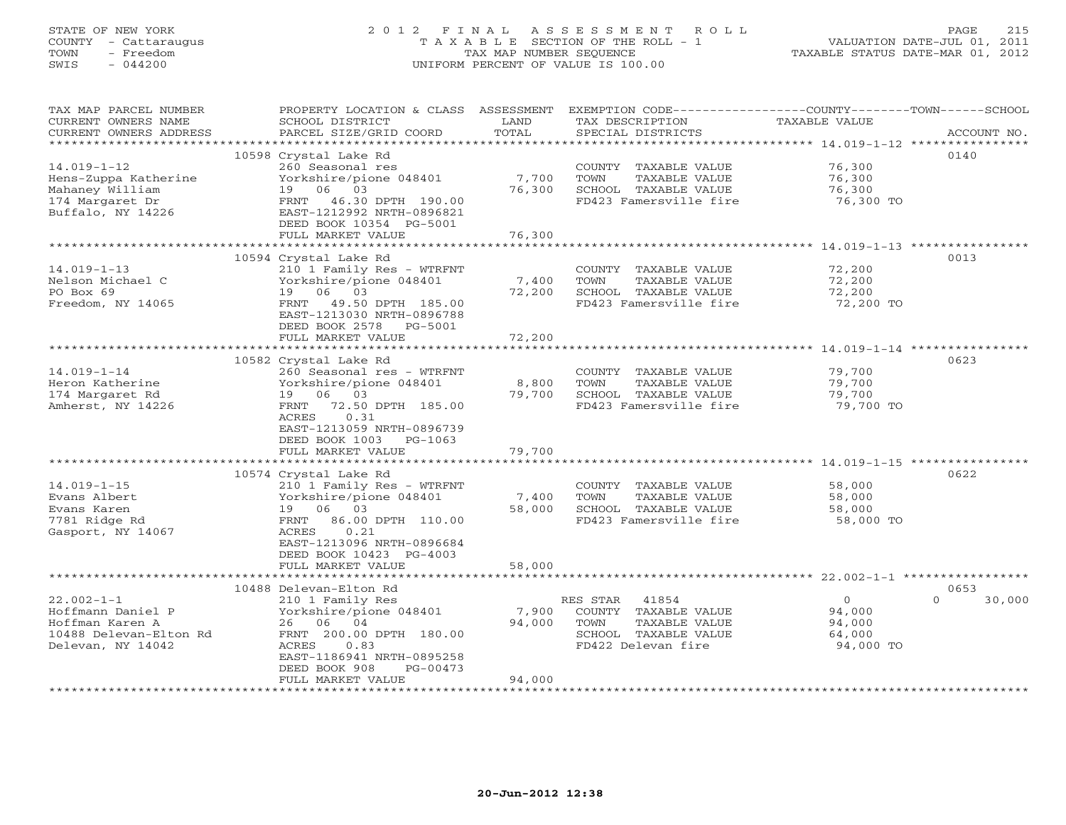STATE OF NEW YORK
COUNTY - Cattaraugus
TOWN - Freedom
SWIS - 044200

2012 FINAL ASSESSMENT ROLL
TAXABLE SECTION OF THE ROLL - 1
TAX MAP NUMBER SEQUENCE
UNIFORM PERCENT OF VALUE IS 100.00

VALUATION DATE-JUL 01, 2011
TAXABLE STATUS DATE-MAR 01, 2012

| TAX MAP PARCEL NUMBER / CURRENT OWNERS NAME / CURRENT OWNERS ADDRESS | PROPERTY LOCATION & CLASS / SCHOOL DISTRICT / PARCEL SIZE/GRID COORD | ASSESSMENT LAND | TOTAL | EXEMPTION CODE / TAX DESCRIPTION / SPECIAL DISTRICTS | TAXABLE VALUE (COUNTY--TOWN--SCHOOL) | ACCOUNT NO. |
|---|---|---|---|---|---|---|
| 14.019-1-12 | 10598 Crystal Lake Rd | | | | | 0140 |
| Hens-Zuppa Katherine | 260 Seasonal res | | | COUNTY TAXABLE VALUE | 76,300 | |
| Mahaney William | Yorkshire/pione 048401 | 7,700 | | TOWN TAXABLE VALUE | 76,300 | |
| 174 Margaret Dr | 19 06 03 | | 76,300 | SCHOOL TAXABLE VALUE | 76,300 | |
| Buffalo, NY 14226 | FRNT 46.30 DPTH 190.00 | | | FD423 Famersville fire | 76,300 TO | |
| | EAST-1212992 NRTH-0896821 | | | | | |
| | DEED BOOK 10354 PG-5001 | | | | | |
| | FULL MARKET VALUE | | 76,300 | | | |
| 14.019-1-13 | 10594 Crystal Lake Rd | | | | | 0013 |
| Nelson Michael C | 210 1 Family Res - WTRFNT | | | COUNTY TAXABLE VALUE | 72,200 | |
| PO Box 69 | Yorkshire/pione 048401 | 7,400 | | TOWN TAXABLE VALUE | 72,200 | |
| Freedom, NY 14065 | 19 06 03 | | 72,200 | SCHOOL TAXABLE VALUE | 72,200 | |
| | FRNT 49.50 DPTH 185.00 | | | FD423 Famersville fire | 72,200 TO | |
| | EAST-1213030 NRTH-0896788 | | | | | |
| | DEED BOOK 2578 PG-5001 | | | | | |
| | FULL MARKET VALUE | | 72,200 | | | |
| 14.019-1-14 | 10582 Crystal Lake Rd | | | | | 0623 |
| Heron Katherine | 260 Seasonal res - WTRFNT | | | COUNTY TAXABLE VALUE | 79,700 | |
| 174 Margaret Rd | Yorkshire/pione 048401 | 8,800 | | TOWN TAXABLE VALUE | 79,700 | |
| Amherst, NY 14226 | 19 06 03 | | 79,700 | SCHOOL TAXABLE VALUE | 79,700 | |
| | FRNT 72.50 DPTH 185.00 | | | FD423 Famersville fire | 79,700 TO | |
| | ACRES 0.31 | | | | | |
| | EAST-1213059 NRTH-0896739 | | | | | |
| | DEED BOOK 1003 PG-1063 | | | | | |
| | FULL MARKET VALUE | | 79,700 | | | |
| 14.019-1-15 | 10574 Crystal Lake Rd | | | | | 0622 |
| Evans Albert | 210 1 Family Res - WTRFNT | | | COUNTY TAXABLE VALUE | 58,000 | |
| Evans Karen | Yorkshire/pione 048401 | 7,400 | | TOWN TAXABLE VALUE | 58,000 | |
| 7781 Ridge Rd | 19 06 03 | | 58,000 | SCHOOL TAXABLE VALUE | 58,000 | |
| Gasport, NY 14067 | FRNT 86.00 DPTH 110.00 | | | FD423 Famersville fire | 58,000 TO | |
| | ACRES 0.21 | | | | | |
| | EAST-1213096 NRTH-0896684 | | | | | |
| | DEED BOOK 10423 PG-4003 | | | | | |
| | FULL MARKET VALUE | | 58,000 | | | |
| 22.002-1-1 | 10488 Delevan-Elton Rd | | | | | 0653 |
| Hoffmann Daniel P | 210 1 Family Res | | | RES STAR 41854 | 0 / 0 / 30,000 | |
| Hoffman Karen A | Yorkshire/pione 048401 | 7,900 | | COUNTY TAXABLE VALUE | 94,000 | |
| 10488 Delevan-Elton Rd | 26 06 04 | | 94,000 | TOWN TAXABLE VALUE | 94,000 | |
| Delevan, NY 14042 | FRNT 200.00 DPTH 180.00 | | | SCHOOL TAXABLE VALUE | 64,000 | |
| | ACRES 0.83 | | | FD422 Delevan fire | 94,000 TO | |
| | EAST-1186941 NRTH-0895258 | | | | | |
| | DEED BOOK 908 PG-00473 | | | | | |
| | FULL MARKET VALUE | | 94,000 | | | |

20-Jun-2012 12:38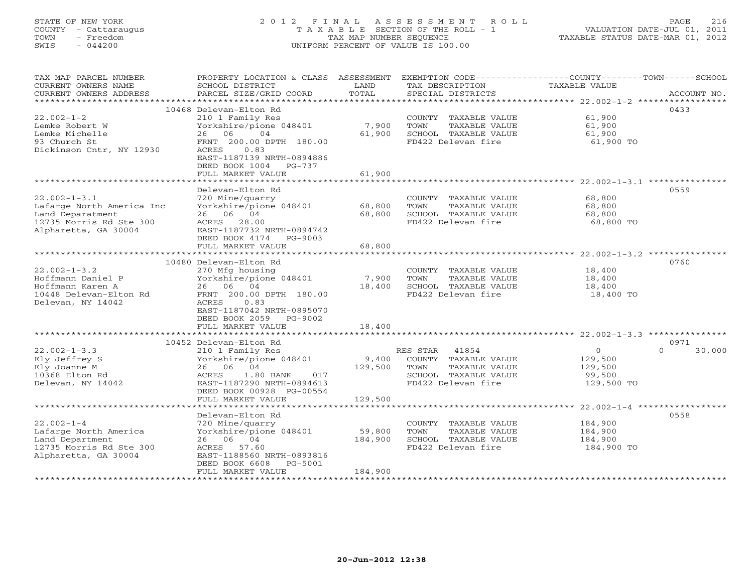STATE OF NEW YORK
COUNTY - Cattaraugus
TOWN - Freedom
SWIS - 044200

2012 FINAL ASSESSMENT ROLL
TAXABLE SECTION OF THE ROLL - 1
TAX MAP NUMBER SEQUENCE
UNIFORM PERCENT OF VALUE IS 100.00

VALUATION DATE-JUL 01, 2011
TAXABLE STATUS DATE-MAR 01, 2012

| TAX MAP PARCEL NUMBER / CURRENT OWNERS NAME / CURRENT OWNERS ADDRESS | PROPERTY LOCATION & CLASS / SCHOOL DISTRICT / PARCEL SIZE/GRID COORD | ASSESSMENT LAND | TOTAL | EXEMPTION CODE / TAX DESCRIPTION / SPECIAL DISTRICTS | COUNTY | TOWN | SCHOOL | ACCOUNT NO. |
|---|---|---|---|---|---|---|---|---|
| **22.002-1-2** | 10468 Delevan-Elton Rd | | | | | | | 0433 |
| Lemke Robert W | 210 1 Family Res | | | COUNTY TAXABLE VALUE | 61,900 | | | |
| Lemke Michelle | Yorkshire/pione 048401 | 7,900 | | TOWN TAXABLE VALUE | | 61,900 | | |
| 93 Church St | 26 06 04 | | 61,900 | SCHOOL TAXABLE VALUE | | | 61,900 | |
| Dickinson Cntr, NY 12930 | FRNT 200.00 DPTH 180.00 | | | FD422 Delevan fire | 61,900 TO | | | |
| | ACRES 0.83 | | | | | | | |
| | EAST-1187139 NRTH-0894886 | | | | | | | |
| | DEED BOOK 1004 PG-737 | | | | | | | |
| | FULL MARKET VALUE | | 61,900 | | | | | |
| **22.002-1-3.1** | Delevan-Elton Rd | | | | | | | 0559 |
| Lafarge North America Inc | 720 Mine/quarry | | | COUNTY TAXABLE VALUE | 68,800 | | | |
| Land Deparatment | Yorkshire/pione 048401 | 68,800 | | TOWN TAXABLE VALUE | | 68,800 | | |
| 12735 Morris Rd Ste 300 | 26 06 04 | | 68,800 | SCHOOL TAXABLE VALUE | | | 68,800 | |
| Alpharetta, GA 30004 | ACRES 28.00 | | | FD422 Delevan fire | 68,800 TO | | | |
| | EAST-1187732 NRTH-0894742 | | | | | | | |
| | DEED BOOK 4174 PG-9003 | | | | | | | |
| | FULL MARKET VALUE | | 68,800 | | | | | |
| **22.002-1-3.2** | 10480 Delevan-Elton Rd | | | | | | | 0760 |
| Hoffmann Daniel P | 270 Mfg housing | | | COUNTY TAXABLE VALUE | 18,400 | | | |
| Hoffmann Karen A | Yorkshire/pione 048401 | 7,900 | | TOWN TAXABLE VALUE | | 18,400 | | |
| 10448 Delevan-Elton Rd | 26 06 04 | | 18,400 | SCHOOL TAXABLE VALUE | | | 18,400 | |
| Delevan, NY 14042 | FRNT 200.00 DPTH 180.00 | | | FD422 Delevan fire | 18,400 TO | | | |
| | ACRES 0.83 | | | | | | | |
| | EAST-1187042 NRTH-0895070 | | | | | | | |
| | DEED BOOK 2059 PG-9002 | | | | | | | |
| | FULL MARKET VALUE | | 18,400 | | | | | |
| **22.002-1-3.3** | 10452 Delevan-Elton Rd | | | | | | | 0971 |
| Ely Jeffrey S | 210 1 Family Res | | | RES STAR 41854 | 0 | 0 | 30,000 | |
| Ely Joanne M | Yorkshire/pione 048401 | 9,400 | | COUNTY TAXABLE VALUE | 129,500 | | | |
| 10368 Elton Rd | 26 06 04 | | 129,500 | TOWN TAXABLE VALUE | | 129,500 | | |
| Delevan, NY 14042 | ACRES 1.80 BANK 017 | | | SCHOOL TAXABLE VALUE | | | 99,500 | |
| | EAST-1187290 NRTH-0894613 | | | FD422 Delevan fire | 129,500 TO | | | |
| | DEED BOOK 00928 PG-00554 | | | | | | | |
| | FULL MARKET VALUE | | 129,500 | | | | | |
| **22.002-1-4** | Delevan-Elton Rd | | | | | | | 0558 |
| Lafarge North America | 720 Mine/quarry | | | COUNTY TAXABLE VALUE | 184,900 | | | |
| Land Department | Yorkshire/pione 048401 | 59,800 | | TOWN TAXABLE VALUE | | 184,900 | | |
| 12735 Morris Rd Ste 300 | 26 06 04 | | 184,900 | SCHOOL TAXABLE VALUE | | | 184,900 | |
| Alpharetta, GA 30004 | ACRES 57.60 | | | FD422 Delevan fire | 184,900 TO | | | |
| | EAST-1188560 NRTH-0893816 | | | | | | | |
| | DEED BOOK 6608 PG-5001 | | | | | | | |
| | FULL MARKET VALUE | | 184,900 | | | | | |

20-Jun-2012 12:38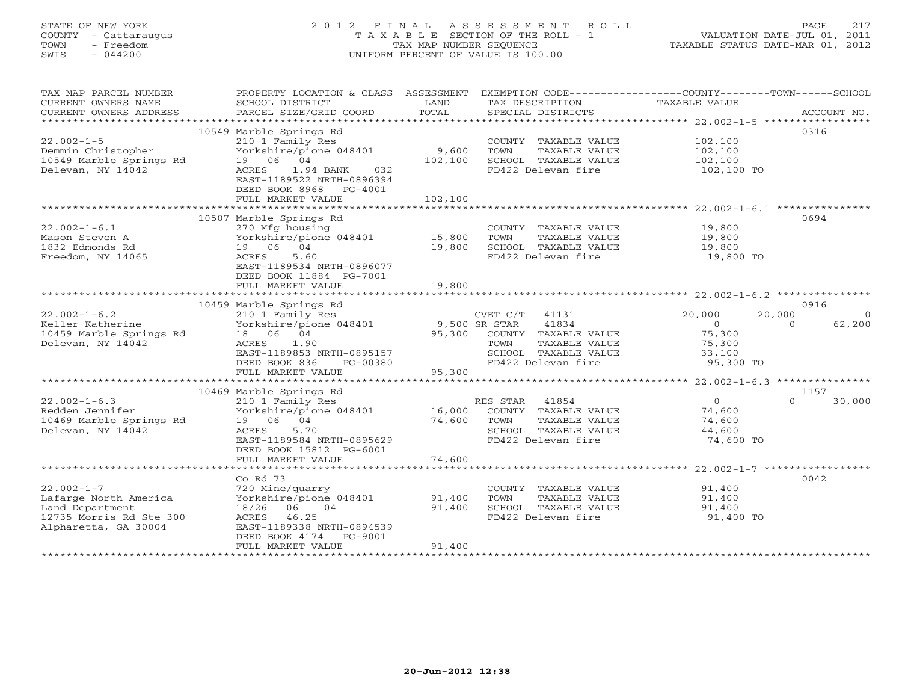STATE OF NEW YORK
COUNTY - Cattaraugus
TOWN - Freedom
SWIS - 044200

# 2012 FINAL ASSESSMENT ROLL
TAXABLE SECTION OF THE ROLL - 1
TAX MAP NUMBER SEQUENCE
UNIFORM PERCENT OF VALUE IS 100.00

VALUATION DATE-JUL 01, 2011
TAXABLE STATUS DATE-MAR 01, 2012

| TAX MAP PARCEL NUMBER / CURRENT OWNERS NAME / CURRENT OWNERS ADDRESS | PROPERTY LOCATION & CLASS / SCHOOL DISTRICT / PARCEL SIZE/GRID COORD | ASSESSMENT LAND / TOTAL | EXEMPTION CODE / TAX DESCRIPTION / SPECIAL DISTRICTS | COUNTY TAXABLE VALUE | TOWN | SCHOOL | ACCOUNT NO. |
|---|---|---|---|---|---|---|---|
| 22.002-1-5 | 10549 Marble Springs Rd | | | | | | 0316 |
| 22.002-1-5 | 210 1 Family Res | | COUNTY TAXABLE VALUE | 102,100 | | | |
| Demmin Christopher | Yorkshire/pione 048401 | 9,600 | TOWN TAXABLE VALUE | 102,100 | | | |
| 10549 Marble Springs Rd | 19 06 04 | 102,100 | SCHOOL TAXABLE VALUE | 102,100 | | | |
| Delevan, NY 14042 | ACRES 1.94 BANK 032 | | FD422 Delevan fire | 102,100 TO | | | |
| | EAST-1189522 NRTH-0896394 | | | | | | |
| | DEED BOOK 8968 PG-4001 | | | | | | |
| | FULL MARKET VALUE | 102,100 | | | | | |
| 22.002-1-6.1 | 10507 Marble Springs Rd | | | | | | 0694 |
| 22.002-1-6.1 | 270 Mfg housing | | COUNTY TAXABLE VALUE | 19,800 | | | |
| Mason Steven A | Yorkshire/pione 048401 | 15,800 | TOWN TAXABLE VALUE | 19,800 | | | |
| 1832 Edmonds Rd | 19 06 04 | 19,800 | SCHOOL TAXABLE VALUE | 19,800 | | | |
| Freedom, NY 14065 | ACRES 5.60 | | FD422 Delevan fire | 19,800 TO | | | |
| | EAST-1189534 NRTH-0896077 | | | | | | |
| | DEED BOOK 11884 PG-7001 | | | | | | |
| | FULL MARKET VALUE | 19,800 | | | | | |
| 22.002-1-6.2 | 10459 Marble Springs Rd | | | | | | 0916 |
| 22.002-1-6.2 | 210 1 Family Res | | CVET C/T 41131 | 20,000 | 20,000 | 0 | |
| Keller Katherine | Yorkshire/pione 048401 | 9,500 | SR STAR 41834 | 0 | 0 | 62,200 | |
| 10459 Marble Springs Rd | 18 06 04 | 95,300 | COUNTY TAXABLE VALUE | 75,300 | | | |
| Delevan, NY 14042 | ACRES 1.90 | | TOWN TAXABLE VALUE | 75,300 | | | |
| | EAST-1189853 NRTH-0895157 | | SCHOOL TAXABLE VALUE | 33,100 | | | |
| | DEED BOOK 836 PG-00380 | | FD422 Delevan fire | 95,300 TO | | | |
| | FULL MARKET VALUE | 95,300 | | | | | |
| 22.002-1-6.3 | 10469 Marble Springs Rd | | | | | | 1157 |
| 22.002-1-6.3 | 210 1 Family Res | | RES STAR 41854 | 0 | 0 | 30,000 | |
| Redden Jennifer | Yorkshire/pione 048401 | 16,000 | COUNTY TAXABLE VALUE | 74,600 | | | |
| 10469 Marble Springs Rd | 19 06 04 | 74,600 | TOWN TAXABLE VALUE | 74,600 | | | |
| Delevan, NY 14042 | ACRES 5.70 | | SCHOOL TAXABLE VALUE | 44,600 | | | |
| | EAST-1189584 NRTH-0895629 | | FD422 Delevan fire | 74,600 TO | | | |
| | DEED BOOK 15812 PG-6001 | | | | | | |
| | FULL MARKET VALUE | 74,600 | | | | | |
| 22.002-1-7 | Co Rd 73 | | | | | | 0042 |
| 22.002-1-7 | 720 Mine/quarry | | COUNTY TAXABLE VALUE | 91,400 | | | |
| Lafarge North America | Yorkshire/pione 048401 | 91,400 | TOWN TAXABLE VALUE | 91,400 | | | |
| Land Department | 18/26 06 04 | 91,400 | SCHOOL TAXABLE VALUE | 91,400 | | | |
| 12735 Morris Rd Ste 300 | ACRES 46.25 | | FD422 Delevan fire | 91,400 TO | | | |
| Alpharetta, GA 30004 | EAST-1189338 NRTH-0894539 | | | | | | |
| | DEED BOOK 4174 PG-9001 | | | | | | |
| | FULL MARKET VALUE | 91,400 | | | | | |

20-Jun-2012 12:38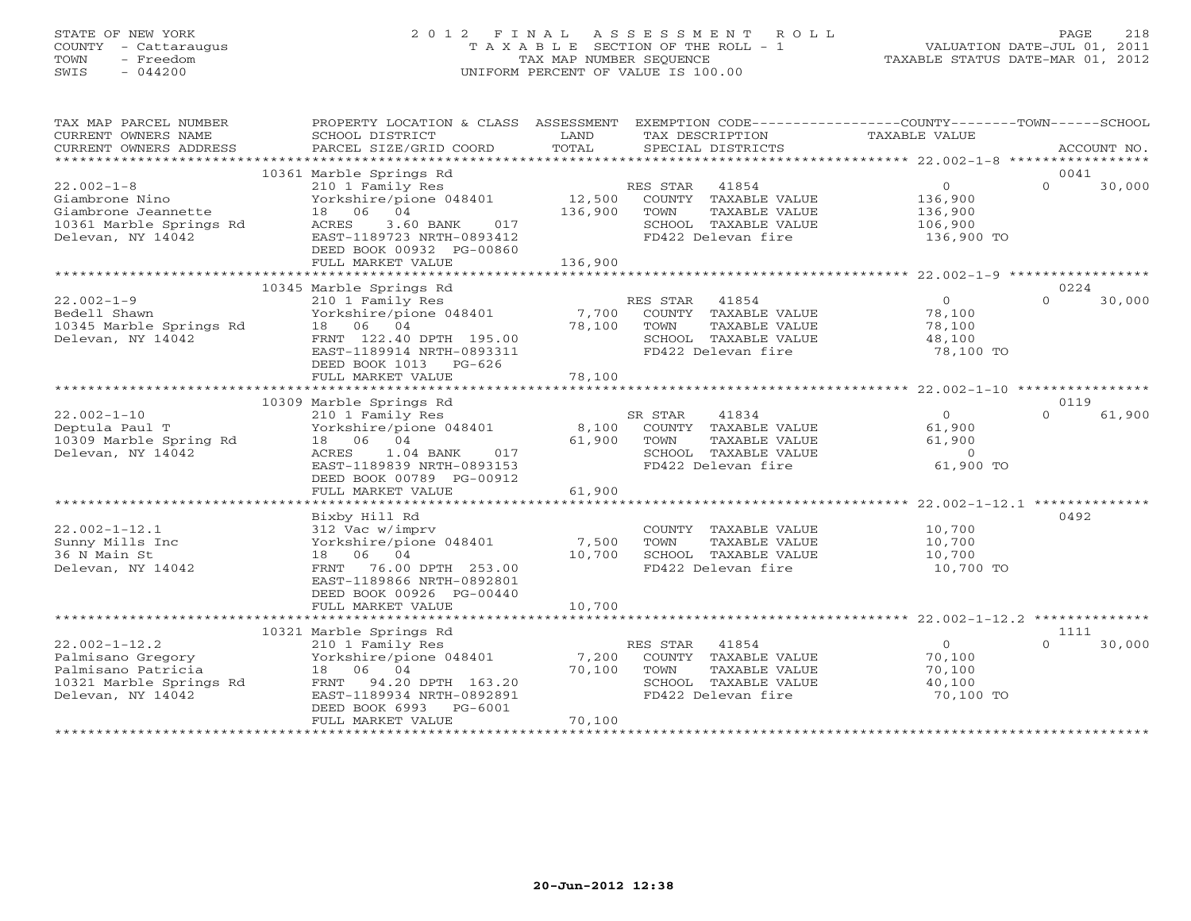STATE OF NEW YORK
COUNTY - Cattaraugus
TOWN - Freedom
SWIS - 044200

2012 FINAL ASSESSMENT ROLL
TAXABLE SECTION OF THE ROLL - 1
TAX MAP NUMBER SEQUENCE
UNIFORM PERCENT OF VALUE IS 100.00

VALUATION DATE-JUL 01, 2011
TAXABLE STATUS DATE-MAR 01, 2012

| TAX MAP PARCEL NUMBER / CURRENT OWNERS NAME / CURRENT OWNERS ADDRESS | PROPERTY LOCATION & CLASS / SCHOOL DISTRICT / PARCEL SIZE/GRID COORD | ASSESSMENT LAND / TOTAL | EXEMPTION CODE / TAX DESCRIPTION / SPECIAL DISTRICTS | COUNTY / TOWN TAXABLE VALUE | SCHOOL | ACCOUNT NO. |
|---|---|---|---|---|---|---|
| | 10361 Marble Springs Rd | | | | | 0041 |
| 22.002-1-8 | 210 1 Family Res | | RES STAR 41854 | 0 | 0 | 30,000 |
| Giambrone Nino | Yorkshire/pione 048401 | 12,500 | COUNTY TAXABLE VALUE | 136,900 | | |
| Giambrone Jeannette | 18 06 04 | 136,900 | TOWN TAXABLE VALUE | 136,900 | | |
| 10361 Marble Springs Rd | ACRES 3.60 BANK 017 | | SCHOOL TAXABLE VALUE | 106,900 | | |
| Delevan, NY 14042 | EAST-1189723 NRTH-0893412 | | FD422 Delevan fire | 136,900 TO | | |
| | DEED BOOK 00932 PG-00860 | | | | | |
| | FULL MARKET VALUE | 136,900 | | | | |
| | 10345 Marble Springs Rd | | | | | 0224 |
| 22.002-1-9 | 210 1 Family Res | | RES STAR 41854 | 0 | 0 | 30,000 |
| Bedell Shawn | Yorkshire/pione 048401 | 7,700 | COUNTY TAXABLE VALUE | 78,100 | | |
| 10345 Marble Springs Rd | 18 06 04 | 78,100 | TOWN TAXABLE VALUE | 78,100 | | |
| Delevan, NY 14042 | FRNT 122.40 DPTH 195.00 | | SCHOOL TAXABLE VALUE | 48,100 | | |
| | EAST-1189914 NRTH-0893311 | | FD422 Delevan fire | 78,100 TO | | |
| | DEED BOOK 1013 PG-626 | | | | | |
| | FULL MARKET VALUE | 78,100 | | | | |
| | 10309 Marble Springs Rd | | | | | 0119 |
| 22.002-1-10 | 210 1 Family Res | | SR STAR 41834 | 0 | 0 | 61,900 |
| Deptula Paul T | Yorkshire/pione 048401 | 8,100 | COUNTY TAXABLE VALUE | 61,900 | | |
| 10309 Marble Spring Rd | 18 06 04 | 61,900 | TOWN TAXABLE VALUE | 61,900 | | |
| Delevan, NY 14042 | ACRES 1.04 BANK 017 | | SCHOOL TAXABLE VALUE | 0 | | |
| | EAST-1189839 NRTH-0893153 | | FD422 Delevan fire | 61,900 TO | | |
| | DEED BOOK 00789 PG-00912 | | | | | |
| | FULL MARKET VALUE | 61,900 | | | | |
| | Bixby Hill Rd | | | | | 0492 |
| 22.002-1-12.1 | 312 Vac w/imprv | | COUNTY TAXABLE VALUE | 10,700 | | |
| Sunny Mills Inc | Yorkshire/pione 048401 | 7,500 | TOWN TAXABLE VALUE | 10,700 | | |
| 36 N Main St | 18 06 04 | 10,700 | SCHOOL TAXABLE VALUE | 10,700 | | |
| Delevan, NY 14042 | FRNT 76.00 DPTH 253.00 | | FD422 Delevan fire | 10,700 TO | | |
| | EAST-1189866 NRTH-0892801 | | | | | |
| | DEED BOOK 00926 PG-00440 | | | | | |
| | FULL MARKET VALUE | 10,700 | | | | |
| | 10321 Marble Springs Rd | | | | | 1111 |
| 22.002-1-12.2 | 210 1 Family Res | | RES STAR 41854 | 0 | 0 | 30,000 |
| Palmisano Gregory | Yorkshire/pione 048401 | 7,200 | COUNTY TAXABLE VALUE | 70,100 | | |
| Palmisano Patricia | 18 06 04 | 70,100 | TOWN TAXABLE VALUE | 70,100 | | |
| 10321 Marble Springs Rd | FRNT 94.20 DPTH 163.20 | | SCHOOL TAXABLE VALUE | 40,100 | | |
| Delevan, NY 14042 | EAST-1189934 NRTH-0892891 | | FD422 Delevan fire | 70,100 TO | | |
| | DEED BOOK 6993 PG-6001 | | | | | |
| | FULL MARKET VALUE | 70,100 | | | | |

20-Jun-2012 12:38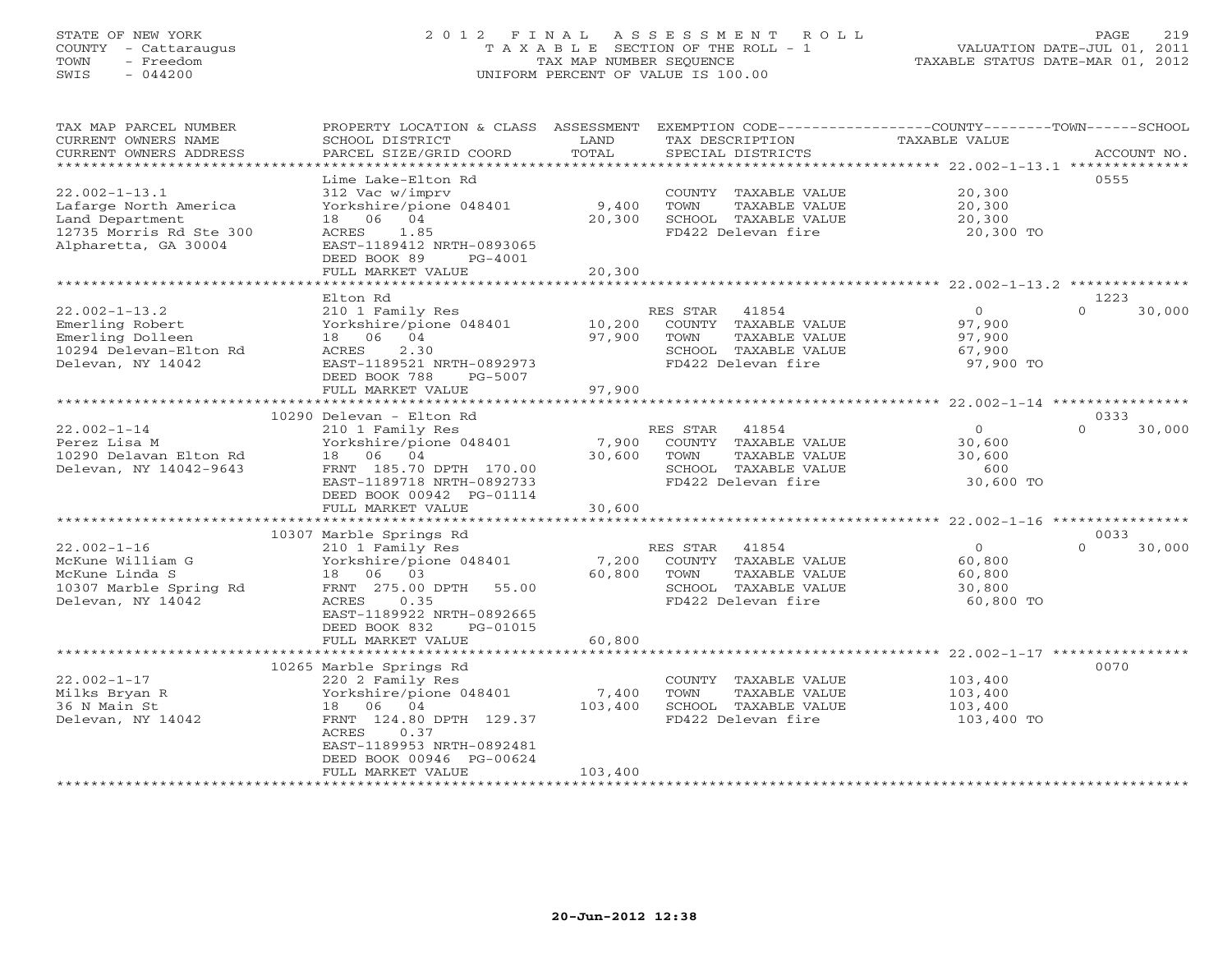STATE OF NEW YORK
COUNTY - Cattaraugus
TOWN - Freedom
SWIS - 044200

2012 FINAL ASSESSMENT ROLL
TAXABLE SECTION OF THE ROLL - 1
TAX MAP NUMBER SEQUENCE
UNIFORM PERCENT OF VALUE IS 100.00

VALUATION DATE-JUL 01, 2011
TAXABLE STATUS DATE-MAR 01, 2012

| TAX MAP PARCEL NUMBER / CURRENT OWNERS NAME / CURRENT OWNERS ADDRESS | PROPERTY LOCATION & CLASS / SCHOOL DISTRICT / PARCEL SIZE/GRID COORD | ASSESSMENT LAND / TOTAL | EXEMPTION CODE / TAX DESCRIPTION / SPECIAL DISTRICTS | COUNTY / TOWN TAXABLE VALUE | SCHOOL / ACCOUNT NO. |
|---|---|---|---|---|---|
| 22.002-1-13.1 | Lime Lake-Elton Rd | | | | 0555 |
| | 312 Vac w/imprv | | COUNTY TAXABLE VALUE | 20,300 | |
| Lafarge North America | Yorkshire/pione 048401 | 9,400 | TOWN TAXABLE VALUE | 20,300 | |
| Land Department | 18 06 04 | 20,300 | SCHOOL TAXABLE VALUE | 20,300 | |
| 12735 Morris Rd Ste 300 | ACRES 1.85 | | FD422 Delevan fire | 20,300 TO | |
| Alpharetta, GA 30004 | EAST-1189412 NRTH-0893065 | | | | |
| | DEED BOOK 89 PG-4001 | | | | |
| | FULL MARKET VALUE | 20,300 | | | |
| 22.002-1-13.2 | Elton Rd | | | | 1223 |
| | 210 1 Family Res | | RES STAR 41854 | 0 | 0 30,000 |
| Emerling Robert | Yorkshire/pione 048401 | 10,200 | COUNTY TAXABLE VALUE | 97,900 | |
| Emerling Dolleen | 18 06 04 | 97,900 | TOWN TAXABLE VALUE | 97,900 | |
| 10294 Delevan-Elton Rd | ACRES 2.30 | | SCHOOL TAXABLE VALUE | 67,900 | |
| Delevan, NY 14042 | EAST-1189521 NRTH-0892973 | | FD422 Delevan fire | 97,900 TO | |
| | DEED BOOK 788 PG-5007 | | | | |
| | FULL MARKET VALUE | 97,900 | | | |
| 22.002-1-14 | 10290 Delevan - Elton Rd | | | | 0333 |
| | 210 1 Family Res | | RES STAR 41854 | 0 | 0 30,000 |
| Perez Lisa M | Yorkshire/pione 048401 | 7,900 | COUNTY TAXABLE VALUE | 30,600 | |
| 10290 Delavan Elton Rd | 18 06 04 | 30,600 | TOWN TAXABLE VALUE | 30,600 | |
| Delevan, NY 14042-9643 | FRNT 185.70 DPTH 170.00 | | SCHOOL TAXABLE VALUE | 600 | |
| | EAST-1189718 NRTH-0892733 | | FD422 Delevan fire | 30,600 TO | |
| | DEED BOOK 00942 PG-01114 | | | | |
| | FULL MARKET VALUE | 30,600 | | | |
| 22.002-1-16 | 10307 Marble Springs Rd | | | | 0033 |
| | 210 1 Family Res | | RES STAR 41854 | 0 | 0 30,000 |
| McKune William G | Yorkshire/pione 048401 | 7,200 | COUNTY TAXABLE VALUE | 60,800 | |
| McKune Linda S | 18 06 03 | 60,800 | TOWN TAXABLE VALUE | 60,800 | |
| 10307 Marble Spring Rd | FRNT 275.00 DPTH 55.00 | | SCHOOL TAXABLE VALUE | 30,800 | |
| Delevan, NY 14042 | ACRES 0.35 | | FD422 Delevan fire | 60,800 TO | |
| | EAST-1189922 NRTH-0892665 | | | | |
| | DEED BOOK 832 PG-01015 | | | | |
| | FULL MARKET VALUE | 60,800 | | | |
| 22.002-1-17 | 10265 Marble Springs Rd | | | | 0070 |
| | 220 2 Family Res | | COUNTY TAXABLE VALUE | 103,400 | |
| Milks Bryan R | Yorkshire/pione 048401 | 7,400 | TOWN TAXABLE VALUE | 103,400 | |
| 36 N Main St | 18 06 04 | 103,400 | SCHOOL TAXABLE VALUE | 103,400 | |
| Delevan, NY 14042 | FRNT 124.80 DPTH 129.37 | | FD422 Delevan fire | 103,400 TO | |
| | ACRES 0.37 | | | | |
| | EAST-1189953 NRTH-0892481 | | | | |
| | DEED BOOK 00946 PG-00624 | | | | |
| | FULL MARKET VALUE | 103,400 | | | |

20-Jun-2012 12:38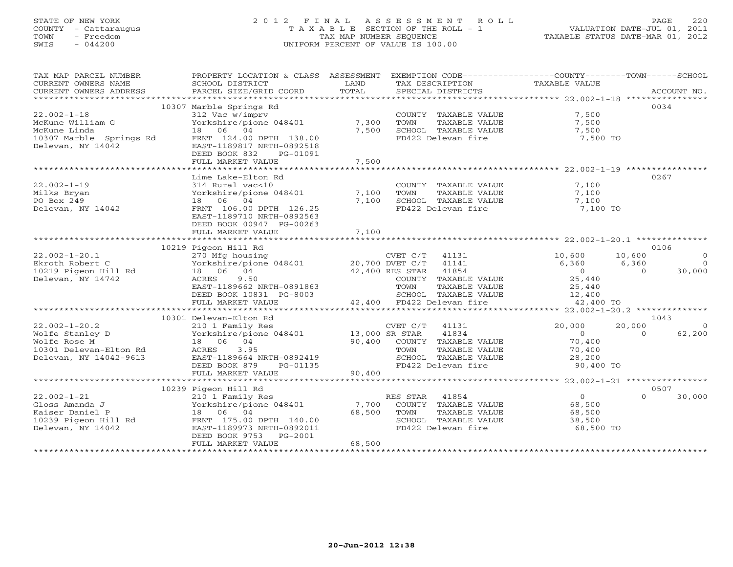STATE OF NEW YORK
COUNTY - Cattaraugus
TOWN - Freedom
SWIS - 044200

2012 FINAL ASSESSMENT ROLL
TAXABLE SECTION OF THE ROLL - 1
TAX MAP NUMBER SEQUENCE
UNIFORM PERCENT OF VALUE IS 100.00

VALUATION DATE-JUL 01, 2011
TAXABLE STATUS DATE-MAR 01, 2012

| TAX MAP PARCEL NUMBER / CURRENT OWNERS NAME / CURRENT OWNERS ADDRESS | PROPERTY LOCATION & CLASS / SCHOOL DISTRICT / PARCEL SIZE/GRID COORD | ASSESSMENT LAND | TOTAL | EXEMPTION CODE / TAX DESCRIPTION / SPECIAL DISTRICTS | COUNTY TAXABLE VALUE | TOWN | SCHOOL | ACCOUNT NO. |
|---|---|---|---|---|---|---|---|---|
| 22.002-1-18 | 10307 Marble Springs Rd | | | | | | | 0034 |
| | 312 Vac w/imprv | | | COUNTY TAXABLE VALUE | 7,500 | | | |
| McKune William G | Yorkshire/pione 048401 | 7,300 | | TOWN TAXABLE VALUE | 7,500 | | | |
| McKune Linda | 18 06 04 | | 7,500 | SCHOOL TAXABLE VALUE | 7,500 | | | |
| 10307 Marble Springs Rd | FRNT 124.00 DPTH 138.00 | | | FD422 Delevan fire | 7,500 TO | | | |
| Delevan, NY 14042 | EAST-1189817 NRTH-0892518 | | | | | | | |
| | DEED BOOK 832 PG-01091 | | | | | | | |
| | FULL MARKET VALUE | | 7,500 | | | | | |
| 22.002-1-19 | Lime Lake-Elton Rd | | | | | | | 0267 |
| | 314 Rural vac<10 | | | COUNTY TAXABLE VALUE | 7,100 | | | |
| Milks Bryan | Yorkshire/pione 048401 | 7,100 | | TOWN TAXABLE VALUE | 7,100 | | | |
| PO Box 249 | 18 06 04 | | 7,100 | SCHOOL TAXABLE VALUE | 7,100 | | | |
| Delevan, NY 14042 | FRNT 106.00 DPTH 126.25 | | | FD422 Delevan fire | 7,100 TO | | | |
| | EAST-1189710 NRTH-0892563 | | | | | | | |
| | DEED BOOK 00947 PG-00263 | | | | | | | |
| | FULL MARKET VALUE | | 7,100 | | | | | |
| 22.002-1-20.1 | 10219 Pigeon Hill Rd | | | | | | | 0106 |
| | 270 Mfg housing | | | CVET C/T 41131 | 10,600 | 10,600 | 0 | |
| Ekroth Robert C | Yorkshire/pione 048401 | 20,700 | | DVET C/T 41141 | 6,360 | 6,360 | 0 | |
| 10219 Pigeon Hill Rd | 18 06 04 | | 42,400 | RES STAR 41854 | 0 | 0 | 30,000 | |
| Delevan, NY 14742 | ACRES 9.50 | | | COUNTY TAXABLE VALUE | 25,440 | | | |
| | EAST-1189662 NRTH-0891863 | | | TOWN TAXABLE VALUE | 25,440 | | | |
| | DEED BOOK 10831 PG-8003 | | | SCHOOL TAXABLE VALUE | 12,400 | | | |
| | FULL MARKET VALUE | | 42,400 | FD422 Delevan fire | 42,400 TO | | | |
| 22.002-1-20.2 | 10301 Delevan-Elton Rd | | | | | | | 1043 |
| | 210 1 Family Res | | | CVET C/T 41131 | 20,000 | 20,000 | 0 | |
| Wolfe Stanley D | Yorkshire/pione 048401 | 13,000 | | SR STAR 41834 | 0 | 0 | 62,200 | |
| Wolfe Rose M | 18 06 04 | | 90,400 | COUNTY TAXABLE VALUE | 70,400 | | | |
| 10301 Delevan-Elton Rd | ACRES 3.95 | | | TOWN TAXABLE VALUE | 70,400 | | | |
| Delevan, NY 14042-9613 | EAST-1189664 NRTH-0892419 | | | SCHOOL TAXABLE VALUE | 28,200 | | | |
| | DEED BOOK 879 PG-01135 | | | FD422 Delevan fire | 90,400 TO | | | |
| | FULL MARKET VALUE | | 90,400 | | | | | |
| 22.002-1-21 | 10239 Pigeon Hill Rd | | | | | | | 0507 |
| | 210 1 Family Res | | | RES STAR 41854 | 0 | 0 | 30,000 | |
| Gloss Amanda J | Yorkshire/pione 048401 | 7,700 | | COUNTY TAXABLE VALUE | 68,500 | | | |
| Kaiser Daniel P | 18 06 04 | | 68,500 | TOWN TAXABLE VALUE | 68,500 | | | |
| 10239 Pigeon Hill Rd | FRNT 175.00 DPTH 140.00 | | | SCHOOL TAXABLE VALUE | 38,500 | | | |
| Delevan, NY 14042 | EAST-1189973 NRTH-0892011 | | | FD422 Delevan fire | 68,500 TO | | | |
| | DEED BOOK 9753 PG-2001 | | | | | | | |
| | FULL MARKET VALUE | | 68,500 | | | | | |

20-Jun-2012 12:38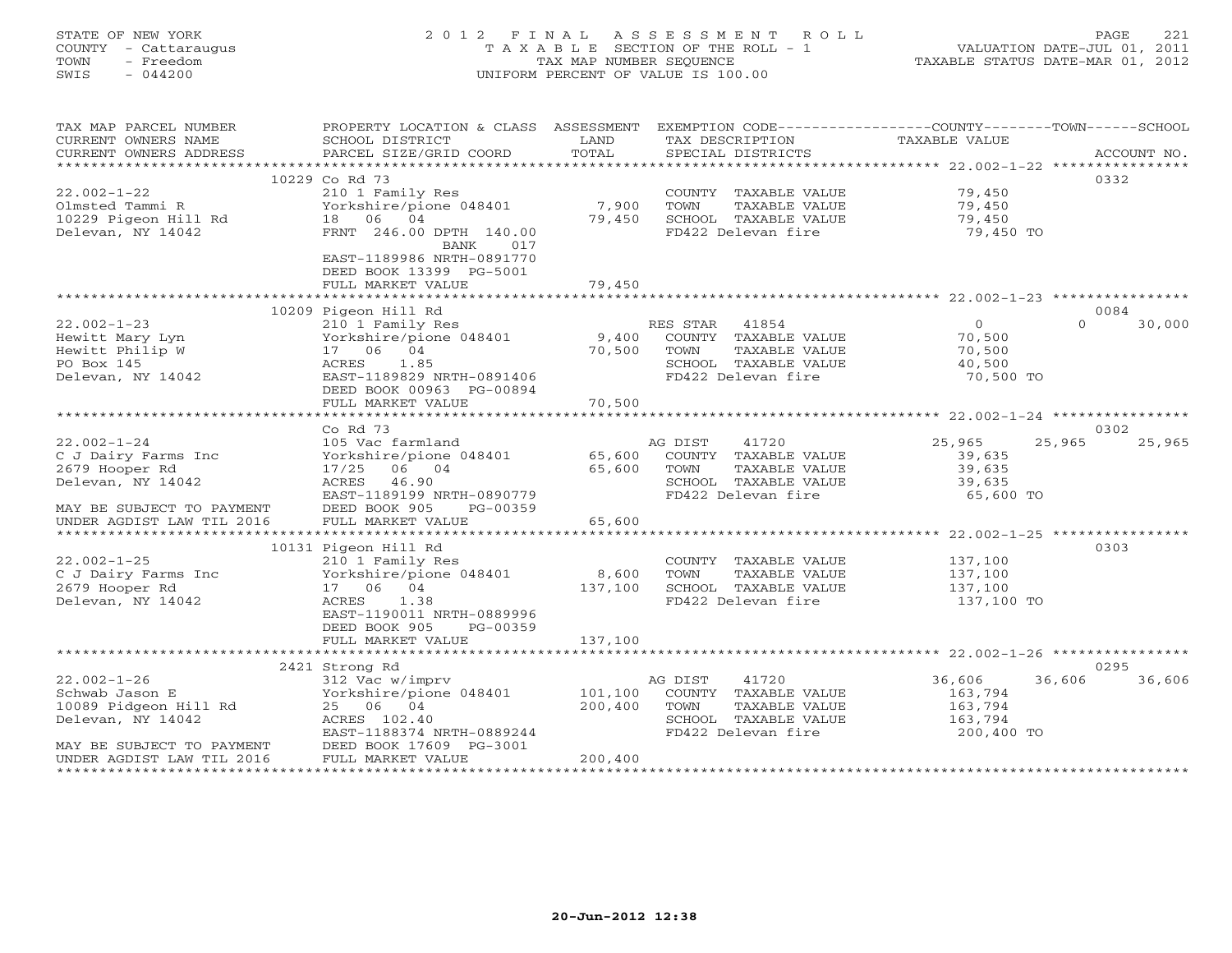STATE OF NEW YORK
COUNTY - Cattaraugus
TOWN - Freedom
SWIS - 044200

2012 FINAL ASSESSMENT ROLL
TAXABLE SECTION OF THE ROLL - 1
TAX MAP NUMBER SEQUENCE
UNIFORM PERCENT OF VALUE IS 100.00

VALUATION DATE-JUL 01, 2011
TAXABLE STATUS DATE-MAR 01, 2012

| TAX MAP PARCEL NUMBER / CURRENT OWNERS NAME / CURRENT OWNERS ADDRESS | PROPERTY LOCATION & CLASS / SCHOOL DISTRICT / PARCEL SIZE/GRID COORD | ASSESSMENT LAND / TOTAL | EXEMPTION CODE / TAX DESCRIPTION / SPECIAL DISTRICTS | COUNTY TAXABLE VALUE | TOWN | SCHOOL | ACCOUNT NO. |
|---|---|---|---|---|---|---|---|
| | 10229 Co Rd 73 | | | | | | 0332 |
| 22.002-1-22 | 210 1 Family Res | | COUNTY TAXABLE VALUE | 79,450 | | | |
| Olmsted Tammi R | Yorkshire/pione 048401 | 7,900 | TOWN TAXABLE VALUE | 79,450 | | | |
| 10229 Pigeon Hill Rd | 18 06 04 | 79,450 | SCHOOL TAXABLE VALUE | 79,450 | | | |
| Delevan, NY 14042 | FRNT 246.00 DPTH 140.00 | | FD422 Delevan fire | 79,450 TO | | | |
| | BANK 017 | | | | | | |
| | EAST-1189986 NRTH-0891770 | | | | | | |
| | DEED BOOK 13399 PG-5001 | | | | | | |
| | FULL MARKET VALUE | 79,450 | | | | | |
| | 10209 Pigeon Hill Rd | | | | | | 0084 |
| 22.002-1-23 | 210 1 Family Res | | RES STAR 41854 | 0 | 0 | 30,000 | |
| Hewitt Mary Lyn | Yorkshire/pione 048401 | 9,400 | COUNTY TAXABLE VALUE | 70,500 | | | |
| Hewitt Philip W | 17 06 04 | 70,500 | TOWN TAXABLE VALUE | 70,500 | | | |
| PO Box 145 | ACRES 1.85 | | SCHOOL TAXABLE VALUE | 40,500 | | | |
| Delevan, NY 14042 | EAST-1189829 NRTH-0891406 | | FD422 Delevan fire | 70,500 TO | | | |
| | DEED BOOK 00963 PG-00894 | | | | | | |
| | FULL MARKET VALUE | 70,500 | | | | | |
| | Co Rd 73 | | | | | | 0302 |
| 22.002-1-24 | 105 Vac farmland | | AG DIST 41720 | 25,965 | 25,965 | 25,965 | |
| C J Dairy Farms Inc | Yorkshire/pione 048401 | 65,600 | COUNTY TAXABLE VALUE | 39,635 | | | |
| 2679 Hooper Rd | 17/25 06 04 | 65,600 | TOWN TAXABLE VALUE | 39,635 | | | |
| Delevan, NY 14042 | ACRES 46.90 | | SCHOOL TAXABLE VALUE | 39,635 | | | |
| | EAST-1189199 NRTH-0890779 | | FD422 Delevan fire | 65,600 TO | | | |
| MAY BE SUBJECT TO PAYMENT | DEED BOOK 905 PG-00359 | | | | | | |
| UNDER AGDIST LAW TIL 2016 | FULL MARKET VALUE | 65,600 | | | | | |
| | 10131 Pigeon Hill Rd | | | | | | 0303 |
| 22.002-1-25 | 210 1 Family Res | | COUNTY TAXABLE VALUE | 137,100 | | | |
| C J Dairy Farms Inc | Yorkshire/pione 048401 | 8,600 | TOWN TAXABLE VALUE | 137,100 | | | |
| 2679 Hooper Rd | 17 06 04 | 137,100 | SCHOOL TAXABLE VALUE | 137,100 | | | |
| Delevan, NY 14042 | ACRES 1.38 | | FD422 Delevan fire | 137,100 TO | | | |
| | EAST-1190011 NRTH-0889996 | | | | | | |
| | DEED BOOK 905 PG-00359 | | | | | | |
| | FULL MARKET VALUE | 137,100 | | | | | |
| | 2421 Strong Rd | | | | | | 0295 |
| 22.002-1-26 | 312 Vac w/imprv | | AG DIST 41720 | 36,606 | 36,606 | 36,606 | |
| Schwab Jason E | Yorkshire/pione 048401 | 101,100 | COUNTY TAXABLE VALUE | 163,794 | | | |
| 10089 Pidgeon Hill Rd | 25 06 04 | 200,400 | TOWN TAXABLE VALUE | 163,794 | | | |
| Delevan, NY 14042 | ACRES 102.40 | | SCHOOL TAXABLE VALUE | 163,794 | | | |
| | EAST-1188374 NRTH-0889244 | | FD422 Delevan fire | 200,400 TO | | | |
| MAY BE SUBJECT TO PAYMENT | DEED BOOK 17609 PG-3001 | | | | | | |
| UNDER AGDIST LAW TIL 2016 | FULL MARKET VALUE | 200,400 | | | | | |

20-Jun-2012 12:38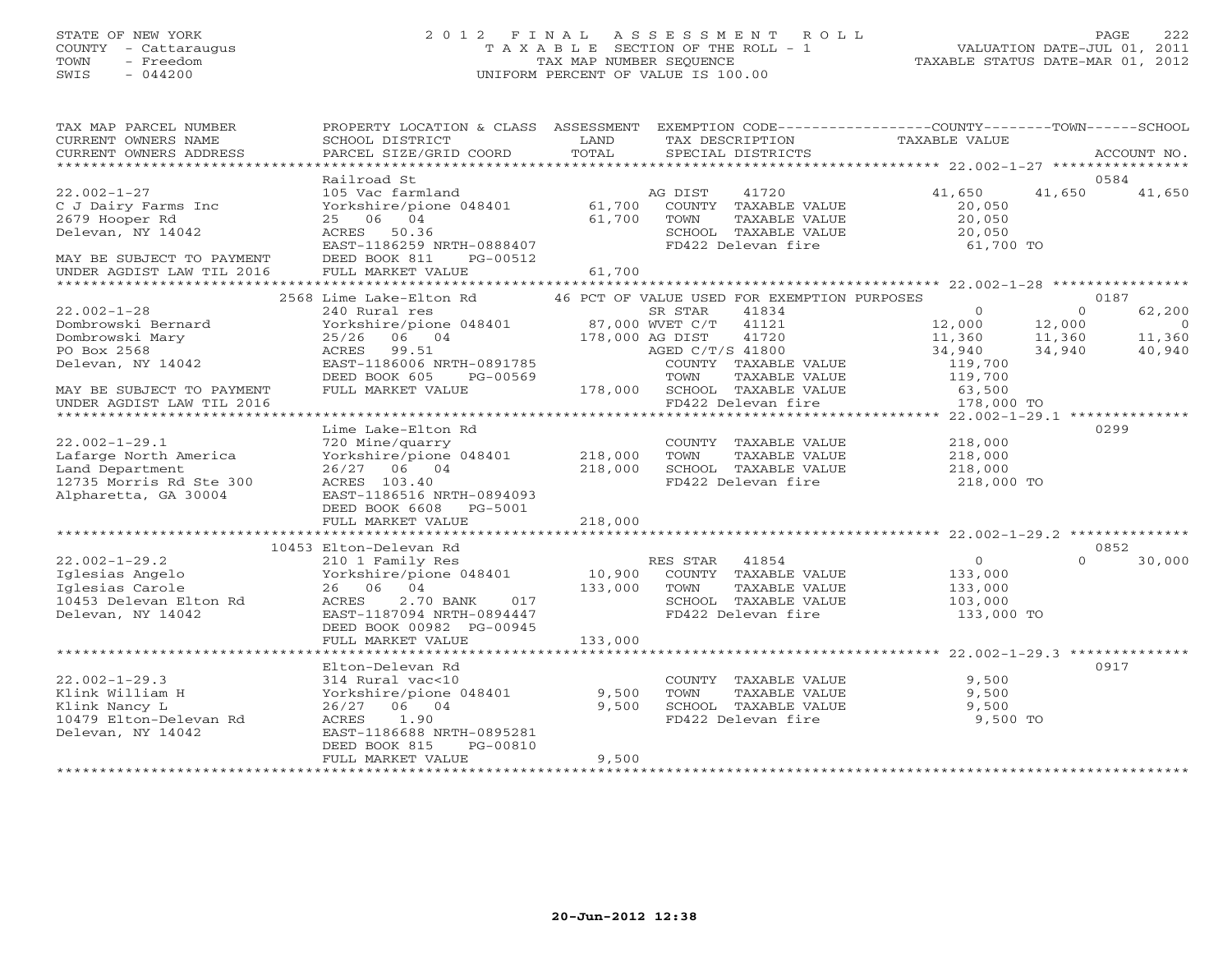STATE OF NEW YORK
COUNTY - Cattaraugus
TOWN - Freedom
SWIS - 044200

# 2012 FINAL ASSESSMENT ROLL
TAXABLE SECTION OF THE ROLL - 1
TAX MAP NUMBER SEQUENCE
UNIFORM PERCENT OF VALUE IS 100.00

VALUATION DATE-JUL 01, 2011
TAXABLE STATUS DATE-MAR 01, 2012

| TAX MAP PARCEL NUMBER / CURRENT OWNERS NAME / CURRENT OWNERS ADDRESS | PROPERTY LOCATION & CLASS / SCHOOL DISTRICT / PARCEL SIZE/GRID COORD | ASSESSMENT LAND / TOTAL | EXEMPTION CODE / TAX DESCRIPTION / SPECIAL DISTRICTS | COUNTY TAXABLE VALUE | TOWN | SCHOOL | ACCOUNT NO. |
|---|---|---|---|---|---|---|---|
| | Railroad St | | | | | | 0584 |
| 22.002-1-27 | 105 Vac farmland | | AG DIST 41720 | 41,650 | 41,650 | 41,650 | |
| C J Dairy Farms Inc | Yorkshire/pione 048401 | 61,700 | COUNTY TAXABLE VALUE | 20,050 | | | |
| 2679 Hooper Rd | 25 06 04 | 61,700 | TOWN TAXABLE VALUE | 20,050 | | | |
| Delevan, NY 14042 | ACRES 50.36 | | SCHOOL TAXABLE VALUE | 20,050 | | | |
| | EAST-1186259 NRTH-0888407 | | FD422 Delevan fire | 61,700 TO | | | |
| MAY BE SUBJECT TO PAYMENT | DEED BOOK 811 PG-00512 | | | | | | |
| UNDER AGDIST LAW TIL 2016 | FULL MARKET VALUE | 61,700 | | | | | |
| | 2568 Lime Lake-Elton Rd | | 46 PCT OF VALUE USED FOR EXEMPTION PURPOSES | | | | 0187 |
| 22.002-1-28 | 240 Rural res | | SR STAR 41834 | 0 | 0 | 62,200 | |
| Dombrowski Bernard | Yorkshire/pione 048401 | 87,000 | WVET C/T 41121 | 12,000 | 12,000 | 0 | |
| Dombrowski Mary | 25/26 06 04 | 178,000 | AG DIST 41720 | 11,360 | 11,360 | 11,360 | |
| PO Box 2568 | ACRES 99.51 | | AGED C/T/S 41800 | 34,940 | 34,940 | 40,940 | |
| Delevan, NY 14042 | EAST-1186006 NRTH-0891785 | | COUNTY TAXABLE VALUE | 119,700 | | | |
| | DEED BOOK 605 PG-00569 | | TOWN TAXABLE VALUE | 119,700 | | | |
| MAY BE SUBJECT TO PAYMENT | FULL MARKET VALUE | 178,000 | SCHOOL TAXABLE VALUE | 63,500 | | | |
| UNDER AGDIST LAW TIL 2016 | | | FD422 Delevan fire | 178,000 TO | | | |
| | Lime Lake-Elton Rd | | | | | | 0299 |
| 22.002-1-29.1 | 720 Mine/quarry | | COUNTY TAXABLE VALUE | 218,000 | | | |
| Lafarge North America | Yorkshire/pione 048401 | 218,000 | TOWN TAXABLE VALUE | 218,000 | | | |
| Land Department | 26/27 06 04 | 218,000 | SCHOOL TAXABLE VALUE | 218,000 | | | |
| 12735 Morris Rd Ste 300 | ACRES 103.40 | | FD422 Delevan fire | 218,000 TO | | | |
| Alpharetta, GA 30004 | EAST-1186516 NRTH-0894093 | | | | | | |
| | DEED BOOK 6608 PG-5001 | | | | | | |
| | FULL MARKET VALUE | 218,000 | | | | | |
| | 10453 Elton-Delevan Rd | | | | | | 0852 |
| 22.002-1-29.2 | 210 1 Family Res | | RES STAR 41854 | 0 | 0 | 30,000 | |
| Iglesias Angelo | Yorkshire/pione 048401 | 10,900 | COUNTY TAXABLE VALUE | 133,000 | | | |
| Iglesias Carole | 26 06 04 | 133,000 | TOWN TAXABLE VALUE | 133,000 | | | |
| 10453 Delevan Elton Rd | ACRES 2.70 BANK 017 | | SCHOOL TAXABLE VALUE | 103,000 | | | |
| Delevan, NY 14042 | EAST-1187094 NRTH-0894447 | | FD422 Delevan fire | 133,000 TO | | | |
| | DEED BOOK 00982 PG-00945 | | | | | | |
| | FULL MARKET VALUE | 133,000 | | | | | |
| | Elton-Delevan Rd | | | | | | 0917 |
| 22.002-1-29.3 | 314 Rural vac<10 | | COUNTY TAXABLE VALUE | 9,500 | | | |
| Klink William H | Yorkshire/pione 048401 | 9,500 | TOWN TAXABLE VALUE | 9,500 | | | |
| Klink Nancy L | 26/27 06 04 | 9,500 | SCHOOL TAXABLE VALUE | 9,500 | | | |
| 10479 Elton-Delevan Rd | ACRES 1.90 | | FD422 Delevan fire | 9,500 TO | | | |
| Delevan, NY 14042 | EAST-1186688 NRTH-0895281 | | | | | | |
| | DEED BOOK 815 PG-00810 | | | | | | |
| | FULL MARKET VALUE | 9,500 | | | | | |

20-Jun-2012 12:38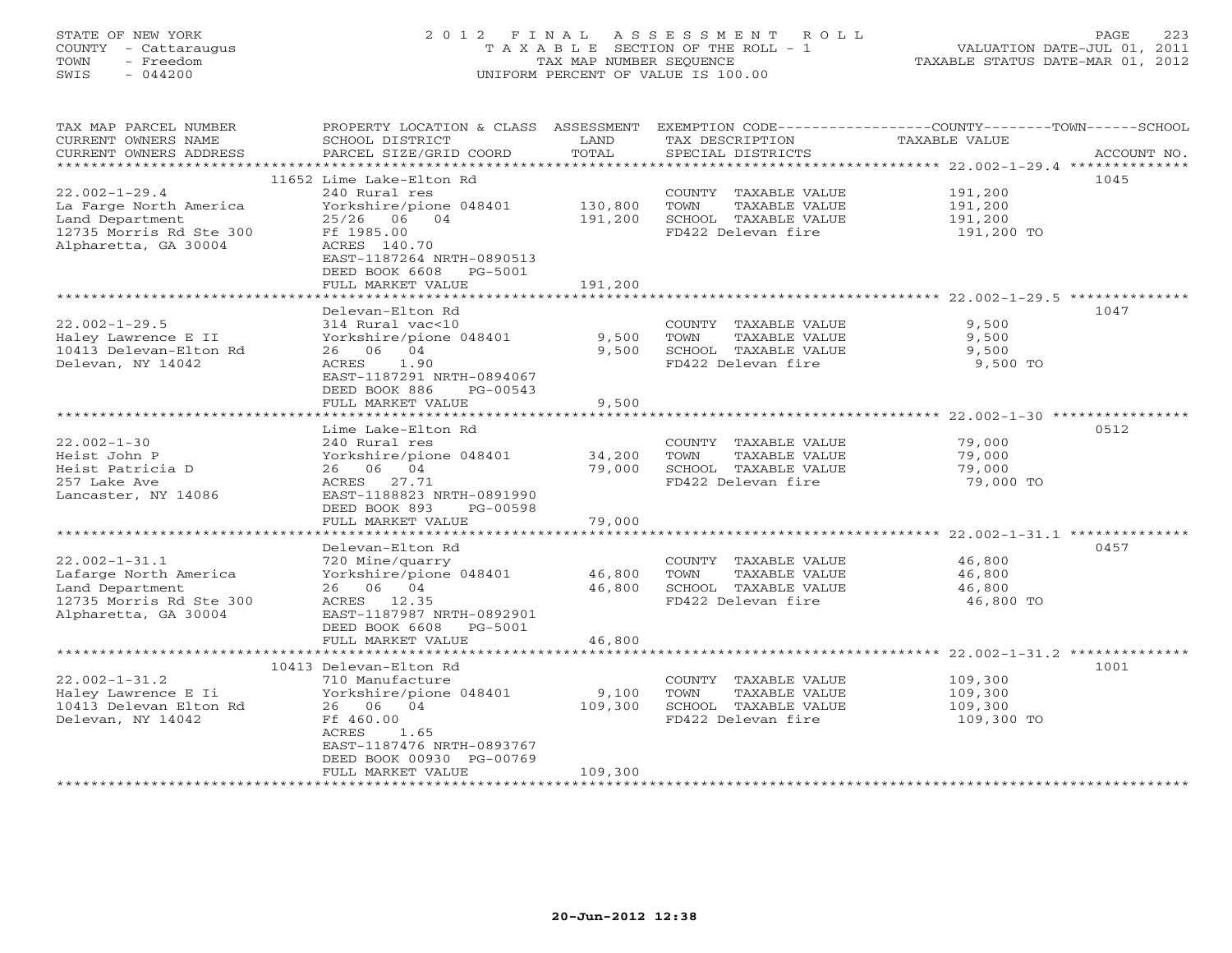STATE OF NEW YORK
COUNTY - Cattaraugus
TOWN - Freedom
SWIS - 044200

2012 FINAL ASSESSMENT ROLL
TAXABLE SECTION OF THE ROLL - 1
TAX MAP NUMBER SEQUENCE
UNIFORM PERCENT OF VALUE IS 100.00

VALUATION DATE-JUL 01, 2011
TAXABLE STATUS DATE-MAR 01, 2012

| TAX MAP PARCEL NUMBER / CURRENT OWNERS NAME / CURRENT OWNERS ADDRESS | PROPERTY LOCATION & CLASS / SCHOOL DISTRICT / PARCEL SIZE/GRID COORD | ASSESSMENT LAND / TOTAL | EXEMPTION CODE / TAX DESCRIPTION / SPECIAL DISTRICTS | COUNTY--------TOWN------SCHOOL TAXABLE VALUE | ACCOUNT NO. |
|---|---|---|---|---|---|
| 22.002-1-29.4 | 11652 Lime Lake-Elton Rd | | | | 1045 |
| 22.002-1-29.4 | 240 Rural res | | COUNTY TAXABLE VALUE | 191,200 | |
| La Farge North America | Yorkshire/pione 048401 | 130,800 | TOWN TAXABLE VALUE | 191,200 | |
| Land Department | 25/26 06 04 | 191,200 | SCHOOL TAXABLE VALUE | 191,200 | |
| 12735 Morris Rd Ste 300 | Ff 1985.00 | | FD422 Delevan fire | 191,200 TO | |
| Alpharetta, GA 30004 | ACRES 140.70 | | | | |
| | EAST-1187264 NRTH-0890513 | | | | |
| | DEED BOOK 6608 PG-5001 | | | | |
| | FULL MARKET VALUE | 191,200 | | | |
| 22.002-1-29.5 | Delevan-Elton Rd | | | | 1047 |
| 22.002-1-29.5 | 314 Rural vac<10 | | COUNTY TAXABLE VALUE | 9,500 | |
| Haley Lawrence E II | Yorkshire/pione 048401 | 9,500 | TOWN TAXABLE VALUE | 9,500 | |
| 10413 Delevan-Elton Rd | 26 06 04 | 9,500 | SCHOOL TAXABLE VALUE | 9,500 | |
| Delevan, NY 14042 | ACRES 1.90 | | FD422 Delevan fire | 9,500 TO | |
| | EAST-1187291 NRTH-0894067 | | | | |
| | DEED BOOK 886 PG-00543 | | | | |
| | FULL MARKET VALUE | 9,500 | | | |
| 22.002-1-30 | Lime Lake-Elton Rd | | | | 0512 |
| 22.002-1-30 | 240 Rural res | | COUNTY TAXABLE VALUE | 79,000 | |
| Heist John P | Yorkshire/pione 048401 | 34,200 | TOWN TAXABLE VALUE | 79,000 | |
| Heist Patricia D | 26 06 04 | 79,000 | SCHOOL TAXABLE VALUE | 79,000 | |
| 257 Lake Ave | ACRES 27.71 | | FD422 Delevan fire | 79,000 TO | |
| Lancaster, NY 14086 | EAST-1188823 NRTH-0891990 | | | | |
| | DEED BOOK 893 PG-00598 | | | | |
| | FULL MARKET VALUE | 79,000 | | | |
| 22.002-1-31.1 | Delevan-Elton Rd | | | | 0457 |
| 22.002-1-31.1 | 720 Mine/quarry | | COUNTY TAXABLE VALUE | 46,800 | |
| Lafarge North America | Yorkshire/pione 048401 | 46,800 | TOWN TAXABLE VALUE | 46,800 | |
| Land Department | 26 06 04 | 46,800 | SCHOOL TAXABLE VALUE | 46,800 | |
| 12735 Morris Rd Ste 300 | ACRES 12.35 | | FD422 Delevan fire | 46,800 TO | |
| Alpharetta, GA 30004 | EAST-1187987 NRTH-0892901 | | | | |
| | DEED BOOK 6608 PG-5001 | | | | |
| | FULL MARKET VALUE | 46,800 | | | |
| 22.002-1-31.2 | 10413 Delevan-Elton Rd | | | | 1001 |
| 22.002-1-31.2 | 710 Manufacture | | COUNTY TAXABLE VALUE | 109,300 | |
| Haley Lawrence E Ii | Yorkshire/pione 048401 | 9,100 | TOWN TAXABLE VALUE | 109,300 | |
| 10413 Delevan Elton Rd | 26 06 04 | 109,300 | SCHOOL TAXABLE VALUE | 109,300 | |
| Delevan, NY 14042 | Ff 460.00 | | FD422 Delevan fire | 109,300 TO | |
| | ACRES 1.65 | | | | |
| | EAST-1187476 NRTH-0893767 | | | | |
| | DEED BOOK 00930 PG-00769 | | | | |
| | FULL MARKET VALUE | 109,300 | | | |

20-Jun-2012 12:38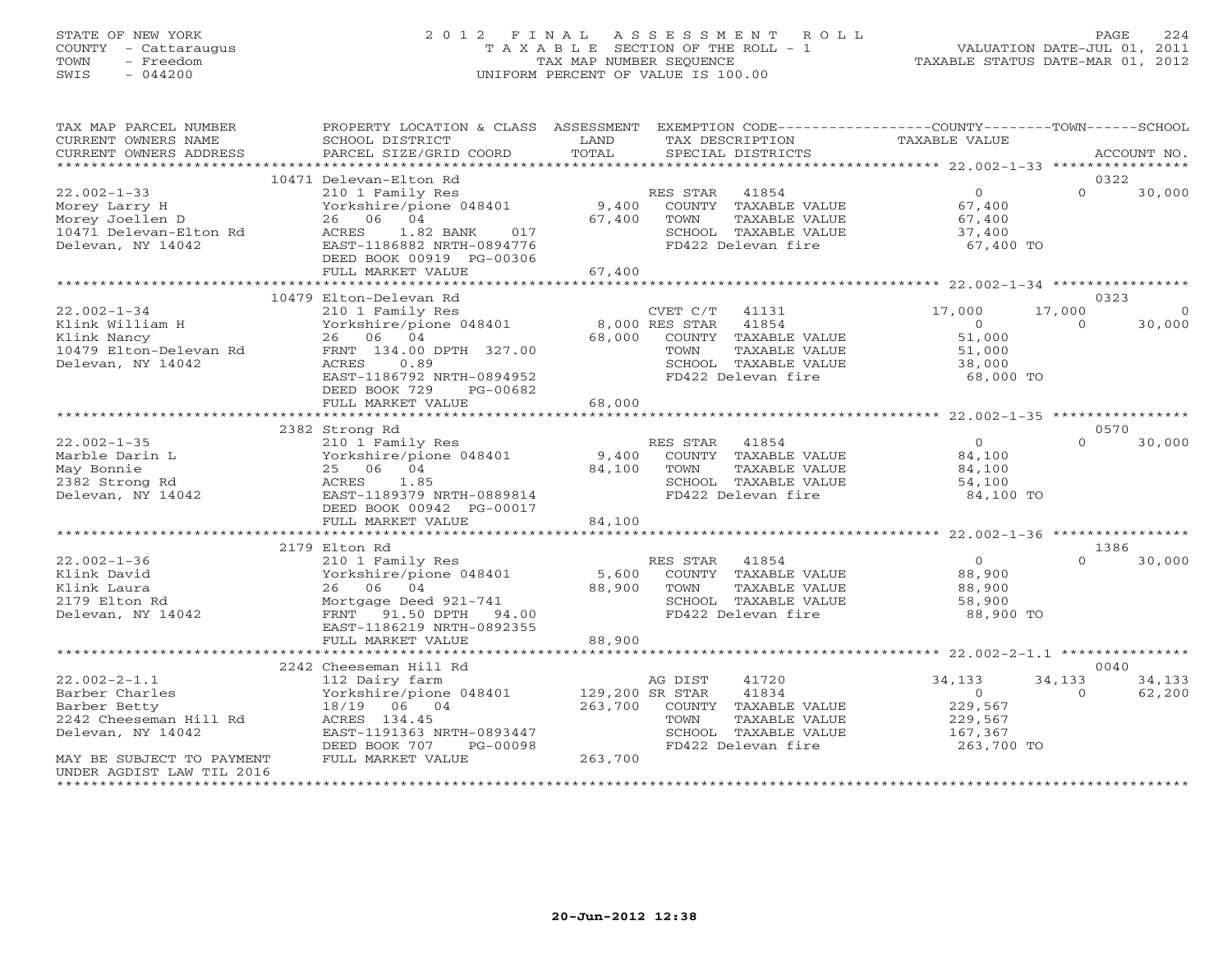STATE OF NEW YORK
COUNTY - Cattaraugus
TOWN - Freedom
SWIS - 044200

# 2012 FINAL ASSESSMENT ROLL
TAXABLE SECTION OF THE ROLL - 1
TAX MAP NUMBER SEQUENCE
UNIFORM PERCENT OF VALUE IS 100.00

VALUATION DATE-JUL 01, 2011
TAXABLE STATUS DATE-MAR 01, 2012

| TAX MAP PARCEL NUMBER / CURRENT OWNERS NAME / CURRENT OWNERS ADDRESS | PROPERTY LOCATION & CLASS / SCHOOL DISTRICT / PARCEL SIZE/GRID COORD | ASSESSMENT LAND / TOTAL | EXEMPTION CODE / TAX DESCRIPTION / SPECIAL DISTRICTS | COUNTY TAXABLE VALUE | TOWN | SCHOOL / ACCOUNT NO. |
|---|---|---|---|---|---|---|
| | 10471 Delevan-Elton Rd | | | | | 0322 |
| 22.002-1-33 | 210 1 Family Res | | RES STAR 41854 | 0 | 0 | 30,000 |
| Morey Larry H | Yorkshire/pione 048401 | 9,400 | COUNTY TAXABLE VALUE | 67,400 | | |
| Morey Joellen D | 26 06 04 | 67,400 | TOWN TAXABLE VALUE | 67,400 | | |
| 10471 Delevan-Elton Rd | ACRES 1.82 BANK 017 | | SCHOOL TAXABLE VALUE | 37,400 | | |
| Delevan, NY 14042 | EAST-1186882 NRTH-0894776 | | FD422 Delevan fire | 67,400 TO | | |
| | DEED BOOK 00919 PG-00306 | | | | | |
| | FULL MARKET VALUE | 67,400 | | | | |
| | 10479 Elton-Delevan Rd | | | | | 0323 |
| 22.002-1-34 | 210 1 Family Res | | CVET C/T 41131 | 17,000 | 17,000 | 0 |
| Klink William H | Yorkshire/pione 048401 | 8,000 | RES STAR 41854 | 0 | 0 | 30,000 |
| Klink Nancy | 26 06 04 | 68,000 | COUNTY TAXABLE VALUE | 51,000 | | |
| 10479 Elton-Delevan Rd | FRNT 134.00 DPTH 327.00 | | TOWN TAXABLE VALUE | 51,000 | | |
| Delevan, NY 14042 | ACRES 0.89 | | SCHOOL TAXABLE VALUE | 38,000 | | |
| | EAST-1186792 NRTH-0894952 | | FD422 Delevan fire | 68,000 TO | | |
| | DEED BOOK 729 PG-00682 | | | | | |
| | FULL MARKET VALUE | 68,000 | | | | |
| | 2382 Strong Rd | | | | | 0570 |
| 22.002-1-35 | 210 1 Family Res | | RES STAR 41854 | 0 | 0 | 30,000 |
| Marble Darin L | Yorkshire/pione 048401 | 9,400 | COUNTY TAXABLE VALUE | 84,100 | | |
| May Bonnie | 25 06 04 | 84,100 | TOWN TAXABLE VALUE | 84,100 | | |
| 2382 Strong Rd | ACRES 1.85 | | SCHOOL TAXABLE VALUE | 54,100 | | |
| Delevan, NY 14042 | EAST-1189379 NRTH-0889814 | | FD422 Delevan fire | 84,100 TO | | |
| | DEED BOOK 00942 PG-00017 | | | | | |
| | FULL MARKET VALUE | 84,100 | | | | |
| | 2179 Elton Rd | | | | | 1386 |
| 22.002-1-36 | 210 1 Family Res | | RES STAR 41854 | 0 | 0 | 30,000 |
| Klink David | Yorkshire/pione 048401 | 5,600 | COUNTY TAXABLE VALUE | 88,900 | | |
| Klink Laura | 26 06 04 | 88,900 | TOWN TAXABLE VALUE | 88,900 | | |
| 2179 Elton Rd | Mortgage Deed 921-741 | | SCHOOL TAXABLE VALUE | 58,900 | | |
| Delevan, NY 14042 | FRNT 91.50 DPTH 94.00 | | FD422 Delevan fire | 88,900 TO | | |
| | EAST-1186219 NRTH-0892355 | | | | | |
| | FULL MARKET VALUE | 88,900 | | | | |
| | 2242 Cheeseman Hill Rd | | | | | 0040 |
| 22.002-2-1.1 | 112 Dairy farm | | AG DIST 41720 | 34,133 | 34,133 | 34,133 |
| Barber Charles | Yorkshire/pione 048401 | 129,200 | SR STAR 41834 | 0 | 0 | 62,200 |
| Barber Betty | 18/19 06 04 | 263,700 | COUNTY TAXABLE VALUE | 229,567 | | |
| 2242 Cheeseman Hill Rd | ACRES 134.45 | | TOWN TAXABLE VALUE | 229,567 | | |
| Delevan, NY 14042 | EAST-1191363 NRTH-0893447 | | SCHOOL TAXABLE VALUE | 167,367 | | |
| | DEED BOOK 707 PG-00098 | | FD422 Delevan fire | 263,700 TO | | |
| MAY BE SUBJECT TO PAYMENT | FULL MARKET VALUE | 263,700 | | | | |
| UNDER AGDIST LAW TIL 2016 | | | | | | |

20-Jun-2012 12:38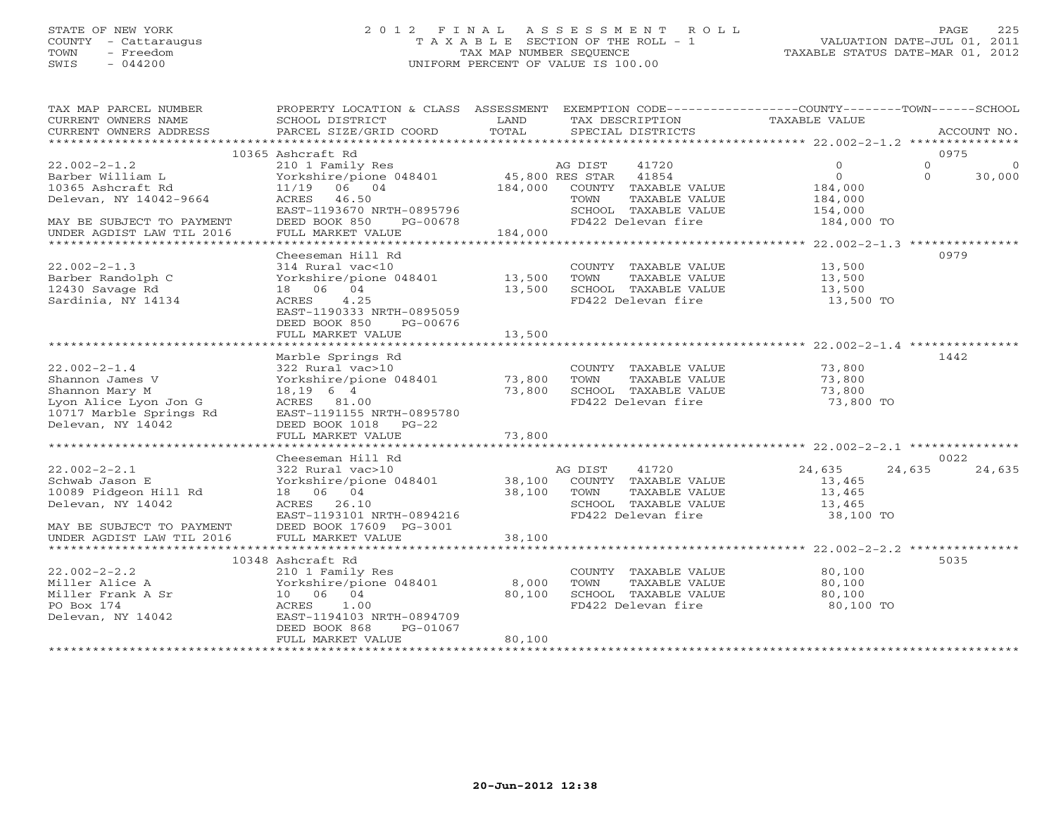STATE OF NEW YORK
COUNTY - Cattaraugus
TOWN - Freedom
SWIS - 044200

# 2012 FINAL ASSESSMENT ROLL
TAXABLE SECTION OF THE ROLL - 1
TAX MAP NUMBER SEQUENCE
UNIFORM PERCENT OF VALUE IS 100.00

VALUATION DATE-JUL 01, 2011
TAXABLE STATUS DATE-MAR 01, 2012

| TAX MAP PARCEL NUMBER / CURRENT OWNERS NAME / CURRENT OWNERS ADDRESS | PROPERTY LOCATION & CLASS / SCHOOL DISTRICT / PARCEL SIZE/GRID COORD | ASSESSMENT LAND / TOTAL | EXEMPTION CODE / TAX DESCRIPTION / SPECIAL DISTRICTS | COUNTY TAXABLE VALUE | TOWN | SCHOOL / ACCOUNT NO. |
|---|---|---|---|---|---|---|
| | 10365 Ashcraft Rd | | | | | 0975 |
| 22.002-2-1.2 | 210 1 Family Res | | AG DIST 41720 | 0 | 0 | 0 |
| Barber William L | Yorkshire/pione 048401 | 45,800 | RES STAR 41854 | 0 | 0 | 30,000 |
| 10365 Ashcraft Rd | 11/19 06 04 | 184,000 | COUNTY TAXABLE VALUE | 184,000 | | |
| Delevan, NY 14042-9664 | ACRES 46.50 | | TOWN TAXABLE VALUE | 184,000 | | |
| | EAST-1193670 NRTH-0895796 | | SCHOOL TAXABLE VALUE | 154,000 | | |
| MAY BE SUBJECT TO PAYMENT | DEED BOOK 850 PG-00678 | | FD422 Delevan fire | 184,000 TO | | |
| UNDER AGDIST LAW TIL 2016 | FULL MARKET VALUE | 184,000 | | | | |
| | Cheeseman Hill Rd | | | | | 0979 |
| 22.002-2-1.3 | 314 Rural vac<10 | | COUNTY TAXABLE VALUE | 13,500 | | |
| Barber Randolph C | Yorkshire/pione 048401 | 13,500 | TOWN TAXABLE VALUE | 13,500 | | |
| 12430 Savage Rd | 18 06 04 | 13,500 | SCHOOL TAXABLE VALUE | 13,500 | | |
| Sardinia, NY 14134 | ACRES 4.25 | | FD422 Delevan fire | 13,500 TO | | |
| | EAST-1190333 NRTH-0895059 | | | | | |
| | DEED BOOK 850 PG-00676 | | | | | |
| | FULL MARKET VALUE | 13,500 | | | | |
| | Marble Springs Rd | | | | | 1442 |
| 22.002-2-1.4 | 322 Rural vac>10 | | COUNTY TAXABLE VALUE | 73,800 | | |
| Shannon James V | Yorkshire/pione 048401 | 73,800 | TOWN TAXABLE VALUE | 73,800 | | |
| Shannon Mary M | 18,19 6 4 | 73,800 | SCHOOL TAXABLE VALUE | 73,800 | | |
| Lyon Alice Lyon Jon G | ACRES 81.00 | | FD422 Delevan fire | 73,800 TO | | |
| 10717 Marble Springs Rd | EAST-1191155 NRTH-0895780 | | | | | |
| Delevan, NY 14042 | DEED BOOK 1018 PG-22 | | | | | |
| | FULL MARKET VALUE | 73,800 | | | | |
| | Cheeseman Hill Rd | | | | | 0022 |
| 22.002-2-2.1 | 322 Rural vac>10 | | AG DIST 41720 | 24,635 | 24,635 | 24,635 |
| Schwab Jason E | Yorkshire/pione 048401 | 38,100 | COUNTY TAXABLE VALUE | 13,465 | | |
| 10089 Pidgeon Hill Rd | 18 06 04 | 38,100 | TOWN TAXABLE VALUE | 13,465 | | |
| Delevan, NY 14042 | ACRES 26.10 | | SCHOOL TAXABLE VALUE | 13,465 | | |
| | EAST-1193101 NRTH-0894216 | | FD422 Delevan fire | 38,100 TO | | |
| MAY BE SUBJECT TO PAYMENT | DEED BOOK 17609 PG-3001 | | | | | |
| UNDER AGDIST LAW TIL 2016 | FULL MARKET VALUE | 38,100 | | | | |
| | 10348 Ashcraft Rd | | | | | 5035 |
| 22.002-2-2.2 | 210 1 Family Res | | COUNTY TAXABLE VALUE | 80,100 | | |
| Miller Alice A | Yorkshire/pione 048401 | 8,000 | TOWN TAXABLE VALUE | 80,100 | | |
| Miller Frank A Sr | 10 06 04 | 80,100 | SCHOOL TAXABLE VALUE | 80,100 | | |
| PO Box 174 | ACRES 1.00 | | FD422 Delevan fire | 80,100 TO | | |
| Delevan, NY 14042 | EAST-1194103 NRTH-0894709 | | | | | |
| | DEED BOOK 868 PG-01067 | | | | | |
| | FULL MARKET VALUE | 80,100 | | | | |

20-Jun-2012 12:38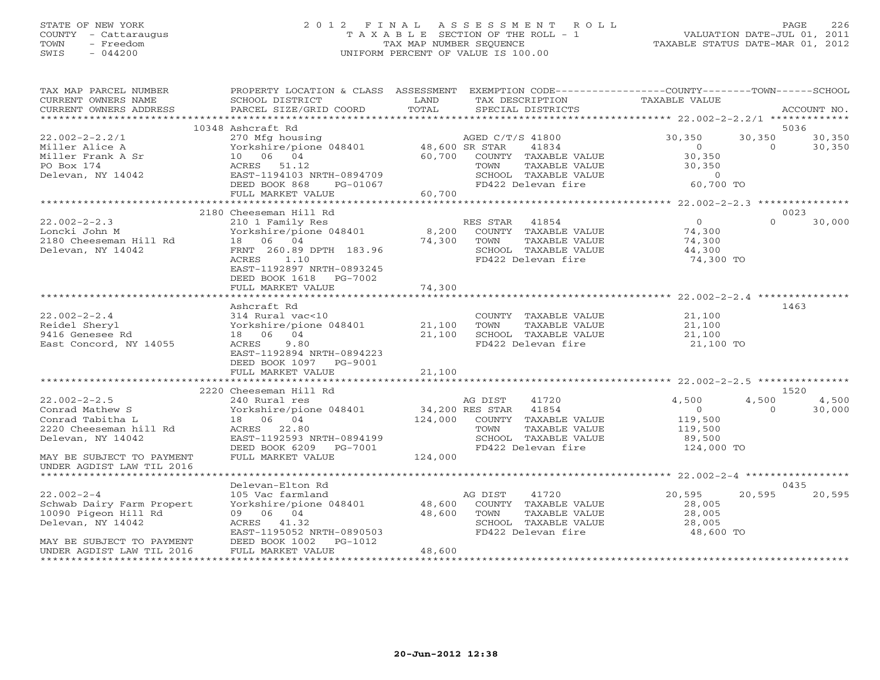STATE OF NEW YORK
COUNTY - Cattaraugus
TOWN - Freedom
SWIS - 044200

2012 FINAL ASSESSMENT ROLL
TAXABLE SECTION OF THE ROLL - 1
TAX MAP NUMBER SEQUENCE
UNIFORM PERCENT OF VALUE IS 100.00

VALUATION DATE-JUL 01, 2011
TAXABLE STATUS DATE-MAR 01, 2012

| TAX MAP PARCEL NUMBER / CURRENT OWNERS NAME / CURRENT OWNERS ADDRESS | PROPERTY LOCATION & CLASS / SCHOOL DISTRICT / PARCEL SIZE/GRID COORD | ASSESSMENT LAND / TOTAL | EXEMPTION CODE / TAX DESCRIPTION / SPECIAL DISTRICTS | COUNTY TAXABLE VALUE | TOWN | SCHOOL | ACCOUNT NO. |
|---|---|---|---|---|---|---|---|
| **22.002-2-2.2/1** | 10348 Ashcraft Rd | | | | | | 5036 |
| Miller Alice A | 270 Mfg housing | | AGED C/T/S 41800 | 30,350 | 30,350 | 30,350 | |
| Miller Frank A Sr | Yorkshire/pione 048401 | 48,600 | SR STAR 41834 | 0 | 0 | 30,350 | |
| PO Box 174 | 10 06 04 | 60,700 | COUNTY TAXABLE VALUE | 30,350 | | | |
| Delevan, NY 14042 | ACRES 51.12 | | TOWN TAXABLE VALUE | 30,350 | | | |
| | EAST-1194103 NRTH-0894709 | | SCHOOL TAXABLE VALUE | 0 | | | |
| | DEED BOOK 868 PG-01067 | | FD422 Delevan fire | 60,700 TO | | | |
| | FULL MARKET VALUE | 60,700 | | | | | |
| **22.002-2-2.3** | 2180 Cheeseman Hill Rd | | | | | | 0023 |
| Loncki John M | 210 1 Family Res | | RES STAR 41854 | 0 | 0 | 30,000 | |
| 2180 Cheeseman Hill Rd | Yorkshire/pione 048401 | 8,200 | COUNTY TAXABLE VALUE | 74,300 | | | |
| Delevan, NY 14042 | 18 06 04 | 74,300 | TOWN TAXABLE VALUE | 74,300 | | | |
| | FRNT 260.89 DPTH 183.96 | | SCHOOL TAXABLE VALUE | 44,300 | | | |
| | ACRES 1.10 | | FD422 Delevan fire | 74,300 TO | | | |
| | EAST-1192897 NRTH-0893245 | | | | | | |
| | DEED BOOK 1618 PG-7002 | | | | | | |
| | FULL MARKET VALUE | 74,300 | | | | | |
| **22.002-2-2.4** | Ashcraft Rd | | | | | | 1463 |
| Reidel Sheryl | 314 Rural vac<10 | | COUNTY TAXABLE VALUE | 21,100 | | | |
| 9416 Genesee Rd | Yorkshire/pione 048401 | 21,100 | TOWN TAXABLE VALUE | 21,100 | | | |
| East Concord, NY 14055 | 18 06 04 | 21,100 | SCHOOL TAXABLE VALUE | 21,100 | | | |
| | ACRES 9.80 | | FD422 Delevan fire | 21,100 TO | | | |
| | EAST-1192894 NRTH-0894223 | | | | | | |
| | DEED BOOK 1097 PG-9001 | | | | | | |
| | FULL MARKET VALUE | 21,100 | | | | | |
| **22.002-2-2.5** | 2220 Cheeseman Hill Rd | | | | | | 1520 |
| Conrad Mathew S | 240 Rural res | | AG DIST 41720 | 4,500 | 4,500 | 4,500 | |
| Conrad Tabitha L | Yorkshire/pione 048401 | 34,200 | RES STAR 41854 | 0 | 0 | 30,000 | |
| 2220 Cheeseman hill Rd | 18 06 04 | 124,000 | COUNTY TAXABLE VALUE | 119,500 | | | |
| Delevan, NY 14042 | ACRES 22.80 | | TOWN TAXABLE VALUE | 119,500 | | | |
| | EAST-1192593 NRTH-0894199 | | SCHOOL TAXABLE VALUE | 89,500 | | | |
| | DEED BOOK 6209 PG-7001 | | FD422 Delevan fire | 124,000 TO | | | |
| MAY BE SUBJECT TO PAYMENT UNDER AGDIST LAW TIL 2016 | FULL MARKET VALUE | 124,000 | | | | | |
| **22.002-2-4** | Delevan-Elton Rd | | | | | | 0435 |
| Schwab Dairy Farm Propert | 105 Vac farmland | | AG DIST 41720 | 20,595 | 20,595 | 20,595 | |
| 10090 Pigeon Hill Rd | Yorkshire/pione 048401 | 48,600 | COUNTY TAXABLE VALUE | 28,005 | | | |
| Delevan, NY 14042 | 09 06 04 | 48,600 | TOWN TAXABLE VALUE | 28,005 | | | |
| | ACRES 41.32 | | SCHOOL TAXABLE VALUE | 28,005 | | | |
| | EAST-1195052 NRTH-0890503 | | FD422 Delevan fire | 48,600 TO | | | |
| MAY BE SUBJECT TO PAYMENT | DEED BOOK 1002 PG-1012 | | | | | | |
| UNDER AGDIST LAW TIL 2016 | FULL MARKET VALUE | 48,600 | | | | | |

20-Jun-2012 12:38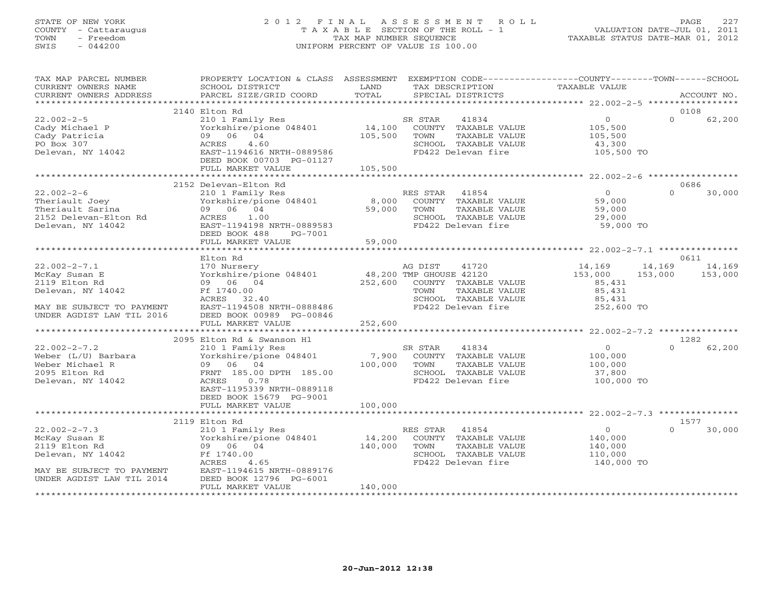STATE OF NEW YORK
COUNTY - Cattaraugus
TOWN - Freedom
SWIS - 044200

# 2012 FINAL ASSESSMENT ROLL

TAXABLE SECTION OF THE ROLL - 1
TAX MAP NUMBER SEQUENCE
UNIFORM PERCENT OF VALUE IS 100.00

VALUATION DATE-JUL 01, 2011
TAXABLE STATUS DATE-MAR 01, 2012

| TAX MAP PARCEL NUMBER / CURRENT OWNERS NAME / CURRENT OWNERS ADDRESS | PROPERTY LOCATION & CLASS / SCHOOL DISTRICT / PARCEL SIZE/GRID COORD | ASSESSMENT LAND / TOTAL | EXEMPTION CODE / TAX DESCRIPTION / SPECIAL DISTRICTS | COUNTY TAXABLE VALUE | TOWN | SCHOOL / ACCOUNT NO. |
|---|---|---|---|---|---|---|
| | 2140 Elton Rd | | | | | 0108 |
| 22.002-2-5 | 210 1 Family Res | | SR STAR 41834 | 0 | 0 | 62,200 |
| Cady Michael P | Yorkshire/pione 048401 | 14,100 | COUNTY TAXABLE VALUE | 105,500 | | |
| Cady Patricia | 09 06 04 | 105,500 | TOWN TAXABLE VALUE | 105,500 | | |
| PO Box 307 | ACRES 4.60 | | SCHOOL TAXABLE VALUE | 43,300 | | |
| Delevan, NY 14042 | EAST-1194616 NRTH-0889586 | | FD422 Delevan fire | 105,500 TO | | |
| | DEED BOOK 00703 PG-01127 | | | | | |
| | FULL MARKET VALUE | 105,500 | | | | |
| | 2152 Delevan-Elton Rd | | | | | 0686 |
| 22.002-2-6 | 210 1 Family Res | | RES STAR 41854 | 0 | 0 | 30,000 |
| Theriault Joey | Yorkshire/pione 048401 | 8,000 | COUNTY TAXABLE VALUE | 59,000 | | |
| Theriault Sarina | 09 06 04 | 59,000 | TOWN TAXABLE VALUE | 59,000 | | |
| 2152 Delevan-Elton Rd | ACRES 1.00 | | SCHOOL TAXABLE VALUE | 29,000 | | |
| Delevan, NY 14042 | EAST-1194198 NRTH-0889583 | | FD422 Delevan fire | 59,000 TO | | |
| | DEED BOOK 488 PG-7001 | | | | | |
| | FULL MARKET VALUE | 59,000 | | | | |
| | Elton Rd | | | | | 0611 |
| 22.002-2-7.1 | 170 Nursery | | AG DIST 41720 | 14,169 | 14,169 | 14,169 |
| McKay Susan E | Yorkshire/pione 048401 | 48,200 | TMP GHOUSE 42120 | 153,000 | 153,000 | 153,000 |
| 2119 Elton Rd | 09 06 04 | 252,600 | COUNTY TAXABLE VALUE | 85,431 | | |
| Delevan, NY 14042 | Ff 1740.00 | | TOWN TAXABLE VALUE | 85,431 | | |
| | ACRES 32.40 | | SCHOOL TAXABLE VALUE | 85,431 | | |
| MAY BE SUBJECT TO PAYMENT | EAST-1194508 NRTH-0888486 | | FD422 Delevan fire | 252,600 TO | | |
| UNDER AGDIST LAW TIL 2016 | DEED BOOK 00989 PG-00846 | | | | | |
| | FULL MARKET VALUE | 252,600 | | | | |
| | 2095 Elton Rd & Swanson Hl | | | | | 1282 |
| 22.002-2-7.2 | 210 1 Family Res | | SR STAR 41834 | 0 | 0 | 62,200 |
| Weber (L/U) Barbara | Yorkshire/pione 048401 | 7,900 | COUNTY TAXABLE VALUE | 100,000 | | |
| Weber Michael R | 09 06 04 | 100,000 | TOWN TAXABLE VALUE | 100,000 | | |
| 2095 Elton Rd | FRNT 185.00 DPTH 185.00 | | SCHOOL TAXABLE VALUE | 37,800 | | |
| Delevan, NY 14042 | ACRES 0.78 | | FD422 Delevan fire | 100,000 TO | | |
| | EAST-1195339 NRTH-0889118 | | | | | |
| | DEED BOOK 15679 PG-9001 | | | | | |
| | FULL MARKET VALUE | 100,000 | | | | |
| | 2119 Elton Rd | | | | | 1577 |
| 22.002-2-7.3 | 210 1 Family Res | | RES STAR 41854 | 0 | 0 | 30,000 |
| McKay Susan E | Yorkshire/pione 048401 | 14,200 | COUNTY TAXABLE VALUE | 140,000 | | |
| 2119 Elton Rd | 09 06 04 | 140,000 | TOWN TAXABLE VALUE | 140,000 | | |
| Delevan, NY 14042 | Ff 1740.00 | | SCHOOL TAXABLE VALUE | 110,000 | | |
| | ACRES 4.65 | | FD422 Delevan fire | 140,000 TO | | |
| MAY BE SUBJECT TO PAYMENT | EAST-1194615 NRTH-0889176 | | | | | |
| UNDER AGDIST LAW TIL 2014 | DEED BOOK 12796 PG-6001 | | | | | |
| | FULL MARKET VALUE | 140,000 | | | | |

20-Jun-2012 12:38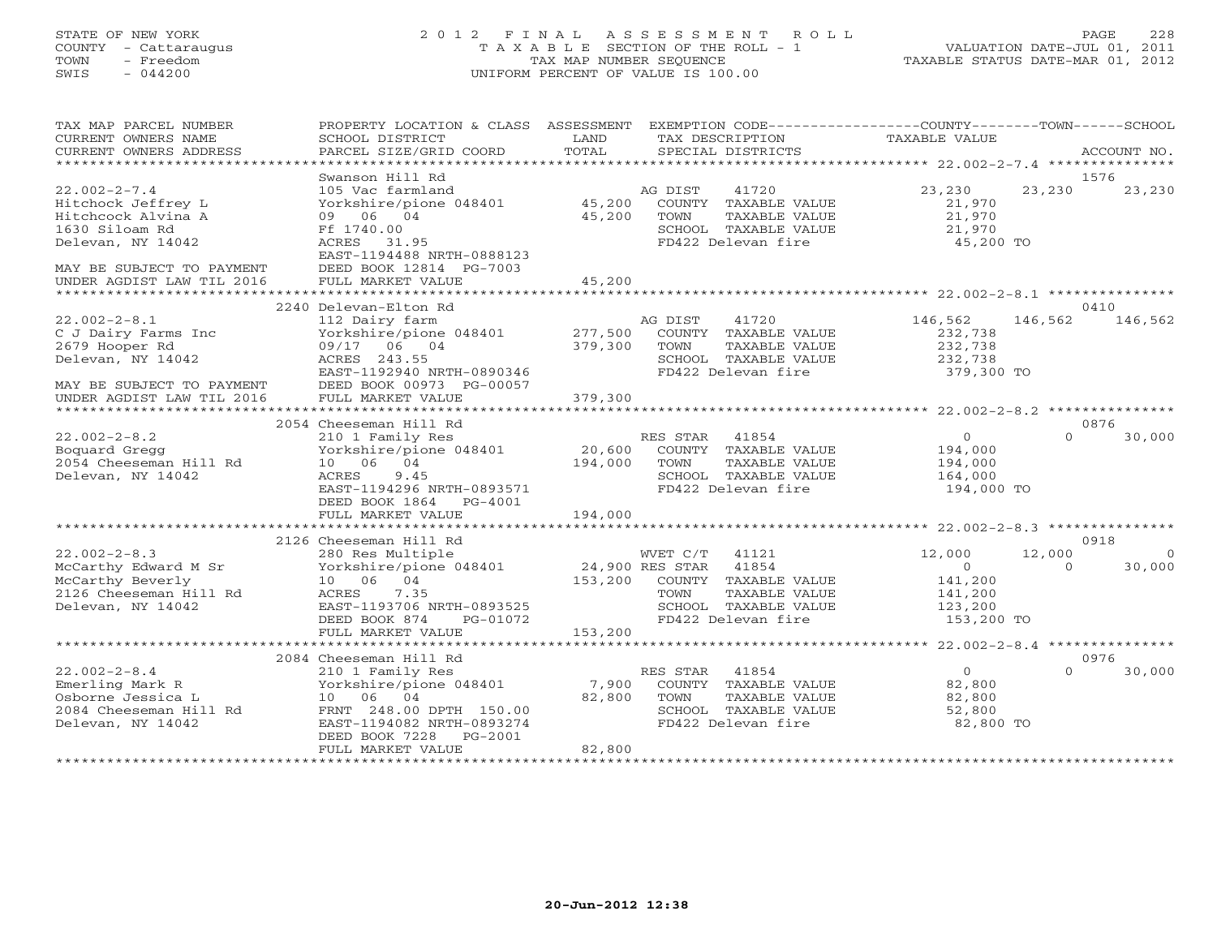STATE OF NEW YORK
COUNTY - Cattaraugus
TOWN - Freedom
SWIS - 044200

2 0 1 2 F I N A L A S S E S S M E N T R O L L
T A X A B L E SECTION OF THE ROLL - 1
TAX MAP NUMBER SEQUENCE
UNIFORM PERCENT OF VALUE IS 100.00

VALUATION DATE-JUL 01, 2011
TAXABLE STATUS DATE-MAR 01, 2012

| TAX MAP PARCEL NUMBER / CURRENT OWNERS NAME / CURRENT OWNERS ADDRESS | PROPERTY LOCATION & CLASS / SCHOOL DISTRICT / PARCEL SIZE/GRID COORD | ASSESSMENT LAND / TOTAL | EXEMPTION CODE / TAX DESCRIPTION / SPECIAL DISTRICTS | COUNTY TAXABLE VALUE | TOWN | SCHOOL / ACCOUNT NO. |
|---|---|---|---|---|---|---|
| 22.002-2-7.4 | Swanson Hill Rd | | | | | 1576 |
| 22.002-2-7.4 | 105 Vac farmland | | AG DIST 41720 | 23,230 | 23,230 | 23,230 |
| Hitchock Jeffrey L | Yorkshire/pione 048401 | 45,200 | COUNTY TAXABLE VALUE | 21,970 | | |
| Hitchcock Alvina A | 09 06 04 | 45,200 | TOWN TAXABLE VALUE | 21,970 | | |
| 1630 Siloam Rd | Ff 1740.00 | | SCHOOL TAXABLE VALUE | 21,970 | | |
| Delevan, NY 14042 | ACRES 31.95 | | FD422 Delevan fire | 45,200 TO | | |
| | EAST-1194488 NRTH-0888123 | | | | | |
| MAY BE SUBJECT TO PAYMENT | DEED BOOK 12814 PG-7003 | | | | | |
| UNDER AGDIST LAW TIL 2016 | FULL MARKET VALUE | 45,200 | | | | |
| 22.002-2-8.1 | 2240 Delevan-Elton Rd | | | | | 0410 |
| 22.002-2-8.1 | 112 Dairy farm | | AG DIST 41720 | 146,562 | 146,562 | 146,562 |
| C J Dairy Farms Inc | Yorkshire/pione 048401 | 277,500 | COUNTY TAXABLE VALUE | 232,738 | | |
| 2679 Hooper Rd | 09/17 06 04 | 379,300 | TOWN TAXABLE VALUE | 232,738 | | |
| Delevan, NY 14042 | ACRES 243.55 | | SCHOOL TAXABLE VALUE | 232,738 | | |
| | EAST-1192940 NRTH-0890346 | | FD422 Delevan fire | 379,300 TO | | |
| MAY BE SUBJECT TO PAYMENT | DEED BOOK 00973 PG-00057 | | | | | |
| UNDER AGDIST LAW TIL 2016 | FULL MARKET VALUE | 379,300 | | | | |
| 22.002-2-8.2 | 2054 Cheeseman Hill Rd | | | | | 0876 |
| 22.002-2-8.2 | 210 1 Family Res | | RES STAR 41854 | 0 | 0 | 30,000 |
| Boquard Gregg | Yorkshire/pione 048401 | 20,600 | COUNTY TAXABLE VALUE | 194,000 | | |
| 2054 Cheeseman Hill Rd | 10 06 04 | 194,000 | TOWN TAXABLE VALUE | 194,000 | | |
| Delevan, NY 14042 | ACRES 9.45 | | SCHOOL TAXABLE VALUE | 164,000 | | |
| | EAST-1194296 NRTH-0893571 | | FD422 Delevan fire | 194,000 TO | | |
| | DEED BOOK 1864 PG-4001 | | | | | |
| | FULL MARKET VALUE | 194,000 | | | | |
| 22.002-2-8.3 | 2126 Cheeseman Hill Rd | | | | | 0918 |
| 22.002-2-8.3 | 280 Res Multiple | | WVET C/T 41121 | 12,000 | 12,000 | 0 |
| McCarthy Edward M Sr | Yorkshire/pione 048401 | 24,900 | RES STAR 41854 | 0 | 0 | 30,000 |
| McCarthy Beverly | 10 06 04 | 153,200 | COUNTY TAXABLE VALUE | 141,200 | | |
| 2126 Cheeseman Hill Rd | ACRES 7.35 | | TOWN TAXABLE VALUE | 141,200 | | |
| Delevan, NY 14042 | EAST-1193706 NRTH-0893525 | | SCHOOL TAXABLE VALUE | 123,200 | | |
| | DEED BOOK 874 PG-01072 | | FD422 Delevan fire | 153,200 TO | | |
| | FULL MARKET VALUE | 153,200 | | | | |
| 22.002-2-8.4 | 2084 Cheeseman Hill Rd | | | | | 0976 |
| 22.002-2-8.4 | 210 1 Family Res | | RES STAR 41854 | 0 | 0 | 30,000 |
| Emerling Mark R | Yorkshire/pione 048401 | 7,900 | COUNTY TAXABLE VALUE | 82,800 | | |
| Osborne Jessica L | 10 06 04 | 82,800 | TOWN TAXABLE VALUE | 82,800 | | |
| 2084 Cheeseman Hill Rd | FRNT 248.00 DPTH 150.00 | | SCHOOL TAXABLE VALUE | 52,800 | | |
| Delevan, NY 14042 | EAST-1194082 NRTH-0893274 | | FD422 Delevan fire | 82,800 TO | | |
| | DEED BOOK 7228 PG-2001 | | | | | |
| | FULL MARKET VALUE | 82,800 | | | | |

20-Jun-2012 12:38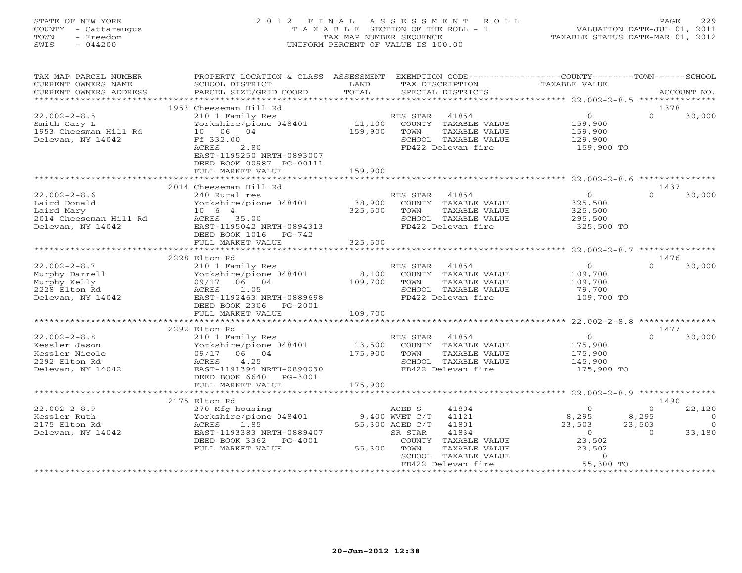STATE OF NEW YORK
COUNTY - Cattaraugus
TOWN - Freedom
SWIS - 044200

2012 FINAL ASSESSMENT ROLL
TAXABLE SECTION OF THE ROLL - 1
TAX MAP NUMBER SEQUENCE
UNIFORM PERCENT OF VALUE IS 100.00

VALUATION DATE-JUL 01, 2011
TAXABLE STATUS DATE-MAR 01, 2012

| TAX MAP PARCEL NUMBER / CURRENT OWNERS NAME / CURRENT OWNERS ADDRESS | PROPERTY LOCATION & CLASS / SCHOOL DISTRICT / PARCEL SIZE/GRID COORD | ASSESSMENT LAND | TOTAL | EXEMPTION CODE / TAX DESCRIPTION / SPECIAL DISTRICTS | COUNTY TAXABLE VALUE | TOWN | SCHOOL | ACCOUNT NO. |
|---|---|---|---|---|---|---|---|---|
| 22.002-2-8.5 | 1953 Cheeseman Hill Rd | | | | | | | 1378 |
| Smith Gary L | 210 1 Family Res | | | RES STAR 41854 | 0 | 0 | 30,000 | |
| 1953 Cheesman Hill Rd | Yorkshire/pione 048401 | 11,100 | | COUNTY TAXABLE VALUE | 159,900 | | | |
| Delevan, NY 14042 | 10 06 04 | | 159,900 | TOWN TAXABLE VALUE | 159,900 | | | |
| | Ff 332.00 | | | SCHOOL TAXABLE VALUE | 129,900 | | | |
| | ACRES 2.80 | | | FD422 Delevan fire | 159,900 TO | | | |
| | EAST-1195250 NRTH-0893007 | | | | | | | |
| | DEED BOOK 00987 PG-00111 | | | | | | | |
| | FULL MARKET VALUE | | 159,900 | | | | | |
| 22.002-2-8.6 | 2014 Cheeseman Hill Rd | | | | | | | 1437 |
| Laird Donald | 240 Rural res | | | RES STAR 41854 | 0 | 0 | 30,000 | |
| Laird Mary | Yorkshire/pione 048401 | 38,900 | | COUNTY TAXABLE VALUE | 325,500 | | | |
| 2014 Cheeseman Hill Rd | 10 6 4 | | 325,500 | TOWN TAXABLE VALUE | 325,500 | | | |
| Delevan, NY 14042 | ACRES 35.00 | | | SCHOOL TAXABLE VALUE | 295,500 | | | |
| | EAST-1195042 NRTH-0894313 | | | FD422 Delevan fire | 325,500 TO | | | |
| | DEED BOOK 1016 PG-742 | | | | | | | |
| | FULL MARKET VALUE | | 325,500 | | | | | |
| 22.002-2-8.7 | 2228 Elton Rd | | | | | | | 1476 |
| Murphy Darrell | 210 1 Family Res | | | RES STAR 41854 | 0 | 0 | 30,000 | |
| Murphy Kelly | Yorkshire/pione 048401 | 8,100 | | COUNTY TAXABLE VALUE | 109,700 | | | |
| 2228 Elton Rd | 09/17 06 04 | | 109,700 | TOWN TAXABLE VALUE | 109,700 | | | |
| Delevan, NY 14042 | ACRES 1.05 | | | SCHOOL TAXABLE VALUE | 79,700 | | | |
| | EAST-1192463 NRTH-0889698 | | | FD422 Delevan fire | 109,700 TO | | | |
| | DEED BOOK 2306 PG-2001 | | | | | | | |
| | FULL MARKET VALUE | | 109,700 | | | | | |
| 22.002-2-8.8 | 2292 Elton Rd | | | | | | | 1477 |
| Kessler Jason | 210 1 Family Res | | | RES STAR 41854 | 0 | 0 | 30,000 | |
| Kessler Nicole | Yorkshire/pione 048401 | 13,500 | | COUNTY TAXABLE VALUE | 175,900 | | | |
| 2292 Elton Rd | 09/17 06 04 | | 175,900 | TOWN TAXABLE VALUE | 175,900 | | | |
| Delevan, NY 14042 | ACRES 4.25 | | | SCHOOL TAXABLE VALUE | 145,900 | | | |
| | EAST-1191394 NRTH-0890030 | | | FD422 Delevan fire | 175,900 TO | | | |
| | DEED BOOK 6640 PG-3001 | | | | | | | |
| | FULL MARKET VALUE | | 175,900 | | | | | |
| 22.002-2-8.9 | 2175 Elton Rd | | | | | | | 1490 |
| Kessler Ruth | 270 Mfg housing | | | AGED S 41804 | 0 | 0 | 22,120 | |
| 2175 Elton Rd | Yorkshire/pione 048401 | 9,400 | | WVET C/T 41121 | 8,295 | 8,295 | 0 | |
| Delevan, NY 14042 | ACRES 1.85 | | 55,300 | AGED C/T 41801 | 23,503 | 23,503 | 0 | |
| | EAST-1193383 NRTH-0889407 | | | SR STAR 41834 | 0 | 0 | 33,180 | |
| | DEED BOOK 3362 PG-4001 | | | COUNTY TAXABLE VALUE | 23,502 | | | |
| | FULL MARKET VALUE | | 55,300 | TOWN TAXABLE VALUE | 23,502 | | | |
| | | | | SCHOOL TAXABLE VALUE | 0 | | | |
| | | | | FD422 Delevan fire | 55,300 TO | | | |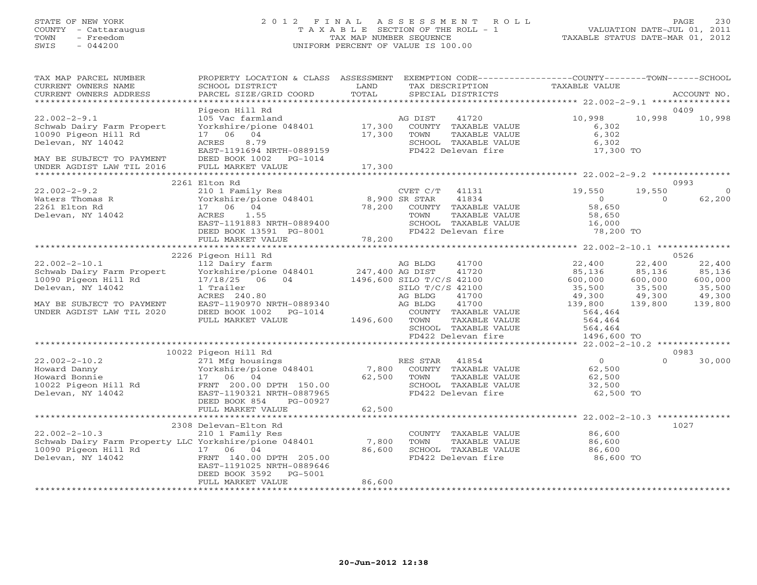STATE OF NEW YORK
COUNTY - Cattaraugus
TOWN - Freedom
SWIS - 044200

# 2012 FINAL ASSESSMENT ROLL
TAXABLE SECTION OF THE ROLL - 1
TAX MAP NUMBER SEQUENCE
UNIFORM PERCENT OF VALUE IS 100.00

VALUATION DATE-JUL 01, 2011
TAXABLE STATUS DATE-MAR 01, 2012

| TAX MAP PARCEL NUMBER / CURRENT OWNERS NAME / CURRENT OWNERS ADDRESS | PROPERTY LOCATION & CLASS / SCHOOL DISTRICT / PARCEL SIZE/GRID COORD | ASSESSMENT LAND / TOTAL | EXEMPTION CODE / TAX DESCRIPTION / SPECIAL DISTRICTS | COUNTY TAXABLE VALUE | TOWN | SCHOOL / ACCOUNT NO. |
|---|---|---|---|---|---|---|
| | Pigeon Hill Rd | | | | | 0409 |
| 22.002-2-9.1 | 105 Vac farmland | | AG DIST 41720 | 10,998 | 10,998 | 10,998 |
| Schwab Dairy Farm Propert | Yorkshire/pione 048401 | 17,300 | COUNTY TAXABLE VALUE | 6,302 | | |
| 10090 Pigeon Hill Rd | 17 06 04 | 17,300 | TOWN TAXABLE VALUE | 6,302 | | |
| Delevan, NY 14042 | ACRES 8.79 | | SCHOOL TAXABLE VALUE | 6,302 | | |
| | EAST-1191694 NRTH-0889159 | | FD422 Delevan fire | 17,300 TO | | |
| MAY BE SUBJECT TO PAYMENT | DEED BOOK 1002 PG-1014 | | | | | |
| UNDER AGDIST LAW TIL 2016 | FULL MARKET VALUE | 17,300 | | | | |
| | 2261 Elton Rd | | | | | 0993 |
| 22.002-2-9.2 | 210 1 Family Res | | CVET C/T 41131 | 19,550 | 19,550 | 0 |
| Waters Thomas R | Yorkshire/pione 048401 | 8,900 | SR STAR 41834 | 0 | 0 | 62,200 |
| 2261 Elton Rd | 17 06 04 | 78,200 | COUNTY TAXABLE VALUE | 58,650 | | |
| Delevan, NY 14042 | ACRES 1.55 | | TOWN TAXABLE VALUE | 58,650 | | |
| | EAST-1191883 NRTH-0889400 | | SCHOOL TAXABLE VALUE | 16,000 | | |
| | DEED BOOK 13591 PG-8001 | | FD422 Delevan fire | 78,200 TO | | |
| | FULL MARKET VALUE | 78,200 | | | | |
| | 2226 Pigeon Hill Rd | | | | | 0526 |
| 22.002-2-10.1 | 112 Dairy farm | | AG BLDG 41700 | 22,400 | 22,400 | 22,400 |
| Schwab Dairy Farm Propert | Yorkshire/pione 048401 | 247,400 | AG DIST 41720 | 85,136 | 85,136 | 85,136 |
| 10090 Pigeon Hill Rd | 17/18/25 06 04 | 1496,600 | SILO T/C/S 42100 | 600,000 | 600,000 | 600,000 |
| Delevan, NY 14042 | 1 Trailer | | SILO T/C/S 42100 | 35,500 | 35,500 | 35,500 |
| | ACRES 240.80 | | AG BLDG 41700 | 49,300 | 49,300 | 49,300 |
| MAY BE SUBJECT TO PAYMENT | EAST-1190970 NRTH-0889340 | | AG BLDG 41700 | 139,800 | 139,800 | 139,800 |
| UNDER AGDIST LAW TIL 2020 | DEED BOOK 1002 PG-1014 | | COUNTY TAXABLE VALUE | 564,464 | | |
| | FULL MARKET VALUE | 1496,600 | TOWN TAXABLE VALUE | 564,464 | | |
| | | | SCHOOL TAXABLE VALUE | 564,464 | | |
| | | | FD422 Delevan fire | 1496,600 TO | | |
| | 10022 Pigeon Hill Rd | | | | | 0983 |
| 22.002-2-10.2 | 271 Mfg housings | | RES STAR 41854 | 0 | 0 | 30,000 |
| Howard Danny | Yorkshire/pione 048401 | 7,800 | COUNTY TAXABLE VALUE | 62,500 | | |
| Howard Bonnie | 17 06 04 | 62,500 | TOWN TAXABLE VALUE | 62,500 | | |
| 10022 Pigeon Hill Rd | FRNT 200.00 DPTH 150.00 | | SCHOOL TAXABLE VALUE | 32,500 | | |
| Delevan, NY 14042 | EAST-1190321 NRTH-0887965 | | FD422 Delevan fire | 62,500 TO | | |
| | DEED BOOK 854 PG-00927 | | | | | |
| | FULL MARKET VALUE | 62,500 | | | | |
| | 2308 Delevan-Elton Rd | | | | | 1027 |
| 22.002-2-10.3 | 210 1 Family Res | | COUNTY TAXABLE VALUE | 86,600 | | |
| Schwab Dairy Farm Property LLC | Yorkshire/pione 048401 | 7,800 | TOWN TAXABLE VALUE | 86,600 | | |
| 10090 Pigeon Hill Rd | 17 06 04 | 86,600 | SCHOOL TAXABLE VALUE | 86,600 | | |
| Delevan, NY 14042 | FRNT 140.00 DPTH 205.00 | | FD422 Delevan fire | 86,600 TO | | |
| | EAST-1191025 NRTH-0889646 | | | | | |
| | DEED BOOK 3592 PG-5001 | | | | | |
| | FULL MARKET VALUE | 86,600 | | | | |

20-Jun-2012 12:38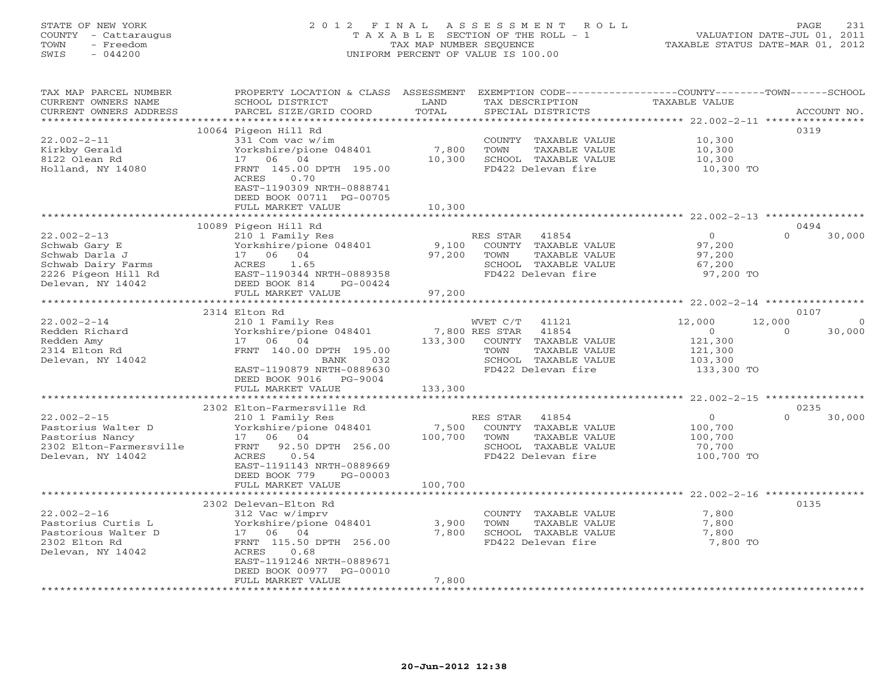STATE OF NEW YORK
COUNTY - Cattaraugus
TOWN - Freedom
SWIS - 044200

# 2012 FINAL ASSESSMENT ROLL

TAXABLE SECTION OF THE ROLL - 1
TAX MAP NUMBER SEQUENCE
UNIFORM PERCENT OF VALUE IS 100.00

VALUATION DATE-JUL 01, 2011
TAXABLE STATUS DATE-MAR 01, 2012

| TAX MAP PARCEL NUMBER / CURRENT OWNERS NAME / CURRENT OWNERS ADDRESS | PROPERTY LOCATION & CLASS / SCHOOL DISTRICT / PARCEL SIZE/GRID COORD | ASSESSMENT LAND / TOTAL | EXEMPTION CODE / TAX DESCRIPTION / SPECIAL DISTRICTS | COUNTY TAXABLE VALUE | TOWN | SCHOOL | ACCOUNT NO. |
|---|---|---|---|---|---|---|---|
| | 10064 Pigeon Hill Rd | | | | | | 0319 |
| 22.002-2-11 | 331 Com vac w/im | | COUNTY TAXABLE VALUE | 10,300 | | | |
| Kirkby Gerald | Yorkshire/pione 048401 | 7,800 | TOWN TAXABLE VALUE | 10,300 | | | |
| 8122 Olean Rd | 17 06 04 | 10,300 | SCHOOL TAXABLE VALUE | 10,300 | | | |
| Holland, NY 14080 | FRNT 145.00 DPTH 195.00 | | FD422 Delevan fire | 10,300 TO | | | |
| | ACRES 0.70 | | | | | | |
| | EAST-1190309 NRTH-0888741 | | | | | | |
| | DEED BOOK 00711 PG-00705 | | | | | | |
| | FULL MARKET VALUE | 10,300 | | | | | |
| | 10089 Pigeon Hill Rd | | | | | | 0494 |
| 22.002-2-13 | 210 1 Family Res | | RES STAR 41854 | 0 | 0 | 30,000 | |
| Schwab Gary E | Yorkshire/pione 048401 | 9,100 | COUNTY TAXABLE VALUE | 97,200 | | | |
| Schwab Darla J | 17 06 04 | 97,200 | TOWN TAXABLE VALUE | 97,200 | | | |
| Schwab Dairy Farms | ACRES 1.65 | | SCHOOL TAXABLE VALUE | 67,200 | | | |
| 2226 Pigeon Hill Rd | EAST-1190344 NRTH-0889358 | | FD422 Delevan fire | 97,200 TO | | | |
| Delevan, NY 14042 | DEED BOOK 814 PG-00424 | | | | | | |
| | FULL MARKET VALUE | 97,200 | | | | | |
| | 2314 Elton Rd | | | | | | 0107 |
| 22.002-2-14 | 210 1 Family Res | | WVET C/T 41121 | 12,000 | 12,000 | 0 | |
| Redden Richard | Yorkshire/pione 048401 | 7,800 | RES STAR 41854 | 0 | 0 | 30,000 | |
| Redden Amy | 17 06 04 | 133,300 | COUNTY TAXABLE VALUE | 121,300 | | | |
| 2314 Elton Rd | FRNT 140.00 DPTH 195.00 | | TOWN TAXABLE VALUE | 121,300 | | | |
| Delevan, NY 14042 | BANK 032 | | SCHOOL TAXABLE VALUE | 103,300 | | | |
| | EAST-1190879 NRTH-0889630 | | FD422 Delevan fire | 133,300 TO | | | |
| | DEED BOOK 9016 PG-9004 | | | | | | |
| | FULL MARKET VALUE | 133,300 | | | | | |
| | 2302 Elton-Farmersville Rd | | | | | | 0235 |
| 22.002-2-15 | 210 1 Family Res | | RES STAR 41854 | 0 | 0 | 30,000 | |
| Pastorius Walter D | Yorkshire/pione 048401 | 7,500 | COUNTY TAXABLE VALUE | 100,700 | | | |
| Pastorius Nancy | 17 06 04 | 100,700 | TOWN TAXABLE VALUE | 100,700 | | | |
| 2302 Elton-Farmersville | FRNT 92.50 DPTH 256.00 | | SCHOOL TAXABLE VALUE | 70,700 | | | |
| Delevan, NY 14042 | ACRES 0.54 | | FD422 Delevan fire | 100,700 TO | | | |
| | EAST-1191143 NRTH-0889669 | | | | | | |
| | DEED BOOK 779 PG-00003 | | | | | | |
| | FULL MARKET VALUE | 100,700 | | | | | |
| | 2302 Delevan-Elton Rd | | | | | | 0135 |
| 22.002-2-16 | 312 Vac w/imprv | | COUNTY TAXABLE VALUE | 7,800 | | | |
| Pastorius Curtis L | Yorkshire/pione 048401 | 3,900 | TOWN TAXABLE VALUE | 7,800 | | | |
| Pastorious Walter D | 17 06 04 | 7,800 | SCHOOL TAXABLE VALUE | 7,800 | | | |
| 2302 Elton Rd | FRNT 115.50 DPTH 256.00 | | FD422 Delevan fire | 7,800 TO | | | |
| Delevan, NY 14042 | ACRES 0.68 | | | | | | |
| | EAST-1191246 NRTH-0889671 | | | | | | |
| | DEED BOOK 00977 PG-00010 | | | | | | |
| | FULL MARKET VALUE | 7,800 | | | | | |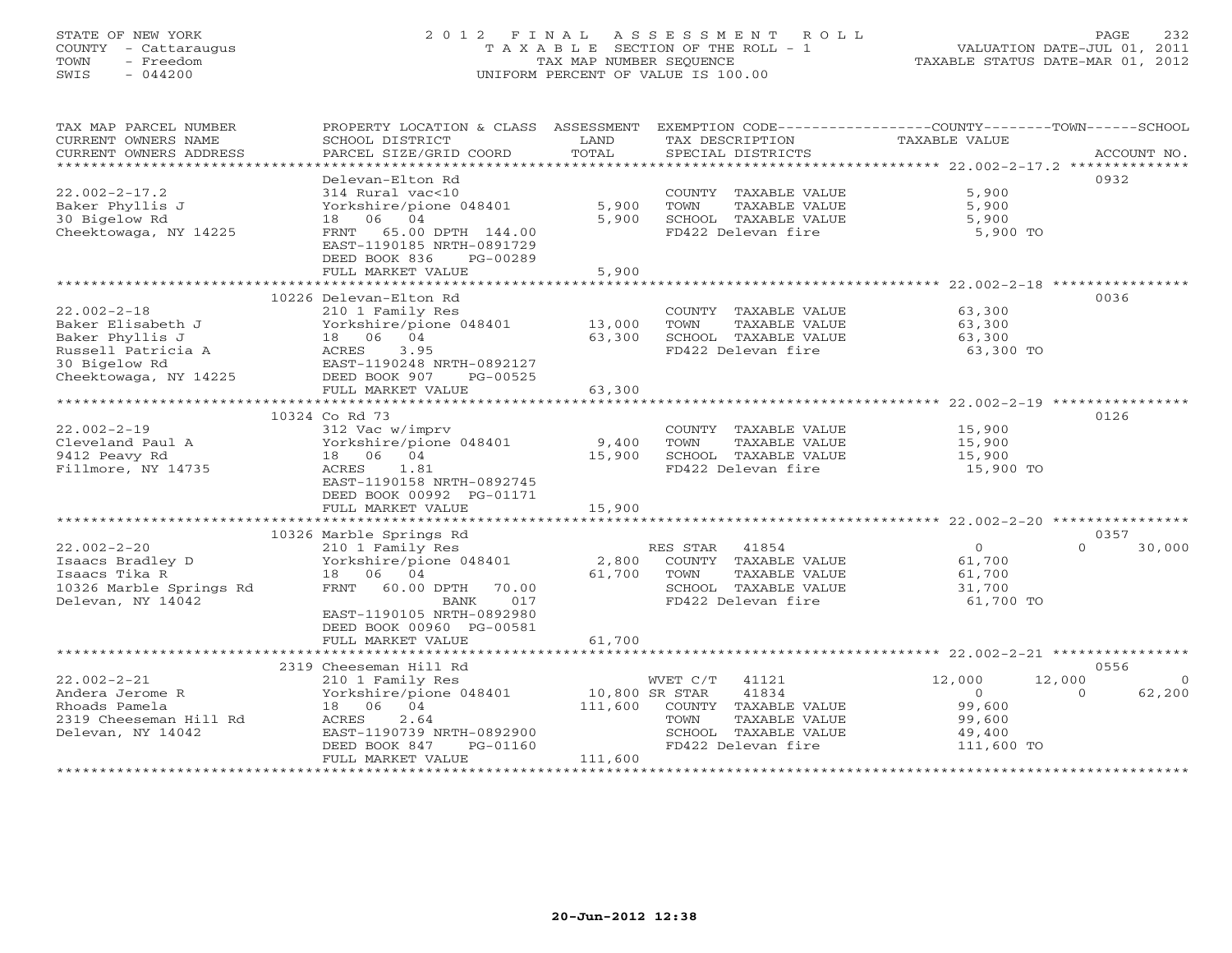STATE OF NEW YORK  
COUNTY - Cattaraugus  
TOWN - Freedom  
SWIS - 044200

2 0 1 2 F I N A L A S S E S S M E N T R O L L  
T A X A B L E SECTION OF THE ROLL - 1  
TAX MAP NUMBER SEQUENCE  
UNIFORM PERCENT OF VALUE IS 100.00

VALUATION DATE-JUL 01, 2011  
TAXABLE STATUS DATE-MAR 01, 2012

| TAX MAP PARCEL NUMBER / CURRENT OWNERS NAME / CURRENT OWNERS ADDRESS | PROPERTY LOCATION & CLASS / SCHOOL DISTRICT / PARCEL SIZE/GRID COORD | ASSESSMENT LAND / TOTAL | EXEMPTION CODE / TAX DESCRIPTION / SPECIAL DISTRICTS | COUNTY TAXABLE VALUE | TOWN | SCHOOL | ACCOUNT NO. |
|---|---|---|---|---|---|---|---|
| **22.002-2-17.2** | Delevan-Elton Rd | | | | | | 0932 |
| Baker Phyllis J | 314 Rural vac<10 | | COUNTY TAXABLE VALUE | 5,900 | | | |
| 30 Bigelow Rd | Yorkshire/pione 048401 | 5,900 | TOWN TAXABLE VALUE | 5,900 | | | |
| Cheektowaga, NY 14225 | 18 06 04 | 5,900 | SCHOOL TAXABLE VALUE | 5,900 | | | |
| | FRNT 65.00 DPTH 144.00 | | FD422 Delevan fire | 5,900 TO | | | |
| | EAST-1190185 NRTH-0891729 | | | | | | |
| | DEED BOOK 836 PG-00289 | | | | | | |
| | FULL MARKET VALUE | 5,900 | | | | | |
| **22.002-2-18** | 10226 Delevan-Elton Rd | | | | | | 0036 |
| Baker Elisabeth J | 210 1 Family Res | | COUNTY TAXABLE VALUE | 63,300 | | | |
| Baker Phyllis J | Yorkshire/pione 048401 | 13,000 | TOWN TAXABLE VALUE | 63,300 | | | |
| Russell Patricia A | 18 06 04 | 63,300 | SCHOOL TAXABLE VALUE | 63,300 | | | |
| 30 Bigelow Rd | ACRES 3.95 | | FD422 Delevan fire | 63,300 TO | | | |
| Cheektowaga, NY 14225 | EAST-1190248 NRTH-0892127 | | | | | | |
| | DEED BOOK 907 PG-00525 | | | | | | |
| | FULL MARKET VALUE | 63,300 | | | | | |
| **22.002-2-19** | 10324 Co Rd 73 | | | | | | 0126 |
| Cleveland Paul A | 312 Vac w/imprv | | COUNTY TAXABLE VALUE | 15,900 | | | |
| 9412 Peavy Rd | Yorkshire/pione 048401 | 9,400 | TOWN TAXABLE VALUE | 15,900 | | | |
| Fillmore, NY 14735 | 18 06 04 | 15,900 | SCHOOL TAXABLE VALUE | 15,900 | | | |
| | ACRES 1.81 | | FD422 Delevan fire | 15,900 TO | | | |
| | EAST-1190158 NRTH-0892745 | | | | | | |
| | DEED BOOK 00992 PG-01171 | | | | | | |
| | FULL MARKET VALUE | 15,900 | | | | | |
| **22.002-2-20** | 10326 Marble Springs Rd | | | | | | 0357 |
| Isaacs Bradley D | 210 1 Family Res | | RES STAR 41854 | 0 | 0 | 30,000 | |
| Isaacs Tika R | Yorkshire/pione 048401 | 2,800 | COUNTY TAXABLE VALUE | 61,700 | | | |
| 10326 Marble Springs Rd | 18 06 04 | 61,700 | TOWN TAXABLE VALUE | 61,700 | | | |
| Delevan, NY 14042 | FRNT 60.00 DPTH 70.00 | | SCHOOL TAXABLE VALUE | 31,700 | | | |
| | BANK 017 | | FD422 Delevan fire | 61,700 TO | | | |
| | EAST-1190105 NRTH-0892980 | | | | | | |
| | DEED BOOK 00960 PG-00581 | | | | | | |
| | FULL MARKET VALUE | 61,700 | | | | | |
| **22.002-2-21** | 2319 Cheeseman Hill Rd | | | | | | 0556 |
| Andera Jerome R | 210 1 Family Res | | WVET C/T 41121 | 12,000 | 12,000 | 0 | |
| Rhoads Pamela | Yorkshire/pione 048401 | 10,800 | SR STAR 41834 | 0 | 0 | 62,200 | |
| 2319 Cheeseman Hill Rd | 18 06 04 | 111,600 | COUNTY TAXABLE VALUE | 99,600 | | | |
| Delevan, NY 14042 | ACRES 2.64 | | TOWN TAXABLE VALUE | 99,600 | | | |
| | EAST-1190739 NRTH-0892900 | | SCHOOL TAXABLE VALUE | 49,400 | | | |
| | DEED BOOK 847 PG-01160 | | FD422 Delevan fire | 111,600 TO | | | |
| | FULL MARKET VALUE | 111,600 | | | | | |

20-Jun-2012 12:38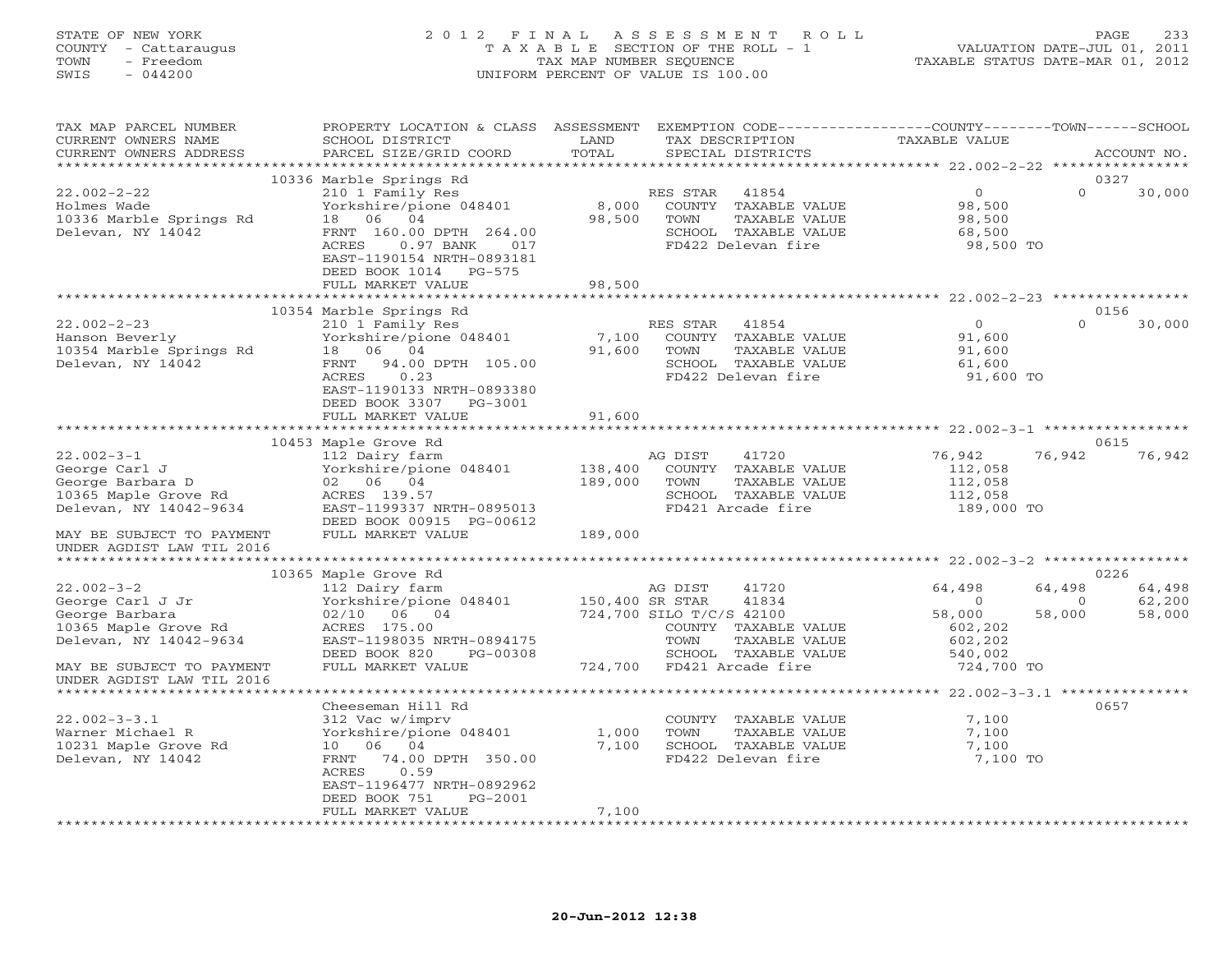STATE OF NEW YORK
COUNTY - Cattaraugus
TOWN - Freedom
SWIS - 044200

2012 FINAL ASSESSMENT ROLL
TAXABLE SECTION OF THE ROLL - 1
TAX MAP NUMBER SEQUENCE
UNIFORM PERCENT OF VALUE IS 100.00

VALUATION DATE-JUL 01, 2011
TAXABLE STATUS DATE-MAR 01, 2012

| TAX MAP PARCEL NUMBER / CURRENT OWNERS NAME / CURRENT OWNERS ADDRESS | PROPERTY LOCATION & CLASS / SCHOOL DISTRICT / PARCEL SIZE/GRID COORD | ASSESSMENT LAND | TOTAL | EXEMPTION CODE / TAX DESCRIPTION / SPECIAL DISTRICTS | COUNTY TAXABLE VALUE | TOWN | SCHOOL / ACCOUNT NO. |
|---|---|---|---|---|---|---|---|
| | 10336 Marble Springs Rd | | | | | | 0327 |
| 22.002-2-22 | 210 1 Family Res | | | RES STAR 41854 | 0 | 0 | 30,000 |
| Holmes Wade | Yorkshire/pione 048401 | 8,000 | | COUNTY TAXABLE VALUE | 98,500 | | |
| 10336 Marble Springs Rd | 18 06 04 | | 98,500 | TOWN TAXABLE VALUE | 98,500 | | |
| Delevan, NY 14042 | FRNT 160.00 DPTH 264.00 | | | SCHOOL TAXABLE VALUE | 68,500 | | |
| | ACRES 0.97 BANK 017 | | | FD422 Delevan fire | 98,500 TO | | |
| | EAST-1190154 NRTH-0893181 | | | | | | |
| | DEED BOOK 1014 PG-575 | | | | | | |
| | FULL MARKET VALUE | | 98,500 | | | | |
| | 10354 Marble Springs Rd | | | | | | 0156 |
| 22.002-2-23 | 210 1 Family Res | | | RES STAR 41854 | 0 | 0 | 30,000 |
| Hanson Beverly | Yorkshire/pione 048401 | 7,100 | | COUNTY TAXABLE VALUE | 91,600 | | |
| 10354 Marble Springs Rd | 18 06 04 | | 91,600 | TOWN TAXABLE VALUE | 91,600 | | |
| Delevan, NY 14042 | FRNT 94.00 DPTH 105.00 | | | SCHOOL TAXABLE VALUE | 61,600 | | |
| | ACRES 0.23 | | | FD422 Delevan fire | 91,600 TO | | |
| | EAST-1190133 NRTH-0893380 | | | | | | |
| | DEED BOOK 3307 PG-3001 | | | | | | |
| | FULL MARKET VALUE | | 91,600 | | | | |
| | 10453 Maple Grove Rd | | | | | | 0615 |
| 22.002-3-1 | 112 Dairy farm | | | AG DIST 41720 | 76,942 | 76,942 | 76,942 |
| George Carl J | Yorkshire/pione 048401 | 138,400 | | COUNTY TAXABLE VALUE | 112,058 | | |
| George Barbara D | 02 06 04 | | 189,000 | TOWN TAXABLE VALUE | 112,058 | | |
| 10365 Maple Grove Rd | ACRES 139.57 | | | SCHOOL TAXABLE VALUE | 112,058 | | |
| Delevan, NY 14042-9634 | EAST-1199337 NRTH-0895013 | | | FD421 Arcade fire | 189,000 TO | | |
| | DEED BOOK 00915 PG-00612 | | | | | | |
| MAY BE SUBJECT TO PAYMENT | FULL MARKET VALUE | | 189,000 | | | | |
| UNDER AGDIST LAW TIL 2016 | | | | | | | |
| | 10365 Maple Grove Rd | | | | | | 0226 |
| 22.002-3-2 | 112 Dairy farm | | | AG DIST 41720 | 64,498 | 64,498 | 64,498 |
| George Carl J Jr | Yorkshire/pione 048401 | 150,400 | | SR STAR 41834 | 0 | 0 | 62,200 |
| George Barbara | 02/10 06 04 | | 724,700 | SILO T/C/S 42100 | 58,000 | 58,000 | 58,000 |
| 10365 Maple Grove Rd | ACRES 175.00 | | | COUNTY TAXABLE VALUE | 602,202 | | |
| Delevan, NY 14042-9634 | EAST-1198035 NRTH-0894175 | | | TOWN TAXABLE VALUE | 602,202 | | |
| | DEED BOOK 820 PG-00308 | | | SCHOOL TAXABLE VALUE | 540,002 | | |
| MAY BE SUBJECT TO PAYMENT | FULL MARKET VALUE | | 724,700 | FD421 Arcade fire | 724,700 TO | | |
| UNDER AGDIST LAW TIL 2016 | | | | | | | |
| | Cheeseman Hill Rd | | | | | | 0657 |
| 22.002-3-3.1 | 312 Vac w/imprv | | | COUNTY TAXABLE VALUE | 7,100 | | |
| Warner Michael R | Yorkshire/pione 048401 | 1,000 | | TOWN TAXABLE VALUE | 7,100 | | |
| 10231 Maple Grove Rd | 10 06 04 | | 7,100 | SCHOOL TAXABLE VALUE | 7,100 | | |
| Delevan, NY 14042 | FRNT 74.00 DPTH 350.00 | | | FD422 Delevan fire | 7,100 TO | | |
| | ACRES 0.59 | | | | | | |
| | EAST-1196477 NRTH-0892962 | | | | | | |
| | DEED BOOK 751 PG-2001 | | | | | | |
| | FULL MARKET VALUE | | 7,100 | | | | |

20-Jun-2012 12:38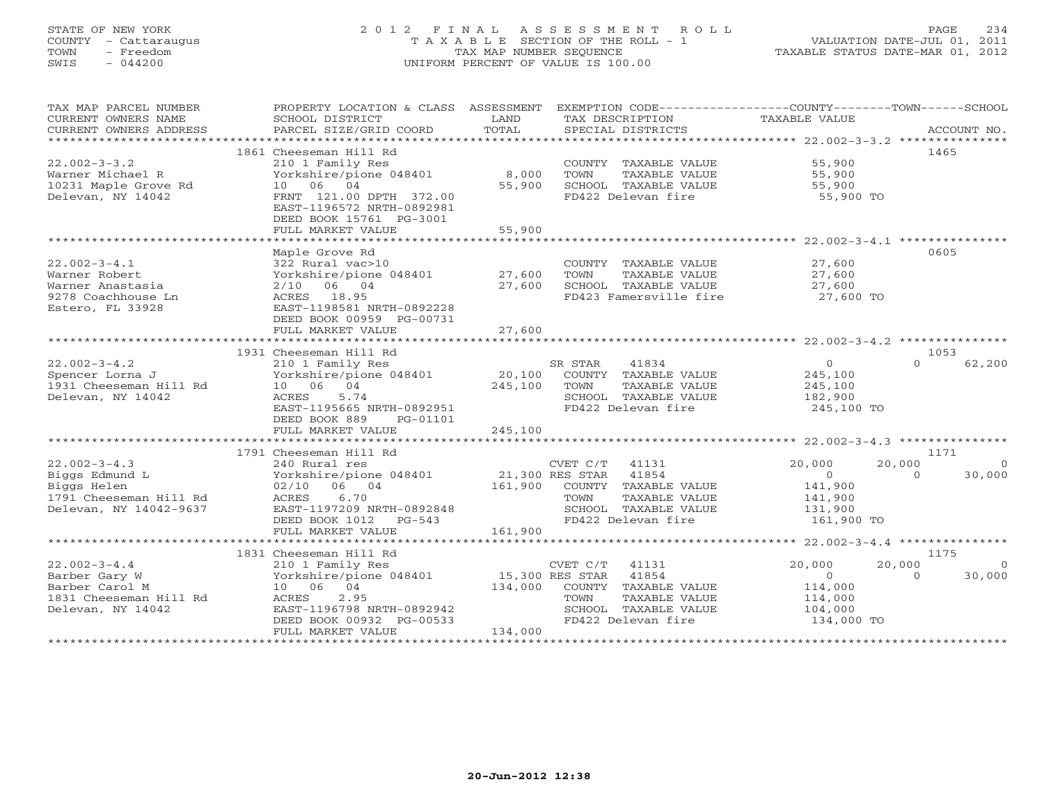STATE OF NEW YORK
COUNTY - Cattaraugus
TOWN - Freedom
SWIS - 044200

# 2012 FINAL ASSESSMENT ROLL
TAXABLE SECTION OF THE ROLL - 1
TAX MAP NUMBER SEQUENCE
UNIFORM PERCENT OF VALUE IS 100.00

VALUATION DATE-JUL 01, 2011
TAXABLE STATUS DATE-MAR 01, 2012

| TAX MAP PARCEL NUMBER / CURRENT OWNERS NAME / CURRENT OWNERS ADDRESS | PROPERTY LOCATION & CLASS / SCHOOL DISTRICT / PARCEL SIZE/GRID COORD | ASSESSMENT LAND | TOTAL | EXEMPTION CODE / TAX DESCRIPTION / SPECIAL DISTRICTS | COUNTY TAXABLE VALUE | TOWN | SCHOOL | ACCOUNT NO. |
|---|---|---|---|---|---|---|---|---|
| **22.002-3-3.2** | 1861 Cheeseman Hill Rd | | | | | | | 1465 |
| Warner Michael R | 210 1 Family Res | | | COUNTY TAXABLE VALUE | 55,900 | | | |
| 10231 Maple Grove Rd | Yorkshire/pione 048401 | 8,000 | | TOWN TAXABLE VALUE | 55,900 | | | |
| Delevan, NY 14042 | 10 06 04 | | 55,900 | SCHOOL TAXABLE VALUE | 55,900 | | | |
| | FRNT 121.00 DPTH 372.00 | | | FD422 Delevan fire | 55,900 TO | | | |
| | EAST-1196572 NRTH-0892981 | | | | | | | |
| | DEED BOOK 15761 PG-3001 | | | | | | | |
| | FULL MARKET VALUE | | 55,900 | | | | | |
| **22.002-3-4.1** | Maple Grove Rd | | | | | | | 0605 |
| Warner Robert | 322 Rural vac>10 | | | COUNTY TAXABLE VALUE | 27,600 | | | |
| Warner Anastasia | Yorkshire/pione 048401 | 27,600 | | TOWN TAXABLE VALUE | 27,600 | | | |
| 9278 Coachhouse Ln | 2/10 06 04 | | 27,600 | SCHOOL TAXABLE VALUE | 27,600 | | | |
| Estero, FL 33928 | ACRES 18.95 | | | FD423 Famersville fire | 27,600 TO | | | |
| | EAST-1198581 NRTH-0892228 | | | | | | | |
| | DEED BOOK 00959 PG-00731 | | | | | | | |
| | FULL MARKET VALUE | | 27,600 | | | | | |
| **22.002-3-4.2** | 1931 Cheeseman Hill Rd | | | | | | | 1053 |
| Spencer Lorna J | 210 1 Family Res | | | SR STAR 41834 | 0 | | 0 | 62,200 |
| 1931 Cheeseman Hill Rd | Yorkshire/pione 048401 | 20,100 | | COUNTY TAXABLE VALUE | 245,100 | | | |
| Delevan, NY 14042 | 10 06 04 | | 245,100 | TOWN TAXABLE VALUE | 245,100 | | | |
| | ACRES 5.74 | | | SCHOOL TAXABLE VALUE | 182,900 | | | |
| | EAST-1195665 NRTH-0892951 | | | FD422 Delevan fire | 245,100 TO | | | |
| | DEED BOOK 889 PG-01101 | | | | | | | |
| | FULL MARKET VALUE | | 245,100 | | | | | |
| **22.002-3-4.3** | 1791 Cheeseman Hill Rd | | | | | | | 1171 |
| Biggs Edmund L | 240 Rural res | | | CVET C/T 41131 | 20,000 | 20,000 | | 0 |
| Biggs Helen | Yorkshire/pione 048401 | 21,300 | | RES STAR 41854 | 0 | 0 | | 30,000 |
| 1791 Cheeseman Hill Rd | 02/10 06 04 | | 161,900 | COUNTY TAXABLE VALUE | 141,900 | | | |
| Delevan, NY 14042-9637 | ACRES 6.70 | | | TOWN TAXABLE VALUE | 141,900 | | | |
| | EAST-1197209 NRTH-0892848 | | | SCHOOL TAXABLE VALUE | 131,900 | | | |
| | DEED BOOK 1012 PG-543 | | | FD422 Delevan fire | 161,900 TO | | | |
| | FULL MARKET VALUE | | 161,900 | | | | | |
| **22.002-3-4.4** | 1831 Cheeseman Hill Rd | | | | | | | 1175 |
| Barber Gary W | 210 1 Family Res | | | CVET C/T 41131 | 20,000 | 20,000 | | 0 |
| Barber Carol M | Yorkshire/pione 048401 | 15,300 | | RES STAR 41854 | 0 | 0 | | 30,000 |
| 1831 Cheeseman Hill Rd | 10 06 04 | | 134,000 | COUNTY TAXABLE VALUE | 114,000 | | | |
| Delevan, NY 14042 | ACRES 2.95 | | | TOWN TAXABLE VALUE | 114,000 | | | |
| | EAST-1196798 NRTH-0892942 | | | SCHOOL TAXABLE VALUE | 104,000 | | | |
| | DEED BOOK 00932 PG-00533 | | | FD422 Delevan fire | 134,000 TO | | | |
| | FULL MARKET VALUE | | 134,000 | | | | | |

20-Jun-2012 12:38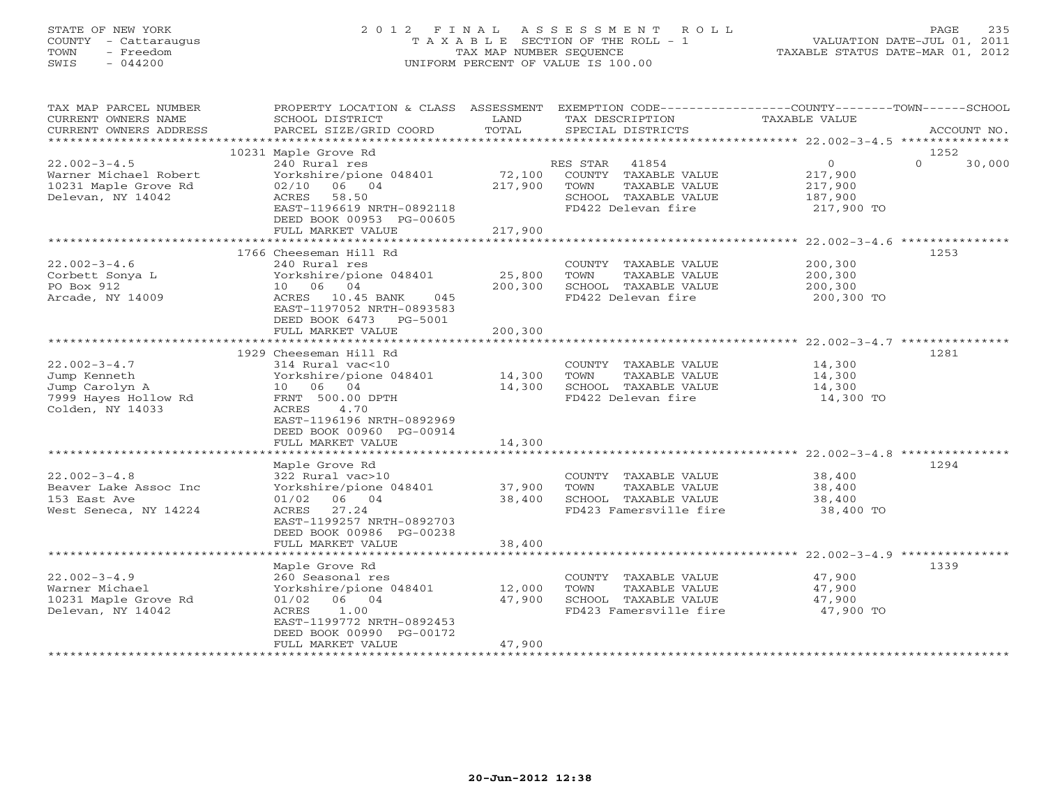STATE OF NEW YORK
COUNTY - Cattaraugus
TOWN - Freedom
SWIS - 044200

# 2012 FINAL ASSESSMENT ROLL

TAXABLE SECTION OF THE ROLL - 1
TAX MAP NUMBER SEQUENCE
UNIFORM PERCENT OF VALUE IS 100.00

VALUATION DATE-JUL 01, 2011
TAXABLE STATUS DATE-MAR 01, 2012

| TAX MAP PARCEL NUMBER / CURRENT OWNERS NAME / CURRENT OWNERS ADDRESS | PROPERTY LOCATION & CLASS / SCHOOL DISTRICT / PARCEL SIZE/GRID COORD | ASSESSMENT LAND / TOTAL | EXEMPTION CODE / TAX DESCRIPTION / SPECIAL DISTRICTS | COUNTY TAXABLE VALUE | TOWN | SCHOOL | ACCOUNT NO. |
|---|---|---|---|---|---|---|---|
| 22.002-3-4.5 | 10231 Maple Grove Rd | | | | | | 1252 |
| Warner Michael Robert | 240 Rural res | | RES STAR 41854 | 0 | | 0 | 30,000 |
| 10231 Maple Grove Rd | Yorkshire/pione 048401 | 72,100 | COUNTY TAXABLE VALUE | 217,900 | | | |
| Delevan, NY 14042 | 02/10 06 04 | 217,900 | TOWN TAXABLE VALUE | 217,900 | | | |
| | ACRES 58.50 | | SCHOOL TAXABLE VALUE | 187,900 | | | |
| | EAST-1196619 NRTH-0892118 | | FD422 Delevan fire | 217,900 TO | | | |
| | DEED BOOK 00953 PG-00605 | | | | | | |
| | FULL MARKET VALUE | 217,900 | | | | | |
| 22.002-3-4.6 | 1766 Cheeseman Hill Rd | | | | | | 1253 |
| Corbett Sonya L | 240 Rural res | | COUNTY TAXABLE VALUE | 200,300 | | | |
| PO Box 912 | Yorkshire/pione 048401 | 25,800 | TOWN TAXABLE VALUE | 200,300 | | | |
| Arcade, NY 14009 | 10 06 04 | 200,300 | SCHOOL TAXABLE VALUE | 200,300 | | | |
| | ACRES 10.45 BANK 045 | | FD422 Delevan fire | 200,300 TO | | | |
| | EAST-1197052 NRTH-0893583 | | | | | | |
| | DEED BOOK 6473 PG-5001 | | | | | | |
| | FULL MARKET VALUE | 200,300 | | | | | |
| 22.002-3-4.7 | 1929 Cheeseman Hill Rd | | | | | | 1281 |
| Jump Kenneth | 314 Rural vac<10 | | COUNTY TAXABLE VALUE | 14,300 | | | |
| Jump Carolyn A | Yorkshire/pione 048401 | 14,300 | TOWN TAXABLE VALUE | 14,300 | | | |
| 7999 Hayes Hollow Rd | 10 06 04 | 14,300 | SCHOOL TAXABLE VALUE | 14,300 | | | |
| Colden, NY 14033 | FRNT 500.00 DPTH | | FD422 Delevan fire | 14,300 TO | | | |
| | ACRES 4.70 | | | | | | |
| | EAST-1196196 NRTH-0892969 | | | | | | |
| | DEED BOOK 00960 PG-00914 | | | | | | |
| | FULL MARKET VALUE | 14,300 | | | | | |
| 22.002-3-4.8 | Maple Grove Rd | | | | | | 1294 |
| Beaver Lake Assoc Inc | 322 Rural vac>10 | | COUNTY TAXABLE VALUE | 38,400 | | | |
| 153 East Ave | Yorkshire/pione 048401 | 37,900 | TOWN TAXABLE VALUE | 38,400 | | | |
| West Seneca, NY 14224 | 01/02 06 04 | 38,400 | SCHOOL TAXABLE VALUE | 38,400 | | | |
| | ACRES 27.24 | | FD423 Famersville fire | 38,400 TO | | | |
| | EAST-1199257 NRTH-0892703 | | | | | | |
| | DEED BOOK 00986 PG-00238 | | | | | | |
| | FULL MARKET VALUE | 38,400 | | | | | |
| 22.002-3-4.9 | Maple Grove Rd | | | | | | 1339 |
| Warner Michael | 260 Seasonal res | | COUNTY TAXABLE VALUE | 47,900 | | | |
| 10231 Maple Grove Rd | Yorkshire/pione 048401 | 12,000 | TOWN TAXABLE VALUE | 47,900 | | | |
| Delevan, NY 14042 | 01/02 06 04 | 47,900 | SCHOOL TAXABLE VALUE | 47,900 | | | |
| | ACRES 1.00 | | FD423 Famersville fire | 47,900 TO | | | |
| | EAST-1199772 NRTH-0892453 | | | | | | |
| | DEED BOOK 00990 PG-00172 | | | | | | |
| | FULL MARKET VALUE | 47,900 | | | | | |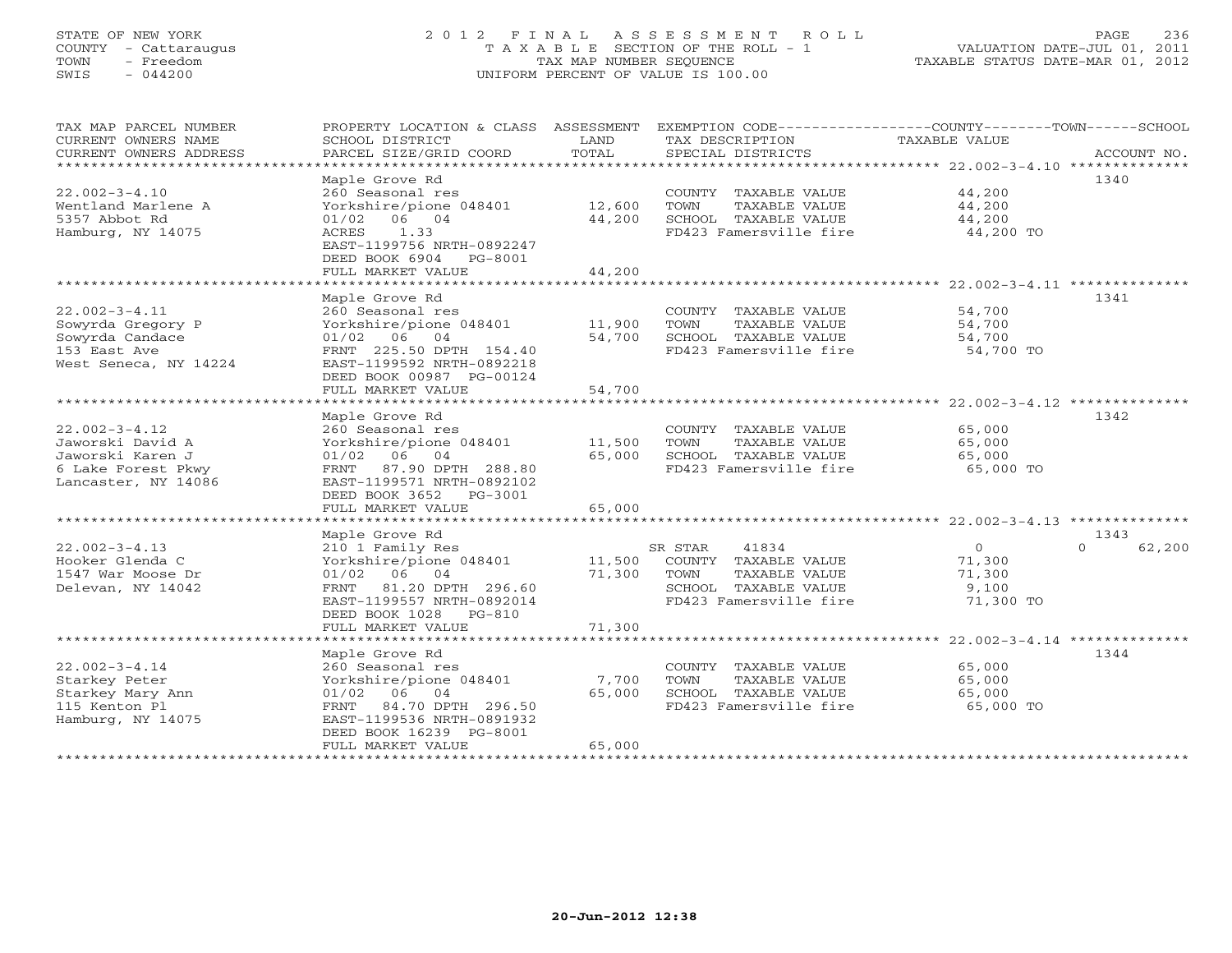STATE OF NEW YORK
COUNTY - Cattaraugus
TOWN - Freedom
SWIS - 044200

2012 FINAL ASSESSMENT ROLL
TAXABLE SECTION OF THE ROLL - 1
TAX MAP NUMBER SEQUENCE
UNIFORM PERCENT OF VALUE IS 100.00

VALUATION DATE-JUL 01, 2011
TAXABLE STATUS DATE-MAR 01, 2012

| TAX MAP PARCEL NUMBER / CURRENT OWNERS NAME / CURRENT OWNERS ADDRESS | PROPERTY LOCATION & CLASS / SCHOOL DISTRICT / PARCEL SIZE/GRID COORD | ASSESSMENT LAND | TOTAL | EXEMPTION CODE / TAX DESCRIPTION / SPECIAL DISTRICTS | TAXABLE VALUE (COUNTY / TOWN / SCHOOL) | ACCOUNT NO. |
|---|---|---|---|---|---|---|
| 22.002-3-4.10 | Maple Grove Rd | | | | | 1340 |
| 22.002-3-4.10 | 260 Seasonal res | | | COUNTY TAXABLE VALUE | 44,200 | |
| Wentland Marlene A | Yorkshire/pione 048401 | 12,600 | | TOWN TAXABLE VALUE | 44,200 | |
| 5357 Abbot Rd | 01/02 06 04 | | 44,200 | SCHOOL TAXABLE VALUE | 44,200 | |
| Hamburg, NY 14075 | ACRES 1.33 | | | FD423 Famersville fire | 44,200 TO | |
| | EAST-1199756 NRTH-0892247 | | | | | |
| | DEED BOOK 6904 PG-8001 | | | | | |
| | FULL MARKET VALUE | | 44,200 | | | |
| 22.002-3-4.11 | Maple Grove Rd | | | | | 1341 |
| 22.002-3-4.11 | 260 Seasonal res | | | COUNTY TAXABLE VALUE | 54,700 | |
| Sowyrda Gregory P | Yorkshire/pione 048401 | 11,900 | | TOWN TAXABLE VALUE | 54,700 | |
| Sowyrda Candace | 01/02 06 04 | | 54,700 | SCHOOL TAXABLE VALUE | 54,700 | |
| 153 East Ave | FRNT 225.50 DPTH 154.40 | | | FD423 Famersville fire | 54,700 TO | |
| West Seneca, NY 14224 | EAST-1199592 NRTH-0892218 | | | | | |
| | DEED BOOK 00987 PG-00124 | | | | | |
| | FULL MARKET VALUE | | 54,700 | | | |
| 22.002-3-4.12 | Maple Grove Rd | | | | | 1342 |
| 22.002-3-4.12 | 260 Seasonal res | | | COUNTY TAXABLE VALUE | 65,000 | |
| Jaworski David A | Yorkshire/pione 048401 | 11,500 | | TOWN TAXABLE VALUE | 65,000 | |
| Jaworski Karen J | 01/02 06 04 | | 65,000 | SCHOOL TAXABLE VALUE | 65,000 | |
| 6 Lake Forest Pkwy | FRNT 87.90 DPTH 288.80 | | | FD423 Famersville fire | 65,000 TO | |
| Lancaster, NY 14086 | EAST-1199571 NRTH-0892102 | | | | | |
| | DEED BOOK 3652 PG-3001 | | | | | |
| | FULL MARKET VALUE | | 65,000 | | | |
| 22.002-3-4.13 | Maple Grove Rd | | | | | 1343 |
| 22.002-3-4.13 | 210 1 Family Res | | | SR STAR 41834 | 0 / 0 / 62,200 | |
| Hooker Glenda C | Yorkshire/pione 048401 | 11,500 | | COUNTY TAXABLE VALUE | 71,300 | |
| 1547 War Moose Dr | 01/02 06 04 | | 71,300 | TOWN TAXABLE VALUE | 71,300 | |
| Delevan, NY 14042 | FRNT 81.20 DPTH 296.60 | | | SCHOOL TAXABLE VALUE | 9,100 | |
| | EAST-1199557 NRTH-0892014 | | | FD423 Famersville fire | 71,300 TO | |
| | DEED BOOK 1028 PG-810 | | | | | |
| | FULL MARKET VALUE | | 71,300 | | | |
| 22.002-3-4.14 | Maple Grove Rd | | | | | 1344 |
| 22.002-3-4.14 | 260 Seasonal res | | | COUNTY TAXABLE VALUE | 65,000 | |
| Starkey Peter | Yorkshire/pione 048401 | 7,700 | | TOWN TAXABLE VALUE | 65,000 | |
| Starkey Mary Ann | 01/02 06 04 | | 65,000 | SCHOOL TAXABLE VALUE | 65,000 | |
| 115 Kenton Pl | FRNT 84.70 DPTH 296.50 | | | FD423 Famersville fire | 65,000 TO | |
| Hamburg, NY 14075 | EAST-1199536 NRTH-0891932 | | | | | |
| | DEED BOOK 16239 PG-8001 | | | | | |
| | FULL MARKET VALUE | | 65,000 | | | |

20-Jun-2012 12:38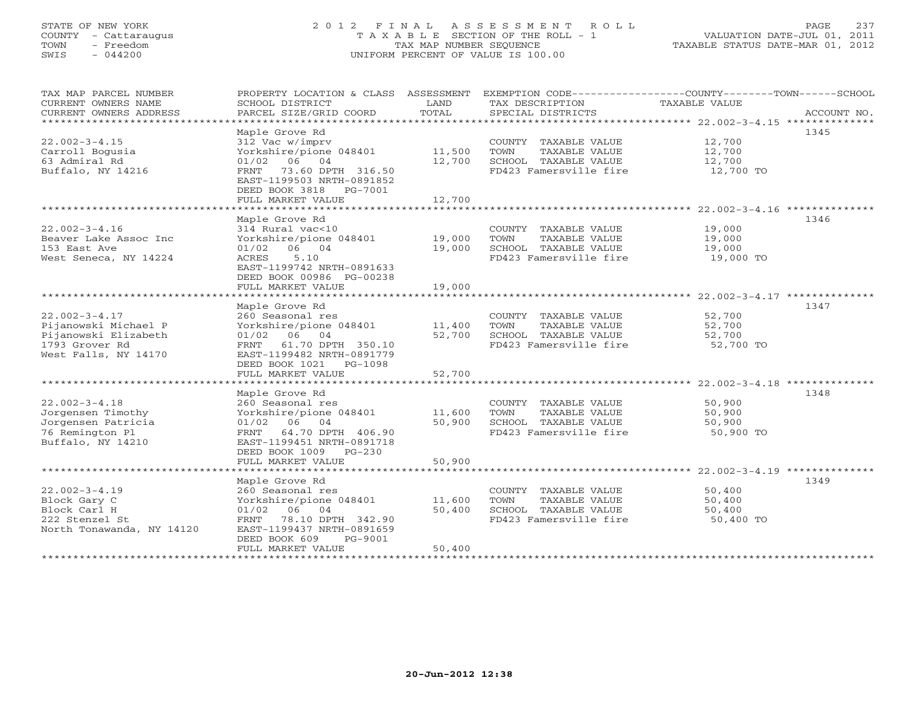STATE OF NEW YORK
COUNTY - Cattaraugus
TOWN - Freedom
SWIS - 044200

# 2012 FINAL ASSESSMENT ROLL
TAXABLE SECTION OF THE ROLL - 1
TAX MAP NUMBER SEQUENCE
UNIFORM PERCENT OF VALUE IS 100.00

VALUATION DATE-JUL 01, 2011
TAXABLE STATUS DATE-MAR 01, 2012

| TAX MAP PARCEL NUMBER / CURRENT OWNERS NAME / CURRENT OWNERS ADDRESS | PROPERTY LOCATION & CLASS / SCHOOL DISTRICT / PARCEL SIZE/GRID COORD | ASSESSMENT LAND | TOTAL | EXEMPTION CODE / TAX DESCRIPTION / SPECIAL DISTRICTS | TAXABLE VALUE (COUNTY / TOWN / SCHOOL) | ACCOUNT NO. |
|---|---|---|---|---|---|---|
| 22.002-3-4.15 | Maple Grove Rd | | | | | 1345 |
| | 312 Vac w/imprv | | | COUNTY TAXABLE VALUE | 12,700 | |
| Carroll Bogusia | Yorkshire/pione 048401 | 11,500 | | TOWN TAXABLE VALUE | 12,700 | |
| 63 Admiral Rd | 01/02 06 04 | | 12,700 | SCHOOL TAXABLE VALUE | 12,700 | |
| Buffalo, NY 14216 | FRNT 73.60 DPTH 316.50 | | | FD423 Famersville fire | 12,700 TO | |
| | EAST-1199503 NRTH-0891852 | | | | | |
| | DEED BOOK 3818 PG-7001 | | | | | |
| | FULL MARKET VALUE | | 12,700 | | | |
| 22.002-3-4.16 | Maple Grove Rd | | | | | 1346 |
| | 314 Rural vac<10 | | | COUNTY TAXABLE VALUE | 19,000 | |
| Beaver Lake Assoc Inc | Yorkshire/pione 048401 | 19,000 | | TOWN TAXABLE VALUE | 19,000 | |
| 153 East Ave | 01/02 06 04 | | 19,000 | SCHOOL TAXABLE VALUE | 19,000 | |
| West Seneca, NY 14224 | ACRES 5.10 | | | FD423 Famersville fire | 19,000 TO | |
| | EAST-1199742 NRTH-0891633 | | | | | |
| | DEED BOOK 00986 PG-00238 | | | | | |
| | FULL MARKET VALUE | | 19,000 | | | |
| 22.002-3-4.17 | Maple Grove Rd | | | | | 1347 |
| | 260 Seasonal res | | | COUNTY TAXABLE VALUE | 52,700 | |
| Pijanowski Michael P | Yorkshire/pione 048401 | 11,400 | | TOWN TAXABLE VALUE | 52,700 | |
| Pijanowski Elizabeth | 01/02 06 04 | | 52,700 | SCHOOL TAXABLE VALUE | 52,700 | |
| 1793 Grover Rd | FRNT 61.70 DPTH 350.10 | | | FD423 Famersville fire | 52,700 TO | |
| West Falls, NY 14170 | EAST-1199482 NRTH-0891779 | | | | | |
| | DEED BOOK 1021 PG-1098 | | | | | |
| | FULL MARKET VALUE | | 52,700 | | | |
| 22.002-3-4.18 | Maple Grove Rd | | | | | 1348 |
| | 260 Seasonal res | | | COUNTY TAXABLE VALUE | 50,900 | |
| Jorgensen Timothy | Yorkshire/pione 048401 | 11,600 | | TOWN TAXABLE VALUE | 50,900 | |
| Jorgensen Patricia | 01/02 06 04 | | 50,900 | SCHOOL TAXABLE VALUE | 50,900 | |
| 76 Remington Pl | FRNT 64.70 DPTH 406.90 | | | FD423 Famersville fire | 50,900 TO | |
| Buffalo, NY 14210 | EAST-1199451 NRTH-0891718 | | | | | |
| | DEED BOOK 1009 PG-230 | | | | | |
| | FULL MARKET VALUE | | 50,900 | | | |
| 22.002-3-4.19 | Maple Grove Rd | | | | | 1349 |
| | 260 Seasonal res | | | COUNTY TAXABLE VALUE | 50,400 | |
| Block Gary C | Yorkshire/pione 048401 | 11,600 | | TOWN TAXABLE VALUE | 50,400 | |
| Block Carl H | 01/02 06 04 | | 50,400 | SCHOOL TAXABLE VALUE | 50,400 | |
| 222 Stenzel St | FRNT 78.10 DPTH 342.90 | | | FD423 Famersville fire | 50,400 TO | |
| North Tonawanda, NY 14120 | EAST-1199437 NRTH-0891659 | | | | | |
| | DEED BOOK 609 PG-9001 | | | | | |
| | FULL MARKET VALUE | | 50,400 | | | |

20-Jun-2012 12:38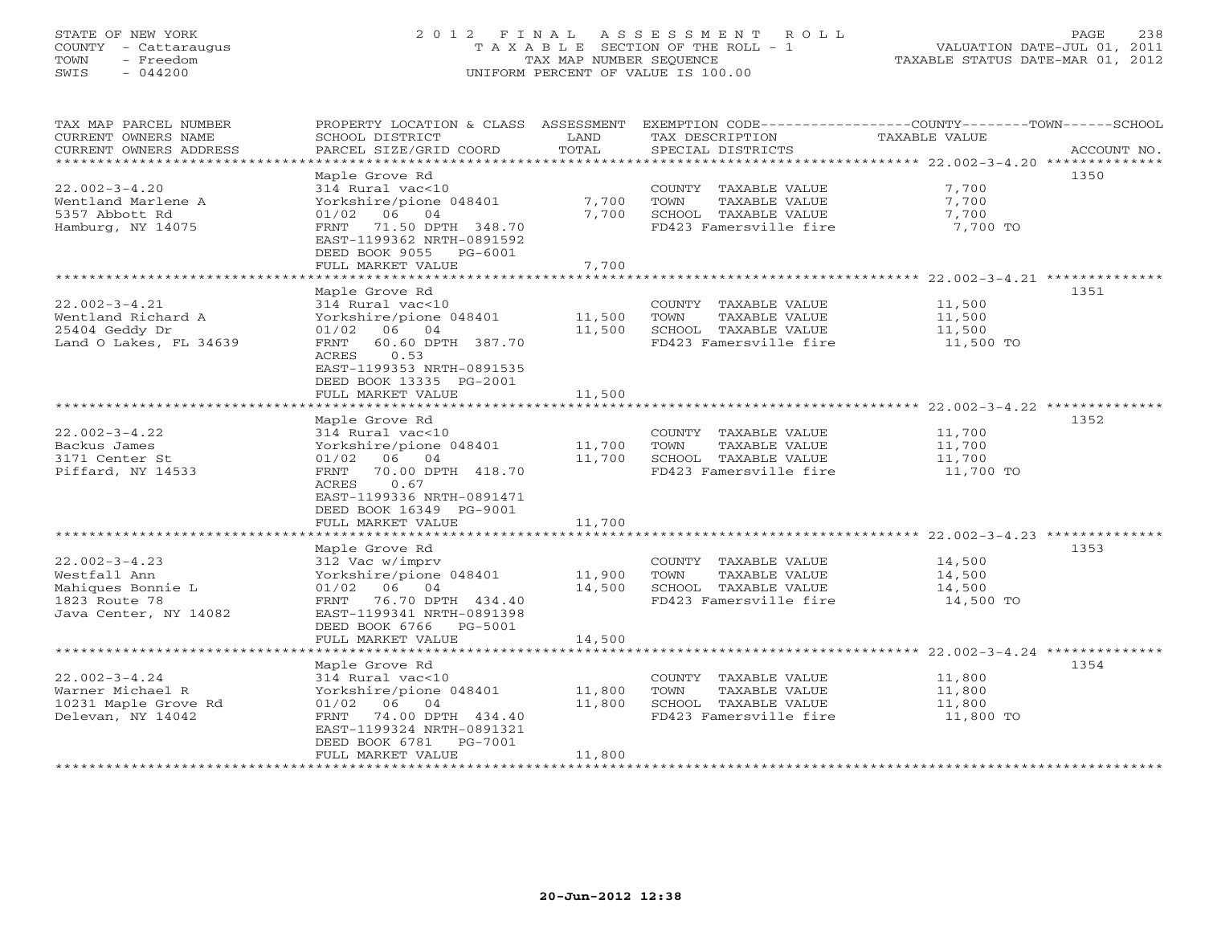STATE OF NEW YORK
COUNTY - Cattaraugus
TOWN - Freedom
SWIS - 044200

2012 FINAL ASSESSMENT ROLL
TAXABLE SECTION OF THE ROLL - 1
TAX MAP NUMBER SEQUENCE
UNIFORM PERCENT OF VALUE IS 100.00

VALUATION DATE-JUL 01, 2011
TAXABLE STATUS DATE-MAR 01, 2012

| TAX MAP PARCEL NUMBER / CURRENT OWNERS NAME / CURRENT OWNERS ADDRESS | PROPERTY LOCATION & CLASS / SCHOOL DISTRICT / PARCEL SIZE/GRID COORD | ASSESSMENT LAND | TOTAL | EXEMPTION CODE / TAX DESCRIPTION / SPECIAL DISTRICTS | COUNTY--------TOWN------SCHOOL TAXABLE VALUE | ACCOUNT NO. |
|---|---|---|---|---|---|---|
| 22.002-3-4.20 | Maple Grove Rd | | | | | 1350 |
| 22.002-3-4.20 | 314 Rural vac<10 | | | COUNTY TAXABLE VALUE | 7,700 | |
| Wentland Marlene A | Yorkshire/pione 048401 | 7,700 | | TOWN TAXABLE VALUE | 7,700 | |
| 5357 Abbott Rd | 01/02 06 04 | | 7,700 | SCHOOL TAXABLE VALUE | 7,700 | |
| Hamburg, NY 14075 | FRNT 71.50 DPTH 348.70 | | | FD423 Famersville fire | 7,700 TO | |
| | EAST-1199362 NRTH-0891592 | | | | | |
| | DEED BOOK 9055 PG-6001 | | | | | |
| | FULL MARKET VALUE | | 7,700 | | | |
| 22.002-3-4.21 | Maple Grove Rd | | | | | 1351 |
| 22.002-3-4.21 | 314 Rural vac<10 | | | COUNTY TAXABLE VALUE | 11,500 | |
| Wentland Richard A | Yorkshire/pione 048401 | 11,500 | | TOWN TAXABLE VALUE | 11,500 | |
| 25404 Geddy Dr | 01/02 06 04 | | 11,500 | SCHOOL TAXABLE VALUE | 11,500 | |
| Land O Lakes, FL 34639 | FRNT 60.60 DPTH 387.70 | | | FD423 Famersville fire | 11,500 TO | |
| | ACRES 0.53 | | | | | |
| | EAST-1199353 NRTH-0891535 | | | | | |
| | DEED BOOK 13335 PG-2001 | | | | | |
| | FULL MARKET VALUE | | 11,500 | | | |
| 22.002-3-4.22 | Maple Grove Rd | | | | | 1352 |
| 22.002-3-4.22 | 314 Rural vac<10 | | | COUNTY TAXABLE VALUE | 11,700 | |
| Backus James | Yorkshire/pione 048401 | 11,700 | | TOWN TAXABLE VALUE | 11,700 | |
| 3171 Center St | 01/02 06 04 | | 11,700 | SCHOOL TAXABLE VALUE | 11,700 | |
| Piffard, NY 14533 | FRNT 70.00 DPTH 418.70 | | | FD423 Famersville fire | 11,700 TO | |
| | ACRES 0.67 | | | | | |
| | EAST-1199336 NRTH-0891471 | | | | | |
| | DEED BOOK 16349 PG-9001 | | | | | |
| | FULL MARKET VALUE | | 11,700 | | | |
| 22.002-3-4.23 | Maple Grove Rd | | | | | 1353 |
| 22.002-3-4.23 | 312 Vac w/imprv | | | COUNTY TAXABLE VALUE | 14,500 | |
| Westfall Ann | Yorkshire/pione 048401 | 11,900 | | TOWN TAXABLE VALUE | 14,500 | |
| Mahiques Bonnie L | 01/02 06 04 | | 14,500 | SCHOOL TAXABLE VALUE | 14,500 | |
| 1823 Route 78 | FRNT 76.70 DPTH 434.40 | | | FD423 Famersville fire | 14,500 TO | |
| Java Center, NY 14082 | EAST-1199341 NRTH-0891398 | | | | | |
| | DEED BOOK 6766 PG-5001 | | | | | |
| | FULL MARKET VALUE | | 14,500 | | | |
| 22.002-3-4.24 | Maple Grove Rd | | | | | 1354 |
| 22.002-3-4.24 | 314 Rural vac<10 | | | COUNTY TAXABLE VALUE | 11,800 | |
| Warner Michael R | Yorkshire/pione 048401 | 11,800 | | TOWN TAXABLE VALUE | 11,800 | |
| 10231 Maple Grove Rd | 01/02 06 04 | | 11,800 | SCHOOL TAXABLE VALUE | 11,800 | |
| Delevan, NY 14042 | FRNT 74.00 DPTH 434.40 | | | FD423 Famersville fire | 11,800 TO | |
| | EAST-1199324 NRTH-0891321 | | | | | |
| | DEED BOOK 6781 PG-7001 | | | | | |
| | FULL MARKET VALUE | | 11,800 | | | |

20-Jun-2012 12:38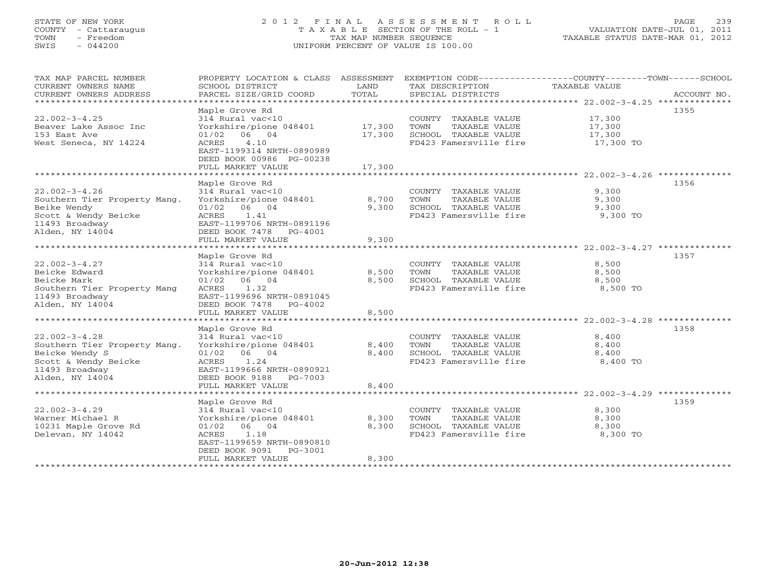STATE OF NEW YORK
COUNTY - Cattaraugus
TOWN - Freedom
SWIS - 044200

2012 FINAL ASSESSMENT ROLL
TAXABLE SECTION OF THE ROLL - 1
TAX MAP NUMBER SEQUENCE
UNIFORM PERCENT OF VALUE IS 100.00

VALUATION DATE-JUL 01, 2011
TAXABLE STATUS DATE-MAR 01, 2012

| TAX MAP PARCEL NUMBER / CURRENT OWNERS NAME / CURRENT OWNERS ADDRESS | PROPERTY LOCATION & CLASS / SCHOOL DISTRICT / PARCEL SIZE/GRID COORD | ASSESSMENT LAND | TOTAL | EXEMPTION CODE / TAX DESCRIPTION / SPECIAL DISTRICTS | TAXABLE VALUE | ACCOUNT NO. |
|---|---|---|---|---|---|---|
| **22.002-3-4.25** | Maple Grove Rd | | | | | 1355 |
| 22.002-3-4.25 | 314 Rural vac<10 | | | COUNTY TAXABLE VALUE | 17,300 | |
| Beaver Lake Assoc Inc | Yorkshire/pione 048401 | 17,300 | | TOWN TAXABLE VALUE | 17,300 | |
| 153 East Ave | 01/02 06 04 | | 17,300 | SCHOOL TAXABLE VALUE | 17,300 | |
| West Seneca, NY 14224 | ACRES 4.10 | | | FD423 Famersville fire | 17,300 TO | |
| | EAST-1199314 NRTH-0890989 | | | | | |
| | DEED BOOK 00986 PG-00238 | | | | | |
| | FULL MARKET VALUE | | 17,300 | | | |
| **22.002-3-4.26** | Maple Grove Rd | | | | | 1356 |
| 22.002-3-4.26 | 314 Rural vac<10 | | | COUNTY TAXABLE VALUE | 9,300 | |
| Southern Tier Property Mang. | Yorkshire/pione 048401 | 8,700 | | TOWN TAXABLE VALUE | 9,300 | |
| Beike Wendy | 01/02 06 04 | | 9,300 | SCHOOL TAXABLE VALUE | 9,300 | |
| Scott & Wendy Beicke | ACRES 1.41 | | | FD423 Famersville fire | 9,300 TO | |
| 11493 Broadway | EAST-1199706 NRTH-0891196 | | | | | |
| Alden, NY 14004 | DEED BOOK 7478 PG-4001 | | | | | |
| | FULL MARKET VALUE | | 9,300 | | | |
| **22.002-3-4.27** | Maple Grove Rd | | | | | 1357 |
| 22.002-3-4.27 | 314 Rural vac<10 | | | COUNTY TAXABLE VALUE | 8,500 | |
| Beicke Edward | Yorkshire/pione 048401 | 8,500 | | TOWN TAXABLE VALUE | 8,500 | |
| Beicke Mark | 01/02 06 04 | | 8,500 | SCHOOL TAXABLE VALUE | 8,500 | |
| Southern Tier Property Mang | ACRES 1.32 | | | FD423 Famersville fire | 8,500 TO | |
| 11493 Broadway | EAST-1199696 NRTH-0891045 | | | | | |
| Alden, NY 14004 | DEED BOOK 7478 PG-4002 | | | | | |
| | FULL MARKET VALUE | | 8,500 | | | |
| **22.002-3-4.28** | Maple Grove Rd | | | | | 1358 |
| 22.002-3-4.28 | 314 Rural vac<10 | | | COUNTY TAXABLE VALUE | 8,400 | |
| Southern Tier Property Mang. | Yorkshire/pione 048401 | 8,400 | | TOWN TAXABLE VALUE | 8,400 | |
| Beicke Wendy S | 01/02 06 04 | | 8,400 | SCHOOL TAXABLE VALUE | 8,400 | |
| Scott & Wendy Beicke | ACRES 1.24 | | | FD423 Famersville fire | 8,400 TO | |
| 11493 Broadway | EAST-1199666 NRTH-0890921 | | | | | |
| Alden, NY 14004 | DEED BOOK 9188 PG-7003 | | | | | |
| | FULL MARKET VALUE | | 8,400 | | | |
| **22.002-3-4.29** | Maple Grove Rd | | | | | 1359 |
| 22.002-3-4.29 | 314 Rural vac<10 | | | COUNTY TAXABLE VALUE | 8,300 | |
| Warner Michael R | Yorkshire/pione 048401 | 8,300 | | TOWN TAXABLE VALUE | 8,300 | |
| 10231 Maple Grove Rd | 01/02 06 04 | | 8,300 | SCHOOL TAXABLE VALUE | 8,300 | |
| Delevan, NY 14042 | ACRES 1.18 | | | FD423 Famersville fire | 8,300 TO | |
| | EAST-1199659 NRTH-0890810 | | | | | |
| | DEED BOOK 9091 PG-3001 | | | | | |
| | FULL MARKET VALUE | | 8,300 | | | |

20-Jun-2012 12:38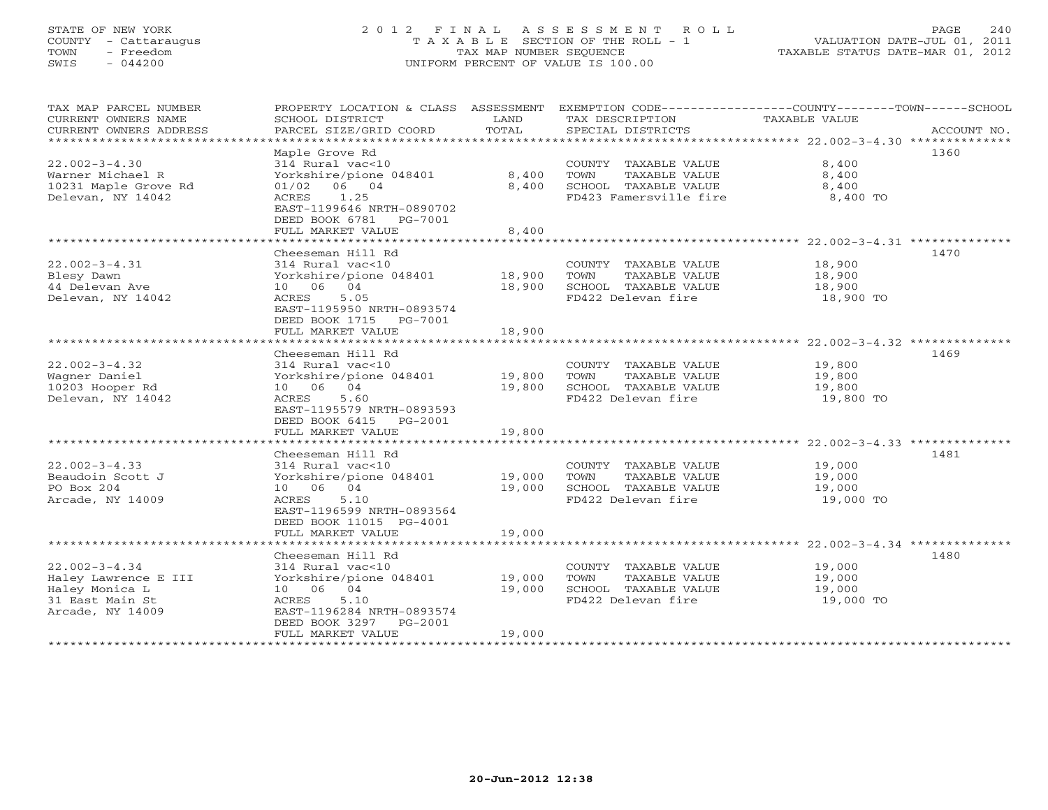STATE OF NEW YORK
COUNTY - Cattaraugus
TOWN - Freedom
SWIS - 044200

2012 FINAL ASSESSMENT ROLL
TAXABLE SECTION OF THE ROLL - 1
TAX MAP NUMBER SEQUENCE
UNIFORM PERCENT OF VALUE IS 100.00

VALUATION DATE-JUL 01, 2011
TAXABLE STATUS DATE-MAR 01, 2012

| TAX MAP PARCEL NUMBER / CURRENT OWNERS NAME / CURRENT OWNERS ADDRESS | PROPERTY LOCATION & CLASS / SCHOOL DISTRICT / PARCEL SIZE/GRID COORD | ASSESSMENT LAND | TOTAL | EXEMPTION CODE / TAX DESCRIPTION / SPECIAL DISTRICTS | COUNTY--------TOWN------SCHOOL TAXABLE VALUE | ACCOUNT NO. |
|---|---|---|---|---|---|---|
| 22.002-3-4.30 | Maple Grove Rd | | | | | 1360 |
| | 314 Rural vac<10 | | | COUNTY TAXABLE VALUE | 8,400 | |
| Warner Michael R | Yorkshire/pione 048401 | 8,400 | | TOWN TAXABLE VALUE | 8,400 | |
| 10231 Maple Grove Rd | 01/02 06 04 | | 8,400 | SCHOOL TAXABLE VALUE | 8,400 | |
| Delevan, NY 14042 | ACRES 1.25 | | | FD423 Famersville fire | 8,400 TO | |
| | EAST-1199646 NRTH-0890702 | | | | | |
| | DEED BOOK 6781 PG-7001 | | | | | |
| | FULL MARKET VALUE | | 8,400 | | | |
| 22.002-3-4.31 | Cheeseman Hill Rd | | | | | 1470 |
| | 314 Rural vac<10 | | | COUNTY TAXABLE VALUE | 18,900 | |
| Blesy Dawn | Yorkshire/pione 048401 | 18,900 | | TOWN TAXABLE VALUE | 18,900 | |
| 44 Delevan Ave | 10 06 04 | | 18,900 | SCHOOL TAXABLE VALUE | 18,900 | |
| Delevan, NY 14042 | ACRES 5.05 | | | FD422 Delevan fire | 18,900 TO | |
| | EAST-1195950 NRTH-0893574 | | | | | |
| | DEED BOOK 1715 PG-7001 | | | | | |
| | FULL MARKET VALUE | | 18,900 | | | |
| 22.002-3-4.32 | Cheeseman Hill Rd | | | | | 1469 |
| | 314 Rural vac<10 | | | COUNTY TAXABLE VALUE | 19,800 | |
| Wagner Daniel | Yorkshire/pione 048401 | 19,800 | | TOWN TAXABLE VALUE | 19,800 | |
| 10203 Hooper Rd | 10 06 04 | | 19,800 | SCHOOL TAXABLE VALUE | 19,800 | |
| Delevan, NY 14042 | ACRES 5.60 | | | FD422 Delevan fire | 19,800 TO | |
| | EAST-1195579 NRTH-0893593 | | | | | |
| | DEED BOOK 6415 PG-2001 | | | | | |
| | FULL MARKET VALUE | | 19,800 | | | |
| 22.002-3-4.33 | Cheeseman Hill Rd | | | | | 1481 |
| | 314 Rural vac<10 | | | COUNTY TAXABLE VALUE | 19,000 | |
| Beaudoin Scott J | Yorkshire/pione 048401 | 19,000 | | TOWN TAXABLE VALUE | 19,000 | |
| PO Box 204 | 10 06 04 | | 19,000 | SCHOOL TAXABLE VALUE | 19,000 | |
| Arcade, NY 14009 | ACRES 5.10 | | | FD422 Delevan fire | 19,000 TO | |
| | EAST-1196599 NRTH-0893564 | | | | | |
| | DEED BOOK 11015 PG-4001 | | | | | |
| | FULL MARKET VALUE | | 19,000 | | | |
| 22.002-3-4.34 | Cheeseman Hill Rd | | | | | 1480 |
| | 314 Rural vac<10 | | | COUNTY TAXABLE VALUE | 19,000 | |
| Haley Lawrence E III | Yorkshire/pione 048401 | 19,000 | | TOWN TAXABLE VALUE | 19,000 | |
| Haley Monica L | 10 06 04 | | 19,000 | SCHOOL TAXABLE VALUE | 19,000 | |
| 31 East Main St | ACRES 5.10 | | | FD422 Delevan fire | 19,000 TO | |
| Arcade, NY 14009 | EAST-1196284 NRTH-0893574 | | | | | |
| | DEED BOOK 3297 PG-2001 | | | | | |
| | FULL MARKET VALUE | | 19,000 | | | |

20-Jun-2012 12:38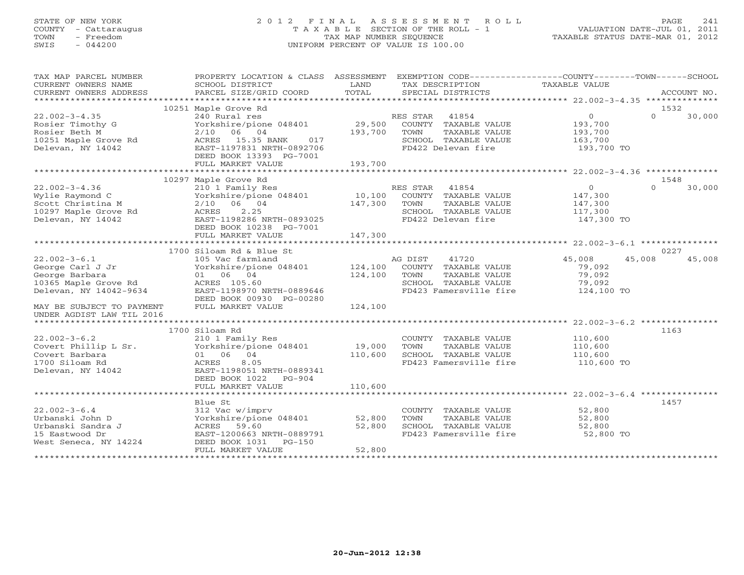STATE OF NEW YORK
COUNTY - Cattaraugus
TOWN - Freedom
SWIS - 044200

# 2012 FINAL ASSESSMENT ROLL
TAXABLE SECTION OF THE ROLL - 1
TAX MAP NUMBER SEQUENCE
UNIFORM PERCENT OF VALUE IS 100.00

VALUATION DATE-JUL 01, 2011
TAXABLE STATUS DATE-MAR 01, 2012

| TAX MAP PARCEL NUMBER / CURRENT OWNERS NAME / CURRENT OWNERS ADDRESS | PROPERTY LOCATION & CLASS / SCHOOL DISTRICT / PARCEL SIZE/GRID COORD | ASSESSMENT LAND / TOTAL | EXEMPTION CODE / TAX DESCRIPTION / SPECIAL DISTRICTS | COUNTY TAXABLE VALUE | TOWN | SCHOOL / ACCOUNT NO. |
|---|---|---|---|---|---|---|
| | 10251 Maple Grove Rd | | | | | 1532 |
| 22.002-3-4.35 | 240 Rural res | | RES STAR 41854 | 0 | 0 | 30,000 |
| Rosier Timothy G | Yorkshire/pione 048401 | 29,500 | COUNTY TAXABLE VALUE | 193,700 | | |
| Rosier Beth M | 2/10 06 04 | 193,700 | TOWN TAXABLE VALUE | 193,700 | | |
| 10251 Maple Grove Rd | ACRES 15.35 BANK 017 | | SCHOOL TAXABLE VALUE | 163,700 | | |
| Delevan, NY 14042 | EAST-1197831 NRTH-0892706 | | FD422 Delevan fire | 193,700 TO | | |
| | DEED BOOK 13393 PG-7001 | | | | | |
| | FULL MARKET VALUE | 193,700 | | | | |
| | 10297 Maple Grove Rd | | | | | 1548 |
| 22.002-3-4.36 | 210 1 Family Res | | RES STAR 41854 | 0 | 0 | 30,000 |
| Wylie Raymond C | Yorkshire/pione 048401 | 10,100 | COUNTY TAXABLE VALUE | 147,300 | | |
| Scott Christina M | 2/10 06 04 | 147,300 | TOWN TAXABLE VALUE | 147,300 | | |
| 10297 Maple Grove Rd | ACRES 2.25 | | SCHOOL TAXABLE VALUE | 117,300 | | |
| Delevan, NY 14042 | EAST-1198286 NRTH-0893025 | | FD422 Delevan fire | 147,300 TO | | |
| | DEED BOOK 10238 PG-7001 | | | | | |
| | FULL MARKET VALUE | 147,300 | | | | |
| | 1700 Siloam Rd & Blue St | | | | | 0227 |
| 22.002-3-6.1 | 105 Vac farmland | | AG DIST 41720 | 45,008 | 45,008 | 45,008 |
| George Carl J Jr | Yorkshire/pione 048401 | 124,100 | COUNTY TAXABLE VALUE | 79,092 | | |
| George Barbara | 01 06 04 | 124,100 | TOWN TAXABLE VALUE | 79,092 | | |
| 10365 Maple Grove Rd | ACRES 105.60 | | SCHOOL TAXABLE VALUE | 79,092 | | |
| Delevan, NY 14042-9634 | EAST-1198970 NRTH-0889646 | | FD423 Famersville fire | 124,100 TO | | |
| | DEED BOOK 00930 PG-00280 | | | | | |
| MAY BE SUBJECT TO PAYMENT | FULL MARKET VALUE | 124,100 | | | | |
| UNDER AGDIST LAW TIL 2016 | | | | | | |
| | 1700 Siloam Rd | | | | | 1163 |
| 22.002-3-6.2 | 210 1 Family Res | | COUNTY TAXABLE VALUE | 110,600 | | |
| Covert Phillip L Sr. | Yorkshire/pione 048401 | 19,000 | TOWN TAXABLE VALUE | 110,600 | | |
| Covert Barbara | 01 06 04 | 110,600 | SCHOOL TAXABLE VALUE | 110,600 | | |
| 1700 Siloam Rd | ACRES 8.05 | | FD423 Famersville fire | 110,600 TO | | |
| Delevan, NY 14042 | EAST-1198051 NRTH-0889341 | | | | | |
| | DEED BOOK 1022 PG-904 | | | | | |
| | FULL MARKET VALUE | 110,600 | | | | |
| | Blue St | | | | | 1457 |
| 22.002-3-6.4 | 312 Vac w/imprv | | COUNTY TAXABLE VALUE | 52,800 | | |
| Urbanski John D | Yorkshire/pione 048401 | 52,800 | TOWN TAXABLE VALUE | 52,800 | | |
| Urbanski Sandra J | ACRES 59.60 | 52,800 | SCHOOL TAXABLE VALUE | 52,800 | | |
| 15 Eastwood Dr | EAST-1200663 NRTH-0889791 | | FD423 Famersville fire | 52,800 TO | | |
| West Seneca, NY 14224 | DEED BOOK 1031 PG-150 | | | | | |
| | FULL MARKET VALUE | 52,800 | | | | |

20-Jun-2012 12:38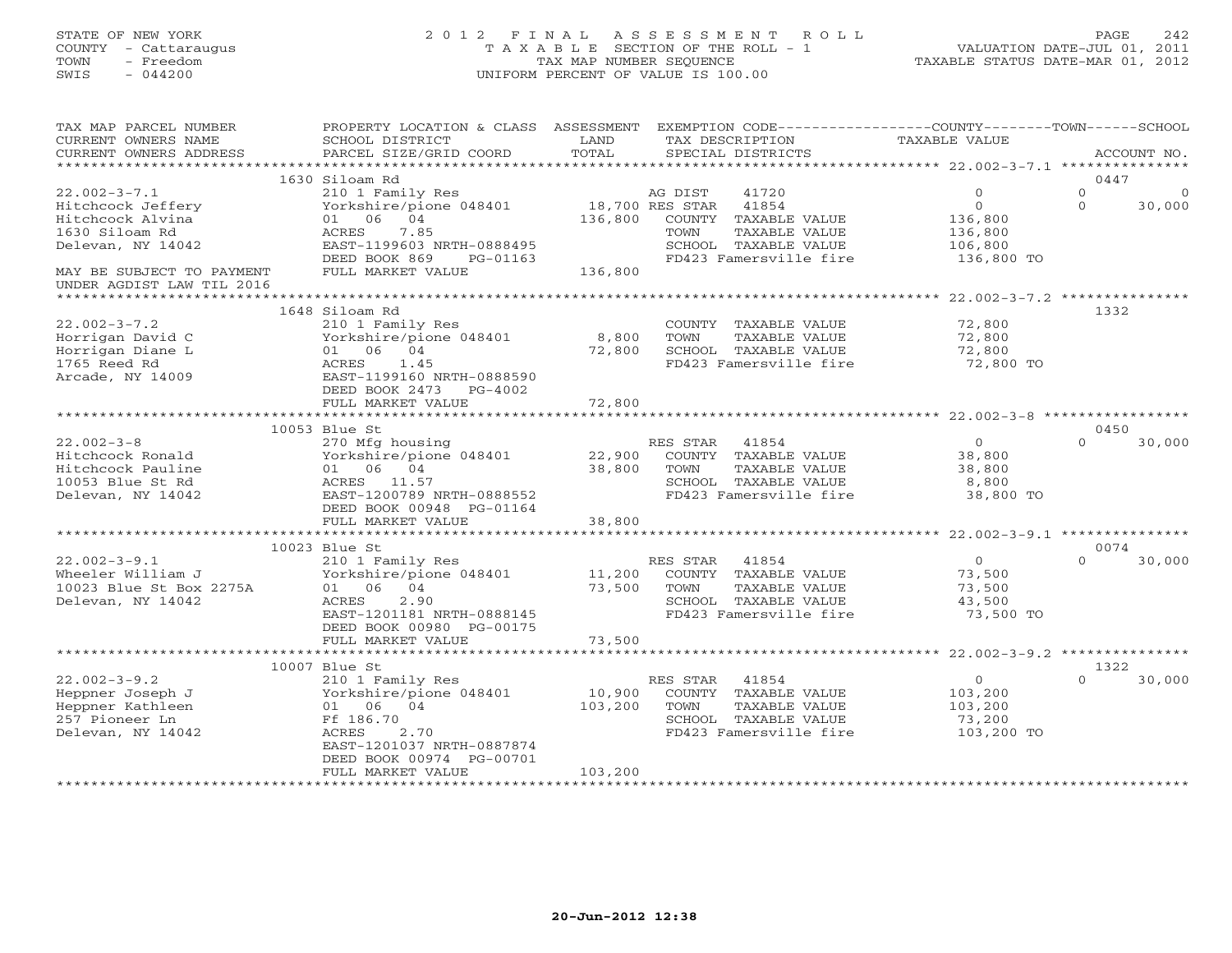STATE OF NEW YORK
COUNTY - Cattaraugus
TOWN - Freedom
SWIS - 044200

# 2012 FINAL ASSESSMENT ROLL

TAXABLE SECTION OF THE ROLL - 1
TAX MAP NUMBER SEQUENCE
UNIFORM PERCENT OF VALUE IS 100.00

VALUATION DATE-JUL 01, 2011
TAXABLE STATUS DATE-MAR 01, 2012

| TAX MAP PARCEL NUMBER / CURRENT OWNERS NAME / CURRENT OWNERS ADDRESS | PROPERTY LOCATION & CLASS / SCHOOL DISTRICT / PARCEL SIZE/GRID COORD | ASSESSMENT LAND / TOTAL | EXEMPTION CODE / TAX DESCRIPTION / SPECIAL DISTRICTS | COUNTY TAXABLE VALUE | TOWN | SCHOOL / ACCOUNT NO. |
|---|---|---|---|---|---|---|
| | 1630 Siloam Rd | | | | | 0447 |
| 22.002-3-7.1 | 210 1 Family Res | | AG DIST 41720 | 0 | 0 | 0 |
| Hitchcock Jeffery | Yorkshire/pione 048401 | 18,700 | RES STAR 41854 | 0 | 0 | 30,000 |
| Hitchcock Alvina | 01 06 04 | 136,800 | COUNTY TAXABLE VALUE | 136,800 | | |
| 1630 Siloam Rd | ACRES 7.85 | | TOWN TAXABLE VALUE | 136,800 | | |
| Delevan, NY 14042 | EAST-1199603 NRTH-0888495 | | SCHOOL TAXABLE VALUE | 106,800 | | |
| | DEED BOOK 869 PG-01163 | | FD423 Famersville fire | 136,800 TO | | |
| MAY BE SUBJECT TO PAYMENT UNDER AGDIST LAW TIL 2016 | FULL MARKET VALUE | 136,800 | | | | |
| | 1648 Siloam Rd | | | | | 1332 |
| 22.002-3-7.2 | 210 1 Family Res | | COUNTY TAXABLE VALUE | 72,800 | | |
| Horrigan David C | Yorkshire/pione 048401 | 8,800 | TOWN TAXABLE VALUE | 72,800 | | |
| Horrigan Diane L | 01 06 04 | 72,800 | SCHOOL TAXABLE VALUE | 72,800 | | |
| 1765 Reed Rd | ACRES 1.45 | | FD423 Famersville fire | 72,800 TO | | |
| Arcade, NY 14009 | EAST-1199160 NRTH-0888590 | | | | | |
| | DEED BOOK 2473 PG-4002 | | | | | |
| | FULL MARKET VALUE | 72,800 | | | | |
| | 10053 Blue St | | | | | 0450 |
| 22.002-3-8 | 270 Mfg housing | | RES STAR 41854 | 0 | 0 | 30,000 |
| Hitchcock Ronald | Yorkshire/pione 048401 | 22,900 | COUNTY TAXABLE VALUE | 38,800 | | |
| Hitchcock Pauline | 01 06 04 | 38,800 | TOWN TAXABLE VALUE | 38,800 | | |
| 10053 Blue St Rd | ACRES 11.57 | | SCHOOL TAXABLE VALUE | 8,800 | | |
| Delevan, NY 14042 | EAST-1200789 NRTH-0888552 | | FD423 Famersville fire | 38,800 TO | | |
| | DEED BOOK 00948 PG-01164 | | | | | |
| | FULL MARKET VALUE | 38,800 | | | | |
| | 10023 Blue St | | | | | 0074 |
| 22.002-3-9.1 | 210 1 Family Res | | RES STAR 41854 | 0 | 0 | 30,000 |
| Wheeler William J | Yorkshire/pione 048401 | 11,200 | COUNTY TAXABLE VALUE | 73,500 | | |
| 10023 Blue St Box 2275A | 01 06 04 | 73,500 | TOWN TAXABLE VALUE | 73,500 | | |
| Delevan, NY 14042 | ACRES 2.90 | | SCHOOL TAXABLE VALUE | 43,500 | | |
| | EAST-1201181 NRTH-0888145 | | FD423 Famersville fire | 73,500 TO | | |
| | DEED BOOK 00980 PG-00175 | | | | | |
| | FULL MARKET VALUE | 73,500 | | | | |
| | 10007 Blue St | | | | | 1322 |
| 22.002-3-9.2 | 210 1 Family Res | | RES STAR 41854 | 0 | 0 | 30,000 |
| Heppner Joseph J | Yorkshire/pione 048401 | 10,900 | COUNTY TAXABLE VALUE | 103,200 | | |
| Heppner Kathleen | 01 06 04 | 103,200 | TOWN TAXABLE VALUE | 103,200 | | |
| 257 Pioneer Ln | Ff 186.70 | | SCHOOL TAXABLE VALUE | 73,200 | | |
| Delevan, NY 14042 | ACRES 2.70 | | FD423 Famersville fire | 103,200 TO | | |
| | EAST-1201037 NRTH-0887874 | | | | | |
| | DEED BOOK 00974 PG-00701 | | | | | |
| | FULL MARKET VALUE | 103,200 | | | | |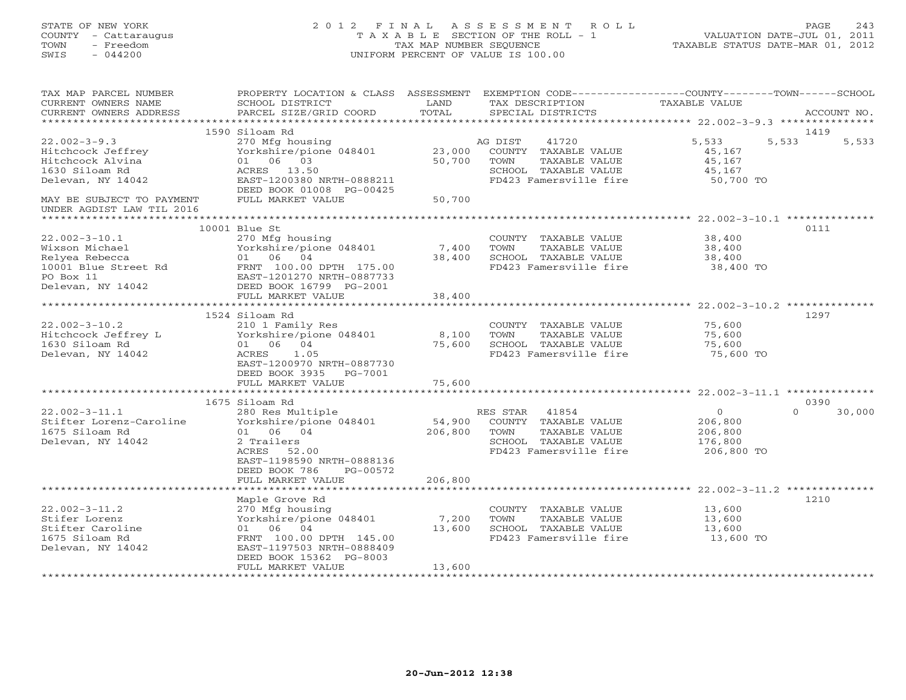STATE OF NEW YORK
COUNTY - Cattaraugus
TOWN - Freedom
SWIS - 044200

# 2012 FINAL ASSESSMENT ROLL
TAXABLE SECTION OF THE ROLL - 1
TAX MAP NUMBER SEQUENCE
UNIFORM PERCENT OF VALUE IS 100.00

VALUATION DATE-JUL 01, 2011
TAXABLE STATUS DATE-MAR 01, 2012

| TAX MAP PARCEL NUMBER / CURRENT OWNERS NAME / CURRENT OWNERS ADDRESS | PROPERTY LOCATION & CLASS / SCHOOL DISTRICT / PARCEL SIZE/GRID COORD | ASSESSMENT LAND / TOTAL | EXEMPTION CODE / TAX DESCRIPTION / SPECIAL DISTRICTS | COUNTY TAXABLE VALUE | TOWN | SCHOOL / ACCOUNT NO. |
|---|---|---|---|---|---|---|
| 22.002-3-9.3 | 1590 Siloam Rd | | | | | 1419 |
| 22.002-3-9.3 | 270 Mfg housing | | AG DIST 41720 | 5,533 | 5,533 | 5,533 |
| Hitchcock Jeffrey | Yorkshire/pione 048401 | 23,000 | COUNTY TAXABLE VALUE | 45,167 | | |
| Hitchcock Alvina | 01 06 03 | 50,700 | TOWN TAXABLE VALUE | 45,167 | | |
| 1630 Siloam Rd | ACRES 13.50 | | SCHOOL TAXABLE VALUE | 45,167 | | |
| Delevan, NY 14042 | EAST-1200380 NRTH-0888211 | | FD423 Famersville fire | 50,700 TO | | |
| | DEED BOOK 01008 PG-00425 | | | | | |
| MAY BE SUBJECT TO PAYMENT | FULL MARKET VALUE | 50,700 | | | | |
| UNDER AGDIST LAW TIL 2016 | | | | | | |
| 22.002-3-10.1 | 10001 Blue St | | | | | 0111 |
| 22.002-3-10.1 | 270 Mfg housing | | COUNTY TAXABLE VALUE | 38,400 | | |
| Wixson Michael | Yorkshire/pione 048401 | 7,400 | TOWN TAXABLE VALUE | 38,400 | | |
| Relyea Rebecca | 01 06 04 | 38,400 | SCHOOL TAXABLE VALUE | 38,400 | | |
| 10001 Blue Street Rd | FRNT 100.00 DPTH 175.00 | | FD423 Famersville fire | 38,400 TO | | |
| PO Box 11 | EAST-1201270 NRTH-0887733 | | | | | |
| Delevan, NY 14042 | DEED BOOK 16799 PG-2001 | | | | | |
| | FULL MARKET VALUE | 38,400 | | | | |
| 22.002-3-10.2 | 1524 Siloam Rd | | | | | 1297 |
| 22.002-3-10.2 | 210 1 Family Res | | COUNTY TAXABLE VALUE | 75,600 | | |
| Hitchcock Jeffrey L | Yorkshire/pione 048401 | 8,100 | TOWN TAXABLE VALUE | 75,600 | | |
| 1630 Siloam Rd | 01 06 04 | 75,600 | SCHOOL TAXABLE VALUE | 75,600 | | |
| Delevan, NY 14042 | ACRES 1.05 | | FD423 Famersville fire | 75,600 TO | | |
| | EAST-1200970 NRTH-0887730 | | | | | |
| | DEED BOOK 3935 PG-7001 | | | | | |
| | FULL MARKET VALUE | 75,600 | | | | |
| 22.002-3-11.1 | 1675 Siloam Rd | | | | | 0390 |
| 22.002-3-11.1 | 280 Res Multiple | | RES STAR 41854 | 0 | 0 | 30,000 |
| Stifter Lorenz-Caroline | Yorkshire/pione 048401 | 54,900 | COUNTY TAXABLE VALUE | 206,800 | | |
| 1675 Siloam Rd | 01 06 04 | 206,800 | TOWN TAXABLE VALUE | 206,800 | | |
| Delevan, NY 14042 | 2 Trailers | | SCHOOL TAXABLE VALUE | 176,800 | | |
| | ACRES 52.00 | | FD423 Famersville fire | 206,800 TO | | |
| | EAST-1198590 NRTH-0888136 | | | | | |
| | DEED BOOK 786 PG-00572 | | | | | |
| | FULL MARKET VALUE | 206,800 | | | | |
| 22.002-3-11.2 | Maple Grove Rd | | | | | 1210 |
| 22.002-3-11.2 | 270 Mfg housing | | COUNTY TAXABLE VALUE | 13,600 | | |
| Stifer Lorenz | Yorkshire/pione 048401 | 7,200 | TOWN TAXABLE VALUE | 13,600 | | |
| Stifter Caroline | 01 06 04 | 13,600 | SCHOOL TAXABLE VALUE | 13,600 | | |
| 1675 Siloam Rd | FRNT 100.00 DPTH 145.00 | | FD423 Famersville fire | 13,600 TO | | |
| Delevan, NY 14042 | EAST-1197503 NRTH-0888409 | | | | | |
| | DEED BOOK 15362 PG-8003 | | | | | |
| | FULL MARKET VALUE | 13,600 | | | | |

20-Jun-2012 12:38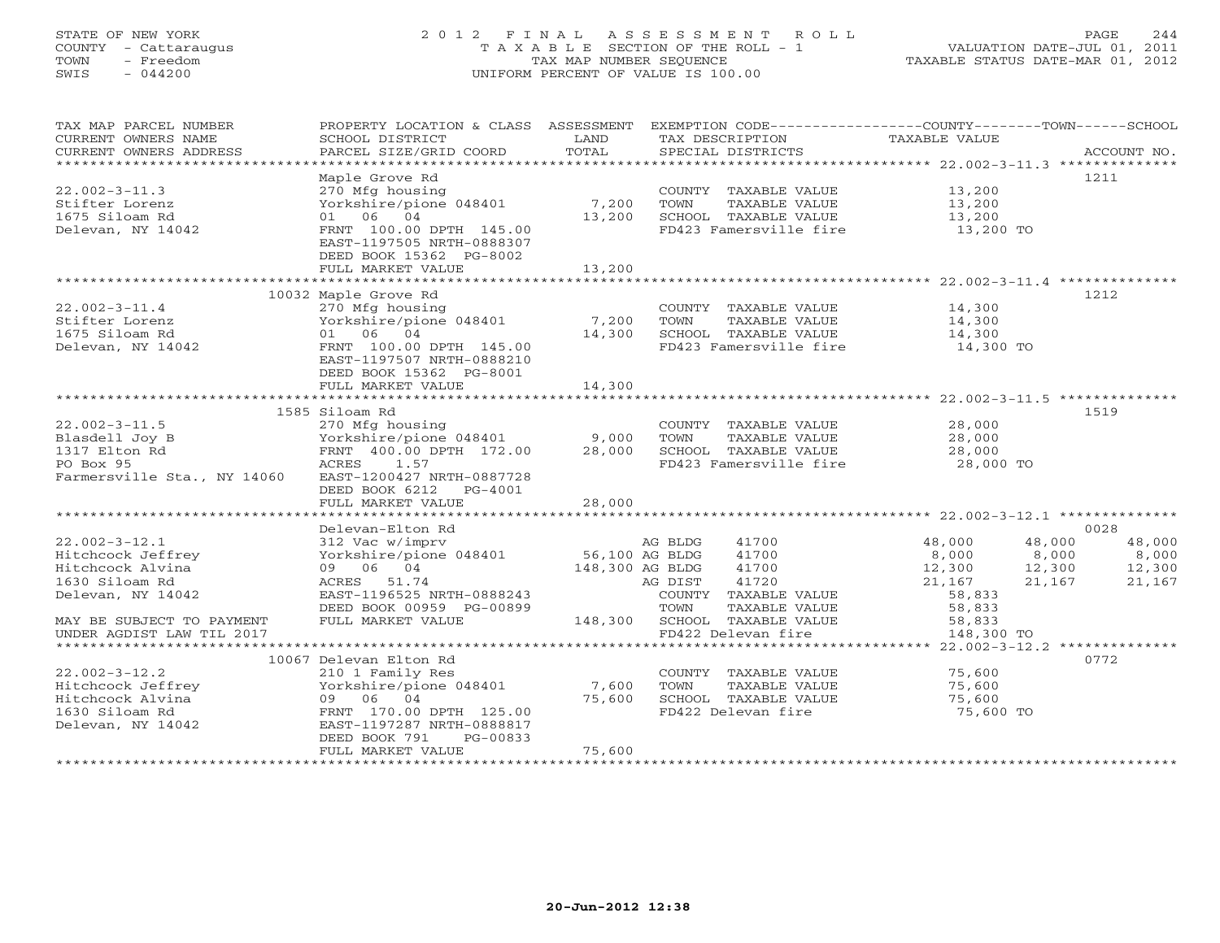STATE OF NEW YORK
COUNTY - Cattaraugus
TOWN - Freedom
SWIS - 044200

# 2012 FINAL ASSESSMENT ROLL

TAXABLE SECTION OF THE ROLL - 1
TAX MAP NUMBER SEQUENCE
UNIFORM PERCENT OF VALUE IS 100.00

VALUATION DATE-JUL 01, 2011
TAXABLE STATUS DATE-MAR 01, 2012

| TAX MAP PARCEL NUMBER / CURRENT OWNERS NAME / CURRENT OWNERS ADDRESS | PROPERTY LOCATION & CLASS / SCHOOL DISTRICT / PARCEL SIZE/GRID COORD | ASSESSMENT LAND / TOTAL | EXEMPTION CODE / TAX DESCRIPTION / SPECIAL DISTRICTS | COUNTY TAXABLE VALUE | TOWN | SCHOOL | ACCOUNT NO. |
|---|---|---|---|---|---|---|---|
| 22.002-3-11.3 | Maple Grove Rd | | | | | | 1211 |
| 22.002-3-11.3 | 270 Mfg housing | | COUNTY TAXABLE VALUE | 13,200 | | | |
| Stifter Lorenz | Yorkshire/pione 048401 | 7,200 | TOWN TAXABLE VALUE | 13,200 | | | |
| 1675 Siloam Rd | 01 06 04 | 13,200 | SCHOOL TAXABLE VALUE | 13,200 | | | |
| Delevan, NY 14042 | FRNT 100.00 DPTH 145.00 | | FD423 Famersville fire | 13,200 TO | | | |
| | EAST-1197505 NRTH-0888307 | | | | | | |
| | DEED BOOK 15362 PG-8002 | | | | | | |
| | FULL MARKET VALUE | 13,200 | | | | | |
| 22.002-3-11.4 | 10032 Maple Grove Rd | | | | | | 1212 |
| 22.002-3-11.4 | 270 Mfg housing | | COUNTY TAXABLE VALUE | 14,300 | | | |
| Stifter Lorenz | Yorkshire/pione 048401 | 7,200 | TOWN TAXABLE VALUE | 14,300 | | | |
| 1675 Siloam Rd | 01 06 04 | 14,300 | SCHOOL TAXABLE VALUE | 14,300 | | | |
| Delevan, NY 14042 | FRNT 100.00 DPTH 145.00 | | FD423 Famersville fire | 14,300 TO | | | |
| | EAST-1197507 NRTH-0888210 | | | | | | |
| | DEED BOOK 15362 PG-8001 | | | | | | |
| | FULL MARKET VALUE | 14,300 | | | | | |
| 22.002-3-11.5 | 1585 Siloam Rd | | | | | | 1519 |
| 22.002-3-11.5 | 270 Mfg housing | | COUNTY TAXABLE VALUE | 28,000 | | | |
| Blasdell Joy B | Yorkshire/pione 048401 | 9,000 | TOWN TAXABLE VALUE | 28,000 | | | |
| 1317 Elton Rd | FRNT 400.00 DPTH 172.00 | 28,000 | SCHOOL TAXABLE VALUE | 28,000 | | | |
| PO Box 95 | ACRES 1.57 | | FD423 Famersville fire | 28,000 TO | | | |
| Farmersville Sta., NY 14060 | EAST-1200427 NRTH-0887728 | | | | | | |
| | DEED BOOK 6212 PG-4001 | | | | | | |
| | FULL MARKET VALUE | 28,000 | | | | | |
| 22.002-3-12.1 | Delevan-Elton Rd | | | | | | 0028 |
| 22.002-3-12.1 | 312 Vac w/imprv | | AG BLDG 41700 | 48,000 | 48,000 | 48,000 | |
| Hitchcock Jeffrey | Yorkshire/pione 048401 | 56,100 | AG BLDG 41700 | 8,000 | 8,000 | 8,000 | |
| Hitchcock Alvina | 09 06 04 | 148,300 | AG BLDG 41700 | 12,300 | 12,300 | 12,300 | |
| 1630 Siloam Rd | ACRES 51.74 | | AG DIST 41720 | 21,167 | 21,167 | 21,167 | |
| Delevan, NY 14042 | EAST-1196525 NRTH-0888243 | | COUNTY TAXABLE VALUE | 58,833 | | | |
| | DEED BOOK 00959 PG-00899 | | TOWN TAXABLE VALUE | 58,833 | | | |
| MAY BE SUBJECT TO PAYMENT | FULL MARKET VALUE | 148,300 | SCHOOL TAXABLE VALUE | 58,833 | | | |
| UNDER AGDIST LAW TIL 2017 | | | FD422 Delevan fire | 148,300 TO | | | |
| 22.002-3-12.2 | 10067 Delevan Elton Rd | | | | | | 0772 |
| 22.002-3-12.2 | 210 1 Family Res | | COUNTY TAXABLE VALUE | 75,600 | | | |
| Hitchcock Jeffrey | Yorkshire/pione 048401 | 7,600 | TOWN TAXABLE VALUE | 75,600 | | | |
| Hitchcock Alvina | 09 06 04 | 75,600 | SCHOOL TAXABLE VALUE | 75,600 | | | |
| 1630 Siloam Rd | FRNT 170.00 DPTH 125.00 | | FD422 Delevan fire | 75,600 TO | | | |
| Delevan, NY 14042 | EAST-1197287 NRTH-0888817 | | | | | | |
| | DEED BOOK 791 PG-00833 | | | | | | |
| | FULL MARKET VALUE | 75,600 | | | | | |

20-Jun-2012 12:38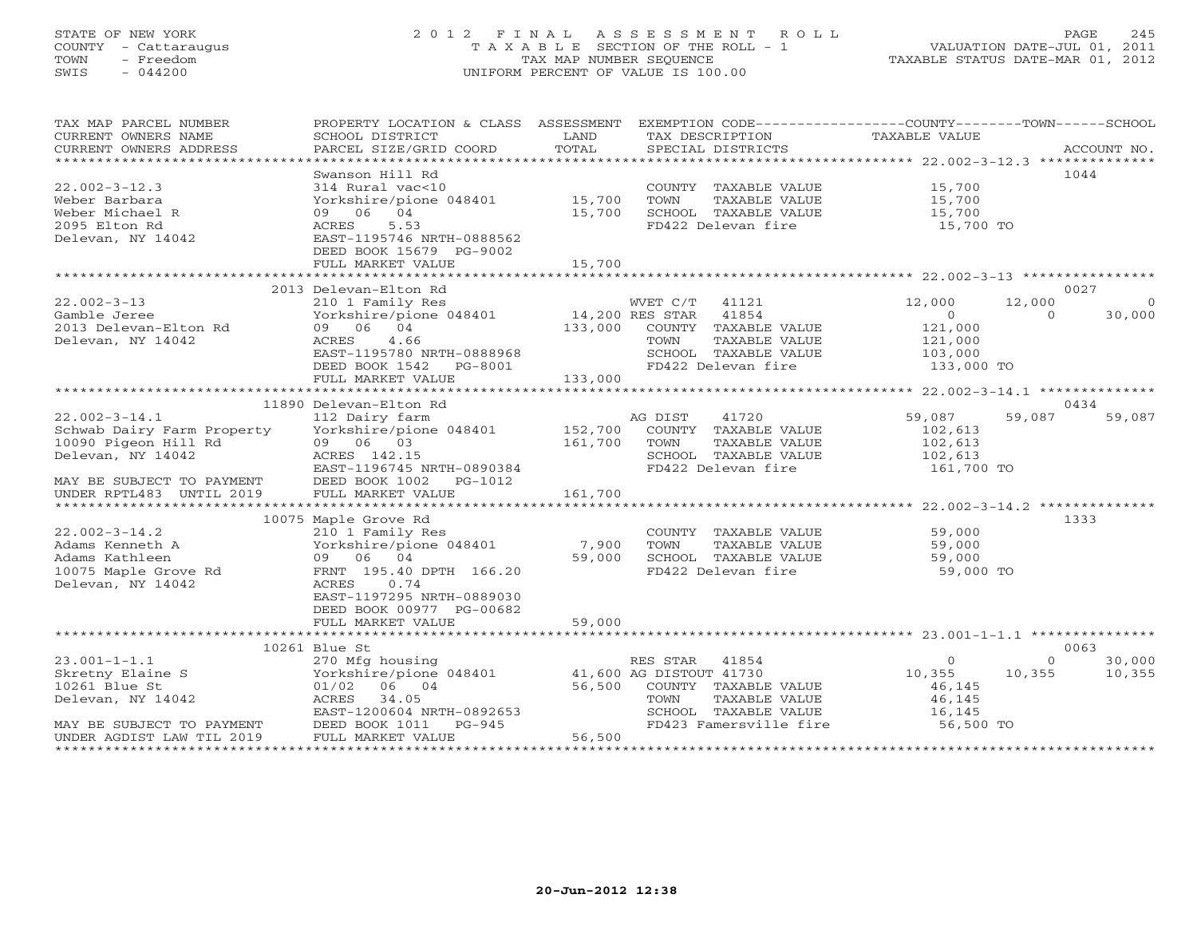STATE OF NEW YORK
COUNTY - Cattaraugus
TOWN - Freedom
SWIS - 044200

2012 FINAL ASSESSMENT ROLL
TAXABLE SECTION OF THE ROLL - 1
TAX MAP NUMBER SEQUENCE
UNIFORM PERCENT OF VALUE IS 100.00

VALUATION DATE-JUL 01, 2011
TAXABLE STATUS DATE-MAR 01, 2012

| TAX MAP PARCEL NUMBER / CURRENT OWNERS NAME / CURRENT OWNERS ADDRESS | PROPERTY LOCATION & CLASS / SCHOOL DISTRICT / PARCEL SIZE/GRID COORD | ASSESSMENT LAND / TOTAL | EXEMPTION CODE / TAX DESCRIPTION / SPECIAL DISTRICTS | COUNTY TAXABLE VALUE | TOWN | SCHOOL | ACCOUNT NO. |
|---|---|---|---|---|---|---|---|
| **22.002-3-12.3** | Swanson Hill Rd | | | | | | 1044 |
| 22.002-3-12.3 | 314 Rural vac<10 | | COUNTY TAXABLE VALUE | 15,700 | | | |
| Weber Barbara | Yorkshire/pione 048401 | 15,700 | TOWN TAXABLE VALUE | 15,700 | | | |
| Weber Michael R | 09 06 04 | 15,700 | SCHOOL TAXABLE VALUE | 15,700 | | | |
| 2095 Elton Rd | ACRES 5.53 | | FD422 Delevan fire | 15,700 TO | | | |
| Delevan, NY 14042 | EAST-1195746 NRTH-0888562 | | | | | | |
| | DEED BOOK 15679 PG-9002 | | | | | | |
| | FULL MARKET VALUE | 15,700 | | | | | |
| **22.002-3-13** | 2013 Delevan-Elton Rd | | | | | | 0027 |
| 22.002-3-13 | 210 1 Family Res | | WVET C/T 41121 | 12,000 | 12,000 | 0 | |
| Gamble Jeree | Yorkshire/pione 048401 | 14,200 | RES STAR 41854 | 0 | 0 | 30,000 | |
| 2013 Delevan-Elton Rd | 09 06 04 | 133,000 | COUNTY TAXABLE VALUE | 121,000 | | | |
| Delevan, NY 14042 | ACRES 4.66 | | TOWN TAXABLE VALUE | 121,000 | | | |
| | EAST-1195780 NRTH-0888968 | | SCHOOL TAXABLE VALUE | 103,000 | | | |
| | DEED BOOK 1542 PG-8001 | | FD422 Delevan fire | 133,000 TO | | | |
| | FULL MARKET VALUE | 133,000 | | | | | |
| **22.002-3-14.1** | 11890 Delevan-Elton Rd | | | | | | 0434 |
| 22.002-3-14.1 | 112 Dairy farm | | AG DIST 41720 | 59,087 | 59,087 | 59,087 | |
| Schwab Dairy Farm Property | Yorkshire/pione 048401 | 152,700 | COUNTY TAXABLE VALUE | 102,613 | | | |
| 10090 Pigeon Hill Rd | 09 06 03 | 161,700 | TOWN TAXABLE VALUE | 102,613 | | | |
| Delevan, NY 14042 | ACRES 142.15 | | SCHOOL TAXABLE VALUE | 102,613 | | | |
| | EAST-1196745 NRTH-0890384 | | FD422 Delevan fire | 161,700 TO | | | |
| MAY BE SUBJECT TO PAYMENT | DEED BOOK 1002 PG-1012 | | | | | | |
| UNDER RPTL483 UNTIL 2019 | FULL MARKET VALUE | 161,700 | | | | | |
| **22.002-3-14.2** | 10075 Maple Grove Rd | | | | | | 1333 |
| 22.002-3-14.2 | 210 1 Family Res | | COUNTY TAXABLE VALUE | 59,000 | | | |
| Adams Kenneth A | Yorkshire/pione 048401 | 7,900 | TOWN TAXABLE VALUE | 59,000 | | | |
| Adams Kathleen | 09 06 04 | 59,000 | SCHOOL TAXABLE VALUE | 59,000 | | | |
| 10075 Maple Grove Rd | FRNT 195.40 DPTH 166.20 | | FD422 Delevan fire | 59,000 TO | | | |
| Delevan, NY 14042 | ACRES 0.74 | | | | | | |
| | EAST-1197295 NRTH-0889030 | | | | | | |
| | DEED BOOK 00977 PG-00682 | | | | | | |
| | FULL MARKET VALUE | 59,000 | | | | | |
| **23.001-1-1.1** | 10261 Blue St | | | | | | 0063 |
| 23.001-1-1.1 | 270 Mfg housing | | RES STAR 41854 | 0 | 0 | 30,000 | |
| Skretny Elaine S | Yorkshire/pione 048401 | 41,600 | AG DISTOUT 41730 | 10,355 | 10,355 | 10,355 | |
| 10261 Blue St | 01/02 06 04 | 56,500 | COUNTY TAXABLE VALUE | 46,145 | | | |
| Delevan, NY 14042 | ACRES 34.05 | | TOWN TAXABLE VALUE | 46,145 | | | |
| | EAST-1200604 NRTH-0892653 | | SCHOOL TAXABLE VALUE | 16,145 | | | |
| MAY BE SUBJECT TO PAYMENT | DEED BOOK 1011 PG-945 | | FD423 Famersville fire | 56,500 TO | | | |
| UNDER AGDIST LAW TIL 2019 | FULL MARKET VALUE | 56,500 | | | | | |

20-Jun-2012 12:38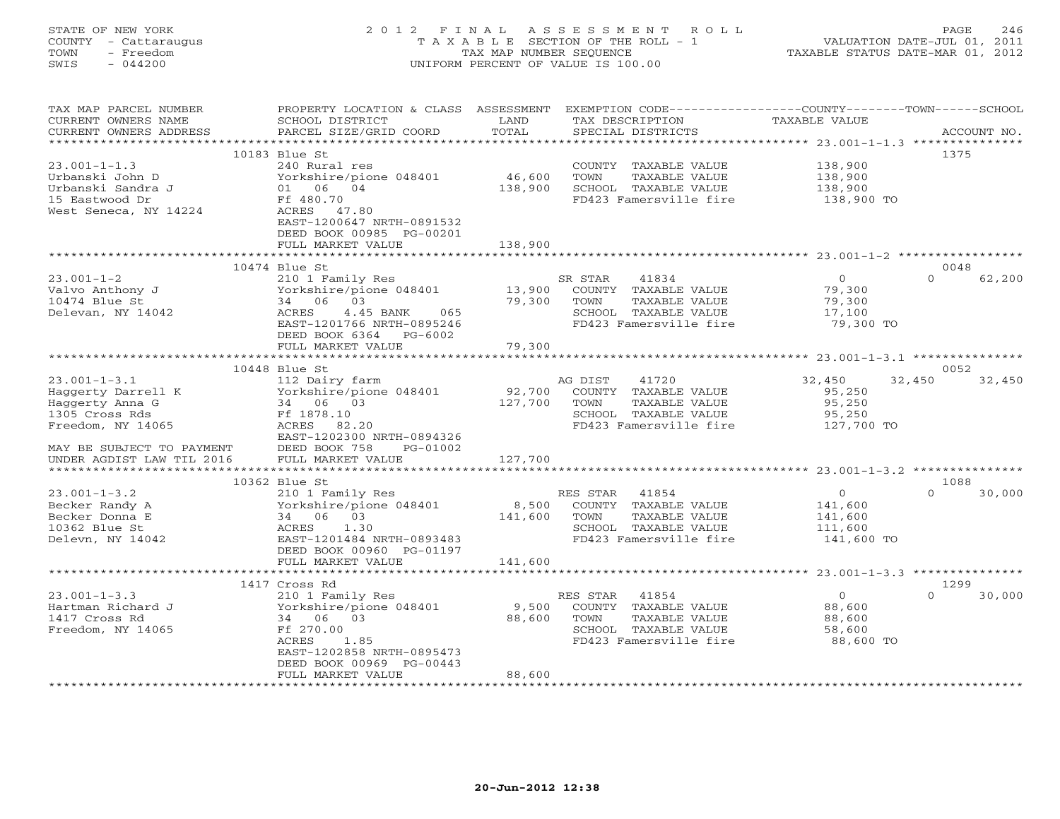STATE OF NEW YORK
COUNTY - Cattaraugus
TOWN - Freedom
SWIS - 044200

2012 FINAL ASSESSMENT ROLL
TAXABLE SECTION OF THE ROLL - 1
TAX MAP NUMBER SEQUENCE
UNIFORM PERCENT OF VALUE IS 100.00

VALUATION DATE-JUL 01, 2011
TAXABLE STATUS DATE-MAR 01, 2012

| TAX MAP PARCEL NUMBER / CURRENT OWNERS NAME / CURRENT OWNERS ADDRESS | PROPERTY LOCATION & CLASS / SCHOOL DISTRICT / PARCEL SIZE/GRID COORD | ASSESSMENT LAND / TOTAL | EXEMPTION CODE / TAX DESCRIPTION / SPECIAL DISTRICTS | COUNTY | TOWN | SCHOOL | ACCOUNT NO. |
|---|---|---|---|---|---|---|---|
| | 10183 Blue St | | | | | | 1375 |
| 23.001-1-1.3 | 240 Rural res | | COUNTY TAXABLE VALUE | 138,900 | | | |
| Urbanski John D | Yorkshire/pione 048401 | 46,600 | TOWN TAXABLE VALUE | | 138,900 | | |
| Urbanski Sandra J | 01 06 04 | 138,900 | SCHOOL TAXABLE VALUE | | | 138,900 | |
| 15 Eastwood Dr | Ff 480.70 | | FD423 Famersville fire | 138,900 TO | | | |
| West Seneca, NY 14224 | ACRES 47.80 | | | | | | |
| | EAST-1200647 NRTH-0891532 | | | | | | |
| | DEED BOOK 00985 PG-00201 | | | | | | |
| | FULL MARKET VALUE | 138,900 | | | | | |
| | 10474 Blue St | | | | | | 0048 |
| 23.001-1-2 | 210 1 Family Res | | SR STAR 41834 | 0 | 0 | 62,200 | |
| Valvo Anthony J | Yorkshire/pione 048401 | 13,900 | COUNTY TAXABLE VALUE | 79,300 | | | |
| 10474 Blue St | 34 06 03 | 79,300 | TOWN TAXABLE VALUE | | 79,300 | | |
| Delevan, NY 14042 | ACRES 4.45 BANK 065 | | SCHOOL TAXABLE VALUE | | | 17,100 | |
| | EAST-1201766 NRTH-0895246 | | FD423 Famersville fire | 79,300 TO | | | |
| | DEED BOOK 6364 PG-6002 | | | | | | |
| | FULL MARKET VALUE | 79,300 | | | | | |
| | 10448 Blue St | | | | | | 0052 |
| 23.001-1-3.1 | 112 Dairy farm | | AG DIST 41720 | 32,450 | 32,450 | 32,450 | |
| Haggerty Darrell K | Yorkshire/pione 048401 | 92,700 | COUNTY TAXABLE VALUE | 95,250 | | | |
| Haggerty Anna G | 34 06 03 | 127,700 | TOWN TAXABLE VALUE | | 95,250 | | |
| 1305 Cross Rds | Ff 1878.10 | | SCHOOL TAXABLE VALUE | | | 95,250 | |
| Freedom, NY 14065 | ACRES 82.20 | | FD423 Famersville fire | 127,700 TO | | | |
| | EAST-1202300 NRTH-0894326 | | | | | | |
| MAY BE SUBJECT TO PAYMENT | DEED BOOK 758 PG-01002 | | | | | | |
| UNDER AGDIST LAW TIL 2016 | FULL MARKET VALUE | 127,700 | | | | | |
| | 10362 Blue St | | | | | | 1088 |
| 23.001-1-3.2 | 210 1 Family Res | | RES STAR 41854 | 0 | 0 | 30,000 | |
| Becker Randy A | Yorkshire/pione 048401 | 8,500 | COUNTY TAXABLE VALUE | 141,600 | | | |
| Becker Donna E | 34 06 03 | 141,600 | TOWN TAXABLE VALUE | | 141,600 | | |
| 10362 Blue St | ACRES 1.30 | | SCHOOL TAXABLE VALUE | | | 111,600 | |
| Delevn, NY 14042 | EAST-1201484 NRTH-0893483 | | FD423 Famersville fire | 141,600 TO | | | |
| | DEED BOOK 00960 PG-01197 | | | | | | |
| | FULL MARKET VALUE | 141,600 | | | | | |
| | 1417 Cross Rd | | | | | | 1299 |
| 23.001-1-3.3 | 210 1 Family Res | | RES STAR 41854 | 0 | 0 | 30,000 | |
| Hartman Richard J | Yorkshire/pione 048401 | 9,500 | COUNTY TAXABLE VALUE | 88,600 | | | |
| 1417 Cross Rd | 34 06 03 | 88,600 | TOWN TAXABLE VALUE | | 88,600 | | |
| Freedom, NY 14065 | Ff 270.00 | | SCHOOL TAXABLE VALUE | | | 58,600 | |
| | ACRES 1.85 | | FD423 Famersville fire | 88,600 TO | | | |
| | EAST-1202858 NRTH-0895473 | | | | | | |
| | DEED BOOK 00969 PG-00443 | | | | | | |
| | FULL MARKET VALUE | 88,600 | | | | | |

20-Jun-2012 12:38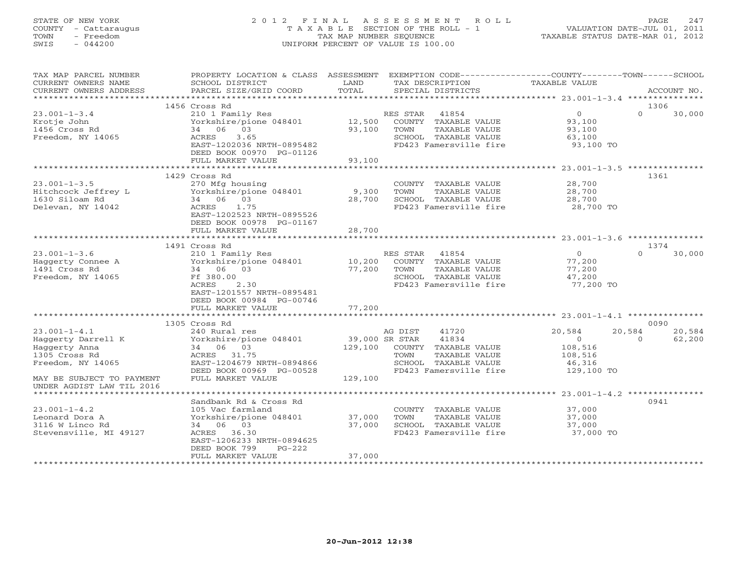STATE OF NEW YORK
COUNTY - Cattaraugus
TOWN - Freedom
SWIS - 044200

2012 FINAL ASSESSMENT ROLL
TAXABLE SECTION OF THE ROLL - 1
TAX MAP NUMBER SEQUENCE
UNIFORM PERCENT OF VALUE IS 100.00

VALUATION DATE-JUL 01, 2011
TAXABLE STATUS DATE-MAR 01, 2012

| TAX MAP PARCEL NUMBER / CURRENT OWNERS NAME / CURRENT OWNERS ADDRESS | PROPERTY LOCATION & CLASS / SCHOOL DISTRICT / PARCEL SIZE/GRID COORD | ASSESSMENT LAND / TOTAL | EXEMPTION CODE / TAX DESCRIPTION / SPECIAL DISTRICTS | COUNTY TAXABLE VALUE | TOWN | SCHOOL / ACCOUNT NO. |
|---|---|---|---|---|---|---|
| 23.001-1-3.4 | 1456 Cross Rd | | | | | 1306 |
| | 210 1 Family Res | | RES STAR 41854 | 0 | 0 | 30,000 |
| Krotje John | Yorkshire/pione 048401 | 12,500 | COUNTY TAXABLE VALUE | 93,100 | | |
| 1456 Cross Rd | 34 06 03 | 93,100 | TOWN TAXABLE VALUE | 93,100 | | |
| Freedom, NY 14065 | ACRES 3.65 | | SCHOOL TAXABLE VALUE | 63,100 | | |
| | EAST-1202036 NRTH-0895482 | | FD423 Famersville fire | 93,100 TO | | |
| | DEED BOOK 00970 PG-01126 | | | | | |
| | FULL MARKET VALUE | 93,100 | | | | |
| 23.001-1-3.5 | 1429 Cross Rd | | | | | 1361 |
| | 270 Mfg housing | | COUNTY TAXABLE VALUE | 28,700 | | |
| Hitchcock Jeffrey L | Yorkshire/pione 048401 | 9,300 | TOWN TAXABLE VALUE | 28,700 | | |
| 1630 Siloam Rd | 34 06 03 | 28,700 | SCHOOL TAXABLE VALUE | 28,700 | | |
| Delevan, NY 14042 | ACRES 1.75 | | FD423 Famersville fire | 28,700 TO | | |
| | EAST-1202523 NRTH-0895526 | | | | | |
| | DEED BOOK 00978 PG-01167 | | | | | |
| | FULL MARKET VALUE | 28,700 | | | | |
| 23.001-1-3.6 | 1491 Cross Rd | | | | | 1374 |
| | 210 1 Family Res | | RES STAR 41854 | 0 | 0 | 30,000 |
| Haggerty Connee A | Yorkshire/pione 048401 | 10,200 | COUNTY TAXABLE VALUE | 77,200 | | |
| 1491 Cross Rd | 34 06 03 | 77,200 | TOWN TAXABLE VALUE | 77,200 | | |
| Freedom, NY 14065 | Ff 380.00 | | SCHOOL TAXABLE VALUE | 47,200 | | |
| | ACRES 2.30 | | FD423 Famersville fire | 77,200 TO | | |
| | EAST-1201557 NRTH-0895481 | | | | | |
| | DEED BOOK 00984 PG-00746 | | | | | |
| | FULL MARKET VALUE | 77,200 | | | | |
| 23.001-1-4.1 | 1305 Cross Rd | | | | | 0090 |
| | 240 Rural res | | AG DIST 41720 | 20,584 | 20,584 | 20,584 |
| Haggerty Darrell K | Yorkshire/pione 048401 | 39,000 | SR STAR 41834 | 0 | 0 | 62,200 |
| Haggerty Anna | 34 06 03 | 129,100 | COUNTY TAXABLE VALUE | 108,516 | | |
| 1305 Cross Rd | ACRES 31.75 | | TOWN TAXABLE VALUE | 108,516 | | |
| Freedom, NY 14065 | EAST-1204679 NRTH-0894866 | | SCHOOL TAXABLE VALUE | 46,316 | | |
| | DEED BOOK 00969 PG-00528 | | FD423 Famersville fire | 129,100 TO | | |
| MAY BE SUBJECT TO PAYMENT | FULL MARKET VALUE | 129,100 | | | | |
| UNDER AGDIST LAW TIL 2016 | | | | | | |
| 23.001-1-4.2 | Sandbank Rd & Cross Rd | | | | | 0941 |
| | 105 Vac farmland | | COUNTY TAXABLE VALUE | 37,000 | | |
| Leonard Dora A | Yorkshire/pione 048401 | 37,000 | TOWN TAXABLE VALUE | 37,000 | | |
| 3116 W Linco Rd | 34 06 03 | 37,000 | SCHOOL TAXABLE VALUE | 37,000 | | |
| Stevensville, MI 49127 | ACRES 36.30 | | FD423 Famersville fire | 37,000 TO | | |
| | EAST-1206233 NRTH-0894625 | | | | | |
| | DEED BOOK 799 PG-222 | | | | | |
| | FULL MARKET VALUE | 37,000 | | | | |

20-Jun-2012 12:38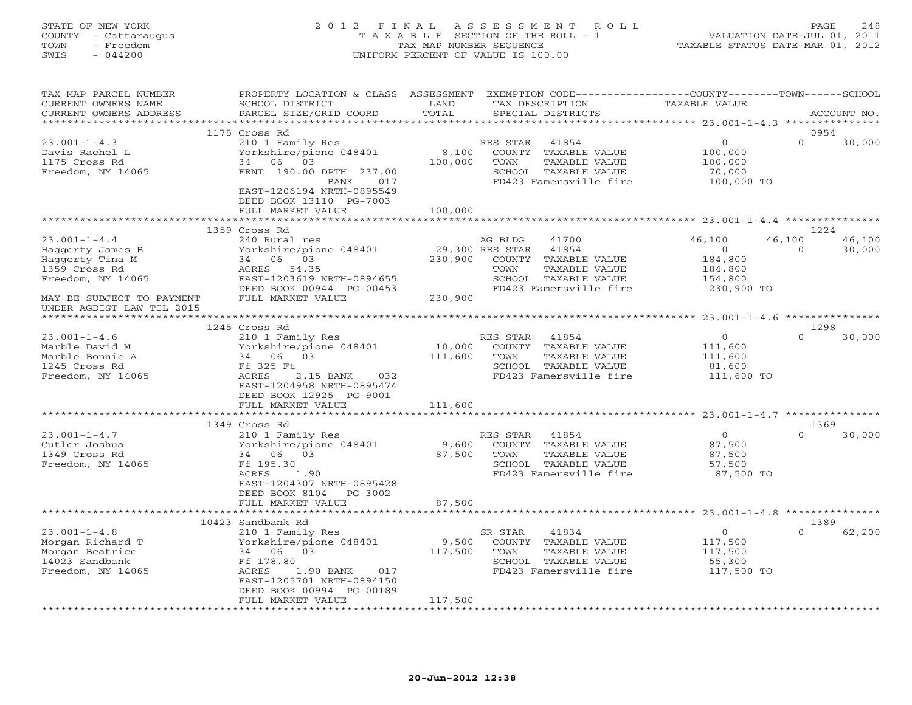STATE OF NEW YORK
COUNTY - Cattaraugus
TOWN - Freedom
SWIS - 044200

2 0 1 2 F I N A L A S S E S S M E N T R O L L
T A X A B L E SECTION OF THE ROLL - 1
TAX MAP NUMBER SEQUENCE
UNIFORM PERCENT OF VALUE IS 100.00

VALUATION DATE-JUL 01, 2011
TAXABLE STATUS DATE-MAR 01, 2012

| TAX MAP PARCEL NUMBER / CURRENT OWNERS NAME / CURRENT OWNERS ADDRESS | PROPERTY LOCATION & CLASS / SCHOOL DISTRICT / PARCEL SIZE/GRID COORD | ASSESSMENT LAND / TOTAL | EXEMPTION CODE / TAX DESCRIPTION / SPECIAL DISTRICTS | COUNTY TAXABLE VALUE | TOWN | SCHOOL / ACCOUNT NO. |
|---|---|---|---|---|---|---|
| | 1175 Cross Rd | | | | | 0954 |
| 23.001-1-4.3 | 210 1 Family Res | | RES STAR 41854 | 0 | 0 | 30,000 |
| Davis Rachel L | Yorkshire/pione 048401 | 8,100 | COUNTY TAXABLE VALUE | 100,000 | | |
| 1175 Cross Rd | 34 06 03 | 100,000 | TOWN TAXABLE VALUE | 100,000 | | |
| Freedom, NY 14065 | FRNT 190.00 DPTH 237.00 | | SCHOOL TAXABLE VALUE | 70,000 | | |
| | BANK 017 | | FD423 Famersville fire | 100,000 TO | | |
| | EAST-1206194 NRTH-0895549 | | | | | |
| | DEED BOOK 13110 PG-7003 | | | | | |
| | FULL MARKET VALUE | 100,000 | | | | |
| | 1359 Cross Rd | | | | | 1224 |
| 23.001-1-4.4 | 240 Rural res | | AG BLDG 41700 | 46,100 | 46,100 | 46,100 |
| Haggerty James B | Yorkshire/pione 048401 | 29,300 | RES STAR 41854 | 0 | 0 | 30,000 |
| Haggerty Tina M | 34 06 03 | 230,900 | COUNTY TAXABLE VALUE | 184,800 | | |
| 1359 Cross Rd | ACRES 54.35 | | TOWN TAXABLE VALUE | 184,800 | | |
| Freedom, NY 14065 | EAST-1203619 NRTH-0894655 | | SCHOOL TAXABLE VALUE | 154,800 | | |
| | DEED BOOK 00944 PG-00453 | | FD423 Famersville fire | 230,900 TO | | |
| MAY BE SUBJECT TO PAYMENT | FULL MARKET VALUE | 230,900 | | | | |
| UNDER AGDIST LAW TIL 2015 | | | | | | |
| | 1245 Cross Rd | | | | | 1298 |
| 23.001-1-4.6 | 210 1 Family Res | | RES STAR 41854 | 0 | 0 | 30,000 |
| Marble David M | Yorkshire/pione 048401 | 10,000 | COUNTY TAXABLE VALUE | 111,600 | | |
| Marble Bonnie A | 34 06 03 | 111,600 | TOWN TAXABLE VALUE | 111,600 | | |
| 1245 Cross Rd | Ff 325 Ft | | SCHOOL TAXABLE VALUE | 81,600 | | |
| Freedom, NY 14065 | ACRES 2.15 BANK 032 | | FD423 Famersville fire | 111,600 TO | | |
| | EAST-1204958 NRTH-0895474 | | | | | |
| | DEED BOOK 12925 PG-9001 | | | | | |
| | FULL MARKET VALUE | 111,600 | | | | |
| | 1349 Cross Rd | | | | | 1369 |
| 23.001-1-4.7 | 210 1 Family Res | | RES STAR 41854 | 0 | 0 | 30,000 |
| Cutler Joshua | Yorkshire/pione 048401 | 9,600 | COUNTY TAXABLE VALUE | 87,500 | | |
| 1349 Cross Rd | 34 06 03 | 87,500 | TOWN TAXABLE VALUE | 87,500 | | |
| Freedom, NY 14065 | Ff 195.30 | | SCHOOL TAXABLE VALUE | 57,500 | | |
| | ACRES 1.90 | | FD423 Famersville fire | 87,500 TO | | |
| | EAST-1204307 NRTH-0895428 | | | | | |
| | DEED BOOK 8104 PG-3002 | | | | | |
| | FULL MARKET VALUE | 87,500 | | | | |
| | 10423 Sandbank Rd | | | | | 1389 |
| 23.001-1-4.8 | 210 1 Family Res | | SR STAR 41834 | 0 | 0 | 62,200 |
| Morgan Richard T | Yorkshire/pione 048401 | 9,500 | COUNTY TAXABLE VALUE | 117,500 | | |
| Morgan Beatrice | 34 06 03 | 117,500 | TOWN TAXABLE VALUE | 117,500 | | |
| 14023 Sandbank | Ff 178.80 | | SCHOOL TAXABLE VALUE | 55,300 | | |
| Freedom, NY 14065 | ACRES 1.90 BANK 017 | | FD423 Famersville fire | 117,500 TO | | |
| | EAST-1205701 NRTH-0894150 | | | | | |
| | DEED BOOK 00994 PG-00189 | | | | | |
| | FULL MARKET VALUE | 117,500 | | | | |

20-Jun-2012 12:38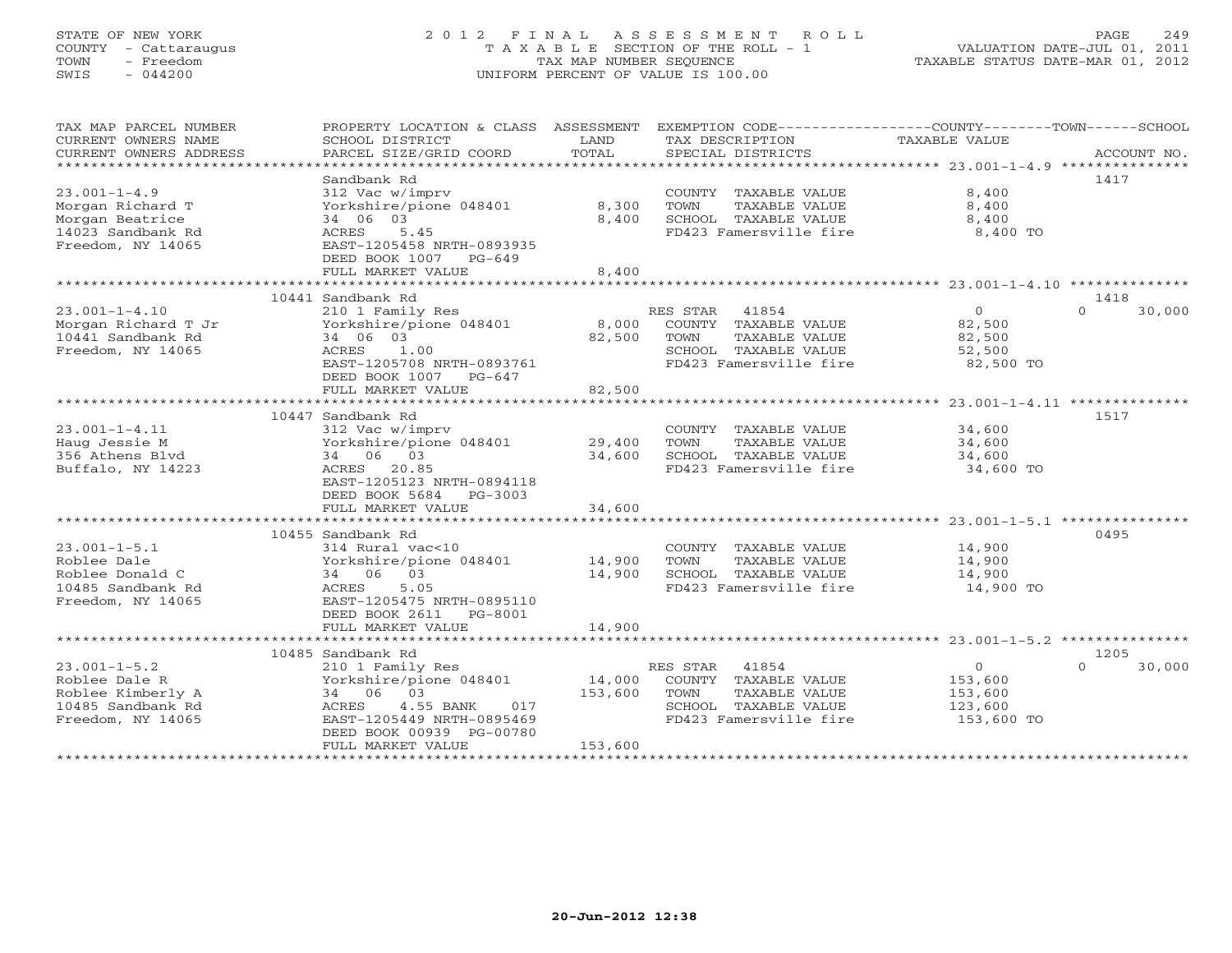STATE OF NEW YORK
COUNTY - Cattaraugus
TOWN - Freedom
SWIS - 044200

# 2012 FINAL ASSESSMENT ROLL
TAXABLE SECTION OF THE ROLL - 1
TAX MAP NUMBER SEQUENCE
UNIFORM PERCENT OF VALUE IS 100.00

VALUATION DATE-JUL 01, 2011
TAXABLE STATUS DATE-MAR 01, 2012

| TAX MAP PARCEL NUMBER / CURRENT OWNERS NAME / CURRENT OWNERS ADDRESS | PROPERTY LOCATION & CLASS / SCHOOL DISTRICT / PARCEL SIZE/GRID COORD | ASSESSMENT LAND / TOTAL | EXEMPTION CODE / TAX DESCRIPTION / SPECIAL DISTRICTS | COUNTY / TOWN / SCHOOL TAXABLE VALUE | ACCOUNT NO. |
|---|---|---|---|---|---|
| **23.001-1-4.9** | Sandbank Rd | | | | 1417 |
| Morgan Richard T | 312 Vac w/imprv | | COUNTY TAXABLE VALUE | 8,400 | |
| Morgan Beatrice | Yorkshire/pione 048401 | 8,300 | TOWN TAXABLE VALUE | 8,400 | |
| 14023 Sandbank Rd | 34 06 03 | 8,400 | SCHOOL TAXABLE VALUE | 8,400 | |
| Freedom, NY 14065 | ACRES 5.45 | | FD423 Famersville fire | 8,400 TO | |
| | EAST-1205458 NRTH-0893935 | | | | |
| | DEED BOOK 1007 PG-649 | | | | |
| | FULL MARKET VALUE | 8,400 | | | |
| **23.001-1-4.10** | 10441 Sandbank Rd | | | | 1418 |
| Morgan Richard T Jr | 210 1 Family Res | | RES STAR 41854 | 0 / 0 / 30,000 | |
| 10441 Sandbank Rd | Yorkshire/pione 048401 | 8,000 | COUNTY TAXABLE VALUE | 82,500 | |
| Freedom, NY 14065 | 34 06 03 | 82,500 | TOWN TAXABLE VALUE | 82,500 | |
| | ACRES 1.00 | | SCHOOL TAXABLE VALUE | 52,500 | |
| | EAST-1205708 NRTH-0893761 | | FD423 Famersville fire | 82,500 TO | |
| | DEED BOOK 1007 PG-647 | | | | |
| | FULL MARKET VALUE | 82,500 | | | |
| **23.001-1-4.11** | 10447 Sandbank Rd | | | | 1517 |
| Haug Jessie M | 312 Vac w/imprv | | COUNTY TAXABLE VALUE | 34,600 | |
| 356 Athens Blvd | Yorkshire/pione 048401 | 29,400 | TOWN TAXABLE VALUE | 34,600 | |
| Buffalo, NY 14223 | 34 06 03 | 34,600 | SCHOOL TAXABLE VALUE | 34,600 | |
| | ACRES 20.85 | | FD423 Famersville fire | 34,600 TO | |
| | EAST-1205123 NRTH-0894118 | | | | |
| | DEED BOOK 5684 PG-3003 | | | | |
| | FULL MARKET VALUE | 34,600 | | | |
| **23.001-1-5.1** | 10455 Sandbank Rd | | | | 0495 |
| Roblee Dale | 314 Rural vac<10 | | COUNTY TAXABLE VALUE | 14,900 | |
| Roblee Donald C | Yorkshire/pione 048401 | 14,900 | TOWN TAXABLE VALUE | 14,900 | |
| 10485 Sandbank Rd | 34 06 03 | 14,900 | SCHOOL TAXABLE VALUE | 14,900 | |
| Freedom, NY 14065 | ACRES 5.05 | | FD423 Famersville fire | 14,900 TO | |
| | EAST-1205475 NRTH-0895110 | | | | |
| | DEED BOOK 2611 PG-8001 | | | | |
| | FULL MARKET VALUE | 14,900 | | | |
| **23.001-1-5.2** | 10485 Sandbank Rd | | | | 1205 |
| Roblee Dale R | 210 1 Family Res | | RES STAR 41854 | 0 / 0 / 30,000 | |
| Roblee Kimberly A | Yorkshire/pione 048401 | 14,000 | COUNTY TAXABLE VALUE | 153,600 | |
| 10485 Sandbank Rd | 34 06 03 | 153,600 | TOWN TAXABLE VALUE | 153,600 | |
| Freedom, NY 14065 | ACRES 4.55 BANK 017 | | SCHOOL TAXABLE VALUE | 123,600 | |
| | EAST-1205449 NRTH-0895469 | | FD423 Famersville fire | 153,600 TO | |
| | DEED BOOK 00939 PG-00780 | | | | |
| | FULL MARKET VALUE | 153,600 | | | |

20-Jun-2012 12:38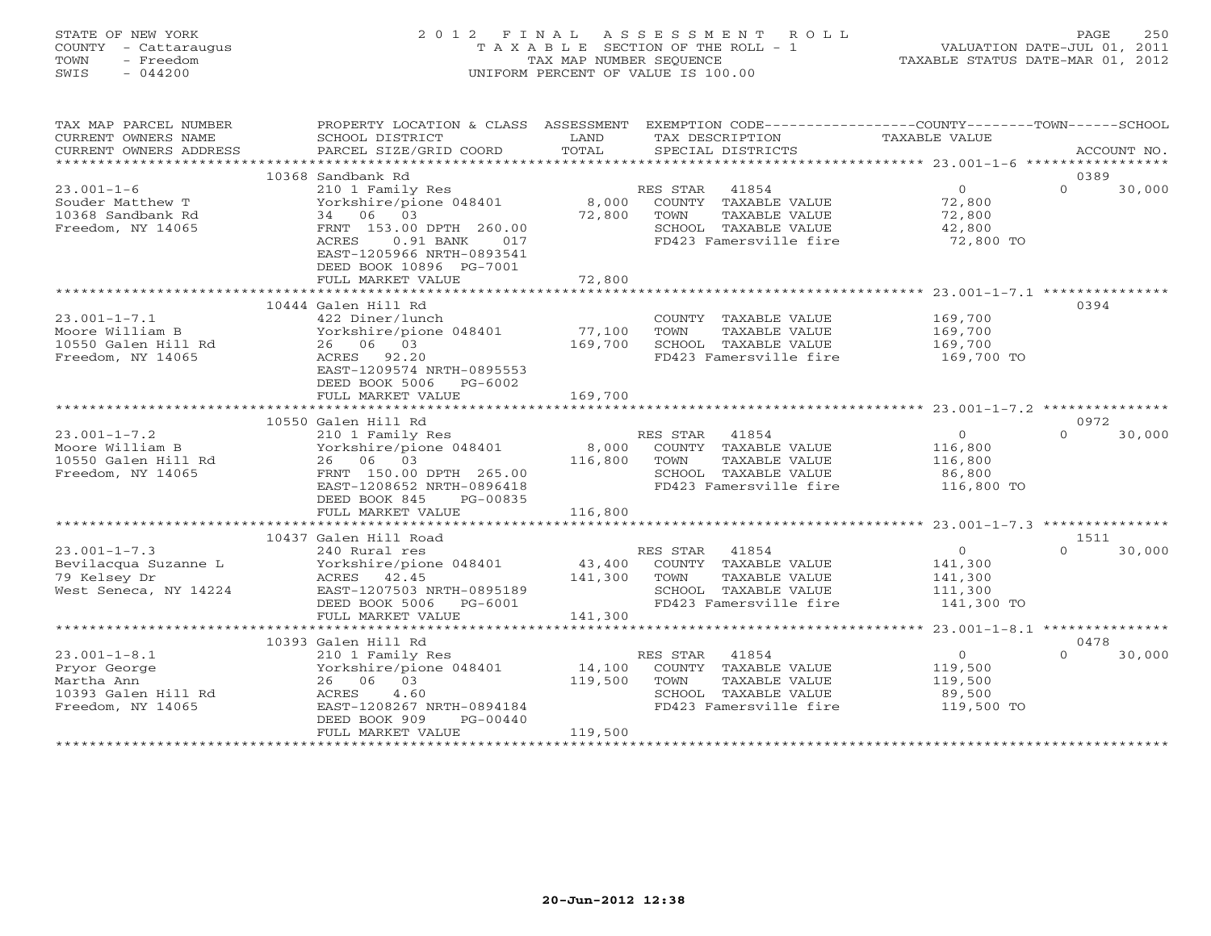STATE OF NEW YORK
COUNTY - Cattaraugus
TOWN - Freedom
SWIS - 044200

2 0 1 2 F I N A L A S S E S S M E N T R O L L
T A X A B L E SECTION OF THE ROLL - 1
TAX MAP NUMBER SEQUENCE
UNIFORM PERCENT OF VALUE IS 100.00

VALUATION DATE-JUL 01, 2011
TAXABLE STATUS DATE-MAR 01, 2012

| TAX MAP PARCEL NUMBER / CURRENT OWNERS NAME / CURRENT OWNERS ADDRESS | PROPERTY LOCATION & CLASS / SCHOOL DISTRICT / PARCEL SIZE/GRID COORD | ASSESSMENT LAND / TOTAL | EXEMPTION CODE / TAX DESCRIPTION / SPECIAL DISTRICTS | COUNTY TAXABLE VALUE | TOWN | SCHOOL / ACCOUNT NO. |
|---|---|---|---|---|---|---|
| **23.001-1-6** | 10368 Sandbank Rd | | | | | 0389 |
| Souder Matthew T | 210 1 Family Res | | RES STAR 41854 | 0 | 0 | 30,000 |
| 10368 Sandbank Rd | Yorkshire/pione 048401 | 8,000 | COUNTY TAXABLE VALUE | 72,800 | | |
| Freedom, NY 14065 | 34 06 03 | 72,800 | TOWN TAXABLE VALUE | 72,800 | | |
| | FRNT 153.00 DPTH 260.00 | | SCHOOL TAXABLE VALUE | 42,800 | | |
| | ACRES 0.91 BANK 017 | | FD423 Famersville fire | 72,800 TO | | |
| | EAST-1205966 NRTH-0893541 | | | | | |
| | DEED BOOK 10896 PG-7001 | | | | | |
| | FULL MARKET VALUE | 72,800 | | | | |
| **23.001-1-7.1** | 10444 Galen Hill Rd | | | | | 0394 |
| Moore William B | 422 Diner/lunch | | COUNTY TAXABLE VALUE | 169,700 | | |
| 10550 Galen Hill Rd | Yorkshire/pione 048401 | 77,100 | TOWN TAXABLE VALUE | 169,700 | | |
| Freedom, NY 14065 | 26 06 03 | 169,700 | SCHOOL TAXABLE VALUE | 169,700 | | |
| | ACRES 92.20 | | FD423 Famersville fire | 169,700 TO | | |
| | EAST-1209574 NRTH-0895553 | | | | | |
| | DEED BOOK 5006 PG-6002 | | | | | |
| | FULL MARKET VALUE | 169,700 | | | | |
| **23.001-1-7.2** | 10550 Galen Hill Rd | | | | | 0972 |
| Moore William B | 210 1 Family Res | | RES STAR 41854 | 0 | 0 | 30,000 |
| 10550 Galen Hill Rd | Yorkshire/pione 048401 | 8,000 | COUNTY TAXABLE VALUE | 116,800 | | |
| Freedom, NY 14065 | 26 06 03 | 116,800 | TOWN TAXABLE VALUE | 116,800 | | |
| | FRNT 150.00 DPTH 265.00 | | SCHOOL TAXABLE VALUE | 86,800 | | |
| | EAST-1208652 NRTH-0896418 | | FD423 Famersville fire | 116,800 TO | | |
| | DEED BOOK 845 PG-00835 | | | | | |
| | FULL MARKET VALUE | 116,800 | | | | |
| **23.001-1-7.3** | 10437 Galen Hill Road | | | | | 1511 |
| Bevilacqua Suzanne L | 240 Rural res | | RES STAR 41854 | 0 | 0 | 30,000 |
| 79 Kelsey Dr | Yorkshire/pione 048401 | 43,400 | COUNTY TAXABLE VALUE | 141,300 | | |
| West Seneca, NY 14224 | ACRES 42.45 | 141,300 | TOWN TAXABLE VALUE | 141,300 | | |
| | EAST-1207503 NRTH-0895189 | | SCHOOL TAXABLE VALUE | 111,300 | | |
| | DEED BOOK 5006 PG-6001 | | FD423 Famersville fire | 141,300 TO | | |
| | FULL MARKET VALUE | 141,300 | | | | |
| **23.001-1-8.1** | 10393 Galen Hill Rd | | | | | 0478 |
| Pryor George | 210 1 Family Res | | RES STAR 41854 | 0 | 0 | 30,000 |
| Martha Ann | Yorkshire/pione 048401 | 14,100 | COUNTY TAXABLE VALUE | 119,500 | | |
| 10393 Galen Hill Rd | 26 06 03 | 119,500 | TOWN TAXABLE VALUE | 119,500 | | |
| Freedom, NY 14065 | ACRES 4.60 | | SCHOOL TAXABLE VALUE | 89,500 | | |
| | EAST-1208267 NRTH-0894184 | | FD423 Famersville fire | 119,500 TO | | |
| | DEED BOOK 909 PG-00440 | | | | | |
| | FULL MARKET VALUE | 119,500 | | | | |

20-Jun-2012 12:38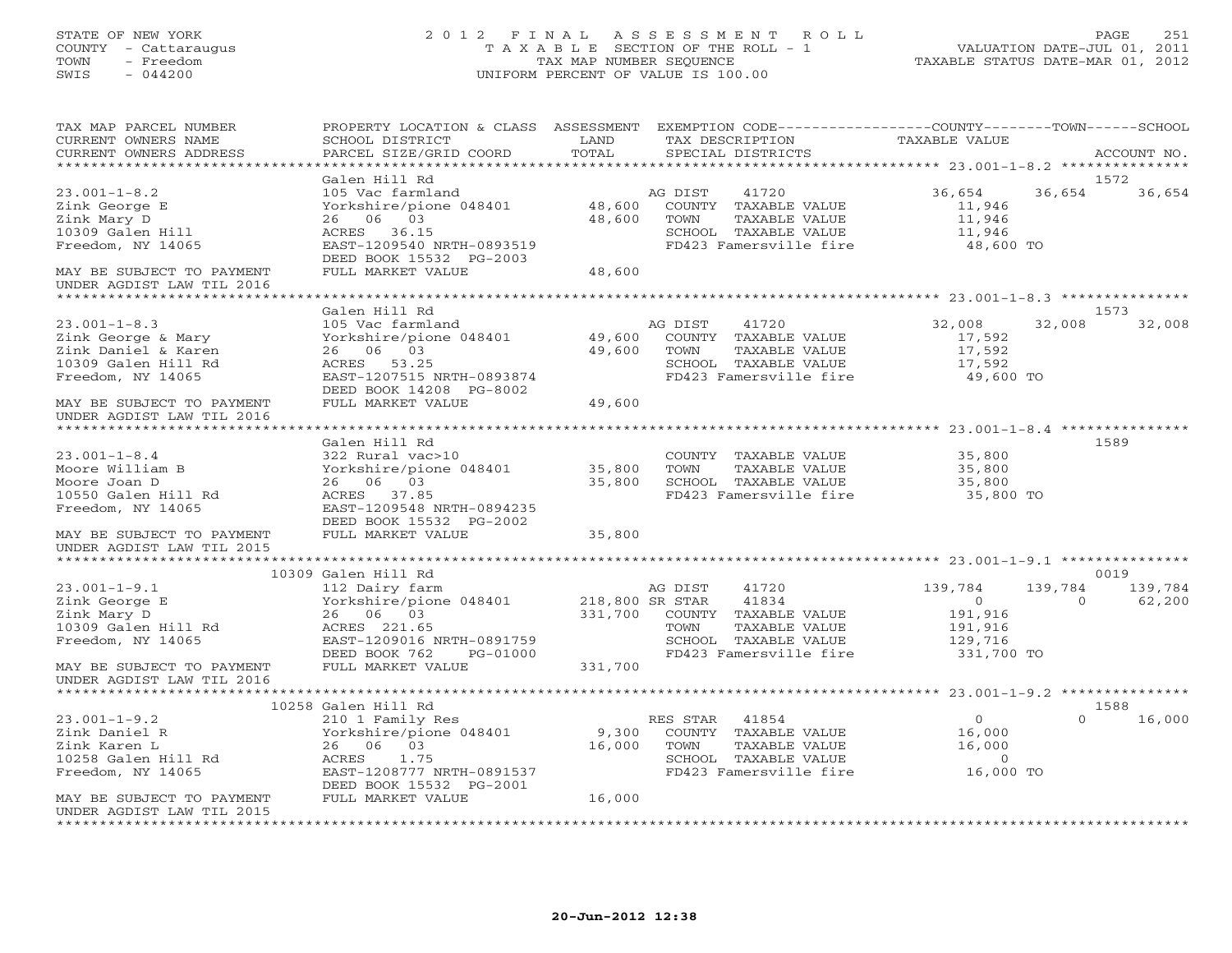STATE OF NEW YORK
COUNTY - Cattaraugus
TOWN - Freedom
SWIS - 044200

# 2012 FINAL ASSESSMENT ROLL
TAXABLE SECTION OF THE ROLL - 1
TAX MAP NUMBER SEQUENCE
UNIFORM PERCENT OF VALUE IS 100.00

VALUATION DATE-JUL 01, 2011
TAXABLE STATUS DATE-MAR 01, 2012

| TAX MAP PARCEL NUMBER / CURRENT OWNERS NAME / CURRENT OWNERS ADDRESS | PROPERTY LOCATION & CLASS / SCHOOL DISTRICT / PARCEL SIZE/GRID COORD | ASSESSMENT LAND | TOTAL | EXEMPTION CODE / TAX DESCRIPTION / SPECIAL DISTRICTS | COUNTY TAXABLE VALUE | TOWN | SCHOOL | ACCOUNT NO. |
|---|---|---|---|---|---|---|---|---|
| 23.001-1-8.2 | Galen Hill Rd | | | | | | | 1572 |
| Zink George E | 105 Vac farmland | | | AG DIST 41720 | 36,654 | 36,654 | 36,654 | |
| Zink Mary D | Yorkshire/pione 048401 | 48,600 | | COUNTY TAXABLE VALUE | 11,946 | | | |
| 10309 Galen Hill | 26 06 03 | | 48,600 | TOWN TAXABLE VALUE | 11,946 | | | |
| Freedom, NY 14065 | ACRES 36.15 | | | SCHOOL TAXABLE VALUE | 11,946 | | | |
| | EAST-1209540 NRTH-0893519 | | | FD423 Famersville fire | 48,600 TO | | | |
| | DEED BOOK 15532 PG-2003 | | | | | | | |
| MAY BE SUBJECT TO PAYMENT UNDER AGDIST LAW TIL 2016 | FULL MARKET VALUE | | 48,600 | | | | | |
| 23.001-1-8.3 | Galen Hill Rd | | | | | | | 1573 |
| Zink George & Mary | 105 Vac farmland | | | AG DIST 41720 | 32,008 | 32,008 | 32,008 | |
| Zink Daniel & Karen | Yorkshire/pione 048401 | 49,600 | | COUNTY TAXABLE VALUE | 17,592 | | | |
| 10309 Galen Hill Rd | 26 06 03 | | 49,600 | TOWN TAXABLE VALUE | 17,592 | | | |
| Freedom, NY 14065 | ACRES 53.25 | | | SCHOOL TAXABLE VALUE | 17,592 | | | |
| | EAST-1207515 NRTH-0893874 | | | FD423 Famersville fire | 49,600 TO | | | |
| | DEED BOOK 14208 PG-8002 | | | | | | | |
| MAY BE SUBJECT TO PAYMENT UNDER AGDIST LAW TIL 2016 | FULL MARKET VALUE | | 49,600 | | | | | |
| 23.001-1-8.4 | Galen Hill Rd | | | | | | | 1589 |
| Moore William B | 322 Rural vac>10 | | | COUNTY TAXABLE VALUE | 35,800 | | | |
| Moore Joan D | Yorkshire/pione 048401 | 35,800 | | TOWN TAXABLE VALUE | 35,800 | | | |
| 10550 Galen Hill Rd | 26 06 03 | | 35,800 | SCHOOL TAXABLE VALUE | 35,800 | | | |
| Freedom, NY 14065 | ACRES 37.85 | | | FD423 Famersville fire | 35,800 TO | | | |
| | EAST-1209548 NRTH-0894235 | | | | | | | |
| | DEED BOOK 15532 PG-2002 | | | | | | | |
| MAY BE SUBJECT TO PAYMENT UNDER AGDIST LAW TIL 2015 | FULL MARKET VALUE | | 35,800 | | | | | |
| 23.001-1-9.1 | 10309 Galen Hill Rd | | | | | | | 0019 |
| Zink George E | 112 Dairy farm | | | AG DIST 41720 | 139,784 | 139,784 | 139,784 | |
| Zink Mary D | Yorkshire/pione 048401 | 218,800 | | SR STAR 41834 | 0 | 0 | 62,200 | |
| 10309 Galen Hill Rd | 26 06 03 | | 331,700 | COUNTY TAXABLE VALUE | 191,916 | | | |
| Freedom, NY 14065 | ACRES 221.65 | | | TOWN TAXABLE VALUE | 191,916 | | | |
| | EAST-1209016 NRTH-0891759 | | | SCHOOL TAXABLE VALUE | 129,716 | | | |
| | DEED BOOK 762 PG-01000 | | | FD423 Famersville fire | 331,700 TO | | | |
| MAY BE SUBJECT TO PAYMENT UNDER AGDIST LAW TIL 2016 | FULL MARKET VALUE | | 331,700 | | | | | |
| 23.001-1-9.2 | 10258 Galen Hill Rd | | | | | | | 1588 |
| Zink Daniel R | 210 1 Family Res | | | RES STAR 41854 | 0 | 0 | 16,000 | |
| Zink Karen L | Yorkshire/pione 048401 | 9,300 | | COUNTY TAXABLE VALUE | 16,000 | | | |
| 10258 Galen Hill Rd | 26 06 03 | | 16,000 | TOWN TAXABLE VALUE | 16,000 | | | |
| Freedom, NY 14065 | ACRES 1.75 | | | SCHOOL TAXABLE VALUE | 0 | | | |
| | EAST-1208777 NRTH-0891537 | | | FD423 Famersville fire | 16,000 TO | | | |
| | DEED BOOK 15532 PG-2001 | | | | | | | |
| MAY BE SUBJECT TO PAYMENT UNDER AGDIST LAW TIL 2015 | FULL MARKET VALUE | | 16,000 | | | | | |

20-Jun-2012 12:38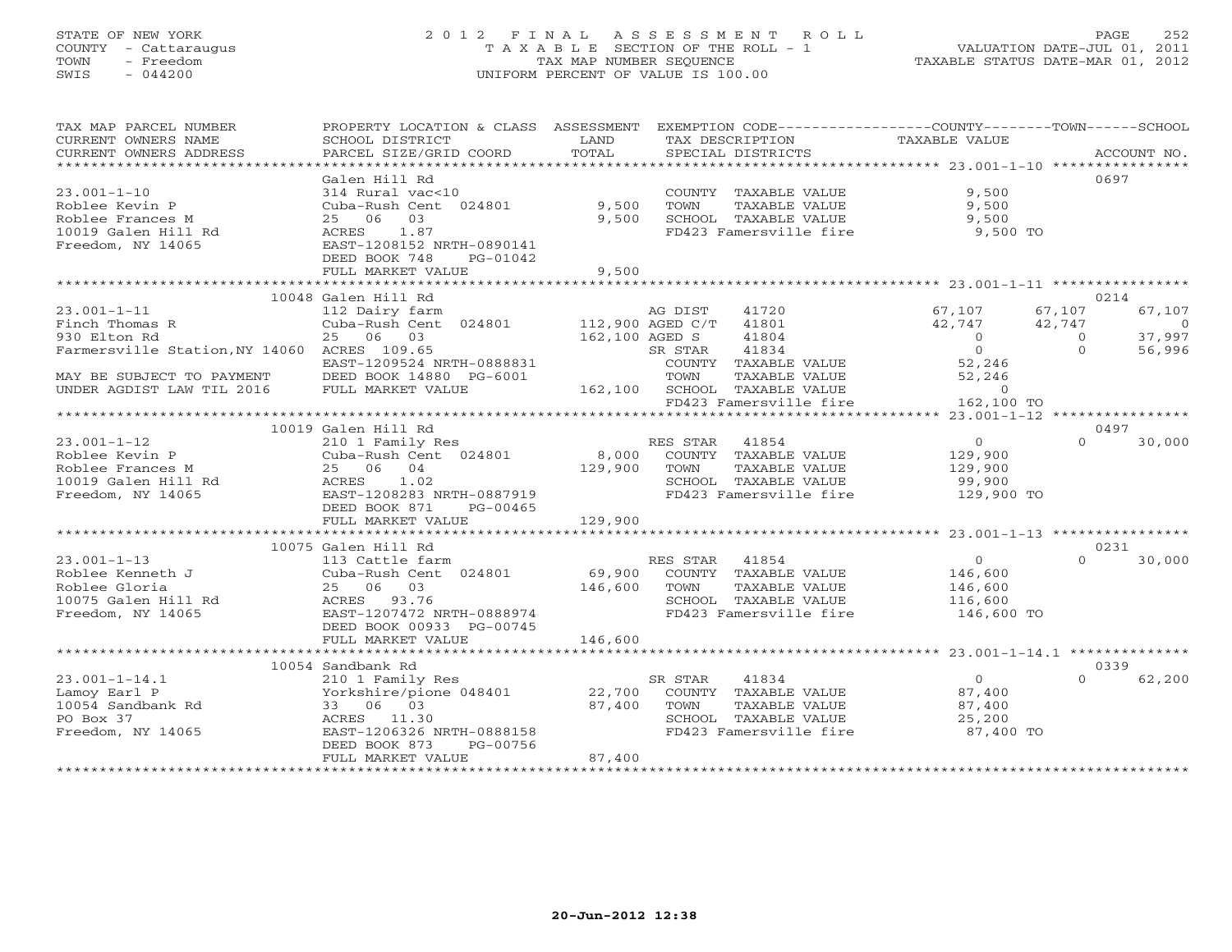STATE OF NEW YORK
COUNTY - Cattaraugus
TOWN - Freedom
SWIS - 044200

2012 FINAL ASSESSMENT ROLL
TAXABLE SECTION OF THE ROLL - 1
TAX MAP NUMBER SEQUENCE
UNIFORM PERCENT OF VALUE IS 100.00

VALUATION DATE-JUL 01, 2011
TAXABLE STATUS DATE-MAR 01, 2012

| TAX MAP PARCEL NUMBER / CURRENT OWNERS NAME / CURRENT OWNERS ADDRESS | PROPERTY LOCATION & CLASS / SCHOOL DISTRICT / PARCEL SIZE/GRID COORD | ASSESSMENT LAND / TOTAL | EXEMPTION CODE / TAX DESCRIPTION / SPECIAL DISTRICTS | COUNTY TAXABLE VALUE | TOWN | SCHOOL | ACCOUNT NO. |
|---|---|---|---|---|---|---|---|
| 23.001-1-10 | Galen Hill Rd | | | | | | 0697 |
| | 314 Rural vac<10 | | COUNTY TAXABLE VALUE | 9,500 | | | |
| Roblee Kevin P | Cuba-Rush Cent 024801 | 9,500 | TOWN TAXABLE VALUE | 9,500 | | | |
| Roblee Frances M | 25 06 03 | 9,500 | SCHOOL TAXABLE VALUE | 9,500 | | | |
| 10019 Galen Hill Rd | ACRES 1.87 | | FD423 Famersville fire | 9,500 TO | | | |
| Freedom, NY 14065 | EAST-1208152 NRTH-0890141 | | | | | | |
| | DEED BOOK 748 PG-01042 | | | | | | |
| | FULL MARKET VALUE | 9,500 | | | | | |
| 23.001-1-11 | 10048 Galen Hill Rd | | | | | | 0214 |
| | 112 Dairy farm | | AG DIST 41720 | 67,107 | 67,107 | 67,107 | |
| Finch Thomas R | Cuba-Rush Cent 024801 | 112,900 | AGED C/T 41801 | 42,747 | 42,747 | 0 | |
| 930 Elton Rd | 25 06 03 | 162,100 | AGED S 41804 | 0 | 0 | 37,997 | |
| Farmersville Station, NY 14060 | ACRES 109.65 | | SR STAR 41834 | 0 | 0 | 56,996 | |
| | EAST-1209524 NRTH-0888831 | | COUNTY TAXABLE VALUE | 52,246 | | | |
| MAY BE SUBJECT TO PAYMENT | DEED BOOK 14880 PG-6001 | | TOWN TAXABLE VALUE | 52,246 | | | |
| UNDER AGDIST LAW TIL 2016 | FULL MARKET VALUE | 162,100 | SCHOOL TAXABLE VALUE | 0 | | | |
| | | | FD423 Famersville fire | 162,100 TO | | | |
| 23.001-1-12 | 10019 Galen Hill Rd | | | | | | 0497 |
| | 210 1 Family Res | | RES STAR 41854 | 0 | 0 | 30,000 | |
| Roblee Kevin P | Cuba-Rush Cent 024801 | 8,000 | COUNTY TAXABLE VALUE | 129,900 | | | |
| Roblee Frances M | 25 06 04 | 129,900 | TOWN TAXABLE VALUE | 129,900 | | | |
| 10019 Galen Hill Rd | ACRES 1.02 | | SCHOOL TAXABLE VALUE | 99,900 | | | |
| Freedom, NY 14065 | EAST-1208283 NRTH-0887919 | | FD423 Famersville fire | 129,900 TO | | | |
| | DEED BOOK 871 PG-00465 | | | | | | |
| | FULL MARKET VALUE | 129,900 | | | | | |
| 23.001-1-13 | 10075 Galen Hill Rd | | | | | | 0231 |
| | 113 Cattle farm | | RES STAR 41854 | 0 | 0 | 30,000 | |
| Roblee Kenneth J | Cuba-Rush Cent 024801 | 69,900 | COUNTY TAXABLE VALUE | 146,600 | | | |
| Roblee Gloria | 25 06 03 | 146,600 | TOWN TAXABLE VALUE | 146,600 | | | |
| 10075 Galen Hill Rd | ACRES 93.76 | | SCHOOL TAXABLE VALUE | 116,600 | | | |
| Freedom, NY 14065 | EAST-1207472 NRTH-0888974 | | FD423 Famersville fire | 146,600 TO | | | |
| | DEED BOOK 00933 PG-00745 | | | | | | |
| | FULL MARKET VALUE | 146,600 | | | | | |
| 23.001-1-14.1 | 10054 Sandbank Rd | | | | | | 0339 |
| | 210 1 Family Res | | SR STAR 41834 | 0 | 0 | 62,200 | |
| Lamoy Earl P | Yorkshire/pione 048401 | 22,700 | COUNTY TAXABLE VALUE | 87,400 | | | |
| 10054 Sandbank Rd | 33 06 03 | 87,400 | TOWN TAXABLE VALUE | 87,400 | | | |
| PO Box 37 | ACRES 11.30 | | SCHOOL TAXABLE VALUE | 25,200 | | | |
| Freedom, NY 14065 | EAST-1206326 NRTH-0888158 | | FD423 Famersville fire | 87,400 TO | | | |
| | DEED BOOK 873 PG-00756 | | | | | | |
| | FULL MARKET VALUE | 87,400 | | | | | |

20-Jun-2012 12:38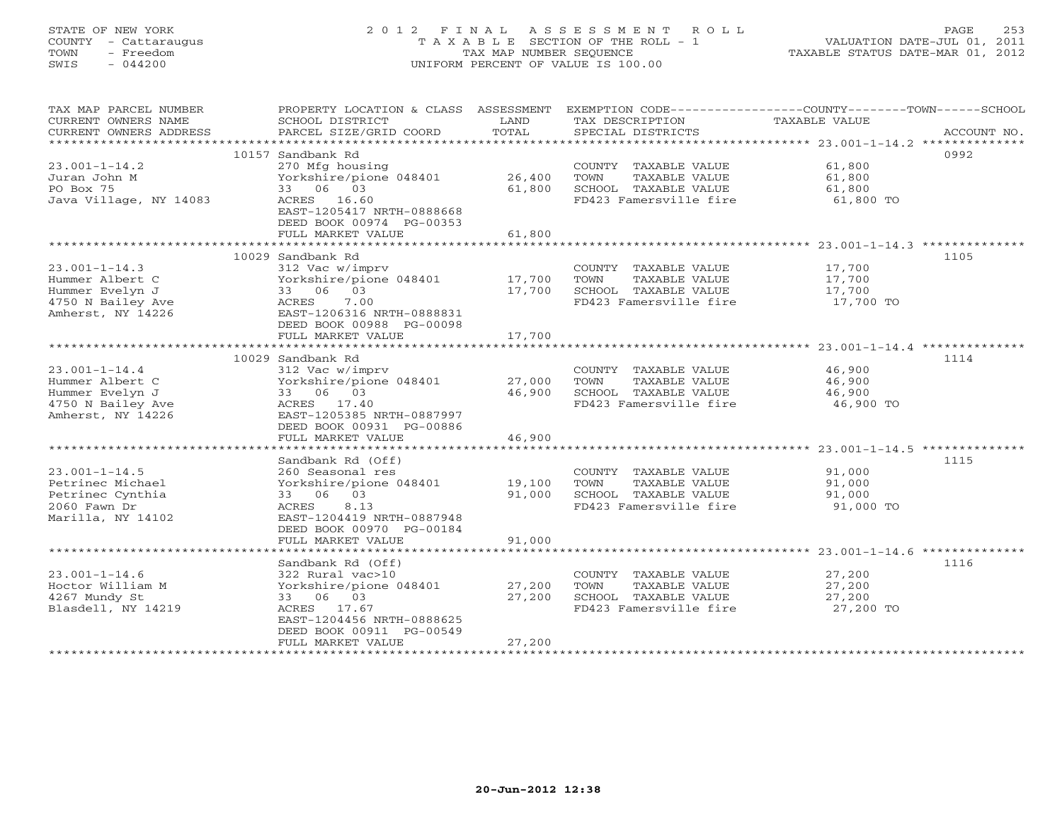STATE OF NEW YORK
COUNTY - Cattaraugus
TOWN - Freedom
SWIS - 044200

# 2012 FINAL ASSESSMENT ROLL
TAXABLE SECTION OF THE ROLL - 1
TAX MAP NUMBER SEQUENCE
UNIFORM PERCENT OF VALUE IS 100.00

VALUATION DATE-JUL 01, 2011
TAXABLE STATUS DATE-MAR 01, 2012

| TAX MAP PARCEL NUMBER / CURRENT OWNERS NAME / CURRENT OWNERS ADDRESS | PROPERTY LOCATION & CLASS / SCHOOL DISTRICT / PARCEL SIZE/GRID COORD | ASSESSMENT LAND | TOTAL | EXEMPTION CODE / TAX DESCRIPTION / SPECIAL DISTRICTS | COUNTY--------TOWN------SCHOOL TAXABLE VALUE | ACCOUNT NO. |
|---|---|---|---|---|---|---|
| | 10157 Sandbank Rd | | | | | 0992 |
| 23.001-1-14.2 | 270 Mfg housing | | | COUNTY TAXABLE VALUE | 61,800 | |
| Juran John M | Yorkshire/pione 048401 | 26,400 | | TOWN TAXABLE VALUE | 61,800 | |
| PO Box 75 | 33 06 03 | | 61,800 | SCHOOL TAXABLE VALUE | 61,800 | |
| Java Village, NY 14083 | ACRES 16.60 | | | FD423 Famersville fire | 61,800 TO | |
| | EAST-1205417 NRTH-0888668 | | | | | |
| | DEED BOOK 00974 PG-00353 | | | | | |
| | FULL MARKET VALUE | | 61,800 | | | |
| | 10029 Sandbank Rd | | | | | 1105 |
| 23.001-1-14.3 | 312 Vac w/imprv | | | COUNTY TAXABLE VALUE | 17,700 | |
| Hummer Albert C | Yorkshire/pione 048401 | 17,700 | | TOWN TAXABLE VALUE | 17,700 | |
| Hummer Evelyn J | 33 06 03 | | 17,700 | SCHOOL TAXABLE VALUE | 17,700 | |
| 4750 N Bailey Ave | ACRES 7.00 | | | FD423 Famersville fire | 17,700 TO | |
| Amherst, NY 14226 | EAST-1206316 NRTH-0888831 | | | | | |
| | DEED BOOK 00988 PG-00098 | | | | | |
| | FULL MARKET VALUE | | 17,700 | | | |
| | 10029 Sandbank Rd | | | | | 1114 |
| 23.001-1-14.4 | 312 Vac w/imprv | | | COUNTY TAXABLE VALUE | 46,900 | |
| Hummer Albert C | Yorkshire/pione 048401 | 27,000 | | TOWN TAXABLE VALUE | 46,900 | |
| Hummer Evelyn J | 33 06 03 | | 46,900 | SCHOOL TAXABLE VALUE | 46,900 | |
| 4750 N Bailey Ave | ACRES 17.40 | | | FD423 Famersville fire | 46,900 TO | |
| Amherst, NY 14226 | EAST-1205385 NRTH-0887997 | | | | | |
| | DEED BOOK 00931 PG-00886 | | | | | |
| | FULL MARKET VALUE | | 46,900 | | | |
| | Sandbank Rd (Off) | | | | | 1115 |
| 23.001-1-14.5 | 260 Seasonal res | | | COUNTY TAXABLE VALUE | 91,000 | |
| Petrinec Michael | Yorkshire/pione 048401 | 19,100 | | TOWN TAXABLE VALUE | 91,000 | |
| Petrinec Cynthia | 33 06 03 | | 91,000 | SCHOOL TAXABLE VALUE | 91,000 | |
| 2060 Fawn Dr | ACRES 8.13 | | | FD423 Famersville fire | 91,000 TO | |
| Marilla, NY 14102 | EAST-1204419 NRTH-0887948 | | | | | |
| | DEED BOOK 00970 PG-00184 | | | | | |
| | FULL MARKET VALUE | | 91,000 | | | |
| | Sandbank Rd (Off) | | | | | 1116 |
| 23.001-1-14.6 | 322 Rural vac>10 | | | COUNTY TAXABLE VALUE | 27,200 | |
| Hoctor William M | Yorkshire/pione 048401 | 27,200 | | TOWN TAXABLE VALUE | 27,200 | |
| 4267 Mundy St | 33 06 03 | | 27,200 | SCHOOL TAXABLE VALUE | 27,200 | |
| Blasdell, NY 14219 | ACRES 17.67 | | | FD423 Famersville fire | 27,200 TO | |
| | EAST-1204456 NRTH-0888625 | | | | | |
| | DEED BOOK 00911 PG-00549 | | | | | |
| | FULL MARKET VALUE | | 27,200 | | | |

20-Jun-2012 12:38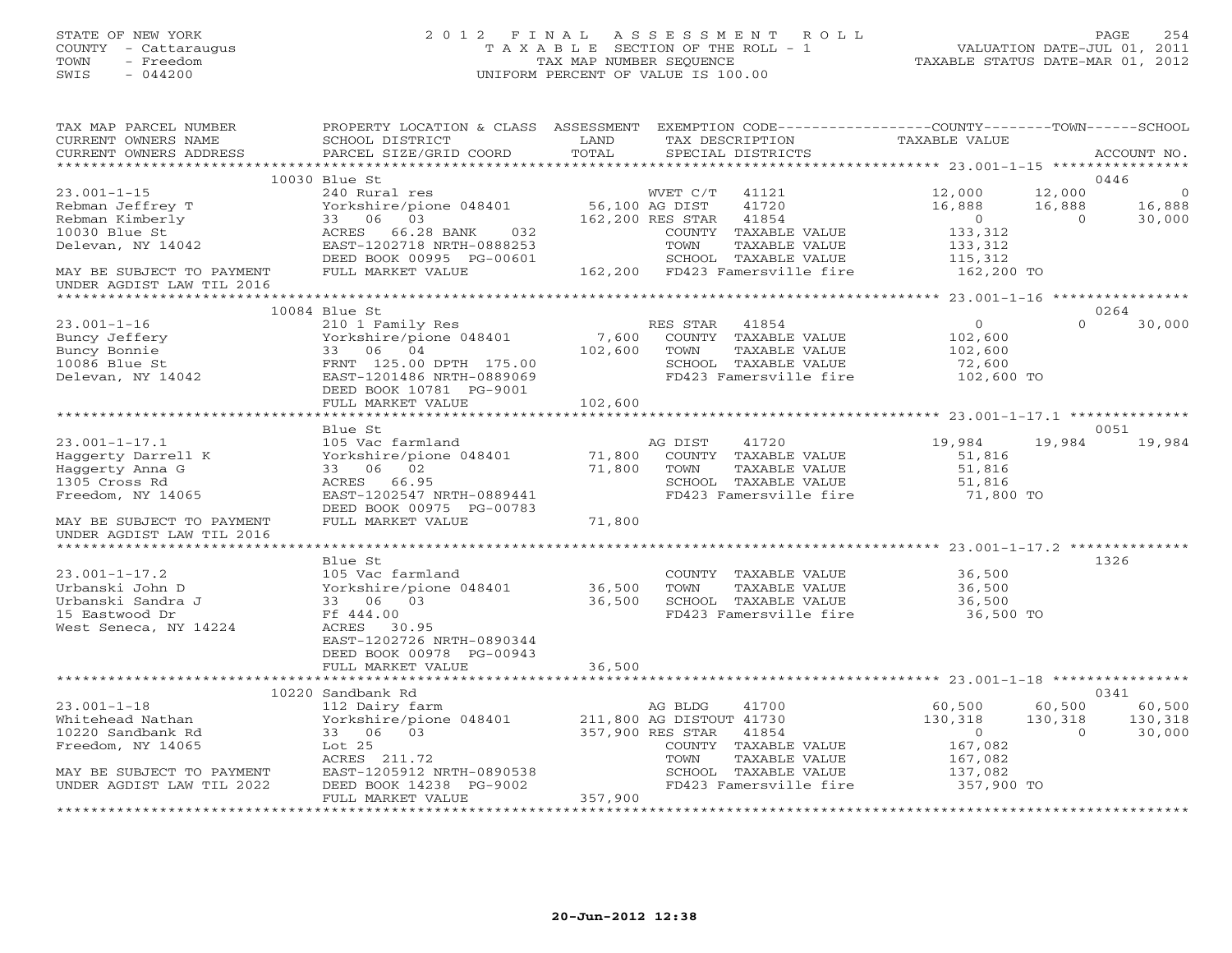STATE OF NEW YORK
COUNTY - Cattaraugus
TOWN - Freedom
SWIS - 044200

2012 FINAL ASSESSMENT ROLL
TAXABLE SECTION OF THE ROLL - 1
TAX MAP NUMBER SEQUENCE
UNIFORM PERCENT OF VALUE IS 100.00

VALUATION DATE-JUL 01, 2011
TAXABLE STATUS DATE-MAR 01, 2012

```
TAX MAP PARCEL NUMBER          PROPERTY LOCATION & CLASS  ASSESSMENT  EXEMPTION CODE------------------COUNTY--------TOWN------SCHOOL
CURRENT OWNERS NAME            SCHOOL DISTRICT             LAND        TAX DESCRIPTION                 TAXABLE VALUE
CURRENT OWNERS ADDRESS         PARCEL SIZE/GRID COORD      TOTAL       SPECIAL DISTRICTS                                           ACCOUNT NO.
*********************************************************************************************** 23.001-1-15 *****************
                               10030 Blue St                                                                                  0446
23.001-1-15                    240 Rural res                           WVET C/T   41121            12,000       12,000            0
Rebman Jeffrey T               Yorkshire/pione 048401     56,100 AG DIST      41720            16,888       16,888       16,888
Rebman Kimberly                33   06   03              162,200 RES STAR     41854                 0            0       30,000
10030 Blue St                  ACRES    66.28 BANK    032          COUNTY  TAXABLE VALUE          133,312
Delevan, NY 14042              EAST-1202718 NRTH-0888253           TOWN    TAXABLE VALUE          133,312
                               DEED BOOK 00995 PG-00601            SCHOOL  TAXABLE VALUE          115,312
MAY BE SUBJECT TO PAYMENT      FULL MARKET VALUE          162,200  FD423 Famersville fire         162,200 TO
UNDER AGDIST LAW TIL 2016
*********************************************************************************************** 23.001-1-16 *****************
                               10084 Blue St                                                                                  0264
23.001-1-16                    210 1 Family Res                        RES STAR   41854                 0            0       30,000
Buncy Jeffery                  Yorkshire/pione 048401      7,600  COUNTY  TAXABLE VALUE          102,600
Buncy Bonnie                   33   06   04              102,600  TOWN    TAXABLE VALUE          102,600
10086 Blue St                  FRNT 125.00 DPTH 175.00             SCHOOL  TAXABLE VALUE           72,600
Delevan, NY 14042              EAST-1201486 NRTH-0889069           FD423 Famersville fire         102,600 TO
                               DEED BOOK 10781 PG-9001
                               FULL MARKET VALUE          102,600
*********************************************************************************************** 23.001-1-17.1 ***************
                               Blue St                                                                                        0051
23.001-1-17.1                  105 Vac farmland                        AG DIST    41720            19,984       19,984       19,984
Haggerty Darrell K             Yorkshire/pione 048401     71,800  COUNTY  TAXABLE VALUE           51,816
Haggerty Anna G                33   06   02               71,800  TOWN    TAXABLE VALUE           51,816
1305 Cross Rd                  ACRES    66.95                      SCHOOL  TAXABLE VALUE           51,816
Freedom, NY 14065              EAST-1202547 NRTH-0889441           FD423 Famersville fire          71,800 TO
                               DEED BOOK 00975 PG-00783
MAY BE SUBJECT TO PAYMENT      FULL MARKET VALUE           71,800
UNDER AGDIST LAW TIL 2016
*********************************************************************************************** 23.001-1-17.2 ***************
                               Blue St                                                                                        1326
23.001-1-17.2                  105 Vac farmland                        COUNTY  TAXABLE VALUE           36,500
Urbanski John D                Yorkshire/pione 048401     36,500  TOWN    TAXABLE VALUE           36,500
Urbanski Sandra J              33   06   03               36,500  SCHOOL  TAXABLE VALUE           36,500
15 Eastwood Dr                 Ff 444.00                           FD423 Famersville fire          36,500 TO
West Seneca, NY 14224          ACRES    30.95
                               EAST-1202726 NRTH-0890344
                               DEED BOOK 00978 PG-00943
                               FULL MARKET VALUE           36,500
*********************************************************************************************** 23.001-1-18 *****************
                               10220 Sandbank Rd                                                                              0341
23.001-1-18                    112 Dairy farm                          AG BLDG    41700            60,500       60,500       60,500
Whitehead Nathan               Yorkshire/pione 048401    211,800 AG DISTOUT 41730           130,318      130,318      130,318
10220 Sandbank Rd              33   06   03              357,900 RES STAR     41854                 0            0       30,000
Freedom, NY 14065              Lot 25                              COUNTY  TAXABLE VALUE          167,082
                               ACRES   211.72                      TOWN    TAXABLE VALUE          167,082
MAY BE SUBJECT TO PAYMENT      EAST-1205912 NRTH-0890538           SCHOOL  TAXABLE VALUE          137,082
UNDER AGDIST LAW TIL 2022      DEED BOOK 14238 PG-9002             FD423 Famersville fire         357,900 TO
                               FULL MARKET VALUE          357,900
******************************************************************************************************************************
```

20-Jun-2012 12:38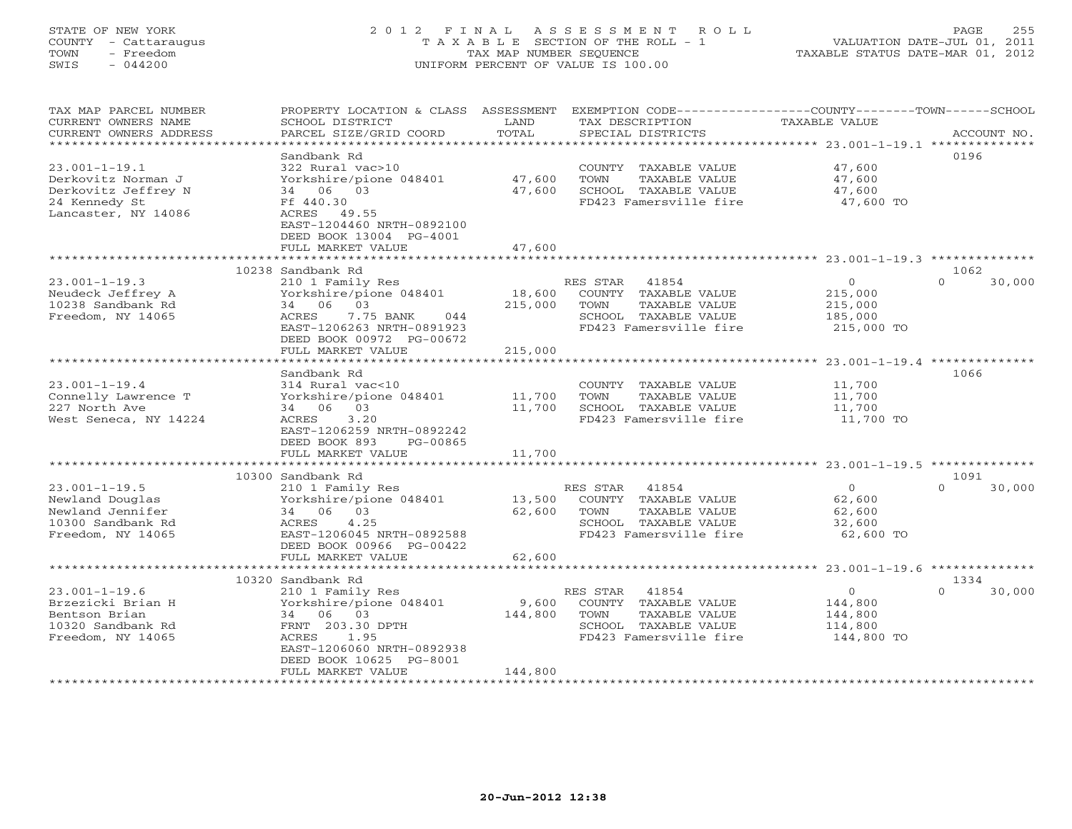STATE OF NEW YORK
COUNTY - Cattaraugus
TOWN - Freedom
SWIS - 044200

2012 FINAL ASSESSMENT ROLL
TAXABLE SECTION OF THE ROLL - 1
TAX MAP NUMBER SEQUENCE
UNIFORM PERCENT OF VALUE IS 100.00

VALUATION DATE-JUL 01, 2011
TAXABLE STATUS DATE-MAR 01, 2012

| TAX MAP PARCEL NUMBER<br>CURRENT OWNERS NAME<br>CURRENT OWNERS ADDRESS | PROPERTY LOCATION & CLASS<br>SCHOOL DISTRICT<br>PARCEL SIZE/GRID COORD | ASSESSMENT<br>LAND<br>TOTAL | EXEMPTION CODE<br>TAX DESCRIPTION<br>SPECIAL DISTRICTS | COUNTY--------TOWN------SCHOOL<br>TAXABLE VALUE | ACCOUNT NO. |
|---|---|---|---|---|---|
| 23.001-1-19.1 | Sandbank Rd | | | | 0196 |
| 23.001-1-19.1 | 322 Rural vac>10 | | COUNTY TAXABLE VALUE | 47,600 | |
| Derkovitz Norman J | Yorkshire/pione 048401 | 47,600 | TOWN TAXABLE VALUE | 47,600 | |
| Derkovitz Jeffrey N | 34 06 03 | 47,600 | SCHOOL TAXABLE VALUE | 47,600 | |
| 24 Kennedy St | Ff 440.30 | | FD423 Famersville fire | 47,600 TO | |
| Lancaster, NY 14086 | ACRES 49.55 | | | | |
| | EAST-1204460 NRTH-0892100 | | | | |
| | DEED BOOK 13004 PG-4001 | | | | |
| | FULL MARKET VALUE | 47,600 | | | |
| 23.001-1-19.3 | 10238 Sandbank Rd | | | | 1062 |
| 23.001-1-19.3 | 210 1 Family Res | | RES STAR 41854 | 0 | 0 30,000 |
| Neudeck Jeffrey A | Yorkshire/pione 048401 | 18,600 | COUNTY TAXABLE VALUE | 215,000 | |
| 10238 Sandbank Rd | 34 06 03 | 215,000 | TOWN TAXABLE VALUE | 215,000 | |
| Freedom, NY 14065 | ACRES 7.75 BANK 044 | | SCHOOL TAXABLE VALUE | 185,000 | |
| | EAST-1206263 NRTH-0891923 | | FD423 Famersville fire | 215,000 TO | |
| | DEED BOOK 00972 PG-00672 | | | | |
| | FULL MARKET VALUE | 215,000 | | | |
| 23.001-1-19.4 | Sandbank Rd | | | | 1066 |
| 23.001-1-19.4 | 314 Rural vac<10 | | COUNTY TAXABLE VALUE | 11,700 | |
| Connelly Lawrence T | Yorkshire/pione 048401 | 11,700 | TOWN TAXABLE VALUE | 11,700 | |
| 227 North Ave | 34 06 03 | 11,700 | SCHOOL TAXABLE VALUE | 11,700 | |
| West Seneca, NY 14224 | ACRES 3.20 | | FD423 Famersville fire | 11,700 TO | |
| | EAST-1206259 NRTH-0892242 | | | | |
| | DEED BOOK 893 PG-00865 | | | | |
| | FULL MARKET VALUE | 11,700 | | | |
| 23.001-1-19.5 | 10300 Sandbank Rd | | | | 1091 |
| 23.001-1-19.5 | 210 1 Family Res | | RES STAR 41854 | 0 | 0 30,000 |
| Newland Douglas | Yorkshire/pione 048401 | 13,500 | COUNTY TAXABLE VALUE | 62,600 | |
| Newland Jennifer | 34 06 03 | 62,600 | TOWN TAXABLE VALUE | 62,600 | |
| 10300 Sandbank Rd | ACRES 4.25 | | SCHOOL TAXABLE VALUE | 32,600 | |
| Freedom, NY 14065 | EAST-1206045 NRTH-0892588 | | FD423 Famersville fire | 62,600 TO | |
| | DEED BOOK 00966 PG-00422 | | | | |
| | FULL MARKET VALUE | 62,600 | | | |
| 23.001-1-19.6 | 10320 Sandbank Rd | | | | 1334 |
| 23.001-1-19.6 | 210 1 Family Res | | RES STAR 41854 | 0 | 0 30,000 |
| Brzezicki Brian H | Yorkshire/pione 048401 | 9,600 | COUNTY TAXABLE VALUE | 144,800 | |
| Bentson Brian | 34 06 03 | 144,800 | TOWN TAXABLE VALUE | 144,800 | |
| 10320 Sandbank Rd | FRNT 203.30 DPTH | | SCHOOL TAXABLE VALUE | 114,800 | |
| Freedom, NY 14065 | ACRES 1.95 | | FD423 Famersville fire | 144,800 TO | |
| | EAST-1206060 NRTH-0892938 | | | | |
| | DEED BOOK 10625 PG-8001 | | | | |
| | FULL MARKET VALUE | 144,800 | | | |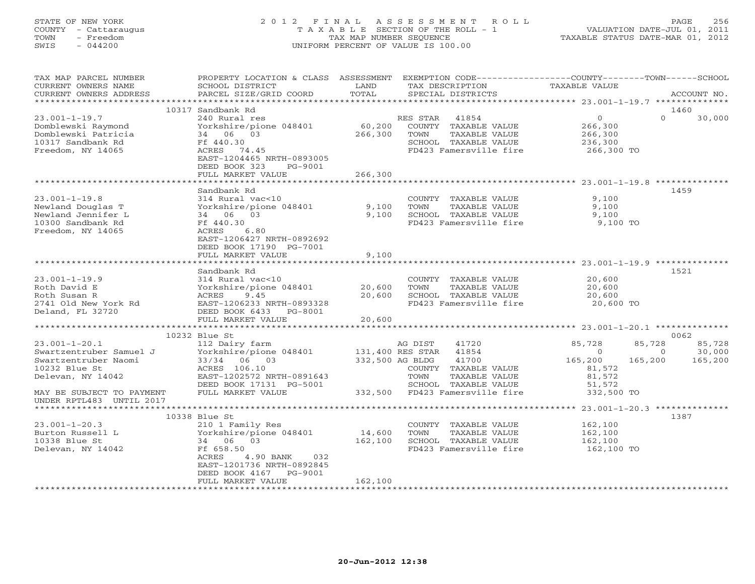STATE OF NEW YORK
COUNTY - Cattaraugus
TOWN - Freedom
SWIS - 044200

2012 FINAL ASSESSMENT ROLL
TAXABLE SECTION OF THE ROLL - 1
TAX MAP NUMBER SEQUENCE
UNIFORM PERCENT OF VALUE IS 100.00

VALUATION DATE-JUL 01, 2011
TAXABLE STATUS DATE-MAR 01, 2012

| TAX MAP PARCEL NUMBER / CURRENT OWNERS NAME / CURRENT OWNERS ADDRESS | PROPERTY LOCATION & CLASS / SCHOOL DISTRICT / PARCEL SIZE/GRID COORD | ASSESSMENT LAND | TOTAL | EXEMPTION CODE / TAX DESCRIPTION / SPECIAL DISTRICTS | COUNTY TAXABLE VALUE | TOWN | SCHOOL | ACCOUNT NO. |
|---|---|---|---|---|---|---|---|---|
| 23.001-1-19.7 | 10317 Sandbank Rd | | | | | | | 1460 |
| Domblewski Raymond | 240 Rural res | | | RES STAR 41854 | 0 | 0 | 30,000 | |
| Domblewski Patricia | Yorkshire/pione 048401 | 60,200 | | COUNTY TAXABLE VALUE | 266,300 | | | |
| 10317 Sandbank Rd | 34 06 03 | | 266,300 | TOWN TAXABLE VALUE | 266,300 | | | |
| Freedom, NY 14065 | Ff 440.30 | | | SCHOOL TAXABLE VALUE | 236,300 | | | |
| | ACRES 74.45 | | | FD423 Famersville fire | 266,300 TO | | | |
| | EAST-1204465 NRTH-0893005 | | | | | | | |
| | DEED BOOK 323 PG-9001 | | | | | | | |
| | FULL MARKET VALUE | | 266,300 | | | | | |
| 23.001-1-19.8 | Sandbank Rd | | | | | | | 1459 |
| Newland Douglas T | 314 Rural vac<10 | | | COUNTY TAXABLE VALUE | 9,100 | | | |
| Newland Jennifer L | Yorkshire/pione 048401 | 9,100 | | TOWN TAXABLE VALUE | 9,100 | | | |
| 10300 Sandbank Rd | 34 06 03 | | 9,100 | SCHOOL TAXABLE VALUE | 9,100 | | | |
| Freedom, NY 14065 | Ff 440.30 | | | FD423 Famersville fire | 9,100 TO | | | |
| | ACRES 6.80 | | | | | | | |
| | EAST-1206427 NRTH-0892692 | | | | | | | |
| | DEED BOOK 17190 PG-7001 | | | | | | | |
| | FULL MARKET VALUE | | 9,100 | | | | | |
| 23.001-1-19.9 | Sandbank Rd | | | | | | | 1521 |
| Roth David E | 314 Rural vac<10 | | | COUNTY TAXABLE VALUE | 20,600 | | | |
| Roth Susan R | Yorkshire/pione 048401 | 20,600 | | TOWN TAXABLE VALUE | 20,600 | | | |
| 2741 Old New York Rd | ACRES 9.45 | | 20,600 | SCHOOL TAXABLE VALUE | 20,600 | | | |
| Deland, FL 32720 | EAST-1206233 NRTH-0893328 | | | FD423 Famersville fire | 20,600 TO | | | |
| | DEED BOOK 6433 PG-8001 | | | | | | | |
| | FULL MARKET VALUE | | 20,600 | | | | | |
| 23.001-1-20.1 | 10232 Blue St | | | | | | | 0062 |
| Swartzentruber Samuel J | 112 Dairy farm | | | AG DIST 41720 | 85,728 | 85,728 | 85,728 | |
| Swartzentruber Naomi | Yorkshire/pione 048401 | 131,400 | | RES STAR 41854 | 0 | 0 | 30,000 | |
| 10232 Blue St | 33/34 06 03 | | 332,500 | AG BLDG 41700 | 165,200 | 165,200 | 165,200 | |
| Delevan, NY 14042 | ACRES 106.10 | | | COUNTY TAXABLE VALUE | 81,572 | | | |
| | EAST-1202572 NRTH-0891643 | | | TOWN TAXABLE VALUE | 81,572 | | | |
| | DEED BOOK 17131 PG-5001 | | | SCHOOL TAXABLE VALUE | 51,572 | | | |
| MAY BE SUBJECT TO PAYMENT UNDER RPTL483 UNTIL 2017 | FULL MARKET VALUE | | 332,500 | FD423 Famersville fire | 332,500 TO | | | |
| 23.001-1-20.3 | 10338 Blue St | | | | | | | 1387 |
| Burton Russell L | 210 1 Family Res | | | COUNTY TAXABLE VALUE | 162,100 | | | |
| 10338 Blue St | Yorkshire/pione 048401 | 14,600 | | TOWN TAXABLE VALUE | 162,100 | | | |
| Delevan, NY 14042 | 34 06 03 | | 162,100 | SCHOOL TAXABLE VALUE | 162,100 | | | |
| | Ff 658.50 | | | FD423 Famersville fire | 162,100 TO | | | |
| | ACRES 4.90 BANK 032 | | | | | | | |
| | EAST-1201736 NRTH-0892845 | | | | | | | |
| | DEED BOOK 4167 PG-9001 | | | | | | | |
| | FULL MARKET VALUE | | 162,100 | | | | | |

20-Jun-2012 12:38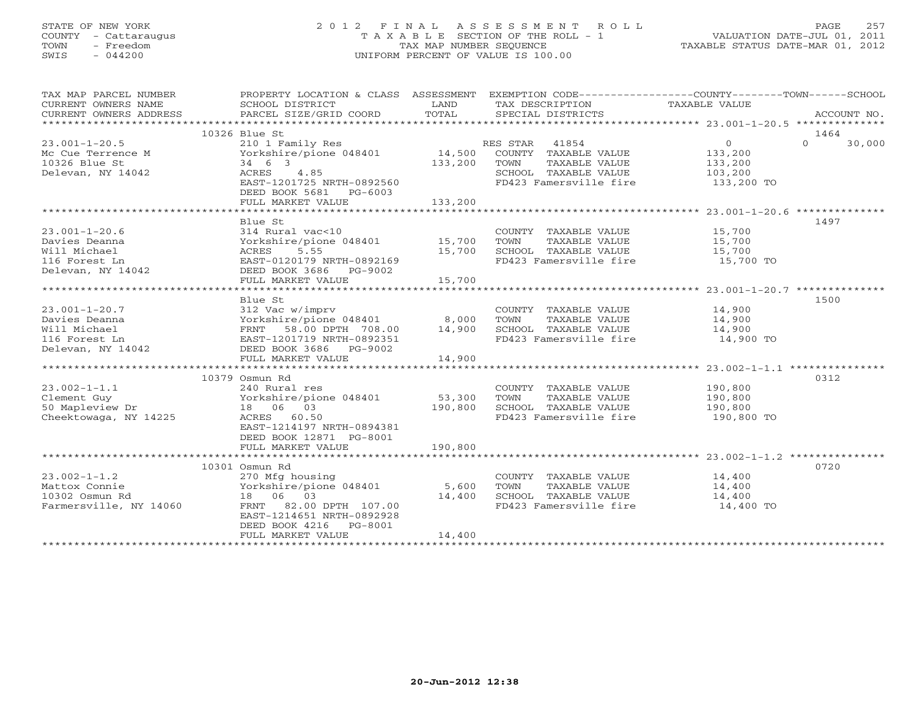STATE OF NEW YORK
COUNTY - Cattaraugus
TOWN - Freedom
SWIS - 044200

2 0 1 2 F I N A L A S S E S S M E N T R O L L
T A X A B L E SECTION OF THE ROLL - 1
TAX MAP NUMBER SEQUENCE
UNIFORM PERCENT OF VALUE IS 100.00

VALUATION DATE-JUL 01, 2011
TAXABLE STATUS DATE-MAR 01, 2012

| TAX MAP PARCEL NUMBER / CURRENT OWNERS NAME / CURRENT OWNERS ADDRESS | PROPERTY LOCATION & CLASS / SCHOOL DISTRICT / PARCEL SIZE/GRID COORD | ASSESSMENT LAND / TOTAL | EXEMPTION CODE / TAX DESCRIPTION / SPECIAL DISTRICTS | COUNTY TAXABLE VALUE | TOWN | SCHOOL | ACCOUNT NO. |
|---|---|---|---|---|---|---|---|
| | 10326 Blue St | | | | | | 1464 |
| 23.001-1-20.5 | 210 1 Family Res | | RES STAR 41854 | 0 | 0 | 30,000 | |
| Mc Cue Terrence M | Yorkshire/pione 048401 | 14,500 | COUNTY TAXABLE VALUE | 133,200 | | | |
| 10326 Blue St | 34 6 3 | 133,200 | TOWN TAXABLE VALUE | 133,200 | | | |
| Delevan, NY 14042 | ACRES 4.85 | | SCHOOL TAXABLE VALUE | 103,200 | | | |
| | EAST-1201725 NRTH-0892560 | | FD423 Famersville fire | 133,200 TO | | | |
| | DEED BOOK 5681 PG-6003 | | | | | | |
| | FULL MARKET VALUE | 133,200 | | | | | |
| | Blue St | | | | | | 1497 |
| 23.001-1-20.6 | 314 Rural vac<10 | | COUNTY TAXABLE VALUE | 15,700 | | | |
| Davies Deanna | Yorkshire/pione 048401 | 15,700 | TOWN TAXABLE VALUE | 15,700 | | | |
| Will Michael | ACRES 5.55 | 15,700 | SCHOOL TAXABLE VALUE | 15,700 | | | |
| 116 Forest Ln | EAST-0120179 NRTH-0892169 | | FD423 Famersville fire | 15,700 TO | | | |
| Delevan, NY 14042 | DEED BOOK 3686 PG-9002 | | | | | | |
| | FULL MARKET VALUE | 15,700 | | | | | |
| | Blue St | | | | | | 1500 |
| 23.001-1-20.7 | 312 Vac w/imprv | | COUNTY TAXABLE VALUE | 14,900 | | | |
| Davies Deanna | Yorkshire/pione 048401 | 8,000 | TOWN TAXABLE VALUE | 14,900 | | | |
| Will Michael | FRNT 58.00 DPTH 708.00 | 14,900 | SCHOOL TAXABLE VALUE | 14,900 | | | |
| 116 Forest Ln | EAST-1201719 NRTH-0892351 | | FD423 Famersville fire | 14,900 TO | | | |
| Delevan, NY 14042 | DEED BOOK 3686 PG-9002 | | | | | | |
| | FULL MARKET VALUE | 14,900 | | | | | |
| | 10379 Osmun Rd | | | | | | 0312 |
| 23.002-1-1.1 | 240 Rural res | | COUNTY TAXABLE VALUE | 190,800 | | | |
| Clement Guy | Yorkshire/pione 048401 | 53,300 | TOWN TAXABLE VALUE | 190,800 | | | |
| 50 Mapleview Dr | 18 06 03 | 190,800 | SCHOOL TAXABLE VALUE | 190,800 | | | |
| Cheektowaga, NY 14225 | ACRES 60.50 | | FD423 Famersville fire | 190,800 TO | | | |
| | EAST-1214197 NRTH-0894381 | | | | | | |
| | DEED BOOK 12871 PG-8001 | | | | | | |
| | FULL MARKET VALUE | 190,800 | | | | | |
| | 10301 Osmun Rd | | | | | | 0720 |
| 23.002-1-1.2 | 270 Mfg housing | | COUNTY TAXABLE VALUE | 14,400 | | | |
| Mattox Connie | Yorkshire/pione 048401 | 5,600 | TOWN TAXABLE VALUE | 14,400 | | | |
| 10302 Osmun Rd | 18 06 03 | 14,400 | SCHOOL TAXABLE VALUE | 14,400 | | | |
| Farmersville, NY 14060 | FRNT 82.00 DPTH 107.00 | | FD423 Famersville fire | 14,400 TO | | | |
| | EAST-1214651 NRTH-0892928 | | | | | | |
| | DEED BOOK 4216 PG-8001 | | | | | | |
| | FULL MARKET VALUE | 14,400 | | | | | |

20-Jun-2012 12:38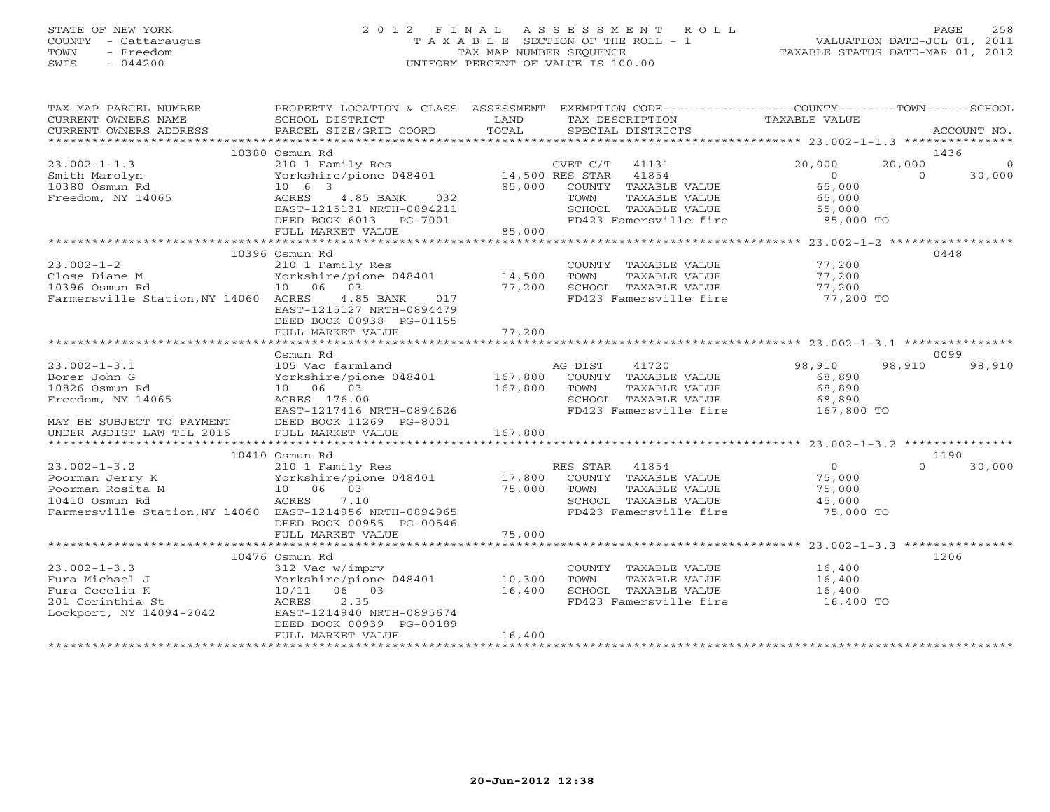STATE OF NEW YORK
COUNTY - Cattaraugus
TOWN - Freedom
SWIS - 044200

# 2012 FINAL ASSESSMENT ROLL
TAXABLE SECTION OF THE ROLL - 1
TAX MAP NUMBER SEQUENCE
UNIFORM PERCENT OF VALUE IS 100.00

VALUATION DATE-JUL 01, 2011
TAXABLE STATUS DATE-MAR 01, 2012

| TAX MAP PARCEL NUMBER / CURRENT OWNERS NAME / CURRENT OWNERS ADDRESS | PROPERTY LOCATION & CLASS / SCHOOL DISTRICT / PARCEL SIZE/GRID COORD | ASSESSMENT LAND / TOTAL | EXEMPTION CODE / TAX DESCRIPTION / SPECIAL DISTRICTS | COUNTY TAXABLE VALUE | TOWN | SCHOOL | ACCOUNT NO. |
|---|---|---|---|---|---|---|---|
| **23.002-1-1.3** | 10380 Osmun Rd | | | | | | 1436 |
| 23.002-1-1.3 | 210 1 Family Res | | CVET C/T 41131 | 20,000 | 20,000 | 0 | |
| Smith Marolyn | Yorkshire/pione 048401 | 14,500 | RES STAR 41854 | 0 | 0 | 30,000 | |
| 10380 Osmun Rd | 10 6 3 | 85,000 | COUNTY TAXABLE VALUE | 65,000 | | | |
| Freedom, NY 14065 | ACRES 4.85 BANK 032 | | TOWN TAXABLE VALUE | 65,000 | | | |
| | EAST-1215131 NRTH-0894211 | | SCHOOL TAXABLE VALUE | 55,000 | | | |
| | DEED BOOK 6013 PG-7001 | | FD423 Famersville fire | 85,000 TO | | | |
| | FULL MARKET VALUE | 85,000 | | | | | |
| **23.002-1-2** | 10396 Osmun Rd | | | | | | 0448 |
| 23.002-1-2 | 210 1 Family Res | | COUNTY TAXABLE VALUE | 77,200 | | | |
| Close Diane M | Yorkshire/pione 048401 | 14,500 | TOWN TAXABLE VALUE | 77,200 | | | |
| 10396 Osmun Rd | 10 06 03 | 77,200 | SCHOOL TAXABLE VALUE | 77,200 | | | |
| Farmersville Station,NY 14060 | ACRES 4.85 BANK 017 | | FD423 Famersville fire | 77,200 TO | | | |
| | EAST-1215127 NRTH-0894479 | | | | | | |
| | DEED BOOK 00938 PG-01155 | | | | | | |
| | FULL MARKET VALUE | 77,200 | | | | | |
| **23.002-1-3.1** | Osmun Rd | | | | | | 0099 |
| 23.002-1-3.1 | 105 Vac farmland | | AG DIST 41720 | 98,910 | 98,910 | 98,910 | |
| Borer John G | Yorkshire/pione 048401 | 167,800 | COUNTY TAXABLE VALUE | 68,890 | | | |
| 10826 Osmun Rd | 10 06 03 | 167,800 | TOWN TAXABLE VALUE | 68,890 | | | |
| Freedom, NY 14065 | ACRES 176.00 | | SCHOOL TAXABLE VALUE | 68,890 | | | |
| | EAST-1217416 NRTH-0894626 | | FD423 Famersville fire | 167,800 TO | | | |
| MAY BE SUBJECT TO PAYMENT | DEED BOOK 11269 PG-8001 | | | | | | |
| UNDER AGDIST LAW TIL 2016 | FULL MARKET VALUE | 167,800 | | | | | |
| **23.002-1-3.2** | 10410 Osmun Rd | | | | | | 1190 |
| 23.002-1-3.2 | 210 1 Family Res | | RES STAR 41854 | 0 | 0 | 30,000 | |
| Poorman Jerry K | Yorkshire/pione 048401 | 17,800 | COUNTY TAXABLE VALUE | 75,000 | | | |
| Poorman Rosita M | 10 06 03 | 75,000 | TOWN TAXABLE VALUE | 75,000 | | | |
| 10410 Osmun Rd | ACRES 7.10 | | SCHOOL TAXABLE VALUE | 45,000 | | | |
| Farmersville Station,NY 14060 | EAST-1214956 NRTH-0894965 | | FD423 Famersville fire | 75,000 TO | | | |
| | DEED BOOK 00955 PG-00546 | | | | | | |
| | FULL MARKET VALUE | 75,000 | | | | | |
| **23.002-1-3.3** | 10476 Osmun Rd | | | | | | 1206 |
| 23.002-1-3.3 | 312 Vac w/imprv | | COUNTY TAXABLE VALUE | 16,400 | | | |
| Fura Michael J | Yorkshire/pione 048401 | 10,300 | TOWN TAXABLE VALUE | 16,400 | | | |
| Fura Cecelia K | 10/11 06 03 | 16,400 | SCHOOL TAXABLE VALUE | 16,400 | | | |
| 201 Corinthia St | ACRES 2.35 | | FD423 Famersville fire | 16,400 TO | | | |
| Lockport, NY 14094-2042 | EAST-1214940 NRTH-0895674 | | | | | | |
| | DEED BOOK 00939 PG-00189 | | | | | | |
| | FULL MARKET VALUE | 16,400 | | | | | |

20-Jun-2012 12:38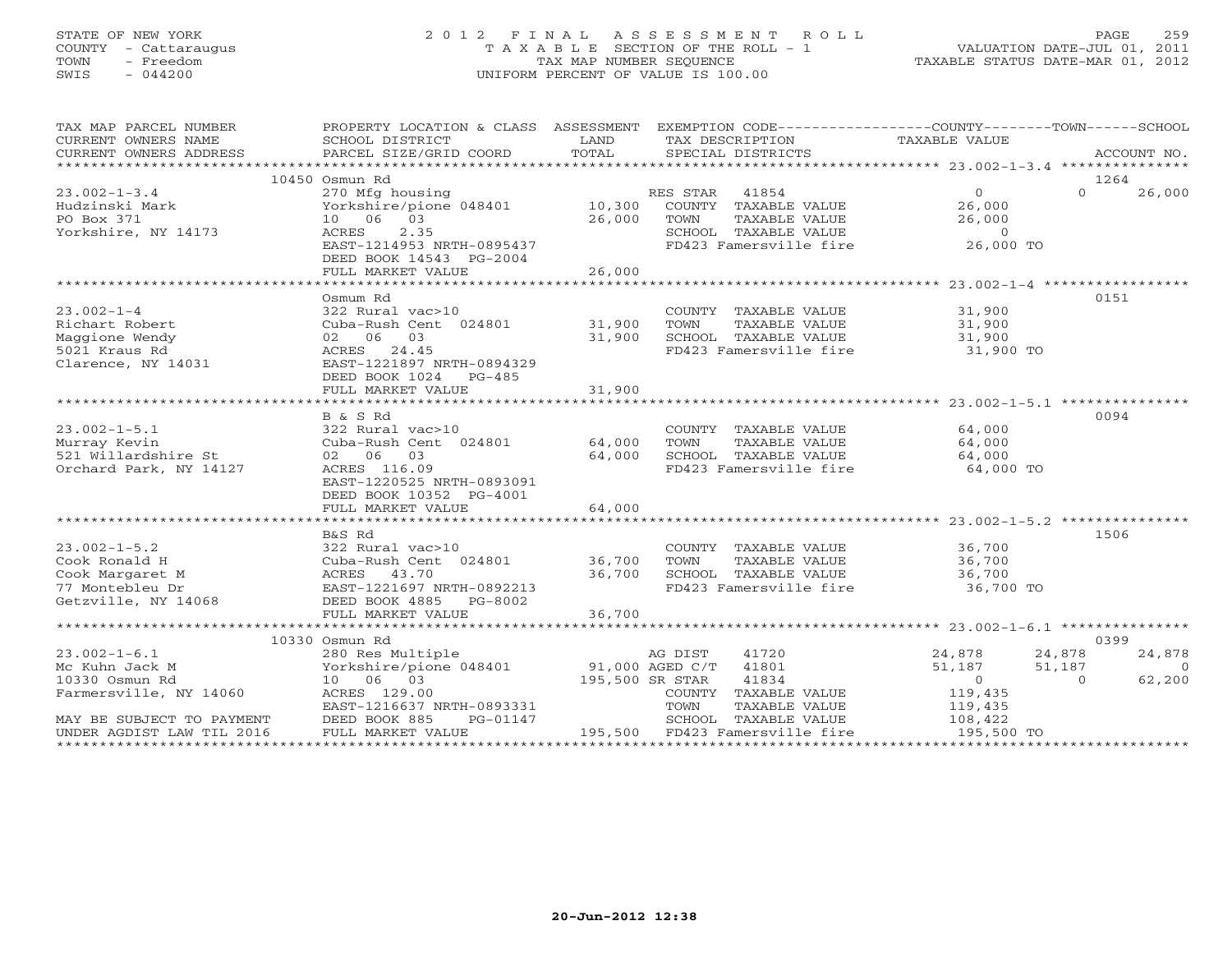STATE OF NEW YORK
COUNTY - Cattaraugus
TOWN - Freedom
SWIS - 044200

# 2012 FINAL ASSESSMENT ROLL

TAXABLE SECTION OF THE ROLL - 1
TAX MAP NUMBER SEQUENCE
UNIFORM PERCENT OF VALUE IS 100.00

VALUATION DATE-JUL 01, 2011
TAXABLE STATUS DATE-MAR 01, 2012

| TAX MAP PARCEL NUMBER / CURRENT OWNERS NAME / CURRENT OWNERS ADDRESS | PROPERTY LOCATION & CLASS / SCHOOL DISTRICT / PARCEL SIZE/GRID COORD | ASSESSMENT LAND / TOTAL | EXEMPTION CODE / TAX DESCRIPTION / SPECIAL DISTRICTS | COUNTY TAXABLE VALUE | TOWN | SCHOOL / ACCOUNT NO. |
|---|---|---|---|---|---|---|
| | 10450 Osmun Rd | | | | | 1264 |
| 23.002-1-3.4 | 270 Mfg housing | | RES STAR 41854 | 0 | 0 | 26,000 |
| Hudzinski Mark | Yorkshire/pione 048401 | 10,300 | COUNTY TAXABLE VALUE | 26,000 | | |
| PO Box 371 | 10 06 03 | 26,000 | TOWN TAXABLE VALUE | 26,000 | | |
| Yorkshire, NY 14173 | ACRES 2.35 | | SCHOOL TAXABLE VALUE | 0 | | |
| | EAST-1214953 NRTH-0895437 | | FD423 Famersville fire | 26,000 TO | | |
| | DEED BOOK 14543 PG-2004 | | | | | |
| | FULL MARKET VALUE | 26,000 | | | | |
| | Osmum Rd | | | | | 0151 |
| 23.002-1-4 | 322 Rural vac>10 | | COUNTY TAXABLE VALUE | 31,900 | | |
| Richart Robert | Cuba-Rush Cent 024801 | 31,900 | TOWN TAXABLE VALUE | 31,900 | | |
| Maggione Wendy | 02 06 03 | 31,900 | SCHOOL TAXABLE VALUE | 31,900 | | |
| 5021 Kraus Rd | ACRES 24.45 | | FD423 Famersville fire | 31,900 TO | | |
| Clarence, NY 14031 | EAST-1221897 NRTH-0894329 | | | | | |
| | DEED BOOK 1024 PG-485 | | | | | |
| | FULL MARKET VALUE | 31,900 | | | | |
| | B & S Rd | | | | | 0094 |
| 23.002-1-5.1 | 322 Rural vac>10 | | COUNTY TAXABLE VALUE | 64,000 | | |
| Murray Kevin | Cuba-Rush Cent 024801 | 64,000 | TOWN TAXABLE VALUE | 64,000 | | |
| 521 Willardshire St | 02 06 03 | 64,000 | SCHOOL TAXABLE VALUE | 64,000 | | |
| Orchard Park, NY 14127 | ACRES 116.09 | | FD423 Famersville fire | 64,000 TO | | |
| | EAST-1220525 NRTH-0893091 | | | | | |
| | DEED BOOK 10352 PG-4001 | | | | | |
| | FULL MARKET VALUE | 64,000 | | | | |
| | B&S Rd | | | | | 1506 |
| 23.002-1-5.2 | 322 Rural vac>10 | | COUNTY TAXABLE VALUE | 36,700 | | |
| Cook Ronald H | Cuba-Rush Cent 024801 | 36,700 | TOWN TAXABLE VALUE | 36,700 | | |
| Cook Margaret M | ACRES 43.70 | 36,700 | SCHOOL TAXABLE VALUE | 36,700 | | |
| 77 Montebleu Dr | EAST-1221697 NRTH-0892213 | | FD423 Famersville fire | 36,700 TO | | |
| Getzville, NY 14068 | DEED BOOK 4885 PG-8002 | | | | | |
| | FULL MARKET VALUE | 36,700 | | | | |
| | 10330 Osmun Rd | | | | | 0399 |
| 23.002-1-6.1 | 280 Res Multiple | | AG DIST 41720 | 24,878 | 24,878 | 24,878 |
| Mc Kuhn Jack M | Yorkshire/pione 048401 | 91,000 | AGED C/T 41801 | 51,187 | 51,187 | 0 |
| 10330 Osmun Rd | 10 06 03 | 195,500 | SR STAR 41834 | 0 | 0 | 62,200 |
| Farmersville, NY 14060 | ACRES 129.00 | | COUNTY TAXABLE VALUE | 119,435 | | |
| | EAST-1216637 NRTH-0893331 | | TOWN TAXABLE VALUE | 119,435 | | |
| MAY BE SUBJECT TO PAYMENT | DEED BOOK 885 PG-01147 | | SCHOOL TAXABLE VALUE | 108,422 | | |
| UNDER AGDIST LAW TIL 2016 | FULL MARKET VALUE | 195,500 | FD423 Famersville fire | 195,500 TO | | |

20-Jun-2012 12:38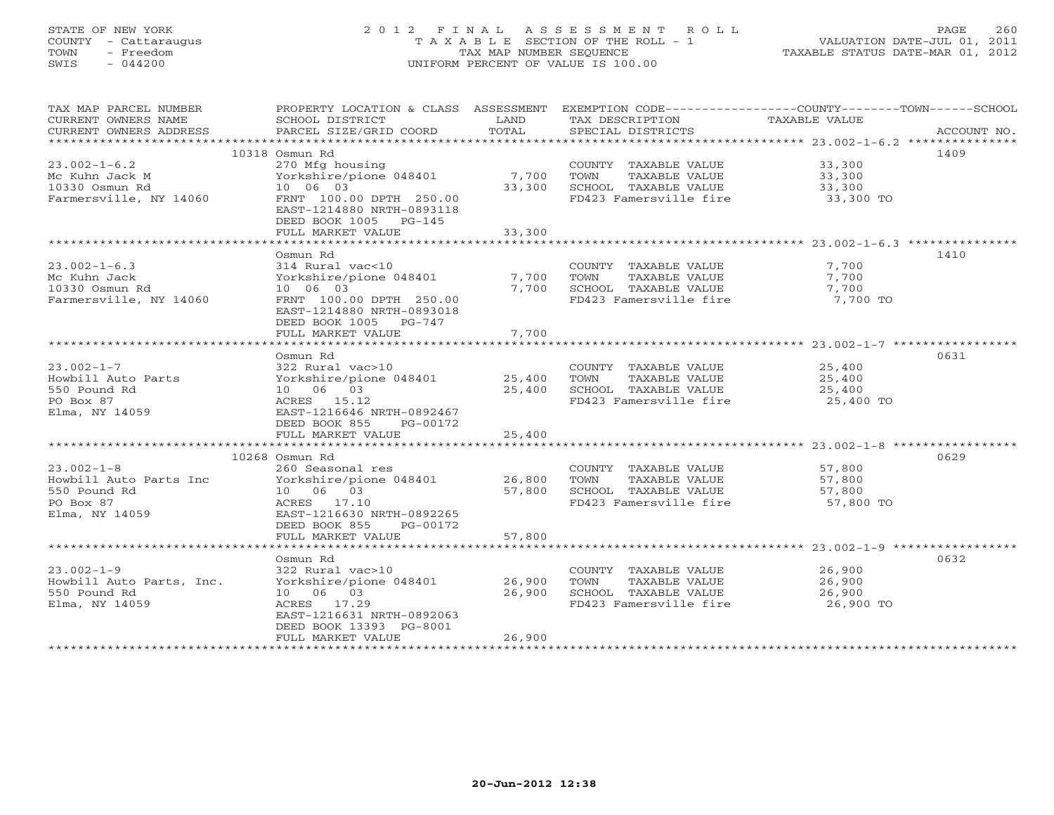STATE OF NEW YORK
COUNTY - Cattaraugus
TOWN - Freedom
SWIS - 044200

2012 FINAL ASSESSMENT ROLL
TAXABLE SECTION OF THE ROLL - 1
TAX MAP NUMBER SEQUENCE
UNIFORM PERCENT OF VALUE IS 100.00

VALUATION DATE-JUL 01, 2011
TAXABLE STATUS DATE-MAR 01, 2012

| TAX MAP PARCEL NUMBER / CURRENT OWNERS NAME / CURRENT OWNERS ADDRESS | PROPERTY LOCATION & CLASS / SCHOOL DISTRICT / PARCEL SIZE/GRID COORD | ASSESSMENT LAND | TOTAL | EXEMPTION CODE / TAX DESCRIPTION / SPECIAL DISTRICTS | TAXABLE VALUE | ACCOUNT NO. |
|---|---|---|---|---|---|---|
| **23.002-1-6.2** | 10318 Osmun Rd | | | | | 1409 |
| Mc Kuhn Jack M | 270 Mfg housing | | | COUNTY TAXABLE VALUE | 33,300 | |
| 10330 Osmun Rd | Yorkshire/pione 048401 | 7,700 | | TOWN TAXABLE VALUE | 33,300 | |
| Farmersville, NY 14060 | 10 06 03 | | 33,300 | SCHOOL TAXABLE VALUE | 33,300 | |
| | FRNT 100.00 DPTH 250.00 | | | FD423 Famersville fire | 33,300 TO | |
| | EAST-1214880 NRTH-0893118 | | | | | |
| | DEED BOOK 1005 PG-145 | | | | | |
| | FULL MARKET VALUE | | 33,300 | | | |
| **23.002-1-6.3** | Osmun Rd | | | | | 1410 |
| Mc Kuhn Jack | 314 Rural vac<10 | | | COUNTY TAXABLE VALUE | 7,700 | |
| 10330 Osmun Rd | Yorkshire/pione 048401 | 7,700 | | TOWN TAXABLE VALUE | 7,700 | |
| Farmersville, NY 14060 | 10 06 03 | | 7,700 | SCHOOL TAXABLE VALUE | 7,700 | |
| | FRNT 100.00 DPTH 250.00 | | | FD423 Famersville fire | 7,700 TO | |
| | EAST-1214880 NRTH-0893018 | | | | | |
| | DEED BOOK 1005 PG-747 | | | | | |
| | FULL MARKET VALUE | | 7,700 | | | |
| **23.002-1-7** | Osmun Rd | | | | | 0631 |
| Howbill Auto Parts | 322 Rural vac>10 | | | COUNTY TAXABLE VALUE | 25,400 | |
| 550 Pound Rd | Yorkshire/pione 048401 | 25,400 | | TOWN TAXABLE VALUE | 25,400 | |
| PO Box 87 | 10 06 03 | | 25,400 | SCHOOL TAXABLE VALUE | 25,400 | |
| Elma, NY 14059 | ACRES 15.12 | | | FD423 Famersville fire | 25,400 TO | |
| | EAST-1216646 NRTH-0892467 | | | | | |
| | DEED BOOK 855 PG-00172 | | | | | |
| | FULL MARKET VALUE | | 25,400 | | | |
| **23.002-1-8** | 10268 Osmun Rd | | | | | 0629 |
| Howbill Auto Parts Inc | 260 Seasonal res | | | COUNTY TAXABLE VALUE | 57,800 | |
| 550 Pound Rd | Yorkshire/pione 048401 | 26,800 | | TOWN TAXABLE VALUE | 57,800 | |
| PO Box 87 | 10 06 03 | | 57,800 | SCHOOL TAXABLE VALUE | 57,800 | |
| Elma, NY 14059 | ACRES 17.10 | | | FD423 Famersville fire | 57,800 TO | |
| | EAST-1216630 NRTH-0892265 | | | | | |
| | DEED BOOK 855 PG-00172 | | | | | |
| | FULL MARKET VALUE | | 57,800 | | | |
| **23.002-1-9** | Osmun Rd | | | | | 0632 |
| Howbill Auto Parts, Inc. | 322 Rural vac>10 | | | COUNTY TAXABLE VALUE | 26,900 | |
| 550 Pound Rd | Yorkshire/pione 048401 | 26,900 | | TOWN TAXABLE VALUE | 26,900 | |
| Elma, NY 14059 | 10 06 03 | | 26,900 | SCHOOL TAXABLE VALUE | 26,900 | |
| | ACRES 17.29 | | | FD423 Famersville fire | 26,900 TO | |
| | EAST-1216631 NRTH-0892063 | | | | | |
| | DEED BOOK 13393 PG-8001 | | | | | |
| | FULL MARKET VALUE | | 26,900 | | | |

20-Jun-2012 12:38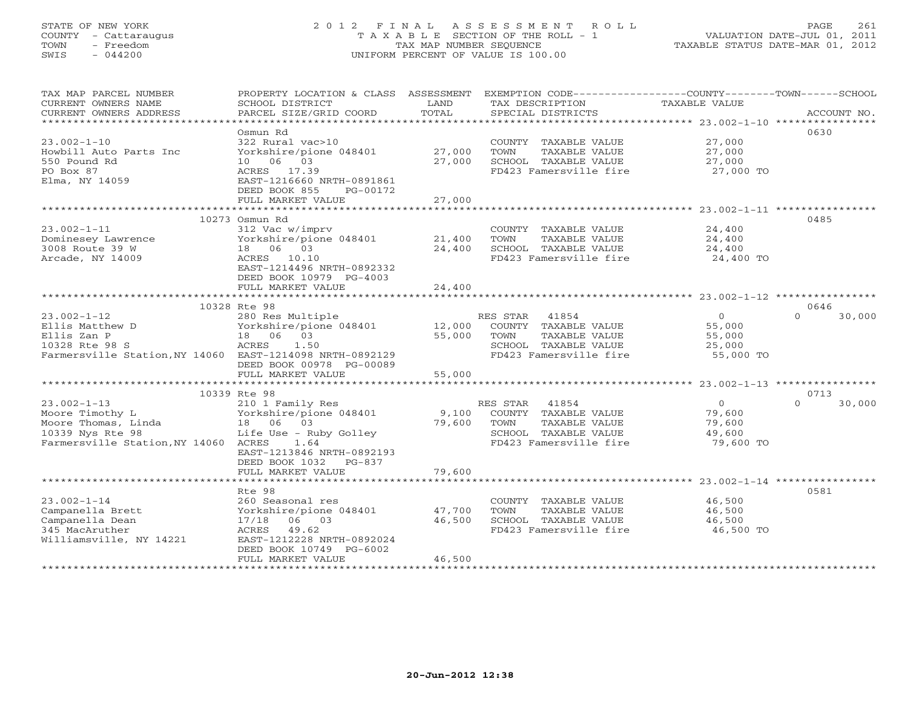STATE OF NEW YORK
COUNTY - Cattaraugus
TOWN - Freedom
SWIS - 044200

2012 FINAL ASSESSMENT ROLL
TAXABLE SECTION OF THE ROLL - 1
TAX MAP NUMBER SEQUENCE
UNIFORM PERCENT OF VALUE IS 100.00

VALUATION DATE-JUL 01, 2011
TAXABLE STATUS DATE-MAR 01, 2012

| TAX MAP PARCEL NUMBER / CURRENT OWNERS NAME / CURRENT OWNERS ADDRESS | PROPERTY LOCATION & CLASS / SCHOOL DISTRICT / PARCEL SIZE/GRID COORD | ASSESSMENT LAND | TOTAL | EXEMPTION CODE / TAX DESCRIPTION / SPECIAL DISTRICTS | COUNTY / TOWN TAXABLE VALUE | SCHOOL | ACCOUNT NO. |
|---|---|---|---|---|---|---|---|
| | Osmun Rd | | | | | | 0630 |
| 23.002-1-10 | 322 Rural vac>10 | | | COUNTY TAXABLE VALUE | 27,000 | | |
| Howbill Auto Parts Inc | Yorkshire/pione 048401 | 27,000 | | TOWN TAXABLE VALUE | 27,000 | | |
| 550 Pound Rd | 10 06 03 | | 27,000 | SCHOOL TAXABLE VALUE | 27,000 | | |
| PO Box 87 | ACRES 17.39 | | | FD423 Famersville fire | 27,000 TO | | |
| Elma, NY 14059 | EAST-1216660 NRTH-0891861 | | | | | | |
| | DEED BOOK 855 PG-00172 | | | | | | |
| | FULL MARKET VALUE | | 27,000 | | | | |
| | 10273 Osmun Rd | | | | | | 0485 |
| 23.002-1-11 | 312 Vac w/imprv | | | COUNTY TAXABLE VALUE | 24,400 | | |
| Dominesey Lawrence | Yorkshire/pione 048401 | 21,400 | | TOWN TAXABLE VALUE | 24,400 | | |
| 3008 Route 39 W | 18 06 03 | | 24,400 | SCHOOL TAXABLE VALUE | 24,400 | | |
| Arcade, NY 14009 | ACRES 10.10 | | | FD423 Famersville fire | 24,400 TO | | |
| | EAST-1214496 NRTH-0892332 | | | | | | |
| | DEED BOOK 10979 PG-4003 | | | | | | |
| | FULL MARKET VALUE | | 24,400 | | | | |
| | 10328 Rte 98 | | | | | | 0646 |
| 23.002-1-12 | 280 Res Multiple | | | RES STAR 41854 | 0 | 0 | 30,000 |
| Ellis Matthew D | Yorkshire/pione 048401 | 12,000 | | COUNTY TAXABLE VALUE | 55,000 | | |
| Ellis Zan P | 18 06 03 | | 55,000 | TOWN TAXABLE VALUE | 55,000 | | |
| 10328 Rte 98 S | ACRES 1.50 | | | SCHOOL TAXABLE VALUE | 25,000 | | |
| Farmersville Station,NY 14060 | EAST-1214098 NRTH-0892129 | | | FD423 Famersville fire | 55,000 TO | | |
| | DEED BOOK 00978 PG-00089 | | | | | | |
| | FULL MARKET VALUE | | 55,000 | | | | |
| | 10339 Rte 98 | | | | | | 0713 |
| 23.002-1-13 | 210 1 Family Res | | | RES STAR 41854 | 0 | 0 | 30,000 |
| Moore Timothy L | Yorkshire/pione 048401 | 9,100 | | COUNTY TAXABLE VALUE | 79,600 | | |
| Moore Thomas, Linda | 18 06 03 | | 79,600 | TOWN TAXABLE VALUE | 79,600 | | |
| 10339 Nys Rte 98 | Life Use - Ruby Golley | | | SCHOOL TAXABLE VALUE | 49,600 | | |
| Farmersville Station,NY 14060 | ACRES 1.64 | | | FD423 Famersville fire | 79,600 TO | | |
| | EAST-1213846 NRTH-0892193 | | | | | | |
| | DEED BOOK 1032 PG-837 | | | | | | |
| | FULL MARKET VALUE | | 79,600 | | | | |
| | Rte 98 | | | | | | 0581 |
| 23.002-1-14 | 260 Seasonal res | | | COUNTY TAXABLE VALUE | 46,500 | | |
| Campanella Brett | Yorkshire/pione 048401 | 47,700 | | TOWN TAXABLE VALUE | 46,500 | | |
| Campanella Dean | 17/18 06 03 | | 46,500 | SCHOOL TAXABLE VALUE | 46,500 | | |
| 345 MacAruther | ACRES 49.62 | | | FD423 Famersville fire | 46,500 TO | | |
| Williamsville, NY 14221 | EAST-1212228 NRTH-0892024 | | | | | | |
| | DEED BOOK 10749 PG-6002 | | | | | | |
| | FULL MARKET VALUE | | 46,500 | | | | |

20-Jun-2012 12:38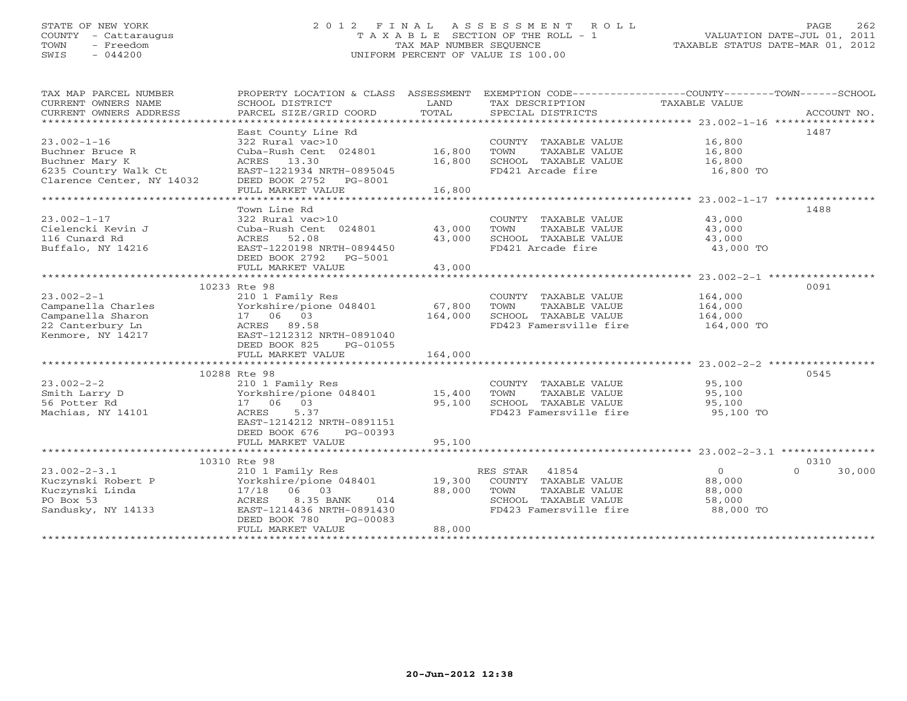STATE OF NEW YORK
COUNTY - Cattaraugus
TOWN - Freedom
SWIS - 044200

# 2012 FINAL ASSESSMENT ROLL
TAXABLE SECTION OF THE ROLL - 1
TAX MAP NUMBER SEQUENCE
UNIFORM PERCENT OF VALUE IS 100.00

VALUATION DATE-JUL 01, 2011
TAXABLE STATUS DATE-MAR 01, 2012

| TAX MAP PARCEL NUMBER / CURRENT OWNERS NAME / CURRENT OWNERS ADDRESS | PROPERTY LOCATION & CLASS / SCHOOL DISTRICT / PARCEL SIZE/GRID COORD | ASSESSMENT LAND | TOTAL | EXEMPTION CODE / TAX DESCRIPTION / SPECIAL DISTRICTS | COUNTY / TOWN / SCHOOL TAXABLE VALUE | ACCOUNT NO. |
|---|---|---|---|---|---|---|
| 23.002-1-16 | East County Line Rd | | | | | 1487 |
| 23.002-1-16 | 322 Rural vac>10 | | | COUNTY TAXABLE VALUE | 16,800 | |
| Buchner Bruce R | Cuba-Rush Cent 024801 | 16,800 | | TOWN TAXABLE VALUE | 16,800 | |
| Buchner Mary K | ACRES 13.30 | | 16,800 | SCHOOL TAXABLE VALUE | 16,800 | |
| 6235 Country Walk Ct | EAST-1221934 NRTH-0895045 | | | FD421 Arcade fire | 16,800 TO | |
| Clarence Center, NY 14032 | DEED BOOK 2752 PG-8001 | | | | | |
| | FULL MARKET VALUE | | 16,800 | | | |
| 23.002-1-17 | Town Line Rd | | | | | 1488 |
| 23.002-1-17 | 322 Rural vac>10 | | | COUNTY TAXABLE VALUE | 43,000 | |
| Cielencki Kevin J | Cuba-Rush Cent 024801 | 43,000 | | TOWN TAXABLE VALUE | 43,000 | |
| 116 Cunard Rd | ACRES 52.08 | | 43,000 | SCHOOL TAXABLE VALUE | 43,000 | |
| Buffalo, NY 14216 | EAST-1220198 NRTH-0894450 | | | FD421 Arcade fire | 43,000 TO | |
| | DEED BOOK 2792 PG-5001 | | | | | |
| | FULL MARKET VALUE | | 43,000 | | | |
| 23.002-2-1 | 10233 Rte 98 | | | | | 0091 |
| 23.002-2-1 | 210 1 Family Res | | | COUNTY TAXABLE VALUE | 164,000 | |
| Campanella Charles | Yorkshire/pione 048401 | 67,800 | | TOWN TAXABLE VALUE | 164,000 | |
| Campanella Sharon | 17 06 03 | | 164,000 | SCHOOL TAXABLE VALUE | 164,000 | |
| 22 Canterbury Ln | ACRES 89.58 | | | FD423 Famersville fire | 164,000 TO | |
| Kenmore, NY 14217 | EAST-1212312 NRTH-0891040 | | | | | |
| | DEED BOOK 825 PG-01055 | | | | | |
| | FULL MARKET VALUE | | 164,000 | | | |
| 23.002-2-2 | 10288 Rte 98 | | | | | 0545 |
| 23.002-2-2 | 210 1 Family Res | | | COUNTY TAXABLE VALUE | 95,100 | |
| Smith Larry D | Yorkshire/pione 048401 | 15,400 | | TOWN TAXABLE VALUE | 95,100 | |
| 56 Potter Rd | 17 06 03 | | 95,100 | SCHOOL TAXABLE VALUE | 95,100 | |
| Machias, NY 14101 | ACRES 5.37 | | | FD423 Famersville fire | 95,100 TO | |
| | EAST-1214212 NRTH-0891151 | | | | | |
| | DEED BOOK 676 PG-00393 | | | | | |
| | FULL MARKET VALUE | | 95,100 | | | |
| 23.002-2-3.1 | 10310 Rte 98 | | | | | 0310 |
| 23.002-2-3.1 | 210 1 Family Res | | | RES STAR 41854 | 0 / 0 / 30,000 | |
| Kuczynski Robert P | Yorkshire/pione 048401 | 19,300 | | COUNTY TAXABLE VALUE | 88,000 | |
| Kuczynski Linda | 17/18 06 03 | | 88,000 | TOWN TAXABLE VALUE | 88,000 | |
| PO Box 53 | ACRES 8.35 BANK 014 | | | SCHOOL TAXABLE VALUE | 58,000 | |
| Sandusky, NY 14133 | EAST-1214436 NRTH-0891430 | | | FD423 Famersville fire | 88,000 TO | |
| | DEED BOOK 780 PG-00083 | | | | | |
| | FULL MARKET VALUE | | 88,000 | | | |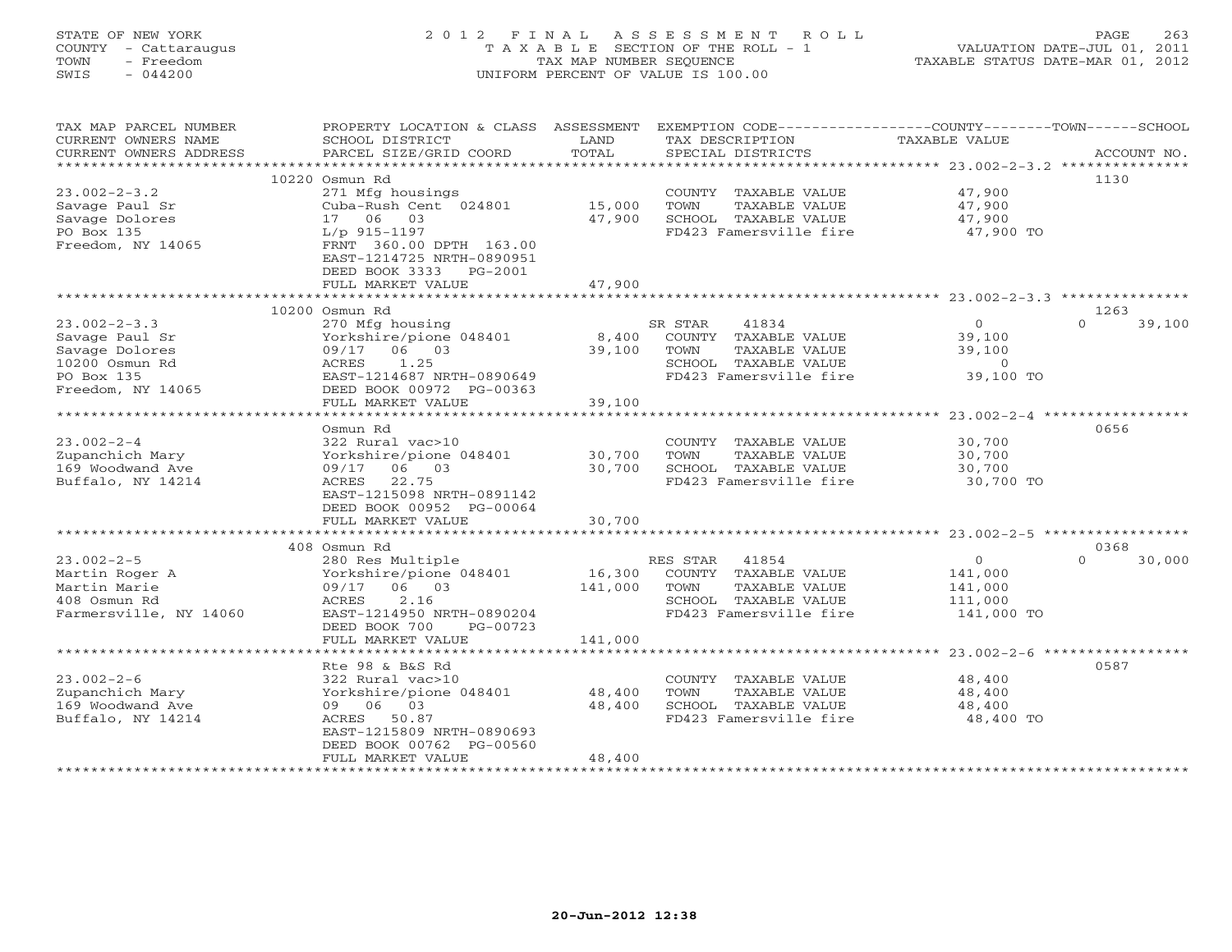STATE OF NEW YORK
COUNTY - Cattaraugus
TOWN - Freedom
SWIS - 044200

# 2012 FINAL ASSESSMENT ROLL

TAXABLE SECTION OF THE ROLL - 1
TAX MAP NUMBER SEQUENCE
UNIFORM PERCENT OF VALUE IS 100.00

VALUATION DATE-JUL 01, 2011
TAXABLE STATUS DATE-MAR 01, 2012

| TAX MAP PARCEL NUMBER / CURRENT OWNERS NAME / CURRENT OWNERS ADDRESS | PROPERTY LOCATION & CLASS / SCHOOL DISTRICT / PARCEL SIZE/GRID COORD | ASSESSMENT LAND | TOTAL | EXEMPTION CODE / TAX DESCRIPTION / SPECIAL DISTRICTS | COUNTY / TOWN TAXABLE VALUE | SCHOOL | ACCOUNT NO. |
|---|---|---|---|---|---|---|---|
| | 10220 Osmun Rd | | | | | | 1130 |
| 23.002-2-3.2 | 271 Mfg housings | | | COUNTY TAXABLE VALUE | 47,900 | | |
| Savage Paul Sr | Cuba-Rush Cent 024801 | 15,000 | | TOWN TAXABLE VALUE | 47,900 | | |
| Savage Dolores | 17 06 03 | | 47,900 | SCHOOL TAXABLE VALUE | 47,900 | | |
| PO Box 135 | L/p 915-1197 | | | FD423 Famersville fire | 47,900 TO | | |
| Freedom, NY 14065 | FRNT 360.00 DPTH 163.00 | | | | | | |
| | EAST-1214725 NRTH-0890951 | | | | | | |
| | DEED BOOK 3333 PG-2001 | | | | | | |
| | FULL MARKET VALUE | | 47,900 | | | | |
| | 10200 Osmun Rd | | | | | | 1263 |
| 23.002-2-3.3 | 270 Mfg housing | | | SR STAR 41834 | 0 | 0 39,100 | |
| Savage Paul Sr | Yorkshire/pione 048401 | 8,400 | | COUNTY TAXABLE VALUE | 39,100 | | |
| Savage Dolores | 09/17 06 03 | | 39,100 | TOWN TAXABLE VALUE | 39,100 | | |
| 10200 Osmun Rd | ACRES 1.25 | | | SCHOOL TAXABLE VALUE | 0 | | |
| PO Box 135 | EAST-1214687 NRTH-0890649 | | | FD423 Famersville fire | 39,100 TO | | |
| Freedom, NY 14065 | DEED BOOK 00972 PG-00363 | | | | | | |
| | FULL MARKET VALUE | | 39,100 | | | | |
| | Osmun Rd | | | | | | 0656 |
| 23.002-2-4 | 322 Rural vac>10 | | | COUNTY TAXABLE VALUE | 30,700 | | |
| Zupanchich Mary | Yorkshire/pione 048401 | 30,700 | | TOWN TAXABLE VALUE | 30,700 | | |
| 169 Woodwand Ave | 09/17 06 03 | | 30,700 | SCHOOL TAXABLE VALUE | 30,700 | | |
| Buffalo, NY 14214 | ACRES 22.75 | | | FD423 Famersville fire | 30,700 TO | | |
| | EAST-1215098 NRTH-0891142 | | | | | | |
| | DEED BOOK 00952 PG-00064 | | | | | | |
| | FULL MARKET VALUE | | 30,700 | | | | |
| | 408 Osmun Rd | | | | | | 0368 |
| 23.002-2-5 | 280 Res Multiple | | | RES STAR 41854 | 0 | 0 30,000 | |
| Martin Roger A | Yorkshire/pione 048401 | 16,300 | | COUNTY TAXABLE VALUE | 141,000 | | |
| Martin Marie | 09/17 06 03 | | 141,000 | TOWN TAXABLE VALUE | 141,000 | | |
| 408 Osmun Rd | ACRES 2.16 | | | SCHOOL TAXABLE VALUE | 111,000 | | |
| Farmersville, NY 14060 | EAST-1214950 NRTH-0890204 | | | FD423 Famersville fire | 141,000 TO | | |
| | DEED BOOK 700 PG-00723 | | | | | | |
| | FULL MARKET VALUE | | 141,000 | | | | |
| | Rte 98 & B&S Rd | | | | | | 0587 |
| 23.002-2-6 | 322 Rural vac>10 | | | COUNTY TAXABLE VALUE | 48,400 | | |
| Zupanchich Mary | Yorkshire/pione 048401 | 48,400 | | TOWN TAXABLE VALUE | 48,400 | | |
| 169 Woodwand Ave | 09 06 03 | | 48,400 | SCHOOL TAXABLE VALUE | 48,400 | | |
| Buffalo, NY 14214 | ACRES 50.87 | | | FD423 Famersville fire | 48,400 TO | | |
| | EAST-1215809 NRTH-0890693 | | | | | | |
| | DEED BOOK 00762 PG-00560 | | | | | | |
| | FULL MARKET VALUE | | 48,400 | | | | |

20-Jun-2012 12:38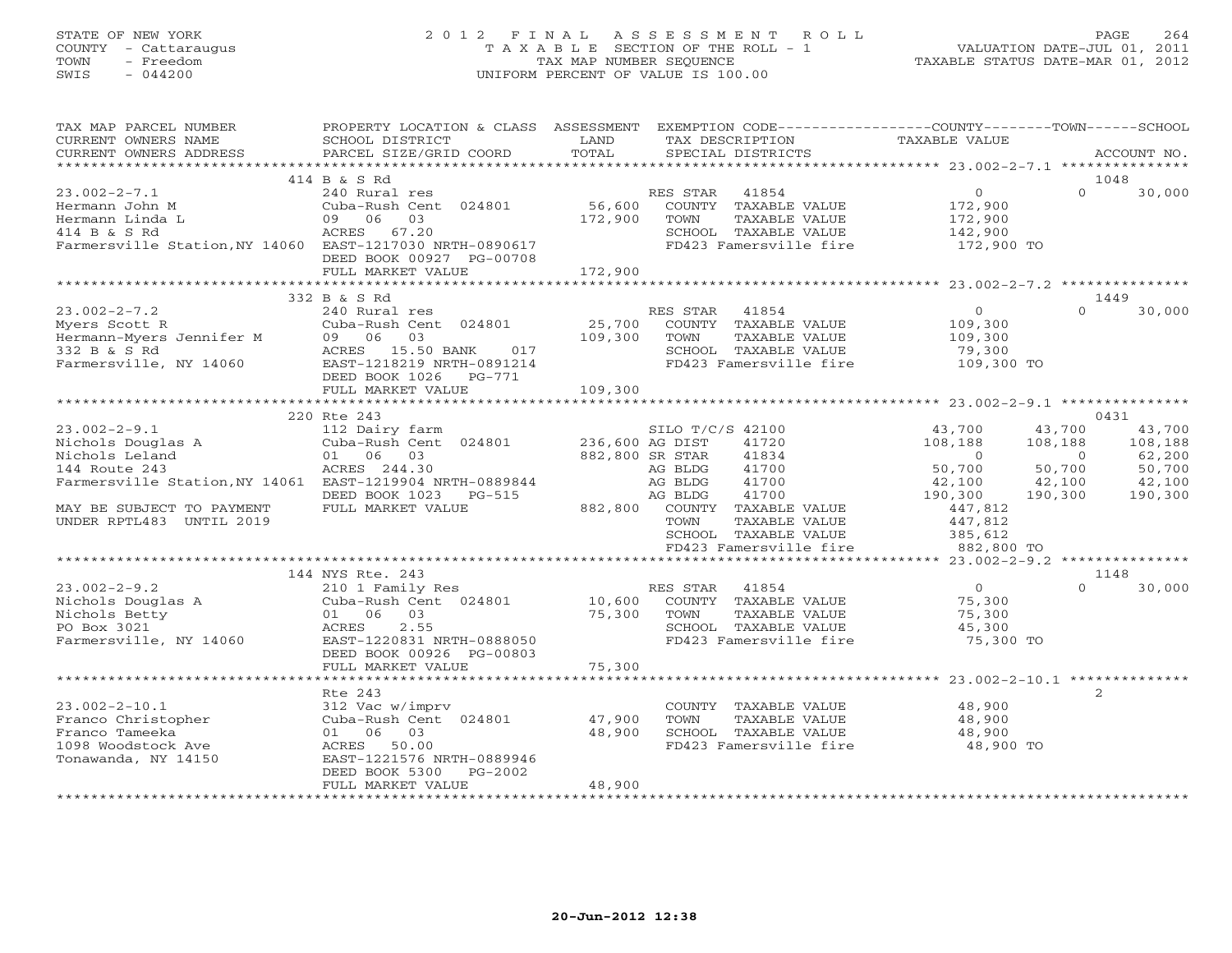STATE OF NEW YORK
COUNTY - Cattaraugus
TOWN - Freedom
SWIS - 044200

# 2012 FINAL ASSESSMENT ROLL

TAXABLE SECTION OF THE ROLL - 1
TAX MAP NUMBER SEQUENCE
UNIFORM PERCENT OF VALUE IS 100.00

VALUATION DATE-JUL 01, 2011
TAXABLE STATUS DATE-MAR 01, 2012

| TAX MAP PARCEL NUMBER / CURRENT OWNERS NAME / CURRENT OWNERS ADDRESS | PROPERTY LOCATION & CLASS / SCHOOL DISTRICT / PARCEL SIZE/GRID COORD | ASSESSMENT LAND / TOTAL | EXEMPTION CODE / TAX DESCRIPTION / SPECIAL DISTRICTS | COUNTY TAXABLE VALUE | TOWN | SCHOOL / ACCOUNT NO. |
|---|---|---|---|---|---|---|
| **23.002-2-7.1** | 414 B & S Rd | | | | | 1048 |
| 23.002-2-7.1 | 240 Rural res | | RES STAR 41854 | 0 | 0 | 30,000 |
| Hermann John M | Cuba-Rush Cent 024801 | 56,600 | COUNTY TAXABLE VALUE | 172,900 | | |
| Hermann Linda L | 09 06 03 | 172,900 | TOWN TAXABLE VALUE | 172,900 | | |
| 414 B & S Rd | ACRES 67.20 | | SCHOOL TAXABLE VALUE | 142,900 | | |
| Farmersville Station,NY 14060 | EAST-1217030 NRTH-0890617 | | FD423 Famersville fire | 172,900 TO | | |
| | DEED BOOK 00927 PG-00708 | | | | | |
| | FULL MARKET VALUE | 172,900 | | | | |
| **23.002-2-7.2** | 332 B & S Rd | | | | | 1449 |
| 23.002-2-7.2 | 240 Rural res | | RES STAR 41854 | 0 | 0 | 30,000 |
| Myers Scott R | Cuba-Rush Cent 024801 | 25,700 | COUNTY TAXABLE VALUE | 109,300 | | |
| Hermann-Myers Jennifer M | 09 06 03 | 109,300 | TOWN TAXABLE VALUE | 109,300 | | |
| 332 B & S Rd | ACRES 15.50 BANK 017 | | SCHOOL TAXABLE VALUE | 79,300 | | |
| Farmersville, NY 14060 | EAST-1218219 NRTH-0891214 | | FD423 Famersville fire | 109,300 TO | | |
| | DEED BOOK 1026 PG-771 | | | | | |
| | FULL MARKET VALUE | 109,300 | | | | |
| **23.002-2-9.1** | 220 Rte 243 | | | | | 0431 |
| 23.002-2-9.1 | 112 Dairy farm | | SILO T/C/S 42100 | 43,700 | 43,700 | 43,700 |
| Nichols Douglas A | Cuba-Rush Cent 024801 | 236,600 | AG DIST 41720 | 108,188 | 108,188 | 108,188 |
| Nichols Leland | 01 06 03 | 882,800 | SR STAR 41834 | 0 | 0 | 62,200 |
| 144 Route 243 | ACRES 244.30 | | AG BLDG 41700 | 50,700 | 50,700 | 50,700 |
| Farmersville Station,NY 14061 | EAST-1219904 NRTH-0889844 | | AG BLDG 41700 | 42,100 | 42,100 | 42,100 |
| | DEED BOOK 1023 PG-515 | | AG BLDG 41700 | 190,300 | 190,300 | 190,300 |
| MAY BE SUBJECT TO PAYMENT | FULL MARKET VALUE | 882,800 | COUNTY TAXABLE VALUE | 447,812 | | |
| UNDER RPTL483 UNTIL 2019 | | | TOWN TAXABLE VALUE | 447,812 | | |
| | | | SCHOOL TAXABLE VALUE | 385,612 | | |
| | | | FD423 Famersville fire | 882,800 TO | | |
| **23.002-2-9.2** | 144 NYS Rte. 243 | | | | | 1148 |
| 23.002-2-9.2 | 210 1 Family Res | | RES STAR 41854 | 0 | 0 | 30,000 |
| Nichols Douglas A | Cuba-Rush Cent 024801 | 10,600 | COUNTY TAXABLE VALUE | 75,300 | | |
| Nichols Betty | 01 06 03 | 75,300 | TOWN TAXABLE VALUE | 75,300 | | |
| PO Box 3021 | ACRES 2.55 | | SCHOOL TAXABLE VALUE | 45,300 | | |
| Farmersville, NY 14060 | EAST-1220831 NRTH-0888050 | | FD423 Famersville fire | 75,300 TO | | |
| | DEED BOOK 00926 PG-00803 | | | | | |
| | FULL MARKET VALUE | 75,300 | | | | |
| **23.002-2-10.1** | Rte 243 | | | | | 2 |
| 23.002-2-10.1 | 312 Vac w/imprv | | COUNTY TAXABLE VALUE | 48,900 | | |
| Franco Christopher | Cuba-Rush Cent 024801 | 47,900 | TOWN TAXABLE VALUE | 48,900 | | |
| Franco Tameeka | 01 06 03 | 48,900 | SCHOOL TAXABLE VALUE | 48,900 | | |
| 1098 Woodstock Ave | ACRES 50.00 | | FD423 Famersville fire | 48,900 TO | | |
| Tonawanda, NY 14150 | EAST-1221576 NRTH-0889946 | | | | | |
| | DEED BOOK 5300 PG-2002 | | | | | |
| | FULL MARKET VALUE | 48,900 | | | | |

20-Jun-2012 12:38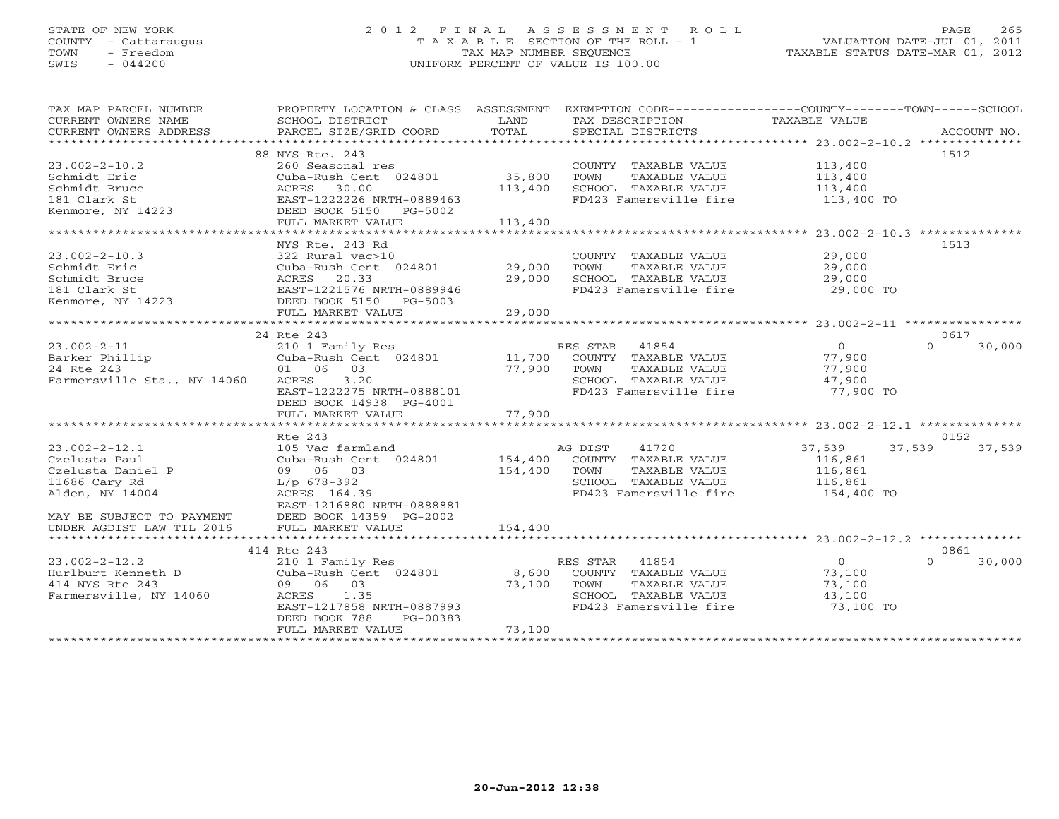STATE OF NEW YORK
COUNTY - Cattaraugus
TOWN - Freedom
SWIS - 044200

# 2012 FINAL ASSESSMENT ROLL
TAXABLE SECTION OF THE ROLL - 1
TAX MAP NUMBER SEQUENCE
UNIFORM PERCENT OF VALUE IS 100.00

VALUATION DATE-JUL 01, 2011
TAXABLE STATUS DATE-MAR 01, 2012

| TAX MAP PARCEL NUMBER / CURRENT OWNERS NAME / CURRENT OWNERS ADDRESS | PROPERTY LOCATION & CLASS / SCHOOL DISTRICT / PARCEL SIZE/GRID COORD | ASSESSMENT LAND | TOTAL | EXEMPTION CODE / TAX DESCRIPTION / SPECIAL DISTRICTS | COUNTY TAXABLE VALUE | TOWN | SCHOOL | ACCOUNT NO. |
|---|---|---|---|---|---|---|---|---|
| | 88 NYS Rte. 243 | | | | | | | 1512 |
| 23.002-2-10.2 | 260 Seasonal res | | | COUNTY TAXABLE VALUE | 113,400 | | | |
| Schmidt Eric | Cuba-Rush Cent 024801 | 35,800 | | TOWN TAXABLE VALUE | 113,400 | | | |
| Schmidt Bruce | ACRES 30.00 | | 113,400 | SCHOOL TAXABLE VALUE | 113,400 | | | |
| 181 Clark St | EAST-1222226 NRTH-0889463 | | | FD423 Famersville fire | 113,400 TO | | | |
| Kenmore, NY 14223 | DEED BOOK 5150 PG-5002 | | | | | | | |
| | FULL MARKET VALUE | | 113,400 | | | | | |
| | NYS Rte. 243 Rd | | | | | | | 1513 |
| 23.002-2-10.3 | 322 Rural vac>10 | | | COUNTY TAXABLE VALUE | 29,000 | | | |
| Schmidt Eric | Cuba-Rush Cent 024801 | 29,000 | | TOWN TAXABLE VALUE | 29,000 | | | |
| Schmidt Bruce | ACRES 20.33 | | 29,000 | SCHOOL TAXABLE VALUE | 29,000 | | | |
| 181 Clark St | EAST-1221576 NRTH-0889946 | | | FD423 Famersville fire | 29,000 TO | | | |
| Kenmore, NY 14223 | DEED BOOK 5150 PG-5003 | | | | | | | |
| | FULL MARKET VALUE | | 29,000 | | | | | |
| | 24 Rte 243 | | | | | | | 0617 |
| 23.002-2-11 | 210 1 Family Res | | | RES STAR 41854 | 0 | 0 | 30,000 | |
| Barker Phillip | Cuba-Rush Cent 024801 | 11,700 | | COUNTY TAXABLE VALUE | 77,900 | | | |
| 24 Rte 243 | 01 06 03 | | 77,900 | TOWN TAXABLE VALUE | 77,900 | | | |
| Farmersville Sta., NY 14060 | ACRES 3.20 | | | SCHOOL TAXABLE VALUE | 47,900 | | | |
| | EAST-1222275 NRTH-0888101 | | | FD423 Famersville fire | 77,900 TO | | | |
| | DEED BOOK 14938 PG-4001 | | | | | | | |
| | FULL MARKET VALUE | | 77,900 | | | | | |
| | Rte 243 | | | | | | | 0152 |
| 23.002-2-12.1 | 105 Vac farmland | | | AG DIST 41720 | 37,539 | 37,539 | 37,539 | |
| Czelusta Paul | Cuba-Rush Cent 024801 | 154,400 | | COUNTY TAXABLE VALUE | 116,861 | | | |
| Czelusta Daniel P | 09 06 03 | | 154,400 | TOWN TAXABLE VALUE | 116,861 | | | |
| 11686 Cary Rd | L/p 678-392 | | | SCHOOL TAXABLE VALUE | 116,861 | | | |
| Alden, NY 14004 | ACRES 164.39 | | | FD423 Famersville fire | 154,400 TO | | | |
| | EAST-1216880 NRTH-0888881 | | | | | | | |
| MAY BE SUBJECT TO PAYMENT | DEED BOOK 14359 PG-2002 | | | | | | | |
| UNDER AGDIST LAW TIL 2016 | FULL MARKET VALUE | | 154,400 | | | | | |
| | 414 Rte 243 | | | | | | | 0861 |
| 23.002-2-12.2 | 210 1 Family Res | | | RES STAR 41854 | 0 | 0 | 30,000 | |
| Hurlburt Kenneth D | Cuba-Rush Cent 024801 | 8,600 | | COUNTY TAXABLE VALUE | 73,100 | | | |
| 414 NYS Rte 243 | 09 06 03 | | 73,100 | TOWN TAXABLE VALUE | 73,100 | | | |
| Farmersville, NY 14060 | ACRES 1.35 | | | SCHOOL TAXABLE VALUE | 43,100 | | | |
| | EAST-1217858 NRTH-0887993 | | | FD423 Famersville fire | 73,100 TO | | | |
| | DEED BOOK 788 PG-00383 | | | | | | | |
| | FULL MARKET VALUE | | 73,100 | | | | | |

20-Jun-2012 12:38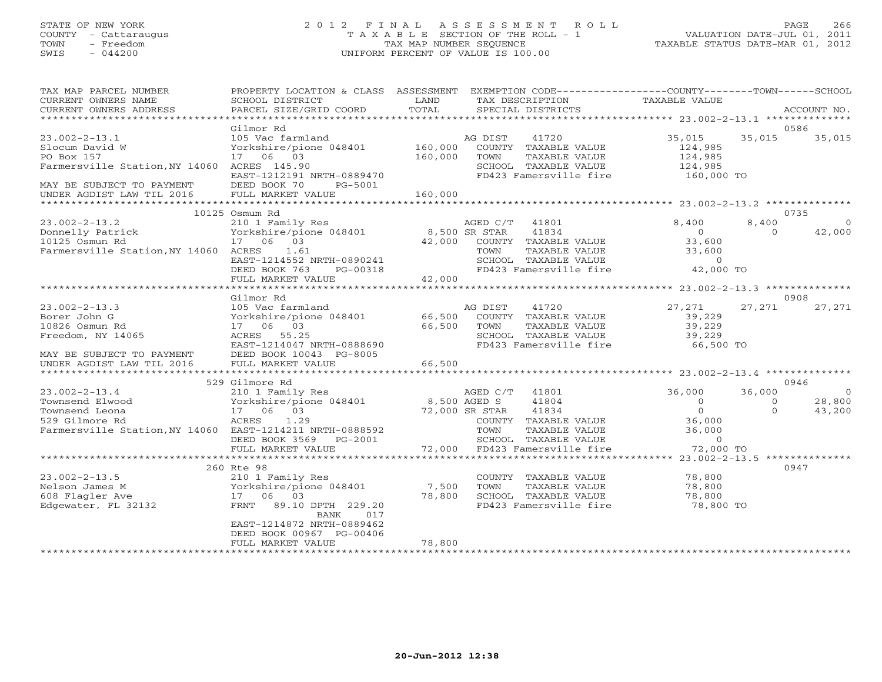STATE OF NEW YORK
COUNTY - Cattaraugus
TOWN - Freedom
SWIS - 044200

# 2012 FINAL ASSESSMENT ROLL
TAXABLE SECTION OF THE ROLL - 1
TAX MAP NUMBER SEQUENCE
UNIFORM PERCENT OF VALUE IS 100.00

VALUATION DATE-JUL 01, 2011
TAXABLE STATUS DATE-MAR 01, 2012

| TAX MAP PARCEL NUMBER / CURRENT OWNERS NAME / CURRENT OWNERS ADDRESS | PROPERTY LOCATION & CLASS / SCHOOL DISTRICT / PARCEL SIZE/GRID COORD | ASSESSMENT LAND / TOTAL | EXEMPTION CODE / TAX DESCRIPTION / SPECIAL DISTRICTS | COUNTY TAXABLE VALUE | TOWN | SCHOOL | ACCOUNT NO. |
|---|---|---|---|---|---|---|---|
| 23.002-2-13.1 | Gilmor Rd | | | | | | 0586 |
| Slocum David W | 105 Vac farmland | | AG DIST 41720 | 35,015 | 35,015 | 35,015 | |
| PO Box 157 | Yorkshire/pione 048401 | 160,000 | COUNTY TAXABLE VALUE | 124,985 | | | |
| Farmersville Station,NY 14060 | 17 06 03 | 160,000 | TOWN TAXABLE VALUE | 124,985 | | | |
| | ACRES 145.90 | | SCHOOL TAXABLE VALUE | 124,985 | | | |
| | EAST-1212191 NRTH-0889470 | | FD423 Famersville fire | 160,000 TO | | | |
| MAY BE SUBJECT TO PAYMENT | DEED BOOK 70 PG-5001 | | | | | | |
| UNDER AGDIST LAW TIL 2016 | FULL MARKET VALUE | 160,000 | | | | | |
| 23.002-2-13.2 | 10125 Osmum Rd | | | | | | 0735 |
| Donnelly Patrick | 210 1 Family Res | | AGED C/T 41801 | 8,400 | 8,400 | 0 | |
| 10125 Osmun Rd | Yorkshire/pione 048401 | 8,500 | SR STAR 41834 | 0 | 0 | 42,000 | |
| Farmersville Station,NY 14060 | 17 06 03 | 42,000 | COUNTY TAXABLE VALUE | 33,600 | | | |
| | ACRES 1.61 | | TOWN TAXABLE VALUE | 33,600 | | | |
| | EAST-1214552 NRTH-0890241 | | SCHOOL TAXABLE VALUE | 0 | | | |
| | DEED BOOK 763 PG-00318 | | FD423 Famersville fire | 42,000 TO | | | |
| | FULL MARKET VALUE | 42,000 | | | | | |
| 23.002-2-13.3 | Gilmor Rd | | | | | | 0908 |
| Borer John G | 105 Vac farmland | | AG DIST 41720 | 27,271 | 27,271 | 27,271 | |
| 10826 Osmun Rd | Yorkshire/pione 048401 | 66,500 | COUNTY TAXABLE VALUE | 39,229 | | | |
| Freedom, NY 14065 | 17 06 03 | 66,500 | TOWN TAXABLE VALUE | 39,229 | | | |
| | ACRES 55.25 | | SCHOOL TAXABLE VALUE | 39,229 | | | |
| | EAST-1214047 NRTH-0888690 | | FD423 Famersville fire | 66,500 TO | | | |
| MAY BE SUBJECT TO PAYMENT | DEED BOOK 10043 PG-8005 | | | | | | |
| UNDER AGDIST LAW TIL 2016 | FULL MARKET VALUE | 66,500 | | | | | |
| 23.002-2-13.4 | 529 Gilmore Rd | | | | | | 0946 |
| Townsend Elwood | 210 1 Family Res | | AGED C/T 41801 | 36,000 | 36,000 | 0 | |
| Townsend Leona | Yorkshire/pione 048401 | 8,500 | AGED S 41804 | 0 | 0 | 28,800 | |
| 529 Gilmore Rd | 17 06 03 | 72,000 | SR STAR 41834 | 0 | 0 | 43,200 | |
| Farmersville Station,NY 14060 | ACRES 1.29 | | COUNTY TAXABLE VALUE | 36,000 | | | |
| | EAST-1214211 NRTH-0888592 | | TOWN TAXABLE VALUE | 36,000 | | | |
| | DEED BOOK 3569 PG-2001 | | SCHOOL TAXABLE VALUE | 0 | | | |
| | FULL MARKET VALUE | 72,000 | FD423 Famersville fire | 72,000 TO | | | |
| 23.002-2-13.5 | 260 Rte 98 | | | | | | 0947 |
| Nelson James M | 210 1 Family Res | | COUNTY TAXABLE VALUE | 78,800 | | | |
| 608 Flagler Ave | Yorkshire/pione 048401 | 7,500 | TOWN TAXABLE VALUE | 78,800 | | | |
| Edgewater, FL 32132 | 17 06 03 | 78,800 | SCHOOL TAXABLE VALUE | 78,800 | | | |
| | FRNT 89.10 DPTH 229.20 | | FD423 Famersville fire | 78,800 TO | | | |
| | BANK 017 | | | | | | |
| | EAST-1214872 NRTH-0889462 | | | | | | |
| | DEED BOOK 00967 PG-00406 | | | | | | |
| | FULL MARKET VALUE | 78,800 | | | | | |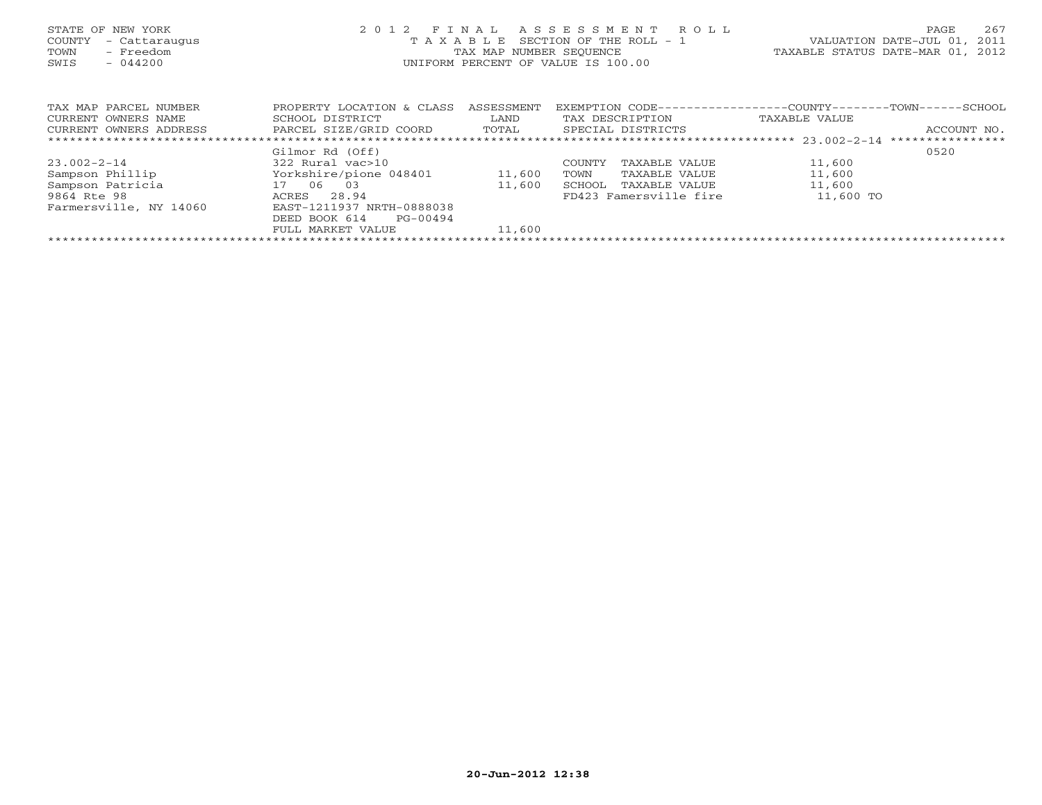STATE OF NEW YORK
COUNTY - Cattaraugus
TOWN - Freedom
SWIS - 044200

2 0 1 2 F I N A L A S S E S S M E N T R O L L
T A X A B L E SECTION OF THE ROLL - 1
TAX MAP NUMBER SEQUENCE
UNIFORM PERCENT OF VALUE IS 100.00

VALUATION DATE-JUL 01, 2011
TAXABLE STATUS DATE-MAR 01, 2012

| TAX MAP PARCEL NUMBER / CURRENT OWNERS NAME / CURRENT OWNERS ADDRESS | PROPERTY LOCATION & CLASS / SCHOOL DISTRICT / PARCEL SIZE/GRID COORD | ASSESSMENT LAND / TOTAL | EXEMPTION CODE / TAX DESCRIPTION / SPECIAL DISTRICTS | COUNTY / TOWN / SCHOOL TAXABLE VALUE | ACCOUNT NO. |
|---|---|---|---|---|---|
| ******** 23.002-2-14 ******** | | | | | |
| | Gilmor Rd (Off) | | | | 0520 |
| 23.002-2-14 | 322 Rural vac>10 | | COUNTY TAXABLE VALUE | 11,600 | |
| Sampson Phillip | Yorkshire/pione 048401 | 11,600 | TOWN TAXABLE VALUE | 11,600 | |
| Sampson Patricia | 17 06 03 | 11,600 | SCHOOL TAXABLE VALUE | 11,600 | |
| 9864 Rte 98 | ACRES 28.94 | | FD423 Famersville fire | 11,600 TO | |
| Farmersville, NY 14060 | EAST-1211937 NRTH-0888038 | | | | |
| | DEED BOOK 614 PG-00494 | | | | |
| | FULL MARKET VALUE | 11,600 | | | |

20-Jun-2012 12:38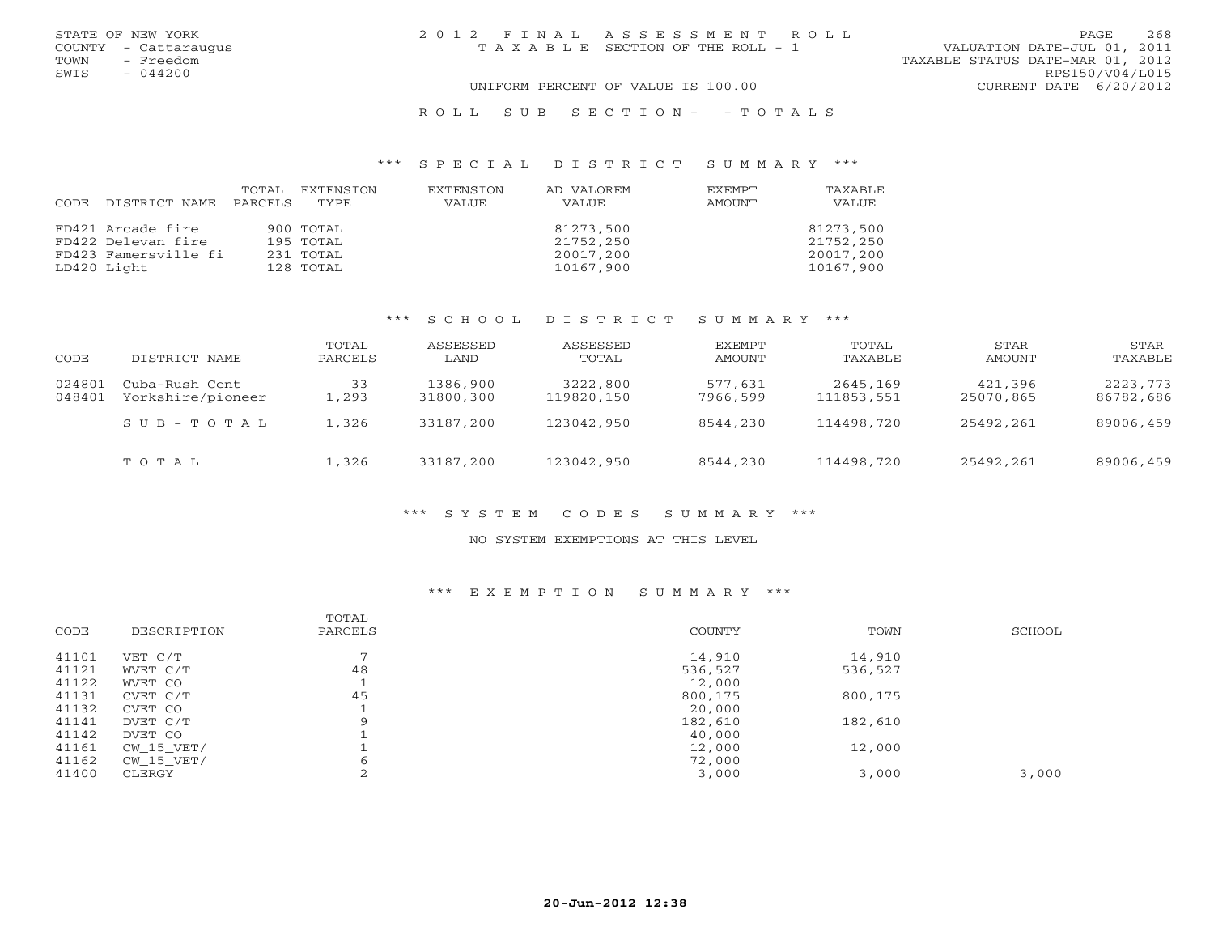STATE OF NEW YORK
COUNTY - Cattaraugus
TOWN - Freedom
SWIS - 044200

# 2012 FINAL ASSESSMENT ROLL
TAXABLE SECTION OF THE ROLL - 1

UNIFORM PERCENT OF VALUE IS 100.00

VALUATION DATE-JUL 01, 2011
TAXABLE STATUS DATE-MAR 01, 2012
RPS150/V04/L015
CURRENT DATE 6/20/2012

## ROLL SUB SECTION- - TOTALS

### *** SPECIAL DISTRICT SUMMARY ***

| CODE | DISTRICT NAME | TOTAL PARCELS | EXTENSION TYPE | EXTENSION VALUE | AD VALOREM VALUE | EXEMPT AMOUNT | TAXABLE VALUE |
|---|---|---|---|---|---|---|---|
| FD421 | Arcade fire | 900 | TOTAL | | 81273,500 | | 81273,500 |
| FD422 | Delevan fire | 195 | TOTAL | | 21752,250 | | 21752,250 |
| FD423 | Famersville fi | 231 | TOTAL | | 20017,200 | | 20017,200 |
| LD420 | Light | 128 | TOTAL | | 10167,900 | | 10167,900 |

### *** SCHOOL DISTRICT SUMMARY ***

| CODE | DISTRICT NAME | TOTAL PARCELS | ASSESSED LAND | ASSESSED TOTAL | EXEMPT AMOUNT | TOTAL TAXABLE | STAR AMOUNT | STAR TAXABLE |
|---|---|---|---|---|---|---|---|---|
| 024801 | Cuba-Rush Cent | 33 | 1386,900 | 3222,800 | 577,631 | 2645,169 | 421,396 | 2223,773 |
| 048401 | Yorkshire/pioneer | 1,293 | 31800,300 | 119820,150 | 7966,599 | 111853,551 | 25070,865 | 86782,686 |
| | SUB-TOTAL | 1,326 | 33187,200 | 123042,950 | 8544,230 | 114498,720 | 25492,261 | 89006,459 |
| | TOTAL | 1,326 | 33187,200 | 123042,950 | 8544,230 | 114498,720 | 25492,261 | 89006,459 |

### *** SYSTEM CODES SUMMARY ***

NO SYSTEM EXEMPTIONS AT THIS LEVEL

### *** EXEMPTION SUMMARY ***

| CODE | DESCRIPTION | TOTAL PARCELS | COUNTY | TOWN | SCHOOL |
|---|---|---|---|---|---|
| 41101 | VET C/T | 7 | 14,910 | 14,910 | |
| 41121 | WVET C/T | 48 | 536,527 | 536,527 | |
| 41122 | WVET CO | 1 | 12,000 | | |
| 41131 | CVET C/T | 45 | 800,175 | 800,175 | |
| 41132 | CVET CO | 1 | 20,000 | | |
| 41141 | DVET C/T | 9 | 182,610 | 182,610 | |
| 41142 | DVET CO | 1 | 40,000 | | |
| 41161 | CW_15_VET/ | 1 | 12,000 | 12,000 | |
| 41162 | CW_15_VET/ | 6 | 72,000 | | |
| 41400 | CLERGY | 2 | 3,000 | 3,000 | 3,000 |

20-Jun-2012 12:38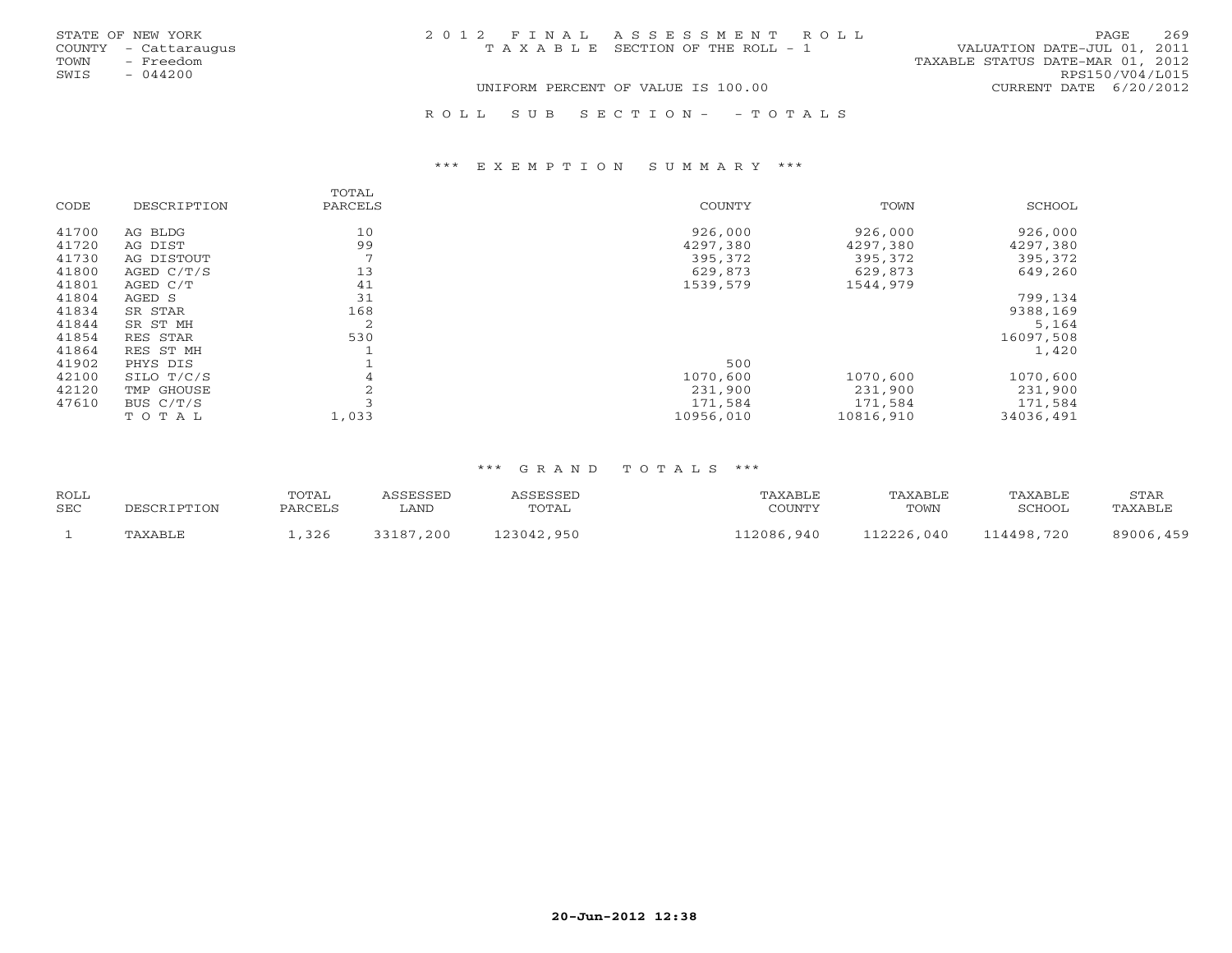STATE OF NEW YORK
COUNTY - Cattaraugus
TOWN - Freedom
SWIS - 044200

2 0 1 2 F I N A L A S S E S S M E N T R O L L
T A X A B L E SECTION OF THE ROLL - 1

UNIFORM PERCENT OF VALUE IS 100.00

VALUATION DATE-JUL 01, 2011
TAXABLE STATUS DATE-MAR 01, 2012
RPS150/V04/L015
CURRENT DATE 6/20/2012

R O L L S U B S E C T I O N - - T O T A L S

*** E X E M P T I O N S U M M A R Y ***

| CODE | DESCRIPTION | TOTAL PARCELS | COUNTY | TOWN | SCHOOL |
|---|---|---|---|---|---|
| 41700 | AG BLDG | 10 | 926,000 | 926,000 | 926,000 |
| 41720 | AG DIST | 99 | 4297,380 | 4297,380 | 4297,380 |
| 41730 | AG DISTOUT | 7 | 395,372 | 395,372 | 395,372 |
| 41800 | AGED C/T/S | 13 | 629,873 | 629,873 | 649,260 |
| 41801 | AGED C/T | 41 | 1539,579 | 1544,979 | |
| 41804 | AGED S | 31 | | | 799,134 |
| 41834 | SR STAR | 168 | | | 9388,169 |
| 41844 | SR ST MH | 2 | | | 5,164 |
| 41854 | RES STAR | 530 | | | 16097,508 |
| 41864 | RES ST MH | 1 | | | 1,420 |
| 41902 | PHYS DIS | 1 | 500 | | |
| 42100 | SILO T/C/S | 4 | 1070,600 | 1070,600 | 1070,600 |
| 42120 | TMP GHOUSE | 2 | 231,900 | 231,900 | 231,900 |
| 47610 | BUS C/T/S | 3 | 171,584 | 171,584 | 171,584 |
| | T O T A L | 1,033 | 10956,010 | 10816,910 | 34036,491 |

*** G R A N D T O T A L S ***

| ROLL SEC | DESCRIPTION | TOTAL PARCELS | ASSESSED LAND | ASSESSED TOTAL | TAXABLE COUNTY | TAXABLE TOWN | TAXABLE SCHOOL | STAR TAXABLE |
|---|---|---|---|---|---|---|---|---|
| 1 | TAXABLE | 1,326 | 33187,200 | 123042,950 | 112086,940 | 112226,040 | 114498,720 | 89006,459 |

20-Jun-2012 12:38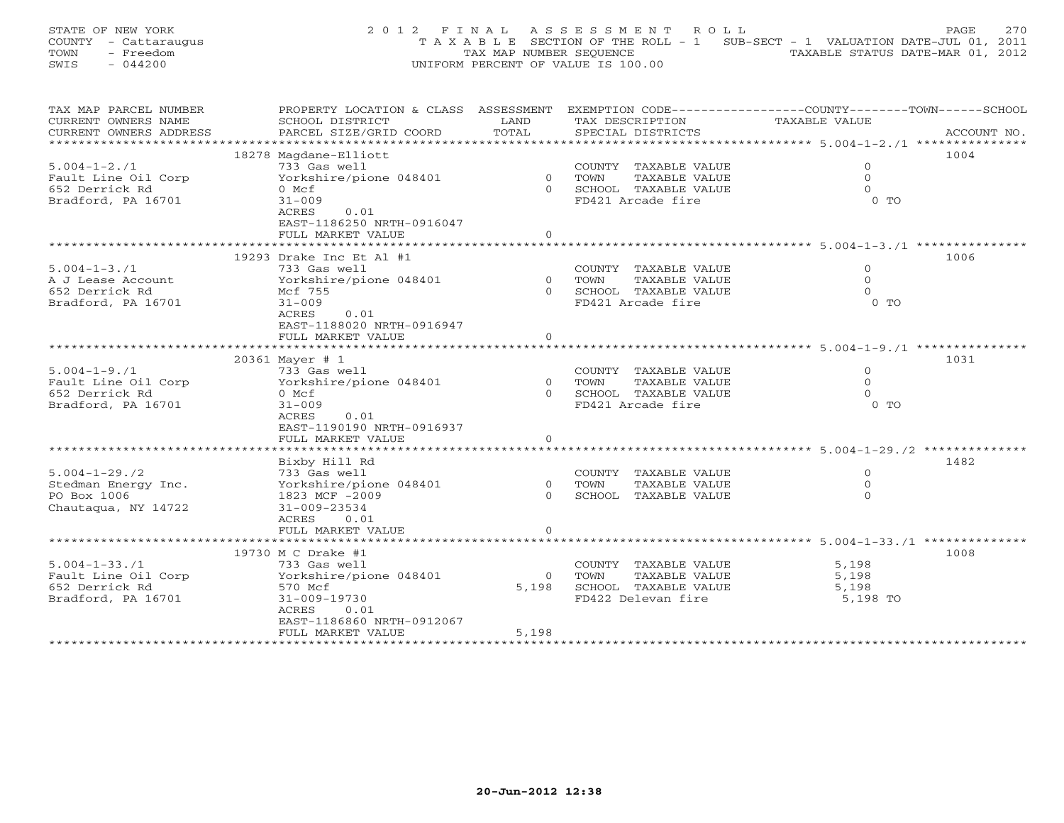STATE OF NEW YORK
COUNTY - Cattaraugus
TOWN - Freedom
SWIS - 044200

2012 FINAL ASSESSMENT ROLL
TAXABLE SECTION OF THE ROLL - 1 SUB-SECT - 1 VALUATION DATE-JUL 01, 2011
TAX MAP NUMBER SEQUENCE TAXABLE STATUS DATE-MAR 01, 2012
UNIFORM PERCENT OF VALUE IS 100.00

| TAX MAP PARCEL NUMBER / CURRENT OWNERS NAME / CURRENT OWNERS ADDRESS | PROPERTY LOCATION & CLASS / SCHOOL DISTRICT / PARCEL SIZE/GRID COORD | ASSESSMENT LAND / TOTAL | EXEMPTION CODE / TAX DESCRIPTION / SPECIAL DISTRICTS | TAXABLE VALUE | ACCOUNT NO. |
|---|---|---|---|---|---|
| 5.004-1-2./1 | 18278 Magdane-Elliott | | | | 1004 |
| | 733 Gas well | | COUNTY TAXABLE VALUE | 0 | |
| Fault Line Oil Corp | Yorkshire/pione 048401 | 0 | TOWN TAXABLE VALUE | 0 | |
| 652 Derrick Rd | 0 Mcf | 0 | SCHOOL TAXABLE VALUE | 0 | |
| Bradford, PA 16701 | 31-009 | | FD421 Arcade fire | 0 TO | |
| | ACRES 0.01 | | | | |
| | EAST-1186250 NRTH-0916047 | | | | |
| | FULL MARKET VALUE | 0 | | | |
| 5.004-1-3./1 | 19293 Drake Inc Et Al #1 | | | | 1006 |
| | 733 Gas well | | COUNTY TAXABLE VALUE | 0 | |
| A J Lease Account | Yorkshire/pione 048401 | 0 | TOWN TAXABLE VALUE | 0 | |
| 652 Derrick Rd | Mcf 755 | 0 | SCHOOL TAXABLE VALUE | 0 | |
| Bradford, PA 16701 | 31-009 | | FD421 Arcade fire | 0 TO | |
| | ACRES 0.01 | | | | |
| | EAST-1188020 NRTH-0916947 | | | | |
| | FULL MARKET VALUE | 0 | | | |
| 5.004-1-9./1 | 20361 Mayer # 1 | | | | 1031 |
| | 733 Gas well | | COUNTY TAXABLE VALUE | 0 | |
| Fault Line Oil Corp | Yorkshire/pione 048401 | 0 | TOWN TAXABLE VALUE | 0 | |
| 652 Derrick Rd | 0 Mcf | 0 | SCHOOL TAXABLE VALUE | 0 | |
| Bradford, PA 16701 | 31-009 | | FD421 Arcade fire | 0 TO | |
| | ACRES 0.01 | | | | |
| | EAST-1190190 NRTH-0916937 | | | | |
| | FULL MARKET VALUE | 0 | | | |
| 5.004-1-29./2 | Bixby Hill Rd | | | | 1482 |
| | 733 Gas well | | COUNTY TAXABLE VALUE | 0 | |
| Stedman Energy Inc. | Yorkshire/pione 048401 | 0 | TOWN TAXABLE VALUE | 0 | |
| PO Box 1006 | 1823 MCF -2009 | 0 | SCHOOL TAXABLE VALUE | 0 | |
| Chautaqua, NY 14722 | 31-009-23534 | | | | |
| | ACRES 0.01 | | | | |
| | FULL MARKET VALUE | 0 | | | |
| 5.004-1-33./1 | 19730 M C Drake #1 | | | | 1008 |
| | 733 Gas well | | COUNTY TAXABLE VALUE | 5,198 | |
| Fault Line Oil Corp | Yorkshire/pione 048401 | 0 | TOWN TAXABLE VALUE | 5,198 | |
| 652 Derrick Rd | 570 Mcf | 5,198 | SCHOOL TAXABLE VALUE | 5,198 | |
| Bradford, PA 16701 | 31-009-19730 | | FD422 Delevan fire | 5,198 TO | |
| | ACRES 0.01 | | | | |
| | EAST-1186860 NRTH-0912067 | | | | |
| | FULL MARKET VALUE | 5,198 | | | |

20-Jun-2012 12:38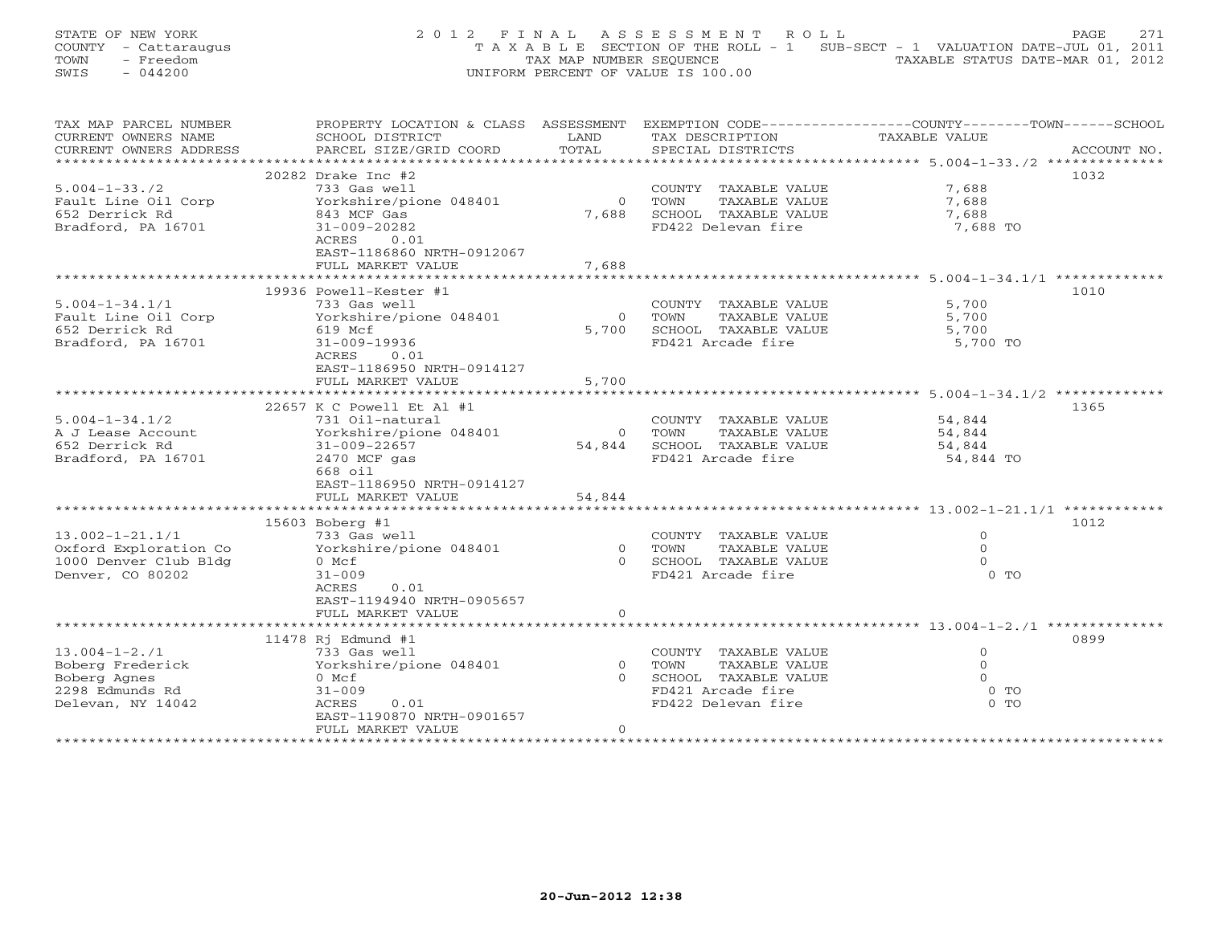STATE OF NEW YORK
COUNTY - Cattaraugus
TOWN - Freedom
SWIS - 044200

# 2012 FINAL ASSESSMENT ROLL

TAXABLE SECTION OF THE ROLL - 1 SUB-SECT - 1 VALUATION DATE-JUL 01, 2011
TAX MAP NUMBER SEQUENCE TAXABLE STATUS DATE-MAR 01, 2012
UNIFORM PERCENT OF VALUE IS 100.00

| TAX MAP PARCEL NUMBER / CURRENT OWNERS NAME / CURRENT OWNERS ADDRESS | PROPERTY LOCATION & CLASS / SCHOOL DISTRICT / PARCEL SIZE/GRID COORD | ASSESSMENT LAND / TOTAL | EXEMPTION CODE / TAX DESCRIPTION / SPECIAL DISTRICTS | COUNTY / TOWN / SCHOOL TAXABLE VALUE | ACCOUNT NO. |
|---|---|---|---|---|---|
| 5.004-1-33./2 | 20282 Drake Inc #2 | | | | 1032 |
| | 733 Gas well | | COUNTY TAXABLE VALUE | 7,688 | |
| Fault Line Oil Corp | Yorkshire/pione 048401 | 0 | TOWN TAXABLE VALUE | 7,688 | |
| 652 Derrick Rd | 843 MCF Gas | 7,688 | SCHOOL TAXABLE VALUE | 7,688 | |
| Bradford, PA 16701 | 31-009-20282 | | FD422 Delevan fire | 7,688 TO | |
| | ACRES 0.01 | | | | |
| | EAST-1186860 NRTH-0912067 | | | | |
| | FULL MARKET VALUE | 7,688 | | | |
| 5.004-1-34.1/1 | 19936 Powell-Kester #1 | | | | 1010 |
| | 733 Gas well | | COUNTY TAXABLE VALUE | 5,700 | |
| Fault Line Oil Corp | Yorkshire/pione 048401 | 0 | TOWN TAXABLE VALUE | 5,700 | |
| 652 Derrick Rd | 619 Mcf | 5,700 | SCHOOL TAXABLE VALUE | 5,700 | |
| Bradford, PA 16701 | 31-009-19936 | | FD421 Arcade fire | 5,700 TO | |
| | ACRES 0.01 | | | | |
| | EAST-1186950 NRTH-0914127 | | | | |
| | FULL MARKET VALUE | 5,700 | | | |
| 5.004-1-34.1/2 | 22657 K C Powell Et Al #1 | | | | 1365 |
| | 731 Oil-natural | | COUNTY TAXABLE VALUE | 54,844 | |
| A J Lease Account | Yorkshire/pione 048401 | 0 | TOWN TAXABLE VALUE | 54,844 | |
| 652 Derrick Rd | 31-009-22657 | 54,844 | SCHOOL TAXABLE VALUE | 54,844 | |
| Bradford, PA 16701 | 2470 MCF gas | | FD421 Arcade fire | 54,844 TO | |
| | 668 oil | | | | |
| | EAST-1186950 NRTH-0914127 | | | | |
| | FULL MARKET VALUE | 54,844 | | | |
| 13.002-1-21.1/1 | 15603 Boberg #1 | | | | 1012 |
| | 733 Gas well | | COUNTY TAXABLE VALUE | 0 | |
| Oxford Exploration Co | Yorkshire/pione 048401 | 0 | TOWN TAXABLE VALUE | 0 | |
| 1000 Denver Club Bldg | 0 Mcf | 0 | SCHOOL TAXABLE VALUE | 0 | |
| Denver, CO 80202 | 31-009 | | FD421 Arcade fire | 0 TO | |
| | ACRES 0.01 | | | | |
| | EAST-1194940 NRTH-0905657 | | | | |
| | FULL MARKET VALUE | 0 | | | |
| 13.004-1-2./1 | 11478 Rj Edmund #1 | | | | 0899 |
| | 733 Gas well | | COUNTY TAXABLE VALUE | 0 | |
| Boberg Frederick | Yorkshire/pione 048401 | 0 | TOWN TAXABLE VALUE | 0 | |
| Boberg Agnes | 0 Mcf | 0 | SCHOOL TAXABLE VALUE | 0 | |
| 2298 Edmunds Rd | 31-009 | | FD421 Arcade fire | 0 TO | |
| Delevan, NY 14042 | ACRES 0.01 | | FD422 Delevan fire | 0 TO | |
| | EAST-1190870 NRTH-0901657 | | | | |
| | FULL MARKET VALUE | 0 | | | |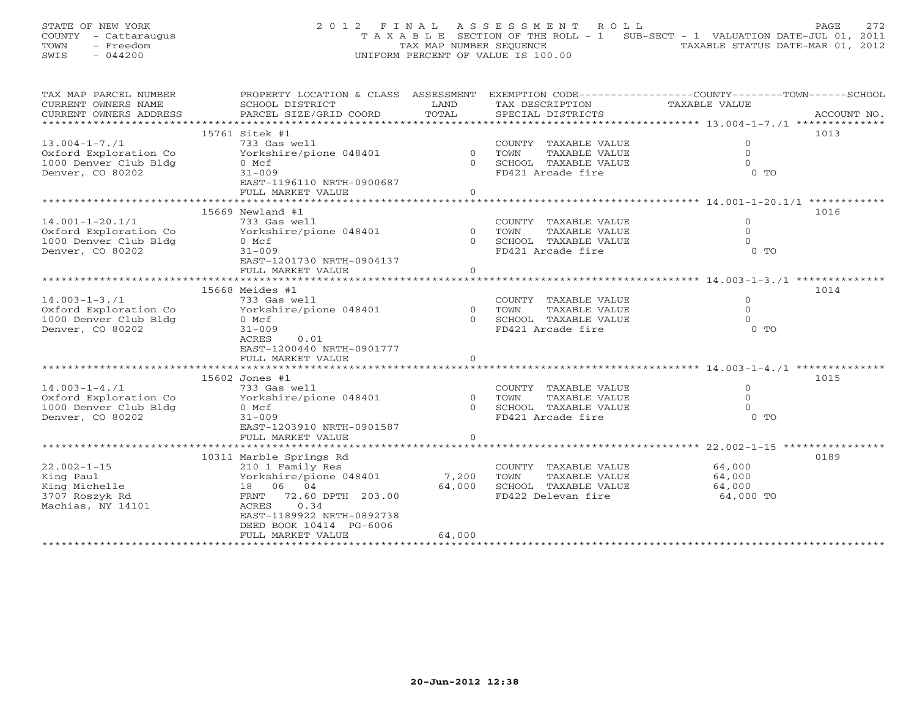STATE OF NEW YORK
COUNTY - Cattaraugus
TOWN - Freedom
SWIS - 044200

# 2012 FINAL ASSESSMENT ROLL

TAXABLE SECTION OF THE ROLL - 1 SUB-SECT - 1 VALUATION DATE-JUL 01, 2011
TAX MAP NUMBER SEQUENCE TAXABLE STATUS DATE-MAR 01, 2012
UNIFORM PERCENT OF VALUE IS 100.00

| TAX MAP PARCEL NUMBER / CURRENT OWNERS NAME / CURRENT OWNERS ADDRESS | PROPERTY LOCATION & CLASS / SCHOOL DISTRICT / PARCEL SIZE/GRID COORD | ASSESSMENT LAND / TOTAL | EXEMPTION CODE / TAX DESCRIPTION / SPECIAL DISTRICTS | COUNTY / TOWN / SCHOOL TAXABLE VALUE | ACCOUNT NO. |
|---|---|---|---|---|---|
| 13.004-1-7./1 | 15761 Sitek #1 | | | | 1013 |
| 13.004-1-7./1 | 733 Gas well | | COUNTY TAXABLE VALUE | 0 | |
| Oxford Exploration Co | Yorkshire/pione 048401 | 0 | TOWN TAXABLE VALUE | 0 | |
| 1000 Denver Club Bldg | 0 Mcf | 0 | SCHOOL TAXABLE VALUE | 0 | |
| Denver, CO 80202 | 31-009 | | FD421 Arcade fire | 0 TO | |
| | EAST-1196110 NRTH-0900687 | | | | |
| | FULL MARKET VALUE | 0 | | | |
| 14.001-1-20.1/1 | 15669 Newland #1 | | | | 1016 |
| 14.001-1-20.1/1 | 733 Gas well | | COUNTY TAXABLE VALUE | 0 | |
| Oxford Exploration Co | Yorkshire/pione 048401 | 0 | TOWN TAXABLE VALUE | 0 | |
| 1000 Denver Club Bldg | 0 Mcf | 0 | SCHOOL TAXABLE VALUE | 0 | |
| Denver, CO 80202 | 31-009 | | FD421 Arcade fire | 0 TO | |
| | EAST-1201730 NRTH-0904137 | | | | |
| | FULL MARKET VALUE | 0 | | | |
| 14.003-1-3./1 | 15668 Meides #1 | | | | 1014 |
| 14.003-1-3./1 | 733 Gas well | | COUNTY TAXABLE VALUE | 0 | |
| Oxford Exploration Co | Yorkshire/pione 048401 | 0 | TOWN TAXABLE VALUE | 0 | |
| 1000 Denver Club Bldg | 0 Mcf | 0 | SCHOOL TAXABLE VALUE | 0 | |
| Denver, CO 80202 | 31-009 | | FD421 Arcade fire | 0 TO | |
| | ACRES 0.01 | | | | |
| | EAST-1200440 NRTH-0901777 | | | | |
| | FULL MARKET VALUE | 0 | | | |
| 14.003-1-4./1 | 15602 Jones #1 | | | | 1015 |
| 14.003-1-4./1 | 733 Gas well | | COUNTY TAXABLE VALUE | 0 | |
| Oxford Exploration Co | Yorkshire/pione 048401 | 0 | TOWN TAXABLE VALUE | 0 | |
| 1000 Denver Club Bldg | 0 Mcf | 0 | SCHOOL TAXABLE VALUE | 0 | |
| Denver, CO 80202 | 31-009 | | FD421 Arcade fire | 0 TO | |
| | EAST-1203910 NRTH-0901587 | | | | |
| | FULL MARKET VALUE | 0 | | | |
| 22.002-1-15 | 10311 Marble Springs Rd | | | | 0189 |
| 22.002-1-15 | 210 1 Family Res | | COUNTY TAXABLE VALUE | 64,000 | |
| King Paul | Yorkshire/pione 048401 | 7,200 | TOWN TAXABLE VALUE | 64,000 | |
| King Michelle | 18 06 04 | 64,000 | SCHOOL TAXABLE VALUE | 64,000 | |
| 3707 Roszyk Rd | FRNT 72.60 DPTH 203.00 | | FD422 Delevan fire | 64,000 TO | |
| Machias, NY 14101 | ACRES 0.34 | | | | |
| | EAST-1189922 NRTH-0892738 | | | | |
| | DEED BOOK 10414 PG-6006 | | | | |
| | FULL MARKET VALUE | 64,000 | | | |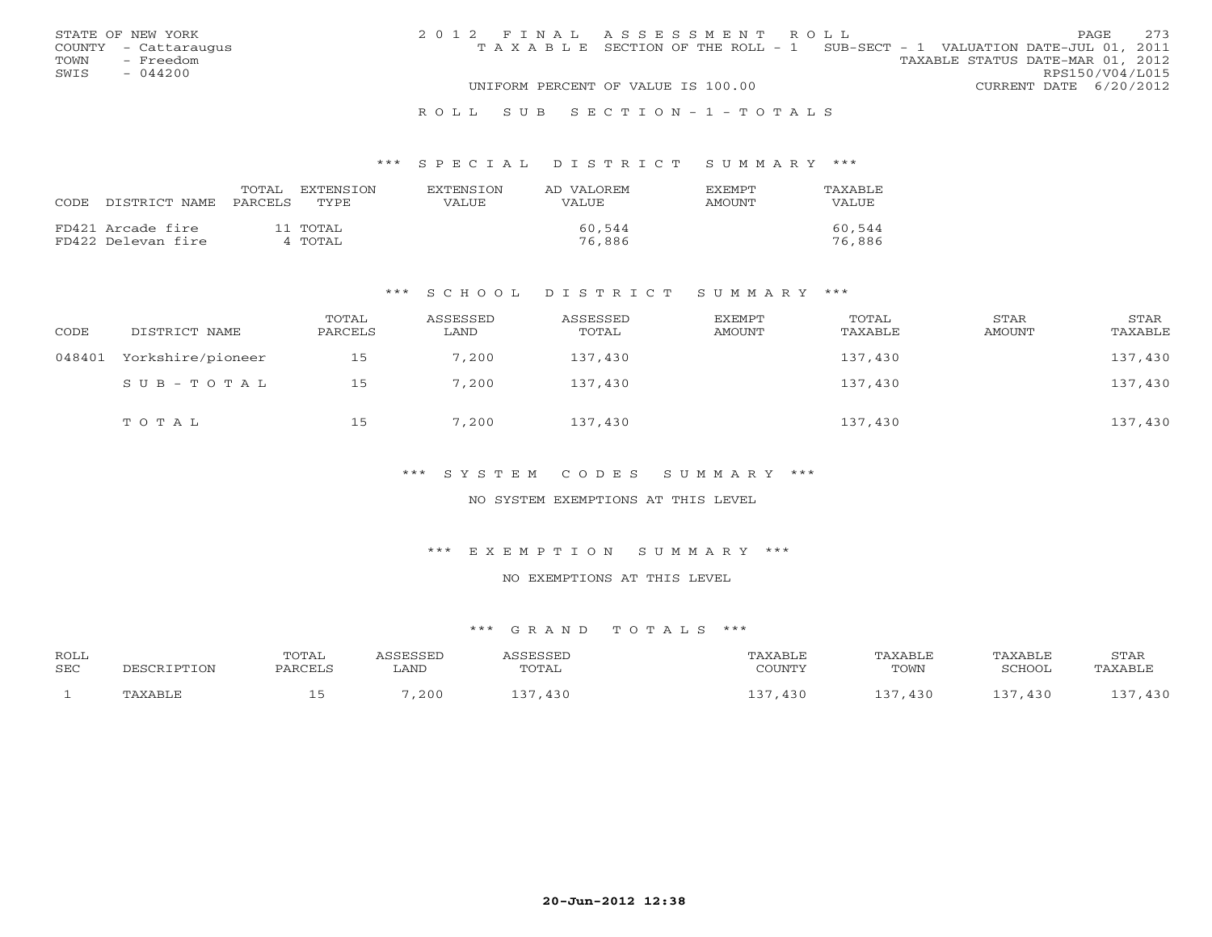STATE OF NEW YORK
COUNTY - Cattaraugus
TOWN - Freedom
SWIS - 044200

2012 FINAL ASSESSMENT ROLL
TAXABLE SECTION OF THE ROLL - 1 SUB-SECT - 1 VALUATION DATE-JUL 01, 2011
TAXABLE STATUS DATE-MAR 01, 2012
RPS150/V04/L015
UNIFORM PERCENT OF VALUE IS 100.00
CURRENT DATE 6/20/2012

ROLL SUB SECTION-1-TOTALS

*** SPECIAL DISTRICT SUMMARY ***

| CODE DISTRICT NAME | TOTAL PARCELS | EXTENSION TYPE | EXTENSION VALUE | AD VALOREM VALUE | EXEMPT AMOUNT | TAXABLE VALUE |
|---|---|---|---|---|---|---|
| FD421 Arcade fire | 11 | TOTAL | | 60,544 | | 60,544 |
| FD422 Delevan fire | 4 | TOTAL | | 76,886 | | 76,886 |

*** SCHOOL DISTRICT SUMMARY ***

| CODE | DISTRICT NAME | TOTAL PARCELS | ASSESSED LAND | ASSESSED TOTAL | EXEMPT AMOUNT | TOTAL TAXABLE | STAR AMOUNT | STAR TAXABLE |
|---|---|---|---|---|---|---|---|---|
| 048401 | Yorkshire/pioneer | 15 | 7,200 | 137,430 | | 137,430 | | 137,430 |
| | SUB-TOTAL | 15 | 7,200 | 137,430 | | 137,430 | | 137,430 |
| | TOTAL | 15 | 7,200 | 137,430 | | 137,430 | | 137,430 |

*** SYSTEM CODES SUMMARY ***

NO SYSTEM EXEMPTIONS AT THIS LEVEL

*** EXEMPTION SUMMARY ***

NO EXEMPTIONS AT THIS LEVEL

*** GRAND TOTALS ***

| ROLL SEC | DESCRIPTION | TOTAL PARCELS | ASSESSED LAND | ASSESSED TOTAL | TAXABLE COUNTY | TAXABLE TOWN | TAXABLE SCHOOL | STAR TAXABLE |
|---|---|---|---|---|---|---|---|---|
| 1 | TAXABLE | 15 | 7,200 | 137,430 | 137,430 | 137,430 | 137,430 | 137,430 |

20-Jun-2012 12:38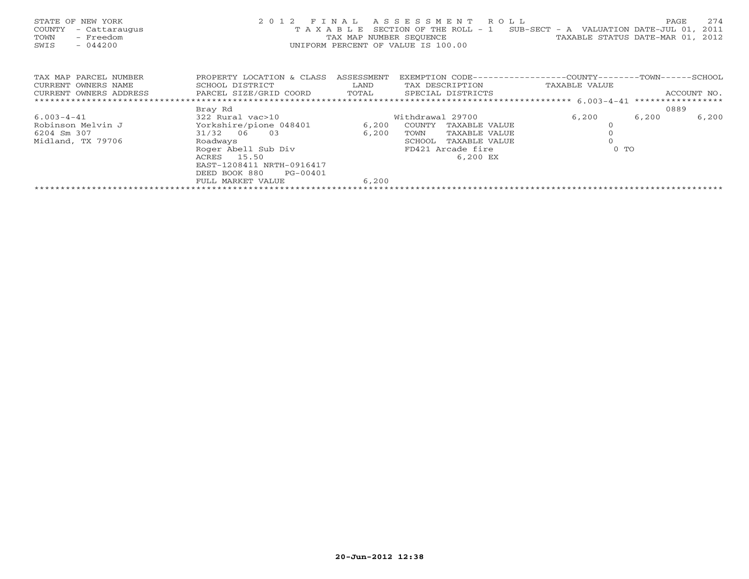STATE OF NEW YORK
COUNTY - Cattaraugus
TOWN - Freedom
SWIS - 044200

2012 FINAL ASSESSMENT ROLL
TAXABLE SECTION OF THE ROLL - 1 SUB-SECT - A VALUATION DATE-JUL 01, 2011
TAX MAP NUMBER SEQUENCE TAXABLE STATUS DATE-MAR 01, 2012
UNIFORM PERCENT OF VALUE IS 100.00

| TAX MAP PARCEL NUMBER / CURRENT OWNERS NAME / CURRENT OWNERS ADDRESS | PROPERTY LOCATION & CLASS / SCHOOL DISTRICT / PARCEL SIZE/GRID COORD | ASSESSMENT LAND | ASSESSMENT TOTAL | EXEMPTION CODE / TAX DESCRIPTION / SPECIAL DISTRICTS | COUNTY TAXABLE VALUE | TOWN | SCHOOL / ACCOUNT NO. |
|---|---|---|---|---|---|---|---|
| 6.003-4-41 | Bray Rd | | | | | | 0889 |
| 6.003-4-41 | 322 Rural vac>10 | | | Withdrawal 29700 | 6,200 | 6,200 | 6,200 |
| Robinson Melvin J | Yorkshire/pione 048401 | 6,200 | | COUNTY TAXABLE VALUE | 0 | | |
| 6204 Sm 307 | 31/32 06 03 | | 6,200 | TOWN TAXABLE VALUE | 0 | | |
| Midland, TX 79706 | Roadways | | | SCHOOL TAXABLE VALUE | 0 | | |
| | Roger Abell Sub Div | | | FD421 Arcade fire | 0 TO | | |
| | ACRES 15.50 | | | 6,200 EX | | | |
| | EAST-1208411 NRTH-0916417 | | | | | | |
| | DEED BOOK 880 PG-00401 | | | | | | |
| | FULL MARKET VALUE | | 6,200 | | | | |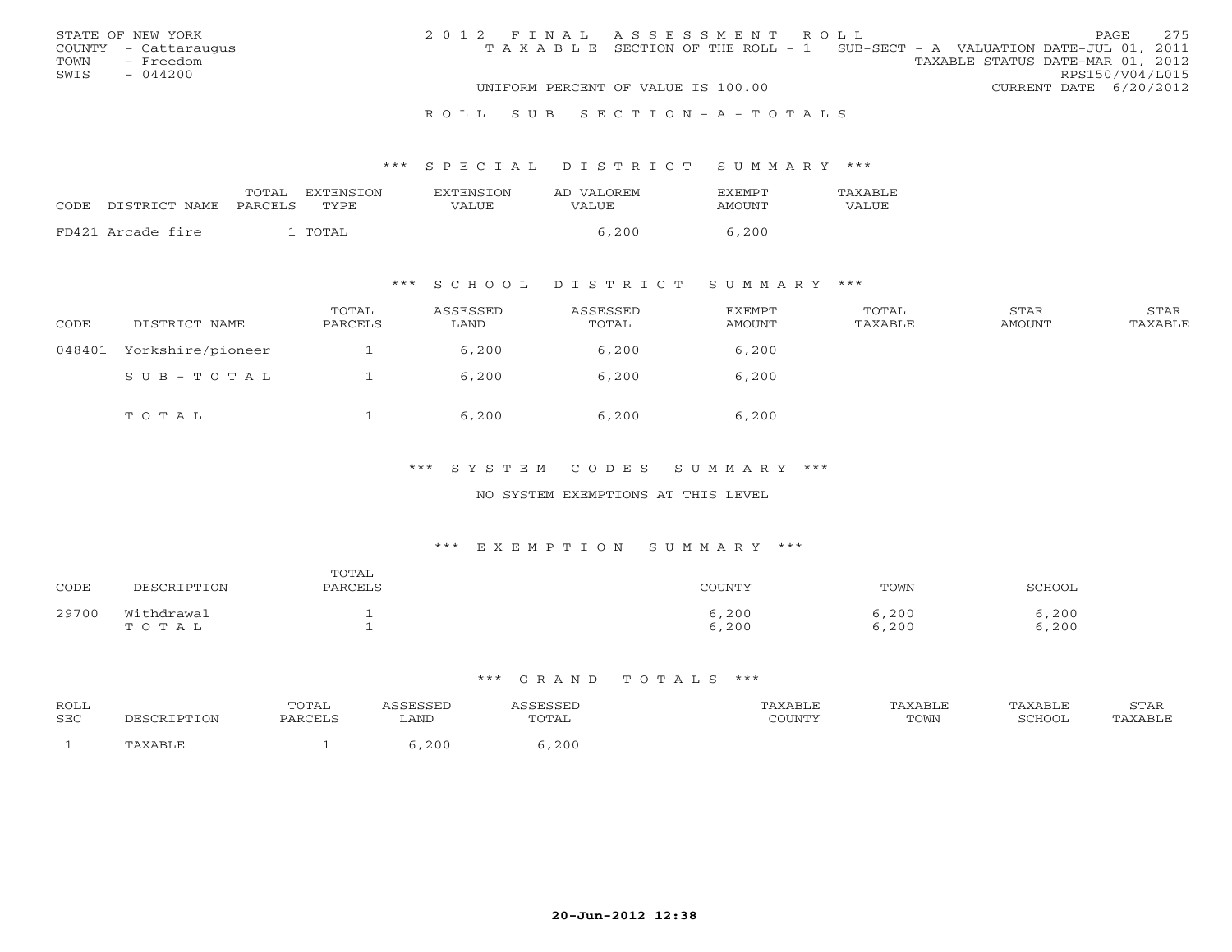STATE OF NEW YORK
COUNTY - Cattaraugus
TOWN - Freedom
SWIS - 044200

2 0 1 2 F I N A L A S S E S S M E N T R O L L
T A X A B L E SECTION OF THE ROLL - 1 SUB-SECT - A VALUATION DATE-JUL 01, 2011
TAXABLE STATUS DATE-MAR 01, 2012
RPS150/V04/L015
UNIFORM PERCENT OF VALUE IS 100.00 CURRENT DATE 6/20/2012

R O L L S U B S E C T I O N - A - T O T A L S

*** S P E C I A L D I S T R I C T S U M M A R Y ***

| CODE | DISTRICT NAME | TOTAL PARCELS | EXTENSION TYPE | EXTENSION VALUE | AD VALOREM VALUE | EXEMPT AMOUNT | TAXABLE VALUE |
|---|---|---|---|---|---|---|---|
| FD421 | Arcade fire | 1 | TOTAL | | 6,200 | 6,200 | |

*** S C H O O L D I S T R I C T S U M M A R Y ***

| CODE | DISTRICT NAME | TOTAL PARCELS | ASSESSED LAND | ASSESSED TOTAL | EXEMPT AMOUNT | TOTAL TAXABLE | STAR AMOUNT | STAR TAXABLE |
|---|---|---|---|---|---|---|---|---|
| 048401 | Yorkshire/pioneer | 1 | 6,200 | 6,200 | 6,200 | | | |
| | S U B - T O T A L | 1 | 6,200 | 6,200 | 6,200 | | | |
| | T O T A L | 1 | 6,200 | 6,200 | 6,200 | | | |

*** S Y S T E M C O D E S S U M M A R Y ***

NO SYSTEM EXEMPTIONS AT THIS LEVEL

*** E X E M P T I O N S U M M A R Y ***

| CODE | DESCRIPTION | TOTAL PARCELS | COUNTY | TOWN | SCHOOL |
|---|---|---|---|---|---|
| 29700 | Withdrawal | 1 | 6,200 | 6,200 | 6,200 |
| | T O T A L | 1 | 6,200 | 6,200 | 6,200 |

*** G R A N D T O T A L S ***

| ROLL SEC | DESCRIPTION | TOTAL PARCELS | ASSESSED LAND | ASSESSED TOTAL | TAXABLE COUNTY | TAXABLE TOWN | TAXABLE SCHOOL | STAR TAXABLE |
|---|---|---|---|---|---|---|---|---|
| 1 | TAXABLE | 1 | 6,200 | 6,200 | | | | |

20-Jun-2012 12:38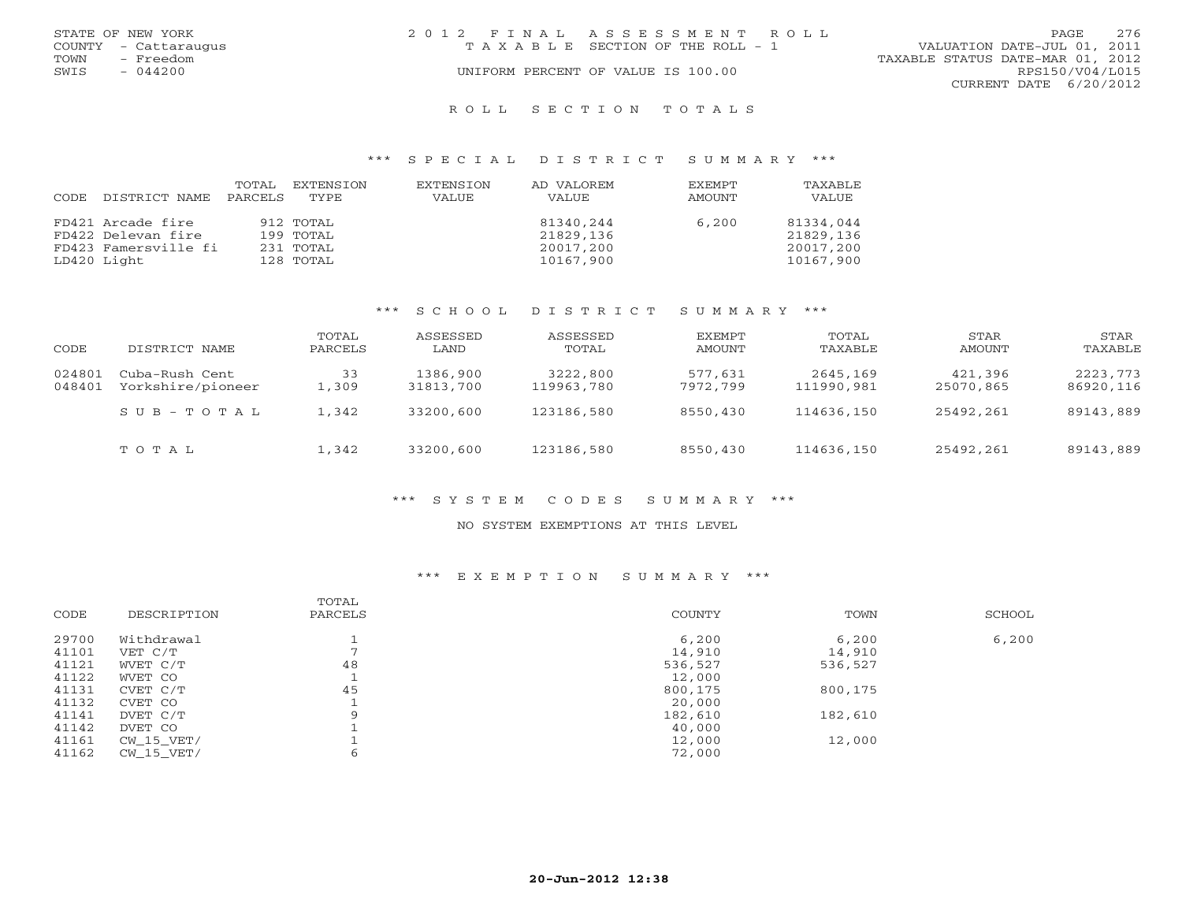STATE OF NEW YORK
COUNTY - Cattaraugus
TOWN - Freedom
SWIS - 044200

2012 FINAL ASSESSMENT ROLL
TAXABLE SECTION OF THE ROLL - 1
UNIFORM PERCENT OF VALUE IS 100.00

VALUATION DATE-JUL 01, 2011
TAXABLE STATUS DATE-MAR 01, 2012
RPS150/V04/L015
CURRENT DATE 6/20/2012

## ROLL SECTION TOTALS

### *** SPECIAL DISTRICT SUMMARY ***

| CODE | DISTRICT NAME | TOTAL PARCELS | EXTENSION TYPE | EXTENSION VALUE | AD VALOREM VALUE | EXEMPT AMOUNT | TAXABLE VALUE |
|---|---|---|---|---|---|---|---|
| FD421 | Arcade fire | 912 | TOTAL | | 81340,244 | 6,200 | 81334,044 |
| FD422 | Delevan fire | 199 | TOTAL | | 21829,136 | | 21829,136 |
| FD423 | Famersville fi | 231 | TOTAL | | 20017,200 | | 20017,200 |
| LD420 | Light | 128 | TOTAL | | 10167,900 | | 10167,900 |

### *** SCHOOL DISTRICT SUMMARY ***

| CODE | DISTRICT NAME | TOTAL PARCELS | ASSESSED LAND | ASSESSED TOTAL | EXEMPT AMOUNT | TOTAL TAXABLE | STAR AMOUNT | STAR TAXABLE |
|---|---|---|---|---|---|---|---|---|
| 024801 | Cuba-Rush Cent | 33 | 1386,900 | 3222,800 | 577,631 | 2645,169 | 421,396 | 2223,773 |
| 048401 | Yorkshire/pioneer | 1,309 | 31813,700 | 119963,780 | 7972,799 | 111990,981 | 25070,865 | 86920,116 |
| | SUB-TOTAL | 1,342 | 33200,600 | 123186,580 | 8550,430 | 114636,150 | 25492,261 | 89143,889 |
| | TOTAL | 1,342 | 33200,600 | 123186,580 | 8550,430 | 114636,150 | 25492,261 | 89143,889 |

### *** SYSTEM CODES SUMMARY ***

NO SYSTEM EXEMPTIONS AT THIS LEVEL

### *** EXEMPTION SUMMARY ***

| CODE | DESCRIPTION | TOTAL PARCELS | COUNTY | TOWN | SCHOOL |
|---|---|---|---|---|---|
| 29700 | Withdrawal | 1 | 6,200 | 6,200 | 6,200 |
| 41101 | VET C/T | 7 | 14,910 | 14,910 | |
| 41121 | WVET C/T | 48 | 536,527 | 536,527 | |
| 41122 | WVET CO | 1 | 12,000 | | |
| 41131 | CVET C/T | 45 | 800,175 | 800,175 | |
| 41132 | CVET CO | 1 | 20,000 | | |
| 41141 | DVET C/T | 9 | 182,610 | 182,610 | |
| 41142 | DVET CO | 1 | 40,000 | | |
| 41161 | CW_15_VET/ | 1 | 12,000 | 12,000 | |
| 41162 | CW_15_VET/ | 6 | 72,000 | | |

20-Jun-2012 12:38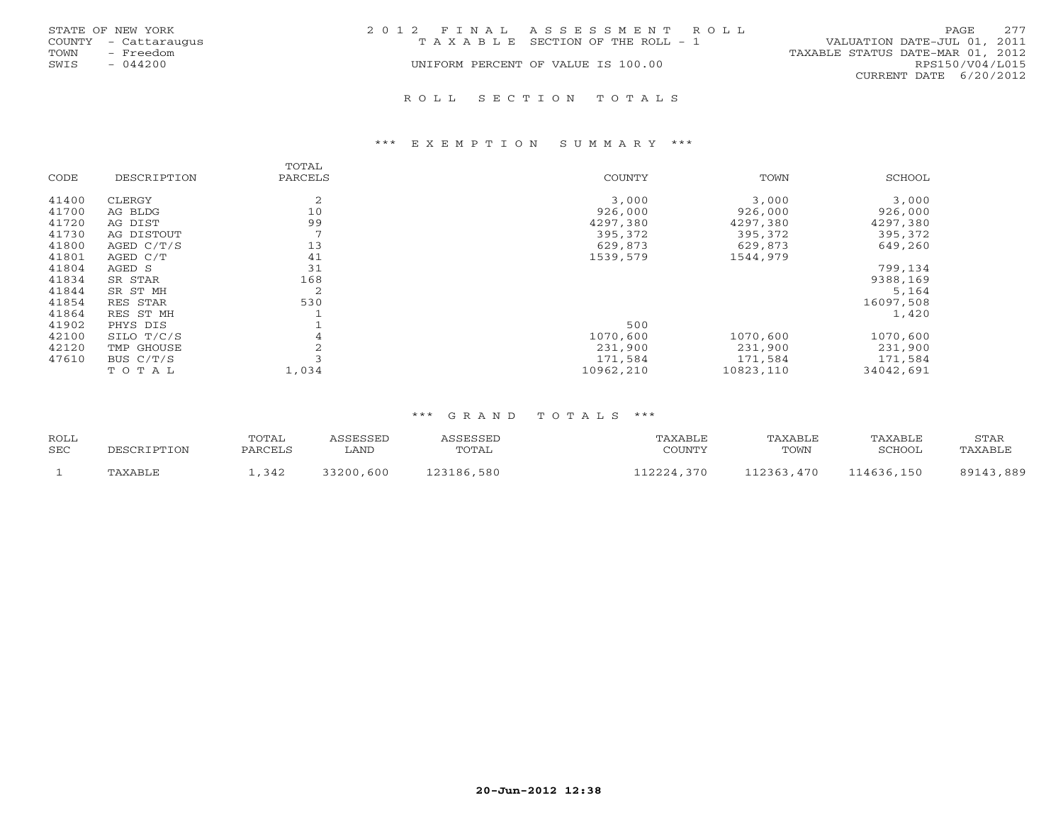STATE OF NEW YORK
COUNTY - Cattaraugus
TOWN - Freedom
SWIS - 044200

# 2012 FINAL ASSESSMENT ROLL

TAXABLE SECTION OF THE ROLL - 1

UNIFORM PERCENT OF VALUE IS 100.00

VALUATION DATE-JUL 01, 2011
TAXABLE STATUS DATE-MAR 01, 2012
RPS150/V04/L015
CURRENT DATE 6/20/2012

## ROLL SECTION TOTALS

### *** EXEMPTION SUMMARY ***

| CODE | DESCRIPTION | TOTAL PARCELS | COUNTY | TOWN | SCHOOL |
|---|---|---|---|---|---|
| 41400 | CLERGY | 2 | 3,000 | 3,000 | 3,000 |
| 41700 | AG BLDG | 10 | 926,000 | 926,000 | 926,000 |
| 41720 | AG DIST | 99 | 4297,380 | 4297,380 | 4297,380 |
| 41730 | AG DISTOUT | 7 | 395,372 | 395,372 | 395,372 |
| 41800 | AGED C/T/S | 13 | 629,873 | 629,873 | 649,260 |
| 41801 | AGED C/T | 41 | 1539,579 | 1544,979 | |
| 41804 | AGED S | 31 | | | 799,134 |
| 41834 | SR STAR | 168 | | | 9388,169 |
| 41844 | SR ST MH | 2 | | | 5,164 |
| 41854 | RES STAR | 530 | | | 16097,508 |
| 41864 | RES ST MH | 1 | | | 1,420 |
| 41902 | PHYS DIS | 1 | 500 | | |
| 42100 | SILO T/C/S | 4 | 1070,600 | 1070,600 | 1070,600 |
| 42120 | TMP GHOUSE | 2 | 231,900 | 231,900 | 231,900 |
| 47610 | BUS C/T/S | 3 | 171,584 | 171,584 | 171,584 |
| | TOTAL | 1,034 | 10962,210 | 10823,110 | 34042,691 |

### *** GRAND TOTALS ***

| ROLL SEC | DESCRIPTION | TOTAL PARCELS | ASSESSED LAND | ASSESSED TOTAL | TAXABLE COUNTY | TAXABLE TOWN | TAXABLE SCHOOL | STAR TAXABLE |
|---|---|---|---|---|---|---|---|---|
| 1 | TAXABLE | 1,342 | 33200,600 | 123186,580 | 112224,370 | 112363,470 | 114636,150 | 89143,889 |

20-Jun-2012 12:38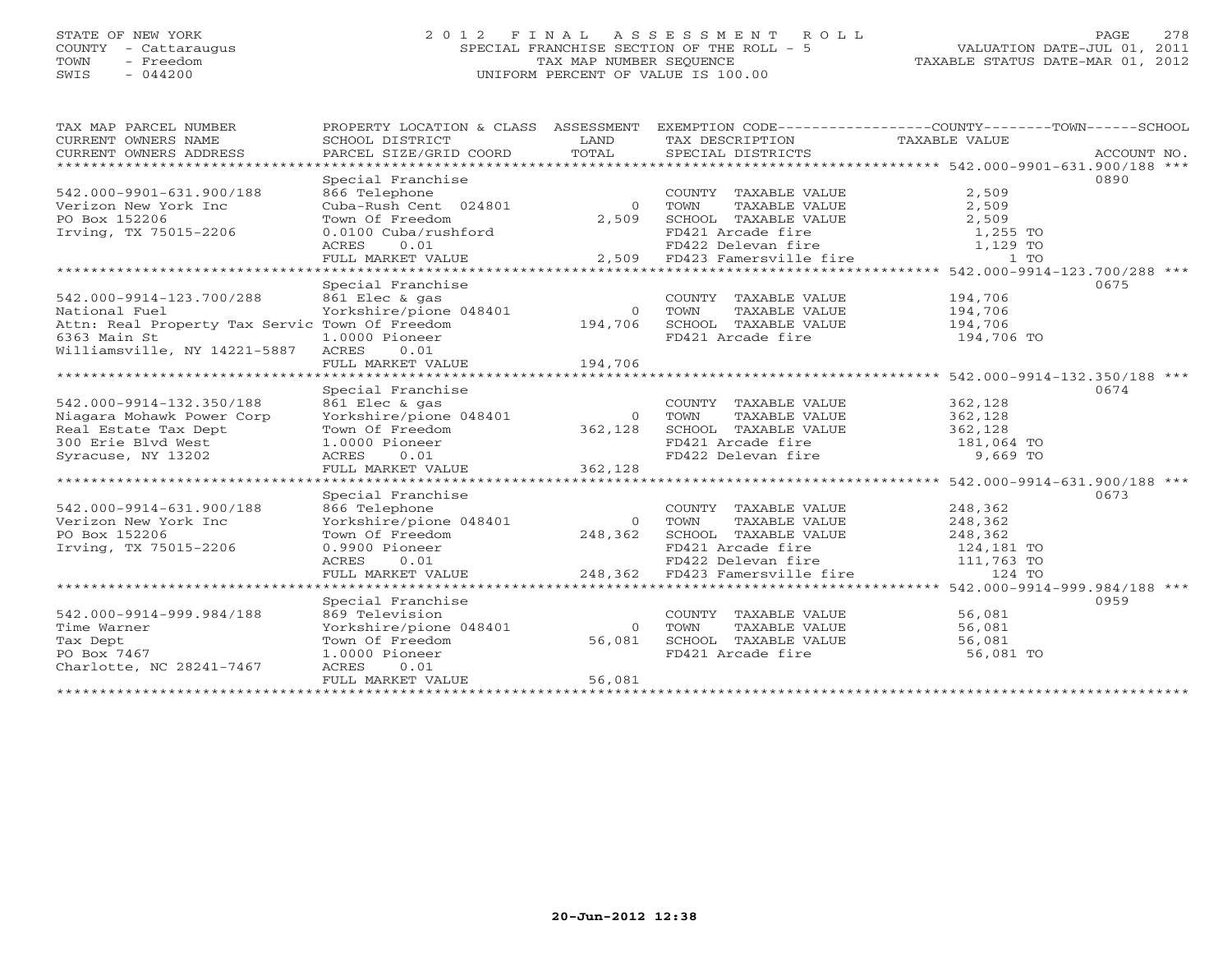STATE OF NEW YORK
COUNTY - Cattaraugus
TOWN - Freedom
SWIS - 044200

# 2012 FINAL ASSESSMENT ROLL

SPECIAL FRANCHISE SECTION OF THE ROLL - 5
TAX MAP NUMBER SEQUENCE
UNIFORM PERCENT OF VALUE IS 100.00

VALUATION DATE-JUL 01, 2011
TAXABLE STATUS DATE-MAR 01, 2012

| TAX MAP PARCEL NUMBER / CURRENT OWNERS NAME / CURRENT OWNERS ADDRESS | PROPERTY LOCATION & CLASS / SCHOOL DISTRICT / PARCEL SIZE/GRID COORD | ASSESSMENT LAND / TOTAL | EXEMPTION CODE / TAX DESCRIPTION / SPECIAL DISTRICTS | TAXABLE VALUE (COUNTY--TOWN--SCHOOL) | ACCOUNT NO. |
|---|---|---|---|---|---|
| **542.000-9901-631.900/188** | Special Franchise | | | | 0890 |
| 542.000-9901-631.900/188 | 866 Telephone | | COUNTY TAXABLE VALUE | 2,509 | |
| Verizon New York Inc | Cuba-Rush Cent 024801 | 0 | TOWN TAXABLE VALUE | 2,509 | |
| PO Box 152206 | Town Of Freedom | 2,509 | SCHOOL TAXABLE VALUE | 2,509 | |
| Irving, TX 75015-2206 | 0.0100 Cuba/rushford | | FD421 Arcade fire | 1,255 TO | |
| | ACRES 0.01 | | FD422 Delevan fire | 1,129 TO | |
| | FULL MARKET VALUE | 2,509 | FD423 Famersville fire | 1 TO | |
| **542.000-9914-123.700/288** | Special Franchise | | | | 0675 |
| 542.000-9914-123.700/288 | 861 Elec & gas | | COUNTY TAXABLE VALUE | 194,706 | |
| National Fuel | Yorkshire/pione 048401 | 0 | TOWN TAXABLE VALUE | 194,706 | |
| Attn: Real Property Tax Servic | Town Of Freedom | 194,706 | SCHOOL TAXABLE VALUE | 194,706 | |
| 6363 Main St | 1.0000 Pioneer | | FD421 Arcade fire | 194,706 TO | |
| Williamsville, NY 14221-5887 | ACRES 0.01 | | | | |
| | FULL MARKET VALUE | 194,706 | | | |
| **542.000-9914-132.350/188** | Special Franchise | | | | 0674 |
| 542.000-9914-132.350/188 | 861 Elec & gas | | COUNTY TAXABLE VALUE | 362,128 | |
| Niagara Mohawk Power Corp | Yorkshire/pione 048401 | 0 | TOWN TAXABLE VALUE | 362,128 | |
| Real Estate Tax Dept | Town Of Freedom | 362,128 | SCHOOL TAXABLE VALUE | 362,128 | |
| 300 Erie Blvd West | 1.0000 Pioneer | | FD421 Arcade fire | 181,064 TO | |
| Syracuse, NY 13202 | ACRES 0.01 | | FD422 Delevan fire | 9,669 TO | |
| | FULL MARKET VALUE | 362,128 | | | |
| **542.000-9914-631.900/188** | Special Franchise | | | | 0673 |
| 542.000-9914-631.900/188 | 866 Telephone | | COUNTY TAXABLE VALUE | 248,362 | |
| Verizon New York Inc | Yorkshire/pione 048401 | 0 | TOWN TAXABLE VALUE | 248,362 | |
| PO Box 152206 | Town Of Freedom | 248,362 | SCHOOL TAXABLE VALUE | 248,362 | |
| Irving, TX 75015-2206 | 0.9900 Pioneer | | FD421 Arcade fire | 124,181 TO | |
| | ACRES 0.01 | | FD422 Delevan fire | 111,763 TO | |
| | FULL MARKET VALUE | 248,362 | FD423 Famersville fire | 124 TO | |
| **542.000-9914-999.984/188** | Special Franchise | | | | 0959 |
| 542.000-9914-999.984/188 | 869 Television | | COUNTY TAXABLE VALUE | 56,081 | |
| Time Warner | Yorkshire/pione 048401 | 0 | TOWN TAXABLE VALUE | 56,081 | |
| Tax Dept | Town Of Freedom | 56,081 | SCHOOL TAXABLE VALUE | 56,081 | |
| PO Box 7467 | 1.0000 Pioneer | | FD421 Arcade fire | 56,081 TO | |
| Charlotte, NC 28241-7467 | ACRES 0.01 | | | | |
| | FULL MARKET VALUE | 56,081 | | | |

20-Jun-2012 12:38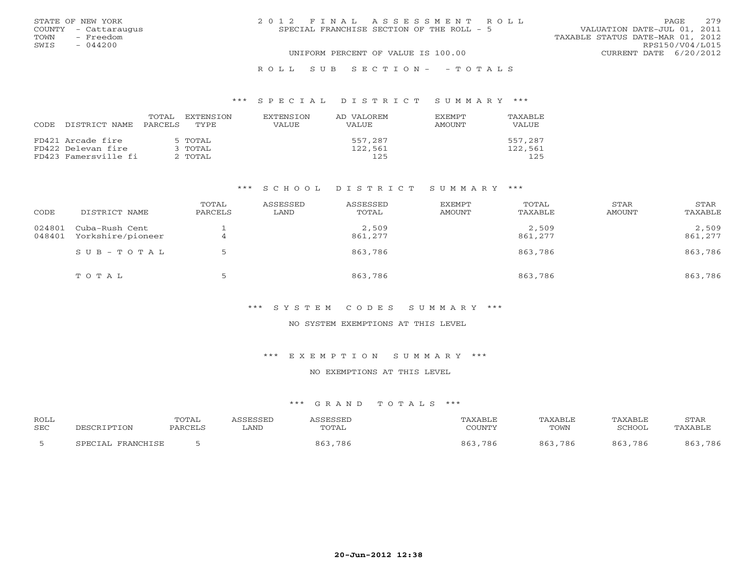STATE OF NEW YORK
COUNTY - Cattaraugus
TOWN - Freedom
SWIS - 044200

# 2012 FINAL ASSESSMENT ROLL

SPECIAL FRANCHISE SECTION OF THE ROLL - 5

UNIFORM PERCENT OF VALUE IS 100.00

VALUATION DATE-JUL 01, 2011
TAXABLE STATUS DATE-MAR 01, 2012
RPS150/V04/L015
CURRENT DATE 6/20/2012

## ROLL SUB SECTION- - TOTALS

### *** SPECIAL DISTRICT SUMMARY ***

| CODE DISTRICT NAME | TOTAL PARCELS | EXTENSION TYPE | EXTENSION VALUE | AD VALOREM VALUE | EXEMPT AMOUNT | TAXABLE VALUE |
|---|---|---|---|---|---|---|
| FD421 Arcade fire | 5 | TOTAL | | 557,287 | | 557,287 |
| FD422 Delevan fire | 3 | TOTAL | | 122,561 | | 122,561 |
| FD423 Famersville fi | 2 | TOTAL | | 125 | | 125 |

### *** SCHOOL DISTRICT SUMMARY ***

| CODE | DISTRICT NAME | TOTAL PARCELS | ASSESSED LAND | ASSESSED TOTAL | EXEMPT AMOUNT | TOTAL TAXABLE | STAR AMOUNT | STAR TAXABLE |
|---|---|---|---|---|---|---|---|---|
| 024801 | Cuba-Rush Cent | 1 | | 2,509 | | 2,509 | | 2,509 |
| 048401 | Yorkshire/pioneer | 4 | | 861,277 | | 861,277 | | 861,277 |
| | SUB-TOTAL | 5 | | 863,786 | | 863,786 | | 863,786 |
| | TOTAL | 5 | | 863,786 | | 863,786 | | 863,786 |

### *** SYSTEM CODES SUMMARY ***

NO SYSTEM EXEMPTIONS AT THIS LEVEL

### *** EXEMPTION SUMMARY ***

NO EXEMPTIONS AT THIS LEVEL

### *** GRAND TOTALS ***

| ROLL SEC | DESCRIPTION | TOTAL PARCELS | ASSESSED LAND | ASSESSED TOTAL | TAXABLE COUNTY | TAXABLE TOWN | TAXABLE SCHOOL | STAR TAXABLE |
|---|---|---|---|---|---|---|---|---|
| 5 | SPECIAL FRANCHISE | 5 | | 863,786 | 863,786 | 863,786 | 863,786 | 863,786 |

20-Jun-2012 12:38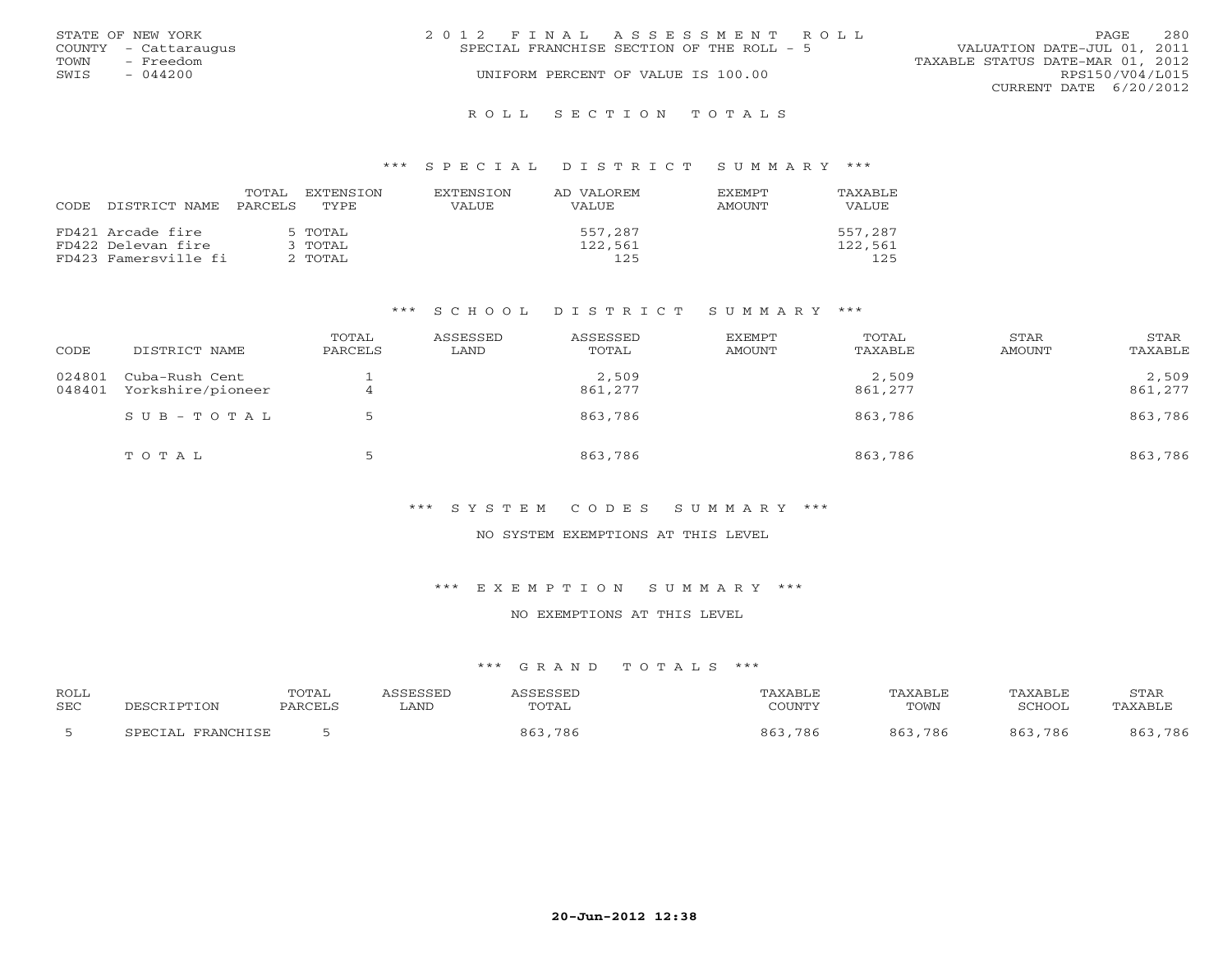STATE OF NEW YORK
COUNTY - Cattaraugus
TOWN - Freedom
SWIS - 044200

2012 FINAL ASSESSMENT ROLL
SPECIAL FRANCHISE SECTION OF THE ROLL - 5
UNIFORM PERCENT OF VALUE IS 100.00

VALUATION DATE-JUL 01, 2011
TAXABLE STATUS DATE-MAR 01, 2012
RPS150/V04/L015
CURRENT DATE 6/20/2012

## ROLL SECTION TOTALS

### *** SPECIAL DISTRICT SUMMARY ***

| CODE | DISTRICT NAME | TOTAL PARCELS | EXTENSION TYPE | EXTENSION VALUE | AD VALOREM VALUE | EXEMPT AMOUNT | TAXABLE VALUE |
|---|---|---|---|---|---|---|---|
| FD421 | Arcade fire | 5 | TOTAL | | 557,287 | | 557,287 |
| FD422 | Delevan fire | 3 | TOTAL | | 122,561 | | 122,561 |
| FD423 | Famersville fi | 2 | TOTAL | | 125 | | 125 |

### *** SCHOOL DISTRICT SUMMARY ***

| CODE | DISTRICT NAME | TOTAL PARCELS | ASSESSED LAND | ASSESSED TOTAL | EXEMPT AMOUNT | TOTAL TAXABLE | STAR AMOUNT | STAR TAXABLE |
|---|---|---|---|---|---|---|---|---|
| 024801 | Cuba-Rush Cent | 1 | | 2,509 | | 2,509 | | 2,509 |
| 048401 | Yorkshire/pioneer | 4 | | 861,277 | | 861,277 | | 861,277 |
| | SUB-TOTAL | 5 | | 863,786 | | 863,786 | | 863,786 |
| | TOTAL | 5 | | 863,786 | | 863,786 | | 863,786 |

### *** SYSTEM CODES SUMMARY ***

NO SYSTEM EXEMPTIONS AT THIS LEVEL

### *** EXEMPTION SUMMARY ***

NO EXEMPTIONS AT THIS LEVEL

### *** GRAND TOTALS ***

| ROLL SEC | DESCRIPTION | TOTAL PARCELS | ASSESSED LAND | ASSESSED TOTAL | TAXABLE COUNTY | TAXABLE TOWN | TAXABLE SCHOOL | STAR TAXABLE |
|---|---|---|---|---|---|---|---|---|
| 5 | SPECIAL FRANCHISE | 5 | | 863,786 | 863,786 | 863,786 | 863,786 | 863,786 |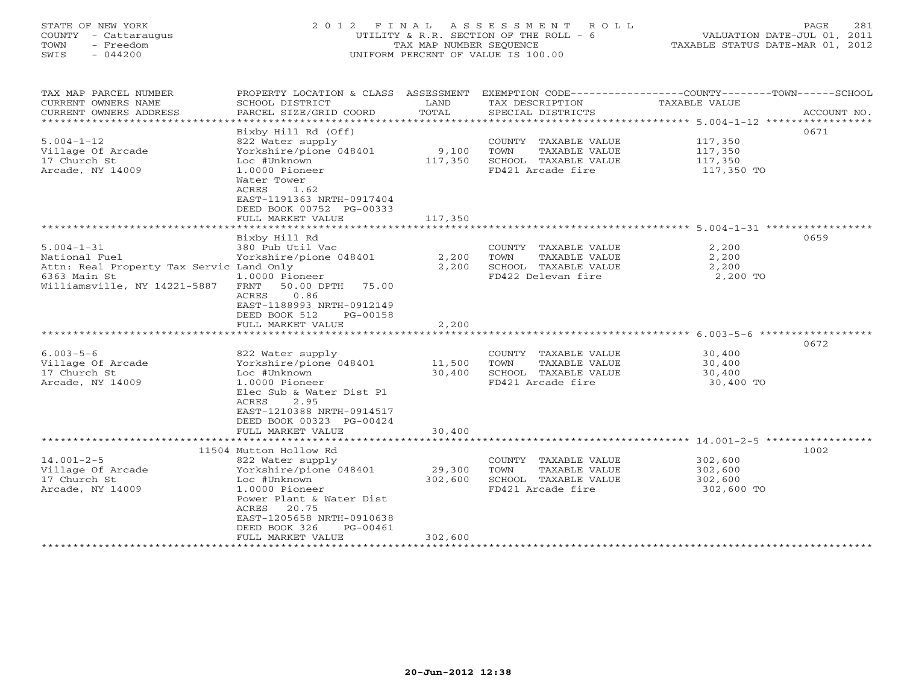STATE OF NEW YORK
COUNTY - Cattaraugus
TOWN - Freedom
SWIS - 044200

# 2012 FINAL ASSESSMENT ROLL

UTILITY & R.R. SECTION OF THE ROLL - 6
TAX MAP NUMBER SEQUENCE
UNIFORM PERCENT OF VALUE IS 100.00

VALUATION DATE-JUL 01, 2011
TAXABLE STATUS DATE-MAR 01, 2012

| TAX MAP PARCEL NUMBER / CURRENT OWNERS NAME / CURRENT OWNERS ADDRESS | PROPERTY LOCATION & CLASS / SCHOOL DISTRICT / PARCEL SIZE/GRID COORD | ASSESSMENT LAND | TOTAL | EXEMPTION CODE / TAX DESCRIPTION / SPECIAL DISTRICTS | TAXABLE VALUE (COUNTY--TOWN--SCHOOL) | ACCOUNT NO. |
|---|---|---|---|---|---|---|
| 5.004-1-12 | Bixby Hill Rd (Off) | | | | | 0671 |
| Village Of Arcade | 822 Water supply | | | COUNTY TAXABLE VALUE | 117,350 | |
| 17 Church St | Yorkshire/pione 048401 | 9,100 | | TOWN TAXABLE VALUE | 117,350 | |
| Arcade, NY 14009 | Loc #Unknown | | 117,350 | SCHOOL TAXABLE VALUE | 117,350 | |
| | 1.0000 Pioneer | | | FD421 Arcade fire | 117,350 TO | |
| | Water Tower | | | | | |
| | ACRES 1.62 | | | | | |
| | EAST-1191363 NRTH-0917404 | | | | | |
| | DEED BOOK 00752 PG-00333 | | | | | |
| | FULL MARKET VALUE | | 117,350 | | | |
| 5.004-1-31 | Bixby Hill Rd | | | | | 0659 |
| National Fuel | 380 Pub Util Vac | | | COUNTY TAXABLE VALUE | 2,200 | |
| Attn: Real Property Tax Servic | Yorkshire/pione 048401 | 2,200 | | TOWN TAXABLE VALUE | 2,200 | |
| 6363 Main St | Land Only | | 2,200 | SCHOOL TAXABLE VALUE | 2,200 | |
| Williamsville, NY 14221-5887 | 1.0000 Pioneer | | | FD422 Delevan fire | 2,200 TO | |
| | FRNT 50.00 DPTH 75.00 | | | | | |
| | ACRES 0.86 | | | | | |
| | EAST-1188993 NRTH-0912149 | | | | | |
| | DEED BOOK 512 PG-00158 | | | | | |
| | FULL MARKET VALUE | | 2,200 | | | |
| 6.003-5-6 | | | | | | 0672 |
| Village Of Arcade | 822 Water supply | | | COUNTY TAXABLE VALUE | 30,400 | |
| 17 Church St | Yorkshire/pione 048401 | 11,500 | | TOWN TAXABLE VALUE | 30,400 | |
| Arcade, NY 14009 | Loc #Unknown | | 30,400 | SCHOOL TAXABLE VALUE | 30,400 | |
| | 1.0000 Pioneer | | | FD421 Arcade fire | 30,400 TO | |
| | Elec Sub & Water Dist Pl | | | | | |
| | ACRES 2.95 | | | | | |
| | EAST-1210388 NRTH-0914517 | | | | | |
| | DEED BOOK 00323 PG-00424 | | | | | |
| | FULL MARKET VALUE | | 30,400 | | | |
| 14.001-2-5 | 11504 Mutton Hollow Rd | | | | | 1002 |
| Village Of Arcade | 822 Water supply | | | COUNTY TAXABLE VALUE | 302,600 | |
| 17 Church St | Yorkshire/pione 048401 | 29,300 | | TOWN TAXABLE VALUE | 302,600 | |
| Arcade, NY 14009 | Loc #Unknown | | 302,600 | SCHOOL TAXABLE VALUE | 302,600 | |
| | 1.0000 Pioneer | | | FD421 Arcade fire | 302,600 TO | |
| | Power Plant & Water Dist | | | | | |
| | ACRES 20.75 | | | | | |
| | EAST-1205658 NRTH-0910638 | | | | | |
| | DEED BOOK 326 PG-00461 | | | | | |
| | FULL MARKET VALUE | | 302,600 | | | |

20-Jun-2012 12:38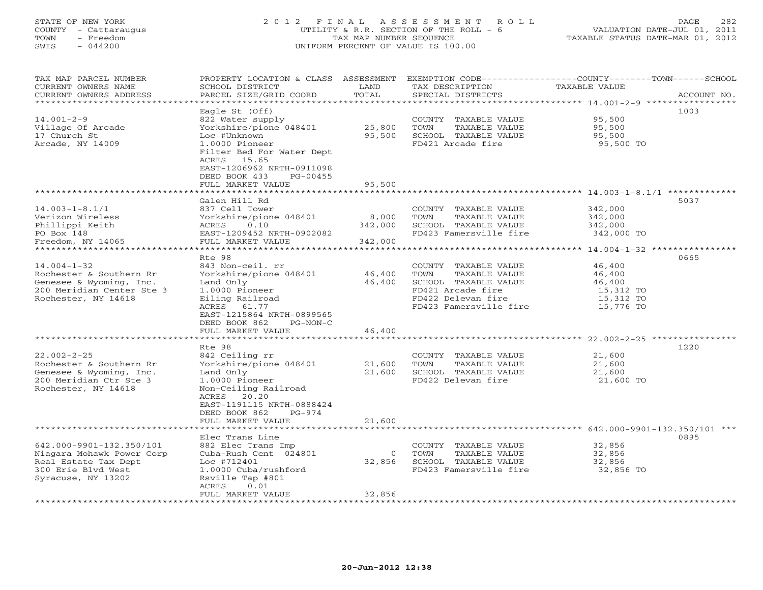STATE OF NEW YORK
COUNTY - Cattaraugus
TOWN - Freedom
SWIS - 044200

2012 FINAL ASSESSMENT ROLL
UTILITY & R.R. SECTION OF THE ROLL - 6
TAX MAP NUMBER SEQUENCE
UNIFORM PERCENT OF VALUE IS 100.00

VALUATION DATE-JUL 01, 2011
TAXABLE STATUS DATE-MAR 01, 2012

| TAX MAP PARCEL NUMBER / CURRENT OWNERS NAME / CURRENT OWNERS ADDRESS | PROPERTY LOCATION & CLASS / SCHOOL DISTRICT / PARCEL SIZE/GRID COORD | ASSESSMENT LAND / TOTAL | EXEMPTION CODE / TAX DESCRIPTION / SPECIAL DISTRICTS | COUNTY--------TOWN------SCHOOL TAXABLE VALUE | ACCOUNT NO. |
|---|---|---|---|---|---|
| 14.001-2-9 | Eagle St (Off) | | | | 1003 |
| Village Of Arcade | 822 Water supply | | COUNTY TAXABLE VALUE | 95,500 | |
| 17 Church St | Yorkshire/pione 048401 | 25,800 | TOWN TAXABLE VALUE | 95,500 | |
| Arcade, NY 14009 | Loc #Unknown | 95,500 | SCHOOL TAXABLE VALUE | 95,500 | |
| | 1.0000 Pioneer | | FD421 Arcade fire | 95,500 TO | |
| | Filter Bed For Water Dept | | | | |
| | ACRES 15.65 | | | | |
| | EAST-1206962 NRTH-0911098 | | | | |
| | DEED BOOK 433 PG-00455 | | | | |
| | FULL MARKET VALUE | 95,500 | | | |
| 14.003-1-8.1/1 | Galen Hill Rd | | | | 5037 |
| Verizon Wireless | 837 Cell Tower | | COUNTY TAXABLE VALUE | 342,000 | |
| Phillippi Keith | Yorkshire/pione 048401 | 8,000 | TOWN TAXABLE VALUE | 342,000 | |
| PO Box 148 | ACRES 0.10 | 342,000 | SCHOOL TAXABLE VALUE | 342,000 | |
| Freedom, NY 14065 | EAST-1209452 NRTH-0902082 | | FD423 Famersville fire | 342,000 TO | |
| | FULL MARKET VALUE | 342,000 | | | |
| 14.004-1-32 | Rte 98 | | | | 0665 |
| Rochester & Southern Rr | 843 Non-ceil. rr | | COUNTY TAXABLE VALUE | 46,400 | |
| Genesee & Wyoming, Inc. | Yorkshire/pione 048401 | 46,400 | TOWN TAXABLE VALUE | 46,400 | |
| 200 Meridian Center Ste 3 | Land Only | 46,400 | SCHOOL TAXABLE VALUE | 46,400 | |
| Rochester, NY 14618 | 1.0000 Pioneer | | FD421 Arcade fire | 15,312 TO | |
| | Eiling Railroad | | FD422 Delevan fire | 15,312 TO | |
| | ACRES 61.77 | | FD423 Famersville fire | 15,776 TO | |
| | EAST-1215864 NRTH-0899565 | | | | |
| | DEED BOOK 862 PG-NON-C | | | | |
| | FULL MARKET VALUE | 46,400 | | | |
| 22.002-2-25 | Rte 98 | | | | 1220 |
| Rochester & Southern Rr | 842 Ceiling rr | | COUNTY TAXABLE VALUE | 21,600 | |
| Genesee & Wyoming, Inc. | Yorkshire/pione 048401 | 21,600 | TOWN TAXABLE VALUE | 21,600 | |
| 200 Meridian Ctr Ste 3 | Land Only | 21,600 | SCHOOL TAXABLE VALUE | 21,600 | |
| Rochester, NY 14618 | 1.0000 Pioneer | | FD422 Delevan fire | 21,600 TO | |
| | Non-Ceiling Railroad | | | | |
| | ACRES 20.20 | | | | |
| | EAST-1191115 NRTH-0888424 | | | | |
| | DEED BOOK 862 PG-974 | | | | |
| | FULL MARKET VALUE | 21,600 | | | |
| 642.000-9901-132.350/101 | Elec Trans Line | | | | 0895 |
| Niagara Mohawk Power Corp | 882 Elec Trans Imp | | COUNTY TAXABLE VALUE | 32,856 | |
| Real Estate Tax Dept | Cuba-Rush Cent 024801 | 0 | TOWN TAXABLE VALUE | 32,856 | |
| 300 Erie Blvd West | Loc #712401 | 32,856 | SCHOOL TAXABLE VALUE | 32,856 | |
| Syracuse, NY 13202 | 1.0000 Cuba/rushford | | FD423 Famersville fire | 32,856 TO | |
| | Rsville Tap #801 | | | | |
| | ACRES 0.01 | | | | |
| | FULL MARKET VALUE | 32,856 | | | |

20-Jun-2012 12:38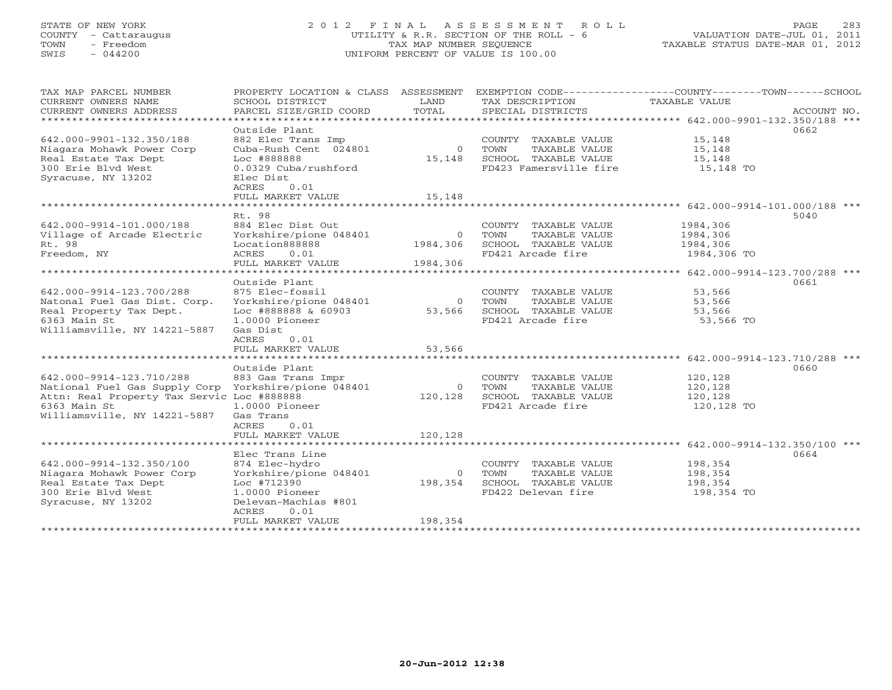STATE OF NEW YORK
COUNTY - Cattaraugus
TOWN - Freedom
SWIS - 044200

2012 FINAL ASSESSMENT ROLL
UTILITY & R.R. SECTION OF THE ROLL - 6
TAX MAP NUMBER SEQUENCE
UNIFORM PERCENT OF VALUE IS 100.00

VALUATION DATE-JUL 01, 2011
TAXABLE STATUS DATE-MAR 01, 2012

| TAX MAP PARCEL NUMBER / CURRENT OWNERS NAME / CURRENT OWNERS ADDRESS | PROPERTY LOCATION & CLASS / SCHOOL DISTRICT / PARCEL SIZE/GRID COORD | ASSESSMENT LAND / TOTAL | EXEMPTION CODE / TAX DESCRIPTION / SPECIAL DISTRICTS | TAXABLE VALUE | ACCOUNT NO. |
|---|---|---|---|---|---|
| **642.000-9901-132.350/188** | Outside Plant | | | | 0662 |
| 642.000-9901-132.350/188 | 882 Elec Trans Imp | | COUNTY TAXABLE VALUE | 15,148 | |
| Niagara Mohawk Power Corp | Cuba-Rush Cent 024801 | 0 | TOWN TAXABLE VALUE | 15,148 | |
| Real Estate Tax Dept | Loc #888888 | 15,148 | SCHOOL TAXABLE VALUE | 15,148 | |
| 300 Erie Blvd West | 0.0329 Cuba/rushford | | FD423 Famersville fire | 15,148 TO | |
| Syracuse, NY 13202 | Elec Dist | | | | |
| | ACRES 0.01 | | | | |
| | FULL MARKET VALUE | 15,148 | | | |
| **642.000-9914-101.000/188** | Rt. 98 | | | | 5040 |
| 642.000-9914-101.000/188 | 884 Elec Dist Out | | COUNTY TAXABLE VALUE | 1984,306 | |
| Village of Arcade Electric | Yorkshire/pione 048401 | 0 | TOWN TAXABLE VALUE | 1984,306 | |
| Rt. 98 | Location888888 | 1984,306 | SCHOOL TAXABLE VALUE | 1984,306 | |
| Freedom, NY | ACRES 0.01 | | FD421 Arcade fire | 1984,306 TO | |
| | FULL MARKET VALUE | 1984,306 | | | |
| **642.000-9914-123.700/288** | Outside Plant | | | | 0661 |
| 642.000-9914-123.700/288 | 875 Elec-fossil | | COUNTY TAXABLE VALUE | 53,566 | |
| Natonal Fuel Gas Dist. Corp. | Yorkshire/pione 048401 | 0 | TOWN TAXABLE VALUE | 53,566 | |
| Real Property Tax Dept. | Loc #888888 & 60903 | 53,566 | SCHOOL TAXABLE VALUE | 53,566 | |
| 6363 Main St | 1.0000 Pioneer | | FD421 Arcade fire | 53,566 TO | |
| Williamsville, NY 14221-5887 | Gas Dist | | | | |
| | ACRES 0.01 | | | | |
| | FULL MARKET VALUE | 53,566 | | | |
| **642.000-9914-123.710/288** | Outside Plant | | | | 0660 |
| 642.000-9914-123.710/288 | 883 Gas Trans Impr | | COUNTY TAXABLE VALUE | 120,128 | |
| National Fuel Gas Supply Corp | Yorkshire/pione 048401 | 0 | TOWN TAXABLE VALUE | 120,128 | |
| Attn: Real Property Tax Servic | Loc #888888 | 120,128 | SCHOOL TAXABLE VALUE | 120,128 | |
| 6363 Main St | 1.0000 Pioneer | | FD421 Arcade fire | 120,128 TO | |
| Williamsville, NY 14221-5887 | Gas Trans | | | | |
| | ACRES 0.01 | | | | |
| | FULL MARKET VALUE | 120,128 | | | |
| **642.000-9914-132.350/100** | Elec Trans Line | | | | 0664 |
| 642.000-9914-132.350/100 | 874 Elec-hydro | | COUNTY TAXABLE VALUE | 198,354 | |
| Niagara Mohawk Power Corp | Yorkshire/pione 048401 | 0 | TOWN TAXABLE VALUE | 198,354 | |
| Real Estate Tax Dept | Loc #712390 | 198,354 | SCHOOL TAXABLE VALUE | 198,354 | |
| 300 Erie Blvd West | 1.0000 Pioneer | | FD422 Delevan fire | 198,354 TO | |
| Syracuse, NY 13202 | Delevan-Machias #801 | | | | |
| | ACRES 0.01 | | | | |
| | FULL MARKET VALUE | 198,354 | | | |

20-Jun-2012 12:38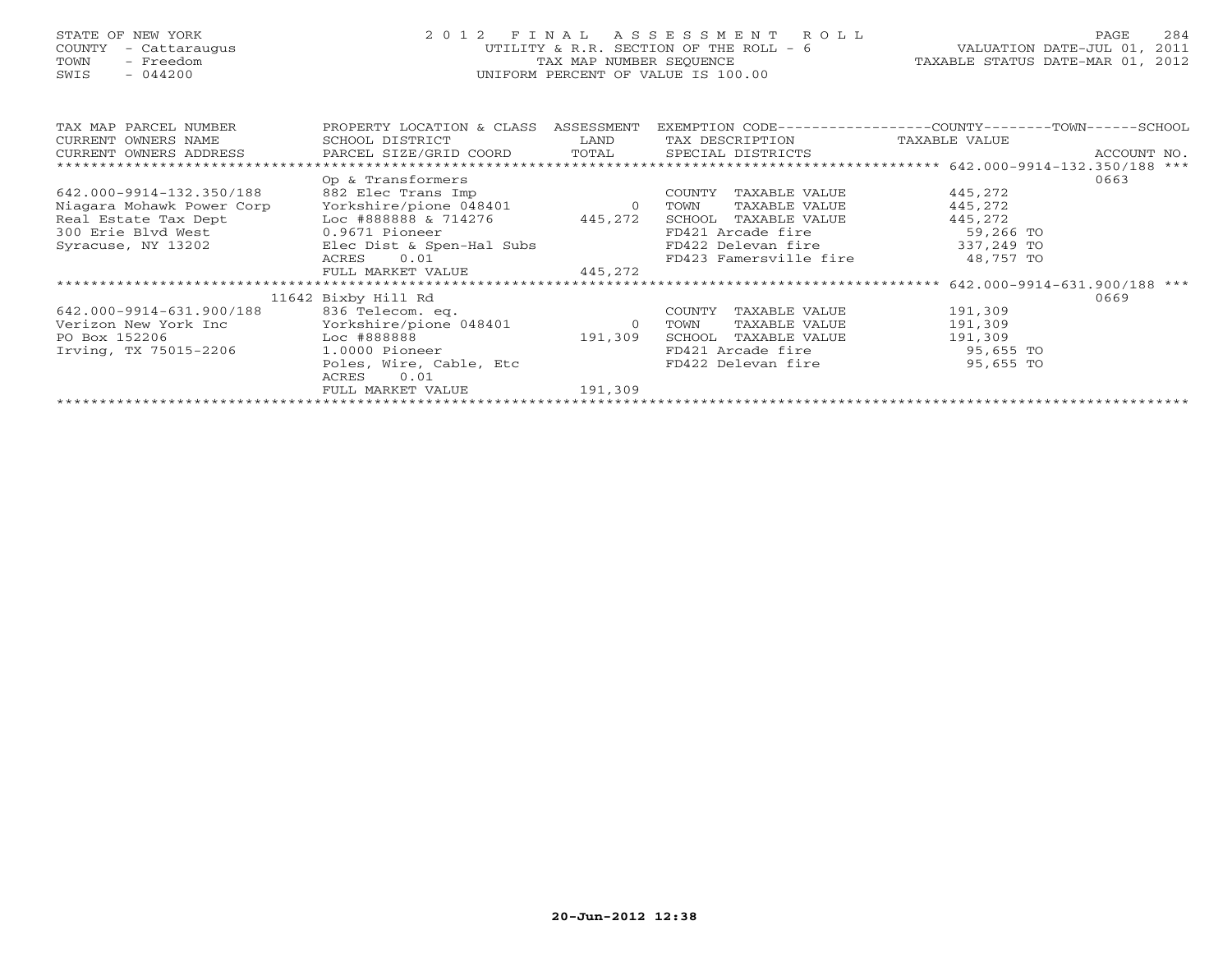STATE OF NEW YORK
COUNTY - Cattaraugus
TOWN - Freedom
SWIS - 044200

2012 FINAL ASSESSMENT ROLL
UTILITY & R.R. SECTION OF THE ROLL - 6
TAX MAP NUMBER SEQUENCE
UNIFORM PERCENT OF VALUE IS 100.00

VALUATION DATE-JUL 01, 2011
TAXABLE STATUS DATE-MAR 01, 2012

| TAX MAP PARCEL NUMBER / CURRENT OWNERS NAME / CURRENT OWNERS ADDRESS | PROPERTY LOCATION & CLASS / SCHOOL DISTRICT / PARCEL SIZE/GRID COORD | ASSESSMENT LAND / TOTAL | EXEMPTION CODE / TAX DESCRIPTION / SPECIAL DISTRICTS | COUNTY--------TOWN------SCHOOL TAXABLE VALUE | ACCOUNT NO. |
|---|---|---|---|---|---|
| | | | | 642.000-9914-132.350/188 *** | |
| | Op & Transformers | | | | 0663 |
| 642.000-9914-132.350/188 | 882 Elec Trans Imp | | COUNTY TAXABLE VALUE | 445,272 | |
| Niagara Mohawk Power Corp | Yorkshire/pione 048401 | 0 | TOWN TAXABLE VALUE | 445,272 | |
| Real Estate Tax Dept | Loc #888888 & 714276 | 445,272 | SCHOOL TAXABLE VALUE | 445,272 | |
| 300 Erie Blvd West | 0.9671 Pioneer | | FD421 Arcade fire | 59,266 TO | |
| Syracuse, NY 13202 | Elec Dist & Spen-Hal Subs | | FD422 Delevan fire | 337,249 TO | |
| | ACRES 0.01 | | FD423 Famersville fire | 48,757 TO | |
| | FULL MARKET VALUE | 445,272 | | | |
| | | | | 642.000-9914-631.900/188 *** | |
| | 11642 Bixby Hill Rd | | | | 0669 |
| 642.000-9914-631.900/188 | 836 Telecom. eq. | | COUNTY TAXABLE VALUE | 191,309 | |
| Verizon New York Inc | Yorkshire/pione 048401 | 0 | TOWN TAXABLE VALUE | 191,309 | |
| PO Box 152206 | Loc #888888 | 191,309 | SCHOOL TAXABLE VALUE | 191,309 | |
| Irving, TX 75015-2206 | 1.0000 Pioneer | | FD421 Arcade fire | 95,655 TO | |
| | Poles, Wire, Cable, Etc | | FD422 Delevan fire | 95,655 TO | |
| | ACRES 0.01 | | | | |
| | FULL MARKET VALUE | 191,309 | | | |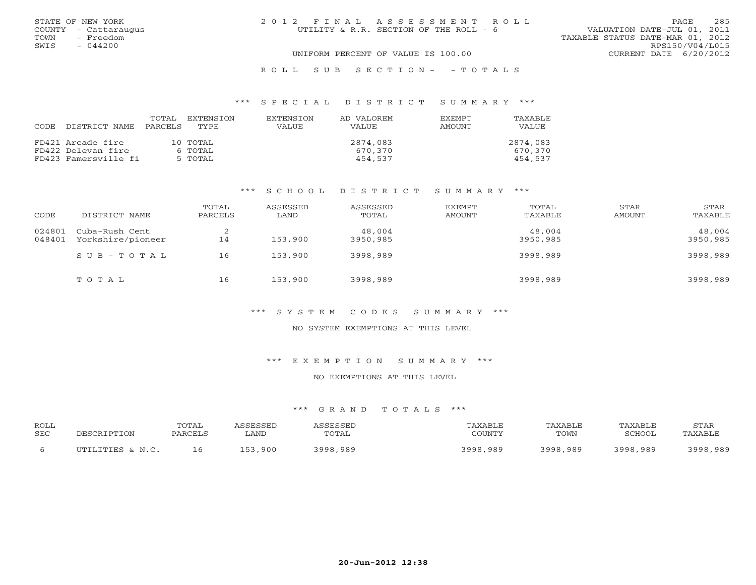STATE OF NEW YORK
COUNTY - Cattaraugus
TOWN - Freedom
SWIS - 044200

2 0 1 2 F I N A L A S S E S S M E N T R O L L
UTILITY & R.R. SECTION OF THE ROLL - 6
UNIFORM PERCENT OF VALUE IS 100.00

VALUATION DATE-JUL 01, 2011
TAXABLE STATUS DATE-MAR 01, 2012
RPS150/V04/L015
CURRENT DATE 6/20/2012

R O L L S U B S E C T I O N - - T O T A L S

*** S P E C I A L D I S T R I C T S U M M A R Y ***

| CODE | DISTRICT NAME | TOTAL PARCELS | EXTENSION TYPE | EXTENSION VALUE | AD VALOREM VALUE | EXEMPT AMOUNT | TAXABLE VALUE |
|---|---|---|---|---|---|---|---|
| FD421 | Arcade fire | 10 | TOTAL | | 2874,083 | | 2874,083 |
| FD422 | Delevan fire | 6 | TOTAL | | 670,370 | | 670,370 |
| FD423 | Famersville fi | 5 | TOTAL | | 454,537 | | 454,537 |

*** S C H O O L D I S T R I C T S U M M A R Y ***

| CODE | DISTRICT NAME | TOTAL PARCELS | ASSESSED LAND | ASSESSED TOTAL | EXEMPT AMOUNT | TOTAL TAXABLE | STAR AMOUNT | STAR TAXABLE |
|---|---|---|---|---|---|---|---|---|
| 024801 | Cuba-Rush Cent | 2 | | 48,004 | | 48,004 | | 48,004 |
| 048401 | Yorkshire/pioneer | 14 | 153,900 | 3950,985 | | 3950,985 | | 3950,985 |
| | S U B - T O T A L | 16 | 153,900 | 3998,989 | | 3998,989 | | 3998,989 |
| | T O T A L | 16 | 153,900 | 3998,989 | | 3998,989 | | 3998,989 |

*** S Y S T E M C O D E S S U M M A R Y ***

NO SYSTEM EXEMPTIONS AT THIS LEVEL

*** E X E M P T I O N S U M M A R Y ***

NO EXEMPTIONS AT THIS LEVEL

*** G R A N D T O T A L S ***

| ROLL SEC | DESCRIPTION | TOTAL PARCELS | ASSESSED LAND | ASSESSED TOTAL | TAXABLE COUNTY | TAXABLE TOWN | TAXABLE SCHOOL | STAR TAXABLE |
|---|---|---|---|---|---|---|---|---|
| 6 | UTILITIES & N.C. | 16 | 153,900 | 3998,989 | 3998,989 | 3998,989 | 3998,989 | 3998,989 |

20-Jun-2012 12:38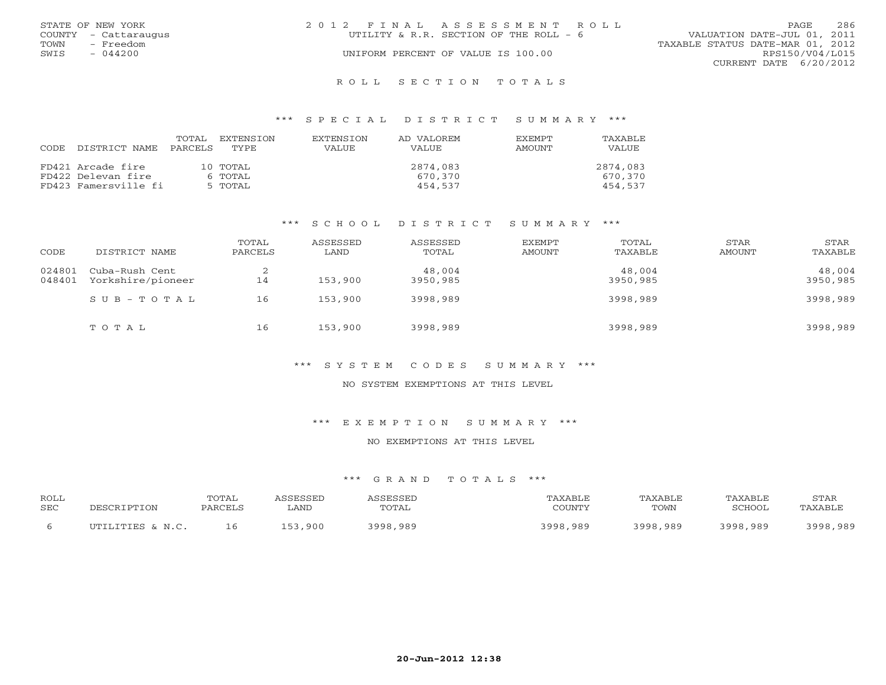STATE OF NEW YORK
COUNTY - Cattaraugus
TOWN - Freedom
SWIS - 044200

2 0 1 2 F I N A L A S S E S S M E N T R O L L
UTILITY & R.R. SECTION OF THE ROLL - 6
UNIFORM PERCENT OF VALUE IS 100.00

VALUATION DATE-JUL 01, 2011
TAXABLE STATUS DATE-MAR 01, 2012
RPS150/V04/L015
CURRENT DATE 6/20/2012

## R O L L S E C T I O N T O T A L S

### *** S P E C I A L D I S T R I C T S U M M A R Y ***

| CODE | DISTRICT NAME | TOTAL PARCELS | EXTENSION TYPE | EXTENSION VALUE | AD VALOREM VALUE | EXEMPT AMOUNT | TAXABLE VALUE |
|---|---|---|---|---|---|---|---|
| FD421 | Arcade fire | 10 | TOTAL | | 2874,083 | | 2874,083 |
| FD422 | Delevan fire | 6 | TOTAL | | 670,370 | | 670,370 |
| FD423 | Famersville fi | 5 | TOTAL | | 454,537 | | 454,537 |

### *** S C H O O L D I S T R I C T S U M M A R Y ***

| CODE | DISTRICT NAME | TOTAL PARCELS | ASSESSED LAND | ASSESSED TOTAL | EXEMPT AMOUNT | TOTAL TAXABLE | STAR AMOUNT | STAR TAXABLE |
|---|---|---|---|---|---|---|---|---|
| 024801 | Cuba-Rush Cent | 2 | | 48,004 | | 48,004 | | 48,004 |
| 048401 | Yorkshire/pioneer | 14 | 153,900 | 3950,985 | | 3950,985 | | 3950,985 |
| | S U B - T O T A L | 16 | 153,900 | 3998,989 | | 3998,989 | | 3998,989 |
| | T O T A L | 16 | 153,900 | 3998,989 | | 3998,989 | | 3998,989 |

### *** S Y S T E M C O D E S S U M M A R Y ***

NO SYSTEM EXEMPTIONS AT THIS LEVEL

### *** E X E M P T I O N S U M M A R Y ***

NO EXEMPTIONS AT THIS LEVEL

### *** G R A N D T O T A L S ***

| ROLL SEC | DESCRIPTION | TOTAL PARCELS | ASSESSED LAND | ASSESSED TOTAL | TAXABLE COUNTY | TAXABLE TOWN | TAXABLE SCHOOL | STAR TAXABLE |
|---|---|---|---|---|---|---|---|---|
| 6 | UTILITIES & N.C. | 16 | 153,900 | 3998,989 | 3998,989 | 3998,989 | 3998,989 | 3998,989 |

20-Jun-2012 12:38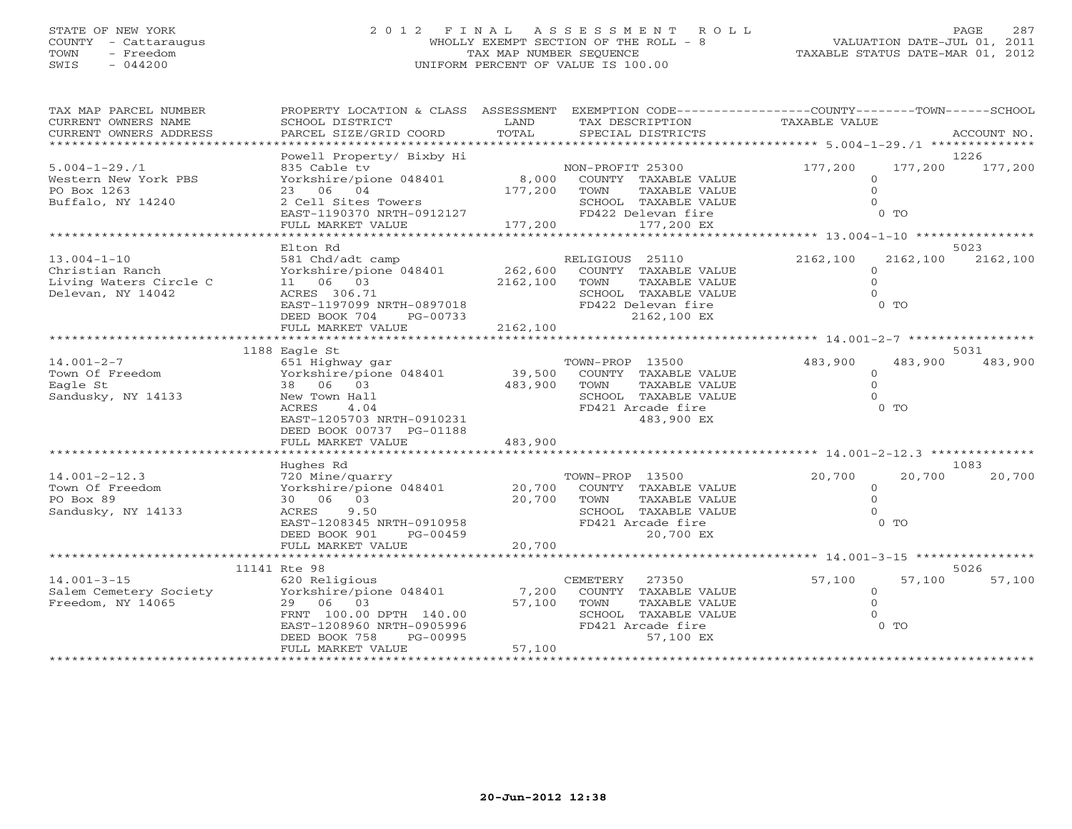STATE OF NEW YORK
COUNTY - Cattaraugus
TOWN - Freedom
SWIS - 044200

# 2012 FINAL ASSESSMENT ROLL
WHOLLY EXEMPT SECTION OF THE ROLL - 8
TAX MAP NUMBER SEQUENCE
UNIFORM PERCENT OF VALUE IS 100.00

VALUATION DATE-JUL 01, 2011
TAXABLE STATUS DATE-MAR 01, 2012

| TAX MAP PARCEL NUMBER / CURRENT OWNERS NAME / CURRENT OWNERS ADDRESS | PROPERTY LOCATION & CLASS / SCHOOL DISTRICT / PARCEL SIZE/GRID COORD | ASSESSMENT LAND / TOTAL | EXEMPTION CODE / TAX DESCRIPTION / SPECIAL DISTRICTS | COUNTY TAXABLE VALUE | TOWN | SCHOOL / ACCOUNT NO. |
|---|---|---|---|---|---|---|
| **5.004-1-29./1** | Powell Property/ Bixby Hi | | | | | 1226 |
| 5.004-1-29./1 | 835 Cable tv | | NON-PROFIT 25300 | 177,200 | 177,200 | 177,200 |
| Western New York PBS | Yorkshire/pione 048401 | 8,000 | COUNTY TAXABLE VALUE | 0 | | |
| PO Box 1263 | 23 06 04 | 177,200 | TOWN TAXABLE VALUE | 0 | | |
| Buffalo, NY 14240 | 2 Cell Sites Towers | | SCHOOL TAXABLE VALUE | 0 | | |
| | EAST-1190370 NRTH-0912127 | | FD422 Delevan fire | 0 TO | | |
| | FULL MARKET VALUE | 177,200 | 177,200 EX | | | |
| **13.004-1-10** | Elton Rd | | | | | 5023 |
| 13.004-1-10 | 581 Chd/adt camp | | RELIGIOUS 25110 | 2162,100 | 2162,100 | 2162,100 |
| Christian Ranch | Yorkshire/pione 048401 | 262,600 | COUNTY TAXABLE VALUE | 0 | | |
| Living Waters Circle C | 11 06 03 | 2162,100 | TOWN TAXABLE VALUE | 0 | | |
| Delevan, NY 14042 | ACRES 306.71 | | SCHOOL TAXABLE VALUE | 0 | | |
| | EAST-1197099 NRTH-0897018 | | FD422 Delevan fire | 0 TO | | |
| | DEED BOOK 704 PG-00733 | | 2162,100 EX | | | |
| | FULL MARKET VALUE | 2162,100 | | | | |
| **14.001-2-7** | 1188 Eagle St | | | | | 5031 |
| 14.001-2-7 | 651 Highway gar | | TOWN-PROP 13500 | 483,900 | 483,900 | 483,900 |
| Town Of Freedom | Yorkshire/pione 048401 | 39,500 | COUNTY TAXABLE VALUE | 0 | | |
| Eagle St | 38 06 03 | 483,900 | TOWN TAXABLE VALUE | 0 | | |
| Sandusky, NY 14133 | New Town Hall | | SCHOOL TAXABLE VALUE | 0 | | |
| | ACRES 4.04 | | FD421 Arcade fire | 0 TO | | |
| | EAST-1205703 NRTH-0910231 | | 483,900 EX | | | |
| | DEED BOOK 00737 PG-01188 | | | | | |
| | FULL MARKET VALUE | 483,900 | | | | |
| **14.001-2-12.3** | Hughes Rd | | | | | 1083 |
| 14.001-2-12.3 | 720 Mine/quarry | | TOWN-PROP 13500 | 20,700 | 20,700 | 20,700 |
| Town Of Freedom | Yorkshire/pione 048401 | 20,700 | COUNTY TAXABLE VALUE | 0 | | |
| PO Box 89 | 30 06 03 | 20,700 | TOWN TAXABLE VALUE | 0 | | |
| Sandusky, NY 14133 | ACRES 9.50 | | SCHOOL TAXABLE VALUE | 0 | | |
| | EAST-1208345 NRTH-0910958 | | FD421 Arcade fire | 0 TO | | |
| | DEED BOOK 901 PG-00459 | | 20,700 EX | | | |
| | FULL MARKET VALUE | 20,700 | | | | |
| **14.001-3-15** | 11141 Rte 98 | | | | | 5026 |
| 14.001-3-15 | 620 Religious | | CEMETERY 27350 | 57,100 | 57,100 | 57,100 |
| Salem Cemetery Society | Yorkshire/pione 048401 | 7,200 | COUNTY TAXABLE VALUE | 0 | | |
| Freedom, NY 14065 | 29 06 03 | 57,100 | TOWN TAXABLE VALUE | 0 | | |
| | FRNT 100.00 DPTH 140.00 | | SCHOOL TAXABLE VALUE | 0 | | |
| | EAST-1208960 NRTH-0905996 | | FD421 Arcade fire | 0 TO | | |
| | DEED BOOK 758 PG-00995 | | 57,100 EX | | | |
| | FULL MARKET VALUE | 57,100 | | | | |

20-Jun-2012 12:38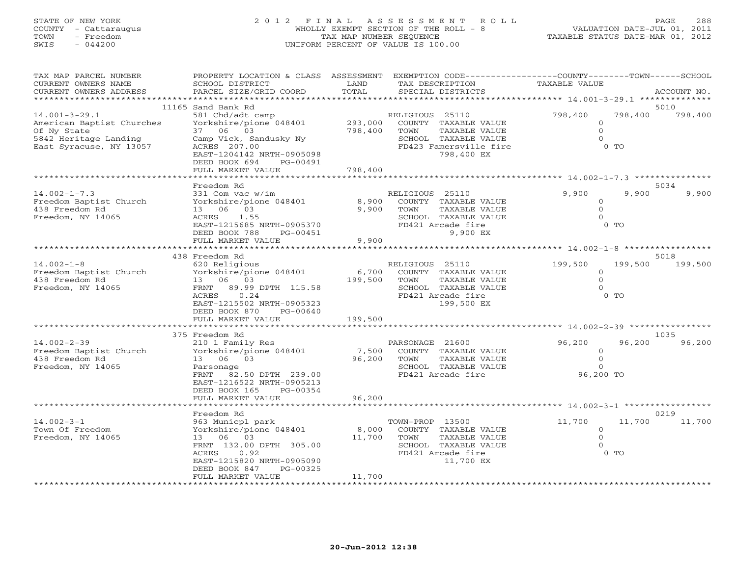STATE OF NEW YORK
COUNTY - Cattaraugus
TOWN - Freedom
SWIS - 044200

# 2012 FINAL ASSESSMENT ROLL
WHOLLY EXEMPT SECTION OF THE ROLL - 8
TAX MAP NUMBER SEQUENCE
UNIFORM PERCENT OF VALUE IS 100.00

VALUATION DATE-JUL 01, 2011
TAXABLE STATUS DATE-MAR 01, 2012

| TAX MAP PARCEL NUMBER / CURRENT OWNERS NAME / CURRENT OWNERS ADDRESS | PROPERTY LOCATION & CLASS / SCHOOL DISTRICT / PARCEL SIZE/GRID COORD | ASSESSMENT LAND / TOTAL | EXEMPTION CODE / TAX DESCRIPTION / SPECIAL DISTRICTS | COUNTY TAXABLE VALUE | TOWN | SCHOOL | ACCOUNT NO. |
|---|---|---|---|---|---|---|---|
| 14.001-3-29.1 | 11165 Sand Bank Rd | | | | | | 5010 |
| American Baptist Churches | 581 Chd/adt camp | | RELIGIOUS 25110 | 798,400 | 798,400 | 798,400 | |
| Of Ny State | Yorkshire/pione 048401 | 293,000 | COUNTY TAXABLE VALUE | 0 | | | |
| 5842 Heritage Landing | 37 06 03 | 798,400 | TOWN TAXABLE VALUE | 0 | | | |
| East Syracuse, NY 13057 | Camp Vick, Sandusky Ny | | SCHOOL TAXABLE VALUE | 0 | | | |
| | ACRES 207.00 | | FD423 Famersville fire | 0 TO | | | |
| | EAST-1204142 NRTH-0905098 | | 798,400 EX | | | | |
| | DEED BOOK 694 PG-00491 | | | | | | |
| | FULL MARKET VALUE | 798,400 | | | | | |
| 14.002-1-7.3 | Freedom Rd | | | | | | 5034 |
| Freedom Baptist Church | 331 Com vac w/im | | RELIGIOUS 25110 | 9,900 | 9,900 | 9,900 | |
| 438 Freedom Rd | Yorkshire/pione 048401 | 8,900 | COUNTY TAXABLE VALUE | 0 | | | |
| Freedom, NY 14065 | 13 06 03 | 9,900 | TOWN TAXABLE VALUE | 0 | | | |
| | ACRES 1.55 | | SCHOOL TAXABLE VALUE | 0 | | | |
| | EAST-1215685 NRTH-0905370 | | FD421 Arcade fire | 0 TO | | | |
| | DEED BOOK 788 PG-00451 | | 9,900 EX | | | | |
| | FULL MARKET VALUE | 9,900 | | | | | |
| 14.002-1-8 | 438 Freedom Rd | | | | | | 5018 |
| Freedom Baptist Church | 620 Religious | | RELIGIOUS 25110 | 199,500 | 199,500 | 199,500 | |
| 438 Freedom Rd | Yorkshire/pione 048401 | 6,700 | COUNTY TAXABLE VALUE | 0 | | | |
| Freedom, NY 14065 | 13 06 03 | 199,500 | TOWN TAXABLE VALUE | 0 | | | |
| | FRNT 89.99 DPTH 115.58 | | SCHOOL TAXABLE VALUE | 0 | | | |
| | ACRES 0.24 | | FD421 Arcade fire | 0 TO | | | |
| | EAST-1215502 NRTH-0905323 | | 199,500 EX | | | | |
| | DEED BOOK 870 PG-00640 | | | | | | |
| | FULL MARKET VALUE | 199,500 | | | | | |
| 14.002-2-39 | 375 Freedom Rd | | | | | | 1035 |
| Freedom Baptist Church | 210 1 Family Res | | PARSONAGE 21600 | 96,200 | 96,200 | 96,200 | |
| 438 Freedom Rd | Yorkshire/pione 048401 | 7,500 | COUNTY TAXABLE VALUE | 0 | | | |
| Freedom, NY 14065 | 13 06 03 | 96,200 | TOWN TAXABLE VALUE | 0 | | | |
| | Parsonage | | SCHOOL TAXABLE VALUE | 0 | | | |
| | FRNT 82.50 DPTH 239.00 | | FD421 Arcade fire | 96,200 TO | | | |
| | EAST-1216522 NRTH-0905213 | | | | | | |
| | DEED BOOK 165 PG-00354 | | | | | | |
| | FULL MARKET VALUE | 96,200 | | | | | |
| 14.002-3-1 | Freedom Rd | | | | | | 0219 |
| Town Of Freedom | 963 Municpl park | | TOWN-PROP 13500 | 11,700 | 11,700 | 11,700 | |
| Freedom, NY 14065 | Yorkshire/pione 048401 | 8,000 | COUNTY TAXABLE VALUE | 0 | | | |
| | 13 06 03 | 11,700 | TOWN TAXABLE VALUE | 0 | | | |
| | FRNT 132.00 DPTH 305.00 | | SCHOOL TAXABLE VALUE | 0 | | | |
| | ACRES 0.92 | | FD421 Arcade fire | 0 TO | | | |
| | EAST-1215820 NRTH-0905090 | | 11,700 EX | | | | |
| | DEED BOOK 847 PG-00325 | | | | | | |
| | FULL MARKET VALUE | 11,700 | | | | | |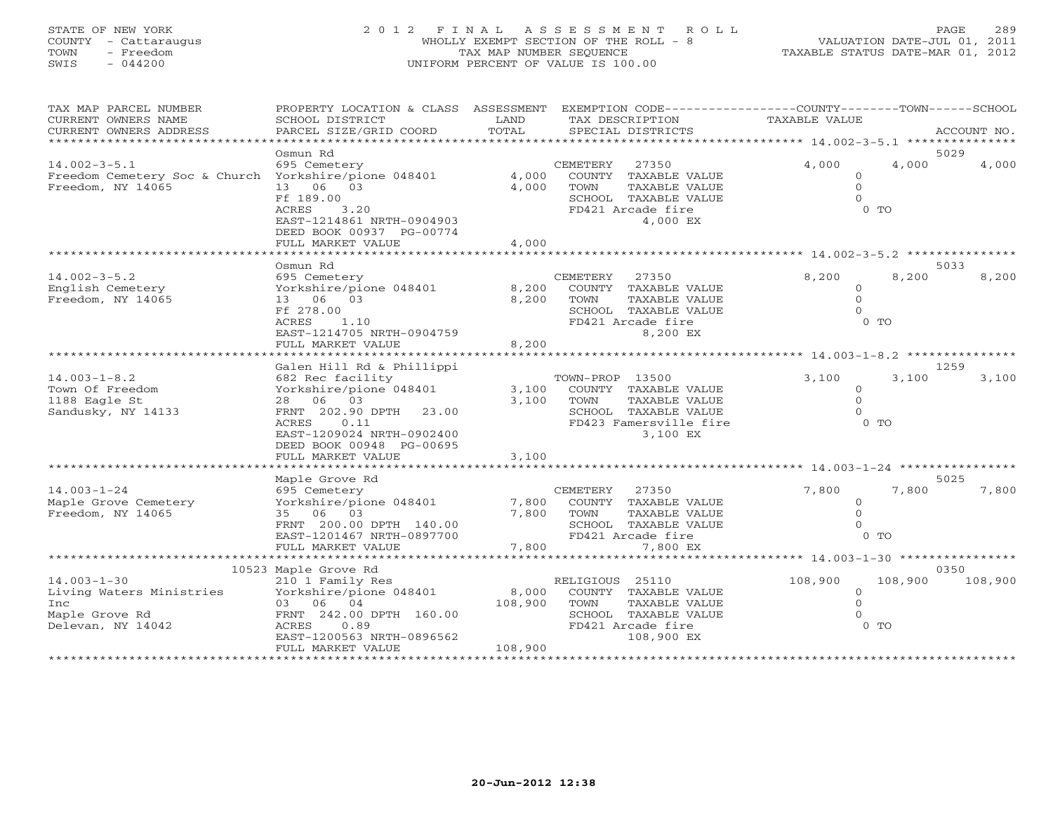STATE OF NEW YORK
COUNTY - Cattaraugus
TOWN - Freedom
SWIS - 044200

# 2012 FINAL ASSESSMENT ROLL
WHOLLY EXEMPT SECTION OF THE ROLL - 8
TAX MAP NUMBER SEQUENCE
UNIFORM PERCENT OF VALUE IS 100.00

VALUATION DATE-JUL 01, 2011
TAXABLE STATUS DATE-MAR 01, 2012

| TAX MAP PARCEL NUMBER / CURRENT OWNERS NAME / CURRENT OWNERS ADDRESS | PROPERTY LOCATION & CLASS / SCHOOL DISTRICT / PARCEL SIZE/GRID COORD | ASSESSMENT LAND | TOTAL | EXEMPTION CODE / TAX DESCRIPTION / SPECIAL DISTRICTS | COUNTY | TOWN | SCHOOL | ACCOUNT NO. |
|---|---|---|---|---|---|---|---|---|
| 14.002-3-5.1 | Osmun Rd | | | | | | | 5029 |
| Freedom Cemetery Soc & Church | 695 Cemetery | | | CEMETERY 27350 | 4,000 | 4,000 | 4,000 | |
| Freedom, NY 14065 | Yorkshire/pione 048401 | 4,000 | | COUNTY TAXABLE VALUE | 0 | | | |
| | 13 06 03 | | 4,000 | TOWN TAXABLE VALUE | | 0 | | |
| | Ff 189.00 | | | SCHOOL TAXABLE VALUE | | | 0 | |
| | ACRES 3.20 | | | FD421 Arcade fire 4,000 EX | | 0 TO | | |
| | EAST-1214861 NRTH-0904903 | | | | | | | |
| | DEED BOOK 00937 PG-00774 | | | | | | | |
| | FULL MARKET VALUE | | 4,000 | | | | | |
| 14.002-3-5.2 | Osmun Rd | | | | | | | 5033 |
| English Cemetery | 695 Cemetery | | | CEMETERY 27350 | 8,200 | 8,200 | 8,200 | |
| Freedom, NY 14065 | Yorkshire/pione 048401 | 8,200 | | COUNTY TAXABLE VALUE | 0 | | | |
| | 13 06 03 | | 8,200 | TOWN TAXABLE VALUE | | 0 | | |
| | Ff 278.00 | | | SCHOOL TAXABLE VALUE | | | 0 | |
| | ACRES 1.10 | | | FD421 Arcade fire 8,200 EX | | 0 TO | | |
| | EAST-1214705 NRTH-0904759 | | | | | | | |
| | FULL MARKET VALUE | | 8,200 | | | | | |
| 14.003-1-8.2 | Galen Hill Rd & Phillippi | | | | | | | 1259 |
| Town Of Freedom | 682 Rec facility | | | TOWN-PROP 13500 | 3,100 | 3,100 | 3,100 | |
| 1188 Eagle St | Yorkshire/pione 048401 | 3,100 | | COUNTY TAXABLE VALUE | 0 | | | |
| Sandusky, NY 14133 | 28 06 03 | | 3,100 | TOWN TAXABLE VALUE | | 0 | | |
| | FRNT 202.90 DPTH 23.00 | | | SCHOOL TAXABLE VALUE | | | 0 | |
| | ACRES 0.11 | | | FD423 Famersville fire 3,100 EX | | 0 TO | | |
| | EAST-1209024 NRTH-0902400 | | | | | | | |
| | DEED BOOK 00948 PG-00695 | | | | | | | |
| | FULL MARKET VALUE | | 3,100 | | | | | |
| 14.003-1-24 | Maple Grove Rd | | | | | | | 5025 |
| Maple Grove Cemetery | 695 Cemetery | | | CEMETERY 27350 | 7,800 | 7,800 | 7,800 | |
| Freedom, NY 14065 | Yorkshire/pione 048401 | 7,800 | | COUNTY TAXABLE VALUE | 0 | | | |
| | 35 06 03 | | 7,800 | TOWN TAXABLE VALUE | | 0 | | |
| | FRNT 200.00 DPTH 140.00 | | | SCHOOL TAXABLE VALUE | | | 0 | |
| | EAST-1201467 NRTH-0897700 | | | FD421 Arcade fire | | 0 TO | | |
| | FULL MARKET VALUE | | 7,800 | 7,800 EX | | | | |
| 14.003-1-30 | 10523 Maple Grove Rd | | | | | | | 0350 |
| Living Waters Ministries | 210 1 Family Res | | | RELIGIOUS 25110 | 108,900 | 108,900 | 108,900 | |
| Inc | Yorkshire/pione 048401 | 8,000 | | COUNTY TAXABLE VALUE | 0 | | | |
| Maple Grove Rd | 03 06 04 | | 108,900 | TOWN TAXABLE VALUE | | 0 | | |
| Delevan, NY 14042 | FRNT 242.00 DPTH 160.00 | | | SCHOOL TAXABLE VALUE | | | 0 | |
| | ACRES 0.89 | | | FD421 Arcade fire 108,900 EX | | 0 TO | | |
| | EAST-1200563 NRTH-0896562 | | | | | | | |
| | FULL MARKET VALUE | | 108,900 | | | | | |

20-Jun-2012 12:38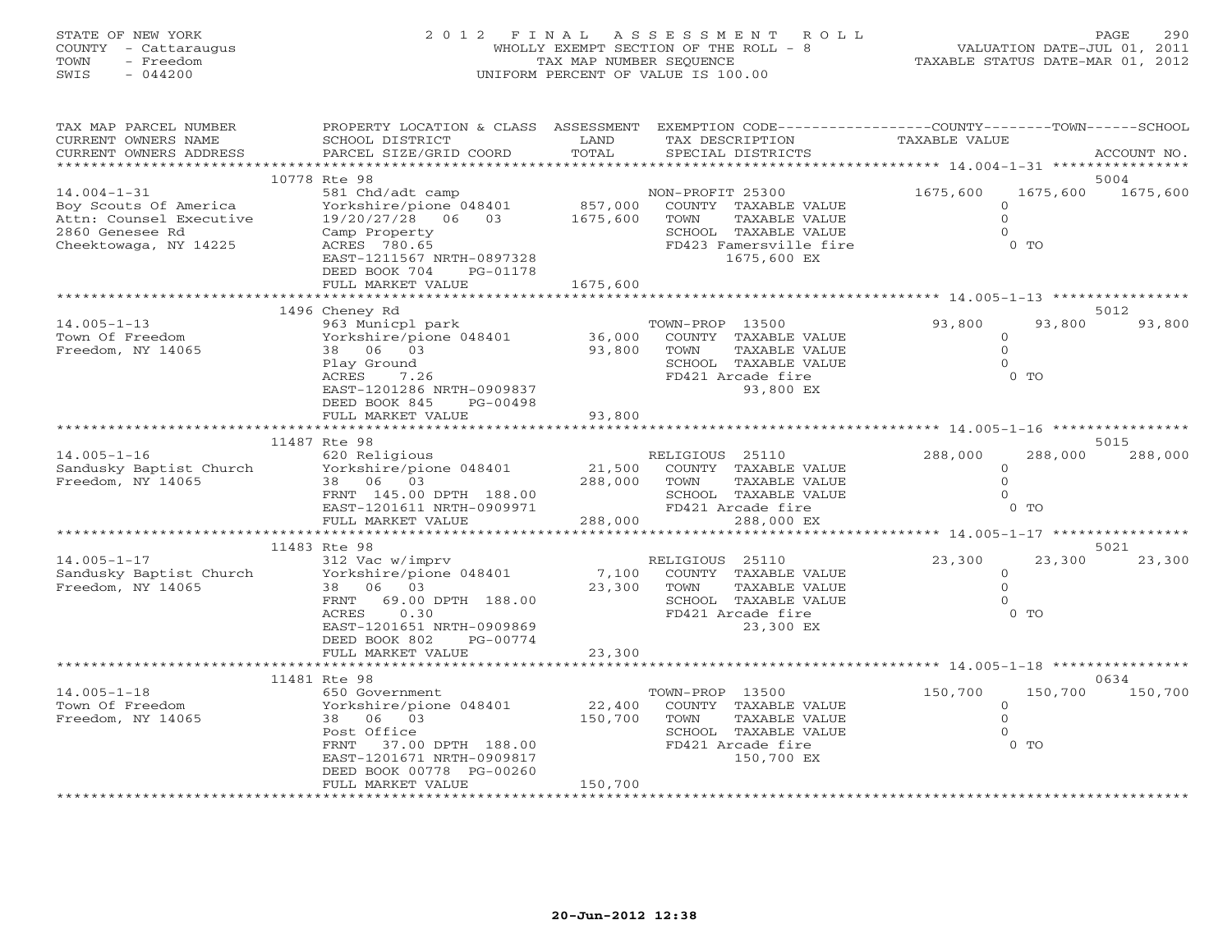STATE OF NEW YORK
COUNTY - Cattaraugus
TOWN - Freedom
SWIS - 044200

# 2012 FINAL ASSESSMENT ROLL

WHOLLY EXEMPT SECTION OF THE ROLL - 8
TAX MAP NUMBER SEQUENCE
UNIFORM PERCENT OF VALUE IS 100.00

VALUATION DATE-JUL 01, 2011
TAXABLE STATUS DATE-MAR 01, 2012

| TAX MAP PARCEL NUMBER / CURRENT OWNERS NAME / CURRENT OWNERS ADDRESS | PROPERTY LOCATION & CLASS / SCHOOL DISTRICT / PARCEL SIZE/GRID COORD | ASSESSMENT LAND / TOTAL | EXEMPTION CODE / TAX DESCRIPTION / SPECIAL DISTRICTS | COUNTY TAXABLE VALUE | TOWN | SCHOOL | ACCOUNT NO. |
|---|---|---|---|---|---|---|---|
| 14.004-1-31 | 10778 Rte 98 | | | | | | 5004 |
| Boy Scouts Of America | 581 Chd/adt camp | | NON-PROFIT 25300 | 1675,600 | 1675,600 | 1675,600 | |
| Attn: Counsel Executive | Yorkshire/pione 048401 | 857,000 | COUNTY TAXABLE VALUE | 0 | | | |
| 2860 Genesee Rd | 19/20/27/28 06 03 | 1675,600 | TOWN TAXABLE VALUE | 0 | | | |
| Cheektowaga, NY 14225 | Camp Property | | SCHOOL TAXABLE VALUE | 0 | | | |
| | ACRES 780.65 | | FD423 Famersville fire | 0 TO | | | |
| | EAST-1211567 NRTH-0897328 | | 1675,600 EX | | | | |
| | DEED BOOK 704 PG-01178 | | | | | | |
| | FULL MARKET VALUE | 1675,600 | | | | | |
| 14.005-1-13 | 1496 Cheney Rd | | | | | | 5012 |
| Town Of Freedom | 963 Municpl park | | TOWN-PROP 13500 | 93,800 | 93,800 | 93,800 | |
| Freedom, NY 14065 | Yorkshire/pione 048401 | 36,000 | COUNTY TAXABLE VALUE | 0 | | | |
| | 38 06 03 | 93,800 | TOWN TAXABLE VALUE | 0 | | | |
| | Play Ground | | SCHOOL TAXABLE VALUE | 0 | | | |
| | ACRES 7.26 | | FD421 Arcade fire | 0 TO | | | |
| | EAST-1201286 NRTH-0909837 | | 93,800 EX | | | | |
| | DEED BOOK 845 PG-00498 | | | | | | |
| | FULL MARKET VALUE | 93,800 | | | | | |
| 14.005-1-16 | 11487 Rte 98 | | | | | | 5015 |
| Sandusky Baptist Church | 620 Religious | | RELIGIOUS 25110 | 288,000 | 288,000 | 288,000 | |
| Freedom, NY 14065 | Yorkshire/pione 048401 | 21,500 | COUNTY TAXABLE VALUE | 0 | | | |
| | 38 06 03 | 288,000 | TOWN TAXABLE VALUE | 0 | | | |
| | FRNT 145.00 DPTH 188.00 | | SCHOOL TAXABLE VALUE | 0 | | | |
| | EAST-1201611 NRTH-0909971 | | FD421 Arcade fire | 0 TO | | | |
| | FULL MARKET VALUE | 288,000 | 288,000 EX | | | | |
| 14.005-1-17 | 11483 Rte 98 | | | | | | 5021 |
| Sandusky Baptist Church | 312 Vac w/imprv | | RELIGIOUS 25110 | 23,300 | 23,300 | 23,300 | |
| Freedom, NY 14065 | Yorkshire/pione 048401 | 7,100 | COUNTY TAXABLE VALUE | 0 | | | |
| | 38 06 03 | 23,300 | TOWN TAXABLE VALUE | 0 | | | |
| | FRNT 69.00 DPTH 188.00 | | SCHOOL TAXABLE VALUE | 0 | | | |
| | ACRES 0.30 | | FD421 Arcade fire | 0 TO | | | |
| | EAST-1201651 NRTH-0909869 | | 23,300 EX | | | | |
| | DEED BOOK 802 PG-00774 | | | | | | |
| | FULL MARKET VALUE | 23,300 | | | | | |
| 14.005-1-18 | 11481 Rte 98 | | | | | | 0634 |
| Town Of Freedom | 650 Government | | TOWN-PROP 13500 | 150,700 | 150,700 | 150,700 | |
| Freedom, NY 14065 | Yorkshire/pione 048401 | 22,400 | COUNTY TAXABLE VALUE | 0 | | | |
| | 38 06 03 | 150,700 | TOWN TAXABLE VALUE | 0 | | | |
| | Post Office | | SCHOOL TAXABLE VALUE | 0 | | | |
| | FRNT 37.00 DPTH 188.00 | | FD421 Arcade fire | 0 TO | | | |
| | EAST-1201671 NRTH-0909817 | | 150,700 EX | | | | |
| | DEED BOOK 00778 PG-00260 | | | | | | |
| | FULL MARKET VALUE | 150,700 | | | | | |

20-Jun-2012 12:38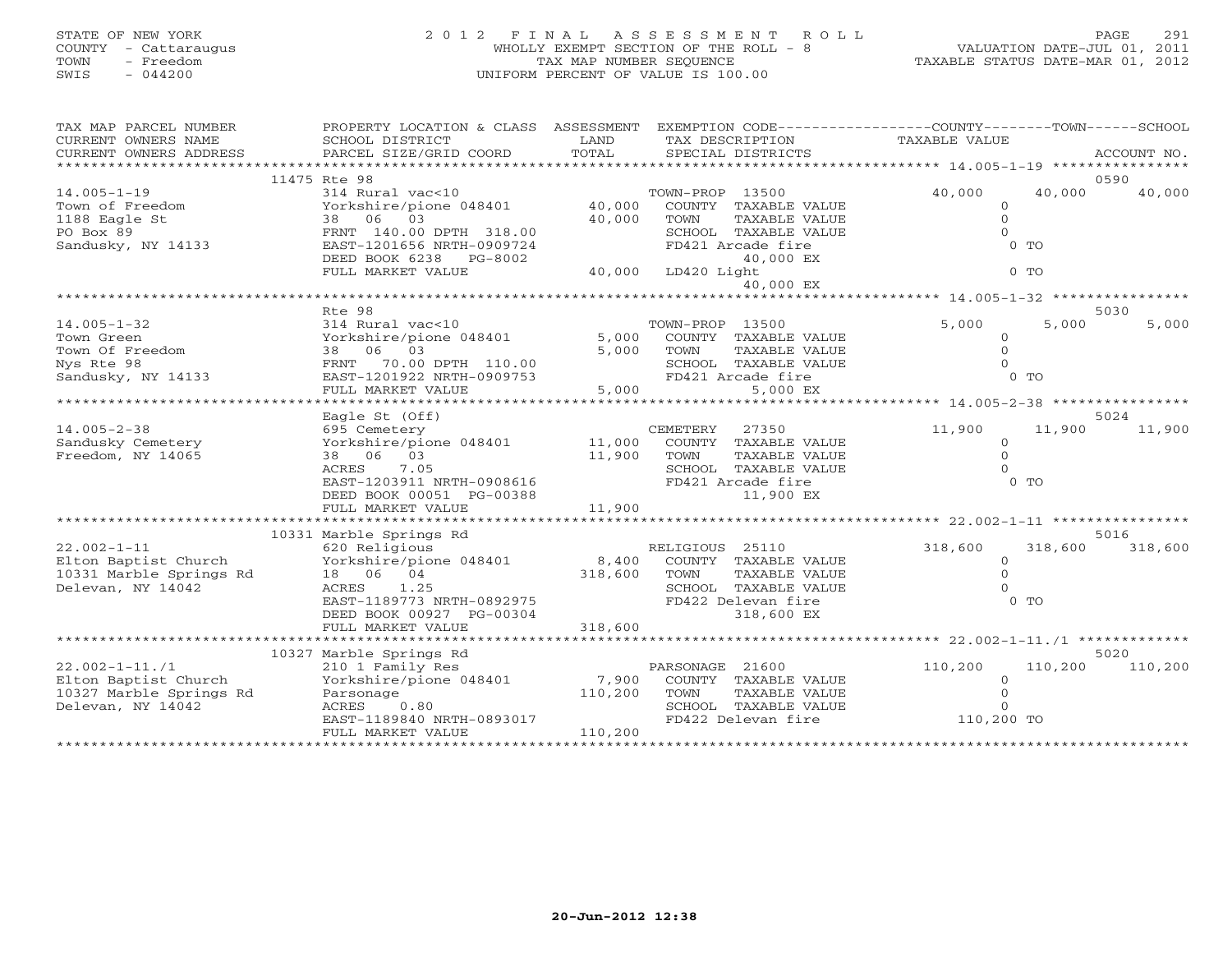STATE OF NEW YORK
COUNTY - Cattaraugus
TOWN - Freedom
SWIS - 044200

# 2012 FINAL ASSESSMENT ROLL
WHOLLY EXEMPT SECTION OF THE ROLL - 8
TAX MAP NUMBER SEQUENCE
UNIFORM PERCENT OF VALUE IS 100.00

VALUATION DATE-JUL 01, 2011
TAXABLE STATUS DATE-MAR 01, 2012

| TAX MAP PARCEL NUMBER / CURRENT OWNERS NAME / CURRENT OWNERS ADDRESS | PROPERTY LOCATION & CLASS / SCHOOL DISTRICT / PARCEL SIZE/GRID COORD | ASSESSMENT LAND / TOTAL | EXEMPTION CODE / TAX DESCRIPTION / SPECIAL DISTRICTS | COUNTY TAXABLE VALUE | TOWN | SCHOOL / ACCOUNT NO. |
|---|---|---|---|---|---|---|
| | 11475 Rte 98 | | | | | 0590 |
| 14.005-1-19 | 314 Rural vac<10 | | TOWN-PROP 13500 | 40,000 | 40,000 | 40,000 |
| Town of Freedom | Yorkshire/pione 048401 | 40,000 | COUNTY TAXABLE VALUE | 0 | | |
| 1188 Eagle St | 38 06 03 | 40,000 | TOWN TAXABLE VALUE | 0 | | |
| PO Box 89 | FRNT 140.00 DPTH 318.00 | | SCHOOL TAXABLE VALUE | 0 | | |
| Sandusky, NY 14133 | EAST-1201656 NRTH-0909724 | | FD421 Arcade fire | 0 TO | | |
| | DEED BOOK 6238 PG-8002 | | 40,000 EX | | | |
| | FULL MARKET VALUE | 40,000 | LD420 Light | 0 TO | | |
| | | | 40,000 EX | | | |
| | Rte 98 | | | | | 5030 |
| 14.005-1-32 | 314 Rural vac<10 | | TOWN-PROP 13500 | 5,000 | 5,000 | 5,000 |
| Town Green | Yorkshire/pione 048401 | 5,000 | COUNTY TAXABLE VALUE | 0 | | |
| Town Of Freedom | 38 06 03 | 5,000 | TOWN TAXABLE VALUE | 0 | | |
| Nys Rte 98 | FRNT 70.00 DPTH 110.00 | | SCHOOL TAXABLE VALUE | 0 | | |
| Sandusky, NY 14133 | EAST-1201922 NRTH-0909753 | | FD421 Arcade fire | 0 TO | | |
| | FULL MARKET VALUE | 5,000 | 5,000 EX | | | |
| | Eagle St (Off) | | | | | 5024 |
| 14.005-2-38 | 695 Cemetery | | CEMETERY 27350 | 11,900 | 11,900 | 11,900 |
| Sandusky Cemetery | Yorkshire/pione 048401 | 11,000 | COUNTY TAXABLE VALUE | 0 | | |
| Freedom, NY 14065 | 38 06 03 | 11,900 | TOWN TAXABLE VALUE | 0 | | |
| | ACRES 7.05 | | SCHOOL TAXABLE VALUE | 0 | | |
| | EAST-1203911 NRTH-0908616 | | FD421 Arcade fire | 0 TO | | |
| | DEED BOOK 00051 PG-00388 | | 11,900 EX | | | |
| | FULL MARKET VALUE | 11,900 | | | | |
| | 10331 Marble Springs Rd | | | | | 5016 |
| 22.002-1-11 | 620 Religious | | RELIGIOUS 25110 | 318,600 | 318,600 | 318,600 |
| Elton Baptist Church | Yorkshire/pione 048401 | 8,400 | COUNTY TAXABLE VALUE | 0 | | |
| 10331 Marble Springs Rd | 18 06 04 | 318,600 | TOWN TAXABLE VALUE | 0 | | |
| Delevan, NY 14042 | ACRES 1.25 | | SCHOOL TAXABLE VALUE | 0 | | |
| | EAST-1189773 NRTH-0892975 | | FD422 Delevan fire | 0 TO | | |
| | DEED BOOK 00927 PG-00304 | | 318,600 EX | | | |
| | FULL MARKET VALUE | 318,600 | | | | |
| | 10327 Marble Springs Rd | | | | | 5020 |
| 22.002-1-11./1 | 210 1 Family Res | | PARSONAGE 21600 | 110,200 | 110,200 | 110,200 |
| Elton Baptist Church | Yorkshire/pione 048401 | 7,900 | COUNTY TAXABLE VALUE | 0 | | |
| 10327 Marble Springs Rd | Parsonage | 110,200 | TOWN TAXABLE VALUE | 0 | | |
| Delevan, NY 14042 | ACRES 0.80 | | SCHOOL TAXABLE VALUE | 0 | | |
| | EAST-1189840 NRTH-0893017 | | FD422 Delevan fire | 110,200 TO | | |
| | FULL MARKET VALUE | 110,200 | | | | |

20-Jun-2012 12:38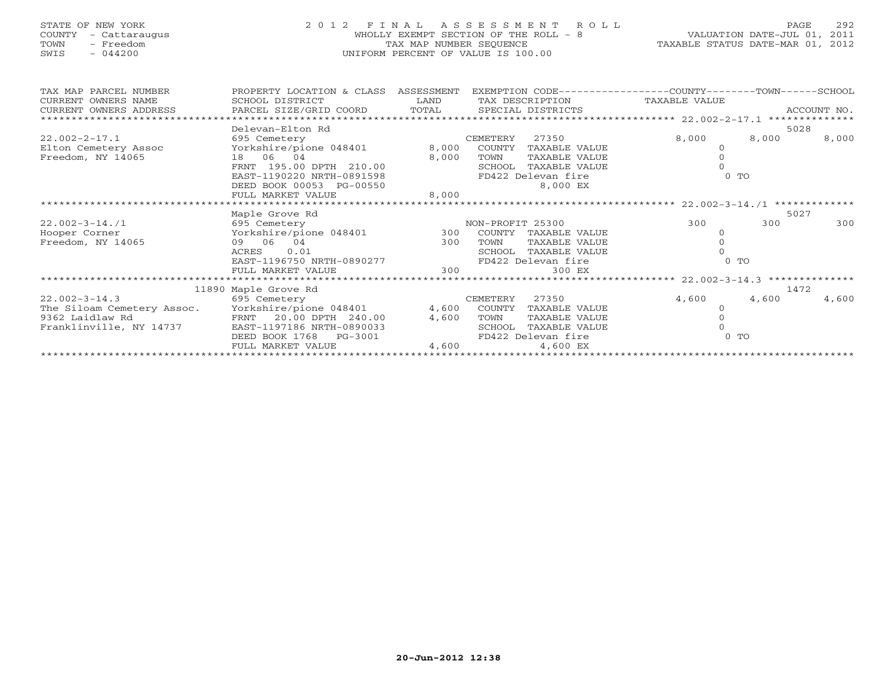STATE OF NEW YORK
COUNTY - Cattaraugus
TOWN - Freedom
SWIS - 044200

2012 FINAL ASSESSMENT ROLL
WHOLLY EXEMPT SECTION OF THE ROLL - 8
TAX MAP NUMBER SEQUENCE
UNIFORM PERCENT OF VALUE IS 100.00

VALUATION DATE-JUL 01, 2011
TAXABLE STATUS DATE-MAR 01, 2012

| TAX MAP PARCEL NUMBER / CURRENT OWNERS NAME / CURRENT OWNERS ADDRESS | PROPERTY LOCATION & CLASS / SCHOOL DISTRICT / PARCEL SIZE/GRID COORD | ASSESSMENT LAND / TOTAL | EXEMPTION CODE / TAX DESCRIPTION / SPECIAL DISTRICTS | COUNTY TAXABLE VALUE | TOWN | SCHOOL | ACCOUNT NO. |
|---|---|---|---|---|---|---|---|
| **22.002-2-17.1** | Delevan-Elton Rd | | | | | | 5028 |
| 22.002-2-17.1 | 695 Cemetery | | CEMETERY 27350 | 8,000 | 8,000 | 8,000 | |
| Elton Cemetery Assoc | Yorkshire/pione 048401 | 8,000 | COUNTY TAXABLE VALUE | 0 | | | |
| Freedom, NY 14065 | 18 06 04 | 8,000 | TOWN TAXABLE VALUE | 0 | | | |
| | FRNT 195.00 DPTH 210.00 | | SCHOOL TAXABLE VALUE | 0 | | | |
| | EAST-1190220 NRTH-0891598 | | FD422 Delevan fire | 0 TO | | | |
| | DEED BOOK 00053 PG-00550 | | 8,000 EX | | | | |
| | FULL MARKET VALUE | 8,000 | | | | | |
| **22.002-3-14./1** | Maple Grove Rd | | | | | | 5027 |
| 22.002-3-14./1 | 695 Cemetery | | NON-PROFIT 25300 | 300 | 300 | 300 | |
| Hooper Corner | Yorkshire/pione 048401 | 300 | COUNTY TAXABLE VALUE | 0 | | | |
| Freedom, NY 14065 | 09 06 04 | 300 | TOWN TAXABLE VALUE | 0 | | | |
| | ACRES 0.01 | | SCHOOL TAXABLE VALUE | 0 | | | |
| | EAST-1196750 NRTH-0890277 | | FD422 Delevan fire | 0 TO | | | |
| | FULL MARKET VALUE | 300 | 300 EX | | | | |
| **22.002-3-14.3** | 11890 Maple Grove Rd | | | | | | 1472 |
| 22.002-3-14.3 | 695 Cemetery | | CEMETERY 27350 | 4,600 | 4,600 | 4,600 | |
| The Siloam Cemetery Assoc. | Yorkshire/pione 048401 | 4,600 | COUNTY TAXABLE VALUE | 0 | | | |
| 9362 Laidlaw Rd | FRNT 20.00 DPTH 240.00 | 4,600 | TOWN TAXABLE VALUE | 0 | | | |
| Franklinville, NY 14737 | EAST-1197186 NRTH-0890033 | | SCHOOL TAXABLE VALUE | 0 | | | |
| | DEED BOOK 1768 PG-3001 | | FD422 Delevan fire | 0 TO | | | |
| | FULL MARKET VALUE | 4,600 | 4,600 EX | | | | |

20-Jun-2012 12:38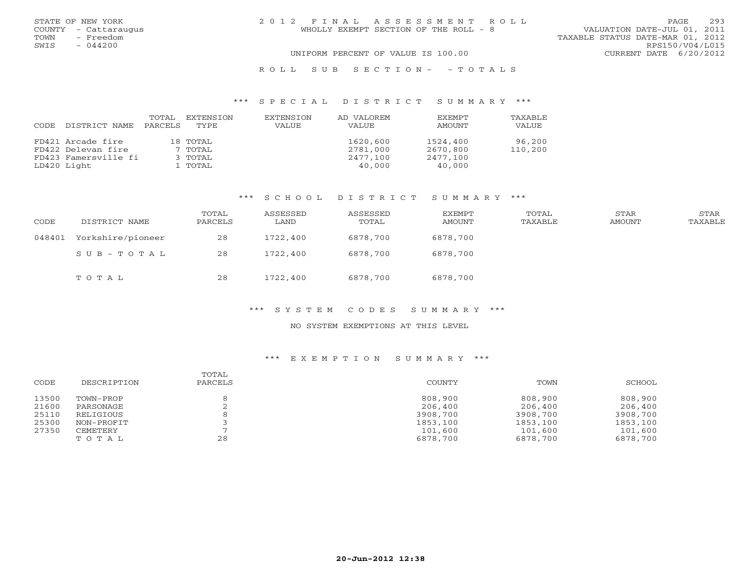STATE OF NEW YORK
COUNTY - Cattaraugus
TOWN - Freedom
SWIS - 044200

2012 FINAL ASSESSMENT ROLL
WHOLLY EXEMPT SECTION OF THE ROLL - 8

VALUATION DATE-JUL 01, 2011
TAXABLE STATUS DATE-MAR 01, 2012
RPS150/V04/L015
CURRENT DATE 6/20/2012

UNIFORM PERCENT OF VALUE IS 100.00

ROLL SUB SECTION - - TOTALS

### *** SPECIAL DISTRICT SUMMARY ***

| CODE DISTRICT NAME | TOTAL PARCELS | EXTENSION TYPE | EXTENSION VALUE | AD VALOREM VALUE | EXEMPT AMOUNT | TAXABLE VALUE |
|---|---|---|---|---|---|---|
| FD421 Arcade fire | 18 | TOTAL | | 1620,600 | 1524,400 | 96,200 |
| FD422 Delevan fire | 7 | TOTAL | | 2781,000 | 2670,800 | 110,200 |
| FD423 Famersville fi | 3 | TOTAL | | 2477,100 | 2477,100 | |
| LD420 Light | 1 | TOTAL | | 40,000 | 40,000 | |

### *** SCHOOL DISTRICT SUMMARY ***

| CODE | DISTRICT NAME | TOTAL PARCELS | ASSESSED LAND | ASSESSED TOTAL | EXEMPT AMOUNT | TOTAL TAXABLE | STAR AMOUNT | STAR TAXABLE |
|---|---|---|---|---|---|---|---|---|
| 048401 | Yorkshire/pioneer | 28 | 1722,400 | 6878,700 | 6878,700 | | | |
| | SUB-TOTAL | 28 | 1722,400 | 6878,700 | 6878,700 | | | |
| | TOTAL | 28 | 1722,400 | 6878,700 | 6878,700 | | | |

### *** SYSTEM CODES SUMMARY ***

NO SYSTEM EXEMPTIONS AT THIS LEVEL

### *** EXEMPTION SUMMARY ***

| CODE | DESCRIPTION | TOTAL PARCELS | COUNTY | TOWN | SCHOOL |
|---|---|---|---|---|---|
| 13500 | TOWN-PROP | 8 | 808,900 | 808,900 | 808,900 |
| 21600 | PARSONAGE | 2 | 206,400 | 206,400 | 206,400 |
| 25110 | RELIGIOUS | 8 | 3908,700 | 3908,700 | 3908,700 |
| 25300 | NON-PROFIT | 3 | 1853,100 | 1853,100 | 1853,100 |
| 27350 | CEMETERY | 7 | 101,600 | 101,600 | 101,600 |
| | TOTAL | 28 | 6878,700 | 6878,700 | 6878,700 |

20-Jun-2012 12:38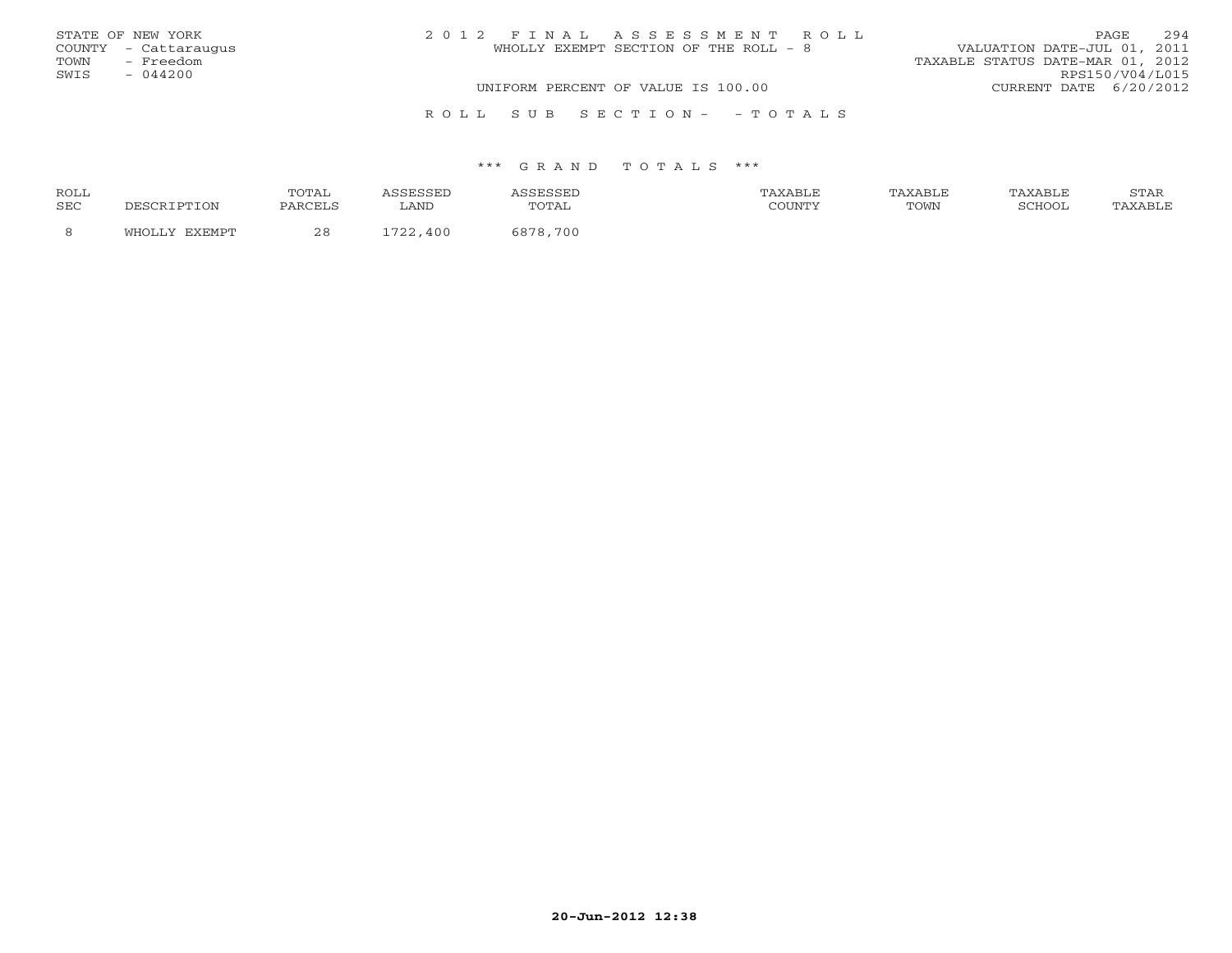STATE OF NEW YORK
COUNTY - Cattaraugus
TOWN - Freedom
SWIS - 044200

2 0 1 2 F I N A L A S S E S S M E N T R O L L
WHOLLY EXEMPT SECTION OF THE ROLL - 8
UNIFORM PERCENT OF VALUE IS 100.00

VALUATION DATE-JUL 01, 2011
TAXABLE STATUS DATE-MAR 01, 2012
RPS150/V04/L015
CURRENT DATE 6/20/2012

R O L L S U B S E C T I O N - - T O T A L S

*** G R A N D T O T A L S ***

| ROLL SEC | DESCRIPTION | TOTAL PARCELS | ASSESSED LAND | ASSESSED TOTAL | TAXABLE COUNTY | TAXABLE TOWN | TAXABLE SCHOOL | STAR TAXABLE |
|---|---|---|---|---|---|---|---|---|
| 8 | WHOLLY EXEMPT | 28 | 1722,400 | 6878,700 | | | | |

20-Jun-2012 12:38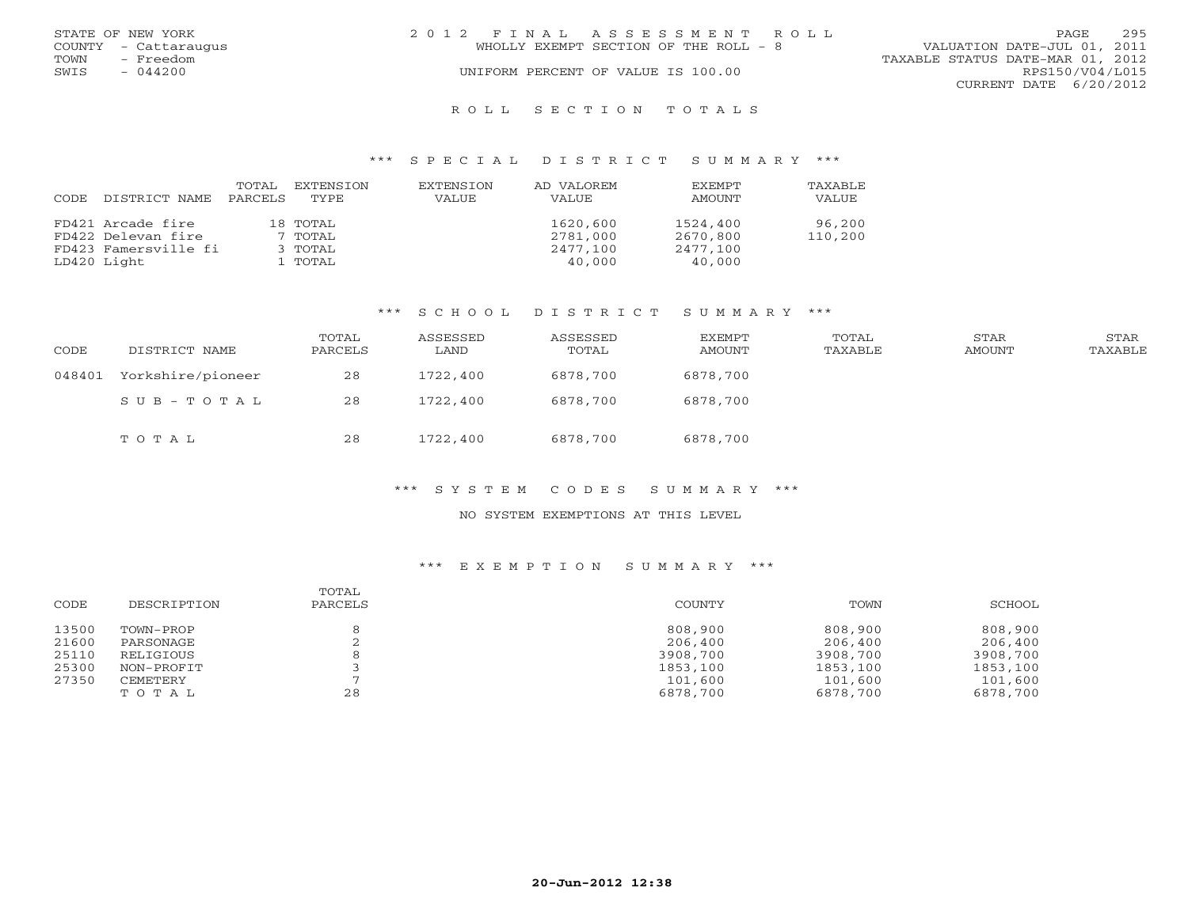STATE OF NEW YORK
COUNTY - Cattaraugus
TOWN - Freedom
SWIS - 044200

2012 FINAL ASSESSMENT ROLL
WHOLLY EXEMPT SECTION OF THE ROLL - 8
UNIFORM PERCENT OF VALUE IS 100.00

VALUATION DATE-JUL 01, 2011
TAXABLE STATUS DATE-MAR 01, 2012
RPS150/V04/L015
CURRENT DATE 6/20/2012

# ROLL SECTION TOTALS

## *** SPECIAL DISTRICT SUMMARY ***

| CODE DISTRICT NAME | TOTAL PARCELS | EXTENSION TYPE | EXTENSION VALUE | AD VALOREM VALUE | EXEMPT AMOUNT | TAXABLE VALUE |
|---|---|---|---|---|---|---|
| FD421 Arcade fire | 18 | TOTAL | | 1620,600 | 1524,400 | 96,200 |
| FD422 Delevan fire | 7 | TOTAL | | 2781,000 | 2670,800 | 110,200 |
| FD423 Famersville fi | 3 | TOTAL | | 2477,100 | 2477,100 | |
| LD420 Light | 1 | TOTAL | | 40,000 | 40,000 | |

## *** SCHOOL DISTRICT SUMMARY ***

| CODE | DISTRICT NAME | TOTAL PARCELS | ASSESSED LAND | ASSESSED TOTAL | EXEMPT AMOUNT | TOTAL TAXABLE | STAR AMOUNT | STAR TAXABLE |
|---|---|---|---|---|---|---|---|---|
| 048401 | Yorkshire/pioneer | 28 | 1722,400 | 6878,700 | 6878,700 | | | |
| | SUB-TOTAL | 28 | 1722,400 | 6878,700 | 6878,700 | | | |
| | TOTAL | 28 | 1722,400 | 6878,700 | 6878,700 | | | |

## *** SYSTEM CODES SUMMARY ***

NO SYSTEM EXEMPTIONS AT THIS LEVEL

## *** EXEMPTION SUMMARY ***

| CODE | DESCRIPTION | TOTAL PARCELS | COUNTY | TOWN | SCHOOL |
|---|---|---|---|---|---|
| 13500 | TOWN-PROP | 8 | 808,900 | 808,900 | 808,900 |
| 21600 | PARSONAGE | 2 | 206,400 | 206,400 | 206,400 |
| 25110 | RELIGIOUS | 8 | 3908,700 | 3908,700 | 3908,700 |
| 25300 | NON-PROFIT | 3 | 1853,100 | 1853,100 | 1853,100 |
| 27350 | CEMETERY | 7 | 101,600 | 101,600 | 101,600 |
| | TOTAL | 28 | 6878,700 | 6878,700 | 6878,700 |

20-Jun-2012 12:38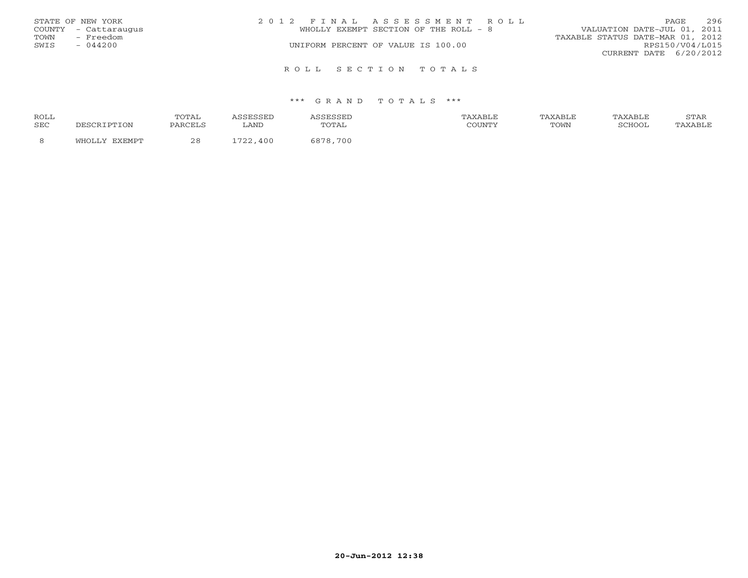STATE OF NEW YORK
COUNTY - Cattaraugus
TOWN - Freedom
SWIS - 044200

2 0 1 2 F I N A L A S S E S S M E N T R O L L
WHOLLY EXEMPT SECTION OF THE ROLL - 8
UNIFORM PERCENT OF VALUE IS 100.00

VALUATION DATE-JUL 01, 2011
TAXABLE STATUS DATE-MAR 01, 2012
RPS150/V04/L015
CURRENT DATE 6/20/2012

R O L L S E C T I O N T O T A L S

\*\*\* G R A N D T O T A L S \*\*\*

| ROLL SEC | DESCRIPTION | TOTAL PARCELS | ASSESSED LAND | ASSESSED TOTAL | TAXABLE COUNTY | TAXABLE TOWN | TAXABLE SCHOOL | STAR TAXABLE |
|---|---|---|---|---|---|---|---|---|
| 8 | WHOLLY EXEMPT | 28 | 1722,400 | 6878,700 | | | | |

20-Jun-2012 12:38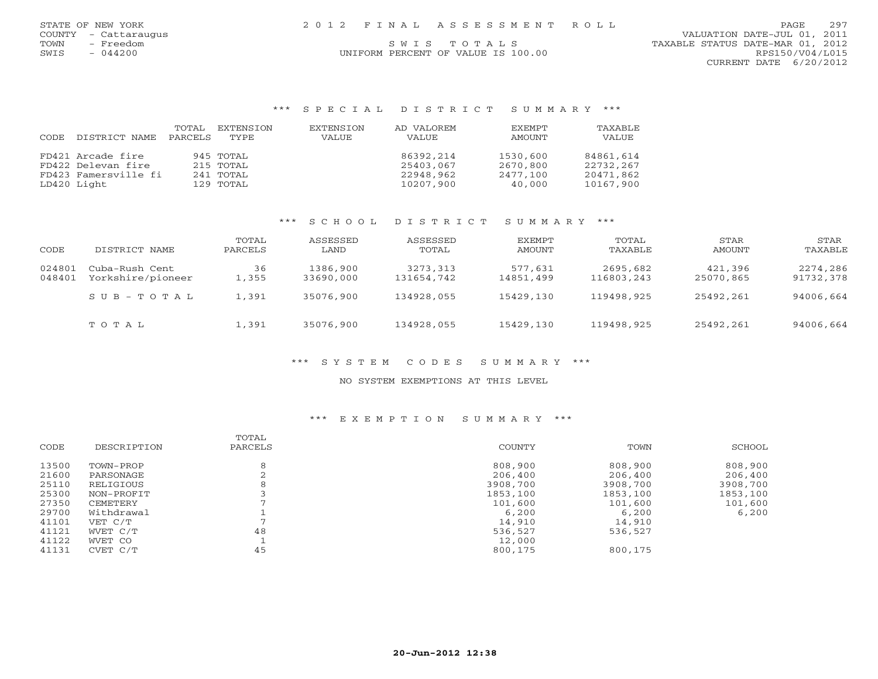STATE OF NEW YORK
COUNTY - Cattaraugus
TOWN - Freedom
SWIS - 044200

2012 FINAL ASSESSMENT ROLL

SWIS TOTALS

UNIFORM PERCENT OF VALUE IS 100.00

VALUATION DATE-JUL 01, 2011
TAXABLE STATUS DATE-MAR 01, 2012
RPS150/V04/L015
CURRENT DATE 6/20/2012

### *** SPECIAL DISTRICT SUMMARY ***

| CODE | DISTRICT NAME | TOTAL PARCELS | EXTENSION TYPE | EXTENSION VALUE | AD VALOREM VALUE | EXEMPT AMOUNT | TAXABLE VALUE |
|---|---|---|---|---|---|---|---|
| FD421 | Arcade fire | 945 | TOTAL | | 86392,214 | 1530,600 | 84861,614 |
| FD422 | Delevan fire | 215 | TOTAL | | 25403,067 | 2670,800 | 22732,267 |
| FD423 | Famersville fi | 241 | TOTAL | | 22948,962 | 2477,100 | 20471,862 |
| LD420 | Light | 129 | TOTAL | | 10207,900 | 40,000 | 10167,900 |

### *** SCHOOL DISTRICT SUMMARY ***

| CODE | DISTRICT NAME | TOTAL PARCELS | ASSESSED LAND | ASSESSED TOTAL | EXEMPT AMOUNT | TOTAL TAXABLE | STAR AMOUNT | STAR TAXABLE |
|---|---|---|---|---|---|---|---|---|
| 024801 | Cuba-Rush Cent | 36 | 1386,900 | 3273,313 | 577,631 | 2695,682 | 421,396 | 2274,286 |
| 048401 | Yorkshire/pioneer | 1,355 | 33690,000 | 131654,742 | 14851,499 | 116803,243 | 25070,865 | 91732,378 |
| | SUB-TOTAL | 1,391 | 35076,900 | 134928,055 | 15429,130 | 119498,925 | 25492,261 | 94006,664 |
| | TOTAL | 1,391 | 35076,900 | 134928,055 | 15429,130 | 119498,925 | 25492,261 | 94006,664 |

### *** SYSTEM CODES SUMMARY ***

NO SYSTEM EXEMPTIONS AT THIS LEVEL

### *** EXEMPTION SUMMARY ***

| CODE | DESCRIPTION | TOTAL PARCELS | COUNTY | TOWN | SCHOOL |
|---|---|---|---|---|---|
| 13500 | TOWN-PROP | 8 | 808,900 | 808,900 | 808,900 |
| 21600 | PARSONAGE | 2 | 206,400 | 206,400 | 206,400 |
| 25110 | RELIGIOUS | 8 | 3908,700 | 3908,700 | 3908,700 |
| 25300 | NON-PROFIT | 3 | 1853,100 | 1853,100 | 1853,100 |
| 27350 | CEMETERY | 7 | 101,600 | 101,600 | 101,600 |
| 29700 | Withdrawal | 1 | 6,200 | 6,200 | 6,200 |
| 41101 | VET C/T | 7 | 14,910 | 14,910 | |
| 41121 | WVET C/T | 48 | 536,527 | 536,527 | |
| 41122 | WVET CO | 1 | 12,000 | | |
| 41131 | CVET C/T | 45 | 800,175 | 800,175 | |

20-Jun-2012 12:38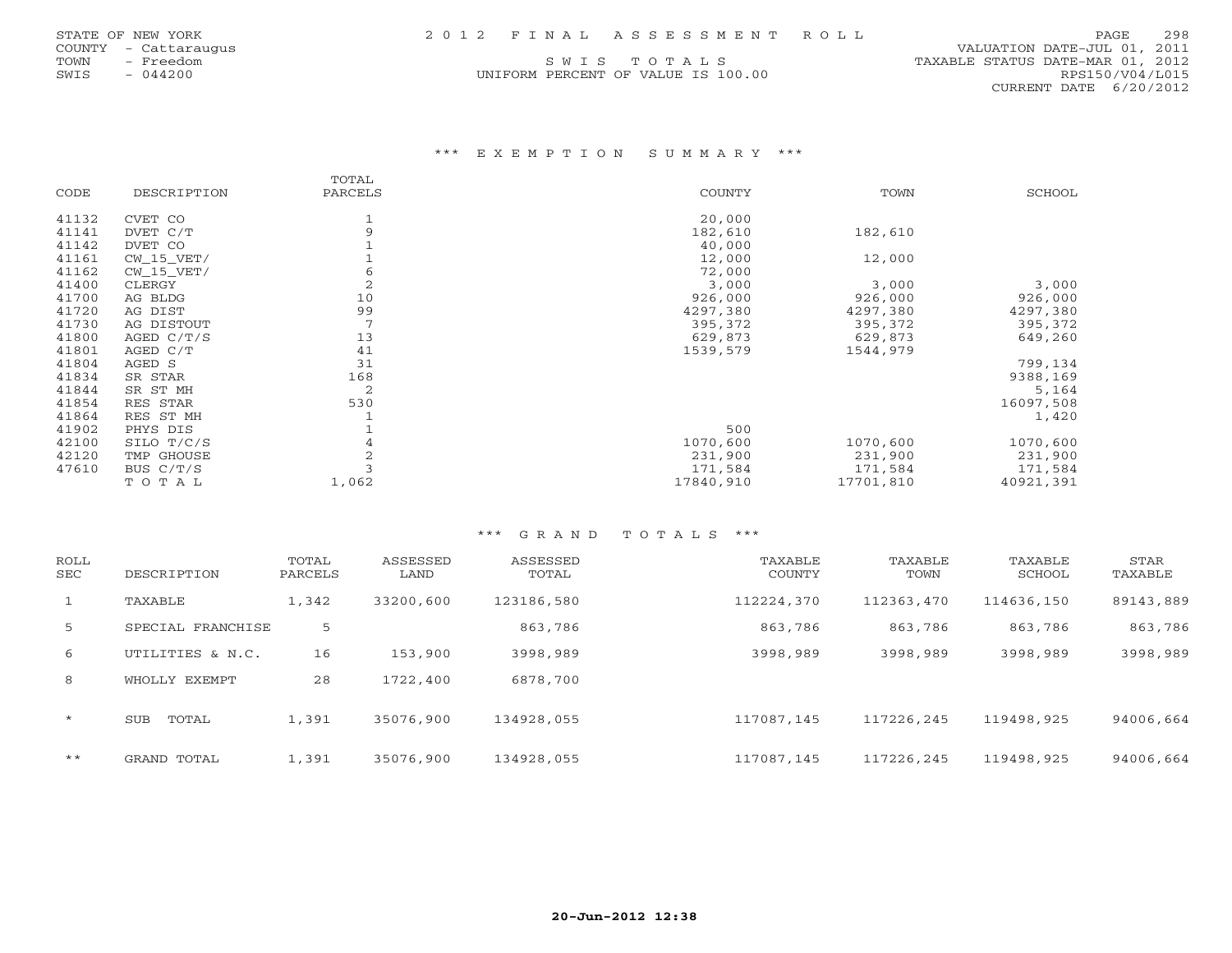STATE OF NEW YORK
COUNTY - Cattaraugus
TOWN - Freedom
SWIS - 044200

# 2012 FINAL ASSESSMENT ROLL

SWIS TOTALS
UNIFORM PERCENT OF VALUE IS 100.00

VALUATION DATE-JUL 01, 2011
TAXABLE STATUS DATE-MAR 01, 2012
RPS150/V04/L015
CURRENT DATE 6/20/2012

## *** EXEMPTION SUMMARY ***

| CODE | DESCRIPTION | TOTAL PARCELS | COUNTY | TOWN | SCHOOL |
|---|---|---|---|---|---|
| 41132 | CVET CO | 1 | 20,000 | | |
| 41141 | DVET C/T | 9 | 182,610 | 182,610 | |
| 41142 | DVET CO | 1 | 40,000 | | |
| 41161 | CW_15_VET/ | 1 | 12,000 | 12,000 | |
| 41162 | CW_15_VET/ | 6 | 72,000 | | |
| 41400 | CLERGY | 2 | 3,000 | 3,000 | 3,000 |
| 41700 | AG BLDG | 10 | 926,000 | 926,000 | 926,000 |
| 41720 | AG DIST | 99 | 4297,380 | 4297,380 | 4297,380 |
| 41730 | AG DISTOUT | 7 | 395,372 | 395,372 | 395,372 |
| 41800 | AGED C/T/S | 13 | 629,873 | 629,873 | 649,260 |
| 41801 | AGED C/T | 41 | 1539,579 | 1544,979 | |
| 41804 | AGED S | 31 | | | 799,134 |
| 41834 | SR STAR | 168 | | | 9388,169 |
| 41844 | SR ST MH | 2 | | | 5,164 |
| 41854 | RES STAR | 530 | | | 16097,508 |
| 41864 | RES ST MH | 1 | | | 1,420 |
| 41902 | PHYS DIS | 1 | 500 | | |
| 42100 | SILO T/C/S | 4 | 1070,600 | 1070,600 | 1070,600 |
| 42120 | TMP GHOUSE | 2 | 231,900 | 231,900 | 231,900 |
| 47610 | BUS C/T/S | 3 | 171,584 | 171,584 | 171,584 |
| | TOTAL | 1,062 | 17840,910 | 17701,810 | 40921,391 |

## *** GRAND TOTALS ***

| ROLL SEC | DESCRIPTION | TOTAL PARCELS | ASSESSED LAND | ASSESSED TOTAL | TAXABLE COUNTY | TAXABLE TOWN | TAXABLE SCHOOL | STAR TAXABLE |
|---|---|---|---|---|---|---|---|---|
| 1 | TAXABLE | 1,342 | 33200,600 | 123186,580 | 112224,370 | 112363,470 | 114636,150 | 89143,889 |
| 5 | SPECIAL FRANCHISE | 5 | | 863,786 | 863,786 | 863,786 | 863,786 | 863,786 |
| 6 | UTILITIES & N.C. | 16 | 153,900 | 3998,989 | 3998,989 | 3998,989 | 3998,989 | 3998,989 |
| 8 | WHOLLY EXEMPT | 28 | 1722,400 | 6878,700 | | | | |
| * | SUB TOTAL | 1,391 | 35076,900 | 134928,055 | 117087,145 | 117226,245 | 119498,925 | 94006,664 |
| ** | GRAND TOTAL | 1,391 | 35076,900 | 134928,055 | 117087,145 | 117226,245 | 119498,925 | 94006,664 |

20-Jun-2012 12:38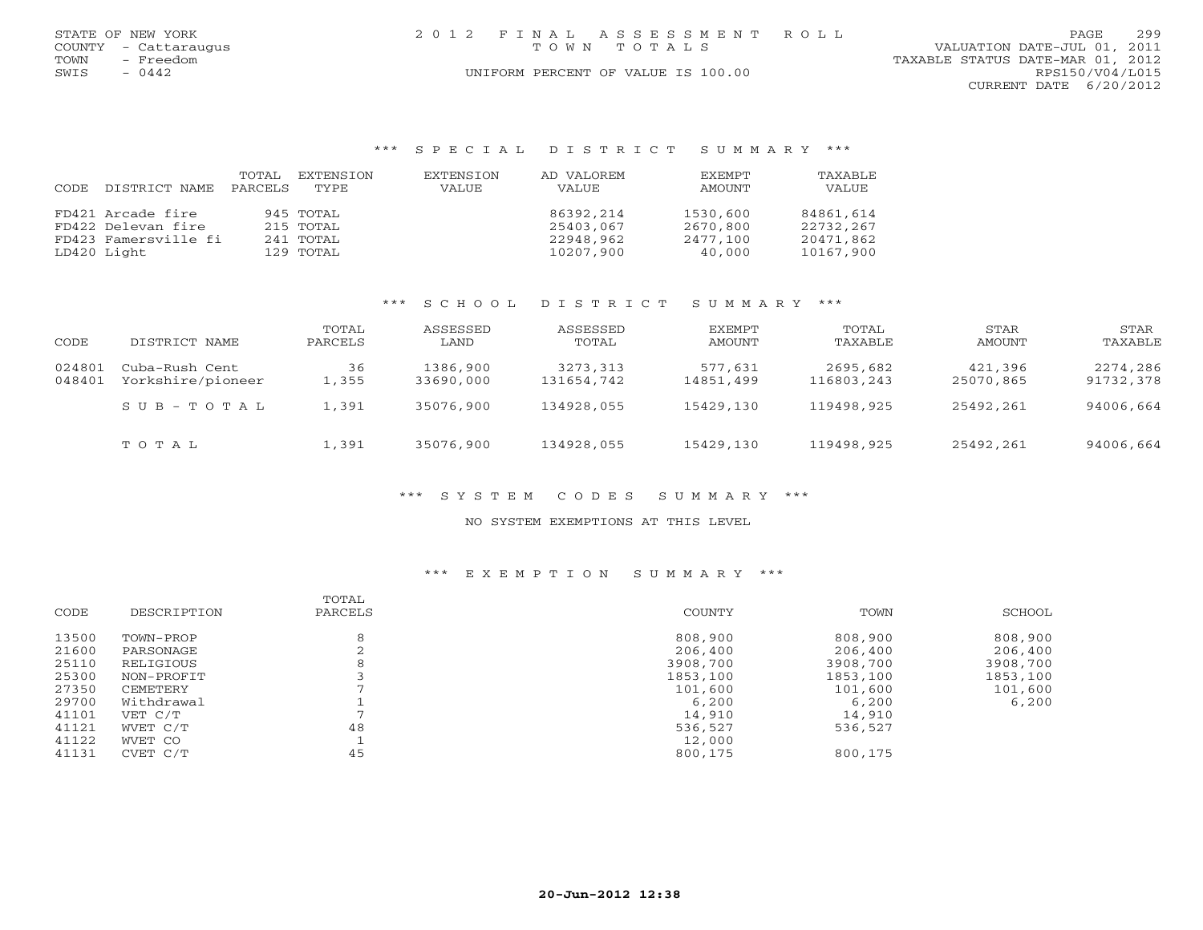STATE OF NEW YORK
COUNTY - Cattaraugus
TOWN - Freedom
SWIS - 0442

2012 FINAL ASSESSMENT ROLL
TOWN TOTALS
UNIFORM PERCENT OF VALUE IS 100.00

VALUATION DATE-JUL 01, 2011
TAXABLE STATUS DATE-MAR 01, 2012
RPS150/V04/L015
CURRENT DATE 6/20/2012

## *** SPECIAL DISTRICT SUMMARY ***

| CODE DISTRICT NAME | TOTAL PARCELS | EXTENSION TYPE | EXTENSION VALUE | AD VALOREM VALUE | EXEMPT AMOUNT | TAXABLE VALUE |
|---|---|---|---|---|---|---|
| FD421 Arcade fire | 945 | TOTAL | | 86392,214 | 1530,600 | 84861,614 |
| FD422 Delevan fire | 215 | TOTAL | | 25403,067 | 2670,800 | 22732,267 |
| FD423 Famersville fi | 241 | TOTAL | | 22948,962 | 2477,100 | 20471,862 |
| LD420 Light | 129 | TOTAL | | 10207,900 | 40,000 | 10167,900 |

## *** SCHOOL DISTRICT SUMMARY ***

| CODE | DISTRICT NAME | TOTAL PARCELS | ASSESSED LAND | ASSESSED TOTAL | EXEMPT AMOUNT | TOTAL TAXABLE | STAR AMOUNT | STAR TAXABLE |
|---|---|---|---|---|---|---|---|---|
| 024801 | Cuba-Rush Cent | 36 | 1386,900 | 3273,313 | 577,631 | 2695,682 | 421,396 | 2274,286 |
| 048401 | Yorkshire/pioneer | 1,355 | 33690,000 | 131654,742 | 14851,499 | 116803,243 | 25070,865 | 91732,378 |
| | SUB-TOTAL | 1,391 | 35076,900 | 134928,055 | 15429,130 | 119498,925 | 25492,261 | 94006,664 |
| | TOTAL | 1,391 | 35076,900 | 134928,055 | 15429,130 | 119498,925 | 25492,261 | 94006,664 |

## *** SYSTEM CODES SUMMARY ***

NO SYSTEM EXEMPTIONS AT THIS LEVEL

## *** EXEMPTION SUMMARY ***

| CODE | DESCRIPTION | TOTAL PARCELS | COUNTY | TOWN | SCHOOL |
|---|---|---|---|---|---|
| 13500 | TOWN-PROP | 8 | 808,900 | 808,900 | 808,900 |
| 21600 | PARSONAGE | 2 | 206,400 | 206,400 | 206,400 |
| 25110 | RELIGIOUS | 8 | 3908,700 | 3908,700 | 3908,700 |
| 25300 | NON-PROFIT | 3 | 1853,100 | 1853,100 | 1853,100 |
| 27350 | CEMETERY | 7 | 101,600 | 101,600 | 101,600 |
| 29700 | Withdrawal | 1 | 6,200 | 6,200 | 6,200 |
| 41101 | VET C/T | 7 | 14,910 | 14,910 | |
| 41121 | WVET C/T | 48 | 536,527 | 536,527 | |
| 41122 | WVET CO | 1 | 12,000 | | |
| 41131 | CVET C/T | 45 | 800,175 | 800,175 | |

20-Jun-2012 12:38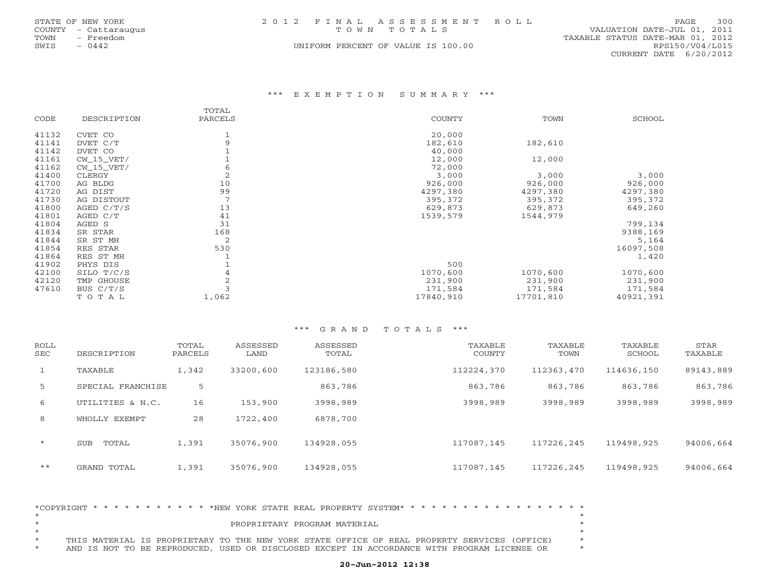STATE OF NEW YORK
COUNTY - Cattaraugus
TOWN - Freedom
SWIS - 0442

2 0 1 2 F I N A L A S S E S S M E N T R O L L
T O W N T O T A L S
UNIFORM PERCENT OF VALUE IS 100.00

VALUATION DATE-JUL 01, 2011
TAXABLE STATUS DATE-MAR 01, 2012
RPS150/V04/L015
CURRENT DATE 6/20/2012

## *** E X E M P T I O N S U M M A R Y ***

| CODE | DESCRIPTION | TOTAL PARCELS | COUNTY | TOWN | SCHOOL |
|---|---|---|---|---|---|
| 41132 | CVET CO | 1 | 20,000 | | |
| 41141 | DVET C/T | 9 | 182,610 | 182,610 | |
| 41142 | DVET CO | 1 | 40,000 | | |
| 41161 | CW_15_VET/ | 1 | 12,000 | 12,000 | |
| 41162 | CW_15_VET/ | 6 | 72,000 | | |
| 41400 | CLERGY | 2 | 3,000 | 3,000 | 3,000 |
| 41700 | AG BLDG | 10 | 926,000 | 926,000 | 926,000 |
| 41720 | AG DIST | 99 | 4297,380 | 4297,380 | 4297,380 |
| 41730 | AG DISTOUT | 7 | 395,372 | 395,372 | 395,372 |
| 41800 | AGED C/T/S | 13 | 629,873 | 629,873 | 649,260 |
| 41801 | AGED C/T | 41 | 1539,579 | 1544,979 | |
| 41804 | AGED S | 31 | | | 799,134 |
| 41834 | SR STAR | 168 | | | 9388,169 |
| 41844 | SR ST MH | 2 | | | 5,164 |
| 41854 | RES STAR | 530 | | | 16097,508 |
| 41864 | RES ST MH | 1 | | | 1,420 |
| 41902 | PHYS DIS | 1 | 500 | | |
| 42100 | SILO T/C/S | 4 | 1070,600 | 1070,600 | 1070,600 |
| 42120 | TMP GHOUSE | 2 | 231,900 | 231,900 | 231,900 |
| 47610 | BUS C/T/S | 3 | 171,584 | 171,584 | 171,584 |
| | T O T A L | 1,062 | 17840,910 | 17701,810 | 40921,391 |

## *** G R A N D T O T A L S ***

| ROLL SEC | DESCRIPTION | TOTAL PARCELS | ASSESSED LAND | ASSESSED TOTAL | TAXABLE COUNTY | TAXABLE TOWN | TAXABLE SCHOOL | STAR TAXABLE |
|---|---|---|---|---|---|---|---|---|
| 1 | TAXABLE | 1,342 | 33200,600 | 123186,580 | 112224,370 | 112363,470 | 114636,150 | 89143,889 |
| 5 | SPECIAL FRANCHISE | 5 | | 863,786 | 863,786 | 863,786 | 863,786 | 863,786 |
| 6 | UTILITIES & N.C. | 16 | 153,900 | 3998,989 | 3998,989 | 3998,989 | 3998,989 | 3998,989 |
| 8 | WHOLLY EXEMPT | 28 | 1722,400 | 6878,700 | | | | |
| * | SUB TOTAL | 1,391 | 35076,900 | 134928,055 | 117087,145 | 117226,245 | 119498,925 | 94006,664 |
| ** | GRAND TOTAL | 1,391 | 35076,900 | 134928,055 | 117087,145 | 117226,245 | 119498,925 | 94006,664 |

*COPYRIGHT * * * * * * * * * * * *NEW YORK STATE REAL PROPERTY SYSTEM* * * * * * * * * * * * * * * * * * *

PROPRIETARY PROGRAM MATERIAL

THIS MATERIAL IS PROPRIETARY TO THE NEW YORK STATE OFFICE OF REAL PROPERTY SERVICES (OFFICE)
AND IS NOT TO BE REPRODUCED, USED OR DISCLOSED EXCEPT IN ACCORDANCE WITH PROGRAM LICENSE OR

**20-Jun-2012 12:38**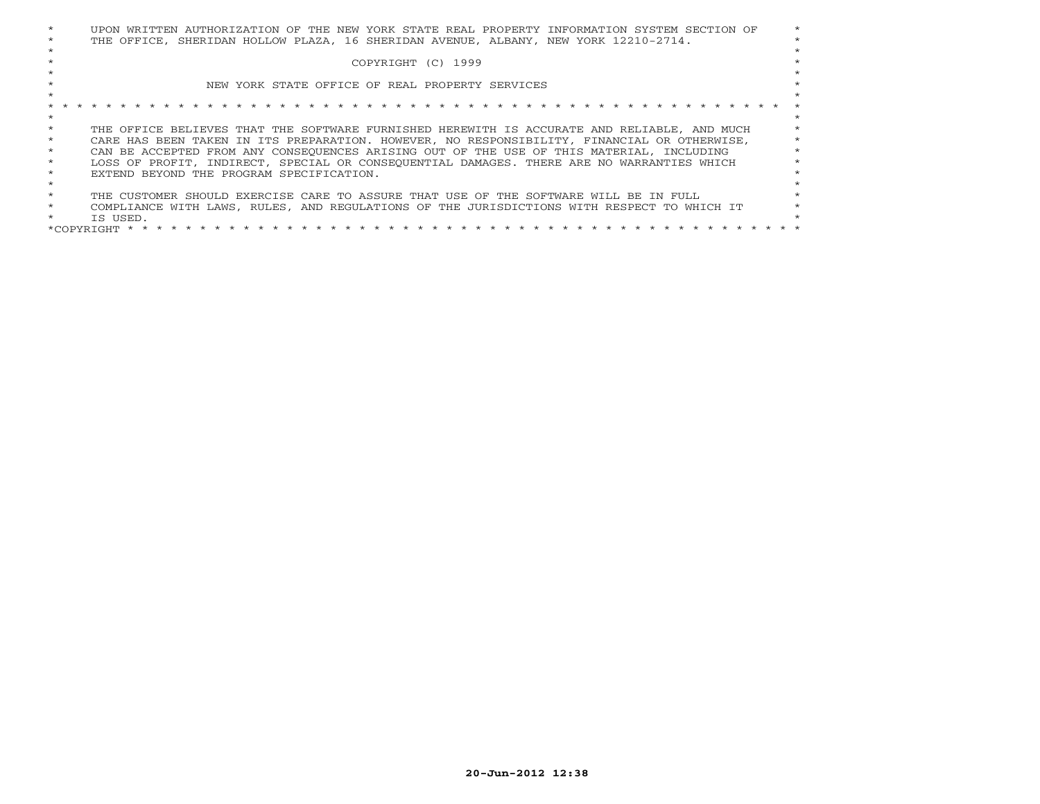UPON WRITTEN AUTHORIZATION OF THE NEW YORK STATE REAL PROPERTY INFORMATION SYSTEM SECTION OF THE OFFICE, SHERIDAN HOLLOW PLAZA, 16 SHERIDAN AVENUE, ALBANY, NEW YORK 12210-2714.

COPYRIGHT (C) 1999

NEW YORK STATE OFFICE OF REAL PROPERTY SERVICES

THE OFFICE BELIEVES THAT THE SOFTWARE FURNISHED HEREWITH IS ACCURATE AND RELIABLE, AND MUCH CARE HAS BEEN TAKEN IN ITS PREPARATION. HOWEVER, NO RESPONSIBILITY, FINANCIAL OR OTHERWISE, CAN BE ACCEPTED FROM ANY CONSEQUENCES ARISING OUT OF THE USE OF THIS MATERIAL, INCLUDING LOSS OF PROFIT, INDIRECT, SPECIAL OR CONSEQUENTIAL DAMAGES. THERE ARE NO WARRANTIES WHICH EXTEND BEYOND THE PROGRAM SPECIFICATION.

THE CUSTOMER SHOULD EXERCISE CARE TO ASSURE THAT USE OF THE SOFTWARE WILL BE IN FULL COMPLIANCE WITH LAWS, RULES, AND REGULATIONS OF THE JURISDICTIONS WITH RESPECT TO WHICH IT IS USED.

*COPYRIGHT * * * * * * * * * * * * * * * * * * * * * * * * * * * * * * * * * * * * * * * * * * * * * * * * *

**20-Jun-2012 12:38**